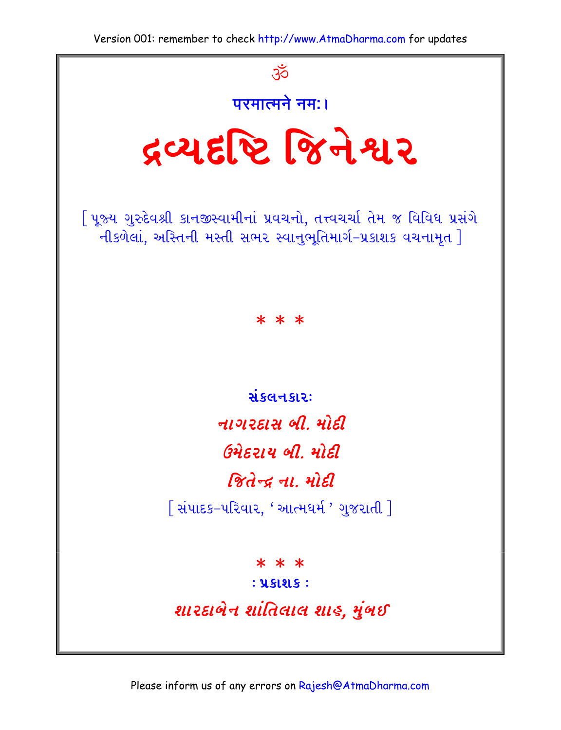ॐ

**परमात्मने नमः।**

# દ્રવ્યદૃષ્ટિ જિનેશ્વર

[ પૂજ્ય ગુરુદેવશ્રી કાનજીસ્વામીનાં પ્રવચનો, તત્ત્વચર્ચા તેમ જ વિવિધ પ્રસંગે નીકળેલાં, અસ્તિની મસ્તી સભર સ્વાનુભૂતિમાર્ગ–પ્રકાશક વચનામૃત ]

\* \* \*

**સંકલનકાર:**

***નાગરદાસ બી. મોદી***

***ઉમેદરાય બી. મોદી***

***જિતેન્દ્ર ના. મોદી***

[ સંપાદક–પરિવાર, ' આત્મધર્મ ' ગુજરાતી ]

\* \* \*

**: પ્રકાશક :**

***શારદાબેન શાંતિલાલ શાહ, મુંબઈ***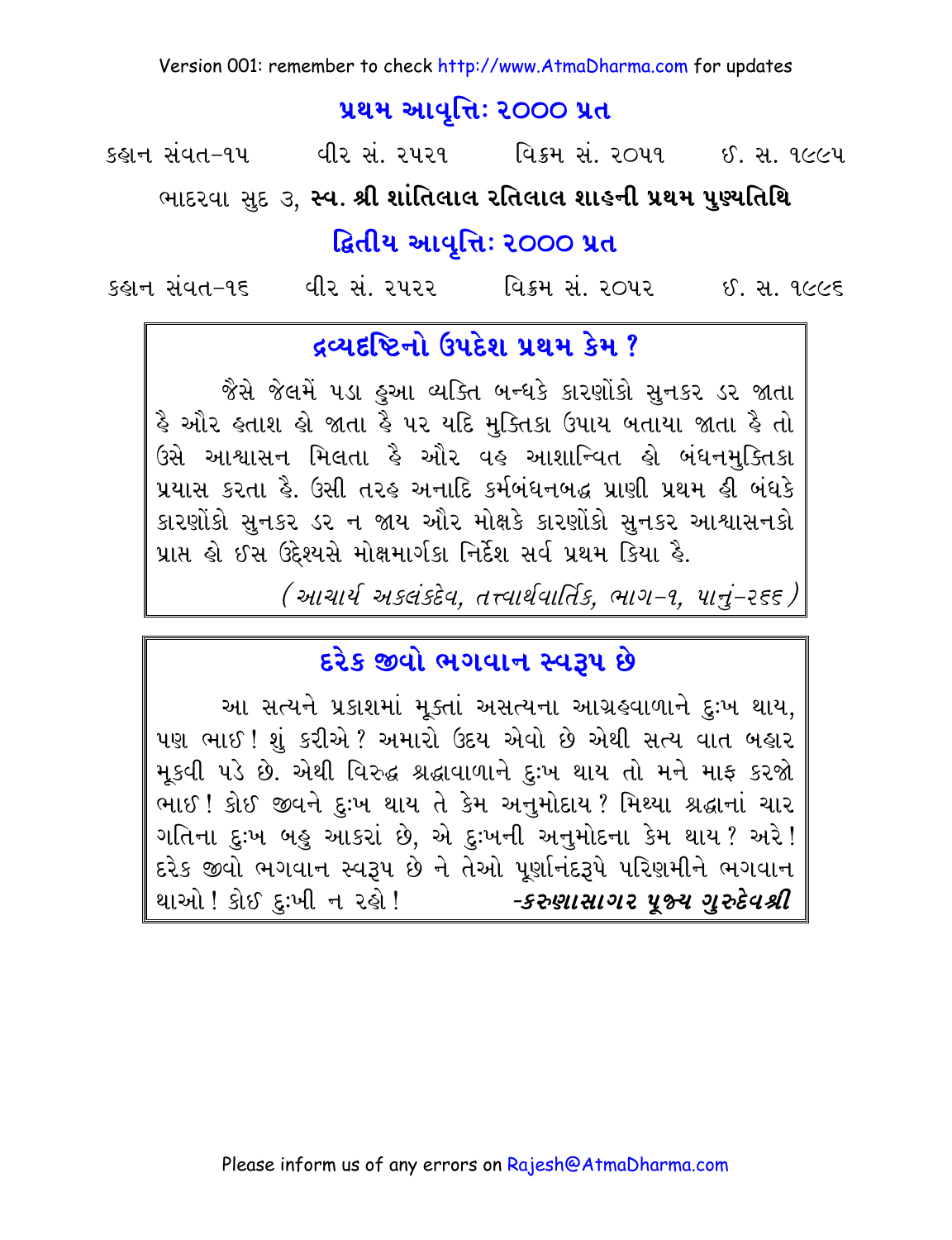## પ્રથમ આવૃત્તિઃ ૨૦૦૦ પ્રત

કહાન સંવત-૧૫ વીર સં. ૨૫૨૧ વિક્રમ સં. ૨૦૫૧ ઈ. સ. ૧૯૯૫

ભાદરવા સુદ ૩, **સ્વ. શ્રી શાંતિલાલ રતિલાલ શાહની પ્રથમ પુણ્યતિથિ**

## દ્વિતીય આવૃત્તિઃ ૨૦૦૦ પ્રત

કહાન સંવત-૧૬ વીર સં. ૨૫૨૨ વિક્રમ સં. ૨૦૫૨ ઈ. સ. ૧૯૯૬

### દ્રવ્યદૃષ્ટિનો ઉપદેશ પ્રથમ કેમ ?

જૈસે જેલમેં પડા હુઆ વ્યક્તિ બન્ધકે કારણોંકો સુનકર ડર જાતા હૈ ઔર હતાશ હો જાતા હૈ પર યદિ મુક્તિકા ઉપાય બતાયા જાતા હૈ તો ઉસે આશ્વાસન મિલતા હૈ ઔર વહ આશાન્વિત હો બંધનમુક્તિકા પ્રયાસ કરતા હૈ. ઉસી તરહ અનાદિ કર્મબંધનબદ્ધ પ્રાણી પ્રથમ હી બંધકે કારણોંકો સુનકર ડર ન જાય ઔર મોક્ષકે કારણોંકો સુનકર આશ્વાસનકો પ્રાપ્ત હો ઈસ ઉદ્દેશ્યસે મોક્ષમાર્ગકા નિર્દેશ સર્વ પ્રથમ કિયા હૈ.

*(આચાર્ય અકલંકદેવ, તત્ત્વાર્થવાર્તિક, ભાગ-૧, પાનું-૨૬૬)*

### દરેક જીવો ભગવાન સ્વરૂપ છે

આ સત્યને પ્રકાશમાં મૂક્તાં અસત્યના આગ્રહવાળાને દુઃખ થાય, પણ ભાઈ! શું કરીએ? અમારો ઉદય એવો છે એથી સત્ય વાત બહાર મૂકવી પડે છે. એથી વિરુદ્ધ શ્રદ્ધાવાળાને દુઃખ થાય તો મને માફ કરજો ભાઈ! કોઈ જીવને દુઃખ થાય તે કેમ અનુમોદાય? મિથ્યા શ્રદ્ધાનાં ચાર ગતિના દુઃખ બહુ આકરાં છે, એ દુઃખની અનુમોદના કેમ થાય? અરે! દરેક જીવો ભગવાન સ્વરૂપ છે ને તેઓ પૂર્ણાનંદરૂપે પરિણમીને ભગવાન થાઓ! કોઈ દુઃખી ન રહો!

***-કરુણાસાગર પૂજ્ય ગુરુદેવશ્રી***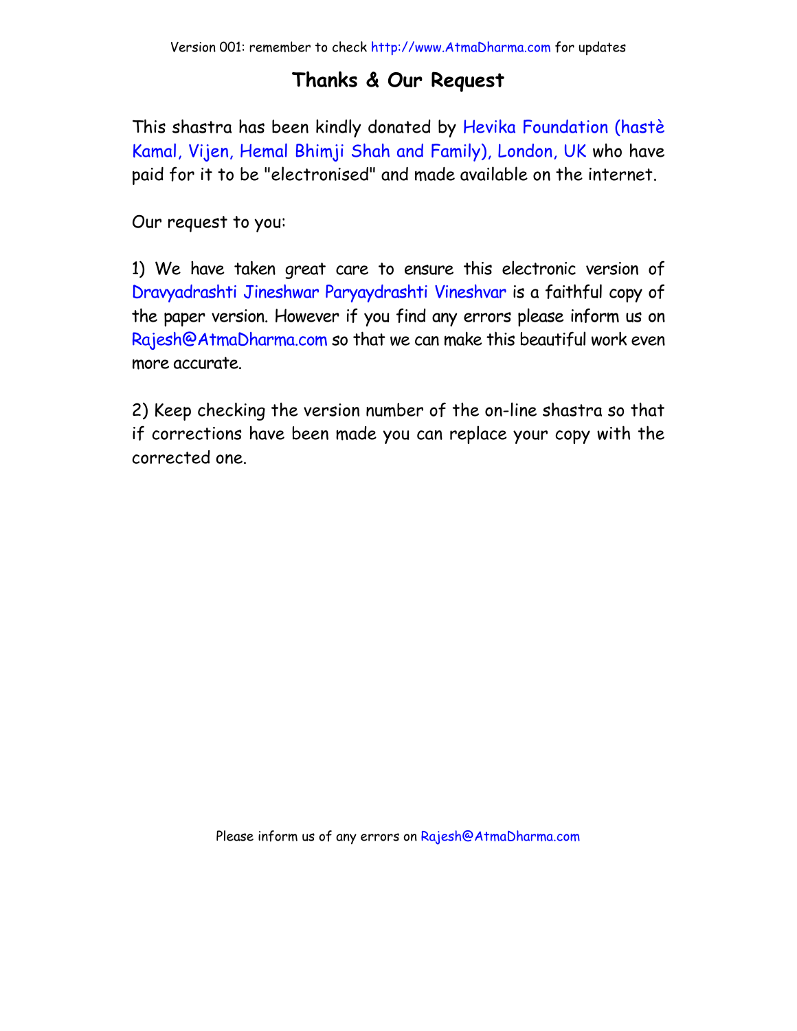# Thanks & Our Request

This shastra has been kindly donated by Hevika Foundation (hastè Kamal, Vijen, Hemal Bhimji Shah and Family), London, UK who have paid for it to be "electronised" and made available on the internet.

Our request to you:

1) We have taken great care to ensure this electronic version of Dravyadrashti Jineshwar Paryaydrashti Vineshvar is a faithful copy of the paper version. However if you find any errors please inform us on Rajesh@AtmaDharma.com so that we can make this beautiful work even more accurate.

2) Keep checking the version number of the on-line shastra so that if corrections have been made you can replace your copy with the corrected one.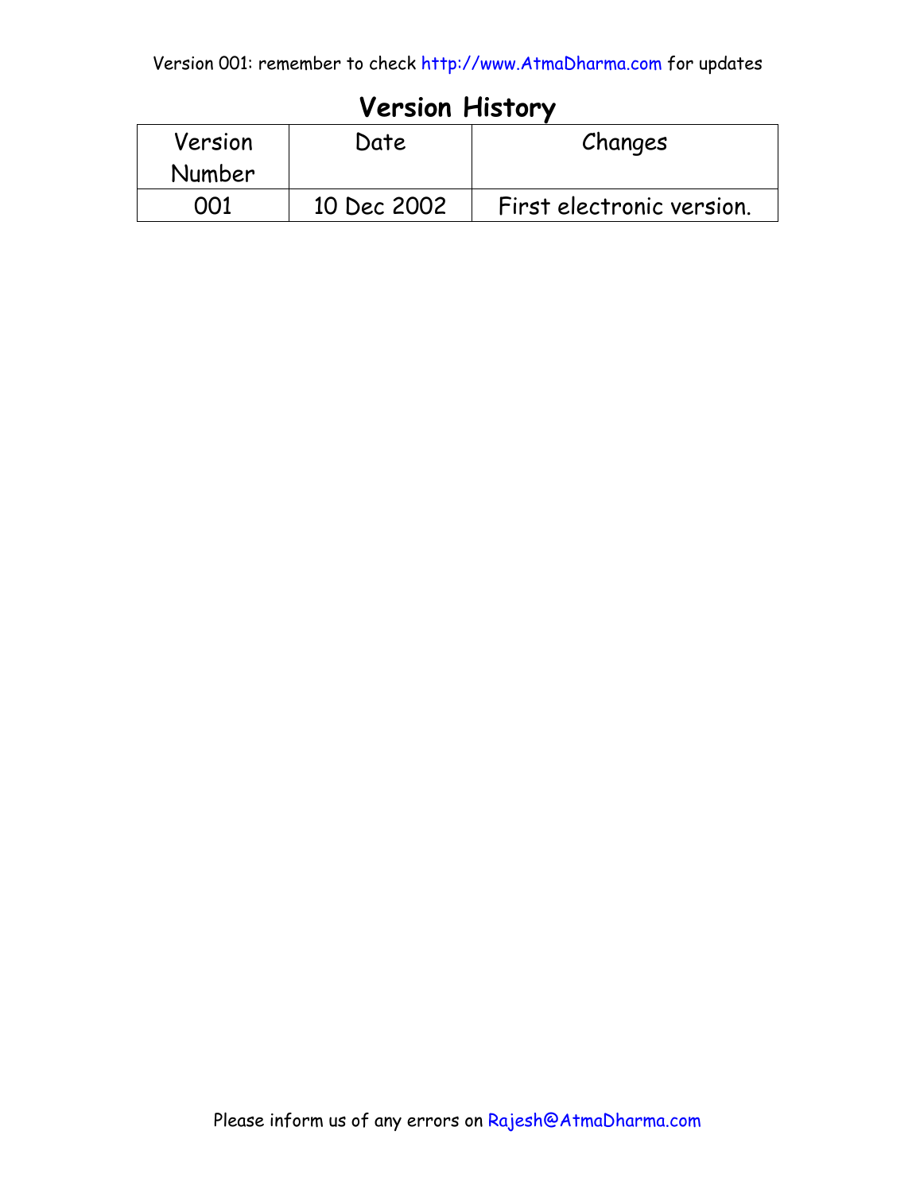# Version History

| Version Number | Date | Changes |
| --- | --- | --- |
| 001 | 10 Dec 2002 | First electronic version. |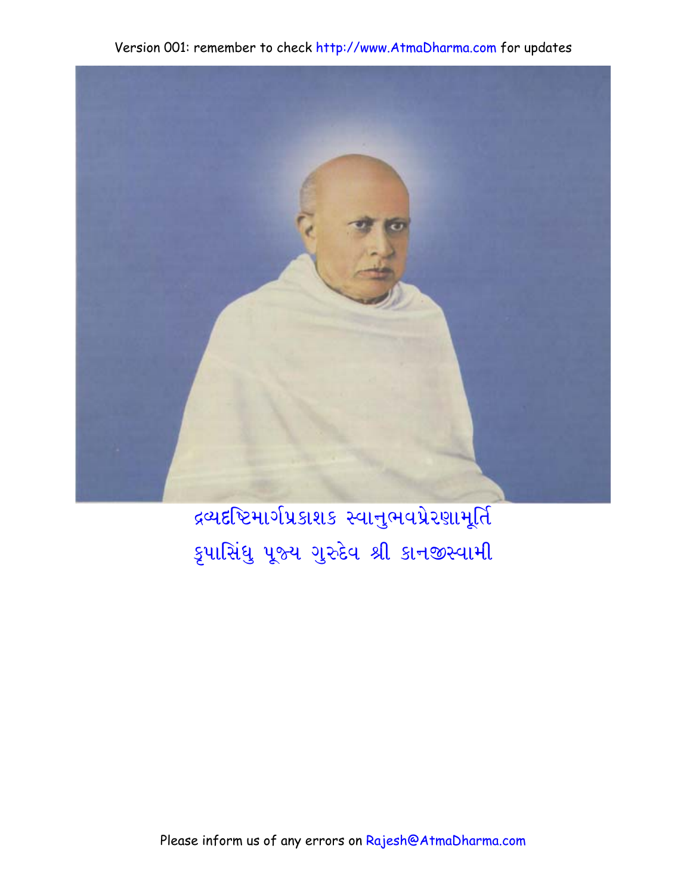દ્રવ્યદૃષ્ટિમાર્ગપ્રકાશક સ્વાનુભવપ્રેરણામૂર્તિ
કૃપાસિંધુ પૂજ્ય ગુરુદેવ શ્રી કાનજીસ્વામી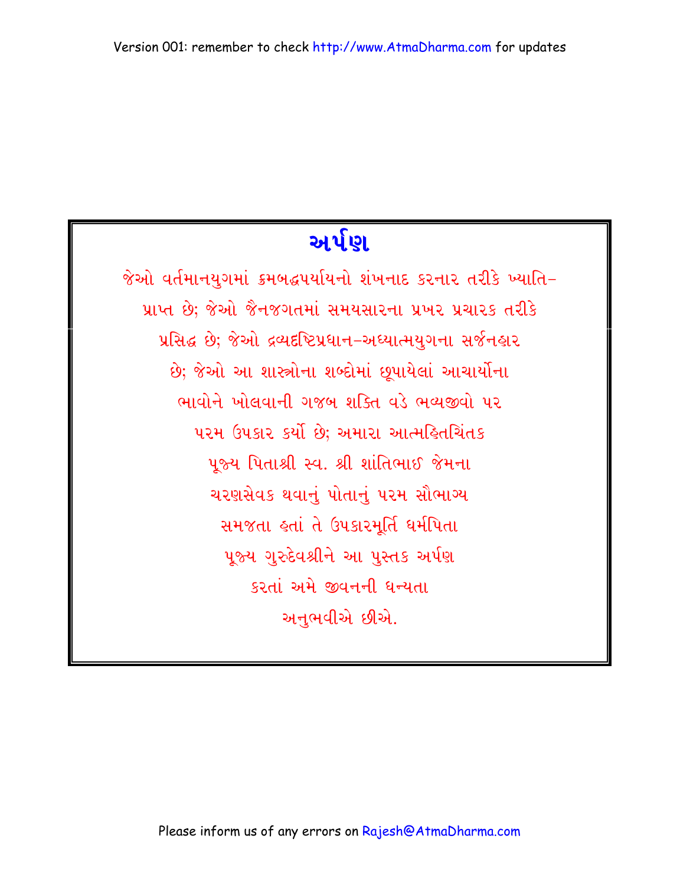# અર્પણ

જેઓ વર્તમાનયુગમાં ક્રમબદ્ધપર્યાયનો શંખનાદ કરનાર તરીકે ખ્યાતિ-
પ્રાપ્ત છે; જેઓ જૈનજગતમાં સમયસારના પ્રખર પ્રચારક તરીકે
પ્રસિદ્ધ છે; જેઓ દ્રવ્યદૃષ્ટિપ્રધાન-અધ્યાત્મયુગના સર્જનહાર
છે; જેઓ આ શાસ્ત્રોના શબ્દોમાં છૂપાયેલાં આચાર્યોના
ભાવોને ખોલવાની ગજબ શક્તિ વડે ભવ્યજીવો પર
પરમ ઉપકાર કર્યો છે; અમારા આત્મહિતચિંતક
પૂજ્ય પિતાશ્રી સ્વ. શ્રી શાંતિભાઈ જેમના
ચરણસેવક થવાનું પોતાનું પરમ સૌભાગ્ય
સમજતા હતાં તે ઉપકારમૂર્તિ ધર્મપિતા
પૂજ્ય ગુરુદેવશ્રીને આ પુસ્તક અર્પણ
કરતાં અમે જીવનની ધન્યતા
અનુભવીએ છીએ.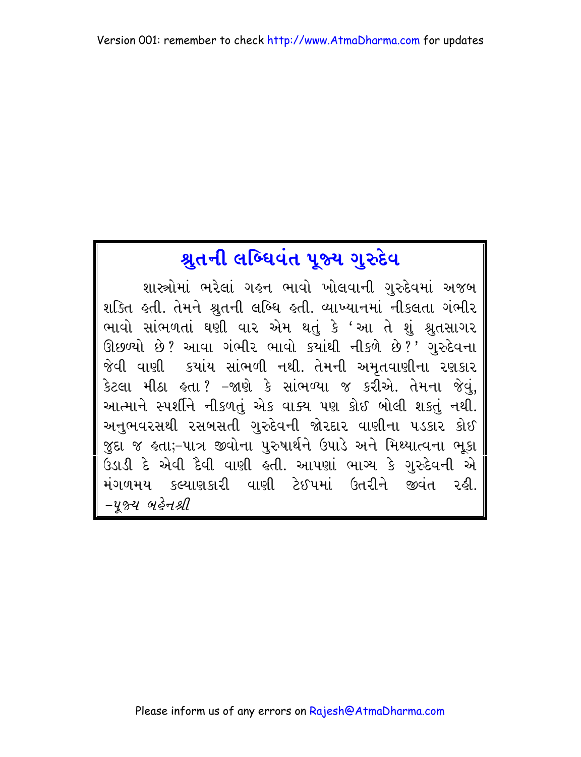# શ્રુતની લબ્ધિવંત પૂજ્ય ગુરુદેવ

શાસ્ત્રોમાં ભરેલાં ગહન ભાવો ખોલવાની ગુરુદેવમાં અજબ શક્તિ હતી. તેમને શ્રુતની લબ્ધિ હતી. વ્યાખ્યાનમાં નીકલતા ગંભીર ભાવો સાંભળતાં ઘણી વાર એમ થતું કે 'આ તે શું શ્રુતસાગર ઊછળ્યો છે? આવા ગંભીર ભાવો કયાંથી નીકળે છે?' ગુરુદેવના જેવી વાણી કયાંય સાંભળી નથી. તેમની અમૃતવાણીના રણકાર કેટલા મીઠા હતા? –જાણે કે સાંભળ્યા જ કરીએ. તેમના જેવું, આત્માને સ્પર્શીને નીકળતું એક વાક્ય પણ કોઈ બોલી શકતું નથી. અનુભવરસથી રસબસતી ગુરુદેવની જોરદાર વાણીના પડકાર કોઈ જુદા જ હતા;–પાત્ર જીવોના પુરુષાર્થને ઉપાડે અને મિથ્યાત્વના ભૂકા ઉડાડી દે એવી દૈવી વાણી હતી. આપણાં ભાગ્ય કે ગુરુદેવની એ મંગળમય કલ્યાણકારી વાણી ટેઈપમાં ઉતરીને જીવંત રહી.

*–પૂજ્ય બહેનશ્રી*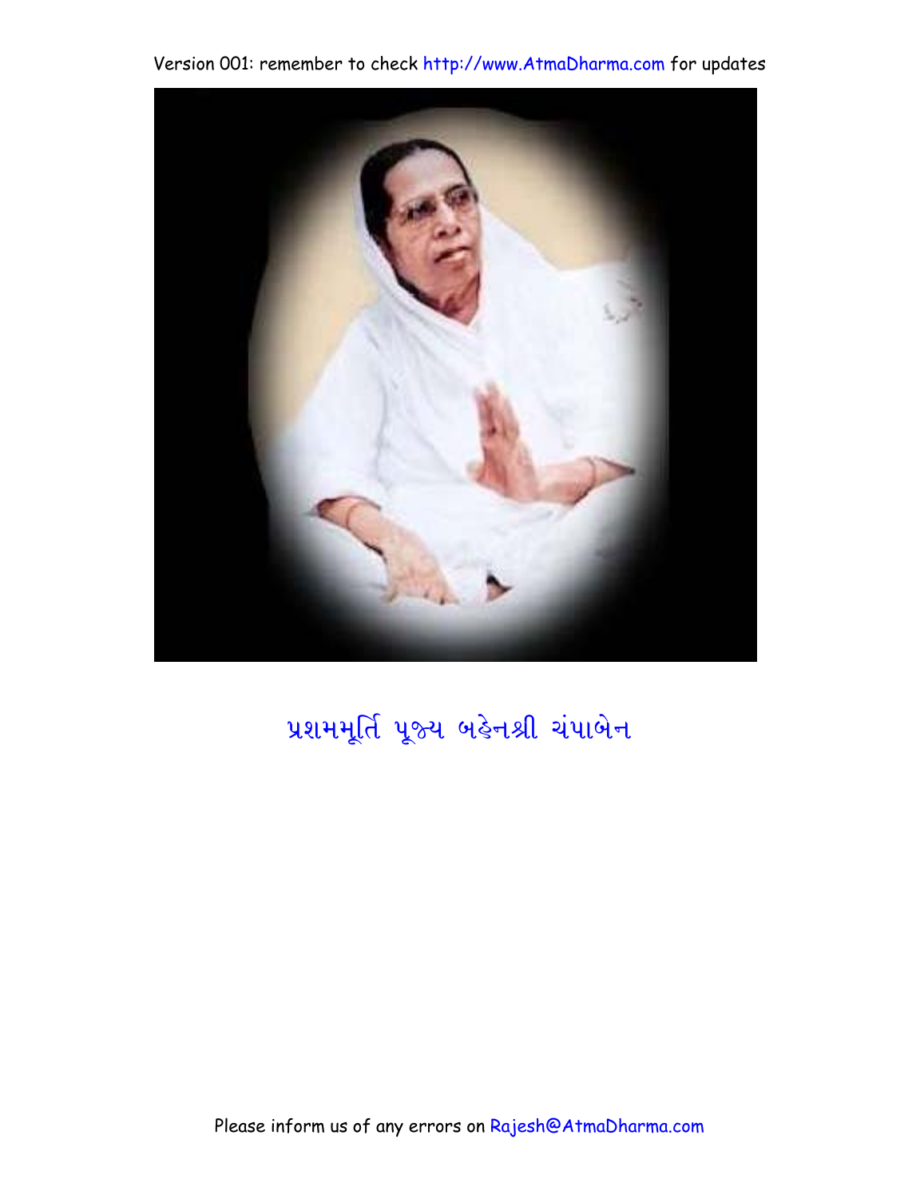પ્રશમમૂર્તિ પૂજ્ય બહેનશ્રી ચંપાબેન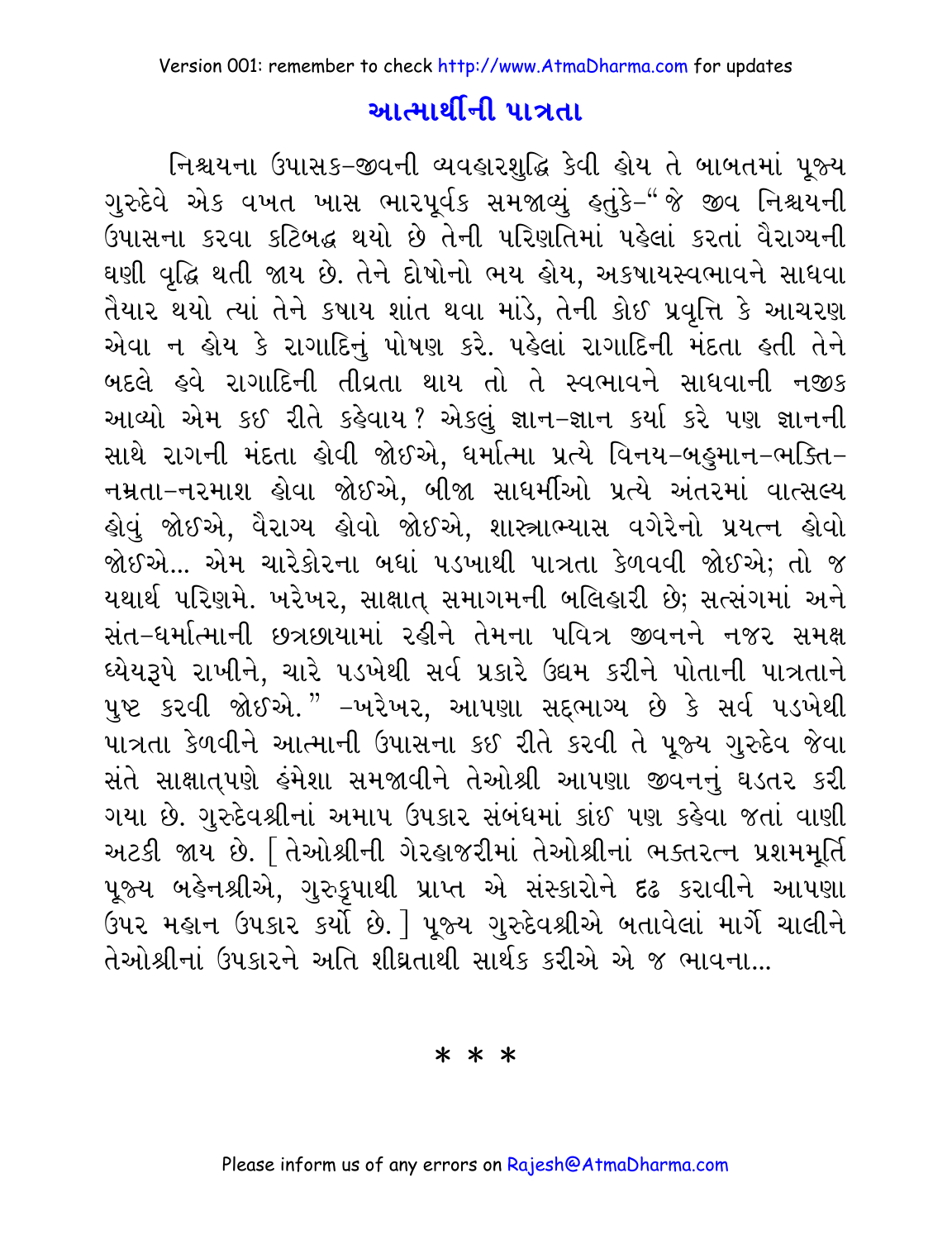# આત્માર્થીની પાત્રતા

નિશ્ચયના ઉપાસક-જીવની વ્યવહારશુદ્ધિ કેવી હોય તે બાબતમાં પૂજ્ય ગુરુદેવે એક વખત ખાસ ભારપૂર્વક સમજાવ્યું હતુંકે-"જે જીવ નિશ્ચયની ઉપાસના કરવા કટિબદ્ધ થયો છે તેની પરિણતિમાં પહેલાં કરતાં વૈરાગ્યની ઘણી વૃદ્ધિ થતી જાય છે. તેને દોષોનો ભય હોય, અકષાયસ્વભાવને સાધવા તૈયાર થયો ત્યાં તેને કષાય શાંત થવા માંડે, તેની કોઈ પ્રવૃત્તિ કે આચરણ એવા ન હોય કે રાગાદિનું પોષણ કરે. પહેલાં રાગાદિની મંદતા હતી તેને બદલે હવે રાગાદિની તીવ્રતા થાય તો તે સ્વભાવને સાધવાની નજીક આવ્યો એમ કઈ રીતે કહેવાય? એકલું જ્ઞાન-જ્ઞાન કર્યા કરે પણ જ્ઞાનની સાથે રાગની મંદતા હોવી જોઈએ, ધર્માત્મા પ્રત્યે વિનય-બહુમાન-ભક્તિ-નમ્રતા-નરમાશ હોવા જોઈએ, બીજા સાધર્મીઓ પ્રત્યે અંતરમાં વાત્સલ્ય હોવું જોઈએ, વૈરાગ્ય હોવો જોઈએ, શાસ્ત્રાભ્યાસ વગેરેનો પ્રયત્ન હોવો જોઈએ... એમ ચારેકોરના બધાં પડખાથી પાત્રતા કેળવવી જોઈએ; તો જ યથાર્થ પરિણમે. ખરેખર, સાક્ષાત્ સમાગમની બલિહારી છે; સત્સંગમાં અને સંત-ધર્માત્માની છત્રછાયામાં રહીને તેમના પવિત્ર જીવનને નજર સમક્ષ ધ્યેયરૂપે રાખીને, ચારે પડખેથી સર્વ પ્રકારે ઉદ્યમ કરીને પોતાની પાત્રતાને પુષ્ટ કરવી જોઈએ." -ખરેખર, આપણા સદ્‌ભાગ્ય છે કે સર્વ પડખેથી પાત્રતા કેળવીને આત્માની ઉપાસના કઈ રીતે કરવી તે પૂજ્ય ગુરુદેવ જેવા સંતે સાક્ષાત્‌પણે હંમેશા સમજાવીને તેઓશ્રી આપણા જીવનનું ઘડતર કરી ગયા છે. ગુરુદેવશ્રીનાં અમાપ ઉપકાર સંબંધમાં કાંઈ પણ કહેવા જતાં વાણી અટકી જાય છે. [ તેઓશ્રીની ગેરહાજરીમાં તેઓશ્રીનાં ભક્તરત્ન પ્રશમમૂર્તિ પૂજ્ય બહેનશ્રીએ, ગુરુકૃપાથી પ્રાપ્ત એ સંસ્કારોને દૃઢ કરાવીને આપણા ઉપર મહાન ઉપકાર કર્યો છે. ] પૂજ્ય ગુરુદેવશ્રીએ બતાવેલાં માર્ગે ચાલીને તેઓશ્રીનાં ઉપકારને અતિ શીઘ્રતાથી સાર્થક કરીએ એ જ ભાવના...

* * *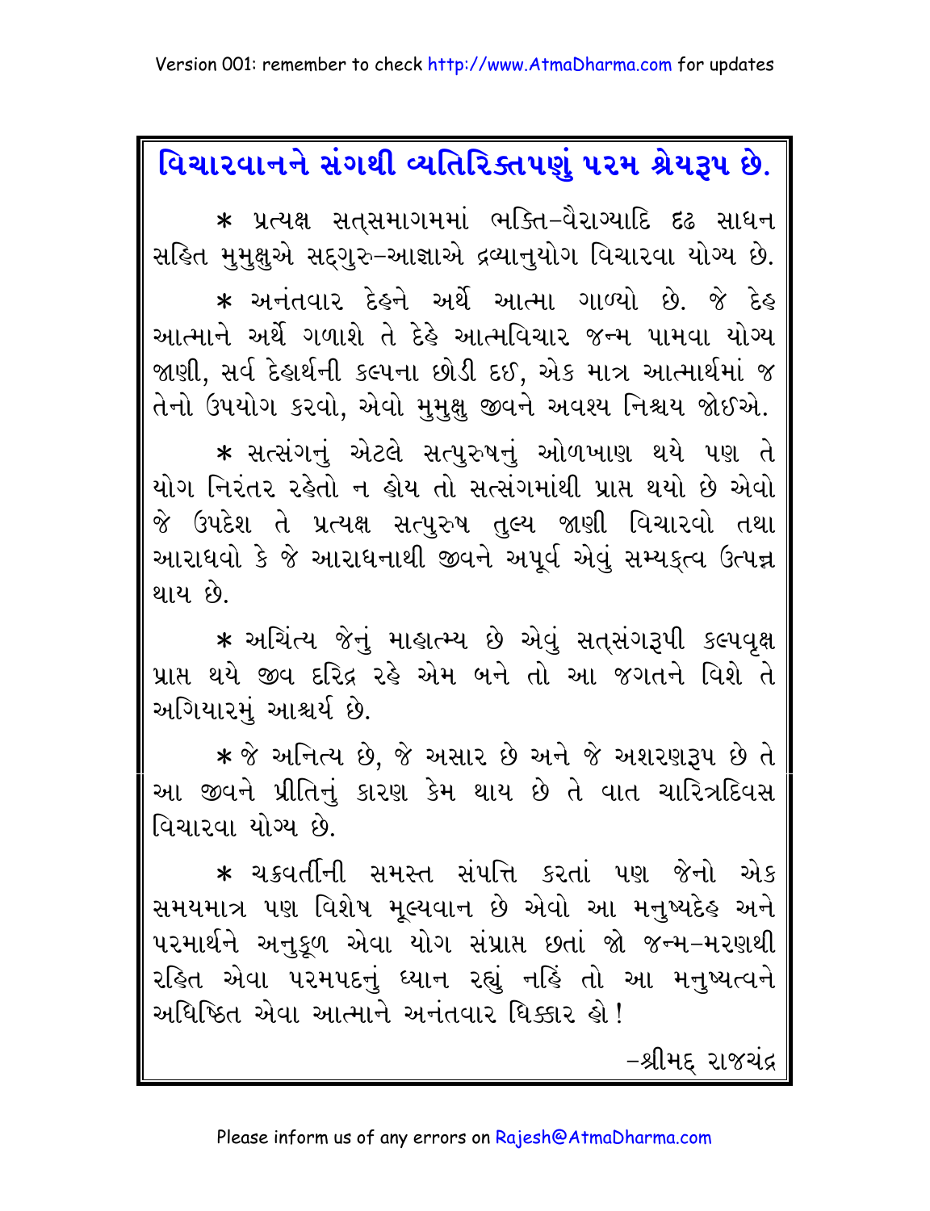# વિચારવાનને સંગથી વ્યતિરિક્તપણું પરમ શ્રેયરૂપ છે.

* પ્રત્યક્ષ સત્સમાગમમાં ભક્તિ–વૈરાગ્યાદિ દૃઢ સાધન સહિત મુમુક્ષુએ સદ્ગુરુ–આજ્ઞાએ દ્રવ્યાનુયોગ વિચારવા યોગ્ય છે.

* અનંતવાર દેહને અર્થે આત્મા ગાળ્યો છે. જે દેહ આત્માને અર્થે ગળાશે તે દેહે આત્મવિચાર જન્મ પામવા યોગ્ય જાણી, સર્વ દેહાર્થની કલ્પના છોડી દઈ, એક માત્ર આત્માર્થમાં જ તેનો ઉપયોગ કરવો, એવો મુમુક્ષુ જીવને અવશ્ય નિશ્ચય જોઈએ.

* સત્સંગનું એટલે સત્પુરુષનું ઓળખાણ થયે પણ તે યોગ નિરંતર રહેતો ન હોય તો સત્સંગમાંથી પ્રાપ્ત થયો છે એવો જે ઉપદેશ તે પ્રત્યક્ષ સત્પુરુષ તુલ્ય જાણી વિચારવો તથા આરાધવો કે જે આરાધનાથી જીવને અપૂર્વ એવું સમ્યક્ત્વ ઉત્પન્ન થાય છે.

* અચિંત્ય જેનું માહાત્મ્ય છે એવું સત્સંગરૂપી કલ્પવૃક્ષ પ્રાપ્ત થયે જીવ દરિદ્ર રહે એમ બને તો આ જગતને વિશે તે અગિયારમું આશ્ચર્ય છે.

* જે અનિત્ય છે, જે અસાર છે અને જે અશરણરૂપ છે તે આ જીવને પ્રીતિનું કારણ કેમ થાય છે તે વાત ચારિત્રદિવસ વિચારવા યોગ્ય છે.

* ચક્રવર્તીની સમસ્ત સંપત્તિ કરતાં પણ જેનો એક સમયમાત્ર પણ વિશેષ મૂલ્યવાન છે એવો આ મનુષ્યદેહ અને પરમાર્થને અનુકૂળ એવા યોગ સંપ્રાપ્ત છતાં જો જન્મ–મરણથી રહિત એવા પરમપદનું ધ્યાન રહ્યું નહિં તો આ મનુષ્યત્વને અધિષ્ઠિત એવા આત્માને અનંતવાર ધિક્કાર હો!

–શ્રીમદ્ રાજચંદ્ર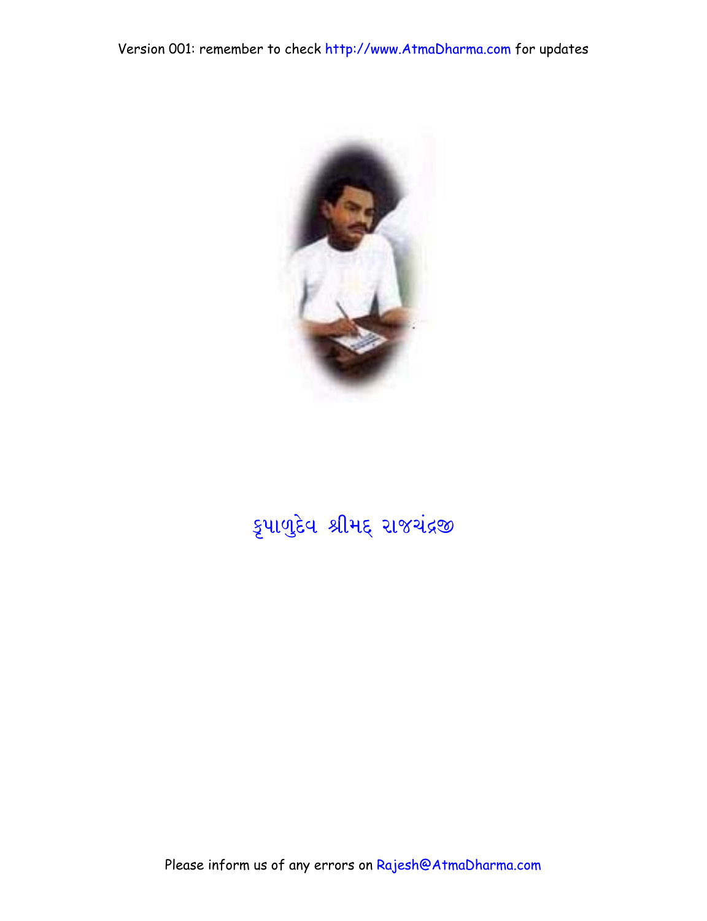કૃપાળુદેવ શ્રીમદ્ રાજચંદ્રજી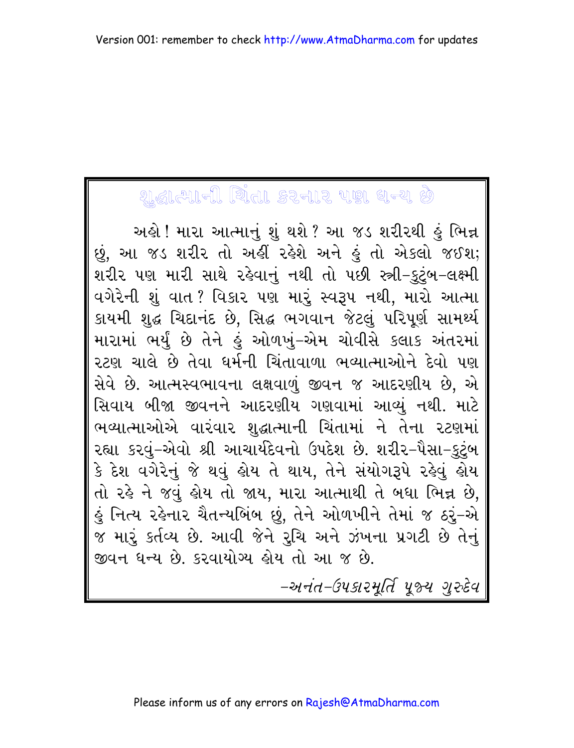## શુદ્ધાત્માની ચિંતા કરનાર પણ ધન્ય છે

અહો! મારા આત્માનું શું થશે? આ જડ શરીરથી હું ભિન્ન છું, આ જડ શરીર તો અહીં રહેશે અને હું તો એકલો જઈશ; શરીર પણ મારી સાથે રહેવાનું નથી તો પછી સ્ત્રી-કુટુંબ-લક્ષ્મી વગેરેની શું વાત? વિકાર પણ મારું સ્વરૂપ નથી, મારો આત્મા કાયમી શુદ્ધ ચિદાનંદ છે, સિદ્ધ ભગવાન જેટલું પરિપૂર્ણ સામર્થ્ય મારામાં ભર્યું છે તેને હું ઓળખું-એમ ચોવીસે કલાક અંતરમાં રટણ ચાલે છે તેવા ધર્મની ચિંતાવાળા ભવ્યાત્માઓને દેવો પણ સેવે છે. આત્મસ્વભાવના લક્ષવાળું જીવન જ આદરણીય છે, એ સિવાય બીજા જીવનને આદરણીય ગણવામાં આવ્યું નથી. માટે ભવ્યાત્માઓએ વારંવાર શુદ્ધાત્માની ચિંતામાં ને તેના રટણમાં રહ્યા કરવું-એવો શ્રી આચાર્યદેવનો ઉપદેશ છે. શરીર-પૈસા-કુટુંબ કે દેશ વગેરેનું જે થવું હોય તે થાય, તેને સંયોગરૂપે રહેવું હોય તો રહે ને જવું હોય તો જાય, મારા આત્માથી તે બધા ભિન્ન છે, હું નિત્ય રહેનાર ચૈતન્યબિંબ છું, તેને ઓળખીને તેમાં જ ઠરું-એ જ મારું કર્તવ્ય છે. આવી જેને રુચિ અને ઝંખના પ્રગટી છે તેનું જીવન ધન્ય છે. કરવાયોગ્ય હોય તો આ જ છે.

*-અનંત-ઉપકારમૂર્તિ પૂજ્ય ગુરુદેવ*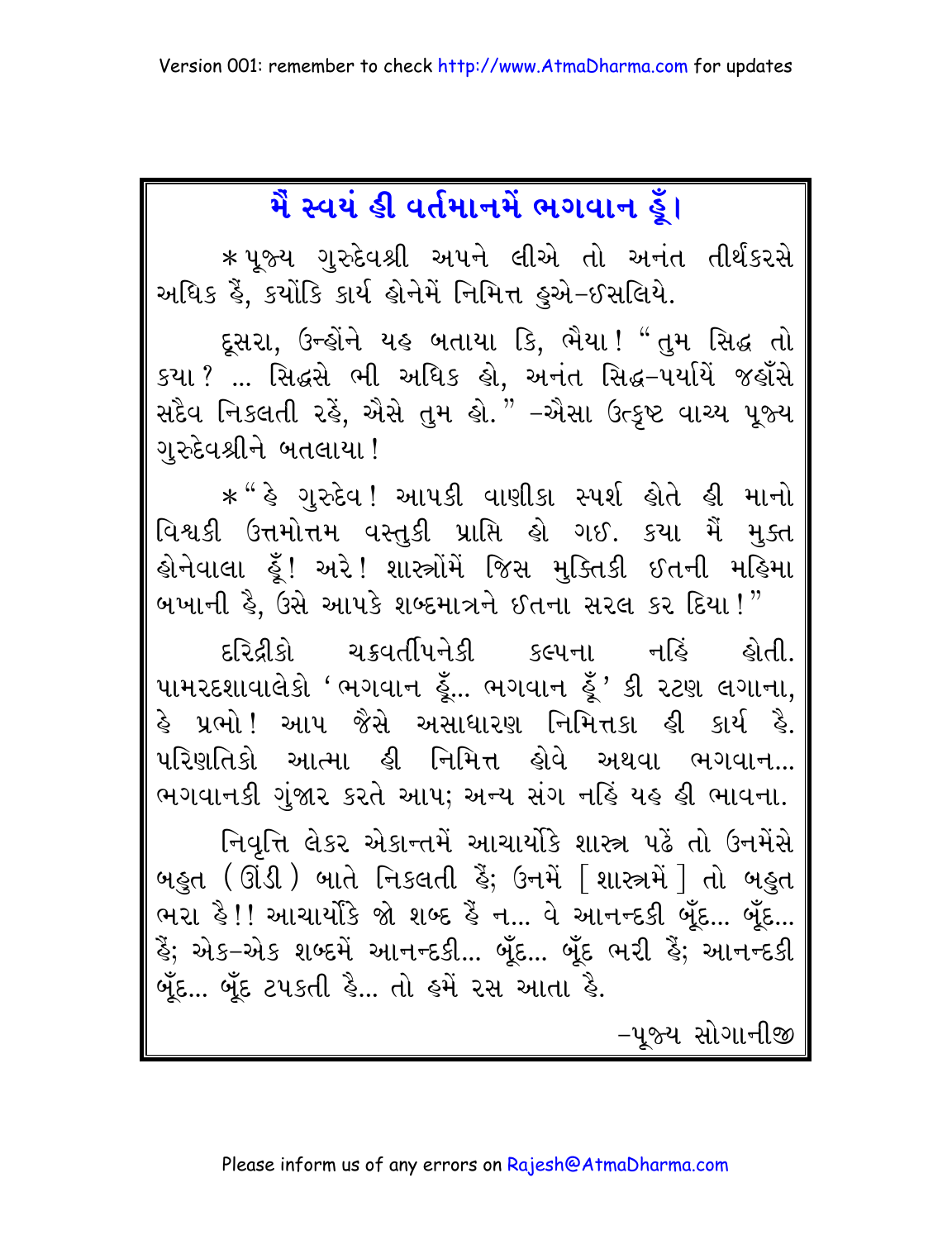# મૈં સ્વયં હી વર્તમાનમેં ભગવાન હૂઁ।

*પૂજ્ય ગુરુદેવશ્રી અપને લીએ તો અનંત તીર્થંકરસે અધિક હૈં, ક્યોંકિ કાર્ય હોનેમેં નિમિત્ત હુએ-ઈસલિયે.

દૂસરા, ઉન્હોંને યહ બતાયા કિ, ભૈયા! "તુમ સિદ્ધ તો કયા? ... સિદ્ધસે ભી અધિક હો, અનંત સિદ્ધ-પર્યાયેં જહાઁસે સદૈવ નિકલતી રહેં, ઐસે તુમ હો." -ઐસા ઉત્કૃષ્ટ વાચ્ય પૂજ્ય ગુરુદેવશ્રીને બતલાયા!

*"હે ગુરુદેવ! આપકી વાણીકા સ્પર્શ હોતે હી માનો વિશ્વકી ઉત્તમોત્તમ વસ્તુકી પ્રાપ્તિ હો ગઈ. કયા મૈં મુક્ત હોનેવાલા હૂઁ! અરે! શાસ્ત્રોંમેં જિસ મુક્તિકી ઈતની મહિમા બખાની હૈ, ઉસે આપકે શબ્દમાત્રને ઈતના સરલ કર દિયા!"

દરિદ્રીકો ચક્રવર્તીપનેકી કલ્પના નહિં હોતી. પામરદશાવાલેકો 'ભગવાન હૂઁ... ભગવાન હૂઁ' કી રટણ લગાના, હે પ્રભો! આપ જૈસે અસાધારણ નિમિત્તકા હી કાર્ય હૈ. પરિણતિકો આત્મા હી નિમિત્ત હોવે અથવા ભગવાન... ભગવાનકી ગુંજાર કરતે આપ; અન્ય સંગ નહિં યહ હી ભાવના.

નિવૃત્તિ લેકર એકાન્તમેં આચાર્યોંકે શાસ્ત્ર પઢેં તો ઉનમેંસે બહુત (ઊંડી) બાતે નિકલતી હૈં; ઉનમેં [શાસ્ત્રમેં] તો બહુત ભરા હૈ!! આચાર્યોંકે જો શબ્દ હૈં ન... વે આનન્દકી બૂઁદ... બૂઁદ... હૈં; એક-એક શબ્દમેં આનન્દકી... બૂઁદ... બૂઁદ ભરી હૈં; આનન્દકી બૂઁદ... બૂઁદ ટપકતી હૈ... તો હમેં રસ આતા હૈ.

-પૂજ્ય સોગાનીજી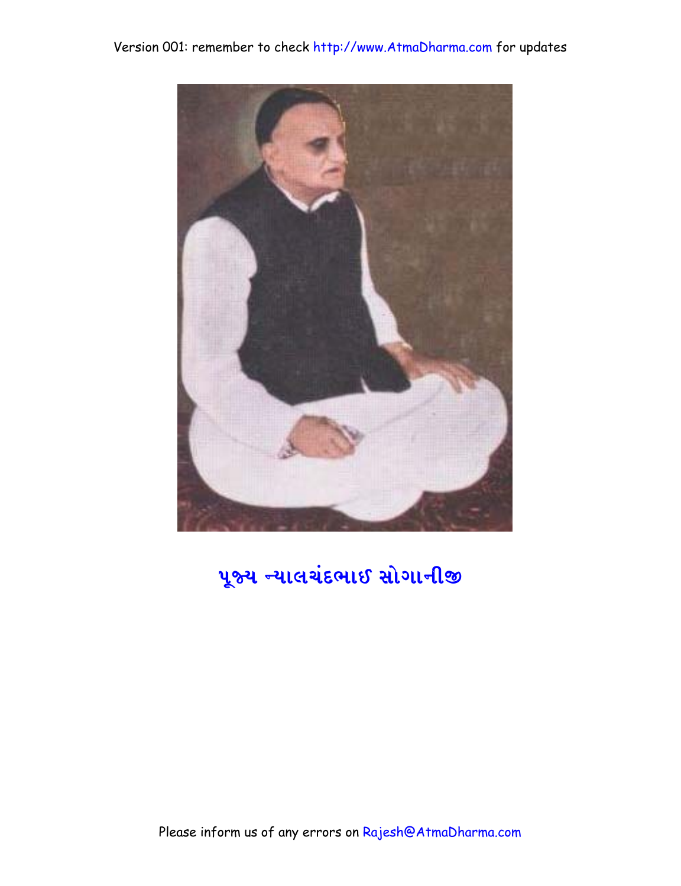પૂજ્ય ન્યાલચંદભાઈ સોગાનીજી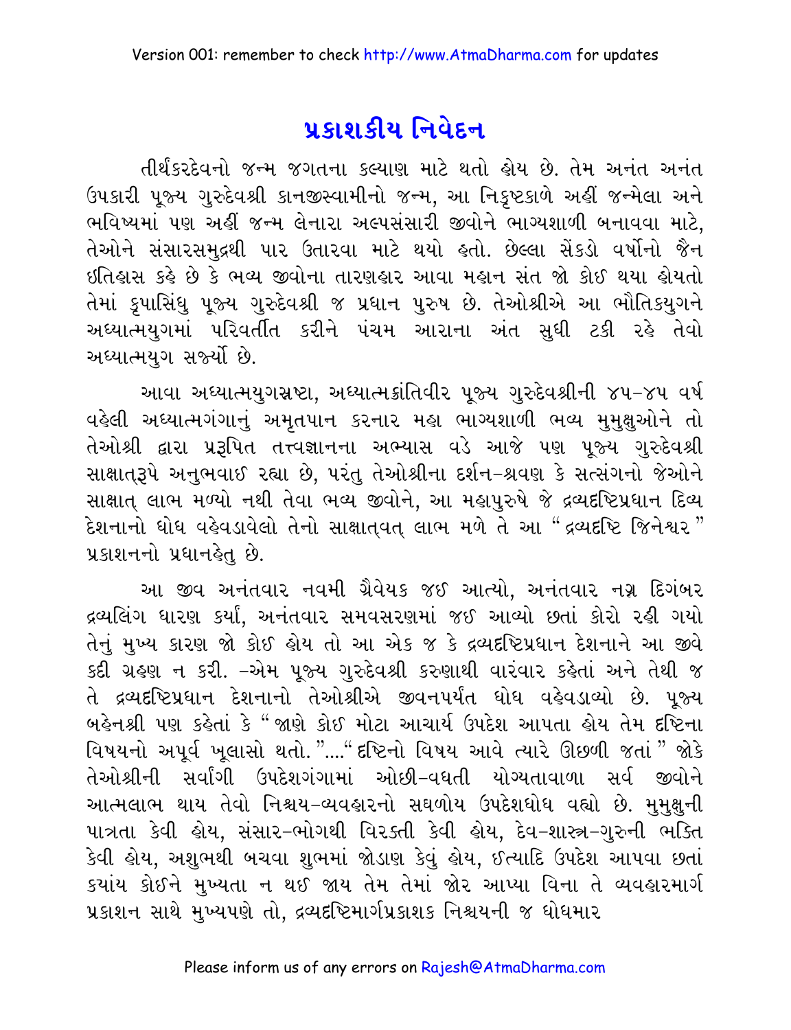# પ્રકાશકીય નિવેદન

તીર્થંકરદેવનો જન્મ જગતના કલ્યાણ માટે થતો હોય છે. તેમ અનંત અનંત ઉપકારી પૂજ્ય ગુરુદેવશ્રી કાનજીસ્વામીનો જન્મ, આ નિકૃષ્ટકાળે અહીં જન્મેલા અને ભવિષ્યમાં પણ અહીં જન્મ લેનારા અલ્પસંસારી જીવોને ભાગ્યશાળી બનાવવા માટે, તેઓને સંસારસમુદ્રથી પાર ઉતારવા માટે થયો હતો. છેલ્લા સેંકડો વર્ષોનો જૈન ઇતિહાસ કહે છે કે ભવ્ય જીવોના તારણહાર આવા મહાન સંત જો કોઈ થયા હોયતો તેમાં કૃપાસિંધુ પૂજ્ય ગુરુદેવશ્રી જ પ્રધાન પુરુષ છે. તેઓશ્રીએ આ ભૌતિકયુગને અધ્યાત્મયુગમાં પરિવર્તીત કરીને પંચમ આરાના અંત સુધી ટકી રહે તેવો અધ્યાત્મયુગ સર્જ્યો છે.

આવા અધ્યાત્મયુગસ્રષ્ટા, અધ્યાત્મક્રાંતિવીર પૂજ્ય ગુરુદેવશ્રીની ૪૫-૪૫ વર્ષ વહેલી અધ્યાત્મગંગાનું અમૃતપાન કરનાર મહા ભાગ્યશાળી ભવ્ય મુમુક્ષુઓને તો તેઓશ્રી દ્વારા પ્રરૂપિત તત્ત્વજ્ઞાનના અભ્યાસ વડે આજે પણ પૂજ્ય ગુરુદેવશ્રી સાક્ષાત્‌રૂપે અનુભવાઈ રહ્યા છે, પરંતુ તેઓશ્રીના દર્શન-શ્રવણ કે સત્સંગનો જેઓને સાક્ષાત્ લાભ મળ્યો નથી તેવા ભવ્ય જીવોને, આ મહાપુરુષે જે દ્રવ્યદૃષ્ટિપ્રધાન દિવ્ય દેશનાનો ધોધ વહેવડાવેલો તેનો સાક્ષાત્‌વત્ લાભ મળે તે આ "દ્રવ્યદૃષ્ટિ જિનેશ્વર" પ્રકાશનનો પ્રધાનહેતુ છે.

આ જીવ અનંતવાર નવમી ગ્રૈવેયક જઈ આવ્યો, અનંતવાર નગ્ન દિગંબર દ્રવ્યલિંગ ધારણ કર્યાં, અનંતવાર સમવસરણમાં જઈ આવ્યો છતાં કોરો રહી ગયો તેનું મુખ્ય કારણ જો કોઈ હોય તો આ એક જ કે દ્રવ્યદૃષ્ટિપ્રધાન દેશનાને આ જીવે કદી ગ્રહણ ન કરી. -એમ પૂજ્ય ગુરુદેવશ્રી કરુણાથી વારંવાર કહેતાં અને તેથી જ તે દ્રવ્યદૃષ્ટિપ્રધાન દેશનાનો તેઓશ્રીએ જીવનપર્યંત ધોધ વહેવડાવ્યો છે. પૂજ્ય બહેનશ્રી પણ કહેતાં કે "જાણે કોઈ મોટા આચાર્ય ઉપદેશ આપતા હોય તેમ દૃષ્ટિના વિષયનો અપૂર્વ ખૂલાસો થતો."...."દૃષ્ટિનો વિષય આવે ત્યારે ઊછળી જતાં" જોકે તેઓશ્રીની સર્વાંગી ઉપદેશગંગામાં ઓછી-વધતી યોગ્યતાવાળા સર્વ જીવોને આત્મલાભ થાય તેવો નિશ્ચય-વ્યવહારનો સઘળોય ઉપદેશધોધ વહ્યો છે. મુમુક્ષુની પાત્રતા કેવી હોય, સંસાર-ભોગથી વિરક્તી કેવી હોય, દેવ-શાસ્ત્ર-ગુરુની ભક્તિ કેવી હોય, અશુભથી બચવા શુભમાં જોડાણ કેવું હોય, ઈત્યાદિ ઉપદેશ આપવા છતાં ક્યાંય કોઈને મુખ્યતા ન થઈ જાય તેમ તેમાં જોર આપ્યા વિના તે વ્યવહારમાર્ગ પ્રકાશન સાથે મુખ્યપણે તો, દ્રવ્યદૃષ્ટિમાર્ગપ્રકાશક નિશ્ચયની જ ધોધમાર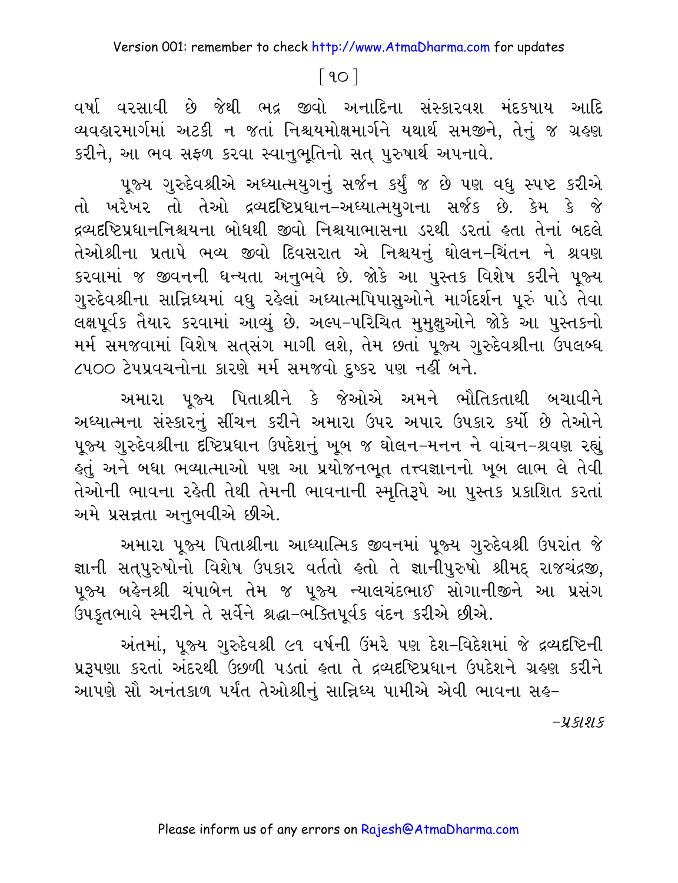વર્ષા વરસાવી છે જેથી ભદ્ર જીવો અનાદિના સંસ્કારવશ મંદકષાય આદિ વ્યવહારમાર્ગમાં અટકી ન જતાં નિશ્ચયમોક્ષમાર્ગને યથાર્થ સમજીને, તેનું જ ગ્રહણ કરીને, આ ભવ સફળ કરવા સ્વાનુભૂતિનો સત્ પુરુષાર્થ અપનાવે.

પૂજ્ય ગુરુદેવશ્રીએ અધ્યાત્મયુગનું સર્જન કર્યું જ છે પણ વધુ સ્પષ્ટ કરીએ તો ખરેખર તો તેઓ દ્રવ્યદૃષ્ટિપ્રધાન-અધ્યાત્મયુગના સર્જક છે. કેમ કે જે દ્રવ્યદૃષ્ટિપ્રધાનનિશ્ચયના બોધથી જીવો નિશ્ચયાભાસના ડરથી ડરતાં હતા તેનાં બદલે તેઓશ્રીના પ્રતાપે ભવ્ય જીવો દિવસરાત એ નિશ્ચયનું ઘોલન-ચિંતન ને શ્રવણ કરવામાં જ જીવનની ધન્યતા અનુભવે છે. જોકે આ પુસ્તક વિશેષ કરીને પૂજ્ય ગુરુદેવશ્રીના સાન્નિધ્યમાં વધુ રહેલાં અધ્યાત્મપિપાસુઓને માર્ગદર્શન પૂરું પાડે તેવા લક્ષપૂર્વક તૈયાર કરવામાં આવ્યું છે. અલ્પ-પરિચિત મુમુક્ષુઓને જોકે આ પુસ્તકનો મર્મ સમજવામાં વિશેષ સત્સંગ માગી લેશે, તેમ છતાં પૂજ્ય ગુરુદેવશ્રીના ઉપલબ્ધ ૮૫૦૦ ટેપપ્રવચનોના કારણે મર્મ સમજવો દુષ્કર પણ નહીં બને.

અમારા પૂજ્ય પિતાશ્રીને કે જેઓએ અમને ભૌતિકતાથી બચાવીને અધ્યાત્મના સંસ્કારનું સીંચન કરીને અમારા ઉપર અપાર ઉપકાર કર્યો છે તેઓને પૂજ્ય ગુરુદેવશ્રીના દૃષ્ટિપ્રધાન ઉપદેશનું ખૂબ જ ઘોલન-મનન ને વાંચન-શ્રવણ રહ્યું હતું અને બધા ભવ્યાત્માઓ પણ આ પ્રયોજનભૂત તત્ત્વજ્ઞાનનો ખૂબ લાભ લે તેવી તેઓની ભાવના રહેતી તેથી તેમની ભાવનાની સ્મૃતિરૂપે આ પુસ્તક પ્રકાશિત કરતાં અમે પ્રસન્નતા અનુભવીએ છીએ.

અમારા પૂજ્ય પિતાશ્રીના આધ્યાત્મિક જીવનમાં પૂજ્ય ગુરુદેવશ્રી ઉપરાંત જે જ્ઞાની સત્પુરુષોનો વિશેષ ઉપકાર વર્તતો હતો તે જ્ઞાનીપુરુષો શ્રીમદ્ રાજચંદ્રજી, પૂજ્ય બહેનશ્રી ચંપાબેન તેમ જ પૂજ્ય ન્યાલચંદભાઈ સોગાનીજીને આ પ્રસંગ ઉપકૃતભાવે સ્મરીને તે સર્વેને શ્રદ્ધા-ભક્તિપૂર્વક વંદન કરીએ છીએ.

અંતમાં, પૂજ્ય ગુરુદેવશ્રી ૯૧ વર્ષની ઉંમરે પણ દેશ-વિદેશમાં જે દ્રવ્યદૃષ્ટિની પ્રરૂપણા કરતાં અંદરથી ઉછળી પડતાં હતા તે દ્રવ્યદૃષ્ટિપ્રધાન ઉપદેશને ગ્રહણ કરીને આપણે સૌ અનંતકાળ પર્યંત તેઓશ્રીનું સાન્નિધ્ય પામીએ એવી ભાવના સહ-

-*પ્રકાશક*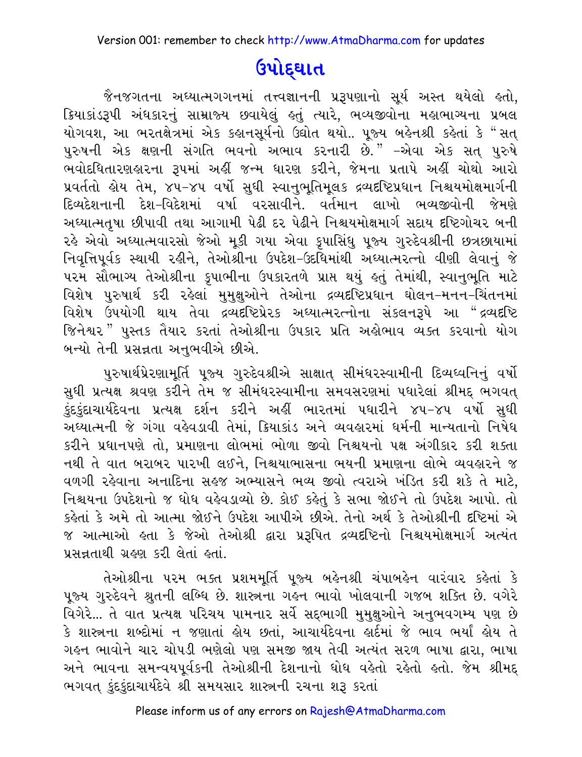# ઉપોદ્‌ઘાત

જૈનજગતના અધ્યાત્મગગનમાં તત્ત્વજ્ઞાનની પ્રરૂપણાનો સૂર્ય અસ્ત થયેલો હતો, ક્રિયાકાંડરૂપી અંધકારનું સામ્રાજ્ય છવાયેલું હતું ત્યારે, ભવ્યજીવોના મહાભાગ્યના પ્રબલ યોગવશ, આ ભરતક્ષેત્રમાં એક કહાનસૂર્યનો ઉદ્યોત થયો.. પૂજ્ય બહેનશ્રી કહેતાં કે "સત્ પુરુષની એક ક્ષણની સંગતિ ભવનો અભાવ કરનારી છે." –એવા એક સત્ પુરુષે ભવોદધિતારણહારના રૂપમાં અહીં જન્મ ધારણ કરીને, જેમના પ્રતાપે અહીં ચોથો આરો પ્રવર્તતો હોય તેમ, ૪૫-૪૫ વર્ષો સુધી સ્વાનુભૂતિમૂલક દ્રવ્યદૃષ્ટિપ્રધાન નિશ્ચયમોક્ષમાર્ગની દિવ્યદેશનાની દેશ-વિદેશમાં વર્ષા વરસાવીને. વર્તમાન લાખો ભવ્યજીવોની જેમણે અધ્યાત્મતૃષા છીપાવી તથા આગામી પેઢી દર પેઢીને નિશ્ચયમોક્ષમાર્ગ સદાય દૃષ્ટિગોચર બની રહે એવો અધ્યાત્મવારસો જેઓ મૂકી ગયા એવા કૃપાસિંધુ પૂજ્ય ગુરુદેવશ્રીની છત્રછાયામાં નિવૃત્તિપૂર્વક સ્થાયી રહીને, તેઓશ્રીના ઉપદેશ-ઉદધિમાંથી અધ્યાત્મરત્નો વીણી લેવાનું જે પરમ સૌભાગ્ય તેઓશ્રીના કૃપાભીના ઉપકારતળે પ્રાપ્ત થયું હતું તેમાંથી, સ્વાનુભૂતિ માટે વિશેષ પુરુષાર્થ કરી રહેલાં મુમુક્ષુઓને તેઓના દ્રવ્યદૃષ્ટિપ્રધાન ઘોલન-મનન-ચિંતનમાં વિશેષ ઉપયોગી થાય તેવા દ્રવ્યદૃષ્ટિપ્રેરક અધ્યાત્મરત્નોના સંકલનરૂપે આ "દ્રવ્યદૃષ્ટિ જિનેશ્વર" પુસ્તક તૈયાર કરતાં તેઓશ્રીના ઉપકાર પ્રતિ અહોભાવ વ્યક્ત કરવાનો યોગ બન્યો તેની પ્રસન્નતા અનુભવીએ છીએ.

પુરુષાર્થપ્રેરણામૂર્તિ પૂજ્ય ગુરુદેવશ્રીએ સાક્ષાત્ સીમંધરસ્વામીની દિવ્યધ્વનિનું વર્ષો સુધી પ્રત્યક્ષ શ્રવણ કરીને તેમ જ સીમંધરસ્વામીના સમવસરણમાં પધારેલાં શ્રીમદ્ ભગવત્ કુંદકુંદાચાર્યદેવના પ્રત્યક્ષ દર્શન કરીને અહીં ભારતમાં પધારીને ૪૫-૪૫ વર્ષો સુધી અધ્યાત્મની જે ગંગા વહેવડાવી તેમાં, ક્રિયાકાંડ અને વ્યવહારમાં ધર્મની માન્યતાનો નિષેધ કરીને પ્રધાનપણે તો, પ્રમાણના લોભમાં ભોળા જીવો નિશ્ચયનો પક્ષ અંગીકાર કરી શક્તા નથી તે વાત બરાબર પારખી લઈને, નિશ્ચયાભાસના ભયની પ્રમાણના લોભે વ્યવહારને જ વળગી રહેવાના અનાદિના સહજ અભ્યાસને ભવ્ય જીવો ત્વરાએ ખંડિત કરી શકે તે માટે, નિશ્ચયના ઉપદેશનો જ ધોધ વહેવડાવ્યો છે. કોઈ કહેતું કે સભા જોઈને તો ઉપદેશ આપો. તો કહેતાં કે અમે તો આત્મા જોઈને ઉપદેશ આપીએ છીએ. તેનો અર્થ કે તેઓશ્રીની દૃષ્ટિમાં એ જ આત્માઓ હતા કે જેઓ તેઓશ્રી દ્વારા પ્રરૂપિત દ્રવ્યદૃષ્ટિનો નિશ્ચયમોક્ષમાર્ગ અત્યંત પ્રસન્નતાથી ગ્રહણ કરી લેતાં હતાં.

તેઓશ્રીના પરમ ભક્ત પ્રશમમૂર્તિ પૂજ્ય બહેનશ્રી ચંપાબહેન વારંવાર કહેતાં કે પૂજ્ય ગુરુદેવને શ્રુતની લબ્ધિ છે. શાસ્ત્રના ગહન ભાવો ખોલવાની ગજબ શક્તિ છે. વગેરે વિગેરે... તે વાત પ્રત્યક્ષ પરિચય પામનાર સર્વે સદ્‌ભાગી મુમુક્ષુઓને અનુભવગમ્ય પણ છે કે શાસ્ત્રના શબ્દોમાં ન જણાતાં હોય છતાં, આચાર્યદેવના હાર્દમાં જે ભાવ ભર્યાં હોય તે ગહન ભાવોને ચાર ચોપડી ભણેલો પણ સમજી જાય તેવી અત્યંત સરળ ભાષા દ્વારા, ભાષા અને ભાવના સમન્વયપૂર્વકની તેઓશ્રીની દેશનાનો ધોધ વહેતો રહેતો હતો. જેમ શ્રીમદ્ ભગવત્ કુંદકુંદાચાર્યદેવે શ્રી સમયસાર શાસ્ત્રની રચના શરૂ કરતાં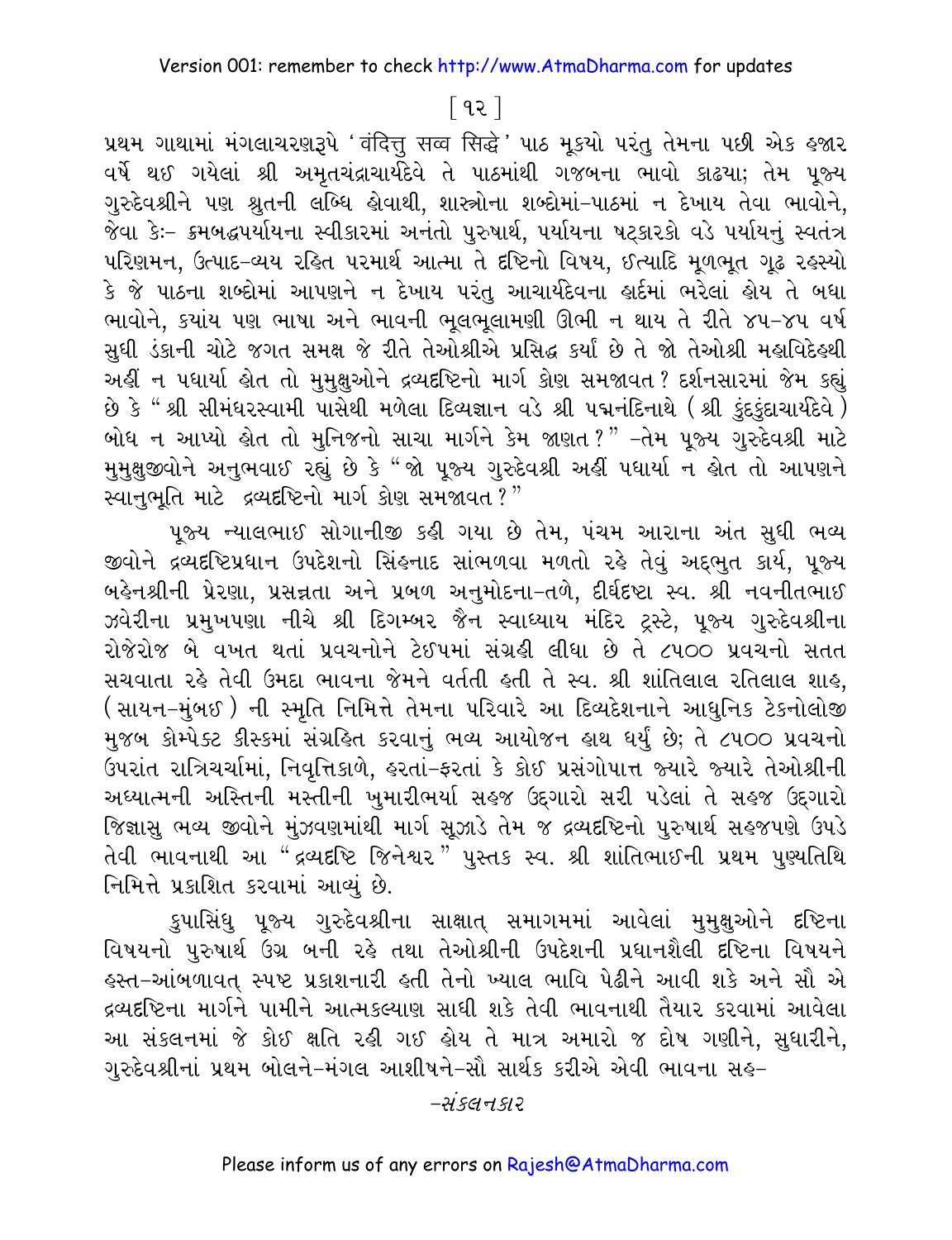પ્રથમ ગાથામાં મંગલાચરણરૂપે 'वंदित्तु सव्व सिद्धे' પાઠ મૂક્યો પરંતુ તેમના પછી એક હજાર વર્ષે થઈ ગયેલાં શ્રી અમૃતચંદ્રાચાર્યદેવે તે પાઠમાંથી ગજબના ભાવો કાઢયા; તેમ પૂજ્ય ગુરુદેવશ્રીને પણ શ્રુતની લબ્ધિ હોવાથી, શાસ્ત્રોના શબ્દોમાં-પાઠમાં ન દેખાય તેવા ભાવોને, જેવા કેઃ- ક્રમબદ્ધપર્યાયના સ્વીકારમાં અનંતો પુરુષાર્થ, પર્યાયના ષટ્કારકો વડે પર્યાયનું સ્વતંત્ર પરિણમન, ઉત્પાદ-વ્યય રહિત પરમાર્થ આત્મા તે દૃષ્ટિનો વિષય, ઈત્યાદિ મૂળભૂત ગૂઢ રહસ્યો કે જે પાઠના શબ્દોમાં આપણને ન દેખાય પરંતુ આચાર્યદેવના હાર્દમાં ભરેલાં હોય તે બધા ભાવોને, ક્યાંય પણ ભાષા અને ભાવની ભૂલભૂલામણી ઊભી ન થાય તે રીતે ૪૫-૪૫ વર્ષ સુધી ડંકાની ચોટે જગત સમક્ષ જે રીતે તેઓશ્રીએ પ્રસિદ્ધ કર્યા છે તે જો તેઓશ્રી મહાવિદેહથી અહીં ન પધાર્યા હોત તો મુમુક્ષુઓને દ્રવ્યદૃષ્ટિનો માર્ગ કોણ સમજાવત? દર્શનસારમાં જેમ કહ્યું છે કે "શ્રી સીમંધરસ્વામી પાસેથી મળેલા દિવ્યજ્ઞાન વડે શ્રી પદ્મનંદિનાથે (શ્રી કુંદકુંદાચાર્યદેવે) બોધ ન આપ્યો હોત તો મુનિજનો સાચા માર્ગને કેમ જાણત?" -તેમ પૂજ્ય ગુરુદેવશ્રી માટે મુમુક્ષુજીવોને અનુભવાઈ રહ્યું છે કે "જો પૂજ્ય ગુરુદેવશ્રી અહીં પધાર્યા ન હોત તો આપણને સ્વાનુભૂતિ માટે દ્રવ્યદૃષ્ટિનો માર્ગ કોણ સમજાવત?"

પૂજ્ય ન્યાલભાઈ સોગાનીજી કહી ગયા છે તેમ, પંચમ આરાના અંત સુધી ભવ્ય જીવોને દ્રવ્યદૃષ્ટિપ્રધાન ઉપદેશનો સિંહનાદ સાંભળવા મળતો રહે તેવું અદ્ભુત કાર્ય, પૂજ્ય બહેનશ્રીની પ્રેરણા, પ્રસન્નતા અને પ્રબળ અનુમોદના-તળે, દીર્ઘદૃષ્ટા સ્વ. શ્રી નવનીતભાઈ ઝવેરીના પ્રમુખપણા નીચે શ્રી દિગમ્બર જૈન સ્વાધ્યાય મંદિર ટ્રસ્ટે, પૂજ્ય ગુરુદેવશ્રીના રોજેરોજ બે વખત થતાં પ્રવચનોને ટેઈપમાં સંગ્રહી લીધા છે તે ૮૫૦૦ પ્રવચનો સતત સચવાતા રહે તેવી ઉમદા ભાવના જેમને વર્તતી હતી તે સ્વ. શ્રી શાંતિલાલ રતિલાલ શાહ, (સાયન-મુંબઈ) ની સ્મૃતિ નિમિત્તે તેમના પરિવારે આ દિવ્યદેશનાને આધુનિક ટેકનોલોજી મુજબ કોમ્પેક્ટ ડીસ્કમાં સંગ્રહિત કરવાનું ભવ્ય આયોજન હાથ ધર્યું છે; તે ૮૫૦૦ પ્રવચનો ઉપરાંત રાત્રિચર્ચામાં, નિવૃત્તિકાળે, હરતાં-ફરતાં કે કોઈ પ્રસંગોપાત્ત જ્યારે જ્યારે તેઓશ્રીની અધ્યાત્મની અસ્તિની મસ્તીની ખુમારીભર્યા સહજ ઉદ્‌ગારો સરી પડેલાં તે સહજ ઉદ્‌ગારો જિજ્ઞાસુ ભવ્ય જીવોને મુંઝવણમાંથી માર્ગ સૂઝાડે તેમ જ દ્રવ્યદૃષ્ટિનો પુરુષાર્થ સહજપણે ઉપડે તેવી ભાવનાથી આ "દ્રવ્યદૃષ્ટિ જિનેશ્વર" પુસ્તક સ્વ. શ્રી શાંતિભાઈની પ્રથમ પુણ્યતિથિ નિમિત્તે પ્રકાશિત કરવામાં આવ્યું છે.

કૃપાસિંધુ પૂજ્ય ગુરુદેવશ્રીના સાક્ષાત્ સમાગમમાં આવેલાં મુમુક્ષુઓને દૃષ્ટિના વિષયનો પુરુષાર્થ ઉગ્ર બની રહે તથા તેઓશ્રીની ઉપદેશની પ્રધાનશૈલી દૃષ્ટિના વિષયને હસ્ત-આંબળાવત્ સ્પષ્ટ પ્રકાશનારી હતી તેનો ખ્યાલ ભાવિ પેઢીને આવી શકે અને સૌ એ દ્રવ્યદૃષ્ટિના માર્ગને પામીને આત્મકલ્યાણ સાધી શકે તેવી ભાવનાથી તૈયાર કરવામાં આવેલા આ સંકલનમાં જે કોઈ ક્ષતિ રહી ગઈ હોય તે માત્ર અમારો જ દોષ ગણીને, સુધારીને, ગુરુદેવશ્રીનાં પ્રથમ બોલને-મંગલ આશીષને-સૌ સાર્થક કરીએ એવી ભાવના સહ-

*-સંકલનકાર*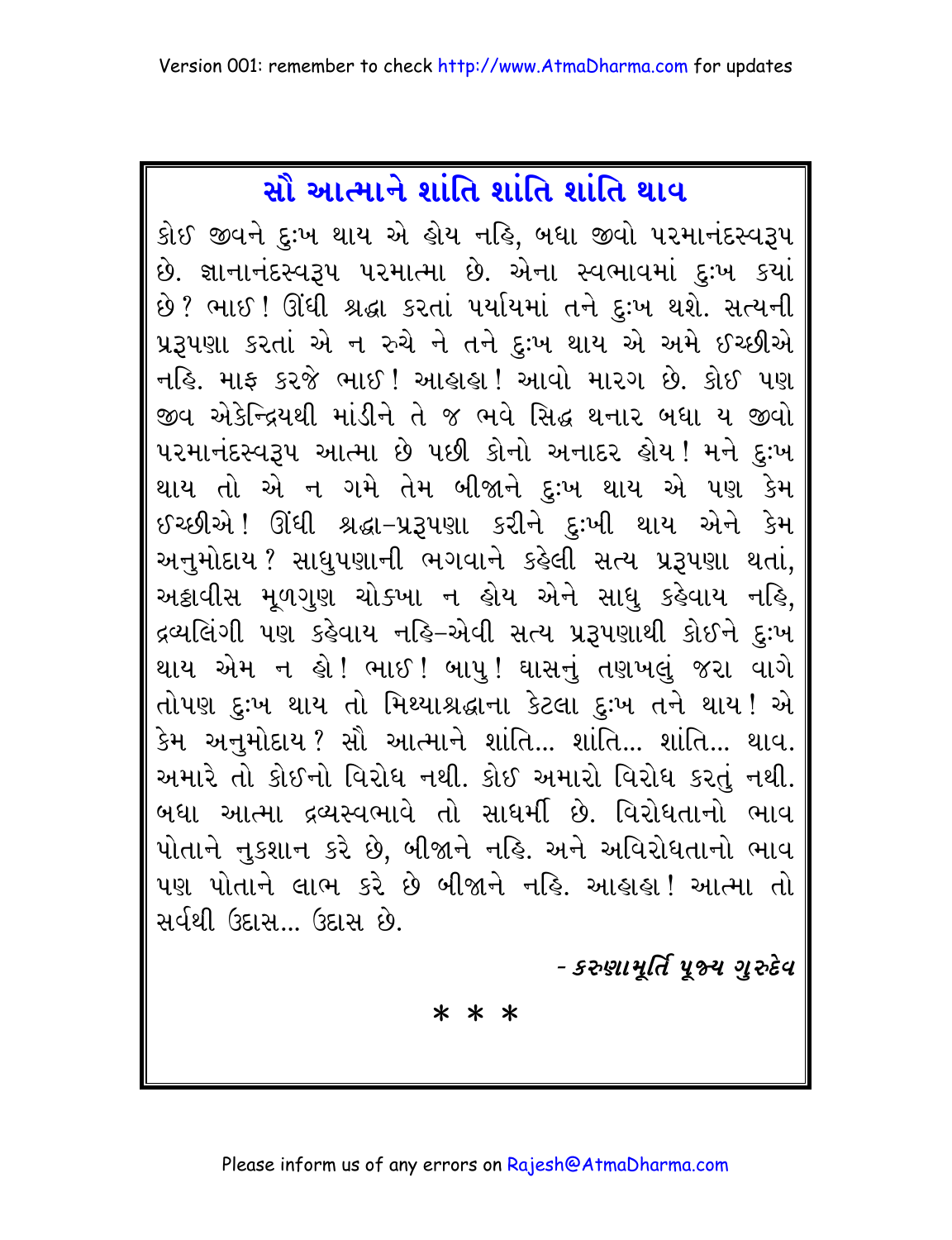# સૌ આત્માને શાંતિ શાંતિ શાંતિ થાવ

કોઈ જીવને દુ:ખ થાય એ હોય નહિ, બધા જીવો પરમાનંદસ્વરૂપ છે. જ્ઞાનાનંદસ્વરૂપ પરમાત્મા છે. એના સ્વભાવમાં દુ:ખ ક્યાં છે? ભાઈ! ઊંધી શ્રદ્ધા કરતાં પર્યાયમાં તને દુ:ખ થશે. સત્યની પ્રરૂપણા કરતાં એ ન રુચે ને તને દુ:ખ થાય એ અમે ઈચ્છીએ નહિ. માફ કરજે ભાઈ! આહાહા! આવો મારગ છે. કોઈ પણ જીવ એકેન્દ્રિયથી માંડીને તે જ ભવે સિદ્ધ થનાર બધા ય જીવો પરમાનંદસ્વરૂપ આત્મા છે પછી કોનો અનાદર હોય! મને દુ:ખ થાય તો એ ન ગમે તેમ બીજાને દુ:ખ થાય એ પણ કેમ ઈચ્છીએ! ઊંધી શ્રદ્ધા-પ્રરૂપણા કરીને દુ:ખી થાય એને કેમ અનુમોદાય? સાધુપણાની ભગવાને કહેલી સત્ય પ્રરૂપણા થતાં, અઠ્ઠાવીસ મૂળગુણ ચોક્ખા ન હોય એને સાધુ કહેવાય નહિ, દ્રવ્યલિંગી પણ કહેવાય નહિ-એવી સત્ય પ્રરૂપણાથી કોઈને દુ:ખ થાય એમ ન હો! ભાઈ! બાપુ! ઘાસનું તણખલું જરા વાગે તોપણ દુ:ખ થાય તો મિથ્યાશ્રદ્ધાના કેટલા દુ:ખ તને થાય! એ કેમ અનુમોદાય? સૌ આત્માને શાંતિ... શાંતિ... શાંતિ... થાવ. અમારે તો કોઈનો વિરોધ નથી. કોઈ અમારો વિરોધ કરતું નથી. બધા આત્મા દ્રવ્યસ્વભાવે તો સાધર્મી છે. વિરોધતાનો ભાવ પોતાને નુકશાન કરે છે, બીજાને નહિ. અને અવિરોધતાનો ભાવ પણ પોતાને લાભ કરે છે બીજાને નહિ. આહાહા! આત્મા તો સર્વથી ઉદાસ... ઉદાસ છે.

*- કરુણામૂર્તિ પૂજ્ય ગુરુદેવ*

* * *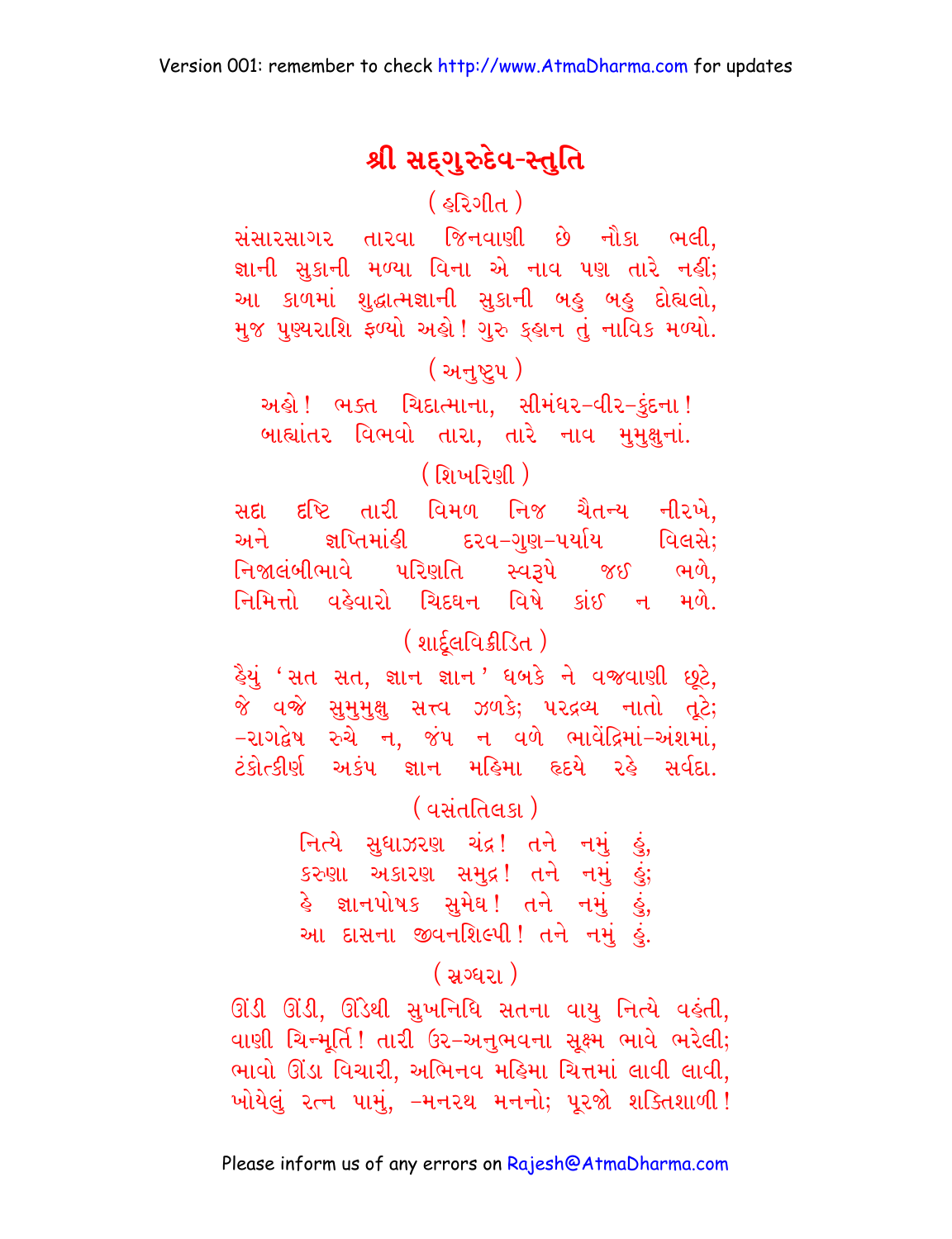# શ્રી સદ્‌ગુરુદેવ-સ્તુતિ

( હરિગીત )

સંસારસાગર તારવા જિનવાણી છે નૌકા ભલી,  
જ્ઞાની સુકાની મળ્યા વિના એ નાવ પણ તારે નહીં;  
આ કાળમાં શુદ્ધાત્મજ્ઞાની સુકાની બહુ બહુ દોહ્યલો,  
મુજ પુણ્યરાશિ ફળ્યો અહો! ગુરુ ક્હાન તું નાવિક મળ્યો.

( અનુષ્ટુપ )

અહો! ભક્ત ચિદાત્માના, સીમંધર-વીર-કુંદના!  
બાહ્યાંતર વિભવો તારા, તારે નાવ મુમુક્ષુનાં.

( શિખરિણી )

સદા દ્રષ્ટિ તારી વિમળ નિજ ચૈતન્ય નીરખે,  
અને જ્ઞપ્તિમાંહી દરવ-ગુણ-પર્યાય વિલસે;  
નિજાલંબીભાવે પરિણતિ સ્વરૂપે જઈ ભળે,  
નિમિત્તો વહેવારો ચિદઘન વિષે કાંઈ ન મળે.

( શાર્દૂલવિક્રીડિત )

હૈયું 'સત સત, જ્ઞાન જ્ઞાન' ધબકે ને વજ્રવાણી છૂટે,  
જે વજ્રે સુમુમુક્ષુ સત્ત્વ ઝળકે; પરદ્રવ્ય નાતો તૂટે;  
-રાગદ્વેષ રુચે ન, જંપ ન વળે ભાવેંદ્રિમાં-અંશમાં,  
ટંકોત્કીર્ણ અકંપ જ્ઞાન મહિમા હૃદયે રહે સર્વદા.

( વસંતતિલકા )

નિત્યે સુધાઝરણ ચંદ્ર! તને નમું હું,  
કરુણા અકારણ સમુદ્ર! તને નમું હું;  
હે જ્ઞાનપોષક સુમેઘ! તને નમું હું,  
આ દાસના જીવનશિલ્પી! તને નમું હું.

( સ્રગ્ધરા )

ઊંડી ઊંડી, ઊંડેથી સુખનિધિ સતના વાયુ નિત્યે વહંતી,  
વાણી ચિન્મૂર્તિ! તારી ઉર-અનુભવના સૂક્ષ્મ ભાવે ભરેલી;  
ભાવો ઊંડા વિચારી, અભિનવ મહિમા ચિત્તમાં લાવી લાવી,  
ખોયેલું રત્ન પામું, -મનરથ મનનો; પૂરજો શક્તિશાળી!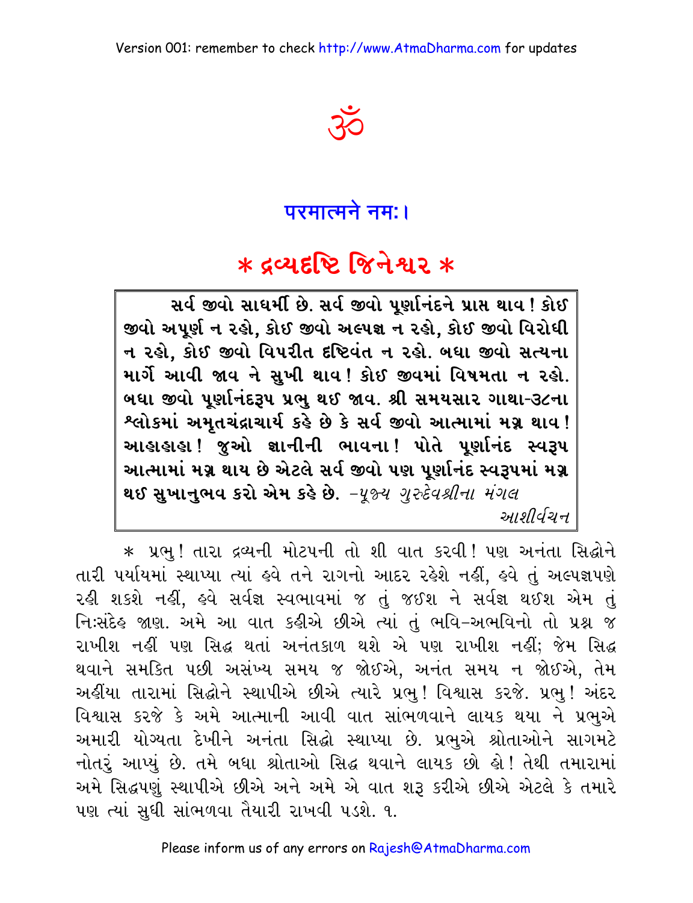ॐ

## परमात्मने नमः।

# * દ્રવ્યદૃષ્ટિ જિનેશ્વર *

> **સર્વ જીવો સાધર્મી છે. સર્વ જીવો પૂર્ણાનંદને પ્રાપ્ત થાવ! કોઈ જીવો અપૂર્ણ ન રહો, કોઈ જીવો અલ્પજ્ઞ ન રહો, કોઈ જીવો વિરોધી ન રહો, કોઈ જીવો વિપરીત દૃષ્ટિવંત ન રહો. બધા જીવો સત્યના માર્ગે આવી જાવ ને સુખી થાવ! કોઈ જીવમાં વિષમતા ન રહો. બધા જીવો પૂર્ણાનંદરૂપ પ્રભુ થઈ જાવ. શ્રી સમયસાર ગાથા-૩૮ના શ્લોકમાં અમૃતચંદ્રાચાર્ય કહે છે કે સર્વ જીવો આત્મામાં મગ્ન થાવ! આહાહાહા! જુઓ જ્ઞાનીની ભાવના! પોતે પૂર્ણાનંદ સ્વરૂપ આત્મામાં મગ્ન થાય છે એટલે સર્વ જીવો પણ પૂર્ણાનંદ સ્વરૂપમાં મગ્ન થઈ સુખાનુભવ કરો એમ કહે છે.** *–પૂજ્ય ગુરુદેવશ્રીના મંગલ આશીર્વચન*

* પ્રભુ! તારા દ્રવ્યની મોટપની તો શી વાત કરવી! પણ અનંતા સિદ્ધોને તારી પર્યાયમાં સ્થાપ્યા ત્યાં હવે તને રાગનો આદર રહેશે નહીં, હવે તું અલ્પજ્ઞપણે રહી શકશે નહીં, હવે સર્વજ્ઞ સ્વભાવમાં જ તું જઈશ ને સર્વજ્ઞ થઈશ એમ તું નિઃસંદેહ જાણ. અમે આ વાત કહીએ છીએ ત્યાં તું ભવિ-અભવિનો તો પ્રશ્ન જ રાખીશ નહીં પણ સિદ્ધ થતાં અનંતકાળ થશે એ પણ રાખીશ નહીં; જેમ સિદ્ધ થવાને સમકિત પછી અસંખ્ય સમય જ જોઈએ, અનંત સમય ન જોઈએ, તેમ અહીંયા તારામાં સિદ્ધોને સ્થાપીએ છીએ ત્યારે પ્રભુ! વિશ્વાસ કરજે. પ્રભુ! અંદર વિશ્વાસ કરજે કે અમે આત્માની આવી વાત સાંભળવાને લાયક થયા ને પ્રભુએ અમારી યોગ્યતા દેખીને અનંતા સિદ્ધો સ્થાપ્યા છે. પ્રભુએ શ્રોતાઓને સાગમટે નોતરું આપ્યું છે. તમે બધા શ્રોતાઓ સિદ્ધ થવાને લાયક છો હો! તેથી તમારામાં અમે સિદ્ધપણું સ્થાપીએ છીએ અને અમે એ વાત શરૂ કરીએ છીએ એટલે કે તમારે પણ ત્યાં સુધી સાંભળવા તૈયારી રાખવી પડશે. ૧.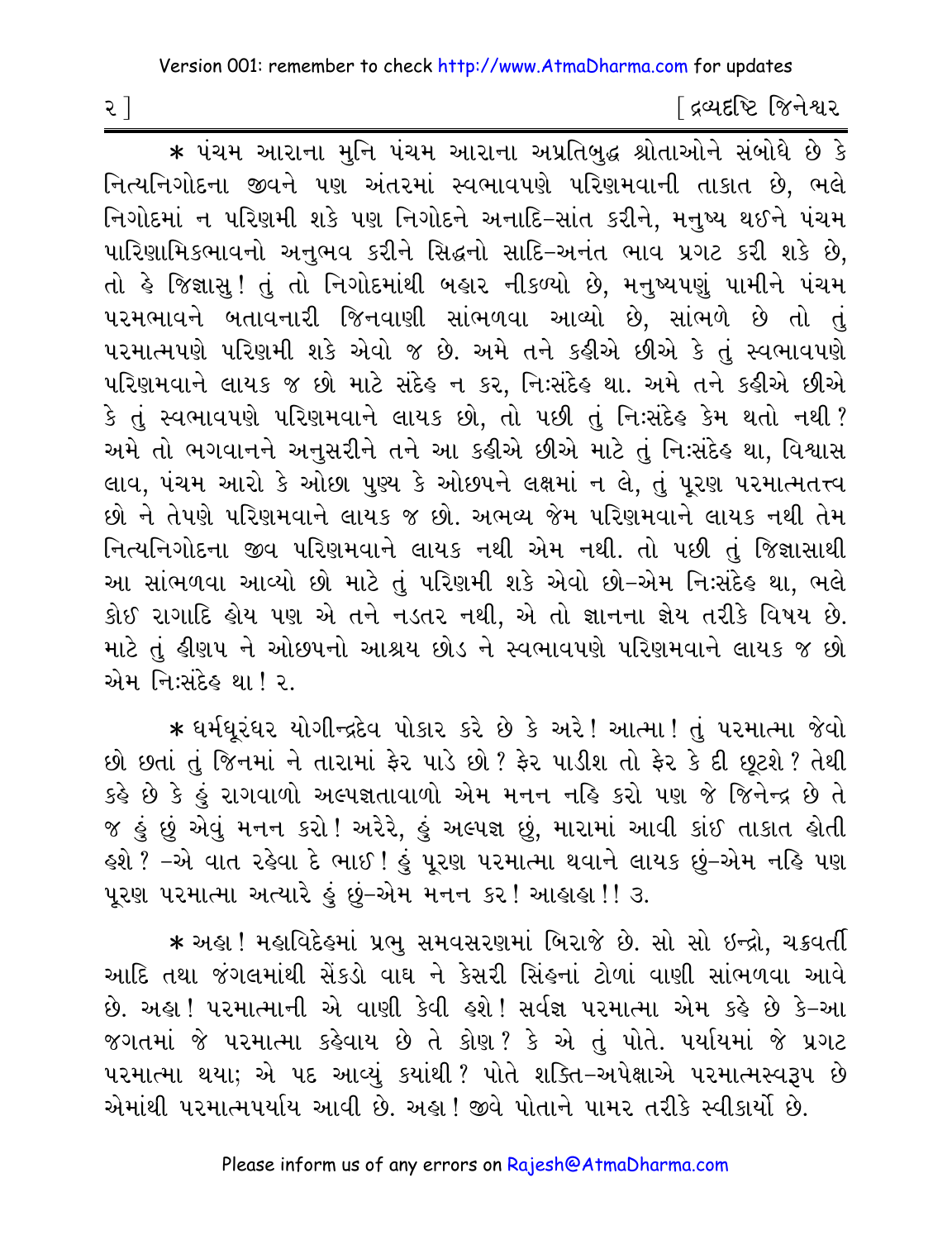* પંચમ આરાના મુનિ પંચમ આરાના અપ્રતિબુદ્ધ શ્રોતાઓને સંબોધે છે કે નિત્યનિગોદના જીવને પણ અંતરમાં સ્વભાવપણે પરિણમવાની તાકાત છે, ભલે નિગોદમાં ન પરિણમી શકે પણ નિગોદને અનાદિ-સાંત કરીને, મનુષ્ય થઈને પંચમ પારિણામિકભાવનો અનુભવ કરીને સિદ્ધનો સાદિ-અનંત ભાવ પ્રગટ કરી શકે છે, તો હે જિજ્ઞાસુ! તું તો નિગોદમાંથી બહાર નીકળ્યો છે, મનુષ્યપણું પામીને પંચમ પરમભાવને બતાવનારી જિનવાણી સાંભળવા આવ્યો છે, સાંભળે છે તો તું પરમાત્મપણે પરિણમી શકે એવો જ છે. અમે તને કહીએ છીએ કે તું સ્વભાવપણે પરિણમવાને લાયક જ છો માટે સંદેહ ન કર, નિઃસંદેહ થા. અમે તને કહીએ છીએ કે તું સ્વભાવપણે પરિણમવાને લાયક છો, તો પછી તું નિઃસંદેહ કેમ થતો નથી? અમે તો ભગવાનને અનુસરીને તને આ કહીએ છીએ માટે તું નિઃસંદેહ થા, વિશ્વાસ લાવ, પંચમ આરો કે ઓછા પુણ્ય કે ઓછપને લક્ષમાં ન લે, તું પૂરણ પરમાત્મતત્ત્વ છો ને તેપણે પરિણમવાને લાયક જ છો. અભવ્ય જેમ પરિણમવાને લાયક નથી તેમ નિત્યનિગોદના જીવ પરિણમવાને લાયક નથી એમ નથી. તો પછી તું જિજ્ઞાસાથી આ સાંભળવા આવ્યો છો માટે તું પરિણમી શકે એવો છો-એમ નિઃસંદેહ થા, ભલે કોઈ રાગાદિ હોય પણ એ તને નડતર નથી, એ તો જ્ઞાનના જ્ઞેય તરીકે વિષય છે. માટે તું હીણપ ને ઓછપનો આશ્રય છોડ ને સ્વભાવપણે પરિણમવાને લાયક જ છો એમ નિઃસંદેહ થા! ૨.

* ધર્મધૂરંધર યોગીન્દ્રદેવ પોકાર કરે છે કે અરે! આત્મા! તું પરમાત્મા જેવો છો છતાં તું જિનમાં ને તારામાં ફેર પાડે છો? ફેર પાડીશ તો ફેર કે દી છૂટશે? તેથી કહે છે કે હું રાગવાળો અલ્પજ્ઞતાવાળો એમ મનન નહિ કરો પણ જે જિનેન્દ્ર છે તે જ હું છું એવું મનન કરો! અરેરે, હું અલ્પજ્ઞ છું, મારામાં આવી કાંઈ તાકાત હોતી હશે? -એ વાત રહેવા દે ભાઈ! હું પૂરણ પરમાત્મા થવાને લાયક છું-એમ નહિ પણ પૂરણ પરમાત્મા અત્યારે હું છું-એમ મનન કર! આહાહા!! ૩.

* અહા! મહાવિદેહમાં પ્રભુ સમવસરણમાં બિરાજે છે. સો સો ઇન્દ્રો, ચક્રવર્તી આદિ તથા જંગલમાંથી સેંકડો વાઘ ને કેસરી સિંહનાં ટોળાં વાણી સાંભળવા આવે છે. અહા! પરમાત્માની એ વાણી કેવી હશે! સર્વજ્ઞ પરમાત્મા એમ કહે છે કે-આ જગતમાં જે પરમાત્મા કહેવાય છે તે કોણ? કે એ તું પોતે. પર્યાયમાં જે પ્રગટ પરમાત્મા થયા; એ પદ આવ્યું ક્યાંથી? પોતે શક્તિ-અપેક્ષાએ પરમાત્મસ્વરૂપ છે એમાંથી પરમાત્મપર્યાય આવી છે. અહા! જીવે પોતાને પામર તરીકે સ્વીકાર્યો છે.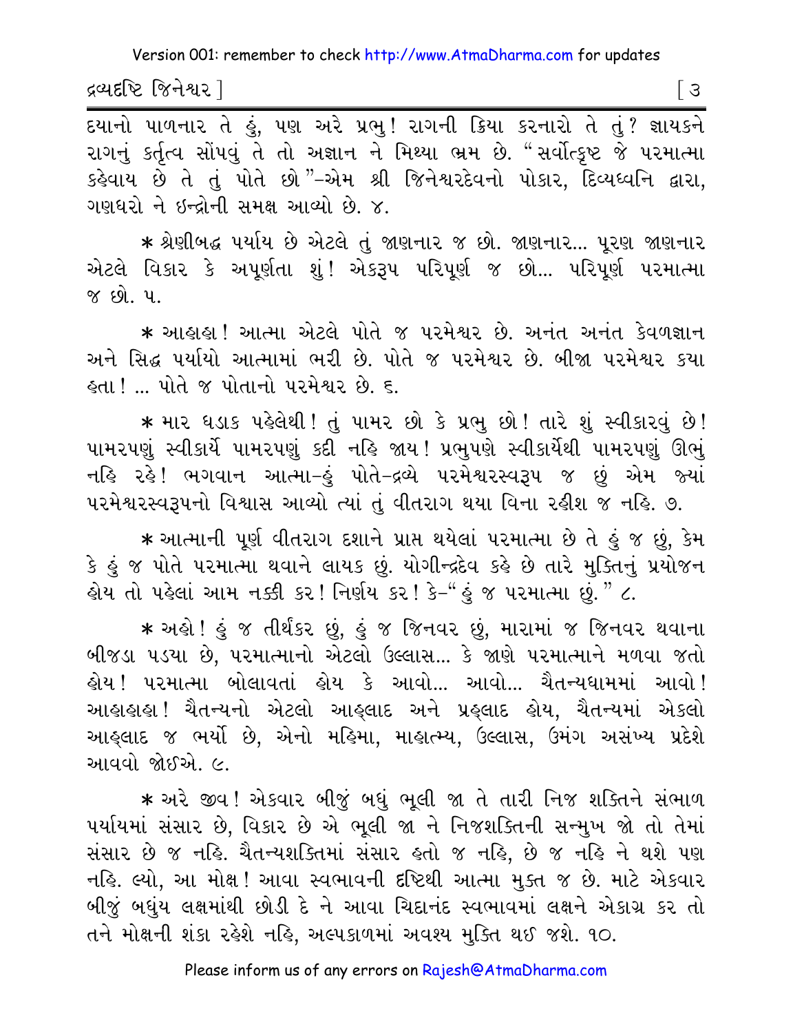દયાનો પાળનાર તે હું, પણ અરે પ્રભુ! રાગની ક્રિયા કરનારો તે તું? જ્ઞાયકને રાગનું કર્તૃત્વ સોંપવું તે તો અજ્ઞાન ને મિથ્યા ભ્રમ છે. "સર્વોત્કૃષ્ટ જે પરમાત્મા કહેવાય છે તે તું પોતે છો"–એમ શ્રી જિનેશ્વરદેવનો પોકાર, દિવ્યધ્વનિ દ્વારા, ગણધરો ને ઇન્દ્રોની સમક્ષ આવ્યો છે. ૪.

* શ્રેણીબદ્ધ પર્યાય છે એટલે તું જાણનાર જ છો. જાણનાર... પૂરણ જાણનાર એટલે વિકાર કે અપૂર્ણતા શું! એકરૂપ પરિપૂર્ણ જ છો... પરિપૂર્ણ પરમાત્મા જ છો. ૫.

* આહાહા! આત્મા એટલે પોતે જ પરમેશ્વર છે. અનંત અનંત કેવળજ્ઞાન અને સિદ્ધ પર્યાયો આત્મામાં ભરી છે. પોતે જ પરમેશ્વર છે. બીજા પરમેશ્વર કયા હતા! ... પોતે જ પોતાનો પરમેશ્વર છે. ૬.

* માર ધડાક પહેલેથી! તું પામર છો કે પ્રભુ છો! તારે શું સ્વીકારવું છે! પામરપણું સ્વીકાર્યે પામરપણું કદી નહિ જાય! પ્રભુપણે સ્વીકાર્યેથી પામરપણું ઊભું નહિ રહે! ભગવાન આત્મા–હું પોતે–દ્રવ્યે પરમેશ્વરસ્વરૂપ જ છું એમ જ્યાં પરમેશ્વરસ્વરૂપનો વિશ્વાસ આવ્યો ત્યાં તું વીતરાગ થયા વિના રહીશ જ નહિ. ૭.

* આત્માની પૂર્ણ વીતરાગ દશાને પ્રાપ્ત થયેલાં પરમાત્મા છે તે હું જ છું, કેમ કે હું જ પોતે પરમાત્મા થવાને લાયક છું. યોગીન્દ્રદેવ કહે છે તારે મુક્તિનું પ્રયોજન હોય તો પહેલાં આમ નક્કી કર! નિર્ણય કર! કે–"હું જ પરમાત્મા છું." ૮.

* અહો! હું જ તીર્થંકર છું, હું જ જિનવર છું, મારામાં જ જિનવર થવાના બીજડા પડયા છે, પરમાત્માનો એટલો ઉલ્લાસ... કે જાણે પરમાત્માને મળવા જતો હોય! પરમાત્મા બોલાવતાં હોય કે આવો... આવો... ચૈતન્યધામમાં આવો! આહાહાહા! ચૈતન્યનો એટલો આહ્લાદ અને પ્રહ્લાદ હોય, ચૈતન્યમાં એકલો આહ્લાદ જ ભર્યો છે, એનો મહિમા, માહાત્મ્ય, ઉલ્લાસ, ઉમંગ અસંખ્ય પ્રદેશે આવવો જોઈએ. ૯.

* અરે જીવ! એકવાર બીજું બધું ભૂલી જા તે તારી નિજ શક્તિને સંભાળ પર્યાયમાં સંસાર છે, વિકાર છે એ ભૂલી જા ને નિજશક્તિની સન્મુખ જો તો તેમાં સંસાર છે જ નહિ. ચૈતન્યશક્તિમાં સંસાર હતો જ નહિ, છે જ નહિ ને થશે પણ નહિ. લ્યો, આ મોક્ષ! આવા સ્વભાવની દૃષ્ટિથી આત્મા મુક્ત જ છે. માટે એકવાર બીજું બધુંય લક્ષમાંથી છોડી દે ને આવા ચિદાનંદ સ્વભાવમાં લક્ષને એકાગ્ર કર તો તને મોક્ષની શંકા રહેશે નહિ, અલ્પકાળમાં અવશ્ય મુક્તિ થઈ જશે. ૧૦.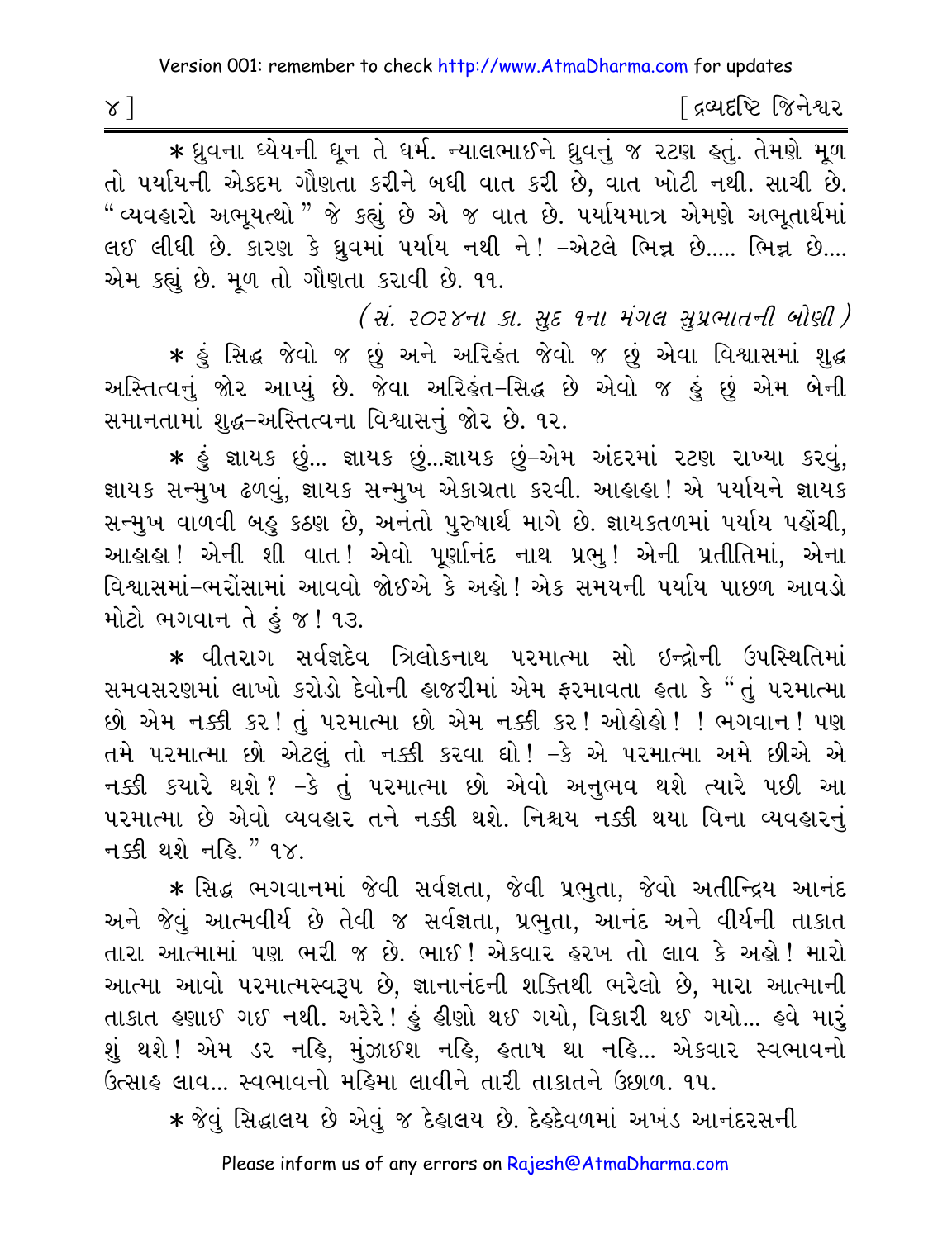* ધ્રુવના ધ્યેયની ધૂન તે ધર્મ. ન્યાલભાઈને ધ્રુવનું જ રટણ હતું. તેમણે મૂળ તો પર્યાયની એકદમ ગૌણતા કરીને બધી વાત કરી છે, વાત ખોટી નથી. સાચી છે. "વ્યવહારો અભૂયત્થો" જે કહ્યું છે એ જ વાત છે. પર્યાયમાત્ર એમણે અભૂતાર્થમાં લઈ લીધી છે. કારણ કે ધ્રુવમાં પર્યાય નથી ને! –એટલે ભિન્ન છે..... ભિન્ન છે.... એમ કહ્યું છે. મૂળ તો ગૌણતા કરાવી છે. ૧૧.

*(સં. ૨૦૨૪ના કા. સુદ ૧ના મંગલ સુપ્રભાતની બોણી)*

* હું સિદ્ધ જેવો જ છું અને અરિહંત જેવો જ છું એવા વિશ્વાસમાં શુદ્ધ અસ્તિત્વનું જોર આપ્યું છે. જેવા અરિહંત–સિદ્ધ છે એવો જ હું છું એમ બેની સમાનતામાં શુદ્ધ–અસ્તિત્વના વિશ્વાસનું જોર છે. ૧૨.

* હું જ્ઞાયક છું... જ્ઞાયક છું...જ્ઞાયક છું–એમ અંદરમાં રટણ રાખ્યા કરવું, જ્ઞાયક સન્મુખ ઢળવું, જ્ઞાયક સન્મુખ એકાગ્રતા કરવી. આહાહા! એ પર્યાયને જ્ઞાયક સન્મુખ વાળવી બહુ કઠણ છે, અનંતો પુરુષાર્થ માગે છે. જ્ઞાયકતળમાં પર્યાય પહોંચી, આહાહા! એની શી વાત! એવો પૂર્ણાનંદ નાથ પ્રભુ! એની પ્રતીતિમાં, એના વિશ્વાસમાં–ભરોંસામાં આવવો જોઈએ કે અહો! એક સમયની પર્યાય પાછળ આવડો મોટો ભગવાન તે હું જ! ૧૩.

* વીતરાગ સર્વજ્ઞદેવ ત્રિલોકનાથ પરમાત્મા સો ઇન્દ્રોની ઉપસ્થિતિમાં સમવસરણમાં લાખો કરોડો દેવોની હાજરીમાં એમ ફરમાવતા હતા કે "તું પરમાત્મા છો એમ નક્કી કર! તું પરમાત્મા છો એમ નક્કી કર! ઓહોહો! ! ભગવાન! પણ તમે પરમાત્મા છો એટલું તો નક્કી કરવા દ્યો! –કે એ પરમાત્મા અમે છીએ એ નક્કી ક્યારે થશે? –કે તું પરમાત્મા છો એવો અનુભવ થશે ત્યારે પછી આ પરમાત્મા છે એવો વ્યવહાર તને નક્કી થશે. નિશ્ચય નક્કી થયા વિના વ્યવહારનું નક્કી થશે નહિ." ૧૪.

* સિદ્ધ ભગવાનમાં જેવી સર્વજ્ઞતા, જેવી પ્રભુતા, જેવો અતીન્દ્રિય આનંદ અને જેવું આત્મવીર્ય છે તેવી જ સર્વજ્ઞતા, પ્રભુતા, આનંદ અને વીર્યની તાકાત તારા આત્મામાં પણ ભરી જ છે. ભાઈ! એકવાર હરખ તો લાવ કે અહો! મારો આત્મા આવો પરમાત્મસ્વરૂપ છે, જ્ઞાનાનંદની શક્તિથી ભરેલો છે, મારા આત્માની તાકાત હણાઈ ગઈ નથી. અરેરે! હું હીણો થઈ ગયો, વિકારી થઈ ગયો... હવે મારું શું થશે! એમ ડર નહિ, મુંઝાઈશ નહિ, હતાષ થા નહિ... એકવાર સ્વભાવનો ઉત્સાહ લાવ... સ્વભાવનો મહિમા લાવીને તારી તાકાતને ઉછાળ. ૧૫.

* જેવું સિદ્ધાલય છે એવું જ દેહાલય છે. દેહદેવળમાં અખંડ આનંદરસની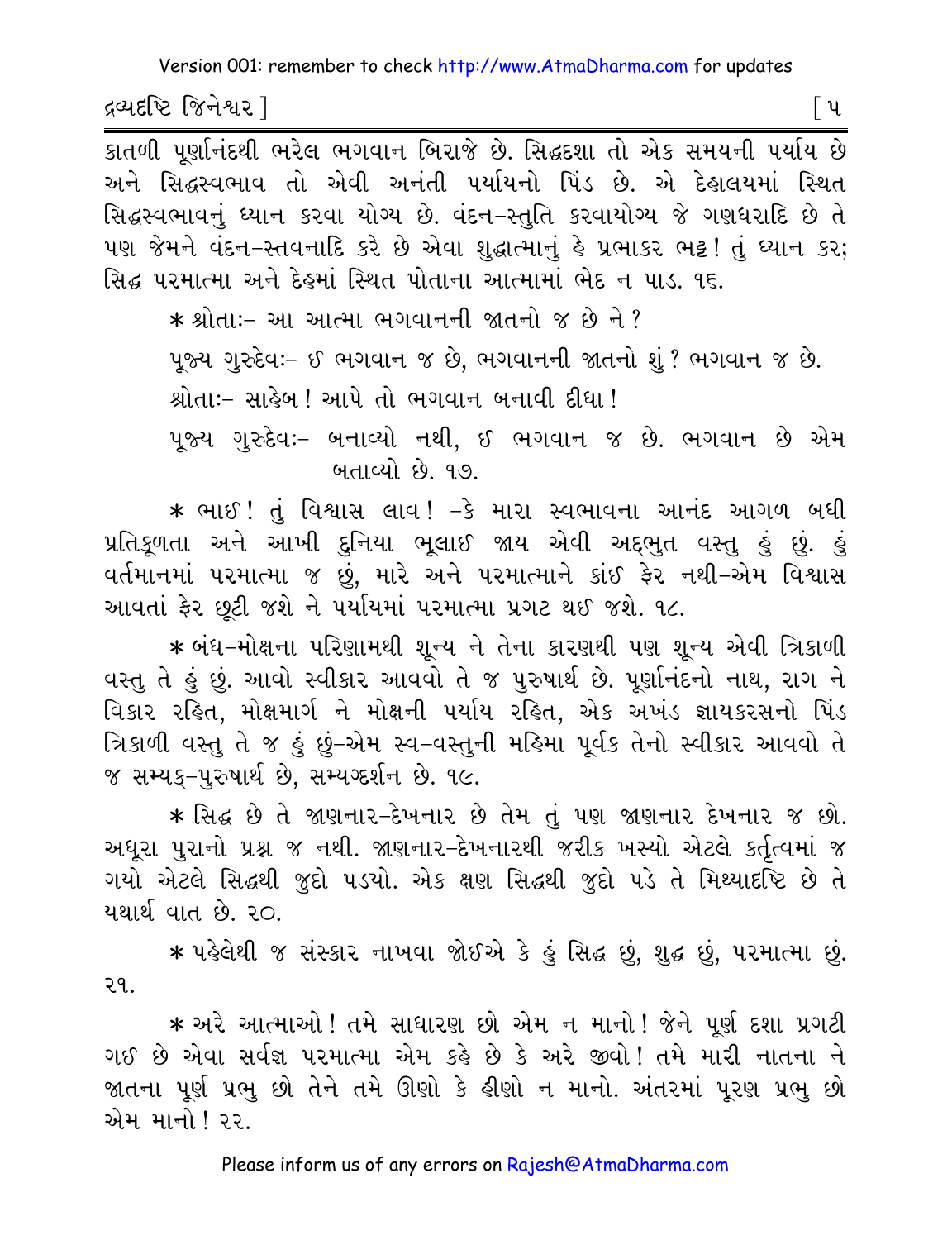કાતળી પૂર્ણાનંદથી ભરેલ ભગવાન બિરાજે છે. સિદ્ધદશા તો એક સમયની પર્યાય છે અને સિદ્ધસ્વભાવ તો એવી અનંતી પર્યાયનો પિંડ છે. એ દેહાલયમાં સ્થિત સિદ્ધસ્વભાવનું ધ્યાન કરવા યોગ્ય છે. વંદન-સ્તુતિ કરવાયોગ્ય જે ગણધરાદિ છે તે પણ જેમને વંદન-સ્તવનાદિ કરે છે એવા શુદ્ધાત્માનું હે પ્રભાકર ભટ્ટ! તું ધ્યાન કર; સિદ્ધ પરમાત્મા અને દેહમાં સ્થિત પોતાના આત્મામાં ભેદ ન પાડ. ૧૬.

* શ્રોતાઃ- આ આત્મા ભગવાનની જાતનો જ છે ને?

પૂજ્ય ગુરુદેવઃ- ઈ ભગવાન જ છે, ભગવાનની જાતનો શું? ભગવાન જ છે.

શ્રોતાઃ- સાહેબ! આપે તો ભગવાન બનાવી દીધા!

પૂજ્ય ગુરુદેવઃ- બનાવ્યો નથી, ઈ ભગવાન જ છે. ભગવાન છે એમ બતાવ્યો છે. ૧૭.

* ભાઈ! તું વિશ્વાસ લાવ! -કે મારા સ્વભાવના આનંદ આગળ બધી પ્રતિકૂળતા અને આખી દુનિયા ભૂલાઈ જાય એવી અદ્ભુત વસ્તુ હું છું. હું વર્તમાનમાં પરમાત્મા જ છું, મારે અને પરમાત્માને કાંઈ ફેર નથી-એમ વિશ્વાસ આવતાં ફેર છૂટી જશે ને પર્યાયમાં પરમાત્મા પ્રગટ થઈ જશે. ૧૮.

* બંધ-મોક્ષના પરિણામથી શૂન્ય ને તેના કારણથી પણ શૂન્ય એવી ત્રિકાળી વસ્તુ તે હું છું. આવો સ્વીકાર આવવો તે જ પુરુષાર્થ છે. પૂર્ણાનંદનો નાથ, રાગ ને વિકાર રહિત, મોક્ષમાર્ગ ને મોક્ષની પર્યાય રહિત, એક અખંડ જ્ઞાયકરસનો પિંડ ત્રિકાળી વસ્તુ તે જ હું છું-એમ સ્વ-વસ્તુની મહિમા પૂર્વક તેનો સ્વીકાર આવવો તે જ સમ્યક્-પુરુષાર્થ છે, સમ્યગ્દર્શન છે. ૧૯.

* સિદ્ધ છે તે જાણનાર-દેખનાર છે તેમ તું પણ જાણનાર દેખનાર જ છો. અધૂરા પુરાનો પ્રશ્ન જ નથી. જાણનાર-દેખનારથી જરીક ખસ્યો એટલે કર્તૃત્વમાં જ ગયો એટલે સિદ્ધથી જુદો પડયો. એક ક્ષણ સિદ્ધથી જુદો પડે તે મિથ્યાદષ્ટિ છે તે યથાર્થ વાત છે. ૨૦.

* પહેલેથી જ સંસ્કાર નાખવા જોઈએ કે હું સિદ્ધ છું, શુદ્ધ છું, પરમાત્મા છું. ૨૧.

* અરે આત્માઓ! તમે સાધારણ છો એમ ન માનો! જેને પૂર્ણ દશા પ્રગટી ગઈ છે એવા સર્વજ્ઞ પરમાત્મા એમ કહે છે કે અરે જીવો! તમે મારી નાતના ને જાતના પૂર્ણ પ્રભુ છો તેને તમે ઊણો કે હીણો ન માનો. અંતરમાં પૂરણ પ્રભુ છો એમ માનો! ૨૨.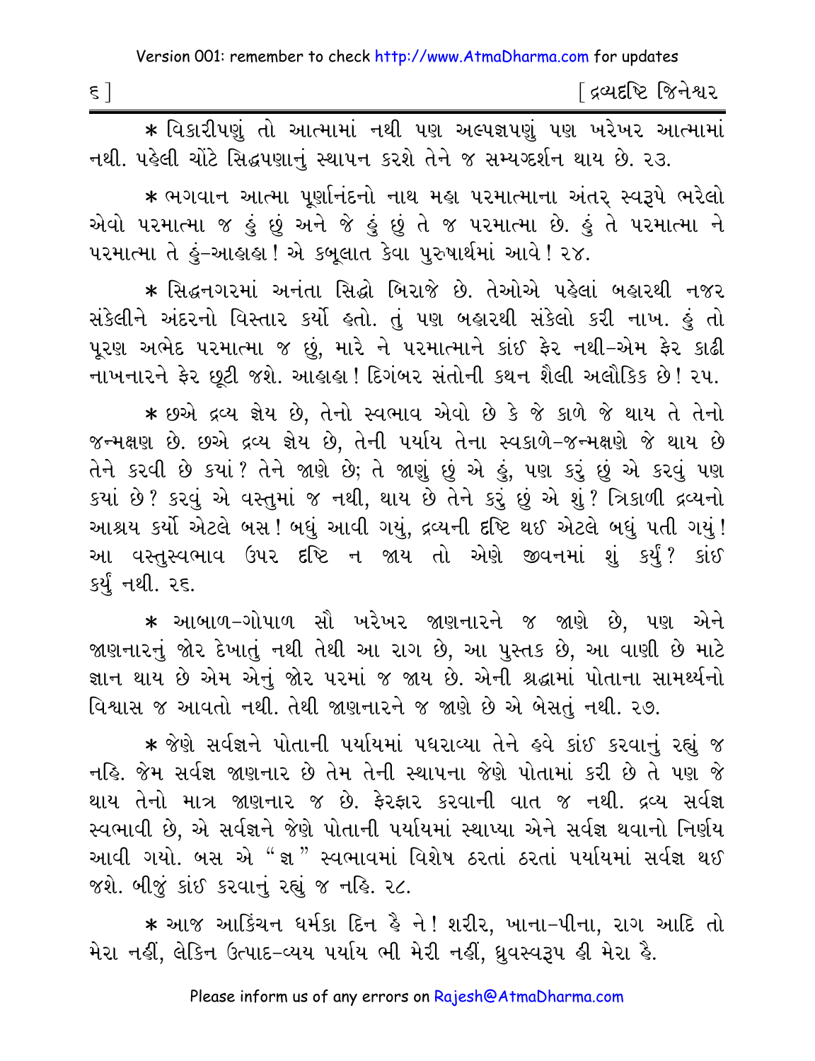* વિકારીપણું તો આત્મામાં નથી પણ અલ્પજ્ઞપણું પણ ખરેખર આત્મામાં નથી. પહેલી ચોંટે સિદ્ધપણાનું સ્થાપન કરશે તેને જ સમ્યગ્દર્શન થાય છે. ૨૩.

* ભગવાન આત્મા પૂર્ણાનંદનો નાથ મહા પરમાત્માના અંતર્ સ્વરૂપે ભરેલો એવો પરમાત્મા જ હું છું અને જે હું છું તે જ પરમાત્મા છે. હું તે પરમાત્મા ને પરમાત્મા તે હું–આહાહા! એ કબૂલાત કેવા પુરુષાર્થમાં આવે! ૨૪.

* સિદ્ધનગરમાં અનંતા સિદ્ધો બિરાજે છે. તેઓએ પહેલાં બહારથી નજર સંકેલીને અંદરનો વિસ્તાર કર્યો હતો. તું પણ બહારથી સંકેલો કરી નાખ. હું તો પૂરણ અભેદ પરમાત્મા જ છું, મારે ને પરમાત્માને કાંઈ ફેર નથી–એમ ફેર કાઢી નાખનારને ફેર છૂટી જશે. આહાહા! દિગંબર સંતોની કથન શૈલી અલૌકિક છે! ૨૫.

* છએ દ્રવ્ય જ્ઞેય છે, તેનો સ્વભાવ એવો છે કે જે કાળે જે થાય તે તેનો જન્મક્ષણ છે. છએ દ્રવ્ય જ્ઞેય છે, તેની પર્યાય તેના સ્વકાળે–જન્મક્ષણે જે થાય છે તેને કરવી છે કયાં? તેને જાણે છે; તે જાણું છું એ હું, પણ કરું છું એ કરવું પણ કયાં છે? કરવું એ વસ્તુમાં જ નથી, થાય છે તેને કરું છું એ શું? ત્રિકાળી દ્રવ્યનો આશ્રય કર્યો એટલે બસ! બધું આવી ગયું, દ્રવ્યની દૃષ્ટિ થઈ એટલે બધું પતી ગયું! આ વસ્તુસ્વભાવ ઉપર દૃષ્ટિ ન જાય તો એણે જીવનમાં શું કર્યું? કાંઈ કર્યું નથી. ૨૬.

* આબાળ–ગોપાળ સૌ ખરેખર જાણનારને જ જાણે છે, પણ એને જાણનારનું જોર દેખાતું નથી તેથી આ રાગ છે, આ પુસ્તક છે, આ વાણી છે માટે જ્ઞાન થાય છે એમ એનું જોર પરમાં જ જાય છે. એની શ્રદ્ધામાં પોતાના સામર્થ્યનો વિશ્વાસ જ આવતો નથી. તેથી જાણનારને જ જાણે છે એ બેસતું નથી. ૨૭.

* જેણે સર્વજ્ઞને પોતાની પર્યાયમાં પધરાવ્યા તેને હવે કાંઈ કરવાનું રહ્યું જ નહિ. જેમ સર્વજ્ઞ જાણનાર છે તેમ તેની સ્થાપના જેણે પોતામાં કરી છે તે પણ જે થાય તેનો માત્ર જાણનાર જ છે. ફેરફાર કરવાની વાત જ નથી. દ્રવ્ય સર્વજ્ઞ સ્વભાવી છે, એ સર્વજ્ઞને જેણે પોતાની પર્યાયમાં સ્થાપ્યા એને સર્વજ્ઞ થવાનો નિર્ણય આવી ગયો. બસ એ "જ્ઞ" સ્વભાવમાં વિશેષ ઠરતાં ઠરતાં પર્યાયમાં સર્વજ્ઞ થઈ જશે. બીજું કાંઈ કરવાનું રહ્યું જ નહિ. ૨૮.

* આજ આકિંચન ધર્મકા દિન હૈ ને! શરીર, ખાના–પીના, રાગ આદિ તો મેરા નહીં, લેકિન ઉત્પાદ–વ્યય પર્યાય ભી મેરી નહીં, ધ્રુવસ્વરૂપ હી મેરા હૈ.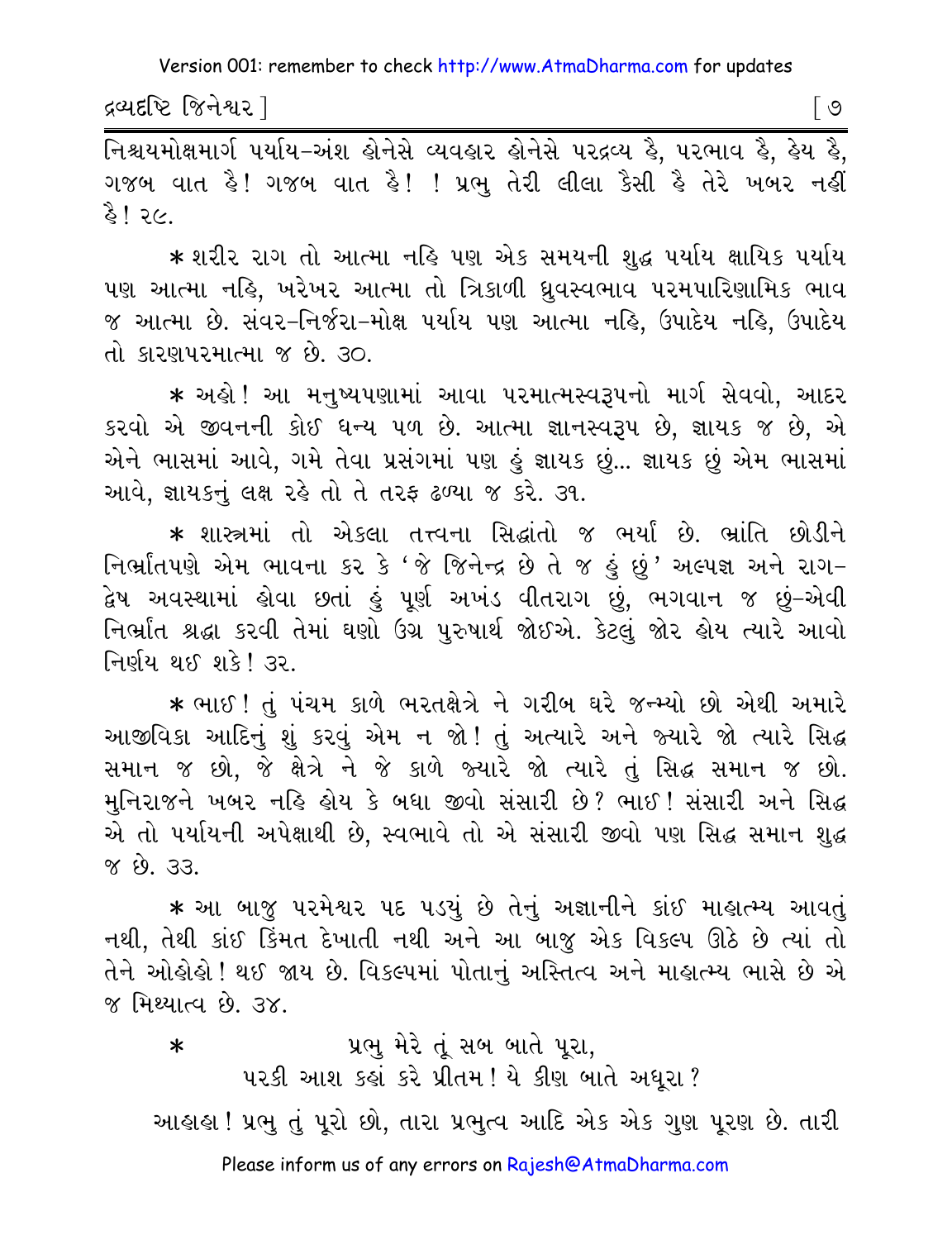નિશ્ચયમોક્ષમાર્ગ પર્યાય-અંશ હોનેસે વ્યવહાર હોનેસે પરદ્રવ્ય હૈ, પરભાવ હૈ, હેય હૈ, ગજબ વાત હૈ! ગજબ વાત હૈ! ! પ્રભુ તેરી લીલા કૈસી હૈ તેરે ખબર નહીં હૈ! ૨૯.

* શરીર રાગ તો આત્મા નહિ પણ એક સમયની શુદ્ધ પર્યાય ક્ષાયિક પર્યાય પણ આત્મા નહિ, ખરેખર આત્મા તો ત્રિકાળી ધ્રુવસ્વભાવ પરમપારિણામિક ભાવ જ આત્મા છે. સંવર-નિર્જરા-મોક્ષ પર્યાય પણ આત્મા નહિ, ઉપાદેય નહિ, ઉપાદેય તો કારણપરમાત્મા જ છે. ૩૦.

* અહો! આ મનુષ્યપણામાં આવા પરમાત્મસ્વરૂપનો માર્ગ સેવવો, આદર કરવો એ જીવનની કોઈ ધન્ય પળ છે. આત્મા જ્ઞાનસ્વરૂપ છે, જ્ઞાયક જ છે, એ એને ભાસમાં આવે, ગમે તેવા પ્રસંગમાં પણ હું જ્ઞાયક છું... જ્ઞાયક છું એમ ભાસમાં આવે, જ્ઞાયકનું લક્ષ રહે તો તે તરફ ઢળ્યા જ કરે. ૩૧.

* શાસ્ત્રમાં તો એકલા તત્ત્વના સિદ્ધાંતો જ ભર્યા છે. ભ્રાંતિ છોડીને નિર્ભ્રાંતપણે એમ ભાવના કર કે 'જે જિનેન્દ્ર છે તે જ હું છું' અલ્પજ્ઞ અને રાગ-દ્વેષ અવસ્થામાં હોવા છતાં હું પૂર્ણ અખંડ વીતરાગ છું, ભગવાન જ છું-એવી નિર્ભ્રાંત શ્રદ્ધા કરવી તેમાં ઘણો ઉગ્ર પુરુષાર્થ જોઈએ. કેટલું જોર હોય ત્યારે આવો નિર્ણય થઈ શકે! ૩૨.

* ભાઈ! તું પંચમ કાળે ભરતક્ષેત્રે ને ગરીબ ઘરે જન્મ્યો છો એથી અમારે આજીવિકા આદિનું શું કરવું એમ ન જો! તું અત્યારે અને જ્યારે જો ત્યારે સિદ્ધ સમાન જ છો, જે ક્ષેત્રે ને જે કાળે જ્યારે જો ત્યારે તું સિદ્ધ સમાન જ છો. મુનિરાજને ખબર નહિ હોય કે બધા જીવો સંસારી છે? ભાઈ! સંસારી અને સિદ્ધ એ તો પર્યાયની અપેક્ષાથી છે, સ્વભાવે તો એ સંસારી જીવો પણ સિદ્ધ સમાન શુદ્ધ જ છે. ૩૩.

* આ બાજુ પરમેશ્વર પદ પડ્યું છે તેનું અજ્ઞાનીને કાંઈ માહાત્મ્ય આવતું નથી, તેથી કાંઈ કિંમત દેખાતી નથી અને આ બાજુ એક વિકલ્પ ઊઠે છે ત્યાં તો તેને ઓહોહો! થઈ જાય છે. વિકલ્પમાં પોતાનું અસ્તિત્વ અને માહાત્મ્ય ભાસે છે એ જ મિથ્યાત્વ છે. ૩૪.

* પ્રભુ મેરે તૂં સબ બાતે પૂરા,
પરકી આશ કહાં કરે પ્રીતમ! યે કીણ બાતે અધૂરા?

આહાહા! પ્રભુ તું પૂરો છો, તારા પ્રભુત્વ આદિ એક એક ગુણ પૂરણ છે. તારી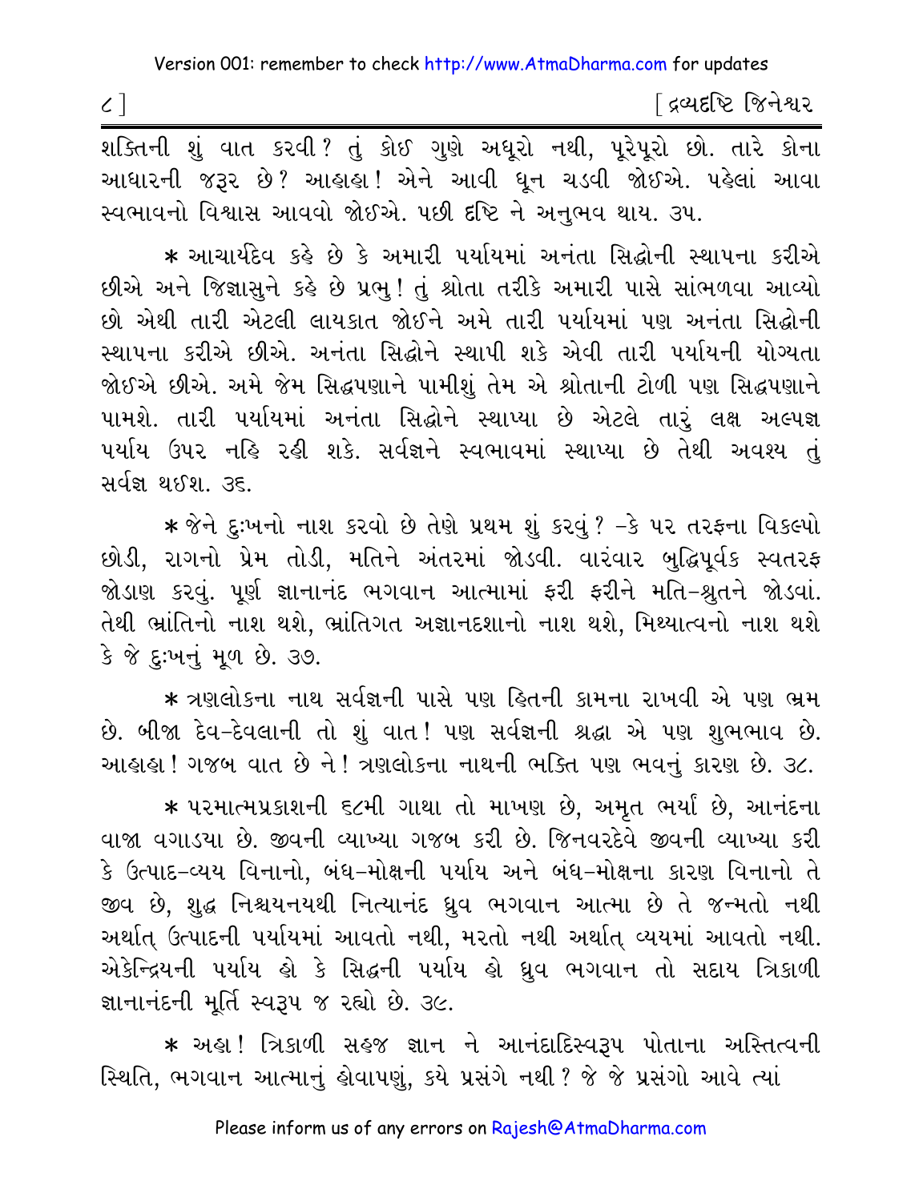શક્તિની શું વાત કરવી? તું કોઈ ગુણે અધૂરો નથી, પૂરેપૂરો છો. તારે કોના આધારની જરૂર છે? આહાહા! એને આવી ધૂન ચડવી જોઈએ. પહેલાં આવા સ્વભાવનો વિશ્વાસ આવવો જોઈએ. પછી દૃષ્ટિ ને અનુભવ થાય. ૩૫.

* આચાર્યદેવ કહે છે કે અમારી પર્યાયમાં અનંતા સિદ્ધોની સ્થાપના કરીએ છીએ અને જિજ્ઞાસુને કહે છે પ્રભુ! તું શ્રોતા તરીકે અમારી પાસે સાંભળવા આવ્યો છો એથી તારી એટલી લાયકાત જોઈને અમે તારી પર્યાયમાં પણ અનંતા સિદ્ધોની સ્થાપના કરીએ છીએ. અનંતા સિદ્ધોને સ્થાપી શકે એવી તારી પર્યાયની યોગ્યતા જોઈએ છીએ. અમે જેમ સિદ્ધપણાને પામીશું તેમ એ શ્રોતાની ટોળી પણ સિદ્ધપણાને પામશે. તારી પર્યાયમાં અનંતા સિદ્ધોને સ્થાપ્યા છે એટલે તારું લક્ષ અલ્પજ્ઞ પર્યાય ઉપર નહિ રહી શકે. સર્વજ્ઞને સ્વભાવમાં સ્થાપ્યા છે તેથી અવશ્ય તું સર્વજ્ઞ થઈશ. ૩૬.

* જેને દુઃખનો નાશ કરવો છે તેણે પ્રથમ શું કરવું? -કે પર તરફના વિકલ્પો છોડી, રાગનો પ્રેમ તોડી, મતિને અંતરમાં જોડવી. વારંવાર બુદ્ધિપૂર્વક સ્વતરફ જોડાણ કરવું. પૂર્ણ જ્ઞાનાનંદ ભગવાન આત્મામાં ફરી ફરીને મતિ-શ્રુતને જોડવાં. તેથી ભ્રાંતિનો નાશ થશે, ભ્રાંતિગત અજ્ઞાનદશાનો નાશ થશે, મિથ્યાત્વનો નાશ થશે કે જે દુઃખનું મૂળ છે. ૩૭.

* ત્રણલોકના નાથ સર્વજ્ઞની પાસે પણ હિતની કામના રાખવી એ પણ ભ્રમ છે. બીજા દેવ-દેવલાની તો શું વાત! પણ સર્વજ્ઞની શ્રદ્ધા એ પણ શુભભાવ છે. આહાહા! ગજબ વાત છે ને! ત્રણલોકના નાથની ભક્તિ પણ ભવનું કારણ છે. ૩૮.

* પરમાત્મપ્રકાશની ૬૮મી ગાથા તો માખણ છે, અમૃત ભર્યાં છે, આનંદના વાજા વગાડયા છે. જીવની વ્યાખ્યા ગજબ કરી છે. જિનવરદેવે જીવની વ્યાખ્યા કરી કે ઉત્પાદ-વ્યય વિનાનો, બંધ-મોક્ષની પર્યાય અને બંધ-મોક્ષના કારણ વિનાનો તે જીવ છે, શુદ્ધ નિશ્ચયનયથી નિત્યાનંદ ધ્રુવ ભગવાન આત્મા છે તે જન્મતો નથી અર્થાત્ ઉત્પાદની પર્યાયમાં આવતો નથી, મરતો નથી અર્થાત્ વ્યયમાં આવતો નથી. એકેન્દ્રિયની પર્યાય હો કે સિદ્ધની પર્યાય હો ધ્રુવ ભગવાન તો સદાય ત્રિકાળી જ્ઞાનાનંદની મૂર્તિ સ્વરૂપ જ રહ્યો છે. ૩૯.

* અહા! ત્રિકાળી સહજ જ્ઞાન ને આનંદાદિસ્વરૂપ પોતાના અસ્તિત્વની સ્થિતિ, ભગવાન આત્માનું હોવાપણું, કયે પ્રસંગે નથી? જે જે પ્રસંગો આવે ત્યાં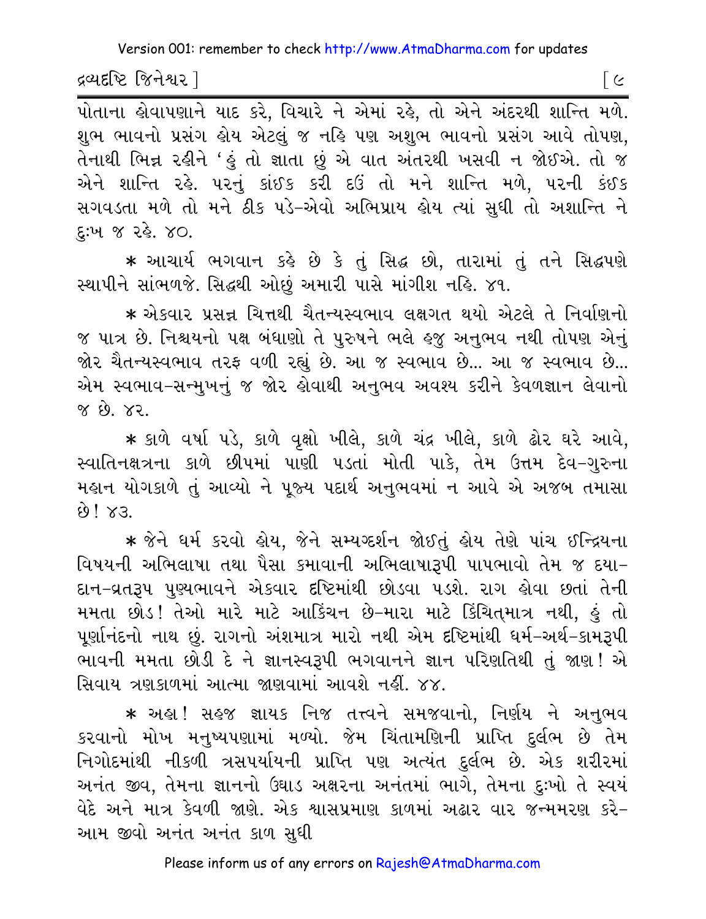પોતાના હોવાપણાને યાદ કરે, વિચારે ને એમાં રહે, તો એને અંદરથી શાન્તિ મળે. શુભ ભાવનો પ્રસંગ હોય એટલું જ નહિ પણ અશુભ ભાવનો પ્રસંગ આવે તોપણ, તેનાથી ભિન્ન રહીને 'હું તો જ્ઞાતા છું એ વાત અંતરથી ખસવી ન જોઈએ. તો જ એને શાન્તિ રહે. પરનું કાંઈક કરી દઉં તો મને શાન્તિ મળે, પરની કંઈક સગવડતા મળે તો મને ઠીક પડે-એવો અભિપ્રાય હોય ત્યાં સુધી તો અશાન્તિ ને દુઃખ જ રહે. ૪૦.

* આચાર્ય ભગવાન કહે છે કે તું સિદ્ધ છો, તારામાં તું તને સિદ્ધપણે સ્થાપીને સાંભળજે. સિદ્ધથી ઓછું અમારી પાસે માંગીશ નહિ. ૪૧.

* એકવાર પ્રસન્ન ચિત્તથી ચૈતન્યસ્વભાવ લક્ષગત થયો એટલે તે નિર્વાણનો જ પાત્ર છે. નિશ્ચયનો પક્ષ બંધાણો તે પુરુષને ભલે હજુ અનુભવ નથી તોપણ એનું જોર ચૈતન્યસ્વભાવ તરફ વળી રહ્યું છે. આ જ સ્વભાવ છે... આ જ સ્વભાવ છે... એમ સ્વભાવ-સન્મુખનું જ જોર હોવાથી અનુભવ અવશ્ય કરીને કેવળજ્ઞાન લેવાનો જ છે. ૪૨.

* કાળે વર્ષા પડે, કાળે વૃક્ષો ખીલે, કાળે ચંદ્ર ખીલે, કાળે ઢોર ઘરે આવે, સ્વાતિનક્ષત્રના કાળે છીપમાં પાણી પડતાં મોતી પાકે, તેમ ઉત્તમ દેવ-ગુરુના મહાન યોગકાળે તું આવ્યો ને પૂજ્ય પદાર્થ અનુભવમાં ન આવે એ અજબ તમાસા છે! ૪૩.

* જેને ધર્મ કરવો હોય, જેને સમ્યગ્દર્શન જોઈતું હોય તેણે પાંચ ઈન્દ્રિયના વિષયની અભિલાષા તથા પૈસા કમાવાની અભિલાષારૂપી પાપભાવો તેમ જ દયા-દાન-વ્રતરૂપ પુણ્યભાવને એકવાર દૃષ્ટિમાંથી છોડવા પડશે. રાગ હોવા છતાં તેની મમતા છોડ! તેઓ મારે માટે આકિંચન છે-મારા માટે કિંચિત્‌માત્ર નથી, હું તો પૂર્ણાનંદનો નાથ છું. રાગનો અંશમાત્ર મારો નથી એમ દૃષ્ટિમાંથી ધર્મ-અર્થ-કામરૂપી ભાવની મમતા છોડી દે ને જ્ઞાનસ્વરૂપી ભગવાનને જ્ઞાન પરિણતિથી તું જાણ! એ સિવાય ત્રણકાળમાં આત્મા જાણવામાં આવશે નહીં. ૪૪.

* અહા! સહજ જ્ઞાયક નિજ તત્ત્વને સમજવાનો, નિર્ણય ને અનુભવ કરવાનો મોખ મનુષ્યપણામાં મળ્યો. જેમ ચિંતામણિની પ્રાપ્તિ દુર્લભ છે તેમ નિગોદમાંથી નીકળી ત્રસપર્યાયની પ્રાપ્તિ પણ અત્યંત દુર્લભ છે. એક શરીરમાં અનંત જીવ, તેમના જ્ઞાનનો ઉઘાડ અક્ષરના અનંતમાં ભાગે, તેમના દુઃખો તે સ્વયં વેદે અને માત્ર કેવળી જાણે. એક શ્વાસપ્રમાણ કાળમાં અઢાર વાર જન્મમરણ કરે- આમ જીવો અનંત અનંત કાળ સુધી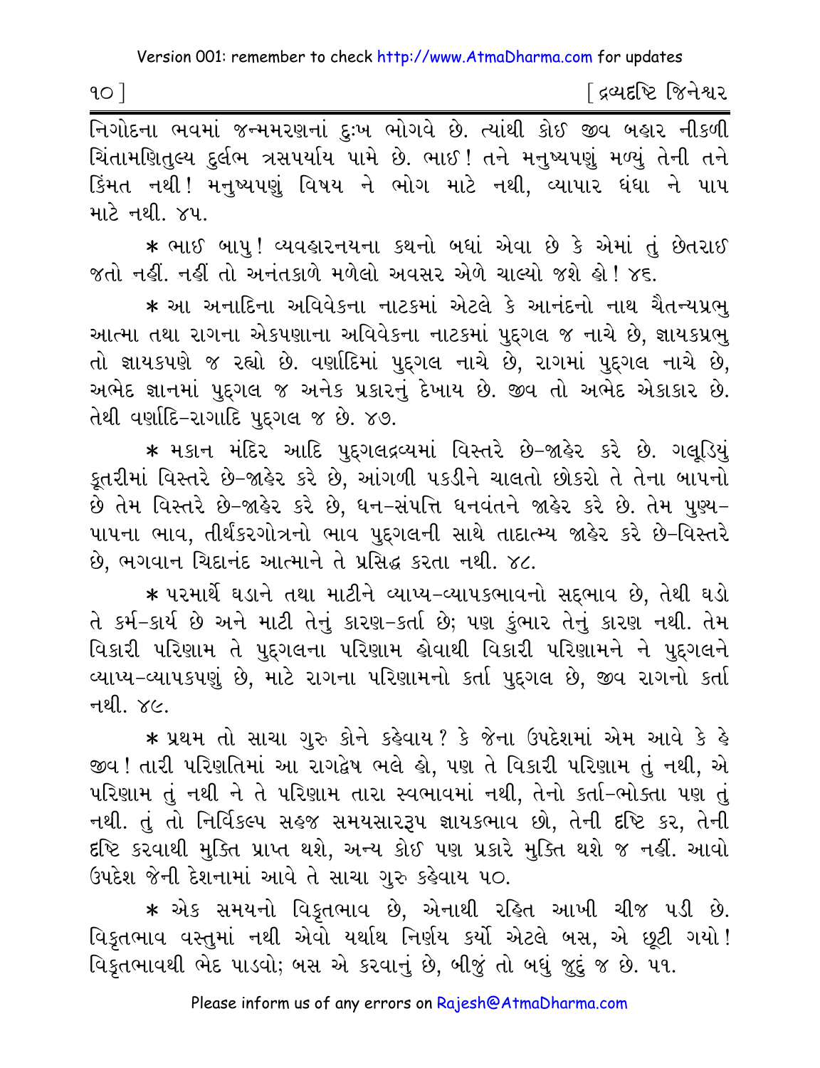નિગોદના ભવમાં જન્મમરણનાં દુઃખ ભોગવે છે. ત્યાંથી કોઈ જીવ બહાર નીકળી ચિંતામણિતુલ્ય દુર્લભ ત્રસપર્યાય પામે છે. ભાઈ! તને મનુષ્યપણું મળ્યું તેની તને કિંમત નથી! મનુષ્યપણું વિષય ને ભોગ માટે નથી, વ્યાપાર ધંધા ને પાપ માટે નથી. ૪૫.

* ભાઈ બાપુ! વ્યવહારનયના કથનો બધાં એવા છે કે એમાં તું છેતરાઈ જતો નહીં. નહીં તો અનંતકાળે મળેલો અવસર એળે ચાલ્યો જશે હો! ૪૬.

* આ અનાદિના અવિવેકના નાટકમાં એટલે કે આનંદનો નાથ ચૈતન્યપ્રભુ આત્મા તથા રાગના એકપણાના અવિવેકના નાટકમાં પુદ્ગલ જ નાચે છે, જ્ઞાયકપ્રભુ તો જ્ઞાયકપણે જ રહ્યો છે. વર્ણાદિમાં પુદ્ગલ નાચે છે, રાગમાં પુદ્ગલ નાચે છે, અભેદ જ્ઞાનમાં પુદ્ગલ જ અનેક પ્રકારનું દેખાય છે. જીવ તો અભેદ એકાકાર છે. તેથી વર્ણાદિ-રાગાદિ પુદ્ગલ જ છે. ૪૭.

* મકાન મંદિર આદિ પુદ્ગલદ્રવ્યમાં વિસ્તરે છે-જાહેર કરે છે. ગલૂડિયું કૂતરીમાં વિસ્તરે છે-જાહેર કરે છે, આંગળી પકડીને ચાલતો છોકરો તે તેના બાપનો છે તેમ વિસ્તરે છે-જાહેર કરે છે, ધન-સંપત્તિ ધનવંતને જાહેર કરે છે. તેમ પુણ્ય-પાપના ભાવ, તીર્થંકરગોત્રનો ભાવ પુદ્ગલની સાથે તાદાત્મ્ય જાહેર કરે છે-વિસ્તરે છે, ભગવાન ચિદાનંદ આત્માને તે પ્રસિદ્ધ કરતા નથી. ૪૮.

* પરમાર્થે ઘડાને તથા માટીને વ્યાપ્ય-વ્યાપકભાવનો સદ્ભાવ છે, તેથી ઘડો તે કર્મ-કાર્ય છે અને માટી તેનું કારણ-કર્તા છે; પણ કુંભાર તેનું કારણ નથી. તેમ વિકારી પરિણામ તે પુદ્ગલના પરિણામ હોવાથી વિકારી પરિણામને ને પુદ્ગલને વ્યાપ્ય-વ્યાપકપણું છે, માટે રાગના પરિણામનો કર્તા પુદ્ગલ છે, જીવ રાગનો કર્તા નથી. ૪૯.

* પ્રથમ તો સાચા ગુરુ કોને કહેવાય? કે જેના ઉપદેશમાં એમ આવે કે હે જીવ! તારી પરિણતિમાં આ રાગદ્વેષ ભલે હો, પણ તે વિકારી પરિણામ તું નથી, એ પરિણામ તું નથી ને તે પરિણામ તારા સ્વભાવમાં નથી, તેનો કર્તા-ભોક્તા પણ તું નથી. તું તો નિર્વિકલ્પ સહજ સમયસારરૂપ જ્ઞાયકભાવ છો, તેની દૃષ્ટિ કર, તેની દૃષ્ટિ કરવાથી મુક્તિ પ્રાપ્ત થશે, અન્ય કોઈ પણ પ્રકારે મુક્તિ થશે જ નહીં. આવો ઉપદેશ જેની દેશનામાં આવે તે સાચા ગુરુ કહેવાય ૫૦.

* એક સમયનો વિકૃતભાવ છે, એનાથી રહિત આખી ચીજ પડી છે. વિકૃતભાવ વસ્તુમાં નથી એવો યથાર્થ નિર્ણય કર્યો એટલે બસ, એ છૂટી ગયો! વિકૃતભાવથી ભેદ પાડવો; બસ એ કરવાનું છે, બીજું તો બધું જુદું જ છે. ૫૧.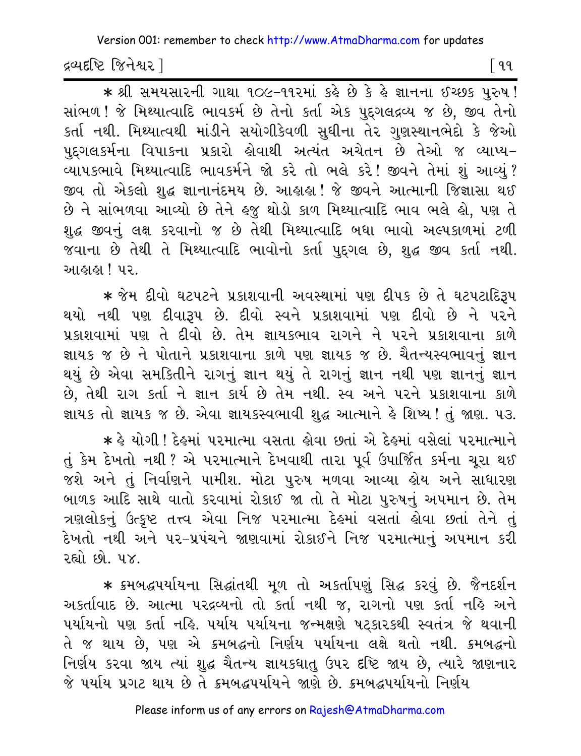* શ્રી સમયસારની ગાથા ૧૦૯-૧૧૨માં કહે છે કે હે જ્ઞાનના ઈચ્છક પુરુષ! સાંભળ! જે મિથ્યાત્વાદિ ભાવકર્મ છે તેનો કર્તા એક પુદ્‌ગલદ્રવ્ય જ છે, જીવ તેનો કર્તા નથી. મિથ્યાત્વથી માંડીને સયોગીકેવળી સુધીના તેર ગુણસ્થાનભેદો કે જેઓ પુદ્‌ગલકર્મના વિપાકના પ્રકારો હોવાથી અત્યંત અચેતન છે તેઓ જ વ્યાપ્ય-વ્યાપકભાવે મિથ્યાત્વાદિ ભાવકર્મને જો કરે તો ભલે કરે! જીવને તેમાં શું આવ્યું? જીવ તો એકલો શુદ્ધ જ્ઞાનાનંદમય છે. આહાહા! જે જીવને આત્માની જિજ્ઞાસા થઈ છે ને સાંભળવા આવ્યો છે તેને હજુ થોડો કાળ મિથ્યાત્વાદિ ભાવ ભલે હો, પણ તે શુદ્ધ જીવનું લક્ષ કરવાનો જ છે તેથી મિથ્યાત્વાદિ બધા ભાવો અલ્પકાળમાં ટળી જવાના છે તેથી તે મિથ્યાત્વાદિ ભાવોનો કર્તા પુદ્‌ગલ છે, શુદ્ધ જીવ કર્તા નથી. આહાહા! ૫૨.

* જેમ દીવો ઘટપટને પ્રકાશવાની અવસ્થામાં પણ દીપક છે તે ઘટપટાદિરૂપ થયો નથી પણ દીવારૂપ છે. દીવો સ્વને પ્રકાશવામાં પણ દીવો છે ને પરને પ્રકાશવામાં પણ તે દીવો છે. તેમ જ્ઞાયકભાવ રાગને ને પરને પ્રકાશવાના કાળે જ્ઞાયક જ છે ને પોતાને પ્રકાશવાના કાળે પણ જ્ઞાયક જ છે. ચૈતન્યસ્વભાવનું જ્ઞાન થયું છે એવા સમકિતીને રાગનું જ્ઞાન થયું તે રાગનું જ્ઞાન નથી પણ જ્ઞાનનું જ્ઞાન છે, તેથી રાગ કર્તા ને જ્ઞાન કાર્ય છે તેમ નથી. સ્વ અને પરને પ્રકાશવાના કાળે જ્ઞાયક તો જ્ઞાયક જ છે. એવા જ્ઞાયકસ્વભાવી શુદ્ધ આત્માને હે શિષ્ય! તું જાણ. ૫૩.

* હે યોગી! દેહમાં પરમાત્મા વસતા હોવા છતાં એ દેહમાં વસેલાં પરમાત્માને તું કેમ દેખતો નથી? એ પરમાત્માને દેખવાથી તારા પૂર્વ ઉપાર્જિત કર્મના ચૂરા થઈ જશે અને તું નિર્વાણને પામીશ. મોટા પુરુષ મળવા આવ્યા હોય અને સાધારણ બાળક આદિ સાથે વાતો કરવામાં રોકાઈ જા તો તે મોટા પુરુષનું અપમાન છે. તેમ ત્રણલોકનું ઉત્કૃષ્ટ તત્ત્વ એવા નિજ પરમાત્મા દેહમાં વસતાં હોવા છતાં તેને તું દેખતો નથી અને પર-પ્રપંચને જાણવામાં રોકાઈને નિજ પરમાત્માનું અપમાન કરી રહ્યો છો. ૫૪.

* ક્રમબદ્ધપર્યાયના સિદ્ધાંતથી મૂળ તો અકર્તાપણું સિદ્ધ કરવું છે. જૈનદર્શન અકર્તાવાદ છે. આત્મા પરદ્રવ્યનો તો કર્તા નથી જ, રાગનો પણ કર્તા નહિ અને પર્યાયનો પણ કર્તા નહિ. પર્યાય પર્યાયના જન્મક્ષણે ષટ્‌કારકથી સ્વતંત્ર જે થવાની તે જ થાય છે, પણ એ ક્રમબદ્ધનો નિર્ણય પર્યાયના લક્ષે થતો નથી. ક્રમબદ્ધનો નિર્ણય કરવા જાય ત્યાં શુદ્ધ ચૈતન્ય જ્ઞાયકધાતુ ઉપર દૃષ્ટિ જાય છે, ત્યારે જાણનાર જે પર્યાય પ્રગટ થાય છે તે ક્રમબદ્ધપર્યાયને જાણે છે. ક્રમબદ્ધપર્યાયનો નિર્ણય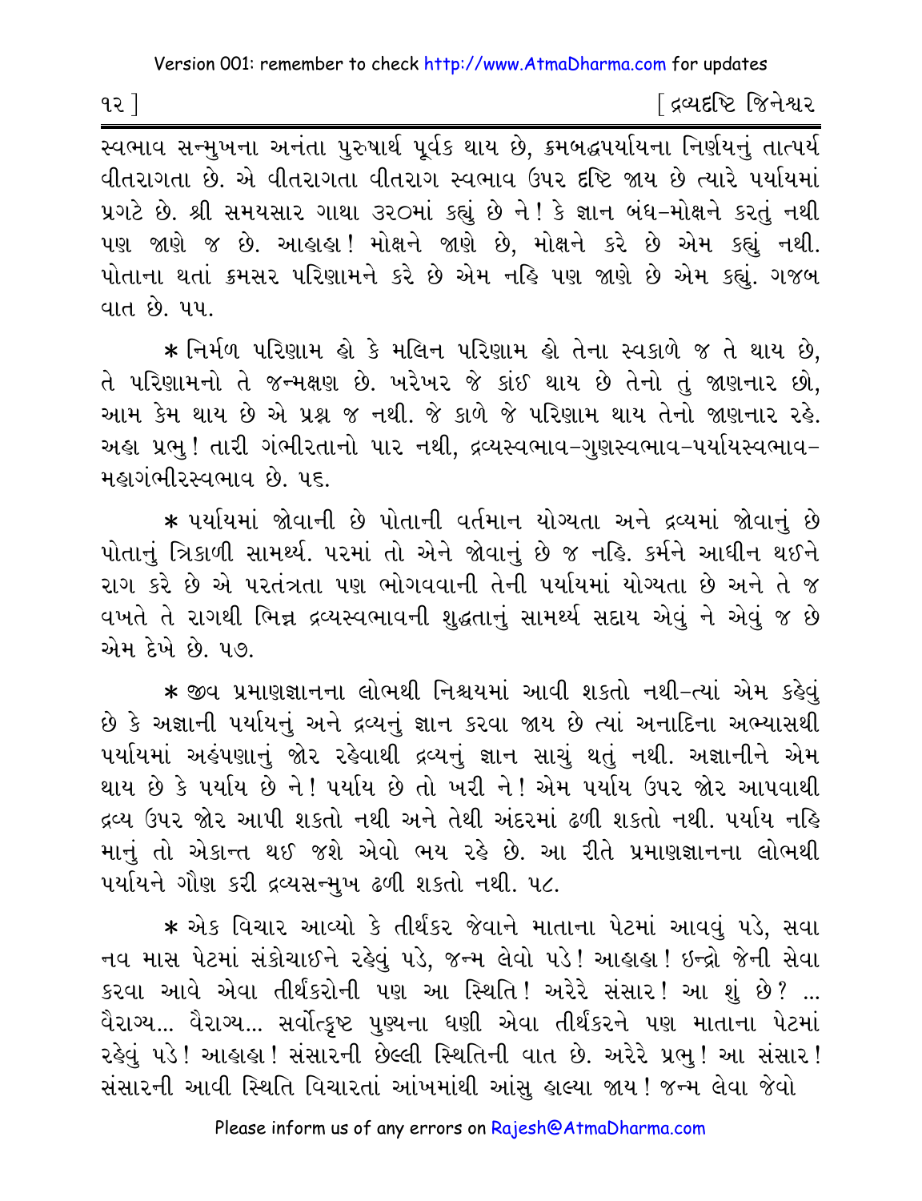સ્વભાવ સન્મુખના અનંતા પુરુષાર્થ પૂર્વક થાય છે, ક્રમબદ્ધપર્યાયના નિર્ણયનું તાત્પર્ય વીતરાગતા છે. એ વીતરાગતા વીતરાગ સ્વભાવ ઉપર દૃષ્ટિ જાય છે ત્યારે પર્યાયમાં પ્રગટે છે. શ્રી સમયસાર ગાથા ૩૨૦માં કહ્યું છે ને! કે જ્ઞાન બંધ-મોક્ષને કરતું નથી પણ જાણે જ છે. આહાહા! મોક્ષને જાણે છે, મોક્ષને કરે છે એમ કહ્યું નથી. પોતાના થતાં ક્રમસર પરિણામને કરે છે એમ નહિ પણ જાણે છે એમ કહ્યું. ગજબ વાત છે. ૫૫.

* નિર્મળ પરિણામ હો કે મલિન પરિણામ હો તેના સ્વકાળે જ તે થાય છે, તે પરિણામનો તે જન્મક્ષણ છે. ખરેખર જે કાંઈ થાય છે તેનો તું જાણનાર છો, આમ કેમ થાય છે એ પ્રશ્ન જ નથી. જે કાળે જે પરિણામ થાય તેનો જાણનાર રહે. અહા પ્રભુ! તારી ગંભીરતાનો પાર નથી, દ્રવ્યસ્વભાવ-ગુણસ્વભાવ-પર્યાયસ્વભાવ-મહાગંભીરસ્વભાવ છે. ૫૬.

* પર્યાયમાં જોવાની છે પોતાની વર્તમાન યોગ્યતા અને દ્રવ્યમાં જોવાનું છે પોતાનું ત્રિકાળી સામર્થ્ય. પરમાં તો એને જોવાનું છે જ નહિ. કર્મને આધીન થઈને રાગ કરે છે એ પરતંત્રતા પણ ભોગવવાની તેની પર્યાયમાં યોગ્યતા છે અને તે જ વખતે તે રાગથી ભિન્ન દ્રવ્યસ્વભાવની શુદ્ધતાનું સામર્થ્ય સદાય એવું ને એવું જ છે એમ દેખે છે. ૫૭.

* જીવ પ્રમાણજ્ઞાનના લોભથી નિશ્ચયમાં આવી શકતો નથી-ત્યાં એમ કહેવું છે કે અજ્ઞાની પર્યાયનું અને દ્રવ્યનું જ્ઞાન કરવા જાય છે ત્યાં અનાદિના અભ્યાસથી પર્યાયમાં અહંપણાનું જોર રહેવાથી દ્રવ્યનું જ્ઞાન સાચું થતું નથી. અજ્ઞાનીને એમ થાય છે કે પર્યાય છે ને! પર્યાય છે તો ખરી ને! એમ પર્યાય ઉપર જોર આપવાથી દ્રવ્ય ઉપર જોર આપી શકતો નથી અને તેથી અંદરમાં ઢળી શકતો નથી. પર્યાય નહિ માનું તો એકાન્ત થઈ જશે એવો ભય રહે છે. આ રીતે પ્રમાણજ્ઞાનના લોભથી પર્યાયને ગૌણ કરી દ્રવ્યસન્મુખ ઢળી શકતો નથી. ૫૮.

* એક વિચાર આવ્યો કે તીર્થંકર જેવાને માતાના પેટમાં આવવું પડે, સવા નવ માસ પેટમાં સંકોચાઈને રહેવું પડે, જન્મ લેવો પડે! આહાહા! ઇન્દ્રો જેની સેવા કરવા આવે એવા તીર્થંકરોની પણ આ સ્થિતિ! અરેરે સંસાર! આ શું છે? ... વૈરાગ્ય... વૈરાગ્ય... સર્વોત્કૃષ્ટ પુણ્યના ધણી એવા તીર્થંકરને પણ માતાના પેટમાં રહેવું પડે! આહાહા! સંસારની છેલ્લી સ્થિતિની વાત છે. અરેરે પ્રભુ! આ સંસાર! સંસારની આવી સ્થિતિ વિચારતાં આંખમાંથી આંસુ હાલ્યા જાય! જન્મ લેવા જેવો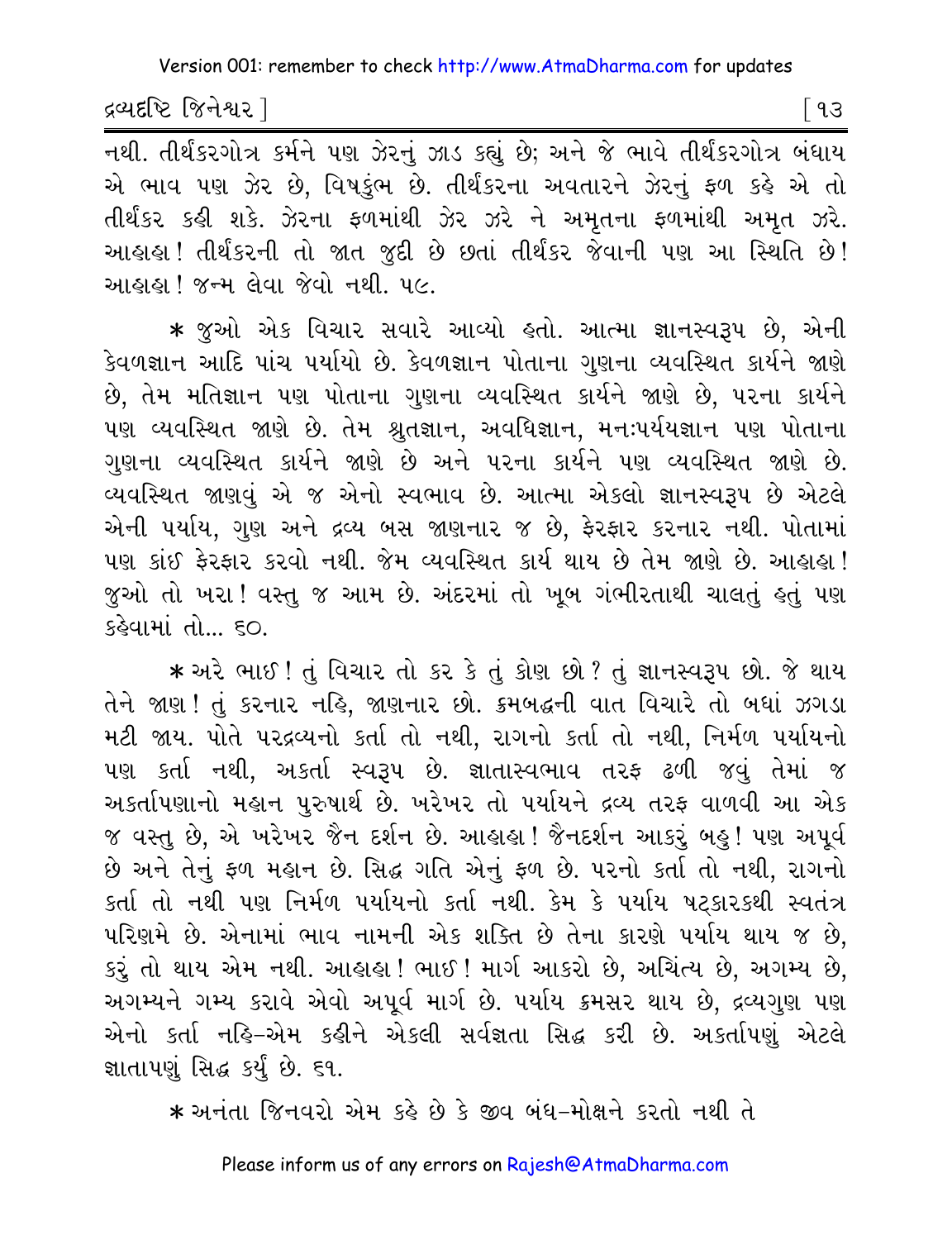નથી. તીર્થંકરગોત્ર કર્મને પણ ઝેરનું ઝાડ કહ્યું છે; અને જે ભાવે તીર્થંકરગોત્ર બંધાય એ ભાવ પણ ઝેર છે, વિષકુંભ છે. તીર્થંકરના અવતારને ઝેરનું ફળ કહે એ તો તીર્થંકર કહી શકે. ઝેરના ફળમાંથી ઝેર ઝરે ને અમૃતના ફળમાંથી અમૃત ઝરે. આહાહા! તીર્થંકરની તો જાત જુદી છે છતાં તીર્થંકર જેવાની પણ આ સ્થિતિ છે! આહાહા! જન્મ લેવા જેવો નથી. ૫૯.

* જુઓ એક વિચાર સવારે આવ્યો હતો. આત્મા જ્ઞાનસ્વરૂપ છે, એની કેવળજ્ઞાન આદિ પાંચ પર્યાયો છે. કેવળજ્ઞાન પોતાના ગુણના વ્યવસ્થિત કાર્યને જાણે છે, તેમ મતિજ્ઞાન પણ પોતાના ગુણના વ્યવસ્થિત કાર્યને જાણે છે, પરના કાર્યને પણ વ્યવસ્થિત જાણે છે. તેમ શ્રુતજ્ઞાન, અવધિજ્ઞાન, મનઃપર્યયજ્ઞાન પણ પોતાના ગુણના વ્યવસ્થિત કાર્યને જાણે છે અને પરના કાર્યને પણ વ્યવસ્થિત જાણે છે. વ્યવસ્થિત જાણવું એ જ એનો સ્વભાવ છે. આત્મા એકલો જ્ઞાનસ્વરૂપ છે એટલે એની પર્યાય, ગુણ અને દ્રવ્ય બસ જાણનાર જ છે, ફેરફાર કરનાર નથી. પોતામાં પણ કાંઈ ફેરફાર કરવો નથી. જેમ વ્યવસ્થિત કાર્ય થાય છે તેમ જાણે છે. આહાહા! જુઓ તો ખરા! વસ્તુ જ આમ છે. અંદરમાં તો ખૂબ ગંભીરતાથી ચાલતું હતું પણ કહેવામાં તો... ૬૦.

* અરે ભાઈ! તું વિચાર તો કર કે તું કોણ છો? તું જ્ઞાનસ્વરૂપ છો. જે થાય તેને જાણ! તું કરનાર નહિ, જાણનાર છો. ક્રમબદ્ધની વાત વિચારે તો બધાં ઝગડા મટી જાય. પોતે પરદ્રવ્યનો કર્તા તો નથી, રાગનો કર્તા તો નથી, નિર્મળ પર્યાયનો પણ કર્તા નથી, અકર્તા સ્વરૂપ છે. જ્ઞાતાસ્વભાવ તરફ ઢળી જવું તેમાં જ અકર્તાપણાનો મહાન પુરુષાર્થ છે. ખરેખર તો પર્યાયને દ્રવ્ય તરફ વાળવી આ એક જ વસ્તુ છે, એ ખરેખર જૈન દર્શન છે. આહાહા! જૈનદર્શન આકરું બહુ! પણ અપૂર્વ છે અને તેનું ફળ મહાન છે. સિદ્ધ ગતિ એનું ફળ છે. પરનો કર્તા તો નથી, રાગનો કર્તા તો નથી પણ નિર્મળ પર્યાયનો કર્તા નથી. કેમ કે પર્યાય ષટ્કારકથી સ્વતંત્ર પરિણમે છે. એનામાં ભાવ નામની એક શક્તિ છે તેના કારણે પર્યાય થાય જ છે, કરું તો થાય એમ નથી. આહાહા! ભાઈ! માર્ગ આકરો છે, અચિંત્ય છે, અગમ્ય છે, અગમ્યને ગમ્ય કરાવે એવો અપૂર્વ માર્ગ છે. પર્યાય ક્રમસર થાય છે, દ્રવ્યગુણ પણ એનો કર્તા નહિ-એમ કહીને એકલી સર્વજ્ઞતા સિદ્ધ કરી છે. અકર્તાપણું એટલે જ્ઞાતાપણું સિદ્ધ કર્યું છે. ૬૧.

* અનંતા જિનવરો એમ કહે છે કે જીવ બંધ-મોક્ષને કરતો નથી તે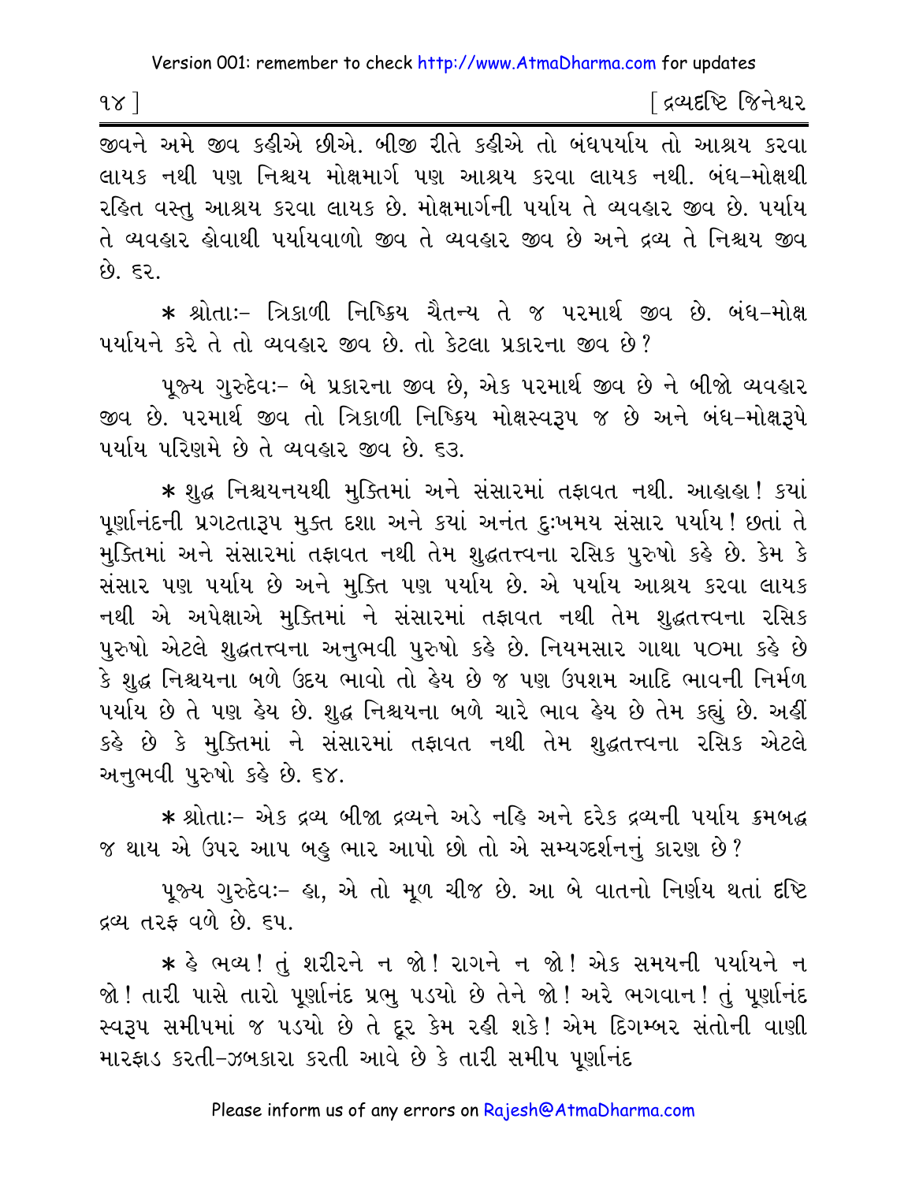જીવને અમે જીવ કહીએ છીએ. બીજી રીતે કહીએ તો બંધપર્યાય તો આશ્રય કરવા લાયક નથી પણ નિશ્ચય મોક્ષમાર્ગ પણ આશ્રય કરવા લાયક નથી. બંધ-મોક્ષથી રહિત વસ્તુ આશ્રય કરવા લાયક છે. મોક્ષમાર્ગની પર્યાય તે વ્યવહાર જીવ છે. પર્યાય તે વ્યવહાર હોવાથી પર્યાયવાળો જીવ તે વ્યવહાર જીવ છે અને દ્રવ્ય તે નિશ્ચય જીવ છે. ૬૨.

* શ્રોતાઃ- ત્રિકાળી નિષ્ક્રિય ચૈતન્ય તે જ પરમાર્થ જીવ છે. બંધ-મોક્ષ પર્યાયને કરે તે તો વ્યવહાર જીવ છે. તો કેટલા પ્રકારના જીવ છે?

પૂજ્ય ગુરુદેવઃ- બે પ્રકારના જીવ છે, એક પરમાર્થ જીવ છે ને બીજો વ્યવહાર જીવ છે. પરમાર્થ જીવ તો ત્રિકાળી નિષ્ક્રિય મોક્ષસ્વરૂપ જ છે અને બંધ-મોક્ષરૂપે પર્યાય પરિણમે છે તે વ્યવહાર જીવ છે. ૬૩.

* શુદ્ધ નિશ્ચયનયથી મુક્તિમાં અને સંસારમાં તફાવત નથી. આહાહા! ક્યાં પૂર્ણાનંદની પ્રગટતારૂપ મુક્ત દશા અને ક્યાં અનંત દુઃખમય સંસાર પર્યાય! છતાં તે મુક્તિમાં અને સંસારમાં તફાવત નથી તેમ શુદ્ધતત્ત્વના રસિક પુરુષો કહે છે. કેમ કે સંસાર પણ પર્યાય છે અને મુક્તિ પણ પર્યાય છે. એ પર્યાય આશ્રય કરવા લાયક નથી એ અપેક્ષાએ મુક્તિમાં ને સંસારમાં તફાવત નથી તેમ શુદ્ધતત્ત્વના રસિક પુરુષો એટલે શુદ્ધતત્ત્વના અનુભવી પુરુષો કહે છે. નિયમસાર ગાથા ૫૦મા કહે છે કે શુદ્ધ નિશ્ચયના બળે ઉદય ભાવો તો હેય છે જ પણ ઉપશમ આદિ ભાવની નિર્મળ પર્યાય છે તે પણ હેય છે. શુદ્ધ નિશ્ચયના બળે ચારે ભાવ હેય છે તેમ કહ્યું છે. અહીં કહે છે કે મુક્તિમાં ને સંસારમાં તફાવત નથી તેમ શુદ્ધતત્ત્વના રસિક એટલે અનુભવી પુરુષો કહે છે. ૬૪.

* શ્રોતાઃ- એક દ્રવ્ય બીજા દ્રવ્યને અડે નહિ અને દરેક દ્રવ્યની પર્યાય ક્રમબદ્ધ જ થાય એ ઉપર આપ બહુ ભાર આપો છો તો એ સમ્યગ્દર્શનનું કારણ છે?

પૂજ્ય ગુરુદેવઃ- હા, એ તો મૂળ ચીજ છે. આ બે વાતનો નિર્ણય થતાં દૃષ્ટિ દ્રવ્ય તરફ વળે છે. ૬૫.

* હે ભવ્ય! તું શરીરને ન જો! રાગને ન જો! એક સમયની પર્યાયને ન જો! તારી પાસે તારો પૂર્ણાનંદ પ્રભુ પડ્યો છે તેને જો! અરે ભગવાન! તું પૂર્ણાનંદ સ્વરૂપ સમીપમાં જ પડ્યો છે તે દૂર કેમ રહી શકે! એમ દિગમ્બર સંતોની વાણી મારફાડ કરતી-ઝબકારા કરતી આવે છે કે તારી સમીપ પૂર્ણાનંદ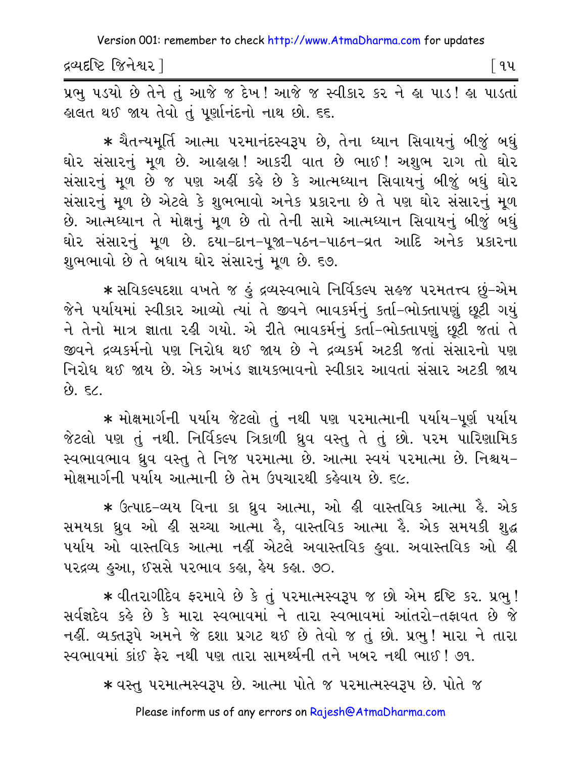પ્રભુ પડ્યો છે તેને તું આજે જ દેખ! આજે જ સ્વીકાર કર ને હા પાડ! હા પાડતાં હાલત થઈ જાય તેવો તું પૂર્ણાનંદનો નાથ છો. ૬૬.

* ચૈતન્યમૂર્તિ આત્મા પરમાનંદસ્વરૂપ છે, તેના ધ્યાન સિવાયનું બીજું બધું ઘોર સંસારનું મૂળ છે. આહાહા! આકરી વાત છે ભાઈ! અશુભ રાગ તો ઘોર સંસારનું મૂળ છે જ પણ અહીં કહે છે કે આત્મધ્યાન સિવાયનું બીજું બધું ઘોર સંસારનું મૂળ છે એટલે કે શુભભાવો અનેક પ્રકારના છે તે પણ ઘોર સંસારનું મૂળ છે. આત્મધ્યાન તે મોક્ષનું મૂળ છે તો તેની સામે આત્મધ્યાન સિવાયનું બીજું બધું ઘોર સંસારનું મૂળ છે. દયા-દાન-પૂજા-પઠન-પાઠન-વ્રત આદિ અનેક પ્રકારના શુભભાવો છે તે બધાય ઘોર સંસારનું મૂળ છે. ૬૭.

* સવિકલ્પદશા વખતે જ હું દ્રવ્યસ્વભાવે નિર્વિકલ્પ સહજ પરમતત્ત્વ છું-એમ જેને પર્યાયમાં સ્વીકાર આવ્યો ત્યાં તે જીવને ભાવકર્મનું કર્તા-ભોક્તાપણું છૂટી ગયું ને તેનો માત્ર જ્ઞાતા રહી ગયો. એ રીતે ભાવકર્મનું કર્તા-ભોક્તાપણું છૂટી જતાં તે જીવને દ્રવ્યકર્મનો પણ નિરોધ થઈ જાય છે ને દ્રવ્યકર્મ અટકી જતાં સંસારનો પણ નિરોધ થઈ જાય છે. એક અખંડ જ્ઞાયકભાવનો સ્વીકાર આવતાં સંસાર અટકી જાય છે. ૬૮.

* મોક્ષમાર્ગની પર્યાય જેટલો તું નથી પણ પરમાત્માની પર્યાય-પૂર્ણ પર્યાય જેટલો પણ તું નથી. નિર્વિકલ્પ ત્રિકાળી ધ્રુવ વસ્તુ તે તું છો. પરમ પારિણામિક સ્વભાવભાવ ધ્રુવ વસ્તુ તે નિજ પરમાત્મા છે. આત્મા સ્વયં પરમાત્મા છે. નિશ્ચય-મોક્ષમાર્ગની પર્યાય આત્માની છે તેમ ઉપચારથી કહેવાય છે. ૬૯.

* ઉત્પાદ-વ્યય વિના કા ધ્રુવ આત્મા, ઓ હી વાસ્તવિક આત્મા હૈ. એક સમયકા ધ્રુવ ઓ હી સચ્ચા આત્મા હૈ, વાસ્તવિક આત્મા હૈ. એક સમયકી શુદ્ધ પર્યાય ઓ વાસ્તવિક આત્મા નહીં એટલે અવાસ્તવિક હુવા. અવાસ્તવિક ઓ હી પરદ્રવ્ય હુઆ, ઈસસે પરભાવ કહા, હેય કહા. ૭૦.

* વીતરાગીદેવ ફરમાવે છે કે તું પરમાત્મસ્વરૂપ જ છો એમ દૃષ્ટિ કર. પ્રભુ! સર્વજ્ઞદેવ કહે છે કે મારા સ્વભાવમાં ને તારા સ્વભાવમાં આંતરો-તફાવત છે જે નહીં. વ્યક્તરૂપે અમને જે દશા પ્રગટ થઈ છે તેવો જ તું છો. પ્રભુ! મારા ને તારા સ્વભાવમાં કાંઈ ફેર નથી પણ તારા સામર્થ્યની તને ખબર નથી ભાઈ! ૭૧.

* વસ્તુ પરમાત્મસ્વરૂપ છે. આત્મા પોતે જ પરમાત્મસ્વરૂપ છે. પોતે જ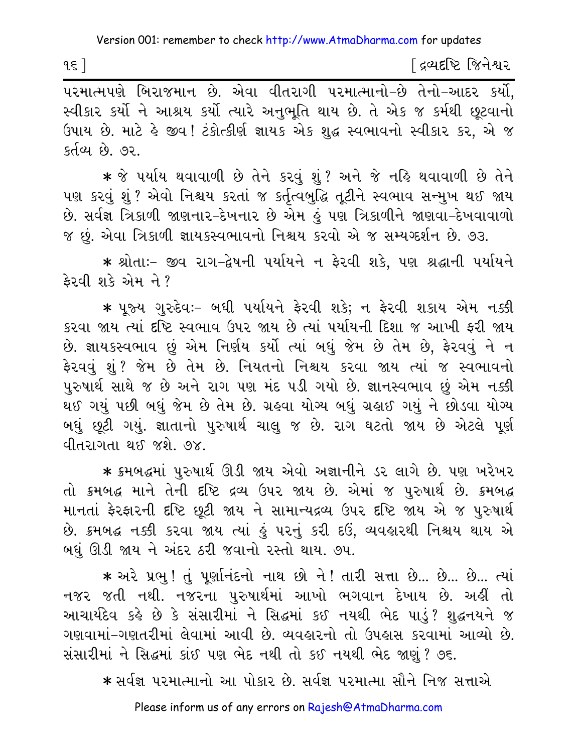પરમાત્મપણે બિરાજમાન છે. એવા વીતરાગી પરમાત્માનો-છે તેનો-આદર કર્યો, સ્વીકાર કર્યો ને આશ્રય કર્યો ત્યારે અનુભૂતિ થાય છે. તે એક જ કર્મથી છૂટવાનો ઉપાય છે. માટે હે જીવ! ટંકોત્કીર્ણ જ્ઞાયક એક શુદ્ધ સ્વભાવનો સ્વીકાર કર, એ જ કર્તવ્ય છે. ૭૨.

* જે પર્યાય થવાવાળી છે તેને કરવું શું? અને જે નહિ થવાવાળી છે તેને પણ કરવું શું? એવો નિશ્ચય કરતાં જ કર્તૃત્વબુદ્ધિ તૂટીને સ્વભાવ સન્મુખ થઈ જાય છે. સર્વજ્ઞ ત્રિકાળી જાણનાર-દેખનાર છે એમ હું પણ ત્રિકાળીને જાણવા-દેખવાવાળો જ છું. એવા ત્રિકાળી જ્ઞાયકસ્વભાવનો નિશ્ચય કરવો એ જ સમ્યગ્દર્શન છે. ૭૩.

* શ્રોતાઃ- જીવ રાગ-દ્વેષની પર્યાયને ન ફેરવી શકે, પણ શ્રદ્ધાની પર્યાયને ફેરવી શકે એમ ને?

* પૂજ્ય ગુરુદેવઃ- બધી પર્યાયને ફેરવી શકે; ન ફેરવી શકાય એમ નક્કી કરવા જાય ત્યાં દૃષ્ટિ સ્વભાવ ઉપર જાય છે ત્યાં પર્યાયની દિશા જ આખી ફરી જાય છે. જ્ઞાયકસ્વભાવ છું એમ નિર્ણય કર્યો ત્યાં બધું જેમ છે તેમ છે, ફેરવવું ને ન ફેરવવું શું? જેમ છે તેમ છે. નિયતનો નિશ્ચય કરવા જાય ત્યાં જ સ્વભાવનો પુરુષાર્થ સાથે જ છે અને રાગ પણ મંદ પડી ગયો છે. જ્ઞાનસ્વભાવ છું એમ નક્કી થઈ ગયું પછી બધું જેમ છે તેમ છે. ગ્રહવા યોગ્ય બધું ગ્રહાઈ ગયું ને છોડવા યોગ્ય બધું છૂટી ગયું. જ્ઞાતાનો પુરુષાર્થ ચાલુ જ છે. રાગ ઘટતો જાય છે એટલે પૂર્ણ વીતરાગતા થઈ જશે. ૭૪.

* ક્રમબદ્ધમાં પુરુષાર્થ ઊડી જાય એવો અજ્ઞાનીને ડર લાગે છે. પણ ખરેખર તો ક્રમબદ્ધ માને તેની દૃષ્ટિ દ્રવ્ય ઉપર જાય છે. એમાં જ પુરુષાર્થ છે. ક્રમબદ્ધ માનતાં ફેરફારની દૃષ્ટિ છૂટી જાય ને સામાન્યદ્રવ્ય ઉપર દૃષ્ટિ જાય એ જ પુરુષાર્થ છે. ક્રમબદ્ધ નક્કી કરવા જાય ત્યાં હું પરનું કરી દઉં, વ્યવહારથી નિશ્ચય થાય એ બધું ઊડી જાય ને અંદર ઠરી જવાનો રસ્તો થાય. ૭૫.

* અરે પ્રભુ! તું પૂર્ણાનંદનો નાથ છો ને! તારી સત્તા છે... છે... છે... ત્યાં નજર જતી નથી. નજરના પુરુષાર્થમાં આખો ભગવાન દેખાય છે. અહીં તો આચાર્યદેવ કહે છે કે સંસારીમાં ને સિદ્ધમાં કઈ નયથી ભેદ પાડું? શુદ્ધનયને જ ગણવામાં-ગણતરીમાં લેવામાં આવી છે. વ્યવહારનો તો ઉપહાસ કરવામાં આવ્યો છે. સંસારીમાં ને સિદ્ધમાં કાંઈ પણ ભેદ નથી તો કઈ નયથી ભેદ જાણું? ૭૬.

* સર્વજ્ઞ પરમાત્માનો આ પોકાર છે. સર્વજ્ઞ પરમાત્મા સૌને નિજ સત્તાએ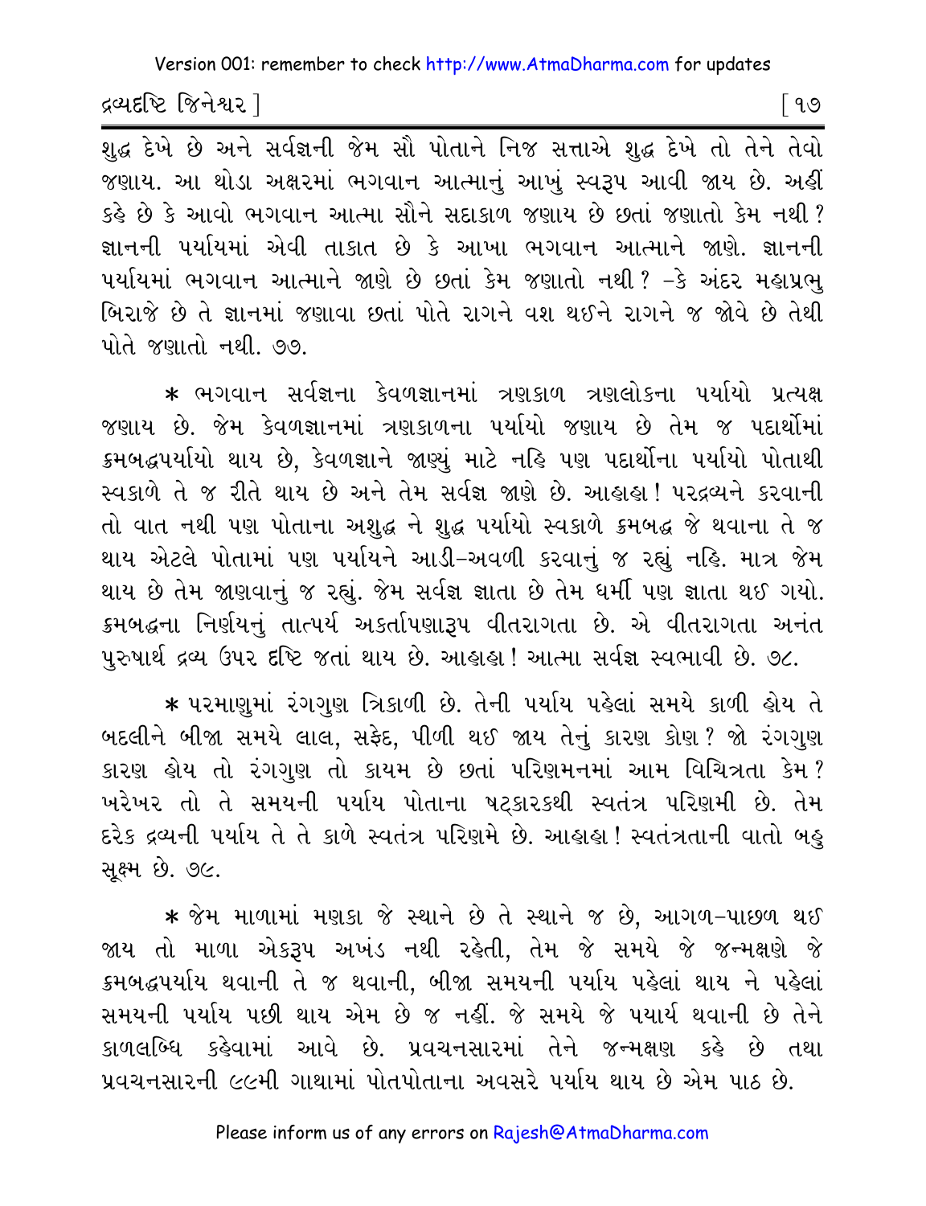શુદ્ધ દેખે છે અને સર્વજ્ઞની જેમ સૌ પોતાને નિજ સત્તાએ શુદ્ધ દેખે તો તેને તેવો જણાય. આ થોડા અક્ષરમાં ભગવાન આત્માનું આખું સ્વરૂપ આવી જાય છે. અહીં કહે છે કે આવો ભગવાન આત્મા સૌને સદાકાળ જણાય છે છતાં જણાતો કેમ નથી? જ્ઞાનની પર્યાયમાં એવી તાકાત છે કે આખા ભગવાન આત્માને જાણે. જ્ઞાનની પર્યાયમાં ભગવાન આત્માને જાણે છે છતાં કેમ જણાતો નથી? -કે અંદર મહાપ્રભુ બિરાજે છે તે જ્ઞાનમાં જણાવા છતાં પોતે રાગને વશ થઈને રાગને જ જોવે છે તેથી પોતે જણાતો નથી. ૭૭.

* ભગવાન સર્વજ્ઞના કેવળજ્ઞાનમાં ત્રણકાળ ત્રણલોકના પર્યાયો પ્રત્યક્ષ જણાય છે. જેમ કેવળજ્ઞાનમાં ત્રણકાળના પર્યાયો જણાય છે તેમ જ પદાર્થોમાં ક્રમબદ્ધપર્યાયો થાય છે, કેવળજ્ઞાને જાણ્યું માટે નહિ પણ પદાર્થોના પર્યાયો પોતાથી સ્વકાળે તે જ રીતે થાય છે અને તેમ સર્વજ્ઞ જાણે છે. આહાહા! પરદ્રવ્યને કરવાની તો વાત નથી પણ પોતાના અશુદ્ધ ને શુદ્ધ પર્યાયો સ્વકાળે ક્રમબદ્ધ જે થવાના તે જ થાય એટલે પોતામાં પણ પર્યાયને આડી-અવળી કરવાનું જ રહ્યું નહિ. માત્ર જેમ થાય છે તેમ જાણવાનું જ રહ્યું. જેમ સર્વજ્ઞ જ્ઞાતા છે તેમ ધર્મી પણ જ્ઞાતા થઈ ગયો. ક્રમબદ્ધના નિર્ણયનું તાત્પર્ય અકર્તાપણારૂપ વીતરાગતા છે. એ વીતરાગતા અનંત પુરુષાર્થ દ્રવ્ય ઉપર દૃષ્ટિ જતાં થાય છે. આહાહા! આત્મા સર્વજ્ઞ સ્વભાવી છે. ૭૮.

* પરમાણુમાં રંગગુણ ત્રિકાળી છે. તેની પર્યાય પહેલાં સમયે કાળી હોય તે બદલીને બીજા સમયે લાલ, સફેદ, પીળી થઈ જાય તેનું કારણ કોણ? જો રંગગુણ કારણ હોય તો રંગગુણ તો કાયમ છે છતાં પરિણમનમાં આમ વિચિત્રતા કેમ? ખરેખર તો તે સમયની પર્યાય પોતાના ષટ્કારકથી સ્વતંત્ર પરિણમી છે. તેમ દરેક દ્રવ્યની પર્યાય તે તે કાળે સ્વતંત્ર પરિણમે છે. આહાહા! સ્વતંત્રતાની વાતો બહુ સૂક્ષ્મ છે. ૭૯.

* જેમ માળામાં મણકા જે સ્થાને છે તે સ્થાને જ છે, આગળ-પાછળ થઈ જાય તો માળા એકરૂપ અખંડ નથી રહેતી, તેમ જે સમયે જે જન્મક્ષણે જે ક્રમબદ્ધપર્યાય થવાની તે જ થવાની, બીજા સમયની પર્યાય પહેલાં થાય ને પહેલાં સમયની પર્યાય પછી થાય એમ છે જ નહીં. જે સમયે જે પયાર્ય થવાની છે તેને કાળલબ્ધિ કહેવામાં આવે છે. પ્રવચનસારમાં તેને જન્મક્ષણ કહે છે તથા પ્રવચનસારની ૯૯મી ગાથામાં પોતપોતાના અવસરે પર્યાય થાય છે એમ પાઠ છે.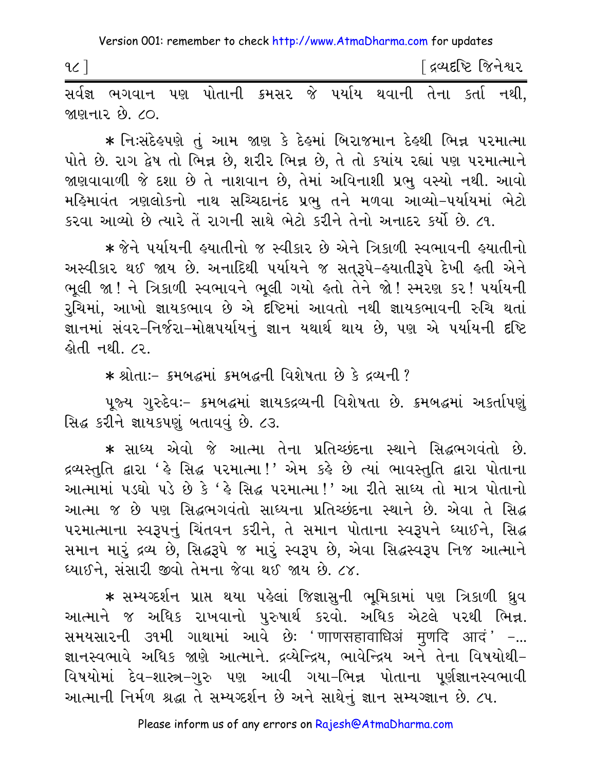સર્વજ્ઞ ભગવાન પણ પોતાની ક્રમસર જે પર્યાય થવાની તેના કર્તા નથી, જાણનાર છે. ૮૦.

* નિઃસંદેહપણે તું આમ જાણ કે દેહમાં બિરાજમાન દેહથી ભિન્ન પરમાત્મા પોતે છે. રાગ દ્વેષ તો ભિન્ન છે, શરીર ભિન્ન છે, તે તો ક્યાંય રહ્યાં પણ પરમાત્માને જાણવાવાળી જે દશા છે તે નાશવાન છે, તેમાં અવિનાશી પ્રભુ વસ્યો નથી. આવો મહિમાવંત ત્રણલોકનો નાથ સચ્ચિદાનંદ પ્રભુ તને મળવા આવ્યો-પર્યાયમાં ભેટો કરવા આવ્યો છે ત્યારે તેં રાગની સાથે ભેટો કરીને તેનો અનાદર કર્યો છે. ૮૧.

* જેને પર્યાયની હયાતીનો જ સ્વીકાર છે એને ત્રિકાળી સ્વભાવની હયાતીનો અસ્વીકાર થઈ જાય છે. અનાદિથી પર્યાયને જ સત્‌રૂપે-હયાતીરૂપે દેખી હતી એને ભૂલી જા! ને ત્રિકાળી સ્વભાવને ભૂલી ગયો હતો તેને જો! સ્મરણ કર! પર્યાયની રુચિમાં, આખો જ્ઞાયકભાવ છે એ દૃષ્ટિમાં આવતો નથી જ્ઞાયકભાવની રુચિ થતાં જ્ઞાનમાં સંવર-નિર્જરા-મોક્ષપર્યાયનું જ્ઞાન યથાર્થ થાય છે, પણ એ પર્યાયની દૃષ્ટિ હોતી નથી. ૮૨.

* શ્રોતાઃ- ક્રમબદ્ધમાં ક્રમબદ્ધની વિશેષતા છે કે દ્રવ્યની?

પૂજ્ય ગુરુદેવઃ- ક્રમબદ્ધમાં જ્ઞાયકદ્રવ્યની વિશેષતા છે. ક્રમબદ્ધમાં અકર્તાપણું સિદ્ધ કરીને જ્ઞાયકપણું બતાવવું છે. ૮૩.

* સાધ્ય એવો જે આત્મા તેના પ્રતિચ્છંદના સ્થાને સિદ્ધભગવંતો છે. દ્રવ્યસ્તુતિ દ્વારા 'હે સિદ્ધ પરમાત્મા!' એમ કહે છે ત્યાં ભાવસ્તુતિ દ્વારા પોતાના આત્મામાં પડઘો પડે છે કે 'હે સિદ્ધ પરમાત્મા!' આ રીતે સાધ્ય તો માત્ર પોતાનો આત્મા જ છે પણ સિદ્ધભગવંતો સાધ્યના પ્રતિચ્છંદના સ્થાને છે. એવા તે સિદ્ધ પરમાત્માના સ્વરૂપનું ચિંતવન કરીને, તે સમાન પોતાના સ્વરૂપને ધ્યાઈને, સિદ્ધ સમાન મારું દ્રવ્ય છે, સિદ્ધરૂપે જ મારું સ્વરૂપ છે, એવા સિદ્ધસ્વરૂપ નિજ આત્માને ધ્યાઈને, સંસારી જીવો તેમના જેવા થઈ જાય છે. ૮૪.

* સમ્યગ્દર્શન પ્રાપ્ત થયા પહેલાં જિજ્ઞાસુની ભૂમિકામાં પણ ત્રિકાળી ધ્રુવ આત્માને જ અધિક રાખવાનો પુરુષાર્થ કરવો. અધિક એટલે પરથી ભિન્ન. સમયસારની ૩૧મી ગાથામાં આવે છેઃ 'णाणसहावाधिअं मुणदि आदं' -... જ્ઞાનસ્વભાવે અધિક જાણે આત્માને. દ્રવ્યેન્દ્રિય, ભાવેન્દ્રિય અને તેના વિષયોથી- વિષયોમાં દેવ-શાસ્ત્ર-ગુરુ પણ આવી ગયા-ભિન્ન પોતાના પૂર્ણજ્ઞાનસ્વભાવી આત્માની નિર્મળ શ્રદ્ધા તે સમ્યગ્દર્શન છે અને સાથેનું જ્ઞાન સમ્યગ્જ્ઞાન છે. ૮૫.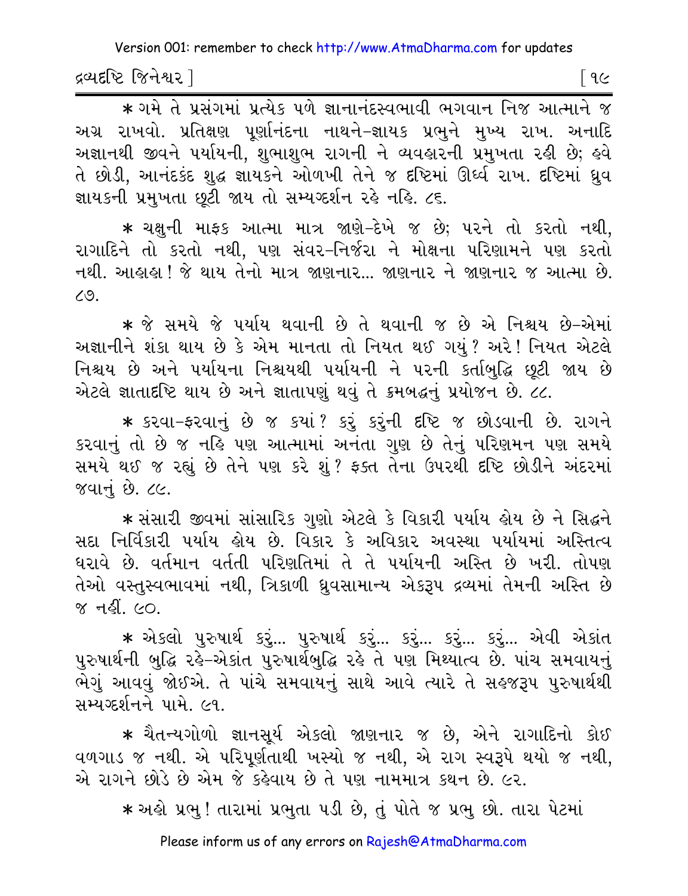* ગમે તે પ્રસંગમાં પ્રત્યેક પળે જ્ઞાનાનંદસ્વભાવી ભગવાન નિજ આત્માને જ અગ્ર રાખવો. પ્રતિક્ષણ પૂર્ણાનંદના નાથને-જ્ઞાયક પ્રભુને મુખ્ય રાખ. અનાદિ અજ્ઞાનથી જીવને પર્યાયની, શુભાશુભ રાગની ને વ્યવહારની પ્રમુખતા રહી છે; હવે તે છોડી, આનંદકંદ શુદ્ધ જ્ઞાયકને ઓળખી તેને જ દૃષ્ટિમાં ઊર્ધ્વ રાખ. દૃષ્ટિમાં ધ્રુવ જ્ઞાયકની પ્રમુખતા છૂટી જાય તો સમ્યગ્દર્શન રહે નહિ. ૮૬.

* ચક્ષુની માફક આત્મા માત્ર જાણે-દેખે જ છે; પરને તો કરતો નથી, રાગાદિને તો કરતો નથી, પણ સંવર-નિર્જરા ને મોક્ષના પરિણામને પણ કરતો નથી. આહાહા! જે થાય તેનો માત્ર જાણનાર... જાણનાર ને જાણનાર જ આત્મા છે. ૮૭.

* જે સમયે જે પર્યાય થવાની છે તે થવાની જ છે એ નિશ્ચય છે-એમાં અજ્ઞાનીને શંકા થાય છે કે એમ માનતા તો નિયત થઈ ગયું? અરે! નિયત એટલે નિશ્ચય છે અને પર્યાયના નિશ્ચયથી પર્યાયની ને પરની કર્તાબુદ્ધિ છૂટી જાય છે એટલે જ્ઞાતાદૃષ્ટિ થાય છે અને જ્ઞાતાપણું થવું તે ક્રમબદ્ધનું પ્રયોજન છે. ૮૮.

* કરવા-ફરવાનું છે જ ક્યાં? કરું કરુંની દૃષ્ટિ જ છોડવાની છે. રાગને કરવાનું તો છે જ નહિ પણ આત્મામાં અનંતા ગુણ છે તેનું પરિણમન પણ સમયે સમયે થઈ જ રહ્યું છે તેને પણ કરે શું? ફક્ત તેના ઉપરથી દૃષ્ટિ છોડીને અંદરમાં જવાનું છે. ૮૯.

* સંસારી જીવમાં સાંસારિક ગુણો એટલે કે વિકારી પર્યાય હોય છે ને સિદ્ધને સદા નિર્વિકારી પર્યાય હોય છે. વિકાર કે અવિકાર અવસ્થા પર્યાયમાં અસ્તિત્વ ધરાવે છે. વર્તમાન વર્તતી પરિણતિમાં તે તે પર્યાયની અસ્તિ છે ખરી. તોપણ તેઓ વસ્તુસ્વભાવમાં નથી, ત્રિકાળી ધ્રુવસામાન્ય એકરૂપ દ્રવ્યમાં તેમની અસ્તિ છે જ નહીં. ૯૦.

* એકલો પુરુષાર્થ કરું... પુરુષાર્થ કરું... કરું... કરું... કરું... એવી એકાંત પુરુષાર્થની બુદ્ધિ રહે-એકાંત પુરુષાર્થબુદ્ધિ રહે તે પણ મિથ્યાત્વ છે. પાંચ સમવાયનું ભેગું આવવું જોઈએ. તે પાંચે સમવાયનું સાથે આવે ત્યારે તે સહજરૂપ પુરુષાર્થથી સમ્યગ્દર્શનને પામે. ૯૧.

* ચૈતન્યગોળો જ્ઞાનસૂર્ય એકલો જાણનાર જ છે, એને રાગાદિનો કોઈ વળગાડ જ નથી. એ પરિપૂર્ણતાથી ખસ્યો જ નથી, એ રાગ સ્વરૂપે થયો જ નથી, એ રાગને છોડે છે એમ જે કહેવાય છે તે પણ નામમાત્ર કથન છે. ૯૨.

* અહો પ્રભુ! તારામાં પ્રભુતા પડી છે, તું પોતે જ પ્રભુ છો. તારા પેટમાં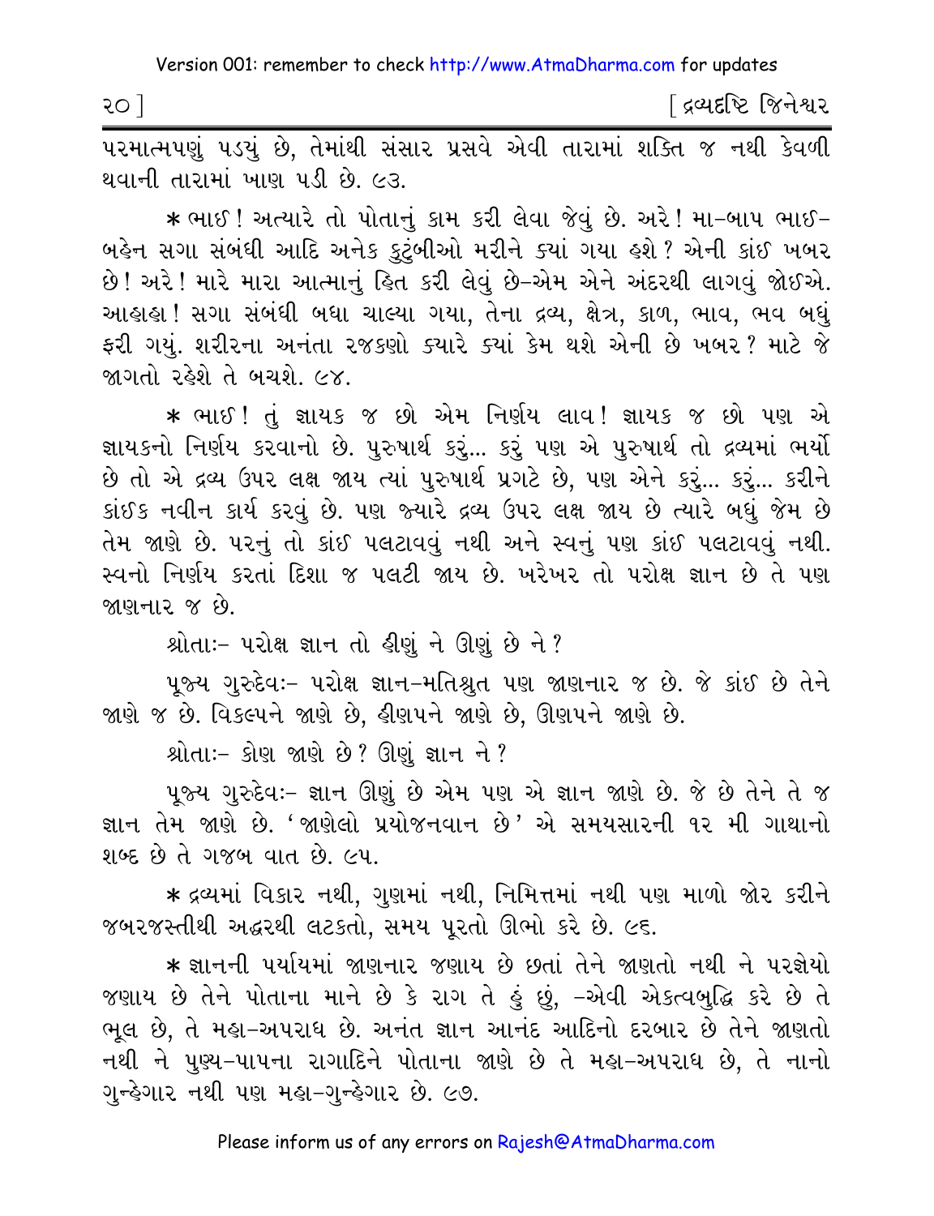પરમાત્મપણું પડયું છે, તેમાંથી સંસાર પ્રસવે એવી તારામાં શક્તિ જ નથી કેવળી થવાની તારામાં ખાણ પડી છે. ૯૩.

* ભાઈ ! અત્યારે તો પોતાનું કામ કરી લેવા જેવું છે. અરે ! મા-બાપ ભાઈ-બહેન સગા સંબંધી આદિ અનેક કુટુંબીઓ મરીને ક્યાં ગયા હશે ? એની કાંઈ ખબર છે ! અરે ! મારે મારા આત્માનું હિત કરી લેવું છે-એમ એને અંદરથી લાગવું જોઈએ. આહાહા ! સગા સંબંધી બધા ચાલ્યા ગયા, તેના દ્રવ્ય, ક્ષેત્ર, કાળ, ભાવ, ભવ બધું ફરી ગયું. શરીરના અનંતા રજકણો ક્યારે ક્યાં કેમ થશે એની છે ખબર ? માટે જે જાગતો રહેશે તે બચશે. ૯૪.

* ભાઈ ! તું જ્ઞાયક જ છો એમ નિર્ણય લાવ ! જ્ઞાયક જ છો પણ એ જ્ઞાયકનો નિર્ણય કરવાનો છે. પુરુષાર્થ કરું... કરું પણ એ પુરુષાર્થ તો દ્રવ્યમાં ભર્યો છે તો એ દ્રવ્ય ઉપર લક્ષ જાય ત્યાં પુરુષાર્થ પ્રગટે છે, પણ એને કરું... કરું... કરીને કાંઈક નવીન કાર્ય કરવું છે. પણ જ્યારે દ્રવ્ય ઉપર લક્ષ જાય છે ત્યારે બધું જેમ છે તેમ જાણે છે. પરનું તો કાંઈ પલટાવવું નથી અને સ્વનું પણ કાંઈ પલટાવવું નથી. સ્વનો નિર્ણય કરતાં દિશા જ પલટી જાય છે. ખરેખર તો પરોક્ષ જ્ઞાન છે તે પણ જાણનાર જ છે.

શ્રોતાઃ- પરોક્ષ જ્ઞાન તો હીણું ને ઊણું છે ને ?

પૂજ્ય ગુરુદેવઃ- પરોક્ષ જ્ઞાન-મતિશ્રુત પણ જાણનાર જ છે. જે કાંઈ છે તેને જાણે જ છે. વિકલ્પને જાણે છે, હીણપને જાણે છે, ઊણપને જાણે છે.

શ્રોતાઃ- કોણ જાણે છે ? ઊણું જ્ઞાન ને ?

પૂજ્ય ગુરુદેવઃ- જ્ઞાન ઊણું છે એમ પણ એ જ્ઞાન જાણે છે. જે છે તેને તે જ જ્ઞાન તેમ જાણે છે. 'જાણેલો પ્રયોજનવાન છે' એ સમયસારની ૧૨ મી ગાથાનો શબ્દ છે તે ગજબ વાત છે. ૯૫.

* દ્રવ્યમાં વિકાર નથી, ગુણમાં નથી, નિમિત્તમાં નથી પણ માળો જોર કરીને જબરજસ્તીથી અદ્ધરથી લટકતો, સમય પૂરતો ઊભો કરે છે. ૯૬.

* જ્ઞાનની પર્યાયમાં જાણનાર જણાય છે છતાં તેને જાણતો નથી ને પરજ્ઞેયો જણાય છે તેને પોતાના માને છે કે રાગ તે હું છું, -એવી એકત્વબુદ્ધિ કરે છે તે ભૂલ છે, તે મહા-અપરાધ છે. અનંત જ્ઞાન આનંદ આદિનો દરબાર છે તેને જાણતો નથી ને પુણ્ય-પાપના રાગાદિને પોતાના જાણે છે તે મહા-અપરાધ છે, તે નાનો ગુન્હેગાર નથી પણ મહા-ગુન્હેગાર છે. ૯૭.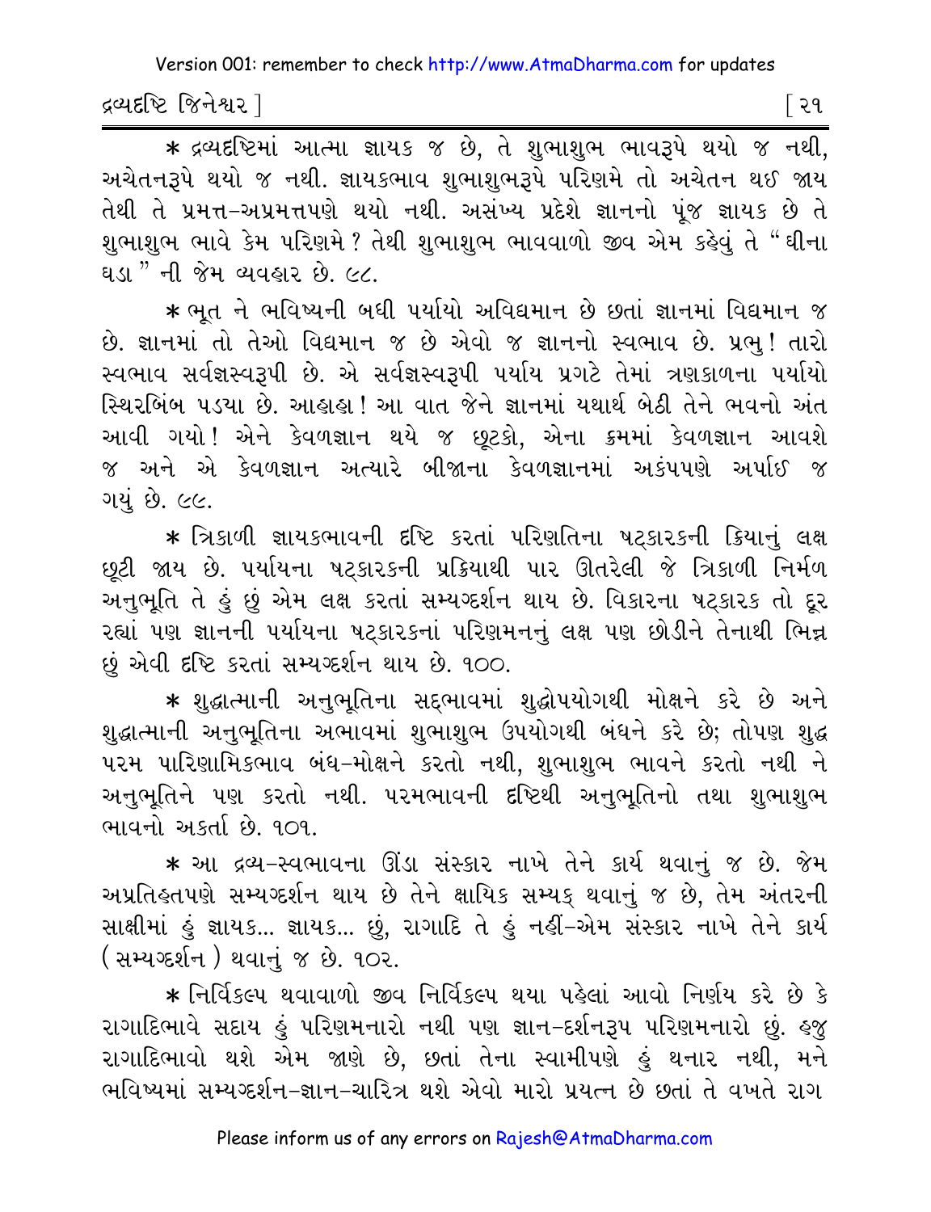* દ્રવ્યદૃષ્ટિમાં આત્મા જ્ઞાયક જ છે, તે શુભાશુભ ભાવરૂપે થયો જ નથી, અચેતનરૂપે થયો જ નથી. જ્ઞાયકભાવ શુભાશુભરૂપે પરિણમે તો અચેતન થઈ જાય તેથી તે પ્રમત્ત-અપ્રમત્તપણે થયો નથી. અસંખ્ય પ્રદેશે જ્ઞાનનો પૂંજ જ્ઞાયક છે તે શુભાશુભ ભાવે કેમ પરિણમે ? તેથી શુભાશુભ ભાવવાળો જીવ એમ કહેવું તે "ઘીના ઘડા" ની જેમ વ્યવહાર છે. ૯૮.

* ભૂત ને ભવિષ્યની બધી પર્યાયો અવિદ્યમાન છે છતાં જ્ઞાનમાં વિદ્યમાન જ છે. જ્ઞાનમાં તો તેઓ વિદ્યમાન જ છે એવો જ જ્ઞાનનો સ્વભાવ છે. પ્રભુ! તારો સ્વભાવ સર્વજ્ઞસ્વરૂપી છે. એ સર્વજ્ઞસ્વરૂપી પર્યાય પ્રગટે તેમાં ત્રણકાળના પર્યાયો સ્થિરબિંબ પડયા છે. આહાહા ! આ વાત જેને જ્ઞાનમાં યથાર્થ બેઠી તેને ભવનો અંત આવી ગયો! એને કેવળજ્ઞાન થયે જ છૂટકો, એના ક્રમમાં કેવળજ્ઞાન આવશે જ અને એ કેવળજ્ઞાન અત્યારે બીજાના કેવળજ્ઞાનમાં અકંપપણે અર્પાઈ જ ગયું છે. ૯૯.

* ત્રિકાળી જ્ઞાયકભાવની દૃષ્ટિ કરતાં પરિણતિના ષટ્કારકની ક્રિયાનું લક્ષ છૂટી જાય છે. પર્યાયના ષટ્કારકની પ્રક્રિયાથી પાર ઊતરેલી જે ત્રિકાળી નિર્મળ અનુભૂતિ તે હું છું એમ લક્ષ કરતાં સમ્યગ્દર્શન થાય છે. વિકારના ષટ્કારક તો દૂર રહ્યાં પણ જ્ઞાનની પર્યાયના ષટ્કારકનાં પરિણમનનું લક્ષ પણ છોડીને તેનાથી ભિન્ન છું એવી દૃષ્ટિ કરતાં સમ્યગ્દર્શન થાય છે. ૧૦૦.

* શુદ્ધાત્માની અનુભૂતિના સદ્ભાવમાં શુદ્ધોપયોગથી મોક્ષને કરે છે અને શુદ્ધાત્માની અનુભૂતિના અભાવમાં શુભાશુભ ઉપયોગથી બંધને કરે છે; તોપણ શુદ્ધ પરમ પારિણામિકભાવ બંધ-મોક્ષને કરતો નથી, શુભાશુભ ભાવને કરતો નથી ને અનુભૂતિને પણ કરતો નથી. પરમભાવની દૃષ્ટિથી અનુભૂતિનો તથા શુભાશુભ ભાવનો અકર્તા છે. ૧૦૧.

* આ દ્રવ્ય-સ્વભાવના ઊંડા સંસ્કાર નાખે તેને કાર્ય થવાનું જ છે. જેમ અપ્રતિહતપણે સમ્યગ્દર્શન થાય છે તેને ક્ષાયિક સમ્યક્ થવાનું જ છે, તેમ અંતરની સાક્ષીમાં હું જ્ઞાયક... જ્ઞાયક... છું, રાગાદિ તે હું નહીં-એમ સંસ્કાર નાખે તેને કાર્ય (સમ્યગ્દર્શન) થવાનું જ છે. ૧૦૨.

* નિર્વિકલ્પ થવાવાળો જીવ નિર્વિકલ્પ થયા પહેલાં આવો નિર્ણય કરે છે કે રાગાદિભાવે સદાય હું પરિણમનારો નથી પણ જ્ઞાન-દર્શનરૂપ પરિણમનારો છું. હજુ રાગાદિભાવો થશે એમ જાણે છે, છતાં તેના સ્વામીપણે હું થનાર નથી, મને ભવિષ્યમાં સમ્યગ્દર્શન-જ્ઞાન-ચારિત્ર થશે એવો મારો પ્રયત્ન છે છતાં તે વખતે રાગ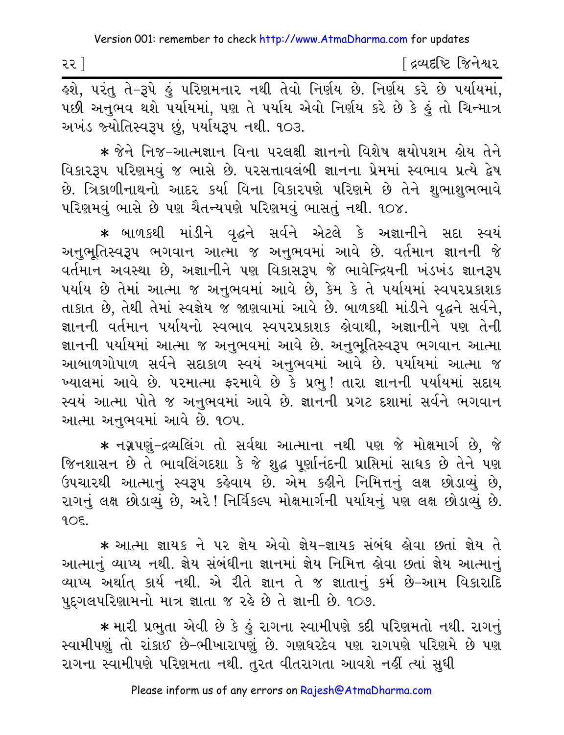હશે, પરંતુ તે-રૂપે હું પરિણમનાર નથી તેવો નિર્ણય છે. નિર્ણય કરે છે પર્યાયમાં, પછી અનુભવ થશે પર્યાયમાં, પણ તે પર્યાય એવો નિર્ણય કરે છે કે હું તો ચિન્માત્ર અખંડ જ્યોતિસ્વરૂપ છું, પર્યાયરૂપ નથી. ૧૦૩.

* જેને નિજ-આત્મજ્ઞાન વિના પરલક્ષી જ્ઞાનનો વિશેષ ક્ષયોપશમ હોય તેને વિકારરૂપ પરિણમવું જ ભાસે છે. પરસત્તાવલંબી જ્ઞાનના પ્રેમમાં સ્વભાવ પ્રત્યે દ્વેષ છે. ત્રિકાળીનાથનો આદર કર્યા વિના વિકારપણે પરિણમે છે તેને શુભાશુભભાવે પરિણમવું ભાસે છે પણ ચૈતન્યપણે પરિણમવું ભાસતું નથી. ૧૦૪.

* બાળકથી માંડીને વૃદ્ધને સર્વને એટલે કે અજ્ઞાનીને સદા સ્વયં અનુભૂતિસ્વરૂપ ભગવાન આત્મા જ અનુભવમાં આવે છે. વર્તમાન જ્ઞાનની જે વર્તમાન અવસ્થા છે, અજ્ઞાનીને પણ વિકાસરૂપ જે ભાવેન્દ્રિયની ખંડખંડ જ્ઞાનરૂપ પર્યાય છે તેમાં આત્મા જ અનુભવમાં આવે છે, કેમ કે તે પર્યાયમાં સ્વપરપ્રકાશક તાકાત છે, તેથી તેમાં સ્વજ્ઞેય જ જાણવામાં આવે છે. બાળકથી માંડીને વૃદ્ધને સર્વને, જ્ઞાનની વર્તમાન પર્યાયનો સ્વભાવ સ્વપરપ્રકાશક હોવાથી, અજ્ઞાનીને પણ તેની જ્ઞાનની પર્યાયમાં આત્મા જ અનુભવમાં આવે છે. અનુભૂતિસ્વરૂપ ભગવાન આત્મા આબાળગોપાળ સર્વને સદાકાળ સ્વયં અનુભવમાં આવે છે. પર્યાયમાં આત્મા જ ખ્યાલમાં આવે છે. પરમાત્મા ફરમાવે છે કે પ્રભુ! તારા જ્ઞાનની પર્યાયમાં સદાય સ્વયં આત્મા પોતે જ અનુભવમાં આવે છે. જ્ઞાનની પ્રગટ દશામાં સર્વને ભગવાન આત્મા અનુભવમાં આવે છે. ૧૦૫.

* નગ્નપણું-દ્રવ્યલિંગ તો સર્વથા આત્માના નથી પણ જે મોક્ષમાર્ગ છે, જે જિનશાસન છે તે ભાવલિંગદશા કે જે શુદ્ધ પૂર્ણાનંદની પ્રાપ્તિમાં સાધક છે તેને પણ ઉપચારથી આત્માનું સ્વરૂપ કહેવાય છે. એમ કહીને નિમિત્તનું લક્ષ છોડાવ્યું છે, રાગનું લક્ષ છોડાવ્યું છે, અરે! નિર્વિકલ્પ મોક્ષમાર્ગની પર્યાયનું પણ લક્ષ છોડાવ્યું છે. ૧૦૬.

* આત્મા જ્ઞાયક ને પર જ્ઞેય એવો જ્ઞેય-જ્ઞાયક સંબંધ હોવા છતાં જ્ઞેય તે આત્માનું વ્યાપ્ય નથી. જ્ઞેય સંબંધીના જ્ઞાનમાં જ્ઞેય નિમિત્ત હોવા છતાં જ્ઞેય આત્માનું વ્યાપ્ય અર્થાત્ કાર્ય નથી. એ રીતે જ્ઞાન તે જ જ્ઞાતાનું કર્મ છે-આમ વિકારાદિ પુદ્ગલપરિણામનો માત્ર જ્ઞાતા જ રહે છે તે જ્ઞાની છે. ૧૦૭.

* મારી પ્રભુતા એવી છે કે હું રાગના સ્વામીપણે કદી પરિણમતો નથી. રાગનું સ્વામીપણું તો રાંકાઈ છે-ભીખારાપણું છે. ગણધરદેવ પણ રાગપણે પરિણમે છે પણ રાગના સ્વામીપણે પરિણમતા નથી. તુરત વીતરાગતા આવશે નહીં ત્યાં સુધી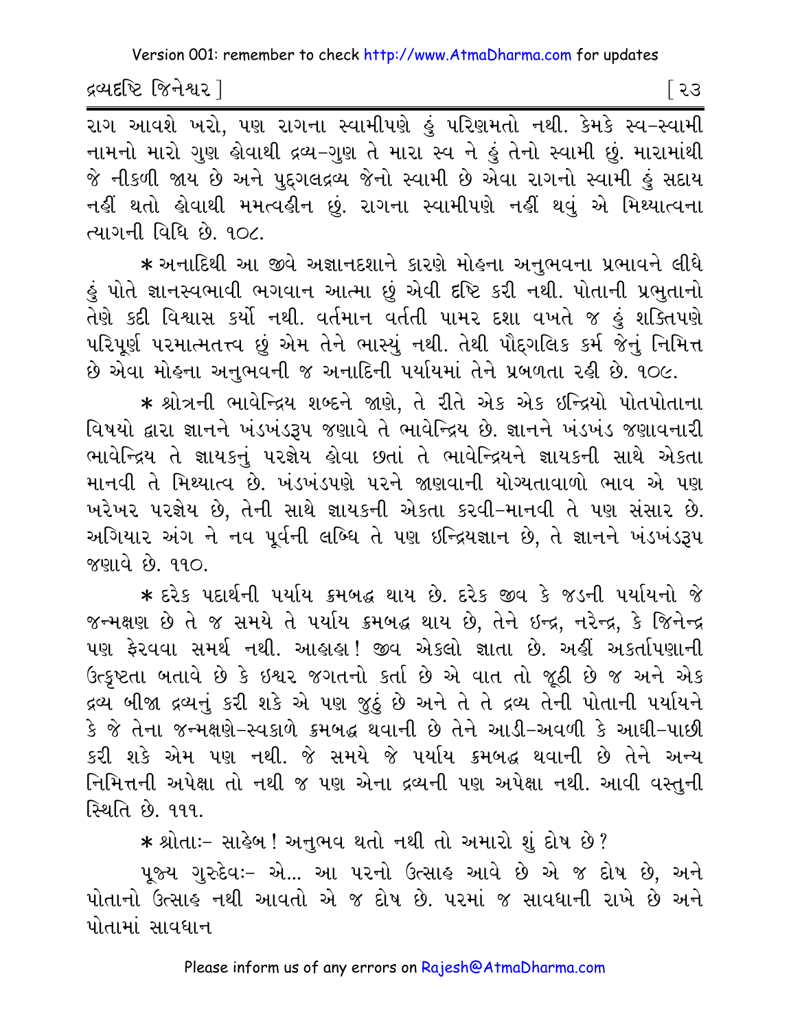રાગ આવશે ખરો, પણ રાગના સ્વામીપણે હું પરિણમતો નથી. કેમકે સ્વ-સ્વામી નામનો મારો ગુણ હોવાથી દ્રવ્ય-ગુણ તે મારા સ્વ ને હું તેનો સ્વામી છું. મારામાંથી જે નીકળી જાય છે અને પુદ્‌ગલદ્રવ્ય જેનો સ્વામી છે એવા રાગનો સ્વામી હું સદાય નહીં થતો હોવાથી મમત્વહીન છું. રાગના સ્વામીપણે નહીં થવું એ મિથ્યાત્વના ત્યાગની વિધિ છે. ૧૦૮.

* અનાદિથી આ જીવે અજ્ઞાનદશાને કારણે મોહના અનુભવના પ્રભાવને લીધે હું પોતે જ્ઞાનસ્વભાવી ભગવાન આત્મા છું એવી દૃષ્ટિ કરી નથી. પોતાની પ્રભુતાનો તેણે કદી વિશ્વાસ કર્યો નથી. વર્તમાન વર્તતી પામર દશા વખતે જ હું શક્તિપણે પરિપૂર્ણ પરમાત્મતત્ત્વ છું એમ તેને ભાસ્યું નથી. તેથી પૌદ્‌ગલિક કર્મ જેનું નિમિત્ત છે એવા મોહના અનુભવની જ અનાદિની પર્યાયમાં તેને પ્રબળતા રહી છે. ૧૦૯.

* શ્રોત્રની ભાવેન્દ્રિય શબ્દને જાણે, તે રીતે એક એક ઇન્દ્રિયો પોતપોતાના વિષયો દ્વારા જ્ઞાનને ખંડખંડરૂપ જણાવે તે ભાવેન્દ્રિય છે. જ્ઞાનને ખંડખંડ જણાવનારી ભાવેન્દ્રિય તે જ્ઞાયકનું પરજ્ઞેય હોવા છતાં તે ભાવેન્દ્રિયને જ્ઞાયકની સાથે એકતા માનવી તે મિથ્યાત્વ છે. ખંડખંડપણે પરને જાણવાની યોગ્યતાવાળો ભાવ એ પણ ખરેખર પરજ્ઞેય છે, તેની સાથે જ્ઞાયકની એકતા કરવી-માનવી તે પણ સંસાર છે. અગિયાર અંગ ને નવ પૂર્વની લબ્ધિ તે પણ ઇન્દ્રિયજ્ઞાન છે, તે જ્ઞાનને ખંડખંડરૂપ જણાવે છે. ૧૧૦.

* દરેક પદાર્થની પર્યાય ક્રમબદ્ધ થાય છે. દરેક જીવ કે જડની પર્યાયનો જે જન્મક્ષણ છે તે જ સમયે તે પર્યાય ક્રમબદ્ધ થાય છે, તેને ઇન્દ્ર, નરેન્દ્ર, કે જિનેન્દ્ર પણ ફેરવવા સમર્થ નથી. આહાહા! જીવ એકલો જ્ઞાતા છે. અહીં અકર્તાપણાની ઉત્કૃષ્ટતા બતાવે છે કે ઇશ્વર જગતનો કર્તા છે એ વાત તો જૂઠી છે જ અને એક દ્રવ્ય બીજા દ્રવ્યનું કરી શકે એ પણ જુઠું છે અને તે તે દ્રવ્ય તેની પોતાની પર્યાયને કે જે તેના જન્મક્ષણે-સ્વકાળે ક્રમબદ્ધ થવાની છે તેને આડી-અવળી કે આઘી-પાછી કરી શકે એમ પણ નથી. જે સમયે જે પર્યાય ક્રમબદ્ધ થવાની છે તેને અન્ય નિમિત્તની અપેક્ષા તો નથી જ પણ એના દ્રવ્યની પણ અપેક્ષા નથી. આવી વસ્તુની સ્થિતિ છે. ૧૧૧.

* શ્રોતાઃ- સાહેબ! અનુભવ થતો નથી તો અમારો શું દોષ છે?

પૂજ્ય ગુરુદેવઃ- એ... આ પરનો ઉત્સાહ આવે છે એ જ દોષ છે, અને પોતાનો ઉત્સાહ નથી આવતો એ જ દોષ છે. પરમાં જ સાવધાની રાખે છે અને પોતામાં સાવધાન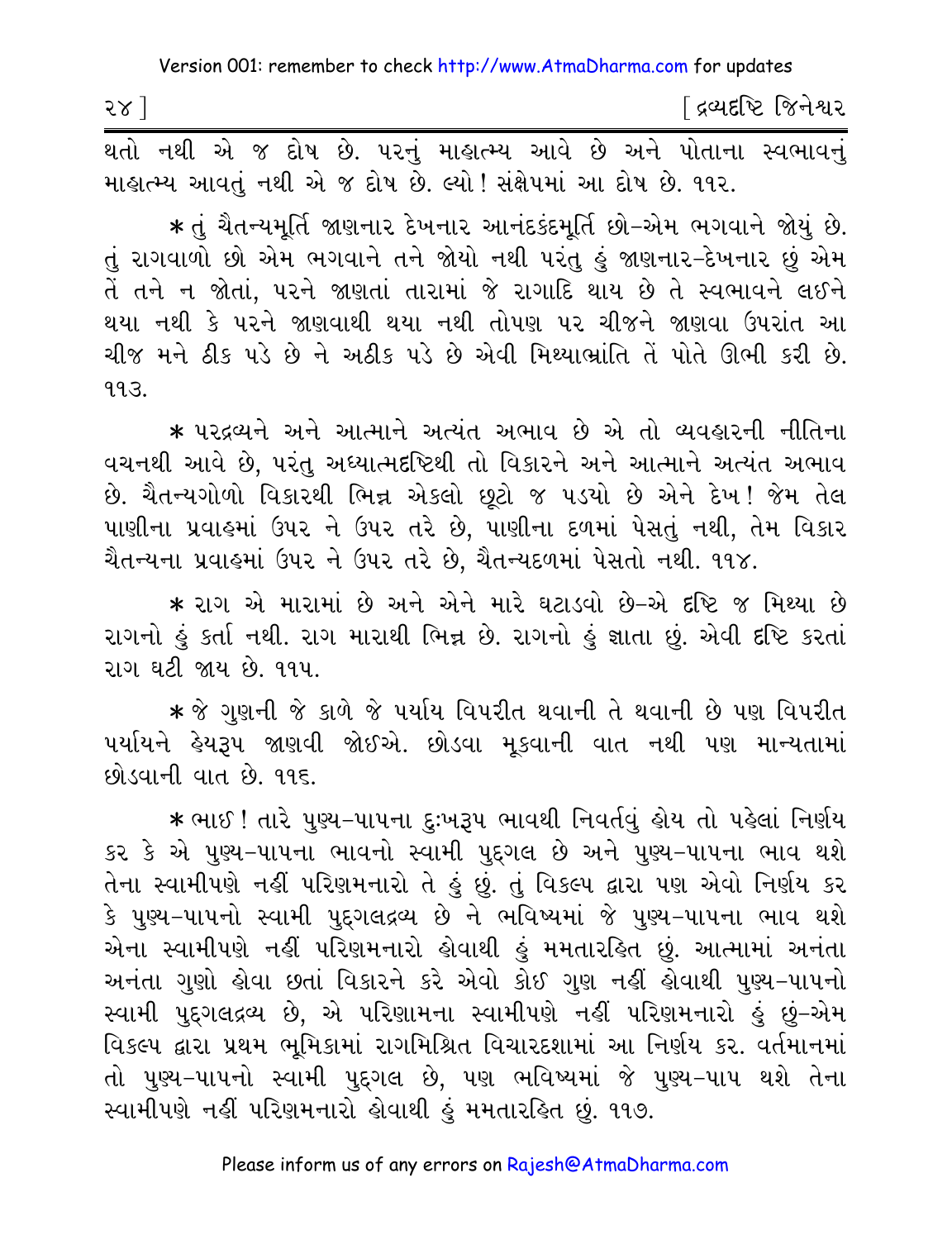થતો નથી એ જ દોષ છે. પરનું માહાત્મ્ય આવે છે અને પોતાના સ્વભાવનું માહાત્મ્ય આવતું નથી એ જ દોષ છે. લ્યો! સંક્ષેપમાં આ દોષ છે. ૧૧૨.

* તું ચૈતન્યમૂર્તિ જાણનાર દેખનાર આનંદકંદમૂર્તિ છો-એમ ભગવાને જોયું છે. તું રાગવાળો છો એમ ભગવાને તને જોયો નથી પરંતુ હું જાણનાર-દેખનાર છું એમ તેં તને ન જોતાં, પરને જાણતાં તારામાં જે રાગાદિ થાય છે તે સ્વભાવને લઈને થયા નથી કે પરને જાણવાથી થયા નથી તોપણ પર ચીજને જાણવા ઉપરાંત આ ચીજ મને ઠીક પડે છે ને અઠીક પડે છે એવી મિથ્યાભ્રાંતિ તેં પોતે ઊભી કરી છે. ૧૧૩.

* પરદ્રવ્યને અને આત્માને અત્યંત અભાવ છે એ તો વ્યવહારની નીતિના વચનથી આવે છે, પરંતુ અધ્યાત્મદૃષ્ટિથી તો વિકારને અને આત્માને અત્યંત અભાવ છે. ચૈતન્યગોળો વિકારથી ભિન્ન એકલો છૂટો જ પડયો છે એને દેખ! જેમ તેલ પાણીના પ્રવાહમાં ઉપર ને ઉપર તરે છે, પાણીના દળમાં પેસતું નથી, તેમ વિકાર ચૈતન્યના પ્રવાહમાં ઉપર ને ઉપર તરે છે, ચૈતન્યદળમાં પેસતો નથી. ૧૧૪.

* રાગ એ મારામાં છે અને એને મારે ઘટાડવો છે-એ દૃષ્ટિ જ મિથ્યા છે રાગનો હું કર્તા નથી. રાગ મારાથી ભિન્ન છે. રાગનો હું જ્ઞાતા છું. એવી દૃષ્ટિ કરતાં રાગ ઘટી જાય છે. ૧૧૫.

* જે ગુણની જે કાળે જે પર્યાય વિપરીત થવાની તે થવાની છે પણ વિપરીત પર્યાયને હેયરૂપ જાણવી જોઈએ. છોડવા મૂકવાની વાત નથી પણ માન્યતામાં છોડવાની વાત છે. ૧૧૬.

* ભાઈ! તારે પુણ્ય-પાપના દુઃખરૂપ ભાવથી નિવર્તવું હોય તો પહેલાં નિર્ણય કર કે એ પુણ્ય-પાપના ભાવનો સ્વામી પુદ્‌ગલ છે અને પુણ્ય-પાપના ભાવ થશે તેના સ્વામીપણે નહીં પરિણમનારો તે હું છું. તું વિકલ્પ દ્વારા પણ એવો નિર્ણય કર કે પુણ્ય-પાપનો સ્વામી પુદ્‌ગલદ્રવ્ય છે ને ભવિષ્યમાં જે પુણ્ય-પાપના ભાવ થશે એના સ્વામીપણે નહીં પરિણમનારો હોવાથી હું મમતારહિત છું. આત્મામાં અનંતા અનંતા ગુણો હોવા છતાં વિકારને કરે એવો કોઈ ગુણ નહીં હોવાથી પુણ્ય-પાપનો સ્વામી પુદ્‌ગલદ્રવ્ય છે, એ પરિણામના સ્વામીપણે નહીં પરિણમનારો હું છું-એમ વિકલ્પ દ્વારા પ્રથમ ભૂમિકામાં રાગમિશ્રિત વિચારદશામાં આ નિર્ણય કર. વર્તમાનમાં તો પુણ્ય-પાપનો સ્વામી પુદ્‌ગલ છે, પણ ભવિષ્યમાં જે પુણ્ય-પાપ થશે તેના સ્વામીપણે નહીં પરિણમનારો હોવાથી હું મમતારહિત છું. ૧૧૭.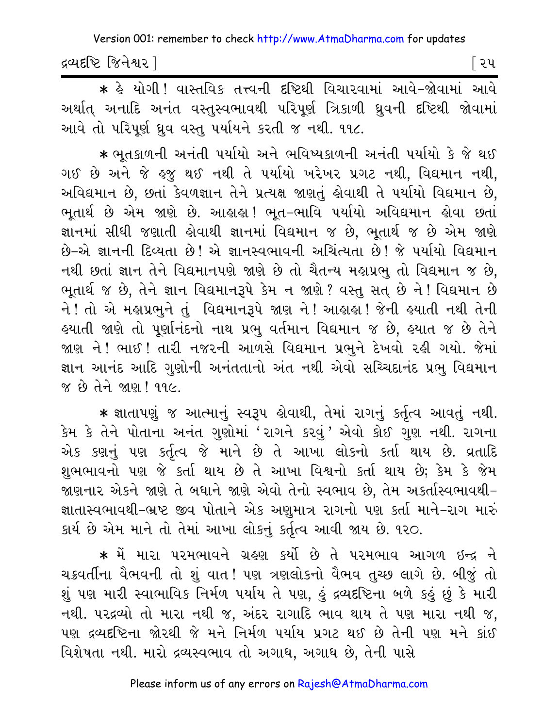* હે યોગી! વાસ્તવિક તત્ત્વની દૃષ્ટિથી વિચારવામાં આવે-જોવામાં આવે અર્થાત્ અનાદિ અનંત વસ્તુસ્વભાવથી પરિપૂર્ણ ત્રિકાળી ધ્રુવની દૃષ્ટિથી જોવામાં આવે તો પરિપૂર્ણ ધ્રુવ વસ્તુ પર્યાયને કરતી જ નથી. ૧૧૮.

* ભૂતકાળની અનંતી પર્યાયો અને ભવિષ્યકાળની અનંતી પર્યાયો કે જે થઈ ગઈ છે અને જે હજુ થઈ નથી તે પર્યાયો ખરેખર પ્રગટ નથી, વિદ્યમાન નથી, અવિદ્યમાન છે, છતાં કેવળજ્ઞાન તેને પ્રત્યક્ષ જાણતું હોવાથી તે પર્યાયો વિદ્યમાન છે, ભૂતાર્થ છે એમ જાણે છે. આહાહા! ભૂત-ભાવિ પર્યાયો અવિદ્યમાન હોવા છતાં જ્ઞાનમાં સીધી જણાતી હોવાથી જ્ઞાનમાં વિદ્યમાન જ છે, ભૂતાર્થ જ છે એમ જાણે છે-એ જ્ઞાનની દિવ્યતા છે! એ જ્ઞાનસ્વભાવની અચિંત્યતા છે! જે પર્યાયો વિદ્યમાન નથી છતાં જ્ઞાન તેને વિદ્યમાનપણે જાણે છે તો ચૈતન્ય મહાપ્રભુ તો વિદ્યમાન જ છે, ભૂતાર્થ જ છે, તેને જ્ઞાન વિદ્યમાનરૂપે કેમ ન જાણે? વસ્તુ સત્ છે ને! વિદ્યમાન છે ને! તો એ મહાપ્રભુને તું વિદ્યમાનરૂપે જાણ ને! આહાહા! જેની હયાતી નથી તેની હયાતી જાણે તો પૂર્ણાનંદનો નાથ પ્રભુ વર્તમાન વિદ્યમાન જ છે, હયાત જ છે તેને જાણ ને! ભાઈ! તારી નજરની આળસે વિદ્યમાન પ્રભુને દેખવો રહી ગયો. જેમાં જ્ઞાન આનંદ આદિ ગુણોની અનંતતાનો અંત નથી એવો સચ્ચિદાનંદ પ્રભુ વિદ્યમાન જ છે તેને જાણ! ૧૧૯.

* જ્ઞાતાપણું જ આત્માનું સ્વરૂપ હોવાથી, તેમાં રાગનું કર્તૃત્વ આવતું નથી. કેમ કે તેને પોતાના અનંત ગુણોમાં 'રાગને કરવું' એવો કોઈ ગુણ નથી. રાગના એક કણનું પણ કર્તૃત્વ જે માને છે તે આખા લોકનો કર્તા થાય છે. વ્રતાદિ શુભભાવનો પણ જે કર્તા થાય છે તે આખા વિશ્વનો કર્તા થાય છે; કેમ કે જેમ જાણનાર એકને જાણે તે બધાને જાણે એવો તેનો સ્વભાવ છે, તેમ અકર્તાસ્વભાવથી-જ્ઞાતાસ્વભાવથી-ભ્રષ્ટ જીવ પોતાને એક અણુમાત્ર રાગનો પણ કર્તા માને-રાગ મારું કાર્ય છે એમ માને તો તેમાં આખા લોકનું કર્તૃત્વ આવી જાય છે. ૧૨૦.

* મેં મારા પરમભાવને ગ્રહણ કર્યો છે તે પરમભાવ આગળ ઇન્દ્ર ને ચક્રવર્તીના વૈભવની તો શું વાત! પણ ત્રણલોકનો વૈભવ તુચ્છ લાગે છે. બીજું તો શું પણ મારી સ્વાભાવિક નિર્મળ પર્યાય તે પણ, હું દ્રવ્યદૃષ્ટિના બળે કહું છું કે મારી નથી. પરદ્રવ્યો તો મારા નથી જ, અંદર રાગાદિ ભાવ થાય તે પણ મારા નથી જ, પણ દ્રવ્યદૃષ્ટિના જોરથી જે મને નિર્મળ પર્યાય પ્રગટ થઈ છે તેની પણ મને કાંઈ વિશેષતા નથી. મારો દ્રવ્યસ્વભાવ તો અગાધ, અગાધ છે, તેની પાસે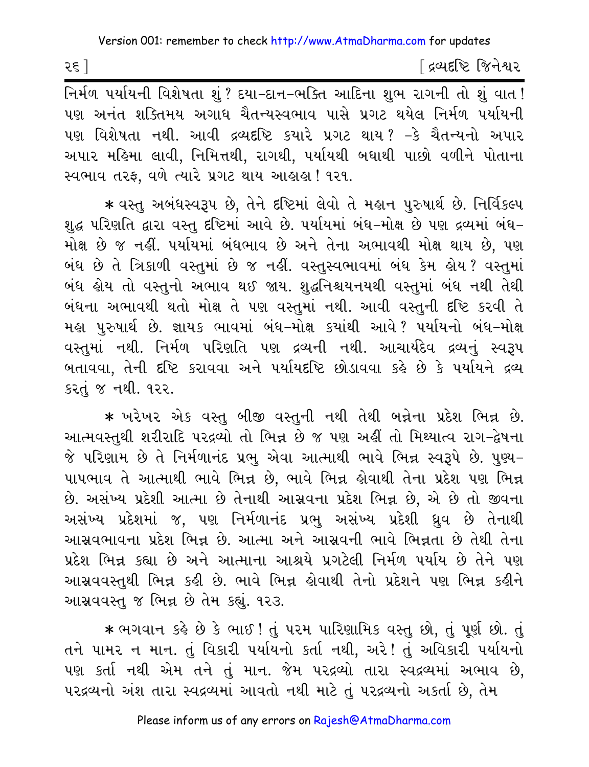નિર્મળ પર્યાયની વિશેષતા શું? દયા-દાન-ભક્તિ આદિના શુભ રાગની તો શું વાત! પણ અનંત શક્તિમય અગાધ ચૈતન્યસ્વભાવ પાસે પ્રગટ થયેલ નિર્મળ પર્યાયની પણ વિશેષતા નથી. આવી દ્રવ્યદૃષ્ટિ ક્યારે પ્રગટ થાય? -કે ચૈતન્યનો અપાર અપાર મહિમા લાવી, નિમિત્તથી, રાગથી, પર્યાયથી બધાથી પાછો વળીને પોતાના સ્વભાવ તરફ, વળે ત્યારે પ્રગટ થાય આહાહા! ૧૨૧.

* વસ્તુ અબંધસ્વરૂપ છે, તેને દૃષ્ટિમાં લેવો તે મહાન પુરુષાર્થ છે. નિર્વિકલ્પ શુદ્ધ પરિણતિ દ્વારા વસ્તુ દૃષ્ટિમાં આવે છે. પર્યાયમાં બંધ-મોક્ષ છે પણ દ્રવ્યમાં બંધ-મોક્ષ છે જ નહીં. પર્યાયમાં બંધભાવ છે અને તેના અભાવથી મોક્ષ થાય છે, પણ બંધ છે તે ત્રિકાળી વસ્તુમાં છે જ નહીં. વસ્તુસ્વભાવમાં બંધ કેમ હોય? વસ્તુમાં બંધ હોય તો વસ્તુનો અભાવ થઈ જાય. શુદ્ધનિશ્ચયનયથી વસ્તુમાં બંધ નથી તેથી બંધના અભાવથી થતો મોક્ષ તે પણ વસ્તુમાં નથી. આવી વસ્તુની દૃષ્ટિ કરવી તે મહા પુરુષાર્થ છે. જ્ઞાયક ભાવમાં બંધ-મોક્ષ ક્યાંથી આવે? પર્યાયનો બંધ-મોક્ષ વસ્તુમાં નથી. નિર્મળ પરિણતિ પણ દ્રવ્યની નથી. આચાર્યદેવ દ્રવ્યનું સ્વરૂપ બતાવવા, તેની દૃષ્ટિ કરાવવા અને પર્યાયદૃષ્ટિ છોડાવવા કહે છે કે પર્યાયને દ્રવ્ય કરતું જ નથી. ૧૨૨.

* ખરેખર એક વસ્તુ બીજી વસ્તુની નથી તેથી બન્નેના પ્રદેશ ભિન્ન છે. આત્મવસ્તુથી શરીરાદિ પરદ્રવ્યો તો ભિન્ન છે જ પણ અહીં તો મિથ્યાત્વ રાગ-દ્વેષના જે પરિણામ છે તે નિર્મળાનંદ પ્રભુ એવા આત્માથી ભાવે ભિન્ન સ્વરૂપે છે. પુણ્ય-પાપભાવ તે આત્માથી ભાવે ભિન્ન છે, ભાવે ભિન્ન હોવાથી તેના પ્રદેશ પણ ભિન્ન છે. અસંખ્ય પ્રદેશી આત્મા છે તેનાથી આસ્રવના પ્રદેશ ભિન્ન છે, એ છે તો જીવના અસંખ્ય પ્રદેશમાં જ, પણ નિર્મળાનંદ પ્રભુ અસંખ્ય પ્રદેશી ધ્રુવ છે તેનાથી આસ્રવભાવના પ્રદેશ ભિન્ન છે. આત્મા અને આસ્રવની ભાવે ભિન્નતા છે તેથી તેના પ્રદેશ ભિન્ન કહ્યા છે અને આત્માના આશ્રયે પ્રગટેલી નિર્મળ પર્યાય છે તેને પણ આસ્રવવસ્તુથી ભિન્ન કહી છે. ભાવે ભિન્ન હોવાથી તેનો પ્રદેશને પણ ભિન્ન કહીને આસ્રવવસ્તુ જ ભિન્ન છે તેમ કહ્યું. ૧૨૩.

* ભગવાન કહે છે કે ભાઈ! તું પરમ પારિણામિક વસ્તુ છો, તું પૂર્ણ છો. તું તને પામર ન માન. તું વિકારી પર્યાયનો કર્તા નથી, અરે! તું અવિકારી પર્યાયનો પણ કર્તા નથી એમ તને તું માન. જેમ પરદ્રવ્યો તારા સ્વદ્રવ્યમાં અભાવ છે, પરદ્રવ્યનો અંશ તારા સ્વદ્રવ્યમાં આવતો નથી માટે તું પરદ્રવ્યનો અકર્તા છે, તેમ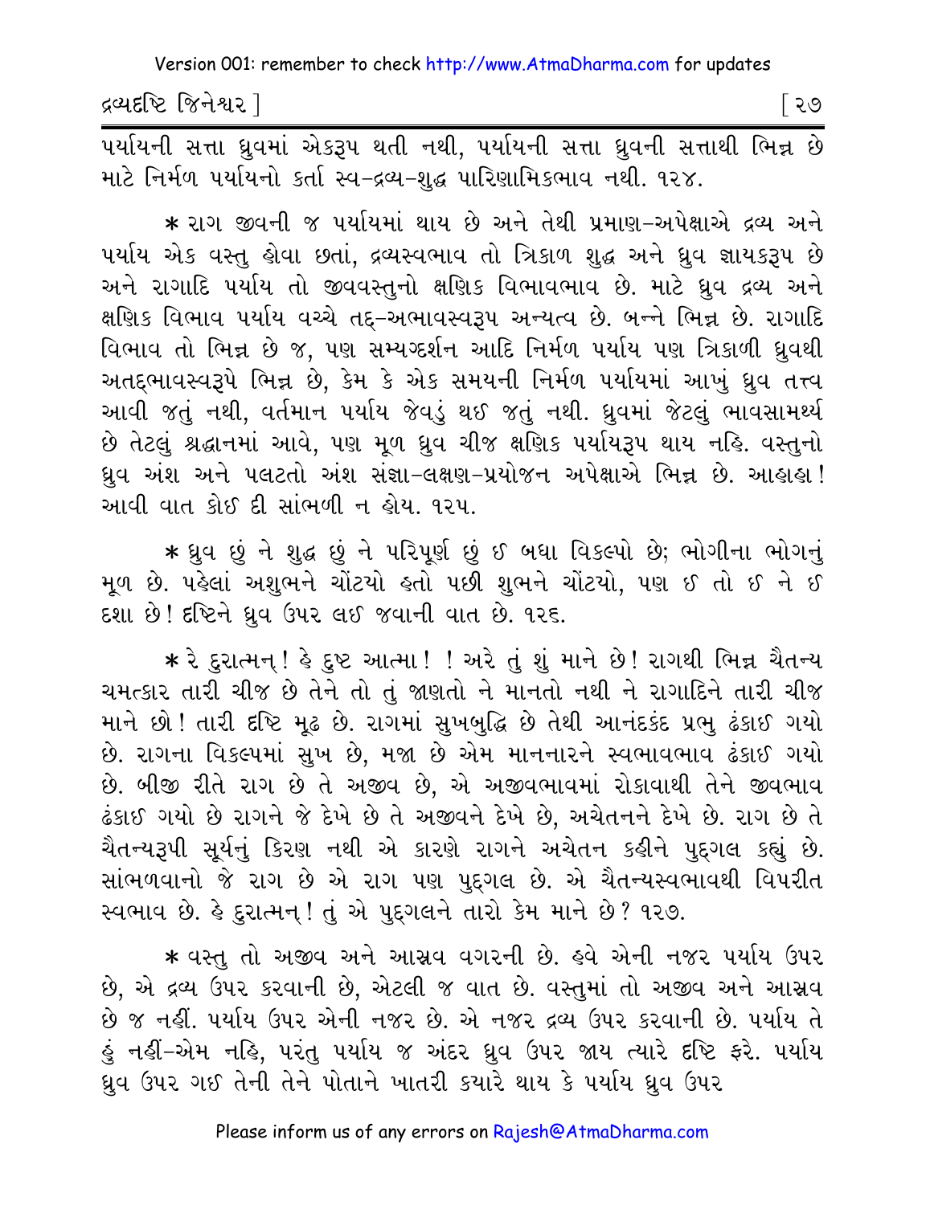પર્યાયની સત્તા ધ્રુવમાં એકરૂપ થતી નથી, પર્યાયની સત્તા ધ્રુવની સત્તાથી ભિન્ન છે માટે નિર્મળ પર્યાયનો કર્તા સ્વ-દ્રવ્ય-શુદ્ધ પારિણામિકભાવ નથી. ૧૨૪.

* રાગ જીવની જ પર્યાયમાં થાય છે અને તેથી પ્રમાણ-અપેક્ષાએ દ્રવ્ય અને પર્યાય એક વસ્તુ હોવા છતાં, દ્રવ્યસ્વભાવ તો ત્રિકાળ શુદ્ધ અને ધ્રુવ જ્ઞાયકરૂપ છે અને રાગાદિ પર્યાય તો જીવવસ્તુનો ક્ષણિક વિભાવભાવ છે. માટે ધ્રુવ દ્રવ્ય અને ક્ષણિક વિભાવ પર્યાય વચ્ચે તદ્-અભાવસ્વરૂપ અન્યત્વ છે. બન્ને ભિન્ન છે. રાગાદિ વિભાવ તો ભિન્ન છે જ, પણ સમ્યગ્દર્શન આદિ નિર્મળ પર્યાય પણ ત્રિકાળી ધ્રુવથી અતદ્‌ભાવસ્વરૂપે ભિન્ન છે, કેમ કે એક સમયની નિર્મળ પર્યાયમાં આખું ધ્રુવ તત્ત્વ આવી જતું નથી, વર્તમાન પર્યાય જેવડું થઈ જતું નથી. ધ્રુવમાં જેટલું ભાવસામર્થ્ય છે તેટલું શ્રદ્ધાનમાં આવે, પણ મૂળ ધ્રુવ ચીજ ક્ષણિક પર્યાયરૂપ થાય નહિ. વસ્તુનો ધ્રુવ અંશ અને પલટતો અંશ સંજ્ઞા-લક્ષણ-પ્રયોજન અપેક્ષાએ ભિન્ન છે. આહાહા! આવી વાત કોઈ દી સાંભળી ન હોય. ૧૨૫.

* ધ્રુવ છું ને શુદ્ધ છું ને પરિપૂર્ણ છું ઈ બધા વિકલ્પો છે; ભોગીના ભોગનું મૂળ છે. પહેલાં અશુભને ચોંટયો હતો પછી શુભને ચોંટયો, પણ ઈ તો ઈ ને ઈ દશા છે! દષ્ટિને ધ્રુવ ઉપર લઈ જવાની વાત છે. ૧૨૬.

* રે દુરાત્મન્! હે દુષ્ટ આત્મા! ! અરે તું શું માને છે! રાગથી ભિન્ન ચૈતન્ય ચમત્કાર તારી ચીજ છે તેને તો તું જાણતો ને માનતો નથી ને રાગાદિને તારી ચીજ માને છો! તારી દષ્ટિ મૂઢ છે. રાગમાં સુખબુદ્ધિ છે તેથી આનંદકંદ પ્રભુ ઢંકાઈ ગયો છે. રાગના વિકલ્પમાં સુખ છે, મજા છે એમ માનનારને સ્વભાવભાવ ઢંકાઈ ગયો છે. બીજી રીતે રાગ છે તે અજીવ છે, એ અજીવભાવમાં રોકાવાથી તેને જીવભાવ ઢંકાઈ ગયો છે રાગને જે દેખે છે તે અજીવને દેખે છે, અચેતનને દેખે છે. રાગ છે તે ચૈતન્યરૂપી સૂર્યનું કિરણ નથી એ કારણે રાગને અચેતન કહીને પુદ્‌ગલ કહ્યું છે. સાંભળવાનો જે રાગ છે એ રાગ પણ પુદ્‌ગલ છે. એ ચૈતન્યસ્વભાવથી વિપરીત સ્વભાવ છે. હે દુરાત્મન્! તું એ પુદ્‌ગલને તારો કેમ માને છે? ૧૨૭.

* વસ્તુ તો અજીવ અને આસ્રવ વગરની છે. હવે એની નજર પર્યાય ઉપર છે, એ દ્રવ્ય ઉપર કરવાની છે, એટલી જ વાત છે. વસ્તુમાં તો અજીવ અને આસ્રવ છે જ નહીં. પર્યાય ઉપર એની નજર છે. એ નજર દ્રવ્ય ઉપર કરવાની છે. પર્યાય તે હું નહીં-એમ નહિ, પરંતુ પર્યાય જ અંદર ધ્રુવ ઉપર જાય ત્યારે દષ્ટિ ફરે. પર્યાય ધ્રુવ ઉપર ગઈ તેની તેને પોતાને ખાતરી કયારે થાય કે પર્યાય ધ્રુવ ઉપર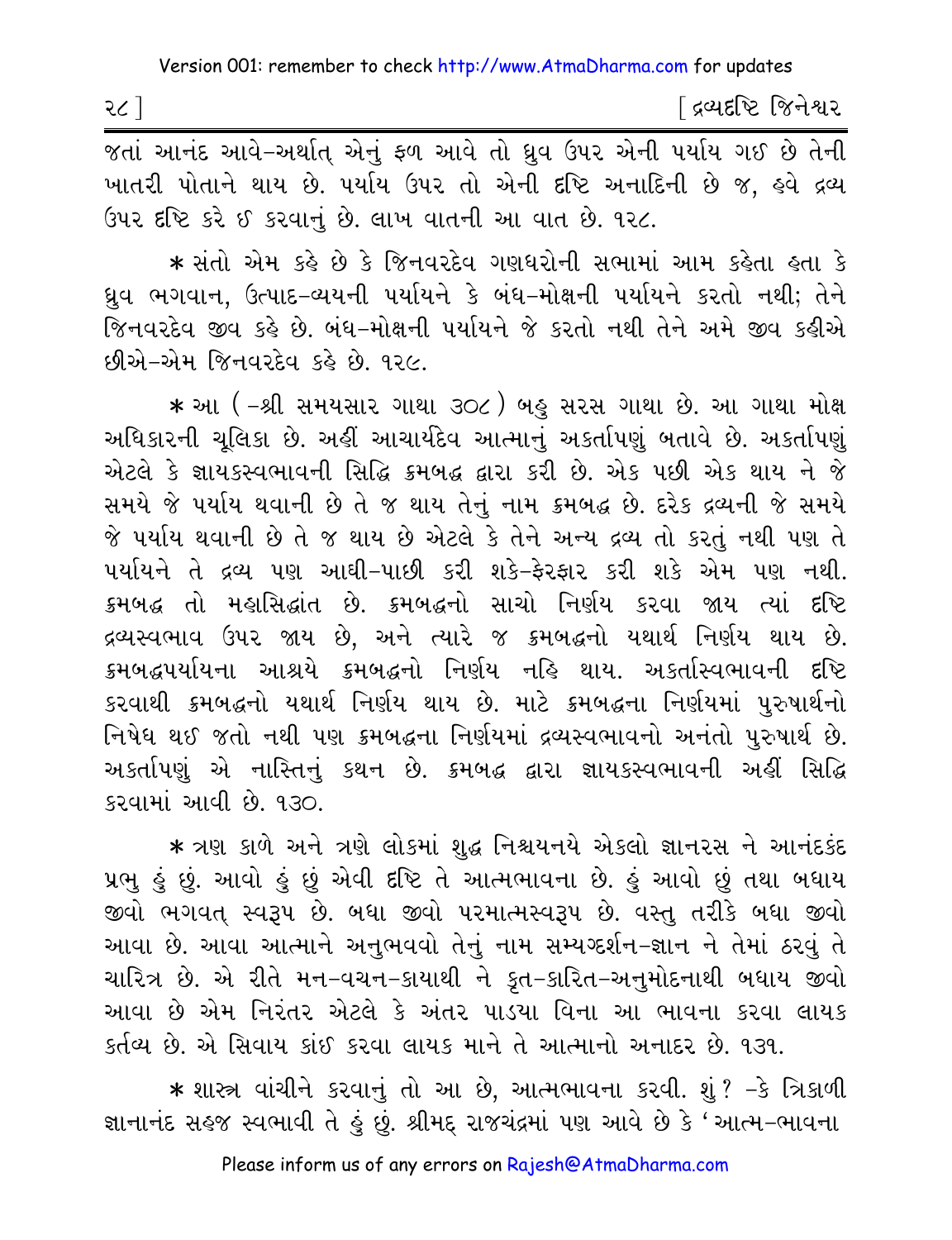જતાં આનંદ આવે-અર્થાત્ એનું ફળ આવે તો ધ્રુવ ઉપર એની પર્યાય ગઈ છે તેની ખાતરી પોતાને થાય છે. પર્યાય ઉપર તો એની દૃષ્ટિ અનાદિની છે જ, હવે દ્રવ્ય ઉપર દૃષ્ટિ કરે ઈ કરવાનું છે. લાખ વાતની આ વાત છે. ૧૨૮.

* સંતો એમ કહે છે કે જિનવરદેવ ગણધરોની સભામાં આમ કહેતા હતા કે ધ્રુવ ભગવાન, ઉત્પાદ-વ્યયની પર્યાયને કે બંધ-મોક્ષની પર્યાયને કરતો નથી; તેને જિનવરદેવ જીવ કહે છે. બંધ-મોક્ષની પર્યાયને જે કરતો નથી તેને અમે જીવ કહીએ છીએ-એમ જિનવરદેવ કહે છે. ૧૨૯.

* આ (-શ્રી સમયસાર ગાથા ૩૦૮) બહુ સરસ ગાથા છે. આ ગાથા મોક્ષ અધિકારની ચૂલિકા છે. અહીં આચાર્યદેવ આત્માનું અકર્તાપણું બતાવે છે. અકર્તાપણું એટલે કે જ્ઞાયકસ્વભાવની સિદ્ધિ ક્રમબદ્ધ દ્વારા કરી છે. એક પછી એક થાય ને જે સમયે જે પર્યાય થવાની છે તે જ થાય તેનું નામ ક્રમબદ્ધ છે. દરેક દ્રવ્યની જે સમયે જે પર્યાય થવાની છે તે જ થાય છે એટલે કે તેને અન્ય દ્રવ્ય તો કરતું નથી પણ તે પર્યાયને તે દ્રવ્ય પણ આઘી-પાછી કરી શકે-ફેરફાર કરી શકે એમ પણ નથી. ક્રમબદ્ધ તો મહાસિદ્ધાંત છે. ક્રમબદ્ધનો સાચો નિર્ણય કરવા જાય ત્યાં દૃષ્ટિ દ્રવ્યસ્વભાવ ઉપર જાય છે, અને ત્યારે જ ક્રમબદ્ધનો યથાર્થ નિર્ણય થાય છે. ક્રમબદ્ધપર્યાયના આશ્રયે ક્રમબદ્ધનો નિર્ણય નહિ થાય. અકર્તાસ્વભાવની દૃષ્ટિ કરવાથી ક્રમબદ્ધનો યથાર્થ નિર્ણય થાય છે. માટે ક્રમબદ્ધના નિર્ણયમાં પુરુષાર્થનો નિષેધ થઈ જતો નથી પણ ક્રમબદ્ધના નિર્ણયમાં દ્રવ્યસ્વભાવનો અનંતો પુરુષાર્થ છે. અકર્તાપણું એ નાસ્તિનું કથન છે. ક્રમબદ્ધ દ્વારા જ્ઞાયકસ્વભાવની અહીં સિદ્ધિ કરવામાં આવી છે. ૧૩૦.

* ત્રણ કાળે અને ત્રણે લોકમાં શુદ્ધ નિશ્ચયનયે એકલો જ્ઞાનરસ ને આનંદકંદ પ્રભુ હું છું. આવો હું છું એવી દૃષ્ટિ તે આત્મભાવના છે. હું આવો છું તથા બધાય જીવો ભગવત્ સ્વરૂપ છે. બધા જીવો પરમાત્મસ્વરૂપ છે. વસ્તુ તરીકે બધા જીવો આવા છે. આવા આત્માને અનુભવવો તેનું નામ સમ્યગ્દર્શન-જ્ઞાન ને તેમાં ઠરવું તે ચારિત્ર છે. એ રીતે મન-વચન-કાયાથી ને કૃત-કારિત-અનુમોદનાથી બધાય જીવો આવા છે એમ નિરંતર એટલે કે અંતર પાડયા વિના આ ભાવના કરવા લાયક કર્તવ્ય છે. એ સિવાય કાંઈ કરવા લાયક માને તે આત્માનો અનાદર છે. ૧૩૧.

* શાસ્ત્ર વાંચીને કરવાનું તો આ છે, આત્મભાવના કરવી. શું? -કે ત્રિકાળી જ્ઞાનાનંદ સહજ સ્વભાવી તે હું છું. શ્રીમદ્ રાજચંદ્રમાં પણ આવે છે કે 'આત્મ-ભાવના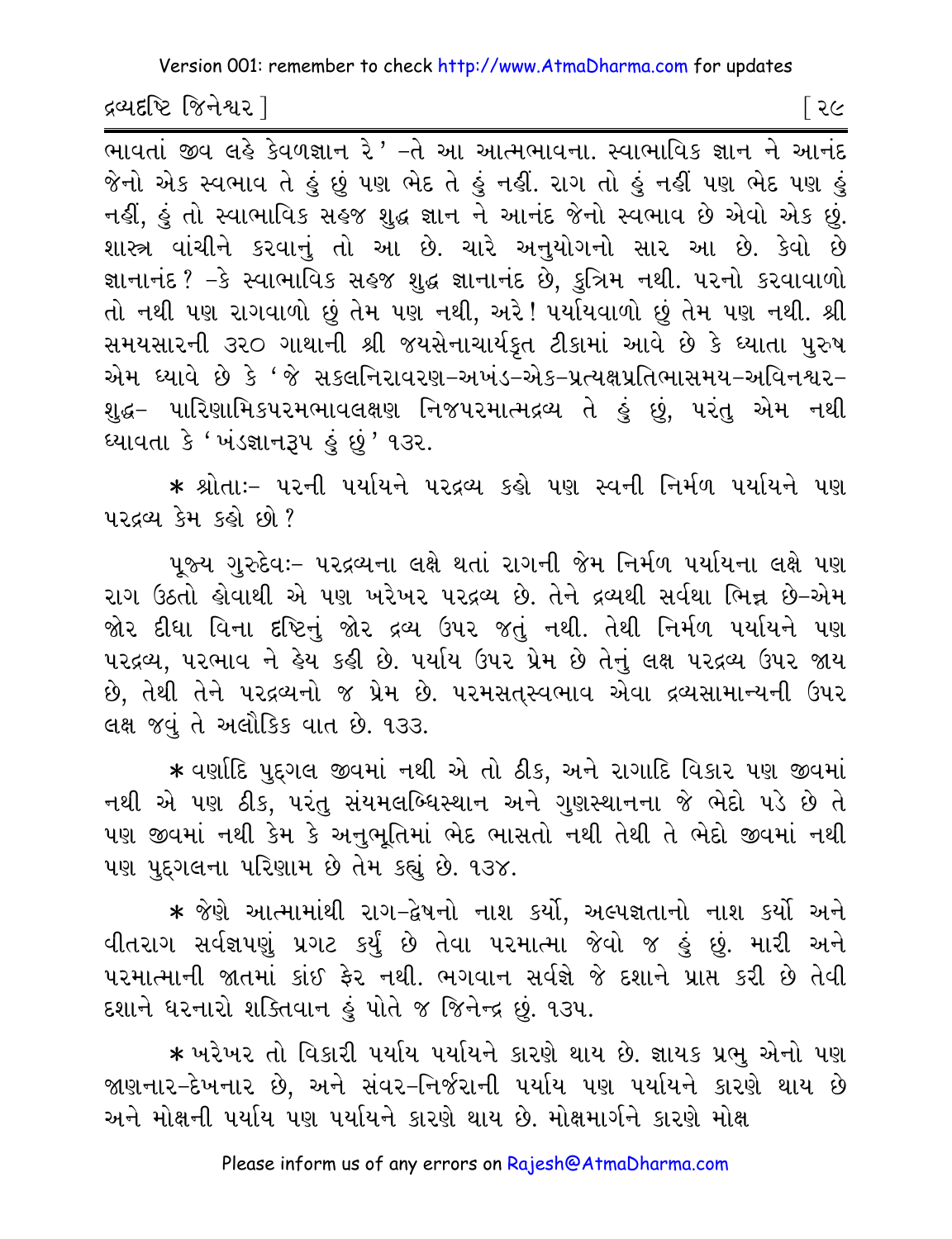ભાવતાં જીવ લહે કેવળજ્ઞાન રે' -તે આ આત્મભાવના. સ્વાભાવિક જ્ઞાન ને આનંદ જેનો એક સ્વભાવ તે હું છું પણ ભેદ તે હું નહીં. રાગ તો હું નહીં પણ ભેદ પણ હું નહીં, હું તો સ્વાભાવિક સહજ શુદ્ધ જ્ઞાન ને આનંદ જેનો સ્વભાવ છે એવો એક છું. શાસ્ત્ર વાંચીને કરવાનું તો આ છે. ચારે અનુયોગનો સાર આ છે. કેવો છે જ્ઞાનાનંદ? -કે સ્વાભાવિક સહજ શુદ્ધ જ્ઞાનાનંદ છે, કુત્રિમ નથી. પરનો કરવાવાળો તો નથી પણ રાગવાળો છું તેમ પણ નથી, અરે! પર્યાયવાળો છું તેમ પણ નથી. શ્રી સમયસારની ૩૨૦ ગાથાની શ્રી જયસેનાચાર્યકૃત ટીકામાં આવે છે કે ધ્યાતા પુરુષ એમ ધ્યાવે છે કે 'જે સકલનિરાવરણ-અખંડ-એક-પ્રત્યક્ષપ્રતિભાસમય-અવિનશ્વર-શુદ્ધ- પારિણામિકપરમભાવલક્ષણ નિજપરમાત્મદ્રવ્ય તે હું છું, પરંતુ એમ નથી ધ્યાવતા કે 'ખંડજ્ઞાનરૂપ હું છું' ૧૩૨.

* શ્રોતાઃ- પરની પર્યાયને પરદ્રવ્ય કહો પણ સ્વની નિર્મળ પર્યાયને પણ પરદ્રવ્ય કેમ કહો છો?

પૂજ્ય ગુરુદેવઃ- પરદ્રવ્યના લક્ષે થતાં રાગની જેમ નિર્મળ પર્યાયના લક્ષે પણ રાગ ઉઠતો હોવાથી એ પણ ખરેખર પરદ્રવ્ય છે. તેને દ્રવ્યથી સર્વથા ભિન્ન છે-એમ જોર દીધા વિના દૃષ્ટિનું જોર દ્રવ્ય ઉપર જતું નથી. તેથી નિર્મળ પર્યાયને પણ પરદ્રવ્ય, પરભાવ ને હેય કહી છે. પર્યાય ઉપર પ્રેમ છે તેનું લક્ષ પરદ્રવ્ય ઉપર જાય છે, તેથી તેને પરદ્રવ્યનો જ પ્રેમ છે. પરમસત્સ્વભાવ એવા દ્રવ્યસામાન્યની ઉપર લક્ષ જવું તે અલૌકિક વાત છે. ૧૩૩.

* વર્ણાદિ પુદ્‌ગલ જીવમાં નથી એ તો ઠીક, અને રાગાદિ વિકાર પણ જીવમાં નથી એ પણ ઠીક, પરંતુ સંયમલબ્ધિસ્થાન અને ગુણસ્થાનના જે ભેદો પડે છે તે પણ જીવમાં નથી કેમ કે અનુભૂતિમાં ભેદ ભાસતો નથી તેથી તે ભેદો જીવમાં નથી પણ પુદ્‌ગલના પરિણામ છે તેમ કહ્યું છે. ૧૩૪.

* જેણે આત્મામાંથી રાગ-દ્વેષનો નાશ કર્યો, અલ્પજ્ઞતાનો નાશ કર્યો અને વીતરાગ સર્વજ્ઞપણું પ્રગટ કર્યું છે તેવા પરમાત્મા જેવો જ હું છું. મારી અને પરમાત્માની જાતમાં કાંઈ ફેર નથી. ભગવાન સર્વજ્ઞે જે દશાને પ્રાપ્ત કરી છે તેવી દશાને ધરનારો શક્તિવાન હું પોતે જ જિનેન્દ્ર છું. ૧૩૫.

* ખરેખર તો વિકારી પર્યાય પર્યાયને કારણે થાય છે. જ્ઞાયક પ્રભુ એનો પણ જાણનાર-દેખનાર છે, અને સંવર-નિર્જરાની પર્યાય પણ પર્યાયને કારણે થાય છે અને મોક્ષની પર્યાય પણ પર્યાયને કારણે થાય છે. મોક્ષમાર્ગને કારણે મોક્ષ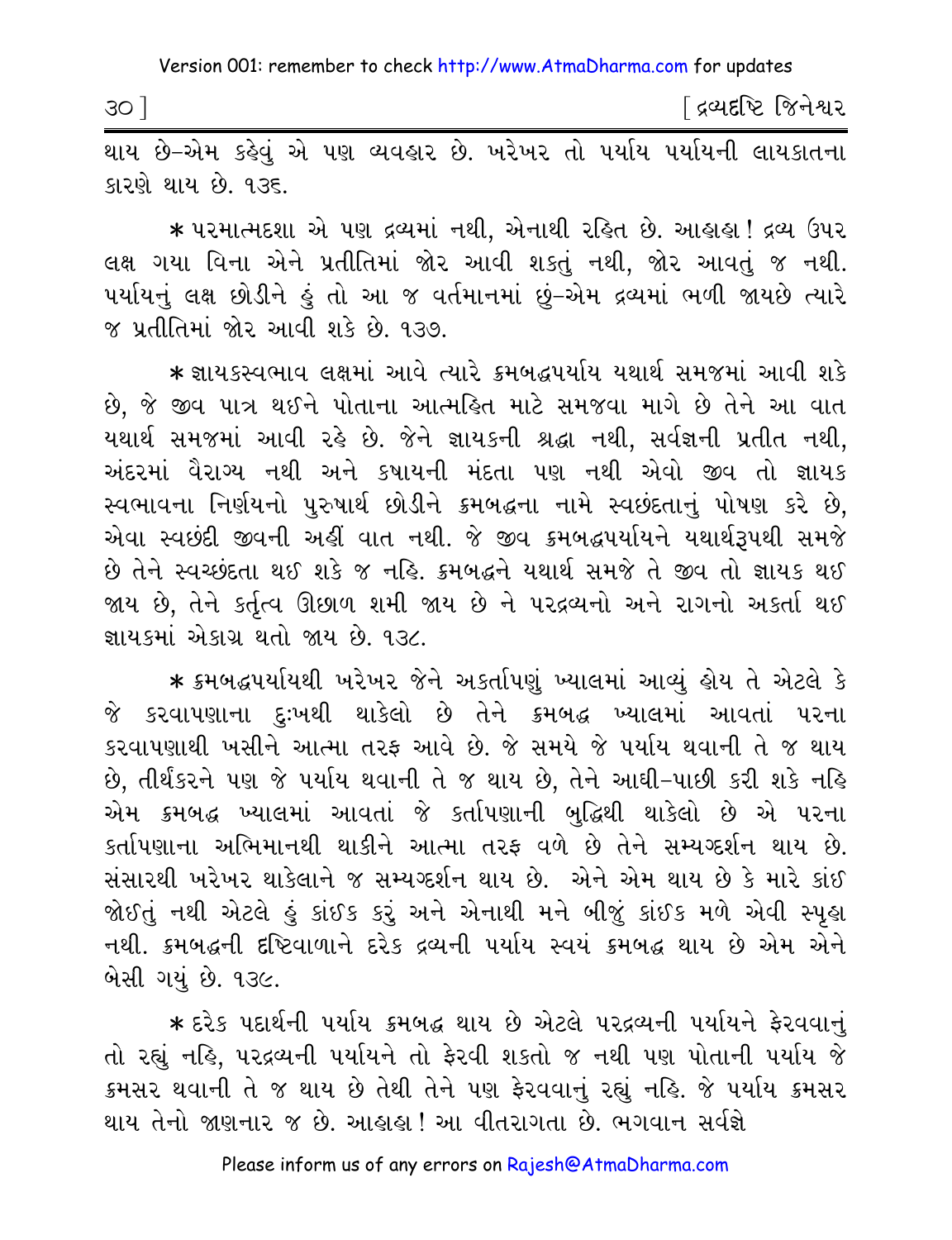થાય છે-એમ કહેવું એ પણ વ્યવહાર છે. ખરેખર તો પર્યાય પર્યાયની લાયકાતના કારણે થાય છે. ૧૩૬.

* પરમાત્મદશા એ પણ દ્રવ્યમાં નથી, એનાથી રહિત છે. આહાહા! દ્રવ્ય ઉપર લક્ષ ગયા વિના એને પ્રતીતિમાં જોર આવી શકતું નથી, જોર આવતું જ નથી. પર્યાયનું લક્ષ છોડીને હું તો આ જ વર્તમાનમાં છું-એમ દ્રવ્યમાં ભળી જાયછે ત્યારે જ પ્રતીતિમાં જોર આવી શકે છે. ૧૩૭.

* જ્ઞાયકસ્વભાવ લક્ષમાં આવે ત્યારે ક્રમબદ્ધપર્યાય યથાર્થ સમજમાં આવી શકે છે, જે જીવ પાત્ર થઈને પોતાના આત્મહિત માટે સમજવા માગે છે તેને આ વાત યથાર્થ સમજમાં આવી રહે છે. જેને જ્ઞાયકની શ્રદ્ધા નથી, સર્વજ્ઞની પ્રતીત નથી, અંદરમાં વૈરાગ્ય નથી અને કષાયની મંદતા પણ નથી એવો જીવ તો જ્ઞાયક સ્વભાવના નિર્ણયનો પુરુષાર્થ છોડીને ક્રમબદ્ધના નામે સ્વછંદતાનું પોષણ કરે છે, એવા સ્વછંદી જીવની અહીં વાત નથી. જે જીવ ક્રમબદ્ધપર્યાયને યથાર્થરૂપથી સમજે છે તેને સ્વચ્છંદતા થઈ શકે જ નહિ. ક્રમબદ્ધને યથાર્થ સમજે તે જીવ તો જ્ઞાયક થઈ જાય છે, તેને કર્તૃત્વ ઊછાળ શમી જાય છે ને પરદ્રવ્યનો અને રાગનો અકર્તા થઈ જ્ઞાયકમાં એકાગ્ર થતો જાય છે. ૧૩૮.

* ક્રમબદ્ધપર્યાયથી ખરેખર જેને અકર્તાપણું ખ્યાલમાં આવ્યું હોય તે એટલે કે જે કરવાપણાના દુઃખથી થાકેલો છે તેને ક્રમબદ્ધ ખ્યાલમાં આવતાં પરના કરવાપણાથી ખસીને આત્મા તરફ આવે છે. જે સમયે જે પર્યાય થવાની તે જ થાય છે, તીર્થંકરને પણ જે પર્યાય થવાની તે જ થાય છે, તેને આઘી-પાછી કરી શકે નહિ એમ ક્રમબદ્ધ ખ્યાલમાં આવતાં જે કર્તાપણાની બુદ્ધિથી થાકેલો છે એ પરના કર્તાપણાના અભિમાનથી થાકીને આત્મા તરફ વળે છે તેને સમ્યગ્દર્શન થાય છે. સંસારથી ખરેખર થાકેલાને જ સમ્યગ્દર્શન થાય છે. એને એમ થાય છે કે મારે કાંઈ જોઈતું નથી એટલે હું કાંઈક કરું અને એનાથી મને બીજું કાંઈક મળે એવી સ્પૃહા નથી. ક્રમબદ્ધની દૃષ્ટિવાળાને દરેક દ્રવ્યની પર્યાય સ્વયં ક્રમબદ્ધ થાય છે એમ એને બેસી ગયું છે. ૧૩૯.

* દરેક પદાર્થની પર્યાય ક્રમબદ્ધ થાય છે એટલે પરદ્રવ્યની પર્યાયને ફેરવવાનું તો રહ્યું નહિ, પરદ્રવ્યની પર્યાયને તો ફેરવી શકતો જ નથી પણ પોતાની પર્યાય જે ક્રમસર થવાની તે જ થાય છે તેથી તેને પણ ફેરવવાનું રહ્યું નહિ. જે પર્યાય ક્રમસર થાય તેનો જાણનાર જ છે. આહાહા! આ વીતરાગતા છે. ભગવાન સર્વજ્ઞે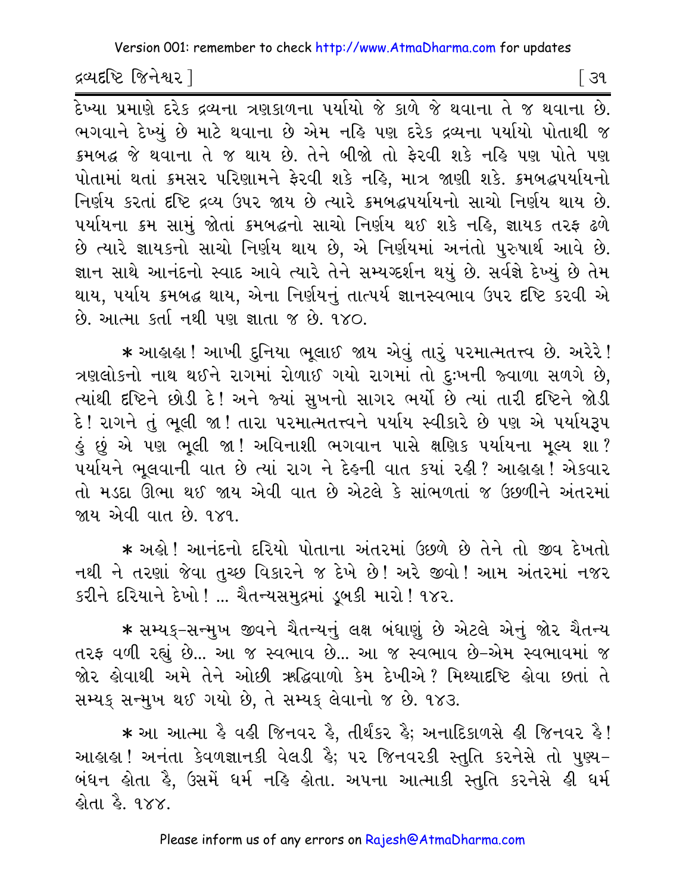દેખ્યા પ્રમાણે દરેક દ્રવ્યના ત્રણકાળના પર્યાયો જે કાળે જે થવાના તે જ થવાના છે. ભગવાને દેખ્યું છે માટે થવાના છે એમ નહિ પણ દરેક દ્રવ્યના પર્યાયો પોતાથી જ ક્રમબદ્ધ જે થવાના તે જ થાય છે. તેને બીજો તો ફેરવી શકે નહિ પણ પોતે પણ પોતામાં થતાં ક્રમસર પરિણામને ફેરવી શકે નહિ, માત્ર જાણી શકે. ક્રમબદ્ધપર્યાયનો નિર્ણય કરતાં દૃષ્ટિ દ્રવ્ય ઉપર જાય છે ત્યારે ક્રમબદ્ધપર્યાયનો સાચો નિર્ણય થાય છે. પર્યાયના ક્રમ સામું જોતાં ક્રમબદ્ધનો સાચો નિર્ણય થઈ શકે નહિ, જ્ઞાયક તરફ ઢળે છે ત્યારે જ્ઞાયકનો સાચો નિર્ણય થાય છે, એ નિર્ણયમાં અનંતો પુરુષાર્થ આવે છે. જ્ઞાન સાથે આનંદનો સ્વાદ આવે ત્યારે તેને સમ્યગ્દર્શન થયું છે. સર્વજ્ઞે દેખ્યું છે તેમ થાય, પર્યાય ક્રમબદ્ધ થાય, એના નિર્ણયનું તાત્પર્ય જ્ઞાનસ્વભાવ ઉપર દૃષ્ટિ કરવી એ છે. આત્મા કર્તા નથી પણ જ્ઞાતા જ છે. ૧૪૦.

* આહાહા ! આખી દુનિયા ભૂલાઈ જાય એવું તારું પરમાત્મતત્ત્વ છે. અરેરે ! ત્રણલોકનો નાથ થઈને રાગમાં રોળાઈ ગયો રાગમાં તો દુઃખની જ્વાળા સળગે છે, ત્યાંથી દૃષ્ટિને છોડી દે ! અને જ્યાં સુખનો સાગર ભર્યો છે ત્યાં તારી દૃષ્ટિને જોડી દે ! રાગને તું ભૂલી જા ! તારા પરમાત્મતત્ત્વને પર્યાય સ્વીકારે છે પણ એ પર્યાયરૂપ હું છું એ પણ ભૂલી જા ! અવિનાશી ભગવાન પાસે ક્ષણિક પર્યાયના મૂલ્ય શા ? પર્યાયને ભૂલવાની વાત છે ત્યાં રાગ ને દેહની વાત કયાં રહી ? આહાહા ! એકવાર તો મડદા ઊભા થઈ જાય એવી વાત છે એટલે કે સાંભળતાં જ ઉછળીને અંતરમાં જાય એવી વાત છે. ૧૪૧.

* અહો ! આનંદનો દરિયો પોતાના અંતરમાં ઉછળે છે તેને તો જીવ દેખતો નથી ને તરણાં જેવા તુચ્છ વિકારને જ દેખે છે ! અરે જીવો ! આમ અંતરમાં નજર કરીને દરિયાને દેખો ! ... ચૈતન્યસમુદ્રમાં ડૂબકી મારો ! ૧૪૨.

* સમ્યક્-સન્મુખ જીવને ચૈતન્યનું લક્ષ બંધાણું છે એટલે એનું જોર ચૈતન્ય તરફ વળી રહ્યું છે... આ જ સ્વભાવ છે... આ જ સ્વભાવ છે-એમ સ્વભાવમાં જ જોર હોવાથી અમે તેને ઓછી ઋદ્ધિવાળો કેમ દેખીએ ? મિથ્યાદૃષ્ટિ હોવા છતાં તે સમ્યક્ સન્મુખ થઈ ગયો છે, તે સમ્યક્ લેવાનો જ છે. ૧૪૩.

* આ આત્મા હૈ વહી જિનવર હૈ, તીર્થંકર હૈ; અનાદિકાળસે હી જિનવર હૈ ! આહાહા ! અનંતા કેવળજ્ઞાનકી વેલડી હૈ; પર જિનવરકી સ્તુતિ કરનેસે તો પુણ્ય-બંધન હોતા હૈ, ઉસમેં ધર્મ નહિ હોતા. અપના આત્માકી સ્તુતિ કરનેસે હી ધર્મ હોતા હૈ. ૧૪૪.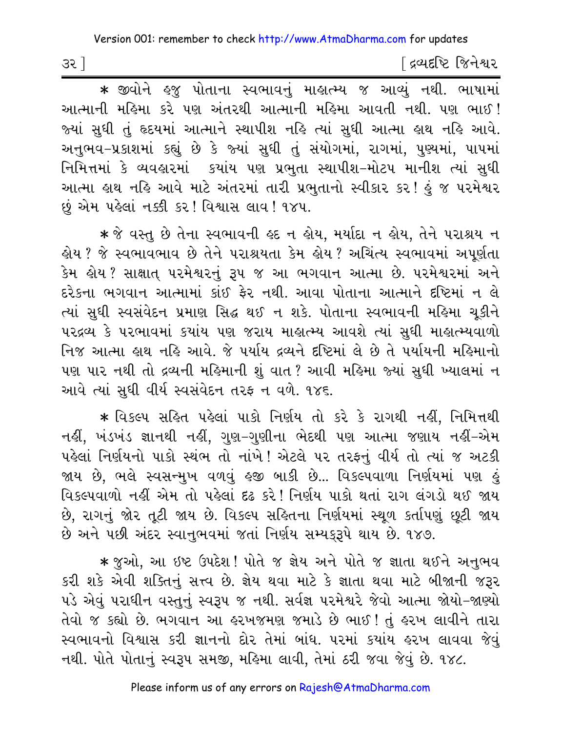* જીવોને હજુ પોતાના સ્વભાવનું માહાત્મ્ય જ આવ્યું નથી. ભાષામાં આત્માની મહિમા કરે પણ અંતરથી આત્માની મહિમા આવતી નથી. પણ ભાઈ! જ્યાં સુધી તું હૃદયમાં આત્માને સ્થાપીશ નહિ ત્યાં સુધી આત્મા હાથ નહિ આવે. અનુભવ-પ્રકાશમાં કહ્યું છે કે જ્યાં સુધી તું સંયોગમાં, રાગમાં, પુણ્યમાં, પાપમાં નિમિત્તમાં કે વ્યવહારમાં ક્યાંય પણ પ્રભુતા સ્થાપીશ-મોટપ માનીશ ત્યાં સુધી આત્મા હાથ નહિ આવે માટે અંતરમાં તારી પ્રભુતાનો સ્વીકાર કર! હું જ પરમેશ્વર છું એમ પહેલાં નક્કી કર! વિશ્વાસ લાવ! ૧૪૫.

* જે વસ્તુ છે તેના સ્વભાવની હદ ન હોય, મર્યાદા ન હોય, તેને પરાશ્રય ન હોય? જે સ્વભાવભાવ છે તેને પરાશ્રયતા કેમ હોય? અચિંત્ય સ્વભાવમાં અપૂર્ણતા કેમ હોય? સાક્ષાત્ પરમેશ્વરનું રૂપ જ આ ભગવાન આત્મા છે. પરમેશ્વરમાં અને દરેકના ભગવાન આત્મામાં કાંઈ ફેર નથી. આવા પોતાના આત્માને દૃષ્ટિમાં ન લે ત્યાં સુધી સ્વસંવેદન પ્રમાણ સિદ્ધ થઈ ન શકે. પોતાના સ્વભાવની મહિમા ચૂકીને પરદ્રવ્ય કે પરભાવમાં ક્યાંય પણ જરાય માહાત્મ્ય આવશે ત્યાં સુધી માહાત્મ્યવાળો નિજ આત્મા હાથ નહિ આવે. જે પર્યાય દ્રવ્યને દૃષ્ટિમાં લે છે તે પર્યાયની મહિમાનો પણ પાર નથી તો દ્રવ્યની મહિમાની શું વાત? આવી મહિમા જ્યાં સુધી ખ્યાલમાં ન આવે ત્યાં સુધી વીર્ય સ્વસંવેદન તરફ ન વળે. ૧૪૬.

* વિકલ્પ સહિત પહેલાં પાકો નિર્ણય તો કરે કે રાગથી નહીં, નિમિત્તથી નહીં, ખંડખંડ જ્ઞાનથી નહીં, ગુણ-ગુણીના ભેદથી પણ આત્મા જણાય નહીં-એમ પહેલાં નિર્ણયનો પાકો સ્થંભ તો નાંખે! એટલે પર તરફનું વીર્ય તો ત્યાં જ અટકી જાય છે, ભલે સ્વસન્મુખ વળવું હજી બાકી છે... વિકલ્પવાળા નિર્ણયમાં પણ હું વિકલ્પવાળો નહીં એમ તો પહેલાં દૃઢ કરે! નિર્ણય પાકો થતાં રાગ લંગડો થઈ જાય છે, રાગનું જોર તૂટી જાય છે. વિકલ્પ સહિતના નિર્ણયમાં સ્થૂળ કર્તાપણું છૂટી જાય છે અને પછી અંદર સ્વાનુભવમાં જતાં નિર્ણય સમ્યક્રૂપે થાય છે. ૧૪૭.

* જુઓ, આ ઇષ્ટ ઉપદેશ! પોતે જ જ્ઞેય અને પોતે જ જ્ઞાતા થઈને અનુભવ કરી શકે એવી શક્તિનું સત્ત્વ છે. જ્ઞેય થવા માટે કે જ્ઞાતા થવા માટે બીજાની જરૂર પડે એવું પરાધીન વસ્તુનું સ્વરૂપ જ નથી. સર્વજ્ઞ પરમેશ્વરે જેવો આત્મા જોયો-જાણ્યો તેવો જ કહ્યો છે. ભગવાન આ હરખજમણ જમાડે છે ભાઈ! તું હરખ લાવીને તારા સ્વભાવનો વિશ્વાસ કરી જ્ઞાનનો દોર તેમાં બાંધ. પરમાં ક્યાંય હરખ લાવવા જેવું નથી. પોતે પોતાનું સ્વરૂપ સમજી, મહિમા લાવી, તેમાં ઠરી જવા જેવું છે. ૧૪૮.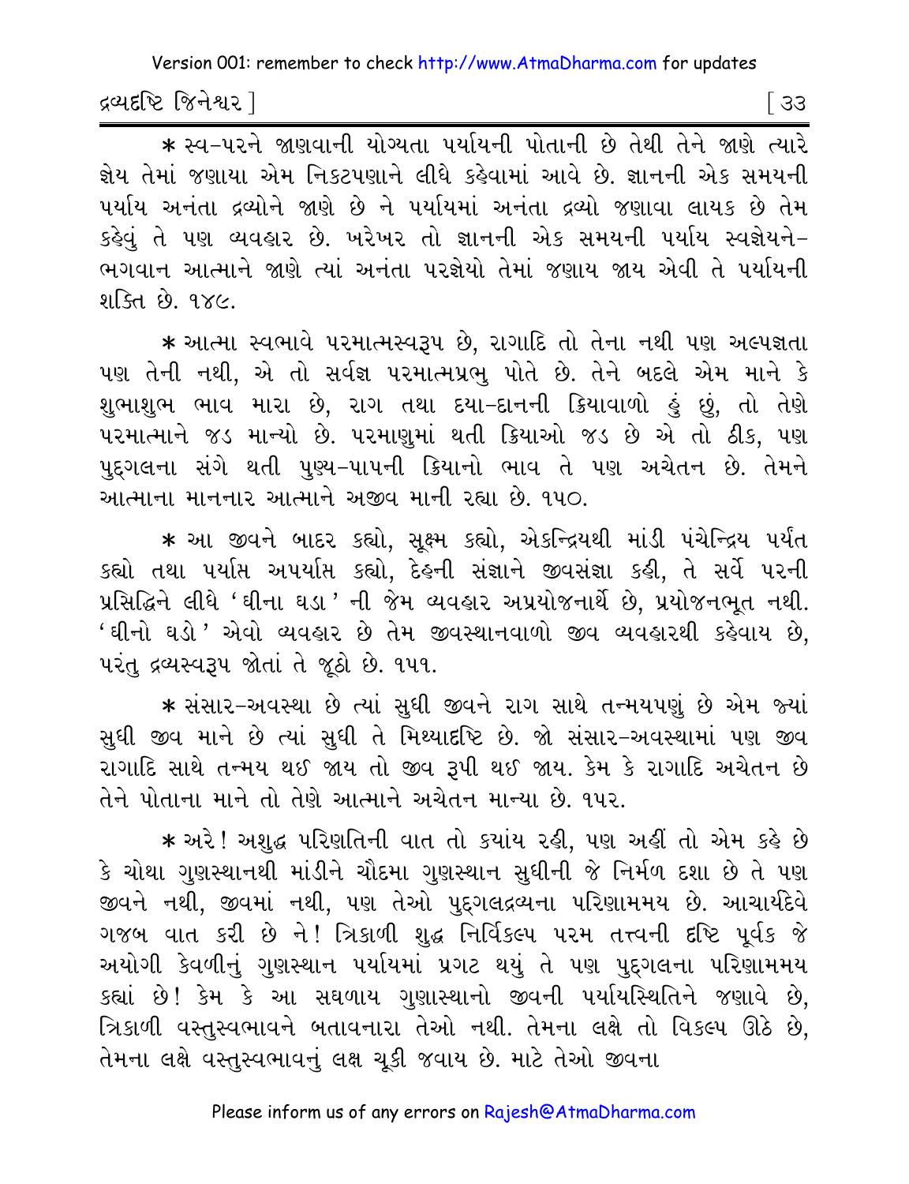* સ્વ-પરને જાણવાની યોગ્યતા પર્યાયની પોતાની છે તેથી તેને જાણે ત્યારે જ્ઞેય તેમાં જણાયા એમ નિકટપણાને લીધે કહેવામાં આવે છે. જ્ઞાનની એક સમયની પર્યાય અનંતા દ્રવ્યોને જાણે છે ને પર્યાયમાં અનંતા દ્રવ્યો જણાવા લાયક છે તેમ કહેવું તે પણ વ્યવહાર છે. ખરેખર તો જ્ઞાનની એક સમયની પર્યાય સ્વજ્ઞેયને-ભગવાન આત્માને જાણે ત્યાં અનંતા પરજ્ઞેયો તેમાં જણાય જાય એવી તે પર્યાયની શક્તિ છે. ૧૪૯.

* આત્મા સ્વભાવે પરમાત્મસ્વરૂપ છે, રાગાદિ તો તેના નથી પણ અલ્પજ્ઞતા પણ તેની નથી, એ તો સર્વજ્ઞ પરમાત્મપ્રભુ પોતે છે. તેને બદલે એમ માને કે શુભાશુભ ભાવ મારા છે, રાગ તથા દયા-દાનની ક્રિયાવાળો હું છું, તો તેણે પરમાત્માને જડ માન્યો છે. પરમાણુમાં થતી ક્રિયાઓ જડ છે એ તો ઠીક, પણ પુદ્‌ગલના સંગે થતી પુણ્ય-પાપની ક્રિયાનો ભાવ તે પણ અચેતન છે. તેમને આત્માના માનનાર આત્માને અજીવ માની રહ્યા છે. ૧૫૦.

* આ જીવને બાદર કહ્યો, સૂક્ષ્મ કહ્યો, એકન્દ્રિયથી માંડી પંચેન્દ્રિય પર્યંત કહ્યો તથા પર્યાપ્ત અપર્યાપ્ત કહ્યો, દેહની સંજ્ઞાને જીવસંજ્ઞા કહી, તે સર્વે પરની પ્રસિદ્ધિને લીધે 'ઘીના ઘડા' ની જેમ વ્યવહાર અપ્રયોજનાર્થે છે, પ્રયોજનભૂત નથી. 'ઘીનો ઘડો' એવો વ્યવહાર છે તેમ જીવસ્થાનવાળો જીવ વ્યવહારથી કહેવાય છે, પરંતુ દ્રવ્યસ્વરૂપ જોતાં તે જૂઠો છે. ૧૫૧.

* સંસાર-અવસ્થા છે ત્યાં સુધી જીવને રાગ સાથે તન્મયપણું છે એમ જ્યાં સુધી જીવ માને છે ત્યાં સુધી તે મિથ્યાદૃષ્ટિ છે. જો સંસાર-અવસ્થામાં પણ જીવ રાગાદિ સાથે તન્મય થઈ જાય તો જીવ રૂપી થઈ જાય. કેમ કે રાગાદિ અચેતન છે તેને પોતાના માને તો તેણે આત્માને અચેતન માન્યા છે. ૧૫૨.

* અરે! અશુદ્ધ પરિણતિની વાત તો કયાંય રહી, પણ અહીં તો એમ કહે છે કે ચોથા ગુણસ્થાનથી માંડીને ચૌદમા ગુણસ્થાન સુધીની જે નિર્મળ દશા છે તે પણ જીવને નથી, જીવમાં નથી, પણ તેઓ પુદ્‌ગલદ્રવ્યના પરિણામમય છે. આચાર્યદેવે ગજબ વાત કરી છે ને! ત્રિકાળી શુદ્ધ નિર્વિકલ્પ પરમ તત્ત્વની દૃષ્ટિ પૂર્વક જે અયોગી કેવળીનું ગુણસ્થાન પર્યાયમાં પ્રગટ થયું તે પણ પુદ્‌ગલના પરિણામમય કહ્યાં છે! કેમ કે આ સઘળાય ગુણાસ્થાનો જીવની પર્યાયસ્થિતિને જણાવે છે, ત્રિકાળી વસ્તુસ્વભાવને બતાવનારા તેઓ નથી. તેમના લક્ષે તો વિકલ્પ ઊઠે છે, તેમના લક્ષે વસ્તુસ્વભાવનું લક્ષ ચૂકી જવાય છે. માટે તેઓ જીવના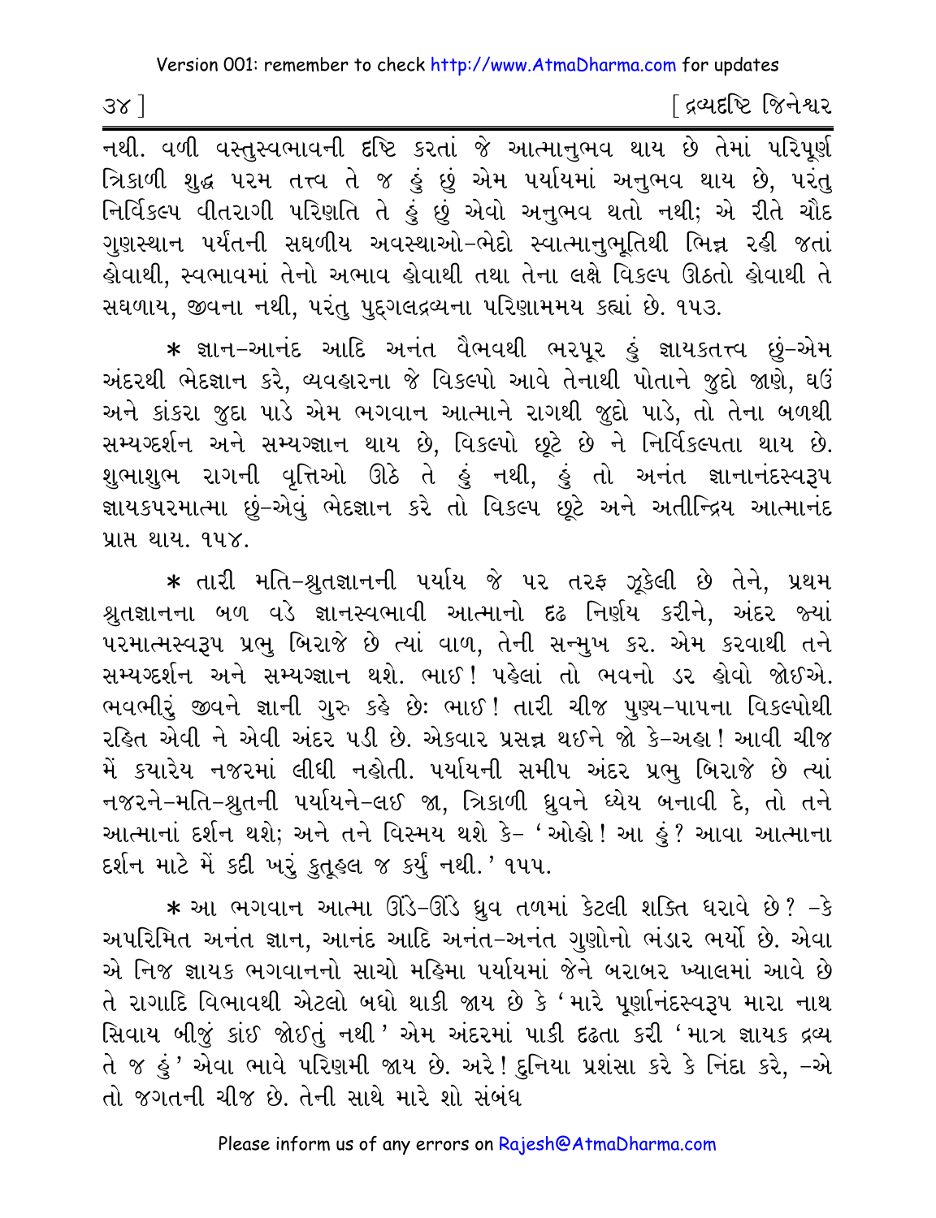નથી. વળી વસ્તુસ્વભાવની દૃષ્ટિ કરતાં જે આત્માનુભવ થાય છે તેમાં પરિપૂર્ણ ત્રિકાળી શુદ્ધ પરમ તત્ત્વ તે જ હું છું એમ પર્યાયમાં અનુભવ થાય છે, પરંતુ નિર્વિકલ્પ વીતરાગી પરિણતિ તે હું છું એવો અનુભવ થતો નથી; એ રીતે ચૌદ ગુણસ્થાન પર્યંતની સઘળીય અવસ્થાઓ-ભેદો સ્વાત્માનુભૂતિથી ભિન્ન રહી જતાં હોવાથી, સ્વભાવમાં તેનો અભાવ હોવાથી તથા તેના લક્ષે વિકલ્પ ઊઠતો હોવાથી તે સઘળાય, જીવના નથી, પરંતુ પુદ્‌ગલદ્રવ્યના પરિણામમય કહ્યાં છે. ૧૫૩.

* જ્ઞાન-આનંદ આદિ અનંત વૈભવથી ભરપૂર હું જ્ઞાયકતત્ત્વ છું-એમ અંદરથી ભેદજ્ઞાન કરે, વ્યવહારના જે વિકલ્પો આવે તેનાથી પોતાને જુદો જાણે, ઘઉં અને કાંકરા જુદા પાડે એમ ભગવાન આત્માને રાગથી જુદો પાડે, તો તેના બળથી સમ્યગ્દર્શન અને સમ્યગ્જ્ઞાન થાય છે, વિકલ્પો છૂટે છે ને નિર્વિકલ્પતા થાય છે. શુભાશુભ રાગની વૃત્તિઓ ઊઠે તે હું નથી, હું તો અનંત જ્ઞાનાનંદસ્વરૂપ જ્ઞાયકપરમાત્મા છું-એવું ભેદજ્ઞાન કરે તો વિકલ્પ છૂટે અને અતીન્દ્રિય આત્માનંદ પ્રાપ્ત થાય. ૧૫૪.

* તારી મતિ-શ્રુતજ્ઞાનની પર્યાય જે પર તરફ ઝૂકેલી છે તેને, પ્રથમ શ્રુતજ્ઞાનના બળ વડે જ્ઞાનસ્વભાવી આત્માનો દૃઢ નિર્ણય કરીને, અંદર જ્યાં પરમાત્મસ્વરૂપ પ્રભુ બિરાજે છે ત્યાં વાળ, તેની સન્મુખ કર. એમ કરવાથી તને સમ્યગ્દર્શન અને સમ્યગ્જ્ઞાન થશે. ભાઈ! પહેલાં તો ભવનો ડર હોવો જોઈએ. ભવભીરું જીવને જ્ઞાની ગુરુ કહે છે: ભાઈ! તારી ચીજ પુણ્ય-પાપના વિકલ્પોથી રહિત એવી ને એવી અંદર પડી છે. એકવાર પ્રસન્ન થઈને જો કે-અહા! આવી ચીજ મેં કયારેય નજરમાં લીધી નહોતી. પર્યાયની સમીપ અંદર પ્રભુ બિરાજે છે ત્યાં નજરને-મતિ-શ્રુતની પર્યાયને-લઈ જા, ત્રિકાળી ધ્રુવને ધ્યેય બનાવી દે, તો તને આત્માનાં દર્શન થશે; અને તને વિસ્મય થશે કે- 'ઓહો! આ હું? આવા આત્માના દર્શન માટે મેં કદી ખરું કુતૂહલ જ કર્યું નથી.' ૧૫૫.

* આ ભગવાન આત્મા ઊંડે-ઊંડે ધ્રુવ તળમાં કેટલી શક્તિ ધરાવે છે? -કે અપરિમિત અનંત જ્ઞાન, આનંદ આદિ અનંત-અનંત ગુણોનો ભંડાર ભર્યો છે. એવા એ નિજ જ્ઞાયક ભગવાનનો સાચો મહિમા પર્યાયમાં જેને બરાબર ખ્યાલમાં આવે છે તે રાગાદિ વિભાવથી એટલો બધો થાકી જાય છે કે 'મારે પૂર્ણાનંદસ્વરૂપ મારા નાથ સિવાય બીજું કાંઈ જોઈતું નથી' એમ અંદરમાં પાકી દૃઢતા કરી 'માત્ર જ્ઞાયક દ્રવ્ય તે જ હું' એવા ભાવે પરિણમી જાય છે. અરે! દુનિયા પ્રશંસા કરે કે નિંદા કરે, -એ તો જગતની ચીજ છે. તેની સાથે મારે શો સંબંધ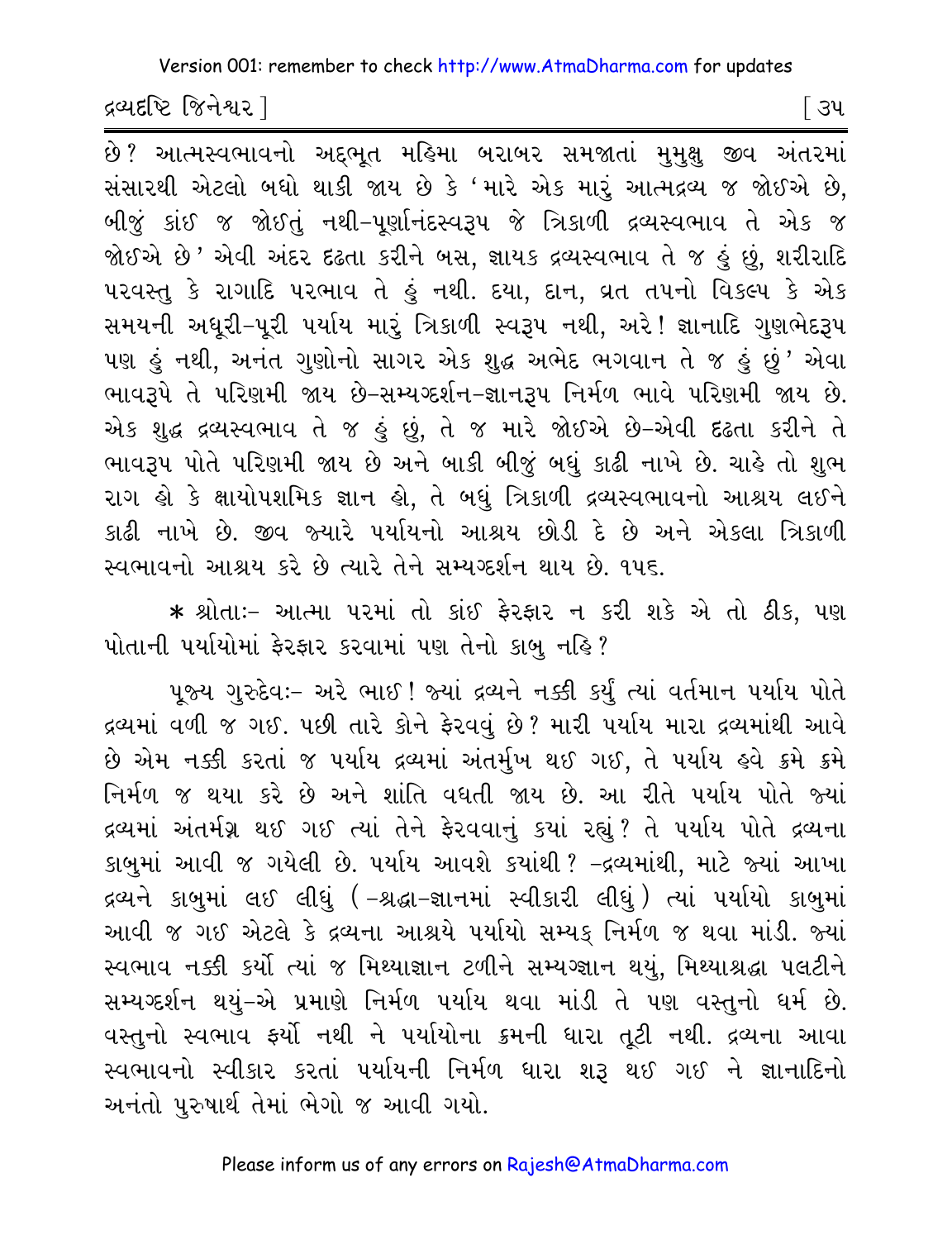છે? આત્મસ્વભાવનો અદ્દભૂત મહિમા બરાબર સમજાતાં મુમુક્ષુ જીવ અંતરમાં સંસારથી એટલો બધો થાકી જાય છે કે 'મારે એક મારું આત્મદ્રવ્ય જ જોઈએ છે, બીજું કાંઈ જ જોઈતું નથી-પૂર્ણાનંદસ્વરૂપ જે ત્રિકાળી દ્રવ્યસ્વભાવ તે એક જ જોઈએ છે' એવી અંદર દઢતા કરીને બસ, જ્ઞાયક દ્રવ્યસ્વભાવ તે જ હું છું, શરીરાદિ પરવસ્તુ કે રાગાદિ પરભાવ તે હું નથી. દયા, દાન, વ્રત તપનો વિકલ્પ કે એક સમયની અધૂરી-પૂરી પર્યાય મારું ત્રિકાળી સ્વરૂપ નથી, અરે! જ્ઞાનાદિ ગુણભેદરૂપ પણ હું નથી, અનંત ગુણોનો સાગર એક શુદ્ધ અભેદ ભગવાન તે જ હું છું' એવા ભાવરૂપે તે પરિણમી જાય છે-સમ્યગ્દર્શન-જ્ઞાનરૂપ નિર્મળ ભાવે પરિણમી જાય છે. એક શુદ્ધ દ્રવ્યસ્વભાવ તે જ હું છું, તે જ મારે જોઈએ છે-એવી દઢતા કરીને તે ભાવરૂપ પોતે પરિણમી જાય છે અને બાકી બીજું બધું કાઢી નાખે છે. ચાહે તો શુભ રાગ હો કે ક્ષાયોપશમિક જ્ઞાન હો, તે બધું ત્રિકાળી દ્રવ્યસ્વભાવનો આશ્રય લઈને કાઢી નાખે છે. જીવ જ્યારે પર્યાયનો આશ્રય છોડી દે છે અને એકલા ત્રિકાળી સ્વભાવનો આશ્રય કરે છે ત્યારે તેને સમ્યગ્દર્શન થાય છે. ૧૫૬.

* શ્રોતાઃ- આત્મા પરમાં તો કાંઈ ફેરફાર ન કરી શકે એ તો ઠીક, પણ પોતાની પર્યાયોમાં ફેરફાર કરવામાં પણ તેનો કાબુ નહિ?

પૂજ્ય ગુરુદેવઃ- અરે ભાઈ! જ્યાં દ્રવ્યને નક્કી કર્યું ત્યાં વર્તમાન પર્યાય પોતે દ્રવ્યમાં વળી જ ગઈ. પછી તારે કોને ફેરવવું છે? મારી પર્યાય મારા દ્રવ્યમાંથી આવે છે એમ નક્કી કરતાં જ પર્યાય દ્રવ્યમાં અંતર્મુખ થઈ ગઈ, તે પર્યાય હવે ક્રમે ક્રમે નિર્મળ જ થયા કરે છે અને શાંતિ વધતી જાય છે. આ રીતે પર્યાય પોતે જ્યાં દ્રવ્યમાં અંતર્મગ્ન થઈ ગઈ ત્યાં તેને ફેરવવાનું કયાં રહ્યું? તે પર્યાય પોતે દ્રવ્યના કાબુમાં આવી જ ગયેલી છે. પર્યાય આવશે કયાંથી? -દ્રવ્યમાંથી, માટે જ્યાં આખા દ્રવ્યને કાબુમાં લઈ લીધું (-શ્રદ્ધા-જ્ઞાનમાં સ્વીકારી લીધું) ત્યાં પર્યાયો કાબુમાં આવી જ ગઈ એટલે કે દ્રવ્યના આશ્રયે પર્યાયો સમ્યક્ નિર્મળ જ થવા માંડી. જ્યાં સ્વભાવ નક્કી કર્યો ત્યાં જ મિથ્યાજ્ઞાન ટળીને સમ્યગ્જ્ઞાન થયું, મિથ્યાશ્રદ્ધા પલટીને સમ્યગ્દર્શન થયું-એ પ્રમાણે નિર્મળ પર્યાય થવા માંડી તે પણ વસ્તુનો ધર્મ છે. વસ્તુનો સ્વભાવ ફર્યો નથી ને પર્યાયોના ક્રમની ધારા તૂટી નથી. દ્રવ્યના આવા સ્વભાવનો સ્વીકાર કરતાં પર્યાયની નિર્મળ ધારા શરૂ થઈ ગઈ ને જ્ઞાનાદિનો અનંતો પુરુષાર્થ તેમાં ભેગો જ આવી ગયો.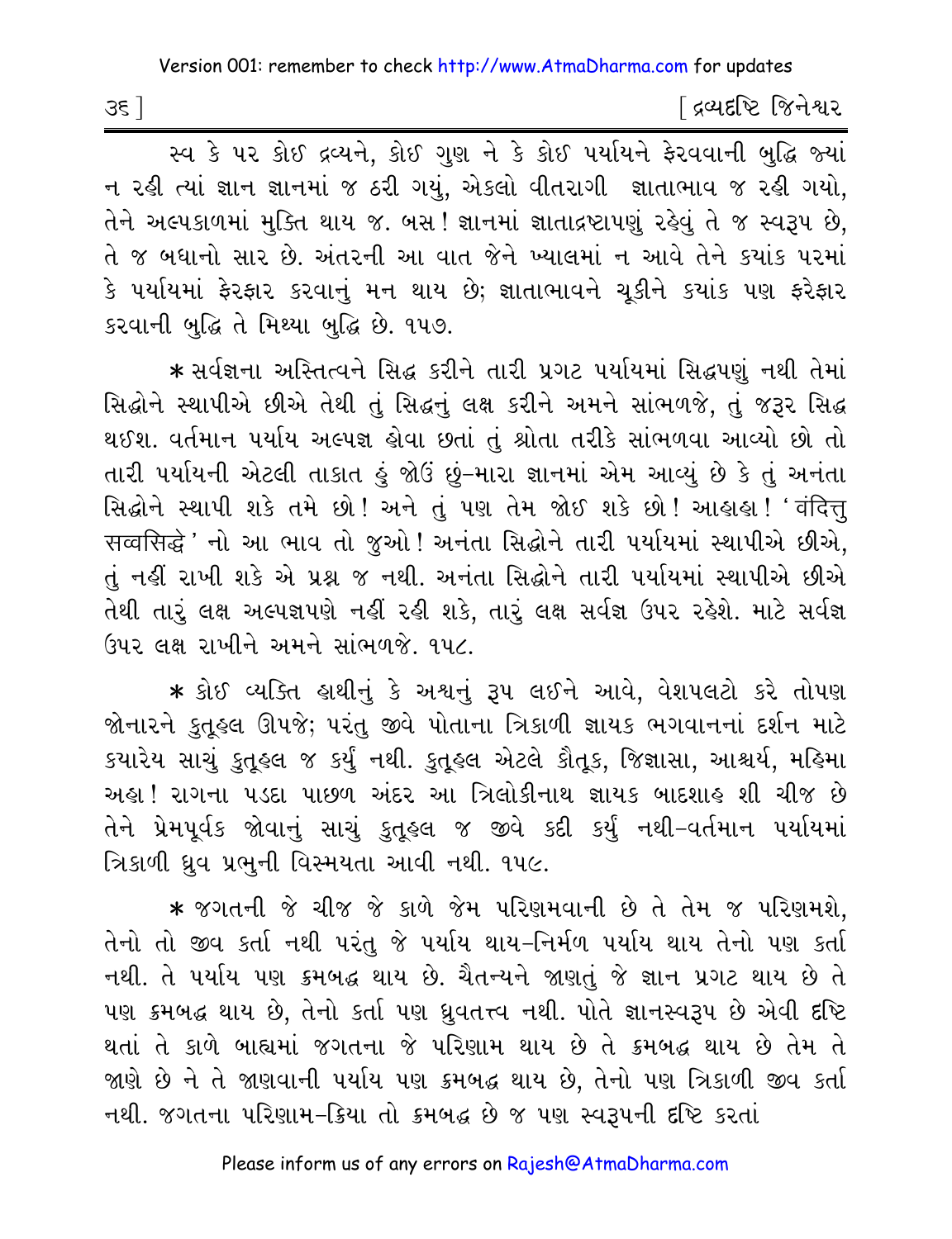સ્વ કે પર કોઈ દ્રવ્યને, કોઈ ગુણ ને કે કોઈ પર્યાયને ફેરવવાની બુદ્ધિ જ્યાં ન રહી ત્યાં જ્ઞાન જ્ઞાનમાં જ ઠરી ગયું, એકલો વીતરાગી જ્ઞાતાભાવ જ રહી ગયો, તેને અલ્પકાળમાં મુક્તિ થાય જ. બસ! જ્ઞાનમાં જ્ઞાતાદ્રષ્ટાપણું રહેવું તે જ સ્વરૂપ છે, તે જ બધાનો સાર છે. અંતરની આ વાત જેને ખ્યાલમાં ન આવે તેને કયાંક પરમાં કે પર્યાયમાં ફેરફાર કરવાનું મન થાય છે; જ્ઞાતાભાવને ચૂકીને કયાંક પણ ફેરફાર કરવાની બુદ્ધિ તે મિથ્યા બુદ્ધિ છે. ૧૫૭.

* સર્વજ્ઞના અસ્તિત્વને સિદ્ધ કરીને તારી પ્રગટ પર્યાયમાં સિદ્ધપણું નથી તેમાં સિદ્ધોને સ્થાપીએ છીએ તેથી તું સિદ્ધનું લક્ષ કરીને અમને સાંભળજે, તું જરૂર સિદ્ધ થઈશ. વર્તમાન પર્યાય અલ્પજ્ઞ હોવા છતાં તું શ્રોતા તરીકે સાંભળવા આવ્યો છો તો તારી પર્યાયની એટલી તાકાત હું જોઉં છું–મારા જ્ઞાનમાં એમ આવ્યું છે કે તું અનંતા સિદ્ધોને સ્થાપી શકે તમે છો! અને તું પણ તેમ જોઈ શકે છો! આહાહા! 'वंदित्तु सव्वसिद्धे' નો આ ભાવ તો જુઓ! અનંતા સિદ્ધોને તારી પર્યાયમાં સ્થાપીએ છીએ, તું નહીં રાખી શકે એ પ્રશ્ન જ નથી. અનંતા સિદ્ધોને તારી પર્યાયમાં સ્થાપીએ છીએ તેથી તારું લક્ષ અલ્પજ્ઞપણે નહીં રહી શકે, તારું લક્ષ સર્વજ્ઞ ઉપર રહેશે. માટે સર્વજ્ઞ ઉપર લક્ષ રાખીને અમને સાંભળજે. ૧૫૮.

* કોઈ વ્યક્તિ હાથીનું કે અશ્વનું રૂપ લઈને આવે, વેશપલટો કરે તોપણ જોનારને કુતૂહલ ઊપજે; પરંતુ જીવે પોતાના ત્રિકાળી જ્ઞાયક ભગવાનનાં દર્શન માટે કયારેય સાચું કુતૂહલ જ કર્યું નથી. કુતૂહલ એટલે કૌતૂક, જિજ્ઞાસા, આશ્ચર્ય, મહિમા અહા! રાગના પડદા પાછળ અંદર આ ત્રિલોકીનાથ જ્ઞાયક બાદશાહ શી ચીજ છે તેને પ્રેમપૂર્વક જોવાનું સાચું કુતૂહલ જ જીવે કદી કર્યું નથી–વર્તમાન પર્યાયમાં ત્રિકાળી ધ્રુવ પ્રભુની વિસ્મયતા આવી નથી. ૧૫૯.

* જગતની જે ચીજ જે કાળે જેમ પરિણમવાની છે તે તેમ જ પરિણમશે, તેનો તો જીવ કર્તા નથી પરંતુ જે પર્યાય થાય–નિર્મળ પર્યાય થાય તેનો પણ કર્તા નથી. તે પર્યાય પણ ક્રમબદ્ધ થાય છે. ચૈતન્યને જાણતું જે જ્ઞાન પ્રગટ થાય છે તે પણ ક્રમબદ્ધ થાય છે, તેનો કર્તા પણ ધ્રુવતત્ત્વ નથી. પોતે જ્ઞાનસ્વરૂપ છે એવી દૃષ્ટિ થતાં તે કાળે બાહ્યમાં જગતના જે પરિણામ થાય છે તે ક્રમબદ્ધ થાય છે તેમ તે જાણે છે ને તે જાણવાની પર્યાય પણ ક્રમબદ્ધ થાય છે, તેનો પણ ત્રિકાળી જીવ કર્તા નથી. જગતના પરિણામ–ક્રિયા તો ક્રમબદ્ધ છે જ પણ સ્વરૂપની દૃષ્ટિ કરતાં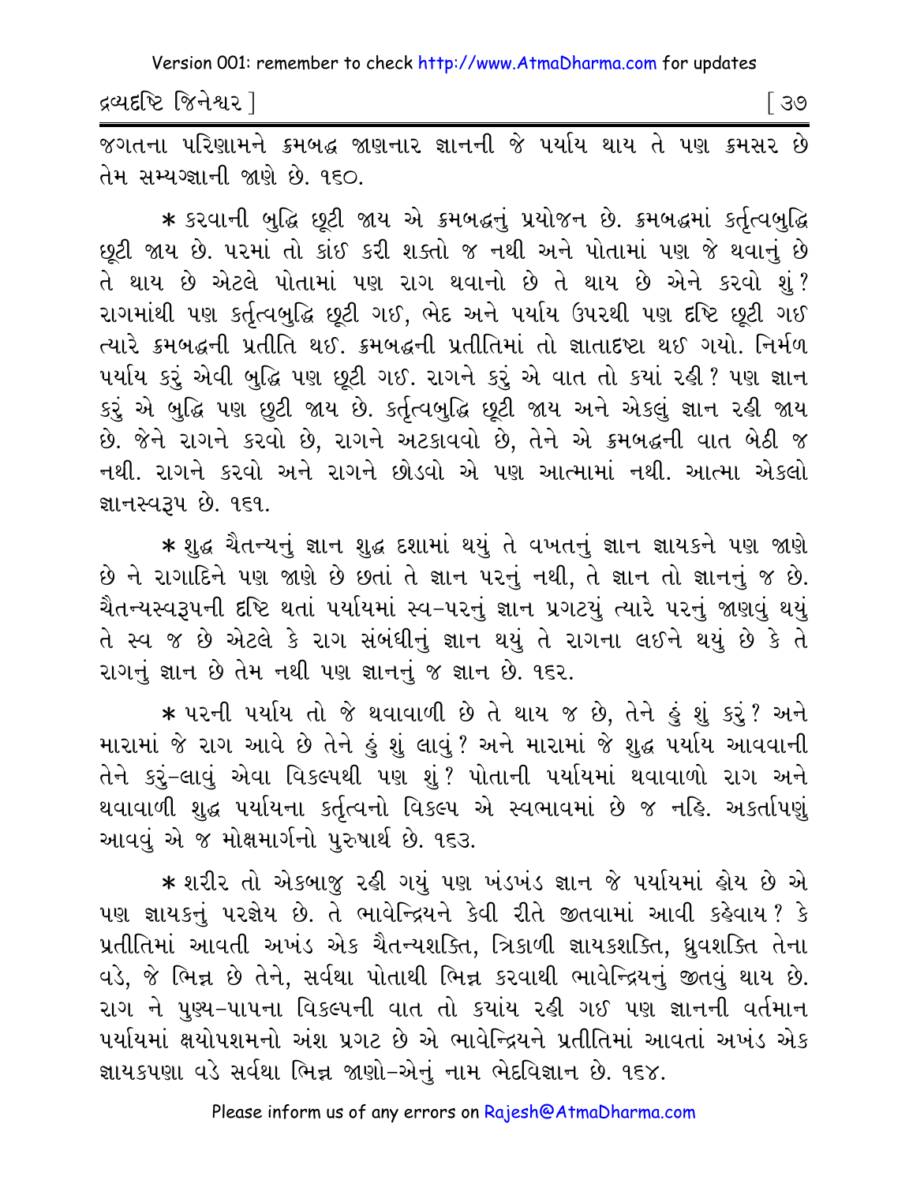જગતના પરિણામને ક્રમબદ્ધ જાણનાર જ્ઞાનની જે પર્યાય થાય તે પણ ક્રમસર છે તેમ સમ્યગ્જ્ઞાની જાણે છે. ૧૬૦.

* કરવાની બુદ્ધિ છૂટી જાય એ ક્રમબદ્ધનું પ્રયોજન છે. ક્રમબદ્ધમાં કર્તૃત્વબુદ્ધિ છૂટી જાય છે. પરમાં તો કાંઈ કરી શક્તો જ નથી અને પોતામાં પણ જે થવાનું છે તે થાય છે એટલે પોતામાં પણ રાગ થવાનો છે તે થાય છે એને કરવો શું? રાગમાંથી પણ કર્તૃત્વબુદ્ધિ છૂટી ગઈ, ભેદ અને પર્યાય ઉપરથી પણ દૃષ્ટિ છૂટી ગઈ ત્યારે ક્રમબદ્ધની પ્રતીતિ થઈ. ક્રમબદ્ધની પ્રતીતિમાં તો જ્ઞાતાદૃષ્ટા થઈ ગયો. નિર્મળ પર્યાય કરું એવી બુદ્ધિ પણ છૂટી ગઈ. રાગને કરું એ વાત તો કયાં રહી? પણ જ્ઞાન કરું એ બુદ્ધિ પણ છુટી જાય છે. કર્તૃત્વબુદ્ધિ છૂટી જાય અને એકલું જ્ઞાન રહી જાય છે. જેને રાગને કરવો છે, રાગને અટકાવવો છે, તેને એ ક્રમબદ્ધની વાત બેઠી જ નથી. રાગને કરવો અને રાગને છોડવો એ પણ આત્મામાં નથી. આત્મા એકલો જ્ઞાનસ્વરૂપ છે. ૧૬૧.

* શુદ્ધ ચૈતન્યનું જ્ઞાન શુદ્ધ દશામાં થયું તે વખતનું જ્ઞાન જ્ઞાયકને પણ જાણે છે ને રાગાદિને પણ જાણે છે છતાં તે જ્ઞાન પરનું નથી, તે જ્ઞાન તો જ્ઞાનનું જ છે. ચૈતન્યસ્વરૂપની દૃષ્ટિ થતાં પર્યાયમાં સ્વ-પરનું જ્ઞાન પ્રગટયું ત્યારે પરનું જાણવું થયું તે સ્વ જ છે એટલે કે રાગ સંબંધીનું જ્ઞાન થયું તે રાગના લઈને થયું છે કે તે રાગનું જ્ઞાન છે તેમ નથી પણ જ્ઞાનનું જ જ્ઞાન છે. ૧૬૨.

* પરની પર્યાય તો જે થવાવાળી છે તે થાય જ છે, તેને હું શું કરું? અને મારામાં જે રાગ આવે છે તેને હું શું લાવું? અને મારામાં જે શુદ્ધ પર્યાય આવવાની તેને કરું-લાવું એવા વિકલ્પથી પણ શું? પોતાની પર્યાયમાં થવાવાળો રાગ અને થવાવાળી શુદ્ધ પર્યાયના કર્તૃત્વનો વિકલ્પ એ સ્વભાવમાં છે જ નહિ. અકર્તાપણું આવવું એ જ મોક્ષમાર્ગનો પુરુષાર્થ છે. ૧૬૩.

* શરીર તો એકબાજુ રહી ગયું પણ ખંડખંડ જ્ઞાન જે પર્યાયમાં હોય છે એ પણ જ્ઞાયકનું પરજ્ઞેય છે. તે ભાવેન્દ્રિયને કેવી રીતે જીતવામાં આવી કહેવાય? કે પ્રતીતિમાં આવતી અખંડ એક ચૈતન્યશક્તિ, ત્રિકાળી જ્ઞાયકશક્તિ, ધ્રુવશક્તિ તેના વડે, જે ભિન્ન છે તેને, સર્વથા પોતાથી ભિન્ન કરવાથી ભાવેન્દ્રિયનું જીતવું થાય છે. રાગ ને પુણ્ય-પાપના વિકલ્પની વાત તો કયાંય રહી ગઈ પણ જ્ઞાનની વર્તમાન પર્યાયમાં ક્ષયોપશમનો અંશ પ્રગટ છે એ ભાવેન્દ્રિયને પ્રતીતિમાં આવતાં અખંડ એક જ્ઞાયકપણા વડે સર્વથા ભિન્ન જાણો-એનું નામ ભેદવિજ્ઞાન છે. ૧૬૪.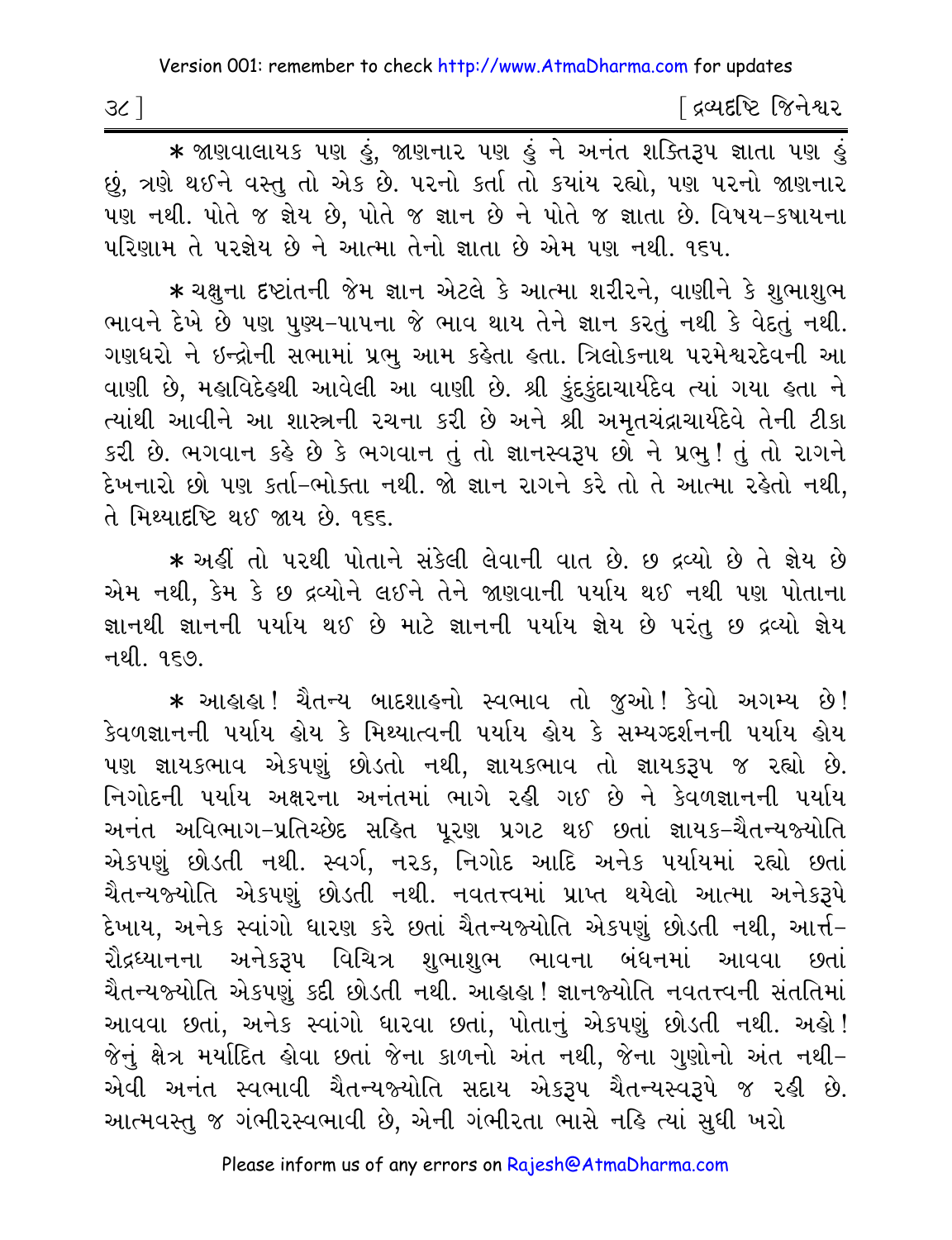* જાણવાલાયક પણ હું, જાણનાર પણ હું ને અનંત શક્તિરૂપ જ્ઞાતા પણ હું છું, ત્રણે થઈને વસ્તુ તો એક છે. પરનો કર્તા તો કયાંય રહ્યો, પણ પરનો જાણનાર પણ નથી. પોતે જ જ્ઞેય છે, પોતે જ જ્ઞાન છે ને પોતે જ જ્ઞાતા છે. વિષય-કષાયના પરિણામ તે પરજ્ઞેય છે ને આત્મા તેનો જ્ઞાતા છે એમ પણ નથી. ૧૬૫.

* ચક્ષુના દૃષ્ટાંતની જેમ જ્ઞાન એટલે કે આત્મા શરીરને, વાણીને કે શુભાશુભ ભાવને દેખે છે પણ પુણ્ય-પાપના જે ભાવ થાય તેને જ્ઞાન કરતું નથી કે વેદતું નથી. ગણધરો ને ઇન્દ્રોની સભામાં પ્રભુ આમ કહેતા હતા. ત્રિલોકનાથ પરમેશ્વરદેવની આ વાણી છે, મહાવિદેહથી આવેલી આ વાણી છે. શ્રી કુંદકુંદાચાર્યદેવ ત્યાં ગયા હતા ને ત્યાંથી આવીને આ શાસ્ત્રની રચના કરી છે અને શ્રી અમૃતચંદ્રાચાર્યદેવે તેની ટીકા કરી છે. ભગવાન કહે છે કે ભગવાન તું તો જ્ઞાનસ્વરૂપ છો ને પ્રભુ! તું તો રાગને દેખનારો છો પણ કર્તા-ભોક્તા નથી. જો જ્ઞાન રાગને કરે તો તે આત્મા રહેતો નથી, તે મિથ્યાદૃષ્ટિ થઈ જાય છે. ૧૬૬.

* અહીં તો પરથી પોતાને સંકેલી લેવાની વાત છે. છ દ્રવ્યો છે તે જ્ઞેય છે એમ નથી, કેમ કે છ દ્રવ્યોને લઈને તેને જાણવાની પર્યાય થઈ નથી પણ પોતાના જ્ઞાનથી જ્ઞાનની પર્યાય થઈ છે માટે જ્ઞાનની પર્યાય જ્ઞેય છે પરંતુ છ દ્રવ્યો જ્ઞેય નથી. ૧૬૭.

* આહાહા! ચૈતન્ય બાદશાહનો સ્વભાવ તો જુઓ! કેવો અગમ્ય છે! કેવળજ્ઞાનની પર્યાય હોય કે મિથ્યાત્વની પર્યાય હોય કે સમ્યગ્દર્શનની પર્યાય હોય પણ જ્ઞાયકભાવ એકપણું છોડતો નથી, જ્ઞાયકભાવ તો જ્ઞાયકરૂપ જ રહ્યો છે. નિગોદની પર્યાય અક્ષરના અનંતમાં ભાગે રહી ગઈ છે ને કેવળજ્ઞાનની પર્યાય અનંત અવિભાગ-પ્રતિચ્છેદ સહિત પૂરણ પ્રગટ થઈ છતાં જ્ઞાયક-ચૈતન્યજ્યોતિ એકપણું છોડતી નથી. સ્વર્ગ, નરક, નિગોદ આદિ અનેક પર્યાયમાં રહ્યો છતાં ચૈતન્યજ્યોતિ એકપણું છોડતી નથી. નવતત્ત્વમાં પ્રાપ્ત થયેલો આત્મા અનેકરૂપે દેખાય, અનેક સ્વાંગો ધારણ કરે છતાં ચૈતન્યજ્યોતિ એકપણું છોડતી નથી, આર્ત્ત-રૌદ્રધ્યાનના અનેકરૂપ વિચિત્ર શુભાશુભ ભાવના બંધનમાં આવવા છતાં ચૈતન્યજ્યોતિ એકપણું કદી છોડતી નથી. આહાહા! જ્ઞાનજ્યોતિ નવતત્ત્વની સંતતિમાં આવવા છતાં, અનેક સ્વાંગો ધારવા છતાં, પોતાનું એકપણું છોડતી નથી. અહો! જેનું ક્ષેત્ર મર્યાદિત હોવા છતાં જેના કાળનો અંત નથી, જેના ગુણોનો અંત નથી- એવી અનંત સ્વભાવી ચૈતન્યજ્યોતિ સદાય એકરૂપ ચૈતન્યસ્વરૂપે જ રહી છે. આત્મવસ્તુ જ ગંભીરસ્વભાવી છે, એની ગંભીરતા ભાસે નહિ ત્યાં સુધી ખરો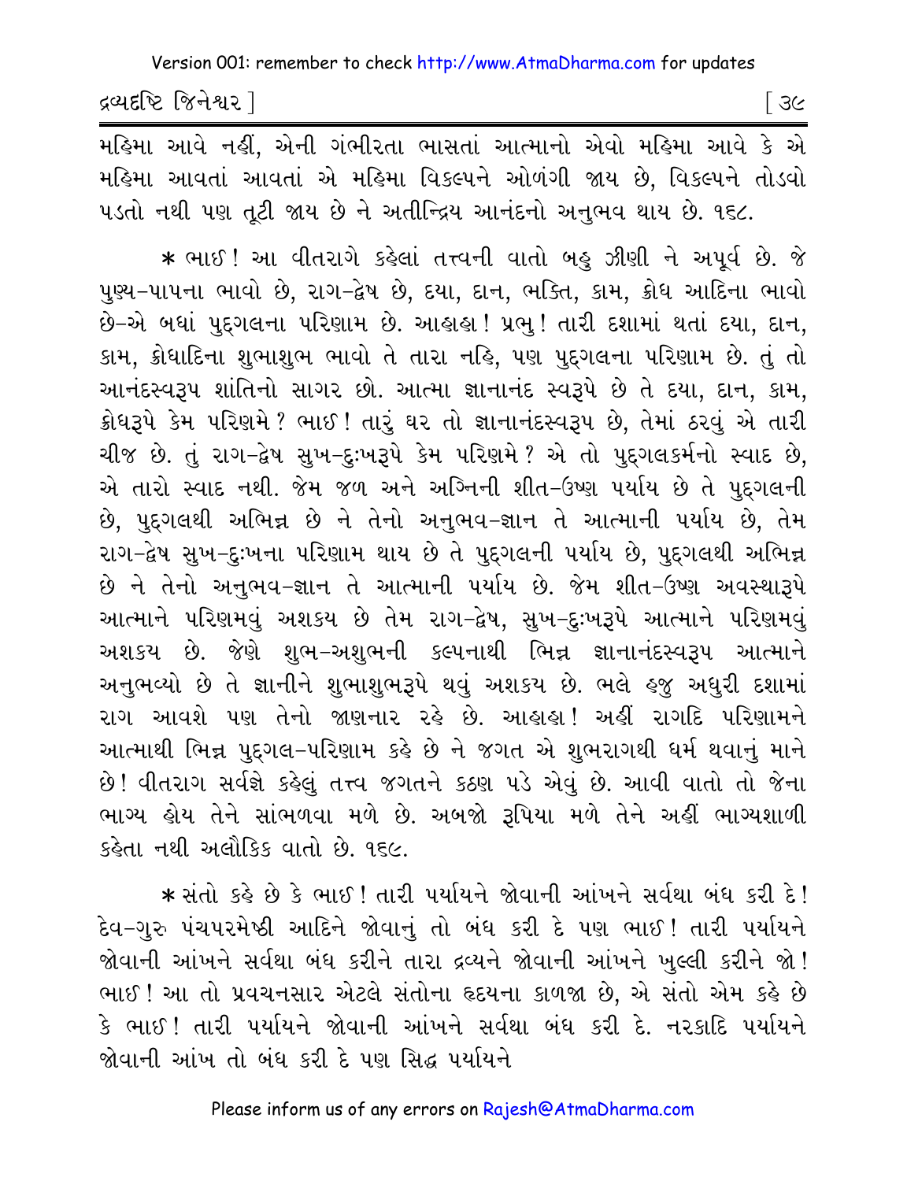મહિમા આવે નહીં, એની ગંભીરતા ભાસતાં આત્માનો એવો મહિમા આવે કે એ મહિમા આવતાં આવતાં એ મહિમા વિકલ્પને ઓળંગી જાય છે, વિકલ્પને તોડવો પડતો નથી પણ તૂટી જાય છે ને અતીન્દ્રિય આનંદનો અનુભવ થાય છે. ૧૬૮.

* ભાઈ! આ વીતરાગે કહેલાં તત્ત્વની વાતો બહુ ઝીણી ને અપૂર્વ છે. જે પુણ્ય-પાપના ભાવો છે, રાગ-દ્વેષ છે, દયા, દાન, ભક્તિ, કામ, ક્રોધ આદિના ભાવો છે-એ બધાં પુદ્‌ગલના પરિણામ છે. આહાહા! પ્રભુ! તારી દશામાં થતાં દયા, દાન, કામ, ક્રોધાદિના શુભાશુભ ભાવો તે તારા નહિ, પણ પુદ્‌ગલના પરિણામ છે. તું તો આનંદસ્વરૂપ શાંતિનો સાગર છો. આત્મા જ્ઞાનાનંદ સ્વરૂપે છે તે દયા, દાન, કામ, ક્રોધરૂપે કેમ પરિણમે? ભાઈ! તારું ઘર તો જ્ઞાનાનંદસ્વરૂપ છે, તેમાં ઠરવું એ તારી ચીજ છે. તું રાગ-દ્વેષ સુખ-દુઃખરૂપે કેમ પરિણમે? એ તો પુદ્‌ગલકર્મનો સ્વાદ છે, એ તારો સ્વાદ નથી. જેમ જળ અને અગ્નિની શીત-ઉષ્ણ પર્યાય છે તે પુદ્‌ગલની છે, પુદ્‌ગલથી અભિન્ન છે ને તેનો અનુભવ-જ્ઞાન તે આત્માની પર્યાય છે, તેમ રાગ-દ્વેષ સુખ-દુઃખના પરિણામ થાય છે તે પુદ્‌ગલની પર્યાય છે, પુદ્‌ગલથી અભિન્ન છે ને તેનો અનુભવ-જ્ઞાન તે આત્માની પર્યાય છે. જેમ શીત-ઉષ્ણ અવસ્થારૂપે આત્માને પરિણમવું અશક્ય છે તેમ રાગ-દ્વેષ, સુખ-દુઃખરૂપે આત્માને પરિણમવું અશક્ય છે. જેણે શુભ-અશુભની કલ્પનાથી ભિન્ન જ્ઞાનાનંદસ્વરૂપ આત્માને અનુભવ્યો છે તે જ્ઞાનીને શુભાશુભરૂપે થવું અશક્ય છે. ભલે હજુ અધુરી દશામાં રાગ આવશે પણ તેનો જાણનાર રહે છે. આહાહા! અહીં રાગદિ પરિણામને આત્માથી ભિન્ન પુદ્‌ગલ-પરિણામ કહે છે ને જગત એ શુભરાગથી ધર્મ થવાનું માને છે! વીતરાગ સર્વજ્ઞે કહેલું તત્ત્વ જગતને કઠણ પડે એવું છે. આવી વાતો તો જેના ભાગ્ય હોય તેને સાંભળવા મળે છે. અબજો રૂપિયા મળે તેને અહીં ભાગ્યશાળી કહેતા નથી અલૌકિક વાતો છે. ૧૬૯.

* સંતો કહે છે કે ભાઈ! તારી પર્યાયને જોવાની આંખને સર્વથા બંધ કરી દે! દેવ-ગુરુ પંચપરમેષ્ઠી આદિને જોવાનું તો બંધ કરી દે પણ ભાઈ! તારી પર્યાયને જોવાની આંખને સર્વથા બંધ કરીને તારા દ્રવ્યને જોવાની આંખને ખુલ્લી કરીને જો! ભાઈ! આ તો પ્રવચનસાર એટલે સંતોના હૃદયના કાળજા છે, એ સંતો એમ કહે છે કે ભાઈ! તારી પર્યાયને જોવાની આંખને સર્વથા બંધ કરી દે. નરકાદિ પર્યાયને જોવાની આંખ તો બંધ કરી દે પણ સિદ્ધ પર્યાયને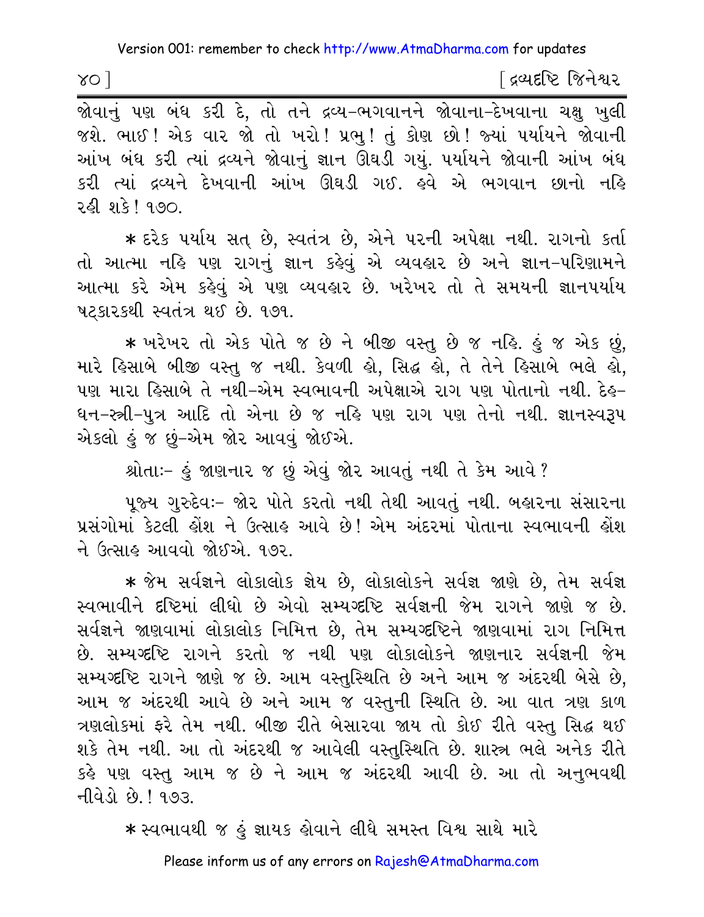જોવાનું પણ બંધ કરી દે, તો તને દ્રવ્ય-ભગવાનને જોવાના-દેખવાના ચક્ષુ ખુલી જશે. ભાઈ! એક વાર જો તો ખરો! પ્રભુ! તું કોણ છો! જ્યાં પર્યાયને જોવાની આંખ બંધ કરી ત્યાં દ્રવ્યને જોવાનું જ્ઞાન ઊઘડી ગયું. પર્યાયને જોવાની આંખ બંધ કરી ત્યાં દ્રવ્યને દેખવાની આંખ ઊઘડી ગઈ. હવે એ ભગવાન છાનો નહિ રહી શકે! ૧૭૦.

* દરેક પર્યાય સત્ છે, સ્વતંત્ર છે, એને પરની અપેક્ષા નથી. રાગનો કર્તા તો આત્મા નહિ પણ રાગનું જ્ઞાન કહેવું એ વ્યવહાર છે અને જ્ઞાન-પરિણામને આત્મા કરે એમ કહેવું એ પણ વ્યવહાર છે. ખરેખર તો તે સમયની જ્ઞાનપર્યાય ષટ્કારકથી સ્વતંત્ર થઈ છે. ૧૭૧.

* ખરેખર તો એક પોતે જ છે ને બીજી વસ્તુ છે જ નહિ. હું જ એક છું, મારે હિસાબે બીજી વસ્તુ જ નથી. કેવળી હો, સિદ્ધ હો, તે તેને હિસાબે ભલે હો, પણ મારા હિસાબે તે નથી-એમ સ્વભાવની અપેક્ષાએ રાગ પણ પોતાનો નથી. દેહ-ધન-સ્ત્રી-પુત્ર આદિ તો એના છે જ નહિ પણ રાગ પણ તેનો નથી. જ્ઞાનસ્વરૂપ એકલો હું જ છું-એમ જોર આવવું જોઈએ.

શ્રોતાઃ- હું જાણનાર જ છું એવું જોર આવતું નથી તે કેમ આવે?

પૂજ્ય ગુરુદેવઃ- જોર પોતે કરતો નથી તેથી આવતું નથી. બહારના સંસારના પ્રસંગોમાં કેટલી હોંશ ને ઉત્સાહ આવે છે! એમ અંદરમાં પોતાના સ્વભાવની હોંશ ને ઉત્સાહ આવવો જોઈએ. ૧૭૨.

* જેમ સર્વજ્ઞને લોકાલોક જ્ઞેય છે, લોકાલોકને સર્વજ્ઞ જાણે છે, તેમ સર્વજ્ઞ સ્વભાવીને દૃષ્ટિમાં લીધો છે એવો સમ્યગ્દૃષ્ટિ સર્વજ્ઞની જેમ રાગને જાણે જ છે. સર્વજ્ઞને જાણવામાં લોકાલોક નિમિત્ત છે, તેમ સમ્યગ્દૃષ્ટિને જાણવામાં રાગ નિમિત્ત છે. સમ્યગ્દૃષ્ટિ રાગને કરતો જ નથી પણ લોકાલોકને જાણનાર સર્વજ્ઞની જેમ સમ્યગ્દૃષ્ટિ રાગને જાણે જ છે. આમ વસ્તુસ્થિતિ છે અને આમ જ અંદરથી બેસે છે, આમ જ અંદરથી આવે છે અને આમ જ વસ્તુની સ્થિતિ છે. આ વાત ત્રણ કાળ ત્રણલોકમાં ફરે તેમ નથી. બીજી રીતે બેસારવા જાય તો કોઈ રીતે વસ્તુ સિદ્ધ થઈ શકે તેમ નથી. આ તો અંદરથી જ આવેલી વસ્તુસ્થિતિ છે. શાસ્ત્ર ભલે અનેક રીતે કહે પણ વસ્તુ આમ જ છે ને આમ જ અંદરથી આવી છે. આ તો અનુભવથી નીવેડો છે.! ૧૭૩.

* સ્વભાવથી જ હું જ્ઞાયક હોવાને લીધે સમસ્ત વિશ્વ સાથે મારે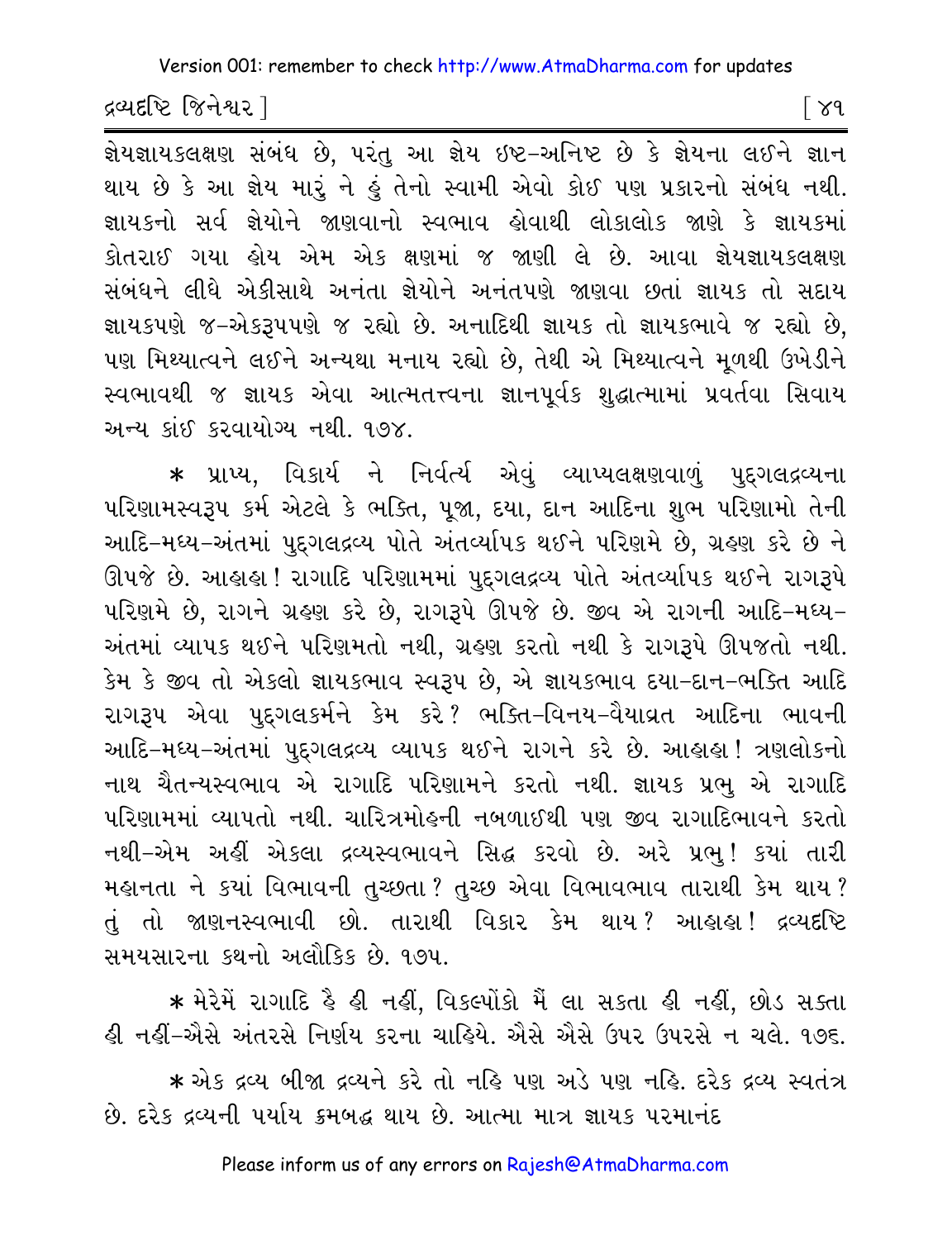જ્ઞેયજ્ઞાયકલક્ષણ સંબંધ છે, પરંતુ આ જ્ઞેય ઇષ્ટ-અનિષ્ટ છે કે જ્ઞેયના લઈને જ્ઞાન થાય છે કે આ જ્ઞેય મારું ને હું તેનો સ્વામી એવો કોઈ પણ પ્રકારનો સંબંધ નથી. જ્ઞાયકનો સર્વ જ્ઞેયોને જાણવાનો સ્વભાવ હોવાથી લોકાલોક જાણે કે જ્ઞાયકમાં કોતરાઈ ગયા હોય એમ એક ક્ષણમાં જ જાણી લે છે. આવા જ્ઞેયજ્ઞાયકલક્ષણ સંબંધને લીધે એકીસાથે અનંતા જ્ઞેયોને અનંતપણે જાણવા છતાં જ્ઞાયક તો સદાય જ્ઞાયકપણે જ-એકરૂપપણે જ રહ્યો છે. અનાદિથી જ્ઞાયક તો જ્ઞાયકભાવે જ રહ્યો છે, પણ મિથ્યાત્વને લઈને અન્યથા મનાય રહ્યો છે, તેથી એ મિથ્યાત્વને મૂળથી ઉખેડીને સ્વભાવથી જ જ્ઞાયક એવા આત્મતત્ત્વના જ્ઞાનપૂર્વક શુદ્ધાત્મામાં પ્રવર્તવા સિવાય અન્ય કાંઈ કરવાયોગ્ય નથી. ૧૭૪.

* પ્રાપ્ય, વિકાર્ય ને નિર્વર્ત્ય એવું વ્યાપ્યલક્ષણવાળું પુદ્‌ગલદ્રવ્યના પરિણામસ્વરૂપ કર્મ એટલે કે ભક્તિ, પૂજા, દયા, દાન આદિના શુભ પરિણામો તેની આદિ-મધ્ય-અંતમાં પુદ્‌ગલદ્રવ્ય પોતે અંતર્વ્યાપક થઈને પરિણમે છે, ગ્રહણ કરે છે ને ઊપજે છે. આહાહા! રાગાદિ પરિણામમાં પુદ્‌ગલદ્રવ્ય પોતે અંતર્વ્યાપક થઈને રાગરૂપે પરિણમે છે, રાગને ગ્રહણ કરે છે, રાગરૂપે ઊપજે છે. જીવ એ રાગની આદિ-મધ્ય-અંતમાં વ્યાપક થઈને પરિણમતો નથી, ગ્રહણ કરતો નથી કે રાગરૂપે ઊપજતો નથી. કેમ કે જીવ તો એકલો જ્ઞાયકભાવ સ્વરૂપ છે, એ જ્ઞાયકભાવ દયા-દાન-ભક્તિ આદિ રાગરૂપ એવા પુદ્‌ગલકર્મને કેમ કરે? ભક્તિ-વિનય-વૈયાવ્રત આદિના ભાવની આદિ-મધ્ય-અંતમાં પુદ્‌ગલદ્રવ્ય વ્યાપક થઈને રાગને કરે છે. આહાહા! ત્રણલોકનો નાથ ચૈતન્યસ્વભાવ એ રાગાદિ પરિણામને કરતો નથી. જ્ઞાયક પ્રભુ એ રાગાદિ પરિણામમાં વ્યાપતો નથી. ચારિત્રમોહની નબળાઈથી પણ જીવ રાગાદિભાવને કરતો નથી-એમ અહીં એકલા દ્રવ્યસ્વભાવને સિદ્ધ કરવો છે. અરે પ્રભુ! ક્યાં તારી મહાનતા ને ક્યાં વિભાવની તુચ્છતા? તુચ્છ એવા વિભાવભાવ તારાથી કેમ થાય? તું તો જાણનસ્વભાવી છો. તારાથી વિકાર કેમ થાય? આહાહા! દ્રવ્યદૃષ્ટિ સમયસારના કથનો અલૌકિક છે. ૧૭૫.

* મેરેમેં રાગાદિ હૈ હી નહીં, વિકલ્પોંકો મૈં લા સકતા હી નહીં, છોડ સક્તા હી નહીં-ઐસે અંતરસે નિર્ણય કરના ચાહિયે. ઐસે ઐસે ઉપર ઉપરસે ન ચલે. ૧૭૬.

* એક દ્રવ્ય બીજા દ્રવ્યને કરે તો નહિ પણ અડે પણ નહિ. દરેક દ્રવ્ય સ્વતંત્ર છે. દરેક દ્રવ્યની પર્યાય ક્રમબદ્ધ થાય છે. આત્મા માત્ર જ્ઞાયક પરમાનંદ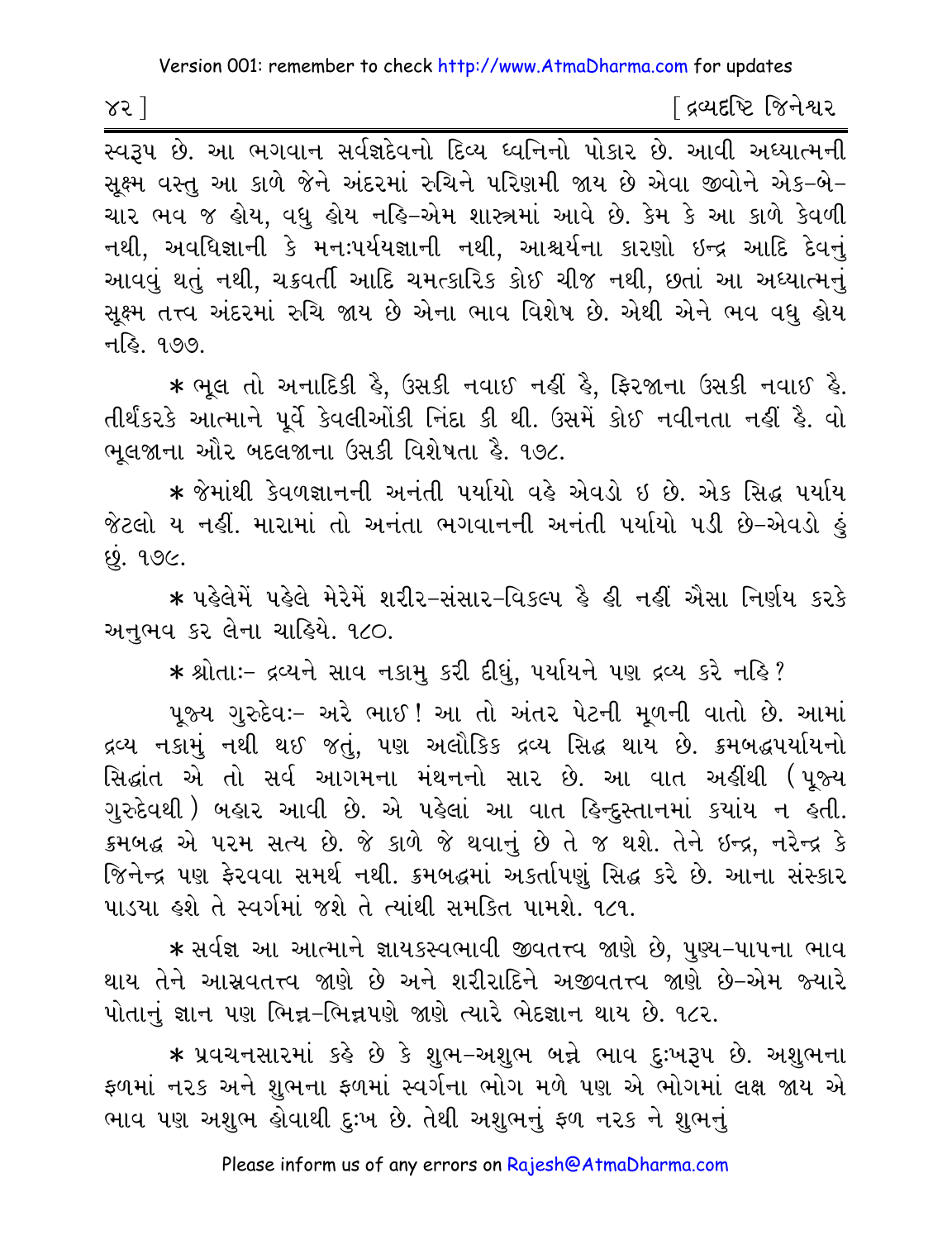સ્વરૂપ છે. આ ભગવાન સર્વજ્ઞદેવનો દિવ્ય ધ્વનિનો પોકાર છે. આવી અધ્યાત્મની સૂક્ષ્મ વસ્તુ આ કાળે જેને અંદરમાં રુચિને પરિણમી જાય છે એવા જીવોને એક-બે-ચાર ભવ જ હોય, વધુ હોય નહિ-એમ શાસ્ત્રમાં આવે છે. કેમ કે આ કાળે કેવળી નથી, અવધિજ્ઞાની કે મનઃપર્યયજ્ઞાની નથી, આશ્ચર્યના કારણો ઇન્દ્ર આદિ દેવનું આવવું થતું નથી, ચક્રવર્તી આદિ ચમત્કારિક કોઈ ચીજ નથી, છતાં આ અધ્યાત્મનું સૂક્ષ્મ તત્ત્વ અંદરમાં રુચિ જાય છે એના ભાવ વિશેષ છે. એથી એને ભવ વધુ હોય નહિ. ૧૭૭.

* ભૂલ તો અનાદિકી હૈ, ઉસકી નવાઈ નહીં હૈ, ફિરજાના ઉસકી નવાઈ હૈ. તીર્થંકરકે આત્માને પૂર્વે કેવલીઓંકી નિંદા કી થી. ઉસમેં કોઈ નવીનતા નહીં હૈ. વો ભૂલજાના ઔર બદલજાના ઉસકી વિશેષતા હૈ. ૧૭૮.

* જેમાંથી કેવળજ્ઞાનની અનંતી પર્યાયો વહે એવડો ઇ છે. એક સિદ્ધ પર્યાય જેટલો ય નહીં. મારામાં તો અનંતા ભગવાનની અનંતી પર્યાયો પડી છે-એવડો હું છું. ૧૭૯.

* પહેલેમેં પહેલે મેરેમેં શરીર-સંસાર-વિકલ્પ હૈ હી નહીં ઐસા નિર્ણય કરકે અનુભવ કર લેના ચાહિયે. ૧૮૦.

* શ્રોતાઃ- દ્રવ્યને સાવ નકામુ કરી દીધું, પર્યાયને પણ દ્રવ્ય કરે નહિ?

પૂજ્ય ગુરુદેવઃ- અરે ભાઈ! આ તો અંતર પેટની મૂળની વાતો છે. આમાં દ્રવ્ય નકામું નથી થઈ જતું, પણ અલૌકિક દ્રવ્ય સિદ્ધ થાય છે. ક્રમબદ્ધપર્યાયનો સિદ્ધાંત એ તો સર્વ આગમના મંથનનો સાર છે. આ વાત અહીંથી (પૂજ્ય ગુરુદેવથી) બહાર આવી છે. એ પહેલાં આ વાત હિન્દુસ્તાનમાં કયાંય ન હતી. ક્રમબદ્ધ એ પરમ સત્ય છે. જે કાળે જે થવાનું છે તે જ થશે. તેને ઇન્દ્ર, નરેન્દ્ર કે જિનેન્દ્ર પણ ફેરવવા સમર્થ નથી. ક્રમબદ્ધમાં અકર્તાપણું સિદ્ધ કરે છે. આના સંસ્કાર પાડયા હશે તે સ્વર્ગમાં જશે તે ત્યાંથી સમકિત પામશે. ૧૮૧.

* સર્વજ્ઞ આ આત્માને જ્ઞાયકસ્વભાવી જીવતત્ત્વ જાણે છે, પુણ્ય-પાપના ભાવ થાય તેને આસ્રવતત્ત્વ જાણે છે અને શરીરાદિને અજીવતત્ત્વ જાણે છે-એમ જ્યારે પોતાનું જ્ઞાન પણ ભિન્ન-ભિન્નપણે જાણે ત્યારે ભેદજ્ઞાન થાય છે. ૧૮૨.

* પ્રવચનસારમાં કહે છે કે શુભ-અશુભ બન્ને ભાવ દુઃખરૂપ છે. અશુભના ફળમાં નરક અને શુભના ફળમાં સ્વર્ગના ભોગ મળે પણ એ ભોગમાં લક્ષ જાય એ ભાવ પણ અશુભ હોવાથી દુઃખ છે. તેથી અશુભનું ફળ નરક ને શુભનું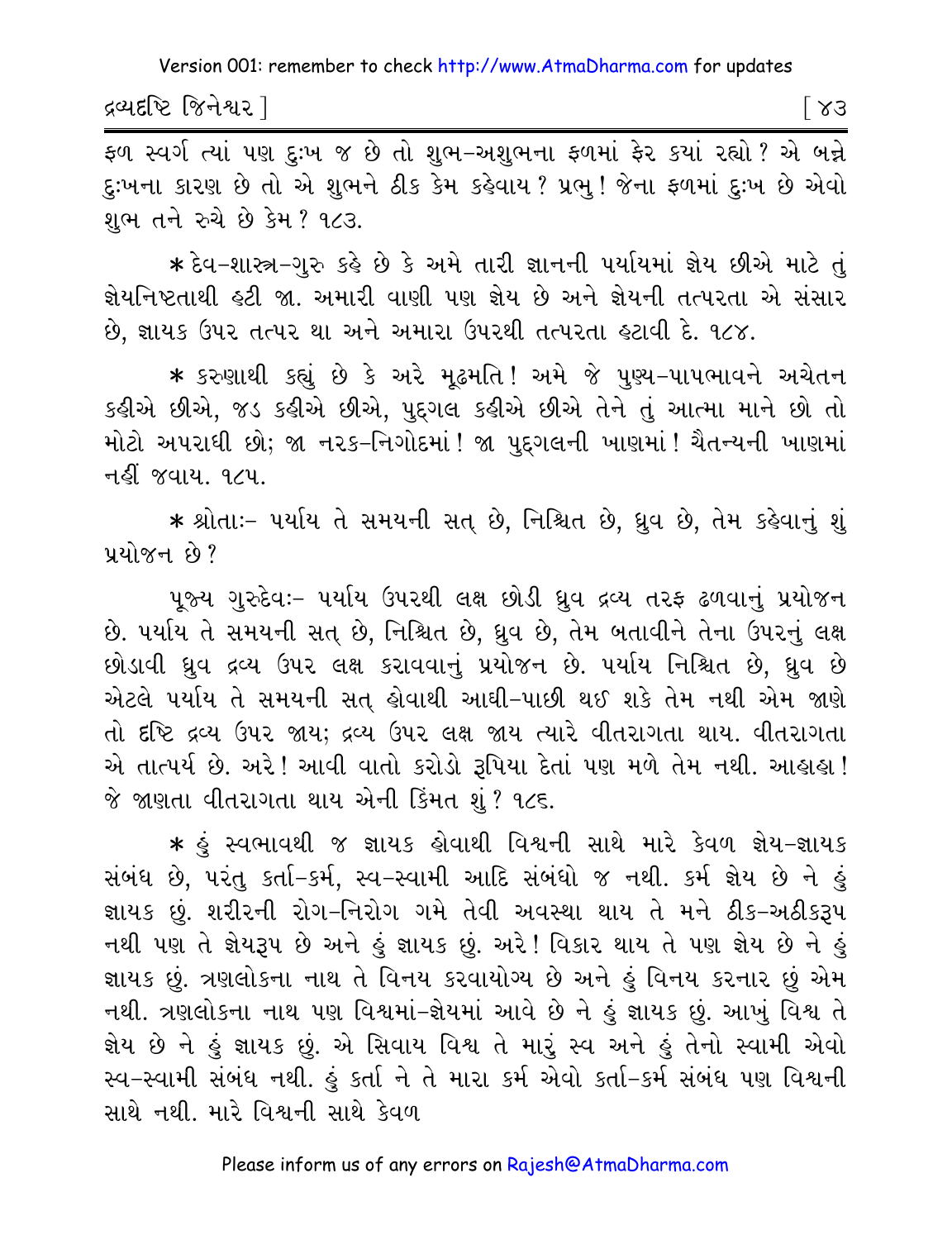ફળ સ્વર્ગ ત્યાં પણ દુઃખ જ છે તો શુભ-અશુભના ફળમાં ફેર ક્યાં રહ્યો? એ બન્ને દુઃખના કારણ છે તો એ શુભને ઠીક કેમ કહેવાય? પ્રભુ! જેના ફળમાં દુઃખ છે એવો શુભ તને રુચે છે કેમ? ૧૮૩.

* દેવ-શાસ્ત્ર-ગુરુ કહે છે કે અમે તારી જ્ઞાનની પર્યાયમાં જ્ઞેય છીએ માટે તું જ્ઞેયનિષ્ટતાથી હટી જા. અમારી વાણી પણ જ્ઞેય છે અને જ્ઞેયની તત્પરતા એ સંસાર છે, જ્ઞાયક ઉપર તત્પર થા અને અમારા ઉપરથી તત્પરતા હટાવી દે. ૧૮૪.

* કરુણાથી કહ્યું છે કે અરે મૂઢમતિ! અમે જે પુણ્ય-પાપભાવને અચેતન કહીએ છીએ, જડ કહીએ છીએ, પુદ્‌ગલ કહીએ છીએ તેને તું આત્મા માને છો તો મોટો અપરાધી છો; જા નરક-નિગોદમાં! જા પુદ્‌ગલની ખાણમાં! ચૈતન્યની ખાણમાં નહીં જવાય. ૧૮૫.

* શ્રોતાઃ- પર્યાય તે સમયની સત્ છે, નિશ્ચિત છે, ધ્રુવ છે, તેમ કહેવાનું શું પ્રયોજન છે?

પૂજ્ય ગુરુદેવઃ- પર્યાય ઉપરથી લક્ષ છોડી ધ્રુવ દ્રવ્ય તરફ ઢળવાનું પ્રયોજન છે. પર્યાય તે સમયની સત્ છે, નિશ્ચિત છે, ધ્રુવ છે, તેમ બતાવીને તેના ઉપરનું લક્ષ છોડાવી ધ્રુવ દ્રવ્ય ઉપર લક્ષ કરાવવાનું પ્રયોજન છે. પર્યાય નિશ્ચિત છે, ધ્રુવ છે એટલે પર્યાય તે સમયની સત્ હોવાથી આઘી-પાછી થઈ શકે તેમ નથી એમ જાણે તો દૃષ્ટિ દ્રવ્ય ઉપર જાય; દ્રવ્ય ઉપર લક્ષ જાય ત્યારે વીતરાગતા થાય. વીતરાગતા એ તાત્પર્ય છે. અરે! આવી વાતો કરોડો રૂપિયા દેતાં પણ મળે તેમ નથી. આહાહા! જે જાણતા વીતરાગતા થાય એની કિંમત શું? ૧૮૬.

* હું સ્વભાવથી જ જ્ઞાયક હોવાથી વિશ્વની સાથે મારે કેવળ જ્ઞેય-જ્ઞાયક સંબંધ છે, પરંતુ કર્તા-કર્મ, સ્વ-સ્વામી આદિ સંબંધો જ નથી. કર્મ જ્ઞેય છે ને હું જ્ઞાયક છું. શરીરની રોગ-નિરોગ ગમે તેવી અવસ્થા થાય તે મને ઠીક-અઠીકરૂપ નથી પણ તે જ્ઞેયરૂપ છે અને હું જ્ઞાયક છું. અરે! વિકાર થાય તે પણ જ્ઞેય છે ને હું જ્ઞાયક છું. ત્રણલોકના નાથ તે વિનય કરવાયોગ્ય છે અને હું વિનય કરનાર છું એમ નથી. ત્રણલોકના નાથ પણ વિશ્વમાં-જ્ઞેયમાં આવે છે ને હું જ્ઞાયક છું. આખું વિશ્વ તે જ્ઞેય છે ને હું જ્ઞાયક છું. એ સિવાય વિશ્વ તે મારું સ્વ અને હું તેનો સ્વામી એવો સ્વ-સ્વામી સંબંધ નથી. હું કર્તા ને તે મારા કર્મ એવો કર્તા-કર્મ સંબંધ પણ વિશ્વની સાથે નથી. મારે વિશ્વની સાથે કેવળ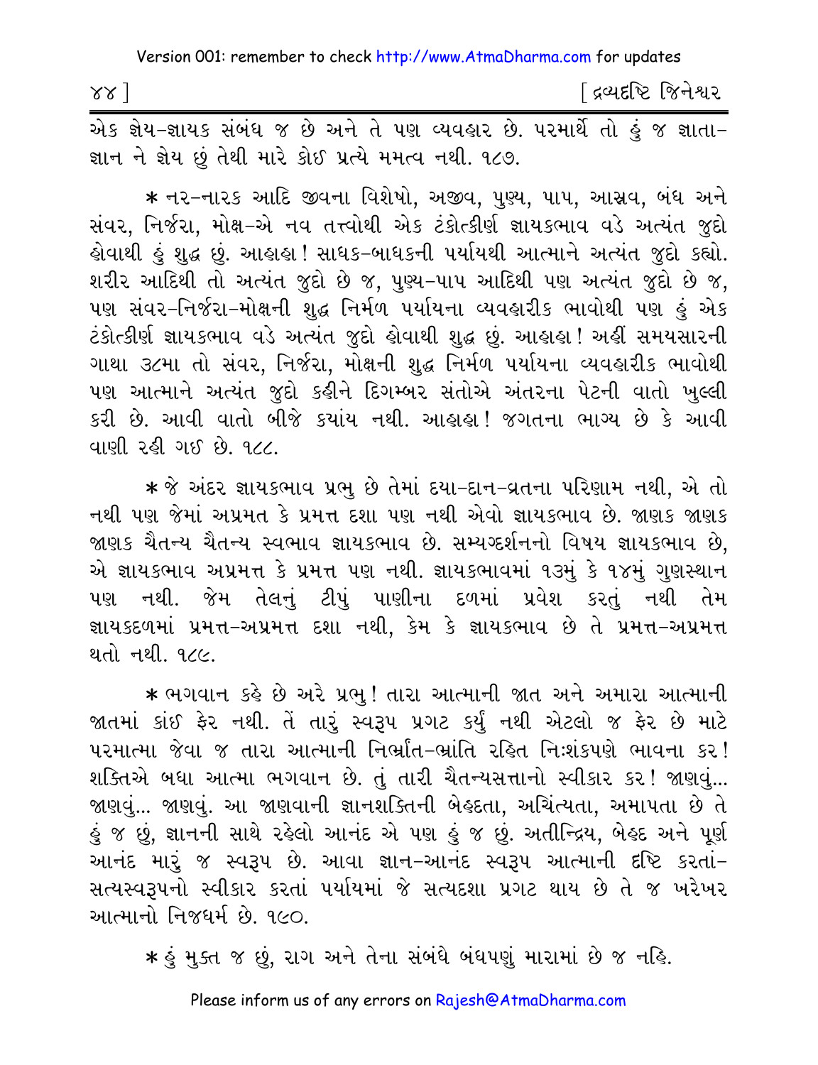એક જ્ઞેય-જ્ઞાયક સંબંધ જ છે અને તે પણ વ્યવહાર છે. પરમાર્થે તો હું જ જ્ઞાતા-જ્ઞાન ને જ્ઞેય છું તેથી મારે કોઈ પ્રત્યે મમત્વ નથી. ૧૮૭.

* નર-નારક આદિ જીવના વિશેષો, અજીવ, પુણ્ય, પાપ, આસ્રવ, બંધ અને સંવર, નિર્જરા, મોક્ષ-એ નવ તત્ત્વોથી એક ટંકોત્કીર્ણ જ્ઞાયકભાવ વડે અત્યંત જુદો હોવાથી હું શુદ્ધ છું. આહાહા! સાધક-બાધકની પર્યાયથી આત્માને અત્યંત જુદો કહ્યો. શરીર આદિથી તો અત્યંત જુદો છે જ, પુણ્ય-પાપ આદિથી પણ અત્યંત જુદો છે જ, પણ સંવર-નિર્જરા-મોક્ષની શુદ્ધ નિર્મળ પર્યાયના વ્યવહારીક ભાવોથી પણ હું એક ટંકોત્કીર્ણ જ્ઞાયકભાવ વડે અત્યંત જુદો હોવાથી શુદ્ધ છું. આહાહા! અહીં સમયસારની ગાથા ૩૮મા તો સંવર, નિર્જરા, મોક્ષની શુદ્ધ નિર્મળ પર્યાયના વ્યવહારીક ભાવોથી પણ આત્માને અત્યંત જુદો કહીને દિગમ્બર સંતોએ અંતરના પેટની વાતો ખુલ્લી કરી છે. આવી વાતો બીજે કયાંય નથી. આહાહા! જગતના ભાગ્ય છે કે આવી વાણી રહી ગઈ છે. ૧૮૮.

* જે અંદર જ્ઞાયકભાવ પ્રભુ છે તેમાં દયા-દાન-વ્રતના પરિણામ નથી, એ તો નથી પણ જેમાં અપ્રમત કે પ્રમત્ત દશા પણ નથી એવો જ્ઞાયકભાવ છે. જાણક જાણક જાણક ચૈતન્ય ચૈતન્ય સ્વભાવ જ્ઞાયકભાવ છે. સમ્યગ્દર્શનનો વિષય જ્ઞાયકભાવ છે, એ જ્ઞાયકભાવ અપ્રમત્ત કે પ્રમત્ત પણ નથી. જ્ઞાયકભાવમાં ૧૩મું કે ૧૪મું ગુણસ્થાન પણ નથી. જેમ તેલનું ટીપું પાણીના દળમાં પ્રવેશ કરતું નથી તેમ જ્ઞાયકદળમાં પ્રમત્ત-અપ્રમત્ત દશા નથી, કેમ કે જ્ઞાયકભાવ છે તે પ્રમત્ત-અપ્રમત્ત થતો નથી. ૧૮૯.

* ભગવાન કહે છે અરે પ્રભુ! તારા આત્માની જાત અને અમારા આત્માની જાતમાં કાંઈ ફેર નથી. તેં તારું સ્વરૂપ પ્રગટ કર્યું નથી એટલો જ ફેર છે માટે પરમાત્મા જેવા જ તારા આત્માની નિર્ભ્રાંત-ભ્રાંતિ રહિત નિઃશંકપણે ભાવના કર! શક્તિએ બધા આત્મા ભગવાન છે. તું તારી ચૈતન્યસત્તાનો સ્વીકાર કર! જાણવું... જાણવું... જાણવું. આ જાણવાની જ્ઞાનશક્તિની બેહદતા, અચિંત્યતા, અમાપતા છે તે હું જ છું, જ્ઞાનની સાથે રહેલો આનંદ એ પણ હું જ છું. અતીન્દ્રિય, બેહદ અને પૂર્ણ આનંદ મારું જ સ્વરૂપ છે. આવા જ્ઞાન-આનંદ સ્વરૂપ આત્માની દૃષ્ટિ કરતાં-સત્યસ્વરૂપનો સ્વીકાર કરતાં પર્યાયમાં જે સત્યદશા પ્રગટ થાય છે તે જ ખરેખર આત્માનો નિજધર્મ છે. ૧૯૦.

* હું મુક્ત જ છું, રાગ અને તેના સંબંધે બંધપણું મારામાં છે જ નહિ.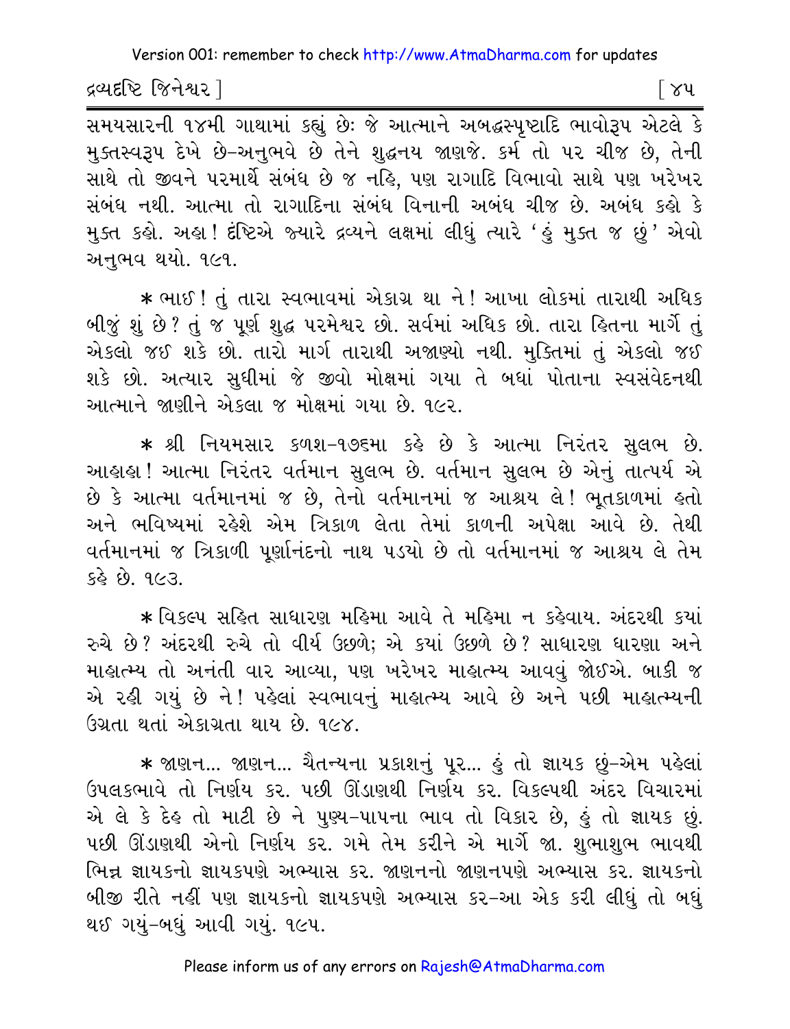સમયસારની ૧૪મી ગાથામાં કહ્યું છેઃ જે આત્માને અબદ્ધસ્પૃષ્ટાદિ ભાવોરૂપ એટલે કે મુક્તસ્વરૂપ દેખે છે-અનુભવે છે તેને શુદ્ધનય જાણજે. કર્મ તો પર ચીજ છે, તેની સાથે તો જીવને પરમાર્થે સંબંધ છે જ નહિ, પણ રાગાદિ વિભાવો સાથે પણ ખરેખર સંબંધ નથી. આત્મા તો રાગાદિના સંબંધ વિનાની અબંધ ચીજ છે. અબંધ કહો કે મુક્ત કહો. અહા! દૃષ્ટિએ જ્યારે દ્રવ્યને લક્ષમાં લીધું ત્યારે 'હું મુક્ત જ છું' એવો અનુભવ થયો. ૧૯૧.

* ભાઈ! તું તારા સ્વભાવમાં એકાગ્ર થા ને! આખા લોકમાં તારાથી અધિક બીજું શું છે? તું જ પૂર્ણ શુદ્ધ પરમેશ્વર છો. સર્વમાં અધિક છો. તારા હિતના માર્ગે તું એકલો જઈ શકે છો. તારો માર્ગ તારાથી અજાણ્યો નથી. મુક્તિમાં તું એકલો જઈ શકે છો. અત્યાર સુધીમાં જે જીવો મોક્ષમાં ગયા તે બધાં પોતાના સ્વસંવેદનથી આત્માને જાણીને એકલા જ મોક્ષમાં ગયા છે. ૧૯૨.

* શ્રી નિયમસાર કળશ-૧૭૬મા કહે છે કે આત્મા નિરંતર સુલભ છે. આહાહા! આત્મા નિરંતર વર્તમાન સુલભ છે. વર્તમાન સુલભ છે એનું તાત્પર્ય એ છે કે આત્મા વર્તમાનમાં જ છે, તેનો વર્તમાનમાં જ આશ્રય લે! ભૂતકાળમાં હતો અને ભવિષ્યમાં રહેશે એમ ત્રિકાળ લેતા તેમાં કાળની અપેક્ષા આવે છે. તેથી વર્તમાનમાં જ ત્રિકાળી પૂર્ણાનંદનો નાથ પડયો છે તો વર્તમાનમાં જ આશ્રય લે તેમ કહે છે. ૧૯૩.

* વિકલ્પ સહિત સાધારણ મહિમા આવે તે મહિમા ન કહેવાય. અંદરથી કયાં રુચે છે? અંદરથી રુચે તો વીર્ય ઉછળે; એ કયાં ઉછળે છે? સાધારણ ધારણા અને માહાત્મ્ય તો અનંતી વાર આવ્યા, પણ ખરેખર માહાત્મ્ય આવવું જોઈએ. બાકી જ એ રહી ગયું છે ને! પહેલાં સ્વભાવનું માહાત્મ્ય આવે છે અને પછી માહાત્મ્યની ઉગ્રતા થતાં એકાગ્રતા થાય છે. ૧૯૪.

* જાણન... જાણન... ચૈતન્યના પ્રકાશનું પૂર... હું તો જ્ઞાયક છું-એમ પહેલાં ઉપલકભાવે તો નિર્ણય કર. પછી ઊંડાણથી નિર્ણય કર. વિકલ્પથી અંદર વિચારમાં એ લે કે દેહ તો માટી છે ને પુણ્ય-પાપના ભાવ તો વિકાર છે, હું તો જ્ઞાયક છું. પછી ઊંડાણથી એનો નિર્ણય કર. ગમે તેમ કરીને એ માર્ગે જા. શુભાશુભ ભાવથી ભિન્ન જ્ઞાયકનો જ્ઞાયકપણે અભ્યાસ કર. જાણનનો જાણનપણે અભ્યાસ કર. જ્ઞાયકનો બીજી રીતે નહીં પણ જ્ઞાયકનો જ્ઞાયકપણે અભ્યાસ કર-આ એક કરી લીધું તો બધું થઈ ગયું-બધું આવી ગયું. ૧૯૫.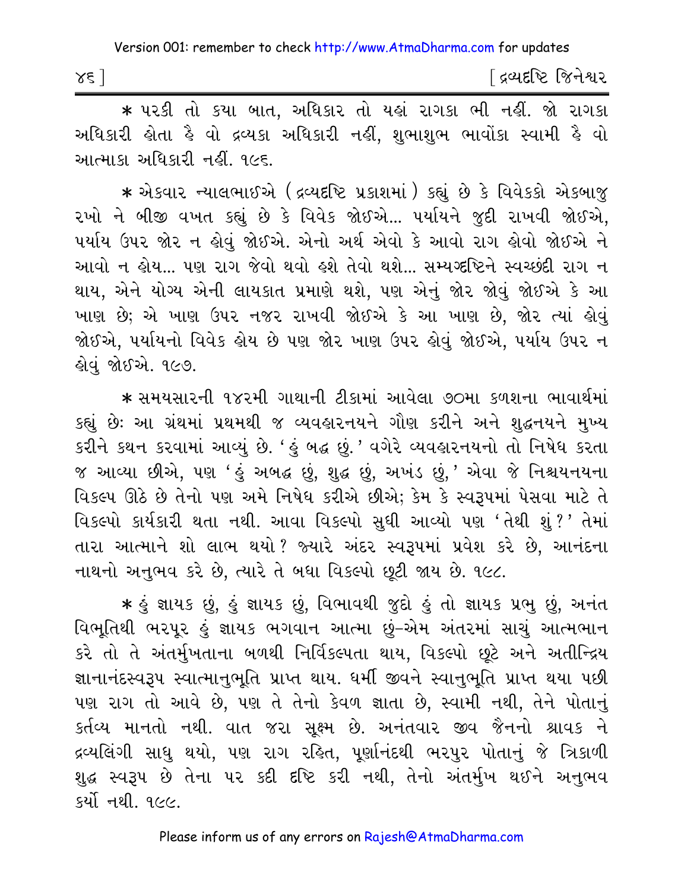* પરકી તો કયા બાત, અધિકાર તો યહાં રાગકા ભી નહીં. જો રાગકા અધિકારી હોતા હૈ વો દ્રવ્યકા અધિકારી નહીં, શુભાશુભ ભાવોંકા સ્વામી હૈ વો આત્માકા અધિકારી નહીં. ૧૯૬.

* એકવાર ન્યાલભાઈએ (દ્રવ્યદૃષ્ટિ પ્રકાશમાં) કહ્યું છે કે વિવેકકો એકબાજુ રખો ને બીજી વખત કહ્યું છે કે વિવેક જોઈએ... પર્યાયને જુદી રાખવી જોઈએ, પર્યાય ઉપર જોર ન હોવું જોઈએ. એનો અર્થ એવો કે આવો રાગ હોવો જોઈએ ને આવો ન હોય... પણ રાગ જેવો થવો હશે તેવો થશે... સમ્યગ્દૃષ્ટિને સ્વચ્છંદી રાગ ન થાય, એને યોગ્ય એની લાયકાત પ્રમાણે થશે, પણ એનું જોર જોવું જોઈએ કે આ ખાણ છે; એ ખાણ ઉપર નજર રાખવી જોઈએ કે આ ખાણ છે, જોર ત્યાં હોવું જોઈએ, પર્યાયનો વિવેક હોય છે પણ જોર ખાણ ઉપર હોવું જોઈએ, પર્યાય ઉપર ન હોવું જોઈએ. ૧૯૭.

* સમયસારની ૧૪૨મી ગાથાની ટીકામાં આવેલા ૭૦મા કળશના ભાવાર્થમાં કહ્યું છેઃ આ ગ્રંથમાં પ્રથમથી જ વ્યવહારનયને ગૌણ કરીને અને શુદ્ધનયને મુખ્ય કરીને કથન કરવામાં આવ્યું છે. 'હું બદ્ધ છું.' વગેરે વ્યવહારનયનો તો નિષેધ કરતા જ આવ્યા છીએ, પણ 'હું અબદ્ધ છું, શુદ્ધ છું, અખંડ છું,' એવા જે નિશ્ચયનયના વિકલ્પ ઊઠે છે તેનો પણ અમે નિષેધ કરીએ છીએ; કેમ કે સ્વરૂપમાં પેસવા માટે તે વિકલ્પો કાર્યકારી થતા નથી. આવા વિકલ્પો સુધી આવ્યો પણ 'તેથી શું?' તેમાં તારા આત્માને શો લાભ થયો? જ્યારે અંદર સ્વરૂપમાં પ્રવેશ કરે છે, આનંદના નાથનો અનુભવ કરે છે, ત્યારે તે બધા વિકલ્પો છૂટી જાય છે. ૧૯૮.

* હું જ્ઞાયક છું, હું જ્ઞાયક છું, વિભાવથી જુદો હું તો જ્ઞાયક પ્રભુ છું, અનંત વિભૂતિથી ભરપૂર હું જ્ઞાયક ભગવાન આત્મા છું–એમ અંતરમાં સાચું આત્મભાન કરે તો તે અંતર્મુખતાના બળથી નિર્વિકલ્પતા થાય, વિકલ્પો છૂટે અને અતીન્દ્રિય જ્ઞાનાનંદસ્વરૂપ સ્વાત્માનુભૂતિ પ્રાપ્ત થાય. ધર્મી જીવને સ્વાનુભૂતિ પ્રાપ્ત થયા પછી પણ રાગ તો આવે છે, પણ તે તેનો કેવળ જ્ઞાતા છે, સ્વામી નથી, તેને પોતાનું કર્તવ્ય માનતો નથી. વાત જરા સૂક્ષ્મ છે. અનંતવાર જીવ જૈનનો શ્રાવક ને દ્રવ્યલિંગી સાધુ થયો, પણ રાગ રહિત, પૂર્ણાનંદથી ભરપુર પોતાનું જે ત્રિકાળી શુદ્ધ સ્વરૂપ છે તેના પર કદી દૃષ્ટિ કરી નથી, તેનો અંતર્મુખ થઈને અનુભવ કર્યો નથી. ૧૯૯.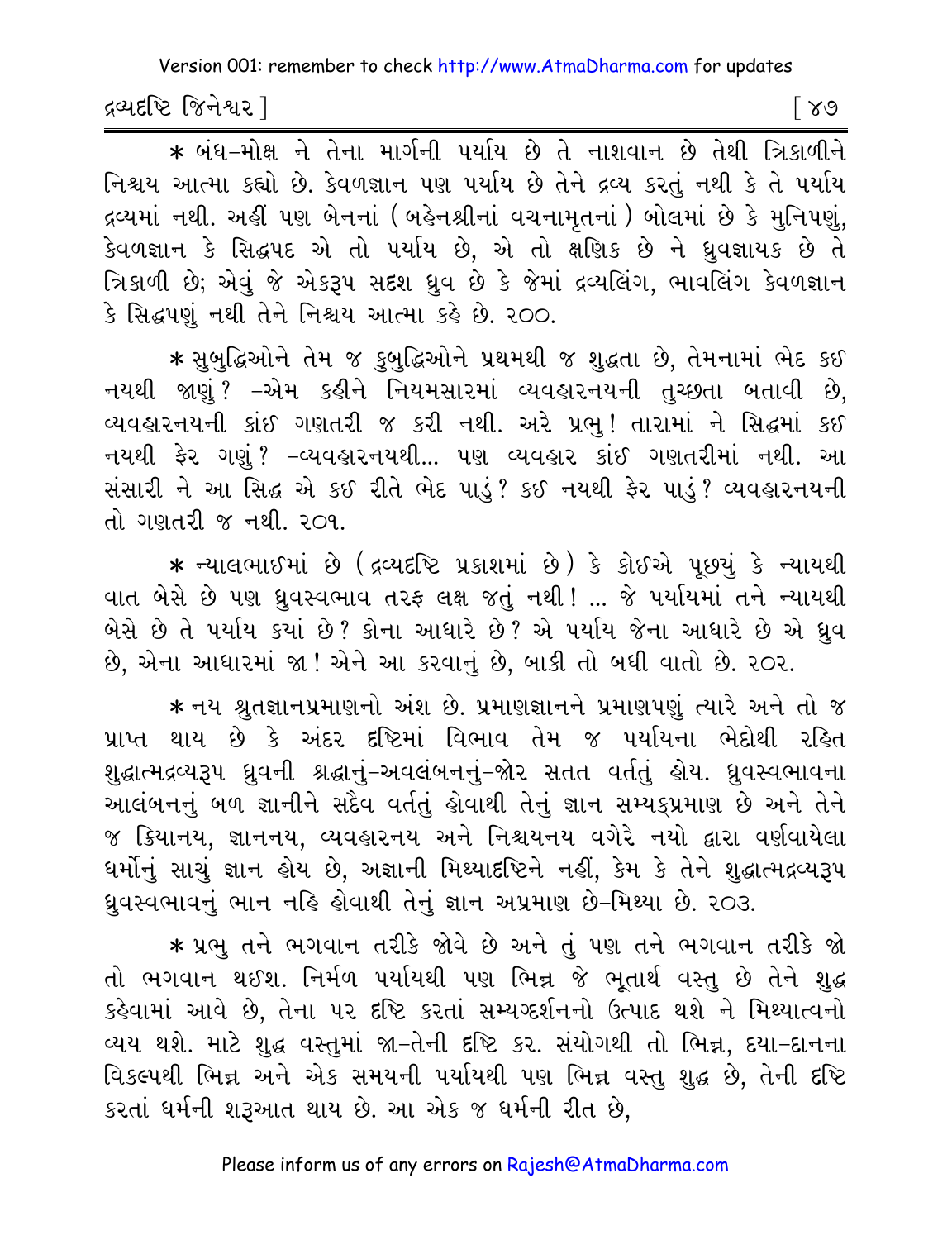* બંધ-મોક્ષ ને તેના માર્ગની પર્યાય છે તે નાશવાન છે તેથી ત્રિકાળીને નિશ્ચય આત્મા કહ્યો છે. કેવળજ્ઞાન પણ પર્યાય છે તેને દ્રવ્ય કરતું નથી કે તે પર્યાય દ્રવ્યમાં નથી. અહીં પણ બેનનાં (બહેનશ્રીનાં વચનામૃતનાં) બોલમાં છે કે મુનિપણું, કેવળજ્ઞાન કે સિદ્ધપદ એ તો પર્યાય છે, એ તો ક્ષણિક છે ને ધ્રુવજ્ઞાયક છે તે ત્રિકાળી છે; એવું જે એકરૂપ સદશ ધ્રુવ છે કે જેમાં દ્રવ્યલિંગ, ભાવલિંગ કેવળજ્ઞાન કે સિદ્ધપણું નથી તેને નિશ્ચય આત્મા કહે છે. ૨૦૦.

* સુબુદ્ધિઓને તેમ જ કુબુદ્ધિઓને પ્રથમથી જ શુદ્ધતા છે, તેમનામાં ભેદ કઈ નયથી જાણું? -એમ કહીને નિયમસારમાં વ્યવહારનયની તુચ્છતા બતાવી છે, વ્યવહારનયની કાંઈ ગણતરી જ કરી નથી. અરે પ્રભુ! તારામાં ને સિદ્ધમાં કઈ નયથી ફેર ગણું? -વ્યવહારનયથી... પણ વ્યવહાર કાંઈ ગણતરીમાં નથી. આ સંસારી ને આ સિદ્ધ એ કઈ રીતે ભેદ પાડું? કઈ નયથી ફેર પાડું? વ્યવહારનયની તો ગણતરી જ નથી. ૨૦૧.

* ન્યાલભાઈમાં છે (દ્રવ્યદૃષ્ટિ પ્રકાશમાં છે) કે કોઈએ પૂછ્યું કે ન્યાયથી વાત બેસે છે પણ ધ્રુવસ્વભાવ તરફ લક્ષ જતું નથી! ... જે પર્યાયમાં તને ન્યાયથી બેસે છે તે પર્યાય ક્યાં છે? કોના આધારે છે? એ પર્યાય જેના આધારે છે એ ધ્રુવ છે, એના આધારમાં જા! એને આ કરવાનું છે, બાકી તો બધી વાતો છે. ૨૦૨.

* નય શ્રુતજ્ઞાનપ્રમાણનો અંશ છે. પ્રમાણજ્ઞાનને પ્રમાણપણું ત્યારે અને તો જ પ્રાપ્ત થાય છે કે અંદર દૃષ્ટિમાં વિભાવ તેમ જ પર્યાયના ભેદોથી રહિત શુદ્ધાત્મદ્રવ્યરૂપ ધ્રુવની શ્રદ્ધાનું-અવલંબનનું-જોર સતત વર્તતું હોય. ધ્રુવસ્વભાવના આલંબનનું બળ જ્ઞાનીને સદૈવ વર્તતું હોવાથી તેનું જ્ઞાન સમ્યક્પ્રમાણ છે અને તેને જ ક્રિયાનય, જ્ઞાનનય, વ્યવહારનય અને નિશ્ચયનય વગેરે નયો દ્વારા વર્ણવાયેલા ધર્મોનું સાચું જ્ઞાન હોય છે, અજ્ઞાની મિથ્યાદૃષ્ટિને નહીં, કેમ કે તેને શુદ્ધાત્મદ્રવ્યરૂપ ધ્રુવસ્વભાવનું ભાન નહિ હોવાથી તેનું જ્ઞાન અપ્રમાણ છે-મિથ્યા છે. ૨૦૩.

* પ્રભુ તને ભગવાન તરીકે જોવે છે અને તું પણ તને ભગવાન તરીકે જો તો ભગવાન થઈશ. નિર્મળ પર્યાયથી પણ ભિન્ન જે ભૂતાર્થ વસ્તુ છે તેને શુદ્ધ કહેવામાં આવે છે, તેના પર દૃષ્ટિ કરતાં સમ્યગ્દર્શનનો ઉત્પાદ થશે ને મિથ્યાત્વનો વ્યય થશે. માટે શુદ્ધ વસ્તુમાં જા-તેની દૃષ્ટિ કર. સંયોગથી તો ભિન્ન, દયા-દાનના વિકલ્પથી ભિન્ન અને એક સમયની પર્યાયથી પણ ભિન્ન વસ્તુ શુદ્ધ છે, તેની દૃષ્ટિ કરતાં ધર્મની શરૂઆત થાય છે. આ એક જ ધર્મની રીત છે,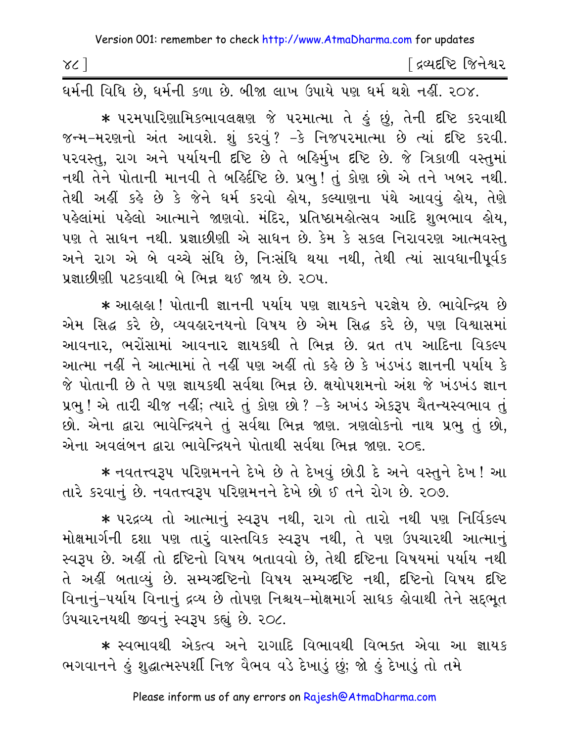ધર્મની વિધિ છે, ધર્મની કળા છે. બીજા લાખ ઉપાયે પણ ધર્મ થશે નહીં. ૨૦૪.

* પરમપારિણામિકભાવલક્ષણ જે પરમાત્મા તે હું છું, તેની દષ્ટિ કરવાથી જન્મ-મરણનો અંત આવશે. શું કરવું? -કે નિજપરમાત્મા છે ત્યાં દષ્ટિ કરવી. પરવસ્તુ, રાગ અને પર્યાયની દષ્ટિ છે તે બહિર્મુખ દષ્ટિ છે. જે ત્રિકાળી વસ્તુમાં નથી તેને પોતાની માનવી તે બહિર્દષ્ટિ છે. પ્રભુ! તું કોણ છો એ તને ખબર નથી. તેથી અહીં કહે છે કે જેને ધર્મ કરવો હોય, કલ્યાણના પંથે આવવું હોય, તેણે પહેલાંમાં પહેલો આત્માને જાણવો. મંદિર, પ્રતિષ્ઠામહોત્સવ આદિ શુભભાવ હોય, પણ તે સાધન નથી. પ્રજ્ઞાછીણી એ સાધન છે. કેમ કે સકલ નિરાવરણ આત્મવસ્તુ અને રાગ એ બે વચ્ચે સંધિ છે, નિઃસંધિ થયા નથી, તેથી ત્યાં સાવધાનીપૂર્વક પ્રજ્ઞાછીણી પટકવાથી બે ભિન્ન થઈ જાય છે. ૨૦૫.

* આહાહા! પોતાની જ્ઞાનની પર્યાય પણ જ્ઞાયકને પરજ્ઞેય છે. ભાવેન્દ્રિય છે એમ સિદ્ધ કરે છે, વ્યવહારનયનો વિષય છે એમ સિદ્ધ કરે છે, પણ વિશ્વાસમાં આવનાર, ભરોંસામાં આવનાર જ્ઞાયકથી તે ભિન્ન છે. વ્રત તપ આદિના વિકલ્પ આત્મા નહીં ને આત્મામાં તે નહીં પણ અહીં તો કહે છે કે ખંડખંડ જ્ઞાનની પર્યાય કે જે પોતાની છે તે પણ જ્ઞાયકથી સર્વથા ભિન્ન છે. ક્ષયોપશમનો અંશ જે ખંડખંડ જ્ઞાન પ્રભુ! એ તારી ચીજ નહીં; ત્યારે તું કોણ છો? -કે અખંડ એકરૂપ ચૈતન્યસ્વભાવ તું છો. એના દ્વારા ભાવેન્દ્રિયને તું સર્વથા ભિન્ન જાણ. ત્રણલોકનો નાથ પ્રભુ તું છો, એના અવલંબન દ્વારા ભાવેન્દ્રિયને પોતાથી સર્વથા ભિન્ન જાણ. ૨૦૬.

* નવતત્ત્વરૂપ પરિણમનને દેખે છે તે દેખવું છોડી દે અને વસ્તુને દેખ! આ તારે કરવાનું છે. નવતત્ત્વરૂપ પરિણમનને દેખે છો ઈ તને રોગ છે. ૨૦૭.

* પરદ્રવ્ય તો આત્માનું સ્વરૂપ નથી, રાગ તો તારો નથી પણ નિર્વિકલ્પ મોક્ષમાર્ગની દશા પણ તારું વાસ્તવિક સ્વરૂપ નથી, તે પણ ઉપચારથી આત્માનું સ્વરૂપ છે. અહીં તો દષ્ટિનો વિષય બતાવવો છે, તેથી દષ્ટિના વિષયમાં પર્યાય નથી તે અહીં બતાવ્યું છે. સમ્યગ્દષ્ટિનો વિષય સમ્યગ્દષ્ટિ નથી, દષ્ટિનો વિષય દષ્ટિ વિનાનું-પર્યાય વિનાનું દ્રવ્ય છે તોપણ નિશ્ચય-મોક્ષમાર્ગ સાધક હોવાથી તેને સદ્ભૂત ઉપચારનયથી જીવનું સ્વરૂપ કહ્યું છે. ૨૦૮.

* સ્વભાવથી એકત્વ અને રાગાદિ વિભાવથી વિભક્ત એવા આ જ્ઞાયક ભગવાનને હું શુદ્ધાત્મસ્પર્શી નિજ વૈભવ વડે દેખાડું છું; જો હું દેખાડું તો તમે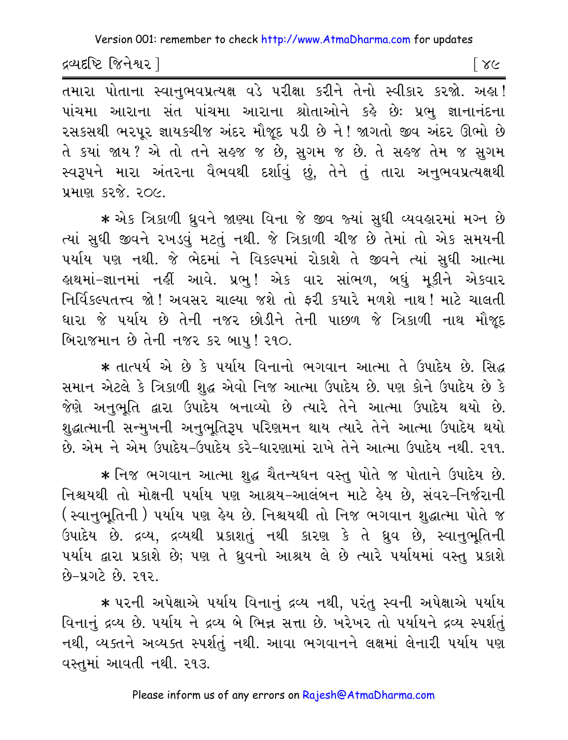તમારા પોતાના સ્વાનુભવપ્રત્યક્ષ વડે પરીક્ષા કરીને તેનો સ્વીકાર કરજો. અહા! પાંચમા આરાના સંત પાંચમા આરાના શ્રોતાઓને કહે છેઃ પ્રભુ જ્ઞાનાનંદના રસકસથી ભરપૂર જ્ઞાયકચીજ અંદર મૌજૂદ પડી છે ને! જાગતો જીવ અંદર ઊભો છે તે ક્યાં જાય? એ તો તને સહજ જ છે, સુગમ જ છે. તે સહજ તેમ જ સુગમ સ્વરૂપને મારા અંતરના વૈભવથી દર્શાવું છું, તેને તું તારા અનુભવપ્રત્યક્ષથી પ્રમાણ કરજે. ૨૦૯.

* એક ત્રિકાળી ધ્રુવને જાણ્યા વિના જે જીવ જ્યાં સુધી વ્યવહારમાં મગ્ન છે ત્યાં સુધી જીવને રખડવું મટતું નથી. જે ત્રિકાળી ચીજ છે તેમાં તો એક સમયની પર્યાય પણ નથી. જે ભેદમાં ને વિકલ્પમાં રોકાશે તે જીવને ત્યાં સુધી આત્મા હાથમાં-જ્ઞાનમાં નહીં આવે. પ્રભુ! એક વાર સાંભળ, બધું મૂકીને એકવાર નિર્વિકલ્પતત્ત્વ જો! અવસર ચાલ્યા જશે તો ફરી ક્યારે મળશે નાથ! માટે ચાલતી ધારા જે પર્યાય છે તેની નજર છોડીને તેની પાછળ જે ત્રિકાળી નાથ મૌજૂદ બિરાજમાન છે તેની નજર કર બાપુ! ૨૧૦.

* તાત્પર્ય એ છે કે પર્યાય વિનાનો ભગવાન આત્મા તે ઉપાદેય છે. સિદ્ધ સમાન એટલે કે ત્રિકાળી શુદ્ધ એવો નિજ આત્મા ઉપાદેય છે. પણ કોને ઉપાદેય છે કે જેણે અનુભૂતિ દ્વારા ઉપાદેય બનાવ્યો છે ત્યારે તેને આત્મા ઉપાદેય થયો છે. શુદ્ધાત્માની સન્મુખની અનુભૂતિરૂપ પરિણમન થાય ત્યારે તેને આત્મા ઉપાદેય થયો છે. એમ ને એમ ઉપાદેય-ઉપાદેય કરે-ધારણામાં રાખે તેને આત્મા ઉપાદેય નથી. ૨૧૧.

* નિજ ભગવાન આત્મા શુદ્ધ ચૈતન્યઘન વસ્તુ પોતે જ પોતાને ઉપાદેય છે. નિશ્ચયથી તો મોક્ષની પર્યાય પણ આશ્રય-આલંબન માટે હેય છે, સંવર-નિર્જરાની (સ્વાનુભૂતિની) પર્યાય પણ હેય છે. નિશ્ચયથી તો નિજ ભગવાન શુદ્ધાત્મા પોતે જ ઉપાદેય છે. દ્રવ્ય, દ્રવ્યથી પ્રકાશતું નથી કારણ કે તે ધ્રુવ છે, સ્વાનુભૂતિની પર્યાય દ્વારા પ્રકાશે છે; પણ તે ધ્રુવનો આશ્રય લે છે ત્યારે પર્યાયમાં વસ્તુ પ્રકાશે છે-પ્રગટે છે. ૨૧૨.

* પરની અપેક્ષાએ પર્યાય વિનાનું દ્રવ્ય નથી, પરંતુ સ્વની અપેક્ષાએ પર્યાય વિનાનું દ્રવ્ય છે. પર્યાય ને દ્રવ્ય બે ભિન્ન સત્તા છે. ખરેખર તો પર્યાયને દ્રવ્ય સ્પર્શતું નથી, વ્યક્તને અવ્યક્ત સ્પર્શતું નથી. આવા ભગવાનને લક્ષમાં લેનારી પર્યાય પણ વસ્તુમાં આવતી નથી. ૨૧૩.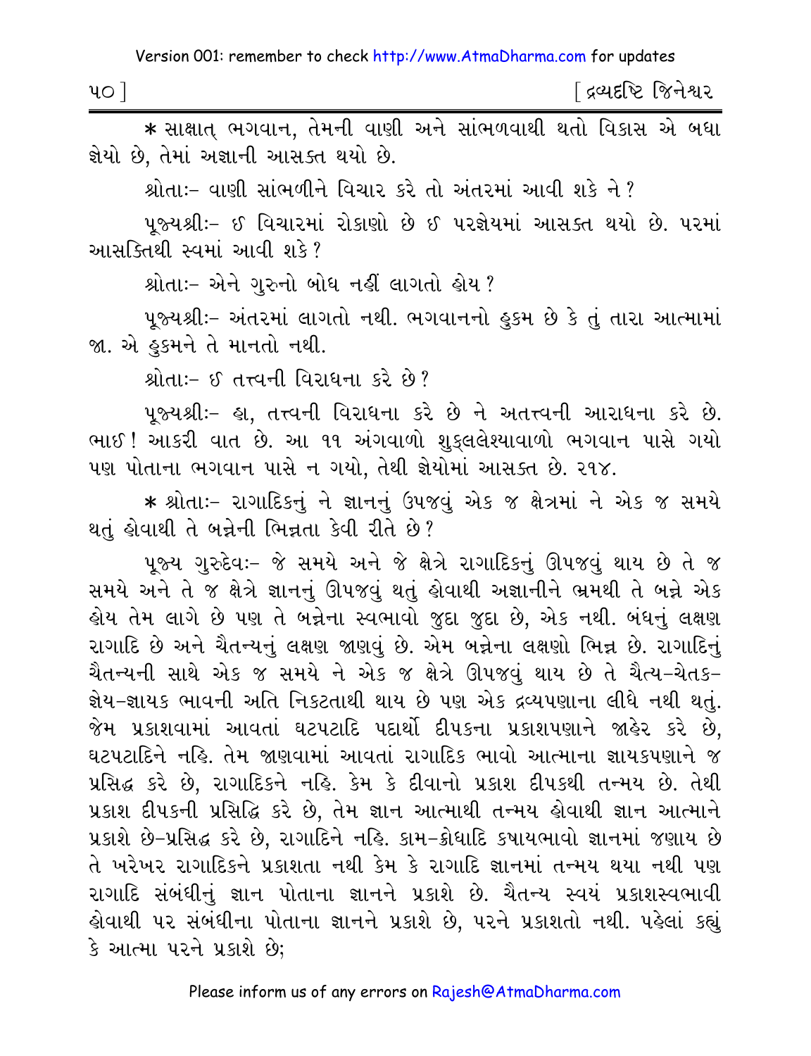* સાક્ષાત્ ભગવાન, તેમની વાણી અને સાંભળવાથી થતો વિકાસ એ બધા જ્ઞેયો છે, તેમાં અજ્ઞાની આસક્ત થયો છે.

શ્રોતાઃ- વાણી સાંભળીને વિચાર કરે તો અંતરમાં આવી શકે ને?

પૂજ્યશ્રીઃ- ઈ વિચારમાં રોકાણો છે ઈ પરજ્ઞેયમાં આસક્ત થયો છે. પરમાં આસક્તિથી સ્વમાં આવી શકે?

શ્રોતાઃ- એને ગુરુનો બોધ નહીં લાગતો હોય?

પૂજ્યશ્રીઃ- અંતરમાં લાગતો નથી. ભગવાનનો હુકમ છે કે તું તારા આત્મામાં જા. એ હુકમને તે માનતો નથી.

શ્રોતાઃ- ઈ તત્ત્વની વિરાધના કરે છે?

પૂજ્યશ્રીઃ- હા, તત્ત્વની વિરાધના કરે છે ને અતત્ત્વની આરાધના કરે છે. ભાઈ! આકરી વાત છે. આ ૧૧ અંગવાળો શુક્લલેશ્યાવાળો ભગવાન પાસે ગયો પણ પોતાના ભગવાન પાસે ન ગયો, તેથી જ્ઞેયોમાં આસક્ત છે. ૨૧૪.

* શ્રોતાઃ- રાગાદિકનું ને જ્ઞાનનું ઉપજવું એક જ ક્ષેત્રમાં ને એક જ સમયે થતું હોવાથી તે બન્નેની ભિન્નતા કેવી રીતે છે?

પૂજ્ય ગુરુદેવઃ- જે સમયે અને જે ક્ષેત્રે રાગાદિકનું ઊપજવું થાય છે તે જ સમયે અને તે જ ક્ષેત્રે જ્ઞાનનું ઊપજવું થતું હોવાથી અજ્ઞાનીને ભ્રમથી તે બન્ને એક હોય તેમ લાગે છે પણ તે બન્નેના સ્વભાવો જુદા જુદા છે, એક નથી. બંધનું લક્ષણ રાગાદિ છે અને ચૈતન્યનું લક્ષણ જાણવું છે. એમ બન્નેના લક્ષણો ભિન્ન છે. રાગાદિનું ચૈતન્યની સાથે એક જ સમયે ને એક જ ક્ષેત્રે ઊપજવું થાય છે તે ચૈત્ય-ચેતક-જ્ઞેય-જ્ઞાયક ભાવની અતિ નિકટતાથી થાય છે પણ એક દ્રવ્યપણાના લીધે નથી થતું. જેમ પ્રકાશવામાં આવતાં ઘટપટાદિ પદાર્થો દીપકના પ્રકાશપણાને જાહેર કરે છે, ઘટપટાદિને નહિ. તેમ જાણવામાં આવતાં રાગાદિક ભાવો આત્માના જ્ઞાયકપણાને જ પ્રસિદ્ધ કરે છે, રાગાદિકને નહિ. કેમ કે દીવાનો પ્રકાશ દીપકથી તન્મય છે. તેથી પ્રકાશ દીપકની પ્રસિદ્ધિ કરે છે, તેમ જ્ઞાન આત્માથી તન્મય હોવાથી જ્ઞાન આત્માને પ્રકાશે છે-પ્રસિદ્ધ કરે છે, રાગાદિને નહિ. કામ-ક્રોધાદિ કષાયભાવો જ્ઞાનમાં જણાય છે તે ખરેખર રાગાદિકને પ્રકાશતા નથી કેમ કે રાગાદિ જ્ઞાનમાં તન્મય થયા નથી પણ રાગાદિ સંબંધીનું જ્ઞાન પોતાના જ્ઞાનને પ્રકાશે છે. ચૈતન્ય સ્વયં પ્રકાશસ્વભાવી હોવાથી પર સંબંધીના પોતાના જ્ઞાનને પ્રકાશે છે, પરને પ્રકાશતો નથી. પહેલાં કહ્યું કે આત્મા પરને પ્રકાશે છે;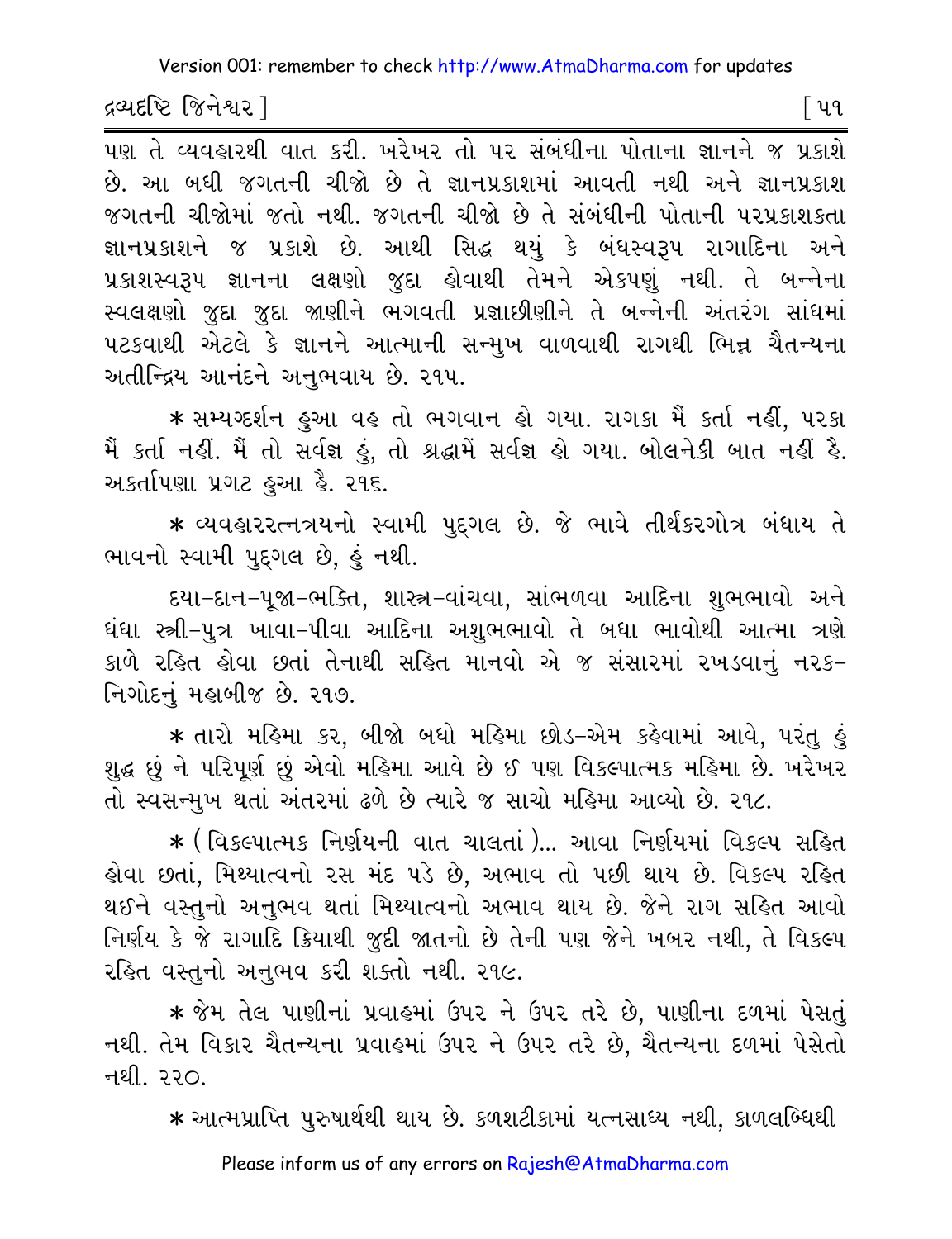પણ તે વ્યવહારથી વાત કરી. ખરેખર તો પર સંબંધીના પોતાના જ્ઞાનને જ પ્રકાશે છે. આ બધી જગતની ચીજો છે તે જ્ઞાનપ્રકાશમાં આવતી નથી અને જ્ઞાનપ્રકાશ જગતની ચીજોમાં જતો નથી. જગતની ચીજો છે તે સંબંધીની પોતાની પરપ્રકાશકતા જ્ઞાનપ્રકાશને જ પ્રકાશે છે. આથી સિદ્ધ થયું કે બંધસ્વરૂપ રાગાદિના અને પ્રકાશસ્વરૂપ જ્ઞાનના લક્ષણો જુદા હોવાથી તેમને એકપણું નથી. તે બન્નેના સ્વલક્ષણો જુદા જુદા જાણીને ભગવતી પ્રજ્ઞાછીણીને તે બન્નેની અંતરંગ સાંધમાં પટકવાથી એટલે કે જ્ઞાનને આત્માની સન્મુખ વાળવાથી રાગથી ભિન્ન ચૈતન્યના અતીન્દ્રિય આનંદને અનુભવાય છે. ૨૧૫.

* સમ્યગ્દર્શન હુઆ વહ તો ભગવાન હો ગયા. રાગકા મૈં કર્તા નહીં, પરકા મૈં કર્તા નહીં. મૈં તો સર્વજ્ઞ હું, તો શ્રદ્ધામેં સર્વજ્ઞ હો ગયા. બોલનેકી બાત નહીં હૈ. અકર્તાપણા પ્રગટ હુઆ હૈ. ૨૧૬.

* વ્યવહારરત્નત્રયનો સ્વામી પુદ્‌ગલ છે. જે ભાવે તીર્થંકરગોત્ર બંધાય તે ભાવનો સ્વામી પુદ્‌ગલ છે, હું નથી.

દયા-દાન-પૂજા-ભક્તિ, શાસ્ત્ર-વાંચવા, સાંભળવા આદિના શુભભાવો અને ધંધા સ્ત્રી-પુત્ર ખાવા-પીવા આદિના અશુભભાવો તે બધા ભાવોથી આત્મા ત્રણે કાળે રહિત હોવા છતાં તેનાથી સહિત માનવો એ જ સંસારમાં રખડવાનું નરક-નિગોદનું મહાબીજ છે. ૨૧૭.

* તારો મહિમા કર, બીજો બધો મહિમા છોડ-એમ કહેવામાં આવે, પરંતુ હું શુદ્ધ છું ને પરિપૂર્ણ છું એવો મહિમા આવે છે ઈ પણ વિકલ્પાત્મક મહિમા છે. ખરેખર તો સ્વસન્મુખ થતાં અંતરમાં ઢળે છે ત્યારે જ સાચો મહિમા આવ્યો છે. ૨૧૮.

* (વિકલ્પાત્મક નિર્ણયની વાત ચાલતાં)... આવા નિર્ણયમાં વિકલ્પ સહિત હોવા છતાં, મિથ્યાત્વનો રસ મંદ પડે છે, અભાવ તો પછી થાય છે. વિકલ્પ રહિત થઈને વસ્તુનો અનુભવ થતાં મિથ્યાત્વનો અભાવ થાય છે. જેને રાગ સહિત આવો નિર્ણય કે જે રાગાદિ ક્રિયાથી જુદી જાતનો છે તેની પણ જેને ખબર નથી, તે વિકલ્પ રહિત વસ્તુનો અનુભવ કરી શક્તો નથી. ૨૧૯.

* જેમ તેલ પાણીનાં પ્રવાહમાં ઉપર ને ઉપર તરે છે, પાણીના દળમાં પેસતું નથી. તેમ વિકાર ચૈતન્યના પ્રવાહમાં ઉપર ને ઉપર તરે છે, ચૈતન્યના દળમાં પેસતો નથી. ૨૨૦.

* આત્મપ્રાપ્તિ પુરુષાર્થથી થાય છે. કળશટીકામાં યત્નસાધ્ય નથી, કાળલબ્ધિથી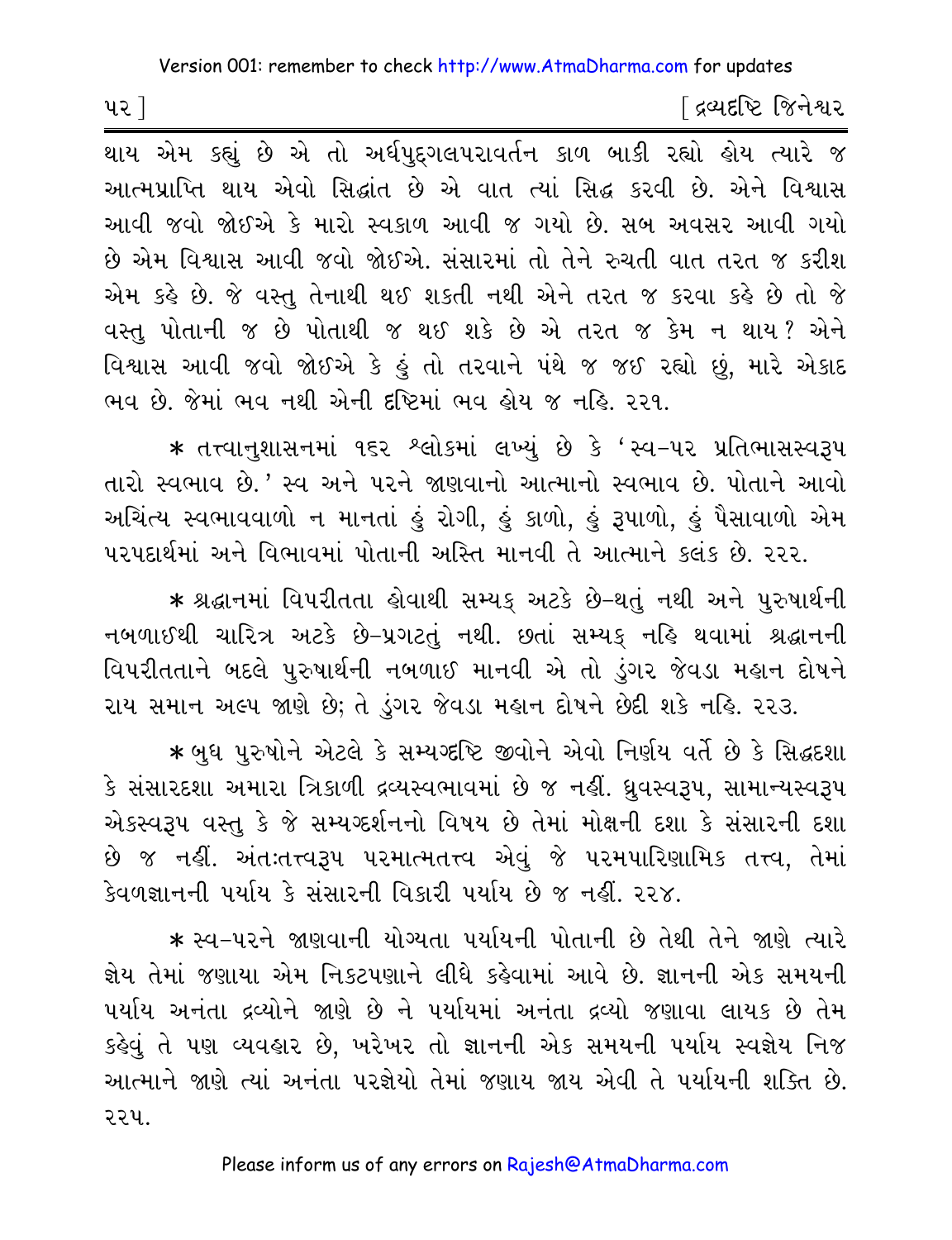થાય એમ કહ્યું છે એ તો અર્ધપુદ્ગલપરાવર્તન કાળ બાકી રહ્યો હોય ત્યારે જ આત્મપ્રાપ્તિ થાય એવો સિદ્ધાંત છે એ વાત ત્યાં સિદ્ધ કરવી છે. એને વિશ્વાસ આવી જવો જોઈએ કે મારો સ્વકાળ આવી જ ગયો છે. સબ અવસર આવી ગયો છે એમ વિશ્વાસ આવી જવો જોઈએ. સંસારમાં તો તેને રુચતી વાત તરત જ કરીશ એમ કહે છે. જે વસ્તુ તેનાથી થઈ શકતી નથી એને તરત જ કરવા કહે છે તો જે વસ્તુ પોતાની જ છે પોતાથી જ થઈ શકે છે એ તરત જ કેમ ન થાય? એને વિશ્વાસ આવી જવો જોઈએ કે હું તો તરવાને પંથે જ જઈ રહ્યો છું, મારે એકાદ ભવ છે. જેમાં ભવ નથી એની દૃષ્ટિમાં ભવ હોય જ નહિ. ૨૨૧.

* તત્ત્વાનુશાસનમાં ૧૬૨ શ્લોકમાં લખ્યું છે કે 'સ્વ-પર પ્રતિભાસસ્વરૂપ તારો સ્વભાવ છે.' સ્વ અને પરને જાણવાનો આત્માનો સ્વભાવ છે. પોતાને આવો અચિંત્ય સ્વભાવવાળો ન માનતાં હું રોગી, હું કાળો, હું રૂપાળો, હું પૈસાવાળો એમ પરપદાર્થમાં અને વિભાવમાં પોતાની અસ્તિ માનવી તે આત્માને કલંક છે. ૨૨૨.

* શ્રદ્ધાનમાં વિપરીતતા હોવાથી સમ્યક્ અટકે છે-થતું નથી અને પુરુષાર્થની નબળાઈથી ચારિત્ર અટકે છે-પ્રગટતું નથી. છતાં સમ્યક્ નહિ થવામાં શ્રદ્ધાનની વિપરીતતાને બદલે પુરુષાર્થની નબળાઈ માનવી એ તો ડુંગર જેવડા મહાન દોષને રાય સમાન અલ્પ જાણે છે; તે ડુંગર જેવડા મહાન દોષને છેદી શકે નહિ. ૨૨૩.

* બુધ પુરુષોને એટલે કે સમ્યગ્દૃષ્ટિ જીવોને એવો નિર્ણય વર્તે છે કે સિદ્ધદશા કે સંસારદશા અમારા ત્રિકાળી દ્રવ્યસ્વભાવમાં છે જ નહીં. ધ્રુવસ્વરૂપ, સામાન્યસ્વરૂપ એકસ્વરૂપ વસ્તુ કે જે સમ્યગ્દર્શનનો વિષય છે તેમાં મોક્ષની દશા કે સંસારની દશા છે જ નહીં. અંતઃતત્ત્વરૂપ પરમાત્મતત્ત્વ એવું જે પરમપારિણામિક તત્ત્વ, તેમાં કેવળજ્ઞાનની પર્યાય કે સંસારની વિકારી પર્યાય છે જ નહીં. ૨૨૪.

* સ્વ-પરને જાણવાની યોગ્યતા પર્યાયની પોતાની છે તેથી તેને જાણે ત્યારે જ્ઞેય તેમાં જણાયા એમ નિકટપણાને લીધે કહેવામાં આવે છે. જ્ઞાનની એક સમયની પર્યાય અનંતા દ્રવ્યોને જાણે છે ને પર્યાયમાં અનંતા દ્રવ્યો જણાવા લાયક છે તેમ કહેવું તે પણ વ્યવહાર છે, ખરેખર તો જ્ઞાનની એક સમયની પર્યાય સ્વજ્ઞેય નિજ આત્માને જાણે ત્યાં અનંતા પરજ્ઞેયો તેમાં જણાય જાય એવી તે પર્યાયની શક્તિ છે. ૨૨૫.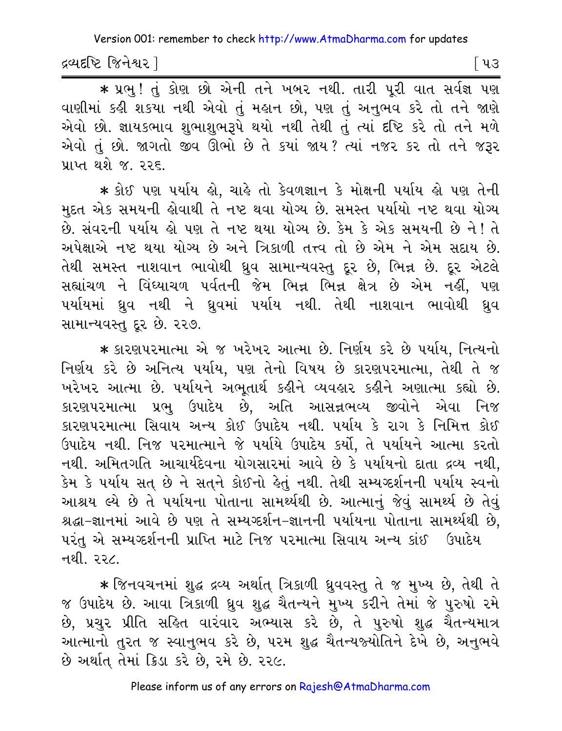* પ્રભુ! તું કોણ છો એની તને ખબર નથી. તારી પૂરી વાત સર્વજ્ઞ પણ વાણીમાં કહી શકયા નથી એવો તું મહાન છો, પણ તું અનુભવ કરે તો તને જાણે એવો છો. જ્ઞાયકભાવ શુભાશુભરૂપે થયો નથી તેથી તું ત્યાં દૃષ્ટિ કરે તો તને મળે એવો તું છો. જાગતો જીવ ઊભો છે તે કયાં જાય? ત્યાં નજર કર તો તને જરૂર પ્રાપ્ત થશે જ. ૨૨૬.

* કોઈ પણ પર્યાય હો, ચાહે તો કેવળજ્ઞાન કે મોક્ષની પર્યાય હો પણ તેની મુદત એક સમયની હોવાથી તે નષ્ટ થવા યોગ્ય છે. સમસ્ત પર્યાયો નષ્ટ થવા યોગ્ય છે. સંવરની પર્યાય હો પણ તે નષ્ટ થયા યોગ્ય છે. કેમ કે એક સમયની છે ને! તે અપેક્ષાએ નષ્ટ થયા યોગ્ય છે અને ત્રિકાળી તત્ત્વ તો છે એમ ને એમ સદાય છે. તેથી સમસ્ત નાશવાન ભાવોથી ધ્રુવ સામાન્યવસ્તુ દૂર છે, ભિન્ન છે. દૂર એટલે સહ્યાંચળ ને વિંધ્યાચળ પર્વતની જેમ ભિન્ન ભિન્ન ક્ષેત્ર છે એમ નહીં, પણ પર્યાયમાં ધ્રુવ નથી ને ધ્રુવમાં પર્યાય નથી. તેથી નાશવાન ભાવોથી ધ્રુવ સામાન્યવસ્તુ દૂર છે. ૨૨૭.

* કારણપરમાત્મા એ જ ખરેખર આત્મા છે. નિર્ણય કરે છે પર્યાય, નિત્યનો નિર્ણય કરે છે અનિત્ય પર્યાય, પણ તેનો વિષય છે કારણપરમાત્મા, તેથી તે જ ખરેખર આત્મા છે. પર્યાયને અભૂતાર્થ કહીને વ્યવહાર કહીને અણાત્મા કહ્યો છે. કારણપરમાત્મા પ્રભુ ઉપાદેય છે, અતિ આસન્નભવ્ય જીવોને એવા નિજ કારણપરમાત્મા સિવાય અન્ય કોઈ ઉપાદેય નથી. પર્યાય કે રાગ કે નિમિત્ત કોઈ ઉપાદેય નથી. નિજ પરમાત્માને જે પર્યાયે ઉપાદેય કર્યો, તે પર્યાયને આત્મા કરતો નથી. અમિતગતિ આચાર્યદેવના યોગસારમાં આવે છે કે પર્યાયનો દાતા દ્રવ્ય નથી, કેમ કે પર્યાય સત્ છે ને સત્‌ને કોઈનો હેતું નથી. તેથી સમ્યગ્દર્શનની પર્યાય સ્વનો આશ્રય લ્યે છે તે પર્યાયના પોતાના સામર્થ્યથી છે. આત્માનું જેવું સામર્થ્ય છે તેવું શ્રદ્ધા-જ્ઞાનમાં આવે છે પણ તે સમ્યગ્દર્શન-જ્ઞાનની પર્યાયના પોતાના સામર્થ્યથી છે, પરંતુ એ સમ્યગ્દર્શનની પ્રાપ્તિ માટે નિજ પરમાત્મા સિવાય અન્ય કાંઈ ઉપાદેય નથી. ૨૨૮.

* જિનવચનમાં શુદ્ધ દ્રવ્ય અર્થાત્ ત્રિકાળી ધ્રુવવસ્તુ તે જ મુખ્ય છે, તેથી તે જ ઉપાદેય છે. આવા ત્રિકાળી ધ્રુવ શુદ્ધ ચૈતન્યને મુખ્ય કરીને તેમાં જે પુરુષો રમે છે, પ્રચુર પ્રીતિ સહિત વારંવાર અભ્યાસ કરે છે, તે પુરુષો શુદ્ધ ચૈતન્યમાત્ર આત્માનો તુરત જ સ્વાનુભવ કરે છે, પરમ શુદ્ધ ચૈતન્યજ્યોતિને દેખે છે, અનુભવે છે અર્થાત્ તેમાં ક્રિડા કરે છે, રમે છે. ૨૨૯.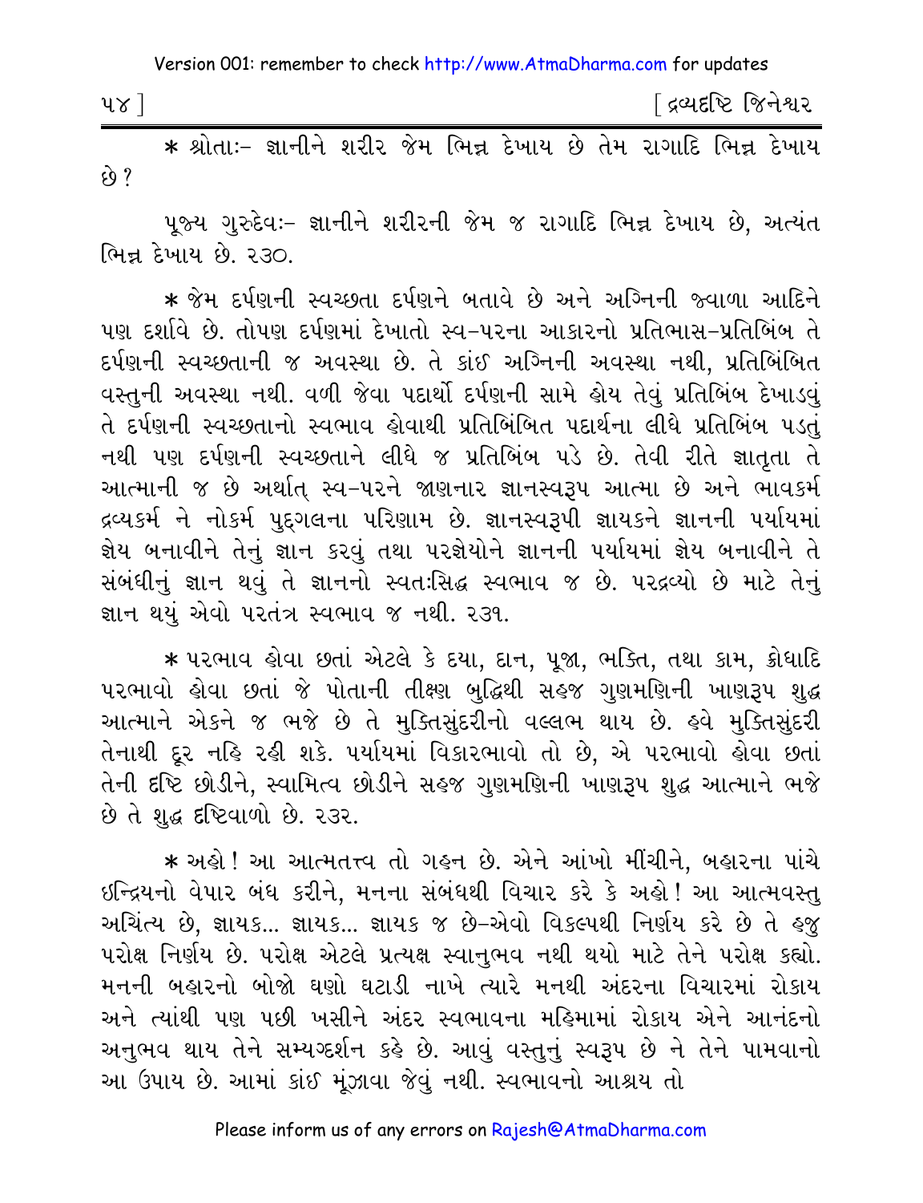* શ્રોતાઃ- જ્ઞાનીને શરીર જેમ ભિન્ન દેખાય છે તેમ રાગાદિ ભિન્ન દેખાય છે?

પૂજ્ય ગુરુદેવઃ- જ્ઞાનીને શરીરની જેમ જ રાગાદિ ભિન્ન દેખાય છે, અત્યંત ભિન્ન દેખાય છે. ૨૩૦.

* જેમ દર્પણની સ્વચ્છતા દર્પણને બતાવે છે અને અગ્નિની જ્વાળા આદિને પણ દર્શાવે છે. તોપણ દર્પણમાં દેખાતો સ્વ-પરના આકારનો પ્રતિભાસ-પ્રતિબિંબ તે દર્પણની સ્વચ્છતાની જ અવસ્થા છે. તે કાંઈ અગ્નિની અવસ્થા નથી, પ્રતિબિંબિત વસ્તુની અવસ્થા નથી. વળી જેવા પદાર્થો દર્પણની સામે હોય તેવું પ્રતિબિંબ દેખાડવું તે દર્પણની સ્વચ્છતાનો સ્વભાવ હોવાથી પ્રતિબિંબિત પદાર્થના લીધે પ્રતિબિંબ પડતું નથી પણ દર્પણની સ્વચ્છતાને લીધે જ પ્રતિબિંબ પડે છે. તેવી રીતે જ્ઞાતૃતા તે આત્માની જ છે અર્થાત્ સ્વ-પરને જાણનાર જ્ઞાનસ્વરૂપ આત્મા છે અને ભાવકર્મ દ્રવ્યકર્મ ને નોકર્મ પુદ્‌ગલના પરિણામ છે. જ્ઞાનસ્વરૂપી જ્ઞાયકને જ્ઞાનની પર્યાયમાં જ્ઞેય બનાવીને તેનું જ્ઞાન કરવું તથા પરજ્ઞેયોને જ્ઞાનની પર્યાયમાં જ્ઞેય બનાવીને તે સંબંધીનું જ્ઞાન થવું તે જ્ઞાનનો સ્વતઃસિદ્ધ સ્વભાવ જ છે. પરદ્રવ્યો છે માટે તેનું જ્ઞાન થયું એવો પરતંત્ર સ્વભાવ જ નથી. ૨૩૧.

* પરભાવ હોવા છતાં એટલે કે દયા, દાન, પૂજા, ભક્તિ, તથા કામ, ક્રોધાદિ પરભાવો હોવા છતાં જે પોતાની તીક્ષ્ણ બુદ્ધિથી સહજ ગુણમણિની ખાણરૂપ શુદ્ધ આત્માને એકને જ ભજે છે તે મુક્તિસુંદરીનો વલ્લભ થાય છે. હવે મુક્તિસુંદરી તેનાથી દૂર નહિ રહી શકે. પર્યાયમાં વિકારભાવો તો છે, એ પરભાવો હોવા છતાં તેની દૃષ્ટિ છોડીને, સ્વામિત્વ છોડીને સહજ ગુણમણિની ખાણરૂપ શુદ્ધ આત્માને ભજે છે તે શુદ્ધ દૃષ્ટિવાળો છે. ૨૩૨.

* અહો! આ આત્મતત્ત્વ તો ગહન છે. એને આંખો મીંચીને, બહારના પાંચે ઇન્દ્રિયનો વેપાર બંધ કરીને, મનના સંબંધથી વિચાર કરે કે અહો! આ આત્મવસ્તુ અચિંત્ય છે, જ્ઞાયક... જ્ઞાયક... જ્ઞાયક જ છે-એવો વિકલ્પથી નિર્ણય કરે છે તે હજુ પરોક્ષ નિર્ણય છે. પરોક્ષ એટલે પ્રત્યક્ષ સ્વાનુભવ નથી થયો માટે તેને પરોક્ષ કહ્યો. મનની બહારનો બોજો ઘણો ઘટાડી નાખે ત્યારે મનથી અંદરના વિચારમાં રોકાય અને ત્યાંથી પણ પછી ખસીને અંદર સ્વભાવના મહિમામાં રોકાય એને આનંદનો અનુભવ થાય તેને સમ્યગ્દર્શન કહે છે. આવું વસ્તુનું સ્વરૂપ છે ને તેને પામવાનો આ ઉપાય છે. આમાં કાંઈ મૂંઝાવા જેવું નથી. સ્વભાવનો આશ્રય તો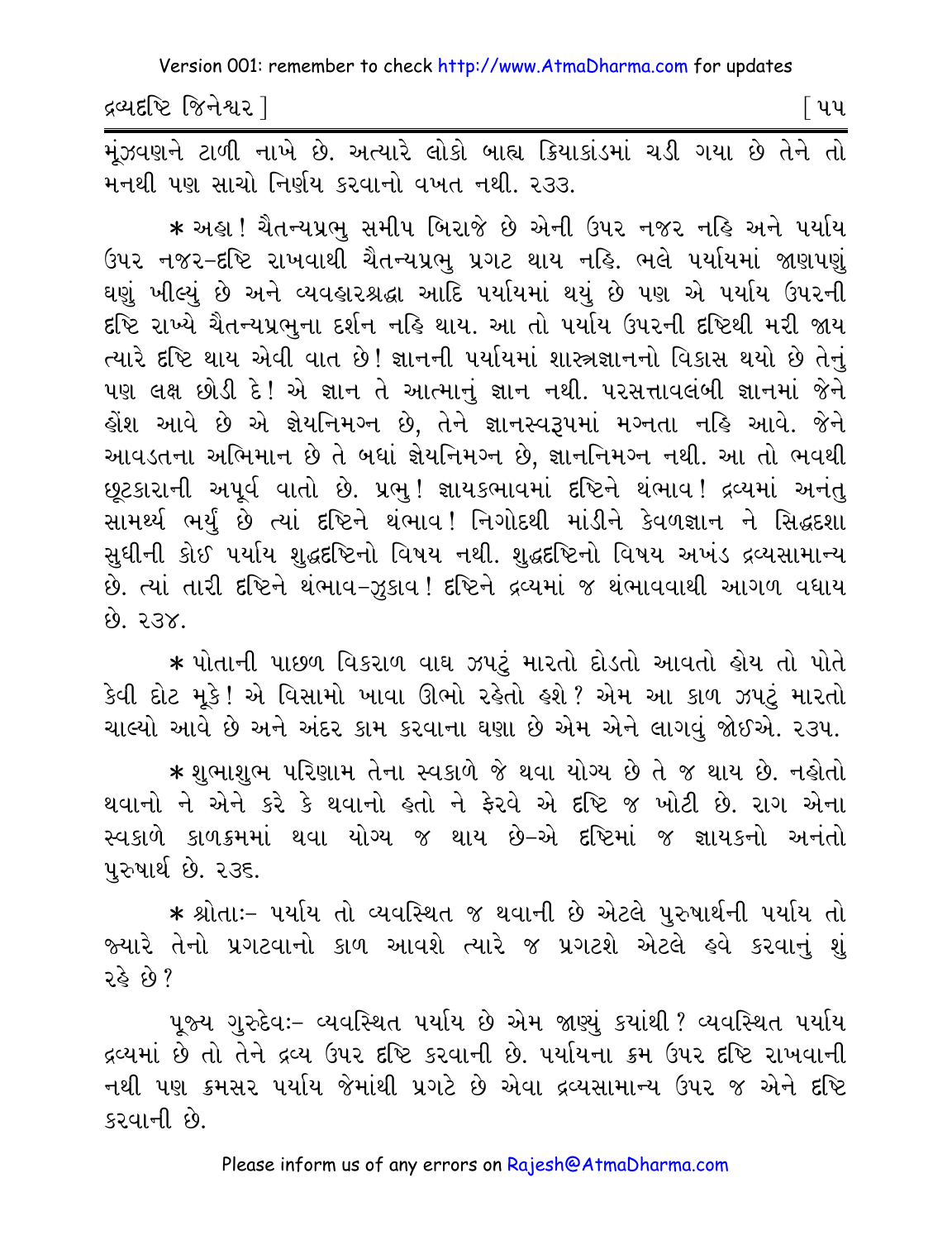મૂંઝવણને ટાળી નાખે છે. અત્યારે લોકો બાહ્ય ક્રિયાકાંડમાં ચડી ગયા છે તેને તો મનથી પણ સાચો નિર્ણય કરવાનો વખત નથી. ૨૩૩.

* અહા! ચૈતન્યપ્રભુ સમીપ બિરાજે છે એની ઉપર નજર નહિ અને પર્યાય ઉપર નજર-દૃષ્ટિ રાખવાથી ચૈતન્યપ્રભુ પ્રગટ થાય નહિ. ભલે પર્યાયમાં જાણપણું ઘણું ખીલ્યું છે અને વ્યવહારશ્રદ્ધા આદિ પર્યાયમાં થયું છે પણ એ પર્યાય ઉપરની દૃષ્ટિ રાખ્યે ચૈતન્યપ્રભુના દર્શન નહિ થાય. આ તો પર્યાય ઉપરની દૃષ્ટિથી મરી જાય ત્યારે દૃષ્ટિ થાય એવી વાત છે! જ્ઞાનની પર્યાયમાં શાસ્ત્રજ્ઞાનનો વિકાસ થયો છે તેનું પણ લક્ષ છોડી દે! એ જ્ઞાન તે આત્માનું જ્ઞાન નથી. પરસત્તાવલંબી જ્ઞાનમાં જેને હોંશ આવે છે એ જ્ઞેયનિમગ્ન છે, તેને જ્ઞાનસ્વરૂપમાં મગ્નતા નહિ આવે. જેને આવડતના અભિમાન છે તે બધાં જ્ઞેયનિમગ્ન છે, જ્ઞાનનિમગ્ન નથી. આ તો ભવથી છૂટકારાની અપૂર્વ વાતો છે. પ્રભુ! જ્ઞાયકભાવમાં દૃષ્ટિને થંભાવ! દ્રવ્યમાં અનંતુ સામર્થ્ય ભર્યું છે ત્યાં દૃષ્ટિને થંભાવ! નિગોદથી માંડીને કેવળજ્ઞાન ને સિદ્ધદશા સુધીની કોઈ પર્યાય શુદ્ધદૃષ્ટિનો વિષય નથી. શુદ્ધદૃષ્ટિનો વિષય અખંડ દ્રવ્યસામાન્ય છે. ત્યાં તારી દૃષ્ટિને થંભાવ-ઝુકાવ! દૃષ્ટિને દ્રવ્યમાં જ થંભાવવાથી આગળ વધાય છે. ૨૩૪.

* પોતાની પાછળ વિકરાળ વાઘ ઝપટું મારતો દોડતો આવતો હોય તો પોતે કેવી દોટ મૂકે! એ વિસામો ખાવા ઊભો રહેતો હશે? એમ આ કાળ ઝપટું મારતો ચાલ્યો આવે છે અને અંદર કામ કરવાના ઘણા છે એમ એને લાગવું જોઈએ. ૨૩૫.

* શુભાશુભ પરિણામ તેના સ્વકાળે જે થવા યોગ્ય છે તે જ થાય છે. નહોતો થવાનો ને એને કરે કે થવાનો હતો ને ફેરવે એ દૃષ્ટિ જ ખોટી છે. રાગ એના સ્વકાળે કાળક્રમમાં થવા યોગ્ય જ થાય છે-એ દૃષ્ટિમાં જ જ્ઞાયકનો અનંતો પુરુષાર્થ છે. ૨૩૬.

* શ્રોતાઃ- પર્યાય તો વ્યવસ્થિત જ થવાની છે એટલે પુરુષાર્થની પર્યાય તો જ્યારે તેનો પ્રગટવાનો કાળ આવશે ત્યારે જ પ્રગટશે એટલે હવે કરવાનું શું રહે છે?

પૂજ્ય ગુરુદેવઃ- વ્યવસ્થિત પર્યાય છે એમ જાણ્યું ક્યાંથી? વ્યવસ્થિત પર્યાય દ્રવ્યમાં છે તો તેને દ્રવ્ય ઉપર દૃષ્ટિ કરવાની છે. પર્યાયના ક્રમ ઉપર દૃષ્ટિ રાખવાની નથી પણ ક્રમસર પર્યાય જેમાંથી પ્રગટે છે એવા દ્રવ્યસામાન્ય ઉપર જ એને દૃષ્ટિ કરવાની છે.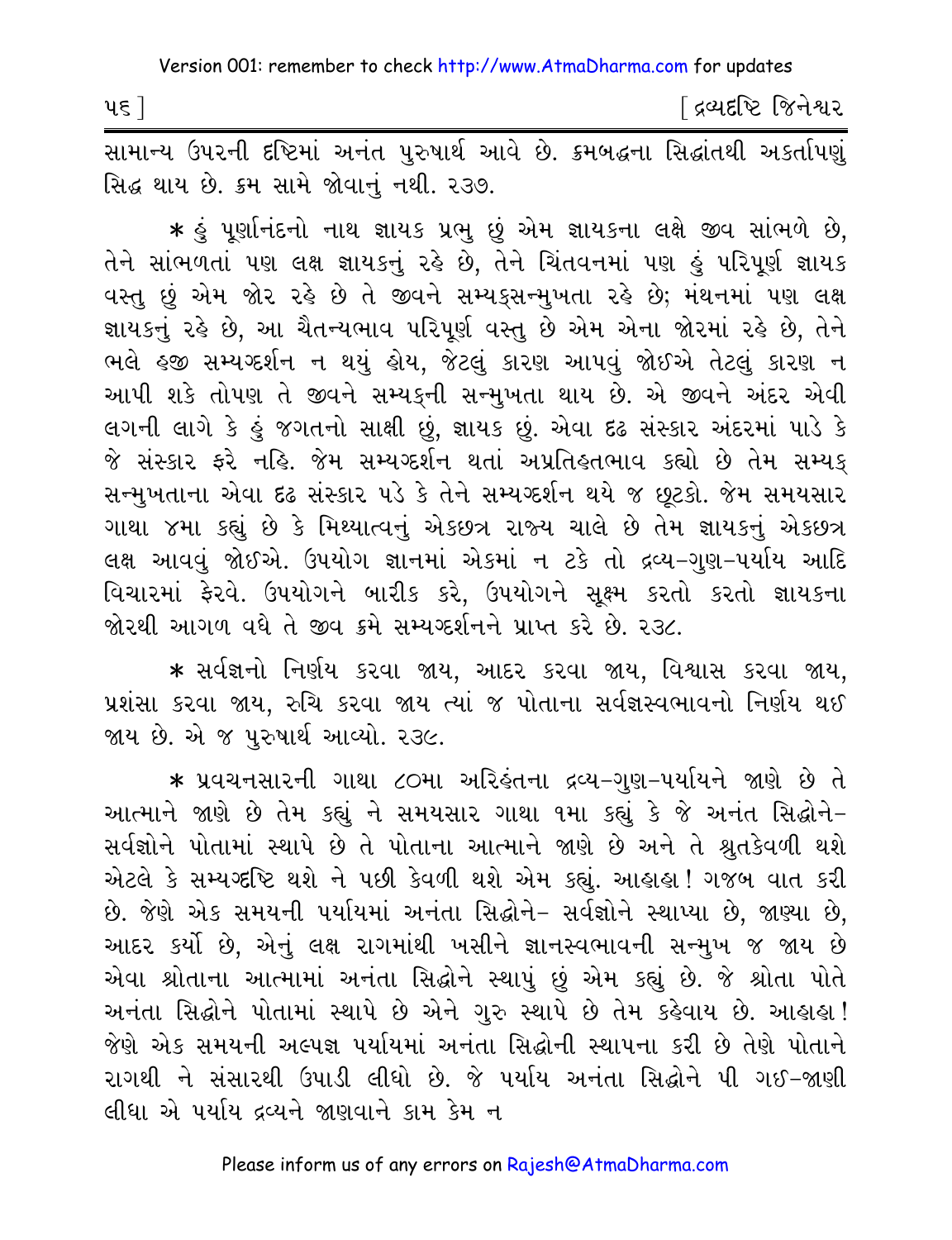સામાન્ય ઉપરની દૃષ્ટિમાં અનંત પુરુષાર્થ આવે છે. ક્રમબદ્ધના સિદ્ધાંતથી અકર્તાપણું સિદ્ધ થાય છે. ક્રમ સામે જોવાનું નથી. ૨૩૭.

* હું પૂર્ણાનંદનો નાથ જ્ઞાયક પ્રભુ છું એમ જ્ઞાયકના લક્ષે જીવ સાંભળે છે, તેને સાંભળતાં પણ લક્ષ જ્ઞાયકનું રહે છે, તેને ચિંતવનમાં પણ હું પરિપૂર્ણ જ્ઞાયક વસ્તુ છું એમ જોર રહે છે તે જીવને સમ્યક્સન્મુખતા રહે છે; મંથનમાં પણ લક્ષ જ્ઞાયકનું રહે છે, આ ચૈતન્યભાવ પરિપૂર્ણ વસ્તુ છે એમ એના જોરમાં રહે છે, તેને ભલે હજી સમ્યગ્દર્શન ન થયું હોય, જેટલું કારણ આપવું જોઈએ તેટલું કારણ ન આપી શકે તોપણ તે જીવને સમ્યક્ની સન્મુખતા થાય છે. એ જીવને અંદર એવી લગની લાગે કે હું જગતનો સાક્ષી છું, જ્ઞાયક છું. એવા દૃઢ સંસ્કાર અંદરમાં પાડે કે જે સંસ્કાર ફરે નહિ. જેમ સમ્યગ્દર્શન થતાં અપ્રતિહતભાવ કહ્યો છે તેમ સમ્યક્ સન્મુખતાના એવા દૃઢ સંસ્કાર પડે કે તેને સમ્યગ્દર્શન થયે જ છૂટકો. જેમ સમયસાર ગાથા ૪મા કહ્યું છે કે મિથ્યાત્વનું એકછત્ર રાજ્ય ચાલે છે તેમ જ્ઞાયકનું એકછત્ર લક્ષ આવવું જોઈએ. ઉપયોગ જ્ઞાનમાં એકમાં ન ટકે તો દ્રવ્ય-ગુણ-પર્યાય આદિ વિચારમાં ફેરવે. ઉપયોગને બારીક કરે, ઉપયોગને સૂક્ષ્મ કરતો કરતો જ્ઞાયકના જોરથી આગળ વધે તે જીવ ક્રમે સમ્યગ્દર્શનને પ્રાપ્ત કરે છે. ૨૩૮.

* સર્વજ્ઞનો નિર્ણય કરવા જાય, આદર કરવા જાય, વિશ્વાસ કરવા જાય, પ્રશંસા કરવા જાય, રુચિ કરવા જાય ત્યાં જ પોતાના સર્વજ્ઞસ્વભાવનો નિર્ણય થઈ જાય છે. એ જ પુરુષાર્થ આવ્યો. ૨૩૯.

* પ્રવચનસારની ગાથા ૮૦મા અરિહંતના દ્રવ્ય-ગુણ-પર્યાયને જાણે છે તે આત્માને જાણે છે તેમ કહ્યું ને સમયસાર ગાથા ૧મા કહ્યું કે જે અનંત સિદ્ધોને-સર્વજ્ઞોને પોતામાં સ્થાપે છે તે પોતાના આત્માને જાણે છે અને તે શ્રુતકેવળી થશે એટલે કે સમ્યગ્દૃષ્ટિ થશે ને પછી કેવળી થશે એમ કહ્યું. આહાહા! ગજબ વાત કરી છે. જેણે એક સમયની પર્યાયમાં અનંતા સિદ્ધોને- સર્વજ્ઞોને સ્થાપ્યા છે, જાણ્યા છે, આદર કર્યો છે, એનું લક્ષ રાગમાંથી ખસીને જ્ઞાનસ્વભાવની સન્મુખ જ જાય છે એવા શ્રોતાના આત્મામાં અનંતા સિદ્ધોને સ્થાપું છું એમ કહ્યું છે. જે શ્રોતા પોતે અનંતા સિદ્ધોને પોતામાં સ્થાપે છે એને ગુરુ સ્થાપે છે તેમ કહેવાય છે. આહાહા! જેણે એક સમયની અલ્પજ્ઞ પર્યાયમાં અનંતા સિદ્ધોની સ્થાપના કરી છે તેણે પોતાને રાગથી ને સંસારથી ઉપાડી લીધો છે. જે પર્યાય અનંતા સિદ્ધોને પી ગઈ-જાણી લીધા એ પર્યાય દ્રવ્યને જાણવાને કામ કેમ ન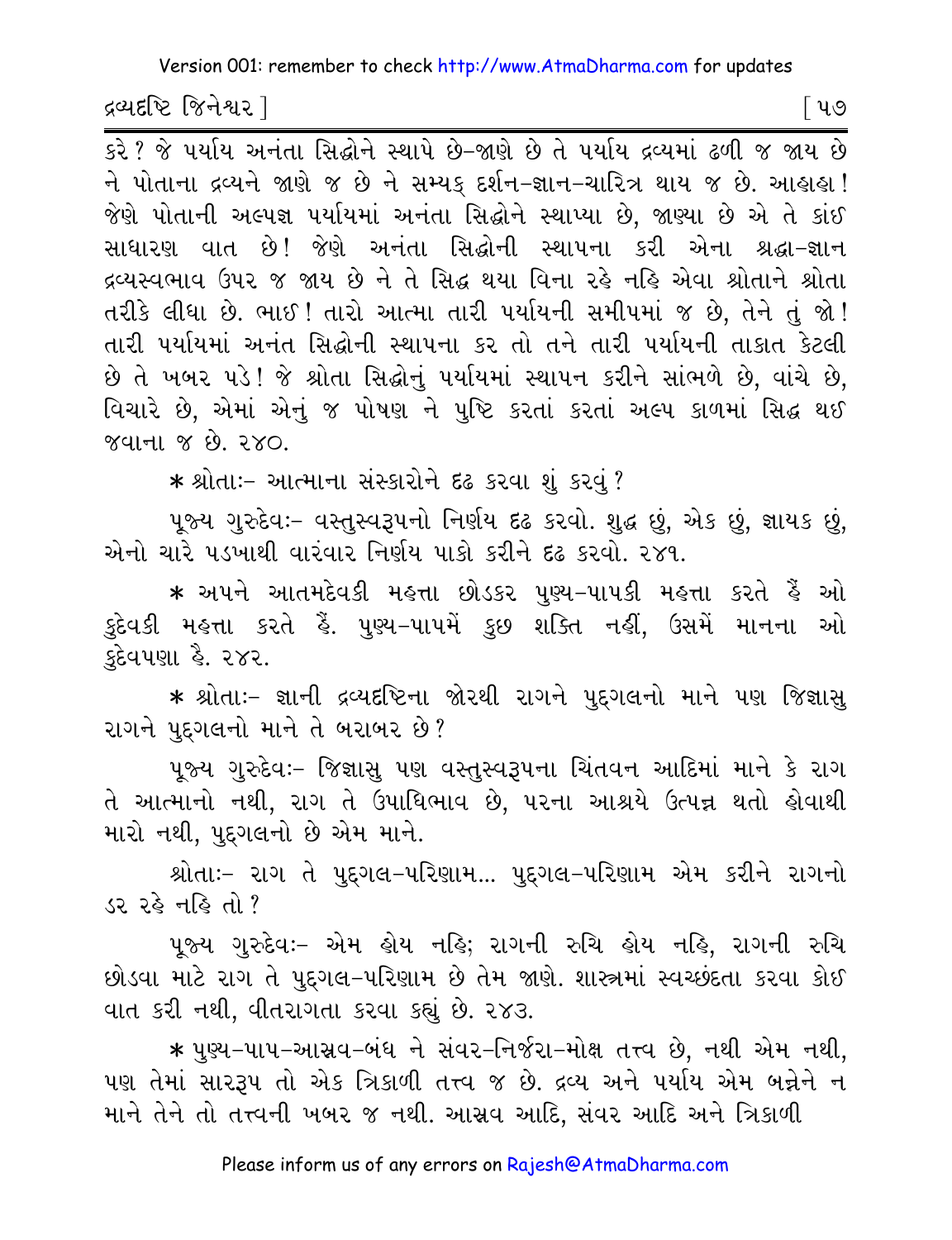કરે? જે પર્યાય અનંતા સિદ્ધોને સ્થાપે છે-જાણે છે તે પર્યાય દ્રવ્યમાં ઢળી જ જાય છે ને પોતાના દ્રવ્યને જાણે જ છે ને સમ્યક્ દર્શન-જ્ઞાન-ચારિત્ર થાય જ છે. આહાહા! જેણે પોતાની અલ્પજ્ઞ પર્યાયમાં અનંતા સિદ્ધોને સ્થાપ્યા છે, જાણ્યા છે એ તે કાંઈ સાધારણ વાત છે! જેણે અનંતા સિદ્ધોની સ્થાપના કરી એના શ્રદ્ધા-જ્ઞાન દ્રવ્યસ્વભાવ ઉપર જ જાય છે ને તે સિદ્ધ થયા વિના રહે નહિ એવા શ્રોતાને શ્રોતા તરીકે લીધા છે. ભાઈ! તારો આત્મા તારી પર્યાયની સમીપમાં જ છે, તેને તું જો! તારી પર્યાયમાં અનંત સિદ્ધોની સ્થાપના કર તો તને તારી પર્યાયની તાકાત કેટલી છે તે ખબર પડે! જે શ્રોતા સિદ્ધોનું પર્યાયમાં સ્થાપન કરીને સાંભળે છે, વાંચે છે, વિચારે છે, એમાં એનું જ પોષણ ને પુષ્ટિ કરતાં કરતાં અલ્પ કાળમાં સિદ્ધ થઈ જવાના જ છે. ૨૪૦.

* શ્રોતાઃ- આત્માના સંસ્કારોને દઢ કરવા શું કરવું?

પૂજ્ય ગુરુદેવઃ- વસ્તુસ્વરૂપનો નિર્ણય દઢ કરવો. શુદ્ધ છું, એક છું, જ્ઞાયક છું, એનો ચારે પડખાથી વારંવાર નિર્ણય પાકો કરીને દઢ કરવો. ૨૪૧.

* અપને આતમદેવકી મહત્તા છોડકર પુણ્ય-પાપકી મહત્તા કરતે હૈં ઓ કુદેવકી મહત્તા કરતે હૈં. પુણ્ય-પાપમેં કુછ શક્તિ નહીં, ઉસમેં માનના ઓ કુદેવપણા હૈ. ૨૪૨.

* શ્રોતાઃ- જ્ઞાની દ્રવ્યદૃષ્ટિના જોરથી રાગને પુદ્ગલનો માને પણ જિજ્ઞાસુ રાગને પુદ્ગલનો માને તે બરાબર છે?

પૂજ્ય ગુરુદેવઃ- જિજ્ઞાસુ પણ વસ્તુસ્વરૂપના ચિંતવન આદિમાં માને કે રાગ તે આત્માનો નથી, રાગ તે ઉપાધિભાવ છે, પરના આશ્રયે ઉત્પન્ન થતો હોવાથી મારો નથી, પુદ્ગલનો છે એમ માને.

શ્રોતાઃ- રાગ તે પુદ્ગલ-પરિણામ... પુદ્ગલ-પરિણામ એમ કરીને રાગનો ડર રહે નહિ તો?

પૂજ્ય ગુરુદેવઃ- એમ હોય નહિ; રાગની રુચિ હોય નહિ, રાગની રુચિ છોડવા માટે રાગ તે પુદ્ગલ-પરિણામ છે તેમ જાણે. શાસ્ત્રમાં સ્વચ્છંદતા કરવા કોઈ વાત કરી નથી, વીતરાગતા કરવા કહ્યું છે. ૨૪૩.

* પુણ્ય-પાપ-આસ્રવ-બંધ ને સંવર-નિર્જરા-મોક્ષ તત્ત્વ છે, નથી એમ નથી, પણ તેમાં સારરૂપ તો એક ત્રિકાળી તત્ત્વ જ છે. દ્રવ્ય અને પર્યાય એમ બન્નેને ન માને તેને તો તત્ત્વની ખબર જ નથી. આસ્રવ આદિ, સંવર આદિ અને ત્રિકાળી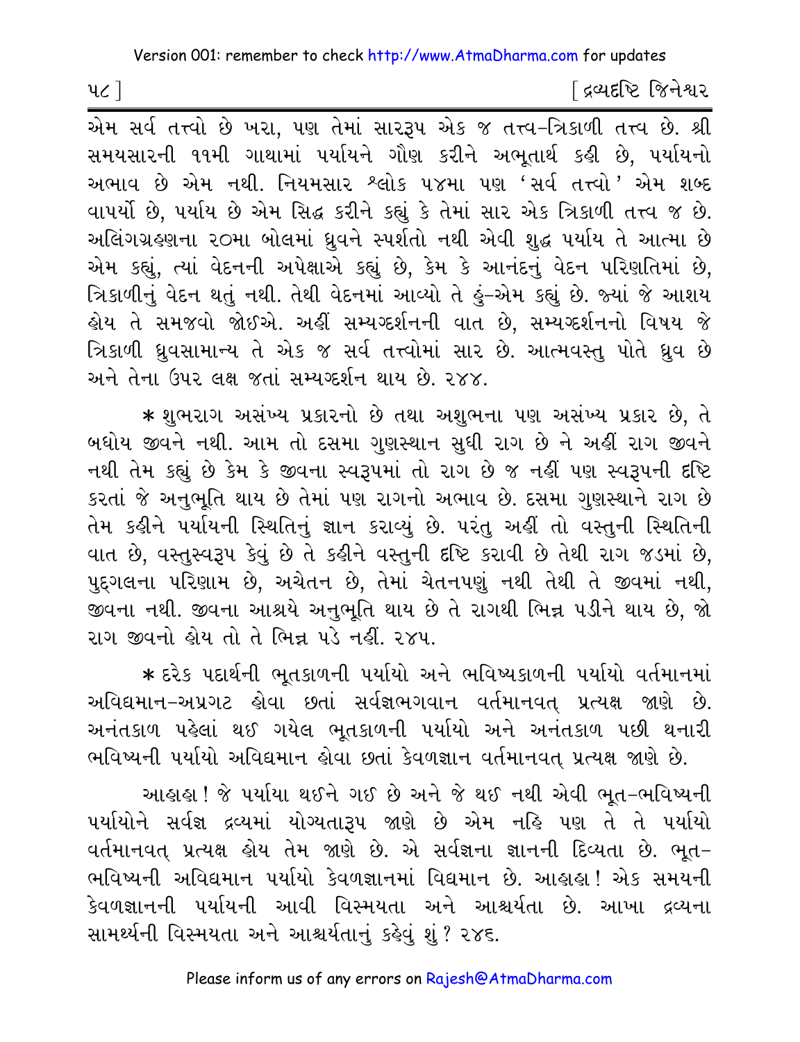એમ સર્વ તત્ત્વો છે ખરા, પણ તેમાં સારરૂપ એક જ તત્ત્વ-ત્રિકાળી તત્ત્વ છે. શ્રી સમયસારની ૧૧મી ગાથામાં પર્યાયને ગૌણ કરીને અભૂતાર્થ કહી છે, પર્યાયનો અભાવ છે એમ નથી. નિયમસાર શ્લોક ૫૪મા પણ 'સર્વ તત્ત્વો' એમ શબ્દ વાપર્યો છે, પર્યાય છે એમ સિદ્ધ કરીને કહ્યું કે તેમાં સાર એક ત્રિકાળી તત્ત્વ જ છે. અલિંગગ્રહણના ૨૦મા બોલમાં ધ્રુવને સ્પર્શતો નથી એવી શુદ્ધ પર્યાય તે આત્મા છે એમ કહ્યું, ત્યાં વેદનની અપેક્ષાએ કહ્યું છે, કેમ કે આનંદનું વેદન પરિણતિમાં છે, ત્રિકાળીનું વેદન થતું નથી. તેથી વેદનમાં આવ્યો તે હું-એમ કહ્યું છે. જ્યાં જે આશય હોય તે સમજવો જોઈએ. અહીં સમ્યગ્દર્શનની વાત છે, સમ્યગ્દર્શનનો વિષય જે ત્રિકાળી ધ્રુવસામાન્ય તે એક જ સર્વ તત્ત્વોમાં સાર છે. આત્મવસ્તુ પોતે ધ્રુવ છે અને તેના ઉપર લક્ષ જતાં સમ્યગ્દર્શન થાય છે. ૨૪૪.

* શુભરાગ અસંખ્ય પ્રકારનો છે તથા અશુભના પણ અસંખ્ય પ્રકાર છે, તે બધોય જીવને નથી. આમ તો દસમા ગુણસ્થાન સુધી રાગ છે ને અહીં રાગ જીવને નથી તેમ કહ્યું છે કેમ કે જીવના સ્વરૂપમાં તો રાગ છે જ નહીં પણ સ્વરૂપની દૃષ્ટિ કરતાં જે અનુભૂતિ થાય છે તેમાં પણ રાગનો અભાવ છે. દસમા ગુણસ્થાને રાગ છે તેમ કહીને પર્યાયની સ્થિતિનું જ્ઞાન કરાવ્યું છે. પરંતુ અહીં તો વસ્તુની સ્થિતિની વાત છે, વસ્તુસ્વરૂપ કેવું છે તે કહીને વસ્તુની દૃષ્ટિ કરાવી છે તેથી રાગ જડમાં છે, પુદ્‌ગલના પરિણામ છે, અચેતન છે, તેમાં ચેતનપણું નથી તેથી તે જીવમાં નથી, જીવના નથી. જીવના આશ્રયે અનુભૂતિ થાય છે તે રાગથી ભિન્ન પડીને થાય છે, જો રાગ જીવનો હોય તો તે ભિન્ન પડે નહીં. ૨૪૫.

* દરેક પદાર્થની ભૂતકાળની પર્યાયો અને ભવિષ્યકાળની પર્યાયો વર્તમાનમાં અવિદ્યમાન-અપ્રગટ હોવા છતાં સર્વજ્ઞભગવાન વર્તમાનવત્ પ્રત્યક્ષ જાણે છે. અનંતકાળ પહેલાં થઈ ગયેલ ભૂતકાળની પર્યાયો અને અનંતકાળ પછી થનારી ભવિષ્યની પર્યાયો અવિદ્યમાન હોવા છતાં કેવળજ્ઞાન વર્તમાનવત્ પ્રત્યક્ષ જાણે છે.

આહાહા! જે પર્યાયો થઈને ગઈ છે અને જે થઈ નથી એવી ભૂત-ભવિષ્યની પર્યાયોને સર્વજ્ઞ દ્રવ્યમાં યોગ્યતારૂપ જાણે છે એમ નહિ પણ તે તે પર્યાયો વર્તમાનવત્ પ્રત્યક્ષ હોય તેમ જાણે છે. એ સર્વજ્ઞના જ્ઞાનની દિવ્યતા છે. ભૂત-ભવિષ્યની અવિદ્યમાન પર્યાયો કેવળજ્ઞાનમાં વિદ્યમાન છે. આહાહા! એક સમયની કેવળજ્ઞાનની પર્યાયની આવી વિસ્મયતા અને આશ્ચર્યતા છે. આખા દ્રવ્યના સામર્થ્યની વિસ્મયતા અને આશ્ચર્યતાનું કહેવું શું? ૨૪૬.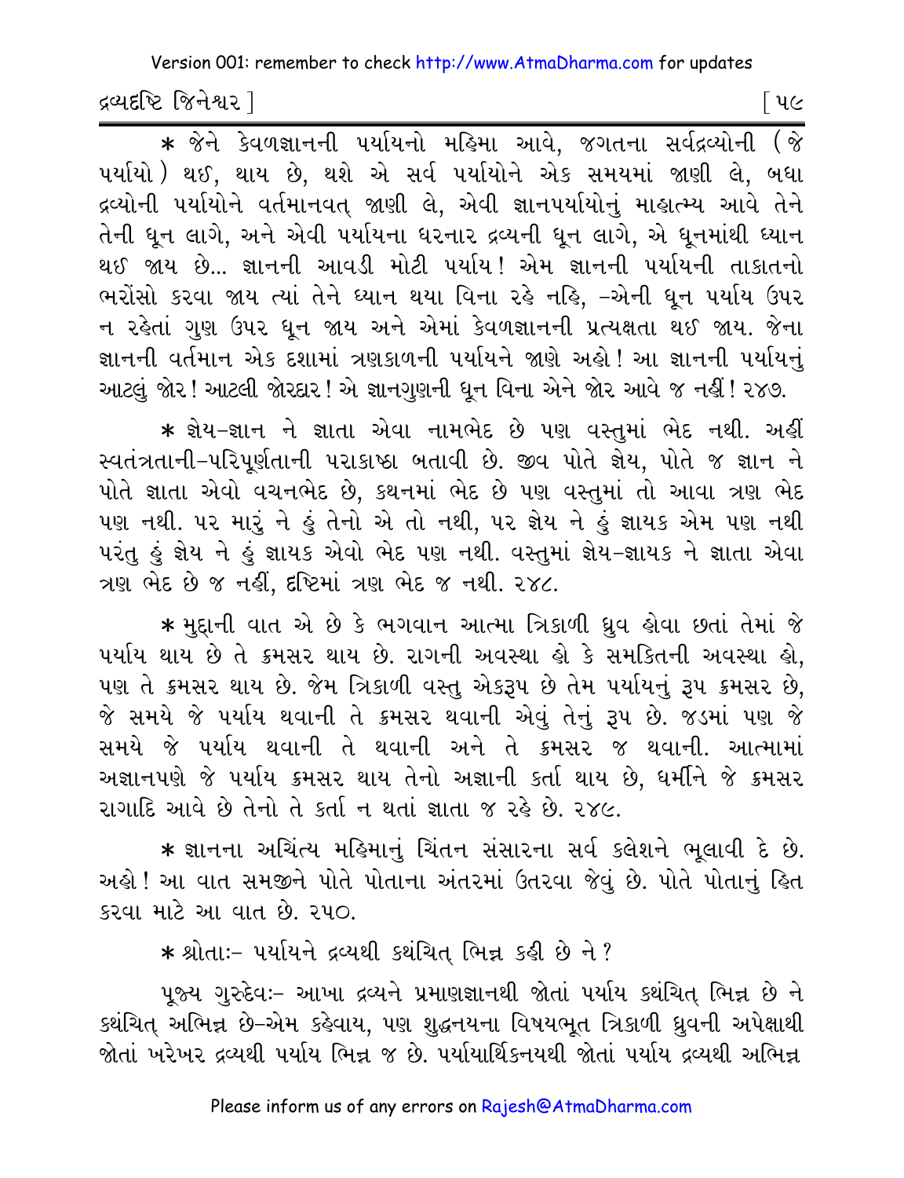* જેને કેવળજ્ઞાનની પર્યાયનો મહિમા આવે, જગતના સર્વદ્રવ્યોની (જે પર્યાયો) થઈ, થાય છે, થશે એ સર્વ પર્યાયોને એક સમયમાં જાણી લે, બધા દ્રવ્યોની પર્યાયોને વર્તમાનવત્ જાણી લે, એવી જ્ઞાનપર્યાયોનું માહાત્મ્ય આવે તેને તેની ધૂન લાગે, અને એવી પર્યાયના ધરનાર દ્રવ્યની ધૂન લાગે, એ ધૂનમાંથી ધ્યાન થઈ જાય છે... જ્ઞાનની આવડી મોટી પર્યાય! એમ જ્ઞાનની પર્યાયની તાકાતનો ભરોંસો કરવા જાય ત્યાં તેને ધ્યાન થયા વિના રહે નહિ, -એની ધૂન પર્યાય ઉપર ન રહેતાં ગુણ ઉપર ધૂન જાય અને એમાં કેવળજ્ઞાનની પ્રત્યક્ષતા થઈ જાય. જેના જ્ઞાનની વર્તમાન એક દશામાં ત્રણકાળની પર્યાયને જાણે અહો! આ જ્ઞાનની પર્યાયનું આટલું જોર! આટલી જોરદાર! એ જ્ઞાનગુણની ધૂન વિના એને જોર આવે જ નહીં! ૨૪૭.

* જ્ઞેય-જ્ઞાન ને જ્ઞાતા એવા નામભેદ છે પણ વસ્તુમાં ભેદ નથી. અહીં સ્વતંત્રતાની-પરિપૂર્ણતાની પરાકાષ્ઠા બતાવી છે. જીવ પોતે જ્ઞેય, પોતે જ જ્ઞાન ને પોતે જ્ઞાતા એવો વચનભેદ છે, કથનમાં ભેદ છે પણ વસ્તુમાં તો આવા ત્રણ ભેદ પણ નથી. પર મારું ને હું તેનો એ તો નથી, પર જ્ઞેય ને હું જ્ઞાયક એમ પણ નથી પરંતુ હું જ્ઞેય ને હું જ્ઞાયક એવો ભેદ પણ નથી. વસ્તુમાં જ્ઞેય-જ્ઞાયક ને જ્ઞાતા એવા ત્રણ ભેદ છે જ નહીં, દૃષ્ટિમાં ત્રણ ભેદ જ નથી. ૨૪૮.

* મુદ્દાની વાત એ છે કે ભગવાન આત્મા ત્રિકાળી ધ્રુવ હોવા છતાં તેમાં જે પર્યાય થાય છે તે ક્રમસર થાય છે. રાગની અવસ્થા હો કે સમકિતની અવસ્થા હો, પણ તે ક્રમસર થાય છે. જેમ ત્રિકાળી વસ્તુ એકરૂપ છે તેમ પર્યાયનું રૂપ ક્રમસર છે, જે સમયે જે પર્યાય થવાની તે ક્રમસર થવાની એવું તેનું રૂપ છે. જડમાં પણ જે સમયે જે પર્યાય થવાની તે થવાની અને તે ક્રમસર જ થવાની. આત્મામાં અજ્ઞાનપણે જે પર્યાય ક્રમસર થાય તેનો અજ્ઞાની કર્તા થાય છે, ધર્મીને જે ક્રમસર રાગાદિ આવે છે તેનો તે કર્તા ન થતાં જ્ઞાતા જ રહે છે. ૨૪૯.

* જ્ઞાનના અચિંત્ય મહિમાનું ચિંતન સંસારના સર્વ ક્લેશને ભૂલાવી દે છે. અહો! આ વાત સમજીને પોતે પોતાના અંતરમાં ઉતરવા જેવું છે. પોતે પોતાનું હિત કરવા માટે આ વાત છે. ૨૫૦.

* શ્રોતાઃ- પર્યાયને દ્રવ્યથી કથંચિત્ ભિન્ન કહી છે ને?

પૂજ્ય ગુરુદેવઃ- આખા દ્રવ્યને પ્રમાણજ્ઞાનથી જોતાં પર્યાય કથંચિત્ ભિન્ન છે ને કથંચિત્ અભિન્ન છે-એમ કહેવાય, પણ શુદ્ધનયના વિષયભૂત ત્રિકાળી ધ્રુવની અપેક્ષાથી જોતાં ખરેખર દ્રવ્યથી પર્યાય ભિન્ન જ છે. પર્યાયાર્થિકનયથી જોતાં પર્યાય દ્રવ્યથી અભિન્ન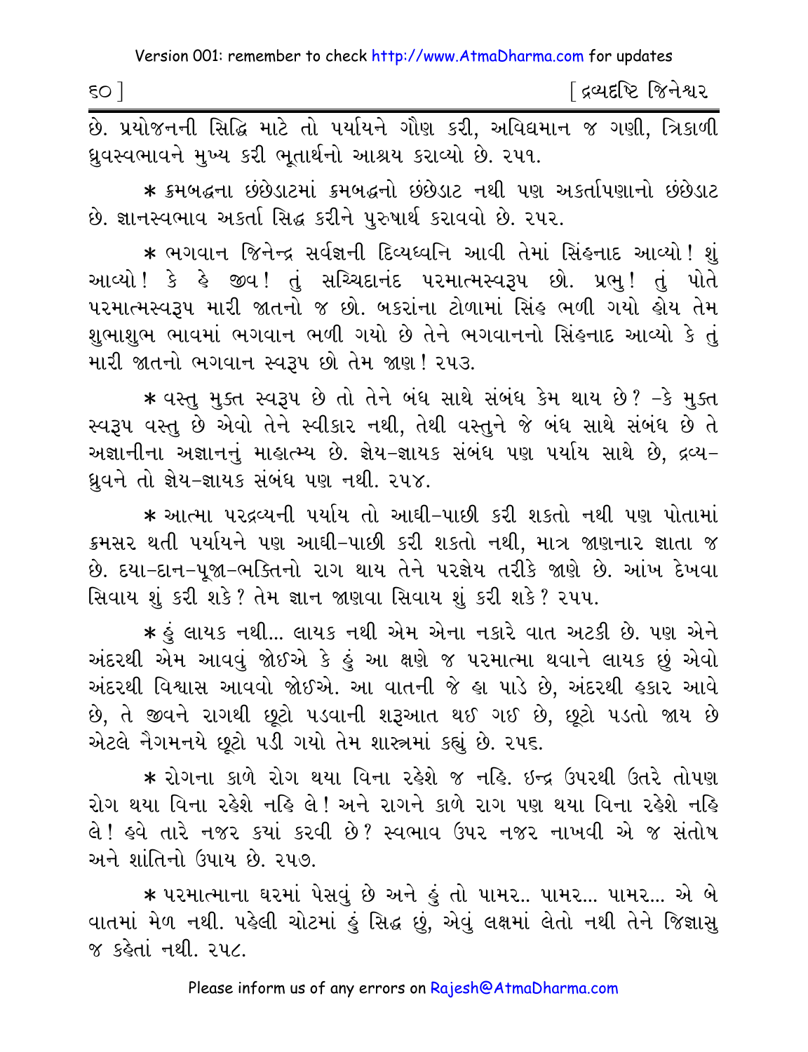છે. પ્રયોજનની સિદ્ધિ માટે તો પર્યાયને ગૌણ કરી, અવિદ્યમાન જ ગણી, ત્રિકાળી ધ્રુવસ્વભાવને મુખ્ય કરી ભૂતાર્થનો આશ્રય કરાવ્યો છે. ૨૫૧.

* ક્રમબદ્ધના છંછેડાટમાં ક્રમબદ્ધનો છંછેડાટ નથી પણ અકર્તાપણાનો છંછેડાટ છે. જ્ઞાનસ્વભાવ અકર્તા સિદ્ધ કરીને પુરુષાર્થ કરાવવો છે. ૨૫૨.

* ભગવાન જિનેન્દ્ર સર્વજ્ઞની દિવ્યધ્વનિ આવી તેમાં સિંહનાદ આવ્યો! શું આવ્યો! કે હે જીવ! તું સચ્ચિદાનંદ પરમાત્મસ્વરૂપ છો. પ્રભુ! તું પોતે પરમાત્મસ્વરૂપ મારી જાતનો જ છો. બકરાંના ટોળામાં સિંહ ભળી ગયો હોય તેમ શુભાશુભ ભાવમાં ભગવાન ભળી ગયો છે તેને ભગવાનનો સિંહનાદ આવ્યો કે તું મારી જાતનો ભગવાન સ્વરૂપ છો તેમ જાણ! ૨૫૩.

* વસ્તુ મુક્ત સ્વરૂપ છે તો તેને બંધ સાથે સંબંધ કેમ થાય છે? -કે મુક્ત સ્વરૂપ વસ્તુ છે એવો તેને સ્વીકાર નથી, તેથી વસ્તુને જે બંધ સાથે સંબંધ છે તે અજ્ઞાનીના અજ્ઞાનનું માહાત્મ્ય છે. જ્ઞેય-જ્ઞાયક સંબંધ પણ પર્યાય સાથે છે, દ્રવ્ય-ધ્રુવને તો જ્ઞેય-જ્ઞાયક સંબંધ પણ નથી. ૨૫૪.

* આત્મા પરદ્રવ્યની પર્યાય તો આઘી-પાછી કરી શકતો નથી પણ પોતામાં ક્રમસર થતી પર્યાયને પણ આઘી-પાછી કરી શકતો નથી, માત્ર જાણનાર જ્ઞાતા જ છે. દયા-દાન-પૂજા-ભક્તિનો રાગ થાય તેને પરજ્ઞેય તરીકે જાણે છે. આંખ દેખવા સિવાય શું કરી શકે? તેમ જ્ઞાન જાણવા સિવાય શું કરી શકે? ૨૫૫.

* હું લાયક નથી... લાયક નથી એમ એના નકારે વાત અટકી છે. પણ એને અંદરથી એમ આવવું જોઈએ કે હું આ ક્ષણે જ પરમાત્મા થવાને લાયક છું એવો અંદરથી વિશ્વાસ આવવો જોઈએ. આ વાતની જે હા પાડે છે, અંદરથી હકાર આવે છે, તે જીવને રાગથી છૂટો પડવાની શરૂઆત થઈ ગઈ છે, છૂટો પડતો જાય છે એટલે નૈગમનયે છૂટો પડી ગયો તેમ શાસ્ત્રમાં કહ્યું છે. ૨૫૬.

* રોગના કાળે રોગ થયા વિના રહેશે જ નહિ. ઇન્દ્ર ઉપરથી ઉતરે તોપણ રોગ થયા વિના રહેશે નહિ લે! અને રાગને કાળે રાગ પણ થયા વિના રહેશે નહિ લે! હવે તારે નજર ક્યાં કરવી છે? સ્વભાવ ઉપર નજર નાખવી એ જ સંતોષ અને શાંતિનો ઉપાય છે. ૨૫૭.

* પરમાત્માના ઘરમાં પેસવું છે અને હું તો પામર.. પામર... પામર... એ બે વાતમાં મેળ નથી. પહેલી ચોટમાં હું સિદ્ધ છું, એવું લક્ષમાં લેતો નથી તેને જિજ્ઞાસુ જ કહેતાં નથી. ૨૫૮.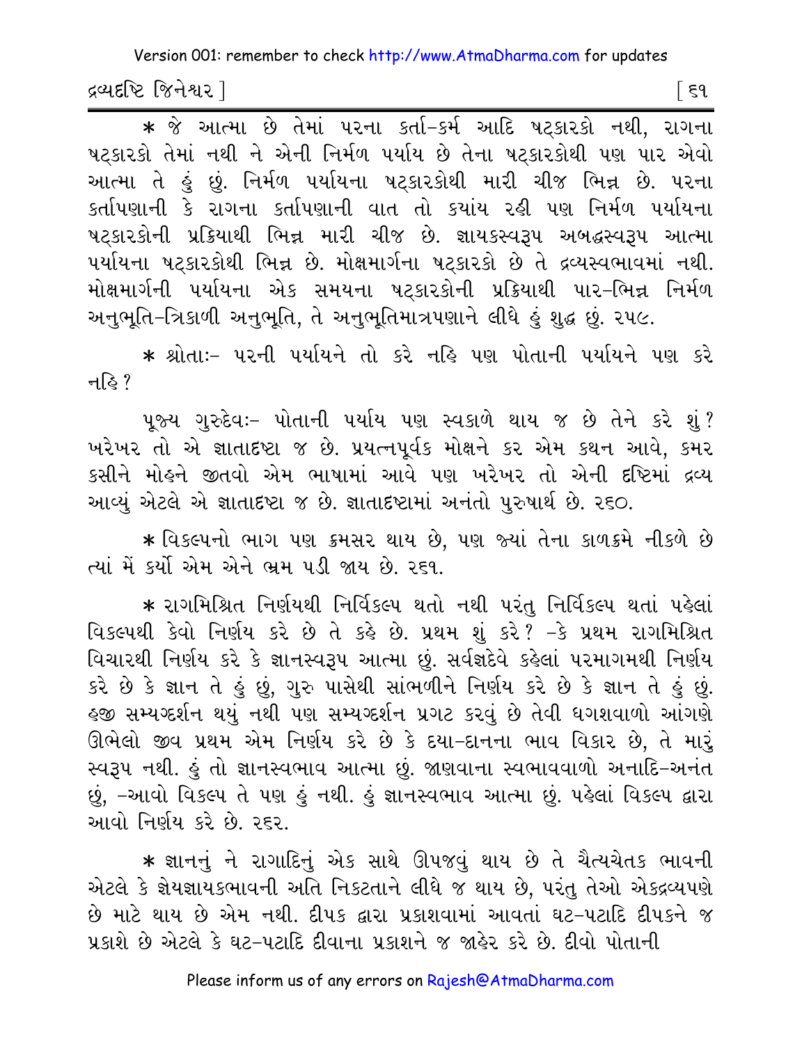* જે આત્મા છે તેમાં પરના કર્તા-કર્મ આદિ ષટ્કારકો નથી, રાગના ષટ્કારકો તેમાં નથી ને એની નિર્મળ પર્યાય છે તેના ષટ્કારકોથી પણ પાર એવો આત્મા તે હું છું. નિર્મળ પર્યાયના ષટ્કારકોથી મારી ચીજ ભિન્ન છે. પરના કર્તાપણાની કે રાગના કર્તાપણાની વાત તો કયાંય રહી પણ નિર્મળ પર્યાયના ષટ્કારકોની પ્રક્રિયાથી ભિન્ન મારી ચીજ છે. જ્ઞાયકસ્વરૂપ અબદ્ધસ્વરૂપ આત્મા પર્યાયના ષટ્કારકોથી ભિન્ન છે. મોક્ષમાર્ગના ષટ્કારકો છે તે દ્રવ્યસ્વભાવમાં નથી. મોક્ષમાર્ગની પર્યાયના એક સમયના ષટ્કારકોની પ્રક્રિયાથી પાર-ભિન્ન નિર્મળ અનુભૂતિ-ત્રિકાળી અનુભૂતિ, તે અનુભૂતિમાત્રપણાને લીધે હું શુદ્ધ છું. ૨૫૯.

* શ્રોતાઃ- પરની પર્યાયને તો કરે નહિ પણ પોતાની પર્યાયને પણ કરે નહિ?

પૂજ્ય ગુરુદેવઃ- પોતાની પર્યાય પણ સ્વકાળે થાય જ છે તેને કરે શું? ખરેખર તો એ જ્ઞાતાદૃષ્ટા જ છે. પ્રયત્નપૂર્વક મોક્ષને કર એમ કથન આવે, કમર કસીને મોહને જીતવો એમ ભાષામાં આવે પણ ખરેખર તો એની દૃષ્ટિમાં દ્રવ્ય આવ્યું એટલે એ જ્ઞાતાદૃષ્ટા જ છે. જ્ઞાતાદૃષ્ટામાં અનંતો પુરુષાર્થ છે. ૨૬૦.

* વિકલ્પનો ભાગ પણ ક્રમસર થાય છે, પણ જ્યાં તેના કાળક્રમે નીકળે છે ત્યાં મેં કર્યો એમ એને ભ્રમ પડી જાય છે. ૨૬૧.

* રાગમિશ્રિત નિર્ણયથી નિર્વિકલ્પ થતો નથી પરંતુ નિર્વિકલ્પ થતાં પહેલાં વિકલ્પથી કેવો નિર્ણય કરે છે તે કહે છે. પ્રથમ શું કરે? -કે પ્રથમ રાગમિશ્રિત વિચારથી નિર્ણય કરે કે જ્ઞાનસ્વરૂપ આત્મા છું. સર્વજ્ઞદેવે કહેલાં પરમાગમથી નિર્ણય કરે છે કે જ્ઞાન તે હું છું, ગુરુ પાસેથી સાંભળીને નિર્ણય કરે છે કે જ્ઞાન તે હું છું. હજી સમ્યગ્દર્શન થયું નથી પણ સમ્યગ્દર્શન પ્રગટ કરવું છે તેવી ધગશવાળો આંગણે ઊભેલો જીવ પ્રથમ એમ નિર્ણય કરે છે કે દયા-દાનના ભાવ વિકાર છે, તે મારું સ્વરૂપ નથી. હું તો જ્ઞાનસ્વભાવ આત્મા છું. જાણવાના સ્વભાવવાળો અનાદિ-અનંત છું, -આવો વિકલ્પ તે પણ હું નથી. હું જ્ઞાનસ્વભાવ આત્મા છું. પહેલાં વિકલ્પ દ્વારા આવો નિર્ણય કરે છે. ૨૬૨.

* જ્ઞાનનું ને રાગાદિનું એક સાથે ઊપજવું થાય છે તે ચૈત્યચેતક ભાવની એટલે કે જ્ઞેયજ્ઞાયકભાવની અતિ નિકટતાને લીધે જ થાય છે, પરંતુ તેઓ એકદ્રવ્યપણે છે માટે થાય છે એમ નથી. દીપક દ્વારા પ્રકાશવામાં આવતાં ઘટ-પટાદિ દીપકને જ પ્રકાશે છે એટલે કે ઘટ-પટાદિ દીવાના પ્રકાશને જ જાહેર કરે છે. દીવો પોતાની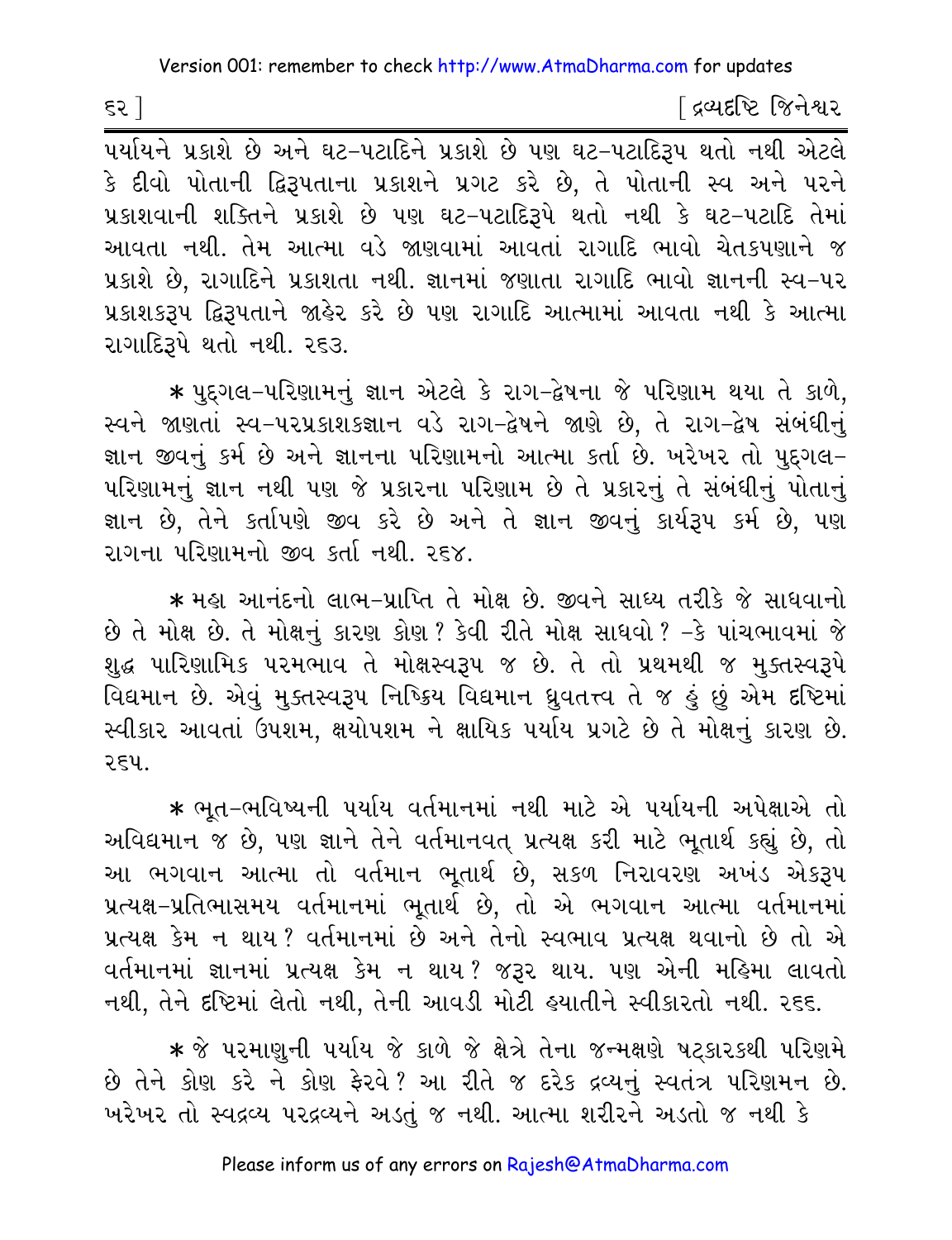પર્યાયને પ્રકાશે છે અને ઘટ-પટાદિને પ્રકાશે છે પણ ઘટ-પટાદિરૂપ થતો નથી એટલે કે દીવો પોતાની દ્વિરૂપતાના પ્રકાશને પ્રગટ કરે છે, તે પોતાની સ્વ અને પરને પ્રકાશવાની શક્તિને પ્રકાશે છે પણ ઘટ-પટાદિરૂપે થતો નથી કે ઘટ-પટાદિ તેમાં આવતા નથી. તેમ આત્મા વડે જાણવામાં આવતાં રાગાદિ ભાવો ચેતકપણાને જ પ્રકાશે છે, રાગાદિને પ્રકાશતા નથી. જ્ઞાનમાં જણાતા રાગાદિ ભાવો જ્ઞાનની સ્વ-પર પ્રકાશકરૂપ દ્વિરૂપતાને જાહેર કરે છે પણ રાગાદિ આત્મામાં આવતા નથી કે આત્મા રાગાદિરૂપે થતો નથી. ૨૬૩.

* પુદ્ગલ-પરિણામનું જ્ઞાન એટલે કે રાગ-દ્વેષના જે પરિણામ થયા તે કાળે, સ્વને જાણતાં સ્વ-પરપ્રકાશકજ્ઞાન વડે રાગ-દ્વેષને જાણે છે, તે રાગ-દ્વેષ સંબંધીનું જ્ઞાન જીવનું કર્મ છે અને જ્ઞાનના પરિણામનો આત્મા કર્તા છે. ખરેખર તો પુદ્ગલ-પરિણામનું જ્ઞાન નથી પણ જે પ્રકારના પરિણામ છે તે પ્રકારનું તે સંબંધીનું પોતાનું જ્ઞાન છે, તેને કર્તાપણે જીવ કરે છે અને તે જ્ઞાન જીવનું કાર્યરૂપ કર્મ છે, પણ રાગના પરિણામનો જીવ કર્તા નથી. ૨૬૪.

* મહા આનંદનો લાભ-પ્રાપ્તિ તે મોક્ષ છે. જીવને સાધ્ય તરીકે જે સાધવાનો છે તે મોક્ષ છે. તે મોક્ષનું કારણ કોણ? કેવી રીતે મોક્ષ સાધવો? -કે પાંચભાવમાં જે શુદ્ધ પારિણામિક પરમભાવ તે મોક્ષસ્વરૂપ જ છે. તે તો પ્રથમથી જ મુક્તસ્વરૂપે વિદ્યમાન છે. એવું મુક્તસ્વરૂપ નિષ્ક્રિય વિદ્યમાન ધ્રુવતત્ત્વ તે જ હું છું એમ દૃષ્ટિમાં સ્વીકાર આવતાં ઉપશમ, ક્ષયોપશમ ને ક્ષાયિક પર્યાય પ્રગટે છે તે મોક્ષનું કારણ છે. ૨૬૫.

* ભૂત-ભવિષ્યની પર્યાય વર્તમાનમાં નથી માટે એ પર્યાયની અપેક્ષાએ તો અવિદ્યમાન જ છે, પણ જ્ઞાને તેને વર્તમાનવત્ પ્રત્યક્ષ કરી માટે ભૂતાર્થ કહ્યું છે, તો આ ભગવાન આત્મા તો વર્તમાન ભૂતાર્થ છે, સકળ નિરાવરણ અખંડ એકરૂપ પ્રત્યક્ષ-પ્રતિભાસમય વર્તમાનમાં ભૂતાર્થ છે, તો એ ભગવાન આત્મા વર્તમાનમાં પ્રત્યક્ષ કેમ ન થાય? વર્તમાનમાં છે અને તેનો સ્વભાવ પ્રત્યક્ષ થવાનો છે તો એ વર્તમાનમાં જ્ઞાનમાં પ્રત્યક્ષ કેમ ન થાય? જરૂર થાય. પણ એની મહિમા લાવતો નથી, તેને દૃષ્ટિમાં લેતો નથી, તેની આવડી મોટી હયાતીને સ્વીકારતો નથી. ૨૬૬.

* જે પરમાણુની પર્યાય જે કાળે જે ક્ષેત્રે તેના જન્મક્ષણે ષટ્કારકથી પરિણમે છે તેને કોણ કરે ને કોણ ફેરવે? આ રીતે જ દરેક દ્રવ્યનું સ્વતંત્ર પરિણમન છે. ખરેખર તો સ્વદ્રવ્ય પરદ્રવ્યને અડતું જ નથી. આત્મા શરીરને અડતો જ નથી કે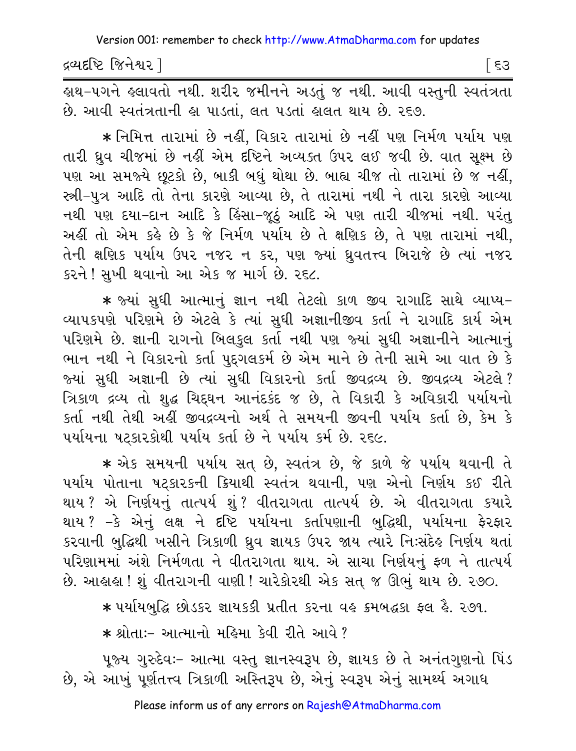હાથ-પગને હલાવતો નથી. શરીર જમીનને અડતું જ નથી. આવી વસ્તુની સ્વતંત્રતા છે. આવી સ્વતંત્રતાની હા પાડતાં, લત પડતાં હાલત થાય છે. ૨૬૭.

* નિમિત્ત તારામાં છે નહીં, વિકાર તારામાં છે નહીં પણ નિર્મળ પર્યાય પણ તારી ધ્રુવ ચીજમાં છે નહીં એમ દૃષ્ટિને અવ્યક્ત ઉપર લઈ જવી છે. વાત સૂક્ષ્મ છે પણ આ સમજ્યે છૂટકો છે, બાકી બધું થોથા છે. બાહ્ય ચીજ તો તારામાં છે જ નહીં, સ્ત્રી-પુત્ર આદિ તો તેના કારણે આવ્યા છે, તે તારામાં નથી ને તારા કારણે આવ્યા નથી પણ દયા-દાન આદિ કે હિંસા-જૂઠું આદિ એ પણ તારી ચીજમાં નથી. પરંતુ અહીં તો એમ કહે છે કે જે નિર્મળ પર્યાય છે તે ક્ષણિક છે, તે પણ તારામાં નથી, તેની ક્ષણિક પર્યાય ઉપર નજર ન કર, પણ જ્યાં ધ્રુવતત્ત્વ બિરાજે છે ત્યાં નજર કરને! સુખી થવાનો આ એક જ માર્ગ છે. ૨૬૮.

* જ્યાં સુધી આત્માનું જ્ઞાન નથી તેટલો કાળ જીવ રાગાદિ સાથે વ્યાપ્ય-વ્યાપકપણે પરિણમે છે એટલે કે ત્યાં સુધી અજ્ઞાનીજીવ કર્તા ને રાગાદિ કાર્ય એમ પરિણમે છે. જ્ઞાની રાગનો બિલકુલ કર્તા નથી પણ જ્યાં સુધી અજ્ઞાનીને આત્માનું ભાન નથી ને વિકારનો કર્તા પુદ્ગલકર્મ છે એમ માને છે તેની સામે આ વાત છે કે જ્યાં સુધી અજ્ઞાની છે ત્યાં સુધી વિકારનો કર્તા જીવદ્રવ્ય છે. જીવદ્રવ્ય એટલે? ત્રિકાળ દ્રવ્ય તો શુદ્ધ ચિદ્ઘન આનંદકંદ જ છે, તે વિકારી કે અવિકારી પર્યાયનો કર્તા નથી તેથી અહીં જીવદ્રવ્યનો અર્થ તે સમયની જીવની પર્યાય કર્તા છે, કેમ કે પર્યાયના ષટ્કારકોથી પર્યાય કર્તા છે ને પર્યાય કર્મ છે. ૨૬૯.

* એક સમયની પર્યાય સત્ છે, સ્વતંત્ર છે, જે કાળે જે પર્યાય થવાની તે પર્યાય પોતાના ષટ્કારકની ક્રિયાથી સ્વતંત્ર થવાની, પણ એનો નિર્ણય કઈ રીતે થાય? એ નિર્ણયનું તાત્પર્ય શું? વીતરાગતા તાત્પર્ય છે. એ વીતરાગતા ક્યારે થાય? -કે એનું લક્ષ ને દૃષ્ટિ પર્યાયના કર્તાપણાની બુદ્ધિથી, પર્યાયના ફેરફાર કરવાની બુદ્ધિથી ખસીને ત્રિકાળી ધ્રુવ જ્ઞાયક ઉપર જાય ત્યારે નિઃસંદેહ નિર્ણય થતાં પરિણામમાં અંશે નિર્મળતા ને વીતરાગતા થાય. એ સાચા નિર્ણયનું ફળ ને તાત્પર્ય છે. આહાહા! શું વીતરાગની વાણી! ચારેકોરથી એક સત્ જ ઊભું થાય છે. ૨૭૦.

* પર્યાયબુદ્ધિ છોડકર જ્ઞાયકકી પ્રતીત કરના વહ ક્રમબદ્ધકા ફલ હૈ. ૨૭૧.

* શ્રોતાઃ- આત્માનો મહિમા કેવી રીતે આવે?

પૂજ્ય ગુરુદેવઃ- આત્મા વસ્તુ જ્ઞાનસ્વરૂપ છે, જ્ઞાયક છે તે અનંતગુણનો પિંડ છે, એ આખું પૂર્ણતત્ત્વ ત્રિકાળી અસ્તિરૂપ છે, એનું સ્વરૂપ એનું સામર્થ્ય અગાધ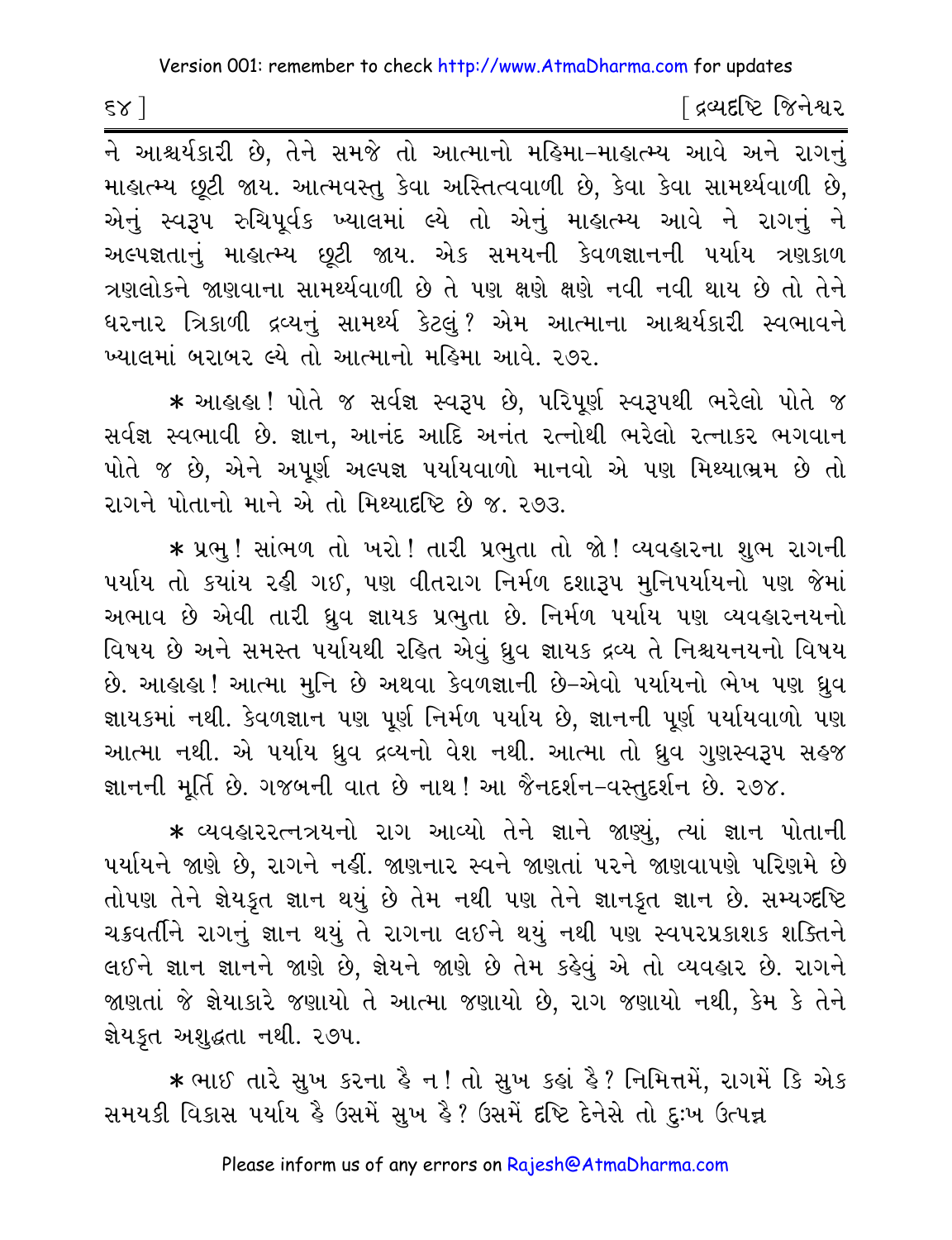ને આશ્ચર્યકારી છે, તેને સમજે તો આત્માનો મહિમા-માહાત્મ્ય આવે અને રાગનું માહાત્મ્ય છૂટી જાય. આત્મવસ્તુ કેવા અસ્તિત્વવાળી છે, કેવા કેવા સામર્થ્યવાળી છે, એનું સ્વરૂપ રુચિપૂર્વક ખ્યાલમાં લ્યે તો એનું માહાત્મ્ય આવે ને રાગનું ને અલ્પજ્ઞતાનું માહાત્મ્ય છૂટી જાય. એક સમયની કેવળજ્ઞાનની પર્યાય ત્રણકાળ ત્રણલોકને જાણવાના સામર્થ્યવાળી છે તે પણ ક્ષણે ક્ષણે નવી નવી થાય છે તો તેને ધરનાર ત્રિકાળી દ્રવ્યનું સામર્થ્ય કેટલું? એમ આત્માના આશ્ચર્યકારી સ્વભાવને ખ્યાલમાં બરાબર લ્યે તો આત્માનો મહિમા આવે. ૨૭૨.

* આહાહા! પોતે જ સર્વજ્ઞ સ્વરૂપ છે, પરિપૂર્ણ સ્વરૂપથી ભરેલો પોતે જ સર્વજ્ઞ સ્વભાવી છે. જ્ઞાન, આનંદ આદિ અનંત રત્નોથી ભરેલો રત્નાકર ભગવાન પોતે જ છે, એને અપૂર્ણ અલ્પજ્ઞ પર્યાયવાળો માનવો એ પણ મિથ્યાભ્રમ છે તો રાગને પોતાનો માને એ તો મિથ્યાદૃષ્ટિ છે જ. ૨૭૩.

* પ્રભુ! સાંભળ તો ખરો! તારી પ્રભુતા તો જો! વ્યવહારના શુભ રાગની પર્યાય તો કયાંય રહી ગઈ, પણ વીતરાગ નિર્મળ દશારૂપ મુનિપર્યાયનો પણ જેમાં અભાવ છે એવી તારી ધ્રુવ જ્ઞાયક પ્રભુતા છે. નિર્મળ પર્યાય પણ વ્યવહારનયનો વિષય છે અને સમસ્ત પર્યાયથી રહિત એવું ધ્રુવ જ્ઞાયક દ્રવ્ય તે નિશ્ચયનયનો વિષય છે. આહાહા! આત્મા મુનિ છે અથવા કેવળજ્ઞાની છે-એવો પર્યાયનો ભેખ પણ ધ્રુવ જ્ઞાયકમાં નથી. કેવળજ્ઞાન પણ પૂર્ણ નિર્મળ પર્યાય છે, જ્ઞાનની પૂર્ણ પર્યાયવાળો પણ આત્મા નથી. એ પર્યાય ધ્રુવ દ્રવ્યનો વેશ નથી. આત્મા તો ધ્રુવ ગુણસ્વરૂપ સહજ જ્ઞાનની મૂર્તિ છે. ગજબની વાત છે નાથ! આ જૈનદર્શન-વસ્તુદર્શન છે. ૨૭૪.

* વ્યવહારરત્નત્રયનો રાગ આવ્યો તેને જ્ઞાને જાણ્યું, ત્યાં જ્ઞાન પોતાની પર્યાયને જાણે છે, રાગને નહીં. જાણનાર સ્વને જાણતાં પરને જાણવાપણે પરિણમે છે તોપણ તેને જ્ઞેયકૃત જ્ઞાન થયું છે તેમ નથી પણ તેને જ્ઞાનકૃત જ્ઞાન છે. સમ્યગ્દૃષ્ટિ ચક્રવર્તીને રાગનું જ્ઞાન થયું તે રાગના લઈને થયું નથી પણ સ્વપરપ્રકાશક શક્તિને લઈને જ્ઞાન જ્ઞાનને જાણે છે, જ્ઞેયને જાણે છે તેમ કહેવું એ તો વ્યવહાર છે. રાગને જાણતાં જે જ્ઞેયાકારે જણાયો તે આત્મા જણાયો છે, રાગ જણાયો નથી, કેમ કે તેને જ્ઞેયકૃત અશુદ્ધતા નથી. ૨૭૫.

* ભાઈ તારે સુખ કરના હૈ ન! તો સુખ કહાં હૈ? નિમિત્તમેં, રાગમેં કિ એક સમયકી વિકાસ પર્યાય હૈ ઉસમેં સુખ હૈ? ઉસમેં દૃષ્ટિ દેનેસે તો દુઃખ ઉત્પન્ન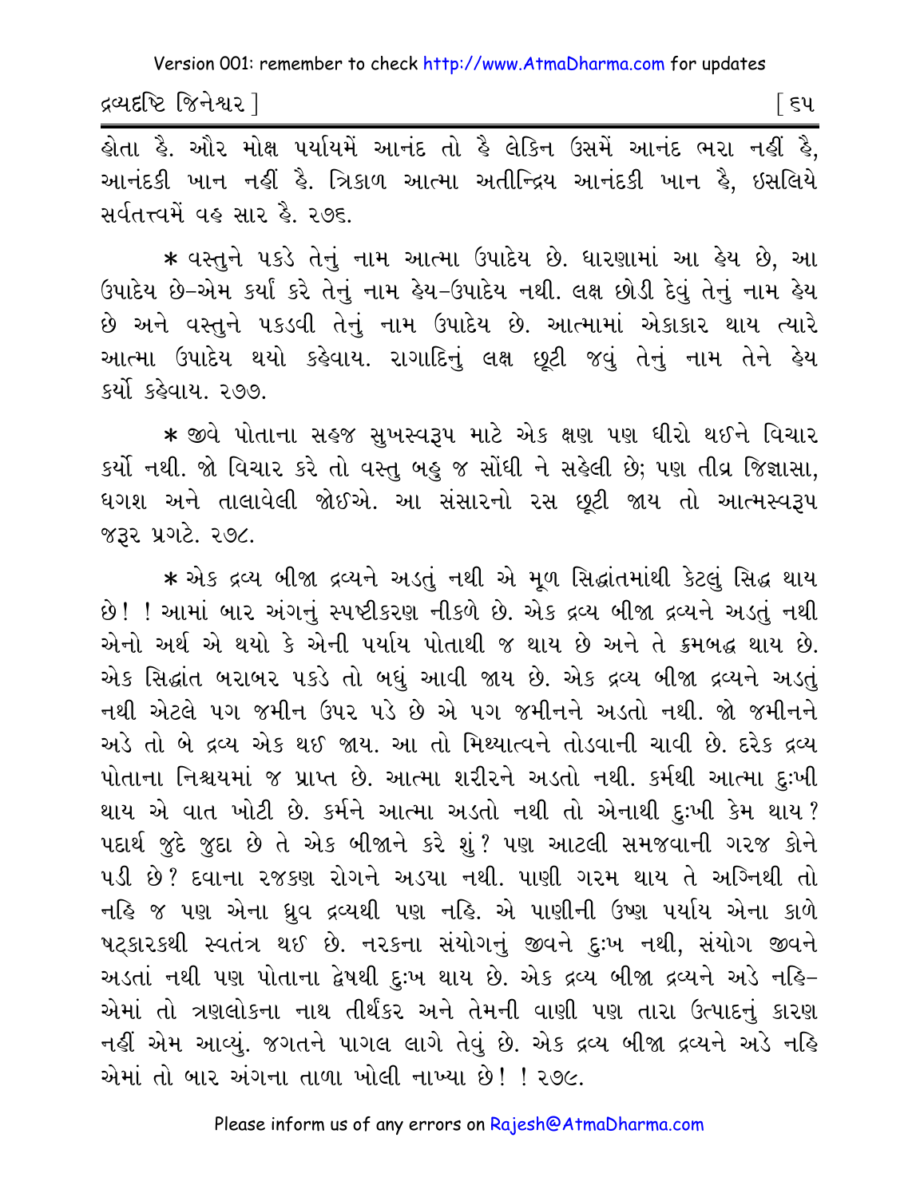હોતા હૈ. ઔર મોક્ષ પર્યાયમેં આનંદ તો હૈ લેકિન ઉસમેં આનંદ ભરા નહીં હૈ, આનંદકી ખાન નહીં હૈ. ત્રિકાળ આત્મા અતીન્દ્રિય આનંદકી ખાન હૈ, ઇસલિયે સર્વતત્ત્વમેં વહ સાર હૈ. ૨૭૬.

* વસ્તુને પકડે તેનું નામ આત્મા ઉપાદેય છે. ધારણામાં આ હેય છે, આ ઉપાદેય છે-એમ કર્યા કરે તેનું નામ હેય-ઉપાદેય નથી. લક્ષ છોડી દેવું તેનું નામ હેય છે અને વસ્તુને પકડવી તેનું નામ ઉપાદેય છે. આત્મામાં એકાકાર થાય ત્યારે આત્મા ઉપાદેય થયો કહેવાય. રાગાદિનું લક્ષ છૂટી જવું તેનું નામ તેને હેય કર્યો કહેવાય. ૨૭૭.

* જીવે પોતાના સહજ સુખસ્વરૂપ માટે એક ક્ષણ પણ ધીરો થઈને વિચાર કર્યો નથી. જો વિચાર કરે તો વસ્તુ બહુ જ સોંઘી ને સહેલી છે; પણ તીવ્ર જિજ્ઞાસા, ધગશ અને તાલાવેલી જોઈએ. આ સંસારનો રસ છૂટી જાય તો આત્મસ્વરૂપ જરૂર પ્રગટે. ૨૭૮.

* એક દ્રવ્ય બીજા દ્રવ્યને અડતું નથી એ મૂળ સિદ્ધાંતમાંથી કેટલું સિદ્ધ થાય છે! ! આમાં બાર અંગનું સ્પષ્ટીકરણ નીકળે છે. એક દ્રવ્ય બીજા દ્રવ્યને અડતું નથી એનો અર્થ એ થયો કે એની પર્યાય પોતાથી જ થાય છે અને તે ક્રમબદ્ધ થાય છે. એક સિદ્ધાંત બરાબર પકડે તો બધું આવી જાય છે. એક દ્રવ્ય બીજા દ્રવ્યને અડતું નથી એટલે પગ જમીન ઉપર પડે છે એ પગ જમીનને અડતો નથી. જો જમીનને અડે તો બે દ્રવ્ય એક થઈ જાય. આ તો મિથ્યાત્વને તોડવાની ચાવી છે. દરેક દ્રવ્ય પોતાના નિશ્ચયમાં જ પ્રાપ્ત છે. આત્મા શરીરને અડતો નથી. કર્મથી આત્મા દુઃખી થાય એ વાત ખોટી છે. કર્મને આત્મા અડતો નથી તો એનાથી દુઃખી કેમ થાય? પદાર્થ જુદે જુદા છે તે એક બીજાને કરે શું? પણ આટલી સમજવાની ગરજ કોને પડી છે? દવાના રજકણ રોગને અડયા નથી. પાણી ગરમ થાય તે અગ્નિથી તો નહિ જ પણ એના ધ્રુવ દ્રવ્યથી પણ નહિ. એ પાણીની ઉષ્ણ પર્યાય એના કાળે ષટ્કારકથી સ્વતંત્ર થઈ છે. નરકના સંયોગનું જીવને દુઃખ નથી, સંયોગ જીવને અડતાં નથી પણ પોતાના દ્વેષથી દુઃખ થાય છે. એક દ્રવ્ય બીજા દ્રવ્યને અડે નહિ- એમાં તો ત્રણલોકના નાથ તીર્થંકર અને તેમની વાણી પણ તારા ઉત્પાદનું કારણ નહીં એમ આવ્યું. જગતને પાગલ લાગે તેવું છે. એક દ્રવ્ય બીજા દ્રવ્યને અડે નહિ એમાં તો બાર અંગના તાળા ખોલી નાખ્યા છે! ! ૨૭૯.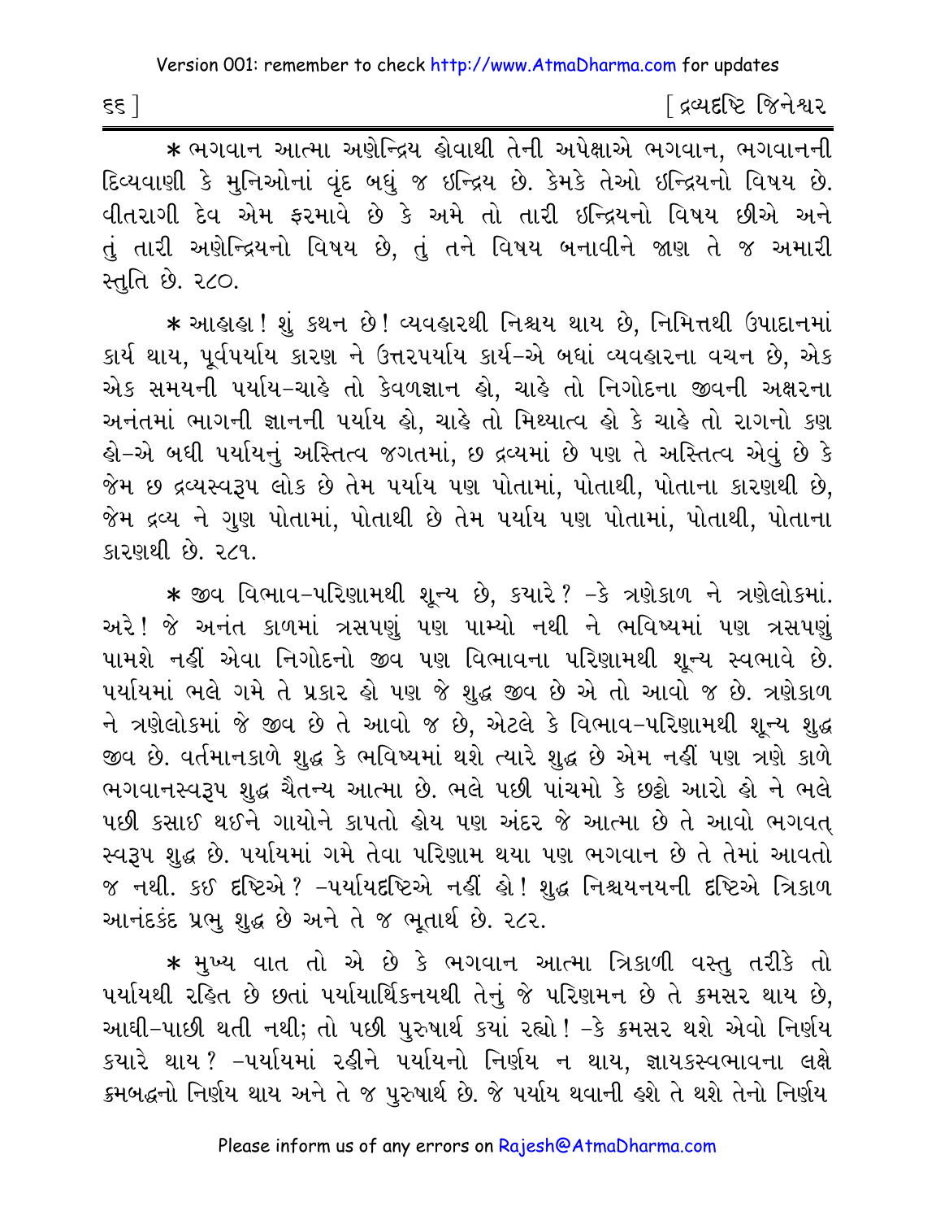* ભગવાન આત્મા અણેન્દ્રિય હોવાથી તેની અપેક્ષાએ ભગવાન, ભગવાનની દિવ્યવાણી કે મુનિઓનાં વૃંદ બધું જ ઇન્દ્રિય છે. કેમકે તેઓ ઇન્દ્રિયનો વિષય છે. વીતરાગી દેવ એમ ફરમાવે છે કે અમે તો તારી ઇન્દ્રિયનો વિષય છીએ અને તું તારી અણેન્દ્રિયનો વિષય છે, તું તને વિષય બનાવીને જાણ તે જ અમારી સ્તુતિ છે. ૨૮૦.

* આહાહા ! શું કથન છે! વ્યવહારથી નિશ્ચય થાય છે, નિમિત્તથી ઉપાદાનમાં કાર્ય થાય, પૂર્વપર્યાય કારણ ને ઉત્તરપર્યાય કાર્ય-એ બધાં વ્યવહારના વચન છે, એક એક સમયની પર્યાય-ચાહે તો કેવળજ્ઞાન હો, ચાહે તો નિગોદના જીવની અક્ષરના અનંતમાં ભાગની જ્ઞાનની પર્યાય હો, ચાહે તો મિથ્યાત્વ હો કે ચાહે તો રાગનો કણ હો-એ બધી પર્યાયનું અસ્તિત્વ જગતમાં, છ દ્રવ્યમાં છે પણ તે અસ્તિત્વ એવું છે કે જેમ છ દ્રવ્યસ્વરૂપ લોક છે તેમ પર્યાય પણ પોતામાં, પોતાથી, પોતાના કારણથી છે, જેમ દ્રવ્ય ને ગુણ પોતામાં, પોતાથી છે તેમ પર્યાય પણ પોતામાં, પોતાથી, પોતાના કારણથી છે. ૨૮૧.

* જીવ વિભાવ-પરિણામથી શૂન્ય છે, કયારે ? -કે ત્રણેકાળ ને ત્રણેલોકમાં. અરે! જે અનંત કાળમાં ત્રસપણું પણ પામ્યો નથી ને ભવિષ્યમાં પણ ત્રસપણું પામશે નહીં એવા નિગોદનો જીવ પણ વિભાવના પરિણામથી શૂન્ય સ્વભાવે છે. પર્યાયમાં ભલે ગમે તે પ્રકાર હો પણ જે શુદ્ધ જીવ છે એ તો આવો જ છે. ત્રણેકાળ ને ત્રણેલોકમાં જે જીવ છે તે આવો જ છે, એટલે કે વિભાવ-પરિણામથી શૂન્ય શુદ્ધ જીવ છે. વર્તમાનકાળે શુદ્ધ કે ભવિષ્યમાં થશે ત્યારે શુદ્ધ છે એમ નહીં પણ ત્રણે કાળે ભગવાનસ્વરૂપ શુદ્ધ ચૈતન્ય આત્મા છે. ભલે પછી પાંચમો કે છઠ્ઠો આરો હો ને ભલે પછી કસાઈ થઈને ગાયોને કાપતો હોય પણ અંદર જે આત્મા છે તે આવો ભગવત્ સ્વરૂપ શુદ્ધ છે. પર્યાયમાં ગમે તેવા પરિણામ થયા પણ ભગવાન છે તે તેમાં આવતો જ નથી. કઈ દૃષ્ટિએ ? -પર્યાયદૃષ્ટિએ નહીં હો! શુદ્ધ નિશ્ચયનયની દૃષ્ટિએ ત્રિકાળ આનંદકંદ પ્રભુ શુદ્ધ છે અને તે જ ભૂતાર્થ છે. ૨૮૨.

* મુખ્ય વાત તો એ છે કે ભગવાન આત્મા ત્રિકાળી વસ્તુ તરીકે તો પર્યાયથી રહિત છે છતાં પર્યાયાર્થિકનયથી તેનું જે પરિણમન છે તે ક્રમસર થાય છે, આઘી-પાછી થતી નથી; તો પછી પુરુષાર્થ કયાં રહ્યો! -કે ક્રમસર થશે એવો નિર્ણય કયારે થાય ? -પર્યાયમાં રહીને પર્યાયનો નિર્ણય ન થાય, જ્ઞાયકસ્વભાવના લક્ષે ક્રમબદ્ધનો નિર્ણય થાય અને તે જ પુરુષાર્થ છે. જે પર્યાય થવાની હશે તે થશે તેનો નિર્ણય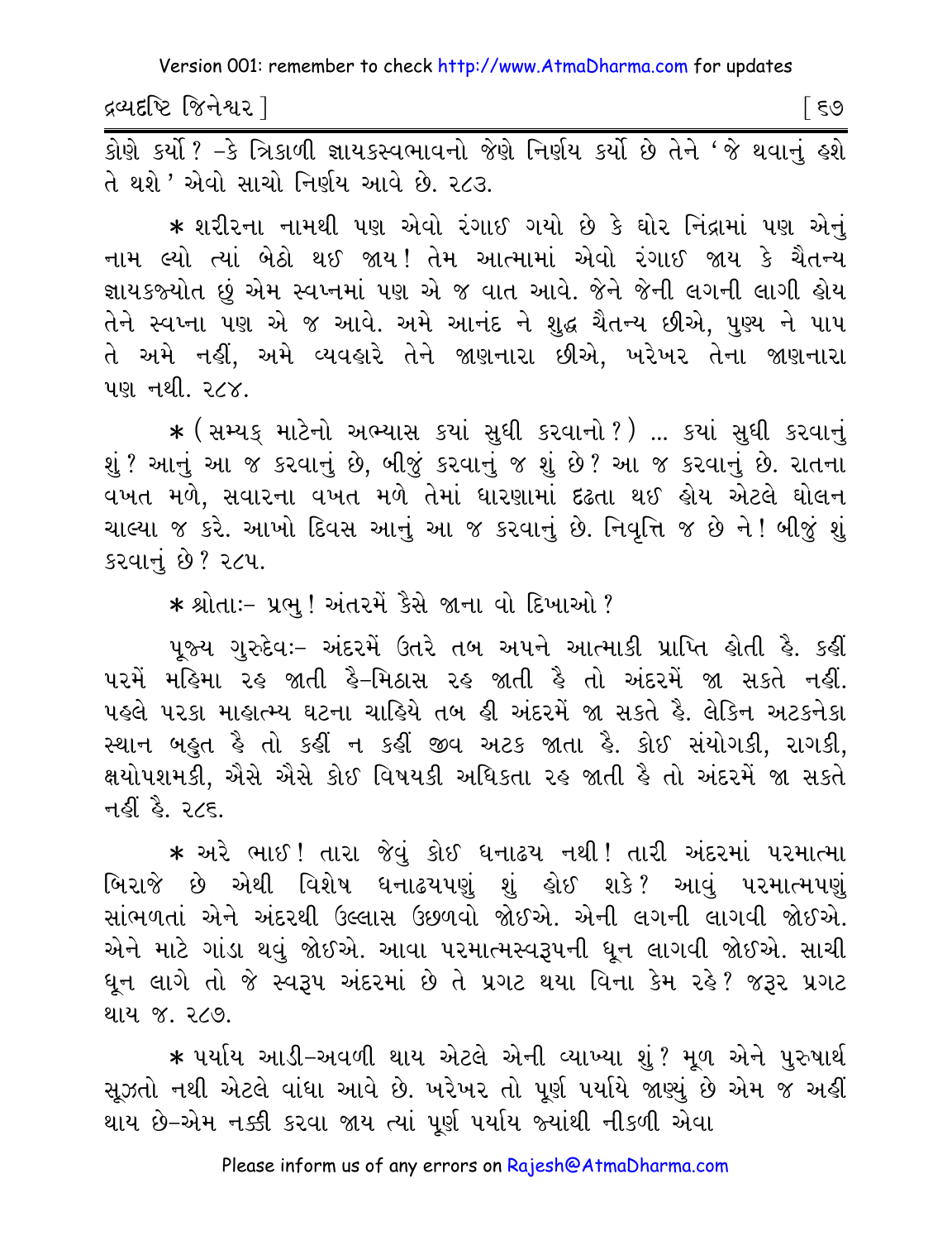કોણે કર્યો? -કે ત્રિકાળી જ્ઞાયકસ્વભાવનો જેણે નિર્ણય કર્યો છે તેને 'જે થવાનું હશે તે થશે' એવો સાચો નિર્ણય આવે છે. ૨૮૩.

* શરીરના નામથી પણ એવો રંગાઈ ગયો છે કે ઘોર નિંદ્રામાં પણ એનું નામ લ્યો ત્યાં બેઠો થઈ જાય! તેમ આત્મામાં એવો રંગાઈ જાય કે ચૈતન્ય જ્ઞાયકજ્યોત છું એમ સ્વપ્નમાં પણ એ જ વાત આવે. જેને જેની લગની લાગી હોય તેને સ્વપ્ના પણ એ જ આવે. અમે આનંદ ને શુદ્ધ ચૈતન્ય છીએ, પુણ્ય ને પાપ તે અમે નહીં, અમે વ્યવહારે તેને જાણનારા છીએ, ખરેખર તેના જાણનારા પણ નથી. ૨૮૪.

* (સમ્યક્ માટેનો અભ્યાસ કયાં સુધી કરવાનો?) ... કયાં સુધી કરવાનું શું? આનું આ જ કરવાનું છે, બીજું કરવાનું જ શું છે? આ જ કરવાનું છે. રાતના વખત મળે, સવારના વખત મળે તેમાં ધારણામાં દૃઢતા થઈ હોય એટલે ઘોલન ચાલ્યા જ કરે. આખો દિવસ આનું આ જ કરવાનું છે. નિવૃત્તિ જ છે ને! બીજું શું કરવાનું છે? ૨૮૫.

* શ્રોતાઃ- પ્રભુ! અંતરમેં કૈસે જાના વો દિખાઓ?

પૂજ્ય ગુરુદેવઃ- અંદરમેં ઉતરે તબ અપને આત્માકી પ્રાપ્તિ હોતી હૈ. કહીં પરમેં મહિમા રહ જાતી હૈ-મિઠાસ રહ જાતી હૈ તો અંદરમેં જા સકતે નહીં. પહલે પરકા માહાત્મ્ય ઘટના ચાહિયે તબ હી અંદરમેં જા સકતે હૈ. લેકિન અટકનેકા સ્થાન બહુત હૈ તો કહીં ન કહીં જીવ અટક જાતા હૈ. કોઈ સંયોગકી, રાગકી, ક્ષયોપશમકી, ઐસે ઐસે કોઈ વિષયકી અધિકતા રહ જાતી હૈ તો અંદરમેં જા સકતે નહીં હૈ. ૨૮૬.

* અરે ભાઈ! તારા જેવું કોઈ ધનાઢ્ય નથી! તારી અંદરમાં પરમાત્મા બિરાજે છે એથી વિશેષ ધનાઢ્યપણું શું હોઈ શકે? આવું પરમાત્મપણું સાંભળતાં એને અંદરથી ઉલ્લાસ ઉછળવો જોઈએ. એની લગની લાગવી જોઈએ. એને માટે ગાંડા થવું જોઈએ. આવા પરમાત્મસ્વરૂપની ધૂન લાગવી જોઈએ. સાચી ધૂન લાગે તો જે સ્વરૂપ અંદરમાં છે તે પ્રગટ થયા વિના કેમ રહે? જરૂર પ્રગટ થાય જ. ૨૮૭.

* પર્યાય આડી-અવળી થાય એટલે એની વ્યાખ્યા શું? મૂળ એને પુરુષાર્થ સૂઝતો નથી એટલે વાંધા આવે છે. ખરેખર તો પૂર્ણ પર્યાયે જાણ્યું છે એમ જ અહીં થાય છે-એમ નક્કી કરવા જાય ત્યાં પૂર્ણ પર્યાય જ્યાંથી નીકળી એવા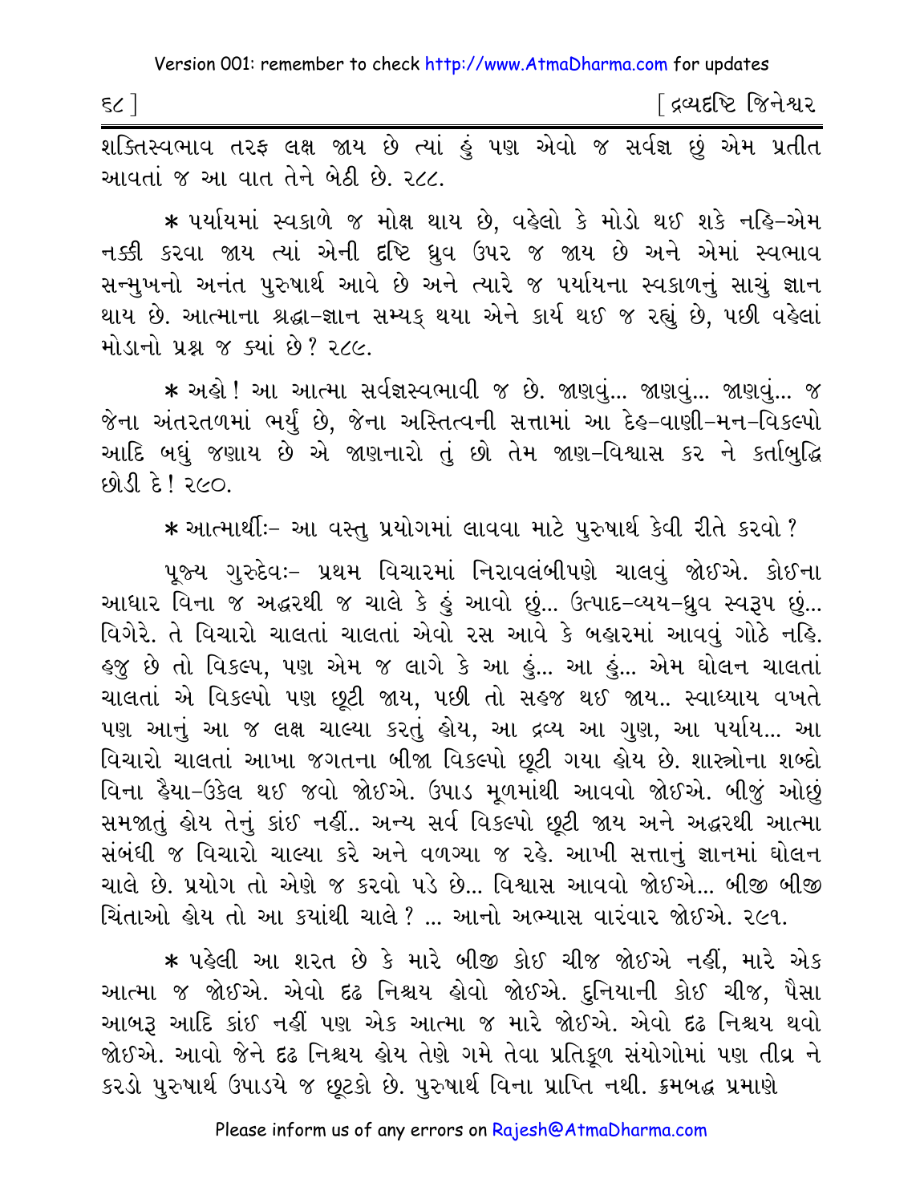શક્તિસ્વભાવ તરફ લક્ષ જાય છે ત્યાં હું પણ એવો જ સર્વજ્ઞ છું એમ પ્રતીત આવતાં જ આ વાત તેને બેઠી છે. ૨૮૮.

* પર્યાયમાં સ્વકાળે જ મોક્ષ થાય છે, વહેલો કે મોડો થઈ શકે નહિ-એમ નક્કી કરવા જાય ત્યાં એની દૃષ્ટિ ધ્રુવ ઉપર જ જાય છે અને એમાં સ્વભાવ સન્મુખનો અનંત પુરુષાર્થ આવે છે અને ત્યારે જ પર્યાયના સ્વકાળનું સાચું જ્ઞાન થાય છે. આત્માના શ્રદ્ધા-જ્ઞાન સમ્યક્ થયા એને કાર્ય થઈ જ રહ્યું છે, પછી વહેલાં મોડાનો પ્રશ્ન જ ક્યાં છે? ૨૮૯.

* અહો! આ આત્મા સર્વજ્ઞસ્વભાવી જ છે. જાણવું... જાણવું... જાણવું... જ જેના અંતરતળમાં ભર્યું છે, જેના અસ્તિત્વની સત્તામાં આ દેહ-વાણી-મન-વિકલ્પો આદિ બધું જણાય છે એ જાણનારો તું છો તેમ જાણ-વિશ્વાસ કર ને કર્તાબુદ્ધિ છોડી દે! ૨૯૦.

* આત્માર્થીઃ- આ વસ્તુ પ્રયોગમાં લાવવા માટે પુરુષાર્થ કેવી રીતે કરવો?

પૂજ્ય ગુરુદેવઃ- પ્રથમ વિચારમાં નિરાવલંબીપણે ચાલવું જોઈએ. કોઈના આધાર વિના જ અદ્ધરથી જ ચાલે કે હું આવો છું... ઉત્પાદ-વ્યય-ધ્રુવ સ્વરૂપ છું... વિગેરે. તે વિચારો ચાલતાં ચાલતાં એવો રસ આવે કે બહારમાં આવવું ગોઠે નહિ. હજુ છે તો વિકલ્પ, પણ એમ જ લાગે કે આ હું... આ હું... એમ ઘોલન ચાલતાં ચાલતાં એ વિકલ્પો પણ છૂટી જાય, પછી તો સહજ થઈ જાય.. સ્વાધ્યાય વખતે પણ આનું આ જ લક્ષ ચાલ્યા કરતું હોય, આ દ્રવ્ય આ ગુણ, આ પર્યાય... આ વિચારો ચાલતાં આખા જગતના બીજા વિકલ્પો છૂટી ગયા હોય છે. શાસ્ત્રોના શબ્દો વિના હૈયા-ઉકેલ થઈ જવો જોઈએ. ઉપાડ મૂળમાંથી આવવો જોઈએ. બીજું ઓછું સમજાતું હોય તેનું કાંઈ નહીં.. અન્ય સર્વ વિકલ્પો છૂટી જાય અને અદ્ધરથી આત્મા સંબંધી જ વિચારો ચાલ્યા કરે અને વળગ્યા જ રહે. આખી સત્તાનું જ્ઞાનમાં ઘોલન ચાલે છે. પ્રયોગ તો એણે જ કરવો પડે છે... વિશ્વાસ આવવો જોઈએ... બીજી બીજી ચિંતાઓ હોય તો આ ક્યાંથી ચાલે? ... આનો અભ્યાસ વારંવાર જોઈએ. ૨૯૧.

* પહેલી આ શરત છે કે મારે બીજી કોઈ ચીજ જોઈએ નહીં, મારે એક આત્મા જ જોઈએ. એવો દૃઢ નિશ્ચય હોવો જોઈએ. દુનિયાની કોઈ ચીજ, પૈસા આબરૂ આદિ કાંઈ નહીં પણ એક આત્મા જ મારે જોઈએ. એવો દૃઢ નિશ્ચય થવો જોઈએ. આવો જેને દૃઢ નિશ્ચય હોય તેણે ગમે તેવા પ્રતિકૂળ સંયોગોમાં પણ તીવ્ર ને કરડો પુરુષાર્થ ઉપાડયે જ છૂટકો છે. પુરુષાર્થ વિના પ્રાપ્તિ નથી. ક્રમબદ્ધ પ્રમાણે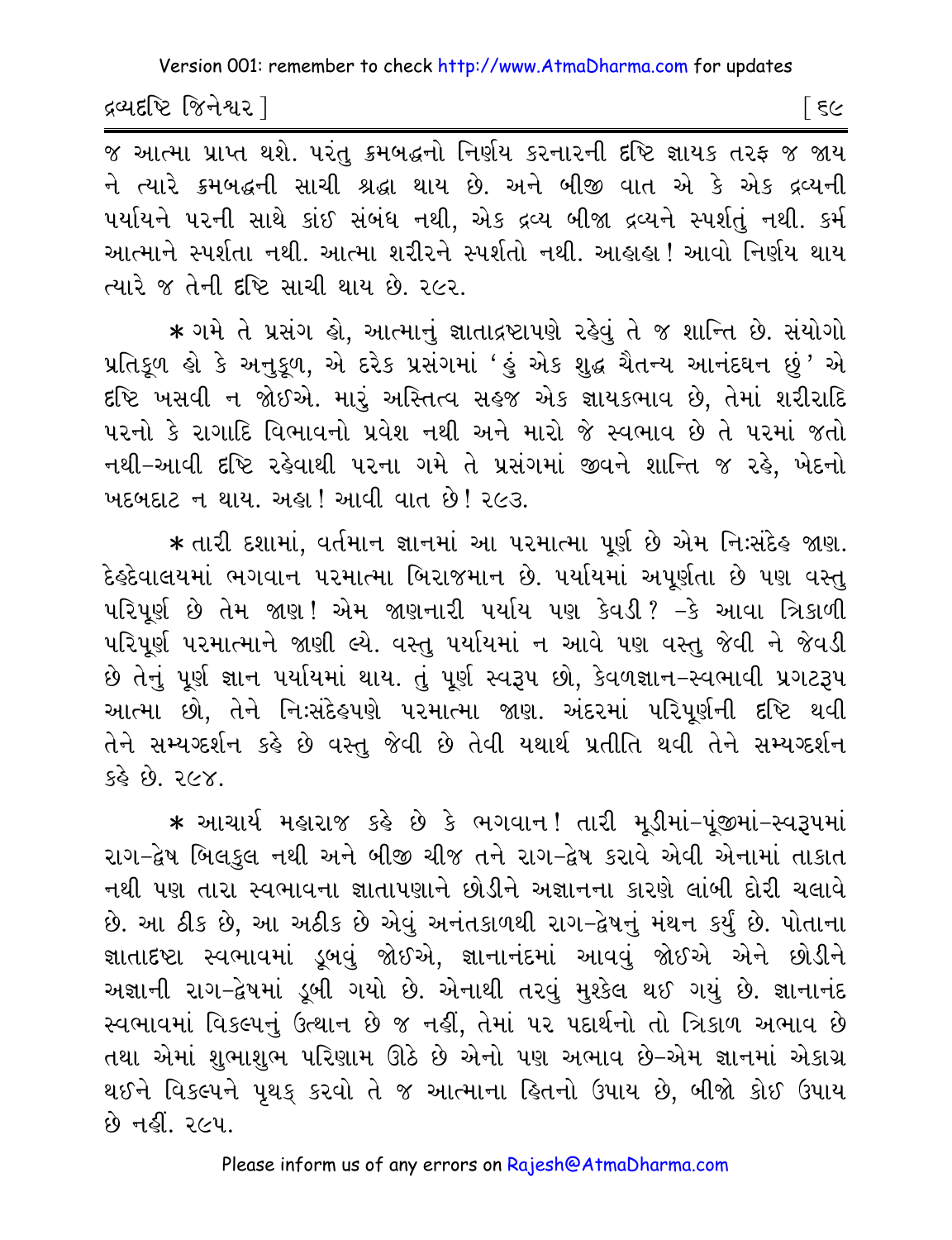જ આત્મા પ્રાપ્ત થશે. પરંતુ ક્રમબદ્ધનો નિર્ણય કરનારની દૃષ્ટિ જ્ઞાયક તરફ જ જાય ને ત્યારે ક્રમબદ્ધની સાચી શ્રદ્ધા થાય છે. અને બીજી વાત એ કે એક દ્રવ્યની પર્યાયને પરની સાથે કાંઈ સંબંધ નથી, એક દ્રવ્ય બીજા દ્રવ્યને સ્પર્શતું નથી. કર્મ આત્માને સ્પર્શતા નથી. આત્મા શરીરને સ્પર્શતો નથી. આહાહા! આવો નિર્ણય થાય ત્યારે જ તેની દૃષ્ટિ સાચી થાય છે. ૨૯૨.

* ગમે તે પ્રસંગ હો, આત્માનું જ્ઞાતાદ્રષ્ટાપણે રહેવું તે જ શાન્તિ છે. સંયોગો પ્રતિકૂળ હો કે અનુકૂળ, એ દરેક પ્રસંગમાં 'હું એક શુદ્ધ ચૈતન્ય આનંદઘન છું' એ દૃષ્ટિ ખસવી ન જોઈએ. મારું અસ્તિત્વ સહજ એક જ્ઞાયકભાવ છે, તેમાં શરીરાદિ પરનો કે રાગાદિ વિભાવનો પ્રવેશ નથી અને મારો જે સ્વભાવ છે તે પરમાં જતો નથી-આવી દૃષ્ટિ રહેવાથી પરના ગમે તે પ્રસંગમાં જીવને શાન્તિ જ રહે, ખેદનો ખદબદાટ ન થાય. અહા! આવી વાત છે! ૨૯૩.

* તારી દશામાં, વર્તમાન જ્ઞાનમાં આ પરમાત્મા પૂર્ણ છે એમ નિઃસંદેહ જાણ. દેહદેવાલયમાં ભગવાન પરમાત્મા બિરાજમાન છે. પર્યાયમાં અપૂર્ણતા છે પણ વસ્તુ પરિપૂર્ણ છે તેમ જાણ! એમ જાણનારી પર્યાય પણ કેવડી? -કે આવા ત્રિકાળી પરિપૂર્ણ પરમાત્માને જાણી લ્યે. વસ્તુ પર્યાયમાં ન આવે પણ વસ્તુ જેવી ને જેવડી છે તેનું પૂર્ણ જ્ઞાન પર્યાયમાં થાય. તું પૂર્ણ સ્વરૂપ છો, કેવળજ્ઞાન-સ્વભાવી પ્રગટરૂપ આત્મા છો, તેને નિઃસંદેહપણે પરમાત્મા જાણ. અંદરમાં પરિપૂર્ણની દૃષ્ટિ થવી તેને સમ્યગ્દર્શન કહે છે વસ્તુ જેવી છે તેવી યથાર્થ પ્રતીતિ થવી તેને સમ્યગ્દર્શન કહે છે. ૨૯૪.

* આચાર્ય મહારાજ કહે છે કે ભગવાન! તારી મૂડીમાં-પૂંજીમાં-સ્વરૂપમાં રાગ-દ્વેષ બિલકુલ નથી અને બીજી ચીજ તને રાગ-દ્વેષ કરાવે એવી એનામાં તાકાત નથી પણ તારા સ્વભાવના જ્ઞાતાપણાને છોડીને અજ્ઞાનના કારણે લાંબી દોરી ચલાવે છે. આ ઠીક છે, આ અઠીક છે એવું અનંતકાળથી રાગ-દ્વેષનું મંથન કર્યું છે. પોતાના જ્ઞાતાદષ્ટા સ્વભાવમાં ડૂબવું જોઈએ, જ્ઞાનાનંદમાં આવવું જોઈએ એને છોડીને અજ્ઞાની રાગ-દ્વેષમાં ડૂબી ગયો છે. એનાથી તરવું મુશ્કેલ થઈ ગયું છે. જ્ઞાનાનંદ સ્વભાવમાં વિકલ્પનું ઉત્થાન છે જ નહીં, તેમાં પર પદાર્થનો તો ત્રિકાળ અભાવ છે તથા એમાં શુભાશુભ પરિણામ ઊઠે છે એનો પણ અભાવ છે-એમ જ્ઞાનમાં એકાગ્ર થઈને વિકલ્પને પૃથક્ કરવો તે જ આત્માના હિતનો ઉપાય છે, બીજો કોઈ ઉપાય છે નહીં. ૨૯૫.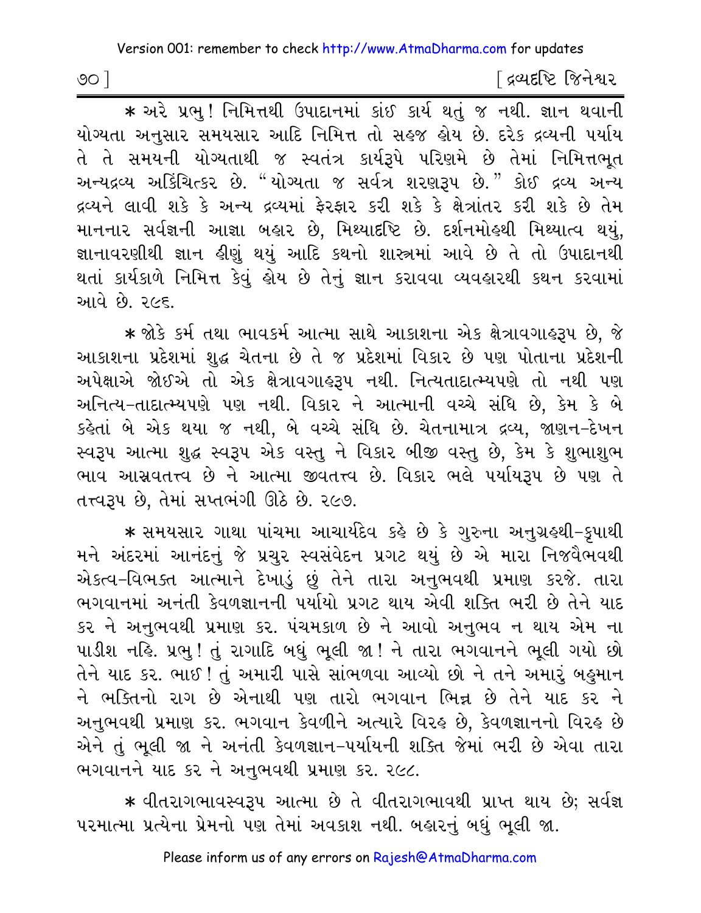* અરે પ્રભુ! નિમિત્તથી ઉપાદાનમાં કાંઈ કાર્ય થતું જ નથી. જ્ઞાન થવાની યોગ્યતા અનુસાર સમયસાર આદિ નિમિત્ત તો સહજ હોય છે. દરેક દ્રવ્યની પર્યાય તે તે સમયની યોગ્યતાથી જ સ્વતંત્ર કાર્યરૂપે પરિણમે છે તેમાં નિમિત્તભૂત અન્યદ્રવ્ય અકિંચિત્કર છે. "યોગ્યતા જ સર્વત્ર શરણરૂપ છે." કોઈ દ્રવ્ય અન્ય દ્રવ્યને લાવી શકે કે અન્ય દ્રવ્યમાં ફેરફાર કરી શકે કે ક્ષેત્રાંતર કરી શકે છે તેમ માનનાર સર્વજ્ઞની આજ્ઞા બહાર છે, મિથ્યાદૃષ્ટિ છે. દર્શનમોહથી મિથ્યાત્વ થયું, જ્ઞાનાવરણીથી જ્ઞાન હીણું થયું આદિ કથનો શાસ્ત્રમાં આવે છે તે તો ઉપાદાનથી થતાં કાર્યકાળે નિમિત્ત કેવું હોય છે તેનું જ્ઞાન કરાવવા વ્યવહારથી કથન કરવામાં આવે છે. ૨૯૬.

* જોકે કર્મ તથા ભાવકર્મ આત્મા સાથે આકાશના એક ક્ષેત્રાવગાહરૂપ છે, જે આકાશના પ્રદેશમાં શુદ્ધ ચેતના છે તે જ પ્રદેશમાં વિકાર છે પણ પોતાના પ્રદેશની અપેક્ષાએ જોઈએ તો એક ક્ષેત્રાવગાહરૂપ નથી. નિત્યતાદાત્મ્યપણે તો નથી પણ અનિત્ય-તાદાત્મ્યપણે પણ નથી. વિકાર ને આત્માની વચ્ચે સંધિ છે, કેમ કે બે કહેતાં બે એક થયા જ નથી, બે વચ્ચે સંધિ છે. ચેતનામાત્ર દ્રવ્ય, જાણન-દેખન સ્વરૂપ આત્મા શુદ્ધ સ્વરૂપ એક વસ્તુ ને વિકાર બીજી વસ્તુ છે, કેમ કે શુભાશુભ ભાવ આસ્રવતત્ત્વ છે ને આત્મા જીવતત્ત્વ છે. વિકાર ભલે પર્યાયરૂપ છે પણ તે તત્ત્વરૂપ છે, તેમાં સપ્તભંગી ઊઠે છે. ૨૯૭.

* સમયસાર ગાથા પાંચમા આચાર્યદેવ કહે છે કે ગુરુના અનુગ્રહથી-કૃપાથી મને અંદરમાં આનંદનું જે પ્રચુર સ્વસંવેદન પ્રગટ થયું છે એ મારા નિજવૈભવથી એકત્વ-વિભક્ત આત્માને દેખાડું છું તેને તારા અનુભવથી પ્રમાણ કરજે. તારા ભગવાનમાં અનંતી કેવળજ્ઞાનની પર્યાયો પ્રગટ થાય એવી શક્તિ ભરી છે તેને યાદ કર ને અનુભવથી પ્રમાણ કર. પંચમકાળ છે ને આવો અનુભવ ન થાય એમ ના પાડીશ નહિ. પ્રભુ! તું રાગાદિ બધું ભૂલી જા! ને તારા ભગવાનને ભૂલી ગયો છો તેને યાદ કર. ભાઈ! તું અમારી પાસે સાંભળવા આવ્યો છો ને તને અમારું બહુમાન ને ભક્તિનો રાગ છે એનાથી પણ તારો ભગવાન ભિન્ન છે તેને યાદ કર ને અનુભવથી પ્રમાણ કર. ભગવાન કેવળીને અત્યારે વિરહ છે, કેવળજ્ઞાનનો વિરહ છે એને તું ભૂલી જા ને અનંતી કેવળજ્ઞાન-પર્યાયની શક્તિ જેમાં ભરી છે એવા તારા ભગવાનને યાદ કર ને અનુભવથી પ્રમાણ કર. ૨૯૮.

* વીતરાગભાવસ્વરૂપ આત્મા છે તે વીતરાગભાવથી પ્રાપ્ત થાય છે; સર્વજ્ઞ પરમાત્મા પ્રત્યેના પ્રેમનો પણ તેમાં અવકાશ નથી. બહારનું બધું ભૂલી જા.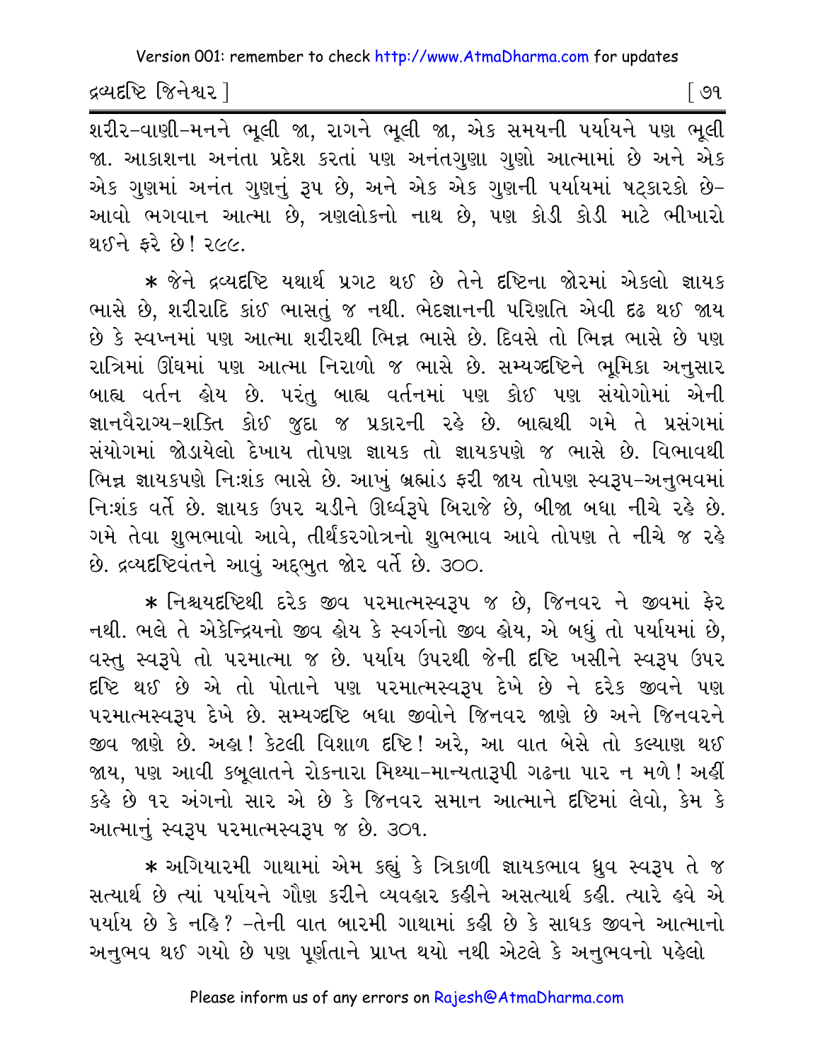શરીર-વાણી-મનને ભૂલી જા, રાગને ભૂલી જા, એક સમયની પર્યાયને પણ ભૂલી જા. આકાશના અનંતા પ્રદેશ કરતાં પણ અનંતગુણા ગુણો આત્મામાં છે અને એક એક ગુણમાં અનંત ગુણનું રૂપ છે, અને એક એક ગુણની પર્યાયમાં ષટ્કારકો છે- આવો ભગવાન આત્મા છે, ત્રણલોકનો નાથ છે, પણ કોડી કોડી માટે ભીખારો થઈને ફરે છે! ૨૯૯.

* જેને દ્રવ્યદૃષ્ટિ યથાર્થ પ્રગટ થઈ છે તેને દૃષ્ટિના જોરમાં એકલો જ્ઞાયક ભાસે છે, શરીરાદિ કાંઈ ભાસતું જ નથી. ભેદજ્ઞાનની પરિણતિ એવી દૃઢ થઈ જાય છે કે સ્વપ્નમાં પણ આત્મા શરીરથી ભિન્ન ભાસે છે. દિવસે તો ભિન્ન ભાસે છે પણ રાત્રિમાં ઊંઘમાં પણ આત્મા નિરાળો જ ભાસે છે. સમ્યગ્દૃષ્ટિને ભૂમિકા અનુસાર બાહ્ય વર્તન હોય છે. પરંતુ બાહ્ય વર્તનમાં પણ કોઈ પણ સંયોગોમાં એની જ્ઞાનવૈરાગ્ય-શક્તિ કોઈ જુદા જ પ્રકારની રહે છે. બાહ્યથી ગમે તે પ્રસંગમાં સંયોગમાં જોડાયેલો દેખાય તોપણ જ્ઞાયક તો જ્ઞાયકપણે જ ભાસે છે. વિભાવથી ભિન્ન જ્ઞાયકપણે નિઃશંક ભાસે છે. આખું બ્રહ્માંડ ફરી જાય તોપણ સ્વરૂપ-અનુભવમાં નિઃશંક વર્તે છે. જ્ઞાયક ઉપર ચડીને ઊર્ધ્વરૂપે બિરાજે છે, બીજા બધા નીચે રહે છે. ગમે તેવા શુભભાવો આવે, તીર્થંકરગોત્રનો શુભભાવ આવે તોપણ તે નીચે જ રહે છે. દ્રવ્યદૃષ્ટિવંતને આવું અદ્ભુત જોર વર્તે છે. ૩૦૦.

* નિશ્ચયદૃષ્ટિથી દરેક જીવ પરમાત્મસ્વરૂપ જ છે, જિનવર ને જીવમાં ફેર નથી. ભલે તે એકેન્દ્રિયનો જીવ હોય કે સ્વર્ગનો જીવ હોય, એ બધું તો પર્યાયમાં છે, વસ્તુ સ્વરૂપે તો પરમાત્મા જ છે. પર્યાય ઉપરથી જેની દૃષ્ટિ ખસીને સ્વરૂપ ઉપર દૃષ્ટિ થઈ છે એ તો પોતાને પણ પરમાત્મસ્વરૂપ દેખે છે ને દરેક જીવને પણ પરમાત્મસ્વરૂપ દેખે છે. સમ્યગ્દૃષ્ટિ બધા જીવોને જિનવર જાણે છે અને જિનવરને જીવ જાણે છે. અહા! કેટલી વિશાળ દૃષ્ટિ! અરે, આ વાત બેસે તો કલ્યાણ થઈ જાય, પણ આવી કબૂલાતને રોકનારા મિથ્યા-માન્યતારૂપી ગઢના પાર ન મળે! અહીં કહે છે ૧૨ અંગનો સાર એ છે કે જિનવર સમાન આત્માને દૃષ્ટિમાં લેવો, કેમ કે આત્માનું સ્વરૂપ પરમાત્મસ્વરૂપ જ છે. ૩૦૧.

* અગિયારમી ગાથામાં એમ કહ્યું કે ત્રિકાળી જ્ઞાયકભાવ ધ્રુવ સ્વરૂપ તે જ સત્યાર્થ છે ત્યાં પર્યાયને ગૌણ કરીને વ્યવહાર કહીને અસત્યાર્થ કહી. ત્યારે હવે એ પર્યાય છે કે નહિ? -તેની વાત બારમી ગાથામાં કહી છે કે સાધક જીવને આત્માનો અનુભવ થઈ ગયો છે પણ પૂર્ણતાને પ્રાપ્ત થયો નથી એટલે કે અનુભવનો પહેલો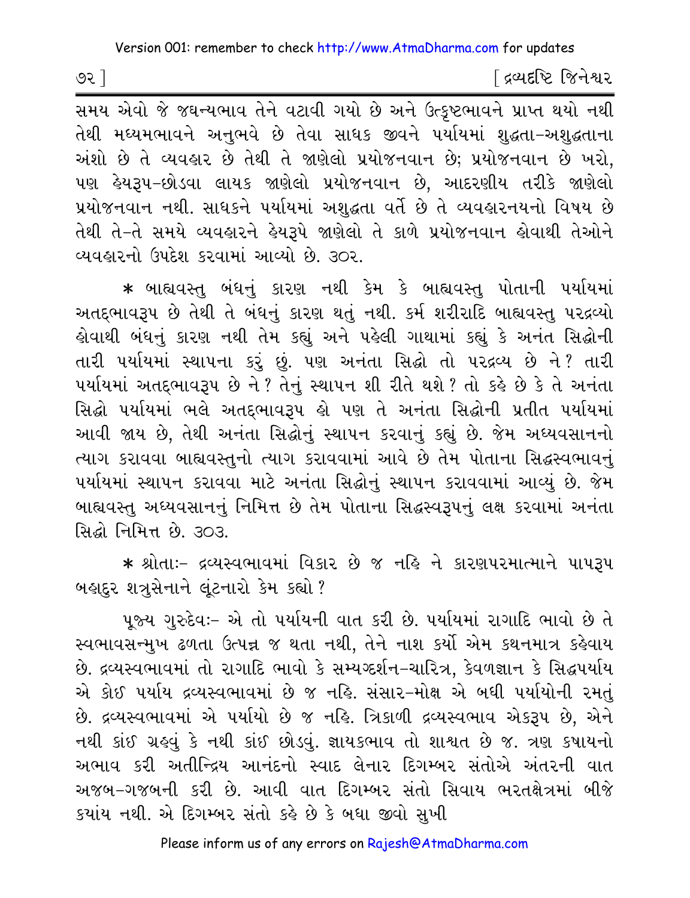સમય એવો જે જઘન્યભાવ તેને વટાવી ગયો છે અને ઉત્કૃષ્ટભાવને પ્રાપ્ત થયો નથી તેથી મધ્યમભાવને અનુભવે છે તેવા સાધક જીવને પર્યાયમાં શુદ્ધતા-અશુદ્ધતાના અંશો છે તે વ્યવહાર છે તેથી તે જાણેલો પ્રયોજનવાન છે; પ્રયોજનવાન છે ખરો, પણ હેયરૂપ-છોડવા લાયક જાણેલો પ્રયોજનવાન છે, આદરણીય તરીકે જાણેલો પ્રયોજનવાન નથી. સાધકને પર્યાયમાં અશુદ્ધતા વર્તે છે તે વ્યવહારનયનો વિષય છે તેથી તે-તે સમયે વ્યવહારને હેયરૂપે જાણેલો તે કાળે પ્રયોજનવાન હોવાથી તેઓને વ્યવહારનો ઉપદેશ કરવામાં આવ્યો છે. ૩૦૨.

* બાહ્યવસ્તુ બંધનું કારણ નથી કેમ કે બાહ્યવસ્તુ પોતાની પર્યાયમાં અતદ્‌ભાવરૂપ છે તેથી તે બંધનું કારણ થતું નથી. કર્મ શરીરાદિ બાહ્યવસ્તુ પરદ્રવ્યો હોવાથી બંધનું કારણ નથી તેમ કહ્યું અને પહેલી ગાથામાં કહ્યું કે અનંત સિદ્ધોની તારી પર્યાયમાં સ્થાપના કરું છું. પણ અનંતા સિદ્ધો તો પરદ્રવ્ય છે ને? તારી પર્યાયમાં અતદ્‌ભાવરૂપ છે ને? તેનું સ્થાપન શી રીતે થશે? તો કહે છે કે તે અનંતા સિદ્ધો પર્યાયમાં ભલે અતદ્‌ભાવરૂપ હો પણ તે અનંતા સિદ્ધોની પ્રતીત પર્યાયમાં આવી જાય છે, તેથી અનંતા સિદ્ધોનું સ્થાપન કરવાનું કહ્યું છે. જેમ અધ્યવસાનનો ત્યાગ કરાવવા બાહ્યવસ્તુનો ત્યાગ કરાવવામાં આવે છે તેમ પોતાના સિદ્ધસ્વભાવનું પર્યાયમાં સ્થાપન કરાવવા માટે અનંતા સિદ્ધોનું સ્થાપન કરાવવામાં આવ્યું છે. જેમ બાહ્યવસ્તુ અધ્યવસાનનું નિમિત્ત છે તેમ પોતાના સિદ્ધસ્વરૂપનું લક્ષ કરવામાં અનંતા સિદ્ધો નિમિત્ત છે. ૩૦૩.

* શ્રોતાઃ- દ્રવ્યસ્વભાવમાં વિકાર છે જ નહિ ને કારણપરમાત્માને પાપરૂપ બહાદુર શત્રુસેનાને લૂંટનારો કેમ કહ્યો?

પૂજ્ય ગુરુદેવઃ- એ તો પર્યાયની વાત કરી છે. પર્યાયમાં રાગાદિ ભાવો છે તે સ્વભાવસન્મુખ ઢળતા ઉત્પન્ન જ થતા નથી, તેને નાશ કર્યો એમ કથનમાત્ર કહેવાય છે. દ્રવ્યસ્વભાવમાં તો રાગાદિ ભાવો કે સમ્યગ્દર્શન-ચારિત્ર, કેવળજ્ઞાન કે સિદ્ધપર્યાય એ કોઈ પર્યાય દ્રવ્યસ્વભાવમાં છે જ નહિ. સંસાર-મોક્ષ એ બધી પર્યાયોની રમતું છે. દ્રવ્યસ્વભાવમાં એ પર્યાયો છે જ નહિ. ત્રિકાળી દ્રવ્યસ્વભાવ એકરૂપ છે, એને નથી કાંઈ ગ્રહવું કે નથી કાંઈ છોડવું. જ્ઞાયકભાવ તો શાશ્વત છે જ. ત્રણ કષાયનો અભાવ કરી અતીન્દ્રિય આનંદનો સ્વાદ લેનાર દિગમ્બર સંતોએ અંતરની વાત અજબ-ગજબની કરી છે. આવી વાત દિગમ્બર સંતો સિવાય ભરતક્ષેત્રમાં બીજે ક્યાંય નથી. એ દિગમ્બર સંતો કહે છે કે બધા જીવો સુખી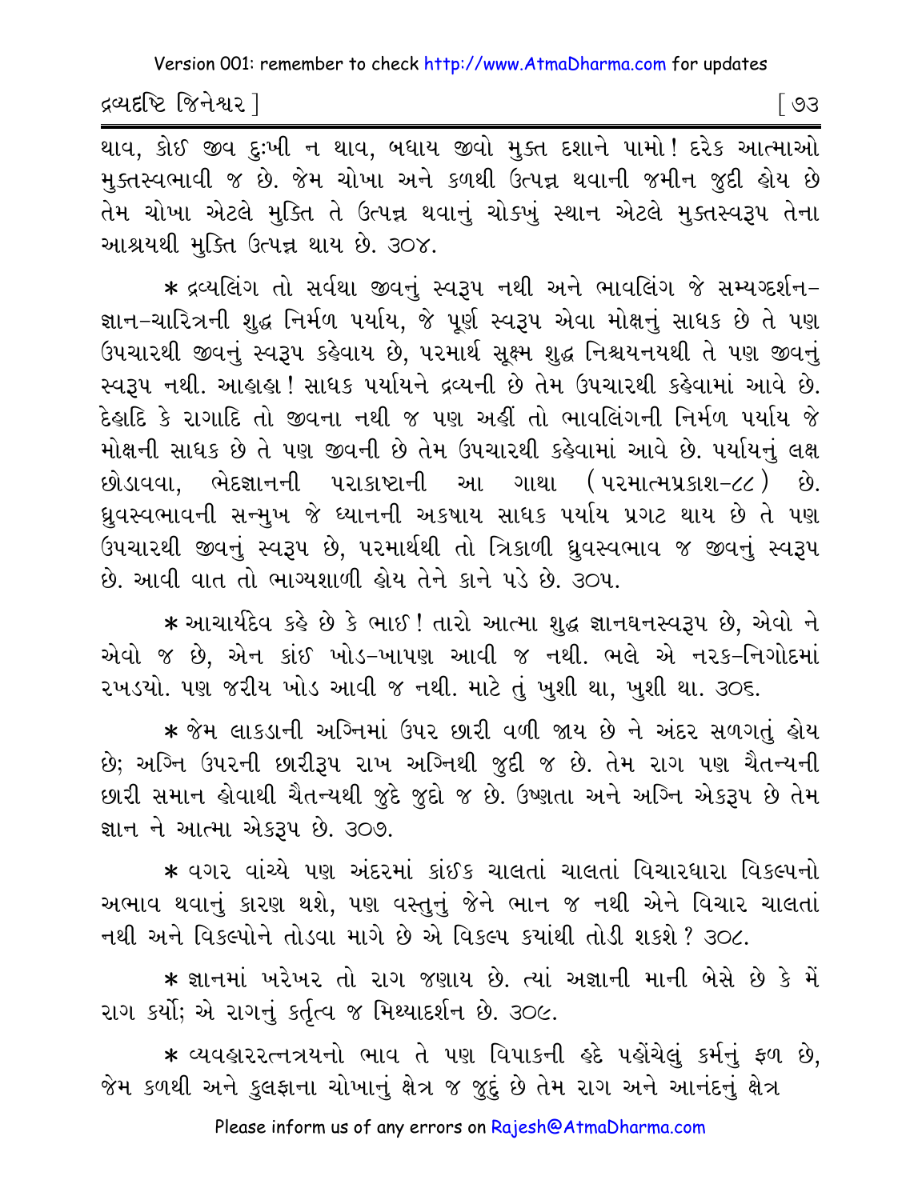થાવ, કોઈ જીવ દુઃખી ન થાવ, બધાય જીવો મુક્ત દશાને પામો! દરેક આત્માઓ મુક્તસ્વભાવી જ છે. જેમ ચોખા અને કળથી ઉત્પન્ન થવાની જમીન જુદી હોય છે તેમ ચોખા એટલે મુક્તિ તે ઉત્પન્ન થવાનું ચોક્ખું સ્થાન એટલે મુક્તસ્વરૂપ તેના આશ્રયથી મુક્તિ ઉત્પન્ન થાય છે. ૩૦૪.

* દ્રવ્યલિંગ તો સર્વથા જીવનું સ્વરૂપ નથી અને ભાવલિંગ જે સમ્યગ્દર્શન-જ્ઞાન-ચારિત્રની શુદ્ધ નિર્મળ પર્યાય, જે પૂર્ણ સ્વરૂપ એવા મોક્ષનું સાધક છે તે પણ ઉપચારથી જીવનું સ્વરૂપ કહેવાય છે, પરમાર્થ સૂક્ષ્મ શુદ્ધ નિશ્ચયનયથી તે પણ જીવનું સ્વરૂપ નથી. આહાહા! સાધક પર્યાયને દ્રવ્યની છે તેમ ઉપચારથી કહેવામાં આવે છે. દેહાદિ કે રાગાદિ તો જીવના નથી જ પણ અહીં તો ભાવલિંગની નિર્મળ પર્યાય જે મોક્ષની સાધક છે તે પણ જીવની છે તેમ ઉપચારથી કહેવામાં આવે છે. પર્યાયનું લક્ષ છોડાવવા, ભેદજ્ઞાનની પરાકાષ્ટાની આ ગાથા (પરમાત્મપ્રકાશ-૮૮) છે. ધ્રુવસ્વભાવની સન્મુખ જે ધ્યાનની અકષાય સાધક પર્યાય પ્રગટ થાય છે તે પણ ઉપચારથી જીવનું સ્વરૂપ છે, પરમાર્થથી તો ત્રિકાળી ધ્રુવસ્વભાવ જ જીવનું સ્વરૂપ છે. આવી વાત તો ભાગ્યશાળી હોય તેને કાને પડે છે. ૩૦૫.

* આચાર્યદેવ કહે છે કે ભાઈ! તારો આત્મા શુદ્ધ જ્ઞાનઘનસ્વરૂપ છે, એવો ને એવો જ છે, એન કાંઈ ખોડ-ખાપણ આવી જ નથી. ભલે એ નરક-નિગોદમાં રખડયો. પણ જરીય ખોડ આવી જ નથી. માટે તું ખુશી થા, ખુશી થા. ૩૦૬.

* જેમ લાકડાની અગ્નિમાં ઉપર છારી વળી જાય છે ને અંદર સળગતું હોય છે; અગ્નિ ઉપરની છારીરૂપ રાખ અગ્નિથી જુદી જ છે. તેમ રાગ પણ ચૈતન્યની છારી સમાન હોવાથી ચૈતન્યથી જુદે જુદો જ છે. ઉષ્ણતા અને અગ્નિ એકરૂપ છે તેમ જ્ઞાન ને આત્મા એકરૂપ છે. ૩૦૭.

* વગર વાંચ્યે પણ અંદરમાં કાંઈક ચાલતાં ચાલતાં વિચારધારા વિકલ્પનો અભાવ થવાનું કારણ થશે, પણ વસ્તુનું જેને ભાન જ નથી એને વિચાર ચાલતાં નથી અને વિકલ્પોને તોડવા માગે છે એ વિકલ્પ કયાંથી તોડી શકશે? ૩૦૮.

* જ્ઞાનમાં ખરેખર તો રાગ જણાય છે. ત્યાં અજ્ઞાની માની બેસે છે કે મેં રાગ કર્યો; એ રાગનું કર્તૃત્વ જ મિથ્યાદર્શન છે. ૩૦૯.

* વ્યવહારરત્નત્રયનો ભાવ તે પણ વિપાકની હદે પહોંચેલું કર્મનું ફળ છે, જેમ કળથી અને કુલફાના ચોખાનું ક્ષેત્ર જ જુદું છે તેમ રાગ અને આનંદનું ક્ષેત્ર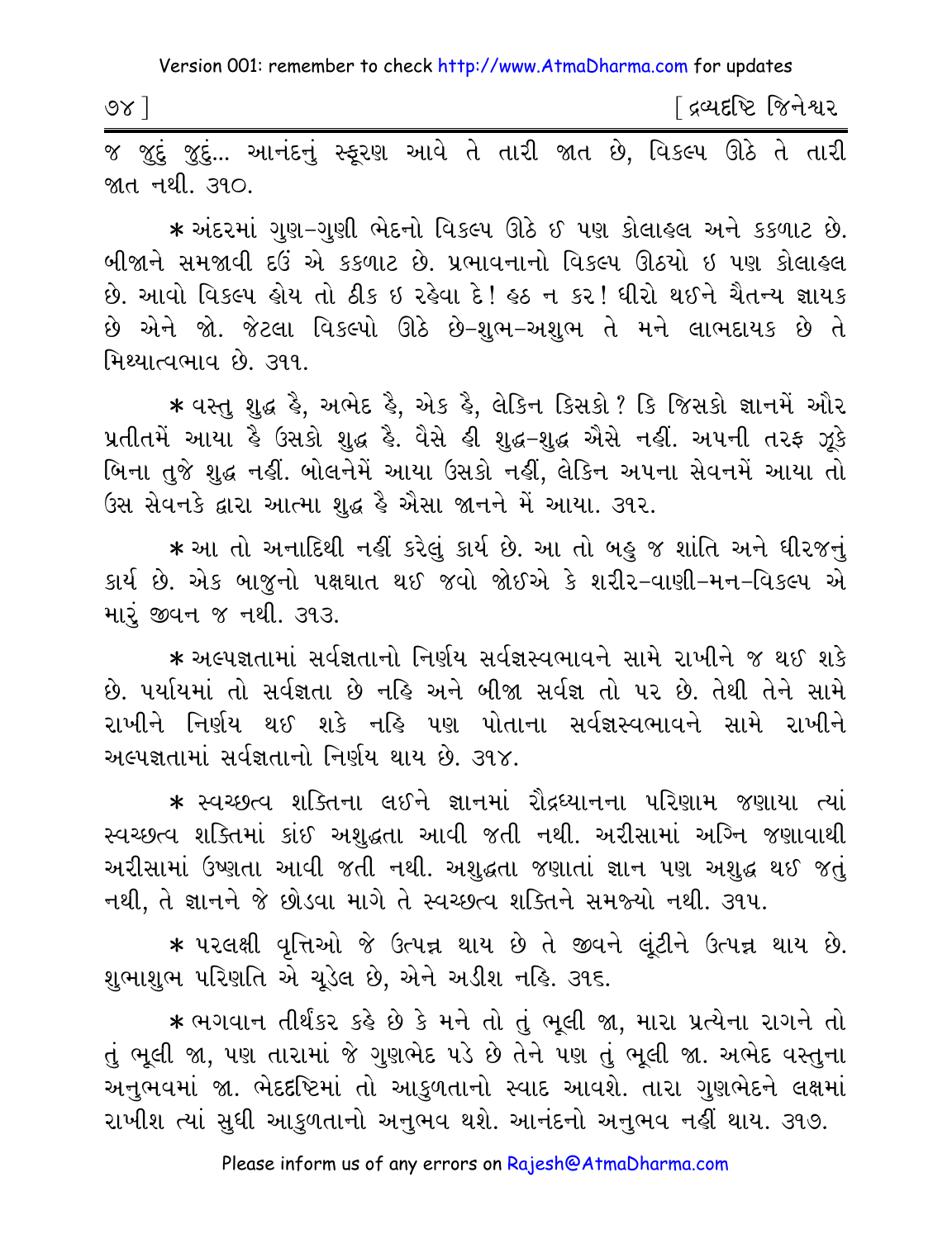જ જુદું જુદું... આનંદનું સ્ફૂરણ આવે તે તારી જાત છે, વિકલ્પ ઊઠે તે તારી જાત નથી. ૩૧૦.

* અંદરમાં ગુણ-ગુણી ભેદનો વિકલ્પ ઊઠે ઈ પણ કોલાહલ અને કકળાટ છે. બીજાને સમજાવી દઉં એ કકળાટ છે. પ્રભાવનાનો વિકલ્પ ઊઠયો ઇ પણ કોલાહલ છે. આવો વિકલ્પ હોય તો ઠીક ઇ રહેવા દે! હઠ ન કર! ધીરો થઈને ચૈતન્ય જ્ઞાયક છે એને જો. જેટલા વિકલ્પો ઊઠે છે-શુભ-અશુભ તે મને લાભદાયક છે તે મિથ્યાત્વભાવ છે. ૩૧૧.

* વસ્તુ શુદ્ધ હૈ, અભેદ હૈ, એક હૈ, લેકિન કિસકો? કિ જિસકો જ્ઞાનમેં ઔર પ્રતીતમેં આયા હૈ ઉસકો શુદ્ધ હૈ. વૈસે હી શુદ્ધ-શુદ્ધ ઐસે નહીં. અપની તરફ ઝૂકે બિના તુજે શુદ્ધ નહીં. બોલનેમેં આયા ઉસકો નહીં, લેકિન અપના સેવનમેં આયા તો ઉસ સેવનકે દ્વારા આત્મા શુદ્ધ હૈ ઐસા જાનને મેં આયા. ૩૧૨.

* આ તો અનાદિથી નહીં કરેલું કાર્ય છે. આ તો બહુ જ શાંતિ અને ધીરજનું કાર્ય છે. એક બાજુનો પક્ષઘાત થઈ જવો જોઈએ કે શરીર-વાણી-મન-વિકલ્પ એ મારું જીવન જ નથી. ૩૧૩.

* અલ્પજ્ઞતામાં સર્વજ્ઞતાનો નિર્ણય સર્વજ્ઞસ્વભાવને સામે રાખીને જ થઈ શકે છે. પર્યાયમાં તો સર્વજ્ઞતા છે નહિ અને બીજા સર્વજ્ઞ તો પર છે. તેથી તેને સામે રાખીને નિર્ણય થઈ શકે નહિ પણ પોતાના સર્વજ્ઞસ્વભાવને સામે રાખીને અલ્પજ્ઞતામાં સર્વજ્ઞતાનો નિર્ણય થાય છે. ૩૧૪.

* સ્વચ્છત્વ શક્તિના લઈને જ્ઞાનમાં રૌદ્રધ્યાનના પરિણામ જણાયા ત્યાં સ્વચ્છત્વ શક્તિમાં કાંઈ અશુદ્ધતા આવી જતી નથી. અરીસામાં અગ્નિ જણાવાથી અરીસામાં ઉષ્ણતા આવી જતી નથી. અશુદ્ધતા જણાતાં જ્ઞાન પણ અશુદ્ધ થઈ જતું નથી, તે જ્ઞાનને જે છોડવા માગે તે સ્વચ્છત્વ શક્તિને સમજ્યો નથી. ૩૧૫.

* પરલક્ષી વૃત્તિઓ જે ઉત્પન્ન થાય છે તે જીવને લૂંટીને ઉત્પન્ન થાય છે. શુભાશુભ પરિણતિ એ ચૂડેલ છે, એને અડીશ નહિ. ૩૧૬.

* ભગવાન તીર્થંકર કહે છે કે મને તો તું ભૂલી જા, મારા પ્રત્યેના રાગને તો તું ભૂલી જા, પણ તારામાં જે ગુણભેદ પડે છે તેને પણ તું ભૂલી જા. અભેદ વસ્તુના અનુભવમાં જા. ભેદદૃષ્ટિમાં તો આકુળતાનો સ્વાદ આવશે. તારા ગુણભેદને લક્ષમાં રાખીશ ત્યાં સુધી આકુળતાનો અનુભવ થશે. આનંદનો અનુભવ નહીં થાય. ૩૧૭.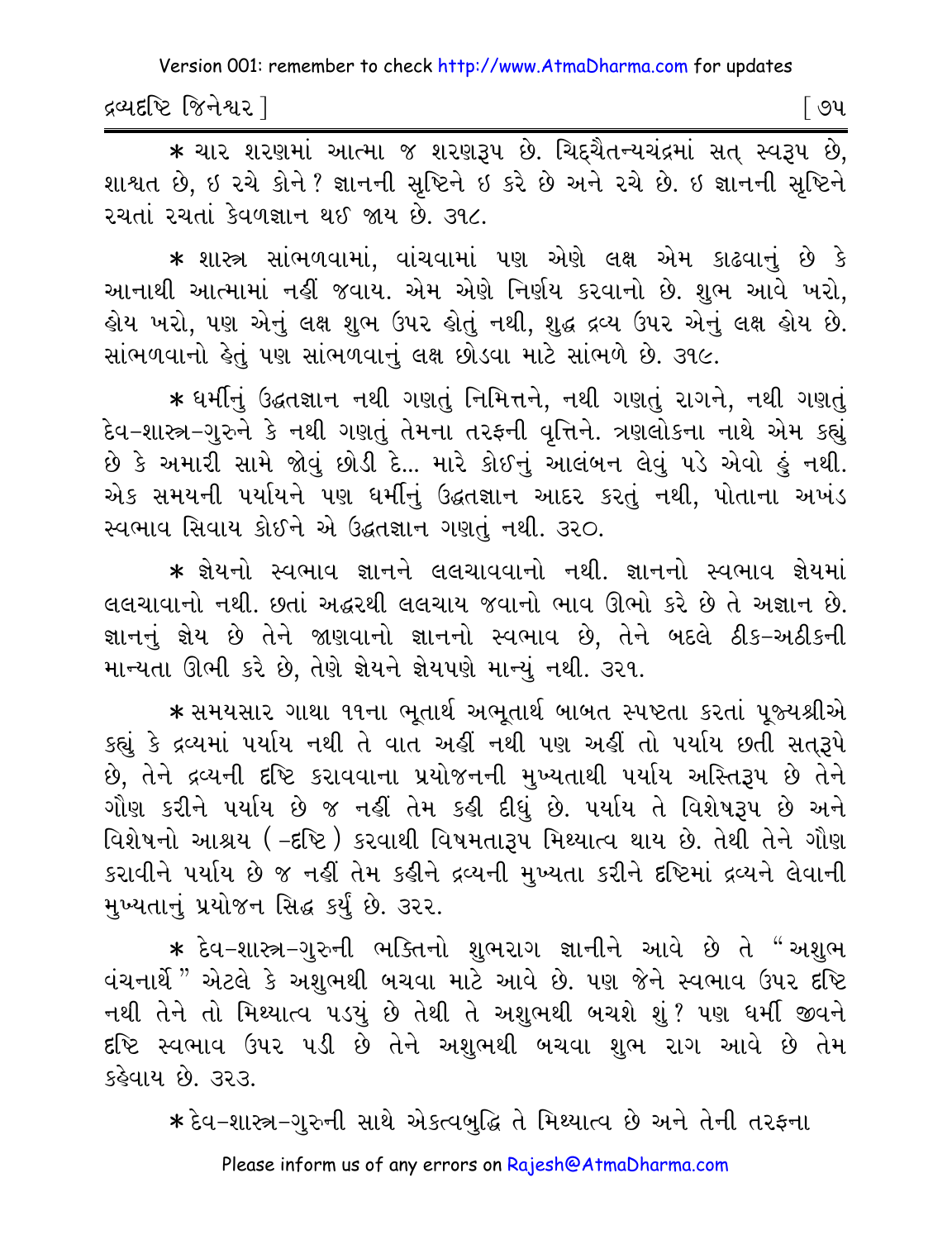* ચાર શરણમાં આત્મા જ શરણરૂપ છે. ચિદ્ચૈતન્યચંદ્રમાં સત્ સ્વરૂપ છે, શાશ્વત છે, ઇ રચે કોને? જ્ઞાનની સૃષ્ટિને ઇ કરે છે અને રચે છે. ઇ જ્ઞાનની સૃષ્ટિને રચતાં રચતાં કેવળજ્ઞાન થઈ જાય છે. ૩૧૮.

* શાસ્ત્ર સાંભળવામાં, વાંચવામાં પણ એણે લક્ષ એમ કાઢવાનું છે કે આનાથી આત્મામાં નહીં જવાય. એમ એણે નિર્ણય કરવાનો છે. શુભ આવે ખરો, હોય ખરો, પણ એનું લક્ષ શુભ ઉપર હોતું નથી, શુદ્ધ દ્રવ્ય ઉપર એનું લક્ષ હોય છે. સાંભળવાનો હેતું પણ સાંભળવાનું લક્ષ છોડવા માટે સાંભળે છે. ૩૧૯.

* ધર્મીનું ઉદ્ધતજ્ઞાન નથી ગણતું નિમિત્તને, નથી ગણતું રાગને, નથી ગણતું દેવ-શાસ્ત્ર-ગુરુને કે નથી ગણતું તેમના તરફની વૃત્તિને. ત્રણલોકના નાથે એમ કહ્યું છે કે અમારી સામે જોવું છોડી દે... મારે કોઈનું આલંબન લેવું પડે એવો હું નથી. એક સમયની પર્યાયને પણ ધર્મીનું ઉદ્ધતજ્ઞાન આદર કરતું નથી, પોતાના અખંડ સ્વભાવ સિવાય કોઈને એ ઉદ્ધતજ્ઞાન ગણતું નથી. ૩૨૦.

* જ્ઞેયનો સ્વભાવ જ્ઞાનને લલચાવવાનો નથી. જ્ઞાનનો સ્વભાવ જ્ઞેયમાં લલચાવાનો નથી. છતાં અદ્ધરથી લલચાય જવાનો ભાવ ઊભો કરે છે તે અજ્ઞાન છે. જ્ઞાનનું જ્ઞેય છે તેને જાણવાનો જ્ઞાનનો સ્વભાવ છે, તેને બદલે ઠીક-અઠીકની માન્યતા ઊભી કરે છે, તેણે જ્ઞેયને જ્ઞેયપણે માન્યું નથી. ૩૨૧.

* સમયસાર ગાથા ૧૧ના ભૂતાર્થ અભૂતાર્થ બાબત સ્પષ્ટતા કરતાં પૂજ્યશ્રીએ કહ્યું કે દ્રવ્યમાં પર્યાય નથી તે વાત અહીં નથી પણ અહીં તો પર્યાય છતી સત્‌રૂપે છે, તેને દ્રવ્યની દૃષ્ટિ કરાવવાના પ્રયોજનની મુખ્યતાથી પર્યાય અસ્તિરૂપ છે તેને ગૌણ કરીને પર્યાય છે જ નહીં તેમ કહી દીધું છે. પર્યાય તે વિશેષરૂપ છે અને વિશેષનો આશ્રય (-દૃષ્ટિ) કરવાથી વિષમતારૂપ મિથ્યાત્વ થાય છે. તેથી તેને ગૌણ કરાવીને પર્યાય છે જ નહીં તેમ કહીને દ્રવ્યની મુખ્યતા કરીને દૃષ્ટિમાં દ્રવ્યને લેવાની મુખ્યતાનું પ્રયોજન સિદ્ધ કર્યું છે. ૩૨૨.

* દેવ-શાસ્ત્ર-ગુરુની ભક્તિનો શુભરાગ જ્ઞાનીને આવે છે તે "અશુભ વંચનાર્થે" એટલે કે અશુભથી બચવા માટે આવે છે. પણ જેને સ્વભાવ ઉપર દૃષ્ટિ નથી તેને તો મિથ્યાત્વ પડ્યું છે તેથી તે અશુભથી બચશે શું? પણ ધર્મી જીવને દૃષ્ટિ સ્વભાવ ઉપર પડી છે તેને અશુભથી બચવા શુભ રાગ આવે છે તેમ કહેવાય છે. ૩૨૩.

* દેવ-શાસ્ત્ર-ગુરુની સાથે એકત્વબુદ્ધિ તે મિથ્યાત્વ છે અને તેની તરફના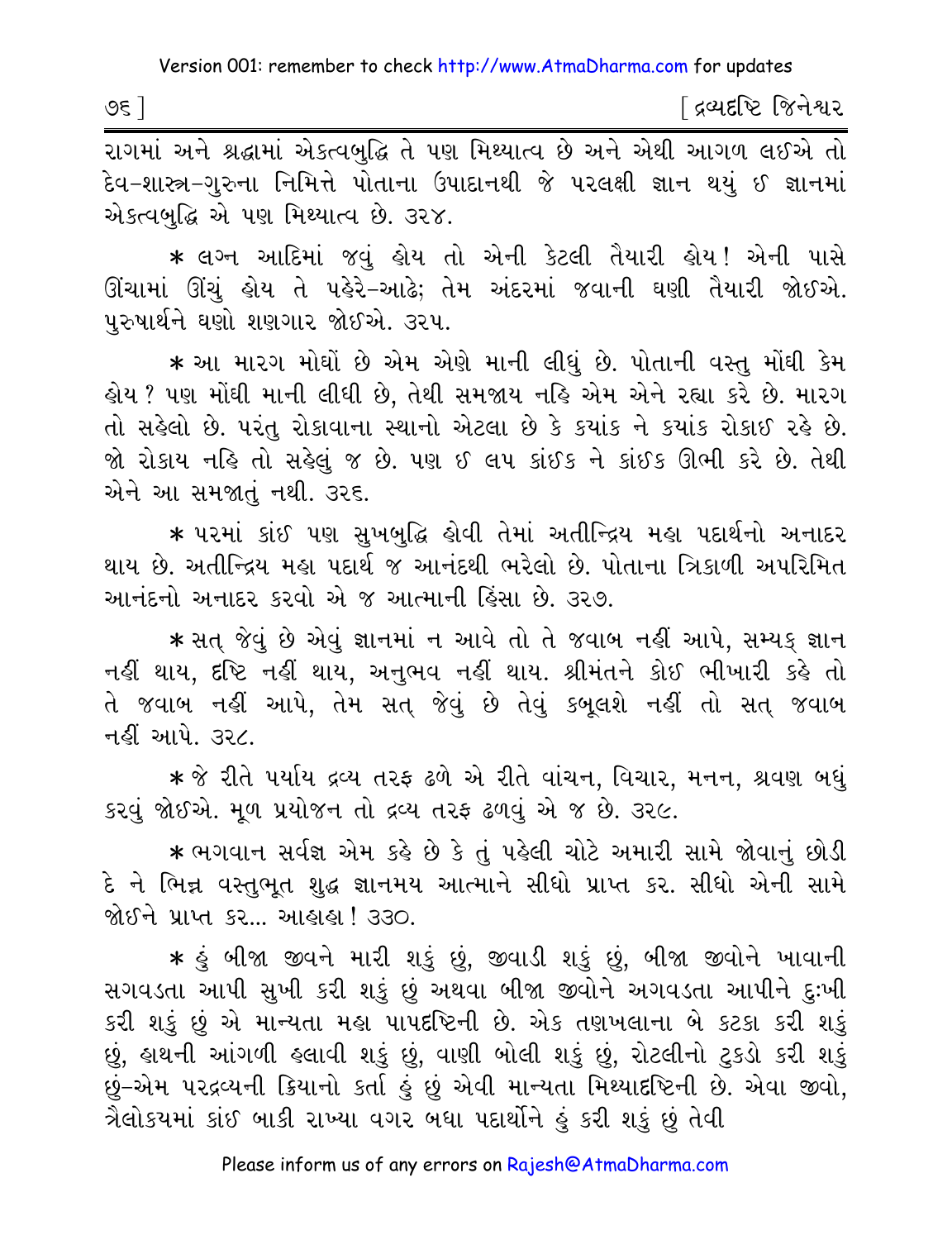રાગમાં અને શ્રદ્ધામાં એકત્વબુદ્ધિ તે પણ મિથ્યાત્વ છે અને એથી આગળ લઈએ તો દેવ-શાસ્ત્ર-ગુરુના નિમિત્તે પોતાના ઉપાદાનથી જે પરલક્ષી જ્ઞાન થયું ઈ જ્ઞાનમાં એકત્વબુદ્ધિ એ પણ મિથ્યાત્વ છે. ૩૨૪.

* લગ્ન આદિમાં જવું હોય તો એની કેટલી તૈયારી હોય! એની પાસે ઊંચામાં ઊંચું હોય તે પહેરે-આઢે; તેમ અંદરમાં જવાની ઘણી તૈયારી જોઈએ. પુરુષાર્થને ઘણો શણગાર જોઈએ. ૩૨૫.

* આ મારગ મોંઘો છે એમ એણે માની લીધું છે. પોતાની વસ્તુ મોંઘી કેમ હોય ? પણ મોંઘી માની લીધી છે, તેથી સમજાય નહિ એમ એને રહ્યા કરે છે. મારગ તો સહેલો છે. પરંતુ રોકાવાના સ્થાનો એટલા છે કે ક્યાંક ને ક્યાંક રોકાઈ રહે છે. જો રોકાય નહિ તો સહેલું જ છે. પણ ઈ લપ કાંઈક ને કાંઈક ઊભી કરે છે. તેથી એને આ સમજાતું નથી. ૩૨૬.

* પરમાં કાંઈ પણ સુખબુદ્ધિ હોવી તેમાં અતીન્દ્રિય મહા પદાર્થનો અનાદર થાય છે. અતીન્દ્રિય મહા પદાર્થ જ આનંદથી ભરેલો છે. પોતાના ત્રિકાળી અપરિમિત આનંદનો અનાદર કરવો એ જ આત્માની હિંસા છે. ૩૨૭.

* સત્ જેવું છે એવું જ્ઞાનમાં ન આવે તો તે જવાબ નહીં આપે, સમ્યક્ જ્ઞાન નહીં થાય, દૃષ્ટિ નહીં થાય, અનુભવ નહીં થાય. શ્રીમંતને કોઈ ભીખારી કહે તો તે જવાબ નહીં આપે, તેમ સત્ જેવું છે તેવું કબૂલશે નહીં તો સત્ જવાબ નહીં આપે. ૩૨૮.

* જે રીતે પર્યાય દ્રવ્ય તરફ ઢળે એ રીતે વાંચન, વિચાર, મનન, શ્રવણ બધું કરવું જોઈએ. મૂળ પ્રયોજન તો દ્રવ્ય તરફ ઢળવું એ જ છે. ૩૨૯.

* ભગવાન સર્વજ્ઞ એમ કહે છે કે તું પહેલી ચોટે અમારી સામે જોવાનું છોડી દે ને ભિન્ન વસ્તુભૂત શુદ્ધ જ્ઞાનમય આત્માને સીધો પ્રાપ્ત કર. સીધો એની સામે જોઈને પ્રાપ્ત કર... આહાહા! ૩૩૦.

* હું બીજા જીવને મારી શકું છું, જીવાડી શકું છું, બીજા જીવોને ખાવાની સગવડતા આપી સુખી કરી શકું છું અથવા બીજા જીવોને અગવડતા આપીને દુઃખી કરી શકું છું એ માન્યતા મહા પાપદૃષ્ટિની છે. એક તણખલાના બે કટકા કરી શકું છું, હાથની આંગળી હલાવી શકું છું, વાણી બોલી શકું છું, રોટલીનો ટુકડો કરી શકું છું-એમ પરદ્રવ્યની ક્રિયાનો કર્તા હું છું એવી માન્યતા મિથ્યાદૃષ્ટિની છે. એવા જીવો, ત્રૈલોકયમાં કાંઈ બાકી રાખ્યા વગર બધા પદાર્થોને હું કરી શકું છું તેવી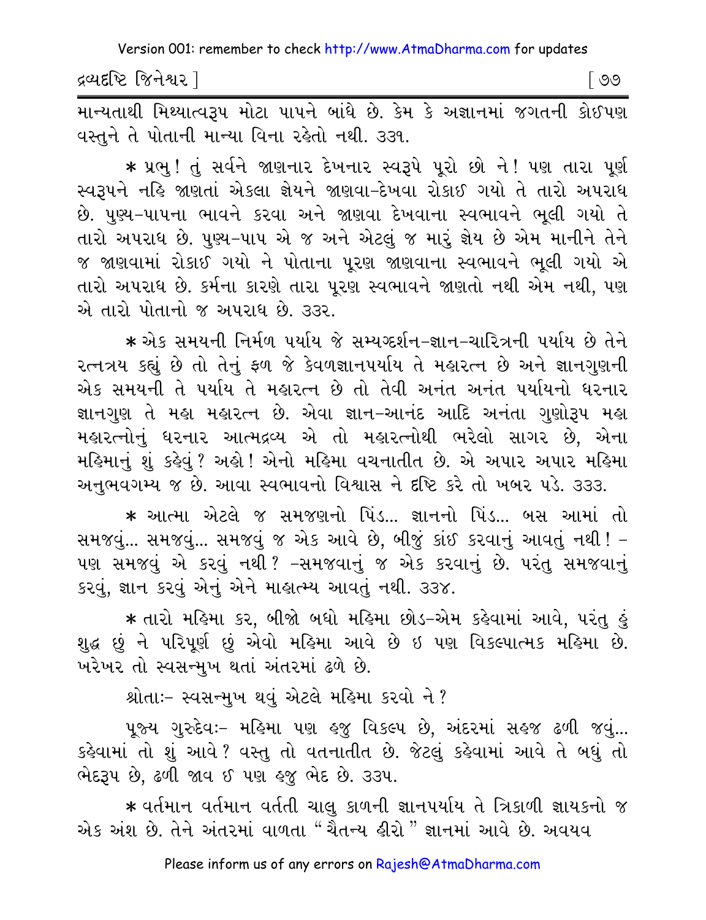માન્યતાથી મિથ્યાત્વરૂપ મોટા પાપને બાંધે છે. કેમ કે અજ્ઞાનમાં જગતની કોઈપણ વસ્તુને તે પોતાની માન્યા વિના રહેતો નથી. ૩૩૧.

* પ્રભુ! તું સર્વને જાણનાર દેખનાર સ્વરૂપે પૂરો છો ને! પણ તારા પૂર્ણ સ્વરૂપને નહિ જાણતાં એકલા જ્ઞેયને જાણવા-દેખવા રોકાઈ ગયો તે તારો અપરાધ છે. પુણ્ય-પાપના ભાવને કરવા અને જાણવા દેખવાના સ્વભાવને ભૂલી ગયો તે તારો અપરાધ છે. પુણ્ય-પાપ એ જ અને એટલું જ મારું જ્ઞેય છે એમ માનીને તેને જ જાણવામાં રોકાઈ ગયો ને પોતાના પૂરણ જાણવાના સ્વભાવને ભૂલી ગયો એ તારો અપરાધ છે. કર્મના કારણે તારા પૂરણ સ્વભાવને જાણતો નથી એમ નથી, પણ એ તારો પોતાનો જ અપરાધ છે. ૩૩૨.

* એક સમયની નિર્મળ પર્યાય જે સમ્યગ્દર્શન-જ્ઞાન-ચારિત્રની પર્યાય છે તેને રત્નત્રય કહ્યું છે તો તેનું ફળ જે કેવળજ્ઞાનપર્યાય તે મહારત્ન છે અને જ્ઞાનગુણની એક સમયની તે પર્યાય તે મહારત્ન છે તો તેવી અનંત અનંત પર્યાયનો ધરનાર જ્ઞાનગુણ તે મહા મહારત્ન છે. એવા જ્ઞાન-આનંદ આદિ અનંતા ગુણોરૂપ મહા મહારત્નોનું ધરનાર આત્મદ્રવ્ય એ તો મહારત્નોથી ભરેલો સાગર છે, એના મહિમાનું શું કહેવું? અહો! એનો મહિમા વચનાતીત છે. એ અપાર અપાર મહિમા અનુભવગમ્ય જ છે. આવા સ્વભાવનો વિશ્વાસ ને દૃષ્ટિ કરે તો ખબર પડે. ૩૩૩.

* આત્મા એટલે જ સમજણનો પિંડ... જ્ઞાનનો પિંડ... બસ આમાં તો સમજવું... સમજવું... સમજવું જ એક આવે છે, બીજું કાંઈ કરવાનું આવતું નથી! - પણ સમજવું એ કરવું નથી? -સમજવાનું જ એક કરવાનું છે. પરંતુ સમજવાનું કરવું, જ્ઞાન કરવું એનું એને માહાત્મ્ય આવતું નથી. ૩૩૪.

* તારો મહિમા કર, બીજો બધો મહિમા છોડ-એમ કહેવામાં આવે, પરંતુ હું શુદ્ધ છું ને પરિપૂર્ણ છું એવો મહિમા આવે છે ઇ પણ વિકલ્પાત્મક મહિમા છે. ખરેખર તો સ્વસન્મુખ થતાં અંતરમાં ઢળે છે.

શ્રોતાઃ- સ્વસન્મુખ થવું એટલે મહિમા કરવો ને?

પૂજ્ય ગુરુદેવઃ- મહિમા પણ હજુ વિકલ્પ છે, અંદરમાં સહજ ઢળી જવું... કહેવામાં તો શું આવે? વસ્તુ તો વતનાતીત છે. જેટલું કહેવામાં આવે તે બધું તો ભેદરૂપ છે, ઢળી જાવ ઈ પણ હજુ ભેદ છે. ૩૩૫.

* વર્તમાન વર્તમાન વર્તતી ચાલુ કાળની જ્ઞાનપર્યાય તે ત્રિકાળી જ્ઞાયકનો જ એક અંશ છે. તેને અંતરમાં વાળતા "ચૈતન્ય હીરો" જ્ઞાનમાં આવે છે. અવયવ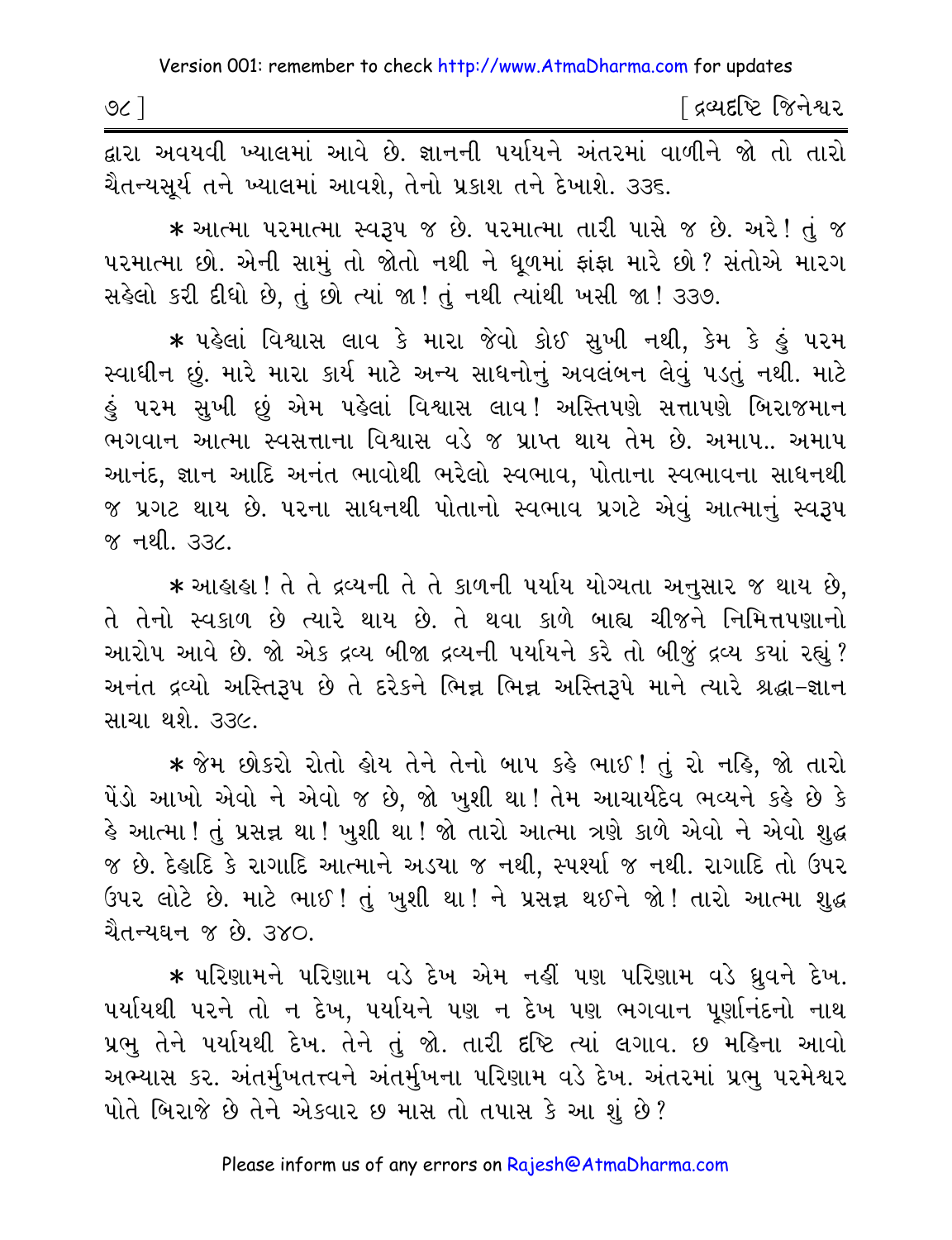દ્વારા અવયવી ખ્યાલમાં આવે છે. જ્ઞાનની પર્યાયને અંતરમાં વાળીને જો તો તારો ચૈતન્યસૂર્ય તને ખ્યાલમાં આવશે, તેનો પ્રકાશ તને દેખાશે. ૩૩૬.

* આત્મા પરમાત્મા સ્વરૂપ જ છે. પરમાત્મા તારી પાસે જ છે. અરે! તું જ પરમાત્મા છો. એની સામું તો જોતો નથી ને ધૂળમાં ફાંફા મારે છો? સંતોએ મારગ સહેલો કરી દીધો છે, તું છો ત્યાં જા! તું નથી ત્યાંથી ખસી જા! ૩૩૭.

* પહેલાં વિશ્વાસ લાવ કે મારા જેવો કોઈ સુખી નથી, કેમ કે હું પરમ સ્વાધીન છું. મારે મારા કાર્ય માટે અન્ય સાધનોનું અવલંબન લેવું પડતું નથી. માટે હું પરમ સુખી છું એમ પહેલાં વિશ્વાસ લાવ! અસ્તિપણે સત્તાપણે બિરાજમાન ભગવાન આત્મા સ્વસત્તાના વિશ્વાસ વડે જ પ્રાપ્ત થાય તેમ છે. અમાપ.. અમાપ આનંદ, જ્ઞાન આદિ અનંત ભાવોથી ભરેલો સ્વભાવ, પોતાના સ્વભાવના સાધનથી જ પ્રગટ થાય છે. પરના સાધનથી પોતાનો સ્વભાવ પ્રગટે એવું આત્માનું સ્વરૂપ જ નથી. ૩૩૮.

* આહાહા! તે તે દ્રવ્યની તે તે કાળની પર્યાય યોગ્યતા અનુસાર જ થાય છે, તે તેનો સ્વકાળ છે ત્યારે થાય છે. તે થવા કાળે બાહ્ય ચીજને નિમિત્તપણાનો આરોપ આવે છે. જો એક દ્રવ્ય બીજા દ્રવ્યની પર્યાયને કરે તો બીજું દ્રવ્ય કયાં રહ્યું? અનંત દ્રવ્યો અસ્તિરૂપ છે તે દરેકને ભિન્ન ભિન્ન અસ્તિરૂપે માને ત્યારે શ્રદ્ધા-જ્ઞાન સાચા થશે. ૩૩૯.

* જેમ છોકરો રોતો હોય તેને તેનો બાપ કહે ભાઈ! તું રો નહિ, જો તારો પેંડો આખો એવો ને એવો જ છે, જો ખુશી થા! તેમ આચાર્યદેવ ભવ્યને કહે છે કે હે આત્મા! તું પ્રસન્ન થા! ખુશી થા! જો તારો આત્મા ત્રણે કાળે એવો ને એવો શુદ્ધ જ છે. દેહાદિ કે રાગાદિ આત્માને અડયા જ નથી, સ્પર્શ્યા જ નથી. રાગાદિ તો ઉપર ઉપર લોટે છે. માટે ભાઈ! તું ખુશી થા! ને પ્રસન્ન થઈને જો! તારો આત્મા શુદ્ધ ચૈતન્યઘન જ છે. ૩૪૦.

* પરિણામને પરિણામ વડે દેખ એમ નહીં પણ પરિણામ વડે ધ્રુવને દેખ. પર્યાયથી પરને તો ન દેખ, પર્યાયને પણ ન દેખ પણ ભગવાન પૂર્ણાનંદનો નાથ પ્રભુ તેને પર્યાયથી દેખ. તેને તું જો. તારી દૃષ્ટિ ત્યાં લગાવ. છ મહિના આવો અભ્યાસ કર. અંતર્મુખતત્ત્વને અંતર્મુખના પરિણામ વડે દેખ. અંતરમાં પ્રભુ પરમેશ્વર પોતે બિરાજે છે તેને એકવાર છ માસ તો તપાસ કે આ શું છે?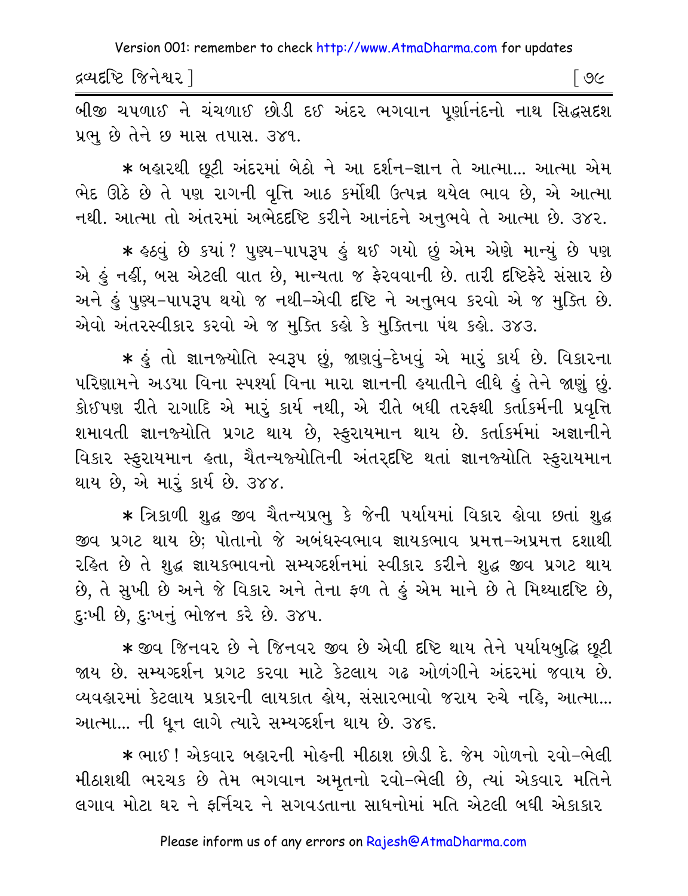બીજી ચપળાઈ ને ચંચળાઈ છોડી દઈ અંદર ભગવાન પૂર્ણાનંદનો નાથ સિદ્ધસદશ પ્રભુ છે તેને છ માસ તપાસ. ૩૪૧.

* બહારથી છૂટી અંદરમાં બેઠો ને આ દર્શન-જ્ઞાન તે આત્મા... આત્મા એમ ભેદ ઊઠે છે તે પણ રાગની વૃત્તિ આઠ કર્મોથી ઉત્પન્ન થયેલ ભાવ છે, એ આત્મા નથી. આત્મા તો અંતરમાં અભેદદષ્ટિ કરીને આનંદને અનુભવે તે આત્મા છે. ૩૪૨.

* હઠવું છે કયાં? પુણ્ય-પાપરૂપ હું થઈ ગયો છું એમ એણે માન્યું છે પણ એ હું નહીં, બસ એટલી વાત છે, માન્યતા જ ફેરવવાની છે. તારી દષ્ટિફેરે સંસાર છે અને હું પુણ્ય-પાપરૂપ થયો જ નથી-એવી દષ્ટિ ને અનુભવ કરવો એ જ મુક્તિ છે. એવો અંતરસ્વીકાર કરવો એ જ મુક્તિ કહો કે મુક્તિના પંથ કહો. ૩૪૩.

* હું તો જ્ઞાનજ્યોતિ સ્વરૂપ છું, જાણવું-દેખવું એ મારું કાર્ય છે. વિકારના પરિણામને અડયા વિના સ્પર્શ્યા વિના મારા જ્ઞાનની હયાતીને લીધે હું તેને જાણું છું. કોઈપણ રીતે રાગાદિ એ મારું કાર્ય નથી, એ રીતે બધી તરફથી કર્તાકર્મની પ્રવૃત્તિ શમાવતી જ્ઞાનજ્યોતિ પ્રગટ થાય છે, સ્ફુરાયમાન થાય છે. કર્તાકર્મમાં અજ્ઞાનીને વિકાર સ્ફુરાયમાન હતા, ચૈતન્યજ્યોતિની અંતરદષ્ટિ થતાં જ્ઞાનજ્યોતિ સ્ફુરાયમાન થાય છે, એ મારું કાર્ય છે. ૩૪૪.

* ત્રિકાળી શુદ્ધ જીવ ચૈતન્યપ્રભુ કે જેની પર્યાયમાં વિકાર હોવા છતાં શુદ્ધ જીવ પ્રગટ થાય છે; પોતાનો જે અબંધસ્વભાવ જ્ઞાયકભાવ પ્રમત્ત-અપ્રમત્ત દશાથી રહિત છે તે શુદ્ધ જ્ઞાયકભાવનો સમ્યગ્દર્શનમાં સ્વીકાર કરીને શુદ્ધ જીવ પ્રગટ થાય છે, તે સુખી છે અને જે વિકાર અને તેના ફળ તે હું એમ માને છે તે મિથ્યાદષ્ટિ છે, દુઃખી છે, દુઃખનું ભોજન કરે છે. ૩૪૫.

* જીવ જિનવર છે ને જિનવર જીવ છે એવી દષ્ટિ થાય તેને પર્યાયબુદ્ધિ છૂટી જાય છે. સમ્યગ્દર્શન પ્રગટ કરવા માટે કેટલાય ગઢ ઓળંગીને અંદરમાં જવાય છે. વ્યવહારમાં કેટલાય પ્રકારની લાયકાત હોય, સંસારભાવો જરાય રુચે નહિ, આત્મા... આત્મા... ની ધૂન લાગે ત્યારે સમ્યગ્દર્શન થાય છે. ૩૪૬.

* ભાઈ! એકવાર બહારની મોહની મીઠાશ છોડી દે. જેમ ગોળનો રવો-ભેલી મીઠાશથી ભરચક છે તેમ ભગવાન અમૃતનો રવો-ભેલી છે, ત્યાં એકવાર મતિને લગાવ મોટા ઘર ને ફર્નિચર ને સગવડતાના સાધનોમાં મતિ એટલી બધી એકાકાર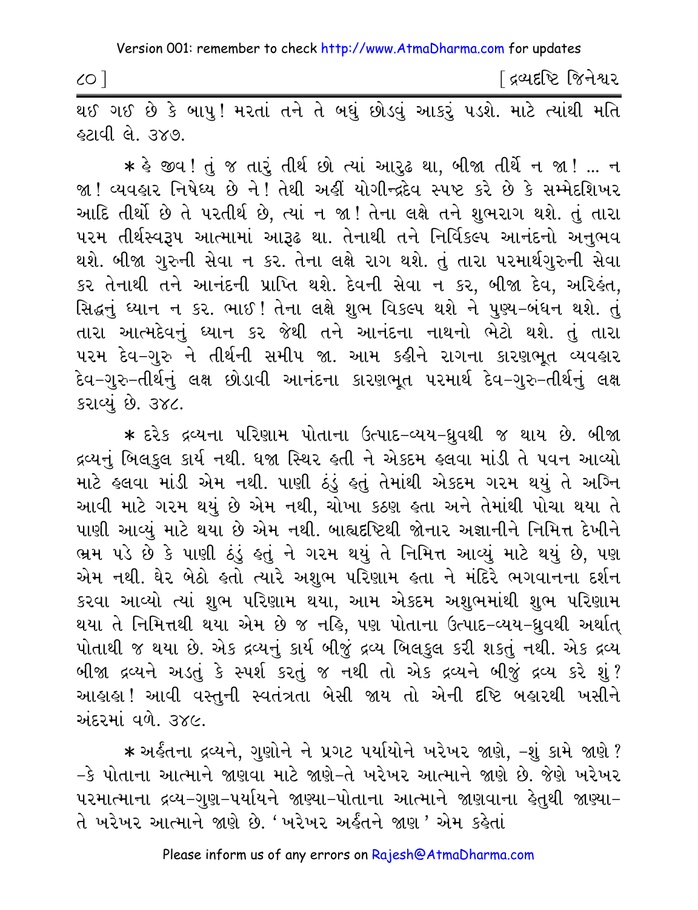થઈ ગઈ છે કે બાપુ! મરતાં તને તે બધું છોડવું આકરું પડશે. માટે ત્યાંથી મતિ હટાવી લે. ૩૪૭.

* હે જીવ! તું જ તારું તીર્થ છો ત્યાં આરુઢ થા, બીજા તીર્થે ન જા! ... ન જા! વ્યવહાર નિષેધ્ય છે ને! તેથી અહીં યોગીન્દ્રદેવ સ્પષ્ટ કરે છે કે સમ્મેદશિખર આદિ તીર્થો છે તે પરતીર્થ છે, ત્યાં ન જા! તેના લક્ષે તને શુભરાગ થશે. તું તારા પરમ તીર્થસ્વરૂપ આત્મામાં આરૂઢ થા. તેનાથી તને નિર્વિકલ્પ આનંદનો અનુભવ થશે. બીજા ગુરુની સેવા ન કર. તેના લક્ષે રાગ થશે. તું તારા પરમાર્થગુરુની સેવા કર તેનાથી તને આનંદની પ્રાપ્તિ થશે. દેવની સેવા ન કર, બીજા દેવ, અરિહંત, સિદ્ધનું ધ્યાન ન કર. ભાઈ! તેના લક્ષે શુભ વિકલ્પ થશે ને પુણ્ય-બંધન થશે. તું તારા આત્મદેવનું ધ્યાન કર જેથી તને આનંદના નાથનો ભેટો થશે. તું તારા પરમ દેવ-ગુરુ ને તીર્થની સમીપ જા. આમ કહીને રાગના કારણભૂત વ્યવહાર દેવ-ગુરુ-તીર્થનું લક્ષ છોડાવી આનંદના કારણભૂત પરમાર્થ દેવ-ગુરુ-તીર્થનું લક્ષ કરાવ્યું છે. ૩૪૮.

* દરેક દ્રવ્યના પરિણામ પોતાના ઉત્પાદ-વ્યય-ધ્રુવથી જ થાય છે. બીજા દ્રવ્યનું બિલકુલ કાર્ય નથી. ધજા સ્થિર હતી ને એકદમ હલવા માંડી તે પવન આવ્યો માટે હલવા માંડી એમ નથી. પાણી ઠંડું હતું તેમાંથી એકદમ ગરમ થયું તે અગ્નિ આવી માટે ગરમ થયું છે એમ નથી, ચોખા કઠણ હતા અને તેમાંથી પોચા થયા તે પાણી આવ્યું માટે થયા છે એમ નથી. બાહ્યદૃષ્ટિથી જોનાર અજ્ઞાનીને નિમિત્ત દેખીને ભ્રમ પડે છે કે પાણી ઠંડું હતું ને ગરમ થયું તે નિમિત્ત આવ્યું માટે થયું છે, પણ એમ નથી. ઘેર બેઠો હતો ત્યારે અશુભ પરિણામ હતા ને મંદિરે ભગવાનના દર્શન કરવા આવ્યો ત્યાં શુભ પરિણામ થયા, આમ એકદમ અશુભમાંથી શુભ પરિણામ થયા તે નિમિત્તથી થયા એમ છે જ નહિ, પણ પોતાના ઉત્પાદ-વ્યય-ધ્રુવથી અર્થાત્ પોતાથી જ થયા છે. એક દ્રવ્યનું કાર્ય બીજું દ્રવ્ય બિલકુલ કરી શકતું નથી. એક દ્રવ્ય બીજા દ્રવ્યને અડતું કે સ્પર્શ કરતું જ નથી તો એક દ્રવ્યને બીજું દ્રવ્ય કરે શું? આહાહા! આવી વસ્તુની સ્વતંત્રતા બેસી જાય તો એની દૃષ્ટિ બહારથી ખસીને અંદરમાં વળે. ૩૪૯.

* અર્હંતના દ્રવ્યને, ગુણોને ને પ્રગટ પર્યાયોને ખરેખર જાણે, -શું કામે જાણે? -કે પોતાના આત્માને જાણવા માટે જાણે-તે ખરેખર આત્માને જાણે છે. જેણે ખરેખર પરમાત્માના દ્રવ્ય-ગુણ-પર્યાયને જાણ્યા-પોતાના આત્માને જાણવાના હેતુથી જાણ્યા-તે ખરેખર આત્માને જાણે છે. 'ખરેખર અર્હંતને જાણ' એમ કહેતાં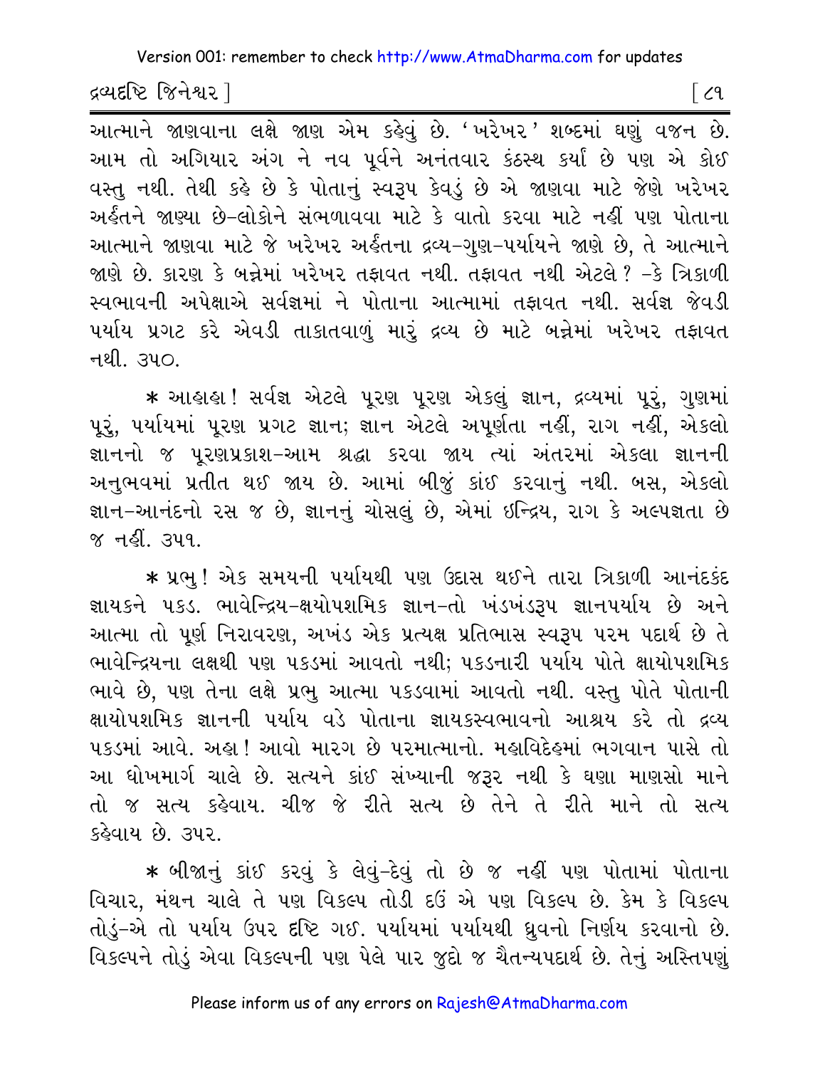આત્માને જાણવાના લક્ષે જાણ એમ કહેવું છે. 'ખરેખર' શબ્દમાં ઘણું વજન છે. આમ તો અગિયાર અંગ ને નવ પૂર્વને અનંતવાર કંઠસ્થ કર્યાં છે પણ એ કોઈ વસ્તુ નથી. તેથી કહે છે કે પોતાનું સ્વરૂપ કેવડું છે એ જાણવા માટે જેણે ખરેખર અર્હંતને જાણ્યા છે–લોકોને સંભળાવવા માટે કે વાતો કરવા માટે નહીં પણ પોતાના આત્માને જાણવા માટે જે ખરેખર અર્હંતના દ્રવ્ય–ગુણ–પર્યાયને જાણે છે, તે આત્માને જાણે છે. કારણ કે બન્નેમાં ખરેખર તફાવત નથી. તફાવત નથી એટલે? –કે ત્રિકાળી સ્વભાવની અપેક્ષાએ સર્વજ્ઞમાં ને પોતાના આત્મામાં તફાવત નથી. સર્વજ્ઞ જેવડી પર્યાય પ્રગટ કરે એવડી તાકાતવાળું મારું દ્રવ્ય છે માટે બન્નેમાં ખરેખર તફાવત નથી. ૩૫૦.

* આહાહા! સર્વજ્ઞ એટલે પૂરણ પૂરણ એકલું જ્ઞાન, દ્રવ્યમાં પૂરું, ગુણમાં પૂરું, પર્યાયમાં પૂરણ પ્રગટ જ્ઞાન; જ્ઞાન એટલે અપૂર્ણતા નહીં, રાગ નહીં, એકલો જ્ઞાનનો જ પૂરણપ્રકાશ–આમ શ્રદ્ધા કરવા જાય ત્યાં અંતરમાં એકલા જ્ઞાનની અનુભવમાં પ્રતીત થઈ જાય છે. આમાં બીજું કાંઈ કરવાનું નથી. બસ, એકલો જ્ઞાન–આનંદનો રસ જ છે, જ્ઞાનનું ચોસલું છે, એમાં ઇન્દ્રિય, રાગ કે અલ્પજ્ઞતા છે જ નહીં. ૩૫૧.

* પ્રભુ! એક સમયની પર્યાયથી પણ ઉદાસ થઈને તારા ત્રિકાળી આનંદકંદ જ્ઞાયકને પકડ. ભાવેન્દ્રિય–ક્ષયોપશમિક જ્ઞાન–તો ખંડખંડરૂપ જ્ઞાનપર્યાય છે અને આત્મા તો પૂર્ણ નિરાવરણ, અખંડ એક પ્રત્યક્ષ પ્રતિભાસ સ્વરૂપ પરમ પદાર્થ છે તે ભાવેન્દ્રિયના લક્ષથી પણ પકડમાં આવતો નથી; પકડનારી પર્યાય પોતે ક્ષાયોપશમિક ભાવે છે, પણ તેના લક્ષે પ્રભુ આત્મા પકડવામાં આવતો નથી. વસ્તુ પોતે પોતાની ક્ષાયોપશમિક જ્ઞાનની પર્યાય વડે પોતાના જ્ઞાયકસ્વભાવનો આશ્રય કરે તો દ્રવ્ય પકડમાં આવે. અહા! આવો મારગ છે પરમાત્માનો. મહાવિદેહમાં ભગવાન પાસે તો આ ધોખમાર્ગ ચાલે છે. સત્યને કાંઈ સંખ્યાની જરૂર નથી કે ઘણા માણસો માને તો જ સત્ય કહેવાય. ચીજ જે રીતે સત્ય છે તેને તે રીતે માને તો સત્ય કહેવાય છે. ૩૫૨.

* બીજાનું કાંઈ કરવું કે લેવું–દેવું તો છે જ નહીં પણ પોતામાં પોતાના વિચાર, મંથન ચાલે તે પણ વિકલ્પ તોડી દઉં એ પણ વિકલ્પ છે. કેમ કે વિકલ્પ તોડું–એ તો પર્યાય ઉપર દૃષ્ટિ ગઈ. પર્યાયમાં પર્યાયથી ધ્રુવનો નિર્ણય કરવાનો છે. વિકલ્પને તોડું એવા વિકલ્પની પણ પેલે પાર જુદો જ ચૈતન્યપદાર્થ છે. તેનું અસ્તિપણું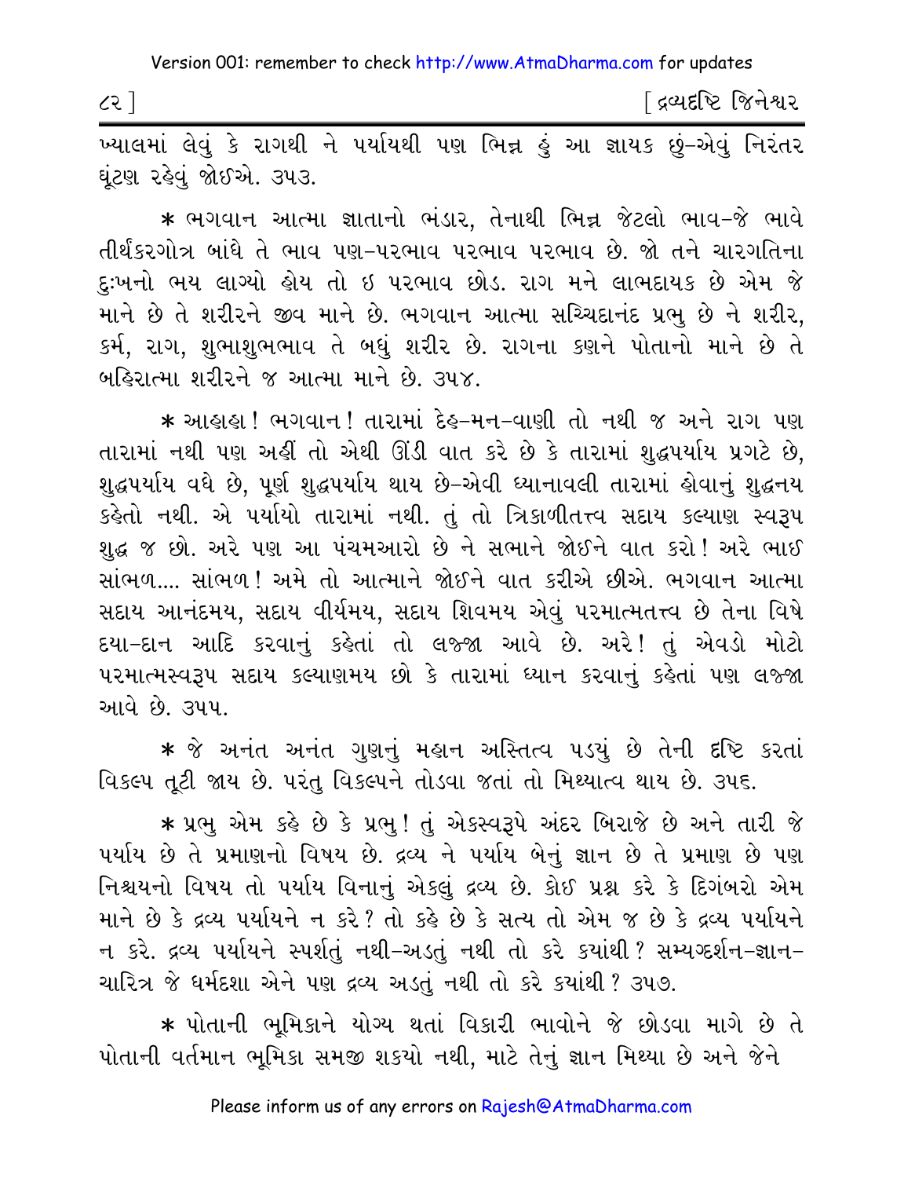ખ્યાલમાં લેવું કે રાગથી ને પર્યાયથી પણ ભિન્ન હું આ જ્ઞાયક છું-એવું નિરંતર ઘૂંટણ રહેવું જોઈએ. ૩૫૩.

* ભગવાન આત્મા જ્ઞાતાનો ભંડાર, તેનાથી ભિન્ન જેટલો ભાવ-જે ભાવે તીર્થંકરગોત્ર બાંધે તે ભાવ પણ-પરભાવ પરભાવ પરભાવ છે. જો તને ચારગતિના દુઃખનો ભય લાગ્યો હોય તો ઇ પરભાવ છોડ. રાગ મને લાભદાયક છે એમ જે માને છે તે શરીરને જીવ માને છે. ભગવાન આત્મા સચ્ચિદાનંદ પ્રભુ છે ને શરીર, કર્મ, રાગ, શુભાશુભભાવ તે બધું શરીર છે. રાગના કણને પોતાનો માને છે તે બહિરાત્મા શરીરને જ આત્મા માને છે. ૩૫૪.

* આહાહા! ભગવાન! તારામાં દેહ-મન-વાણી તો નથી જ અને રાગ પણ તારામાં નથી પણ અહીં તો એથી ઊંડી વાત કરે છે કે તારામાં શુદ્ધપર્યાય પ્રગટે છે, શુદ્ધપર્યાય વધે છે, પૂર્ણ શુદ્ધપર્યાય થાય છે-એવી ધ્યાનાવલી તારામાં હોવાનું શુદ્ધનય કહેતો નથી. એ પર્યાયો તારામાં નથી. તું તો ત્રિકાળીતત્ત્વ સદાય કલ્યાણ સ્વરૂપ શુદ્ધ જ છો. અરે પણ આ પંચમઆરો છે ને સભાને જોઈને વાત કરો! અરે ભાઈ સાંભળ.... સાંભળ! અમે તો આત્માને જોઈને વાત કરીએ છીએ. ભગવાન આત્મા સદાય આનંદમય, સદાય વીર્યમય, સદાય શિવમય એવું પરમાત્મતત્ત્વ છે તેના વિષે દયા-દાન આદિ કરવાનું કહેતાં તો લજ્જા આવે છે. અરે! તું એવડો મોટો પરમાત્મસ્વરૂપ સદાય કલ્યાણમય છો કે તારામાં ધ્યાન કરવાનું કહેતાં પણ લજ્જા આવે છે. ૩૫૫.

* જે અનંત અનંત ગુણનું મહાન અસ્તિત્વ પડ્યું છે તેની દૃષ્ટિ કરતાં વિકલ્પ તૂટી જાય છે. પરંતુ વિકલ્પને તોડવા જતાં તો મિથ્યાત્વ થાય છે. ૩૫૬.

* પ્રભુ એમ કહે છે કે પ્રભુ! તું એકસ્વરૂપે અંદર બિરાજે છે અને તારી જે પર્યાય છે તે પ્રમાણનો વિષય છે. દ્રવ્ય ને પર્યાય બેનું જ્ઞાન છે તે પ્રમાણ છે પણ નિશ્ચયનો વિષય તો પર્યાય વિનાનું એકલું દ્રવ્ય છે. કોઈ પ્રશ્ન કરે કે દિગંબરો એમ માને છે કે દ્રવ્ય પર્યાયને ન કરે? તો કહે છે કે સત્ય તો એમ જ છે કે દ્રવ્ય પર્યાયને ન કરે. દ્રવ્ય પર્યાયને સ્પર્શતું નથી-અડતું નથી તો કરે કયાંથી? સમ્યગ્દર્શન-જ્ઞાન-ચારિત્ર જે ધર્મદશા એને પણ દ્રવ્ય અડતું નથી તો કરે કયાંથી? ૩૫૭.

* પોતાની ભૂમિકાને યોગ્ય થતાં વિકારી ભાવોને જે છોડવા માગે છે તે પોતાની વર્તમાન ભૂમિકા સમજી શકયો નથી, માટે તેનું જ્ઞાન મિથ્યા છે અને જેને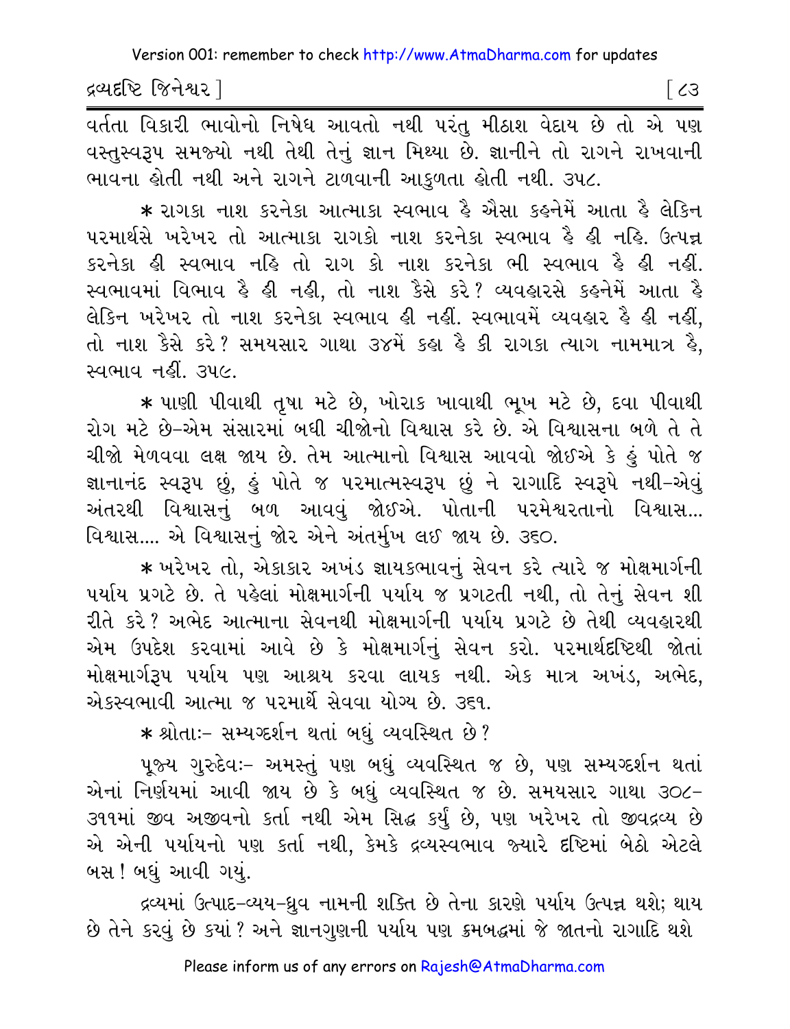વર્તતા વિકારી ભાવોનો નિષેધ આવતો નથી પરંતુ મીઠાશ વેદાય છે તો એ પણ વસ્તુસ્વરૂપ સમજ્યો નથી તેથી તેનું જ્ઞાન મિથ્યા છે. જ્ઞાનીને તો રાગને રાખવાની ભાવના હોતી નથી અને રાગને ટાળવાની આકુળતા હોતી નથી. ૩૫૮.

* રાગકા નાશ કરનેકા આત્માકા સ્વભાવ હૈ ઐસા કહનેમેં આતા હૈ લેકિન પરમાર્થસે ખરેખર તો આત્માકા રાગકો નાશ કરનેકા સ્વભાવ હૈ હી નહિ. ઉત્પન્ન કરનેકા હી સ્વભાવ નહિ તો રાગ કો નાશ કરનેકા ભી સ્વભાવ હૈ હી નહીં. સ્વભાવમાં વિભાવ હૈ હી નહી, તો નાશ કૈસે કરે? વ્યવહારસે કહનેમેં આતા હૈ લેકિન ખરેખર તો નાશ કરનેકા સ્વભાવ હી નહીં. સ્વભાવમેં વ્યવહાર હૈ હી નહીં, તો નાશ કૈસે કરે? સમયસાર ગાથા ૩૪મેં કહા હૈ કી રાગકા ત્યાગ નામમાત્ર હૈ, સ્વભાવ નહીં. ૩૫૯.

* પાણી પીવાથી તૃષા મટે છે, ખોરાક ખાવાથી ભૂખ મટે છે, દવા પીવાથી રોગ મટે છે-એમ સંસારમાં બધી ચીજોનો વિશ્વાસ કરે છે. એ વિશ્વાસના બળે તે તે ચીજો મેળવવા લક્ષ જાય છે. તેમ આત્માનો વિશ્વાસ આવવો જોઈએ કે હું પોતે જ જ્ઞાનાનંદ સ્વરૂપ છું, હું પોતે જ પરમાત્મસ્વરૂપ છું ને રાગાદિ સ્વરૂપે નથી-એવું અંતરથી વિશ્વાસનું બળ આવવું જોઈએ. પોતાની પરમેશ્વરતાનો વિશ્વાસ... વિશ્વાસ.... એ વિશ્વાસનું જોર એને અંતર્મુખ લઈ જાય છે. ૩૬૦.

* ખરેખર તો, એકાકાર અખંડ જ્ઞાયકભાવનું સેવન કરે ત્યારે જ મોક્ષમાર્ગની પર્યાય પ્રગટે છે. તે પહેલાં મોક્ષમાર્ગની પર્યાય જ પ્રગટતી નથી, તો તેનું સેવન શી રીતે કરે? અભેદ આત્માના સેવનથી મોક્ષમાર્ગની પર્યાય પ્રગટે છે તેથી વ્યવહારથી એમ ઉપદેશ કરવામાં આવે છે કે મોક્ષમાર્ગનું સેવન કરો. પરમાર્થદૃષ્ટિથી જોતાં મોક્ષમાર્ગરૂપ પર્યાય પણ આશ્રય કરવા લાયક નથી. એક માત્ર અખંડ, અભેદ, એકસ્વભાવી આત્મા જ પરમાર્થે સેવવા યોગ્ય છે. ૩૬૧.

* શ્રોતાઃ- સમ્યગ્દર્શન થતાં બધું વ્યવસ્થિત છે?

પૂજ્ય ગુરુદેવઃ- અમસ્તું પણ બધું વ્યવસ્થિત જ છે, પણ સમ્યગ્દર્શન થતાં એનાં નિર્ણયમાં આવી જાય છે કે બધું વ્યવસ્થિત જ છે. સમયસાર ગાથા ૩૦૮-૩૧૧માં જીવ અજીવનો કર્તા નથી એમ સિદ્ધ કર્યું છે, પણ ખરેખર તો જીવદ્રવ્ય છે એ એની પર્યાયનો પણ કર્તા નથી, કેમકે દ્રવ્યસ્વભાવ જ્યારે દૃષ્ટિમાં બેઠો એટલે બસ! બધું આવી ગયું.

દ્રવ્યમાં ઉત્પાદ-વ્યય-ધ્રુવ નામની શક્તિ છે તેના કારણે પર્યાય ઉત્પન્ન થશે; થાય છે તેને કરવું છે ક્યાં? અને જ્ઞાનગુણની પર્યાય પણ ક્રમબદ્ધમાં જે જાતનો રાગાદિ થશે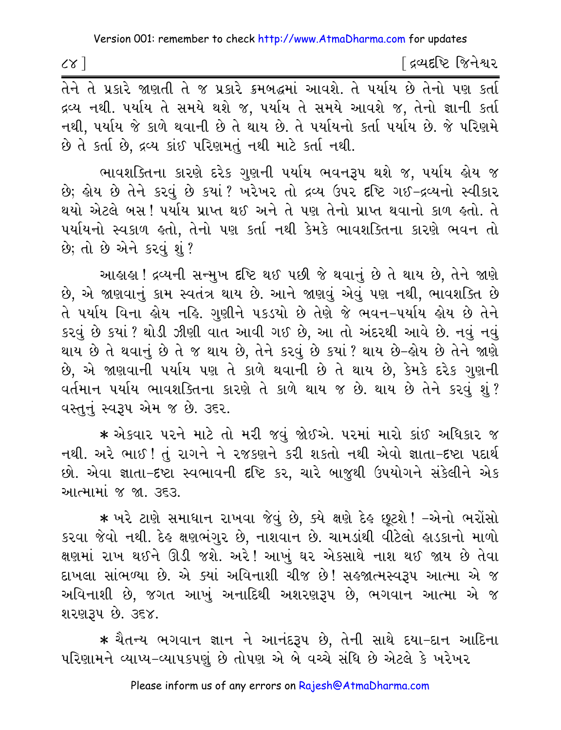તેને તે પ્રકારે જાણતી તે જ પ્રકારે ક્રમબદ્ધમાં આવશે. તે પર્યાય છે તેનો પણ કર્તા દ્રવ્ય નથી. પર્યાય તે સમયે થશે જ, પર્યાય તે સમયે આવશે જ, તેનો જ્ઞાની કર્તા નથી, પર્યાય જે કાળે થવાની છે તે થાય છે. તે પર્યાયનો કર્તા પર્યાય છે. જે પરિણમે છે તે કર્તા છે, દ્રવ્ય કાંઈ પરિણમતું નથી માટે કર્તા નથી.

ભાવશક્તિના કારણે દરેક ગુણની પર્યાય ભવનરૂપ થશે જ, પર્યાય હોય જ છે; હોય છે તેને કરવું છે કયાં? ખરેખર તો દ્રવ્ય ઉપર દૃષ્ટિ ગઈ-દ્રવ્યનો સ્વીકાર થયો એટલે બસ! પર્યાય પ્રાપ્ત થઈ અને તે પણ તેનો પ્રાપ્ત થવાનો કાળ હતો. તે પર્યાયનો સ્વકાળ હતો, તેનો પણ કર્તા નથી કેમકે ભાવશક્તિના કારણે ભવન તો છે; તો છે એને કરવું શું?

આહાહા! દ્રવ્યની સન્મુખ દૃષ્ટિ થઈ પછી જે થવાનું છે તે થાય છે, તેને જાણે છે, એ જાણવાનું કામ સ્વતંત્ર થાય છે. આને જાણવું એવું પણ નથી, ભાવશક્તિ છે તે પર્યાય વિના હોય નહિ. ગુણીને પકડયો છે તેણે જે ભવન-પર્યાય હોય છે તેને કરવું છે કયાં? થોડી ઝીણી વાત આવી ગઈ છે, આ તો અંદરથી આવે છે. નવું નવું થાય છે તે થવાનું છે તે જ થાય છે, તેને કરવું છે કયાં? થાય છે-હોય છે તેને જાણે છે, એ જાણવાની પર્યાય પણ તે કાળે થવાની છે તે થાય છે, કેમકે દરેક ગુણની વર્તમાન પર્યાય ભાવશક્તિના કારણે તે કાળે થાય જ છે. થાય છે તેને કરવું શું? વસ્તુનું સ્વરૂપ એમ જ છે. ૩૬૨.

* એકવાર પરને માટે તો મરી જવું જોઈએ. પરમાં મારો કાંઈ અધિકાર જ નથી. અરે ભાઈ! તું રાગને ને રજકણને કરી શકતો નથી એવો જ્ઞાતા-દૃષ્ટા પદાર્થ છો. એવા જ્ઞાતા-દૃષ્ટા સ્વભાવની દૃષ્ટિ કર, ચારે બાજુથી ઉપયોગને સંકેલીને એક આત્મામાં જ જા. ૩૬૩.

* ખરે ટાણે સમાધાન રાખવા જેવું છે, ક્યે ક્ષણે દેહ છૂટશે! -એનો ભરોંસો કરવા જેવો નથી. દેહ ક્ષણભંગુર છે, નાશવાન છે. ચામડાંથી વીટેલો હાડકાનો માળો ક્ષણમાં રાખ થઈને ઊડી જશે. અરે! આખું ઘર એકસાથે નાશ થઈ જાય છે તેવા દાખલા સાંભળ્યા છે. એ ક્યાં અવિનાશી ચીજ છે! સહજાત્મસ્વરૂપ આત્મા એ જ અવિનાશી છે, જગત આખું અનાદિથી અશરણરૂપ છે, ભગવાન આત્મા એ જ શરણરૂપ છે. ૩૬૪.

* ચૈતન્ય ભગવાન જ્ઞાન ને આનંદરૂપ છે, તેની સાથે દયા-દાન આદિના પરિણામને વ્યાપ્ય-વ્યાપકપણું છે તોપણ એ બે વચ્ચે સંધિ છે એટલે કે ખરેખર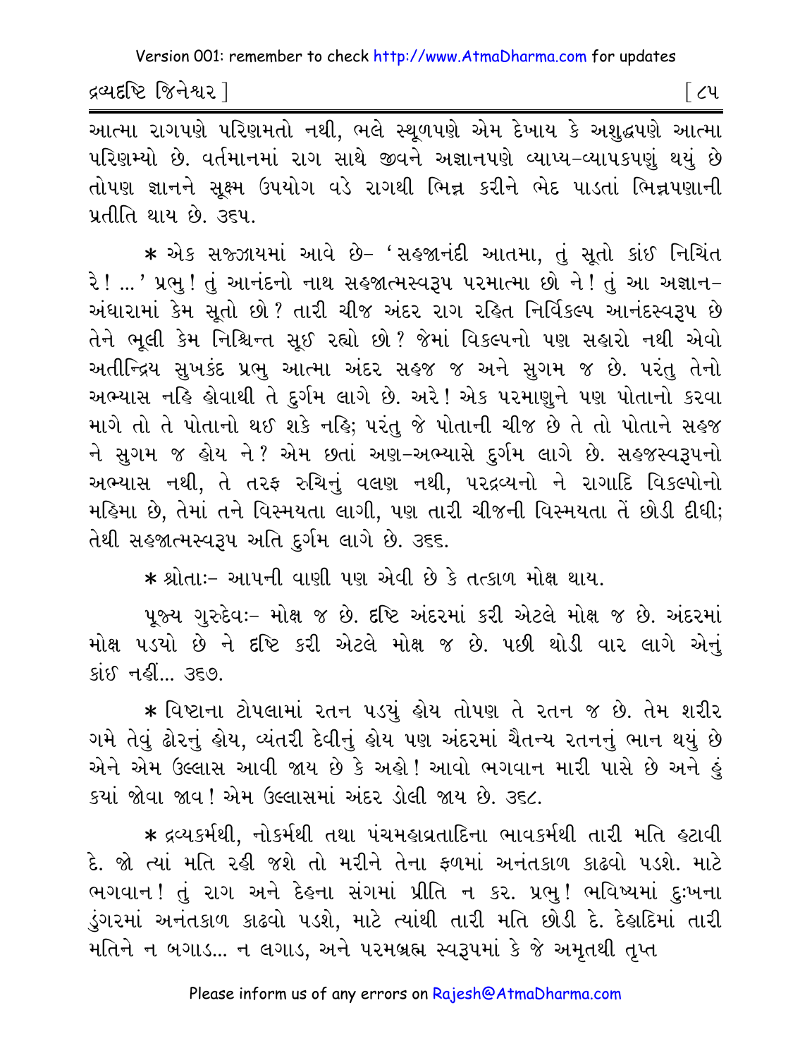આત્મા રાગપણે પરિણમતો નથી, ભલે સ્થૂળપણે એમ દેખાય કે અશુદ્ધપણે આત્મા પરિણમ્યો છે. વર્તમાનમાં રાગ સાથે જીવને અજ્ઞાનપણે વ્યાપ્ય-વ્યાપકપણું થયું છે તોપણ જ્ઞાનને સૂક્ષ્મ ઉપયોગ વડે રાગથી ભિન્ન કરીને ભેદ પાડતાં ભિન્નપણાની પ્રતીતિ થાય છે. ૩૬૫.

* એક સજ્ઝાયમાં આવે છે- 'સહજાનંદી આતમા, તું સૂતો કાંઈ નિચિંત રે! ...' પ્રભુ! તું આનંદનો નાથ સહજાત્મસ્વરૂપ પરમાત્મા છો ને! તું આ અજ્ઞાન-અંધારામાં કેમ સૂતો છો? તારી ચીજ અંદર રાગ રહિત નિર્વિકલ્પ આનંદસ્વરૂપ છે તેને ભૂલી કેમ નિશ્ચિન્ત સૂઈ રહ્યો છો? જેમાં વિકલ્પનો પણ સહારો નથી એવો અતીન્દ્રિય સુખકંદ પ્રભુ આત્મા અંદર સહજ જ અને સુગમ જ છે. પરંતુ તેનો અભ્યાસ નહિ હોવાથી તે દુર્ગમ લાગે છે. અરે! એક પરમાણુને પણ પોતાનો કરવા માગે તો તે પોતાનો થઈ શકે નહિ; પરંતુ જે પોતાની ચીજ છે તે તો પોતાને સહજ ને સુગમ જ હોય ને? એમ છતાં અણ-અભ્યાસે દુર્ગમ લાગે છે. સહજસ્વરૂપનો અભ્યાસ નથી, તે તરફ રુચિનું વલણ નથી, પરદ્રવ્યનો ને રાગાદિ વિકલ્પોનો મહિમા છે, તેમાં તને વિસ્મયતા લાગી, પણ તારી ચીજની વિસ્મયતા તેં છોડી દીધી; તેથી સહજાત્મસ્વરૂપ અતિ દુર્ગમ લાગે છે. ૩૬૬.

* શ્રોતાઃ- આપની વાણી પણ એવી છે કે તત્કાળ મોક્ષ થાય.

પૂજ્ય ગુરુદેવઃ- મોક્ષ જ છે. દૃષ્ટિ અંદરમાં કરી એટલે મોક્ષ જ છે. અંદરમાં મોક્ષ પડયો છે ને દૃષ્ટિ કરી એટલે મોક્ષ જ છે. પછી થોડી વાર લાગે એનું કાંઈ નહીં... ૩૬૭.

* વિષ્ટાના ટોપલામાં રતન પડયું હોય તોપણ તે રતન જ છે. તેમ શરીર ગમે તેવું ઢોરનું હોય, વ્યંતરી દેવીનું હોય પણ અંદરમાં ચૈતન્ય રતનનું ભાન થયું છે એને એમ ઉલ્લાસ આવી જાય છે કે અહો! આવો ભગવાન મારી પાસે છે અને હું ક્યાં જોવા જાવ! એમ ઉલ્લાસમાં અંદર ડોલી જાય છે. ૩૬૮.

* દ્રવ્યકર્મથી, નોકર્મથી તથા પંચમહાવ્રતાદિના ભાવકર્મથી તારી મતિ હટાવી દે. જો ત્યાં મતિ રહી જશે તો મરીને તેના ફળમાં અનંતકાળ કાઢવો પડશે. માટે ભગવાન! તું રાગ અને દેહના સંગમાં પ્રીતિ ન કર. પ્રભુ! ભવિષ્યમાં દુઃખના ડુંગરમાં અનંતકાળ કાઢવો પડશે, માટે ત્યાંથી તારી મતિ છોડી દે. દેહાદિમાં તારી મતિને ન બગાડ... ન લગાડ, અને પરમબ્રહ્મ સ્વરૂપમાં કે જે અમૃતથી તૃપ્ત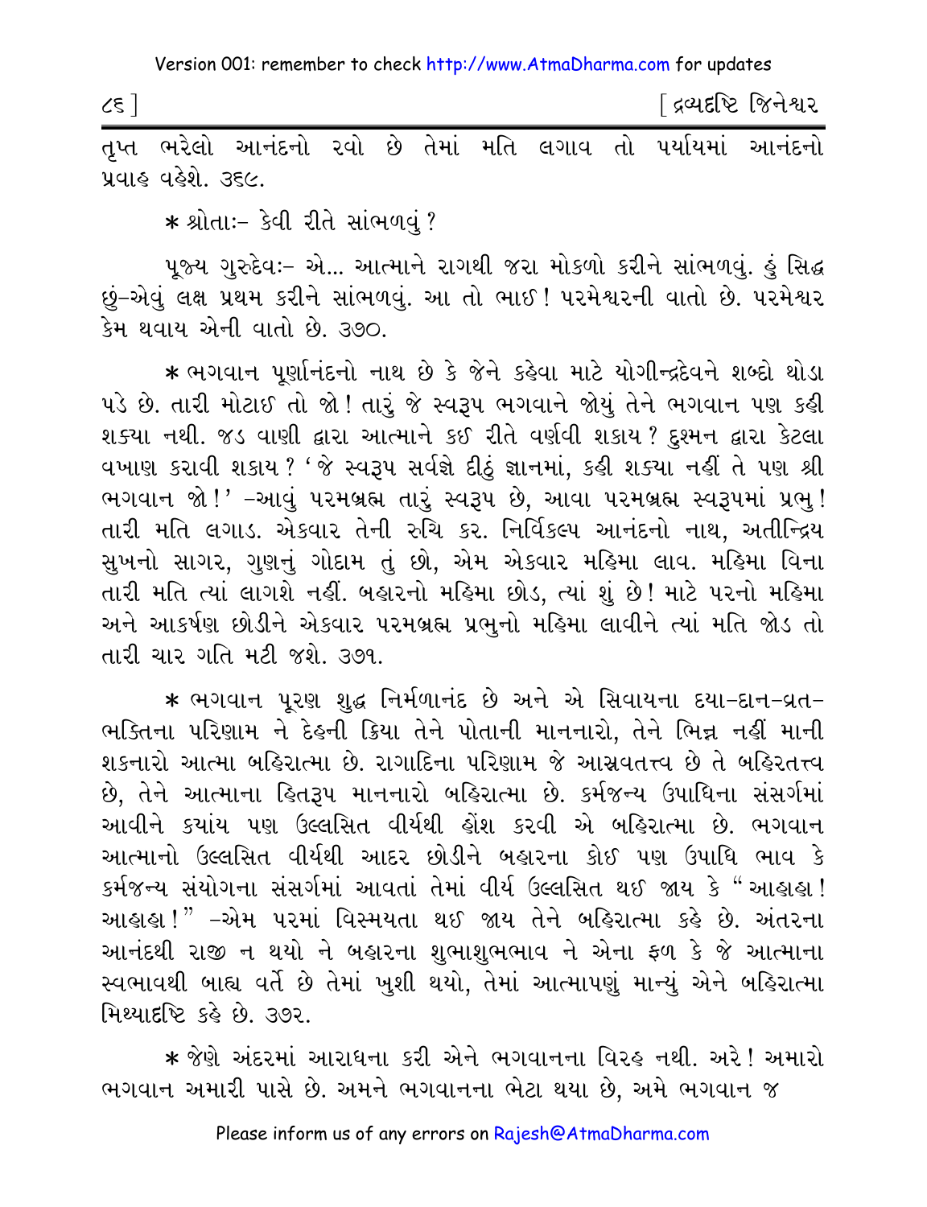તૃપ્ત ભરેલો આનંદનો રવો છે તેમાં મતિ લગાવ તો પર્યાયમાં આનંદનો પ્રવાહ વહેશે. ૩૬૯.

* શ્રોતાઃ– કેવી રીતે સાંભળવું?

પૂજ્ય ગુરુદેવઃ– એ... આત્માને રાગથી જરા મોકળો કરીને સાંભળવું. હું સિદ્ધ છું–એવું લક્ષ પ્રથમ કરીને સાંભળવું. આ તો ભાઈ! પરમેશ્વરની વાતો છે. પરમેશ્વર કેમ થવાય એની વાતો છે. ૩૭૦.

* ભગવાન પૂર્ણાનંદનો નાથ છે કે જેને કહેવા માટે યોગીન્દ્રદેવને શબ્દો થોડા પડે છે. તારી મોટાઈ તો જો! તારું જે સ્વરૂપ ભગવાને જોયું તેને ભગવાન પણ કહી શક્યા નથી. જડ વાણી દ્વારા આત્માને કઈ રીતે વર્ણવી શકાય? દુશ્મન દ્વારા કેટલા વખાણ કરાવી શકાય? 'જે સ્વરૂપ સર્વજ્ઞે દીઠું જ્ઞાનમાં, કહી શક્યા નહીં તે પણ શ્રી ભગવાન જો!' –આવું પરમબ્રહ્મ તારું સ્વરૂપ છે, આવા પરમબ્રહ્મ સ્વરૂપમાં પ્રભુ! તારી મતિ લગાડ. એકવાર તેની રુચિ કર. નિર્વિકલ્પ આનંદનો નાથ, અતીન્દ્રિય સુખનો સાગર, ગુણનું ગોદામ તું છો, એમ એકવાર મહિમા લાવ. મહિમા વિના તારી મતિ ત્યાં લાગશે નહીં. બહારનો મહિમા છોડ, ત્યાં શું છે! માટે પરનો મહિમા અને આકર્ષણ છોડીને એકવાર પરમબ્રહ્મ પ્રભુનો મહિમા લાવીને ત્યાં મતિ જોડ તો તારી ચાર ગતિ મટી જશે. ૩૭૧.

* ભગવાન પૂરણ શુદ્ધ નિર્મળાનંદ છે અને એ સિવાયના દયા–દાન–વ્રત–ભક્તિના પરિણામ ને દેહની ક્રિયા તેને પોતાની માનનારો, તેને ભિન્ન નહીં માની શકનારો આત્મા બહિરાત્મા છે. રાગાદિના પરિણામ જે આસ્રવતત્ત્વ છે તે બહિરતત્ત્વ છે, તેને આત્માના હિતરૂપ માનનારો બહિરાત્મા છે. કર્મજન્ય ઉપાધિના સંસર્ગમાં આવીને ક્યાંય પણ ઉલ્લસિત વીર્યથી હોંશ કરવી એ બહિરાત્મા છે. ભગવાન આત્માનો ઉલ્લસિત વીર્યથી આદર છોડીને બહારના કોઈ પણ ઉપાધિ ભાવ કે કર્મજન્ય સંયોગના સંસર્ગમાં આવતાં તેમાં વીર્ય ઉલ્લસિત થઈ જાય કે "આહાહા! આહાહા!" –એમ પરમાં વિસ્મયતા થઈ જાય તેને બહિરાત્મા કહે છે. અંતરના આનંદથી રાજી ન થયો ને બહારના શુભાશુભભાવ ને એના ફળ કે જે આત્માના સ્વભાવથી બાહ્ય વર્તે છે તેમાં ખુશી થયો, તેમાં આત્માપણું માન્યું એને બહિરાત્મા મિથ્યાદૃષ્ટિ કહે છે. ૩૭૨.

* જેણે અંદરમાં આરાધના કરી એને ભગવાનના વિરહ નથી. અરે! અમારો ભગવાન અમારી પાસે છે. અમને ભગવાનના ભેટા થયા છે, અમે ભગવાન જ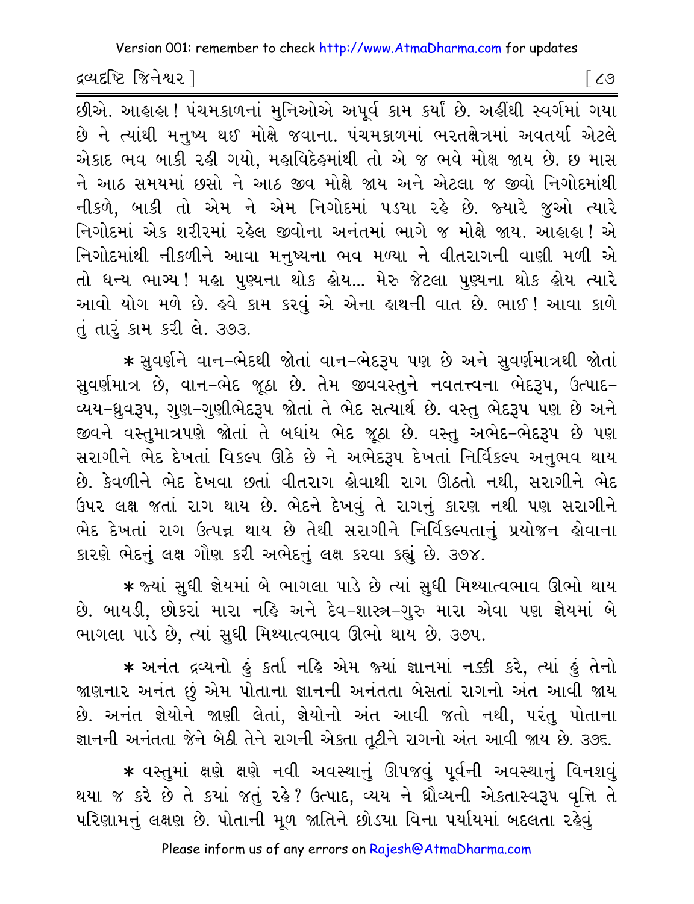છીએ. આહાહા! પંચમકાળનાં મુનિઓએ અપૂર્વ કામ કર્યાં છે. અહીંથી સ્વર્ગમાં ગયા છે ને ત્યાંથી મનુષ્ય થઈ મોક્ષે જવાના. પંચમકાળમાં ભરતક્ષેત્રમાં અવતર્યા એટલે એકાદ ભવ બાકી રહી ગયો, મહાવિદેહમાંથી તો એ જ ભવે મોક્ષ જાય છે. છ માસ ને આઠ સમયમાં છસો ને આઠ જીવ મોક્ષે જાય અને એટલા જ જીવો નિગોદમાંથી નીકળે, બાકી તો એમ ને એમ નિગોદમાં પડયા રહે છે. જ્યારે જુઓ ત્યારે નિગોદમાં એક શરીરમાં રહેલ જીવોના અનંતમાં ભાગે જ મોક્ષે જાય. આહાહા! એ નિગોદમાંથી નીકળીને આવા મનુષ્યના ભવ મળ્યા ને વીતરાગની વાણી મળી એ તો ધન્ય ભાગ્ય! મહા પુણ્યના થોક હોય... મેરુ જેટલા પુણ્યના થોક હોય ત્યારે આવો યોગ મળે છે. હવે કામ કરવું એ એના હાથની વાત છે. ભાઈ! આવા કાળે તું તારું કામ કરી લે. ૩૭૩.

* સુવર્ણને વાન-ભેદથી જોતાં વાન-ભેદરૂપ પણ છે અને સુવર્ણમાત્રથી જોતાં સુવર્ણમાત્ર છે, વાન-ભેદ જૂઠા છે. તેમ જીવવસ્તુને નવતત્ત્વના ભેદરૂપ, ઉત્પાદ-વ્યય-ધ્રુવરૂપ, ગુણ-ગુણીભેદરૂપ જોતાં તે ભેદ સત્યાર્થ છે. વસ્તુ ભેદરૂપ પણ છે અને જીવને વસ્તુમાત્રપણે જોતાં તે બધાંય ભેદ જૂઠા છે. વસ્તુ અભેદ-ભેદરૂપ છે પણ સરાગીને ભેદ દેખતાં વિકલ્પ ઊઠે છે ને અભેદરૂપ દેખતાં નિર્વિકલ્પ અનુભવ થાય છે. કેવળીને ભેદ દેખવા છતાં વીતરાગ હોવાથી રાગ ઊઠતો નથી, સરાગીને ભેદ ઉપર લક્ષ જતાં રાગ થાય છે. ભેદને દેખવું તે રાગનું કારણ નથી પણ સરાગીને ભેદ દેખતાં રાગ ઉત્પન્ન થાય છે તેથી સરાગીને નિર્વિકલ્પતાનું પ્રયોજન હોવાના કારણે ભેદનું લક્ષ ગૌણ કરી અભેદનું લક્ષ કરવા કહ્યું છે. ૩૭૪.

* જ્યાં સુધી જ્ઞેયમાં બે ભાગલા પાડે છે ત્યાં સુધી મિથ્યાત્વભાવ ઊભો થાય છે. બાયડી, છોકરાં મારા નહિ અને દેવ-શાસ્ત્ર-ગુરુ મારા એવા પણ જ્ઞેયમાં બે ભાગલા પાડે છે, ત્યાં સુધી મિથ્યાત્વભાવ ઊભો થાય છે. ૩૭૫.

* અનંત દ્રવ્યનો હું કર્તા નહિ એમ જ્યાં જ્ઞાનમાં નક્કી કરે, ત્યાં હું તેનો જાણનાર અનંત છું એમ પોતાના જ્ઞાનની અનંતતા બેસતાં રાગનો અંત આવી જાય છે. અનંત જ્ઞેયોને જાણી લેતાં, જ્ઞેયોનો અંત આવી જતો નથી, પરંતુ પોતાના જ્ઞાનની અનંતતા જેને બેઠી તેને રાગની એકતા તૂટીને રાગનો અંત આવી જાય છે. ૩૭૬.

* વસ્તુમાં ક્ષણે ક્ષણે નવી અવસ્થાનું ઊપજવું પૂર્વની અવસ્થાનું વિનશવું થયા જ કરે છે તે કયાં જતું રહે? ઉત્પાદ, વ્યય ને ધ્રૌવ્યની એકતાસ્વરૂપ વૃત્તિ તે પરિણામનું લક્ષણ છે. પોતાની મૂળ જાતિને છોડયા વિના પર્યાયમાં બદલતા રહેવું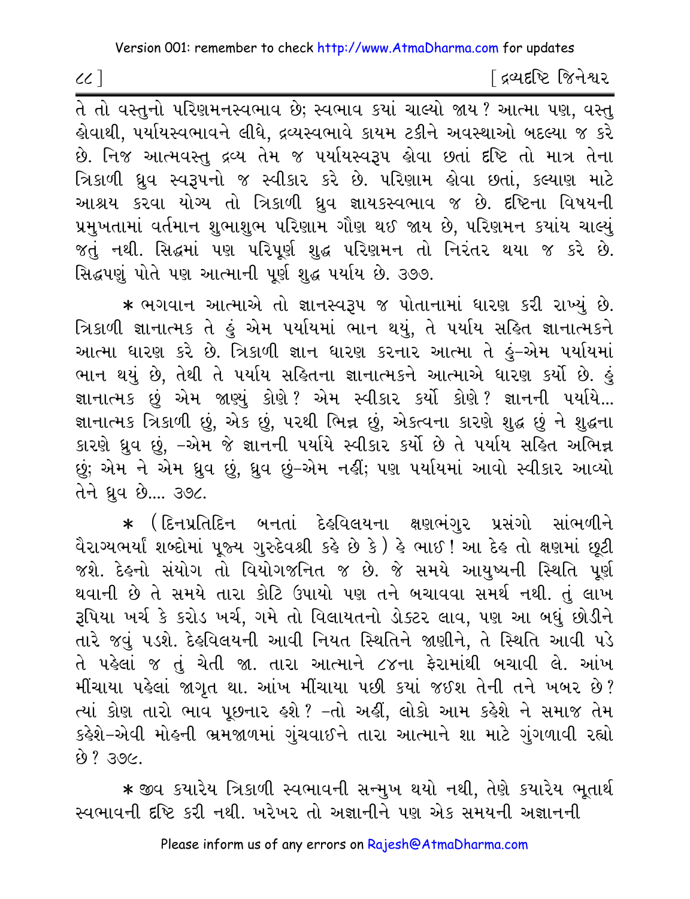તે તો વસ્તુનો પરિણમનસ્વભાવ છે; સ્વભાવ ક્યાં ચાલ્યો જાય? આત્મા પણ, વસ્તુ હોવાથી, પર્યાયસ્વભાવને લીધે, દ્રવ્યસ્વભાવે કાયમ ટકીને અવસ્થાઓ બદલ્યા જ કરે છે. નિજ આત્મવસ્તુ દ્રવ્ય તેમ જ પર્યાયસ્વરૂપ હોવા છતાં દૃષ્ટિ તો માત્ર તેના ત્રિકાળી ધ્રુવ સ્વરૂપનો જ સ્વીકાર કરે છે. પરિણામ હોવા છતાં, કલ્યાણ માટે આશ્રય કરવા યોગ્ય તો ત્રિકાળી ધ્રુવ જ્ઞાયકસ્વભાવ જ છે. દૃષ્ટિના વિષયની પ્રમુખતામાં વર્તમાન શુભાશુભ પરિણામ ગૌણ થઈ જાય છે, પરિણમન ક્યાંય ચાલ્યું જતું નથી. સિદ્ધમાં પણ પરિપૂર્ણ શુદ્ધ પરિણમન તો નિરંતર થયા જ કરે છે. સિદ્ધપણું પોતે પણ આત્માની પૂર્ણ શુદ્ધ પર્યાય છે. ૩૭૭.

* ભગવાન આત્માએ તો જ્ઞાનસ્વરૂપ જ પોતાનામાં ધારણ કરી રાખ્યું છે. ત્રિકાળી જ્ઞાનાત્મક તે હું એમ પર્યાયમાં ભાન થયું, તે પર્યાય સહિત જ્ઞાનાત્મકને આત્મા ધારણ કરે છે. ત્રિકાળી જ્ઞાન ધારણ કરનાર આત્મા તે હું–એમ પર્યાયમાં ભાન થયું છે, તેથી તે પર્યાય સહિતના જ્ઞાનાત્મકને આત્માએ ધારણ કર્યો છે. હું જ્ઞાનાત્મક છું એમ જાણ્યું કોણે? એમ સ્વીકાર કર્યો કોણે? જ્ઞાનની પર્યાયે... જ્ઞાનાત્મક ત્રિકાળી છું, એક છું, પરથી ભિન્ન છું, એકત્વના કારણે શુદ્ધ છું ને શુદ્ધના કારણે ધ્રુવ છું, –એમ જે જ્ઞાનની પર્યાયે સ્વીકાર કર્યો છે તે પર્યાય સહિત અભિન્ન છું; એમ ને એમ ધ્રુવ છું, ધ્રુવ છું–એમ નહીં; પણ પર્યાયમાં આવો સ્વીકાર આવ્યો તેને ધ્રુવ છે.... ૩૭૮.

* (દિનપ્રતિદિન બનતાં દેહવિલયના ક્ષણભંગુર પ્રસંગો સાંભળીને વૈરાગ્યભર્યા શબ્દોમાં પૂજ્ય ગુરુદેવશ્રી કહે છે કે) હે ભાઈ! આ દેહ તો ક્ષણમાં છૂટી જશે. દેહનો સંયોગ તો વિયોગજનિત જ છે. જે સમયે આયુષ્યની સ્થિતિ પૂર્ણ થવાની છે તે સમયે તારા કોટિ ઉપાયો પણ તને બચાવવા સમર્થ નથી. તું લાખ રૂપિયા ખર્ચ કે કરોડ ખર્ચ, ગમે તો વિલાયતનો ડોક્ટર લાવ, પણ આ બધું છોડીને તારે જવું પડશે. દેહવિલયની આવી નિયત સ્થિતિને જાણીને, તે સ્થિતિ આવી પડે તે પહેલાં જ તું ચેતી જા. તારા આત્માને ૮૪ના ફેરામાંથી બચાવી લે. આંખ મીંચાયા પહેલાં જાગૃત થા. આંખ મીંચાયા પછી ક્યાં જઈશ તેની તને ખબર છે? ત્યાં કોણ તારો ભાવ પૂછનાર હશે? –તો અહીં, લોકો આમ કહેશે ને સમાજ તેમ કહેશે–એવી મોહની ભ્રમજાળમાં ગુંચવાઈને તારા આત્માને શા માટે ગુંગળાવી રહ્યો છે? ૩૭૯.

* જીવ ક્યારેય ત્રિકાળી સ્વભાવની સન્મુખ થયો નથી, તેણે ક્યારેય ભૂતાર્થ સ્વભાવની દૃષ્ટિ કરી નથી. ખરેખર તો અજ્ઞાનીને પણ એક સમયની અજ્ઞાનની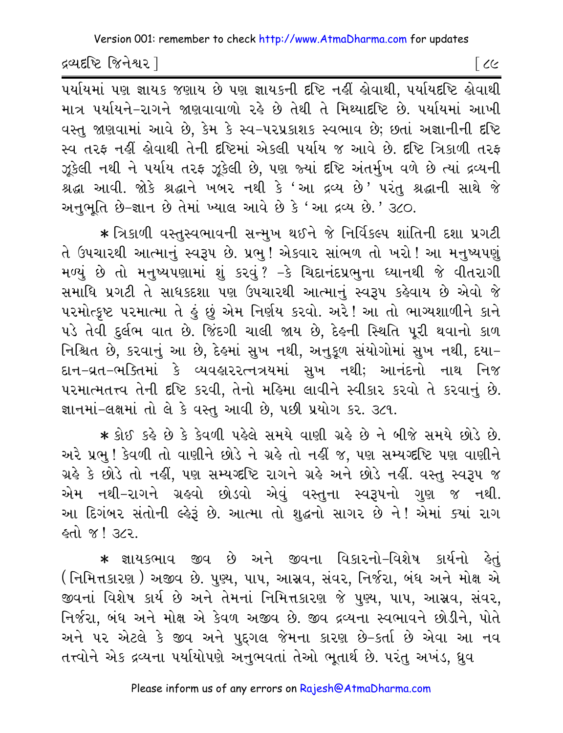પર્યાયમાં પણ જ્ઞાયક જણાય છે પણ જ્ઞાયકની દૃષ્ટિ નહીં હોવાથી, પર્યાયદૃષ્ટિ હોવાથી માત્ર પર્યાયને-રાગને જાણવાવાળો રહે છે તેથી તે મિથ્યાદૃષ્ટિ છે. પર્યાયમાં આખી વસ્તુ જાણવામાં આવે છે, કેમ કે સ્વ-પરપ્રકાશક સ્વભાવ છે; છતાં અજ્ઞાનીની દૃષ્ટિ સ્વ તરફ નહીં હોવાથી તેની દૃષ્ટિમાં એકલી પર્યાય જ આવે છે. દૃષ્ટિ ત્રિકાળી તરફ ઝૂકેલી નથી ને પર્યાય તરફ ઝૂકેલી છે, પણ જ્યાં દૃષ્ટિ અંતર્મુખ વળે છે ત્યાં દ્રવ્યની શ્રદ્ધા આવી. જોકે શ્રદ્ધાને ખબર નથી કે 'આ દ્રવ્ય છે' પરંતુ શ્રદ્ધાની સાથે જે અનુભૂતિ છે-જ્ઞાન છે તેમાં ખ્યાલ આવે છે કે 'આ દ્રવ્ય છે.' ૩૮૦.

* ત્રિકાળી વસ્તુસ્વભાવની સન્મુખ થઈને જે નિર્વિકલ્પ શાંતિની દશા પ્રગટી તે ઉપચારથી આત્માનું સ્વરૂપ છે. પ્રભુ! એકવાર સાંભળ તો ખરો! આ મનુષ્યપણું મળ્યું છે તો મનુષ્યપણામાં શું કરવું? -કે ચિદાનંદપ્રભુના ધ્યાનથી જે વીતરાગી સમાધિ પ્રગટી તે સાધકદશા પણ ઉપચારથી આત્માનું સ્વરૂપ કહેવાય છે એવો જે પરમોત્કૃષ્ટ પરમાત્મા તે હું છું એમ નિર્ણય કરવો. અરે! આ તો ભાગ્યશાળીને કાને પડે તેવી દુર્લભ વાત છે. જિંદગી ચાલી જાય છે, દેહની સ્થિતિ પૂરી થવાનો કાળ નિશ્ચિત છે, કરવાનું આ છે, દેહમાં સુખ નથી, અનુકૂળ સંયોગોમાં સુખ નથી, દયા-દાન-વ્રત-ભક્તિમાં કે વ્યવહારરત્નત્રયમાં સુખ નથી; આનંદનો નાથ નિજ પરમાત્મતત્ત્વ તેની દૃષ્ટિ કરવી, તેનો મહિમા લાવીને સ્વીકાર કરવો તે કરવાનું છે. જ્ઞાનમાં-લક્ષમાં તો લે કે વસ્તુ આવી છે, પછી પ્રયોગ કર. ૩૮૧.

* કોઈ કહે છે કે કેવળી પહેલે સમયે વાણી ગ્રહે છે ને બીજે સમયે છોડે છે. અરે પ્રભુ! કેવળી તો વાણીને છોડે ને ગ્રહે તો નહીં જ, પણ સમ્યગ્દૃષ્ટિ પણ વાણીને ગ્રહે કે છોડે તો નહીં, પણ સમ્યગ્દૃષ્ટિ રાગને ગ્રહે અને છોડે નહીં. વસ્તુ સ્વરૂપ જ એમ નથી-રાગને ગ્રહવો છોડવો એવું વસ્તુના સ્વરૂપનો ગુણ જ નથી. આ દિગંબર સંતોની લ્હેરૂં છે. આત્મા તો શુદ્ધનો સાગર છે ને! એમાં ક્યાં રાગ હતો જ! ૩૮૨.

* જ્ઞાયકભાવ જીવ છે અને જીવના વિકારનો-વિશેષ કાર્યનો હેતું (નિમિત્તકારણ) અજીવ છે. પુણ્ય, પાપ, આસ્રવ, સંવર, નિર્જરા, બંધ અને મોક્ષ એ જીવનાં વિશેષ કાર્ય છે અને તેમનાં નિમિત્તકારણ જે પુણ્ય, પાપ, આસ્રવ, સંવર, નિર્જરા, બંધ અને મોક્ષ એ કેવળ અજીવ છે. જીવ દ્રવ્યના સ્વભાવને છોડીને, પોતે અને પર એટલે કે જીવ અને પુદ્ગલ જેમના કારણ છે-કર્તા છે એવા આ નવ તત્ત્વોને એક દ્રવ્યના પર્યાયોપણે અનુભવતાં તેઓ ભૂતાર્થ છે. પરંતુ અખંડ, ધ્રુવ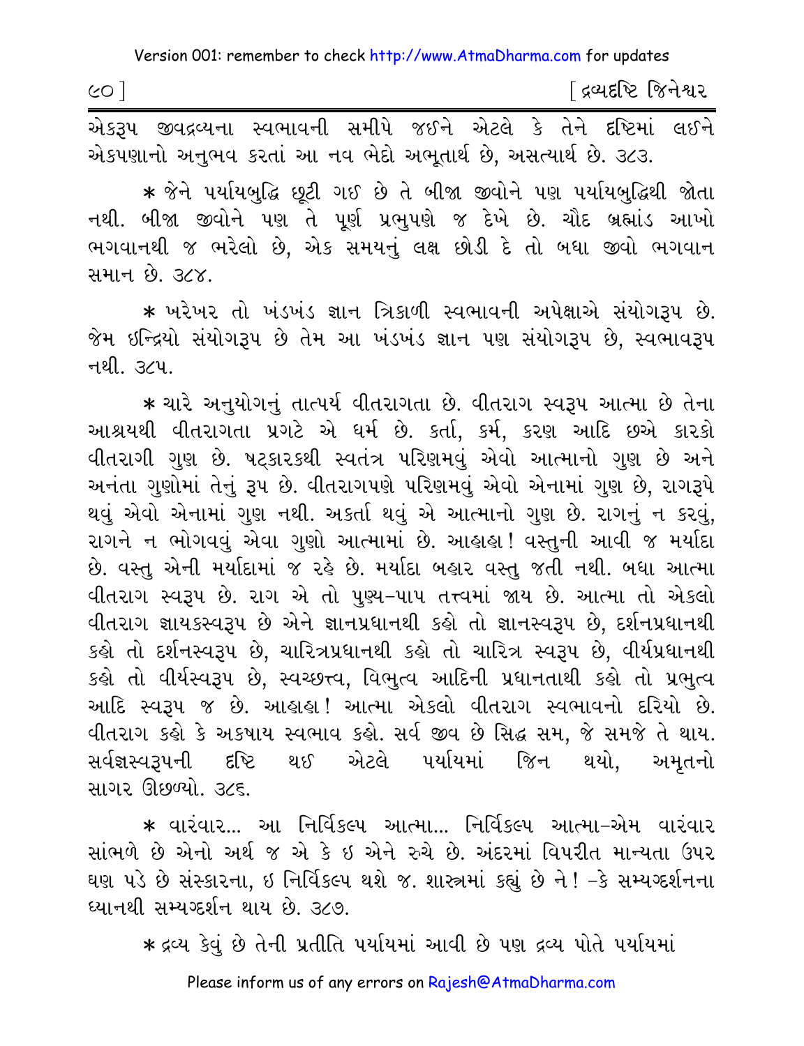એકરૂપ જીવદ્રવ્યના સ્વભાવની સમીપે જઈને એટલે કે તેને દૃષ્ટિમાં લઈને એકપણાનો અનુભવ કરતાં આ નવ ભેદો અભૂતાર્થ છે, અસત્યાર્થ છે. ૩૮૩.

* જેને પર્યાયબુદ્ધિ છૂટી ગઈ છે તે બીજા જીવોને પણ પર્યાયબુદ્ધિથી જોતા નથી. બીજા જીવોને પણ તે પૂર્ણ પ્રભુપણે જ દેખે છે. ચૌદ બ્રહ્માંડ આખો ભગવાનથી જ ભરેલો છે, એક સમયનું લક્ષ છોડી દે તો બધા જીવો ભગવાન સમાન છે. ૩૮૪.

* ખરેખર તો ખંડખંડ જ્ઞાન ત્રિકાળી સ્વભાવની અપેક્ષાએ સંયોગરૂપ છે. જેમ ઇન્દ્રિયો સંયોગરૂપ છે તેમ આ ખંડખંડ જ્ઞાન પણ સંયોગરૂપ છે, સ્વભાવરૂપ નથી. ૩૮૫.

* ચારે અનુયોગનું તાત્પર્ય વીતરાગતા છે. વીતરાગ સ્વરૂપ આત્મા છે તેના આશ્રયથી વીતરાગતા પ્રગટે એ ધર્મ છે. કર્તા, કર્મ, કરણ આદિ છએ કારકો વીતરાગી ગુણ છે. ષટ્કારકથી સ્વતંત્ર પરિણમવું એવો આત્માનો ગુણ છે અને અનંતા ગુણોમાં તેનું રૂપ છે. વીતરાગપણે પરિણમવું એવો એનામાં ગુણ છે, રાગરૂપે થવું એવો એનામાં ગુણ નથી. અકર્તા થવું એ આત્માનો ગુણ છે. રાગનું ન કરવું, રાગને ન ભોગવવું એવા ગુણો આત્મામાં છે. આહાહા! વસ્તુની આવી જ મર્યાદા છે. વસ્તુ એની મર્યાદામાં જ રહે છે. મર્યાદા બહાર વસ્તુ જતી નથી. બધા આત્મા વીતરાગ સ્વરૂપ છે. રાગ એ તો પુણ્ય-પાપ તત્ત્વમાં જાય છે. આત્મા તો એકલો વીતરાગ જ્ઞાયકસ્વરૂપ છે એને જ્ઞાનપ્રધાનથી કહો તો જ્ઞાનસ્વરૂપ છે, દર્શનપ્રધાનથી કહો તો દર્શનસ્વરૂપ છે, ચારિત્રપ્રધાનથી કહો તો ચારિત્ર સ્વરૂપ છે, વીર્યપ્રધાનથી કહો તો વીર્યસ્વરૂપ છે, સ્વચ્છત્ત્વ, વિભુત્વ આદિની પ્રધાનતાથી કહો તો પ્રભુત્વ આદિ સ્વરૂપ જ છે. આહાહા! આત્મા એકલો વીતરાગ સ્વભાવનો દરિયો છે. વીતરાગ કહો કે અકષાય સ્વભાવ કહો. સર્વ જીવ છે સિદ્ધ સમ, જે સમજે તે થાય. સર્વજ્ઞસ્વરૂપની દૃષ્ટિ થઈ એટલે પર્યાયમાં જિન થયો, અમૃતનો સાગર ઊછળ્યો. ૩૮૬.

* વારંવાર... આ નિર્વિકલ્પ આત્મા... નિર્વિકલ્પ આત્મા-એમ વારંવાર સાંભળે છે એનો અર્થ જ એ કે ઇ એને રુચે છે. અંદરમાં વિપરીત માન્યતા ઉપર ઘણ પડે છે સંસ્કારના, ઇ નિર્વિકલ્પ થશે જ. શાસ્ત્રમાં કહ્યું છે ને! -કે સમ્યગ્દર્શનના ધ્યાનથી સમ્યગ્દર્શન થાય છે. ૩૮૭.

* દ્રવ્ય કેવું છે તેની પ્રતીતિ પર્યાયમાં આવી છે પણ દ્રવ્ય પોતે પર્યાયમાં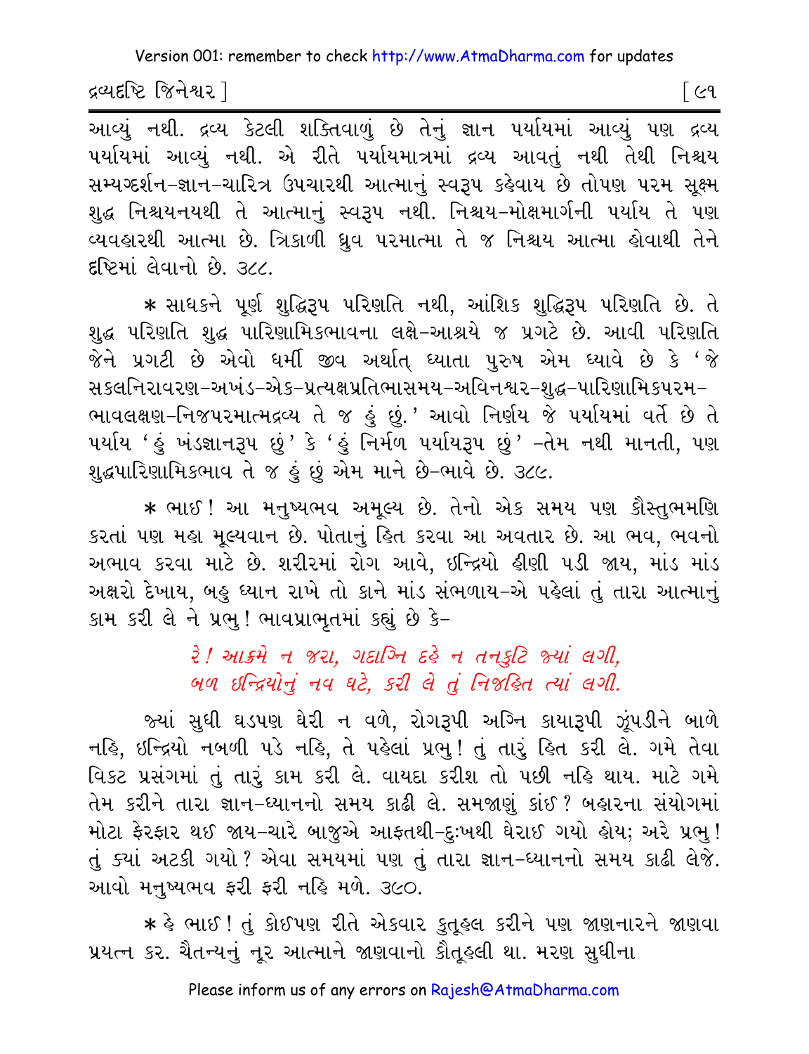આવ્યું નથી. દ્રવ્ય કેટલી શક્તિવાળું છે તેનું જ્ઞાન પર્યાયમાં આવ્યું પણ દ્રવ્ય પર્યાયમાં આવ્યું નથી. એ રીતે પર્યાયમાત્રમાં દ્રવ્ય આવતું નથી તેથી નિશ્ચય સમ્યગ્દર્શન-જ્ઞાન-ચારિત્ર ઉપચારથી આત્માનું સ્વરૂપ કહેવાય છે તોપણ પરમ સૂક્ષ્મ શુદ્ધ નિશ્ચયનયથી તે આત્માનું સ્વરૂપ નથી. નિશ્ચય-મોક્ષમાર્ગની પર્યાય તે પણ વ્યવહારથી આત્મા છે. ત્રિકાળી ધ્રુવ પરમાત્મા તે જ નિશ્ચય આત્મા હોવાથી તેને દૃષ્ટિમાં લેવાનો છે. ૩૮૮.

* સાધકને પૂર્ણ શુદ્ધિરૂપ પરિણતિ નથી, આંશિક શુદ્ધિરૂપ પરિણતિ છે. તે શુદ્ધ પરિણતિ શુદ્ધ પારિણામિકભાવના લક્ષે-આશ્રયે જ પ્રગટે છે. આવી પરિણતિ જેને પ્રગટી છે એવો ધર્મી જીવ અર્થાત્ ધ્યાતા પુરુષ એમ ધ્યાવે છે કે 'જે સકલનિરાવરણ-અખંડ-એક-પ્રત્યક્ષપ્રતિભાસમય-અવિનશ્વર-શુદ્ધ-પારિણામિકપરમ-ભાવલક્ષણ-નિજપરમાત્મદ્રવ્ય તે જ હું છું.' આવો નિર્ણય જે પર્યાયમાં વર્તે છે તે પર્યાય 'હું ખંડજ્ઞાનરૂપ છું' કે 'હું નિર્મળ પર્યાયરૂપ છું' -તેમ નથી માનતી, પણ શુદ્ધપારિણામિકભાવ તે જ હું છું એમ માને છે-ભાવે છે. ૩૮૯.

* ભાઈ! આ મનુષ્યભવ અમૂલ્ય છે. તેનો એક સમય પણ કૌસ્તુભમણિ કરતાં પણ મહા મૂલ્યવાન છે. પોતાનું હિત કરવા આ અવતાર છે. આ ભવ, ભવનો અભાવ કરવા માટે છે. શરીરમાં રોગ આવે, ઇન્દ્રિયો હીણી પડી જાય, માંડ માંડ અક્ષરો દેખાય, બહુ ધ્યાન રાખે તો કાને માંડ સંભળાય-એ પહેલાં તું તારા આત્માનું કામ કરી લે ને પ્રભુ! ભાવપ્રાભૃતમાં કહ્યું છે કે-

> *રે! આક્રમે ન જરા, ગદાગ્નિ દહે ન તનકુટિ જ્યાં લગી,*
> *બળ ઇન્દ્રિયોનું નવ ઘટે, કરી લે તું નિજહિત ત્યાં લગી.*

જ્યાં સુધી ઘડપણ ઘેરી ન વળે, રોગરૂપી અગ્નિ કાયારૂપી ઝૂંપડીને બાળે નહિ, ઇન્દ્રિયો નબળી પડે નહિ, તે પહેલાં પ્રભુ! તું તારું હિત કરી લે. ગમે તેવા વિકટ પ્રસંગમાં તું તારું કામ કરી લે. વાયદા કરીશ તો પછી નહિ થાય. માટે ગમે તેમ કરીને તારા જ્ઞાન-ધ્યાનનો સમય કાઢી લે. સમજાણું કાંઈ? બહારના સંયોગમાં મોટા ફેરફાર થઈ જાય-ચારે બાજુએ આફતથી-દુઃખથી ઘેરાઈ ગયો હોય; અરે પ્રભુ! તું ક્યાં અટકી ગયો? એવા સમયમાં પણ તું તારા જ્ઞાન-ધ્યાનનો સમય કાઢી લેજે. આવો મનુષ્યભવ ફરી ફરી નહિ મળે. ૩૯૦.

* હે ભાઈ! તું કોઈપણ રીતે એકવાર કુતૂહલ કરીને પણ જાણનારને જાણવા પ્રયત્ન કર. ચૈતન્યનું નૂર આત્માને જાણવાનો કૌતૂહલી થા. મરણ સુધીના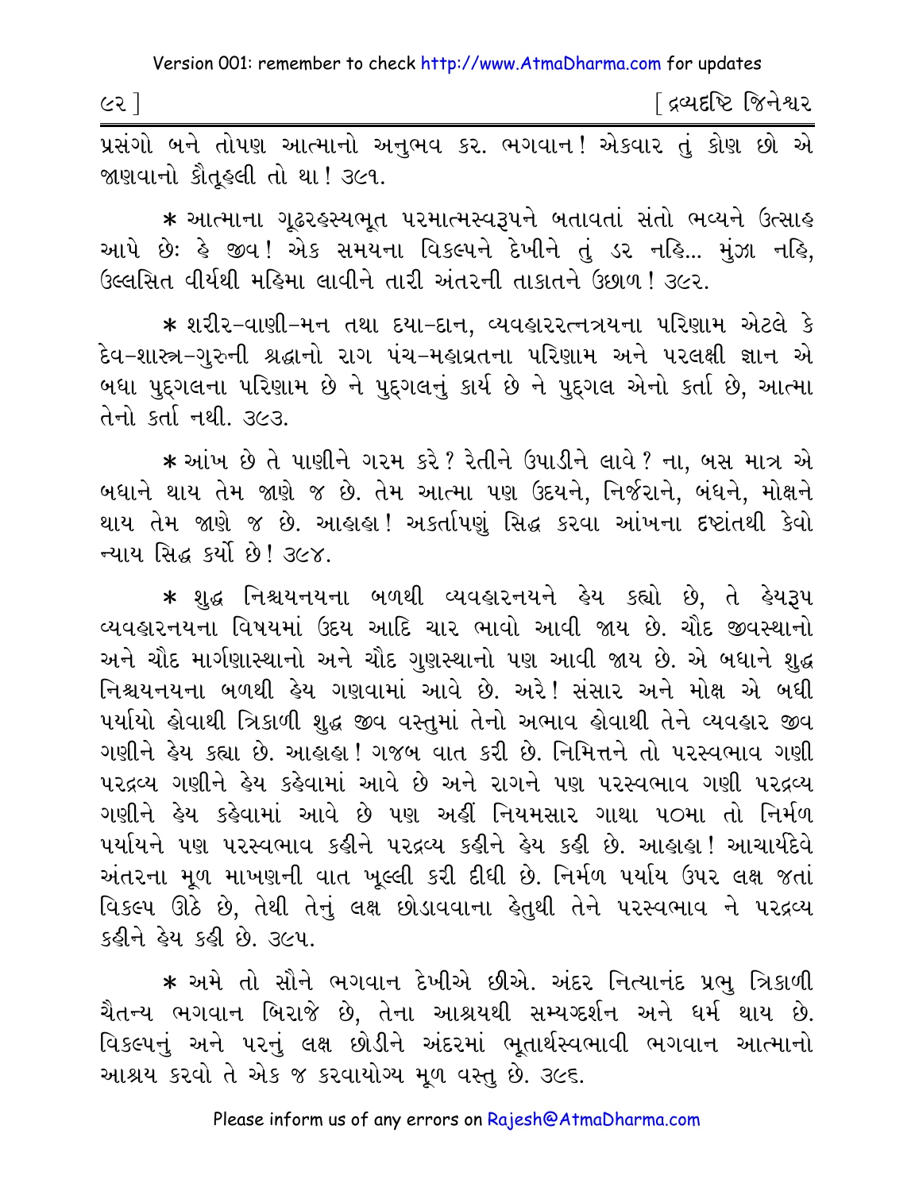પ્રસંગો બને તોપણ આત્માનો અનુભવ કર. ભગવાન! એકવાર તું કોણ છો એ જાણવાનો કૌતૂહલી તો થા! ૩૯૧.

* આત્માના ગૂઢરહસ્યભૂત પરમાત્મસ્વરૂપને બતાવતાં સંતો ભવ્યને ઉત્સાહ આપે છેઃ હે જીવ! એક સમયના વિકલ્પને દેખીને તું ડર નહિ... મુંઝા નહિ, ઉલ્લસિત વીર્યથી મહિમા લાવીને તારી અંતરની તાકાતને ઉછાળ! ૩૯૨.

* શરીર-વાણી-મન તથા દયા-દાન, વ્યવહારરત્નત્રયના પરિણામ એટલે કે દેવ-શાસ્ત્ર-ગુરુની શ્રદ્ધાનો રાગ પંચ-મહાવ્રતના પરિણામ અને પરલક્ષી જ્ઞાન એ બધા પુદ્ગલના પરિણામ છે ને પુદ્ગલનું કાર્ય છે ને પુદ્ગલ એનો કર્તા છે, આત્મા તેનો કર્તા નથી. ૩૯૩.

* આંખ છે તે પાણીને ગરમ કરે? રેતીને ઉપાડીને લાવે? ના, બસ માત્ર એ બધાને થાય તેમ જાણે જ છે. તેમ આત્મા પણ ઉદયને, નિર્જરાને, બંધને, મોક્ષને થાય તેમ જાણે જ છે. આહાહા! અકર્તાપણું સિદ્ધ કરવા આંખના દૃષ્ટાંતથી કેવો ન્યાય સિદ્ધ કર્યો છે! ૩૯૪.

* શુદ્ધ નિશ્ચયનયના બળથી વ્યવહારનયને હેય કહ્યો છે, તે હેયરૂપ વ્યવહારનયના વિષયમાં ઉદય આદિ ચાર ભાવો આવી જાય છે. ચૌદ જીવસ્થાનો અને ચૌદ માર્ગણાસ્થાનો અને ચૌદ ગુણસ્થાનો પણ આવી જાય છે. એ બધાને શુદ્ધ નિશ્ચયનયના બળથી હેય ગણવામાં આવે છે. અરે! સંસાર અને મોક્ષ એ બધી પર્યાયો હોવાથી ત્રિકાળી શુદ્ધ જીવ વસ્તુમાં તેનો અભાવ હોવાથી તેને વ્યવહાર જીવ ગણીને હેય કહ્યા છે. આહાહા! ગજબ વાત કરી છે. નિમિત્તને તો પરસ્વભાવ ગણી પરદ્રવ્ય ગણીને હેય કહેવામાં આવે છે અને રાગને પણ પરસ્વભાવ ગણી પરદ્રવ્ય ગણીને હેય કહેવામાં આવે છે પણ અહીં નિયમસાર ગાથા ૫૦મા તો નિર્મળ પર્યાયને પણ પરસ્વભાવ કહીને પરદ્રવ્ય કહીને હેય કહી છે. આહાહા! આચાર્યદેવે અંતરના મૂળ માખણની વાત ખૂલ્લી કરી દીધી છે. નિર્મળ પર્યાય ઉપર લક્ષ જતાં વિકલ્પ ઊઠે છે, તેથી તેનું લક્ષ છોડાવવાના હેતુથી તેને પરસ્વભાવ ને પરદ્રવ્ય કહીને હેય કહી છે. ૩૯૫.

* અમે તો સૌને ભગવાન દેખીએ છીએ. અંદર નિત્યાનંદ પ્રભુ ત્રિકાળી ચૈતન્ય ભગવાન બિરાજે છે, તેના આશ્રયથી સમ્યગ્દર્શન અને ધર્મ થાય છે. વિકલ્પનું અને પરનું લક્ષ છોડીને અંદરમાં ભૂતાર્થસ્વભાવી ભગવાન આત્માનો આશ્રય કરવો તે એક જ કરવાયોગ્ય મૂળ વસ્તુ છે. ૩૯૬.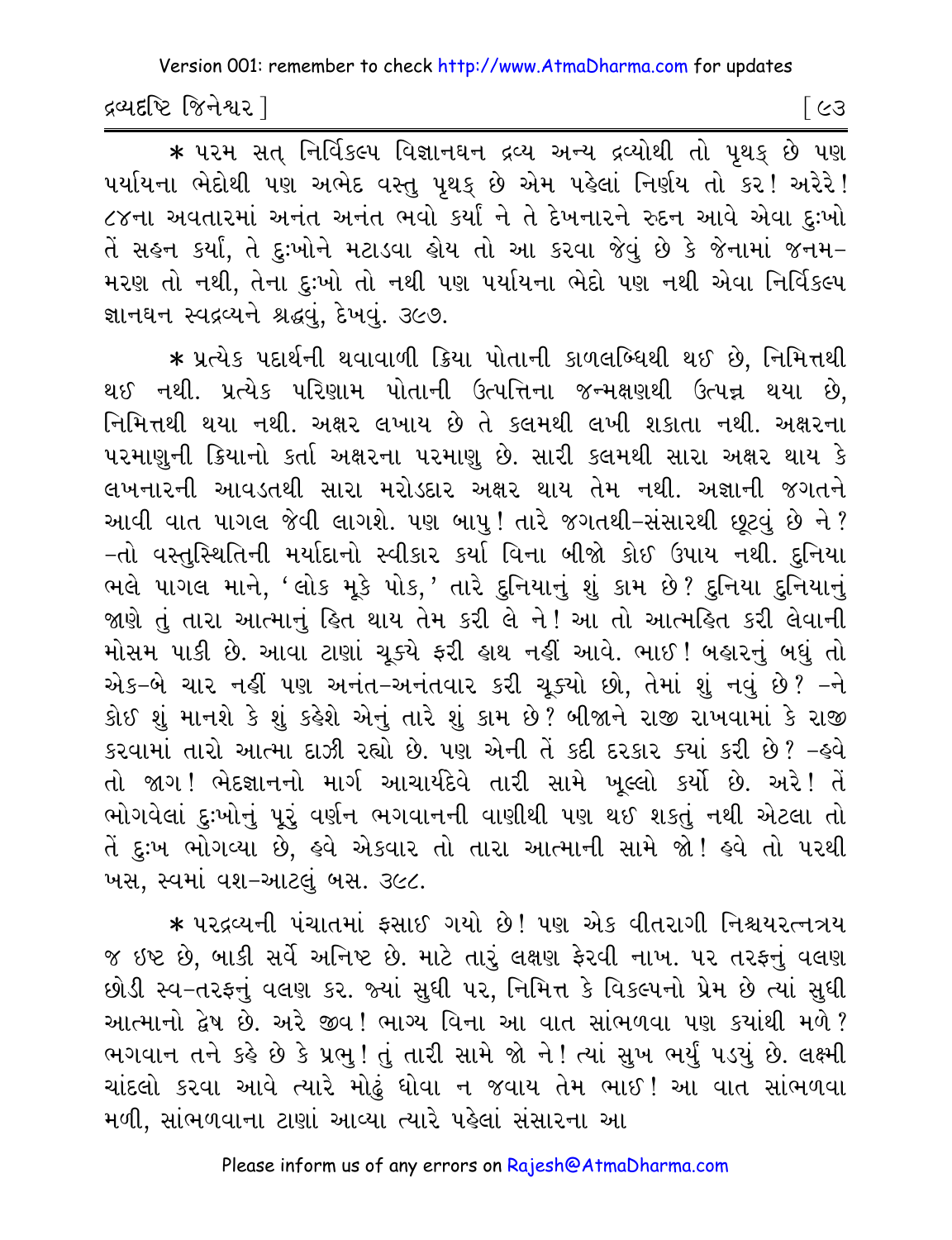* પરમ સત્ નિર્વિકલ્પ વિજ્ઞાનઘન દ્રવ્ય અન્ય દ્રવ્યોથી તો પૃથક્ છે પણ પર્યાયના ભેદોથી પણ અભેદ વસ્તુ પૃથક્ છે એમ પહેલાં નિર્ણય તો કર! અરેરે! ૮૪ના અવતારમાં અનંત અનંત ભવો કર્યા ને તે દેખનારને રુદન આવે એવા દુઃખો તેં સહન કર્યા, તે દુઃખોને મટાડવા હોય તો આ કરવા જેવું છે કે જેનામાં જનમ-મરણ તો નથી, તેના દુઃખો તો નથી પણ પર્યાયના ભેદો પણ નથી એવા નિર્વિકલ્પ જ્ઞાનઘન સ્વદ્રવ્યને શ્રદ્ધવું, દેખવું. ૩૯૭.

* પ્રત્યેક પદાર્થની થવાવાળી ક્રિયા પોતાની કાળલબ્ધિથી થઈ છે, નિમિત્તથી થઈ નથી. પ્રત્યેક પરિણામ પોતાની ઉત્પત્તિના જન્મક્ષણથી ઉત્પન્ન થયા છે, નિમિત્તથી થયા નથી. અક્ષર લખાય છે તે કલમથી લખી શકાતા નથી. અક્ષરના પરમાણુની ક્રિયાનો કર્તા અક્ષરના પરમાણુ છે. સારી કલમથી સારા અક્ષર થાય કે લખનારની આવડતથી સારા મરોડદાર અક્ષર થાય તેમ નથી. અજ્ઞાની જગતને આવી વાત પાગલ જેવી લાગશે. પણ બાપુ! તારે જગતથી-સંસારથી છૂટવું છે ને? -તો વસ્તુસ્થિતિની મર્યાદાનો સ્વીકાર કર્યા વિના બીજો કોઈ ઉપાય નથી. દુનિયા ભલે પાગલ માને, 'લોક મૂકે પોક,' તારે દુનિયાનું શું કામ છે? દુનિયા દુનિયાનું જાણે તું તારા આત્માનું હિત થાય તેમ કરી લે ને! આ તો આત્મહિત કરી લેવાની મોસમ પાકી છે. આવા ટાણાં ચૂક્યે ફરી હાથ નહીં આવે. ભાઈ! બહારનું બધું તો એક-બે ચાર નહીં પણ અનંત-અનંતવાર કરી ચૂક્યો છો, તેમાં શું નવું છે? -ને કોઈ શું માનશે કે શું કહેશે એનું તારે શું કામ છે? બીજાને રાજી રાખવામાં કે રાજી કરવામાં તારો આત્મા દાઝી રહ્યો છે. પણ એની તેં કદી દરકાર ક્યાં કરી છે? -હવે તો જાગ! ભેદજ્ઞાનનો માર્ગ આચાર્યદેવે તારી સામે ખૂલ્લો કર્યો છે. અરે! તેં ભોગવેલાં દુઃખોનું પૂરું વર્ણન ભગવાનની વાણીથી પણ થઈ શકતું નથી એટલા તો તેં દુઃખ ભોગવ્યા છે, હવે એકવાર તો તારા આત્માની સામે જો! હવે તો પરથી ખસ, સ્વમાં વશ-આટલું બસ. ૩૯૮.

* પરદ્રવ્યની પંચાતમાં ફસાઈ ગયો છે! પણ એક વીતરાગી નિશ્ચયરત્નત્રય જ ઇષ્ટ છે, બાકી સર્વે અનિષ્ટ છે. માટે તારું લક્ષણ ફેરવી નાખ. પર તરફનું વલણ છોડી સ્વ-તરફનું વલણ કર. જ્યાં સુધી પર, નિમિત્ત કે વિકલ્પનો પ્રેમ છે ત્યાં સુધી આત્માનો દ્વેષ છે. અરે જીવ! ભાગ્ય વિના આ વાત સાંભળવા પણ કયાંથી મળે? ભગવાન તને કહે છે કે પ્રભુ! તું તારી સામે જો ને! ત્યાં સુખ ભર્યું પડયું છે. લક્ષ્મી ચાંદલો કરવા આવે ત્યારે મોઢું ધોવા ન જવાય તેમ ભાઈ! આ વાત સાંભળવા મળી, સાંભળવાના ટાણાં આવ્યા ત્યારે પહેલાં સંસારના આ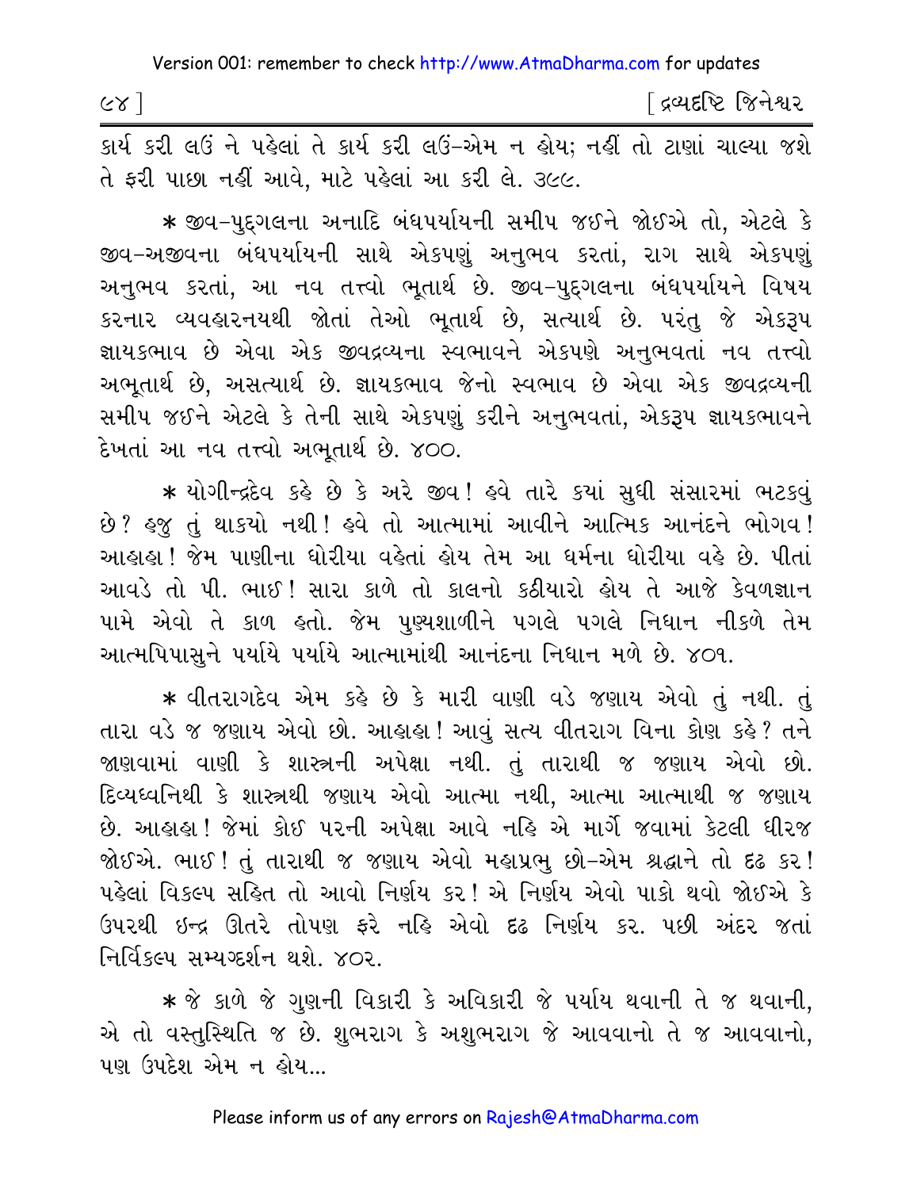કાર્ય કરી લઉં ને પહેલાં તે કાર્ય કરી લઉં-એમ ન હોય; નહીં તો ટાણાં ચાલ્યા જશે તે ફરી પાછા નહીં આવે, માટે પહેલાં આ કરી લે. ૩૯૯.

* જીવ-પુદ્‌ગલના અનાદિ બંધપર્યાયની સમીપ જઈને જોઈએ તો, એટલે કે જીવ-અજીવના બંધપર્યાયની સાથે એકપણું અનુભવ કરતાં, રાગ સાથે એકપણું અનુભવ કરતાં, આ નવ તત્ત્વો ભૂતાર્થ છે. જીવ-પુદ્‌ગલના બંધપર્યાયને વિષય કરનાર વ્યવહારનયથી જોતાં તેઓ ભૂતાર્થ છે, સત્યાર્થ છે. પરંતુ જે એકરૂપ જ્ઞાયકભાવ છે એવા એક જીવદ્રવ્યના સ્વભાવને એકપણે અનુભવતાં નવ તત્ત્વો અભૂતાર્થ છે, અસત્યાર્થ છે. જ્ઞાયકભાવ જેનો સ્વભાવ છે એવા એક જીવદ્રવ્યની સમીપ જઈને એટલે કે તેની સાથે એકપણું કરીને અનુભવતાં, એકરૂપ જ્ઞાયકભાવને દેખતાં આ નવ તત્ત્વો અભૂતાર્થ છે. ૪૦૦.

* યોગીન્દ્રદેવ કહે છે કે અરે જીવ! હવે તારે ક્યાં સુધી સંસારમાં ભટકવું છે? હજુ તું થાક્યો નથી! હવે તો આત્મામાં આવીને આત્મિક આનંદને ભોગવ! આહાહા! જેમ પાણીના ધોરીયા વહેતાં હોય તેમ આ ધર્મના ધોરીયા વહે છે. પીતાં આવડે તો પી. ભાઈ! સારા કાળે તો કાલનો કઠીયારો હોય તે આજે કેવળજ્ઞાન પામે એવો તે કાળ હતો. જેમ પુણ્યશાળીને પગલે પગલે નિધાન નીકળે તેમ આત્મપિપાસુને પર્યાયે પર્યાયે આત્મામાંથી આનંદના નિધાન મળે છે. ૪૦૧.

* વીતરાગદેવ એમ કહે છે કે મારી વાણી વડે જણાય એવો તું નથી. તું તારા વડે જ જણાય એવો છો. આહાહા! આવું સત્ય વીતરાગ વિના કોણ કહે? તને જાણવામાં વાણી કે શાસ્ત્રની અપેક્ષા નથી. તું તારાથી જ જણાય એવો છો. દિવ્યધ્વનિથી કે શાસ્ત્રથી જણાય એવો આત્મા નથી, આત્મા આત્માથી જ જણાય છે. આહાહા! જેમાં કોઈ પરની અપેક્ષા આવે નહિ એ માર્ગે જવામાં કેટલી ધીરજ જોઈએ. ભાઈ! તું તારાથી જ જણાય એવો મહાપ્રભુ છો-એમ શ્રદ્ધાને તો દઢ કર! પહેલાં વિકલ્પ સહિત તો આવો નિર્ણય કર! એ નિર્ણય એવો પાકો થવો જોઈએ કે ઉપરથી ઇન્દ્ર ઊતરે તોપણ ફરે નહિ એવો દઢ નિર્ણય કર. પછી અંદર જતાં નિર્વિકલ્પ સમ્યગ્દર્શન થશે. ૪૦૨.

* જે કાળે જે ગુણની વિકારી કે અવિકારી જે પર્યાય થવાની તે જ થવાની, એ તો વસ્તુસ્થિતિ જ છે. શુભરાગ કે અશુભરાગ જે આવવાનો તે જ આવવાનો, પણ ઉપદેશ એમ ન હોય...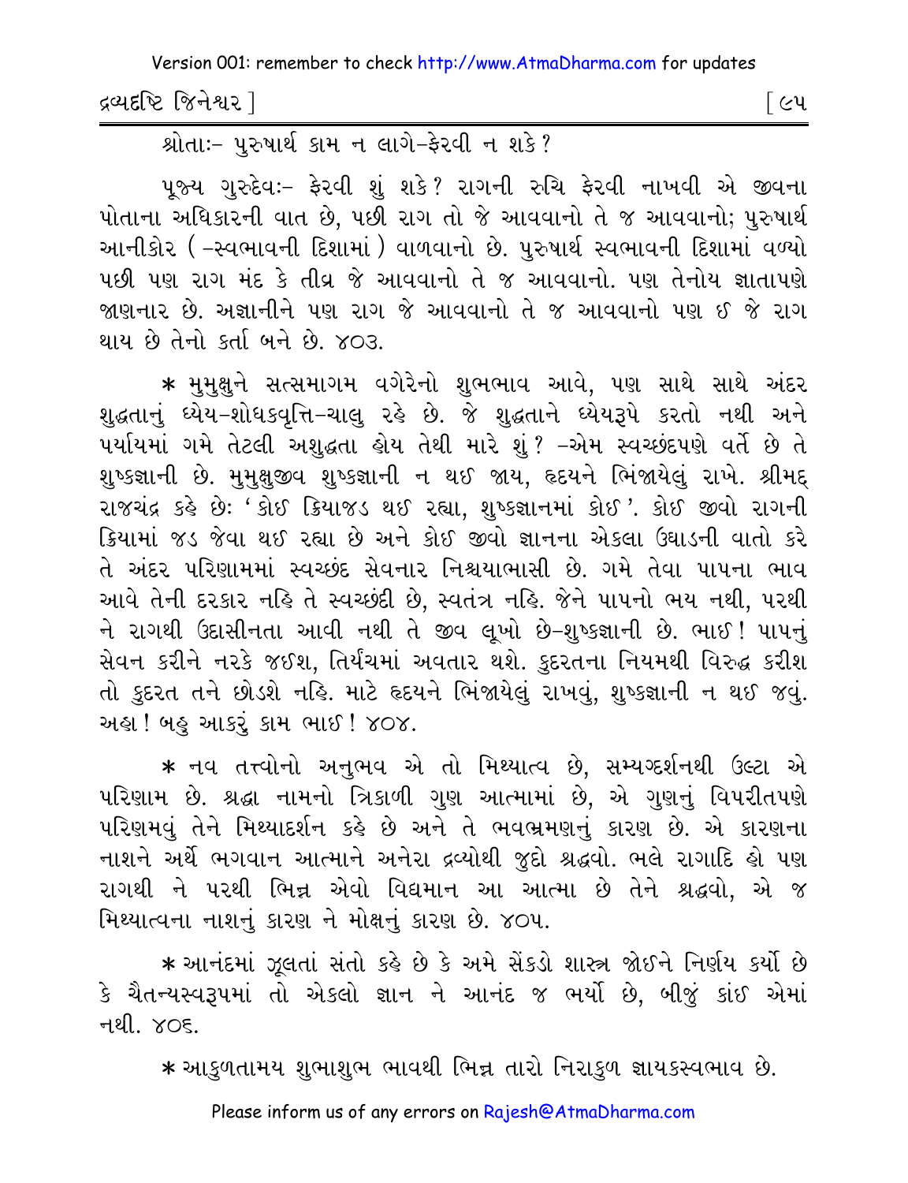શ્રોતાઃ- પુરુષાર્થ કામ ન લાગે-ફેરવી ન શકે?

પૂજ્ય ગુરુદેવઃ- ફેરવી શું શકે? રાગની રુચિ ફેરવી નાખવી એ જીવના પોતાના અધિકારની વાત છે, પછી રાગ તો જે આવવાનો તે જ આવવાનો; પુરુષાર્થ આનીકોર (-સ્વભાવની દિશામાં) વાળવાનો છે. પુરુષાર્થ સ્વભાવની દિશામાં વળ્યો પછી પણ રાગ મંદ કે તીવ્ર જે આવવાનો તે જ આવવાનો. પણ તેનોય જ્ઞાતાપણે જાણનાર છે. અજ્ઞાનીને પણ રાગ જે આવવાનો તે જ આવવાનો પણ ઈ જે રાગ થાય છે તેનો કર્તા બને છે. ૪૦૩.

* મુમુક્ષુને સત્સમાગમ વગેરેનો શુભભાવ આવે, પણ સાથે સાથે અંદર શુદ્ધતાનું ધ્યેય-શોધકવૃત્તિ-ચાલુ રહે છે. જે શુદ્ધતાને ધ્યેયરૂપે કરતો નથી અને પર્યાયમાં ગમે તેટલી અશુદ્ધતા હોય તેથી મારે શું? -એમ સ્વચ્છંદપણે વર્તે છે તે શુષ્કજ્ઞાની છે. મુમુક્ષુજીવ શુષ્કજ્ઞાની ન થઈ જાય, હૃદયને ભિંજાયેલું રાખે. શ્રીમદ્ રાજચંદ્ર કહે છેઃ 'કોઈ ક્રિયાજડ થઈ રહ્યા, શુષ્કજ્ઞાનમાં કોઈ'. કોઈ જીવો રાગની ક્રિયામાં જડ જેવા થઈ રહ્યા છે અને કોઈ જીવો જ્ઞાનના એકલા ઉઘાડની વાતો કરે તે અંદર પરિણામમાં સ્વચ્છંદ સેવનાર નિશ્ચયાભાસી છે. ગમે તેવા પાપના ભાવ આવે તેની દરકાર નહિ તે સ્વચ્છંદી છે, સ્વતંત્ર નહિ. જેને પાપનો ભય નથી, પરથી ને રાગથી ઉદાસીનતા આવી નથી તે જીવ લૂખો છે-શુષ્કજ્ઞાની છે. ભાઈ! પાપનું સેવન કરીને નરકે જઈશ, તિર્યંચમાં અવતાર થશે. કુદરતના નિયમથી વિરુદ્ધ કરીશ તો કુદરત તને છોડશે નહિ. માટે હૃદયને ભિંજાયેલું રાખવું, શુષ્કજ્ઞાની ન થઈ જવું. અહા! બહુ આકરું કામ ભાઈ! ૪૦૪.

* નવ તત્ત્વોનો અનુભવ એ તો મિથ્યાત્વ છે, સમ્યગ્દર્શનથી ઉલ્ટા એ પરિણામ છે. શ્રદ્ધા નામનો ત્રિકાળી ગુણ આત્મામાં છે, એ ગુણનું વિપરીતપણે પરિણમવું તેને મિથ્યાદર્શન કહે છે અને તે ભવભ્રમણનું કારણ છે. એ કારણના નાશને અર્થે ભગવાન આત્માને અનેરા દ્રવ્યોથી જુદો શ્રદ્ધવો. ભલે રાગાદિ હો પણ રાગથી ને પરથી ભિન્ન એવો વિદ્યમાન આ આત્મા છે તેને શ્રદ્ધવો, એ જ મિથ્યાત્વના નાશનું કારણ ને મોક્ષનું કારણ છે. ૪૦૫.

* આનંદમાં ઝૂલતાં સંતો કહે છે કે અમે સેંકડો શાસ્ત્ર જોઈને નિર્ણય કર્યો છે કે ચૈતન્યસ્વરૂપમાં તો એકલો જ્ઞાન ને આનંદ જ ભર્યો છે, બીજું કાંઈ એમાં નથી. ૪૦૬.

* આકુળતામય શુભાશુભ ભાવથી ભિન્ન તારો નિરાકુળ જ્ઞાયકસ્વભાવ છે.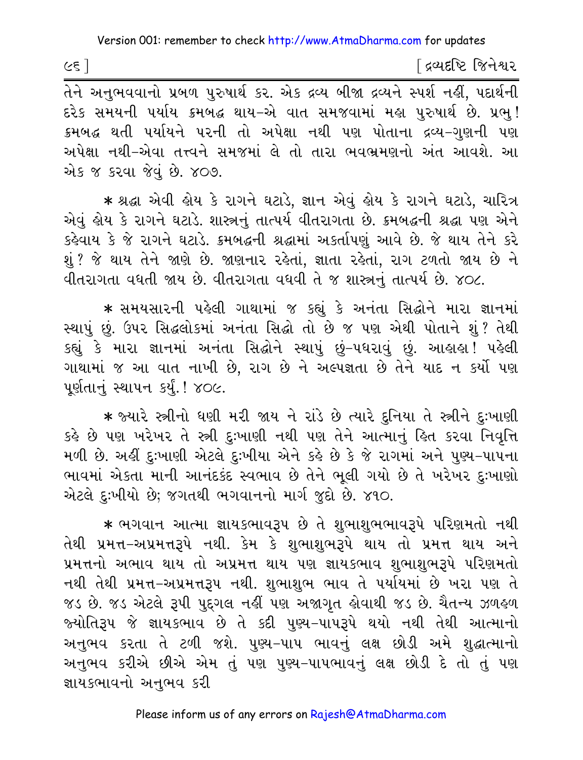તેને અનુભવવાનો પ્રબળ પુરુષાર્થ કર. એક દ્રવ્ય બીજા દ્રવ્યને સ્પર્શ નહીં, પદાર્થની દરેક સમયની પર્યાય ક્રમબદ્ધ થાય-એ વાત સમજવામાં મહા પુરુષાર્થ છે. પ્રભુ! ક્રમબદ્ધ થતી પર્યાયને પરની તો અપેક્ષા નથી પણ પોતાના દ્રવ્ય-ગુણની પણ અપેક્ષા નથી-એવા તત્ત્વને સમજમાં લે તો તારા ભવભ્રમણનો અંત આવશે. આ એક જ કરવા જેવું છે. ૪૦૭.

* શ્રદ્ધા એવી હોય કે રાગને ઘટાડે, જ્ઞાન એવું હોય કે રાગને ઘટાડે, ચારિત્ર એવું હોય કે રાગને ઘટાડે. શાસ્ત્રનું તાત્પર્ય વીતરાગતા છે. ક્રમબદ્ધની શ્રદ્ધા પણ એને કહેવાય કે જે રાગને ઘટાડે. ક્રમબદ્ધની શ્રદ્ધામાં અકર્તાપણું આવે છે. જે થાય તેને કરે શું? જે થાય તેને જાણે છે. જાણનાર રહેતાં, જ્ઞાતા રહેતાં, રાગ ટળતો જાય છે ને વીતરાગતા વધતી જાય છે. વીતરાગતા વધવી તે જ શાસ્ત્રનું તાત્પર્ય છે. ૪૦૮.

* સમયસારની પહેલી ગાથામાં જ કહ્યું કે અનંતા સિદ્ધોને મારા જ્ઞાનમાં સ્થાપું છું. ઉપર સિદ્ધલોકમાં અનંતા સિદ્ધો તો છે જ પણ એથી પોતાને શું? તેથી કહ્યું કે મારા જ્ઞાનમાં અનંતા સિદ્ધોને સ્થાપું છું-પધરાવું છું. આહાહા! પહેલી ગાથામાં જ આ વાત નાખી છે, રાગ છે ને અલ્પજ્ઞતા છે તેને યાદ ન કર્યો પણ પૂર્ણતાનું સ્થાપન કર્યું.! ૪૦૯.

* જ્યારે સ્ત્રીનો ધણી મરી જાય ને રાંડે છે ત્યારે દુનિયા તે સ્ત્રીને દુઃખાણી કહે છે પણ ખરેખર તે સ્ત્રી દુઃખાણી નથી પણ તેને આત્માનું હિત કરવા નિવૃત્તિ મળી છે. અહીં દુઃખાણી એટલે દુઃખીયા એને કહે છે કે જે રાગમાં અને પુણ્ય-પાપના ભાવમાં એકતા માની આનંદકંદ સ્વભાવ છે તેને ભૂલી ગયો છે તે ખરેખર દુઃખાણો એટલે દુઃખીયો છે; જગતથી ભગવાનનો માર્ગ જુદો છે. ૪૧૦.

* ભગવાન આત્મા જ્ઞાયકભાવરૂપ છે તે શુભાશુભભાવરૂપે પરિણમતો નથી તેથી પ્રમત્ત-અપ્રમત્તરૂપે નથી. કેમ કે શુભાશુભરૂપે થાય તો પ્રમત્ત થાય અને પ્રમત્તનો અભાવ થાય તો અપ્રમત્ત થાય પણ જ્ઞાયકભાવ શુભાશુભરૂપે પરિણમતો નથી તેથી પ્રમત્ત-અપ્રમત્તરૂપ નથી. શુભાશુભ ભાવ તે પર્યાયમાં છે ખરા પણ તે જડ છે. જડ એટલે રૂપી પુદ્‌ગલ નહીં પણ અજાગૃત હોવાથી જડ છે. ચૈતન્ય ઝળહળ જ્યોતિરૂપ જે જ્ઞાયકભાવ છે તે કદી પુણ્ય-પાપરૂપે થયો નથી તેથી આત્માનો અનુભવ કરતા તે ટળી જશે. પુણ્ય-પાપ ભાવનું લક્ષ છોડી અમે શુદ્ધાત્માનો અનુભવ કરીએ છીએ એમ તું પણ પુણ્ય-પાપભાવનું લક્ષ છોડી દે તો તું પણ જ્ઞાયકભાવનો અનુભવ કરી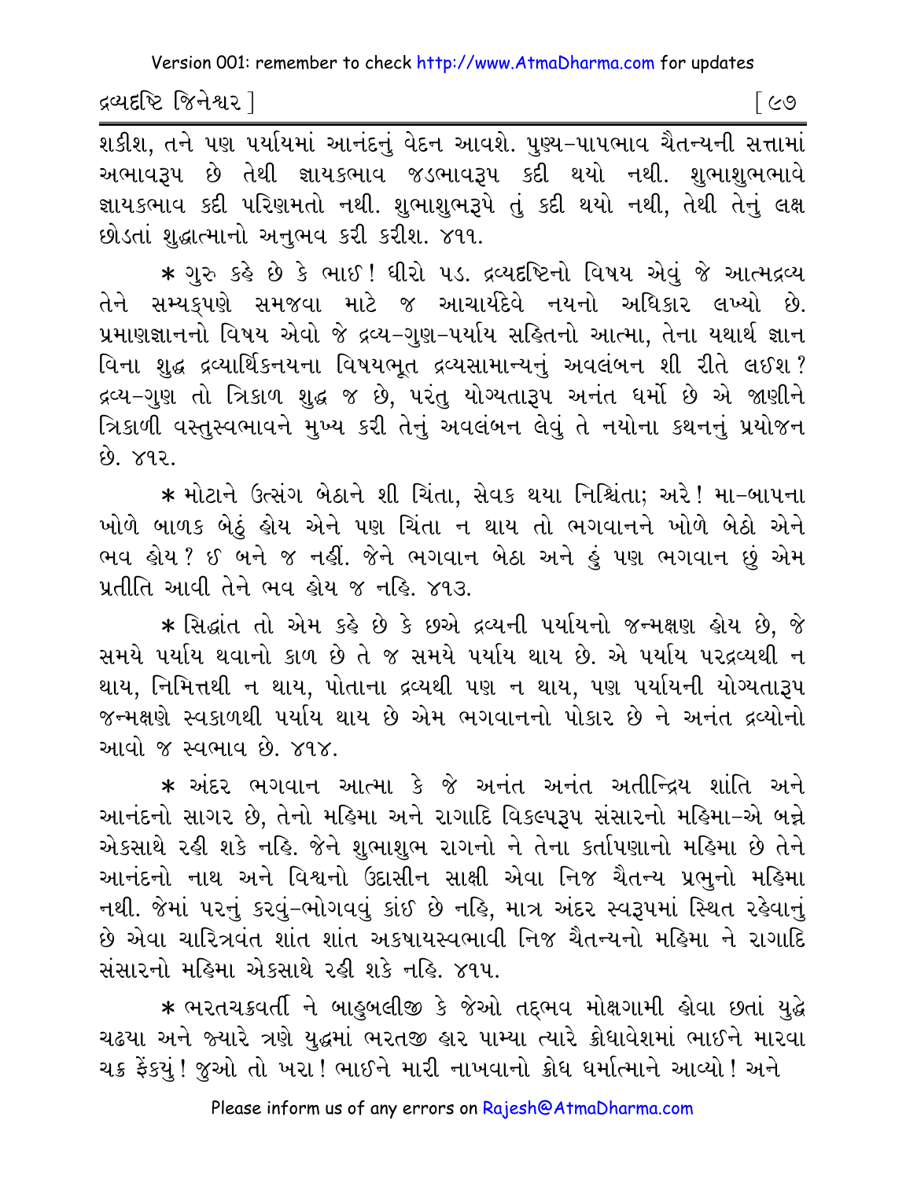શકીશ, તને પણ પર્યાયમાં આનંદનું વેદન આવશે. પુણ્ય-પાપભાવ ચૈતન્યની સત્તામાં અભાવરૂપ છે તેથી જ્ઞાયકભાવ જડભાવરૂપ કદી થયો નથી. શુભાશુભભાવે જ્ઞાયકભાવ કદી પરિણમતો નથી. શુભાશુભરૂપે તું કદી થયો નથી, તેથી તેનું લક્ષ છોડતાં શુદ્ધાત્માનો અનુભવ કરી કરીશ. ૪૧૧.

* ગુરુ કહે છે કે ભાઈ! ધીરો પડ. દ્રવ્યદૃષ્ટિનો વિષય એવું જે આત્મદ્રવ્ય તેને સમ્યક્પણે સમજવા માટે જ આચાર્યદેવે નયનો અધિકાર લખ્યો છે. પ્રમાણજ્ઞાનનો વિષય એવો જે દ્રવ્ય-ગુણ-પર્યાય સહિતનો આત્મા, તેના યથાર્થ જ્ઞાન વિના શુદ્ધ દ્રવ્યાર્થિકનયના વિષયભૂત દ્રવ્યસામાન્યનું અવલંબન શી રીતે લઈશ? દ્રવ્ય-ગુણ તો ત્રિકાળ શુદ્ધ જ છે, પરંતુ યોગ્યતારૂપ અનંત ધર્મો છે એ જાણીને ત્રિકાળી વસ્તુસ્વભાવને મુખ્ય કરી તેનું અવલંબન લેવું તે નયોના કથનનું પ્રયોજન છે. ૪૧૨.

* મોટાને ઉત્સંગ બેઠાને શી ચિંતા, સેવક થયા નિશ્ચિંતા; અરે! મા-બાપના ખોળે બાળક બેઠું હોય એને પણ ચિંતા ન થાય તો ભગવાનને ખોળે બેઠો એને ભવ હોય? ઈ બને જ નહીં. જેને ભગવાન બેઠા અને હું પણ ભગવાન છું એમ પ્રતીતિ આવી તેને ભવ હોય જ નહિ. ૪૧૩.

* સિદ્ધાંત તો એમ કહે છે કે છએ દ્રવ્યની પર્યાયનો જન્મક્ષણ હોય છે, જે સમયે પર્યાય થવાનો કાળ છે તે જ સમયે પર્યાય થાય છે. એ પર્યાય પરદ્રવ્યથી ન થાય, નિમિત્તથી ન થાય, પોતાના દ્રવ્યથી પણ ન થાય, પણ પર્યાયની યોગ્યતારૂપ જન્મક્ષણે સ્વકાળથી પર્યાય થાય છે એમ ભગવાનનો પોકાર છે ને અનંત દ્રવ્યોનો આવો જ સ્વભાવ છે. ૪૧૪.

* અંદર ભગવાન આત્મા કે જે અનંત અનંત અતીન્દ્રિય શાંતિ અને આનંદનો સાગર છે, તેનો મહિમા અને રાગાદિ વિકલ્પરૂપ સંસારનો મહિમા-એ બન્ને એકસાથે રહી શકે નહિ. જેને શુભાશુભ રાગનો ને તેના કર્તાપણાનો મહિમા છે તેને આનંદનો નાથ અને વિશ્વનો ઉદાસીન સાક્ષી એવા નિજ ચૈતન્ય પ્રભુનો મહિમા નથી. જેમાં પરનું કરવું-ભોગવવું કાંઈ છે નહિ, માત્ર અંદર સ્વરૂપમાં સ્થિત રહેવાનું છે એવા ચારિત્રવંત શાંત શાંત અકષાયસ્વભાવી નિજ ચૈતન્યનો મહિમા ને રાગાદિ સંસારનો મહિમા એકસાથે રહી શકે નહિ. ૪૧૫.

* ભરતચક્રવર્તી ને બાહુબલીજી કે જેઓ તદ્ભવ મોક્ષગામી હોવા છતાં યુદ્ધે ચઢયા અને જ્યારે ત્રણે યુદ્ધમાં ભરતજી હાર પામ્યા ત્યારે ક્રોધાવેશમાં ભાઈને મારવા ચક્ર ફેંક્યું! જુઓ તો ખરા! ભાઈને મારી નાખવાનો ક્રોધ ધર્માત્માને આવ્યો! અને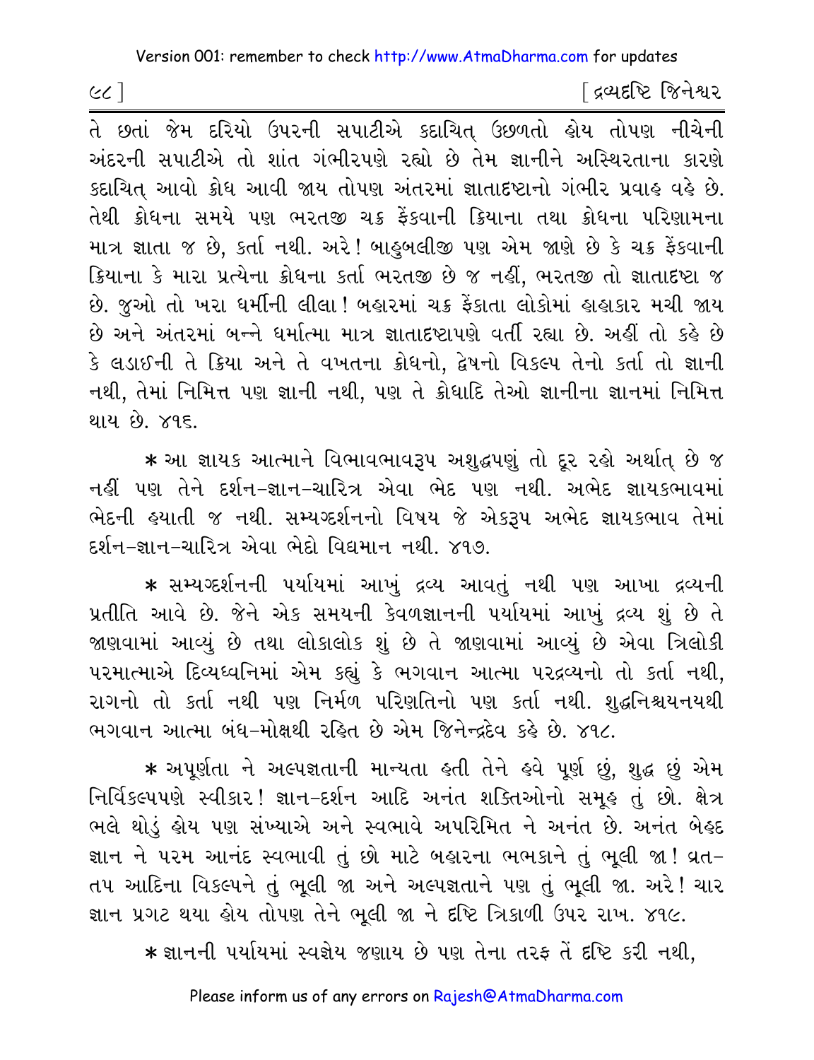તે છતાં જેમ દરિયો ઉપરની સપાટીએ કદાચિત્ ઉછળતો હોય તોપણ નીચેની અંદરની સપાટીએ તો શાંત ગંભીરપણે રહ્યો છે તેમ જ્ઞાનીને અસ્થિરતાના કારણે કદાચિત્ આવો ક્રોધ આવી જાય તોપણ અંતરમાં જ્ઞાતાદષ્ટાનો ગંભીર પ્રવાહ વહે છે. તેથી ક્રોધના સમયે પણ ભરતજી ચક્ર ફેંકવાની ક્રિયાના તથા ક્રોધના પરિણામના માત્ર જ્ઞાતા જ છે, કર્તા નથી. અરે! બાહુબલીજી પણ એમ જાણે છે કે ચક્ર ફેંકવાની ક્રિયાના કે મારા પ્રત્યેના ક્રોધના કર્તા ભરતજી છે જ નહીં, ભરતજી તો જ્ઞાતાદષ્ટા જ છે. જુઓ તો ખરા ધર્મીની લીલા! બહારમાં ચક્ર ફેંકાતા લોકોમાં હાહાકાર મચી જાય છે અને અંતરમાં બન્ને ધર્માત્મા માત્ર જ્ઞાતાદષ્ટાપણે વર્તી રહ્યા છે. અહીં તો કહે છે કે લડાઈની તે ક્રિયા અને તે વખતના ક્રોધનો, દ્વેષનો વિકલ્પ તેનો કર્તા તો જ્ઞાની નથી, તેમાં નિમિત્ત પણ જ્ઞાની નથી, પણ તે ક્રોધાદિ તેઓ જ્ઞાનીના જ્ઞાનમાં નિમિત્ત થાય છે. ૪૧૬.

* આ જ્ઞાયક આત્માને વિભાવભાવરૂપ અશુદ્ધપણું તો દૂર રહો અર્થાત્ છે જ નહીં પણ તેને દર્શન-જ્ઞાન-ચારિત્ર એવા ભેદ પણ નથી. અભેદ જ્ઞાયકભાવમાં ભેદની હયાતી જ નથી. સમ્યગ્દર્શનનો વિષય જે એકરૂપ અભેદ જ્ઞાયકભાવ તેમાં દર્શન-જ્ઞાન-ચારિત્ર એવા ભેદો વિદ્યમાન નથી. ૪૧૭.

* સમ્યગ્દર્શનની પર્યાયમાં આખું દ્રવ્ય આવતું નથી પણ આખા દ્રવ્યની પ્રતીતિ આવે છે. જેને એક સમયની કેવળજ્ઞાનની પર્યાયમાં આખું દ્રવ્ય શું છે તે જાણવામાં આવ્યું છે તથા લોકાલોક શું છે તે જાણવામાં આવ્યું છે એવા ત્રિલોકી પરમાત્માએ દિવ્યધ્વનિમાં એમ કહ્યું કે ભગવાન આત્મા પરદ્રવ્યનો તો કર્તા નથી, રાગનો તો કર્તા નથી પણ નિર્મળ પરિણતિનો પણ કર્તા નથી. શુદ્ધનિશ્ચયનયથી ભગવાન આત્મા બંધ-મોક્ષથી રહિત છે એમ જિનેન્દ્રદેવ કહે છે. ૪૧૮.

* અપૂર્ણતા ને અલ્પજ્ઞતાની માન્યતા હતી તેને હવે પૂર્ણ છું, શુદ્ધ છું એમ નિર્વિકલ્પપણે સ્વીકાર! જ્ઞાન-દર્શન આદિ અનંત શક્તિઓનો સમૂહ તું છો. ક્ષેત્ર ભલે થોડું હોય પણ સંખ્યાએ અને સ્વભાવે અપરિમિત ને અનંત છે. અનંત બેહદ જ્ઞાન ને પરમ આનંદ સ્વભાવી તું છો માટે બહારના ભભકાને તું ભૂલી જા! વ્રત-તપ આદિના વિકલ્પને તું ભૂલી જા અને અલ્પજ્ઞતાને પણ તું ભૂલી જા. અરે! ચાર જ્ઞાન પ્રગટ થયા હોય તોપણ તેને ભૂલી જા ને દૃષ્ટિ ત્રિકાળી ઉપર રાખ. ૪૧૯.

* જ્ઞાનની પર્યાયમાં સ્વજ્ઞેય જણાય છે પણ તેના તરફ તેં દૃષ્ટિ કરી નથી,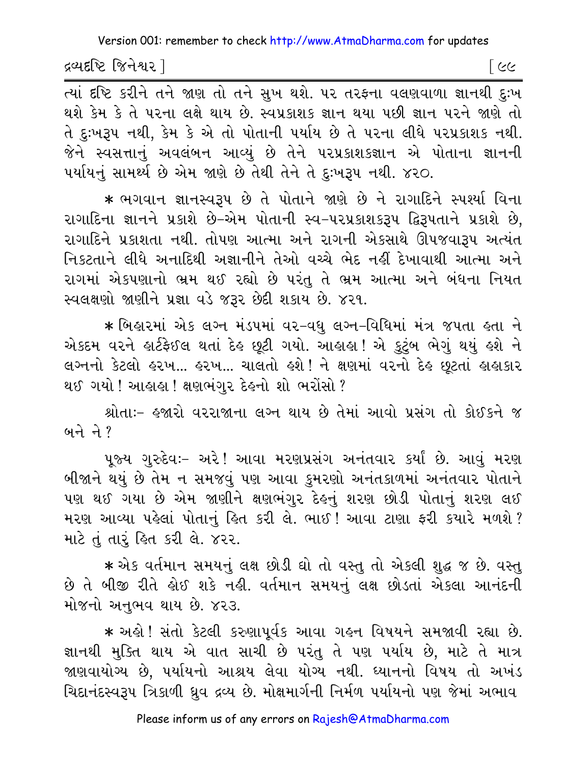ત્યાં દૃષ્ટિ કરીને તને જાણ તો તને સુખ થશે. પર તરફના વલણવાળા જ્ઞાનથી દુઃખ થશે કેમ કે તે પરના લક્ષે થાય છે. સ્વપ્રકાશક જ્ઞાન થયા પછી જ્ઞાન પરને જાણે તો તે દુઃખરૂપ નથી, કેમ કે એ તો પોતાની પર્યાય છે તે પરના લીધે પરપ્રકાશક નથી. જેને સ્વસત્તાનું અવલંબન આવ્યું છે તેને પરપ્રકાશકજ્ઞાન એ પોતાના જ્ઞાનની પર્યાયનું સામર્થ્ય છે એમ જાણે છે તેથી તેને તે દુઃખરૂપ નથી. ૪૨૦.

* ભગવાન જ્ઞાનસ્વરૂપ છે તે પોતાને જાણે છે ને રાગાદિને સ્પર્શ્યા વિના રાગાદિના જ્ઞાનને પ્રકાશે છે-એમ પોતાની સ્વ-પરપ્રકાશકરૂપ દ્વિરૂપતાને પ્રકાશે છે, રાગાદિને પ્રકાશતા નથી. તોપણ આત્મા અને રાગની એકસાથે ઊપજવારૂપ અત્યંત નિકટતાને લીધે અનાદિથી અજ્ઞાનીને તેઓ વચ્ચે ભેદ નહીં દેખાવાથી આત્મા અને રાગમાં એકપણાનો ભ્રમ થઈ રહ્યો છે પરંતુ તે ભ્રમ આત્મા અને બંધના નિયત સ્વલક્ષણો જાણીને પ્રજ્ઞા વડે જરૂર છેદી શકાય છે. ૪૨૧.

* બિહારમાં એક લગ્ન મંડપમાં વર-વધુ લગ્ન-વિધિમાં મંત્ર જપતા હતા ને એકદમ વરને હાર્ટફેઈલ થતાં દેહ છૂટી ગયો. આહાહા! એ કુટુંબ ભેગું થયું હશે ને લગ્નનો કેટલો હરખ... હરખ... ચાલતો હશે! ને ક્ષણમાં વરનો દેહ છૂટતાં હાહાકાર થઈ ગયો! આહાહા! ક્ષણભંગુર દેહનો શો ભરોંસો?

શ્રોતાઃ- હજારો વરરાજાના લગ્ન થાય છે તેમાં આવો પ્રસંગ તો કોઈકને જ બને ને?

પૂજ્ય ગુરુદેવઃ- અરે! આવા મરણપ્રસંગ અનંતવાર કર્યાં છે. આવું મરણ બીજાને થયું છે તેમ ન સમજવું પણ આવા કુમરણો અનંતકાળમાં અનંતવાર પોતાને પણ થઈ ગયા છે એમ જાણીને ક્ષણભંગુર દેહનું શરણ છોડી પોતાનું શરણ લઈ મરણ આવ્યા પહેલાં પોતાનું હિત કરી લે. ભાઈ! આવા ટાણા ફરી ક્યારે મળશે? માટે તું તારું હિત કરી લે. ૪૨૨.

* એક વર્તમાન સમયનું લક્ષ છોડી દ્યો તો વસ્તુ તો એકલી શુદ્ધ જ છે. વસ્તુ છે તે બીજી રીતે હોઈ શકે નહીં. વર્તમાન સમયનું લક્ષ છોડતાં એકલા આનંદની મોજનો અનુભવ થાય છે. ૪૨૩.

* અહો! સંતો કેટલી કરુણાપૂર્વક આવા ગહન વિષયને સમજાવી રહ્યા છે. જ્ઞાનથી મુક્તિ થાય એ વાત સાચી છે પરંતુ તે પણ પર્યાય છે, માટે તે માત્ર જાણવાયોગ્ય છે, પર્યાયનો આશ્રય લેવા યોગ્ય નથી. ધ્યાનનો વિષય તો અખંડ ચિદાનંદસ્વરૂપ ત્રિકાળી ધ્રુવ દ્રવ્ય છે. મોક્ષમાર્ગની નિર્મળ પર્યાયનો પણ જેમાં અભાવ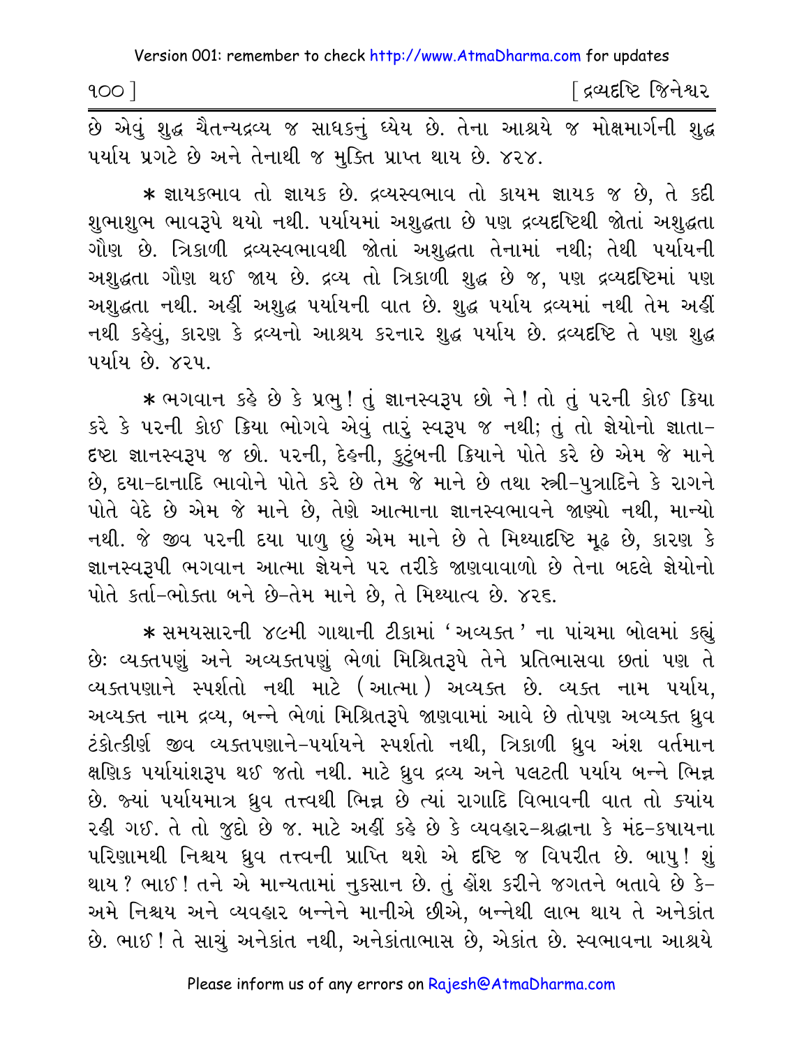છે એવું શુદ્ધ ચૈતન્યદ્રવ્ય જ સાધકનું ધ્યેય છે. તેના આશ્રયે જ મોક્ષમાર્ગની શુદ્ધ પર્યાય પ્રગટે છે અને તેનાથી જ મુક્તિ પ્રાપ્ત થાય છે. ૪૨૪.

* જ્ઞાયકભાવ તો જ્ઞાયક છે. દ્રવ્યસ્વભાવ તો કાયમ જ્ઞાયક જ છે, તે કદી શુભાશુભ ભાવરૂપે થયો નથી. પર્યાયમાં અશુદ્ધતા છે પણ દ્રવ્યદૃષ્ટિથી જોતાં અશુદ્ધતા ગૌણ છે. ત્રિકાળી દ્રવ્યસ્વભાવથી જોતાં અશુદ્ધતા તેનામાં નથી; તેથી પર્યાયની અશુદ્ધતા ગૌણ થઈ જાય છે. દ્રવ્ય તો ત્રિકાળી શુદ્ધ છે જ, પણ દ્રવ્યદૃષ્ટિમાં પણ અશુદ્ધતા નથી. અહીં અશુદ્ધ પર્યાયની વાત છે. શુદ્ધ પર્યાય દ્રવ્યમાં નથી તેમ અહીં નથી કહેવું, કારણ કે દ્રવ્યનો આશ્રય કરનાર શુદ્ધ પર્યાય છે. દ્રવ્યદૃષ્ટિ તે પણ શુદ્ધ પર્યાય છે. ૪૨૫.

* ભગવાન કહે છે કે પ્રભુ! તું જ્ઞાનસ્વરૂપ છો ને! તો તું પરની કોઈ ક્રિયા કરે કે પરની કોઈ ક્રિયા ભોગવે એવું તારું સ્વરૂપ જ નથી; તું તો જ્ઞેયોનો જ્ઞાતા-દૃષ્ટા જ્ઞાનસ્વરૂપ જ છો. પરની, દેહની, કુટુંબની ક્રિયાને પોતે કરે છે એમ જે માને છે, દયા-દાનાદિ ભાવોને પોતે કરે છે તેમ જે માને છે તથા સ્ત્રી-પુત્રાદિને કે રાગને પોતે વેદે છે એમ જે માને છે, તેણે આત્માના જ્ઞાનસ્વભાવને જાણ્યો નથી, માન્યો નથી. જે જીવ પરની દયા પાળુ છું એમ માને છે તે મિથ્યાદૃષ્ટિ મૂઢ છે, કારણ કે જ્ઞાનસ્વરૂપી ભગવાન આત્મા જ્ઞેયને પર તરીકે જાણવાવાળો છે તેના બદલે જ્ઞેયોનો પોતે કર્તા-ભોક્તા બને છે-તેમ માને છે, તે મિથ્યાત્વ છે. ૪૨૬.

* સમયસારની ૪૯મી ગાથાની ટીકામાં 'અવ્યક્ત' ના પાંચમા બોલમાં કહ્યું છેઃ વ્યક્તપણું અને અવ્યક્તપણું ભેળાં મિશ્રિતરૂપે તેને પ્રતિભાસવા છતાં પણ તે વ્યક્તપણાને સ્પર્શતો નથી માટે (આત્મા) અવ્યક્ત છે. વ્યક્ત નામ પર્યાય, અવ્યક્ત નામ દ્રવ્ય, બન્ને ભેળાં મિશ્રિતરૂપે જાણવામાં આવે છે તોપણ અવ્યક્ત ધ્રુવ ટંકોત્કીર્ણ જીવ વ્યક્તપણાને-પર્યાયને સ્પર્શતો નથી, ત્રિકાળી ધ્રુવ અંશ વર્તમાન ક્ષણિક પર્યાયાંશરૂપ થઈ જતો નથી. માટે ધ્રુવ દ્રવ્ય અને પલટતી પર્યાય બન્ને ભિન્ન છે. જ્યાં પર્યાયમાત્ર ધ્રુવ તત્ત્વથી ભિન્ન છે ત્યાં રાગાદિ વિભાવની વાત તો ક્યાંય રહી ગઈ. તે તો જુદો છે જ. માટે અહીં કહે છે કે વ્યવહાર-શ્રદ્ધાના કે મંદ-કષાયના પરિણામથી નિશ્ચય ધ્રુવ તત્ત્વની પ્રાપ્તિ થશે એ દૃષ્ટિ જ વિપરીત છે. બાપુ! શું થાય? ભાઈ! તને એ માન્યતામાં નુકસાન છે. તું હોંશ કરીને જગતને બતાવે છે કે- અમે નિશ્ચય અને વ્યવહાર બન્નેને માનીએ છીએ, બન્નેથી લાભ થાય તે અનેકાંત છે. ભાઈ! તે સાચું અનેકાંત નથી, અનેકાંતાભાસ છે, એકાંત છે. સ્વભાવના આશ્રયે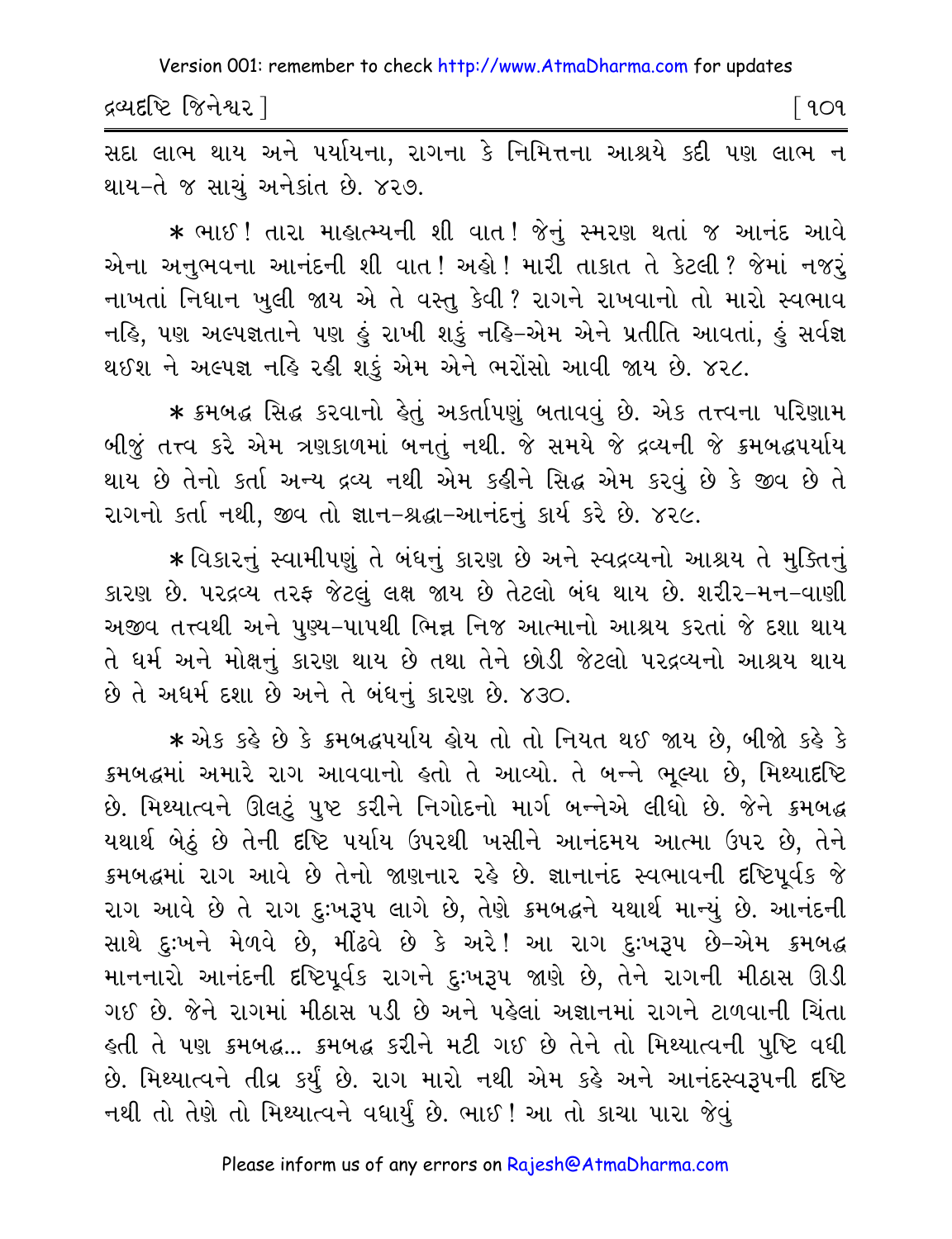સદા લાભ થાય અને પર્યાયના, રાગના કે નિમિત્તના આશ્રયે કદી પણ લાભ ન થાય-તે જ સાચું અનેકાંત છે. ૪૨૭.

* ભાઈ! તારા માહાત્મ્યની શી વાત! જેનું સ્મરણ થતાં જ આનંદ આવે એના અનુભવના આનંદની શી વાત! અહો! મારી તાકાત તે કેટલી? જેમાં નજરું નાખતાં નિધાન ખુલી જાય એ તે વસ્તુ કેવી? રાગને રાખવાનો તો મારો સ્વભાવ નહિ, પણ અલ્પજ્ઞતાને પણ હું રાખી શકું નહિ-એમ એને પ્રતીતિ આવતાં, હું સર્વજ્ઞ થઈશ ને અલ્પજ્ઞ નહિ રહી શકું એમ એને ભરોંસો આવી જાય છે. ૪૨૮.

* ક્રમબદ્ધ સિદ્ધ કરવાનો હેતું અકર્તાપણું બતાવવું છે. એક તત્ત્વના પરિણામ બીજું તત્ત્વ કરે એમ ત્રણકાળમાં બનતું નથી. જે સમયે જે દ્રવ્યની જે ક્રમબદ્ધપર્યાય થાય છે તેનો કર્તા અન્ય દ્રવ્ય નથી એમ કહીને સિદ્ધ એમ કરવું છે કે જીવ છે તે રાગનો કર્તા નથી, જીવ તો જ્ઞાન-શ્રદ્ધા-આનંદનું કાર્ય કરે છે. ૪૨૯.

* વિકારનું સ્વામીપણું તે બંધનું કારણ છે અને સ્વદ્રવ્યનો આશ્રય તે મુક્તિનું કારણ છે. પરદ્રવ્ય તરફ જેટલું લક્ષ જાય છે તેટલો બંધ થાય છે. શરીર-મન-વાણી અજીવ તત્ત્વથી અને પુણ્ય-પાપથી ભિન્ન નિજ આત્માનો આશ્રય કરતાં જે દશા થાય તે ધર્મ અને મોક્ષનું કારણ થાય છે તથા તેને છોડી જેટલો પરદ્રવ્યનો આશ્રય થાય છે તે અધર્મ દશા છે અને તે બંધનું કારણ છે. ૪૩૦.

* એક કહે છે કે ક્રમબદ્ધપર્યાય હોય તો તો નિયત થઈ જાય છે, બીજો કહે કે ક્રમબદ્ધમાં અમારે રાગ આવવાનો હતો તે આવ્યો. તે બન્ને ભૂલ્યા છે, મિથ્યાદૃષ્ટિ છે. મિથ્યાત્વને ઊલટું પુષ્ટ કરીને નિગોદનો માર્ગ બન્નેએ લીધો છે. જેને ક્રમબદ્ધ યથાર્થ બેઠું છે તેની દૃષ્ટિ પર્યાય ઉપરથી ખસીને આનંદમય આત્મા ઉપર છે, તેને ક્રમબદ્ધમાં રાગ આવે છે તેનો જાણનાર રહે છે. જ્ઞાનાનંદ સ્વભાવની દૃષ્ટિપૂર્વક જે રાગ આવે છે તે રાગ દુઃખરૂપ લાગે છે, તેણે ક્રમબદ્ધને યથાર્થ માન્યું છે. આનંદની સાથે દુઃખને મેળવે છે, મીંઢવે છે કે અરે! આ રાગ દુઃખરૂપ છે-એમ ક્રમબદ્ધ માનનારો આનંદની દૃષ્ટિપૂર્વક રાગને દુઃખરૂપ જાણે છે, તેને રાગની મીઠાસ ઊડી ગઈ છે. જેને રાગમાં મીઠાસ પડી છે અને પહેલાં અજ્ઞાનમાં રાગને ટાળવાની ચિંતા હતી તે પણ ક્રમબદ્ધ... ક્રમબદ્ધ કરીને મટી ગઈ છે તેને તો મિથ્યાત્વની પુષ્ટિ વધી છે. મિથ્યાત્વને તીવ્ર કર્યું છે. રાગ મારો નથી એમ કહે અને આનંદસ્વરૂપની દૃષ્ટિ નથી તો તેણે તો મિથ્યાત્વને વધાર્યું છે. ભાઈ! આ તો કાચા પારા જેવું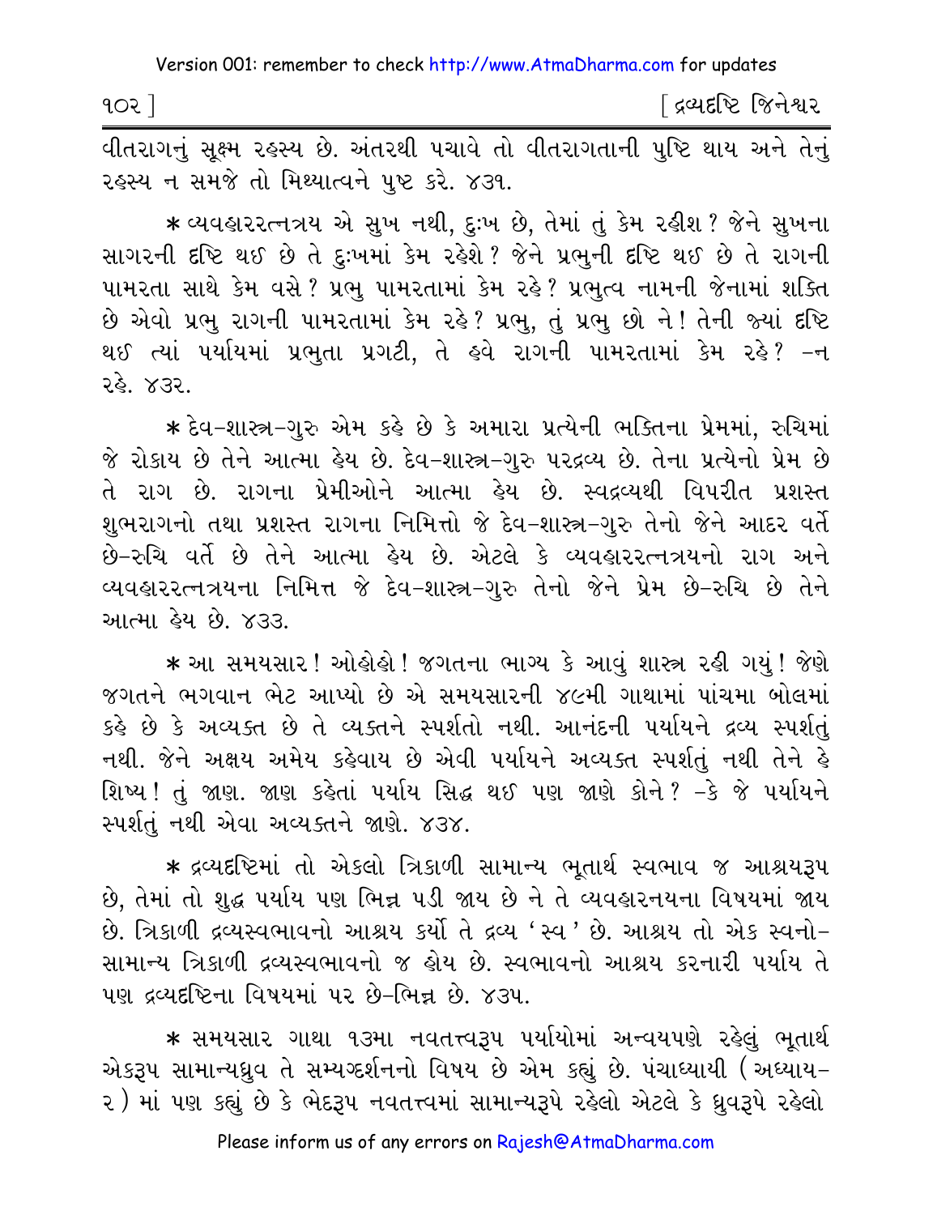વીતરાગનું સૂક્ષ્મ રહસ્ય છે. અંતરથી પચાવે તો વીતરાગતાની પુષ્ટિ થાય અને તેનું રહસ્ય ન સમજે તો મિથ્યાત્વને પુષ્ટ કરે. ૪૩૧.

* વ્યવહારરત્નત્રય એ સુખ નથી, દુઃખ છે, તેમાં તું કેમ રહીશ? જેને સુખના સાગરની દૃષ્ટિ થઈ છે તે દુઃખમાં કેમ રહેશે? જેને પ્રભુની દૃષ્ટિ થઈ છે તે રાગની પામરતા સાથે કેમ વસે? પ્રભુ પામરતામાં કેમ રહે? પ્રભુત્વ નામની જેનામાં શક્તિ છે એવો પ્રભુ રાગની પામરતામાં કેમ રહે? પ્રભુ, તું પ્રભુ છો ને! તેની જ્યાં દૃષ્ટિ થઈ ત્યાં પર્યાયમાં પ્રભુતા પ્રગટી, તે હવે રાગની પામરતામાં કેમ રહે? –ન રહે. ૪૩૨.

* દેવ-શાસ્ત્ર-ગુરુ એમ કહે છે કે અમારા પ્રત્યેની ભક્તિના પ્રેમમાં, રુચિમાં જે રોકાય છે તેને આત્મા હેય છે. દેવ-શાસ્ત્ર-ગુરુ પરદ્રવ્ય છે. તેના પ્રત્યેનો પ્રેમ છે તે રાગ છે. રાગના પ્રેમીઓને આત્મા હેય છે. સ્વદ્રવ્યથી વિપરીત પ્રશસ્ત શુભરાગનો તથા પ્રશસ્ત રાગના નિમિત્તો જે દેવ-શાસ્ત્ર-ગુરુ તેનો જેને આદર વર્તે છે-રુચિ વર્તે છે તેને આત્મા હેય છે. એટલે કે વ્યવહારરત્નત્રયનો રાગ અને વ્યવહારરત્નત્રયના નિમિત્ત જે દેવ-શાસ્ત્ર-ગુરુ તેનો જેને પ્રેમ છે-રુચિ છે તેને આત્મા હેય છે. ૪૩૩.

* આ સમયસાર! ઓહોહો! જગતના ભાગ્ય કે આવું શાસ્ત્ર રહી ગયું! જેણે જગતને ભગવાન ભેટ આપ્યો છે એ સમયસારની ૪૯મી ગાથામાં પાંચમા બોલમાં કહે છે કે અવ્યક્ત છે તે વ્યક્તને સ્પર્શતો નથી. આનંદની પર્યાયને દ્રવ્ય સ્પર્શતું નથી. જેને અક્ષય અમેય કહેવાય છે એવી પર્યાયને અવ્યક્ત સ્પર્શતું નથી તેને હે શિષ્ય! તું જાણ. જાણ કહેતાં પર્યાય સિદ્ધ થઈ પણ જાણે કોને? –કે જે પર્યાયને સ્પર્શતું નથી એવા અવ્યક્તને જાણે. ૪૩૪.

* દ્રવ્યદૃષ્ટિમાં તો એકલો ત્રિકાળી સામાન્ય ભૂતાર્થ સ્વભાવ જ આશ્રયરૂપ છે, તેમાં તો શુદ્ધ પર્યાય પણ ભિન્ન પડી જાય છે ને તે વ્યવહારનયના વિષયમાં જાય છે. ત્રિકાળી દ્રવ્યસ્વભાવનો આશ્રય કર્યો તે દ્રવ્ય 'સ્વ' છે. આશ્રય તો એક સ્વનો-સામાન્ય ત્રિકાળી દ્રવ્યસ્વભાવનો જ હોય છે. સ્વભાવનો આશ્રય કરનારી પર્યાય તે પણ દ્રવ્યદૃષ્ટિના વિષયમાં પર છે-ભિન્ન છે. ૪૩૫.

* સમયસાર ગાથા ૧૩મા નવતત્ત્વરૂપ પર્યાયોમાં અન્વયપણે રહેલું ભૂતાર્થ એકરૂપ સામાન્યધ્રુવ તે સમ્યગ્દર્શનનો વિષય છે એમ કહ્યું છે. પંચાધ્યાયી (અધ્યાય-૨) માં પણ કહ્યું છે કે ભેદરૂપ નવતત્ત્વમાં સામાન્યરૂપે રહેલો એટલે કે ધ્રુવરૂપે રહેલો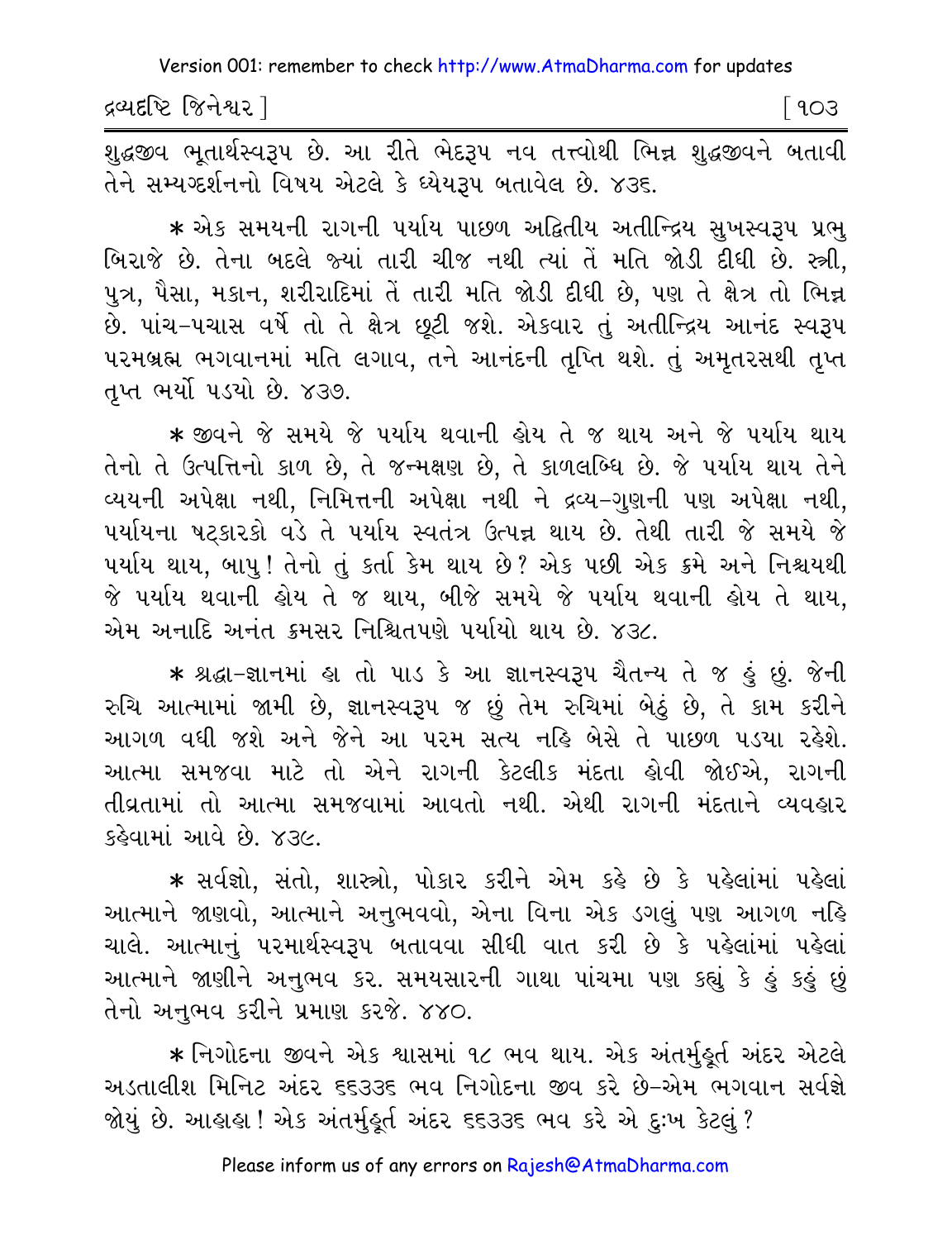શુદ્ધજીવ ભૂતાર્થસ્વરૂપ છે. આ રીતે ભેદરૂપ નવ તત્ત્વોથી ભિન્ન શુદ્ધજીવને બતાવી તેને સમ્યગ્દર્શનનો વિષય એટલે કે ધ્યેયરૂપ બતાવેલ છે. ૪૩૬.

* એક સમયની રાગની પર્યાય પાછળ અદ્વિતીય અતીન્દ્રિય સુખસ્વરૂપ પ્રભુ બિરાજે છે. તેના બદલે જ્યાં તારી ચીજ નથી ત્યાં તેં મતિ જોડી દીધી છે. સ્ત્રી, પુત્ર, પૈસા, મકાન, શરીરાદિમાં તેં તારી મતિ જોડી દીધી છે, પણ તે ક્ષેત્ર તો ભિન્ન છે. પાંચ-પચાસ વર્ષે તો તે ક્ષેત્ર છૂટી જશે. એકવાર તું અતીન્દ્રિય આનંદ સ્વરૂપ પરમબ્રહ્મ ભગવાનમાં મતિ લગાવ, તને આનંદની તૃપ્તિ થશે. તું અમૃતરસથી તૃપ્ત તૃપ્ત ભર્યો પડયો છે. ૪૩૭.

* જીવને જે સમયે જે પર્યાય થવાની હોય તે જ થાય અને જે પર્યાય થાય તેનો તે ઉત્પત્તિનો કાળ છે, તે જન્મક્ષણ છે, તે કાળલબ્ધિ છે. જે પર્યાય થાય તેને વ્યયની અપેક્ષા નથી, નિમિત્તની અપેક્ષા નથી ને દ્રવ્ય-ગુણની પણ અપેક્ષા નથી, પર્યાયના ષટ્કારકો વડે તે પર્યાય સ્વતંત્ર ઉત્પન્ન થાય છે. તેથી તારી જે સમયે જે પર્યાય થાય, બાપુ! તેનો તું કર્તા કેમ થાય છે? એક પછી એક ક્રમે અને નિશ્ચયથી જે પર્યાય થવાની હોય તે જ થાય, બીજે સમયે જે પર્યાય થવાની હોય તે થાય, એમ અનાદિ અનંત ક્રમસર નિશ્ચિતપણે પર્યાયો થાય છે. ૪૩૮.

* શ્રદ્ધા-જ્ઞાનમાં હા તો પાડ કે આ જ્ઞાનસ્વરૂપ ચૈતન્ય તે જ હું છું. જેની રુચિ આત્મામાં જામી છે, જ્ઞાનસ્વરૂપ જ છું તેમ રુચિમાં બેઠું છે, તે કામ કરીને આગળ વધી જશે અને જેને આ પરમ સત્ય નહિ બેસે તે પાછળ પડયા રહેશે. આત્મા સમજવા માટે તો એને રાગની કેટલીક મંદતા હોવી જોઈએ, રાગની તીવ્રતામાં તો આત્મા સમજવામાં આવતો નથી. એથી રાગની મંદતાને વ્યવહાર કહેવામાં આવે છે. ૪૩૯.

* સર્વજ્ઞો, સંતો, શાસ્ત્રો, પોકાર કરીને એમ કહે છે કે પહેલાંમાં પહેલાં આત્માને જાણવો, આત્માને અનુભવવો, એના વિના એક ડગલું પણ આગળ નહિ ચાલે. આત્માનું પરમાર્થસ્વરૂપ બતાવવા સીધી વાત કરી છે કે પહેલાંમાં પહેલાં આત્માને જાણીને અનુભવ કર. સમયસારની ગાથા પાંચમા પણ કહ્યું કે હું કહું છું તેનો અનુભવ કરીને પ્રમાણ કરજે. ૪૪૦.

* નિગોદના જીવને એક શ્વાસમાં ૧૮ ભવ થાય. એક અંતર્મુહૂર્ત અંદર એટલે અડતાલીશ મિનિટ અંદર ૬૬૩૩૬ ભવ નિગોદના જીવ કરે છે-એમ ભગવાન સર્વજ્ઞે જોયું છે. આહાહા! એક અંતર્મુહૂર્ત અંદર ૬૬૩૩૬ ભવ કરે એ દુઃખ કેટલું?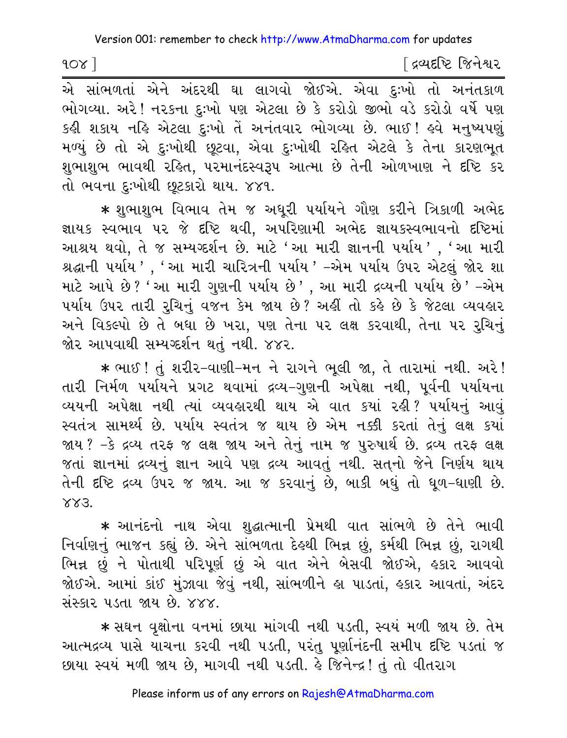એ સાંભળતાં એને અંદરથી ઘા લાગવો જોઈએ. એવા દુઃખો તો અનંતકાળ ભોગવ્યા. અરે! નરકના દુઃખો પણ એટલા છે કે કરોડો જીભો વડે કરોડો વર્ષે પણ કહી શકાય નહિ એટલા દુઃખો તેં અનંતવાર ભોગવ્યા છે. ભાઈ! હવે મનુષ્યપણું મળ્યું છે તો એ દુઃખોથી છૂટવા, એવા દુઃખોથી રહિત એટલે કે તેના કારણભૂત શુભાશુભ ભાવથી રહિત, પરમાનંદસ્વરૂપ આત્મા છે તેની ઓળખાણ ને દૃષ્ટિ કર તો ભવના દુઃખોથી છૂટકારો થાય. ૪૪૧.

* શુભાશુભ વિભાવ તેમ જ અધૂરી પર્યાયને ગૌણ કરીને ત્રિકાળી અભેદ જ્ઞાયક સ્વભાવ પર જે દૃષ્ટિ થવી, અપરિણામી અભેદ જ્ઞાયકસ્વભાવનો દૃષ્ટિમાં આશ્રય થવો, તે જ સમ્યગ્દર્શન છે. માટે 'આ મારી જ્ઞાનની પર્યાય', 'આ મારી શ્રદ્ધાની પર્યાય', 'આ મારી ચારિત્રની પર્યાય' -એમ પર્યાય ઉપર એટલું જોર શા માટે આપે છે? 'આ મારી ગુણની પર્યાય છે', આ મારી દ્રવ્યની પર્યાય છે' -એમ પર્યાય ઉપર તારી રુચિનું વજન કેમ જાય છે? અહીં તો કહે છે કે જેટલા વ્યવહાર અને વિકલ્પો છે તે બધા છે ખરા, પણ તેના પર લક્ષ કરવાથી, તેના પર રુચિનું જોર આપવાથી સમ્યગ્દર્શન થતું નથી. ૪૪૨.

* ભાઈ! તું શરીર-વાણી-મન ને રાગને ભૂલી જા, તે તારામાં નથી. અરે! તારી નિર્મળ પર્યાયને પ્રગટ થવામાં દ્રવ્ય-ગુણની અપેક્ષા નથી, પૂર્વની પર્યાયના વ્યયની અપેક્ષા નથી ત્યાં વ્યવહારથી થાય એ વાત ક્યાં રહી? પર્યાયનું આવું સ્વતંત્ર સામર્થ્ય છે. પર્યાય સ્વતંત્ર જ થાય છે એમ નક્કી કરતાં તેનું લક્ષ ક્યાં જાય? -કે દ્રવ્ય તરફ જ લક્ષ જાય અને તેનું નામ જ પુરુષાર્થ છે. દ્રવ્ય તરફ લક્ષ જતાં જ્ઞાનમાં દ્રવ્યનું જ્ઞાન આવે પણ દ્રવ્ય આવતું નથી. સત્‌નો જેને નિર્ણય થાય તેની દૃષ્ટિ દ્રવ્ય ઉપર જ જાય. આ જ કરવાનું છે, બાકી બધું તો ધૂળ-ધાણી છે. ૪૪૩.

* આનંદનો નાથ એવા શુદ્ધાત્માની પ્રેમથી વાત સાંભળે છે તેને ભાવી નિર્વાણનું ભાજન કહ્યું છે. એને સાંભળતા દેહથી ભિન્ન છું, કર્મથી ભિન્ન છું, રાગથી ભિન્ન છું ને પોતાથી પરિપૂર્ણ છું એ વાત એને બેસવી જોઈએ, હકાર આવવો જોઈએ. આમાં કાંઈ મુંઝાવા જેવું નથી, સાંભળીને હા પાડતાં, હકાર આવતાં, અંદર સંસ્કાર પડતા જાય છે. ૪૪૪.

* સઘન વૃક્ષોના વનમાં છાયા માંગવી નથી પડતી, સ્વયં મળી જાય છે. તેમ આત્મદ્રવ્ય પાસે યાચના કરવી નથી પડતી, પરંતુ પૂર્ણાનંદની સમીપ દૃષ્ટિ પડતાં જ છાયા સ્વયં મળી જાય છે, માગવી નથી પડતી. હે જિનેન્દ્ર! તું તો વીતરાગ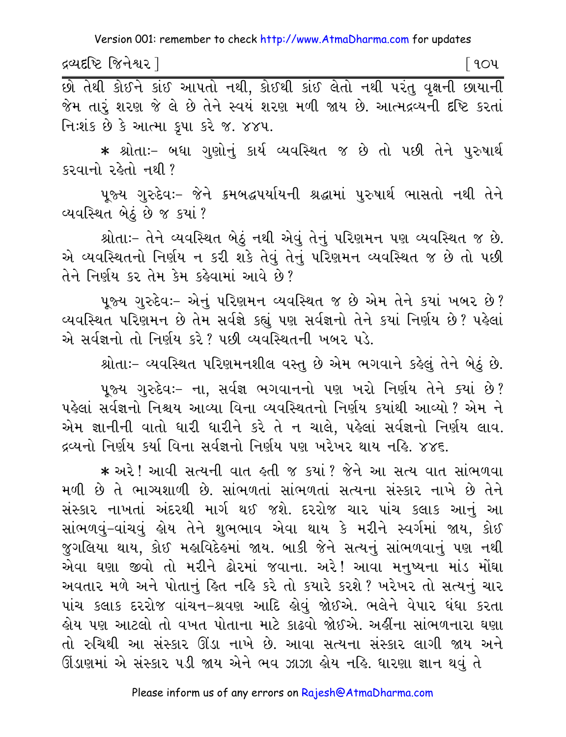છે તેથી કોઈને કાંઈ આપતો નથી, કોઈથી કાંઈ લેતો નથી પરંતુ વૃક્ષની છાયાની જેમ તારું શરણ જે લે છે તેને સ્વયં શરણ મળી જાય છે. આત્મદ્રવ્યની દૃષ્ટિ કરતાં નિઃશંક છે કે આત્મા કૃપા કરે જ. ૪૪૫.

* શ્રોતાઃ- બધા ગુણોનું કાર્ય વ્યવસ્થિત જ છે તો પછી તેને પુરુષાર્થ કરવાનો રહેતો નથી?

પૂજ્ય ગુરુદેવઃ- જેને ક્રમબદ્ધપર્યાયની શ્રદ્ધામાં પુરુષાર્થ ભાસતો નથી તેને વ્યવસ્થિત બેઠું છે જ ક્યાં?

શ્રોતાઃ- તેને વ્યવસ્થિત બેઠું નથી એવું તેનું પરિણમન પણ વ્યવસ્થિત જ છે. એ વ્યવસ્થિતનો નિર્ણય ન કરી શકે તેવું તેનું પરિણમન વ્યવસ્થિત જ છે તો પછી તેને નિર્ણય કર તેમ કેમ કહેવામાં આવે છે?

પૂજ્ય ગુરુદેવઃ- એનું પરિણમન વ્યવસ્થિત જ છે એમ તેને ક્યાં ખબર છે? વ્યવસ્થિત પરિણમન છે તેમ સર્વજ્ઞે કહ્યું પણ સર્વજ્ઞનો તેને ક્યાં નિર્ણય છે? પહેલાં એ સર્વજ્ઞનો તો નિર્ણય કરે? પછી વ્યવસ્થિતની ખબર પડે.

શ્રોતાઃ- વ્યવસ્થિત પરિણમનશીલ વસ્તુ છે એમ ભગવાને કહેલું તેને બેઠું છે.

પૂજ્ય ગુરુદેવઃ- ના, સર્વજ્ઞ ભગવાનનો પણ ખરો નિર્ણય તેને ક્યાં છે? પહેલાં સર્વજ્ઞનો નિશ્ચય આવ્યા વિના વ્યવસ્થિતનો નિર્ણય ક્યાંથી આવ્યો? એમ ને એમ જ્ઞાનીની વાતો ધારી ધારીને કરે તે ન ચાલે, પહેલાં સર્વજ્ઞનો નિર્ણય લાવ. દ્રવ્યનો નિર્ણય કર્યા વિના સર્વજ્ઞનો નિર્ણય પણ ખરેખર થાય નહિ. ૪૪૬.

* અરે! આવી સત્યની વાત હતી જ ક્યાં? જેને આ સત્ય વાત સાંભળવા મળી છે તે ભાગ્યશાળી છે. સાંભળતાં સાંભળતાં સત્યના સંસ્કાર નાખે છે તેને સંસ્કાર નાખતાં અંદરથી માર્ગ થઈ જશે. દરરોજ ચાર પાંચ કલાક આનું આ સાંભળવું-વાંચવું હોય તેને શુભભાવ એવા થાય કે મરીને સ્વર્ગમાં જાય, કોઈ જુગલિયા થાય, કોઈ મહાવિદેહમાં જાય. બાકી જેને સત્યનું સાંભળવાનું પણ નથી એવા ઘણા જીવો તો મરીને ઢોરમાં જવાના. અરે! આવા મનુષ્યના માંડ મોંઘા અવતાર મળે અને પોતાનું હિત નહિ કરે તો ક્યારે કરશે? ખરેખર તો સત્યનું ચાર પાંચ કલાક દરરોજ વાંચન-શ્રવણ આદિ હોવું જોઈએ. ભલેને વેપાર ધંધા કરતા હોય પણ આટલો તો વખત પોતાના માટે કાઢવો જોઈએ. અહીંના સાંભળનારા ઘણા તો રુચિથી આ સંસ્કાર ઊંડા નાખે છે. આવા સત્યના સંસ્કાર લાગી જાય અને ઊંડાણમાં એ સંસ્કાર પડી જાય એને ભવ ઝાઝા હોય નહિ. ધારણા જ્ઞાન થવું તે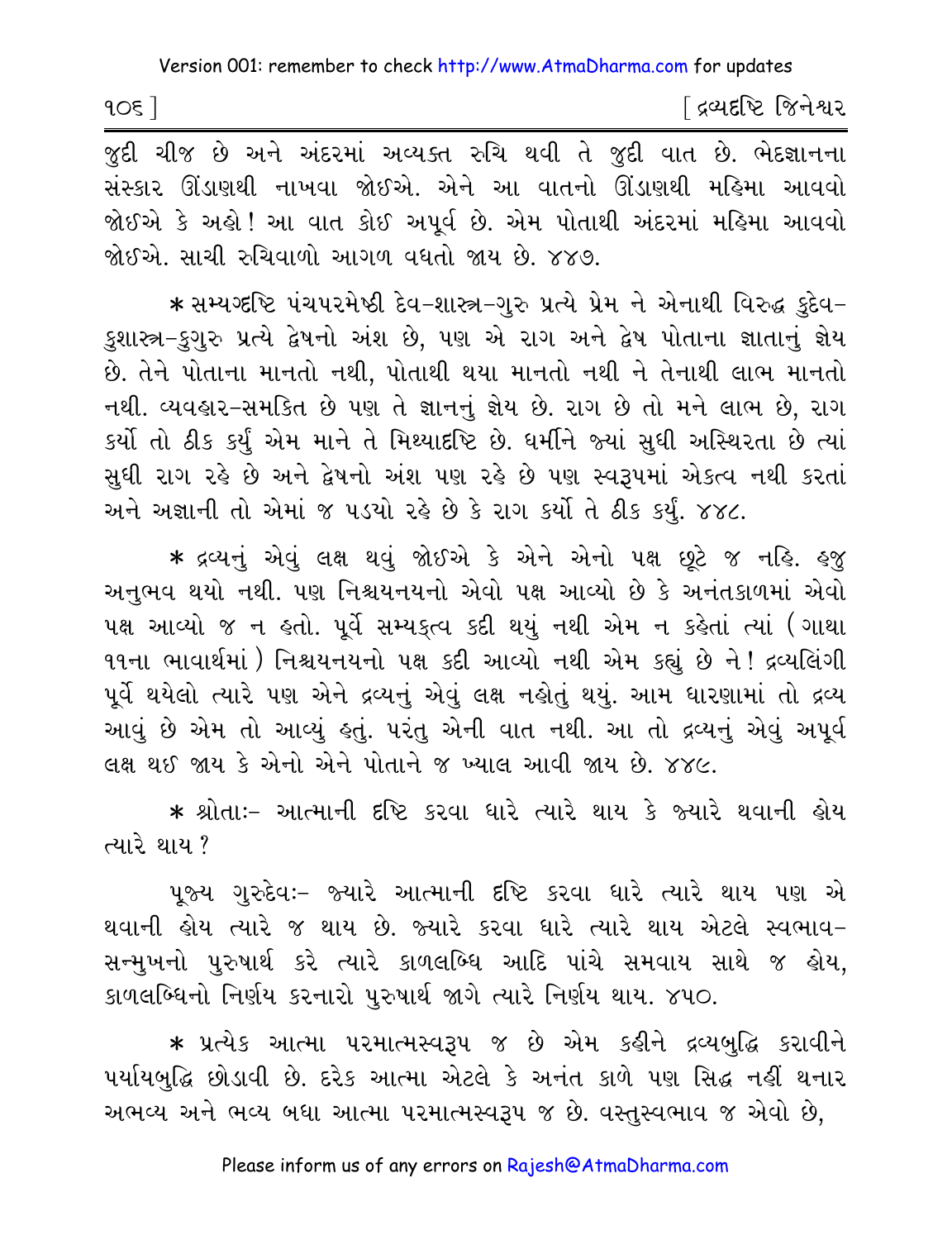જુદી ચીજ છે અને અંદરમાં અવ્યક્ત રુચિ થવી તે જુદી વાત છે. ભેદજ્ઞાનના સંસ્કાર ઊંડાણથી નાખવા જોઈએ. એને આ વાતનો ઊંડાણથી મહિમા આવવો જોઈએ કે અહો! આ વાત કોઈ અપૂર્વ છે. એમ પોતાથી અંદરમાં મહિમા આવવો જોઈએ. સાચી રુચિવાળો આગળ વધતો જાય છે. ૪૪૭.

* સમ્યગ્દૃષ્ટિ પંચપરમેષ્ઠી દેવ-શાસ્ત્ર-ગુરુ પ્રત્યે પ્રેમ ને એનાથી વિરુદ્ધ કુદેવ-કુશાસ્ત્ર-કુગુરુ પ્રત્યે દ્વેષનો અંશ છે, પણ એ રાગ અને દ્વેષ પોતાના જ્ઞાતાનું જ્ઞેય છે. તેને પોતાના માનતો નથી, પોતાથી થયા માનતો નથી ને તેનાથી લાભ માનતો નથી. વ્યવહાર-સમકિત છે પણ તે જ્ઞાનનું જ્ઞેય છે. રાગ છે તો મને લાભ છે, રાગ કર્યો તો ઠીક કર્યું એમ માને તે મિથ્યાદૃષ્ટિ છે. ધર્મીને જ્યાં સુધી અસ્થિરતા છે ત્યાં સુધી રાગ રહે છે અને દ્વેષનો અંશ પણ રહે છે પણ સ્વરૂપમાં એકત્વ નથી કરતાં અને અજ્ઞાની તો એમાં જ પડયો રહે છે કે રાગ કર્યો તે ઠીક કર્યું. ૪૪૮.

* દ્રવ્યનું એવું લક્ષ થવું જોઈએ કે એને એનો પક્ષ છૂટે જ નહિ. હજુ અનુભવ થયો નથી. પણ નિશ્ચયનયનો એવો પક્ષ આવ્યો છે કે અનંતકાળમાં એવો પક્ષ આવ્યો જ ન હતો. પૂર્વે સમ્યક્ત્વ કદી થયું નથી એમ ન કહેતાં ત્યાં (ગાથા ૧૧ના ભાવાર્થમાં) નિશ્ચયનયનો પક્ષ કદી આવ્યો નથી એમ કહ્યું છે ને! દ્રવ્યલિંગી પૂર્વે થયેલો ત્યારે પણ એને દ્રવ્યનું એવું લક્ષ નહોતું થયું. આમ ધારણામાં તો દ્રવ્ય આવું છે એમ તો આવ્યું હતું. પરંતુ એની વાત નથી. આ તો દ્રવ્યનું એવું અપૂર્વ લક્ષ થઈ જાય કે એનો એને પોતાને જ ખ્યાલ આવી જાય છે. ૪૪૯.

* શ્રોતાઃ- આત્માની દૃષ્ટિ કરવા ધારે ત્યારે થાય કે જ્યારે થવાની હોય ત્યારે થાય?

પૂજ્ય ગુરુદેવઃ- જ્યારે આત્માની દૃષ્ટિ કરવા ધારે ત્યારે થાય પણ એ થવાની હોય ત્યારે જ થાય છે. જ્યારે કરવા ધારે ત્યારે થાય એટલે સ્વભાવ-સન્મુખનો પુરુષાર્થ કરે ત્યારે કાળલબ્ધિ આદિ પાંચે સમવાય સાથે જ હોય, કાળલબ્ધિનો નિર્ણય કરનારો પુરુષાર્થ જાગે ત્યારે નિર્ણય થાય. ૪૫૦.

* પ્રત્યેક આત્મા પરમાત્મસ્વરૂપ જ છે એમ કહીને દ્રવ્યબુદ્ધિ કરાવીને પર્યાયબુદ્ધિ છોડાવી છે. દરેક આત્મા એટલે કે અનંત કાળે પણ સિદ્ધ નહીં થનાર અભવ્ય અને ભવ્ય બધા આત્મા પરમાત્મસ્વરૂપ જ છે. વસ્તુસ્વભાવ જ એવો છે,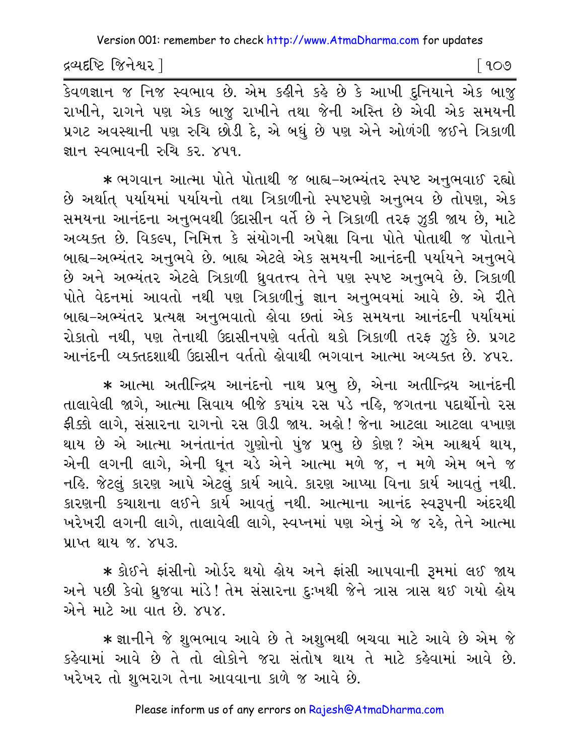કેવળજ્ઞાન જ નિજ સ્વભાવ છે. એમ કહીને કહે છે કે આખી દુનિયાને એક બાજુ રાખીને, રાગને પણ એક બાજુ રાખીને તથા જેની અસ્તિ છે એવી એક સમયની પ્રગટ અવસ્થાની પણ રુચિ છોડી દે, એ બધું છે પણ એને ઓળંગી જઈને ત્રિકાળી જ્ઞાન સ્વભાવની રુચિ કર. ૪૫૧.

* ભગવાન આત્મા પોતે પોતાથી જ બાહ્ય-અભ્યંતર સ્પષ્ટ અનુભવાઈ રહ્યો છે અર્થાત્ પર્યાયમાં પર્યાયનો તથા ત્રિકાળીનો સ્પષ્ટપણે અનુભવ છે તોપણ, એક સમયના આનંદના અનુભવથી ઉદાસીન વર્તે છે ને ત્રિકાળી તરફ ઝુકી જાય છે, માટે અવ્યક્ત છે. વિકલ્પ, નિમિત્ત કે સંયોગની અપેક્ષા વિના પોતે પોતાથી જ પોતાને બાહ્ય-અભ્યંતર અનુભવે છે. બાહ્ય એટલે એક સમયની આનંદની પર્યાયને અનુભવે છે અને અભ્યંતર એટલે ત્રિકાળી ધ્રુવતત્ત્વ તેને પણ સ્પષ્ટ અનુભવે છે. ત્રિકાળી પોતે વેદનમાં આવતો નથી પણ ત્રિકાળીનું જ્ઞાન અનુભવમાં આવે છે. એ રીતે બાહ્ય-અભ્યંતર પ્રત્યક્ષ અનુભવાતો હોવા છતાં એક સમયના આનંદની પર્યાયમાં રોકાતો નથી, પણ તેનાથી ઉદાસીનપણે વર્તતો થકો ત્રિકાળી તરફ ઝુકે છે. પ્રગટ આનંદની વ્યક્તદશાથી ઉદાસીન વર્તતો હોવાથી ભગવાન આત્મા અવ્યક્ત છે. ૪૫૨.

* આત્મા અતીન્દ્રિય આનંદનો નાથ પ્રભુ છે, એના અતીન્દ્રિય આનંદની તાલાવેલી જાગે, આત્મા સિવાય બીજે કયાંય રસ પડે નહિ, જગતના પદાર્થોનો રસ ફીક્કો લાગે, સંસારના રાગનો રસ ઊડી જાય. અહો! જેના આટલા આટલા વખાણ થાય છે એ આત્મા અનંતાનંત ગુણોનો પુંજ પ્રભુ છે કોણ? એમ આશ્ચર્ય થાય, એની લગની લાગે, એની ધૂન ચડે એને આત્મા મળે જ, ન મળે એમ બને જ નહિ. જેટલું કારણ આપે એટલું કાર્ય આવે. કારણ આપ્યા વિના કાર્ય આવતું નથી. કારણની કચાશના લઈને કાર્ય આવતું નથી. આત્માના આનંદ સ્વરૂપની અંદરથી ખરેખરી લગની લાગે, તાલાવેલી લાગે, સ્વપ્નમાં પણ એનું એ જ રહે, તેને આત્મા પ્રાપ્ત થાય જ. ૪૫૩.

* કોઈને ફાંસીનો ઓર્ડર થયો હોય અને ફાંસી આપવાની રૂમમાં લઈ જાય અને પછી કેવો ધ્રુજવા માંડે! તેમ સંસારના દુઃખથી જેને ત્રાસ ત્રાસ થઈ ગયો હોય એને માટે આ વાત છે. ૪૫૪.

* જ્ઞાનીને જે શુભભાવ આવે છે તે અશુભથી બચવા માટે આવે છે એમ જે કહેવામાં આવે છે તે તો લોકોને જરા સંતોષ થાય તે માટે કહેવામાં આવે છે. ખરેખર તો શુભરાગ તેના આવવાના કાળે જ આવે છે.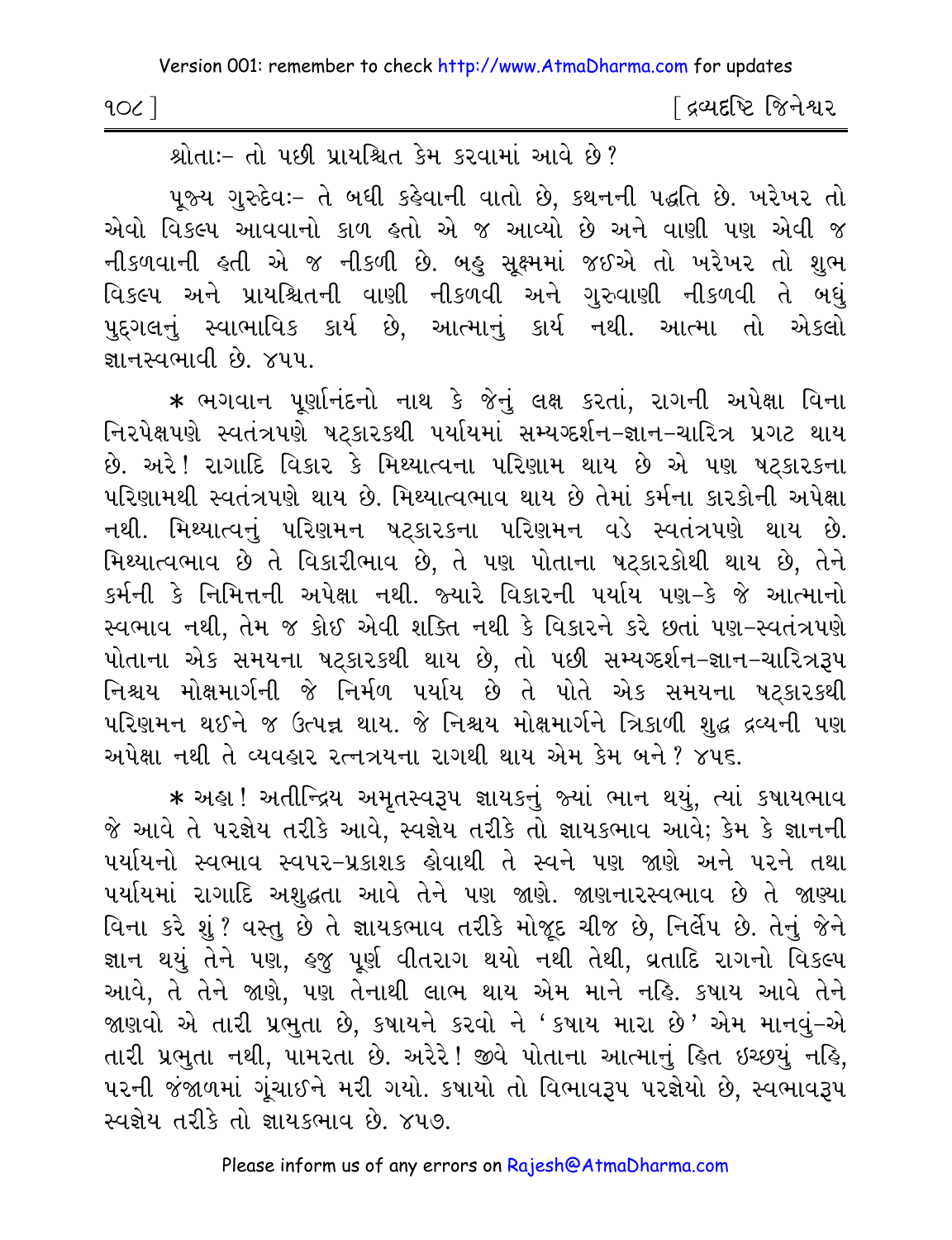શ્રોતાઃ- તો પછી પ્રાયશ્ચિત કેમ કરવામાં આવે છે?

પૂજ્ય ગુરુદેવઃ- તે બધી કહેવાની વાતો છે, કથનની પદ્ધતિ છે. ખરેખર તો એવો વિકલ્પ આવવાનો કાળ હતો એ જ આવ્યો છે અને વાણી પણ એવી જ નીકળવાની હતી એ જ નીકળી છે. બહુ સૂક્ષ્મમાં જઈએ તો ખરેખર તો શુભ વિકલ્પ અને પ્રાયશ્ચિતની વાણી નીકળવી અને ગુરુવાણી નીકળવી તે બધું પુદ્ગલનું સ્વાભાવિક કાર્ય છે, આત્માનું કાર્ય નથી. આત્મા તો એકલો જ્ઞાનસ્વભાવી છે. ૪૫૫.

* ભગવાન પૂર્ણાનંદનો નાથ કે જેનું લક્ષ કરતાં, રાગની અપેક્ષા વિના નિરપેક્ષપણે સ્વતંત્રપણે ષટ્કારકથી પર્યાયમાં સમ્યગ્દર્શન-જ્ઞાન-ચારિત્ર પ્રગટ થાય છે. અરે! રાગાદિ વિકાર કે મિથ્યાત્વના પરિણામ થાય છે એ પણ ષટ્કારકના પરિણામથી સ્વતંત્રપણે થાય છે. મિથ્યાત્વભાવ થાય છે તેમાં કર્મના કારકોની અપેક્ષા નથી. મિથ્યાત્વનું પરિણમન ષટ્કારકના પરિણમન વડે સ્વતંત્રપણે થાય છે. મિથ્યાત્વભાવ છે તે વિકારીભાવ છે, તે પણ પોતાના ષટ્કારકોથી થાય છે, તેને કર્મની કે નિમિત્તની અપેક્ષા નથી. જ્યારે વિકારની પર્યાય પણ-કે જે આત્માનો સ્વભાવ નથી, તેમ જ કોઈ એવી શક્તિ નથી કે વિકારને કરે છતાં પણ-સ્વતંત્રપણે પોતાના એક સમયના ષટ્કારકથી થાય છે, તો પછી સમ્યગ્દર્શન-જ્ઞાન-ચારિત્રરૂપ નિશ્ચય મોક્ષમાર્ગની જે નિર્મળ પર્યાય છે તે પોતે એક સમયના ષટ્કારકથી પરિણમન થઈને જ ઉત્પન્ન થાય. જે નિશ્ચય મોક્ષમાર્ગને ત્રિકાળી શુદ્ધ દ્રવ્યની પણ અપેક્ષા નથી તે વ્યવહાર રત્નત્રયના રાગથી થાય એમ કેમ બને? ૪૫૬.

* અહા! અતીન્દ્રિય અમૃતસ્વરૂપ જ્ઞાયકનું જ્યાં ભાન થયું, ત્યાં કષાયભાવ જે આવે તે પરજ્ઞેય તરીકે આવે, સ્વજ્ઞેય તરીકે તો જ્ઞાયકભાવ આવે; કેમ કે જ્ઞાનની પર્યાયનો સ્વભાવ સ્વપર-પ્રકાશક હોવાથી તે સ્વને પણ જાણે અને પરને તથા પર્યાયમાં રાગાદિ અશુદ્ધતા આવે તેને પણ જાણે. જાણનારસ્વભાવ છે તે જાણ્યા વિના કરે શું? વસ્તુ છે તે જ્ઞાયકભાવ તરીકે મોજૂદ ચીજ છે, નિર્લેપ છે. તેનું જેને જ્ઞાન થયું તેને પણ, હજુ પૂર્ણ વીતરાગ થયો નથી તેથી, વ્રતાદિ રાગનો વિકલ્પ આવે, તે તેને જાણે, પણ તેનાથી લાભ થાય એમ માને નહિ. કષાય આવે તેને જાણવો એ તારી પ્રભુતા છે, કષાયને કરવો ને 'કષાય મારા છે' એમ માનવું-એ તારી પ્રભુતા નથી, પામરતા છે. અરેરે! જીવે પોતાના આત્માનું હિત ઇચ્છયું નહિ, પરની જંજાળમાં ગૂંચાઈને મરી ગયો. કષાયો તો વિભાવરૂપ પરજ્ઞેયો છે, સ્વભાવરૂપ સ્વજ્ઞેય તરીકે તો જ્ઞાયકભાવ છે. ૪૫૭.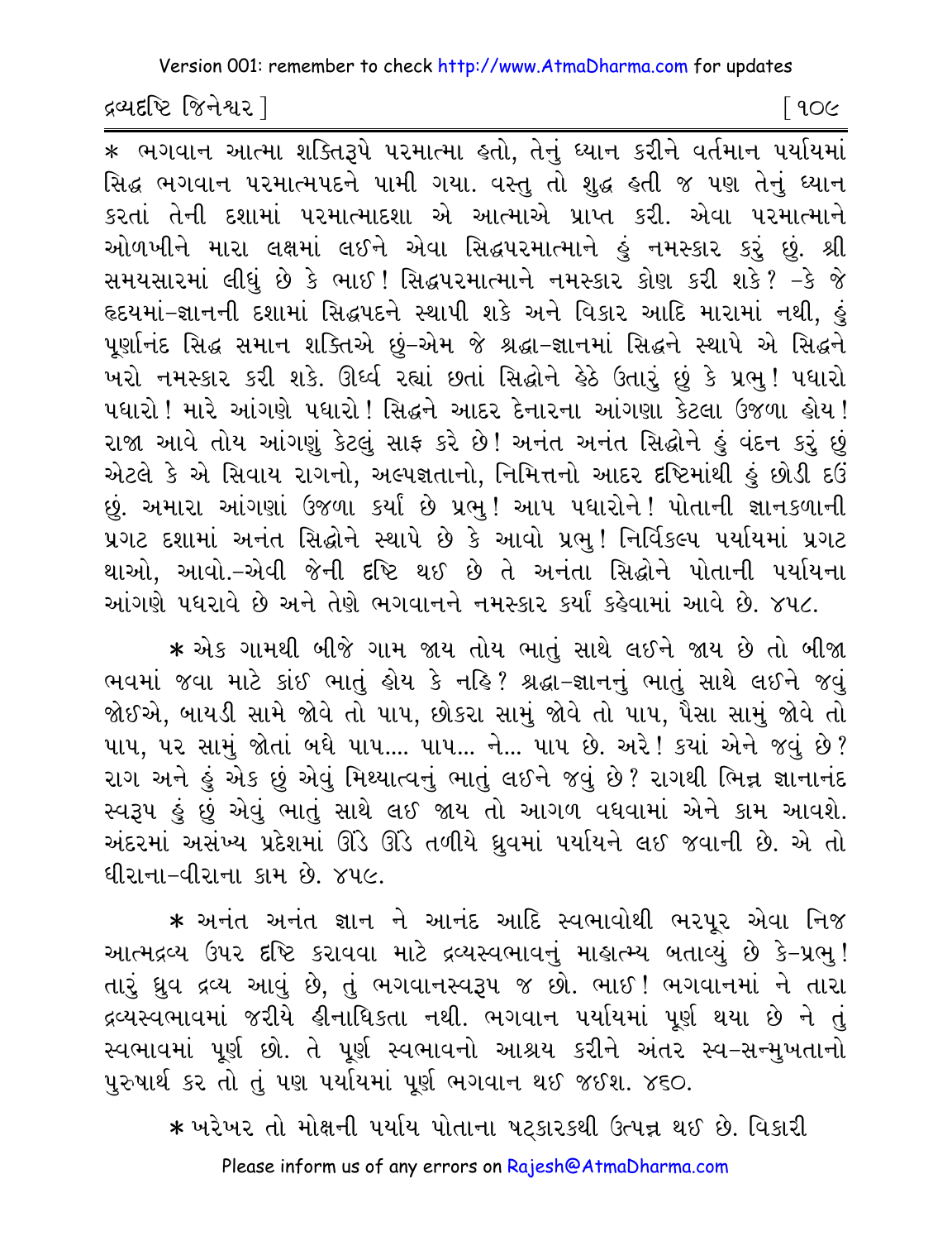* ભગવાન આત્મા શક્તિરૂપે પરમાત્મા હતો, તેનું ધ્યાન કરીને વર્તમાન પર્યાયમાં સિદ્ધ ભગવાન પરમાત્મપદને પામી ગયા. વસ્તુ તો શુદ્ધ હતી જ પણ તેનું ધ્યાન કરતાં તેની દશામાં પરમાત્માદશા એ આત્માએ પ્રાપ્ત કરી. એવા પરમાત્માને ઓળખીને મારા લક્ષમાં લઈને એવા સિદ્ધપરમાત્માને હું નમસ્કાર કરું છું. શ્રી સમયસારમાં લીધું છે કે ભાઈ! સિદ્ધપરમાત્માને નમસ્કાર કોણ કરી શકે? -કે જે હૃદયમાં-જ્ઞાનની દશામાં સિદ્ધપદને સ્થાપી શકે અને વિકાર આદિ મારામાં નથી, હું પૂર્ણાનંદ સિદ્ધ સમાન શક્તિએ છું-એમ જે શ્રદ્ધા-જ્ઞાનમાં સિદ્ધને સ્થાપે એ સિદ્ધને ખરો નમસ્કાર કરી શકે. ઊર્ધ્વ રહ્યાં છતાં સિદ્ધોને હેઠે ઉતારું છું કે પ્રભુ! પધારો પધારો! મારે આંગણે પધારો! સિદ્ધને આદર દેનારના આંગણા કેટલા ઉજળા હોય! રાજા આવે તોય આંગણું કેટલું સાફ કરે છે! અનંત અનંત સિદ્ધોને હું વંદન કરું છું એટલે કે એ સિવાય રાગનો, અલ્પજ્ઞતાનો, નિમિત્તનો આદર દૃષ્ટિમાંથી હું છોડી દઉં છું. અમારા આંગણાં ઉજળા કર્યાં છે પ્રભુ! આપ પધારોને! પોતાની જ્ઞાનકળાની પ્રગટ દશામાં અનંત સિદ્ધોને સ્થાપે છે કે આવો પ્રભુ! નિર્વિકલ્પ પર્યાયમાં પ્રગટ થાઓ, આવો.-એવી જેની દૃષ્ટિ થઈ છે તે અનંતા સિદ્ધોને પોતાની પર્યાયના આંગણે પધરાવે છે અને તેણે ભગવાનને નમસ્કાર કર્યાં કહેવામાં આવે છે. ૪૫૮.

* એક ગામથી બીજે ગામ જાય તોય ભાતું સાથે લઈને જાય છે તો બીજા ભવમાં જવા માટે કાંઈ ભાતું હોય કે નહિ? શ્રદ્ધા-જ્ઞાનનું ભાતું સાથે લઈને જવું જોઈએ, બાયડી સામે જોવે તો પાપ, છોકરા સામું જોવે તો પાપ, પૈસા સામું જોવે તો પાપ, પર સામું જોતાં બધે પાપ.... પાપ... ને... પાપ છે. અરે! ક્યાં એને જવું છે? રાગ અને હું એક છું એવું મિથ્યાત્વનું ભાતું લઈને જવું છે? રાગથી ભિન્ન જ્ઞાનાનંદ સ્વરૂપ હું છું એવું ભાતું સાથે લઈ જાય તો આગળ વધવામાં એને કામ આવશે. અંદરમાં અસંખ્ય પ્રદેશમાં ઊંડે ઊંડે તળીયે ધ્રુવમાં પર્યાયને લઈ જવાની છે. એ તો ધીરાના-વીરાના કામ છે. ૪૫૯.

* અનંત અનંત જ્ઞાન ને આનંદ આદિ સ્વભાવોથી ભરપૂર એવા નિજ આત્મદ્રવ્ય ઉપર દૃષ્ટિ કરાવવા માટે દ્રવ્યસ્વભાવનું માહાત્મ્ય બતાવ્યું છે કે-પ્રભુ! તારું ધ્રુવ દ્રવ્ય આવું છે, તું ભગવાનસ્વરૂપ જ છો. ભાઈ! ભગવાનમાં ને તારા દ્રવ્યસ્વભાવમાં જરીયે હીનાધિકતા નથી. ભગવાન પર્યાયમાં પૂર્ણ થયા છે ને તું સ્વભાવમાં પૂર્ણ છો. તે પૂર્ણ સ્વભાવનો આશ્રય કરીને અંતર સ્વ-સન્મુખતાનો પુરુષાર્થ કર તો તું પણ પર્યાયમાં પૂર્ણ ભગવાન થઈ જઈશ. ૪૬૦.

* ખરેખર તો મોક્ષની પર્યાય પોતાના ષટ્કારકથી ઉત્પન્ન થઈ છે. વિકારી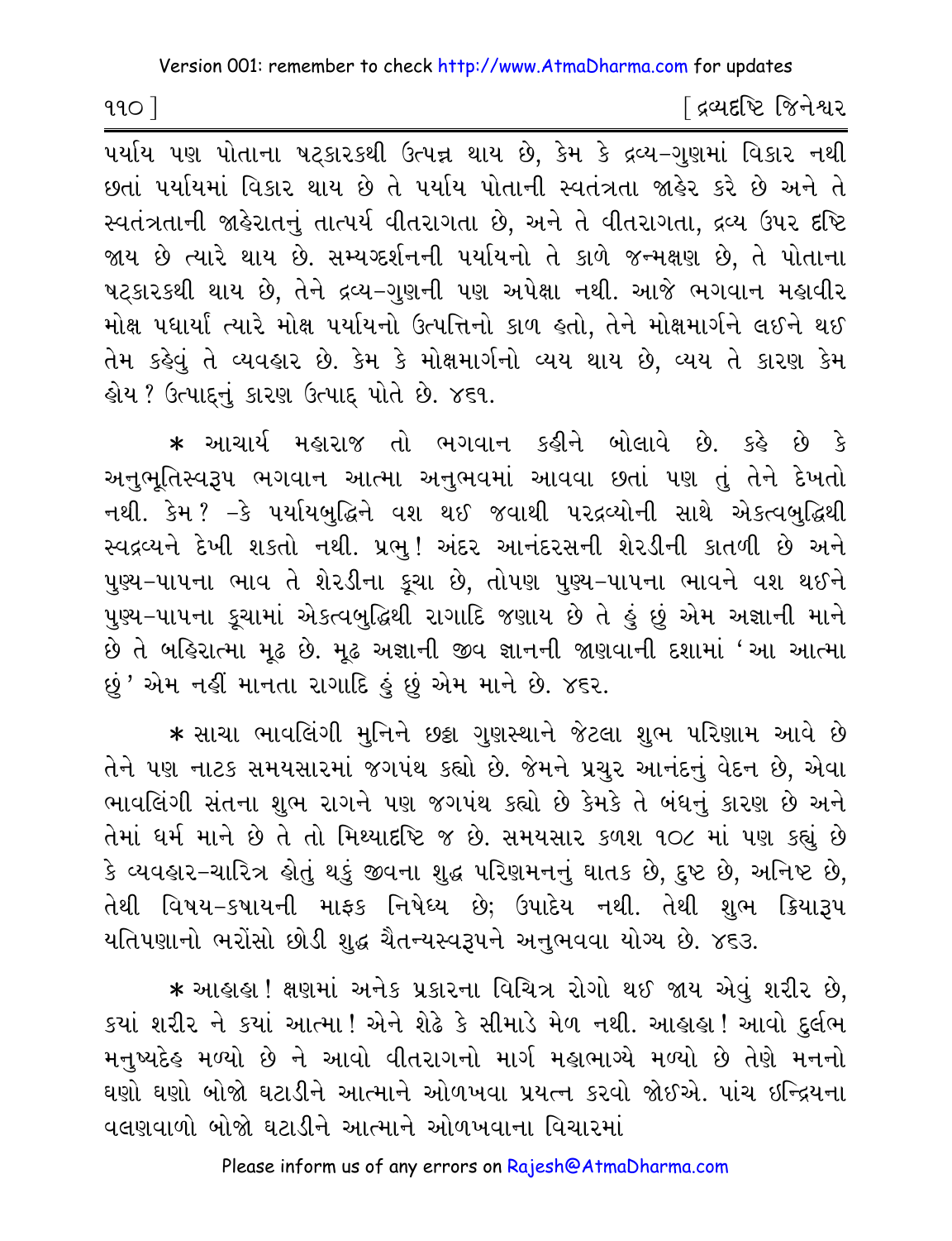પર્યાય પણ પોતાના ષટ્કારકથી ઉત્પન્ન થાય છે, કેમ કે દ્રવ્ય-ગુણમાં વિકાર નથી છતાં પર્યાયમાં વિકાર થાય છે તે પર્યાય પોતાની સ્વતંત્રતા જાહેર કરે છે અને તે સ્વતંત્રતાની જાહેરાતનું તાત્પર્ય વીતરાગતા છે, અને તે વીતરાગતા, દ્રવ્ય ઉપર દૃષ્ટિ જાય છે ત્યારે થાય છે. સમ્યગ્દર્શનની પર્યાયનો તે કાળે જન્મક્ષણ છે, તે પોતાના ષટ્કારકથી થાય છે, તેને દ્રવ્ય-ગુણની પણ અપેક્ષા નથી. આજે ભગવાન મહાવીર મોક્ષ પધાર્યા ત્યારે મોક્ષ પર્યાયનો ઉત્પત્તિનો કાળ હતો, તેને મોક્ષમાર્ગને લઈને થઈ તેમ કહેવું તે વ્યવહાર છે. કેમ કે મોક્ષમાર્ગનો વ્યય થાય છે, વ્યય તે કારણ કેમ હોય? ઉત્પાદનું કારણ ઉત્પાદ પોતે છે. ૪૬૧.

* આચાર્ય મહારાજ તો ભગવાન કહીને બોલાવે છે. કહે છે કે અનુભૂતિસ્વરૂપ ભગવાન આત્મા અનુભવમાં આવવા છતાં પણ તું તેને દેખતો નથી. કેમ? -કે પર્યાયબુદ્ધિને વશ થઈ જવાથી પરદ્રવ્યોની સાથે એકત્વબુદ્ધિથી સ્વદ્રવ્યને દેખી શકતો નથી. પ્રભુ! અંદર આનંદરસની શેરડીની કાતળી છે અને પુણ્ય-પાપના ભાવ તે શેરડીના કૂચા છે, તોપણ પુણ્ય-પાપના ભાવને વશ થઈને પુણ્ય-પાપના કૂચામાં એકત્વબુદ્ધિથી રાગાદિ જણાય છે તે હું છું એમ અજ્ઞાની માને છે તે બહિરાત્મા મૂઢ છે. મૂઢ અજ્ઞાની જીવ જ્ઞાનની જાણવાની દશામાં 'આ આત્મા છું' એમ નહીં માનતા રાગાદિ હું છું એમ માને છે. ૪૬૨.

* સાચા ભાવલિંગી મુનિને છઠ્ઠા ગુણસ્થાને જેટલા શુભ પરિણામ આવે છે તેને પણ નાટક સમયસારમાં જગપંથ કહ્યો છે. જેમને પ્રચુર આનંદનું વેદન છે, એવા ભાવલિંગી સંતના શુભ રાગને પણ જગપંથ કહ્યો છે કેમકે તે બંધનું કારણ છે અને તેમાં ધર્મ માને છે તે તો મિથ્યાદૃષ્ટિ જ છે. સમયસાર કળશ ૧૦૮ માં પણ કહ્યું છે કે વ્યવહાર-ચારિત્ર હોતું થકું જીવના શુદ્ધ પરિણમનનું ઘાતક છે, દુષ્ટ છે, અનિષ્ટ છે, તેથી વિષય-કષાયની માફક નિષેધ્ય છે; ઉપાદેય નથી. તેથી શુભ ક્રિયારૂપ યતિપણાનો ભરોંસો છોડી શુદ્ધ ચૈતન્યસ્વરૂપને અનુભવવા યોગ્ય છે. ૪૬૩.

* આહાહા! ક્ષણમાં અનેક પ્રકારના વિચિત્ર રોગો થઈ જાય એવું શરીર છે, ક્યાં શરીર ને ક્યાં આત્મા! એને શેઢે કે સીમાડે મેળ નથી. આહાહા! આવો દુર્લભ મનુષ્યદેહ મળ્યો છે ને આવો વીતરાગનો માર્ગ મહાભાગ્યે મળ્યો છે તેણે મનનો ઘણો ઘણો બોજો ઘટાડીને આત્માને ઓળખવા પ્રયત્ન કરવો જોઈએ. પાંચ ઇન્દ્રિયના વલણવાળો બોજો ઘટાડીને આત્માને ઓળખવાના વિચારમાં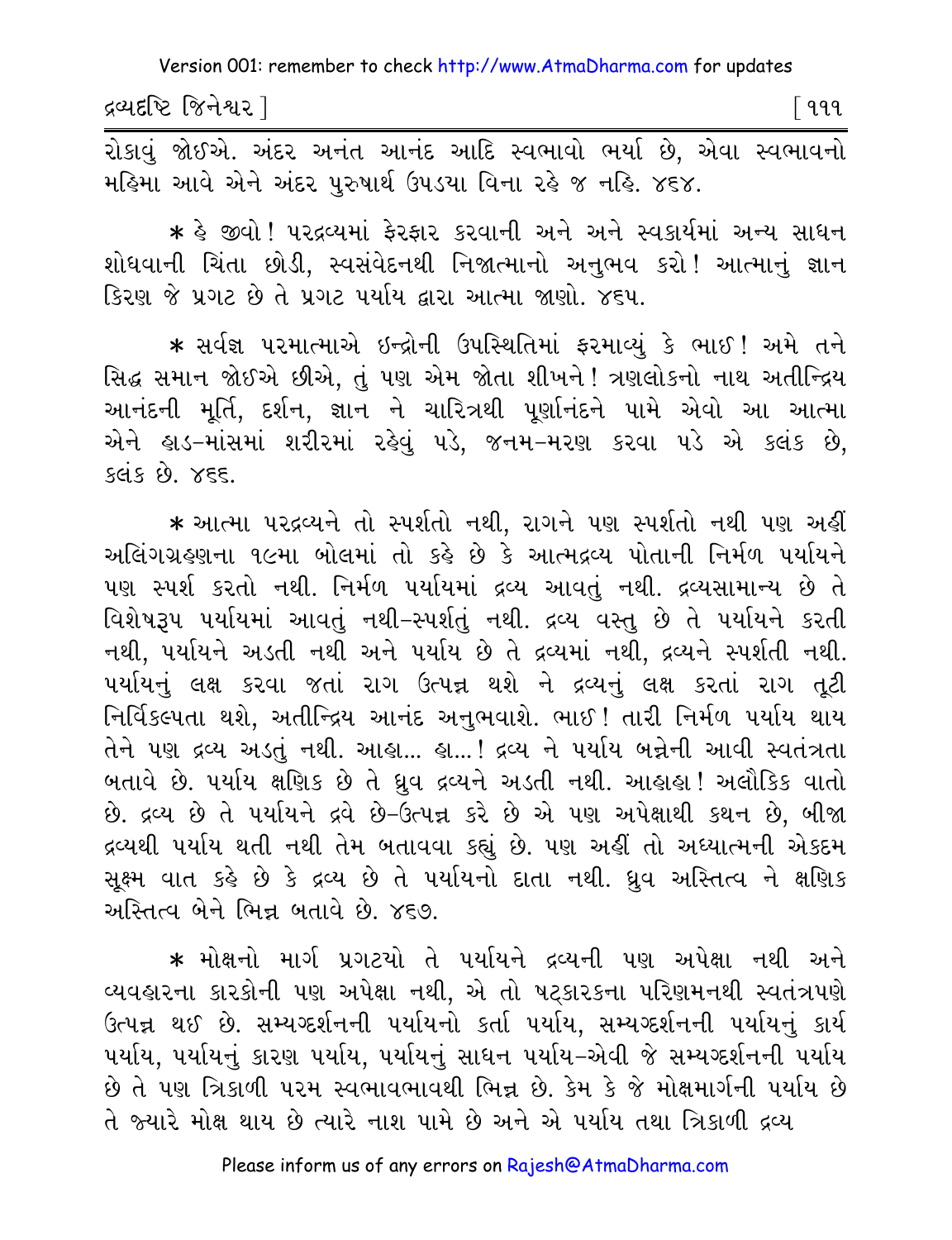રોકાવું જોઈએ. અંદર અનંત આનંદ આદિ સ્વભાવો ભર્યા છે, એવા સ્વભાવનો મહિમા આવે એને અંદર પુરુષાર્થ ઉપડયા વિના રહે જ નહિ. ૪૬૪.

* હે જીવો! પરદ્રવ્યમાં ફેરફાર કરવાની અને અને સ્વકાર્યમાં અન્ય સાધન શોધવાની ચિંતા છોડી, સ્વસંવેદનથી નિજાત્માનો અનુભવ કરો! આત્માનું જ્ઞાન કિરણ જે પ્રગટ છે તે પ્રગટ પર્યાય દ્વારા આત્મા જાણો. ૪૬૫.

* સર્વજ્ઞ પરમાત્માએ ઇન્દ્રોની ઉપસ્થિતિમાં ફરમાવ્યું કે ભાઈ! અમે તને સિદ્ધ સમાન જોઈએ છીએ, તું પણ એમ જોતા શીખને! ત્રણલોકનો નાથ અતીન્દ્રિય આનંદની મૂર્તિ, દર્શન, જ્ઞાન ને ચારિત્રથી પૂર્ણાનંદને પામે એવો આ આત્મા એને હાડ-માંસમાં શરીરમાં રહેવું પડે, જનમ-મરણ કરવા પડે એ કલંક છે, કલંક છે. ૪૬૬.

* આત્મા પરદ્રવ્યને તો સ્પર્શતો નથી, રાગને પણ સ્પર્શતો નથી પણ અહીં અલિંગગ્રહણના ૧૯મા બોલમાં તો કહે છે કે આત્મદ્રવ્ય પોતાની નિર્મળ પર્યાયને પણ સ્પર્શ કરતો નથી. નિર્મળ પર્યાયમાં દ્રવ્ય આવતું નથી. દ્રવ્યસામાન્ય છે તે વિશેષરૂપ પર્યાયમાં આવતું નથી-સ્પર્શતું નથી. દ્રવ્ય વસ્તુ છે તે પર્યાયને કરતી નથી, પર્યાયને અડતી નથી અને પર્યાય છે તે દ્રવ્યમાં નથી, દ્રવ્યને સ્પર્શતી નથી. પર્યાયનું લક્ષ કરવા જતાં રાગ ઉત્પન્ન થશે ને દ્રવ્યનું લક્ષ કરતાં રાગ તૂટી નિર્વિકલ્પતા થશે, અતીન્દ્રિય આનંદ અનુભવાશે. ભાઈ! તારી નિર્મળ પર્યાય થાય તેને પણ દ્રવ્ય અડતું નથી. આહા... હા...! દ્રવ્ય ને પર્યાય બન્નેની આવી સ્વતંત્રતા બતાવે છે. પર્યાય ક્ષણિક છે તે ધ્રુવ દ્રવ્યને અડતી નથી. આહાહા! અલૌકિક વાતો છે. દ્રવ્ય છે તે પર્યાયને દ્રવે છે-ઉત્પન્ન કરે છે એ પણ અપેક્ષાથી કથન છે, બીજા દ્રવ્યથી પર્યાય થતી નથી તેમ બતાવવા કહ્યું છે. પણ અહીં તો અધ્યાત્મની એકદમ સૂક્ષ્મ વાત કહે છે કે દ્રવ્ય છે તે પર્યાયનો દાતા નથી. ધ્રુવ અસ્તિત્વ ને ક્ષણિક અસ્તિત્વ બેને ભિન્ન બતાવે છે. ૪૬૭.

* મોક્ષનો માર્ગ પ્રગટયો તે પર્યાયને દ્રવ્યની પણ અપેક્ષા નથી અને વ્યવહારના કારકોની પણ અપેક્ષા નથી, એ તો ષટ્કારકના પરિણમનથી સ્વતંત્રપણે ઉત્પન્ન થઈ છે. સમ્યગ્દર્શનની પર્યાયનો કર્તા પર્યાય, સમ્યગ્દર્શનની પર્યાયનું કાર્ય પર્યાય, પર્યાયનું કારણ પર્યાય, પર્યાયનું સાધન પર્યાય-એવી જે સમ્યગ્દર્શનની પર્યાય છે તે પણ ત્રિકાળી પરમ સ્વભાવભાવથી ભિન્ન છે. કેમ કે જે મોક્ષમાર્ગની પર્યાય છે તે જ્યારે મોક્ષ થાય છે ત્યારે નાશ પામે છે અને એ પર્યાય તથા ત્રિકાળી દ્રવ્ય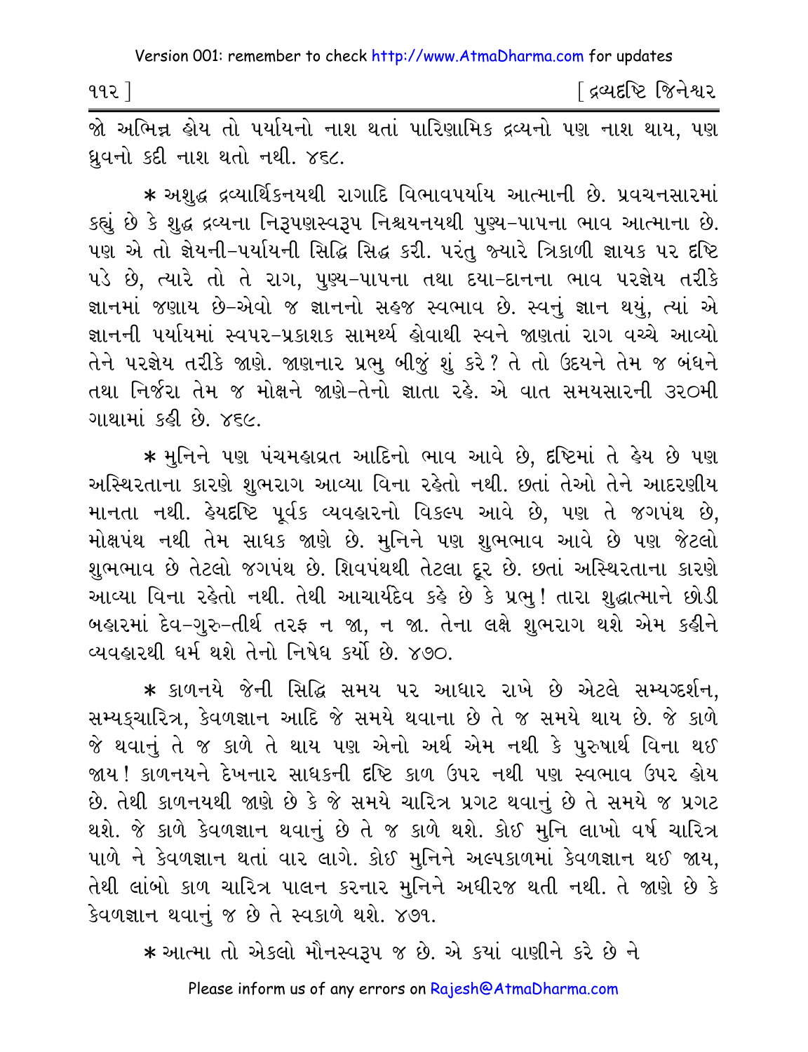જો અભિન્ન હોય તો પર્યાયનો નાશ થતાં પારિણામિક દ્રવ્યનો પણ નાશ થાય, પણ ધ્રુવનો કદી નાશ થતો નથી. ૪૬૮.

* અશુદ્ધ દ્રવ્યાર્થિકનયથી રાગાદિ વિભાવપર્યાય આત્માની છે. પ્રવચનસારમાં કહ્યું છે કે શુદ્ધ દ્રવ્યના નિરૂપણસ્વરૂપ નિશ્ચયનયથી પુણ્ય-પાપના ભાવ આત્માના છે. પણ એ તો જ્ઞેયની-પર્યાયની સિદ્ધિ સિદ્ધ કરી. પરંતુ જ્યારે ત્રિકાળી જ્ઞાયક પર દૃષ્ટિ પડે છે, ત્યારે તો તે રાગ, પુણ્ય-પાપના તથા દયા-દાનના ભાવ પરજ્ઞેય તરીકે જ્ઞાનમાં જણાય છે-એવો જ જ્ઞાનનો સહજ સ્વભાવ છે. સ્વનું જ્ઞાન થયું, ત્યાં એ જ્ઞાનની પર્યાયમાં સ્વપર-પ્રકાશક સામર્થ્ય હોવાથી સ્વને જાણતાં રાગ વચ્ચે આવ્યો તેને પરજ્ઞેય તરીકે જાણે. જાણનાર પ્રભુ બીજું શું કરે? તે તો ઉદયને તેમ જ બંધને તથા નિર્જરા તેમ જ મોક્ષને જાણે-તેનો જ્ઞાતા રહે. એ વાત સમયસારની ૩૨૦મી ગાથામાં કહી છે. ૪૬૯.

* મુનિને પણ પંચમહાવ્રત આદિનો ભાવ આવે છે, દૃષ્ટિમાં તે હેય છે પણ અસ્થિરતાના કારણે શુભરાગ આવ્યા વિના રહેતો નથી. છતાં તેઓ તેને આદરણીય માનતા નથી. હેયદૃષ્ટિ પૂર્વક વ્યવહારનો વિકલ્પ આવે છે, પણ તે જગપંથ છે, મોક્ષપંથ નથી તેમ સાધક જાણે છે. મુનિને પણ શુભભાવ આવે છે પણ જેટલો શુભભાવ છે તેટલો જગપંથ છે. શિવપંથથી તેટલા દૂર છે. છતાં અસ્થિરતાના કારણે આવ્યા વિના રહેતો નથી. તેથી આચાર્યદેવ કહે છે કે પ્રભુ! તારા શુદ્ધાત્માને છોડી બહારમાં દેવ-ગુરુ-તીર્થ તરફ ન જા, ન જા. તેના લક્ષે શુભરાગ થશે એમ કહીને વ્યવહારથી ધર્મ થશે તેનો નિષેધ કર્યો છે. ૪૭૦.

* કાળનયે જેની સિદ્ધિ સમય પર આધાર રાખે છે એટલે સમ્યગ્દર્શન, સમ્યક્ચારિત્ર, કેવળજ્ઞાન આદિ જે સમયે થવાના છે તે જ સમયે થાય છે. જે કાળે જે થવાનું તે જ કાળે તે થાય પણ એનો અર્થ એમ નથી કે પુરુષાર્થ વિના થઈ જાય! કાળનયને દેખનાર સાધકની દૃષ્ટિ કાળ ઉપર નથી પણ સ્વભાવ ઉપર હોય છે. તેથી કાળનયથી જાણે છે કે જે સમયે ચારિત્ર પ્રગટ થવાનું છે તે સમયે જ પ્રગટ થશે. જે કાળે કેવળજ્ઞાન થવાનું છે તે જ કાળે થશે. કોઈ મુનિ લાખો વર્ષ ચારિત્ર પાળે ને કેવળજ્ઞાન થતાં વાર લાગે. કોઈ મુનિને અલ્પકાળમાં કેવળજ્ઞાન થઈ જાય, તેથી લાંબો કાળ ચારિત્ર પાલન કરનાર મુનિને અધીરજ થતી નથી. તે જાણે છે કે કેવળજ્ઞાન થવાનું જ છે તે સ્વકાળે થશે. ૪૭૧.

* આત્મા તો એકલો મૌનસ્વરૂપ જ છે. એ ક્યાં વાણીને કરે છે ને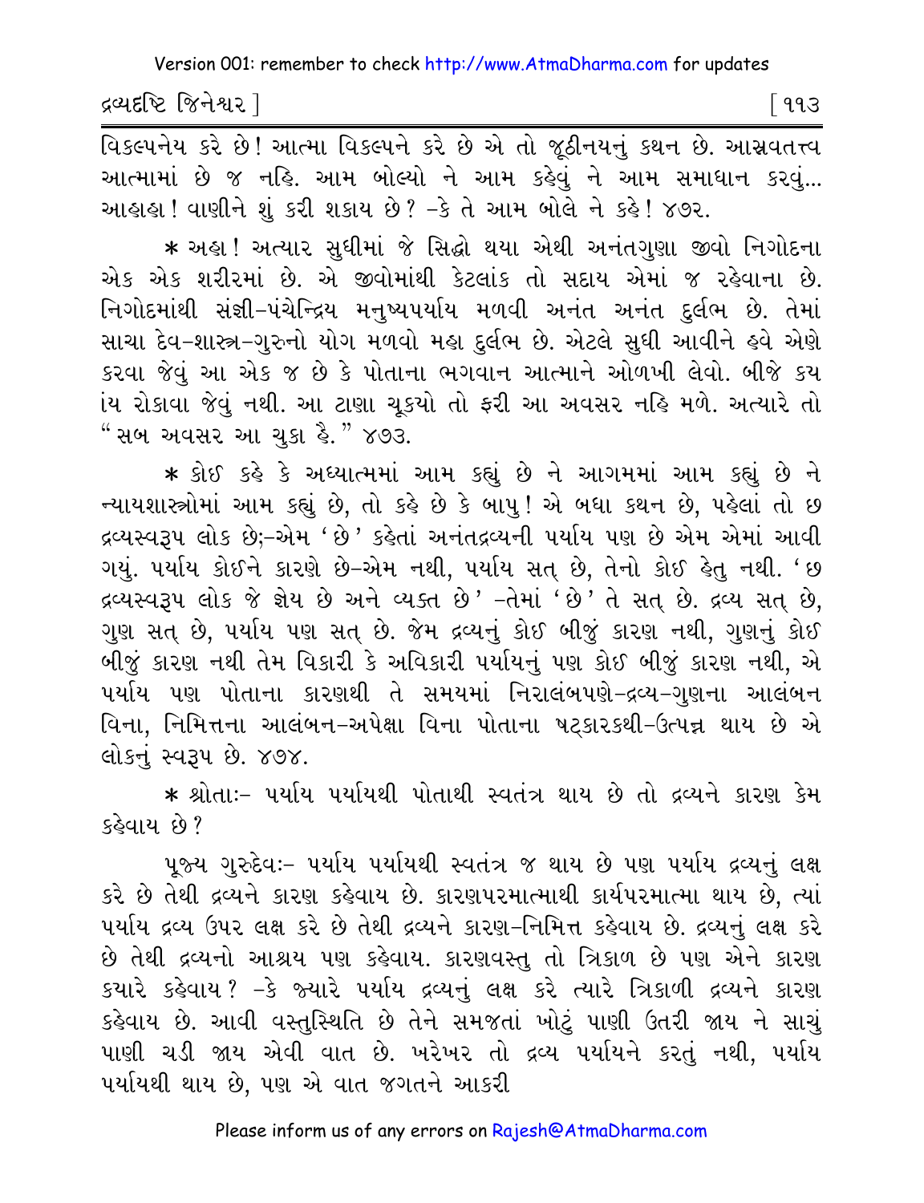વિકલ્પનેય કરે છે! આત્મા વિકલ્પને કરે છે એ તો જૂઠીનયનું કથન છે. આસ્રવતત્ત્વ આત્મામાં છે જ નહિ. આમ બોલ્યો ને આમ કહેવું ને આમ સમાધાન કરવું... આહાહા! વાણીને શું કરી શકાય છે? -કે તે આમ બોલે ને કહે! ૪૭૨.

* અહા! અત્યાર સુધીમાં જે સિદ્ધો થયા એથી અનંતગુણા જીવો નિગોદના એક એક શરીરમાં છે. એ જીવોમાંથી કેટલાંક તો સદાય એમાં જ રહેવાના છે. નિગોદમાંથી સંજ્ઞી-પંચેન્દ્રિય મનુષ્યપર્યાય મળવી અનંત અનંત દુર્લભ છે. તેમાં સાચા દેવ-શાસ્ત્ર-ગુરુનો યોગ મળવો મહા દુર્લભ છે. એટલે સુધી આવીને હવે એણે કરવા જેવું આ એક જ છે કે પોતાના ભગવાન આત્માને ઓળખી લેવો. બીજે કયાંય રોકાવા જેવું નથી. આ ટાણા ચૂકયો તો ફરી આ અવસર નહિ મળે. અત્યારે તો "સબ અવસર આ ચુકા હૈ." ૪૭૩.

* કોઈ કહે કે અધ્યાત્મમાં આમ કહ્યું છે ને આગમમાં આમ કહ્યું છે ને ન્યાયશાસ્ત્રોમાં આમ કહ્યું છે, તો કહે છે કે બાપુ! એ બધા કથન છે, પહેલાં તો છ દ્રવ્યસ્વરૂપ લોક છે;-એમ 'છે' કહેતાં અનંતદ્રવ્યની પર્યાય પણ છે એમ એમાં આવી ગયું. પર્યાય કોઈને કારણે છે-એમ નથી, પર્યાય સત્ છે, તેનો કોઈ હેતુ નથી. 'છ દ્રવ્યસ્વરૂપ લોક જે જ્ઞેય છે અને વ્યક્ત છે' -તેમાં 'છે' તે સત્ છે. દ્રવ્ય સત્ છે, ગુણ સત્ છે, પર્યાય પણ સત્ છે. જેમ દ્રવ્યનું કોઈ બીજું કારણ નથી, ગુણનું કોઈ બીજું કારણ નથી તેમ વિકારી કે અવિકારી પર્યાયનું પણ કોઈ બીજું કારણ નથી, એ પર્યાય પણ પોતાના કારણથી તે સમયમાં નિરાલંબપણે-દ્રવ્ય-ગુણના આલંબન વિના, નિમિત્તના આલંબન-અપેક્ષા વિના પોતાના ષટ્કારકથી-ઉત્પન્ન થાય છે એ લોકનું સ્વરૂપ છે. ૪૭૪.

* શ્રોતાઃ- પર્યાય પર્યાયથી પોતાથી સ્વતંત્ર થાય છે તો દ્રવ્યને કારણ કેમ કહેવાય છે?

પૂજ્ય ગુરુદેવઃ- પર્યાય પર્યાયથી સ્વતંત્ર જ થાય છે પણ પર્યાય દ્રવ્યનું લક્ષ કરે છે તેથી દ્રવ્યને કારણ કહેવાય છે. કારણપરમાત્માથી કાર્યપરમાત્મા થાય છે, ત્યાં પર્યાય દ્રવ્ય ઉપર લક્ષ કરે છે તેથી દ્રવ્યને કારણ-નિમિત્ત કહેવાય છે. દ્રવ્યનું લક્ષ કરે છે તેથી દ્રવ્યનો આશ્રય પણ કહેવાય. કારણવસ્તુ તો ત્રિકાળ છે પણ એને કારણ કયારે કહેવાય? -કે જ્યારે પર્યાય દ્રવ્યનું લક્ષ કરે ત્યારે ત્રિકાળી દ્રવ્યને કારણ કહેવાય છે. આવી વસ્તુસ્થિતિ છે તેને સમજતાં ખોટું પાણી ઉતરી જાય ને સાચું પાણી ચડી જાય એવી વાત છે. ખરેખર તો દ્રવ્ય પર્યાયને કરતું નથી, પર્યાય પર્યાયથી થાય છે, પણ એ વાત જગતને આકરી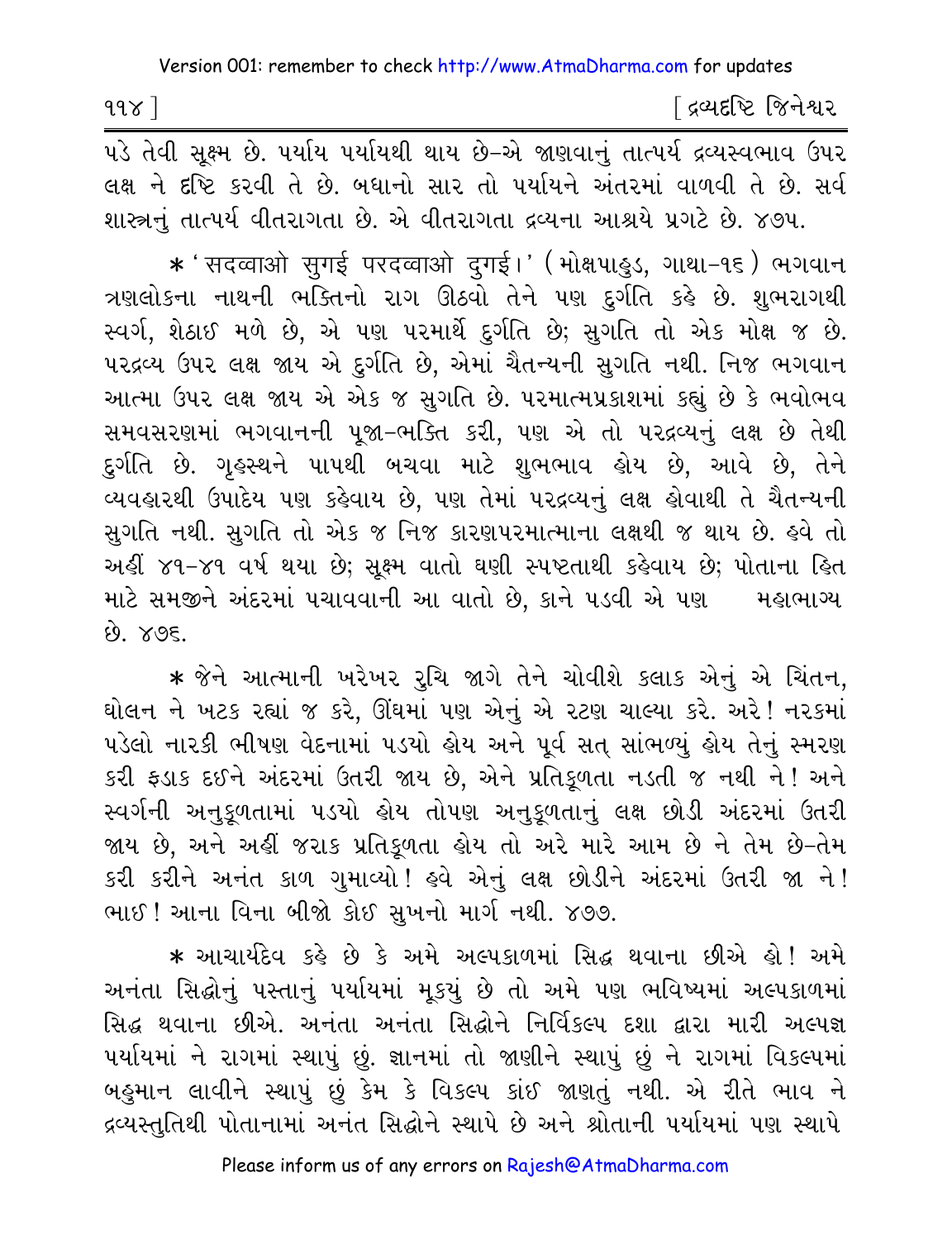પડે તેવી સૂક્ષ્મ છે. પર્યાય પર્યાયથી થાય છે-એ જાણવાનું તાત્પર્ય દ્રવ્યસ્વભાવ ઉપર લક્ષ ને દૃષ્ટિ કરવી તે છે. બધાનો સાર તો પર્યાયને અંતરમાં વાળવી તે છે. સર્વ શાસ્ત્રનું તાત્પર્ય વીતરાગતા છે. એ વીતરાગતા દ્રવ્યના આશ્રયે પ્રગટે છે. ૪૭૫.

* 'सदव्वाओ सुगई परदव्वाओ दुगई।' (મોક્ષપાહુડ, ગાથા-૧૬) ભગવાન ત્રણલોકના નાથની ભક્તિનો રાગ ઊઠવો તેને પણ દુર્ગતિ કહે છે. શુભરાગથી સ્વર્ગ, શેઠાઈ મળે છે, એ પણ પરમાર્થે દુર્ગતિ છે; સુગતિ તો એક મોક્ષ જ છે. પરદ્રવ્ય ઉપર લક્ષ જાય એ દુર્ગતિ છે, એમાં ચૈતન્યની સુગતિ નથી. નિજ ભગવાન આત્મા ઉપર લક્ષ જાય એ એક જ સુગતિ છે. પરમાત્મપ્રકાશમાં કહ્યું છે કે ભવોભવ સમવસરણમાં ભગવાનની પૂજા-ભક્તિ કરી, પણ એ તો પરદ્રવ્યનું લક્ષ છે તેથી દુર્ગતિ છે. ગૃહસ્થને પાપથી બચવા માટે શુભભાવ હોય છે, આવે છે, તેને વ્યવહારથી ઉપાદેય પણ કહેવાય છે, પણ તેમાં પરદ્રવ્યનું લક્ષ હોવાથી તે ચૈતન્યની સુગતિ નથી. સુગતિ તો એક જ નિજ કારણપરમાત્માના લક્ષથી જ થાય છે. હવે તો અહીં ૪૧-૪૧ વર્ષ થયા છે; સૂક્ષ્મ વાતો ઘણી સ્પષ્ટતાથી કહેવાય છે; પોતાના હિત માટે સમજીને અંદરમાં પચાવવાની આ વાતો છે, કાને પડવી એ પણ મહાભાગ્ય છે. ૪૭૬.

* જેને આત્માની ખરેખર રુચિ જાગે તેને ચોવીશે કલાક એનું એ ચિંતન, ઘોલન ને ખટક રહ્યાં જ કરે, ઊંઘમાં પણ એનું એ રટણ ચાલ્યા કરે. અરે! નરકમાં પડેલો નારકી ભીષણ વેદનામાં પડયો હોય અને પૂર્વ સત્ સાંભળ્યું હોય તેનું સ્મરણ કરી ફડાક દઈને અંદરમાં ઉતરી જાય છે, એને પ્રતિકૂળતા નડતી જ નથી ને! અને સ્વર્ગની અનુકૂળતામાં પડયો હોય તોપણ અનુકૂળતાનું લક્ષ છોડી અંદરમાં ઉતરી જાય છે, અને અહીં જરાક પ્રતિકૂળતા હોય તો અરે મારે આમ છે ને તેમ છે-તેમ કરી કરીને અનંત કાળ ગુમાવ્યો! હવે એનું લક્ષ છોડીને અંદરમાં ઉતરી જા ને! ભાઈ! આના વિના બીજો કોઈ સુખનો માર્ગ નથી. ૪૭૭.

* આચાર્યદેવ કહે છે કે અમે અલ્પકાળમાં સિદ્ધ થવાના છીએ હો! અમે અનંતા સિદ્ધોનું પસ્તાનું પર્યાયમાં મૂકયું છે તો અમે પણ ભવિષ્યમાં અલ્પકાળમાં સિદ્ધ થવાના છીએ. અનંતા અનંતા સિદ્ધોને નિર્વિકલ્પ દશા દ્વારા મારી અલ્પજ્ઞ પર્યાયમાં ને રાગમાં સ્થાપું છું. જ્ઞાનમાં તો જાણીને સ્થાપું છું ને રાગમાં વિકલ્પમાં બહુમાન લાવીને સ્થાપું છું કેમ કે વિકલ્પ કાંઈ જાણતું નથી. એ રીતે ભાવ ને દ્રવ્યસ્તુતિથી પોતાનામાં અનંત સિદ્ધોને સ્થાપે છે અને શ્રોતાની પર્યાયમાં પણ સ્થાપે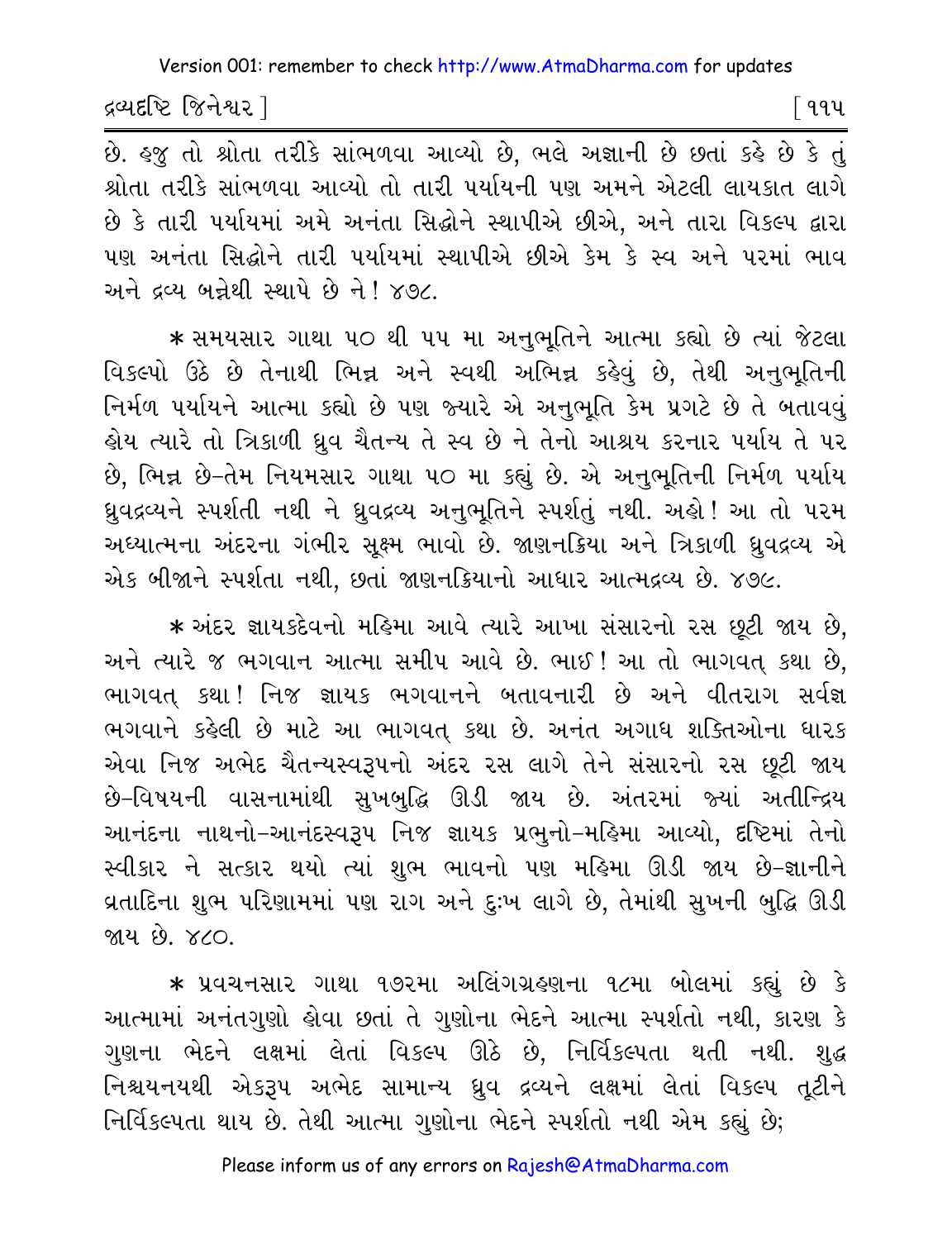છે. હજુ તો શ્રોતા તરીકે સાંભળવા આવ્યો છે, ભલે અજ્ઞાની છે છતાં કહે છે કે તું શ્રોતા તરીકે સાંભળવા આવ્યો તો તારી પર્યાયની પણ અમને એટલી લાયકાત લાગે છે કે તારી પર્યાયમાં અમે અનંતા સિદ્ધોને સ્થાપીએ છીએ, અને તારા વિકલ્પ દ્વારા પણ અનંતા સિદ્ધોને તારી પર્યાયમાં સ્થાપીએ છીએ કેમ કે સ્વ અને પરમાં ભાવ અને દ્રવ્ય બન્નેથી સ્થાપે છે ને! ૪૭૮.

* સમયસાર ગાથા ૫૦ થી ૫૫ મા અનુભૂતિને આત્મા કહ્યો છે ત્યાં જેટલા વિકલ્પો ઉઠે છે તેનાથી ભિન્ન અને સ્વથી અભિન્ન કહેવું છે, તેથી અનુભૂતિની નિર્મળ પર્યાયને આત્મા કહ્યો છે પણ જ્યારે એ અનુભૂતિ કેમ પ્રગટે છે તે બતાવવું હોય ત્યારે તો ત્રિકાળી ધ્રુવ ચૈતન્ય તે સ્વ છે ને તેનો આશ્રય કરનાર પર્યાય તે પર છે, ભિન્ન છે-તેમ નિયમસાર ગાથા ૫૦ મા કહ્યું છે. એ અનુભૂતિની નિર્મળ પર્યાય ધ્રુવદ્રવ્યને સ્પર્શતી નથી ને ધ્રુવદ્રવ્ય અનુભૂતિને સ્પર્શતું નથી. અહો! આ તો પરમ અધ્યાત્મના અંદરના ગંભીર સૂક્ષ્મ ભાવો છે. જાણનક્રિયા અને ત્રિકાળી ધ્રુવદ્રવ્ય એ એક બીજાને સ્પર્શતા નથી, છતાં જાણનક્રિયાનો આધાર આત્મદ્રવ્ય છે. ૪૭૯.

* અંદર જ્ઞાયકદેવનો મહિમા આવે ત્યારે આખા સંસારનો રસ છૂટી જાય છે, અને ત્યારે જ ભગવાન આત્મા સમીપ આવે છે. ભાઈ! આ તો ભાગવત્ કથા છે, ભાગવત્ કથા! નિજ જ્ઞાયક ભગવાનને બતાવનારી છે અને વીતરાગ સર્વજ્ઞ ભગવાને કહેલી છે માટે આ ભાગવત્ કથા છે. અનંત અગાધ શક્તિઓના ધારક એવા નિજ અભેદ ચૈતન્યસ્વરૂપનો અંદર રસ લાગે તેને સંસારનો રસ છૂટી જાય છે-વિષયની વાસનામાંથી સુખબુદ્ધિ ઊડી જાય છે. અંતરમાં જ્યાં અતીન્દ્રિય આનંદના નાથનો-આનંદસ્વરૂપ નિજ જ્ઞાયક પ્રભુનો-મહિમા આવ્યો, દૃષ્ટિમાં તેનો સ્વીકાર ને સત્કાર થયો ત્યાં શુભ ભાવનો પણ મહિમા ઊડી જાય છે-જ્ઞાનીને વ્રતાદિના શુભ પરિણામમાં પણ રાગ અને દુઃખ લાગે છે, તેમાંથી સુખની બુદ્ધિ ઊડી જાય છે. ૪૮૦.

* પ્રવચનસાર ગાથા ૧૭૨મા અલિંગગ્રહણના ૧૮મા બોલમાં કહ્યું છે કે આત્મામાં અનંતગુણો હોવા છતાં તે ગુણોના ભેદને આત્મા સ્પર્શતો નથી, કારણ કે ગુણના ભેદને લક્ષમાં લેતાં વિકલ્પ ઊઠે છે, નિર્વિકલ્પતા થતી નથી. શુદ્ધ નિશ્ચયનયથી એકરૂપ અભેદ સામાન્ય ધ્રુવ દ્રવ્યને લક્ષમાં લેતાં વિકલ્પ તૂટીને નિર્વિકલ્પતા થાય છે. તેથી આત્મા ગુણોના ભેદને સ્પર્શતો નથી એમ કહ્યું છે;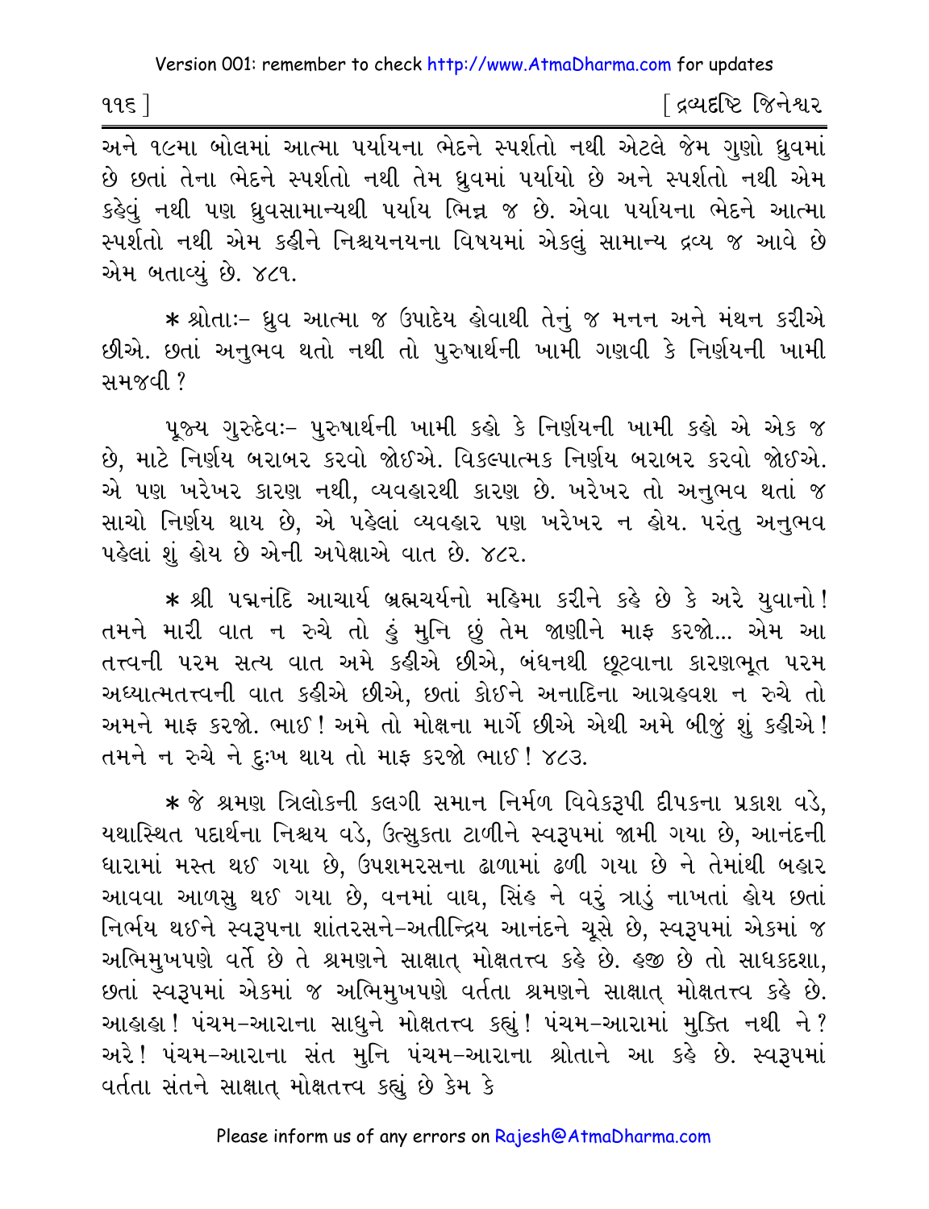અને ૧૯મા બોલમાં આત્મા પર્યાયના ભેદને સ્પર્શતો નથી એટલે જેમ ગુણો ધ્રુવમાં છે છતાં તેના ભેદને સ્પર્શતો નથી તેમ ધ્રુવમાં પર્યાયો છે અને સ્પર્શતો નથી એમ કહેવું નથી પણ ધ્રુવસામાન્યથી પર્યાય ભિન્ન જ છે. એવા પર્યાયના ભેદને આત્મા સ્પર્શતો નથી એમ કહીને નિશ્ચયનયના વિષયમાં એકલું સામાન્ય દ્રવ્ય જ આવે છે એમ બતાવ્યું છે. ૪૮૧.

* શ્રોતાઃ- ધ્રુવ આત્મા જ ઉપાદેય હોવાથી તેનું જ મનન અને મંથન કરીએ છીએ. છતાં અનુભવ થતો નથી તો પુરુષાર્થની ખામી ગણવી કે નિર્ણયની ખામી સમજવી ?

પૂજ્ય ગુરુદેવઃ- પુરુષાર્થની ખામી કહો કે નિર્ણયની ખામી કહો એ એક જ છે, માટે નિર્ણય બરાબર કરવો જોઈએ. વિકલ્પાત્મક નિર્ણય બરાબર કરવો જોઈએ. એ પણ ખરેખર કારણ નથી, વ્યવહારથી કારણ છે. ખરેખર તો અનુભવ થતાં જ સાચો નિર્ણય થાય છે, એ પહેલાં વ્યવહાર પણ ખરેખર ન હોય. પરંતુ અનુભવ પહેલાં શું હોય છે એની અપેક્ષાએ વાત છે. ૪૮૨.

* શ્રી પદ્મનંદિ આચાર્ય બ્રહ્મચર્યનો મહિમા કરીને કહે છે કે અરે યુવાનો! તમને મારી વાત ન રુચે તો હું મુનિ છું તેમ જાણીને માફ કરજો... એમ આ તત્ત્વની પરમ સત્ય વાત અમે કહીએ છીએ, બંધનથી છૂટવાના કારણભૂત પરમ અધ્યાત્મતત્ત્વની વાત કહીએ છીએ, છતાં કોઈને અનાદિના આગ્રહવશ ન રુચે તો અમને માફ કરજો. ભાઈ! અમે તો મોક્ષના માર્ગે છીએ એથી અમે બીજું શું કહીએ! તમને ન રુચે ને દુઃખ થાય તો માફ કરજો ભાઈ! ૪૮૩.

* જે શ્રમણ ત્રિલોકની કલગી સમાન નિર્મળ વિવેકરૂપી દીપકના પ્રકાશ વડે, યથાસ્થિત પદાર્થના નિશ્ચય વડે, ઉત્સુકતા ટાળીને સ્વરૂપમાં જામી ગયા છે, આનંદની ધારામાં મસ્ત થઈ ગયા છે, ઉપશમરસના ઢાળામાં ઢળી ગયા છે ને તેમાંથી બહાર આવવા આળસુ થઈ ગયા છે, વનમાં વાઘ, સિંહ ને વરું ત્રાડું નાખતાં હોય છતાં નિર્ભય થઈને સ્વરૂપના શાંતરસને-અતીન્દ્રિય આનંદને ચૂસે છે, સ્વરૂપમાં એકમાં જ અભિમુખપણે વર્તે છે તે શ્રમણને સાક્ષાત્ મોક્ષતત્ત્વ કહે છે. હજી છે તો સાધકદશા, છતાં સ્વરૂપમાં એકમાં જ અભિમુખપણે વર્તતા શ્રમણને સાક્ષાત્ મોક્ષતત્ત્વ કહે છે. આહાહા! પંચમ-આરાના સાધુને મોક્ષતત્ત્વ કહ્યું! પંચમ-આરામાં મુક્તિ નથી ને? અરે! પંચમ-આરાના સંત મુનિ પંચમ-આરાના શ્રોતાને આ કહે છે. સ્વરૂપમાં વર્તતા સંતને સાક્ષાત્ મોક્ષતત્ત્વ કહ્યું છે કેમ કે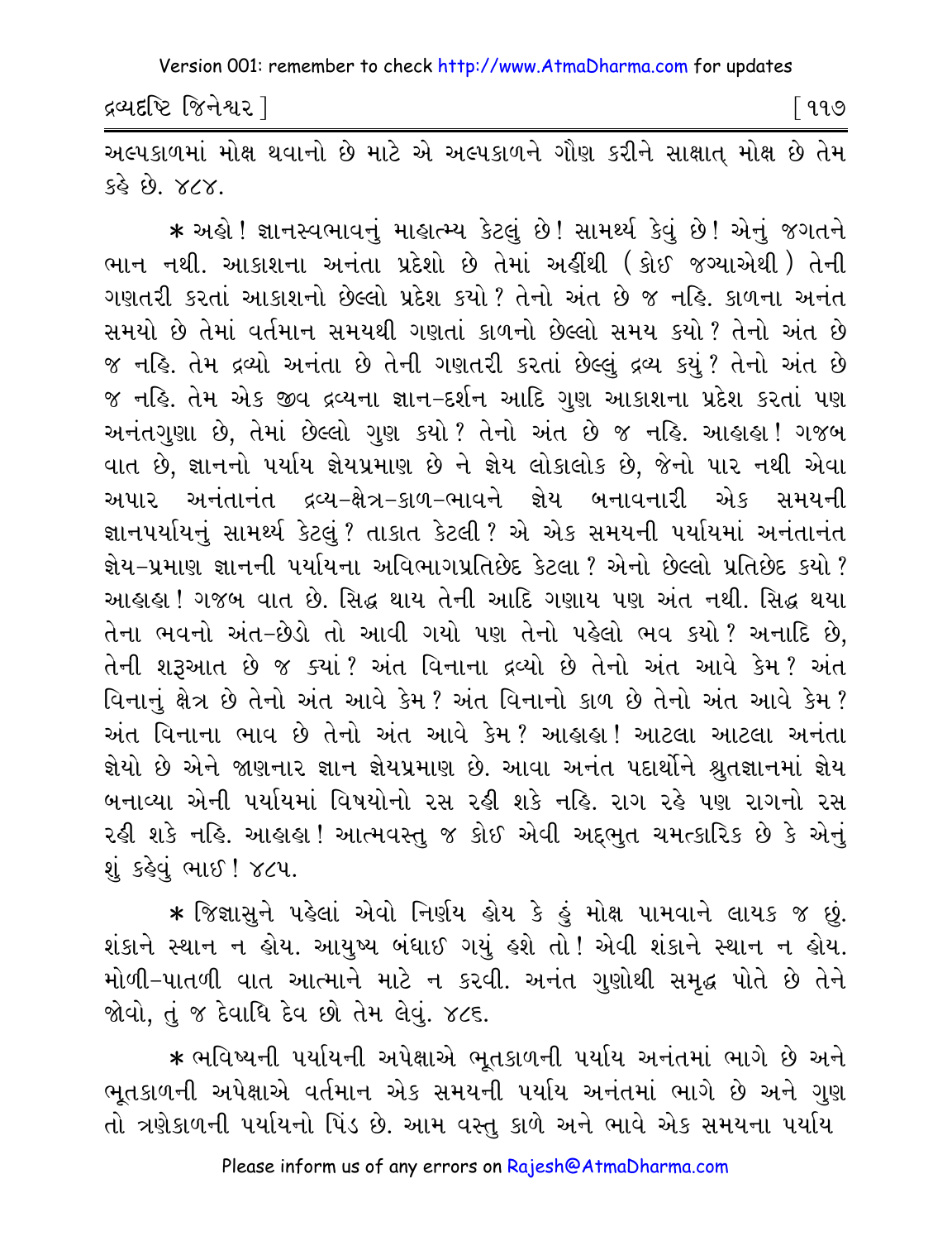અલ્પકાળમાં મોક્ષ થવાનો છે માટે એ અલ્પકાળને ગૌણ કરીને સાક્ષાત્ મોક્ષ છે તેમ કહે છે. ૪૮૪.

* અહો! જ્ઞાનસ્વભાવનું માહાત્મ્ય કેટલું છે! સામર્થ્ય કેવું છે! એનું જગતને ભાન નથી. આકાશના અનંતા પ્રદેશો છે તેમાં અહીંથી (કોઈ જગ્યાએથી) તેની ગણતરી કરતાં આકાશનો છેલ્લો પ્રદેશ કયો? તેનો અંત છે જ નહિ. કાળના અનંત સમયો છે તેમાં વર્તમાન સમયથી ગણતાં કાળનો છેલ્લો સમય કયો? તેનો અંત છે જ નહિ. તેમ દ્રવ્યો અનંતા છે તેની ગણતરી કરતાં છેલ્લું દ્રવ્ય કયું? તેનો અંત છે જ નહિ. તેમ એક જીવ દ્રવ્યના જ્ઞાન-દર્શન આદિ ગુણ આકાશના પ્રદેશ કરતાં પણ અનંતગુણા છે, તેમાં છેલ્લો ગુણ કયો? તેનો અંત છે જ નહિ. આહાહા! ગજબ વાત છે, જ્ઞાનનો પર્યાય જ્ઞેયપ્રમાણ છે ને જ્ઞેય લોકાલોક છે, જેનો પાર નથી એવા અપાર અનંતાનંત દ્રવ્ય-ક્ષેત્ર-કાળ-ભાવને જ્ઞેય બનાવનારી એક સમયની જ્ઞાનપર્યાયનું સામર્થ્ય કેટલું? તાકાત કેટલી? એ એક સમયની પર્યાયમાં અનંતાનંત જ્ઞેય-પ્રમાણ જ્ઞાનની પર્યાયના અવિભાગપ્રતિછેદ કેટલા? એનો છેલ્લો પ્રતિછેદ કયો? આહાહા! ગજબ વાત છે. સિદ્ધ થાય તેની આદિ ગણાય પણ અંત નથી. સિદ્ધ થયા તેના ભવનો અંત-છેડો તો આવી ગયો પણ તેનો પહેલો ભવ કયો? અનાદિ છે, તેની શરૂઆત છે જ ક્યાં? અંત વિનાના દ્રવ્યો છે તેનો અંત આવે કેમ? અંત વિનાનું ક્ષેત્ર છે તેનો અંત આવે કેમ? અંત વિનાનો કાળ છે તેનો અંત આવે કેમ? અંત વિનાના ભાવ છે તેનો અંત આવે કેમ? આહાહા! આટલા આટલા અનંતા જ્ઞેયો છે એને જાણનાર જ્ઞાન જ્ઞેયપ્રમાણ છે. આવા અનંત પદાર્થોને શ્રુતજ્ઞાનમાં જ્ઞેય બનાવ્યા એની પર્યાયમાં વિષયોનો રસ રહી શકે નહિ. રાગ રહે પણ રાગનો રસ રહી શકે નહિ. આહાહા! આત્મવસ્તુ જ કોઈ એવી અદ્દભુત ચમત્કારિક છે કે એનું શું કહેવું ભાઈ! ૪૮૫.

* જિજ્ઞાસુને પહેલાં એવો નિર્ણય હોય કે હું મોક્ષ પામવાને લાયક જ છું. શંકાને સ્થાન ન હોય. આયુષ્ય બંધાઈ ગયું હશે તો! એવી શંકાને સ્થાન ન હોય. મોળી-પાતળી વાત આત્માને માટે ન કરવી. અનંત ગુણોથી સમૃદ્ધ પોતે છે તેને જોવો, તું જ દેવાધિ દેવ છો તેમ લેવું. ૪૮૬.

* ભવિષ્યની પર્યાયની અપેક્ષાએ ભૂતકાળની પર્યાય અનંતમાં ભાગે છે અને ભૂતકાળની અપેક્ષાએ વર્તમાન એક સમયની પર્યાય અનંતમાં ભાગે છે અને ગુણ તો ત્રણેકાળની પર્યાયનો પિંડ છે. આમ વસ્તુ કાળે અને ભાવે એક સમયના પર્યાય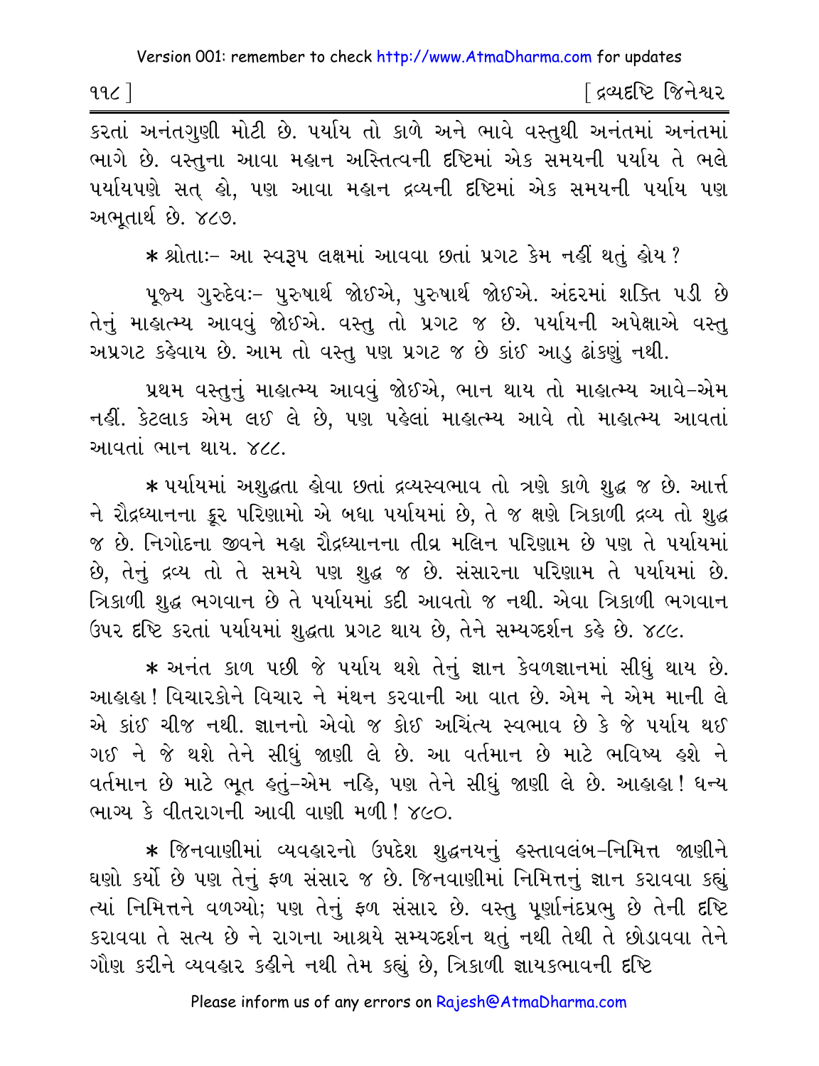કરતાં અનંતગુણી મોટી છે. પર્યાય તો કાળે અને ભાવે વસ્તુથી અનંતમાં અનંતમાં ભાગે છે. વસ્તુના આવા મહાન અસ્તિત્વની દૃષ્ટિમાં એક સમયની પર્યાય તે ભલે પર્યાયપણે સત્ હો, પણ આવા મહાન દ્રવ્યની દૃષ્ટિમાં એક સમયની પર્યાય પણ અભૂતાર્થ છે. ૪૮૭.

* શ્રોતાઃ- આ સ્વરૂપ લક્ષમાં આવવા છતાં પ્રગટ કેમ નહીં થતું હોય ?

પૂજ્ય ગુરુદેવઃ- પુરુષાર્થ જોઈએ, પુરુષાર્થ જોઈએ. અંદરમાં શક્તિ પડી છે તેનું માહાત્મ્ય આવવું જોઈએ. વસ્તુ તો પ્રગટ જ છે. પર્યાયની અપેક્ષાએ વસ્તુ અપ્રગટ કહેવાય છે. આમ તો વસ્તુ પણ પ્રગટ જ છે કાંઈ આડુ ઢાંકણું નથી.

પ્રથમ વસ્તુનું માહાત્મ્ય આવવું જોઈએ, ભાન થાય તો માહાત્મ્ય આવે-એમ નહીં. કેટલાક એમ લઈ લે છે, પણ પહેલાં માહાત્મ્ય આવે તો માહાત્મ્ય આવતાં આવતાં ભાન થાય. ૪૮૮.

* પર્યાયમાં અશુદ્ધતા હોવા છતાં દ્રવ્યસ્વભાવ તો ત્રણે કાળે શુદ્ધ જ છે. આર્ત્ત ને રૌદ્રધ્યાનના ક્રૂર પરિણામો એ બધા પર્યાયમાં છે, તે જ ક્ષણે ત્રિકાળી દ્રવ્ય તો શુદ્ધ જ છે. નિગોદના જીવને મહા રૌદ્રધ્યાનના તીવ્ર મલિન પરિણામ છે પણ તે પર્યાયમાં છે, તેનું દ્રવ્ય તો તે સમયે પણ શુદ્ધ જ છે. સંસારના પરિણામ તે પર્યાયમાં છે. ત્રિકાળી શુદ્ધ ભગવાન છે તે પર્યાયમાં કદી આવતો જ નથી. એવા ત્રિકાળી ભગવાન ઉપર દૃષ્ટિ કરતાં પર્યાયમાં શુદ્ધતા પ્રગટ થાય છે, તેને સમ્યગ્દર્શન કહે છે. ૪૮૯.

* અનંત કાળ પછી જે પર્યાય થશે તેનું જ્ઞાન કેવળજ્ઞાનમાં સીધું થાય છે. આહાહા! વિચારકોને વિચાર ને મંથન કરવાની આ વાત છે. એમ ને એમ માની લે એ કાંઈ ચીજ નથી. જ્ઞાનનો એવો જ કોઈ અચિંત્ય સ્વભાવ છે કે જે પર્યાય થઈ ગઈ ને જે થશે તેને સીધું જાણી લે છે. આ વર્તમાન છે માટે ભવિષ્ય હશે ને વર્તમાન છે માટે ભૂત હતું-એમ નહિ, પણ તેને સીધું જાણી લે છે. આહાહા! ધન્ય ભાગ્ય કે વીતરાગની આવી વાણી મળી! ૪૯૦.

* જિનવાણીમાં વ્યવહારનો ઉપદેશ શુદ્ધનયનું હસ્તાવલંબ-નિમિત્ત જાણીને ઘણો કર્યો છે પણ તેનું ફળ સંસાર જ છે. જિનવાણીમાં નિમિત્તનું જ્ઞાન કરાવવા કહ્યું ત્યાં નિમિત્તને વળગ્યો; પણ તેનું ફળ સંસાર છે. વસ્તુ પૂર્ણાનંદપ્રભુ છે તેની દૃષ્ટિ કરાવવા તે સત્ય છે ને રાગના આશ્રયે સમ્યગ્દર્શન થતું નથી તેથી તે છોડાવવા તેને ગૌણ કરીને વ્યવહાર કહીને નથી તેમ કહ્યું છે, ત્રિકાળી જ્ઞાયકભાવની દૃષ્ટિ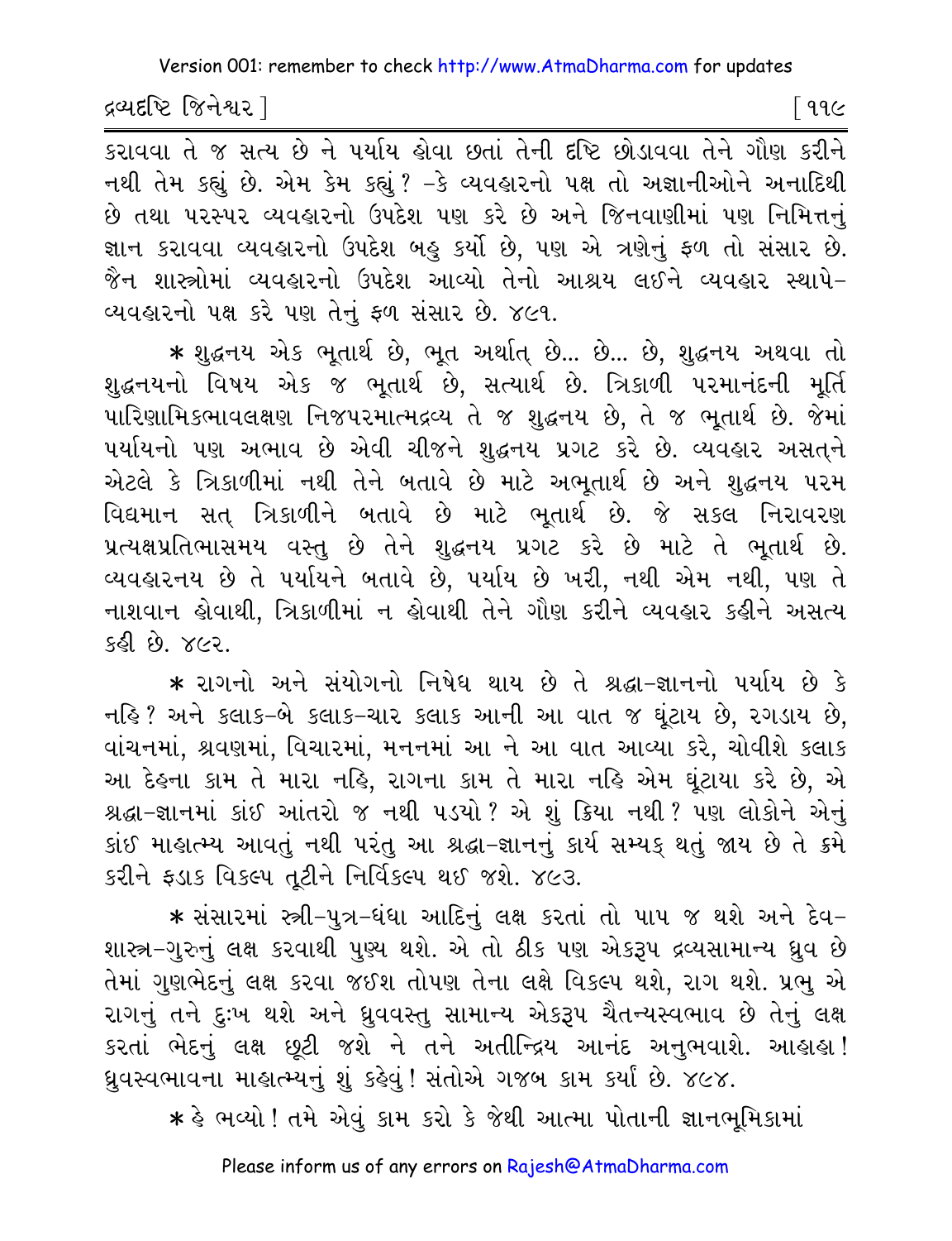કરાવવા તે જ સત્ય છે ને પર્યાય હોવા છતાં તેની દૃષ્ટિ છોડાવવા તેને ગૌણ કરીને નથી તેમ કહ્યું છે. એમ કેમ કહ્યું? -કે વ્યવહારનો પક્ષ તો અજ્ઞાનીઓને અનાદિથી છે તથા પરસ્પર વ્યવહારનો ઉપદેશ પણ કરે છે અને જિનવાણીમાં પણ નિમિત્તનું જ્ઞાન કરાવવા વ્યવહારનો ઉપદેશ બહુ કર્યો છે, પણ એ ત્રણેનું ફળ તો સંસાર છે. જૈન શાસ્ત્રોમાં વ્યવહારનો ઉપદેશ આવ્યો તેનો આશ્રય લઈને વ્યવહાર સ્થાપે- વ્યવહારનો પક્ષ કરે પણ તેનું ફળ સંસાર છે. ૪૯૧.

* શુદ્ધનય એક ભૂતાર્થ છે, ભૂત અર્થાત્ છે... છે... છે, શુદ્ધનય અથવા તો શુદ્ધનયનો વિષય એક જ ભૂતાર્થ છે, સત્યાર્થ છે. ત્રિકાળી પરમાનંદની મૂર્તિ પારિણામિકભાવલક્ષણ નિજપરમાત્મદ્રવ્ય તે જ શુદ્ધનય છે, તે જ ભૂતાર્થ છે. જેમાં પર્યાયનો પણ અભાવ છે એવી ચીજને શુદ્ધનય પ્રગટ કરે છે. વ્યવહાર અસત્‌ને એટલે કે ત્રિકાળીમાં નથી તેને બતાવે છે માટે અભૂતાર્થ છે અને શુદ્ધનય પરમ વિદ્યમાન સત્ ત્રિકાળીને બતાવે છે માટે ભૂતાર્થ છે. જે સકલ નિરાવરણ પ્રત્યક્ષપ્રતિભાસમય વસ્તુ છે તેને શુદ્ધનય પ્રગટ કરે છે માટે તે ભૂતાર્થ છે. વ્યવહારનય છે તે પર્યાયને બતાવે છે, પર્યાય છે ખરી, નથી એમ નથી, પણ તે નાશવાન હોવાથી, ત્રિકાળીમાં ન હોવાથી તેને ગૌણ કરીને વ્યવહાર કહીને અસત્ય કહી છે. ૪૯૨.

* રાગનો અને સંયોગનો નિષેધ થાય છે તે શ્રદ્ધા-જ્ઞાનનો પર્યાય છે કે નહિ? અને કલાક-બે કલાક-ચાર કલાક આની આ વાત જ ઘૂંટાય છે, રગડાય છે, વાંચનમાં, શ્રવણમાં, વિચારમાં, મનનમાં આ ને આ વાત આવ્યા કરે, ચોવીશે કલાક આ દેહના કામ તે મારા નહિ, રાગના કામ તે મારા નહિ એમ ઘૂંટાયા કરે છે, એ શ્રદ્ધા-જ્ઞાનમાં કાંઈ આંતરો જ નથી પડયો? એ શું ક્રિયા નથી? પણ લોકોને એનું કાંઈ માહાત્મ્ય આવતું નથી પરંતુ આ શ્રદ્ધા-જ્ઞાનનું કાર્ય સમ્યક્ થતું જાય છે તે ક્રમે કરીને ફડાક વિકલ્પ તૂટીને નિર્વિકલ્પ થઈ જશે. ૪૯૩.

* સંસારમાં સ્ત્રી-પુત્ર-ધંધા આદિનું લક્ષ કરતાં તો પાપ જ થશે અને દેવ-શાસ્ત્ર-ગુરુનું લક્ષ કરવાથી પુણ્ય થશે. એ તો ઠીક પણ એકરૂપ દ્રવ્યસામાન્ય ધ્રુવ છે તેમાં ગુણભેદનું લક્ષ કરવા જઈશ તોપણ તેના લક્ષે વિકલ્પ થશે, રાગ થશે. પ્રભુ એ રાગનું તને દુઃખ થશે અને ધ્રુવવસ્તુ સામાન્ય એકરૂપ ચૈતન્યસ્વભાવ છે તેનું લક્ષ કરતાં ભેદનું લક્ષ છૂટી જશે ને તને અતીન્દ્રિય આનંદ અનુભવાશે. આહાહા! ધ્રુવસ્વભાવના માહાત્મ્યનું શું કહેવું! સંતોએ ગજબ કામ કર્યાં છે. ૪૯૪.

* હે ભવ્યો! તમે એવું કામ કરો કે જેથી આત્મા પોતાની જ્ઞાનભૂમિકામાં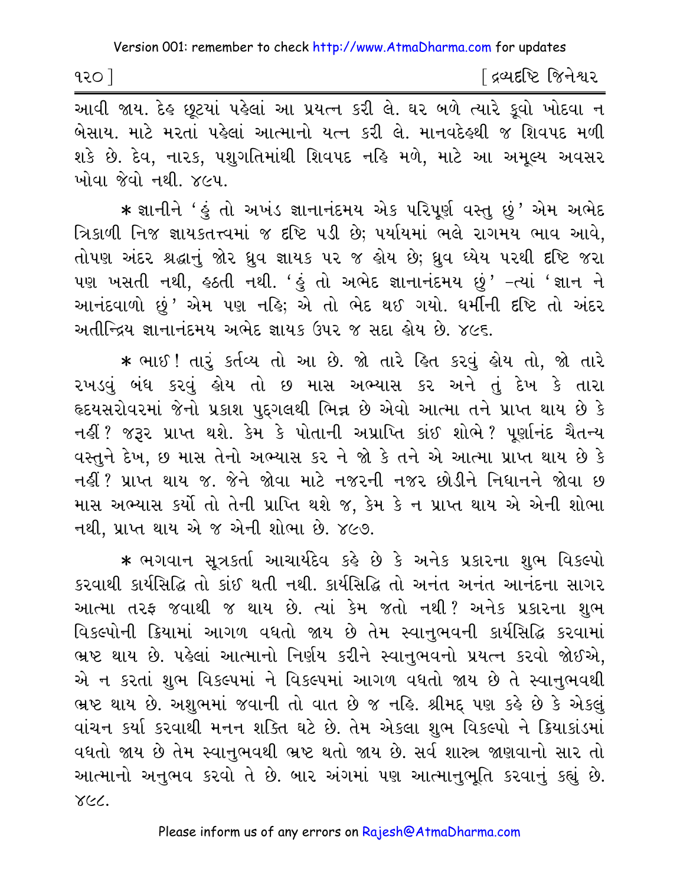આવી જાય. દેહ છૂટયાં પહેલાં આ પ્રયત્ન કરી લે. ઘર બળે ત્યારે કૂવો ખોદવા ન બેસાય. માટે મરતાં પહેલાં આત્માનો યત્ન કરી લે. માનવદેહથી જ શિવપદ મળી શકે છે. દેવ, નારક, પશુગતિમાંથી શિવપદ નહિ મળે, માટે આ અમૂલ્ય અવસર ખોવા જેવો નથી. ૪૯૫.

* જ્ઞાનીને 'હું તો અખંડ જ્ઞાનાનંદમય એક પરિપૂર્ણ વસ્તુ છું' એમ અભેદ ત્રિકાળી નિજ જ્ઞાયકતત્ત્વમાં જ દૃષ્ટિ પડી છે; પર્યાયમાં ભલે રાગમય ભાવ આવે, તોપણ અંદર શ્રદ્ધાનું જોર ધ્રુવ જ્ઞાયક પર જ હોય છે; ધ્રુવ ધ્યેય પરથી દૃષ્ટિ જરા પણ ખસતી નથી, હઠતી નથી. 'હું તો અભેદ જ્ઞાનાનંદમય છું' –ત્યાં 'જ્ઞાન ને આનંદવાળો છું' એમ પણ નહિ; એ તો ભેદ થઈ ગયો. ધર્મીની દૃષ્ટિ તો અંદર અતીન્દ્રિય જ્ઞાનાનંદમય અભેદ જ્ઞાયક ઉપર જ સદા હોય છે. ૪૯૬.

* ભાઈ! તારું કર્તવ્ય તો આ છે. જો તારે હિત કરવું હોય તો, જો તારે રખડવું બંધ કરવું હોય તો છ માસ અભ્યાસ કર અને તું દેખ કે તારા હૃદયસરોવરમાં જેનો પ્રકાશ પુદ્ગલથી ભિન્ન છે એવો આત્મા તને પ્રાપ્ત થાય છે કે નહીં? જરૂર પ્રાપ્ત થશે. કેમ કે પોતાની અપ્રાપ્તિ કાંઈ શોભે? પૂર્ણાનંદ ચૈતન્ય વસ્તુને દેખ, છ માસ તેનો અભ્યાસ કર ને જો કે તને એ આત્મા પ્રાપ્ત થાય છે કે નહીં? પ્રાપ્ત થાય જ. જેને જોવા માટે નજરની નજર છોડીને નિધાનને જોવા છ માસ અભ્યાસ કર્યો તો તેની પ્રાપ્તિ થશે જ, કેમ કે ન પ્રાપ્ત થાય એ એની શોભા નથી, પ્રાપ્ત થાય એ જ એની શોભા છે. ૪૯૭.

* ભગવાન સૂત્રકર્તા આચાર્યદેવ કહે છે કે અનેક પ્રકારના શુભ વિકલ્પો કરવાથી કાર્યસિદ્ધિ તો કાંઈ થતી નથી. કાર્યસિદ્ધિ તો અનંત અનંત આનંદના સાગર આત્મા તરફ જવાથી જ થાય છે. ત્યાં કેમ જતો નથી? અનેક પ્રકારના શુભ વિકલ્પોની ક્રિયામાં આગળ વધતો જાય છે તેમ સ્વાનુભવની કાર્યસિદ્ધિ કરવામાં ભ્રષ્ટ થાય છે. પહેલાં આત્માનો નિર્ણય કરીને સ્વાનુભવનો પ્રયત્ન કરવો જોઈએ, એ ન કરતાં શુભ વિકલ્પમાં ને વિકલ્પમાં આગળ વધતો જાય છે તે સ્વાનુભવથી ભ્રષ્ટ થાય છે. અશુભમાં જવાની તો વાત છે જ નહિ. શ્રીમદ્ પણ કહે છે કે એકલું વાંચન કર્યા કરવાથી મનન શક્તિ ઘટે છે. તેમ એકલા શુભ વિકલ્પો ને ક્રિયાકાંડમાં વધતો જાય છે તેમ સ્વાનુભવથી ભ્રષ્ટ થતો જાય છે. સર્વ શાસ્ત્ર જાણવાનો સાર તો આત્માનો અનુભવ કરવો તે છે. બાર અંગમાં પણ આત્માનુભૂતિ કરવાનું કહ્યું છે. ૪૯૮.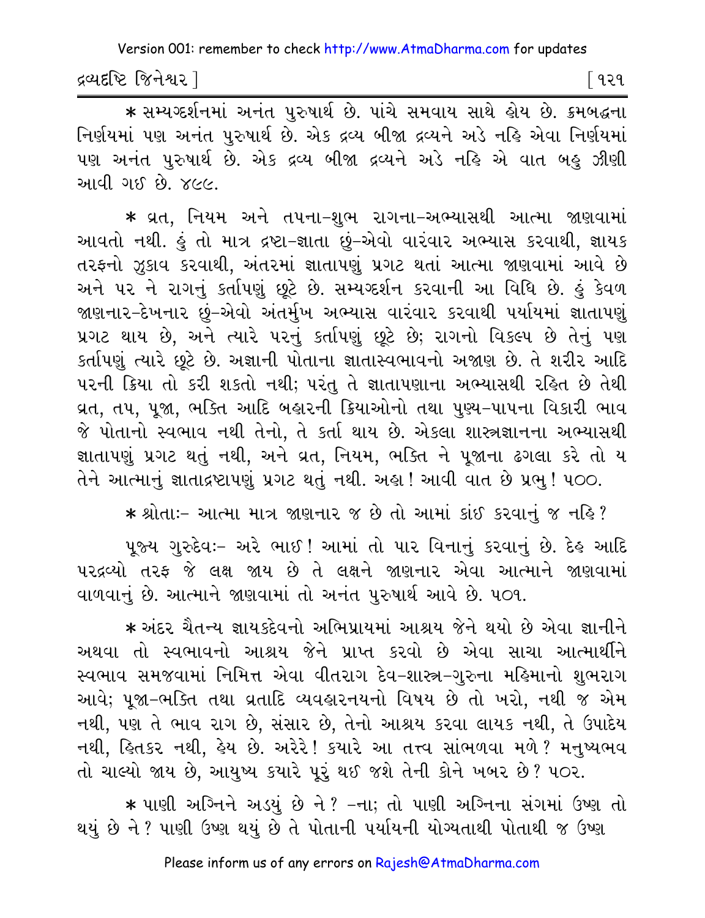* સમ્યગ્દર્શનમાં અનંત પુરુષાર્થ છે. પાંચે સમવાય સાથે હોય છે. ક્રમબદ્ધના નિર્ણયમાં પણ અનંત પુરુષાર્થ છે. એક દ્રવ્ય બીજા દ્રવ્યને અડે નહિ એવા નિર્ણયમાં પણ અનંત પુરુષાર્થ છે. એક દ્રવ્ય બીજા દ્રવ્યને અડે નહિ એ વાત બહુ ઝીણી આવી ગઈ છે. ૪૯૯.

* વ્રત, નિયમ અને તપના-શુભ રાગના-અભ્યાસથી આત્મા જાણવામાં આવતો નથી. હું તો માત્ર દ્રષ્ટા-જ્ઞાતા છું-એવો વારંવાર અભ્યાસ કરવાથી, જ્ઞાયક તરફનો ઝુકાવ કરવાથી, અંતરમાં જ્ઞાતાપણું પ્રગટ થતાં આત્મા જાણવામાં આવે છે અને પર ને રાગનું કર્તાપણું છૂટે છે. સમ્યગ્દર્શન કરવાની આ વિધિ છે. હું કેવળ જાણનાર-દેખનાર છું-એવો અંતર્મુખ અભ્યાસ વારંવાર કરવાથી પર્યાયમાં જ્ઞાતાપણું પ્રગટ થાય છે, અને ત્યારે પરનું કર્તાપણું છૂટે છે; રાગનો વિકલ્પ છે તેનું પણ કર્તાપણું ત્યારે છૂટે છે. અજ્ઞાની પોતાના જ્ઞાતાસ્વભાવનો અજાણ છે. તે શરીર આદિ પરની ક્રિયા તો કરી શકતો નથી; પરંતુ તે જ્ઞાતાપણાના અભ્યાસથી રહિત છે તેથી વ્રત, તપ, પૂજા, ભક્તિ આદિ બહારની ક્રિયાઓનો તથા પુણ્ય-પાપના વિકારી ભાવ જે પોતાનો સ્વભાવ નથી તેનો, તે કર્તા થાય છે. એકલા શાસ્ત્રજ્ઞાનના અભ્યાસથી જ્ઞાતાપણું પ્રગટ થતું નથી, અને વ્રત, નિયમ, ભક્તિ ને પૂજાના ઢગલા કરે તો ય તેને આત્માનું જ્ઞાતાદ્રષ્ટાપણું પ્રગટ થતું નથી. અહા! આવી વાત છે પ્રભુ! ૫૦૦.

* શ્રોતાઃ- આત્મા માત્ર જાણનાર જ છે તો આમાં કાંઈ કરવાનું જ નહિ?

પૂજ્ય ગુરુદેવઃ- અરે ભાઈ! આમાં તો પાર વિનાનું કરવાનું છે. દેહ આદિ પરદ્રવ્યો તરફ જે લક્ષ જાય છે તે લક્ષને જાણનાર એવા આત્માને જાણવામાં વાળવાનું છે. આત્માને જાણવામાં તો અનંત પુરુષાર્થ આવે છે. ૫૦૧.

* અંદર ચૈતન્ય જ્ઞાયકદેવનો અભિપ્રાયમાં આશ્રય જેને થયો છે એવા જ્ઞાનીને અથવા તો સ્વભાવનો આશ્રય જેને પ્રાપ્ત કરવો છે એવા સાચા આત્માર્થીને સ્વભાવ સમજવામાં નિમિત્ત એવા વીતરાગ દેવ-શાસ્ત્ર-ગુરુના મહિમાનો શુભરાગ આવે; પૂજા-ભક્તિ તથા વ્રતાદિ વ્યવહારનયનો વિષય છે તો ખરો, નથી જ એમ નથી, પણ તે ભાવ રાગ છે, સંસાર છે, તેનો આશ્રય કરવા લાયક નથી, તે ઉપાદેય નથી, હિતકર નથી, હેય છે. અરેરે! ક્યારે આ તત્ત્વ સાંભળવા મળે? મનુષ્યભવ તો ચાલ્યો જાય છે, આયુષ્ય ક્યારે પૂરું થઈ જશે તેની કોને ખબર છે? ૫૦૨.

* પાણી અગ્નિને અડયું છે ને? -ના; તો પાણી અગ્નિના સંગમાં ઉષ્ણ તો થયું છે ને? પાણી ઉષ્ણ થયું છે તે પોતાની પર્યાયની યોગ્યતાથી પોતાથી જ ઉષ્ણ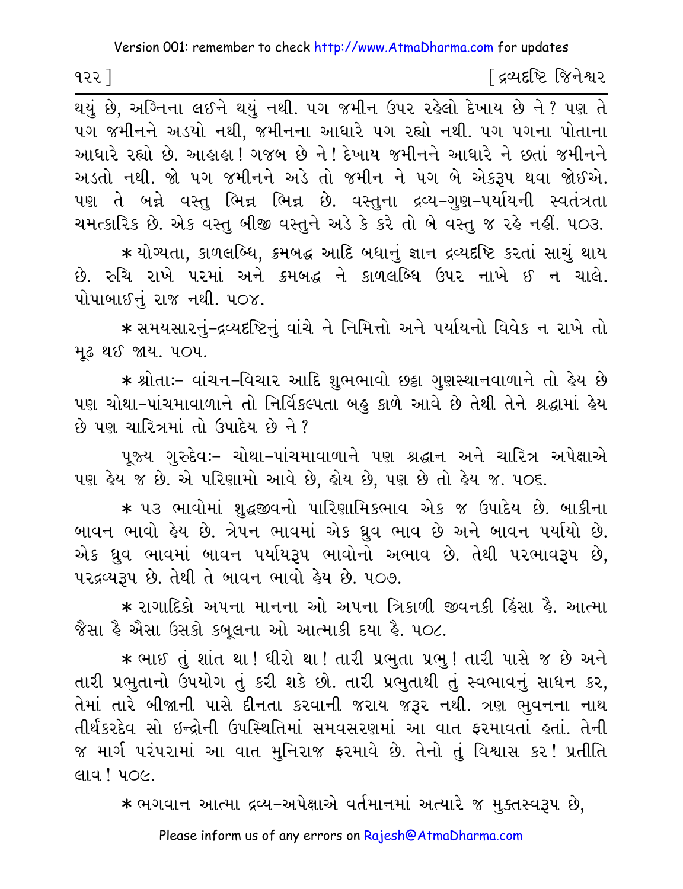થયું છે, અગ્નિના લઈને થયું નથી. પગ જમીન ઉપર રહેલો દેખાય છે ને? પણ તે પગ જમીનને અડયો નથી, જમીનના આધારે પગ રહ્યો નથી. પગ પગના પોતાના આધારે રહ્યો છે. આહાહા! ગજબ છે ને! દેખાય જમીનને આધારે ને છતાં જમીનને અડતો નથી. જો પગ જમીનને અડે તો જમીન ને પગ બે એકરૂપ થવા જોઈએ. પણ તે બન્ને વસ્તુ ભિન્ન ભિન્ન છે. વસ્તુના દ્રવ્ય-ગુણ-પર્યાયની સ્વતંત્રતા ચમત્કારિક છે. એક વસ્તુ બીજી વસ્તુને અડે કે કરે તો બે વસ્તુ જ રહે નહીં. ૫૦૩.

* યોગ્યતા, કાળલબ્ધિ, ક્રમબદ્ધ આદિ બધાનું જ્ઞાન દ્રવ્યદૃષ્ટિ કરતાં સાચું થાય છે. રુચિ રાખે પરમાં અને ક્રમબદ્ધ ને કાળલબ્ધિ ઉપર નાખે ઈ ન ચાલે. પોપાબાઈનું રાજ નથી. ૫૦૪.

* સમયસારનું-દ્રવ્યદૃષ્ટિનું વાંચે ને નિમિત્તો અને પર્યાયનો વિવેક ન રાખે તો મૂઢ થઈ જાય. ૫૦૫.

* શ્રોતાઃ- વાંચન-વિચાર આદિ શુભભાવો છઠ્ઠા ગુણસ્થાનવાળાને તો હેય છે પણ ચોથા-પાંચમાવાળાને તો નિર્વિકલ્પતા બહુ કાળે આવે છે તેથી તેને શ્રદ્ધામાં હેય છે પણ ચારિત્રમાં તો ઉપાદેય છે ને?

પૂજ્ય ગુરુદેવઃ- ચોથા-પાંચમાવાળાને પણ શ્રદ્ધાન અને ચારિત્ર અપેક્ષાએ પણ હેય જ છે. એ પરિણામો આવે છે, હોય છે, પણ છે તો હેય જ. ૫૦૬.

* ૫૩ ભાવોમાં શુદ્ધજીવનો પારિણામિકભાવ એક જ ઉપાદેય છે. બાકીના બાવન ભાવો હેય છે. ત્રેપન ભાવમાં એક ધ્રુવ ભાવ છે અને બાવન પર્યાયો છે. એક ધ્રુવ ભાવમાં બાવન પર્યાયરૂપ ભાવોનો અભાવ છે. તેથી પરભાવરૂપ છે, પરદ્રવ્યરૂપ છે. તેથી તે બાવન ભાવો હેય છે. ૫૦૭.

* રાગાદિકો અપના માનના ઓ અપના ત્રિકાળી જીવનકી હિંસા હૈ. આત્મા જૈસા હૈ ઐસા ઉસકો કબૂલના ઓ આત્માકી દયા હૈ. ૫૦૮.

* ભાઈ તું શાંત થા! ધીરો થા! તારી પ્રભુતા પ્રભુ! તારી પાસે જ છે અને તારી પ્રભુતાનો ઉપયોગ તું કરી શકે છો. તારી પ્રભુતાથી તું સ્વભાવનું સાધન કર, તેમાં તારે બીજાની પાસે દીનતા કરવાની જરાય જરૂર નથી. ત્રણ ભુવનના નાથ તીર્થંકરદેવ સો ઇન્દ્રોની ઉપસ્થિતિમાં સમવસરણમાં આ વાત ફરમાવતાં હતાં. તેની જ માર્ગ પરંપરામાં આ વાત મુનિરાજ ફરમાવે છે. તેનો તું વિશ્વાસ કર! પ્રતીતિ લાવ! ૫૦૯.

* ભગવાન આત્મા દ્રવ્ય-અપેક્ષાએ વર્તમાનમાં અત્યારે જ મુક્તસ્વરૂપ છે,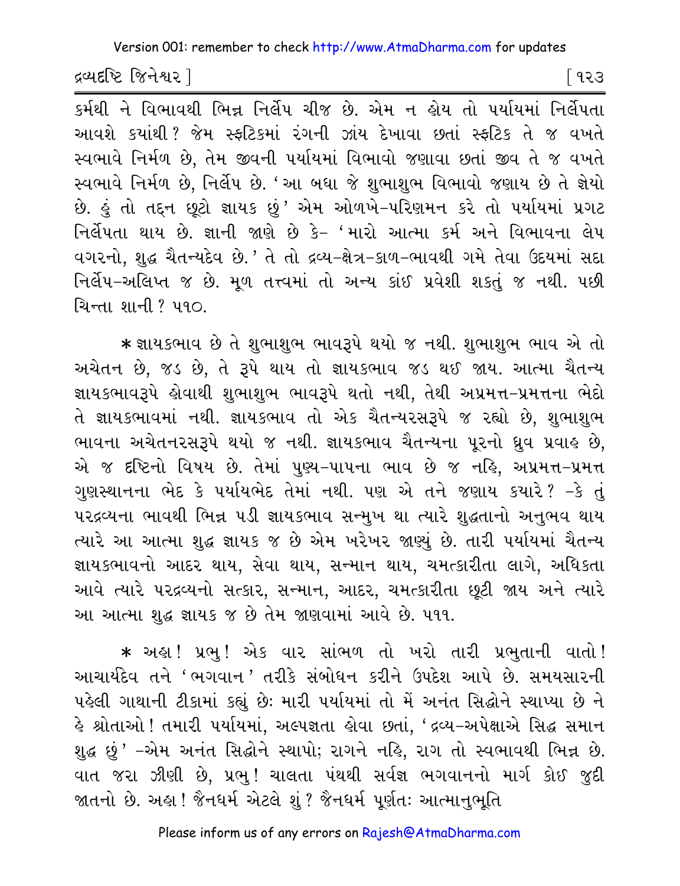કર્મથી ને વિભાવથી ભિન્ન નિર્લેપ ચીજ છે. એમ ન હોય તો પર્યાયમાં નિર્લેપતા આવશે કયાંથી? જેમ સ્ફટિકમાં રંગની ઝાંય દેખાવા છતાં સ્ફટિક તે જ વખતે સ્વભાવે નિર્મળ છે, તેમ જીવની પર્યાયમાં વિભાવો જણાવા છતાં જીવ તે જ વખતે સ્વભાવે નિર્મળ છે, નિર્લેપ છે. 'આ બધા જે શુભાશુભ વિભાવો જણાય છે તે જ્ઞેયો છે. હું તો તદ્દન છૂટો જ્ઞાયક છું' એમ ઓળખે-પરિણમન કરે તો પર્યાયમાં પ્રગટ નિર્લેપતા થાય છે. જ્ઞાની જાણે છે કે- 'મારો આત્મા કર્મ અને વિભાવના લેપ વગરનો, શુદ્ધ ચૈતન્યદેવ છે.' તે તો દ્રવ્ય-ક્ષેત્ર-કાળ-ભાવથી ગમે તેવા ઉદયમાં સદા નિર્લેપ-અલિપ્ત જ છે. મૂળ તત્ત્વમાં તો અન્ય કાંઈ પ્રવેશી શકતું જ નથી. પછી ચિન્તા શાની? ૫૧૦.

* જ્ઞાયકભાવ છે તે શુભાશુભ ભાવરૂપે થયો જ નથી. શુભાશુભ ભાવ એ તો અચેતન છે, જડ છે, તે રૂપે થાય તો જ્ઞાયકભાવ જડ થઈ જાય. આત્મા ચૈતન્ય જ્ઞાયકભાવરૂપે હોવાથી શુભાશુભ ભાવરૂપે થતો નથી, તેથી અપ્રમત્ત-પ્રમત્તના ભેદો તે જ્ઞાયકભાવમાં નથી. જ્ઞાયકભાવ તો એક ચૈતન્યરસરૂપે જ રહ્યો છે, શુભાશુભ ભાવના અચેતનરસરૂપે થયો જ નથી. જ્ઞાયકભાવ ચૈતન્યના પૂરનો ધ્રુવ પ્રવાહ છે, એ જ દૃષ્ટિનો વિષય છે. તેમાં પુણ્ય-પાપના ભાવ છે જ નહિ, અપ્રમત્ત-પ્રમત્ત ગુણસ્થાનના ભેદ કે પર્યાયભેદ તેમાં નથી. પણ એ તને જણાય કયારે? -કે તું પરદ્રવ્યના ભાવથી ભિન્ન પડી જ્ઞાયકભાવ સન્મુખ થા ત્યારે શુદ્ધતાનો અનુભવ થાય ત્યારે આ આત્મા શુદ્ધ જ્ઞાયક જ છે એમ ખરેખર જાણ્યું છે. તારી પર્યાયમાં ચૈતન્ય જ્ઞાયકભાવનો આદર થાય, સેવા થાય, સન્માન થાય, ચમત્કારીતા લાગે, અધિકતા આવે ત્યારે પરદ્રવ્યનો સત્કાર, સન્માન, આદર, ચમત્કારીતા છૂટી જાય અને ત્યારે આ આત્મા શુદ્ધ જ્ઞાયક જ છે તેમ જાણવામાં આવે છે. ૫૧૧.

* અહા! પ્રભુ! એક વાર સાંભળ તો ખરો તારી પ્રભુતાની વાતો! આચાર્યદેવ તને 'ભગવાન' તરીકે સંબોધન કરીને ઉપદેશ આપે છે. સમયસારની પહેલી ગાથાની ટીકામાં કહ્યું છેઃ મારી પર્યાયમાં તો મેં અનંત સિદ્ધોને સ્થાપ્યા છે ને હે શ્રોતાઓ! તમારી પર્યાયમાં, અલ્પજ્ઞતા હોવા છતાં, 'દ્રવ્ય-અપેક્ષાએ સિદ્ધ સમાન શુદ્ધ છું' -એમ અનંત સિદ્ધોને સ્થાપો; રાગને નહિ, રાગ તો સ્વભાવથી ભિન્ન છે. વાત જરા ઝીણી છે, પ્રભુ! ચાલતા પંથથી સર્વજ્ઞ ભગવાનનો માર્ગ કોઈ જુદી જાતનો છે. અહા! જૈનધર્મ એટલે શું? જૈનધર્મ પૂર્ણતઃ આત્માનુભૂતિ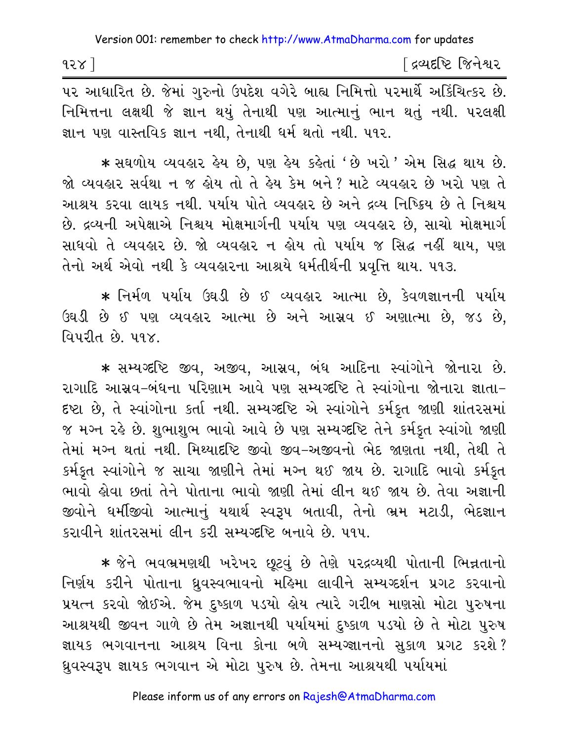પર આધારિત છે. જેમાં ગુરુનો ઉપદેશ વગેરે બાહ્ય નિમિત્તો પરમાર્થે અકિંચિત્કર છે. નિમિત્તના લક્ષથી જે જ્ઞાન થયું તેનાથી પણ આત્માનું ભાન થતું નથી. પરલક્ષી જ્ઞાન પણ વાસ્તવિક જ્ઞાન નથી, તેનાથી ધર્મ થતો નથી. ૫૧૨.

* સઘળોય વ્યવહાર હેય છે, પણ હેય કહેતાં 'છે ખરો' એમ સિદ્ધ થાય છે. જો વ્યવહાર સર્વથા ન જ હોય તો તે હેય કેમ બને? માટે વ્યવહાર છે ખરો પણ તે આશ્રય કરવા લાયક નથી. પર્યાય પોતે વ્યવહાર છે અને દ્રવ્ય નિષ્ક્રિય છે તે નિશ્ચય છે. દ્રવ્યની અપેક્ષાએ નિશ્ચય મોક્ષમાર્ગની પર્યાય પણ વ્યવહાર છે, સાચો મોક્ષમાર્ગ સાધવો તે વ્યવહાર છે. જો વ્યવહાર ન હોય તો પર્યાય જ સિદ્ધ નહીં થાય, પણ તેનો અર્થ એવો નથી કે વ્યવહારના આશ્રયે ધર્મતીર્થની પ્રવૃત્તિ થાય. ૫૧૩.

* નિર્મળ પર્યાય ઉઘડી છે ઈ વ્યવહાર આત્મા છે, કેવળજ્ઞાનની પર્યાય ઉઘડી છે ઈ પણ વ્યવહાર આત્મા છે અને આસ્રવ ઈ અણાત્મા છે, જડ છે, વિપરીત છે. ૫૧૪.

* સમ્યગ્દૃષ્ટિ જીવ, અજીવ, આસ્રવ, બંધ આદિના સ્વાંગોને જોનારા છે. રાગાદિ આસ્રવ-બંધના પરિણામ આવે પણ સમ્યગ્દૃષ્ટિ તે સ્વાંગોના જોનારા જ્ઞાતા-દૃષ્ટા છે, તે સ્વાંગોના કર્તા નથી. સમ્યગ્દૃષ્ટિ એ સ્વાંગોને કર્મકૃત જાણી શાંતરસમાં જ મગ્ન રહે છે. શુભાશુભ ભાવો આવે છે પણ સમ્યગ્દૃષ્ટિ તેને કર્મકૃત સ્વાંગો જાણી તેમાં મગ્ન થતાં નથી. મિથ્યાદૃષ્ટિ જીવો જીવ-અજીવનો ભેદ જાણતા નથી, તેથી તે કર્મકૃત સ્વાંગોને જ સાચા જાણીને તેમાં મગ્ન થઈ જાય છે. રાગાદિ ભાવો કર્મકૃત ભાવો હોવા છતાં તેને પોતાના ભાવો જાણી તેમાં લીન થઈ જાય છે. તેવા અજ્ઞાની જીવોને ધર્મીજીવો આત્માનું યથાર્થ સ્વરૂપ બતાવી, તેનો ભ્રમ મટાડી, ભેદજ્ઞાન કરાવીને શાંતરસમાં લીન કરી સમ્યગ્દૃષ્ટિ બનાવે છે. ૫૧૫.

* જેને ભવભ્રમણથી ખરેખર છૂટવું છે તેણે પરદ્રવ્યથી પોતાની ભિન્નતાનો નિર્ણય કરીને પોતાના ધ્રુવસ્વભાવનો મહિમા લાવીને સમ્યગ્દર્શન પ્રગટ કરવાનો પ્રયત્ન કરવો જોઈએ. જેમ દુષ્કાળ પડયો હોય ત્યારે ગરીબ માણસો મોટા પુરુષના આશ્રયથી જીવન ગાળે છે તેમ અજ્ઞાનથી પર્યાયમાં દુષ્કાળ પડયો છે તે મોટા પુરુષ જ્ઞાયક ભગવાનના આશ્રય વિના કોના બળે સમ્યગ્જ્ઞાનનો સુકાળ પ્રગટ કરશે? ધ્રુવસ્વરૂપ જ્ઞાયક ભગવાન એ મોટા પુરુષ છે. તેમના આશ્રયથી પર્યાયમાં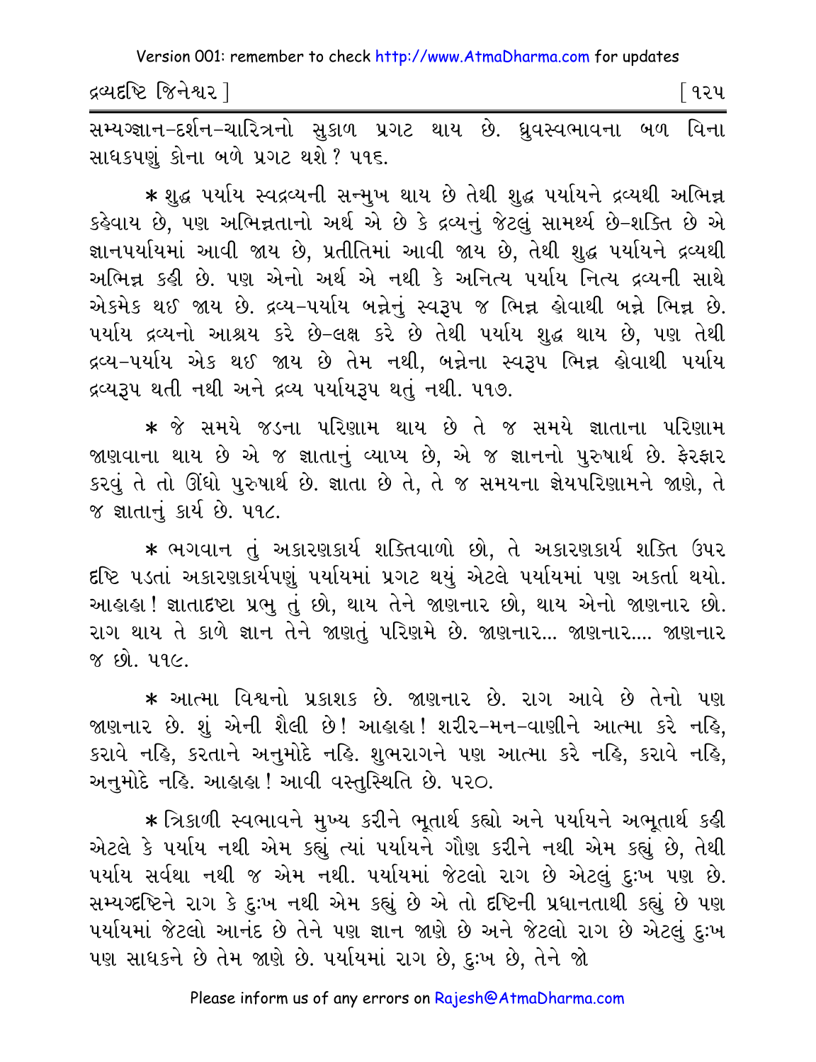સમ્યગ્જ્ઞાન-દર્શન-ચારિત્રનો સુકાળ પ્રગટ થાય છે. ધ્રુવસ્વભાવના બળ વિના સાધકપણું કોના બળે પ્રગટ થશે? ૫૧૬.

* શુદ્ધ પર્યાય સ્વદ્રવ્યની સન્મુખ થાય છે તેથી શુદ્ધ પર્યાયને દ્રવ્યથી અભિન્ન કહેવાય છે, પણ અભિન્નતાનો અર્થ એ છે કે દ્રવ્યનું જેટલું સામર્થ્ય છે-શક્તિ છે એ જ્ઞાનપર્યાયમાં આવી જાય છે, પ્રતીતિમાં આવી જાય છે, તેથી શુદ્ધ પર્યાયને દ્રવ્યથી અભિન્ન કહી છે. પણ એનો અર્થ એ નથી કે અનિત્ય પર્યાય નિત્ય દ્રવ્યની સાથે એકમેક થઈ જાય છે. દ્રવ્ય-પર્યાય બન્નેનું સ્વરૂપ જ ભિન્ન હોવાથી બન્ને ભિન્ન છે. પર્યાય દ્રવ્યનો આશ્રય કરે છે-લક્ષ કરે છે તેથી પર્યાય શુદ્ધ થાય છે, પણ તેથી દ્રવ્ય-પર્યાય એક થઈ જાય છે તેમ નથી, બન્નેના સ્વરૂપ ભિન્ન હોવાથી પર્યાય દ્રવ્યરૂપ થતી નથી અને દ્રવ્ય પર્યાયરૂપ થતું નથી. ૫૧૭.

* જે સમયે જડના પરિણામ થાય છે તે જ સમયે જ્ઞાતાના પરિણામ જાણવાના થાય છે એ જ જ્ઞાતાનું વ્યાપ્ય છે, એ જ જ્ઞાનનો પુરુષાર્થ છે. ફેરફાર કરવું તે તો ઊંધો પુરુષાર્થ છે. જ્ઞાતા છે તે, તે જ સમયના જ્ઞેયપરિણામને જાણે, તે જ જ્ઞાતાનું કાર્ય છે. ૫૧૮.

* ભગવાન તું અકારણકાર્ય શક્તિવાળો છો, તે અકારણકાર્ય શક્તિ ઉપર દૃષ્ટિ પડતાં અકારણકાર્યપણું પર્યાયમાં પ્રગટ થયું એટલે પર્યાયમાં પણ અકર્તા થયો. આહાહા! જ્ઞાતાદૃષ્ટા પ્રભુ તું છો, થાય તેને જાણનાર છો, થાય એનો જાણનાર છો. રાગ થાય તે કાળે જ્ઞાન તેને જાણતું પરિણમે છે. જાણનાર... જાણનાર.... જાણનાર જ છો. ૫૧૯.

* આત્મા વિશ્વનો પ્રકાશક છે. જાણનાર છે. રાગ આવે છે તેનો પણ જાણનાર છે. શું એની શૈલી છે! આહાહા! શરીર-મન-વાણીને આત્મા કરે નહિ, કરાવે નહિ, કરતાને અનુમોદે નહિ. શુભરાગને પણ આત્મા કરે નહિ, કરાવે નહિ, અનુમોદે નહિ. આહાહા! આવી વસ્તુસ્થિતિ છે. ૫૨૦.

* ત્રિકાળી સ્વભાવને મુખ્ય કરીને ભૂતાર્થ કહ્યો અને પર્યાયને અભૂતાર્થ કહી એટલે કે પર્યાય નથી એમ કહ્યું ત્યાં પર્યાયને ગૌણ કરીને નથી એમ કહ્યું છે, તેથી પર્યાય સર્વથા નથી જ એમ નથી. પર્યાયમાં જેટલો રાગ છે એટલું દુઃખ પણ છે. સમ્યગ્દૃષ્ટિને રાગ કે દુઃખ નથી એમ કહ્યું છે એ તો દૃષ્ટિની પ્રધાનતાથી કહ્યું છે પણ પર્યાયમાં જેટલો આનંદ છે તેને પણ જ્ઞાન જાણે છે અને જેટલો રાગ છે એટલું દુઃખ પણ સાધકને છે તેમ જાણે છે. પર્યાયમાં રાગ છે, દુઃખ છે, તેને જો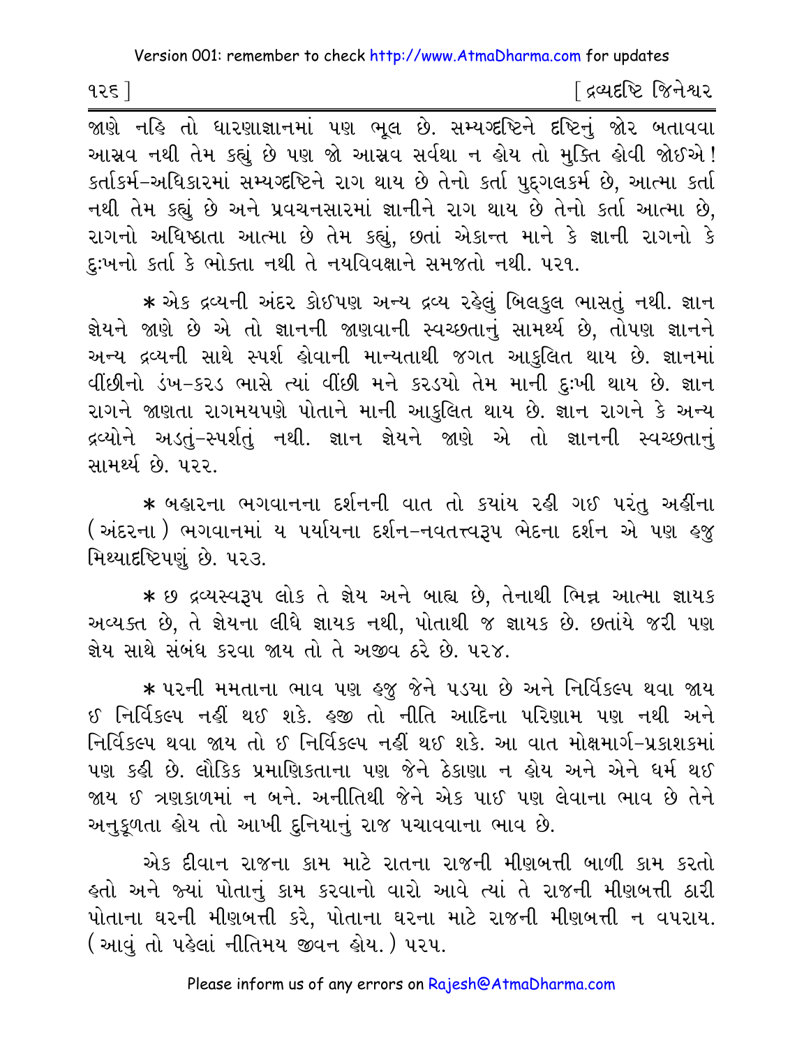જાણે નહિ તો ધારણાજ્ઞાનમાં પણ ભૂલ છે. સમ્યગ્દષ્ટિને દષ્ટિનું જોર બતાવવા આસ્રવ નથી તેમ કહ્યું છે પણ જો આસ્રવ સર્વથા ન હોય તો મુક્તિ હોવી જોઈએ! કર્તાકર્મ-અધિકારમાં સમ્યગ્દષ્ટિને રાગ થાય છે તેનો કર્તા પુદ્‌ગલકર્મ છે, આત્મા કર્તા નથી તેમ કહ્યું છે અને પ્રવચનસારમાં જ્ઞાનીને રાગ થાય છે તેનો કર્તા આત્મા છે, રાગનો અધિષ્ઠાતા આત્મા છે તેમ કહ્યું, છતાં એકાન્ત માને કે જ્ઞાની રાગનો કે દુઃખનો કર્તા કે ભોક્તા નથી તે નયવિવક્ષાને સમજતો નથી. ૫૨૧.

* એક દ્રવ્યની અંદર કોઈપણ અન્ય દ્રવ્ય રહેલું બિલકુલ ભાસતું નથી. જ્ઞાન જ્ઞેયને જાણે છે એ તો જ્ઞાનની જાણવાની સ્વચ્છતાનું સામર્થ્ય છે, તોપણ જ્ઞાનને અન્ય દ્રવ્યની સાથે સ્પર્શ હોવાની માન્યતાથી જગત આકુલિત થાય છે. જ્ઞાનમાં વીંછીનો ડંખ-કરડ ભાસે ત્યાં વીંછી મને કરડયો તેમ માની દુઃખી થાય છે. જ્ઞાન રાગને જાણતા રાગમયપણે પોતાને માની આકુલિત થાય છે. જ્ઞાન રાગને કે અન્ય દ્રવ્યોને અડતું-સ્પર્શતું નથી. જ્ઞાન જ્ઞેયને જાણે એ તો જ્ઞાનની સ્વચ્છતાનું સામર્થ્ય છે. ૫૨૨.

* બહારના ભગવાનના દર્શનની વાત તો કયાંય રહી ગઈ પરંતુ અહીંના (અંદરના) ભગવાનમાં ય પર્યાયના દર્શન-નવતત્ત્વરૂપ ભેદના દર્શન એ પણ હજુ મિથ્યાદષ્ટિપણું છે. ૫૨૩.

* છ દ્રવ્યસ્વરૂપ લોક તે જ્ઞેય અને બાહ્ય છે, તેનાથી ભિન્ન આત્મા જ્ઞાયક અવ્યક્ત છે, તે જ્ઞેયના લીધે જ્ઞાયક નથી, પોતાથી જ જ્ઞાયક છે. છતાંયે જરી પણ જ્ઞેય સાથે સંબંધ કરવા જાય તો તે અજીવ ઠરે છે. ૫૨૪.

* પરની મમતાના ભાવ પણ હજુ જેને પડયા છે અને નિર્વિકલ્પ થવા જાય ઈ નિર્વિકલ્પ નહીં થઈ શકે. હજી તો નીતિ આદિના પરિણામ પણ નથી અને નિર્વિકલ્પ થવા જાય તો ઈ નિર્વિકલ્પ નહીં થઈ શકે. આ વાત મોક્ષમાર્ગ-પ્રકાશકમાં પણ કહી છે. લૌકિક પ્રમાણિકતાના પણ જેને ઠેકાણા ન હોય અને એને ધર્મ થઈ જાય ઈ ત્રણકાળમાં ન બને. અનીતિથી જેને એક પાઈ પણ લેવાના ભાવ છે તેને અનુકૂળતા હોય તો આખી દુનિયાનું રાજ પચાવવાના ભાવ છે.

એક દીવાન રાજના કામ માટે રાતના રાજની મીણબત્તી બાળી કામ કરતો હતો અને જ્યાં પોતાનું કામ કરવાનો વારો આવે ત્યાં તે રાજની મીણબત્તી ઠારી પોતાના ઘરની મીણબત્તી કરે, પોતાના ઘરના માટે રાજની મીણબત્તી ન વપરાય. (આવું તો પહેલાં નીતિમય જીવન હોય.) ૫૨૫.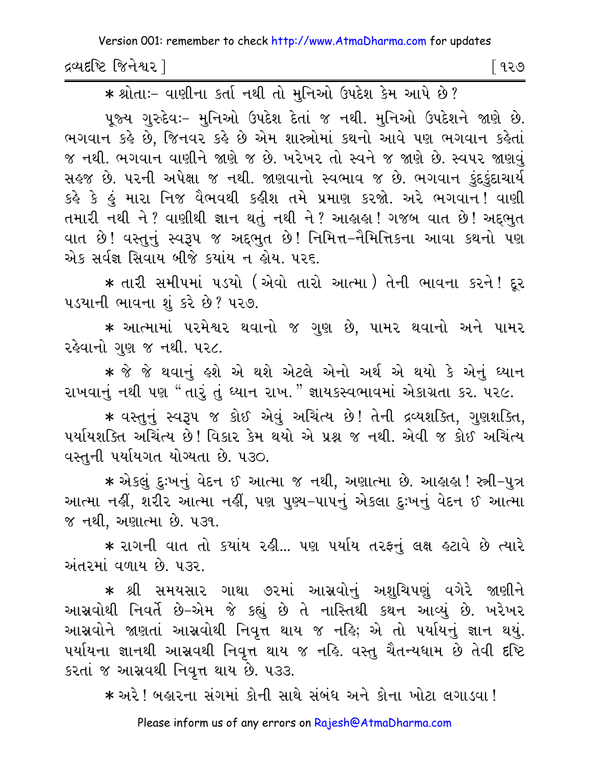* શ્રોતાઃ- વાણીના કર્તા નથી તો મુનિઓ ઉપદેશ કેમ આપે છે?

પૂજ્ય ગુરુદેવઃ- મુનિઓ ઉપદેશ દેતાં જ નથી. મુનિઓ ઉપદેશને જાણે છે. ભગવાન કહે છે, જિનવર કહે છે એમ શાસ્ત્રોમાં કથનો આવે પણ ભગવાન કહેતાં જ નથી. ભગવાન વાણીને જાણે જ છે. ખરેખર તો સ્વને જ જાણે છે. સ્વપર જાણવું સહજ છે. પરની અપેક્ષા જ નથી. જાણવાનો સ્વભાવ જ છે. ભગવાન કુંદકુંદાચાર્ય કહે કે હું મારા નિજ વૈભવથી કહીશ તમે પ્રમાણ કરજો. અરે ભગવાન! વાણી તમારી નથી ને? વાણીથી જ્ઞાન થતું નથી ને? આહાહા! ગજબ વાત છે! અદ્દભુત વાત છે! વસ્તુનું સ્વરૂપ જ અદ્દભુત છે! નિમિત્ત-નૈમિત્તિકના આવા કથનો પણ એક સર્વજ્ઞ સિવાય બીજે ક્યાંય ન હોય. ૫૨૬.

* તારી સમીપમાં પડયો (એવો તારો આત્મા) તેની ભાવના કરને! દૂર પડયાની ભાવના શું કરે છે? ૫૨૭.

* આત્મામાં પરમેશ્વર થવાનો જ ગુણ છે, પામર થવાનો અને પામર રહેવાનો ગુણ જ નથી. ૫૨૮.

* જે જે થવાનું હશે એ થશે એટલે એનો અર્થ એ થયો કે એનું ધ્યાન રાખવાનું નથી પણ "તારું તું ધ્યાન રાખ." જ્ઞાયકસ્વભાવમાં એકાગ્રતા કર. ૫૨૯.

* વસ્તુનું સ્વરૂપ જ કોઈ એવું અચિંત્ય છે! તેની દ્રવ્યશક્તિ, ગુણશક્તિ, પર્યાયશક્તિ અચિંત્ય છે! વિકાર કેમ થયો એ પ્રશ્ન જ નથી. એવી જ કોઈ અચિંત્ય વસ્તુની પર્યાયગત યોગ્યતા છે. ૫૩૦.

* એકલું દુઃખનું વેદન ઈ આત્મા જ નથી, અણાત્મા છે. આહાહા! સ્ત્રી-પુત્ર આત્મા નહીં, શરીર આત્મા નહીં, પણ પુણ્ય-પાપનું એકલા દુઃખનું વેદન ઈ આત્મા જ નથી, અણાત્મા છે. ૫૩૧.

* રાગની વાત તો ક્યાંય રહી... પણ પર્યાય તરફનું લક્ષ હટાવે છે ત્યારે અંતરમાં વળાય છે. ૫૩૨.

* શ્રી સમયસાર ગાથા ૭૨માં આસ્રવોનું અશુચિપણું વગેરે જાણીને આસ્રવોથી નિવર્તે છે-એમ જે કહ્યું છે તે નાસ્તિથી કથન આવ્યું છે. ખરેખર આસ્રવોને જાણતાં આસ્રવોથી નિવૃત્ત થાય જ નહિ; એ તો પર્યાયનું જ્ઞાન થયું. પર્યાયના જ્ઞાનથી આસ્રવથી નિવૃત્ત થાય જ નહિ. વસ્તુ ચૈતન્યધામ છે તેવી દૃષ્ટિ કરતાં જ આસ્રવથી નિવૃત્ત થાય છે. ૫૩૩.

* અરે! બહારના સંગમાં કોની સાથે સંબંધ અને કોના ખોટા લગાડવા!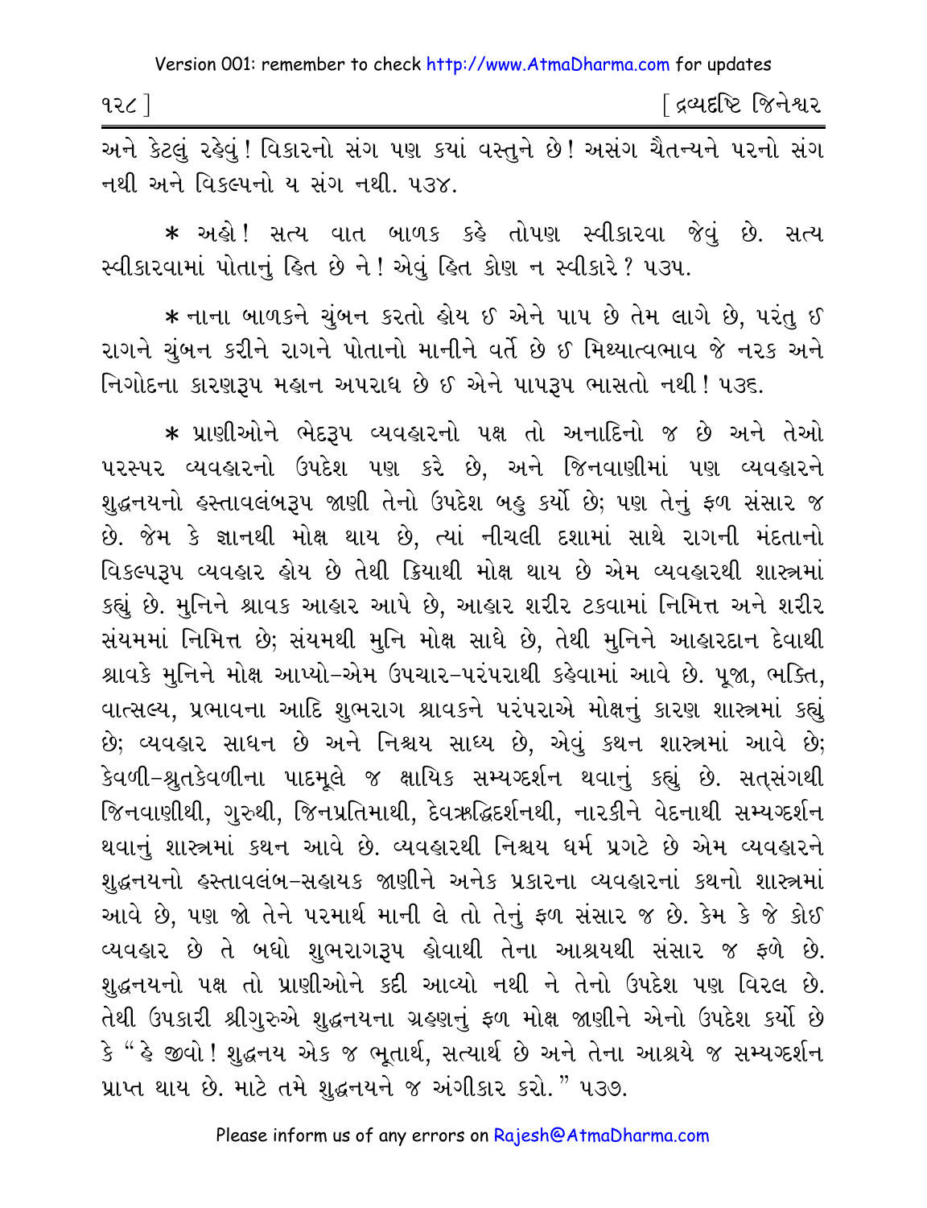અને કેટલું રહેવું! વિકારનો સંગ પણ ક્યાં વસ્તુને છે! અસંગ ચૈતન્યને પરનો સંગ નથી અને વિકલ્પનો ય સંગ નથી. ૫૩૪.

* અહો! સત્ય વાત બાળક કહે તોપણ સ્વીકારવા જેવું છે. સત્ય સ્વીકારવામાં પોતાનું હિત છે ને! એવું હિત કોણ ન સ્વીકારે? ૫૩૫.

* નાના બાળકને ચુંબન કરતો હોય ઈ એને પાપ છે તેમ લાગે છે, પરંતુ ઈ રાગને ચુંબન કરીને રાગને પોતાનો માનીને વર્તે છે ઈ મિથ્યાત્વભાવ જે નરક અને નિગોદના કારણરૂપ મહાન અપરાધ છે ઈ એને પાપરૂપ ભાસતો નથી! ૫૩૬.

* પ્રાણીઓને ભેદરૂપ વ્યવહારનો પક્ષ તો અનાદિનો જ છે અને તેઓ પરસ્પર વ્યવહારનો ઉપદેશ પણ કરે છે, અને જિનવાણીમાં પણ વ્યવહારને શુદ્ધનયનો હસ્તાવલંબરૂપ જાણી તેનો ઉપદેશ બહુ કર્યો છે; પણ તેનું ફળ સંસાર જ છે. જેમ કે જ્ઞાનથી મોક્ષ થાય છે, ત્યાં નીચલી દશામાં સાથે રાગની મંદતાનો વિકલ્પરૂપ વ્યવહાર હોય છે તેથી ક્રિયાથી મોક્ષ થાય છે એમ વ્યવહારથી શાસ્ત્રમાં કહ્યું છે. મુનિને શ્રાવક આહાર આપે છે, આહાર શરીર ટકવામાં નિમિત્ત અને શરીર સંયમમાં નિમિત્ત છે; સંયમથી મુનિ મોક્ષ સાધે છે, તેથી મુનિને આહારદાન દેવાથી શ્રાવકે મુનિને મોક્ષ આપ્યો-એમ ઉપચાર-પરંપરાથી કહેવામાં આવે છે. પૂજા, ભક્તિ, વાત્સલ્ય, પ્રભાવના આદિ શુભરાગ શ્રાવકને પરંપરાએ મોક્ષનું કારણ શાસ્ત્રમાં કહ્યું છે; વ્યવહાર સાધન છે અને નિશ્ચય સાધ્ય છે, એવું કથન શાસ્ત્રમાં આવે છે; કેવળી-શ્રુતકેવળીના પાદમૂલે જ ક્ષાયિક સમ્યગ્દર્શન થવાનું કહ્યું છે. સત્સંગથી જિનવાણીથી, ગુરુથી, જિનપ્રતિમાથી, દેવઋદ્ધિદર્શનથી, નારકીને વેદનાથી સમ્યગ્દર્શન થવાનું શાસ્ત્રમાં કથન આવે છે. વ્યવહારથી નિશ્ચય ધર્મ પ્રગટે છે એમ વ્યવહારને શુદ્ધનયનો હસ્તાવલંબ-સહાયક જાણીને અનેક પ્રકારના વ્યવહારનાં કથનો શાસ્ત્રમાં આવે છે, પણ જો તેને પરમાર્થ માની લે તો તેનું ફળ સંસાર જ છે. કેમ કે જે કોઈ વ્યવહાર છે તે બધો શુભરાગરૂપ હોવાથી તેના આશ્રયથી સંસાર જ ફળે છે. શુદ્ધનયનો પક્ષ તો પ્રાણીઓને કદી આવ્યો નથી ને તેનો ઉપદેશ પણ વિરલ છે. તેથી ઉપકારી શ્રીગુરુએ શુદ્ધનયના ગ્રહણનું ફળ મોક્ષ જાણીને એનો ઉપદેશ કર્યો છે કે "હે જીવો! શુદ્ધનય એક જ ભૂતાર્થ, સત્યાર્થ છે અને તેના આશ્રયે જ સમ્યગ્દર્શન પ્રાપ્ત થાય છે. માટે તમે શુદ્ધનયને જ અંગીકાર કરો." ૫૩૭.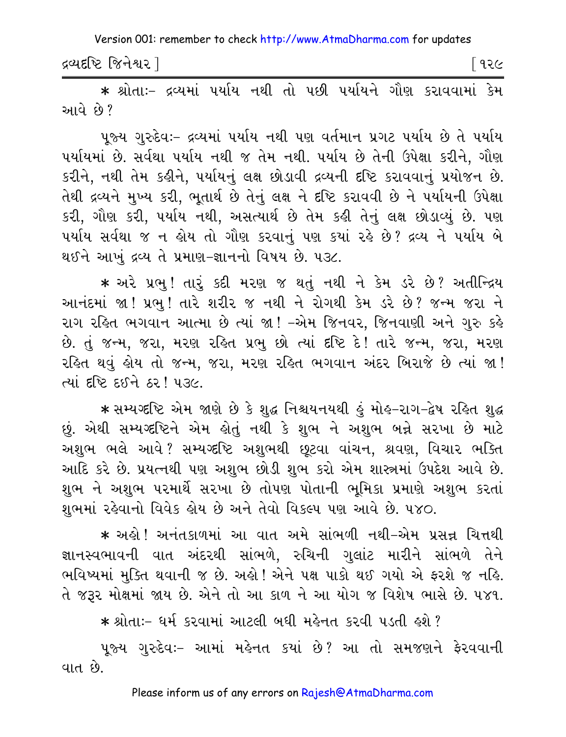* શ્રોતાઃ- દ્રવ્યમાં પર્યાય નથી તો પછી પર્યાયને ગૌણ કરાવવામાં કેમ આવે છે?

પૂજ્ય ગુરુદેવઃ- દ્રવ્યમાં પર્યાય નથી પણ વર્તમાન પ્રગટ પર્યાય છે તે પર્યાય પર્યાયમાં છે. સર્વથા પર્યાય નથી જ તેમ નથી. પર્યાય છે તેની ઉપેક્ષા કરીને, ગૌણ કરીને, નથી તેમ કહીને, પર્યાયનું લક્ષ છોડાવી દ્રવ્યની દૃષ્ટિ કરાવવાનું પ્રયોજન છે. તેથી દ્રવ્યને મુખ્ય કરી, ભૂતાર્થ છે તેનું લક્ષ ને દૃષ્ટિ કરાવવી છે ને પર્યાયની ઉપેક્ષા કરી, ગૌણ કરી, પર્યાય નથી, અસત્યાર્થ છે તેમ કહી તેનું લક્ષ છોડાવ્યું છે. પણ પર્યાય સર્વથા જ ન હોય તો ગૌણ કરવાનું પણ ક્યાં રહે છે? દ્રવ્ય ને પર્યાય બે થઈને આખું દ્રવ્ય તે પ્રમાણ-જ્ઞાનનો વિષય છે. ૫૩૮.

* અરે પ્રભુ! તારું કદી મરણ જ થતું નથી ને કેમ ડરે છે? અતીન્દ્રિય આનંદમાં જા! પ્રભુ! તારે શરીર જ નથી ને રોગથી કેમ ડરે છે? જન્મ જરા ને રાગ રહિત ભગવાન આત્મા છે ત્યાં જા! -એમ જિનવર, જિનવાણી અને ગુરુ કહે છે. તું જન્મ, જરા, મરણ રહિત પ્રભુ છો ત્યાં દૃષ્ટિ દે! તારે જન્મ, જરા, મરણ રહિત થવું હોય તો જન્મ, જરા, મરણ રહિત ભગવાન અંદર બિરાજે છે ત્યાં જા! ત્યાં દૃષ્ટિ દઈને ઠર! ૫૩૯.

* સમ્યગ્દૃષ્ટિ એમ જાણે છે કે શુદ્ધ નિશ્ચયનયથી હું મોહ-રાગ-દ્વેષ રહિત શુદ્ધ છું. એથી સમ્યગ્દૃષ્ટિને એમ હોતું નથી કે શુભ ને અશુભ બન્ને સરખા છે માટે અશુભ ભલે આવે? સમ્યગ્દૃષ્ટિ અશુભથી છૂટવા વાંચન, શ્રવણ, વિચાર ભક્તિ આદિ કરે છે. પ્રયત્નથી પણ અશુભ છોડી શુભ કરો એમ શાસ્ત્રમાં ઉપદેશ આવે છે. શુભ ને અશુભ પરમાર્થે સરખા છે તોપણ પોતાની ભૂમિકા પ્રમાણે અશુભ કરતાં શુભમાં રહેવાનો વિવેક હોય છે અને તેવો વિકલ્પ પણ આવે છે. ૫૪૦.

* અહો! અનંતકાળમાં આ વાત અમે સાંભળી નથી-એમ પ્રસન્ન ચિત્તથી જ્ઞાનસ્વભાવની વાત અંદરથી સાંભળે, રુચિની ગુલાંટ મારીને સાંભળે તેને ભવિષ્યમાં મુક્તિ થવાની જ છે. અહો! એને પક્ષ પાકો થઈ ગયો એ ફરશે જ નહિ. તે જરૂર મોક્ષમાં જાય છે. એને તો આ કાળ ને આ યોગ જ વિશેષ ભાસે છે. ૫૪૧.

* શ્રોતાઃ- ધર્મ કરવામાં આટલી બધી મહેનત કરવી પડતી હશે?

પૂજ્ય ગુરુદેવઃ- આમાં મહેનત ક્યાં છે? આ તો સમજણને ફેરવવાની વાત છે.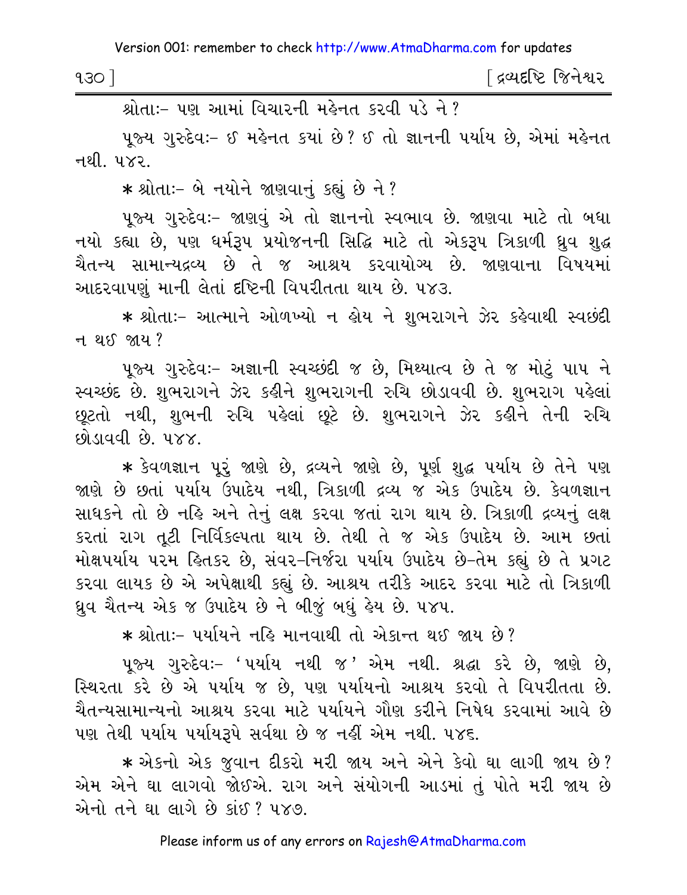શ્રોતાઃ- પણ આમાં વિચારની મહેનત કરવી પડે ને?

પૂજ્ય ગુરુદેવઃ- ઈ મહેનત કયાં છે? ઈ તો જ્ઞાનની પર્યાય છે, એમાં મહેનત નથી. ૫૪૨.

* શ્રોતાઃ- બે નયોને જાણવાનું કહ્યું છે ને?

પૂજ્ય ગુરુદેવઃ- જાણવું એ તો જ્ઞાનનો સ્વભાવ છે. જાણવા માટે તો બધા નયો કહ્યા છે, પણ ધર્મરૂપ પ્રયોજનની સિદ્ધિ માટે તો એકરૂપ ત્રિકાળી ધ્રુવ શુદ્ધ ચૈતન્ય સામાન્યદ્રવ્ય છે તે જ આશ્રય કરવાયોગ્ય છે. જાણવાના વિષયમાં આદરવાપણું માની લેતાં દૃષ્ટિની વિપરીતતા થાય છે. ૫૪૩.

* શ્રોતાઃ- આત્માને ઓળખ્યો ન હોય ને શુભરાગને ઝેર કહેવાથી સ્વછંદી ન થઈ જાય?

પૂજ્ય ગુરુદેવઃ- અજ્ઞાની સ્વચ્છંદી જ છે, મિથ્યાત્વ છે તે જ મોટું પાપ ને સ્વચ્છંદ છે. શુભરાગને ઝેર કહીને શુભરાગની રુચિ છોડાવવી છે. શુભરાગ પહેલાં છૂટતો નથી, શુભની રુચિ પહેલાં છૂટે છે. શુભરાગને ઝેર કહીને તેની રુચિ છોડાવવી છે. ૫૪૪.

* કેવળજ્ઞાન પૂરું જાણે છે, દ્રવ્યને જાણે છે, પૂર્ણ શુદ્ધ પર્યાય છે તેને પણ જાણે છે છતાં પર્યાય ઉપાદેય નથી, ત્રિકાળી દ્રવ્ય જ એક ઉપાદેય છે. કેવળજ્ઞાન સાધકને તો છે નહિ અને તેનું લક્ષ કરવા જતાં રાગ થાય છે. ત્રિકાળી દ્રવ્યનું લક્ષ કરતાં રાગ તૂટી નિર્વિકલ્પતા થાય છે. તેથી તે જ એક ઉપાદેય છે. આમ છતાં મોક્ષપર્યાય પરમ હિતકર છે, સંવર-નિર્જરા પર્યાય ઉપાદેય છે-તેમ કહ્યું છે તે પ્રગટ કરવા લાયક છે એ અપેક્ષાથી કહ્યું છે. આશ્રય તરીકે આદર કરવા માટે તો ત્રિકાળી ધ્રુવ ચૈતન્ય એક જ ઉપાદેય છે ને બીજું બધું હેય છે. ૫૪૫.

* શ્રોતાઃ- પર્યાયને નહિ માનવાથી તો એકાન્ત થઈ જાય છે?

પૂજ્ય ગુરુદેવઃ- 'પર્યાય નથી જ' એમ નથી. શ્રદ્ધા કરે છે, જાણે છે, સ્થિરતા કરે છે એ પર્યાય જ છે, પણ પર્યાયનો આશ્રય કરવો તે વિપરીતતા છે. ચૈતન્યસામાન્યનો આશ્રય કરવા માટે પર્યાયને ગૌણ કરીને નિષેધ કરવામાં આવે છે પણ તેથી પર્યાય પર્યાયરૂપે સર્વથા છે જ નહીં એમ નથી. ૫૪૬.

* એકનો એક જુવાન દીકરો મરી જાય અને એને કેવો ઘા લાગી જાય છે? એમ એને ઘા લાગવો જોઈએ. રાગ અને સંયોગની આડમાં તું પોતે મરી જાય છે એનો તને ઘા લાગે છે કાંઈ? ૫૪૭.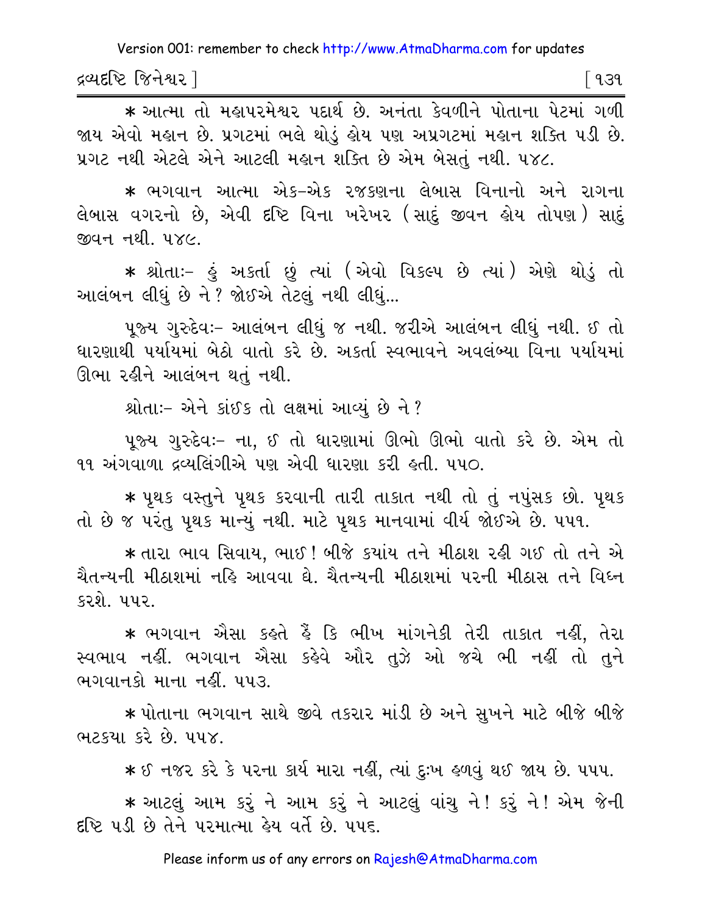* આત્મા તો મહાપરમેશ્વર પદાર્થ છે. અનંતા કેવળીને પોતાના પેટમાં ગળી જાય એવો મહાન છે. પ્રગટમાં ભલે થોડું હોય પણ અપ્રગટમાં મહાન શક્તિ પડી છે. પ્રગટ નથી એટલે એને આટલી મહાન શક્તિ છે એમ બેસતું નથી. ૫૪૮.

* ભગવાન આત્મા એક-એક રજકણના લેબાસ વિનાનો અને રાગના લેબાસ વગરનો છે, એવી દૃષ્ટિ વિના ખરેખર (સાદું જીવન હોય તોપણ) સાદું જીવન નથી. ૫૪૯.

* શ્રોતાઃ- હું અકર્તા છું ત્યાં (એવો વિકલ્પ છે ત્યાં) એણે થોડું તો આલંબન લીધું છે ને? જોઈએ તેટલું નથી લીધું...

પૂજ્ય ગુરુદેવઃ- આલંબન લીધું જ નથી. જરીએ આલંબન લીધું નથી. ઈ તો ધારણાથી પર્યાયમાં બેઠો વાતો કરે છે. અકર્તા સ્વભાવને અવલંબ્યા વિના પર્યાયમાં ઊભા રહીને આલંબન થતું નથી.

શ્રોતાઃ- એને કાંઈક તો લક્ષમાં આવ્યું છે ને?

પૂજ્ય ગુરુદેવઃ- ના, ઈ તો ધારણામાં ઊભો ઊભો વાતો કરે છે. એમ તો ૧૧ અંગવાળા દ્રવ્યલિંગીએ પણ એવી ધારણા કરી હતી. ૫૫૦.

* પૃથક વસ્તુને પૃથક કરવાની તારી તાકાત નથી તો તું નપુંસક છો. પૃથક તો છે જ પરંતુ પૃથક માન્યું નથી. માટે પૃથક માનવામાં વીર્ય જોઈએ છે. ૫૫૧.

* તારા ભાવ સિવાય, ભાઈ! બીજે કયાંય તને મીઠાશ રહી ગઈ તો તને એ ચૈતન્યની મીઠાશમાં નહિ આવવા દ્યે. ચૈતન્યની મીઠાશમાં પરની મીઠાસ તને વિઘ્ન કરશે. ૫૫૨.

* ભગવાન ઐસા કહતે હૈં કિ ભીખ માંગનેકી તેરી તાકાત નહીં, તેરા સ્વભાવ નહીં. ભગવાન ઐસા કહેવે ઔર તુઝે ઓ જચે ભી નહીં તો તુને ભગવાનકો માના નહીં. ૫૫૩.

* પોતાના ભગવાન સાથે જીવે તકરાર માંડી છે અને સુખને માટે બીજે બીજે ભટકયા કરે છે. ૫૫૪.

* ઈ નજર કરે કે પરના કાર્ય મારા નહીં, ત્યાં દુઃખ હળવું થઈ જાય છે. ૫૫૫.

* આટલું આમ કરું ને આમ કરું ને આટલું વાંચુ ને! કરું ને! એમ જેની દૃષ્ટિ પડી છે તેને પરમાત્મા હેય વર્તે છે. ૫૫૬.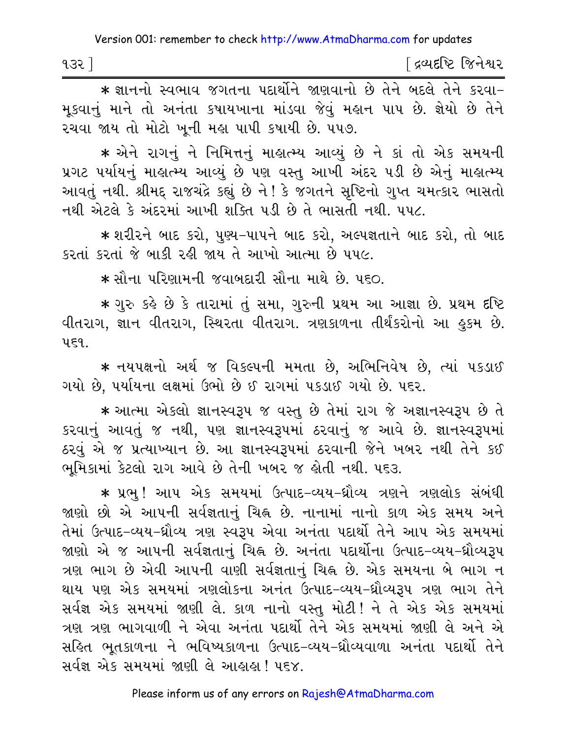* જ્ઞાનનો સ્વભાવ જગતના પદાર્થોને જાણવાનો છે તેને બદલે તેને કરવા-મૂકવાનું માને તો અનંતા કષાયખાના માંડવા જેવું મહાન પાપ છે. જ્ઞેયો છે તેને રચવા જાય તો મોટો ખૂની મહા પાપી કષાયી છે. ૫૫૭.

* એને રાગનું ને નિમિત્તનું માહાત્મ્ય આવ્યું છે ને કાં તો એક સમયની પ્રગટ પર્યાયનું માહાત્મ્ય આવ્યું છે પણ વસ્તુ આખી અંદર પડી છે એનું માહાત્મ્ય આવતું નથી. શ્રીમદ્ રાજચંદ્રે કહ્યું છે ને! કે જગતને સૃષ્ટિનો ગુપ્ત ચમત્કાર ભાસતો નથી એટલે કે અંદરમાં આખી શક્તિ પડી છે તે ભાસતી નથી. ૫૫૮.

* શરીરને બાદ કરો, પુણ્ય-પાપને બાદ કરો, અલ્પજ્ઞતાને બાદ કરો, તો બાદ કરતાં કરતાં જે બાકી રહી જાય તે આખો આત્મા છે ૫૫૯.

* સૌના પરિણામની જવાબદારી સૌના માથે છે. ૫૬૦.

* ગુરુ કહે છે કે તારામાં તું સમા, ગુરુની પ્રથમ આ આજ્ઞા છે. પ્રથમ દૃષ્ટિ વીતરાગ, જ્ઞાન વીતરાગ, સ્થિરતા વીતરાગ. ત્રણકાળના તીર્થંકરોનો આ હુકમ છે. ૫૬૧.

* નયપક્ષનો અર્થ જ વિકલ્પની મમતા છે, અભિનિવેષ છે, ત્યાં પકડાઈ ગયો છે, પર્યાયના લક્ષમાં ઉભો છે ઈ રાગમાં પકડાઈ ગયો છે. ૫૬૨.

* આત્મા એકલો જ્ઞાનસ્વરૂપ જ વસ્તુ છે તેમાં રાગ જે અજ્ઞાનસ્વરૂપ છે તે કરવાનું આવતું જ નથી, પણ જ્ઞાનસ્વરૂપમાં ઠરવાનું જ આવે છે. જ્ઞાનસ્વરૂપમાં ઠરવું એ જ પ્રત્યાખ્યાન છે. આ જ્ઞાનસ્વરૂપમાં ઠરવાની જેને ખબર નથી તેને કઈ ભૂમિકામાં કેટલો રાગ આવે છે તેની ખબર જ હોતી નથી. ૫૬૩.

* પ્રભુ! આપ એક સમયમાં ઉત્પાદ-વ્યય-ધ્રૌવ્ય ત્રણને ત્રણલોક સંબંધી જાણો છો એ આપની સર્વજ્ઞતાનું ચિહ્ન છે. નાનામાં નાનો કાળ એક સમય અને તેમાં ઉત્પાદ-વ્યય-ધ્રૌવ્ય ત્રણ સ્વરૂપ એવા અનંતા પદાર્થો તેને આપ એક સમયમાં જાણો એ જ આપની સર્વજ્ઞતાનું ચિહ્ન છે. અનંતા પદાર્થોના ઉત્પાદ-વ્યય-ધ્રૌવ્યરૂપ ત્રણ ભાગ છે એવી આપની વાણી સર્વજ્ઞતાનું ચિહ્ન છે. એક સમયના બે ભાગ ન થાય પણ એક સમયમાં ત્રણલોકના અનંત ઉત્પાદ-વ્યય-ધ્રૌવ્યરૂપ ત્રણ ભાગ તેને સર્વજ્ઞ એક સમયમાં જાણી લે. કાળ નાનો વસ્તુ મોટી! ને તે એક એક સમયમાં ત્રણ ત્રણ ભાગવાળી ને એવા અનંતા પદાર્થો તેને એક સમયમાં જાણી લે અને એ સહિત ભૂતકાળના ને ભવિષ્યકાળના ઉત્પાદ-વ્યય-ધ્રૌવ્યવાળા અનંતા પદાર્થો તેને સર્વજ્ઞ એક સમયમાં જાણી લે આહાહા! ૫૬૪.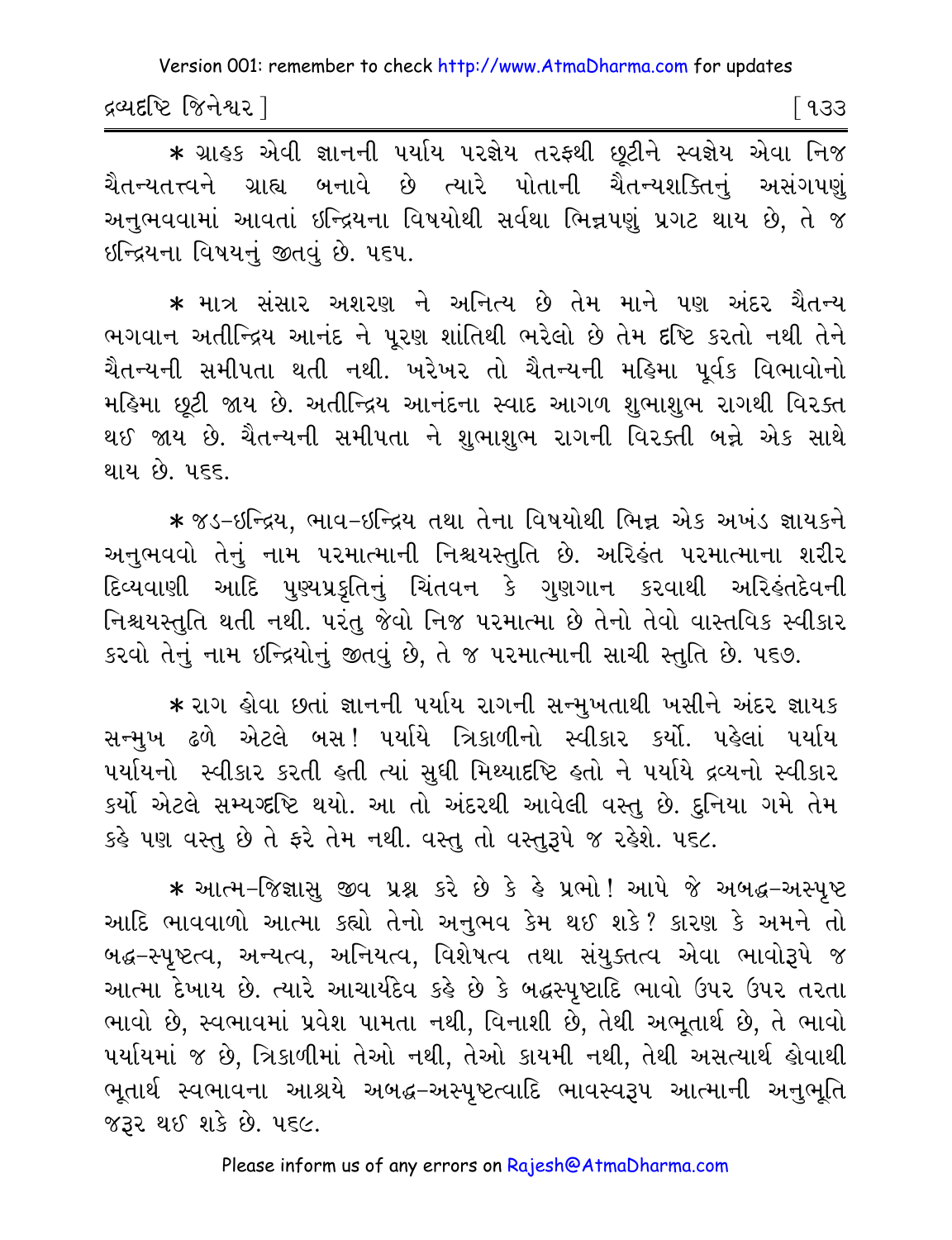* ગ્રાહક એવી જ્ઞાનની પર્યાય પરજ્ઞેય તરફથી છૂટીને સ્વજ્ઞેય એવા નિજ ચૈતન્યતત્ત્વને ગ્રાહ્ય બનાવે છે ત્યારે પોતાની ચૈતન્યશક્તિનું અસંગપણું અનુભવવામાં આવતાં ઇન્દ્રિયના વિષયોથી સર્વથા ભિન્નપણું પ્રગટ થાય છે, તે જ ઇન્દ્રિયના વિષયનું જીતવું છે. ૫૬૫.

* માત્ર સંસાર અશરણ ને અનિત્ય છે તેમ માને પણ અંદર ચૈતન્ય ભગવાન અતીન્દ્રિય આનંદ ને પૂરણ શાંતિથી ભરેલો છે તેમ દૃષ્ટિ કરતો નથી તેને ચૈતન્યની સમીપતા થતી નથી. ખરેખર તો ચૈતન્યની મહિમા પૂર્વક વિભાવોનો મહિમા છૂટી જાય છે. અતીન્દ્રિય આનંદના સ્વાદ આગળ શુભાશુભ રાગથી વિરક્ત થઈ જાય છે. ચૈતન્યની સમીપતા ને શુભાશુભ રાગની વિરક્તી બન્ને એક સાથે થાય છે. ૫૬૬.

* જડ-ઇન્દ્રિય, ભાવ-ઇન્દ્રિય તથા તેના વિષયોથી ભિન્ન એક અખંડ જ્ઞાયકને અનુભવવો તેનું નામ પરમાત્માની નિશ્ચયસ્તુતિ છે. અરિહંત પરમાત્માના શરીર દિવ્યવાણી આદિ પુણ્યપ્રકૃતિનું ચિંતવન કે ગુણગાન કરવાથી અરિહંતદેવની નિશ્ચયસ્તુતિ થતી નથી. પરંતુ જેવો નિજ પરમાત્મા છે તેનો તેવો વાસ્તવિક સ્વીકાર કરવો તેનું નામ ઇન્દ્રિયોનું જીતવું છે, તે જ પરમાત્માની સાચી સ્તુતિ છે. ૫૬૭.

* રાગ હોવા છતાં જ્ઞાનની પર્યાય રાગની સન્મુખતાથી ખસીને અંદર જ્ઞાયક સન્મુખ ઢળે એટલે બસ! પર્યાયે ત્રિકાળીનો સ્વીકાર કર્યો. પહેલાં પર્યાય પર્યાયનો સ્વીકાર કરતી હતી ત્યાં સુધી મિથ્યાદૃષ્ટિ હતો ને પર્યાયે દ્રવ્યનો સ્વીકાર કર્યો એટલે સમ્યગ્દૃષ્ટિ થયો. આ તો અંદરથી આવેલી વસ્તુ છે. દુનિયા ગમે તેમ કહે પણ વસ્તુ છે તે ફરે તેમ નથી. વસ્તુ તો વસ્તુરૂપે જ રહેશે. ૫૬૮.

* આત્મ-જિજ્ઞાસુ જીવ પ્રશ્ન કરે છે કે હે પ્રભો! આપે જે અબદ્ધ-અસ્પૃષ્ટ આદિ ભાવવાળો આત્મા કહ્યો તેનો અનુભવ કેમ થઈ શકે? કારણ કે અમને તો બદ્ધ-સ્પૃષ્ટત્વ, અન્યત્વ, અનિયત્વ, વિશેષત્વ તથા સંયુક્તત્વ એવા ભાવોરૂપે જ આત્મા દેખાય છે. ત્યારે આચાર્યદેવ કહે છે કે બદ્ધસ્પૃષ્ટાદિ ભાવો ઉપર ઉપર તરતા ભાવો છે, સ્વભાવમાં પ્રવેશ પામતા નથી, વિનાશી છે, તેથી અભૂતાર્થ છે, તે ભાવો પર્યાયમાં જ છે, ત્રિકાળીમાં તેઓ નથી, તેઓ કાયમી નથી, તેથી અસત્યાર્થ હોવાથી ભૂતાર્થ સ્વભાવના આશ્રયે અબદ્ધ-અસ્પૃષ્ટત્વાદિ ભાવસ્વરૂપ આત્માની અનુભૂતિ જરૂર થઈ શકે છે. ૫૬૯.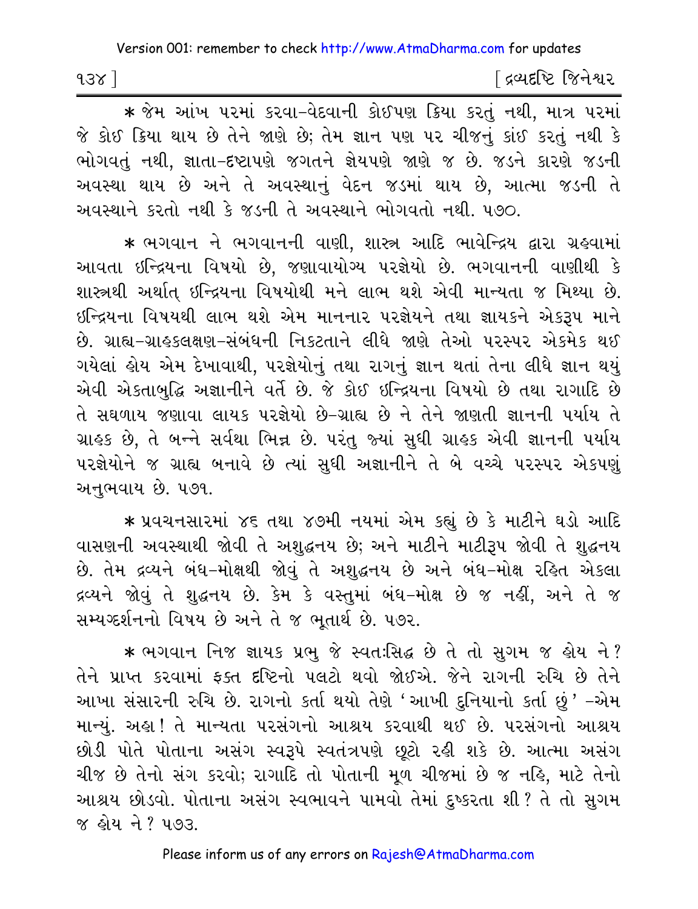* જેમ આંખ પરમાં કરવા-વેદવાની કોઈપણ ક્રિયા કરતું નથી, માત્ર પરમાં જે કોઈ ક્રિયા થાય છે તેને જાણે છે; તેમ જ્ઞાન પણ પર ચીજનું કાંઈ કરતું નથી કે ભોગવતું નથી, જ્ઞાતા-દૃષ્ટાપણે જગતને જ્ઞેયપણે જાણે જ છે. જડને કારણે જડની અવસ્થા થાય છે અને તે અવસ્થાનું વેદન જડમાં થાય છે, આત્મા જડની તે અવસ્થાને કરતો નથી કે જડની તે અવસ્થાને ભોગવતો નથી. ૫૭૦.

* ભગવાન ને ભગવાનની વાણી, શાસ્ત્ર આદિ ભાવેન્દ્રિય દ્વારા ગ્રહવામાં આવતા ઇન્દ્રિયના વિષયો છે, જણાવાયોગ્ય પરજ્ઞેયો છે. ભગવાનની વાણીથી કે શાસ્ત્રથી અર્થાત્ ઇન્દ્રિયના વિષયોથી મને લાભ થશે એવી માન્યતા જ મિથ્યા છે. ઇન્દ્રિયના વિષયથી લાભ થશે એમ માનનાર પરજ્ઞેયને તથા જ્ઞાયકને એકરૂપ માને છે. ગ્રાહ્ય-ગ્રાહકલક્ષણ-સંબંધની નિકટતાને લીધે જાણે તેઓ પરસ્પર એકમેક થઈ ગયેલાં હોય એમ દેખાવાથી, પરજ્ઞેયોનું તથા રાગનું જ્ઞાન થતાં તેના લીધે જ્ઞાન થયું એવી એકતાબુદ્ધિ અજ્ઞાનીને વર્તે છે. જે કોઈ ઇન્દ્રિયના વિષયો છે તથા રાગાદિ છે તે સઘળાય જણાવા લાયક પરજ્ઞેયો છે-ગ્રાહ્ય છે ને તેને જાણતી જ્ઞાનની પર્યાય તે ગ્રાહક છે, તે બન્ને સર્વથા ભિન્ન છે. પરંતુ જ્યાં સુધી ગ્રાહક એવી જ્ઞાનની પર્યાય પરજ્ઞેયોને જ ગ્રાહ્ય બનાવે છે ત્યાં સુધી અજ્ઞાનીને તે બે વચ્ચે પરસ્પર એકપણું અનુભવાય છે. ૫૭૧.

* પ્રવચનસારમાં ૪૬ તથા ૪૭મી નયમાં એમ કહ્યું છે કે માટીને ઘડો આદિ વાસણની અવસ્થાથી જોવી તે અશુદ્ધનય છે; અને માટીને માટીરૂપ જોવી તે શુદ્ધનય છે. તેમ દ્રવ્યને બંધ-મોક્ષથી જોવું તે અશુદ્ધનય છે અને બંધ-મોક્ષ રહિત એકલા દ્રવ્યને જોવું તે શુદ્ધનય છે. કેમ કે વસ્તુમાં બંધ-મોક્ષ છે જ નહીં, અને તે જ સમ્યગ્દર્શનનો વિષય છે અને તે જ ભૂતાર્થ છે. ૫૭૨.

* ભગવાન નિજ જ્ઞાયક પ્રભુ જે સ્વતઃસિદ્ધ છે તે તો સુગમ જ હોય ને? તેને પ્રાપ્ત કરવામાં ફક્ત દૃષ્ટિનો પલટો થવો જોઈએ. જેને રાગની રુચિ છે તેને આખા સંસારની રુચિ છે. રાગનો કર્તા થયો તેણે 'આખી દુનિયાનો કર્તા છું' -એમ માન્યું. અહા! તે માન્યતા પરસંગનો આશ્રય કરવાથી થઈ છે. પરસંગનો આશ્રય છોડી પોતે પોતાના અસંગ સ્વરૂપે સ્વતંત્રપણે છૂટો રહી શકે છે. આત્મા અસંગ ચીજ છે તેનો સંગ કરવો; રાગાદિ તો પોતાની મૂળ ચીજમાં છે જ નહિ, માટે તેનો આશ્રય છોડવો. પોતાના અસંગ સ્વભાવને પામવો તેમાં દુષ્કરતા શી? તે તો સુગમ જ હોય ને? ૫૭૩.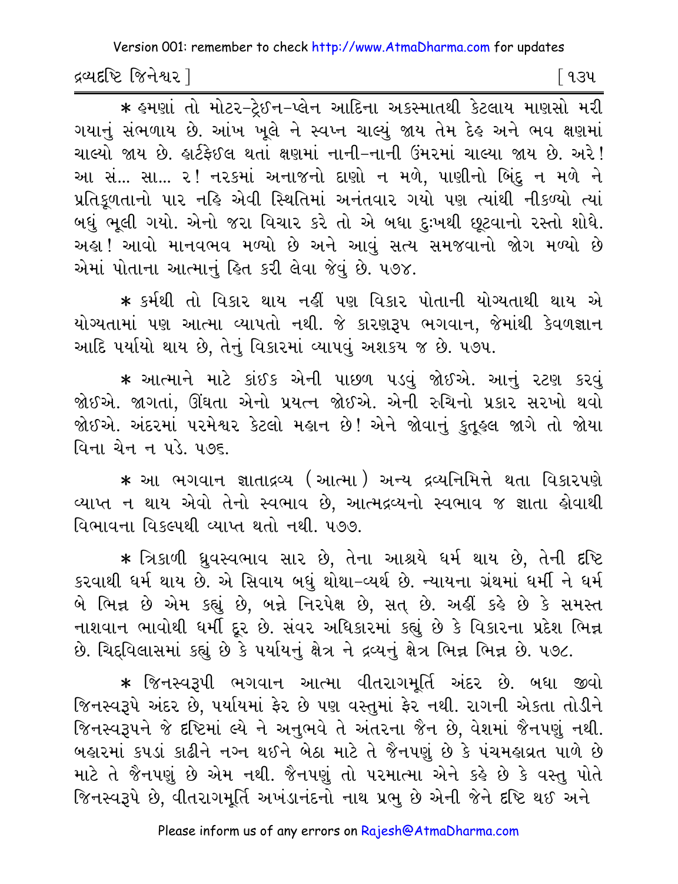* હમણાં તો મોટર-ટ્રેઈન-પ્લેન આદિના અકસ્માતથી કેટલાય માણસો મરી ગયાનું સંભળાય છે. આંખ ખૂલે ને સ્વપ્ન ચાલ્યું જાય તેમ દેહ અને ભવ ક્ષણમાં ચાલ્યો જાય છે. હાર્ટફેઈલ થતાં ક્ષણમાં નાની-નાની ઉંમરમાં ચાલ્યા જાય છે. અરે! આ સં... સા... ર! નરકમાં અનાજનો દાણો ન મળે, પાણીનો બિંદુ ન મળે ને પ્રતિકૂળતાનો પાર નહિ એવી સ્થિતિમાં અનંતવાર ગયો પણ ત્યાંથી નીકળ્યો ત્યાં બધું ભૂલી ગયો. એનો જરા વિચાર કરે તો એ બધા દુઃખથી છૂટવાનો રસ્તો શોધે. અહા! આવો માનવભવ મળ્યો છે અને આવું સત્ય સમજવાનો જોગ મળ્યો છે એમાં પોતાના આત્માનું હિત કરી લેવા જેવું છે. ૫૭૪.

* કર્મથી તો વિકાર થાય નહીં પણ વિકાર પોતાની યોગ્યતાથી થાય એ યોગ્યતામાં પણ આત્મા વ્યાપતો નથી. જે કારણરૂપ ભગવાન, જેમાંથી કેવળજ્ઞાન આદિ પર્યાયો થાય છે, તેનું વિકારમાં વ્યાપવું અશકય જ છે. ૫૭૫.

* આત્માને માટે કાંઈક એની પાછળ પડવું જોઈએ. આનું રટણ કરવું જોઈએ. જાગતાં, ઊંઘતા એનો પ્રયત્ન જોઈએ. એની રુચિનો પ્રકાર સરખો થવો જોઈએ. અંદરમાં પરમેશ્વર કેટલો મહાન છે! એને જોવાનું કુતૂહલ જાગે તો જોયા વિના ચેન ન પડે. ૫૭૬.

* આ ભગવાન જ્ઞાતાદ્રવ્ય (આત્મા) અન્ય દ્રવ્યનિમિત્તે થતા વિકારપણે વ્યાપ્ત ન થાય એવો તેનો સ્વભાવ છે, આત્મદ્રવ્યનો સ્વભાવ જ જ્ઞાતા હોવાથી વિભાવના વિકલ્પથી વ્યાપ્ત થતો નથી. ૫૭૭.

* ત્રિકાળી ધ્રુવસ્વભાવ સાર છે, તેના આશ્રયે ધર્મ થાય છે, તેની દૃષ્ટિ કરવાથી ધર્મ થાય છે. એ સિવાય બધું થોથા-વ્યર્થ છે. ન્યાયના ગ્રંથમાં ધર્મી ને ધર્મ બે ભિન્ન છે એમ કહ્યું છે, બન્ને નિરપેક્ષ છે, સત્ છે. અહીં કહે છે કે સમસ્ત નાશવાન ભાવોથી ધર્મી દૂર છે. સંવર અધિકારમાં કહ્યું છે કે વિકારના પ્રદેશ ભિન્ન છે. ચિદ્‌વિલાસમાં કહ્યું છે કે પર્યાયનું ક્ષેત્ર ને દ્રવ્યનું ક્ષેત્ર ભિન્ન ભિન્ન છે. ૫૭૮.

* જિનસ્વરૂપી ભગવાન આત્મા વીતરાગમૂર્તિ અંદર છે. બધા જીવો જિનસ્વરૂપે અંદર છે, પર્યાયમાં ફેર છે પણ વસ્તુમાં ફેર નથી. રાગની એકતા તોડીને જિનસ્વરૂપને જે દૃષ્ટિમાં લ્યે ને અનુભવે તે અંતરના જૈન છે, વેશમાં જૈનપણું નથી. બહારમાં કપડાં કાઢીને નગ્ન થઈને બેઠા માટે તે જૈનપણું છે કે પંચમહાવ્રત પાળે છે માટે તે જૈનપણું છે એમ નથી. જૈનપણું તો પરમાત્મા એને કહે છે કે વસ્તુ પોતે જિનસ્વરૂપે છે, વીતરાગમૂર્તિ અખંડાનંદનો નાથ પ્રભુ છે એની જેને દૃષ્ટિ થઈ અને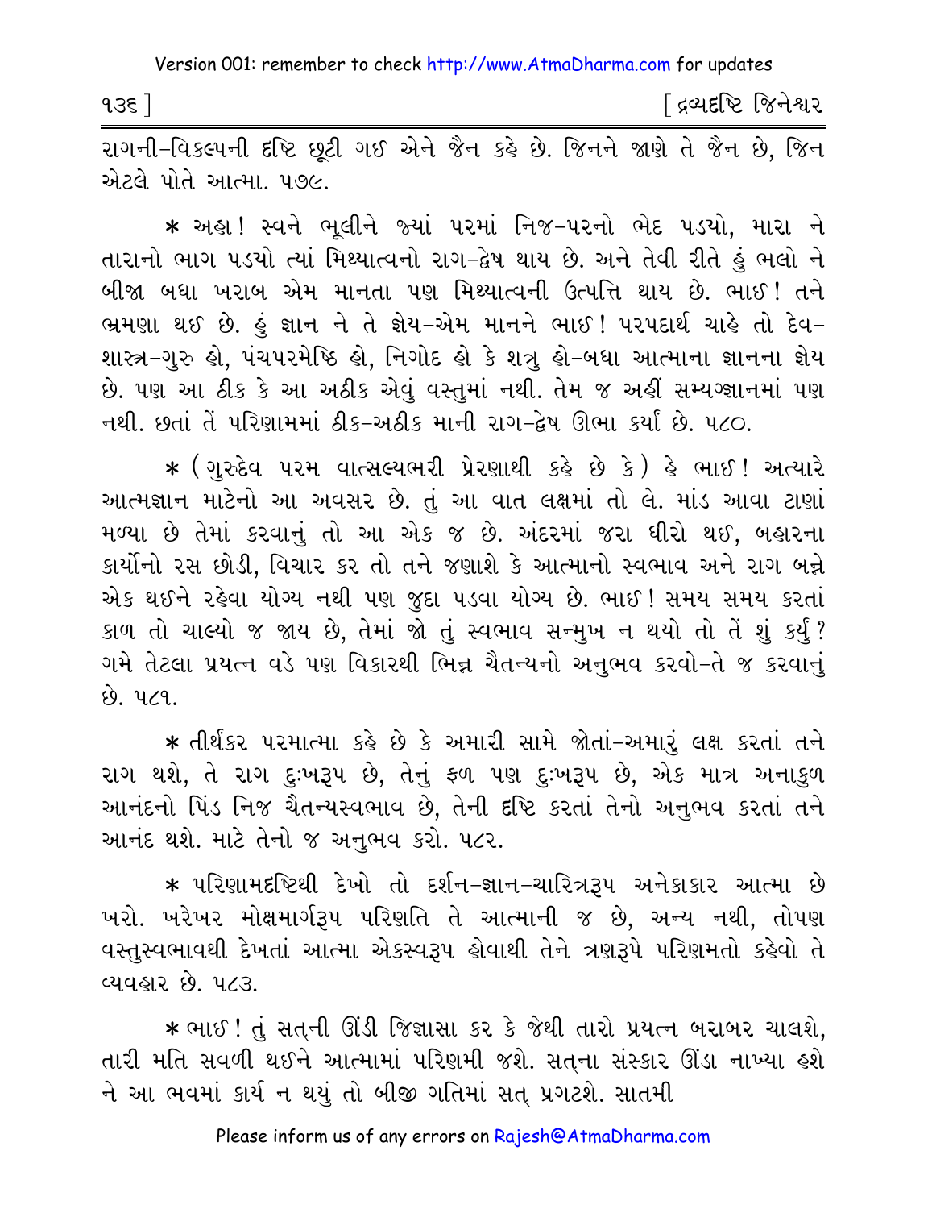રાગની-વિકલ્પની દૃષ્ટિ છૂટી ગઈ એને જૈન કહે છે. જિનને જાણે તે જૈન છે, જિન એટલે પોતે આત્મા. ૫૭૯.

* અહા! સ્વને ભૂલીને જ્યાં પરમાં નિજ-પરનો ભેદ પડયો, મારા ને તારાનો ભાગ પડયો ત્યાં મિથ્યાત્વનો રાગ-દ્વેષ થાય છે. અને તેવી રીતે હું ભલો ને બીજા બધા ખરાબ એમ માનતા પણ મિથ્યાત્વની ઉત્પત્તિ થાય છે. ભાઈ! તને ભ્રમણા થઈ છે. હું જ્ઞાન ને તે જ્ઞેય-એમ માનને ભાઈ! પરપદાર્થ ચાહે તો દેવ-શાસ્ત્ર-ગુરુ હો, પંચપરમેષ્ઠિ હો, નિગોદ હો કે શત્રુ હો-બધા આત્માના જ્ઞાનના જ્ઞેય છે. પણ આ ઠીક કે આ અઠીક એવું વસ્તુમાં નથી. તેમ જ અહીં સમ્યગ્જ્ઞાનમાં પણ નથી. છતાં તેં પરિણામમાં ઠીક-અઠીક માની રાગ-દ્વેષ ઊભા કર્યા છે. ૫૮૦.

* (ગુરુદેવ પરમ વાત્સલ્યભરી પ્રેરણાથી કહે છે કે) હે ભાઈ! અત્યારે આત્મજ્ઞાન માટેનો આ અવસર છે. તું આ વાત લક્ષમાં તો લે. માંડ આવા ટાણાં મળ્યા છે તેમાં કરવાનું તો આ એક જ છે. અંદરમાં જરા ધીરો થઈ, બહારના કાર્યોનો રસ છોડી, વિચાર કર તો તને જણાશે કે આત્માનો સ્વભાવ અને રાગ બન્ને એક થઈને રહેવા યોગ્ય નથી પણ જુદા પડવા યોગ્ય છે. ભાઈ! સમય સમય કરતાં કાળ તો ચાલ્યો જ જાય છે, તેમાં જો તું સ્વભાવ સન્મુખ ન થયો તો તેં શું કર્યું? ગમે તેટલા પ્રયત્ન વડે પણ વિકારથી ભિન્ન ચૈતન્યનો અનુભવ કરવો-તે જ કરવાનું છે. ૫૮૧.

* તીર્થંકર પરમાત્મા કહે છે કે અમારી સામે જોતાં-અમારું લક્ષ કરતાં તને રાગ થશે, તે રાગ દુઃખરૂપ છે, તેનું ફળ પણ દુઃખરૂપ છે, એક માત્ર અનાકુળ આનંદનો પિંડ નિજ ચૈતન્યસ્વભાવ છે, તેની દૃષ્ટિ કરતાં તેનો અનુભવ કરતાં તને આનંદ થશે. માટે તેનો જ અનુભવ કરો. ૫૮૨.

* પરિણામદૃષ્ટિથી દેખો તો દર્શન-જ્ઞાન-ચારિત્રરૂપ અનેકાકાર આત્મા છે ખરો. ખરેખર મોક્ષમાર્ગરૂપ પરિણતિ તે આત્માની જ છે, અન્ય નથી, તોપણ વસ્તુસ્વભાવથી દેખતાં આત્મા એકસ્વરૂપ હોવાથી તેને ત્રણરૂપે પરિણમતો કહેવો તે વ્યવહાર છે. ૫૮૩.

* ભાઈ! તું સત્‌ની ઊંડી જિજ્ઞાસા કર કે જેથી તારો પ્રયત્ન બરાબર ચાલશે, તારી મતિ સવળી થઈને આત્મામાં પરિણમી જશે. સત્‌ના સંસ્કાર ઊંડા નાખ્યા હશે ને આ ભવમાં કાર્ય ન થયું તો બીજી ગતિમાં સત્ પ્રગટશે. સાતમી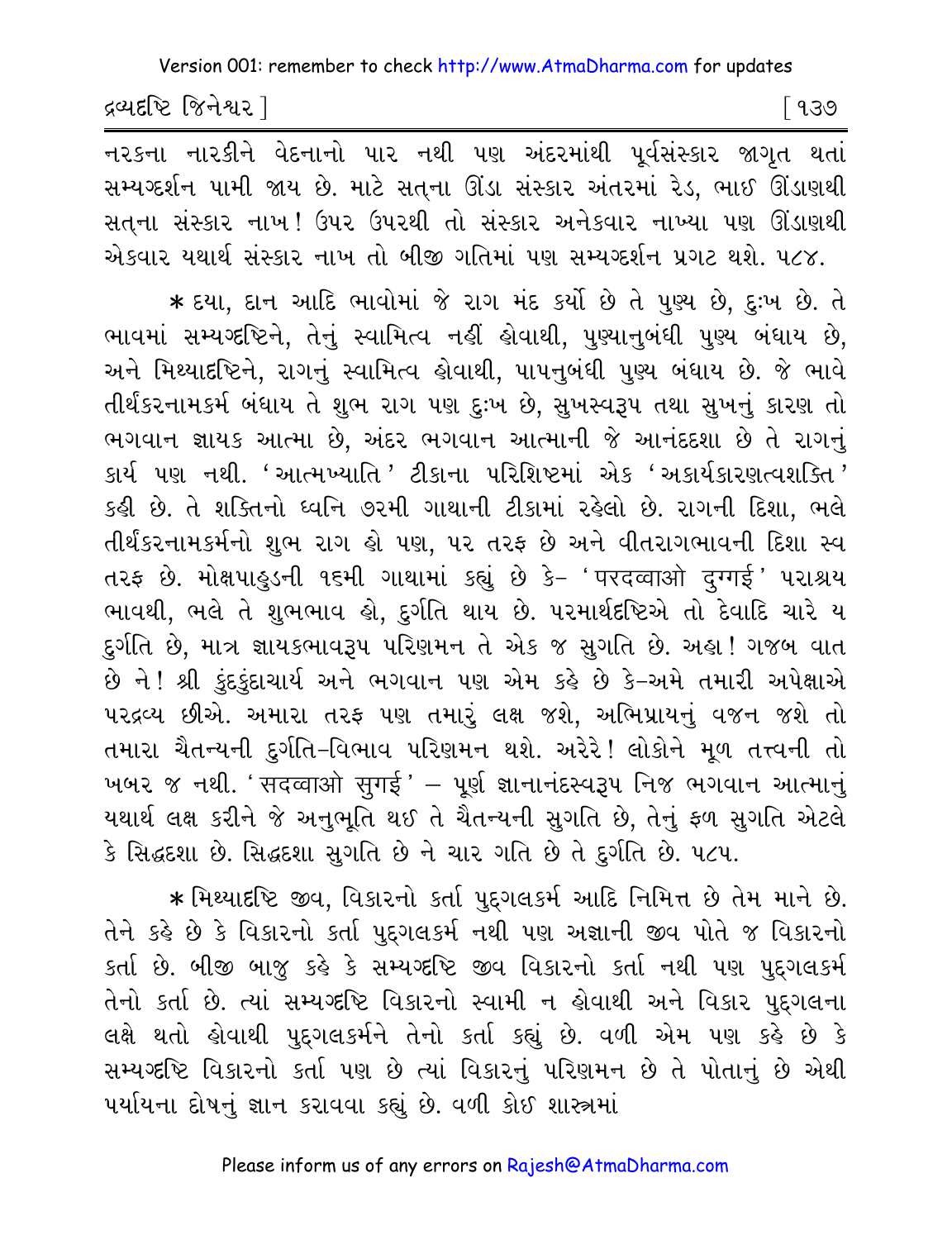નરકના નારકીને વેદનાનો પાર નથી પણ અંદરમાંથી પૂર્વસંસ્કાર જાગૃત થતાં સમ્યગ્દર્શન પામી જાય છે. માટે સત્‌ના ઊંડા સંસ્કાર અંતરમાં રેડ, ભાઈ ઊંડાણથી સત્‌ના સંસ્કાર નાખ! ઉપર ઉપરથી તો સંસ્કાર અનેકવાર નાખ્યા પણ ઊંડાણથી એકવાર યથાર્થ સંસ્કાર નાખ તો બીજી ગતિમાં પણ સમ્યગ્દર્શન પ્રગટ થશે. ૫૮૪.

* દયા, દાન આદિ ભાવોમાં જે રાગ મંદ કર્યો છે તે પુણ્ય છે, દુઃખ છે. તે ભાવમાં સમ્યગ્દૃષ્ટિને, તેનું સ્વામિત્વ નહીં હોવાથી, પુણ્યાનુબંધી પુણ્ય બંધાય છે, અને મિથ્યાદૃષ્ટિને, રાગનું સ્વામિત્વ હોવાથી, પાપનુબંધી પુણ્ય બંધાય છે. જે ભાવે તીર્થંકરનામકર્મ બંધાય તે શુભ રાગ પણ દુઃખ છે, સુખસ્વરૂપ તથા સુખનું કારણ તો ભગવાન જ્ઞાયક આત્મા છે, અંદર ભગવાન આત્માની જે આનંદદશા છે તે રાગનું કાર્ય પણ નથી. 'આત્મખ્યાતિ' ટીકાના પરિશિષ્ટમાં એક 'અકાર્યકારણત્વશક્તિ' કહી છે. તે શક્તિનો ધ્વનિ ૭૨મી ગાથાની ટીકામાં રહેલો છે. રાગની દિશા, ભલે તીર્થંકરનામકર્મનો શુભ રાગ હો પણ, પર તરફ છે અને વીતરાગભાવની દિશા સ્વ તરફ છે. મોક્ષપાહુડની ૧૬મી ગાથામાં કહ્યું છે કે- 'परदव्वाओ दुग्गई' પરાશ્રય ભાવથી, ભલે તે શુભભાવ હો, દુર્ગતિ થાય છે. પરમાર્થદૃષ્ટિએ તો દેવાદિ ચારે ય દુર્ગતિ છે, માત્ર જ્ઞાયકભાવરૂપ પરિણમન તે એક જ સુગતિ છે. અહા! ગજબ વાત છે ને! શ્રી કુંદકુંદાચાર્ય અને ભગવાન પણ એમ કહે છે કે-અમે તમારી અપેક્ષાએ પરદ્રવ્ય છીએ. અમારા તરફ પણ તમારું લક્ષ જશે, અભિપ્રાયનું વજન જશે તો તમારા ચૈતન્યની દુર્ગતિ-વિભાવ પરિણમન થશે. અરેરે! લોકોને મૂળ તત્ત્વની તો ખબર જ નથી. 'सदव्वाओ सुगई' – પૂર્ણ જ્ઞાનાનંદસ્વરૂપ નિજ ભગવાન આત્માનું યથાર્થ લક્ષ કરીને જે અનુભૂતિ થઈ તે ચૈતન્યની સુગતિ છે, તેનું ફળ સુગતિ એટલે કે સિદ્ધદશા છે. સિદ્ધદશા સુગતિ છે ને ચાર ગતિ છે તે દુર્ગતિ છે. ૫૮૫.

* મિથ્યાદૃષ્ટિ જીવ, વિકારનો કર્તા પુદ્‌ગલકર્મ આદિ નિમિત્ત છે તેમ માને છે. તેને કહે છે કે વિકારનો કર્તા પુદ્‌ગલકર્મ નથી પણ અજ્ઞાની જીવ પોતે જ વિકારનો કર્તા છે. બીજી બાજુ કહે કે સમ્યગ્દૃષ્ટિ જીવ વિકારનો કર્તા નથી પણ પુદ્‌ગલકર્મ તેનો કર્તા છે. ત્યાં સમ્યગ્દૃષ્ટિ વિકારનો સ્વામી ન હોવાથી અને વિકાર પુદ્‌ગલના લક્ષે થતો હોવાથી પુદ્‌ગલકર્મને તેનો કર્તા કહ્યું છે. વળી એમ પણ કહે છે કે સમ્યગ્દૃષ્ટિ વિકારનો કર્તા પણ છે ત્યાં વિકારનું પરિણમન છે તે પોતાનું છે એથી પર્યાયના દોષનું જ્ઞાન કરાવવા કહ્યું છે. વળી કોઈ શાસ્ત્રમાં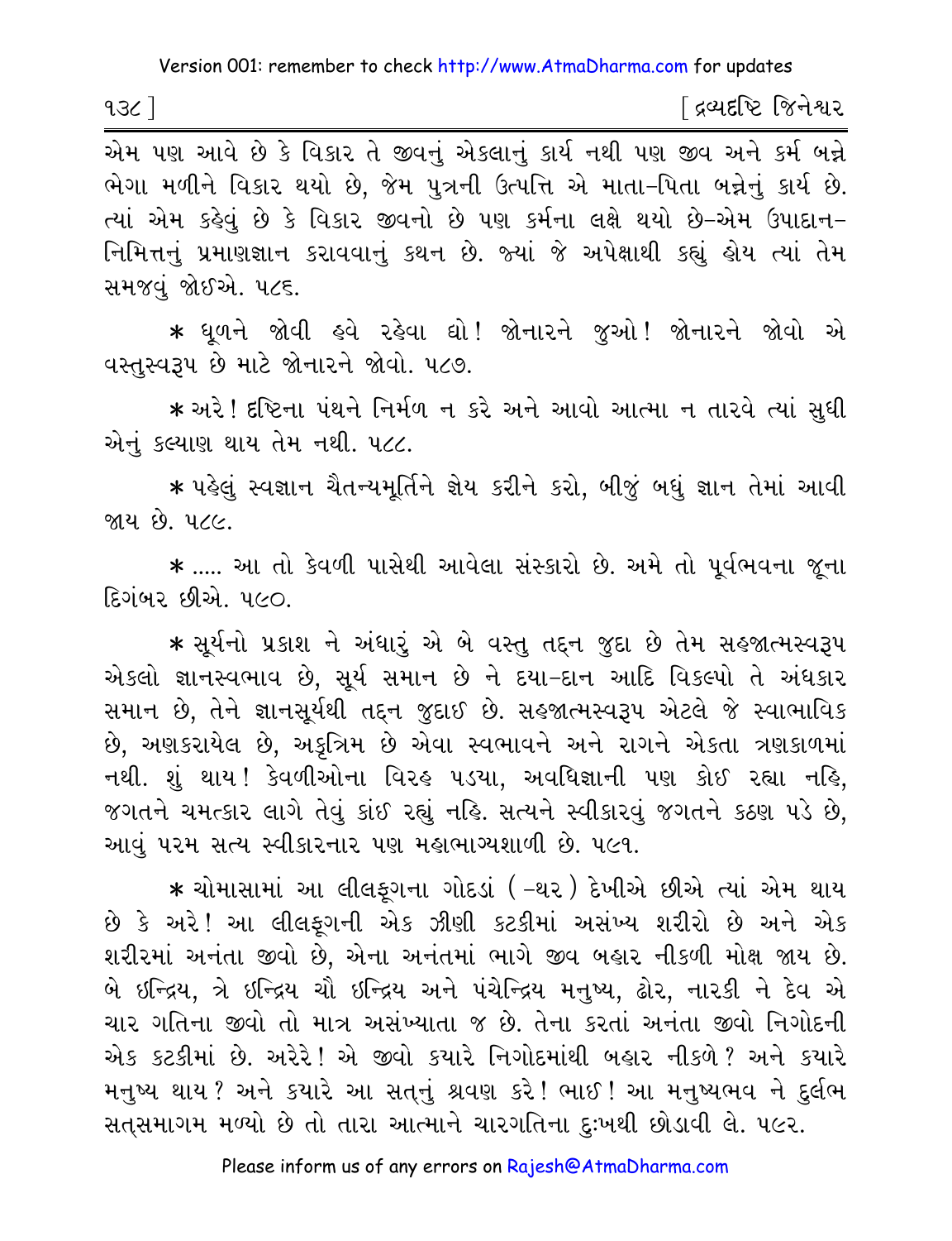એમ પણ આવે છે કે વિકાર તે જીવનું એકલાનું કાર્ય નથી પણ જીવ અને કર્મ બન્ને ભેગા મળીને વિકાર થયો છે, જેમ પુત્રની ઉત્પત્તિ એ માતા-પિતા બન્નેનું કાર્ય છે. ત્યાં એમ કહેવું છે કે વિકાર જીવનો છે પણ કર્મના લક્ષે થયો છે-એમ ઉપાદાન-નિમિત્તનું પ્રમાણજ્ઞાન કરાવવાનું કથન છે. જ્યાં જે અપેક્ષાથી કહ્યું હોય ત્યાં તેમ સમજવું જોઈએ. ૫૮૬.

* ધૂળને જોવી હવે રહેવા દો! જોનારને જુઓ! જોનારને જોવો એ વસ્તુસ્વરૂપ છે માટે જોનારને જોવો. ૫૮૭.

* અરે! દૃષ્ટિના પંથને નિર્મળ ન કરે અને આવો આત્મા ન તારવે ત્યાં સુધી એનું કલ્યાણ થાય તેમ નથી. ૫૮૮.

* પહેલું સ્વજ્ઞાન ચૈતન્યમૂર્તિને જ્ઞેય કરીને કરો, બીજું બધું જ્ઞાન તેમાં આવી જાય છે. ૫૮૯.

* ..... આ તો કેવળી પાસેથી આવેલા સંસ્કારો છે. અમે તો પૂર્વભવના જૂના દિગંબર છીએ. ૫૯૦.

* સૂર્યનો પ્રકાશ ને અંધારું એ બે વસ્તુ તદ્દન જુદા છે તેમ સહજાત્મસ્વરૂપ એકલો જ્ઞાનસ્વભાવ છે, સૂર્ય સમાન છે ને દયા-દાન આદિ વિકલ્પો તે અંધકાર સમાન છે, તેને જ્ઞાનસૂર્યથી તદ્દન જુદાઈ છે. સહજાત્મસ્વરૂપ એટલે જે સ્વાભાવિક છે, અણકરાયેલ છે, અકૃત્રિમ છે એવા સ્વભાવને અને રાગને એકતા ત્રણકાળમાં નથી. શું થાય! કેવળીઓના વિરહ પડયા, અવધિજ્ઞાની પણ કોઈ રહ્યા નહિ, જગતને ચમત્કાર લાગે તેવું કાંઈ રહ્યું નહિ. સત્યને સ્વીકારવું જગતને કઠણ પડે છે, આવું પરમ સત્ય સ્વીકારનાર પણ મહાભાગ્યશાળી છે. ૫૯૧.

* ચોમાસામાં આ લીલફૂગના ગોદડાં (-થર) દેખીએ છીએ ત્યાં એમ થાય છે કે અરે! આ લીલફૂગની એક ઝીણી કટકીમાં અસંખ્ય શરીરો છે અને એક શરીરમાં અનંતા જીવો છે, એના અનંતમાં ભાગે જીવ બહાર નીકળી મોક્ષ જાય છે. બે ઇન્દ્રિય, ત્રે ઇન્દ્રિય ચૌ ઇન્દ્રિય અને પંચેન્દ્રિય મનુષ્ય, ઢોર, નારકી ને દેવ એ ચાર ગતિના જીવો તો માત્ર અસંખ્યાતા જ છે. તેના કરતાં અનંતા જીવો નિગોદની એક કટકીમાં છે. અરેરે! એ જીવો કયારે નિગોદમાંથી બહાર નીકળે? અને કયારે મનુષ્ય થાય? અને કયારે આ સત્‌નું શ્રવણ કરે! ભાઈ! આ મનુષ્યભવ ને દુર્લભ સત્સમાગમ મળ્યો છે તો તારા આત્માને ચારગતિના દુઃખથી છોડાવી લે. ૫૯૨.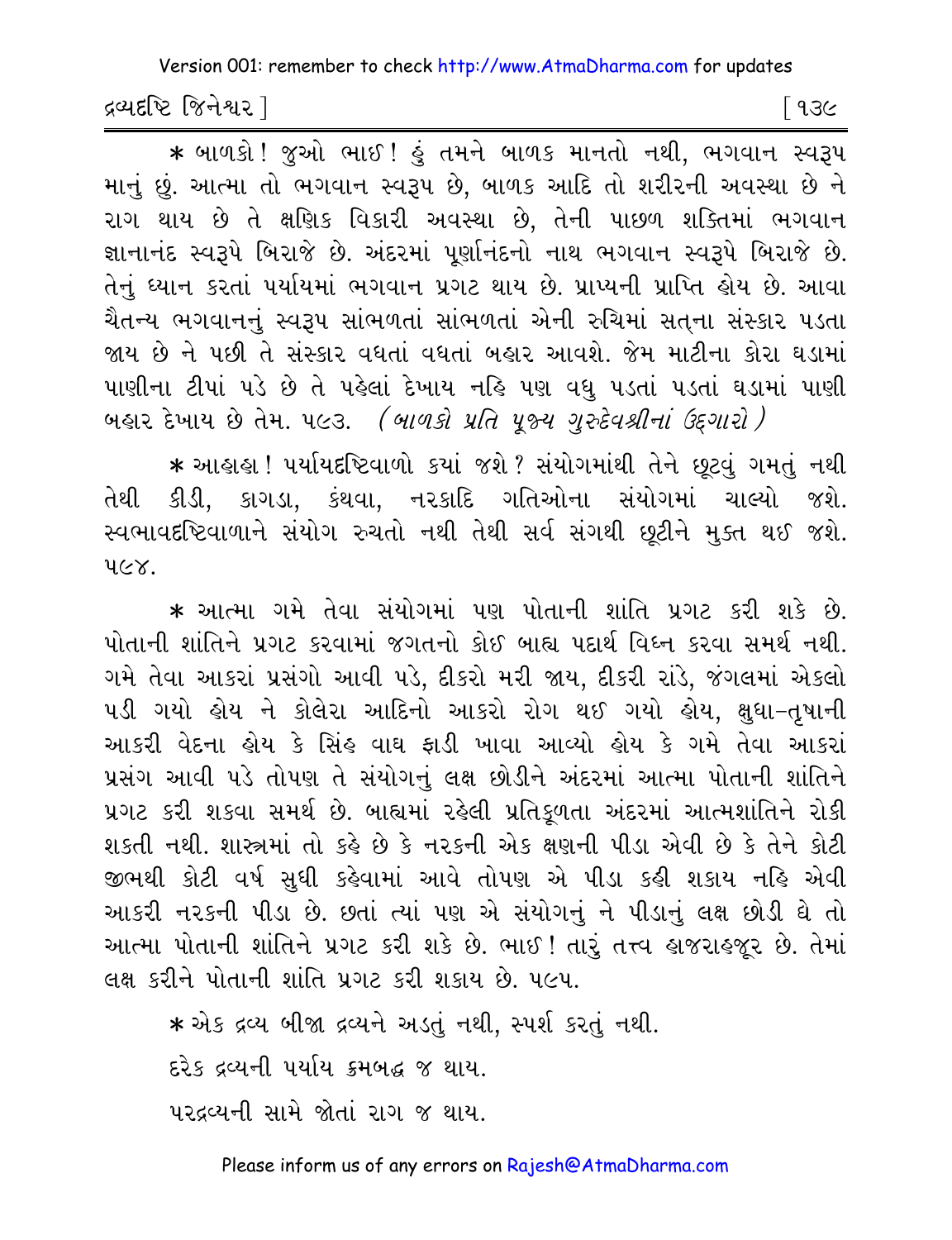* બાળકો! જુઓ ભાઈ! હું તમને બાળક માનતો નથી, ભગવાન સ્વરૂપ માનું છું. આત્મા તો ભગવાન સ્વરૂપ છે, બાળક આદિ તો શરીરની અવસ્થા છે ને રાગ થાય છે તે ક્ષણિક વિકારી અવસ્થા છે, તેની પાછળ શક્તિમાં ભગવાન જ્ઞાનાનંદ સ્વરૂપે બિરાજે છે. અંદરમાં પૂર્ણાનંદનો નાથ ભગવાન સ્વરૂપે બિરાજે છે. તેનું ધ્યાન કરતાં પર્યાયમાં ભગવાન પ્રગટ થાય છે. પ્રાપ્યની પ્રાપ્તિ હોય છે. આવા ચૈતન્ય ભગવાનનું સ્વરૂપ સાંભળતાં સાંભળતાં એની રુચિમાં સત્‌ના સંસ્કાર પડતા જાય છે ને પછી તે સંસ્કાર વધતાં વધતાં બહાર આવશે. જેમ માટીના કોરા ઘડામાં પાણીના ટીપાં પડે છે તે પહેલાં દેખાય નહિ પણ વધુ પડતાં પડતાં ઘડામાં પાણી બહાર દેખાય છે તેમ. ૫૯૩. *(બાળકો પ્રતિ પૂજ્ય ગુરુદેવશ્રીનાં ઉદ્‌ગારો)*

* આહાહા! પર્યાયદૃષ્ટિવાળો ક્યાં જશે? સંયોગમાંથી તેને છૂટવું ગમતું નથી તેથી કીડી, કાગડા, કંથવા, નરકાદિ ગતિઓના સંયોગમાં ચાલ્યો જશે. સ્વભાવદૃષ્ટિવાળાને સંયોગ રુચતો નથી તેથી સર્વ સંગથી છૂટીને મુક્ત થઈ જશે. ૫૯૪.

* આત્મા ગમે તેવા સંયોગમાં પણ પોતાની શાંતિ પ્રગટ કરી શકે છે. પોતાની શાંતિને પ્રગટ કરવામાં જગતનો કોઈ બાહ્ય પદાર્થ વિઘ્ન કરવા સમર્થ નથી. ગમે તેવા આકરાં પ્રસંગો આવી પડે, દીકરો મરી જાય, દીકરી રાંડે, જંગલમાં એકલો પડી ગયો હોય ને કોલેરા આદિનો આકરો રોગ થઈ ગયો હોય, ક્ષુધા-તૃષાની આકરી વેદના હોય કે સિંહ વાઘ ફાડી ખાવા આવ્યો હોય કે ગમે તેવા આકરાં પ્રસંગ આવી પડે તોપણ તે સંયોગનું લક્ષ છોડીને અંદરમાં આત્મા પોતાની શાંતિને પ્રગટ કરી શકવા સમર્થ છે. બાહ્યમાં રહેલી પ્રતિકૂળતા અંદરમાં આત્મશાંતિને રોકી શકતી નથી. શાસ્ત્રમાં તો કહે છે કે નરકની એક ક્ષણની પીડા એવી છે કે તેને કોટી જીભથી કોટી વર્ષ સુધી કહેવામાં આવે તોપણ એ પીડા કહી શકાય નહિ એવી આકરી નરકની પીડા છે. છતાં ત્યાં પણ એ સંયોગનું ને પીડાનું લક્ષ છોડી દે તો આત્મા પોતાની શાંતિને પ્રગટ કરી શકે છે. ભાઈ! તારું તત્ત્વ હાજરાહજૂર છે. તેમાં લક્ષ કરીને પોતાની શાંતિ પ્રગટ કરી શકાય છે. ૫૯૫.

* એક દ્રવ્ય બીજા દ્રવ્યને અડતું નથી, સ્પર્શ કરતું નથી.

દરેક દ્રવ્યની પર્યાય ક્રમબદ્ધ જ થાય.

પરદ્રવ્યની સામે જોતાં રાગ જ થાય.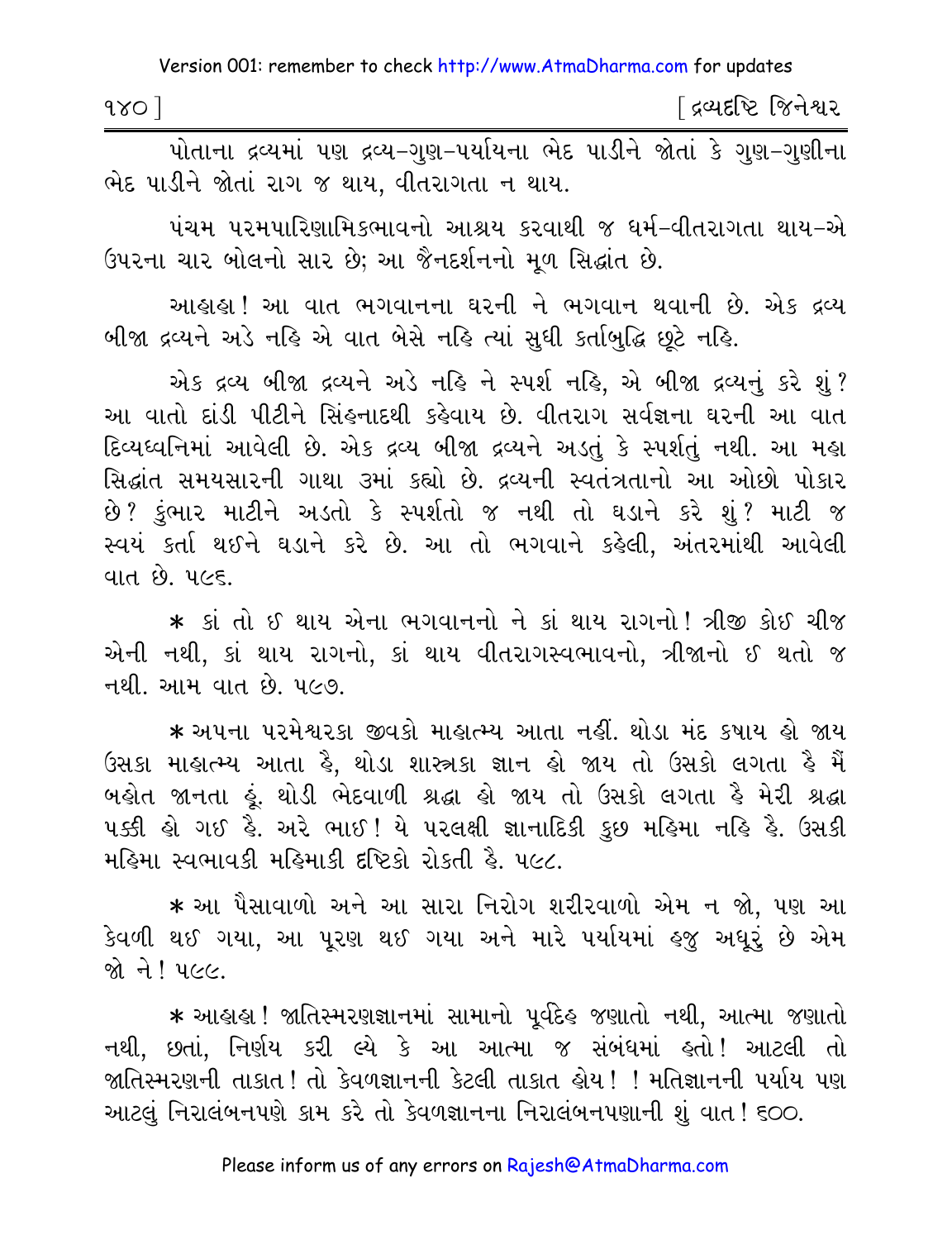પોતાના દ્રવ્યમાં પણ દ્રવ્ય-ગુણ-પર્યાયના ભેદ પાડીને જોતાં કે ગુણ-ગુણીના ભેદ પાડીને જોતાં રાગ જ થાય, વીતરાગતા ન થાય.

પંચમ પરમપારિણામિકભાવનો આશ્રય કરવાથી જ ધર્મ-વીતરાગતા થાય-એ ઉપરના ચાર બોલનો સાર છે; આ જૈનદર્શનનો મૂળ સિદ્ધાંત છે.

આહાહા! આ વાત ભગવાનના ઘરની ને ભગવાન થવાની છે. એક દ્રવ્ય બીજા દ્રવ્યને અડે નહિ એ વાત બેસે નહિ ત્યાં સુધી કર્તાબુદ્ધિ છૂટે નહિ.

એક દ્રવ્ય બીજા દ્રવ્યને અડે નહિ ને સ્પર્શ નહિ, એ બીજા દ્રવ્યનું કરે શું? આ વાતો દાંડી પીટીને સિંહનાદથી કહેવાય છે. વીતરાગ સર્વજ્ઞના ઘરની આ વાત દિવ્યધ્વનિમાં આવેલી છે. એક દ્રવ્ય બીજા દ્રવ્યને અડતું કે સ્પર્શતું નથી. આ મહા સિદ્ધાંત સમયસારની ગાથા ૩માં કહ્યો છે. દ્રવ્યની સ્વતંત્રતાનો આ ઓછો પોકાર છે? કુંભાર માટીને અડતો કે સ્પર્શતો જ નથી તો ઘડાને કરે શું? માટી જ સ્વયં કર્તા થઈને ઘડાને કરે છે. આ તો ભગવાને કહેલી, અંતરમાંથી આવેલી વાત છે. ૫૯૬.

* કાં તો ઈ થાય એના ભગવાનનો ને કાં થાય રાગનો! ત્રીજી કોઈ ચીજ એની નથી, કાં થાય રાગનો, કાં થાય વીતરાગસ્વભાવનો, ત્રીજાનો ઈ થતો જ નથી. આમ વાત છે. ૫૯૭.

* અપના પરમેશ્વરકા જીવકો માહાત્મ્ય આતા નહીં. થોડા મંદ કષાય હો જાય ઉસકા માહાત્મ્ય આતા હૈ, થોડા શાસ્ત્રકા જ્ઞાન હો જાય તો ઉસકો લગતા હૈ મૈં બહોત જાનતા હૂં. થોડી ભેદવાળી શ્રદ્ધા હો જાય તો ઉસકો લગતા હૈ મેરી શ્રદ્ધા પક્કી હો ગઈ હૈ. અરે ભાઈ! યે પરલક્ષી જ્ઞાનાદિકી કુછ મહિમા નહિ હૈ. ઉસકી મહિમા સ્વભાવકી મહિમાકી દૃષ્ટિકો રોકતી હૈ. ૫૯૮.

* આ પૈસાવાળો અને આ સારા નિરોગ શરીરવાળો એમ ન જો, પણ આ કેવળી થઈ ગયા, આ પૂરણ થઈ ગયા અને મારે પર્યાયમાં હજુ અધૂરું છે એમ જો ને! ૫૯૯.

* આહાહા! જાતિસ્મરણજ્ઞાનમાં સામાનો પૂર્વદેહ જણાતો નથી, આત્મા જણાતો નથી, છતાં, નિર્ણય કરી લ્યે કે આ આત્મા જ સંબંધમાં હતો! આટલી તો જાતિસ્મરણની તાકાત! તો કેવળજ્ઞાનની કેટલી તાકાત હોય!! મતિજ્ઞાનની પર્યાય પણ આટલું નિરાલંબનપણે કામ કરે તો કેવળજ્ઞાનના નિરાલંબનપણાની શું વાત! ૬૦૦.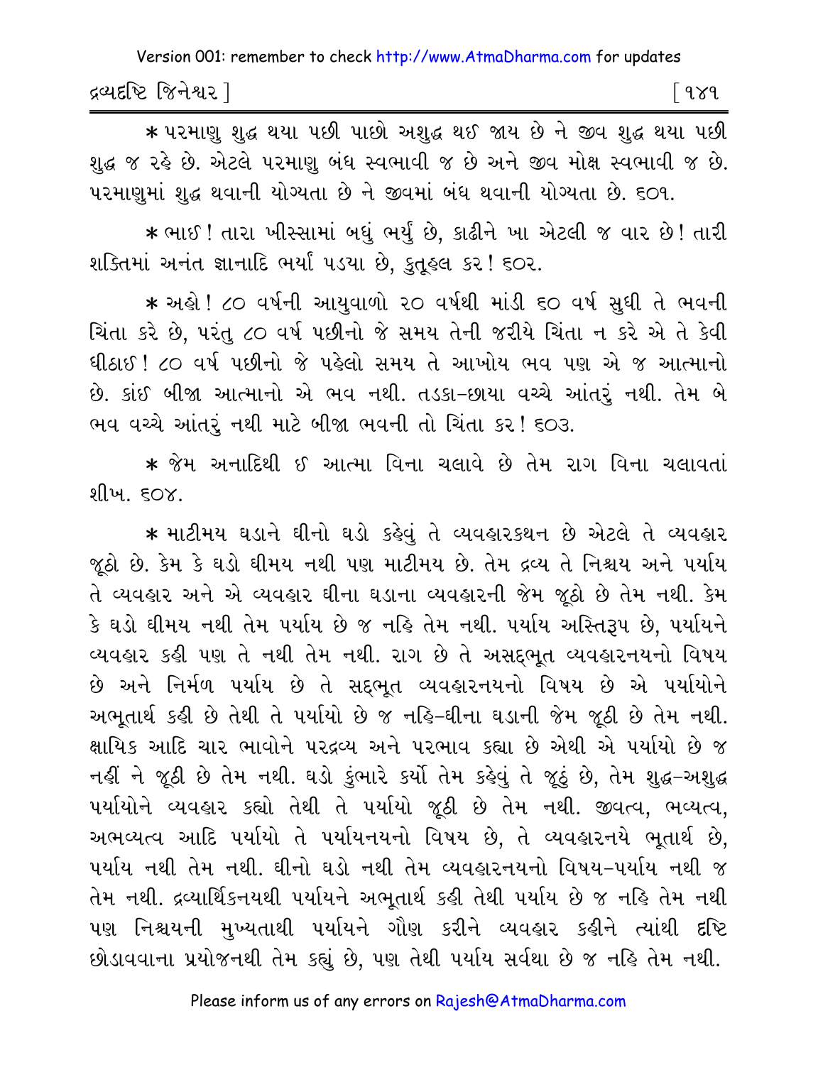* પરમાણુ શુદ્ધ થયા પછી પાછો અશુદ્ધ થઈ જાય છે ને જીવ શુદ્ધ થયા પછી શુદ્ધ જ રહે છે. એટલે પરમાણુ બંધ સ્વભાવી જ છે અને જીવ મોક્ષ સ્વભાવી જ છે. પરમાણુમાં શુદ્ધ થવાની યોગ્યતા છે ને જીવમાં બંધ થવાની યોગ્યતા છે. ૬૦૧.

* ભાઈ! તારા ખીસ્સામાં બધું ભર્યું છે, કાઢીને ખા એટલી જ વાર છે! તારી શક્તિમાં અનંત જ્ઞાનાદિ ભર્યા પડયા છે, કુતૂહલ કર! ૬૦૨.

* અહો! ૮૦ વર્ષની આયુવાળો ૨૦ વર્ષથી માંડી ૬૦ વર્ષ સુધી તે ભવની ચિંતા કરે છે, પરંતુ ૮૦ વર્ષ પછીનો જે સમય તેની જરીયે ચિંતા ન કરે એ તે કેવી ધીઠાઈ! ૮૦ વર્ષ પછીનો જે પહેલો સમય તે આખોય ભવ પણ એ જ આત્માનો છે. કાંઈ બીજા આત્માનો એ ભવ નથી. તડકા-છાયા વચ્ચે આંતરું નથી. તેમ બે ભવ વચ્ચે આંતરું નથી માટે બીજા ભવની તો ચિંતા કર! ૬૦૩.

* જેમ અનાદિથી ઈ આત્મા વિના ચલાવે છે તેમ રાગ વિના ચલાવતાં શીખ. ૬૦૪.

* માટીમય ઘડાને ઘીનો ઘડો કહેવું તે વ્યવહારકથન છે એટલે તે વ્યવહાર જૂઠો છે. કેમ કે ઘડો ઘીમય નથી પણ માટીમય છે. તેમ દ્રવ્ય તે નિશ્ચય અને પર્યાય તે વ્યવહાર અને એ વ્યવહાર ઘીના ઘડાના વ્યવહારની જેમ જૂઠો છે તેમ નથી. કેમ કે ઘડો ઘીમય નથી તેમ પર્યાય છે જ નહિ તેમ નથી. પર્યાય અસ્તિરૂપ છે, પર્યાયને વ્યવહાર કહી પણ તે નથી તેમ નથી. રાગ છે તે અસદ્‌ભૂત વ્યવહારનયનો વિષય છે અને નિર્મળ પર્યાય છે તે સદ્‌ભૂત વ્યવહારનયનો વિષય છે એ પર્યાયોને અભૂતાર્થ કહી છે તેથી તે પર્યાયો છે જ નહિ-ઘીના ઘડાની જેમ જૂઠી છે તેમ નથી. ક્ષાયિક આદિ ચાર ભાવોને પરદ્રવ્ય અને પરભાવ કહ્યા છે એથી એ પર્યાયો છે જ નહીં ને જૂઠી છે તેમ નથી. ઘડો કુંભારે કર્યો તેમ કહેવું તે જૂઠું છે, તેમ શુદ્ધ-અશુદ્ધ પર્યાયોને વ્યવહાર કહ્યો તેથી તે પર્યાયો જૂઠી છે તેમ નથી. જીવત્વ, ભવ્યત્વ, અભવ્યત્વ આદિ પર્યાયો તે પર્યાયનયનો વિષય છે, તે વ્યવહારનયે ભૂતાર્થ છે, પર્યાય નથી તેમ નથી. ઘીનો ઘડો નથી તેમ વ્યવહારનયનો વિષય-પર્યાય નથી જ તેમ નથી. દ્રવ્યાર્થિકનયથી પર્યાયને અભૂતાર્થ કહી તેથી પર્યાય છે જ નહિ તેમ નથી પણ નિશ્ચયની મુખ્યતાથી પર્યાયને ગૌણ કરીને વ્યવહાર કહીને ત્યાંથી દૃષ્ટિ છોડાવવાના પ્રયોજનથી તેમ કહ્યું છે, પણ તેથી પર્યાય સર્વથા છે જ નહિ તેમ નથી.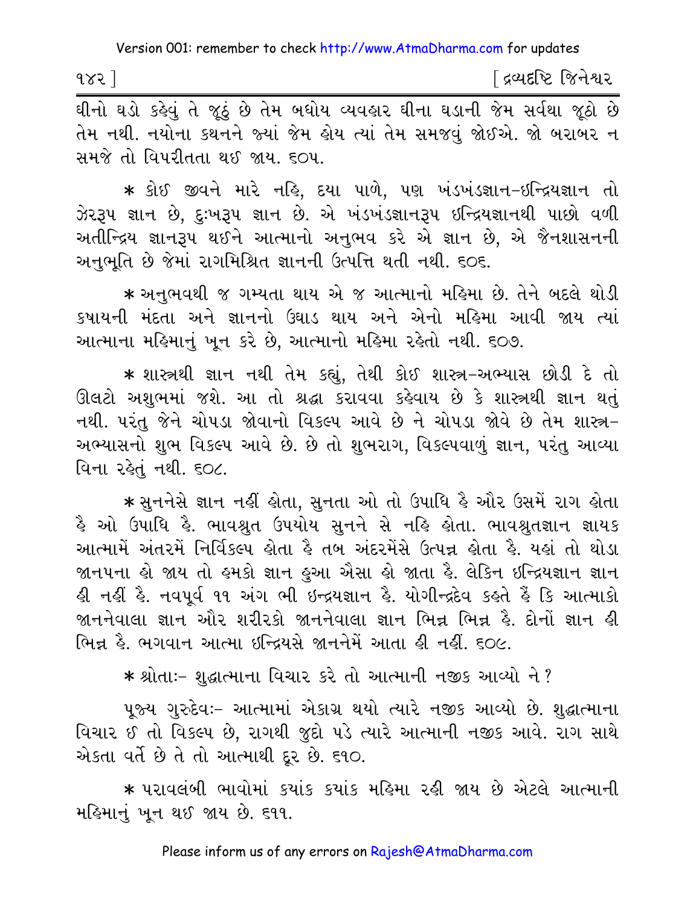ઘીનો ઘડો કહેવું તે જૂઠું છે તેમ બધોય વ્યવહાર ઘીના ઘડાની જેમ સર્વથા જૂઠો છે તેમ નથી. નયોના કથનને જ્યાં જેમ હોય ત્યાં તેમ સમજવું જોઈએ. જો બરાબર ન સમજે તો વિપરીતતા થઈ જાય. ૬૦૫.

* કોઈ જીવને મારે નહિ, દયા પાળે, પણ ખંડખંડજ્ઞાન-ઇન્દ્રિયજ્ઞાન તો ઝેરરૂપ જ્ઞાન છે, દુઃખરૂપ જ્ઞાન છે. એ ખંડખંડજ્ઞાનરૂપ ઇન્દ્રિયજ્ઞાનથી પાછો વળી અતીન્દ્રિય જ્ઞાનરૂપ થઈને આત્માનો અનુભવ કરે એ જ્ઞાન છે, એ જૈનશાસનની અનુભૂતિ છે જેમાં રાગમિશ્રિત જ્ઞાનની ઉત્પત્તિ થતી નથી. ૬૦૬.

* અનુભવથી જ ગમ્યતા થાય એ જ આત્માનો મહિમા છે. તેને બદલે થોડી કષાયની મંદતા અને જ્ઞાનનો ઉઘાડ થાય અને એનો મહિમા આવી જાય ત્યાં આત્માના મહિમાનું ખૂન કરે છે, આત્માનો મહિમા રહેતો નથી. ૬૦૭.

* શાસ્ત્રથી જ્ઞાન નથી તેમ કહ્યું, તેથી કોઈ શાસ્ત્ર-અભ્યાસ છોડી દે તો ઊલટો અશુભમાં જશે. આ તો શ્રદ્ધા કરાવવા કહેવાય છે કે શાસ્ત્રથી જ્ઞાન થતું નથી. પરંતુ જેને ચોપડા જોવાનો વિકલ્પ આવે છે ને ચોપડા જોવે છે તેમ શાસ્ત્ર-અભ્યાસનો શુભ વિકલ્પ આવે છે. છે તો શુભરાગ, વિકલ્પવાળું જ્ઞાન, પરંતુ આવ્યા વિના રહેતું નથી. ૬૦૮.

* સુનનેસે જ્ઞાન નહીં હોતા, સુનતા ઓ તો ઉપાધિ હૈ ઔર ઉસમેં રાગ હોતા હૈ ઓ ઉપાધિ હૈ. ભાવશ્રુત ઉપયોગ સુનને સે નહિ હોતા. ભાવશ્રુતજ્ઞાન જ્ઞાયક આત્મામેં અંતરમેં નિર્વિકલ્પ હોતા હૈ તબ અંદરમેંસે ઉત્પન્ન હોતા હૈ. યહાં તો થોડા જાનપના હો જાય તો હમકો જ્ઞાન હુઆ ઐસા હો જાતા હૈ. લેકિન ઇન્દ્રિયજ્ઞાન જ્ઞાન હી નહીં હૈ. નવપૂર્વ ૧૧ અંગ ભી ઇન્દ્રયજ્ઞાન હૈ. યોગીન્દ્રદેવ કહતે હૈં કિ આત્માકો જાનનેવાલા જ્ઞાન ઔર શરીરકો જાનનેવાલા જ્ઞાન ભિન્ન ભિન્ન હૈ. દોનોં જ્ઞાન હી ભિન્ન હૈ. ભગવાન આત્મા ઇન્દ્રિયસે જાનનેમેં આતા હી નહીં. ૬૦૯.

* શ્રોતાઃ- શુદ્ધાત્માના વિચાર કરે તો આત્માની નજીક આવ્યો ને?

પૂજ્ય ગુરુદેવઃ- આત્મામાં એકાગ્ર થયો ત્યારે નજીક આવ્યો છે. શુદ્ધાત્માના વિચાર ઈ તો વિકલ્પ છે, રાગથી જુદો પડે ત્યારે આત્માની નજીક આવે. રાગ સાથે એકતા વર્તે છે તે તો આત્માથી દૂર છે. ૬૧૦.

* પરાવલંબી ભાવોમાં ક્યાંક ક્યાંક મહિમા રહી જાય છે એટલે આત્માની મહિમાનું ખૂન થઈ જાય છે. ૬૧૧.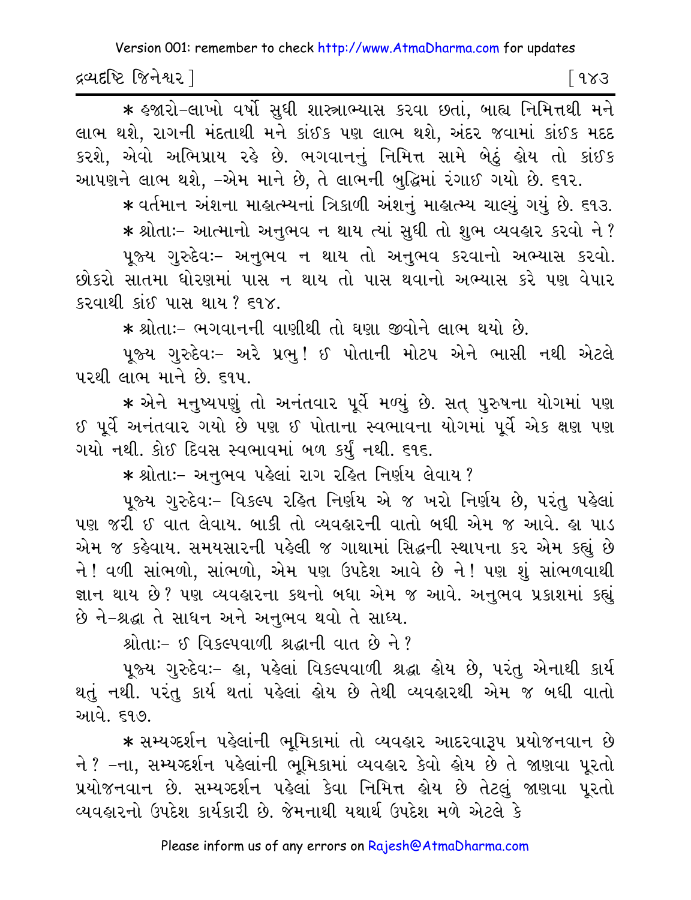* હજારો-લાખો વર્ષો સુધી શાસ્ત્રાભ્યાસ કરવા છતાં, બાહ્ય નિમિત્તથી મને લાભ થશે, રાગની મંદતાથી મને કાંઈક પણ લાભ થશે, અંદર જવામાં કાંઈક મદદ કરશે, એવો અભિપ્રાય રહે છે. ભગવાનનું નિમિત્ત સામે બેઠું હોય તો કાંઈક આપણને લાભ થશે, -એમ માને છે, તે લાભની બુદ્ધિમાં રંગાઈ ગયો છે. ૬૧૨.

* વર્તમાન અંશના માહાત્મ્યનાં ત્રિકાળી અંશનું માહાત્મ્ય ચાલ્યું ગયું છે. ૬૧૩.

* શ્રોતાઃ- આત્માનો અનુભવ ન થાય ત્યાં સુધી તો શુભ વ્યવહાર કરવો ને?

પૂજ્ય ગુરુદેવઃ- અનુભવ ન થાય તો અનુભવ કરવાનો અભ્યાસ કરવો. છોકરો સાતમા ધોરણમાં પાસ ન થાય તો પાસ થવાનો અભ્યાસ કરે પણ વેપાર કરવાથી કાંઈ પાસ થાય? ૬૧૪.

* શ્રોતાઃ- ભગવાનની વાણીથી તો ઘણા જીવોને લાભ થયો છે.

પૂજ્ય ગુરુદેવઃ- અરે પ્રભુ! ઈ પોતાની મોટપ એને ભાસી નથી એટલે પરથી લાભ માને છે. ૬૧૫.

* એને મનુષ્યપણું તો અનંતવાર પૂર્વે મળ્યું છે. સત્ પુરુષના યોગમાં પણ ઈ પૂર્વે અનંતવાર ગયો છે પણ ઈ પોતાના સ્વભાવના યોગમાં પૂર્વે એક ક્ષણ પણ ગયો નથી. કોઈ દિવસ સ્વભાવમાં બળ કર્યું નથી. ૬૧૬.

* શ્રોતાઃ- અનુભવ પહેલાં રાગ રહિત નિર્ણય લેવાય?

પૂજ્ય ગુરુદેવઃ- વિકલ્પ રહિત નિર્ણય એ જ ખરો નિર્ણય છે, પરંતુ પહેલાં પણ જરી ઈ વાત લેવાય. બાકી તો વ્યવહારની વાતો બધી એમ જ આવે. હા પાડ એમ જ કહેવાય. સમયસારની પહેલી જ ગાથામાં સિદ્ધની સ્થાપના કર એમ કહ્યું છે ને! વળી સાંભળો, સાંભળો, એમ પણ ઉપદેશ આવે છે ને! પણ શું સાંભળવાથી જ્ઞાન થાય છે? પણ વ્યવહારના કથનો બધા એમ જ આવે. અનુભવ પ્રકાશમાં કહ્યું છે ને-શ્રદ્ધા તે સાધન અને અનુભવ થવો તે સાધ્ય.

શ્રોતાઃ- ઈ વિકલ્પવાળી શ્રદ્ધાની વાત છે ને?

પૂજ્ય ગુરુદેવઃ- હા, પહેલાં વિકલ્પવાળી શ્રદ્ધા હોય છે, પરંતુ એનાથી કાર્ય થતું નથી. પરંતુ કાર્ય થતાં પહેલાં હોય છે તેથી વ્યવહારથી એમ જ બધી વાતો આવે. ૬૧૭.

* સમ્યગ્દર્શન પહેલાંની ભૂમિકામાં તો વ્યવહાર આદરવારૂપ પ્રયોજનવાન છે ને? -ના, સમ્યગ્દર્શન પહેલાંની ભૂમિકામાં વ્યવહાર કેવો હોય છે તે જાણવા પૂરતો પ્રયોજનવાન છે. સમ્યગ્દર્શન પહેલાં કેવા નિમિત્ત હોય છે તેટલું જાણવા પૂરતો વ્યવહારનો ઉપદેશ કાર્યકારી છે. જેમનાથી યથાર્થ ઉપદેશ મળે એટલે કે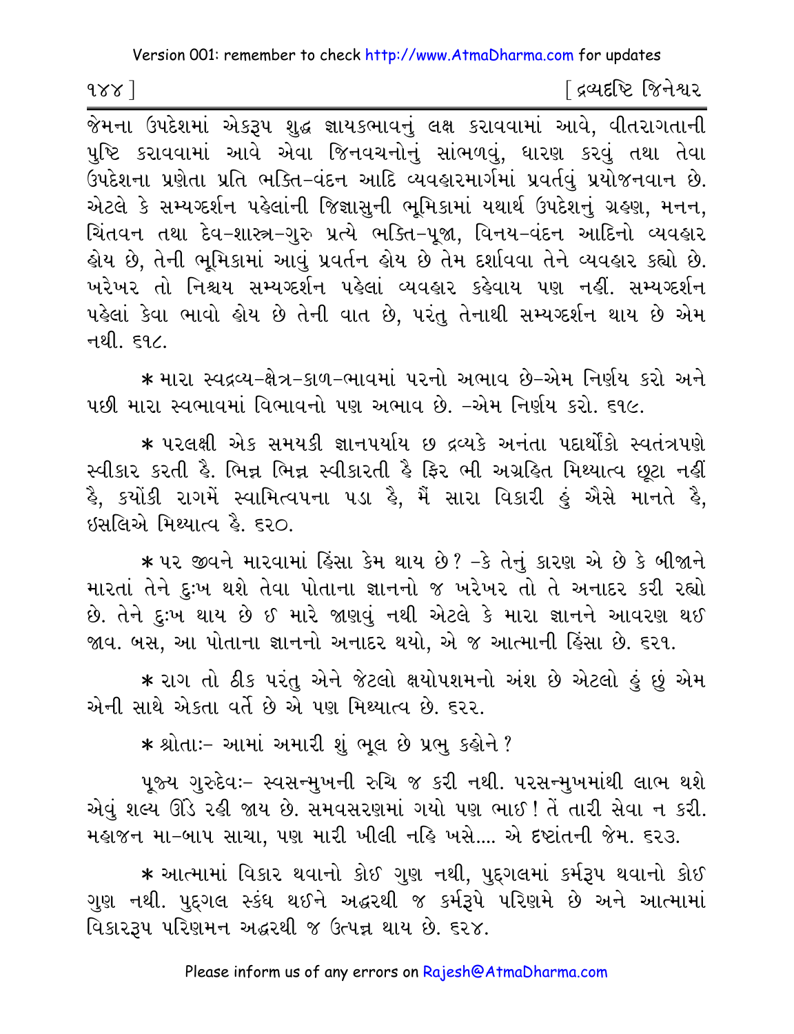જેમના ઉપદેશમાં એકરૂપ શુદ્ધ જ્ઞાયકભાવનું લક્ષ કરાવવામાં આવે, વીતરાગતાની પુષ્ટિ કરાવવામાં આવે એવા જિનવચનોનું સાંભળવું, ધારણ કરવું તથા તેવા ઉપદેશના પ્રણેતા પ્રતિ ભક્તિ-વંદન આદિ વ્યવહારમાર્ગમાં પ્રવર્તવું પ્રયોજનવાન છે. એટલે કે સમ્યગ્દર્શન પહેલાંની જિજ્ઞાસુની ભૂમિકામાં યથાર્થ ઉપદેશનું ગ્રહણ, મનન, ચિંતવન તથા દેવ-શાસ્ત્ર-ગુરુ પ્રત્યે ભક્તિ-પૂજા, વિનય-વંદન આદિનો વ્યવહાર હોય છે, તેની ભૂમિકામાં આવું પ્રવર્તન હોય છે તેમ દર્શાવવા તેને વ્યવહાર કહ્યો છે. ખરેખર તો નિશ્ચય સમ્યગ્દર્શન પહેલાં વ્યવહાર કહેવાય પણ નહીં. સમ્યગ્દર્શન પહેલાં કેવા ભાવો હોય છે તેની વાત છે, પરંતુ તેનાથી સમ્યગ્દર્શન થાય છે એમ નથી. ૬૧૮.

* મારા સ્વદ્રવ્ય-ક્ષેત્ર-કાળ-ભાવમાં પરનો અભાવ છે-એમ નિર્ણય કરો અને પછી મારા સ્વભાવમાં વિભાવનો પણ અભાવ છે. -એમ નિર્ણય કરો. ૬૧૯.

* પરલક્ષી એક સમયકી જ્ઞાનપર્યાય છ દ્રવ્યકે અનંતા પદાર્થોકો સ્વતંત્રપણે સ્વીકાર કરતી હૈ. ભિન્ન ભિન્ન સ્વીકારતી હૈ ફિર ભી અગ્રહિત મિથ્યાત્વ છૂટા નહીં હૈ, કયોંકી રાગમેં સ્વામિત્વપના પડા હૈ, મૈં સારા વિકારી હું ઐસે માનતે હૈ, ઇસલિએ મિથ્યાત્વ હૈ. ૬૨૦.

* પર જીવને મારવામાં હિંસા કેમ થાય છે? -કે તેનું કારણ એ છે કે બીજાને મારતાં તેને દુઃખ થશે તેવા પોતાના જ્ઞાનનો જ ખરેખર તો તે અનાદર કરી રહ્યો છે. તેને દુઃખ થાય છે ઈ મારે જાણવું નથી એટલે કે મારા જ્ઞાનને આવરણ થઈ જાવ. બસ, આ પોતાના જ્ઞાનનો અનાદર થયો, એ જ આત્માની હિંસા છે. ૬૨૧.

* રાગ તો ઠીક પરંતુ એને જેટલો ક્ષયોપશમનો અંશ છે એટલો હું છું એમ એની સાથે એકતા વર્તે છે એ પણ મિથ્યાત્વ છે. ૬૨૨.

* શ્રોતાઃ- આમાં અમારી શું ભૂલ છે પ્રભુ કહોને?

પૂજ્ય ગુરુદેવઃ- સ્વસન્મુખની રુચિ જ કરી નથી. પરસન્મુખમાંથી લાભ થશે એવું શલ્ય ઊંડે રહી જાય છે. સમવસરણમાં ગયો પણ ભાઈ! તેં તારી સેવા ન કરી. મહાજન મા-બાપ સાચા, પણ મારી ખીલી નહિ ખસે.... એ દૃષ્ટાંતની જેમ. ૬૨૩.

* આત્મામાં વિકાર થવાનો કોઈ ગુણ નથી, પુદ્‌ગલમાં કર્મરૂપ થવાનો કોઈ ગુણ નથી. પુદ્‌ગલ સ્કંધ થઈને અદ્ધરથી જ કર્મરૂપે પરિણમે છે અને આત્મામાં વિકારરૂપ પરિણમન અદ્ધરથી જ ઉત્પન્ન થાય છે. ૬૨૪.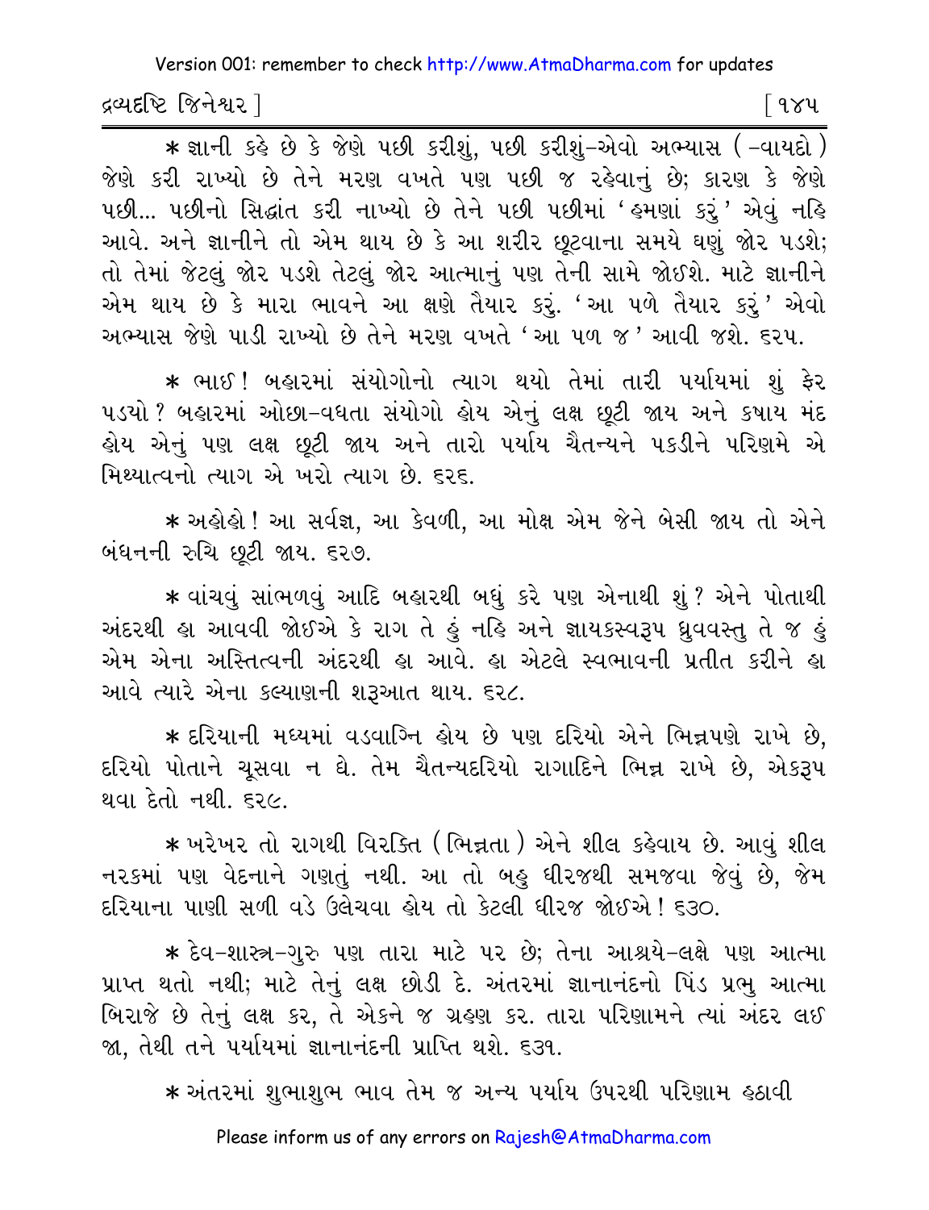* જ્ઞાની કહે છે કે જેણે પછી કરીશું, પછી કરીશું-એવો અભ્યાસ ( -વાયદો ) જેણે કરી રાખ્યો છે તેને મરણ વખતે પણ પછી જ રહેવાનું છે; કારણ કે જેણે પછી... પછીનો સિદ્ધાંત કરી નાખ્યો છે તેને પછી પછીમાં 'હમણાં કરું' એવું નહિ આવે. અને જ્ઞાનીને તો એમ થાય છે કે આ શરીર છૂટવાના સમયે ઘણું જોર પડશે; તો તેમાં જેટલું જોર પડશે તેટલું જોર આત્માનું પણ તેની સામે જોઈશે. માટે જ્ઞાનીને એમ થાય છે કે મારા ભાવને આ ક્ષણે તૈયાર કરું. 'આ પળે તૈયાર કરું' એવો અભ્યાસ જેણે પાડી રાખ્યો છે તેને મરણ વખતે 'આ પળ જ' આવી જશે. ૬૨૫.

* ભાઈ! બહારમાં સંયોગોનો ત્યાગ થયો તેમાં તારી પર્યાયમાં શું ફેર પડ્યો? બહારમાં ઓછા-વધતા સંયોગો હોય એનું લક્ષ છૂટી જાય અને કષાય મંદ હોય એનું પણ લક્ષ છૂટી જાય અને તારો પર્યાય ચૈતન્યને પકડીને પરિણમે એ મિથ્યાત્વનો ત્યાગ એ ખરો ત્યાગ છે. ૬૨૬.

* અહોહો! આ સર્વજ્ઞ, આ કેવળી, આ મોક્ષ એમ જેને બેસી જાય તો એને બંધનની રુચિ છૂટી જાય. ૬૨૭.

* વાંચવું સાંભળવું આદિ બહારથી બધું કરે પણ એનાથી શું? એને પોતાથી અંદરથી હા આવવી જોઈએ કે રાગ તે હું નહિ અને જ્ઞાયકસ્વરૂપ ધ્રુવવસ્તુ તે જ હું એમ એના અસ્તિત્વની અંદરથી હા આવે. હા એટલે સ્વભાવની પ્રતીત કરીને હા આવે ત્યારે એના કલ્યાણની શરૂઆત થાય. ૬૨૮.

* દરિયાની મધ્યમાં વડવાગ્નિ હોય છે પણ દરિયો એને ભિન્નપણે રાખે છે, દરિયો પોતાને ચૂસવા ન દે. તેમ ચૈતન્યદરિયો રાગાદિને ભિન્ન રાખે છે, એકરૂપ થવા દેતો નથી. ૬૨૯.

* ખરેખર તો રાગથી વિરક્તિ ( ભિન્નતા ) એને શીલ કહેવાય છે. આવું શીલ નરકમાં પણ વેદનાને ગણતું નથી. આ તો બહુ ધીરજથી સમજવા જેવું છે, જેમ દરિયાના પાણી સળી વડે ઉલેચવા હોય તો કેટલી ધીરજ જોઈએ! ૬૩૦.

* દેવ-શાસ્ત્ર-ગુરુ પણ તારા માટે પર છે; તેના આશ્રયે-લક્ષે પણ આત્મા પ્રાપ્ત થતો નથી; માટે તેનું લક્ષ છોડી દે. અંતરમાં જ્ઞાનાનંદનો પિંડ પ્રભુ આત્મા બિરાજે છે તેનું લક્ષ કર, તે એકને જ ગ્રહણ કર. તારા પરિણામને ત્યાં અંદર લઈ જા, તેથી તને પર્યાયમાં જ્ઞાનાનંદની પ્રાપ્તિ થશે. ૬૩૧.

* અંતરમાં શુભાશુભ ભાવ તેમ જ અન્ય પર્યાય ઉપરથી પરિણામ હઠાવી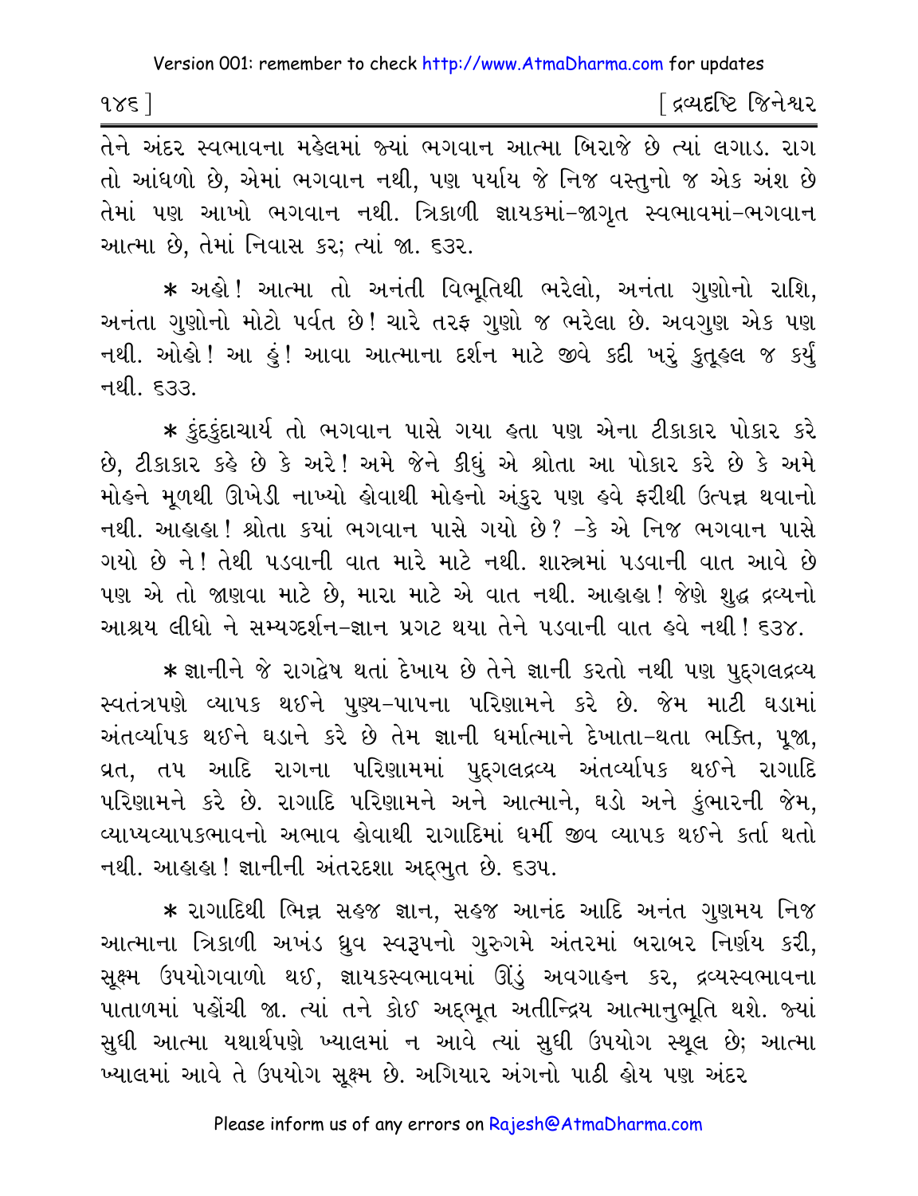તેને અંદર સ્વભાવના મહેલમાં જ્યાં ભગવાન આત્મા બિરાજે છે ત્યાં લગાડ. રાગ તો આંધળો છે, એમાં ભગવાન નથી, પણ પર્યાય જે નિજ વસ્તુનો જ એક અંશ છે તેમાં પણ આખો ભગવાન નથી. ત્રિકાળી જ્ઞાયકમાં-જાગૃત સ્વભાવમાં-ભગવાન આત્મા છે, તેમાં નિવાસ કર; ત્યાં જા. ૬૩૨.

* અહો! આત્મા તો અનંતી વિભૂતિથી ભરેલો, અનંતા ગુણોનો રાશિ, અનંતા ગુણોનો મોટો પર્વત છે! ચારે તરફ ગુણો જ ભરેલા છે. અવગુણ એક પણ નથી. ઓહો! આ હું! આવા આત્માના દર્શન માટે જીવે કદી ખરું કુતૂહલ જ કર્યું નથી. ૬૩૩.

* કુંદકુંદાચાર્ય તો ભગવાન પાસે ગયા હતા પણ એના ટીકાકાર પોકાર કરે છે, ટીકાકાર કહે છે કે અરે! અમે જેને કીધું એ શ્રોતા આ પોકાર કરે છે કે અમે મોહને મૂળથી ઊખેડી નાખ્યો હોવાથી મોહનો અંકુર પણ હવે ફરીથી ઉત્પન્ન થવાનો નથી. આહાહા! શ્રોતા કયાં ભગવાન પાસે ગયો છે? -કે એ નિજ ભગવાન પાસે ગયો છે ને! તેથી પડવાની વાત મારે માટે નથી. શાસ્ત્રમાં પડવાની વાત આવે છે પણ એ તો જાણવા માટે છે, મારા માટે એ વાત નથી. આહાહા! જેણે શુદ્ધ દ્રવ્યનો આશ્રય લીધો ને સમ્યગ્દર્શન-જ્ઞાન પ્રગટ થયા તેને પડવાની વાત હવે નથી! ૬૩૪.

* જ્ઞાનીને જે રાગદ્વેષ થતાં દેખાય છે તેને જ્ઞાની કરતો નથી પણ પુદ્‌ગલદ્રવ્ય સ્વતંત્રપણે વ્યાપક થઈને પુણ્ય-પાપના પરિણામને કરે છે. જેમ માટી ઘડામાં અંતર્વ્યાપક થઈને ઘડાને કરે છે તેમ જ્ઞાની ધર્માત્માને દેખાતા-થતા ભક્તિ, પૂજા, વ્રત, તપ આદિ રાગના પરિણામમાં પુદ્‌ગલદ્રવ્ય અંતર્વ્યાપક થઈને રાગાદિ પરિણામને કરે છે. રાગાદિ પરિણામને અને આત્માને, ઘડો અને કુંભારની જેમ, વ્યાપ્યવ્યાપકભાવનો અભાવ હોવાથી રાગાદિમાં ધર્મી જીવ વ્યાપક થઈને કર્તા થતો નથી. આહાહા! જ્ઞાનીની અંતરદશા અદ્‌ભુત છે. ૬૩૫.

* રાગાદિથી ભિન્ન સહજ જ્ઞાન, સહજ આનંદ આદિ અનંત ગુણમય નિજ આત્માના ત્રિકાળી અખંડ ધ્રુવ સ્વરૂપનો ગુરુગમે અંતરમાં બરાબર નિર્ણય કરી, સૂક્ષ્મ ઉપયોગવાળો થઈ, જ્ઞાયકસ્વભાવમાં ઊંડું અવગાહન કર, દ્રવ્યસ્વભાવના પાતાળમાં પહોંચી જા. ત્યાં તને કોઈ અદ્‌ભૂત અતીન્દ્રિય આત્માનુભૂતિ થશે. જ્યાં સુધી આત્મા યથાર્થપણે ખ્યાલમાં ન આવે ત્યાં સુધી ઉપયોગ સ્થૂલ છે; આત્મા ખ્યાલમાં આવે તે ઉપયોગ સૂક્ષ્મ છે. અગિયાર અંગનો પાઠી હોય પણ અંદર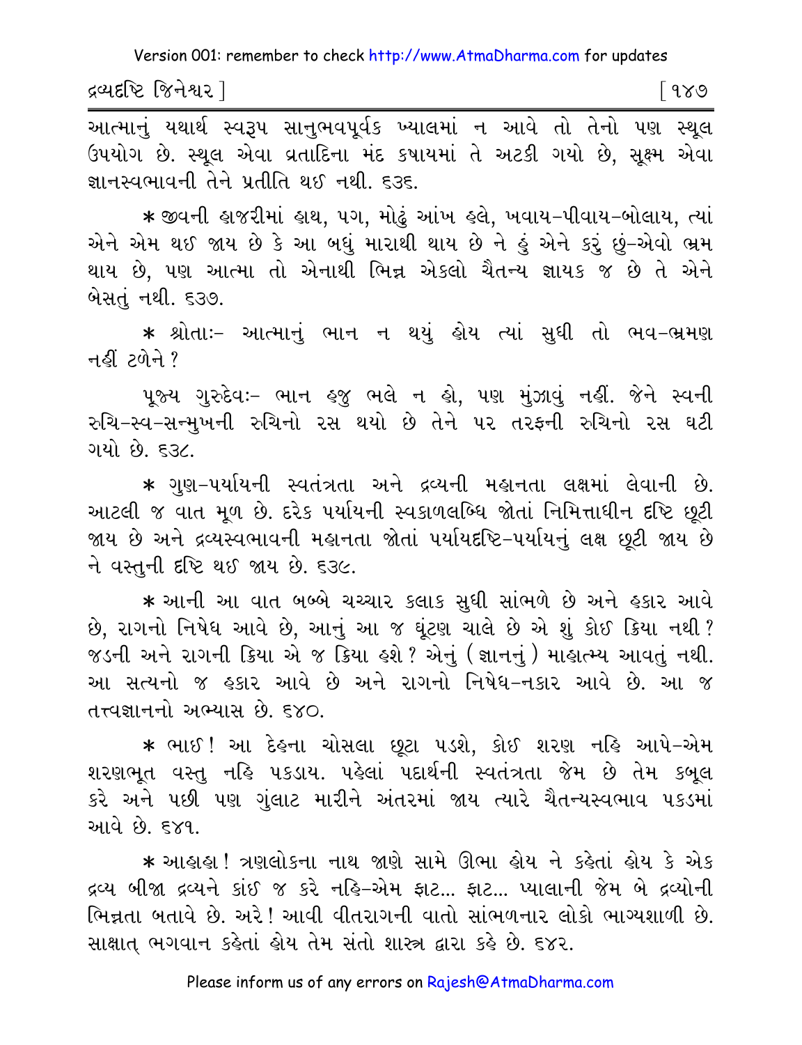આત્માનું યથાર્થ સ્વરૂપ સાનુભવપૂર્વક ખ્યાલમાં ન આવે તો તેનો પણ સ્થૂલ ઉપયોગ છે. સ્થૂલ એવા વ્રતાદિના મંદ કષાયમાં તે અટકી ગયો છે, સૂક્ષ્મ એવા જ્ઞાનસ્વભાવની તેને પ્રતીતિ થઈ નથી. ૬૩૬.

* જીવની હાજરીમાં હાથ, પગ, મોઢું આંખ હલે, ખવાય-પીવાય-બોલાય, ત્યાં એને એમ થઈ જાય છે કે આ બધું મારાથી થાય છે ને હું એને કરું છું-એવો ભ્રમ થાય છે, પણ આત્મા તો એનાથી ભિન્ન એકલો ચૈતન્ય જ્ઞાયક જ છે તે એને બેસતું નથી. ૬૩૭.

* શ્રોતાઃ- આત્માનું ભાન ન થયું હોય ત્યાં સુધી તો ભવ-ભ્રમણ નહીં ટળેને?

પૂજ્ય ગુરુદેવઃ- ભાન હજુ ભલે ન હો, પણ મુંઝાવું નહીં. જેને સ્વની રુચિ-સ્વ-સન્મુખની રુચિનો રસ થયો છે તેને પર તરફની રુચિનો રસ ઘટી ગયો છે. ૬૩૮.

* ગુણ-પર્યાયની સ્વતંત્રતા અને દ્રવ્યની મહાનતા લક્ષમાં લેવાની છે. આટલી જ વાત મૂળ છે. દરેક પર્યાયની સ્વકાળલબ્ધિ જોતાં નિમિત્તાધીન દૃષ્ટિ છૂટી જાય છે અને દ્રવ્યસ્વભાવની મહાનતા જોતાં પર્યાયદૃષ્ટિ-પર્યાયનું લક્ષ છૂટી જાય છે ને વસ્તુની દૃષ્ટિ થઈ જાય છે. ૬૩૯.

* આની આ વાત બબ્બે ચચ્ચાર કલાક સુધી સાંભળે છે અને હકાર આવે છે, રાગનો નિષેધ આવે છે, આનું આ જ ઘૂંટણ ચાલે છે એ શું કોઈ ક્રિયા નથી? જડની અને રાગની ક્રિયા એ જ ક્રિયા હશે? એનું (જ્ઞાનનું) માહાત્મ્ય આવતું નથી. આ સત્યનો જ હકાર આવે છે અને રાગનો નિષેધ-નકાર આવે છે. આ જ તત્ત્વજ્ઞાનનો અભ્યાસ છે. ૬૪૦.

* ભાઈ! આ દેહના ચોસલા છૂટા પડશે, કોઈ શરણ નહિ આપે-એમ શરણભૂત વસ્તુ નહિ પકડાય. પહેલાં પદાર્થની સ્વતંત્રતા જેમ છે તેમ કબૂલ કરે અને પછી પણ ગુંલાટ મારીને અંતરમાં જાય ત્યારે ચૈતન્યસ્વભાવ પકડમાં આવે છે. ૬૪૧.

* આહાહા! ત્રણલોકના નાથ જાણે સામે ઊભા હોય ને કહેતાં હોય કે એક દ્રવ્ય બીજા દ્રવ્યને કાંઈ જ કરે નહિ-એમ ફાટ... ફાટ... પ્યાલાની જેમ બે દ્રવ્યોની ભિન્નતા બતાવે છે. અરે! આવી વીતરાગની વાતો સાંભળનાર લોકો ભાગ્યશાળી છે. સાક્ષાત્ ભગવાન કહેતાં હોય તેમ સંતો શાસ્ત્ર દ્વારા કહે છે. ૬૪૨.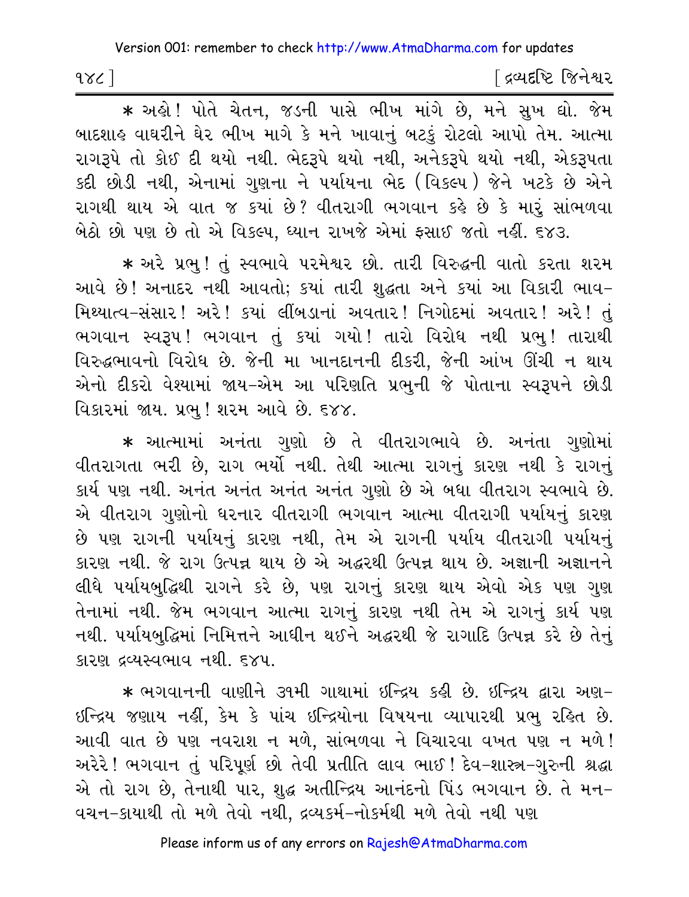* અહો! પોતે ચેતન, જડની પાસે ભીખ માંગે છે, મને સુખ દ્યો. જેમ બાદશાહ વાઘરીને ઘેર ભીખ માગે કે મને ખાવાનું બટકું રોટલો આપો તેમ. આત્મા રાગરૂપે તો કોઈ દી થયો નથી. ભેદરૂપે થયો નથી, અનેકરૂપે થયો નથી, એકરૂપતા કદી છોડી નથી, એનામાં ગુણના ને પર્યાયના ભેદ (વિકલ્પ) જેને ખટકે છે એને રાગથી થાય એ વાત જ કયાં છે? વીતરાગી ભગવાન કહે છે કે મારું સાંભળવા બેઠો છો પણ છે તો એ વિકલ્પ, ધ્યાન રાખજે એમાં ફસાઈ જતો નહીં. ૬૪૩.

* અરે પ્રભુ! તું સ્વભાવે પરમેશ્વર છો. તારી વિરુદ્ધની વાતો કરતા શરમ આવે છે! અનાદર નથી આવતો; કયાં તારી શુદ્ધતા અને કયાં આ વિકારી ભાવ-મિથ્યાત્વ-સંસાર! અરે! કયાં લીંબડાનાં અવતાર! નિગોદમાં અવતાર! અરે! તું ભગવાન સ્વરૂપ! ભગવાન તું કયાં ગયો! તારો વિરોધ નથી પ્રભુ! તારાથી વિરુદ્ધભાવનો વિરોધ છે. જેની મા ખાનદાનની દીકરી, જેની આંખ ઊંચી ન થાય એનો દીકરો વેશ્યામાં જાય-એમ આ પરિણતિ પ્રભુની જે પોતાના સ્વરૂપને છોડી વિકારમાં જાય. પ્રભુ! શરમ આવે છે. ૬૪૪.

* આત્મામાં અનંતા ગુણો છે તે વીતરાગભાવે છે. અનંતા ગુણોમાં વીતરાગતા ભરી છે, રાગ ભર્યો નથી. તેથી આત્મા રાગનું કારણ નથી કે રાગનું કાર્ય પણ નથી. અનંત અનંત અનંત અનંત ગુણો છે એ બધા વીતરાગ સ્વભાવે છે. એ વીતરાગ ગુણોનો ધરનાર વીતરાગી ભગવાન આત્મા વીતરાગી પર્યાયનું કારણ છે પણ રાગની પર્યાયનું કારણ નથી, તેમ એ રાગની પર્યાય વીતરાગી પર્યાયનું કારણ નથી. જે રાગ ઉત્પન્ન થાય છે એ અદ્ધરથી ઉત્પન્ન થાય છે. અજ્ઞાની અજ્ઞાનને લીધે પર્યાયબુદ્ધિથી રાગને કરે છે, પણ રાગનું કારણ થાય એવો એક પણ ગુણ તેનામાં નથી. જેમ ભગવાન આત્મા રાગનું કારણ નથી તેમ એ રાગનું કાર્ય પણ નથી. પર્યાયબુદ્ધિમાં નિમિત્તને આધીન થઈને અદ્ધરથી જે રાગાદિ ઉત્પન્ન કરે છે તેનું કારણ દ્રવ્યસ્વભાવ નથી. ૬૪૫.

* ભગવાનની વાણીને ૩૧મી ગાથામાં ઇન્દ્રિય કહી છે. ઇન્દ્રિય દ્વારા અણ-ઇન્દ્રિય જણાય નહીં, કેમ કે પાંચ ઇન્દ્રિયોના વિષયના વ્યાપારથી પ્રભુ રહિત છે. આવી વાત છે પણ નવરાશ ન મળે, સાંભળવા ને વિચારવા વખત પણ ન મળે! અરેરે! ભગવાન તું પરિપૂર્ણ છો તેવી પ્રતીતિ લાવ ભાઈ! દેવ-શાસ્ત્ર-ગુરુની શ્રદ્ધા એ તો રાગ છે, તેનાથી પાર, શુદ્ધ અતીન્દ્રિય આનંદનો પિંડ ભગવાન છે. તે મન-વચન-કાયાથી તો મળે તેવો નથી, દ્રવ્યકર્મ-નોકર્મથી મળે તેવો નથી પણ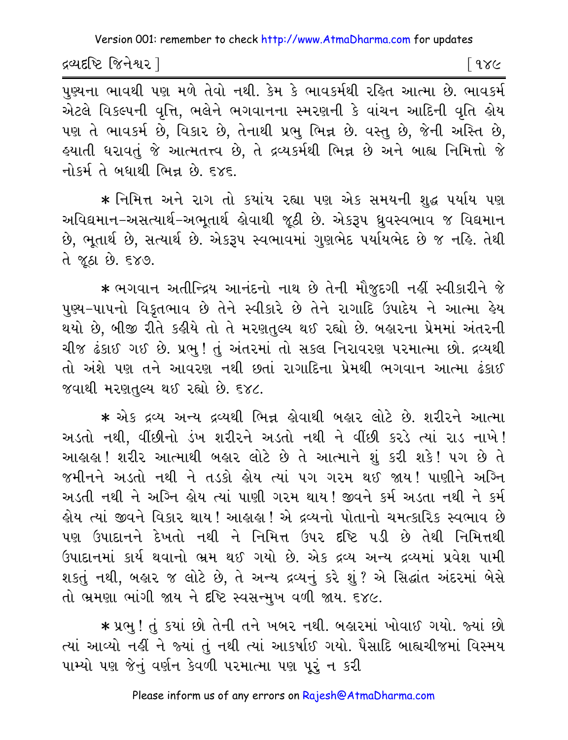પુણ્યના ભાવથી પણ મળે તેવો નથી. કેમ કે ભાવકર્મથી રહિત આત્મા છે. ભાવકર્મ એટલે વિકલ્પની વૃત્તિ, ભલેને ભગવાનના સ્મરણની કે વાંચન આદિની વૃતિ હોય પણ તે ભાવકર્મ છે, વિકાર છે, તેનાથી પ્રભુ ભિન્ન છે. વસ્તુ છે, જેની અસ્તિ છે, હયાતી ધરાવતું જે આત્મતત્ત્વ છે, તે દ્રવ્યકર્મથી ભિન્ન છે અને બાહ્ય નિમિત્તો જે નોકર્મ તે બધાથી ભિન્ન છે. ૬૪૬.

* નિમિત્ત અને રાગ તો ક્યાંય રહ્યા પણ એક સમયની શુદ્ધ પર્યાય પણ અવિદ્યમાન-અસત્યાર્થ-અભૂતાર્થ હોવાથી જૂઠી છે. એકરૂપ ધ્રુવસ્વભાવ જ વિદ્યમાન છે, ભૂતાર્થ છે, સત્યાર્થ છે. એકરૂપ સ્વભાવમાં ગુણભેદ પર્યાયભેદ છે જ નહિ. તેથી તે જૂઠા છે. ૬૪૭.

* ભગવાન અતીન્દ્રિય આનંદનો નાથ છે તેની મૌજુદગી નહીં સ્વીકારીને જે પુણ્ય-પાપનો વિકૃતભાવ છે તેને સ્વીકારે છે તેને રાગાદિ ઉપાદેય ને આત્મા હેય થયો છે, બીજી રીતે કહીયે તો તે મરણતુલ્ય થઈ રહ્યો છે. બહારના પ્રેમમાં અંતરની ચીજ ઢંકાઈ ગઈ છે. પ્રભુ! તું અંતરમાં તો સકલ નિરાવરણ પરમાત્મા છો. દ્રવ્યથી તો અંશે પણ તને આવરણ નથી છતાં રાગાદિના પ્રેમથી ભગવાન આત્મા ઢંકાઈ જવાથી મરણતુલ્ય થઈ રહ્યો છે. ૬૪૮.

* એક દ્રવ્ય અન્ય દ્રવ્યથી ભિન્ન હોવાથી બહાર લોટે છે. શરીરને આત્મા અડતો નથી, વીંછીનો ડંખ શરીરને અડતો નથી ને વીંછી કરડે ત્યાં રાડ નાખે! આહાહા! શરીર આત્માથી બહાર લોટે છે તે આત્માને શું કરી શકે! પગ છે તે જમીનને અડતો નથી ને તડકો હોય ત્યાં પગ ગરમ થઈ જાય! પાણીને અગ્નિ અડતી નથી ને અગ્નિ હોય ત્યાં પાણી ગરમ થાય! જીવને કર્મ અડતા નથી ને કર્મ હોય ત્યાં જીવને વિકાર થાય! આહાહા! એ દ્રવ્યનો પોતાનો ચમત્કારિક સ્વભાવ છે પણ ઉપાદાનને દેખતો નથી ને નિમિત્ત ઉપર દૃષ્ટિ પડી છે તેથી નિમિત્તથી ઉપાદાનમાં કાર્ય થવાનો ભ્રમ થઈ ગયો છે. એક દ્રવ્ય અન્ય દ્રવ્યમાં પ્રવેશ પામી શકતું નથી, બહાર જ લોટે છે, તે અન્ય દ્રવ્યનું કરે શું? એ સિદ્ધાંત અંદરમાં બેસે તો ભ્રમણા ભાંગી જાય ને દૃષ્ટિ સ્વસન્મુખ વળી જાય. ૬૪૯.

* પ્રભુ! તું ક્યાં છો તેની તને ખબર નથી. બહારમાં ખોવાઈ ગયો. જ્યાં છો ત્યાં આવ્યો નહીં ને જ્યાં તું નથી ત્યાં આકર્ષાઈ ગયો. પૈસાદિ બાહ્યચીજમાં વિસ્મય પામ્યો પણ જેનું વર્ણન કેવળી પરમાત્મા પણ પૂરું ન કરી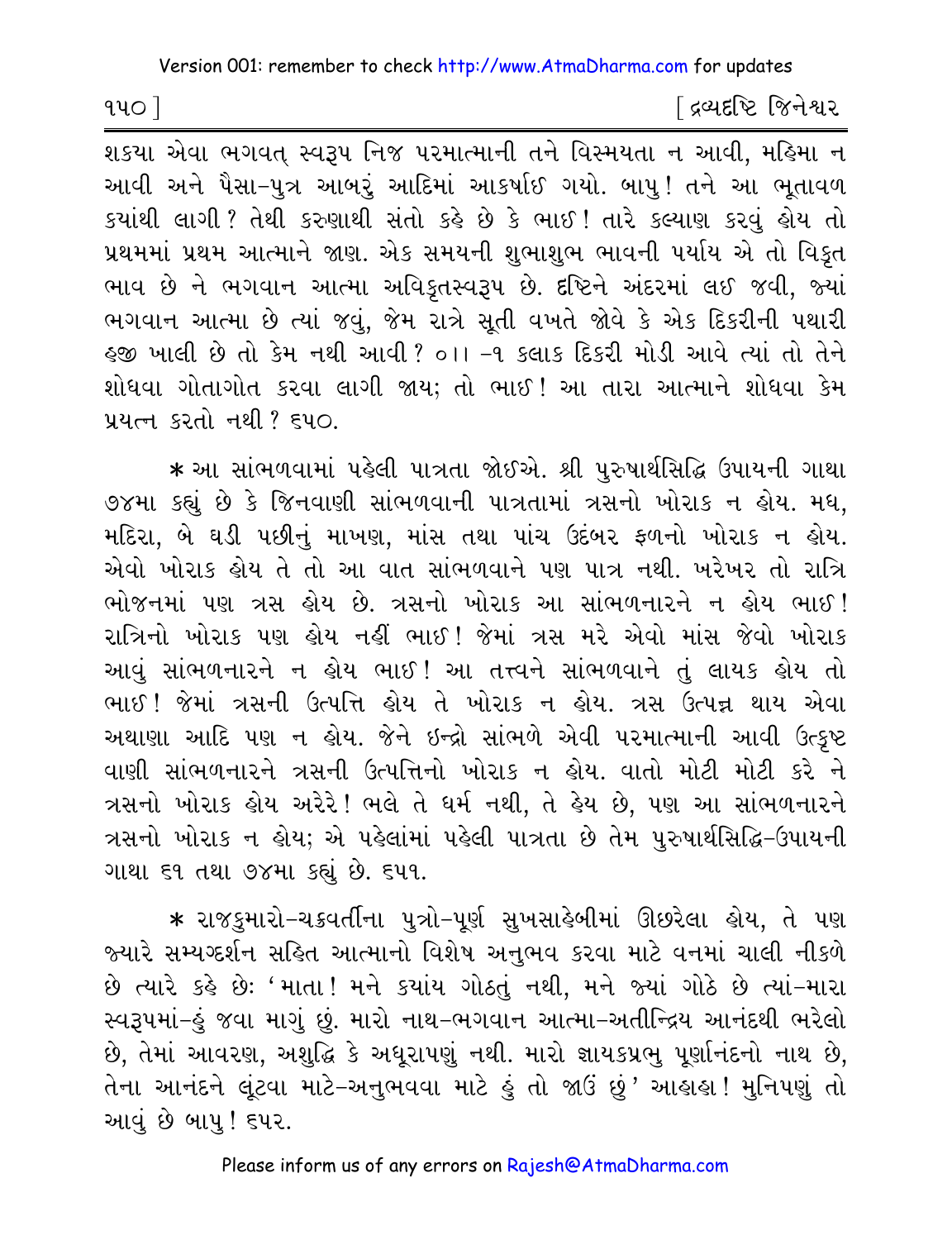શકયા એવા ભગવત્ સ્વરૂપ નિજ પરમાત્માની તને વિસ્મયતા ન આવી, મહિમા ન આવી અને પૈસા-પુત્ર આબરું આદિમાં આકર્ષાઈ ગયો. બાપુ! તને આ ભૂતાવળ કયાંથી લાગી? તેથી કરુણાથી સંતો કહે છે કે ભાઈ! તારે કલ્યાણ કરવું હોય તો પ્રથમમાં પ્રથમ આત્માને જાણ. એક સમયની શુભાશુભ ભાવની પર્યાય એ તો વિકૃત ભાવ છે ને ભગવાન આત્મા અવિકૃતસ્વરૂપ છે. દૃષ્ટિને અંદરમાં લઈ જવી, જ્યાં ભગવાન આત્મા છે ત્યાં જવું, જેમ રાત્રે સૂતી વખતે જોવે કે એક દિકરીની પથારી હજી ખાલી છે તો કેમ નથી આવી? ૦॥ -૧ કલાક દિકરી મોડી આવે ત્યાં તો તેને શોધવા ગોતાગોત કરવા લાગી જાય; તો ભાઈ! આ તારા આત્માને શોધવા કેમ પ્રયત્ન કરતો નથી? ૬૫૦.

* આ સાંભળવામાં પહેલી પાત્રતા જોઈએ. શ્રી પુરુષાર્થસિદ્ધિ ઉપાયની ગાથા ૭૪મા કહ્યું છે કે જિનવાણી સાંભળવાની પાત્રતામાં ત્રસનો ખોરાક ન હોય. મધ, મદિરા, બે ઘડી પછીનું માખણ, માંસ તથા પાંચ ઉદંબર ફળનો ખોરાક ન હોય. એવો ખોરાક હોય તે તો આ વાત સાંભળવાને પણ પાત્ર નથી. ખરેખર તો રાત્રિ ભોજનમાં પણ ત્રસ હોય છે. ત્રસનો ખોરાક આ સાંભળનારને ન હોય ભાઈ! રાત્રિનો ખોરાક પણ હોય નહીં ભાઈ! જેમાં ત્રસ મરે એવો માંસ જેવો ખોરાક આવું સાંભળનારને ન હોય ભાઈ! આ તત્ત્વને સાંભળવાને તું લાયક હોય તો ભાઈ! જેમાં ત્રસની ઉત્પત્તિ હોય તે ખોરાક ન હોય. ત્રસ ઉત્પન્ન થાય એવા અથાણા આદિ પણ ન હોય. જેને ઇન્દ્રો સાંભળે એવી પરમાત્માની આવી ઉત્કૃષ્ટ વાણી સાંભળનારને ત્રસની ઉત્પત્તિનો ખોરાક ન હોય. વાતો મોટી મોટી કરે ને ત્રસનો ખોરાક હોય અરેરે! ભલે તે ધર્મ નથી, તે હેય છે, પણ આ સાંભળનારને ત્રસનો ખોરાક ન હોય; એ પહેલાંમાં પહેલી પાત્રતા છે તેમ પુરુષાર્થસિદ્ધિ-ઉપાયની ગાથા ૬૧ તથા ૭૪મા કહ્યું છે. ૬૫૧.

* રાજકુમારો-ચક્રવર્તીના પુત્રો-પૂર્ણ સુખસાહેબીમાં ઊછરેલા હોય, તે પણ જ્યારે સમ્યગ્દર્શન સહિત આત્માનો વિશેષ અનુભવ કરવા માટે વનમાં ચાલી નીકળે છે ત્યારે કહે છેઃ 'માતા! મને કયાંય ગોઠતું નથી, મને જ્યાં ગોઠે છે ત્યાં-મારા સ્વરૂપમાં-હું જવા માગું છું. મારો નાથ-ભગવાન આત્મા-અતીન્દ્રિય આનંદથી ભરેલો છે, તેમાં આવરણ, અશુદ્ધિ કે અધૂરાપણું નથી. મારો જ્ઞાયકપ્રભુ પૂર્ણાનંદનો નાથ છે, તેના આનંદને લૂંટવા માટે-અનુભવવા માટે હું તો જાઉં છું' આહાહા! મુનિપણું તો આવું છે બાપુ! ૬૫૨.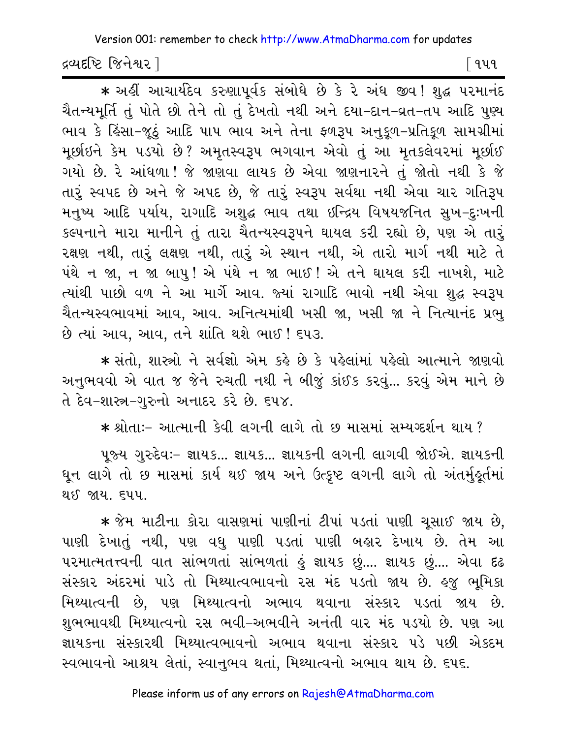* અહીં આચાર્યદેવ કરુણાપૂર્વક સંબોધે છે કે રે અંધ જીવ! શુદ્ધ પરમાનંદ ચૈતન્યમૂર્તિ તું પોતે છો તેને તો તું દેખતો નથી અને દયા-દાન-વ્રત-તપ આદિ પુણ્ય ભાવ કે હિંસા-જૂઠું આદિ પાપ ભાવ અને તેના ફળરૂપ અનુકૂળ-પ્રતિકૂળ સામગ્રીમાં મૂર્છાઇને કેમ પડયો છે? અમૃતસ્વરૂપ ભગવાન એવો તું આ મૃતકલેવરમાં મૂર્છાઈ ગયો છે. રે આંધળા! જે જાણવા લાયક છે એવા જાણનારને તું જોતો નથી કે જે તારું સ્વપદ છે અને જે અપદ છે, જે તારું સ્વરૂપ સર્વથા નથી એવા ચાર ગતિરૂપ મનુષ્ય આદિ પર્યાય, રાગાદિ અશુદ્ધ ભાવ તથા ઇન્દ્રિય વિષયજનિત સુખ-દુઃખની કલ્પનાને મારા માનીને તું તારા ચૈતન્યસ્વરૂપને ઘાયલ કરી રહ્યો છે, પણ એ તારું રક્ષણ નથી, તારું લક્ષણ નથી, તારું એ સ્થાન નથી, એ તારો માર્ગ નથી માટે તે પંથે ન જા, ન જા બાપુ! એ પંથે ન જા ભાઈ! એ તને ઘાયલ કરી નાખશે, માટે ત્યાંથી પાછો વળ ને આ માર્ગે આવ. જ્યાં રાગાદિ ભાવો નથી એવા શુદ્ધ સ્વરૂપ ચૈતન્યસ્વભાવમાં આવ, આવ. અનિત્યમાંથી ખસી જા, ખસી જા ને નિત્યાનંદ પ્રભુ છે ત્યાં આવ, આવ, તને શાંતિ થશે ભાઈ! ૬૫૩.

* સંતો, શાસ્ત્રો ને સર્વજ્ઞો એમ કહે છે કે પહેલાંમાં પહેલો આત્માને જાણવો અનુભવવો એ વાત જ જેને રુચતી નથી ને બીજું કાંઈક કરવું... કરવું એમ માને છે તે દેવ-શાસ્ત્ર-ગુરુનો અનાદર કરે છે. ૬૫૪.

* શ્રોતાઃ- આત્માની કેવી લગની લાગે તો છ માસમાં સમ્યગ્દર્શન થાય?

પૂજ્ય ગુરુદેવઃ- જ્ઞાયક... જ્ઞાયક... જ્ઞાયકની લગની લાગવી જોઈએ. જ્ઞાયકની ધૂન લાગે તો છ માસમાં કાર્ય થઈ જાય અને ઉત્કૃષ્ટ લગની લાગે તો અંતર્મુહૂર્તમાં થઈ જાય. ૬૫૫.

* જેમ માટીના કોરા વાસણમાં પાણીનાં ટીપાં પડતાં પાણી ચૂસાઈ જાય છે, પાણી દેખાતું નથી, પણ વધુ પાણી પડતાં પાણી બહાર દેખાય છે. તેમ આ પરમાત્મતત્ત્વની વાત સાંભળતાં સાંભળતાં હું જ્ઞાયક છું.... જ્ઞાયક છું.... એવા દૃઢ સંસ્કાર અંદરમાં પાડે તો મિથ્યાત્વભાવનો રસ મંદ પડતો જાય છે. હજુ ભૂમિકા મિથ્યાત્વની છે, પણ મિથ્યાત્વનો અભાવ થવાના સંસ્કાર પડતાં જાય છે. શુભભાવથી મિથ્યાત્વનો રસ ભવી-અભવીને અનંતી વાર મંદ પડયો છે. પણ આ જ્ઞાયકના સંસ્કારથી મિથ્યાત્વભાવનો અભાવ થવાના સંસ્કાર પડે પછી એકદમ સ્વભાવનો આશ્રય લેતાં, સ્વાનુભવ થતાં, મિથ્યાત્વનો અભાવ થાય છે. ૬૫૬.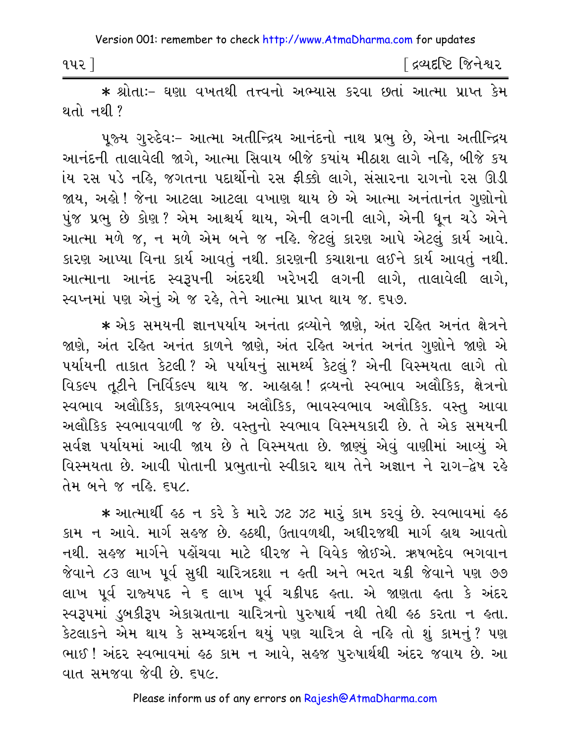* શ્રોતાઃ- ઘણા વખતથી તત્ત્વનો અભ્યાસ કરવા છતાં આત્મા પ્રાપ્ત કેમ થતો નથી ?

પૂજ્ય ગુરુદેવઃ- આત્મા અતીન્દ્રિય આનંદનો નાથ પ્રભુ છે, એના અતીન્દ્રિય આનંદની તાલાવેલી જાગે, આત્મા સિવાય બીજે કયાંય મીઠાશ લાગે નહિ, બીજે કયાંય રસ પડે નહિ, જગતના પદાર્થોનો રસ ફીક્કો લાગે, સંસારના રાગનો રસ ઊડી જાય, અહો! જેના આટલા આટલા વખાણ થાય છે એ આત્મા અનંતાનંત ગુણોનો પુંજ પ્રભુ છે કોણ? એમ આશ્ચર્ય થાય, એની લગની લાગે, એની ધૂન ચડે એને આત્મા મળે જ, ન મળે એમ બને જ નહિ. જેટલું કારણ આપે એટલું કાર્ય આવે. કારણ આપ્યા વિના કાર્ય આવતું નથી. કારણની કચાશના લઈને કાર્ય આવતું નથી. આત્માના આનંદ સ્વરૂપની અંદરથી ખરેખરી લગની લાગે, તાલાવેલી લાગે, સ્વપ્નમાં પણ એનું એ જ રહે, તેને આત્મા પ્રાપ્ત થાય જ. ૬૫૭.

* એક સમયની જ્ઞાનપર્યાય અનંતા દ્રવ્યોને જાણે, અંત રહિત અનંત ક્ષેત્રને જાણે, અંત રહિત અનંત કાળને જાણે, અંત રહિત અનંત અનંત ગુણોને જાણે એ પર્યાયની તાકાત કેટલી? એ પર્યાયનું સામર્થ્ય કેટલું? એની વિસ્મયતા લાગે તો વિકલ્પ તૂટીને નિર્વિકલ્પ થાય જ. આહાહા! દ્રવ્યનો સ્વભાવ અલૌકિક, ક્ષેત્રનો સ્વભાવ અલૌકિક, કાળસ્વભાવ અલૌકિક, ભાવસ્વભાવ અલૌકિક. વસ્તુ આવા અલૌકિક સ્વભાવવાળી જ છે. વસ્તુનો સ્વભાવ વિસ્મયકારી છે. તે એક સમયની સર્વજ્ઞ પર્યાયમાં આવી જાય છે તે વિસ્મયતા છે. જાણ્યું એવું વાણીમાં આવ્યું એ વિસ્મયતા છે. આવી પોતાની પ્રભુતાનો સ્વીકાર થાય તેને અજ્ઞાન ને રાગ-દ્વેષ રહે તેમ બને જ નહિ. ૬૫૮.

* આત્માર્થી હઠ ન કરે કે મારે ઝટ ઝટ મારું કામ કરવું છે. સ્વભાવમાં હઠ કામ ન આવે. માર્ગ સહજ છે. હઠથી, ઉતાવળથી, અધીરજથી માર્ગ હાથ આવતો નથી. સહજ માર્ગને પહોંચવા માટે ધીરજ ને વિવેક જોઈએ. ઋષભદેવ ભગવાન જેવાને ૮૩ લાખ પૂર્વ સુધી ચારિત્રદશા ન હતી અને ભરત ચક્રી જેવાને પણ ૭૭ લાખ પૂર્વ રાજ્યપદ ને ૬ લાખ પૂર્વ ચક્રીપદ હતા. એ જાણતા હતા કે અંદર સ્વરૂપમાં ડુબકીરૂપ એકાગ્રતાના ચારિત્રનો પુરુષાર્થ નથી તેથી હઠ કરતા ન હતા. કેટલાકને એમ થાય કે સમ્યગ્દર્શન થયું પણ ચારિત્ર લે નહિ તો શું કામનું? પણ ભાઈ! અંદર સ્વભાવમાં હઠ કામ ન આવે, સહજ પુરુષાર્થથી અંદર જવાય છે. આ વાત સમજવા જેવી છે. ૬૫૯.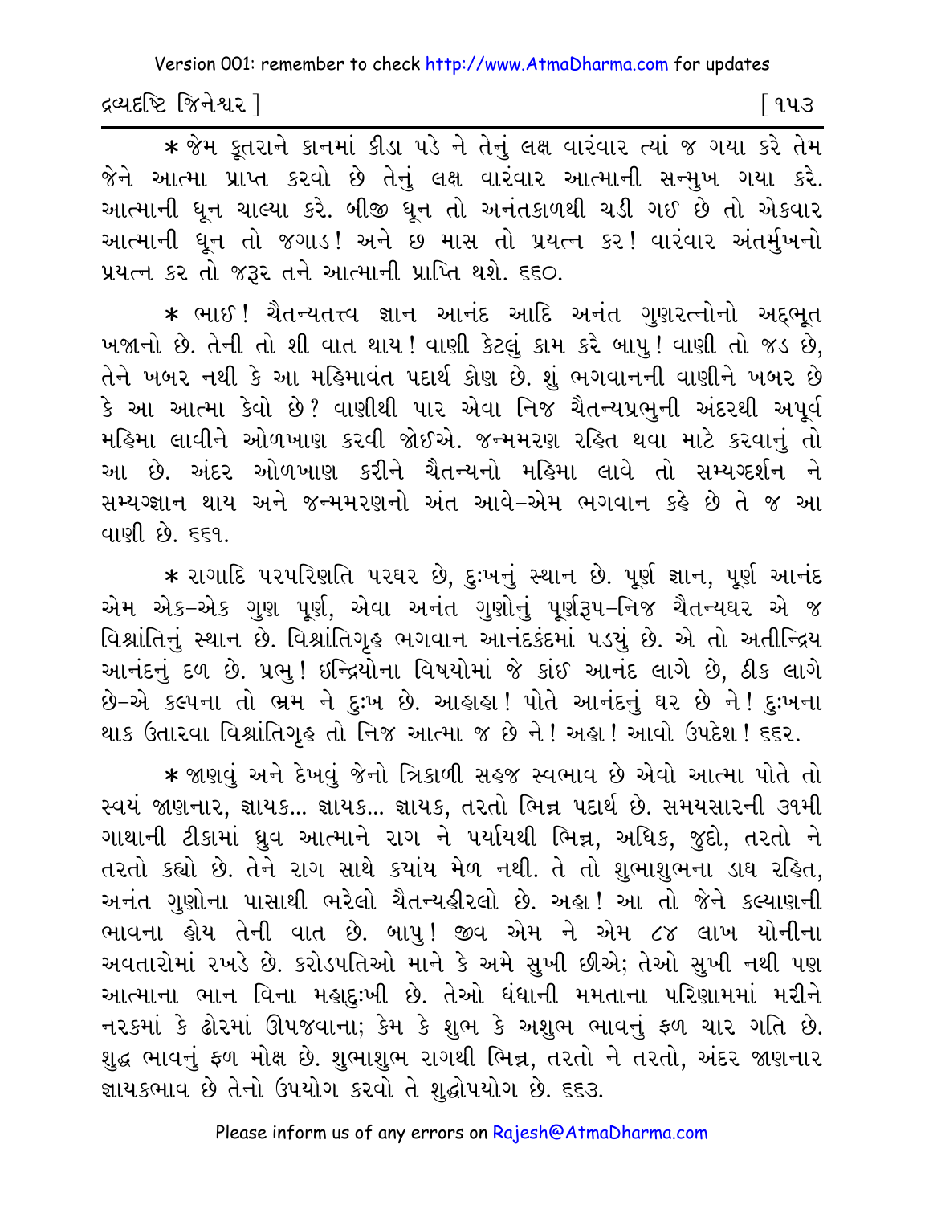* જેમ કૂતરાને કાનમાં કીડા પડે ને તેનું લક્ષ વારંવાર ત્યાં જ ગયા કરે તેમ જેને આત્મા પ્રાપ્ત કરવો છે તેનું લક્ષ વારંવાર આત્માની સન્મુખ ગયા કરે. આત્માની ધૂન ચાલ્યા કરે. બીજી ધૂન તો અનંતકાળથી ચડી ગઈ છે તો એકવાર આત્માની ધૂન તો જગાડ! અને છ માસ તો પ્રયત્ન કર! વારંવાર અંતર્મુખનો પ્રયત્ન કર તો જરૂર તને આત્માની પ્રાપ્તિ થશે. ૬૬૦.

* ભાઈ! ચૈતન્યતત્ત્વ જ્ઞાન આનંદ આદિ અનંત ગુણરત્નોનો અદ્દભૂત ખજાનો છે. તેની તો શી વાત થાય! વાણી કેટલું કામ કરે બાપુ! વાણી તો જડ છે, તેને ખબર નથી કે આ મહિમાવંત પદાર્થ કોણ છે. શું ભગવાનની વાણીને ખબર છે કે આ આત્મા કેવો છે? વાણીથી પાર એવા નિજ ચૈતન્યપ્રભુની અંદરથી અપૂર્વ મહિમા લાવીને ઓળખાણ કરવી જોઈએ. જન્મમરણ રહિત થવા માટે કરવાનું તો આ છે. અંદર ઓળખાણ કરીને ચૈતન્યનો મહિમા લાવે તો સમ્યગ્દર્શન ને સમ્યગ્જ્ઞાન થાય અને જન્મમરણનો અંત આવે-એમ ભગવાન કહે છે તે જ આ વાણી છે. ૬૬૧.

* રાગાદિ પરપરિણતિ પરઘર છે, દુઃખનું સ્થાન છે. પૂર્ણ જ્ઞાન, પૂર્ણ આનંદ એમ એક-એક ગુણ પૂર્ણ, એવા અનંત ગુણોનું પૂર્ણરૂપ-નિજ ચૈતન્યઘર એ જ વિશ્રાંતિનું સ્થાન છે. વિશ્રાંતિગૃહ ભગવાન આનંદકંદમાં પડયું છે. એ તો અતીન્દ્રિય આનંદનું દળ છે. પ્રભુ! ઇન્દ્રિયોના વિષયોમાં જે કાંઈ આનંદ લાગે છે, ઠીક લાગે છે-એ કલ્પના તો ભ્રમ ને દુઃખ છે. આહાહા! પોતે આનંદનું ઘર છે ને! દુઃખના થાક ઉતારવા વિશ્રાંતિગૃહ તો નિજ આત્મા જ છે ને! અહા! આવો ઉપદેશ! ૬૬૨.

* જાણવું અને દેખવું જેનો ત્રિકાળી સહજ સ્વભાવ છે એવો આત્મા પોતે તો સ્વયં જાણનાર, જ્ઞાયક... જ્ઞાયક... જ્ઞાયક, તરતો ભિન્ન પદાર્થ છે. સમયસારની ૩૧મી ગાથાની ટીકામાં ધ્રુવ આત્માને રાગ ને પર્યાયથી ભિન્ન, અધિક, જુદો, તરતો ને તરતો કહ્યો છે. તેને રાગ સાથે કયાંય મેળ નથી. તે તો શુભાશુભના ડાઘ રહિત, અનંત ગુણોના પાસાથી ભરેલો ચૈતન્યહીરલો છે. અહા! આ તો જેને કલ્યાણની ભાવના હોય તેની વાત છે. બાપુ! જીવ એમ ને એમ ૮૪ લાખ યોનીના અવતારોમાં રખડે છે. કરોડપતિઓ માને કે અમે સુખી છીએ; તેઓ સુખી નથી પણ આત્માના ભાન વિના મહાદુઃખી છે. તેઓ ધંધાની મમતાના પરિણામમાં મરીને નરકમાં કે ઢોરમાં ઊપજવાના; કેમ કે શુભ કે અશુભ ભાવનું ફળ ચાર ગતિ છે. શુદ્ધ ભાવનું ફળ મોક્ષ છે. શુભાશુભ રાગથી ભિન્ન, તરતો ને તરતો, અંદર જાણનાર જ્ઞાયકભાવ છે તેનો ઉપયોગ કરવો તે શુદ્ધોપયોગ છે. ૬૬૩.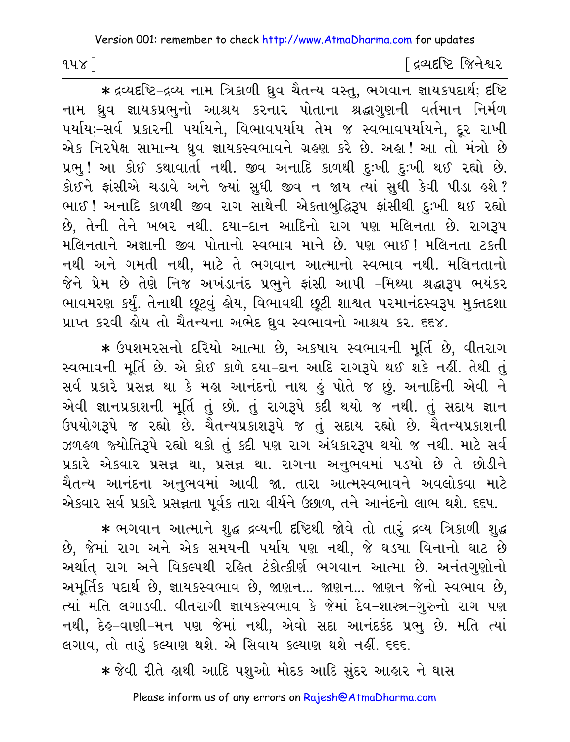* દ્રવ્યદૃષ્ટિ-દ્રવ્ય નામ ત્રિકાળી ધ્રુવ ચૈતન્ય વસ્તુ, ભગવાન જ્ઞાયકપદાર્થ; દૃષ્ટિ નામ ધ્રુવ જ્ઞાયકપ્રભુનો આશ્રય કરનાર પોતાના શ્રદ્ધાગુણની વર્તમાન નિર્મળ પર્યાય;-સર્વ પ્રકારની પર્યાયને, વિભાવપર્યાય તેમ જ સ્વભાવપર્યાયને, દૂર રાખી એક નિરપેક્ષ સામાન્ય ધ્રુવ જ્ઞાયકસ્વભાવને ગ્રહણ કરે છે. અહા! આ તો મંત્રો છે પ્રભુ! આ કોઈ કથાવાર્તા નથી. જીવ અનાદિ કાળથી દુઃખી દુઃખી થઈ રહ્યો છે. કોઈને ફાંસીએ ચડાવે અને જ્યાં સુધી જીવ ન જાય ત્યાં સુધી કેવી પીડા હશે? ભાઈ! અનાદિ કાળથી જીવ રાગ સાથેની એકતાબુદ્ધિરૂપ ફાંસીથી દુઃખી થઈ રહ્યો છે, તેની તેને ખબર નથી. દયા-દાન આદિનો રાગ પણ મલિનતા છે. રાગરૂપ મલિનતાને અજ્ઞાની જીવ પોતાનો સ્વભાવ માને છે. પણ ભાઈ! મલિનતા ટકતી નથી અને ગમતી નથી, માટે તે ભગવાન આત્માનો સ્વભાવ નથી. મલિનતાનો જેને પ્રેમ છે તેણે નિજ અખંડાનંદ પ્રભુને ફાંસી આપી -મિથ્યા શ્રદ્ધારૂપ ભયંકર ભાવમરણ કર્યું. તેનાથી છૂટવું હોય, વિભાવથી છૂટી શાશ્વત પરમાનંદસ્વરૂપ મુક્તદશા પ્રાપ્ત કરવી હોય તો ચૈતન્યના અભેદ ધ્રુવ સ્વભાવનો આશ્રય કર. ૬૬૪.

* ઉપશમરસનો દરિયો આત્મા છે, અકષાય સ્વભાવની મૂર્તિ છે, વીતરાગ સ્વભાવની મૂર્તિ છે. એ કોઈ કાળે દયા-દાન આદિ રાગરૂપે થઈ શકે નહીં. તેથી તું સર્વ પ્રકારે પ્રસન્ન થા કે મહા આનંદનો નાથ હું પોતે જ છું. અનાદિની એવી ને એવી જ્ઞાનપ્રકાશની મૂર્તિ તું છો. તું રાગરૂપે કદી થયો જ નથી. તું સદાય જ્ઞાન ઉપયોગરૂપે જ રહ્યો છે. ચૈતન્યપ્રકાશરૂપે જ તું સદાય રહ્યો છે. ચૈતન્યપ્રકાશની ઝળહળ જ્યોતિરૂપે રહ્યો થકો તું કદી પણ રાગ અંધકારરૂપ થયો જ નથી. માટે સર્વ પ્રકારે એકવાર પ્રસન્ન થા, પ્રસન્ન થા. રાગના અનુભવમાં પડયો છે તે છોડીને ચૈતન્ય આનંદના અનુભવમાં આવી જા. તારા આત્મસ્વભાવને અવલોકવા માટે એકવાર સર્વ પ્રકારે પ્રસન્નતા પૂર્વક તારા વીર્યને ઉછાળ, તને આનંદનો લાભ થશે. ૬૬૫.

* ભગવાન આત્માને શુદ્ધ દ્રવ્યની દૃષ્ટિથી જોવે તો તારું દ્રવ્ય ત્રિકાળી શુદ્ધ છે, જેમાં રાગ અને એક સમયની પર્યાય પણ નથી, જે ઘડયા વિનાનો ઘાટ છે અર્થાત્ રાગ અને વિકલ્પથી રહિત ટંકોત્કીર્ણ ભગવાન આત્મા છે. અનંતગુણોનો અમૂર્તિક પદાર્થ છે, જ્ઞાયકસ્વભાવ છે, જાણન... જાણન... જાણન જેનો સ્વભાવ છે, ત્યાં મતિ લગાડવી. વીતરાગી જ્ઞાયકસ્વભાવ કે જેમાં દેવ-શાસ્ત્ર-ગુરુનો રાગ પણ નથી, દેહ-વાણી-મન પણ જેમાં નથી, એવો સદા આનંદકંદ પ્રભુ છે. મતિ ત્યાં લગાવ, તો તારું કલ્યાણ થશે. એ સિવાય કલ્યાણ થશે નહીં. ૬૬૬.

* જેવી રીતે હાથી આદિ પશુઓ મોદક આદિ સુંદર આહાર ને ઘાસ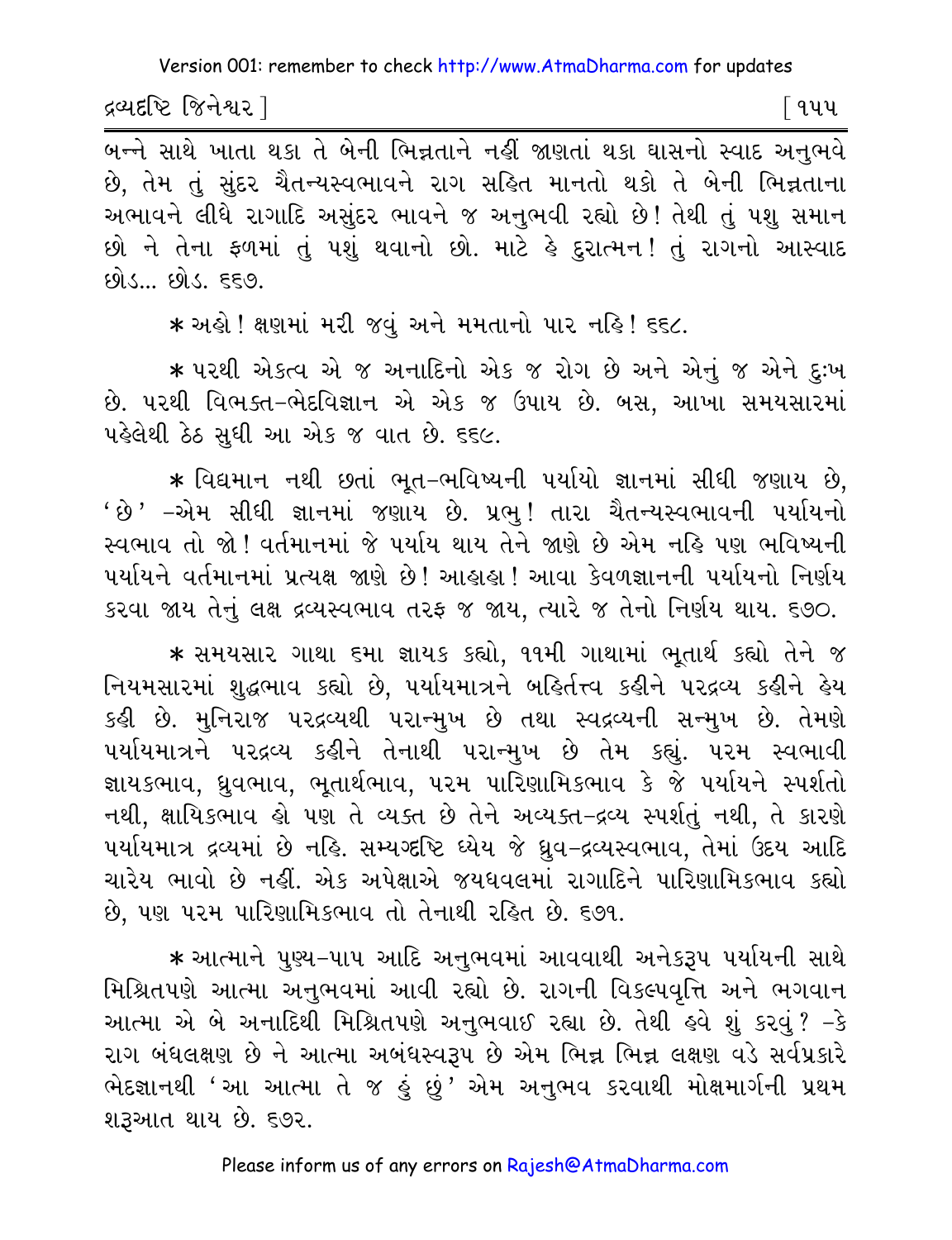બન્ને સાથે ખાતા થકા તે બેની ભિન્નતાને નહીં જાણતાં થકા ઘાસનો સ્વાદ અનુભવે છે, તેમ તું સુંદર ચૈતન્યસ્વભાવને રાગ સહિત માનતો થકો તે બેની ભિન્નતાના અભાવને લીધે રાગાદિ અસુંદર ભાવને જ અનુભવી રહ્યો છે! તેથી તું પશુ સમાન છો ને તેના ફળમાં તું પશું થવાનો છો. માટે હે દુરાત્મન! તું રાગનો આસ્વાદ છોડ... છોડ. ૬૬૭.

* અહો! ક્ષણમાં મરી જવું અને મમતાનો પાર નહિ! ૬૬૮.

* પરથી એકત્વ એ જ અનાદિનો એક જ રોગ છે અને એનું જ એને દુઃખ છે. પરથી વિભક્ત-ભેદવિજ્ઞાન એ એક જ ઉપાય છે. બસ, આખા સમયસારમાં પહેલેથી ઠેઠ સુધી આ એક જ વાત છે. ૬૬૯.

* વિદ્યમાન નથી છતાં ભૂત-ભવિષ્યની પર્યાયો જ્ઞાનમાં સીધી જણાય છે, 'છે' -એમ સીધી જ્ઞાનમાં જણાય છે. પ્રભુ! તારા ચૈતન્યસ્વભાવની પર્યાયનો સ્વભાવ તો જો! વર્તમાનમાં જે પર્યાય થાય તેને જાણે છે એમ નહિ પણ ભવિષ્યની પર્યાયને વર્તમાનમાં પ્રત્યક્ષ જાણે છે! આહાહા! આવા કેવળજ્ઞાનની પર્યાયનો નિર્ણય કરવા જાય તેનું લક્ષ દ્રવ્યસ્વભાવ તરફ જ જાય, ત્યારે જ તેનો નિર્ણય થાય. ૬૭૦.

* સમયસાર ગાથા ૬મા જ્ઞાયક કહ્યો, ૧૧મી ગાથામાં ભૂતાર્થ કહ્યો તેને જ નિયમસારમાં શુદ્ધભાવ કહ્યો છે, પર્યાયમાત્રને બહિર્તત્ત્વ કહીને પરદ્રવ્ય કહીને હેય કહી છે. મુનિરાજ પરદ્રવ્યથી પરાન્મુખ છે તથા સ્વદ્રવ્યની સન્મુખ છે. તેમણે પર્યાયમાત્રને પરદ્રવ્ય કહીને તેનાથી પરાન્મુખ છે તેમ કહ્યું. પરમ સ્વભાવી જ્ઞાયકભાવ, ધ્રુવભાવ, ભૂતાર્થભાવ, પરમ પારિણામિકભાવ કે જે પર્યાયને સ્પર્શતો નથી, ક્ષાયિકભાવ હો પણ તે વ્યક્ત છે તેને અવ્યક્ત-દ્રવ્ય સ્પર્શતું નથી, તે કારણે પર્યાયમાત્ર દ્રવ્યમાં છે નહિ. સમ્યગ્દૃષ્ટિ ધ્યેય જે ધ્રુવ-દ્રવ્યસ્વભાવ, તેમાં ઉદય આદિ ચારેય ભાવો છે નહીં. એક અપેક્ષાએ જયધવલમાં રાગાદિને પારિણામિકભાવ કહ્યો છે, પણ પરમ પારિણામિકભાવ તો તેનાથી રહિત છે. ૬૭૧.

* આત્માને પુણ્ય-પાપ આદિ અનુભવમાં આવવાથી અનેકરૂપ પર્યાયની સાથે મિશ્રિતપણે આત્મા અનુભવમાં આવી રહ્યો છે. રાગની વિકલ્પવૃત્તિ અને ભગવાન આત્મા એ બે અનાદિથી મિશ્રિતપણે અનુભવાઈ રહ્યા છે. તેથી હવે શું કરવું? -કે રાગ બંધલક્ષણ છે ને આત્મા અબંધસ્વરૂપ છે એમ ભિન્ન ભિન્ન લક્ષણ વડે સર્વપ્રકારે ભેદજ્ઞાનથી 'આ આત્મા તે જ હું છું' એમ અનુભવ કરવાથી મોક્ષમાર્ગની પ્રથમ શરૂઆત થાય છે. ૬૭૨.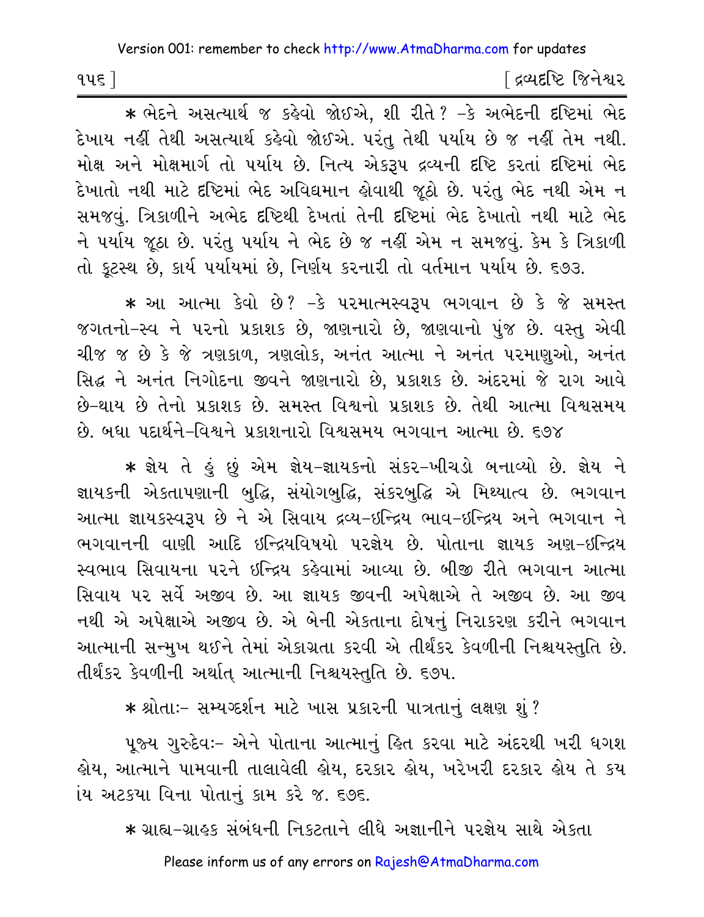* ભેદને અસત્યાર્થ જ કહેવો જોઈએ, શી રીતે? -કે અભેદની દૃષ્ટિમાં ભેદ દેખાય નહીં તેથી અસત્યાર્થ કહેવો જોઈએ. પરંતુ તેથી પર્યાય છે જ નહીં તેમ નથી. મોક્ષ અને મોક્ષમાર્ગ તો પર્યાય છે. નિત્ય એકરૂપ દ્રવ્યની દૃષ્ટિ કરતાં દૃષ્ટિમાં ભેદ દેખાતો નથી માટે દૃષ્ટિમાં ભેદ અવિદ્યમાન હોવાથી જૂઠો છે. પરંતુ ભેદ નથી એમ ન સમજવું. ત્રિકાળીને અભેદ દૃષ્ટિથી દેખતાં તેની દૃષ્ટિમાં ભેદ દેખાતો નથી માટે ભેદ ને પર્યાય જૂઠા છે. પરંતુ પર્યાય ને ભેદ છે જ નહીં એમ ન સમજવું. કેમ કે ત્રિકાળી તો કૂટસ્થ છે, કાર્ય પર્યાયમાં છે, નિર્ણય કરનારી તો વર્તમાન પર્યાય છે. ૬૭૩.

* આ આત્મા કેવો છે? -કે પરમાત્મસ્વરૂપ ભગવાન છે કે જે સમસ્ત જગતનો-સ્વ ને પરનો પ્રકાશક છે, જાણનારો છે, જાણવાનો પુંજ છે. વસ્તુ એવી ચીજ જ છે કે જે ત્રણકાળ, ત્રણલોક, અનંત આત્મા ને અનંત પરમાણુઓ, અનંત સિદ્ધ ને અનંત નિગોદના જીવને જાણનારો છે, પ્રકાશક છે. અંદરમાં જે રાગ આવે છે-થાય છે તેનો પ્રકાશક છે. સમસ્ત વિશ્વનો પ્રકાશક છે. તેથી આત્મા વિશ્વસમય છે. બધા પદાર્થને-વિશ્વને પ્રકાશનારો વિશ્વસમય ભગવાન આત્મા છે. ૬૭૪

* જ્ઞેય તે હું છું એમ જ્ઞેય-જ્ઞાયકનો સંકર-ખીચડો બનાવ્યો છે. જ્ઞેય ને જ્ઞાયકની એકતાપણાની બુદ્ધિ, સંયોગબુદ્ધિ, સંકરબુદ્ધિ એ મિથ્યાત્વ છે. ભગવાન આત્મા જ્ઞાયકસ્વરૂપ છે ને એ સિવાય દ્રવ્ય-ઇન્દ્રિય ભાવ-ઇન્દ્રિય અને ભગવાન ને ભગવાનની વાણી આદિ ઇન્દ્રિયવિષયો પરજ્ઞેય છે. પોતાના જ્ઞાયક અણ-ઇન્દ્રિય સ્વભાવ સિવાયના પરને ઇન્દ્રિય કહેવામાં આવ્યા છે. બીજી રીતે ભગવાન આત્મા સિવાય પર સર્વે અજીવ છે. આ જ્ઞાયક જીવની અપેક્ષાએ તે અજીવ છે. આ જીવ નથી એ અપેક્ષાએ અજીવ છે. એ બેની એકતાના દોષનું નિરાકરણ કરીને ભગવાન આત્માની સન્મુખ થઈને તેમાં એકાગ્રતા કરવી એ તીર્થંકર કેવળીની નિશ્ચયસ્તુતિ છે. તીર્થંકર કેવળીની અર્થાત્ આત્માની નિશ્ચયસ્તુતિ છે. ૬૭૫.

* શ્રોતાઃ- સમ્યગ્દર્શન માટે ખાસ પ્રકારની પાત્રતાનું લક્ષણ શું?

પૂજ્ય ગુરુદેવઃ- એને પોતાના આત્માનું હિત કરવા માટે અંદરથી ખરી ધગશ હોય, આત્માને પામવાની તાલાવેલી હોય, દરકાર હોય, ખરેખરી દરકાર હોય તે કયાંય અટકયા વિના પોતાનું કામ કરે જ. ૬૭૬.

* ગ્રાહ્ય-ગ્રાહક સંબંધની નિકટતાને લીધે અજ્ઞાનીને પરજ્ઞેય સાથે એકતા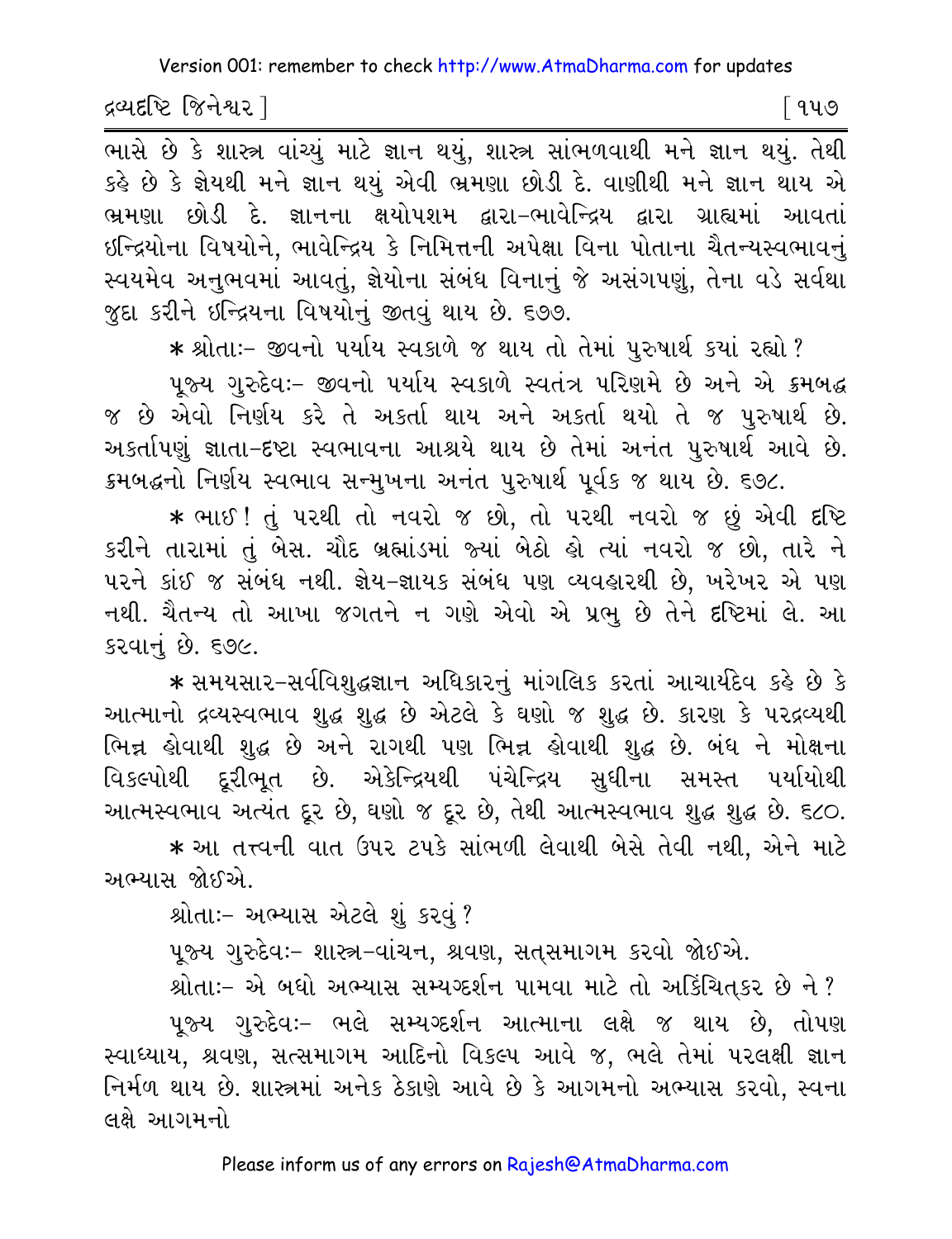ભાસે છે કે શાસ્ત્ર વાંચ્યું માટે જ્ઞાન થયું, શાસ્ત્ર સાંભળવાથી મને જ્ઞાન થયું. તેથી કહે છે કે જ્ઞેયથી મને જ્ઞાન થયું એવી ભ્રમણા છોડી દે. વાણીથી મને જ્ઞાન થાય એ ભ્રમણા છોડી દે. જ્ઞાનના ક્ષયોપશમ દ્વારા-ભાવેન્દ્રિય દ્વારા ગ્રાહ્યમાં આવતાં ઇન્દ્રિયોના વિષયોને, ભાવેન્દ્રિય કે નિમિત્તની અપેક્ષા વિના પોતાના ચૈતન્યસ્વભાવનું સ્વયમેવ અનુભવમાં આવતું, જ્ઞેયોના સંબંધ વિનાનું જે અસંગપણું, તેના વડે સર્વથા જુદા કરીને ઇન્દ્રિયના વિષયોનું જીતવું થાય છે. ૬૭૭.

* શ્રોતાઃ- જીવનો પર્યાય સ્વકાળે જ થાય તો તેમાં પુરુષાર્થ કયાં રહ્યો?

પૂજ્ય ગુરુદેવઃ- જીવનો પર્યાય સ્વકાળે સ્વતંત્ર પરિણમે છે અને એ ક્રમબદ્ધ જ છે એવો નિર્ણય કરે તે અકર્તા થાય અને અકર્તા થયો તે જ પુરુષાર્થ છે. અકર્તાપણું જ્ઞાતા-દૃષ્ટા સ્વભાવના આશ્રયે થાય છે તેમાં અનંત પુરુષાર્થ આવે છે. ક્રમબદ્ધનો નિર્ણય સ્વભાવ સન્મુખના અનંત પુરુષાર્થ પૂર્વક જ થાય છે. ૬૭૮.

* ભાઈ! તું પરથી તો નવરો જ છો, તો પરથી નવરો જ છું એવી દૃષ્ટિ કરીને તારામાં તું બેસ. ચૌદ બ્રહ્માંડમાં જ્યાં બેઠો હો ત્યાં નવરો જ છો, તારે ને પરને કાંઈ જ સંબંધ નથી. જ્ઞેય-જ્ઞાયક સંબંધ પણ વ્યવહારથી છે, ખરેખર એ પણ નથી. ચૈતન્ય તો આખા જગતને ન ગણે એવો એ પ્રભુ છે તેને દૃષ્ટિમાં લે. આ કરવાનું છે. ૬૭૯.

* સમયસાર-સર્વવિશુદ્ધજ્ઞાન અધિકારનું માંગલિક કરતાં આચાર્યદેવ કહે છે કે આત્માનો દ્રવ્યસ્વભાવ શુદ્ધ શુદ્ધ છે એટલે કે ઘણો જ શુદ્ધ છે. કારણ કે પરદ્રવ્યથી ભિન્ન હોવાથી શુદ્ધ છે અને રાગથી પણ ભિન્ન હોવાથી શુદ્ધ છે. બંધ ને મોક્ષના વિકલ્પોથી દૂરીભૂત છે. એકેન્દ્રિયથી પંચેન્દ્રિય સુધીના સમસ્ત પર્યાયોથી આત્મસ્વભાવ અત્યંત દૂર છે, ઘણો જ દૂર છે, તેથી આત્મસ્વભાવ શુદ્ધ શુદ્ધ છે. ૬૮૦.

* આ તત્ત્વની વાત ઉપર ટપકે સાંભળી લેવાથી બેસે તેવી નથી, એને માટે અભ્યાસ જોઈએ.

શ્રોતાઃ- અભ્યાસ એટલે શું કરવું?

પૂજ્ય ગુરુદેવઃ- શાસ્ત્ર-વાંચન, શ્રવણ, સત્સમાગમ કરવો જોઈએ.

શ્રોતાઃ- એ બધો અભ્યાસ સમ્યગ્દર્શન પામવા માટે તો અકિંચિત્કર છે ને?

પૂજ્ય ગુરુદેવઃ- ભલે સમ્યગ્દર્શન આત્માના લક્ષે જ થાય છે, તોપણ સ્વાધ્યાય, શ્રવણ, સત્સમાગમ આદિનો વિકલ્પ આવે જ, ભલે તેમાં પરલક્ષી જ્ઞાન નિર્મળ થાય છે. શાસ્ત્રમાં અનેક ઠેકાણે આવે છે કે આગમનો અભ્યાસ કરવો, સ્વના લક્ષે આગમનો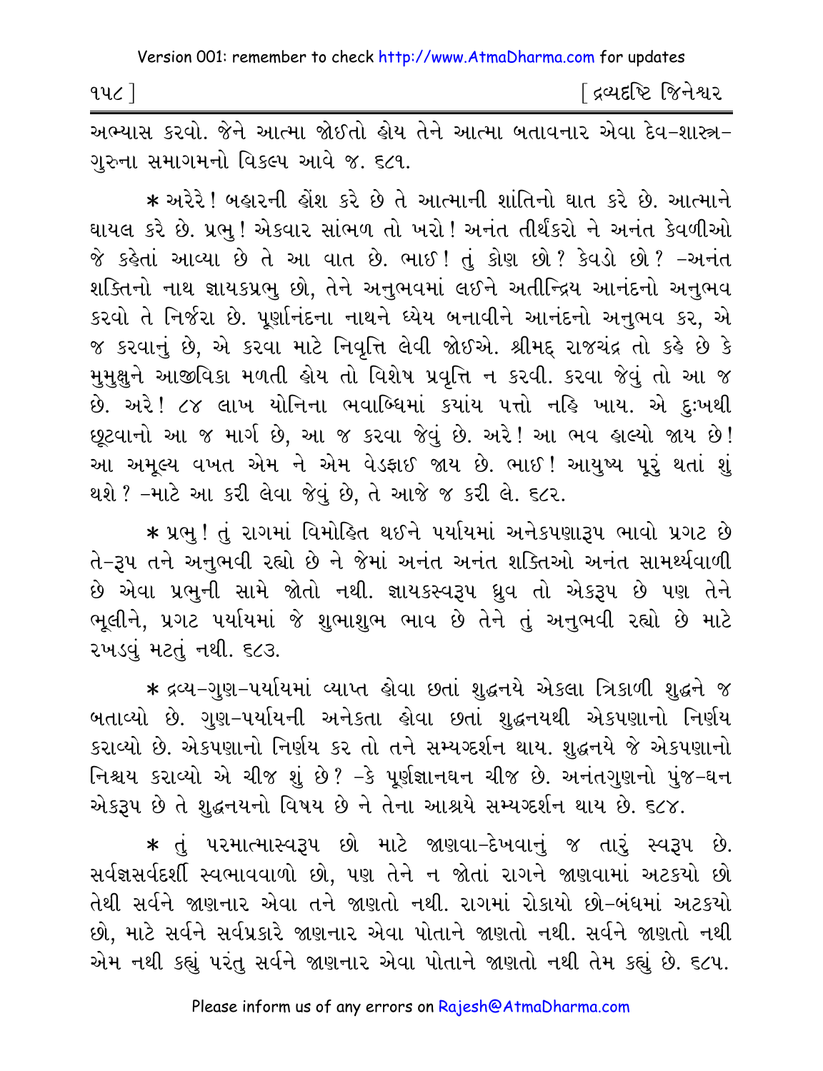અભ્યાસ કરવો. જેને આત્મા જોઈતો હોય તેને આત્મા બતાવનાર એવા દેવ-શાસ્ત્ર-ગુરુના સમાગમનો વિકલ્પ આવે જ. ૬૮૧.

* અરેરે! બહારની હોંશ કરે છે તે આત્માની શાંતિનો ઘાત કરે છે. આત્માને ઘાયલ કરે છે. પ્રભુ! એકવાર સાંભળ તો ખરો! અનંત તીર્થંકરો ને અનંત કેવળીઓ જે કહેતાં આવ્યા છે તે આ વાત છે. ભાઈ! તું કોણ છો? કેવડો છો? -અનંત શક્તિનો નાથ જ્ઞાયકપ્રભુ છો, તેને અનુભવમાં લઈને અતીન્દ્રિય આનંદનો અનુભવ કરવો તે નિર્જરા છે. પૂર્ણાનંદના નાથને ધ્યેય બનાવીને આનંદનો અનુભવ કર, એ જ કરવાનું છે, એ કરવા માટે નિવૃત્તિ લેવી જોઈએ. શ્રીમદ્ રાજચંદ્ર તો કહે છે કે મુમુક્ષુને આજીવિકા મળતી હોય તો વિશેષ પ્રવૃત્તિ ન કરવી. કરવા જેવું તો આ જ છે. અરે! ૮૪ લાખ યોનિના ભવાબ્ધિમાં કયાંય પત્તો નહિ ખાય. એ દુઃખથી છૂટવાનો આ જ માર્ગ છે, આ જ કરવા જેવું છે. અરે! આ ભવ હાલ્યો જાય છે! આ અમૂલ્ય વખત એમ ને એમ વેડફાઈ જાય છે. ભાઈ! આયુષ્ય પૂરું થતાં શું થશે? -માટે આ કરી લેવા જેવું છે, તે આજે જ કરી લે. ૬૮૨.

* પ્રભુ! તું રાગમાં વિમોહિત થઈને પર્યાયમાં અનેકપણારૂપ ભાવો પ્રગટ છે તે-રૂપ તને અનુભવી રહ્યો છે ને જેમાં અનંત અનંત શક્તિઓ અનંત સામર્થ્યવાળી છે એવા પ્રભુની સામે જોતો નથી. જ્ઞાયકસ્વરૂપ ધ્રુવ તો એકરૂપ છે પણ તેને ભૂલીને, પ્રગટ પર્યાયમાં જે શુભાશુભ ભાવ છે તેને તું અનુભવી રહ્યો છે માટે રખડવું મટતું નથી. ૬૮૩.

* દ્રવ્ય-ગુણ-પર્યાયમાં વ્યાપ્ત હોવા છતાં શુદ્ધનયે એકલા ત્રિકાળી શુદ્ધને જ બતાવ્યો છે. ગુણ-પર્યાયની અનેકતા હોવા છતાં શુદ્ધનયથી એકપણાનો નિર્ણય કરાવ્યો છે. એકપણાનો નિર્ણય કર તો તને સમ્યગ્દર્શન થાય. શુદ્ધનયે જે એકપણાનો નિશ્ચય કરાવ્યો એ ચીજ શું છે? -કે પૂર્ણજ્ઞાનઘન ચીજ છે. અનંતગુણનો પુંજ-ઘન એકરૂપ છે તે શુદ્ધનયનો વિષય છે ને તેના આશ્રયે સમ્યગ્દર્શન થાય છે. ૬૮૪.

* તું પરમાત્માસ્વરૂપ છો માટે જાણવા-દેખવાનું જ તારું સ્વરૂપ છે. સર્વજ્ઞસર્વદર્શી સ્વભાવવાળો છો, પણ તેને ન જોતાં રાગને જાણવામાં અટકયો છો તેથી સર્વને જાણનાર એવા તને જાણતો નથી. રાગમાં રોકાયો છો-બંધમાં અટકયો છો, માટે સર્વને સર્વપ્રકારે જાણનાર એવા પોતાને જાણતો નથી. સર્વને જાણતો નથી એમ નથી કહ્યું પરંતુ સર્વને જાણનાર એવા પોતાને જાણતો નથી તેમ કહ્યું છે. ૬૮૫.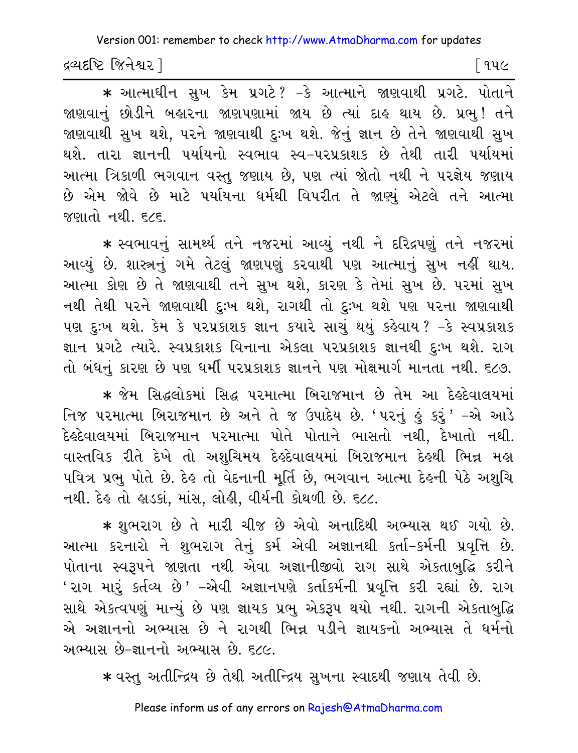* આત્માધીન સુખ કેમ પ્રગટે? –કે આત્માને જાણવાથી પ્રગટે. પોતાને જાણવાનું છોડીને બહારના જાણપણામાં જાય છે ત્યાં દાહ થાય છે. પ્રભુ! તને જાણવાથી સુખ થશે, પરને જાણવાથી દુઃખ થશે. જેનું જ્ઞાન છે તેને જાણવાથી સુખ થશે. તારા જ્ઞાનની પર્યાયનો સ્વભાવ સ્વ–પરપ્રકાશક છે તેથી તારી પર્યાયમાં આત્મા ત્રિકાળી ભગવાન વસ્તુ જણાય છે, પણ ત્યાં જોતો નથી ને પરજ્ઞેય જણાય છે એમ જોવે છે માટે પર્યાયના ધર્મથી વિપરીત તે જાણ્યું એટલે તને આત્મા જણાતો નથી. ૬૮૬.

* સ્વભાવનું સામર્થ્ય તને નજરમાં આવ્યું નથી ને દરિદ્રપણું તને નજરમાં આવ્યું છે. શાસ્ત્રનું ગમે તેટલું જાણપણું કરવાથી પણ આત્માનું સુખ નહીં થાય. આત્મા કોણ છે તે જાણવાથી તને સુખ થશે, કારણ કે તેમાં સુખ છે. પરમાં સુખ નથી તેથી પરને જાણવાથી દુઃખ થશે, રાગથી તો દુઃખ થશે પણ પરના જાણવાથી પણ દુઃખ થશે. કેમ કે પરપ્રકાશક જ્ઞાન ક્યારે સાચું થયું કહેવાય? –કે સ્વપ્રકાશક જ્ઞાન પ્રગટે ત્યારે. સ્વપ્રકાશક વિનાના એકલા પરપ્રકાશક જ્ઞાનથી દુઃખ થશે. રાગ તો બંધનું કારણ છે પણ ધર્મી પરપ્રકાશક જ્ઞાનને પણ મોક્ષમાર્ગ માનતા નથી. ૬૮૭.

* જેમ સિદ્ધલોકમાં સિદ્ધ પરમાત્મા બિરાજમાન છે તેમ આ દેહદેવાલયમાં નિજ પરમાત્મા બિરાજમાન છે અને તે જ ઉપાદેય છે. 'પરનું હું કરું' –એ આડે દેહદેવાલયમાં બિરાજમાન પરમાત્મા પોતે પોતાને ભાસતો નથી, દેખાતો નથી. વાસ્તવિક રીતે દેખે તો અશુચિમય દેહદેવાલયમાં બિરાજમાન દેહથી ભિન્ન મહા પવિત્ર પ્રભુ પોતે છે. દેહ તો વેદનાની મૂર્તિ છે, ભગવાન આત્મા દેહની પેઠે અશુચિ નથી. દેહ તો હાડકાં, માંસ, લોહી, વીર્યની કોથળી છે. ૬૮૮.

* શુભરાગ છે તે મારી ચીજ છે એવો અનાદિથી અભ્યાસ થઈ ગયો છે. આત્મા કરનારો ને શુભરાગ તેનું કર્મ એવી અજ્ઞાનથી કર્તા–કર્મની પ્રવૃત્તિ છે. પોતાના સ્વરૂપને જાણતા નથી એવા અજ્ઞાનીજીવો રાગ સાથે એકતાબુદ્ધિ કરીને 'રાગ મારું કર્તવ્ય છે' –એવી અજ્ઞાનપણે કર્તાકર્મની પ્રવૃત્તિ કરી રહ્યાં છે. રાગ સાથે એકત્વપણું માન્યું છે પણ જ્ઞાયક પ્રભુ એકરૂપ થયો નથી. રાગની એકતાબુદ્ધિ એ અજ્ઞાનનો અભ્યાસ છે ને રાગથી ભિન્ન પડીને જ્ઞાયકનો અભ્યાસ તે ધર્મનો અભ્યાસ છે–જ્ઞાનનો અભ્યાસ છે. ૬૮૯.

* વસ્તુ અતીન્દ્રિય છે તેથી અતીન્દ્રિય સુખના સ્વાદથી જણાય તેવી છે.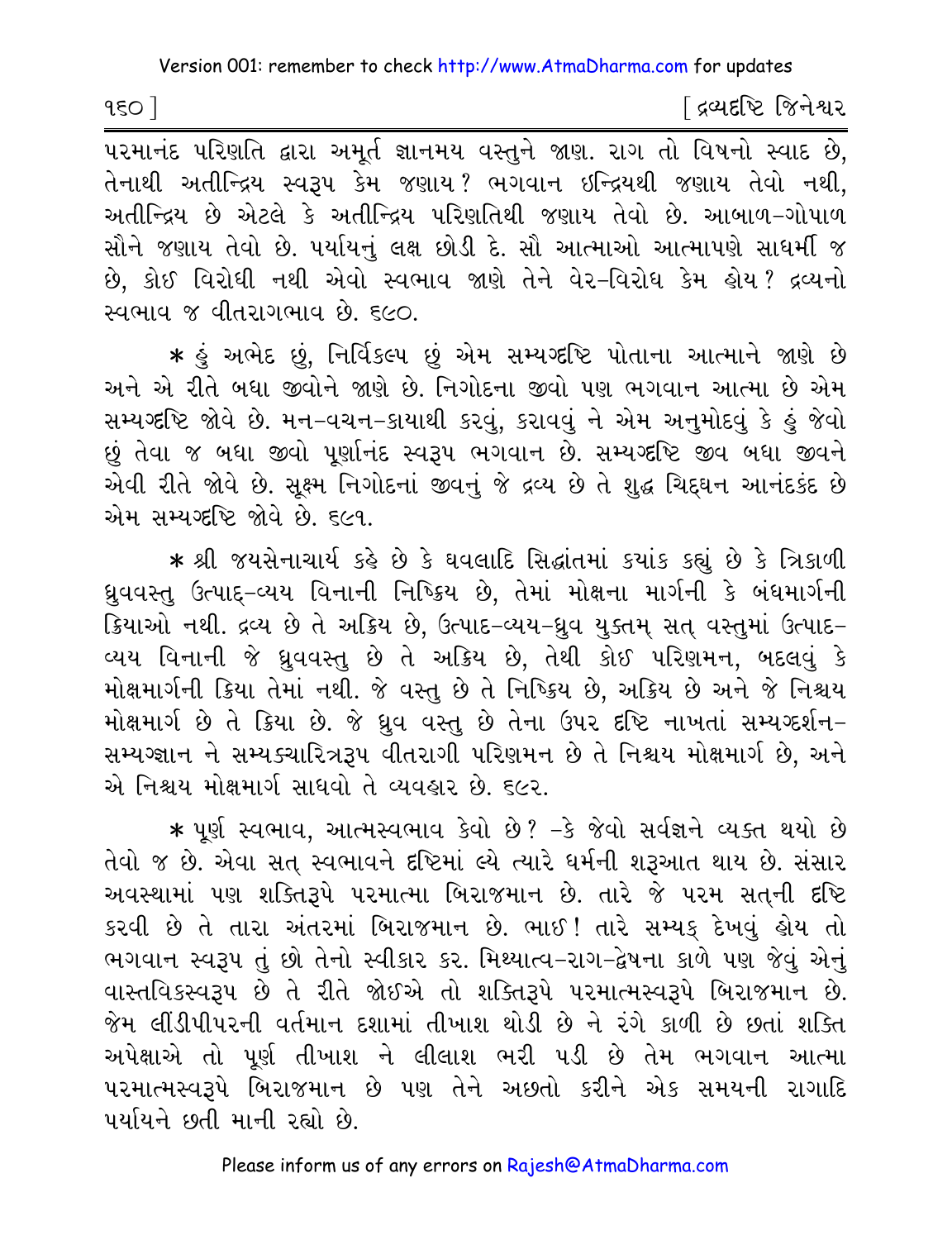પરમાનંદ પરિણતિ દ્વારા અમૂર્ત જ્ઞાનમય વસ્તુને જાણ. રાગ તો વિષનો સ્વાદ છે, તેનાથી અતીન્દ્રિય સ્વરૂપ કેમ જણાય? ભગવાન ઇન્દ્રિયથી જણાય તેવો નથી, અતીન્દ્રિય છે એટલે કે અતીન્દ્રિય પરિણતિથી જણાય તેવો છે. આબાળ-ગોપાળ સૌને જણાય તેવો છે. પર્યાયનું લક્ષ છોડી દે. સૌ આત્માઓ આત્માપણે સાધર્મી જ છે, કોઈ વિરોધી નથી એવો સ્વભાવ જાણે તેને વેર-વિરોધ કેમ હોય? દ્રવ્યનો સ્વભાવ જ વીતરાગભાવ છે. ૬૯૦.

* હું અભેદ છું, નિર્વિકલ્પ છું એમ સમ્યગ્દષ્ટિ પોતાના આત્માને જાણે છે અને એ રીતે બધા જીવોને જાણે છે. નિગોદના જીવો પણ ભગવાન આત્મા છે એમ સમ્યગ્દષ્ટિ જોવે છે. મન-વચન-કાયાથી કરવું, કરાવવું ને એમ અનુમોદવું કે હું જેવો છું તેવા જ બધા જીવો પૂર્ણાનંદ સ્વરૂપ ભગવાન છે. સમ્યગ્દષ્ટિ જીવ બધા જીવને એવી રીતે જોવે છે. સૂક્ષ્મ નિગોદનાં જીવનું જે દ્રવ્ય છે તે શુદ્ધ ચિદ્દઘન આનંદકંદ છે એમ સમ્યગ્દષ્ટિ જોવે છે. ૬૯૧.

* શ્રી જયસેનાચાર્ય કહે છે કે ધવલાદિ સિદ્ધાંતમાં કયાંક કહ્યું છે કે ત્રિકાળી ધ્રુવવસ્તુ ઉત્પાદ્-વ્યય વિનાની નિષ્ક્રિય છે, તેમાં મોક્ષના માર્ગની કે બંધમાર્ગની ક્રિયાઓ નથી. દ્રવ્ય છે તે અક્રિય છે, ઉત્પાદ-વ્યય-ધ્રુવ યુક્તમ્ સત્ વસ્તુમાં ઉત્પાદ-વ્યય વિનાની જે ધ્રુવવસ્તુ છે તે અક્રિય છે, તેથી કોઈ પરિણમન, બદલવું કે મોક્ષમાર્ગની ક્રિયા તેમાં નથી. જે વસ્તુ છે તે નિષ્ક્રિય છે, અક્રિય છે અને જે નિશ્ચય મોક્ષમાર્ગ છે તે ક્રિયા છે. જે ધ્રુવ વસ્તુ છે તેના ઉપર દૃષ્ટિ નાખતાં સમ્યગ્દર્શન-સમ્યગ્જ્ઞાન ને સમ્યક્ચારિત્રરૂપ વીતરાગી પરિણમન છે તે નિશ્ચય મોક્ષમાર્ગ છે, અને એ નિશ્ચય મોક્ષમાર્ગ સાધવો તે વ્યવહાર છે. ૬૯૨.

* પૂર્ણ સ્વભાવ, આત્મસ્વભાવ કેવો છે? -કે જેવો સર્વજ્ઞને વ્યક્ત થયો છે તેવો જ છે. એવા સત્ સ્વભાવને દૃષ્ટિમાં લ્યે ત્યારે ધર્મની શરૂઆત થાય છે. સંસાર અવસ્થામાં પણ શક્તિરૂપે પરમાત્મા બિરાજમાન છે. તારે જે પરમ સત્‌ની દૃષ્ટિ કરવી છે તે તારા અંતરમાં બિરાજમાન છે. ભાઈ! તારે સમ્યક્ દેખવું હોય તો ભગવાન સ્વરૂપ તું છો તેનો સ્વીકાર કર. મિથ્યાત્વ-રાગ-દ્વેષના કાળે પણ જેવું એનું વાસ્તવિકસ્વરૂપ છે તે રીતે જોઈએ તો શક્તિરૂપે પરમાત્મસ્વરૂપે બિરાજમાન છે. જેમ લીંડીપીપરની વર્તમાન દશામાં તીખાશ થોડી છે ને રંગે કાળી છે છતાં શક્તિ અપેક્ષાએ તો પૂર્ણ તીખાશ ને લીલાશ ભરી પડી છે તેમ ભગવાન આત્મા પરમાત્મસ્વરૂપે બિરાજમાન છે પણ તેને અછતો કરીને એક સમયની રાગાદિ પર્યાયને છતી માની રહ્યો છે.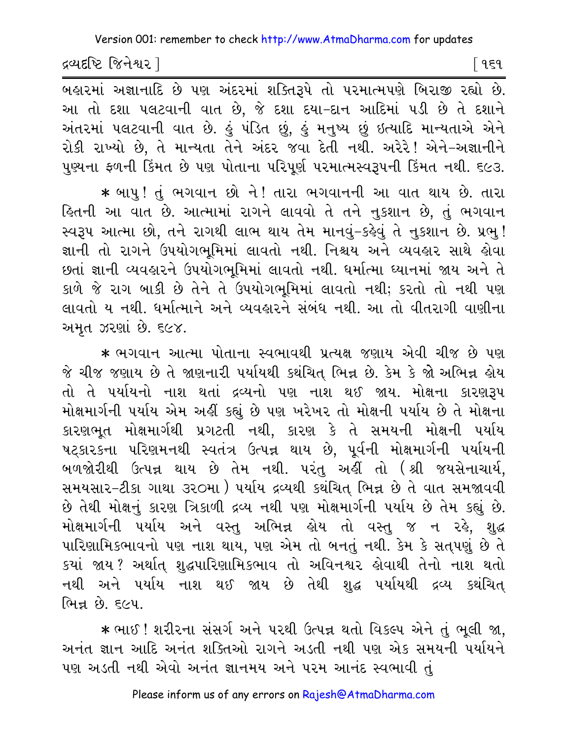બહારમાં અજ્ઞાનાદિ છે પણ અંદરમાં શક્તિરૂપે તો પરમાત્મપણે બિરાજી રહ્યો છે. આ તો દશા પલટવાની વાત છે, જે દશા દયા-દાન આદિમાં પડી છે તે દશાને અંતરમાં પલટવાની વાત છે. હું પંડિત છું, હું મનુષ્ય છું ઇત્યાદિ માન્યતાએ એને રોકી રાખ્યો છે, તે માન્યતા તેને અંદર જવા દેતી નથી. અરેરે! એને-અજ્ઞાનીને પુણ્યના ફળની કિંમત છે પણ પોતાના પરિપૂર્ણ પરમાત્મસ્વરૂપની કિંમત નથી. ૬૯૩.

* બાપુ! તું ભગવાન છો ને! તારા ભગવાનની આ વાત થાય છે. તારા હિતની આ વાત છે. આત્મામાં રાગને લાવવો તે તને નુકશાન છે, તું ભગવાન સ્વરૂપ આત્મા છો, તને રાગથી લાભ થાય તેમ માનવું-કહેવું તે નુકશાન છે. પ્રભુ! જ્ઞાની તો રાગને ઉપયોગભૂમિમાં લાવતો નથી. નિશ્ચય અને વ્યવહાર સાથે હોવા છતાં જ્ઞાની વ્યવહારને ઉપયોગભૂમિમાં લાવતો નથી. ધર્માત્મા ધ્યાનમાં જાય અને તે કાળે જે રાગ બાકી છે તેને તે ઉપયોગભૂમિમાં લાવતો નથી; કરતો તો નથી પણ લાવતો ય નથી. ધર્માત્માને અને વ્યવહારને સંબંધ નથી. આ તો વીતરાગી વાણીના અમૃત ઝરણાં છે. ૬૯૪.

* ભગવાન આત્મા પોતાના સ્વભાવથી પ્રત્યક્ષ જણાય એવી ચીજ છે પણ જે ચીજ જણાય છે તે જાણનારી પર્યાયથી કથંચિત્ ભિન્ન છે. કેમ કે જો અભિન્ન હોય તો તે પર્યાયનો નાશ થતાં દ્રવ્યનો પણ નાશ થઈ જાય. મોક્ષના કારણરૂપ મોક્ષમાર્ગની પર્યાય એમ અહીં કહ્યું છે પણ ખરેખર તો મોક્ષની પર્યાય છે તે મોક્ષના કારણભૂત મોક્ષમાર્ગથી પ્રગટતી નથી, કારણ કે તે સમયની મોક્ષની પર્યાય ષટ્કારકના પરિણમનથી સ્વતંત્ર ઉત્પન્ન થાય છે, પૂર્વની મોક્ષમાર્ગની પર્યાયની બળજોરીથી ઉત્પન્ન થાય છે તેમ નથી. પરંતુ અહીં તો (શ્રી જયસેનાચાર્ય, સમયસાર-ટીકા ગાથા ૩૨૦મા) પર્યાય દ્રવ્યથી કથંચિત્ ભિન્ન છે તે વાત સમજાવવી છે તેથી મોક્ષનું કારણ ત્રિકાળી દ્રવ્ય નથી પણ મોક્ષમાર્ગની પર્યાય છે તેમ કહ્યું છે. મોક્ષમાર્ગની પર્યાય અને વસ્તુ અભિન્ન હોય તો વસ્તુ જ ન રહે, શુદ્ધ પારિણામિકભાવનો પણ નાશ થાય, પણ એમ તો બનતું નથી. કેમ કે સત્પણું છે તે ક્યાં જાય? અર્થાત્ શુદ્ધપારિણામિકભાવ તો અવિનશ્વર હોવાથી તેનો નાશ થતો નથી અને પર્યાય નાશ થઈ જાય છે તેથી શુદ્ધ પર્યાયથી દ્રવ્ય કથંચિત્ ભિન્ન છે. ૬૯૫.

* ભાઈ! શરીરના સંસર્ગ અને પરથી ઉત્પન્ન થતો વિકલ્પ એને તું ભૂલી જા, અનંત જ્ઞાન આદિ અનંત શક્તિઓ રાગને અડતી નથી પણ એક સમયની પર્યાયને પણ અડતી નથી એવો અનંત જ્ઞાનમય અને પરમ આનંદ સ્વભાવી તું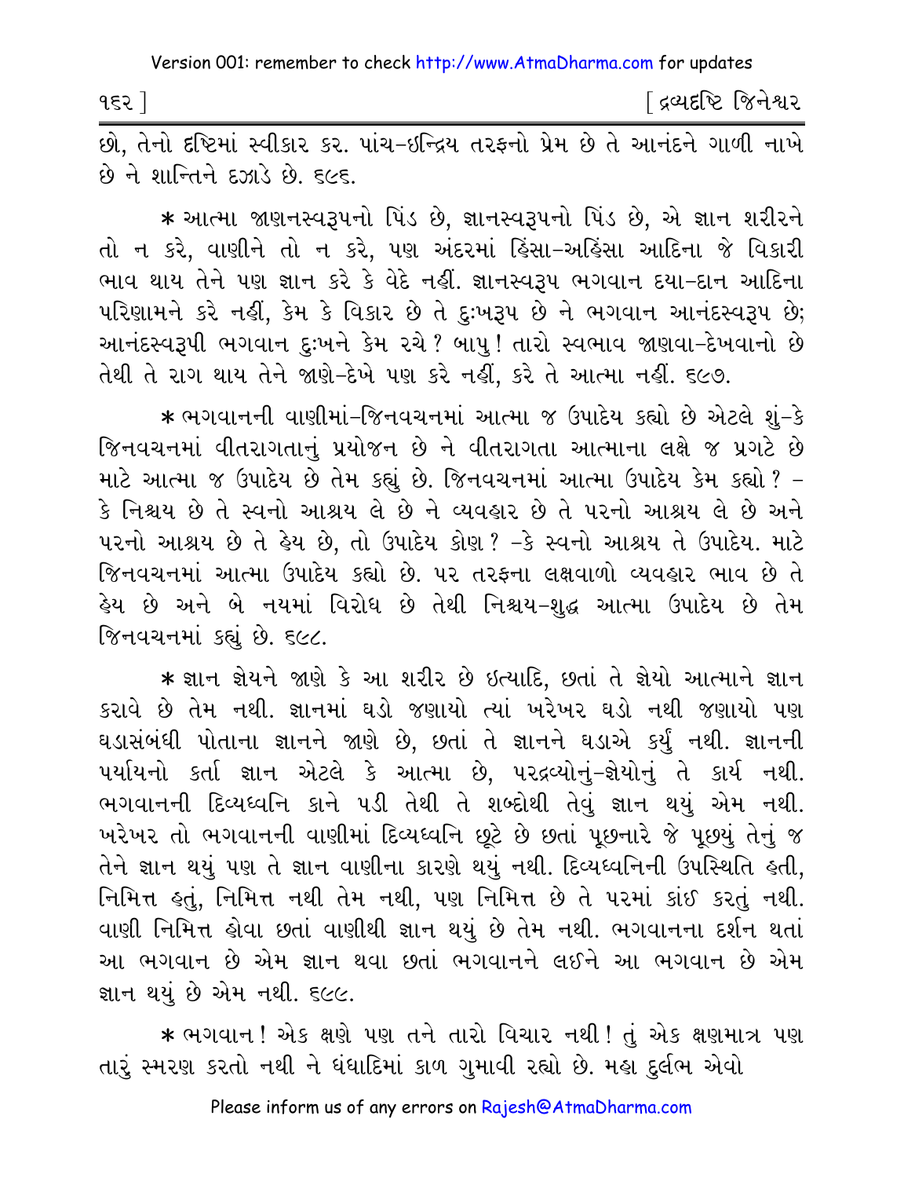છે, તેનો દૃષ્ટિમાં સ્વીકાર કર. પાંચ-ઇન્દ્રિય તરફનો પ્રેમ છે તે આનંદને ગાળી નાખે છે ને શાન્તિને દઝાડે છે. ૬૯૬.

* આત્મા જાણનસ્વરૂપનો પિંડ છે, જ્ઞાનસ્વરૂપનો પિંડ છે, એ જ્ઞાન શરીરને તો ન કરે, વાણીને તો ન કરે, પણ અંદરમાં હિંસા-અહિંસા આદિના જે વિકારી ભાવ થાય તેને પણ જ્ઞાન કરે કે વેદે નહીં. જ્ઞાનસ્વરૂપ ભગવાન દયા-દાન આદિના પરિણામને કરે નહીં, કેમ કે વિકાર છે તે દુઃખરૂપ છે ને ભગવાન આનંદસ્વરૂપ છે; આનંદસ્વરૂપી ભગવાન દુઃખને કેમ રચે? બાપુ! તારો સ્વભાવ જાણવા-દેખવાનો છે તેથી તે રાગ થાય તેને જાણે-દેખે પણ કરે નહીં, કરે તે આત્મા નહીં. ૬૯૭.

* ભગવાનની વાણીમાં-જિનવચનમાં આત્મા જ ઉપાદેય કહ્યો છે એટલે શું-કે જિનવચનમાં વીતરાગતાનું પ્રયોજન છે ને વીતરાગતા આત્માના લક્ષે જ પ્રગટે છે માટે આત્મા જ ઉપાદેય છે તેમ કહ્યું છે. જિનવચનમાં આત્મા ઉપાદેય કેમ કહ્યો? - કે નિશ્ચય છે તે સ્વનો આશ્રય લે છે ને વ્યવહાર છે તે પરનો આશ્રય લે છે અને પરનો આશ્રય છે તે હેય છે, તો ઉપાદેય કોણ? -કે સ્વનો આશ્રય તે ઉપાદેય. માટે જિનવચનમાં આત્મા ઉપાદેય કહ્યો છે. પર તરફના લક્ષવાળો વ્યવહાર ભાવ છે તે હેય છે અને બે નયમાં વિરોધ છે તેથી નિશ્ચય-શુદ્ધ આત્મા ઉપાદેય છે તેમ જિનવચનમાં કહ્યું છે. ૬૯૮.

* જ્ઞાન જ્ઞેયને જાણે કે આ શરીર છે ઇત્યાદિ, છતાં તે જ્ઞેયો આત્માને જ્ઞાન કરાવે છે તેમ નથી. જ્ઞાનમાં ઘડો જણાયો ત્યાં ખરેખર ઘડો નથી જણાયો પણ ઘડાસંબંધી પોતાના જ્ઞાનને જાણે છે, છતાં તે જ્ઞાનને ઘડાએ કર્યું નથી. જ્ઞાનની પર્યાયનો કર્તા જ્ઞાન એટલે કે આત્મા છે, પરદ્રવ્યોનું-જ્ઞેયોનું તે કાર્ય નથી. ભગવાનની દિવ્યધ્વનિ કાને પડી તેથી તે શબ્દોથી તેવું જ્ઞાન થયું એમ નથી. ખરેખર તો ભગવાનની વાણીમાં દિવ્યધ્વનિ છૂટે છે છતાં પૂછનારે જે પૂછ્યું તેનું જ તેને જ્ઞાન થયું પણ તે જ્ઞાન વાણીના કારણે થયું નથી. દિવ્યધ્વનિની ઉપસ્થિતિ હતી, નિમિત્ત હતું, નિમિત્ત નથી તેમ નથી, પણ નિમિત્ત છે તે પરમાં કાંઈ કરતું નથી. વાણી નિમિત્ત હોવા છતાં વાણીથી જ્ઞાન થયું છે તેમ નથી. ભગવાનના દર્શન થતાં આ ભગવાન છે એમ જ્ઞાન થવા છતાં ભગવાનને લઈને આ ભગવાન છે એમ જ્ઞાન થયું છે એમ નથી. ૬૯૯.

* ભગવાન! એક ક્ષણે પણ તને તારો વિચાર નથી! તું એક ક્ષણમાત્ર પણ તારું સ્મરણ કરતો નથી ને ધંધાદિમાં કાળ ગુમાવી રહ્યો છે. મહા દુર્લભ એવો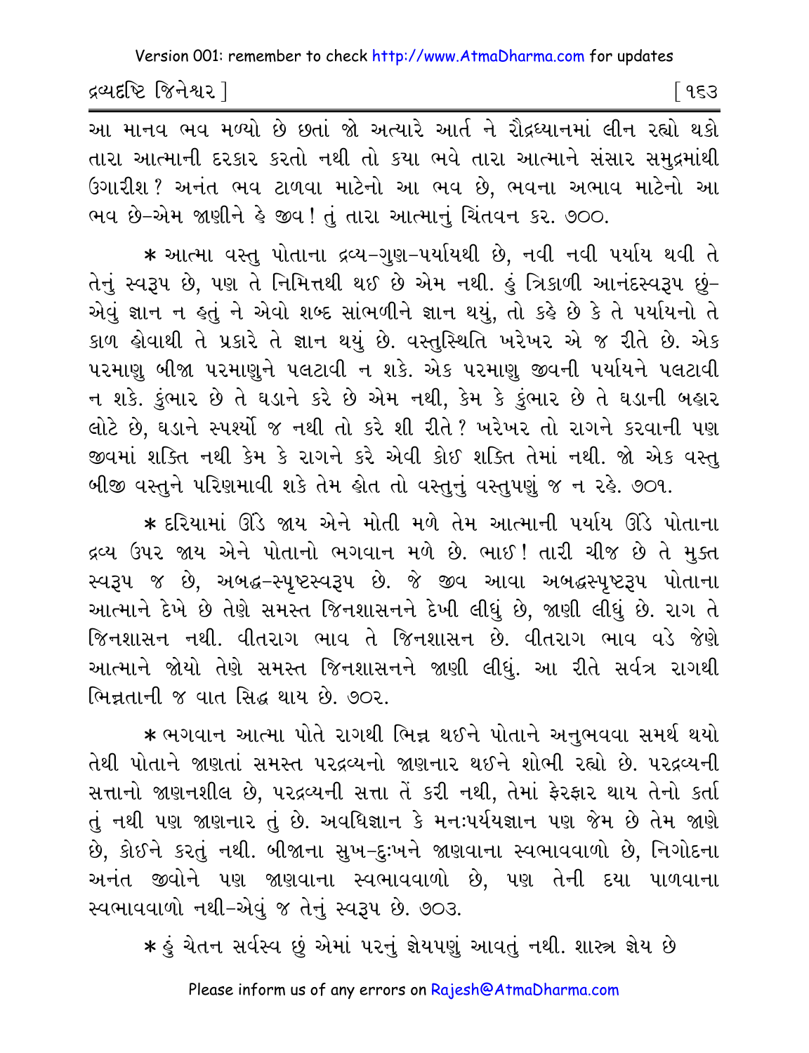આ માનવ ભવ મળ્યો છે છતાં જો અત્યારે આર્ત ને રૌદ્રધ્યાનમાં લીન રહ્યો થકો તારા આત્માની દરકાર કરતો નથી તો કયા ભવે તારા આત્માને સંસાર સમુદ્રમાંથી ઉગારીશ? અનંત ભવ ટાળવા માટેનો આ ભવ છે, ભવના અભાવ માટેનો આ ભવ છે-એમ જાણીને હે જીવ! તું તારા આત્માનું ચિંતવન કર. ૭૦૦.

* આત્મા વસ્તુ પોતાના દ્રવ્ય-ગુણ-પર્યાયથી છે, નવી નવી પર્યાય થવી તે તેનું સ્વરૂપ છે, પણ તે નિમિત્તથી થઈ છે એમ નથી. હું ત્રિકાળી આનંદસ્વરૂપ છું- એવું જ્ઞાન ન હતું ને એવો શબ્દ સાંભળીને જ્ઞાન થયું, તો કહે છે કે તે પર્યાયનો તે કાળ હોવાથી તે પ્રકારે તે જ્ઞાન થયું છે. વસ્તુસ્થિતિ ખરેખર એ જ રીતે છે. એક પરમાણુ બીજા પરમાણુને પલટાવી ન શકે. એક પરમાણુ જીવની પર્યાયને પલટાવી ન શકે. કુંભાર છે તે ઘડાને કરે છે એમ નથી, કેમ કે કુંભાર છે તે ઘડાની બહાર લોટે છે, ઘડાને સ્પર્શ્યો જ નથી તો કરે શી રીતે? ખરેખર તો રાગને કરવાની પણ જીવમાં શક્તિ નથી કેમ કે રાગને કરે એવી કોઈ શક્તિ તેમાં નથી. જો એક વસ્તુ બીજી વસ્તુને પરિણમાવી શકે તેમ હોત તો વસ્તુનું વસ્તુપણું જ ન રહે. ૭૦૧.

* દરિયામાં ઊંડે જાય એને મોતી મળે તેમ આત્માની પર્યાય ઊંડે પોતાના દ્રવ્ય ઉપર જાય એને પોતાનો ભગવાન મળે છે. ભાઈ! તારી ચીજ છે તે મુક્ત સ્વરૂપ જ છે, અબદ્ધ-સ્પૃષ્ટસ્વરૂપ છે. જે જીવ આવા અબદ્ધસ્પૃષ્ટરૂપ પોતાના આત્માને દેખે છે તેણે સમસ્ત જિનશાસનને દેખી લીધું છે, જાણી લીધું છે. રાગ તે જિનશાસન નથી. વીતરાગ ભાવ તે જિનશાસન છે. વીતરાગ ભાવ વડે જેણે આત્માને જોયો તેણે સમસ્ત જિનશાસનને જાણી લીધું. આ રીતે સર્વત્ર રાગથી ભિન્નતાની જ વાત સિદ્ધ થાય છે. ૭૦૨.

* ભગવાન આત્મા પોતે રાગથી ભિન્ન થઈને પોતાને અનુભવવા સમર્થ થયો તેથી પોતાને જાણતાં સમસ્ત પરદ્રવ્યનો જાણનાર થઈને શોભી રહ્યો છે. પરદ્રવ્યની સત્તાનો જાણનશીલ છે, પરદ્રવ્યની સત્તા તેં કરી નથી, તેમાં ફેરફાર થાય તેનો કર્તા તું નથી પણ જાણનાર તું છે. અવધિજ્ઞાન કે મનઃપર્યયજ્ઞાન પણ જેમ છે તેમ જાણે છે, કોઈને કરતું નથી. બીજાના સુખ-દુઃખને જાણવાના સ્વભાવવાળો છે, નિગોદના અનંત જીવોને પણ જાણવાના સ્વભાવવાળો છે, પણ તેની દયા પાળવાના સ્વભાવવાળો નથી-એવું જ તેનું સ્વરૂપ છે. ૭૦૩.

* હું ચેતન સર્વસ્વ છું એમાં પરનું જ્ઞેયપણું આવતું નથી. શાસ્ત્ર જ્ઞેય છે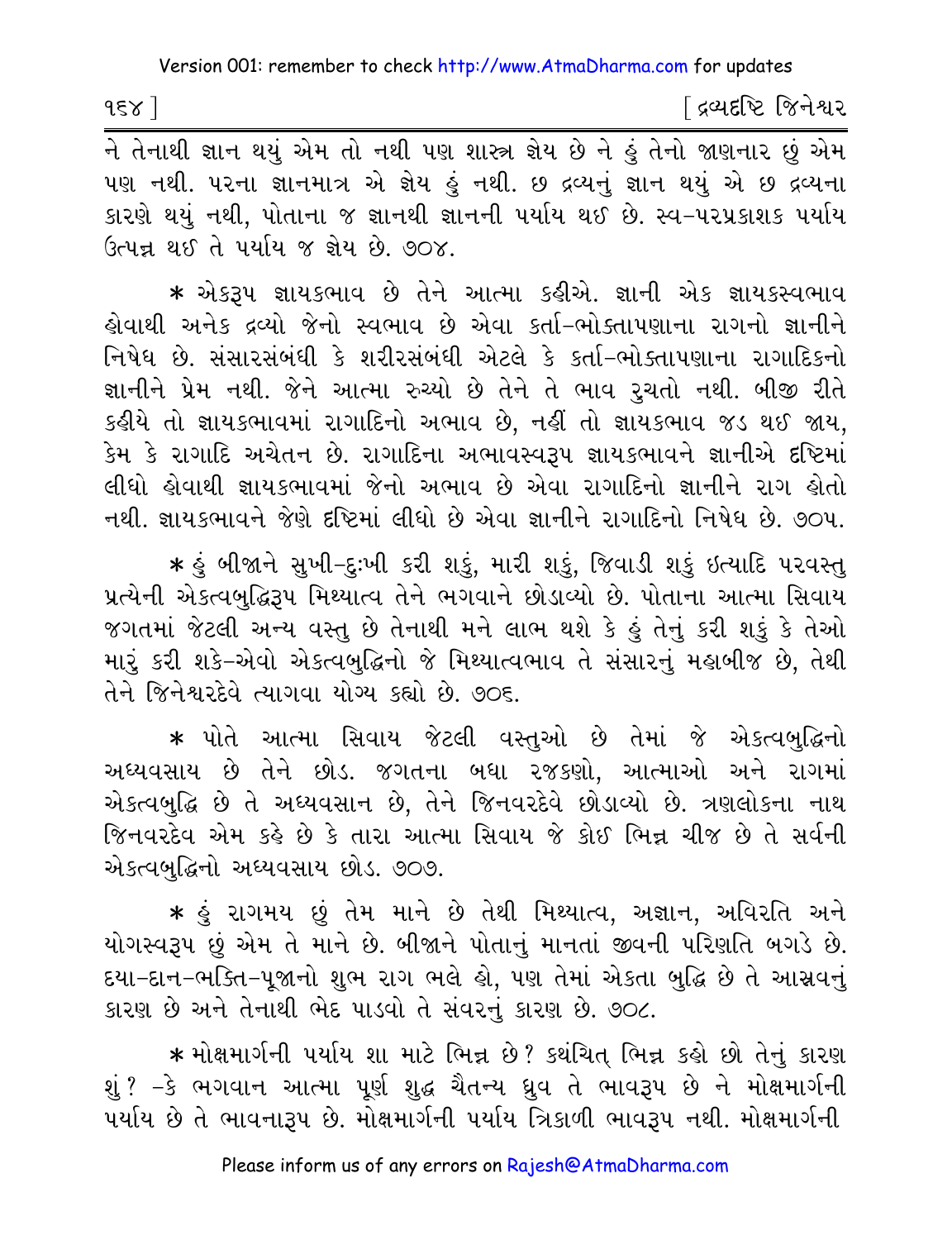ને તેનાથી જ્ઞાન થયું એમ તો નથી પણ શાસ્ત્ર જ્ઞેય છે ને હું તેનો જાણનાર છું એમ પણ નથી. પરના જ્ઞાનમાત્ર એ જ્ઞેય હું નથી. છ દ્રવ્યનું જ્ઞાન થયું એ છ દ્રવ્યના કારણે થયું નથી, પોતાના જ જ્ઞાનથી જ્ઞાનની પર્યાય થઈ છે. સ્વ-પરપ્રકાશક પર્યાય ઉત્પન્ન થઈ તે પર્યાય જ જ્ઞેય છે. ૭૦૪.

* એકરૂપ જ્ઞાયકભાવ છે તેને આત્મા કહીએ. જ્ઞાની એક જ્ઞાયકસ્વભાવ હોવાથી અનેક દ્રવ્યો જેનો સ્વભાવ છે એવા કર્તા-ભોક્તાપણાના રાગનો જ્ઞાનીને નિષેધ છે. સંસારસંબંધી કે શરીરસંબંધી એટલે કે કર્તા-ભોક્તાપણાના રાગાદિકનો જ્ઞાનીને પ્રેમ નથી. જેને આત્મા રુચ્યો છે તેને તે ભાવ રુચતો નથી. બીજી રીતે કહીયે તો જ્ઞાયકભાવમાં રાગાદિનો અભાવ છે, નહીં તો જ્ઞાયકભાવ જડ થઈ જાય, કેમ કે રાગાદિ અચેતન છે. રાગાદિના અભાવસ્વરૂપ જ્ઞાયકભાવને જ્ઞાનીએ દૃષ્ટિમાં લીધો હોવાથી જ્ઞાયકભાવમાં જેનો અભાવ છે એવા રાગાદિનો જ્ઞાનીને રાગ હોતો નથી. જ્ઞાયકભાવને જેણે દૃષ્ટિમાં લીધો છે એવા જ્ઞાનીને રાગાદિનો નિષેધ છે. ૭૦૫.

* હું બીજાને સુખી-દુઃખી કરી શકું, મારી શકું, જિવાડી શકું ઇત્યાદિ પરવસ્તુ પ્રત્યેની એકત્વબુદ્ધિરૂપ મિથ્યાત્વ તેને ભગવાને છોડાવ્યો છે. પોતાના આત્મા સિવાય જગતમાં જેટલી અન્ય વસ્તુ છે તેનાથી મને લાભ થશે કે હું તેનું કરી શકું કે તેઓ મારું કરી શકે-એવો એકત્વબુદ્ધિનો જે મિથ્યાત્વભાવ તે સંસારનું મહાબીજ છે, તેથી તેને જિનેશ્વરદેવે ત્યાગવા યોગ્ય કહ્યો છે. ૭૦૬.

* પોતે આત્મા સિવાય જેટલી વસ્તુઓ છે તેમાં જે એકત્વબુદ્ધિનો અધ્યવસાય છે તેને છોડ. જગતના બધા રજકણો, આત્માઓ અને રાગમાં એકત્વબુદ્ધિ છે તે અધ્યવસાન છે, તેને જિનવરદેવે છોડાવ્યો છે. ત્રણલોકના નાથ જિનવરદેવ એમ કહે છે કે તારા આત્મા સિવાય જે કોઈ ભિન્ન ચીજ છે તે સર્વની એકત્વબુદ્ધિનો અધ્યવસાય છોડ. ૭૦૭.

* હું રાગમય છું તેમ માને છે તેથી મિથ્યાત્વ, અજ્ઞાન, અવિરતિ અને યોગસ્વરૂપ છું એમ તે માને છે. બીજાને પોતાનું માનતાં જીવની પરિણતિ બગડે છે. દયા-દાન-ભક્તિ-પૂજાનો શુભ રાગ ભલે હો, પણ તેમાં એકતા બુદ્ધિ છે તે આસ્રવનું કારણ છે અને તેનાથી ભેદ પાડવો તે સંવરનું કારણ છે. ૭૦૮.

* મોક્ષમાર્ગની પર્યાય શા માટે ભિન્ન છે? કથંચિત્ ભિન્ન કહો છો તેનું કારણ શું? -કે ભગવાન આત્મા પૂર્ણ શુદ્ધ ચૈતન્ય ધ્રુવ તે ભાવરૂપ છે ને મોક્ષમાર્ગની પર્યાય છે તે ભાવનારૂપ છે. મોક્ષમાર્ગની પર્યાય ત્રિકાળી ભાવરૂપ નથી. મોક્ષમાર્ગની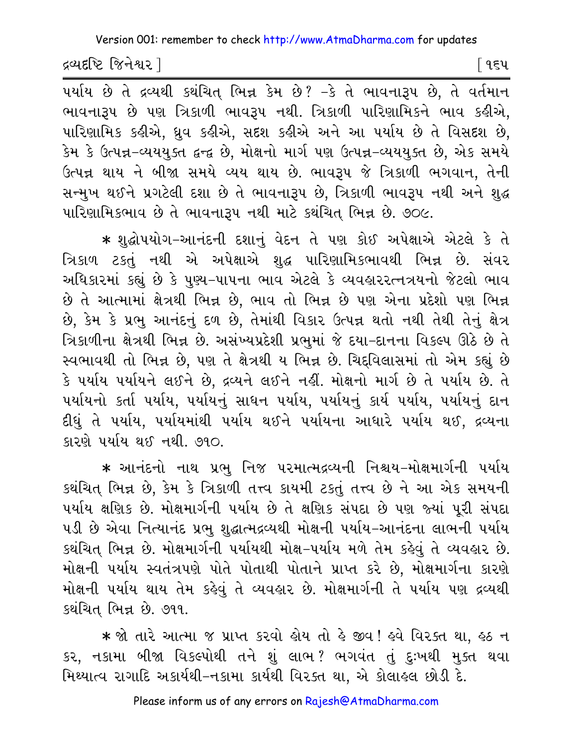પર્યાય છે તે દ્રવ્યથી કથંચિત્ ભિન્ન કેમ છે? -કે તે ભાવનારૂપ છે, તે વર્તમાન ભાવનારૂપ છે પણ ત્રિકાળી ભાવરૂપ નથી. ત્રિકાળી પારિણામિકને ભાવ કહીએ, પારિણામિક કહીએ, ધ્રુવ કહીએ, સદશ કહીએ અને આ પર્યાય છે તે વિસદશ છે, કેમ કે ઉત્પન્ન-વ્યયયુક્ત દ્વન્દ્વ છે, મોક્ષનો માર્ગ પણ ઉત્પન્ન-વ્યયયુક્ત છે, એક સમયે ઉત્પન્ન થાય ને બીજા સમયે વ્યય થાય છે. ભાવરૂપ જે ત્રિકાળી ભગવાન, તેની સન્મુખ થઈને પ્રગટેલી દશા છે તે ભાવનારૂપ છે, ત્રિકાળી ભાવરૂપ નથી અને શુદ્ધ પારિણામિકભાવ છે તે ભાવનારૂપ નથી માટે કથંચિત્ ભિન્ન છે. ૭૦૯.

* શુદ્ધોપયોગ-આનંદની દશાનું વેદન તે પણ કોઈ અપેક્ષાએ એટલે કે તે ત્રિકાળ ટકતું નથી એ અપેક્ષાએ શુદ્ધ પારિણામિકભાવથી ભિન્ન છે. સંવર અધિકારમાં કહ્યું છે કે પુણ્ય-પાપના ભાવ એટલે કે વ્યવહારરત્નત્રયનો જેટલો ભાવ છે તે આત્મામાં ક્ષેત્રથી ભિન્ન છે, ભાવ તો ભિન્ન છે પણ એના પ્રદેશો પણ ભિન્ન છે, કેમ કે પ્રભુ આનંદનું દળ છે, તેમાંથી વિકાર ઉત્પન્ન થતો નથી તેથી તેનું ક્ષેત્ર ત્રિકાળીના ક્ષેત્રથી ભિન્ન છે. અસંખ્યપ્રદેશી પ્રભુમાં જે દયા-દાનના વિકલ્પ ઊઠે છે તે સ્વભાવથી તો ભિન્ન છે, પણ તે ક્ષેત્રથી ય ભિન્ન છે. ચિદ્‌વિલાસમાં તો એમ કહ્યું છે કે પર્યાય પર્યાયને લઈને છે, દ્રવ્યને લઈને નહીં. મોક્ષનો માર્ગ છે તે પર્યાય છે. તે પર્યાયનો કર્તા પર્યાય, પર્યાયનું સાધન પર્યાય, પર્યાયનું કાર્ય પર્યાય, પર્યાયનું દાન દીધું તે પર્યાય, પર્યાયમાંથી પર્યાય થઈને પર્યાયના આધારે પર્યાય થઈ, દ્રવ્યના કારણે પર્યાય થઈ નથી. ૭૧૦.

* આનંદનો નાથ પ્રભુ નિજ પરમાત્મદ્રવ્યની નિશ્ચય-મોક્ષમાર્ગની પર્યાય કથંચિત્ ભિન્ન છે, કેમ કે ત્રિકાળી તત્ત્વ કાયમી ટકતું તત્ત્વ છે ને આ એક સમયની પર્યાય ક્ષણિક છે. મોક્ષમાર્ગની પર્યાય છે તે ક્ષણિક સંપદા છે પણ જ્યાં પૂરી સંપદા પડી છે એવા નિત્યાનંદ પ્રભુ શુદ્ધાત્મદ્રવ્યથી મોક્ષની પર્યાય-આનંદના લાભની પર્યાય કથંચિત્ ભિન્ન છે. મોક્ષમાર્ગની પર્યાયથી મોક્ષ-પર્યાય મળે તેમ કહેવું તે વ્યવહાર છે. મોક્ષની પર્યાય સ્વતંત્રપણે પોતે પોતાથી પોતાને પ્રાપ્ત કરે છે, મોક્ષમાર્ગના કારણે મોક્ષની પર્યાય થાય તેમ કહેવું તે વ્યવહાર છે. મોક્ષમાર્ગની તે પર્યાય પણ દ્રવ્યથી કથંચિત્ ભિન્ન છે. ૭૧૧.

* જો તારે આત્મા જ પ્રાપ્ત કરવો હોય તો હે જીવ! હવે વિરક્ત થા, હઠ ન કર, નકામા બીજા વિકલ્પોથી તને શું લાભ? ભગવંત તું દુઃખથી મુક્ત થવા મિથ્યાત્વ રાગાદિ અકાર્યથી-નકામા કાર્યથી વિરક્ત થા, એ કોલાહલ છોડી દે.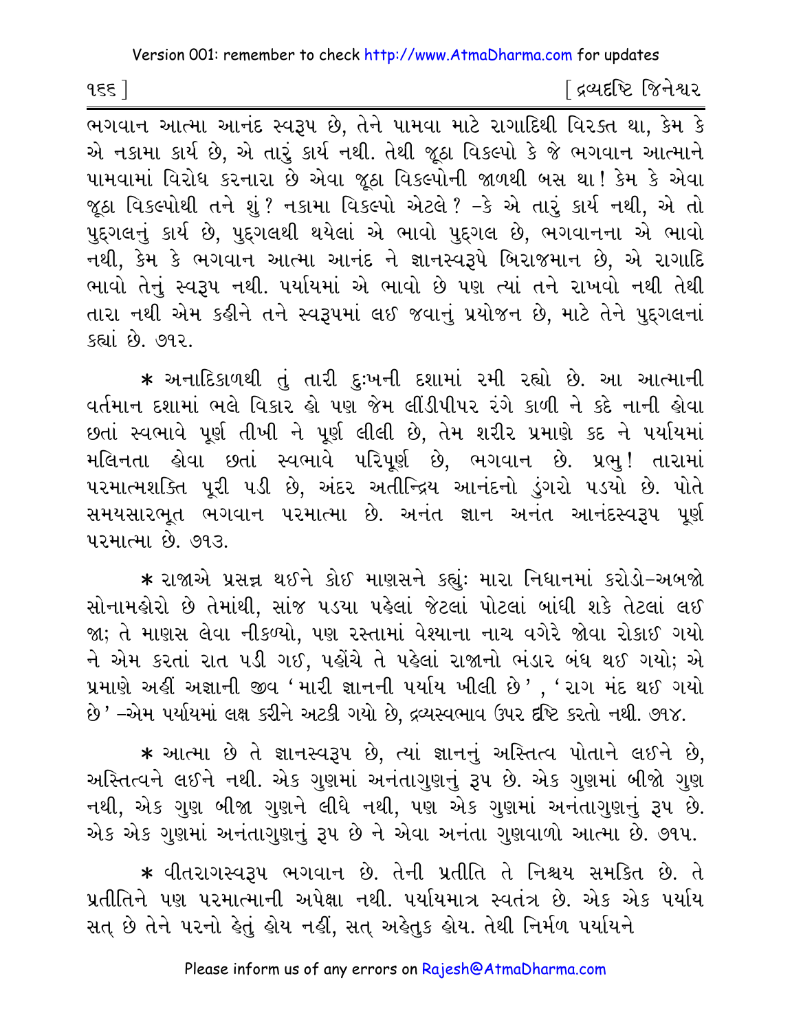ભગવાન આત્મા આનંદ સ્વરૂપ છે, તેને પામવા માટે રાગાદિથી વિરક્ત થા, કેમ કે એ નકામા કાર્ય છે, એ તારું કાર્ય નથી. તેથી જૂઠા વિકલ્પો કે જે ભગવાન આત્માને પામવામાં વિરોધ કરનારા છે એવા જૂઠા વિકલ્પોની જાળથી બસ થા! કેમ કે એવા જૂઠા વિકલ્પોથી તને શું? નકામા વિકલ્પો એટલે? -કે એ તારું કાર્ય નથી, એ તો પુદ્ગલનું કાર્ય છે, પુદ્ગલથી થયેલાં એ ભાવો પુદ્ગલ છે, ભગવાનના એ ભાવો નથી, કેમ કે ભગવાન આત્મા આનંદ ને જ્ઞાનસ્વરૂપે બિરાજમાન છે, એ રાગાદિ ભાવો તેનું સ્વરૂપ નથી. પર્યાયમાં એ ભાવો છે પણ ત્યાં તને રાખવો નથી તેથી તારા નથી એમ કહીને તને સ્વરૂપમાં લઈ જવાનું પ્રયોજન છે, માટે તેને પુદ્ગલનાં કહ્યાં છે. ૭૧૨.

* અનાદિકાળથી તું તારી દુઃખની દશામાં રમી રહ્યો છે. આ આત્માની વર્તમાન દશામાં ભલે વિકાર હો પણ જેમ લીંડીપીપર રંગે કાળી ને કદે નાની હોવા છતાં સ્વભાવે પૂર્ણ તીખી ને પૂર્ણ લીલી છે, તેમ શરીર પ્રમાણે કદ ને પર્યાયમાં મલિનતા હોવા છતાં સ્વભાવે પરિપૂર્ણ છે, ભગવાન છે. પ્રભુ! તારામાં પરમાત્મશક્તિ પૂરી પડી છે, અંદર અતીન્દ્રિય આનંદનો ડુંગરો પડયો છે. પોતે સમયસારભૂત ભગવાન પરમાત્મા છે. અનંત જ્ઞાન અનંત આનંદસ્વરૂપ પૂર્ણ પરમાત્મા છે. ૭૧૩.

* રાજાએ પ્રસન્ન થઈને કોઈ માણસને કહ્યું: મારા નિધાનમાં કરોડો-અબજો સોનામહોરો છે તેમાંથી, સાંજ પડયા પહેલાં જેટલાં પોટલાં બાંધી શકે તેટલાં લઈ જા; તે માણસ લેવા નીકળ્યો, પણ રસ્તામાં વેશ્યાના નાચ વગેરે જોવા રોકાઈ ગયો ને એમ કરતાં રાત પડી ગઈ, પહોંચે તે પહેલાં રાજાનો ભંડાર બંધ થઈ ગયો; એ પ્રમાણે અહીં અજ્ઞાની જીવ 'મારી જ્ઞાનની પર્યાય ખીલી છે', 'રાગ મંદ થઈ ગયો છે' -એમ પર્યાયમાં લક્ષ કરીને અટકી ગયો છે, દ્રવ્યસ્વભાવ ઉપર દૃષ્ટિ કરતો નથી. ૭૧૪.

* આત્મા છે તે જ્ઞાનસ્વરૂપ છે, ત્યાં જ્ઞાનનું અસ્તિત્વ પોતાને લઈને છે, અસ્તિત્વને લઈને નથી. એક ગુણમાં અનંતાગુણનું રૂપ છે. એક ગુણમાં બીજો ગુણ નથી, એક ગુણ બીજા ગુણને લીધે નથી, પણ એક ગુણમાં અનંતાગુણનું રૂપ છે. એક એક ગુણમાં અનંતાગુણનું રૂપ છે ને એવા અનંતા ગુણવાળો આત્મા છે. ૭૧૫.

* વીતરાગસ્વરૂપ ભગવાન છે. તેની પ્રતીતિ તે નિશ્ચય સમકિત છે. તે પ્રતીતિને પણ પરમાત્માની અપેક્ષા નથી. પર્યાયમાત્ર સ્વતંત્ર છે. એક એક પર્યાય સત્ છે તેને પરનો હેતુ હોય નહીં, સત્ અહેતુક હોય. તેથી નિર્મળ પર્યાયને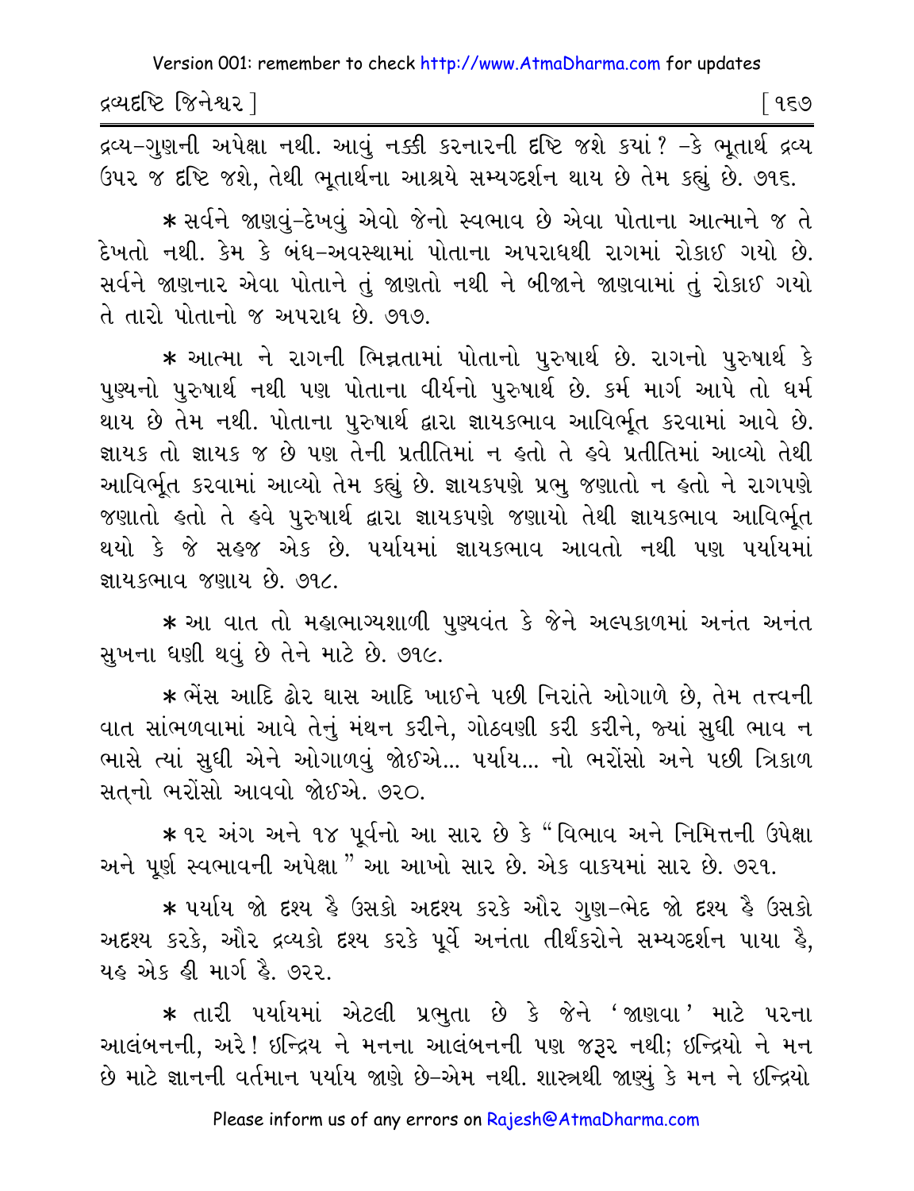દ્રવ્ય-ગુણની અપેક્ષા નથી. આવું નક્કી કરનારની દૃષ્ટિ જશે કયાં? -કે ભૂતાર્થ દ્રવ્ય ઉપર જ દૃષ્ટિ જશે, તેથી ભૂતાર્થના આશ્રયે સમ્યગ્દર્શન થાય છે તેમ કહ્યું છે. ૭૧૬.

* સર્વને જાણવું-દેખવું એવો જેનો સ્વભાવ છે એવા પોતાના આત્માને જ તે દેખતો નથી. કેમ કે બંધ-અવસ્થામાં પોતાના અપરાધથી રાગમાં રોકાઈ ગયો છે. સર્વને જાણનાર એવા પોતાને તું જાણતો નથી ને બીજાને જાણવામાં તું રોકાઈ ગયો તે તારો પોતાનો જ અપરાધ છે. ૭૧૭.

* આત્મા ને રાગની ભિન્નતામાં પોતાનો પુરુષાર્થ છે. રાગનો પુરુષાર્થ કે પુણ્યનો પુરુષાર્થ નથી પણ પોતાના વીર્યનો પુરુષાર્થ છે. કર્મ માર્ગ આપે તો ધર્મ થાય છે તેમ નથી. પોતાના પુરુષાર્થ દ્વારા જ્ઞાયકભાવ આવિર્ભૂત કરવામાં આવે છે. જ્ઞાયક તો જ્ઞાયક જ છે પણ તેની પ્રતીતિમાં ન હતો તે હવે પ્રતીતિમાં આવ્યો તેથી આવિર્ભૂત કરવામાં આવ્યો તેમ કહ્યું છે. જ્ઞાયકપણે પ્રભુ જણાતો ન હતો ને રાગપણે જણાતો હતો તે હવે પુરુષાર્થ દ્વારા જ્ઞાયકપણે જણાયો તેથી જ્ઞાયકભાવ આવિર્ભૂત થયો કે જે સહજ એક છે. પર્યાયમાં જ્ઞાયકભાવ આવતો નથી પણ પર્યાયમાં જ્ઞાયકભાવ જણાય છે. ૭૧૮.

* આ વાત તો મહાભાગ્યશાળી પુણ્યવંત કે જેને અલ્પકાળમાં અનંત અનંત સુખના ધણી થવું છે તેને માટે છે. ૭૧૯.

* ભેંસ આદિ ઢોર ઘાસ આદિ ખાઈને પછી નિરાંતે ઓગાળે છે, તેમ તત્ત્વની વાત સાંભળવામાં આવે તેનું મંથન કરીને, ગોઠવણી કરી કરીને, જ્યાં સુધી ભાવ ન ભાસે ત્યાં સુધી એને ઓગાળવું જોઈએ... પર્યાય... નો ભરોંસો અને પછી ત્રિકાળ સત્‌નો ભરોંસો આવવો જોઈએ. ૭૨૦.

* ૧૨ અંગ અને ૧૪ પૂર્વનો આ સાર છે કે "વિભાવ અને નિમિત્તની ઉપેક્ષા અને પૂર્ણ સ્વભાવની અપેક્ષા" આ આખો સાર છે. એક વાકયમાં સાર છે. ૭૨૧.

* પર્યાય જો દશ્ય હૈ ઉસકો અદશ્ય કરકે ઔર ગુણ-ભેદ જો દશ્ય હૈ ઉસકો અદશ્ય કરકે, ઔર દ્રવ્યકો દશ્ય કરકે પૂર્વે અનંતા તીર્થંકરોને સમ્યગ્દર્શન પાયા હૈ, યહ એક હી માર્ગ હૈ. ૭૨૨.

* તારી પર્યાયમાં એટલી પ્રભુતા છે કે જેને 'જાણવા' માટે પરના આલંબનની, અરે! ઇન્દ્રિય ને મનના આલંબનની પણ જરૂર નથી; ઇન્દ્રિયો ને મન છે માટે જ્ઞાનની વર્તમાન પર્યાય જાણે છે-એમ નથી. શાસ્ત્રથી જાણ્યું કે મન ને ઇન્દ્રિયો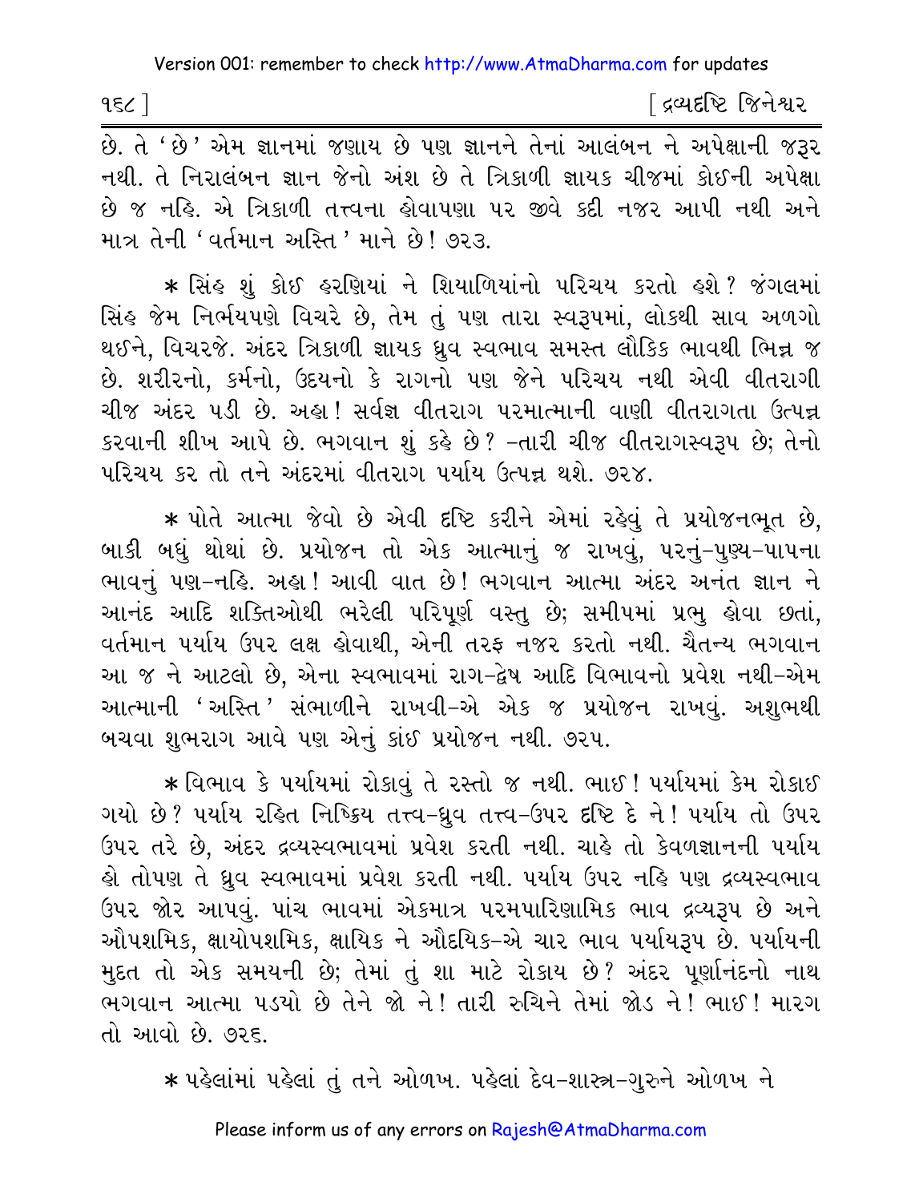છે. તે 'છે' એમ જ્ઞાનમાં જણાય છે પણ જ્ઞાનને તેનાં આલંબન ને અપેક્ષાની જરૂર નથી. તે નિરાલંબન જ્ઞાન જેનો અંશ છે તે ત્રિકાળી જ્ઞાયક ચીજમાં કોઈની અપેક્ષા છે જ નહિ. એ ત્રિકાળી તત્ત્વના હોવાપણા પર જીવે કદી નજર આપી નથી અને માત્ર તેની 'વર્તમાન અસ્તિ' માને છે! ૭૨૩.

* સિંહ શું કોઈ હરણિયાં ને શિયાળિયાંનો પરિચય કરતો હશે? જંગલમાં સિંહ જેમ નિર્ભયપણે વિચરે છે, તેમ તું પણ તારા સ્વરૂપમાં, લોકથી સાવ અળગો થઈને, વિચરજે. અંદર ત્રિકાળી જ્ઞાયક ધ્રુવ સ્વભાવ સમસ્ત લૌકિક ભાવથી ભિન્ન જ છે. શરીરનો, કર્મનો, ઉદયનો કે રાગનો પણ જેને પરિચય નથી એવી વીતરાગી ચીજ અંદર પડી છે. અહા! સર્વજ્ઞ વીતરાગ પરમાત્માની વાણી વીતરાગતા ઉત્પન્ન કરવાની શીખ આપે છે. ભગવાન શું કહે છે? -તારી ચીજ વીતરાગસ્વરૂપ છે; તેનો પરિચય કર તો તને અંદરમાં વીતરાગ પર્યાય ઉત્પન્ન થશે. ૭૨૪.

* પોતે આત્મા જેવો છે એવી દૃષ્ટિ કરીને એમાં રહેવું તે પ્રયોજનભૂત છે, બાકી બધું થોથાં છે. પ્રયોજન તો એક આત્માનું જ રાખવું, પરનું-પુણ્ય-પાપના ભાવનું પણ-નહિ. અહા! આવી વાત છે! ભગવાન આત્મા અંદર અનંત જ્ઞાન ને આનંદ આદિ શક્તિઓથી ભરેલી પરિપૂર્ણ વસ્તુ છે; સમીપમાં પ્રભુ હોવા છતાં, વર્તમાન પર્યાય ઉપર લક્ષ હોવાથી, એની તરફ નજર કરતો નથી. ચૈતન્ય ભગવાન આ જ ને આટલો છે, એના સ્વભાવમાં રાગ-દ્વેષ આદિ વિભાવનો પ્રવેશ નથી-એમ આત્માની 'અસ્તિ' સંભાળીને રાખવી-એ એક જ પ્રયોજન રાખવું. અશુભથી બચવા શુભરાગ આવે પણ એનું કાંઈ પ્રયોજન નથી. ૭૨૫.

* વિભાવ કે પર્યાયમાં રોકાવું તે રસ્તો જ નથી. ભાઈ! પર્યાયમાં કેમ રોકાઈ ગયો છે? પર્યાય રહિત નિષ્ક્રિય તત્ત્વ-ધ્રુવ તત્ત્વ-ઉપર દૃષ્ટિ દે ને! પર્યાય તો ઉપર ઉપર તરે છે, અંદર દ્રવ્યસ્વભાવમાં પ્રવેશ કરતી નથી. ચાહે તો કેવળજ્ઞાનની પર્યાય હો તોપણ તે ધ્રુવ સ્વભાવમાં પ્રવેશ કરતી નથી. પર્યાય ઉપર નહિ પણ દ્રવ્યસ્વભાવ ઉપર જોર આપવું. પાંચ ભાવમાં એકમાત્ર પરમપારિણામિક ભાવ દ્રવ્યરૂપ છે અને ઔપશમિક, ક્ષાયોપશમિક, ક્ષાયિક ને ઔદયિક-એ ચાર ભાવ પર્યાયરૂપ છે. પર્યાયની મુદત તો એક સમયની છે; તેમાં તું શા માટે રોકાય છે? અંદર પૂર્ણાનંદનો નાથ ભગવાન આત્મા પડયો છે તેને જો ને! તારી રુચિને તેમાં જોડ ને! ભાઈ! મારગ તો આવો છે. ૭૨૬.

* પહેલાંમાં પહેલાં તું તને ઓળખ. પહેલાં દેવ-શાસ્ત્ર-ગુરુને ઓળખ ને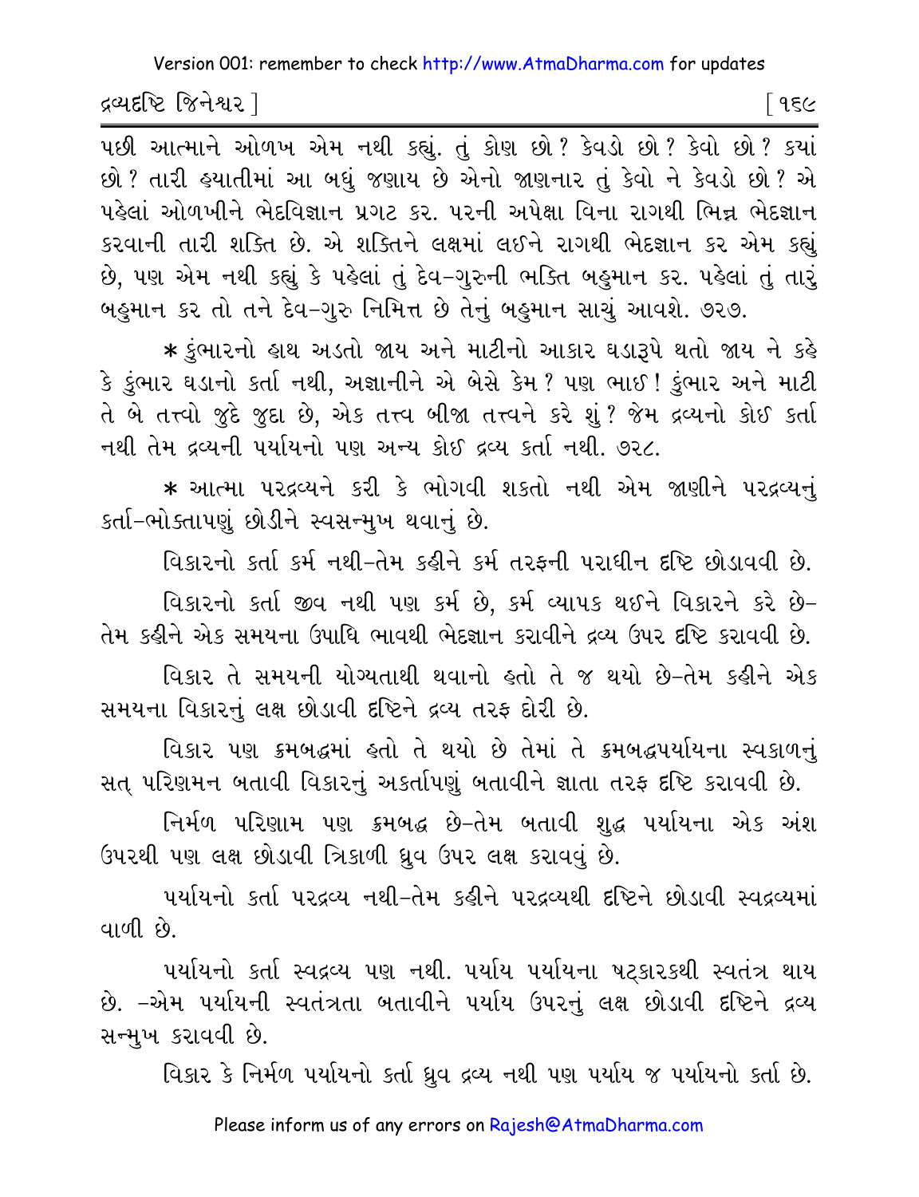પછી આત્માને ઓળખ એમ નથી કહ્યું. તું કોણ છો? કેવડો છો? કેવો છો? ક્યાં છો? તારી હયાતીમાં આ બધું જણાય છે એનો જાણનાર તું કેવો ને કેવડો છો? એ પહેલાં ઓળખીને ભેદવિજ્ઞાન પ્રગટ કર. પરની અપેક્ષા વિના રાગથી ભિન્ન ભેદજ્ઞાન કરવાની તારી શક્તિ છે. એ શક્તિને લક્ષમાં લઈને રાગથી ભેદજ્ઞાન કર એમ કહ્યું છે, પણ એમ નથી કહ્યું કે પહેલાં તું દેવ-ગુરુની ભક્તિ બહુમાન કર. પહેલાં તું તારું બહુમાન કર તો તને દેવ-ગુરુ નિમિત્ત છે તેનું બહુમાન સાચું આવશે. ૭૨૭.

* કુંભારનો હાથ અડતો જાય અને માટીનો આકાર ઘડારૂપે થતો જાય ને કહે કે કુંભાર ઘડાનો કર્તા નથી, અજ્ઞાનીને એ બેસે કેમ? પણ ભાઈ! કુંભાર અને માટી તે બે તત્ત્વો જુદે જુદા છે, એક તત્ત્વ બીજા તત્ત્વને કરે શું? જેમ દ્રવ્યનો કોઈ કર્તા નથી તેમ દ્રવ્યની પર્યાયનો પણ અન્ય કોઈ દ્રવ્ય કર્તા નથી. ૭૨૮.

* આત્મા પરદ્રવ્યને કરી કે ભોગવી શકતો નથી એમ જાણીને પરદ્રવ્યનું કર્તા-ભોક્તાપણું છોડીને સ્વસન્મુખ થવાનું છે.

વિકારનો કર્તા કર્મ નથી-તેમ કહીને કર્મ તરફની પરાધીન દૃષ્ટિ છોડાવવી છે.

વિકારનો કર્તા જીવ નથી પણ કર્મ છે, કર્મ વ્યાપક થઈને વિકારને કરે છે-તેમ કહીને એક સમયના ઉપાધિ ભાવથી ભેદજ્ઞાન કરાવીને દ્રવ્ય ઉપર દૃષ્ટિ કરાવવી છે.

વિકાર તે સમયની યોગ્યતાથી થવાનો હતો તે જ થયો છે-તેમ કહીને એક સમયના વિકારનું લક્ષ છોડાવી દૃષ્ટિને દ્રવ્ય તરફ દોરી છે.

વિકાર પણ ક્રમબદ્ધમાં હતો તે થયો છે તેમાં તે ક્રમબદ્ધપર્યાયના સ્વકાળનું સત્ પરિણમન બતાવી વિકારનું અકર્તાપણું બતાવીને જ્ઞાતા તરફ દૃષ્ટિ કરાવવી છે.

નિર્મળ પરિણામ પણ ક્રમબદ્ધ છે-તેમ બતાવી શુદ્ધ પર્યાયના એક અંશ ઉપરથી પણ લક્ષ છોડાવી ત્રિકાળી ધ્રુવ ઉપર લક્ષ કરાવવું છે.

પર્યાયનો કર્તા પરદ્રવ્ય નથી-તેમ કહીને પરદ્રવ્યથી દૃષ્ટિને છોડાવી સ્વદ્રવ્યમાં વાળી છે.

પર્યાયનો કર્તા સ્વદ્રવ્ય પણ નથી. પર્યાય પર્યાયના ષટ્કારકથી સ્વતંત્ર થાય છે. -એમ પર્યાયની સ્વતંત્રતા બતાવીને પર્યાય ઉપરનું લક્ષ છોડાવી દૃષ્ટિને દ્રવ્ય સન્મુખ કરાવવી છે.

વિકાર કે નિર્મળ પર્યાયનો કર્તા ધ્રુવ દ્રવ્ય નથી પણ પર્યાય જ પર્યાયનો કર્તા છે.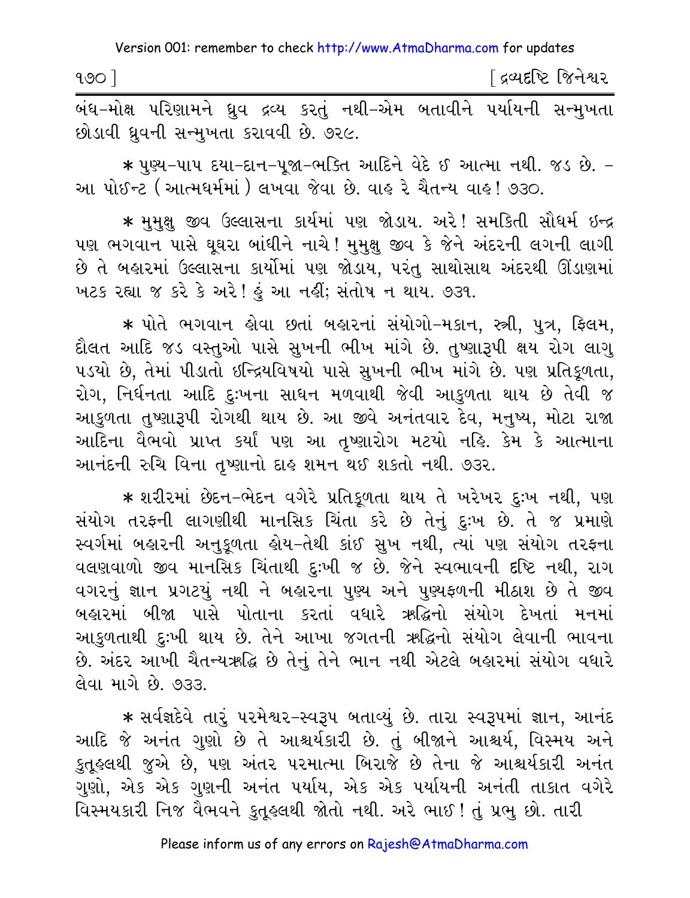બંધ-મોક્ષ પરિણામને ધ્રુવ દ્રવ્ય કરતું નથી-એમ બતાવીને પર્યાયની સન્મુખતા છોડાવી ધ્રુવની સન્મુખતા કરાવવી છે. ૭૨૯.

* પુણ્ય-પાપ દયા-દાન-પૂજા-ભક્તિ આદિને વેદે ઈ આત્મા નથી. જડ છે. - આ પોઈન્ટ (આત્મધર્મમાં) લખવા જેવા છે. વાહ રે ચૈતન્ય વાહ! ૭૩૦.

* મુમુક્ષુ જીવ ઉલ્લાસના કાર્યમાં પણ જોડાય. અરે! સમકિતી સૌધર્મ ઇન્દ્ર પણ ભગવાન પાસે ઘૂઘરા બાંધીને નાચે! મુમુક્ષુ જીવ કે જેને અંદરની લગની લાગી છે તે બહારમાં ઉલ્લાસના કાર્યોમાં પણ જોડાય, પરંતુ સાથોસાથ અંદરથી ઊંડાણમાં ખટક રહ્યા જ કરે કે અરે! હું આ નહીં; સંતોષ ન થાય. ૭૩૧.

* પોતે ભગવાન હોવા છતાં બહારનાં સંયોગો-મકાન, સ્ત્રી, પુત્ર, ફિલમ, દૌલત આદિ જડ વસ્તુઓ પાસે સુખની ભીખ માંગે છે. તુષ્ણારૂપી ક્ષય રોગ લાગુ પડયો છે, તેમાં પીડાતો ઇન્દ્રિયવિષયો પાસે સુખની ભીખ માંગે છે. પણ પ્રતિકૂળતા, રોગ, નિર્ધનતા આદિ દુઃખના સાધન મળવાથી જેવી આકુળતા થાય છે તેવી જ આકુળતા તુષ્ણારૂપી રોગથી થાય છે. આ જીવે અનંતવાર દેવ, મનુષ્ય, મોટા રાજા આદિના વૈભવો પ્રાપ્ત કર્યા પણ આ તૃષ્ણારોગ મટયો નહિ. કેમ કે આત્માના આનંદની રુચિ વિના તૃષ્ણાનો દાહ શમન થઈ શકતો નથી. ૭૩૨.

* શરીરમાં છેદન-ભેદન વગેરે પ્રતિકૂળતા થાય તે ખરેખર દુઃખ નથી, પણ સંયોગ તરફની લાગણીથી માનસિક ચિંતા કરે છે તેનું દુઃખ છે. તે જ પ્રમાણે સ્વર્ગમાં બહારની અનુકૂળતા હોય-તેથી કાંઈ સુખ નથી, ત્યાં પણ સંયોગ તરફના વલણવાળો જીવ માનસિક ચિંતાથી દુઃખી જ છે. જેને સ્વભાવની દૃષ્ટિ નથી, રાગ વગરનું જ્ઞાન પ્રગટયું નથી ને બહારના પુણ્ય અને પુણ્યફળની મીઠાશ છે તે જીવ બહારમાં બીજા પાસે પોતાના કરતાં વધારે ઋદ્ધિનો સંયોગ દેખતાં મનમાં આકુળતાથી દુઃખી થાય છે. તેને આખા જગતની ઋદ્ધિનો સંયોગ લેવાની ભાવના છે. અંદર આખી ચૈતન્યઋદ્ધિ છે તેનું તેને ભાન નથી એટલે બહારમાં સંયોગ વધારે લેવા માગે છે. ૭૩૩.

* સર્વજ્ઞદેવે તારું પરમેશ્વર-સ્વરૂપ બતાવ્યું છે. તારા સ્વરૂપમાં જ્ઞાન, આનંદ આદિ જે અનંત ગુણો છે તે આશ્ચર્યકારી છે. તું બીજાને આશ્ચર્ય, વિસ્મય અને કુતૂહલથી જુએ છે, પણ અંતર પરમાત્મા બિરાજે છે તેના જે આશ્ચર્યકારી અનંત ગુણો, એક એક ગુણની અનંત પર્યાય, એક એક પર્યાયની અનંતી તાકાત વગેરે વિસ્મયકારી નિજ વૈભવને કુતૂહલથી જોતો નથી. અરે ભાઈ! તું પ્રભુ છો. તારી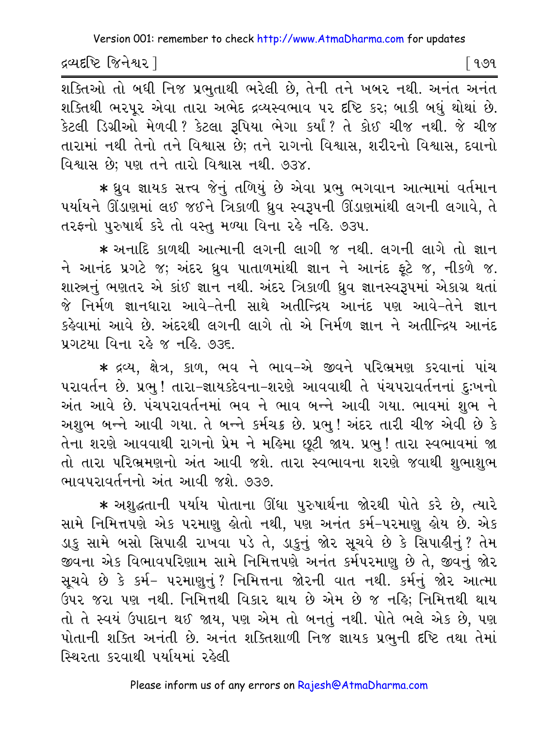શક્તિઓ તો બધી નિજ પ્રભુતાથી ભરેલી છે, તેની તને ખબર નથી. અનંત અનંત શક્તિથી ભરપૂર એવા તારા અભેદ દ્રવ્યસ્વભાવ પર દૃષ્ટિ કર; બાકી બધું થોથાં છે. કેટલી ડિગ્રીઓ મેળવી? કેટલા રૂપિયા ભેગા કર્યા? તે કોઈ ચીજ નથી. જે ચીજ તારામાં નથી તેનો તને વિશ્વાસ છે; તને રાગનો વિશ્વાસ, શરીરનો વિશ્વાસ, દવાનો વિશ્વાસ છે; પણ તને તારો વિશ્વાસ નથી. ૭૩૪.

* ધ્રુવ જ્ઞાયક સત્ત્વ જેનું તળિયું છે એવા પ્રભુ ભગવાન આત્મામાં વર્તમાન પર્યાયને ઊંડાણમાં લઈ જઈને ત્રિકાળી ધ્રુવ સ્વરૂપની ઊંડાણમાંથી લગની લગાવે, તે તરફનો પુરુષાર્થ કરે તો વસ્તુ મળ્યા વિના રહે નહિ. ૭૩૫.

* અનાદિ કાળથી આત્માની લગની લાગી જ નથી. લગની લાગે તો જ્ઞાન ને આનંદ પ્રગટે જ; અંદર ધ્રુવ પાતાળમાંથી જ્ઞાન ને આનંદ ફૂટે જ, નીકળે જ. શાસ્ત્રનું ભણતર એ કાંઈ જ્ઞાન નથી. અંદર ત્રિકાળી ધ્રુવ જ્ઞાનસ્વરૂપમાં એકાગ્ર થતાં જે નિર્મળ જ્ઞાનધારા આવે-તેની સાથે અતીન્દ્રિય આનંદ પણ આવે-તેને જ્ઞાન કહેવામાં આવે છે. અંદરથી લગની લાગે તો એ નિર્મળ જ્ઞાન ને અતીન્દ્રિય આનંદ પ્રગટયા વિના રહે જ નહિ. ૭૩૬.

* દ્રવ્ય, ક્ષેત્ર, કાળ, ભવ ને ભાવ-એ જીવને પરિભ્રમણ કરવાનાં પાંચ પરાવર્તન છે. પ્રભુ! તારા-જ્ઞાયકદેવના-શરણે આવવાથી તે પંચપરાવર્તનનાં દુઃખનો અંત આવે છે. પંચપરાવર્તનમાં ભવ ને ભાવ બન્ને આવી ગયા. ભાવમાં શુભ ને અશુભ બન્ને આવી ગયા. તે બન્ને કર્મચક્ર છે. પ્રભુ! અંદર તારી ચીજ એવી છે કે તેના શરણે આવવાથી રાગનો પ્રેમ ને મહિમા છૂટી જાય. પ્રભુ! તારા સ્વભાવમાં જા તો તારા પરિભ્રમણનો અંત આવી જશે. તારા સ્વભાવના શરણે જવાથી શુભાશુભ ભાવપરાવર્તનનો અંત આવી જશે. ૭૩૭.

* અશુદ્ધતાની પર્યાય પોતાના ઊંધા પુરુષાર્થના જોરથી પોતે કરે છે, ત્યારે સામે નિમિત્તપણે એક પરમાણુ હોતો નથી, પણ અનંત કર્મ-પરમાણુ હોય છે. એક ડાકુ સામે બસો સિપાહી રાખવા પડે તે, ડાકુનું જોર સૂચવે છે કે સિપાહીનું? તેમ જીવના એક વિભાવપરિણામ સામે નિમિત્તપણે અનંત કર્મપરમાણુ છે તે, જીવનું જોર સૂચવે છે કે કર્મ- પરમાણુનું? નિમિત્તના જોરની વાત નથી. કર્મનું જોર આત્મા ઉપર જરા પણ નથી. નિમિત્તથી વિકાર થાય છે એમ છે જ નહિ; નિમિત્તથી થાય તો તે સ્વયં ઉપાદાન થઈ જાય, પણ એમ તો બનતું નથી. પોતે ભલે એક છે, પણ પોતાની શક્તિ અનંતી છે. અનંત શક્તિશાળી નિજ જ્ઞાયક પ્રભુની દૃષ્ટિ તથા તેમાં સ્થિરતા કરવાથી પર્યાયમાં રહેલી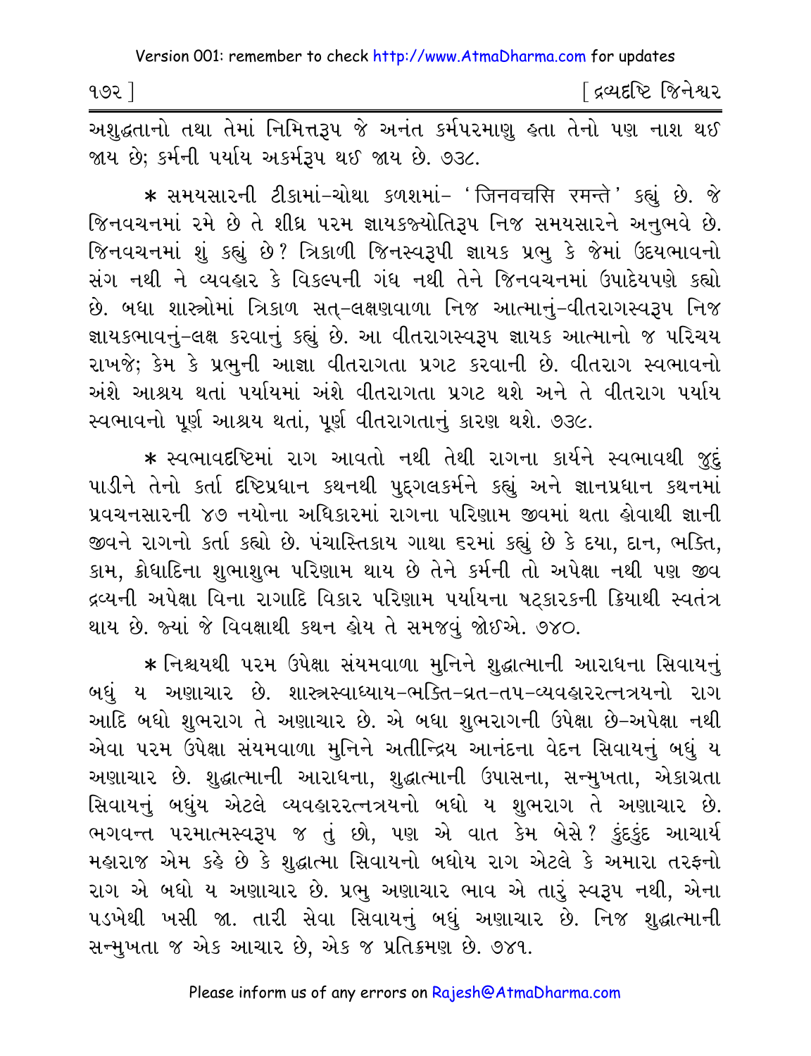અશુદ્ધતાનો તથા તેમાં નિમિત્તરૂપ જે અનંત કર્મપરમાણુ હતા તેનો પણ નાશ થઈ જાય છે; કર્મની પર્યાય અકર્મરૂપ થઈ જાય છે. ૭૩૮.

* સમયસારની ટીકામાં-ચોથા કળશમાં- 'जिनवचसि रमन्ते' કહ્યું છે. જે જિનવચનમાં રમે છે તે શીઘ્ર પરમ જ્ઞાયકજ્યોતિરૂપ નિજ સમયસારને અનુભવે છે. જિનવચનમાં શું કહ્યું છે? ત્રિકાળી જિનસ્વરૂપી જ્ઞાયક પ્રભુ કે જેમાં ઉદયભાવનો સંગ નથી ને વ્યવહાર કે વિકલ્પની ગંધ નથી તેને જિનવચનમાં ઉપાદેયપણે કહ્યો છે. બધા શાસ્ત્રોમાં ત્રિકાળ સત્-લક્ષણવાળા નિજ આત્માનું-વીતરાગસ્વરૂપ નિજ જ્ઞાયકભાવનું-લક્ષ કરવાનું કહ્યું છે. આ વીતરાગસ્વરૂપ જ્ઞાયક આત્માનો જ પરિચય રાખજે; કેમ કે પ્રભુની આજ્ઞા વીતરાગતા પ્રગટ કરવાની છે. વીતરાગ સ્વભાવનો અંશે આશ્રય થતાં પર્યાયમાં અંશે વીતરાગતા પ્રગટ થશે અને તે વીતરાગ પર્યાય સ્વભાવનો પૂર્ણ આશ્રય થતાં, પૂર્ણ વીતરાગતાનું કારણ થશે. ૭૩૯.

* સ્વભાવદૃષ્ટિમાં રાગ આવતો નથી તેથી રાગના કાર્યને સ્વભાવથી જુદું પાડીને તેનો કર્તા દૃષ્ટિપ્રધાન કથનથી પુદ્ગલકર્મને કહ્યું અને જ્ઞાનપ્રધાન કથનમાં પ્રવચનસારની ૪૭ નયોના અધિકારમાં રાગના પરિણામ જીવમાં થતા હોવાથી જ્ઞાની જીવને રાગનો કર્તા કહ્યો છે. પંચાસ્તિકાય ગાથા ૬૨માં કહ્યું છે કે દયા, દાન, ભક્તિ, કામ, ક્રોધાદિના શુભાશુભ પરિણામ થાય છે તેને કર્મની તો અપેક્ષા નથી પણ જીવ દ્રવ્યની અપેક્ષા વિના રાગાદિ વિકાર પરિણામ પર્યાયના ષટ્કારકની ક્રિયાથી સ્વતંત્ર થાય છે. જ્યાં જે વિવક્ષાથી કથન હોય તે સમજવું જોઈએ. ૭૪૦.

* નિશ્ચયથી પરમ ઉપેક્ષા સંયમવાળા મુનિને શુદ્ધાત્માની આરાધના સિવાયનું બધું ય અણાચાર છે. શાસ્ત્રસ્વાધ્યાય-ભક્તિ-વ્રત-તપ-વ્યવહારરત્નત્રયનો રાગ આદિ બધો શુભરાગ તે અણાચાર છે. એ બધા શુભરાગની ઉપેક્ષા છે-અપેક્ષા નથી એવા પરમ ઉપેક્ષા સંયમવાળા મુનિને અતીન્દ્રિય આનંદના વેદન સિવાયનું બધું ય અણાચાર છે. શુદ્ધાત્માની આરાધના, શુદ્ધાત્માની ઉપાસના, સન્મુખતા, એકાગ્રતા સિવાયનું બધુંય એટલે વ્યવહારરત્નત્રયનો બધો ય શુભરાગ તે અણાચાર છે. ભગવન્ત પરમાત્મસ્વરૂપ જ તું છો, પણ એ વાત કેમ બેસે? કુંદકુંદ આચાર્ય મહારાજ એમ કહે છે કે શુદ્ધાત્મા સિવાયનો બધોય રાગ એટલે કે અમારા તરફનો રાગ એ બધો ય અણાચાર છે. પ્રભુ અણાચાર ભાવ એ તારું સ્વરૂપ નથી, એના પડખેથી ખસી જા. તારી સેવા સિવાયનું બધું અણાચાર છે. નિજ શુદ્ધાત્માની સન્મુખતા જ એક આચાર છે, એક જ પ્રતિક્રમણ છે. ૭૪૧.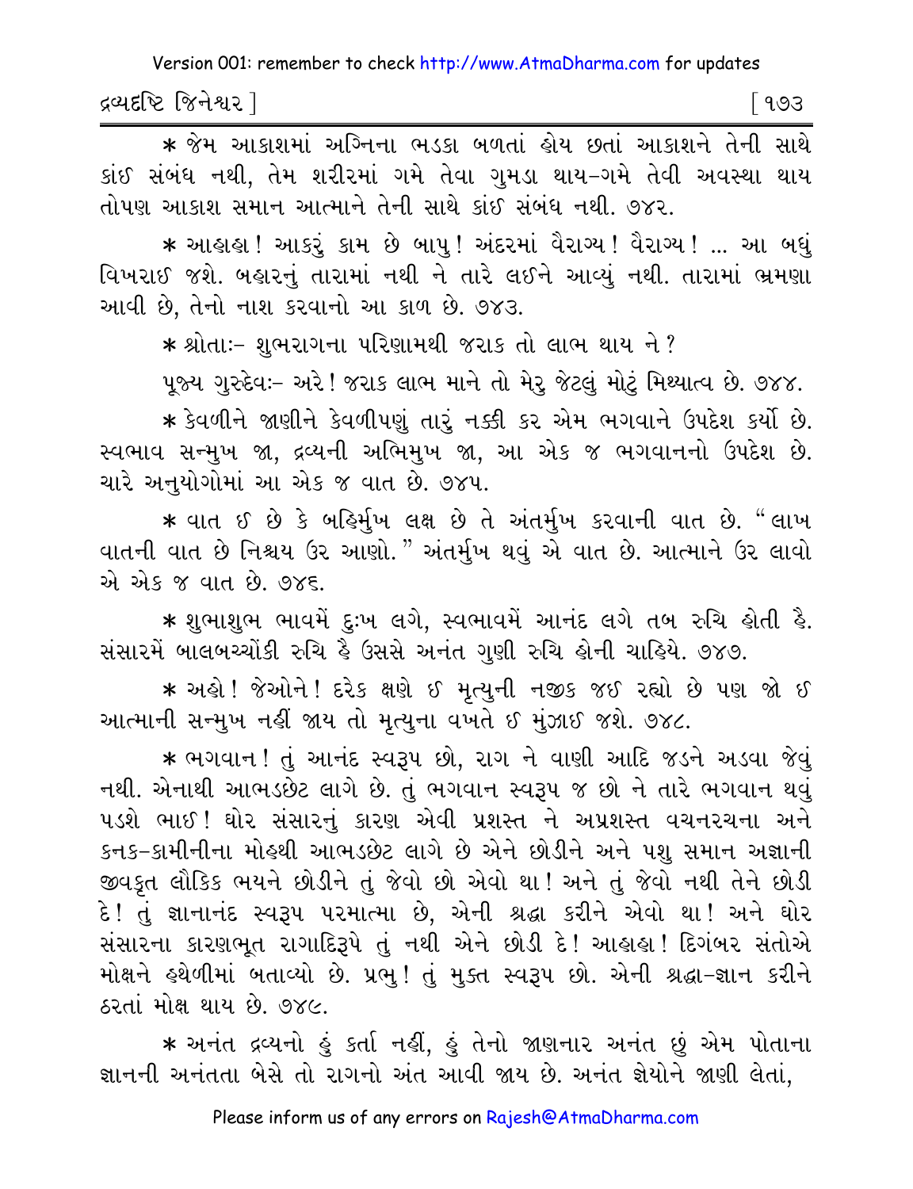* જેમ આકાશમાં અગ્નિના ભડકા બળતાં હોય છતાં આકાશને તેની સાથે કાંઈ સંબંધ નથી, તેમ શરીરમાં ગમે તેવા ગુમડા થાય-ગમે તેવી અવસ્થા થાય તોપણ આકાશ સમાન આત્માને તેની સાથે કાંઈ સંબંધ નથી. ૭૪૨.

* આહાહા! આકરું કામ છે બાપુ! અંદરમાં વૈરાગ્ય! વૈરાગ્ય! ... આ બધું વિખરાઈ જશે. બહારનું તારામાં નથી ને તારે લઈને આવ્યું નથી. તારામાં ભ્રમણા આવી છે, તેનો નાશ કરવાનો આ કાળ છે. ૭૪૩.

* શ્રોતાઃ- શુભરાગના પરિણામથી જરાક તો લાભ થાય ને?

પૂજ્ય ગુરુદેવઃ- અરે! જરાક લાભ માને તો મેરુ જેટલું મોટું મિથ્યાત્વ છે. ૭૪૪.

* કેવળીને જાણીને કેવળીપણું તારું નક્કી કર એમ ભગવાને ઉપદેશ કર્યો છે. સ્વભાવ સન્મુખ જા, દ્રવ્યની અભિમુખ જા, આ એક જ ભગવાનનો ઉપદેશ છે. ચારે અનુયોગોમાં આ એક જ વાત છે. ૭૪૫.

* વાત ઈ છે કે બહિર્મુખ લક્ષ છે તે અંતર્મુખ કરવાની વાત છે. "લાખ વાતની વાત છે નિશ્ચય ઉર આણો." અંતર્મુખ થવું એ વાત છે. આત્માને ઉર લાવો એ એક જ વાત છે. ૭૪૬.

* શુભાશુભ ભાવમેં દુઃખ લગે, સ્વભાવમેં આનંદ લગે તબ રુચિ હોતી હૈ. સંસારમેં બાલબચ્ચોંકી રુચિ હૈ ઉસસે અનંત ગુણી રુચિ હોની ચાહિયે. ૭૪૭.

* અહો! જેઓને! દરેક ક્ષણે ઈ મૃત્યુની નજીક જઈ રહ્યો છે પણ જો ઈ આત્માની સન્મુખ નહીં જાય તો મૃત્યુના વખતે ઈ મુંઝાઈ જશે. ૭૪૮.

* ભગવાન! તું આનંદ સ્વરૂપ છો, રાગ ને વાણી આદિ જડને અડવા જેવું નથી. એનાથી આભડછેટ લાગે છે. તું ભગવાન સ્વરૂપ જ છો ને તારે ભગવાન થવું પડશે ભાઈ! ઘોર સંસારનું કારણ એવી પ્રશસ્ત ને અપ્રશસ્ત વચનરચના અને કનક-કામીનીના મોહથી આભડછેટ લાગે છે એને છોડીને અને પશુ સમાન અજ્ઞાની જીવકૃત લૌકિક ભયને છોડીને તું જેવો છો એવો થા! અને તું જેવો નથી તેને છોડી દે! તું જ્ઞાનાનંદ સ્વરૂપ પરમાત્મા છે, એની શ્રદ્ધા કરીને એવો થા! અને ઘોર સંસારના કારણભૂત રાગાદિરૂપે તું નથી એને છોડી દે! આહાહા! દિગંબર સંતોએ મોક્ષને હથેળીમાં બતાવ્યો છે. પ્રભુ! તું મુક્ત સ્વરૂપ છો. એની શ્રદ્ધા-જ્ઞાન કરીને ઠરતાં મોક્ષ થાય છે. ૭૪૯.

* અનંત દ્રવ્યનો હું કર્તા નહીં, હું તેનો જાણનાર અનંત છું એમ પોતાના જ્ઞાનની અનંતતા બેસે તો રાગનો અંત આવી જાય છે. અનંત જ્ઞેયોને જાણી લેતાં,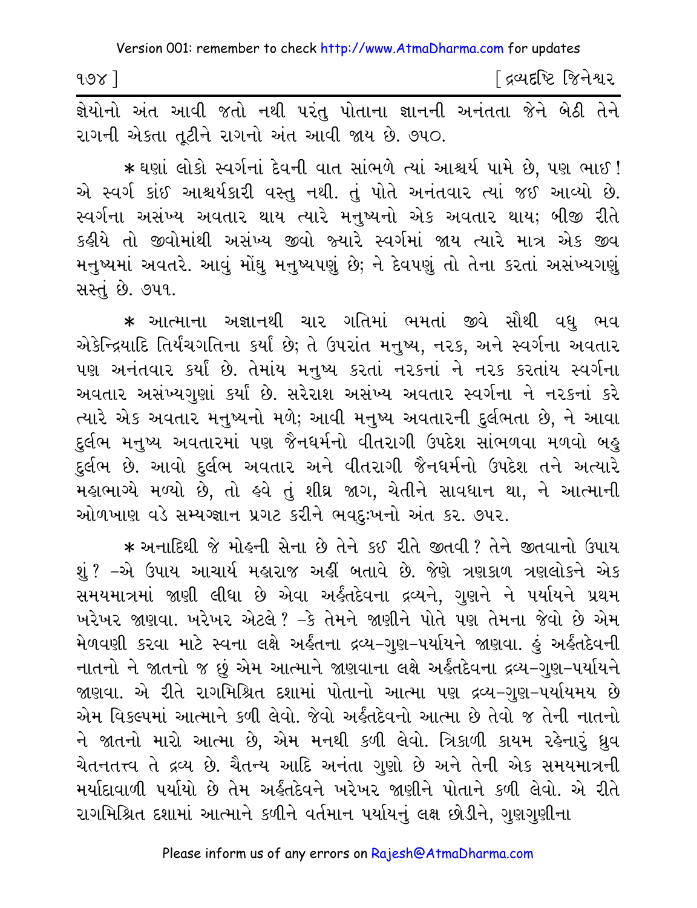જ્ઞેયોનો અંત આવી જતો નથી પરંતુ પોતાના જ્ઞાનની અનંતતા જેને બેઠી તેને રાગની એકતા તૂટીને રાગનો અંત આવી જાય છે. ૭૫૦.

* ઘણાં લોકો સ્વર્ગનાં દેવની વાત સાંભળે ત્યાં આશ્ચર્ય પામે છે, પણ ભાઈ ! એ સ્વર્ગ કાંઈ આશ્ચર્યકારી વસ્તુ નથી. તું પોતે અનંતવાર ત્યાં જઈ આવ્યો છે. સ્વર્ગના અસંખ્ય અવતાર થાય ત્યારે મનુષ્યનો એક અવતાર થાય; બીજી રીતે કહીયે તો જીવોમાંથી અસંખ્ય જીવો જ્યારે સ્વર્ગમાં જાય ત્યારે માત્ર એક જીવ મનુષ્યમાં અવતરે. આવું મોંઘુ મનુષ્યપણું છે; ને દેવપણું તો તેના કરતાં અસંખ્યગણું સસ્તું છે. ૭૫૧.

* આત્માના અજ્ઞાનથી ચાર ગતિમાં ભમતાં જીવે સૌથી વધુ ભવ એકેન્દ્રિયાદિ તિર્યંચગતિના કર્યા છે; તે ઉપરાંત મનુષ્ય, નરક, અને સ્વર્ગના અવતાર પણ અનંતવાર કર્યા છે. તેમાંય મનુષ્ય કરતાં નરકનાં ને નરક કરતાંય સ્વર્ગના અવતાર અસંખ્યગુણાં કર્યા છે. સરેરાશ અસંખ્ય અવતાર સ્વર્ગના ને નરકનાં કરે ત્યારે એક અવતાર મનુષ્યનો મળે; આવી મનુષ્ય અવતારની દુર્લભતા છે, ને આવા દુર્લભ મનુષ્ય અવતારમાં પણ જૈનધર્મનો વીતરાગી ઉપદેશ સાંભળવા મળવો બહુ દુર્લભ છે. આવો દુર્લભ અવતાર અને વીતરાગી જૈનધર્મનો ઉપદેશ તને અત્યારે મહાભાગ્યે મળ્યો છે, તો હવે તું શીઘ્ર જાગ, ચેતીને સાવધાન થા, ને આત્માની ઓળખાણ વડે સમ્યગ્જ્ઞાન પ્રગટ કરીને ભવદુઃખનો અંત કર. ૭૫૨.

* અનાદિથી જે મોહની સેના છે તેને કઈ રીતે જીતવી ? તેને જીતવાનો ઉપાય શું ? –એ ઉપાય આચાર્ય મહારાજ અહીં બતાવે છે. જેણે ત્રણકાળ ત્રણલોકને એક સમયમાત્રમાં જાણી લીધા છે એવા અર્હંતદેવના દ્રવ્યને, ગુણને ને પર્યાયને પ્રથમ ખરેખર જાણવા. ખરેખર એટલે ? –કે તેમને જાણીને પોતે પણ તેમના જેવો છે એમ મેળવણી કરવા માટે સ્વના લક્ષે અર્હંતના દ્રવ્ય-ગુણ-પર્યાયને જાણવા. હું અર્હંતદેવની નાતનો ને જાતનો જ છું એમ આત્માને જાણવાના લક્ષે અર્હંતદેવના દ્રવ્ય-ગુણ-પર્યાયને જાણવા. એ રીતે રાગમિશ્રિત દશામાં પોતાનો આત્મા પણ દ્રવ્ય-ગુણ-પર્યાયમય છે એમ વિકલ્પમાં આત્માને કળી લેવો. જેવો અર્હંતદેવનો આત્મા છે તેવો જ તેની નાતનો ને જાતનો મારો આત્મા છે, એમ મનથી કળી લેવો. ત્રિકાળી કાયમ રહેનારું ધ્રુવ ચેતનતત્ત્વ તે દ્રવ્ય છે. ચૈતન્ય આદિ અનંતા ગુણો છે અને તેની એક સમયમાત્રની મર્યાદાવાળી પર્યાયો છે તેમ અર્હંતદેવને ખરેખર જાણીને પોતાને કળી લેવો. એ રીતે રાગમિશ્રિત દશામાં આત્માને કળીને વર્તમાન પર્યાયનું લક્ષ છોડીને, ગુણગુણીના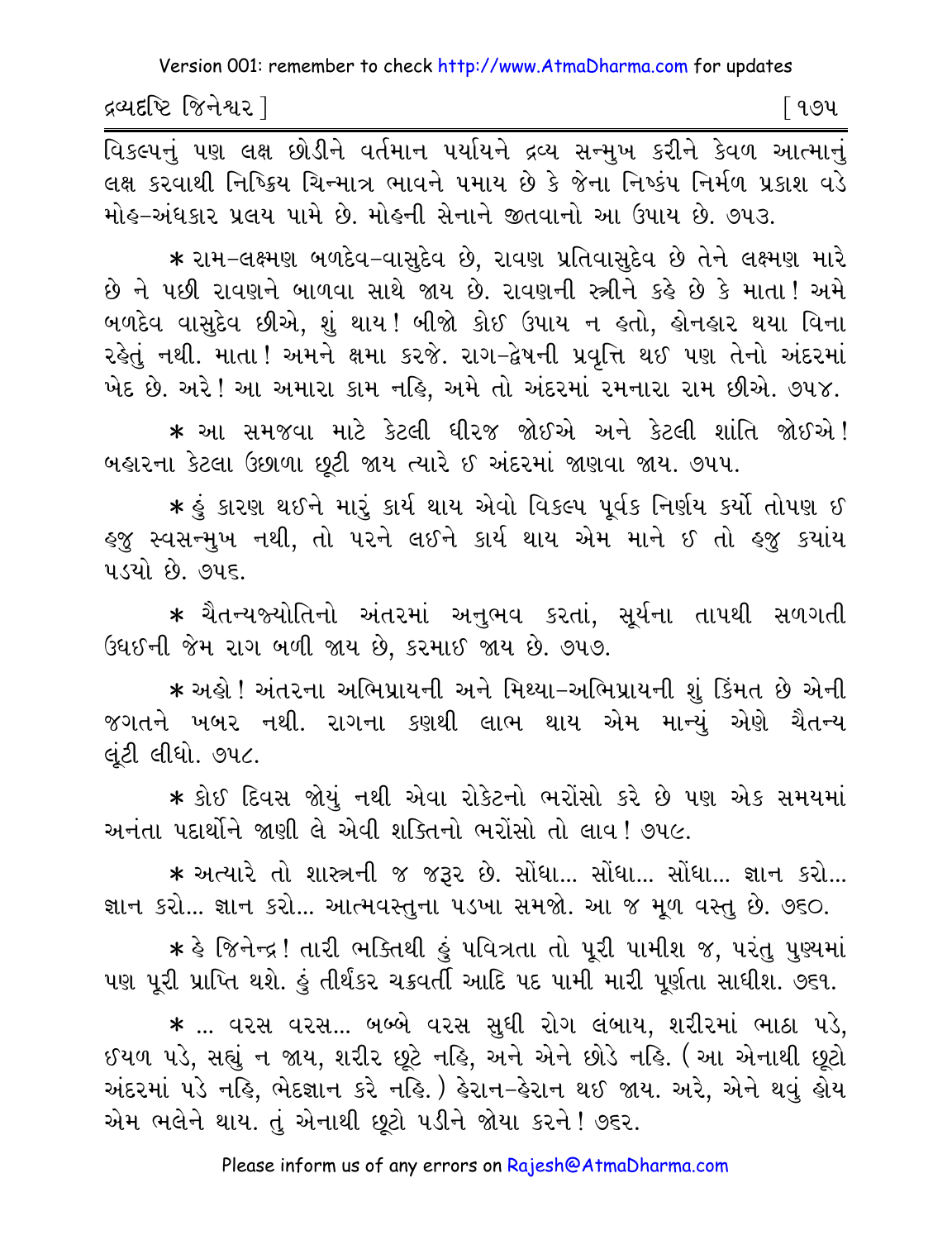વિકલ્પનું પણ લક્ષ છોડીને વર્તમાન પર્યાયને દ્રવ્ય સન્મુખ કરીને કેવળ આત્માનું લક્ષ કરવાથી નિષ્ક્રિય ચિન્માત્ર ભાવને પમાય છે કે જેના નિષ્કંપ નિર્મળ પ્રકાશ વડે મોહ-અંધકાર પ્રલય પામે છે. મોહની સેનાને જીતવાનો આ ઉપાય છે. ૭૫૩.

* રામ-લક્ષ્મણ બળદેવ-વાસુદેવ છે, રાવણ પ્રતિવાસુદેવ છે તેને લક્ષ્મણ મારે છે ને પછી રાવણને બાળવા સાથે જાય છે. રાવણની સ્ત્રીને કહે છે કે માતા! અમે બળદેવ વાસુદેવ છીએ, શું થાય! બીજો કોઈ ઉપાય ન હતો, હોનહાર થયા વિના રહેતું નથી. માતા! અમને ક્ષમા કરજે. રાગ-દ્વેષની પ્રવૃત્તિ થઈ પણ તેનો અંદરમાં ખેદ છે. અરે! આ અમારા કામ નહિ, અમે તો અંદરમાં રમનારા રામ છીએ. ૭૫૪.

* આ સમજવા માટે કેટલી ધીરજ જોઈએ અને કેટલી શાંતિ જોઈએ! બહારના કેટલા ઉછાળા છૂટી જાય ત્યારે ઈ અંદરમાં જાણવા જાય. ૭૫૫.

* હું કારણ થઈને મારું કાર્ય થાય એવો વિકલ્પ પૂર્વક નિર્ણય કર્યો તોપણ ઈ હજુ સ્વસન્મુખ નથી, તો પરને લઈને કાર્ય થાય એમ માને ઈ તો હજુ ક્યાંય પડ્યો છે. ૭૫૬.

* ચૈતન્યજ્યોતિનો અંતરમાં અનુભવ કરતાં, સૂર્યના તાપથી સળગતી ઉધઈની જેમ રાગ બળી જાય છે, કરમાઈ જાય છે. ૭૫૭.

* અહો! અંતરના અભિપ્રાયની અને મિથ્યા-અભિપ્રાયની શું કિંમત છે એની જગતને ખબર નથી. રાગના કણથી લાભ થાય એમ માન્યું એણે ચૈતન્ય લૂંટી લીધો. ૭૫૮.

* કોઈ દિવસ જોયું નથી એવા રોકેટનો ભરોંસો કરે છે પણ એક સમયમાં અનંતા પદાર્થોને જાણી લે એવી શક્તિનો ભરોંસો તો લાવ! ૭૫૯.

* અત્યારે તો શાસ્ત્રની જ જરૂર છે. સોંઘા... સોંઘા... સોંઘા... જ્ઞાન કરો... જ્ઞાન કરો... જ્ઞાન કરો... આત્મવસ્તુના પડખા સમજો. આ જ મૂળ વસ્તુ છે. ૭૬૦.

* હે જિનેન્દ્ર! તારી ભક્તિથી હું પવિત્રતા તો પૂરી પામીશ જ, પરંતુ પુણ્યમાં પણ પૂરી પ્રાપ્તિ થશે. હું તીર્થંકર ચક્રવર્તી આદિ પદ પામી મારી પૂર્ણતા સાધીશ. ૭૬૧.

* ... વરસ વરસ... બબ્બે વરસ સુધી રોગ લંબાય, શરીરમાં ભાઠા પડે, ઈયળ પડે, સહ્યું ન જાય, શરીર છૂટે નહિ, અને એને છોડે નહિ. (આ એનાથી છૂટો અંદરમાં પડે નહિ, ભેદજ્ઞાન કરે નહિ.) હેરાન-હેરાન થઈ જાય. અરે, એને થવું હોય એમ ભલેને થાય. તું એનાથી છૂટો પડીને જોયા કરને! ૭૬૨.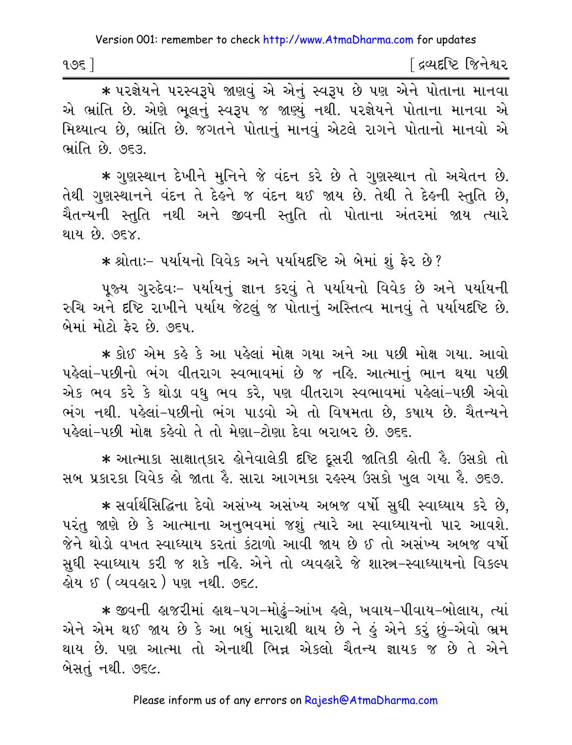* પરજ્ઞેયને પરસ્વરૂપે જાણવું એ એનું સ્વરૂપ છે પણ એને પોતાના માનવા એ ભ્રાંતિ છે. એણે ભૂલનું સ્વરૂપ જ જાણ્યું નથી. પરજ્ઞેયને પોતાના માનવા એ મિથ્યાત્વ છે, ભ્રાંતિ છે. જગતને પોતાનું માનવું એટલે રાગને પોતાનો માનવો એ ભ્રાંતિ છે. ૭૬૩.

* ગુણસ્થાન દેખીને મુનિને જે વંદન કરે છે તે ગુણસ્થાન તો અચેતન છે. તેથી ગુણસ્થાનને વંદન તે દેહને જ વંદન થઈ જાય છે. તેથી તે દેહની સ્તુતિ છે, ચૈતન્યની સ્તુતિ નથી અને જીવની સ્તુતિ તો પોતાના અંતરમાં જાય ત્યારે થાય છે. ૭૬૪.

* શ્રોતાઃ- પર્યાયનો વિવેક અને પર્યાયદૃષ્ટિ એ બેમાં શું ફેર છે?

પૂજ્ય ગુરુદેવઃ- પર્યાયનું જ્ઞાન કરવું તે પર્યાયનો વિવેક છે અને પર્યાયની રુચિ અને દૃષ્ટિ રાખીને પર્યાય જેટલું જ પોતાનું અસ્તિત્વ માનવું તે પર્યાયદૃષ્ટિ છે. બેમાં મોટો ફેર છે. ૭૬૫.

* કોઈ એમ કહે કે આ પહેલાં મોક્ષ ગયા અને આ પછી મોક્ષ ગયા. આવો પહેલાં-પછીનો ભંગ વીતરાગ સ્વભાવમાં છે જ નહિ. આત્માનું ભાન થયા પછી એક ભવ કરે કે થોડા વધુ ભવ કરે, પણ વીતરાગ સ્વભાવમાં પહેલાં-પછી એવો ભંગ નથી. પહેલાં-પછીનો ભંગ પાડવો એ તો વિષમતા છે, કષાય છે. ચૈતન્યને પહેલાં-પછી મોક્ષ કહેવો તે તો મેણા-ટોણા દેવા બરાબર છે. ૭૬૬.

* આત્માકા સાક્ષાત્કાર હોનેવાલેકી દૃષ્ટિ દૂસરી જાતિકી હોતી હૈ. ઉસકો તો સબ પ્રકારકા વિવેક હો જાતા હૈ. સારા આગમકા રહસ્ય ઉસકો ખુલ ગયા હૈ. ૭૬૭.

* સર્વાર્થસિદ્ધિના દેવો અસંખ્ય અસંખ્ય અબજ વર્ષો સુધી સ્વાધ્યાય કરે છે, પરંતુ જાણે છે કે આત્માના અનુભવમાં જશું ત્યારે આ સ્વાધ્યાયનો પાર આવશે. જેને થોડો વખત સ્વાધ્યાય કરતાં કંટાળો આવી જાય છે ઈ તો અસંખ્ય અબજ વર્ષો સુધી સ્વાધ્યાય કરી જ શકે નહિ. એને તો વ્યવહારે જે શાસ્ત્ર-સ્વાધ્યાયનો વિકલ્પ હોય ઈ (વ્યવહાર) પણ નથી. ૭૬૮.

* જીવની હાજરીમાં હાથ-પગ-મોઢું-આંખ હલે, ખવાય-પીવાય-બોલાય, ત્યાં એને એમ થઈ જાય છે કે આ બધું મારાથી થાય છે ને હું એને કરું છું-એવો ભ્રમ થાય છે. પણ આત્મા તો એનાથી ભિન્ન એકલો ચૈતન્ય જ્ઞાયક જ છે તે એને બેસતું નથી. ૭૬૯.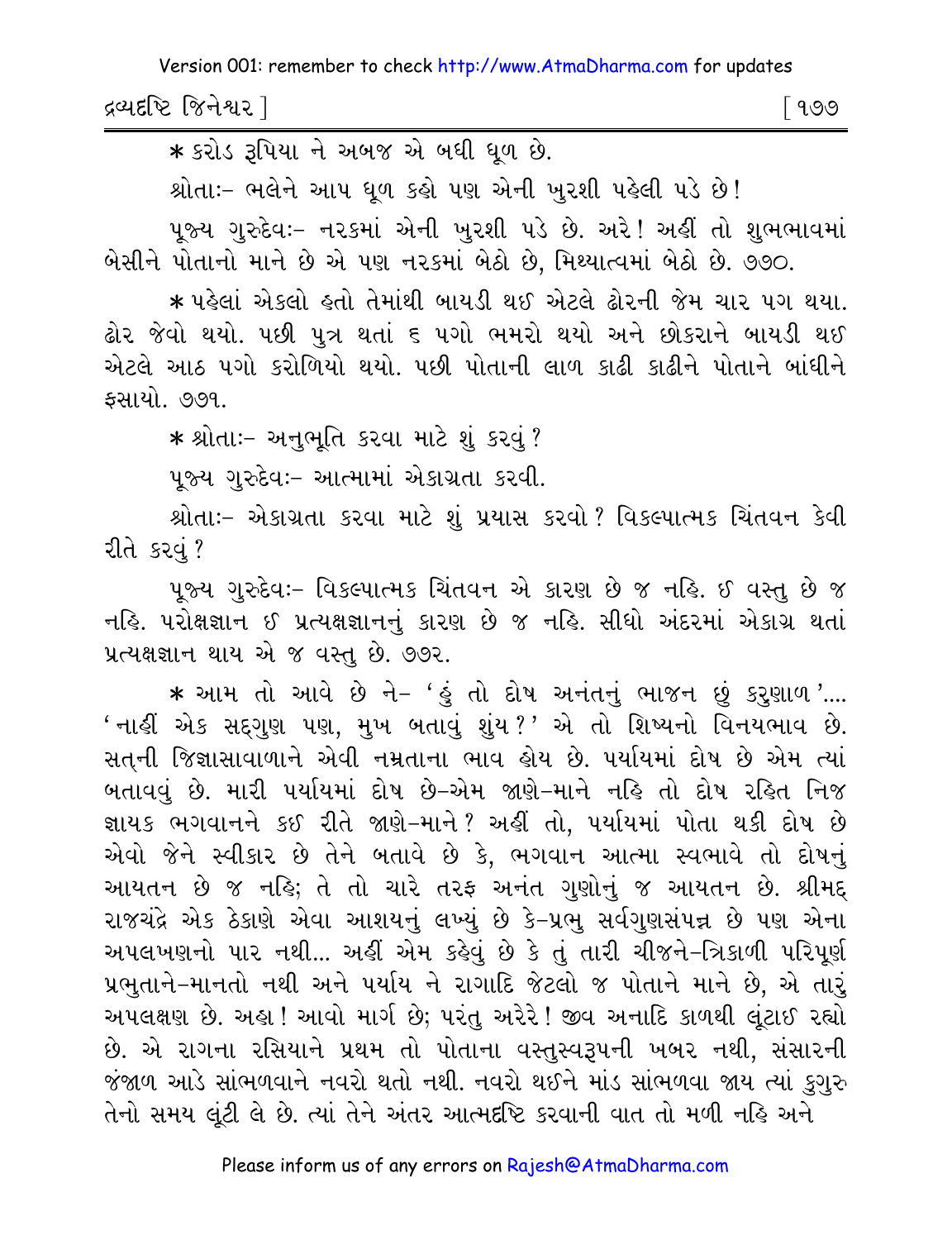* કરોડ રૂપિયા ને અબજ એ બધી ધૂળ છે.

શ્રોતાઃ- ભલેને આપ ધૂળ કહો પણ એની ખુરશી પહેલી પડે છે!

પૂજ્ય ગુરુદેવઃ- નરકમાં એની ખુરશી પડે છે. અરે! અહીં તો શુભભાવમાં બેસીને પોતાનો માને છે એ પણ નરકમાં બેઠો છે, મિથ્યાત્વમાં બેઠો છે. ૭૭૦.

* પહેલાં એકલો હતો તેમાંથી બાયડી થઈ એટલે ઢોરની જેમ ચાર પગ થયા. ઢોર જેવો થયો. પછી પુત્ર થતાં ૬ પગો ભમરો થયો અને છોકરાને બાયડી થઈ એટલે આઠ પગો કરોળિયો થયો. પછી પોતાની લાળ કાઢી કાઢીને પોતાને બાંધીને ફસાયો. ૭૭૧.

* શ્રોતાઃ- અનુભૂતિ કરવા માટે શું કરવું?

પૂજ્ય ગુરુદેવઃ- આત્મામાં એકાગ્રતા કરવી.

શ્રોતાઃ- એકાગ્રતા કરવા માટે શું પ્રયાસ કરવો? વિકલ્પાત્મક ચિંતવન કેવી રીતે કરવું?

પૂજ્ય ગુરુદેવઃ- વિકલ્પાત્મક ચિંતવન એ કારણ છે જ નહિ. ઈ વસ્તુ છે જ નહિ. પરોક્ષજ્ઞાન ઈ પ્રત્યક્ષજ્ઞાનનું કારણ છે જ નહિ. સીધો અંદરમાં એકાગ્ર થતાં પ્રત્યક્ષજ્ઞાન થાય એ જ વસ્તુ છે. ૭૭૨.

* આમ તો આવે છે ને- 'હું તો દોષ અનંતનું ભાજન છું કરુણાળ'.... 'નાહીં એક સદ્‌ગુણ પણ, મુખ બતાવું શુંય?' એ તો શિષ્યનો વિનયભાવ છે. સત્‌ની જિજ્ઞાસાવાળાને એવી નમ્રતાના ભાવ હોય છે. પર્યાયમાં દોષ છે એમ ત્યાં બતાવવું છે. મારી પર્યાયમાં દોષ છે-એમ જાણે-માને નહિ તો દોષ રહિત નિજ જ્ઞાયક ભગવાનને કઈ રીતે જાણે-માને? અહીં તો, પર્યાયમાં પોતા થકી દોષ છે એવો જેને સ્વીકાર છે તેને બતાવે છે કે, ભગવાન આત્મા સ્વભાવે તો દોષનું આયતન છે જ નહિ; તે તો ચારે તરફ અનંત ગુણોનું જ આયતન છે. શ્રીમદ્‌ રાજચંદ્રે એક ઠેકાણે એવા આશયનું લખ્યું છે કે-પ્રભુ સર્વગુણસંપન્ન છે પણ એના અપલખણનો પાર નથી... અહીં એમ કહેવું છે કે તું તારી ચીજને-ત્રિકાળી પરિપૂર્ણ પ્રભુતાને-માનતો નથી અને પર્યાય ને રાગાદિ જેટલો જ પોતાને માને છે, એ તારું અપલક્ષણ છે. અહા! આવો માર્ગ છે; પરંતુ અરેરે! જીવ અનાદિ કાળથી લૂંટાઈ રહ્યો છે. એ રાગના રસિયાને પ્રથમ તો પોતાના વસ્તુસ્વરૂપની ખબર નથી, સંસારની જંજાળ આડે સાંભળવાને નવરો થતો નથી. નવરો થઈને માંડ સાંભળવા જાય ત્યાં કુગુરુ તેનો સમય લૂંટી લે છે. ત્યાં તેને અંતર આત્મદૃષ્ટિ કરવાની વાત તો મળી નહિ અને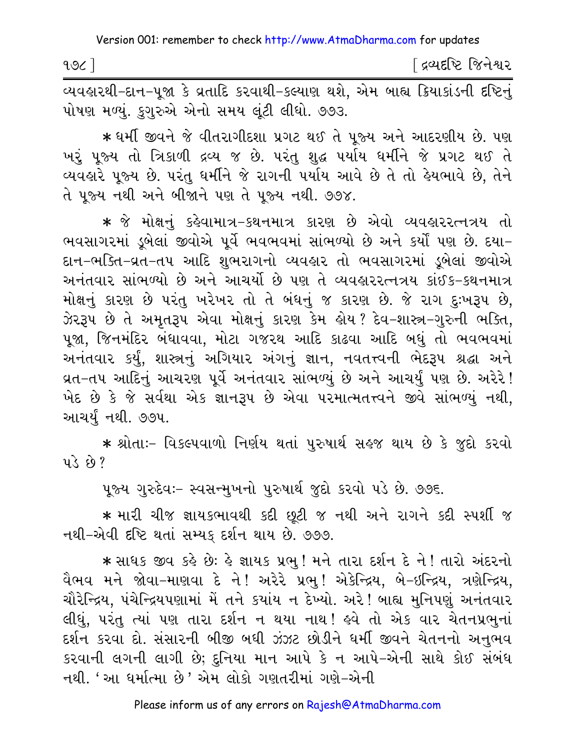વ્યવહારથી-દાન-પૂજા કે વ્રતાદિ કરવાથી-કલ્યાણ થશે, એમ બાહ્ય ક્રિયાકાંડની દૃષ્ટિનું પોષણ મળ્યું. કુગુરુએ એનો સમય લૂંટી લીધો. ૭૭૩.

* ધર્મી જીવને જે વીતરાગીદશા પ્રગટ થઈ તે પૂજ્ય અને આદરણીય છે. પણ ખરું પૂજ્ય તો ત્રિકાળી દ્રવ્ય જ છે. પરંતુ શુદ્ધ પર્યાય ધર્મીને જે પ્રગટ થઈ તે વ્યવહારે પૂજ્ય છે. પરંતુ ધર્મીને જે રાગની પર્યાય આવે છે તે તો હેયભાવે છે, તેને તે પૂજ્ય નથી અને બીજાને પણ તે પૂજ્ય નથી. ૭૭૪.

* જે મોક્ષનું કહેવામાત્ર-કથનમાત્ર કારણ છે એવો વ્યવહારરત્નત્રય તો ભવસાગરમાં ડૂબેલાં જીવોએ પૂર્વે ભવભવમાં સાંભળ્યો છે અને કર્યો પણ છે. દયા-દાન-ભક્તિ-વ્રત-તપ આદિ શુભરાગનો વ્યવહાર તો ભવસાગરમાં ડૂબેલાં જીવોએ અનંતવાર સાંભળ્યો છે અને આચર્યો છે પણ તે વ્યવહારરત્નત્રય કાંઈક-કથનમાત્ર મોક્ષનું કારણ છે પરંતુ ખરેખર તો તે બંધનું જ કારણ છે. જે રાગ દુઃખરૂપ છે, ઝેરરૂપ છે તે અમૃતરૂપ એવા મોક્ષનું કારણ કેમ હોય? દેવ-શાસ્ત્ર-ગુરુની ભક્તિ, પૂજા, જિનમંદિર બંધાવવા, મોટા ગજરથ આદિ કાઢવા આદિ બધું તો ભવભવમાં અનંતવાર કર્યું, શાસ્ત્રનું અગિયાર અંગનું જ્ઞાન, નવતત્ત્વની ભેદરૂપ શ્રદ્ધા અને વ્રત-તપ આદિનું આચરણ પૂર્વે અનંતવાર સાંભળ્યું છે અને આચર્યું પણ છે. અરેરે! ખેદ છે કે જે સર્વથા એક જ્ઞાનરૂપ છે એવા પરમાત્મતત્ત્વને જીવે સાંભળ્યું નથી, આચર્યું નથી. ૭૭૫.

* શ્રોતાઃ- વિકલ્પવાળો નિર્ણય થતાં પુરુષાર્થ સહજ થાય છે કે જુદો કરવો પડે છે?

પૂજ્ય ગુરુદેવઃ- સ્વસન્મુખનો પુરુષાર્થ જુદો કરવો પડે છે. ૭૭૬.

* મારી ચીજ જ્ઞાયકભાવથી કદી છૂટી જ નથી અને રાગને કદી સ્પર્શી જ નથી-એવી દૃષ્ટિ થતાં સમ્યક્ દર્શન થાય છે. ૭૭૭.

* સાધક જીવ કહે છેઃ હે જ્ઞાયક પ્રભુ! મને તારા દર્શન દે ને! તારો અંદરનો વૈભવ મને જોવા-માણવા દે ને! અરેરે પ્રભુ! એકેન્દ્રિય, બે-ઇન્દ્રિય, ત્રણેન્દ્રિય, ચૌરેન્દ્રિય, પંચેન્દ્રિયપણામાં મેં તને ક્યાંય ન દેખ્યો. અરે! બાહ્ય મુનિપણું અનંતવાર લીધું, પરંતુ ત્યાં પણ તારા દર્શન ન થયા નાથ! હવે તો એક વાર ચેતનપ્રભુનાં દર્શન કરવા દો. સંસારની બીજી બધી ઝંઝટ છોડીને ધર્મી જીવને ચેતનનો અનુભવ કરવાની લગની લાગી છે; દુનિયા માન આપે કે ન આપે-એની સાથે કોઈ સંબંધ નથી. 'આ ધર્માત્મા છે' એમ લોકો ગણતરીમાં ગણે-એની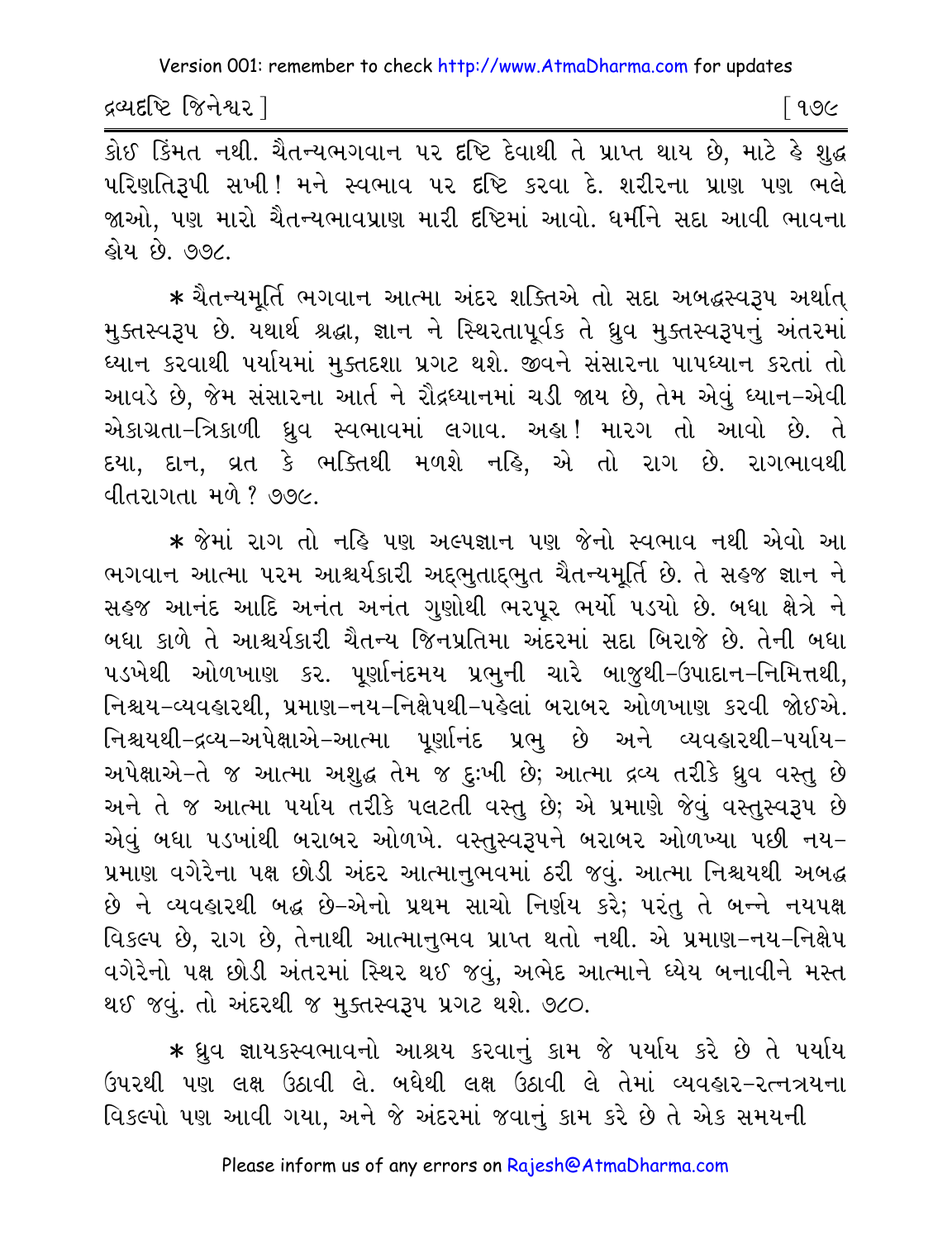કોઈ કિંમત નથી. ચૈતન્યભગવાન પર દૃષ્ટિ દેવાથી તે પ્રાપ્ત થાય છે, માટે હે શુદ્ધ પરિણતિરૂપી સખી! મને સ્વભાવ પર દૃષ્ટિ કરવા દે. શરીરના પ્રાણ પણ ભલે જાઓ, પણ મારો ચૈતન્યભાવપ્રાણ મારી દૃષ્ટિમાં આવો. ધર્મીને સદા આવી ભાવના હોય છે. ૭૭૮.

* ચૈતન્યમૂર્તિ ભગવાન આત્મા અંદર શક્તિએ તો સદા અબદ્ધસ્વરૂપ અર્થાત્ મુક્તસ્વરૂપ છે. યથાર્થ શ્રદ્ધા, જ્ઞાન ને સ્થિરતાપૂર્વક તે ધ્રુવ મુક્તસ્વરૂપનું અંતરમાં ધ્યાન કરવાથી પર્યાયમાં મુક્તદશા પ્રગટ થશે. જીવને સંસારના પાપધ્યાન કરતાં તો આવડે છે, જેમ સંસારના આર્ત ને રૌદ્રધ્યાનમાં ચડી જાય છે, તેમ એવું ધ્યાન-એવી એકાગ્રતા-ત્રિકાળી ધ્રુવ સ્વભાવમાં લગાવ. અહા! મારગ તો આવો છે. તે દયા, દાન, વ્રત કે ભક્તિથી મળશે નહિ, એ તો રાગ છે. રાગભાવથી વીતરાગતા મળે? ૭૭૯.

* જેમાં રાગ તો નહિ પણ અલ્પજ્ઞાન પણ જેનો સ્વભાવ નથી એવો આ ભગવાન આત્મા પરમ આશ્ચર્યકારી અદ્ભુતાદ્ભુત ચૈતન્યમૂર્તિ છે. તે સહજ જ્ઞાન ને સહજ આનંદ આદિ અનંત અનંત ગુણોથી ભરપૂર ભર્યો પડ્યો છે. બધા ક્ષેત્રે ને બધા કાળે તે આશ્ચર્યકારી ચૈતન્ય જિનપ્રતિમા અંદરમાં સદા બિરાજે છે. તેની બધા પડખેથી ઓળખાણ કર. પૂર્ણાનંદમય પ્રભુની ચારે બાજુથી-ઉપાદાન-નિમિત્તથી, નિશ્ચય-વ્યવહારથી, પ્રમાણ-નય-નિક્ષેપથી-પહેલાં બરાબર ઓળખાણ કરવી જોઈએ. નિશ્ચયથી-દ્રવ્ય-અપેક્ષાએ-આત્મા પૂર્ણાનંદ પ્રભુ છે અને વ્યવહારથી-પર્યાય-અપેક્ષાએ-તે જ આત્મા અશુદ્ધ તેમ જ દુઃખી છે; આત્મા દ્રવ્ય તરીકે ધ્રુવ વસ્તુ છે અને તે જ આત્મા પર્યાય તરીકે પલટતી વસ્તુ છે; એ પ્રમાણે જેવું વસ્તુસ્વરૂપ છે એવું બધા પડખાંથી બરાબર ઓળખે. વસ્તુસ્વરૂપને બરાબર ઓળખ્યા પછી નય-પ્રમાણ વગેરેના પક્ષ છોડી અંદર આત્માનુભવમાં ઠરી જવું. આત્મા નિશ્ચયથી અબદ્ધ છે ને વ્યવહારથી બદ્ધ છે-એનો પ્રથમ સાચો નિર્ણય કરે; પરંતુ તે બન્ને નયપક્ષ વિકલ્પ છે, રાગ છે, તેનાથી આત્માનુભવ પ્રાપ્ત થતો નથી. એ પ્રમાણ-નય-નિક્ષેપ વગેરેનો પક્ષ છોડી અંતરમાં સ્થિર થઈ જવું, અભેદ આત્માને ધ્યેય બનાવીને મસ્ત થઈ જવું. તો અંદરથી જ મુક્તસ્વરૂપ પ્રગટ થશે. ૭૮૦.

* ધ્રુવ જ્ઞાયકસ્વભાવનો આશ્રય કરવાનું કામ જે પર્યાય કરે છે તે પર્યાય ઉપરથી પણ લક્ષ ઉઠાવી લે. બધેથી લક્ષ ઉઠાવી લે તેમાં વ્યવહાર-રત્નત્રયના વિકલ્પો પણ આવી ગયા, અને જે અંદરમાં જવાનું કામ કરે છે તે એક સમયની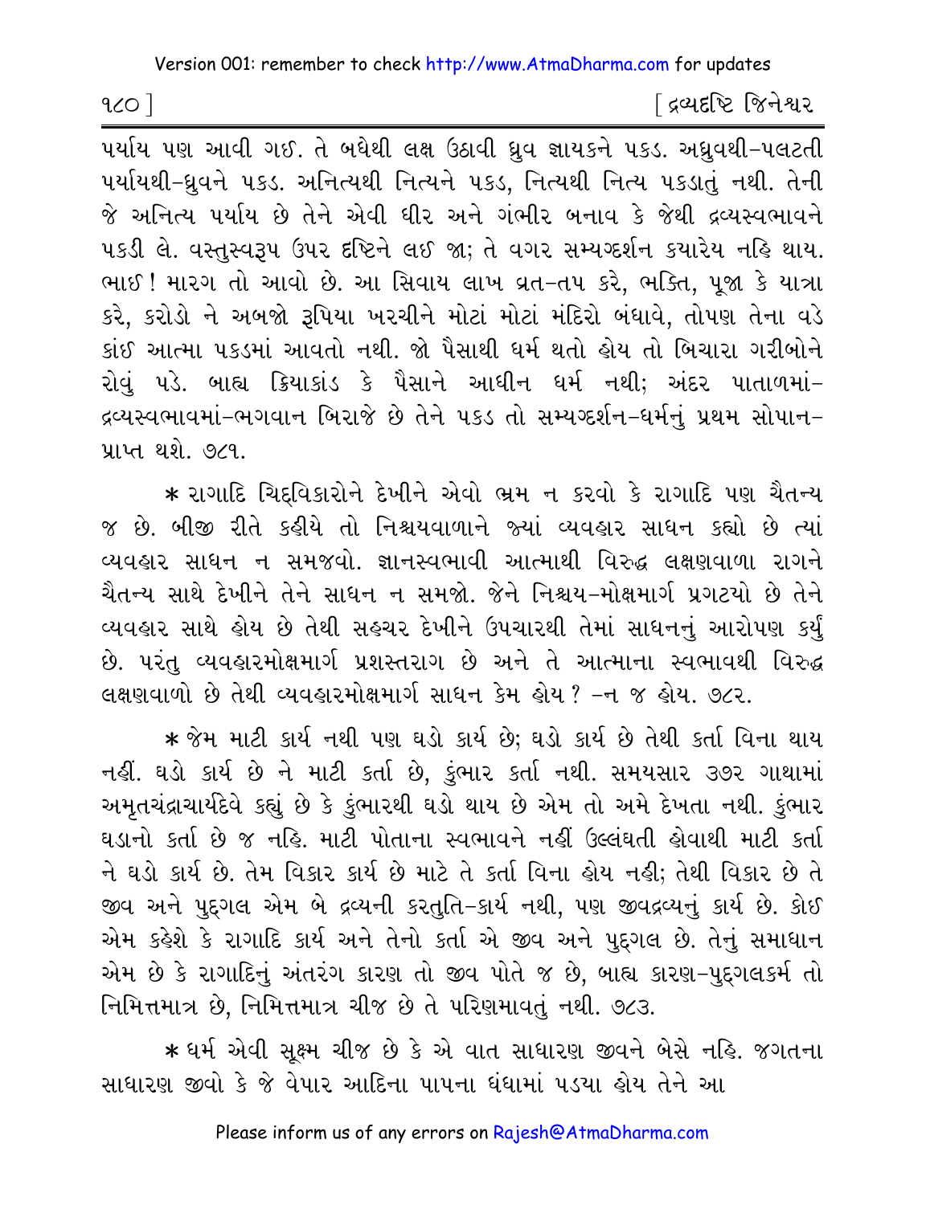પર્યાય પણ આવી ગઈ. તે બધેથી લક્ષ ઉઠાવી ધ્રુવ જ્ઞાયકને પકડ. અધ્રુવથી-પલટતી પર્યાયથી-ધ્રુવને પકડ. અનિત્યથી નિત્યને પકડ, નિત્યથી નિત્ય પકડાતું નથી. તેની જે અનિત્ય પર્યાય છે તેને એવી ધીર અને ગંભીર બનાવ કે જેથી દ્રવ્યસ્વભાવને પકડી લે. વસ્તુસ્વરૂપ ઉપર દૃષ્ટિને લઈ જા; તે વગર સમ્યગ્દર્શન ક્યારેય નહિ થાય. ભાઈ! મારગ તો આવો છે. આ સિવાય લાખ વ્રત-તપ કરે, ભક્તિ, પૂજા કે યાત્રા કરે, કરોડો ને અબજો રૂપિયા ખરચીને મોટાં મોટાં મંદિરો બંધાવે, તોપણ તેના વડે કાંઈ આત્મા પકડમાં આવતો નથી. જો પૈસાથી ધર્મ થતો હોય તો બિચારા ગરીબોને રોવું પડે. બાહ્ય ક્રિયાકાંડ કે પૈસાને આધીન ધર્મ નથી; અંદર પાતાળમાં-દ્રવ્યસ્વભાવમાં-ભગવાન બિરાજે છે તેને પકડ તો સમ્યગ્દર્શન-ધર્મનું પ્રથમ સોપાન-પ્રાપ્ત થશે. ૭૮૧.

* રાગાદિ ચિદ્‌વિકારોને દેખીને એવો ભ્રમ ન કરવો કે રાગાદિ પણ ચૈતન્ય જ છે. બીજી રીતે કહીયે તો નિશ્ચયવાળાને જ્યાં વ્યવહાર સાધન કહ્યો છે ત્યાં વ્યવહાર સાધન ન સમજવો. જ્ઞાનસ્વભાવી આત્માથી વિરુદ્ધ લક્ષણવાળા રાગને ચૈતન્ય સાથે દેખીને તેને સાધન ન સમજો. જેને નિશ્ચય-મોક્ષમાર્ગ પ્રગટયો છે તેને વ્યવહાર સાથે હોય છે તેથી સહચર દેખીને ઉપચારથી તેમાં સાધનનું આરોપણ કર્યું છે. પરંતુ વ્યવહારમોક્ષમાર્ગ પ્રશસ્તરાગ છે અને તે આત્માના સ્વભાવથી વિરુદ્ધ લક્ષણવાળો છે તેથી વ્યવહારમોક્ષમાર્ગ સાધન કેમ હોય? -ન જ હોય. ૭૮૨.

* જેમ માટી કાર્ય નથી પણ ઘડો કાર્ય છે; ઘડો કાર્ય છે તેથી કર્તા વિના થાય નહીં. ઘડો કાર્ય છે ને માટી કર્તા છે, કુંભાર કર્તા નથી. સમયસાર ૩૭૨ ગાથામાં અમૃતચંદ્રાચાર્યદેવે કહ્યું છે કે કુંભારથી ઘડો થાય છે એમ તો અમે દેખતા નથી. કુંભાર ઘડાનો કર્તા છે જ નહિ. માટી પોતાના સ્વભાવને નહીં ઉલ્લંઘતી હોવાથી માટી કર્તા ને ઘડો કાર્ય છે. તેમ વિકાર કાર્ય છે માટે તે કર્તા વિના હોય નહી; તેથી વિકાર છે તે જીવ અને પુદ્‌ગલ એમ બે દ્રવ્યની કરતુતિ-કાર્ય નથી, પણ જીવદ્રવ્યનું કાર્ય છે. કોઈ એમ કહેશે કે રાગાદિ કાર્ય અને તેનો કર્તા એ જીવ અને પુદ્‌ગલ છે. તેનું સમાધાન એમ છે કે રાગાદિનું અંતરંગ કારણ તો જીવ પોતે જ છે, બાહ્ય કારણ-પુદ્‌ગલકર્મ તો નિમિત્તમાત્ર છે, નિમિત્તમાત્ર ચીજ છે તે પરિણમાવતું નથી. ૭૮૩.

* ધર્મ એવી સૂક્ષ્મ ચીજ છે કે એ વાત સાધારણ જીવને બેસે નહિ. જગતના સાધારણ જીવો કે જે વેપાર આદિના પાપના ધંધામાં પડયા હોય તેને આ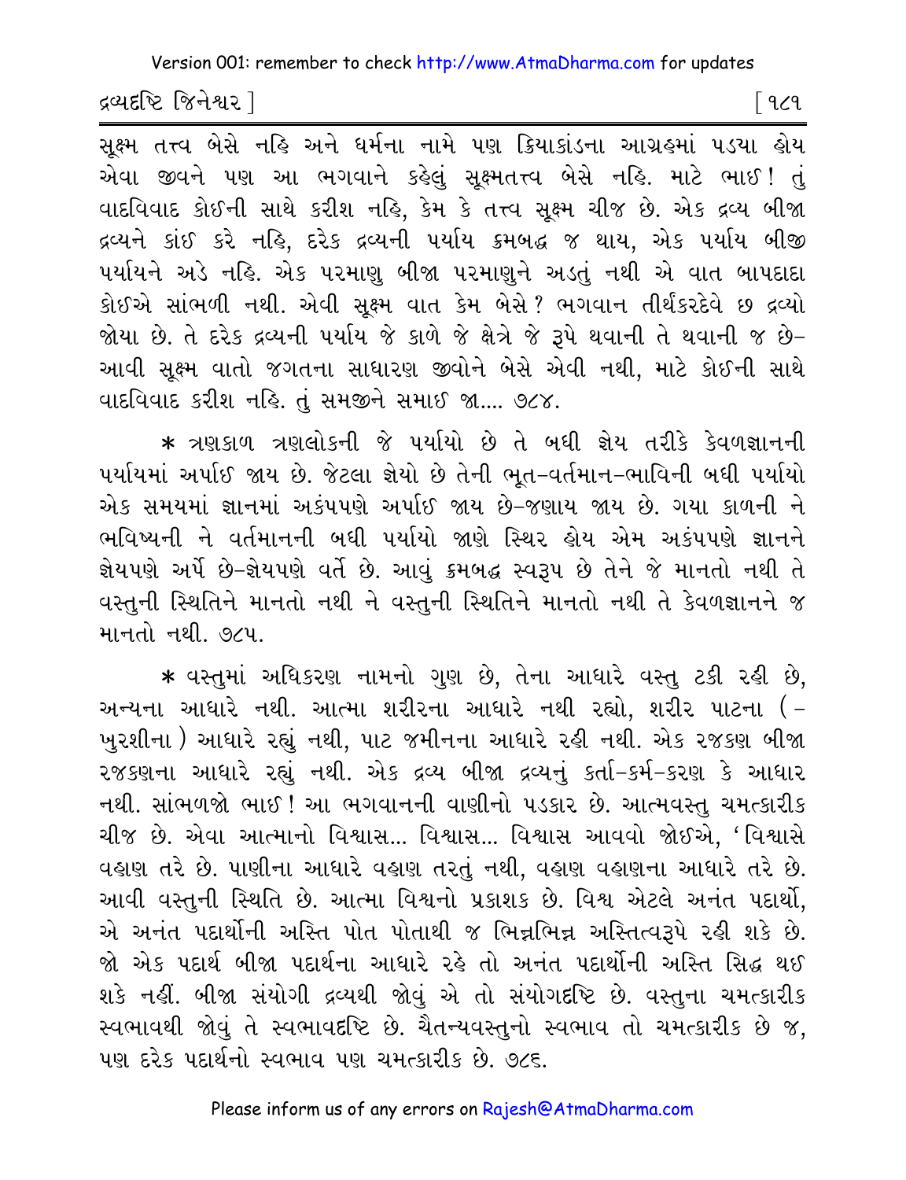સૂક્ષ્મ તત્ત્વ બેસે નહિ અને ધર્મના નામે પણ ક્રિયાકાંડના આગ્રહમાં પડયા હોય એવા જીવને પણ આ ભગવાને કહેલું સૂક્ષ્મતત્ત્વ બેસે નહિ. માટે ભાઈ! તું વાદવિવાદ કોઈની સાથે કરીશ નહિ, કેમ કે તત્ત્વ સૂક્ષ્મ ચીજ છે. એક દ્રવ્ય બીજા દ્રવ્યને કાંઈ કરે નહિ, દરેક દ્રવ્યની પર્યાય ક્રમબદ્ધ જ થાય, એક પર્યાય બીજી પર્યાયને અડે નહિ. એક પરમાણુ બીજા પરમાણુને અડતું નથી એ વાત બાપદાદા કોઈએ સાંભળી નથી. એવી સૂક્ષ્મ વાત કેમ બેસે? ભગવાન તીર્થંકરદેવે છ દ્રવ્યો જોયા છે. તે દરેક દ્રવ્યની પર્યાય જે કાળે જે ક્ષેત્રે જે રૂપે થવાની તે થવાની જ છે-આવી સૂક્ષ્મ વાતો જગતના સાધારણ જીવોને બેસે એવી નથી, માટે કોઈની સાથે વાદવિવાદ કરીશ નહિ. તું સમજીને સમાઈ જા.... ૭૮૪.

* ત્રણકાળ ત્રણલોકની જે પર્યાયો છે તે બધી જ્ઞેય તરીકે કેવળજ્ઞાનની પર્યાયમાં અર્પાઈ જાય છે. જેટલા જ્ઞેયો છે તેની ભૂત-વર્તમાન-ભાવિની બધી પર્યાયો એક સમયમાં જ્ઞાનમાં અકંપપણે અર્પાઈ જાય છે-જણાય જાય છે. ગયા કાળની ને ભવિષ્યની ને વર્તમાનની બધી પર્યાયો જાણે સ્થિર હોય એમ અકંપપણે જ્ઞાનને જ્ઞેયપણે અર્પે છે-જ્ઞેયપણે વર્તે છે. આવું ક્રમબદ્ધ સ્વરૂપ છે તેને જે માનતો નથી તે વસ્તુની સ્થિતિને માનતો નથી ને વસ્તુની સ્થિતિને માનતો નથી તે કેવળજ્ઞાનને જ માનતો નથી. ૭૮૫.

* વસ્તુમાં અધિકરણ નામનો ગુણ છે, તેના આધારે વસ્તુ ટકી રહી છે, અન્યના આધારે નથી. આત્મા શરીરના આધારે નથી રહ્યો, શરીર પાટના (-ખુરશીના) આધારે રહ્યું નથી, પાટ જમીનના આધારે રહી નથી. એક રજકણ બીજા રજકણના આધારે રહ્યું નથી. એક દ્રવ્ય બીજા દ્રવ્યનું કર્તા-કર્મ-કરણ કે આધાર નથી. સાંભળજો ભાઈ! આ ભગવાનની વાણીનો પડકાર છે. આત્મવસ્તુ ચમત્કારીક ચીજ છે. એવા આત્માનો વિશ્વાસ... વિશ્વાસ... વિશ્વાસ આવવો જોઈએ, 'વિશ્વાસે વહાણ તરે છે. પાણીના આધારે વહાણ તરતું નથી, વહાણ વહાણના આધારે તરે છે. આવી વસ્તુની સ્થિતિ છે. આત્મા વિશ્વનો પ્રકાશક છે. વિશ્વ એટલે અનંત પદાર્થો, એ અનંત પદાર્થોની અસ્તિ પોત પોતાથી જ ભિન્નભિન્ન અસ્તિત્વરૂપે રહી શકે છે. જો એક પદાર્થ બીજા પદાર્થના આધારે રહે તો અનંત પદાર્થોની અસ્તિ સિદ્ધ થઈ શકે નહીં. બીજા સંયોગી દ્રવ્યથી જોવું એ તો સંયોગદૃષ્ટિ છે. વસ્તુના ચમત્કારીક સ્વભાવથી જોવું તે સ્વભાવદૃષ્ટિ છે. ચૈતન્યવસ્તુનો સ્વભાવ તો ચમત્કારીક છે જ, પણ દરેક પદાર્થનો સ્વભાવ પણ ચમત્કારીક છે. ૭૮૬.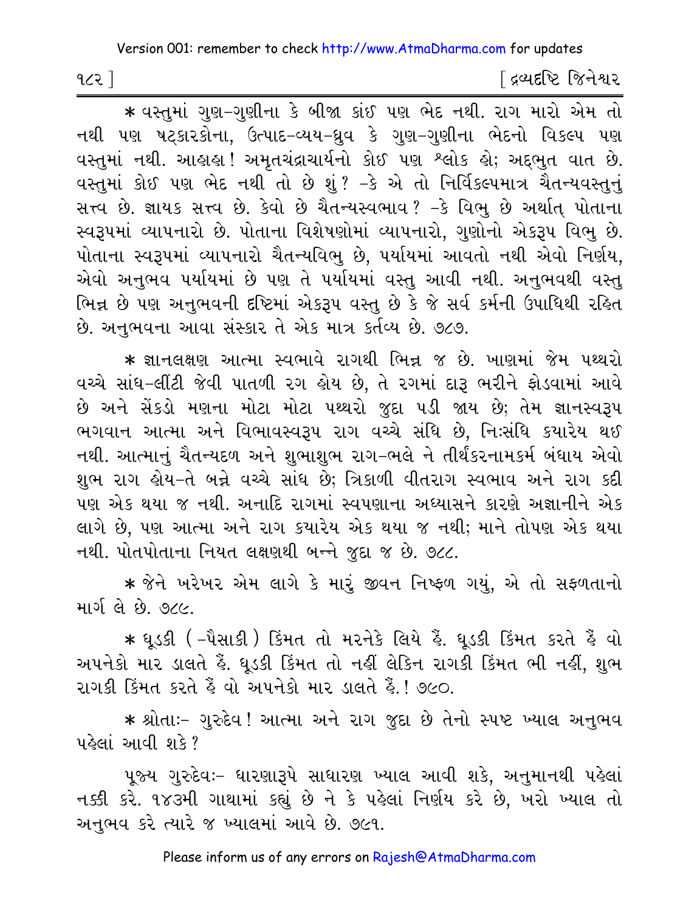* વસ્તુમાં ગુણ-ગુણીના કે બીજા કાંઈ પણ ભેદ નથી. રાગ મારો એમ તો નથી પણ ષટ્કારકોના, ઉત્પાદ-વ્યય-ધ્રુવ કે ગુણ-ગુણીના ભેદનો વિકલ્પ પણ વસ્તુમાં નથી. આહાહા! અમૃતચંદ્રાચાર્યનો કોઈ પણ શ્લોક હો; અદ્‌ભુત વાત છે. વસ્તુમાં કોઈ પણ ભેદ નથી તો છે શું? -કે એ તો નિર્વિકલ્પમાત્ર ચૈતન્યવસ્તુનું સત્ત્વ છે. જ્ઞાયક સત્ત્વ છે. કેવો છે ચૈતન્યસ્વભાવ? -કે વિભુ છે અર્થાત્ પોતાના સ્વરૂપમાં વ્યાપનારો છે. પોતાના વિશેષણોમાં વ્યાપનારો, ગુણોનો એકરૂપ વિભુ છે. પોતાના સ્વરૂપમાં વ્યાપનારો ચૈતન્યવિભુ છે, પર્યાયમાં આવતો નથી એવો નિર્ણય, એવો અનુભવ પર્યાયમાં છે પણ તે પર્યાયમાં વસ્તુ આવી નથી. અનુભવથી વસ્તુ ભિન્ન છે પણ અનુભવની દૃષ્ટિમાં એકરૂપ વસ્તુ છે કે જે સર્વ કર્મની ઉપાધિથી રહિત છે. અનુભવના આવા સંસ્કાર તે એક માત્ર કર્તવ્ય છે. ૭૮૭.

* જ્ઞાનલક્ષણ આત્મા સ્વભાવે રાગથી ભિન્ન જ છે. ખાણમાં જેમ પથ્થરો વચ્ચે સાંધ-લીંટી જેવી પાતળી રગ હોય છે, તે રગમાં દારૂ ભરીને ફોડવામાં આવે છે અને સેંકડો મણના મોટા મોટા પથ્થરો જુદા પડી જાય છે; તેમ જ્ઞાનસ્વરૂપ ભગવાન આત્મા અને વિભાવસ્વરૂપ રાગ વચ્ચે સંધિ છે, નિઃસંધિ કયારેય થઈ નથી. આત્માનું ચૈતન્યદળ અને શુભાશુભ રાગ-ભલે ને તીર્થંકરનામકર્મ બંધાય એવો શુભ રાગ હોય-તે બન્ને વચ્ચે સાંધ છે; ત્રિકાળી વીતરાગ સ્વભાવ અને રાગ કદી પણ એક થયા જ નથી. અનાદિ રાગમાં સ્વપણાના અધ્યાસને કારણે અજ્ઞાનીને એક લાગે છે, પણ આત્મા અને રાગ કયારેય એક થયા જ નથી; માને તોપણ એક થયા નથી. પોતપોતાના નિયત લક્ષણથી બન્ને જુદા જ છે. ૭૮૮.

* જેને ખરેખર એમ લાગે કે મારું જીવન નિષ્ફળ ગયું, એ તો સફળતાનો માર્ગ લે છે. ૭૮૯.

* ધૂડકી (-પૈસાકી) કિંમત તો મરનેકે લિયે હૈં. ધૂડકી કિંમત કરતે હૈં વો અપનેકો માર ડાલતે હૈં. ધૂડકી કિંમત તો નહીં લેકિન રાગકી કિંમત ભી નહીં, શુભ રાગકી કિંમત કરતે હૈં વો અપનેકો માર ડાલતે હૈં.! ૭૯૦.

* શ્રોતાઃ- ગુરુદેવ! આત્મા અને રાગ જુદા છે તેનો સ્પષ્ટ ખ્યાલ અનુભવ પહેલાં આવી શકે?

પૂજ્ય ગુરુદેવઃ- ધારણારૂપે સાધારણ ખ્યાલ આવી શકે, અનુમાનથી પહેલાં નક્કી કરે. ૧૪૩મી ગાથામાં કહ્યું છે ને કે પહેલાં નિર્ણય કરે છે, ખરો ખ્યાલ તો અનુભવ કરે ત્યારે જ ખ્યાલમાં આવે છે. ૭૯૧.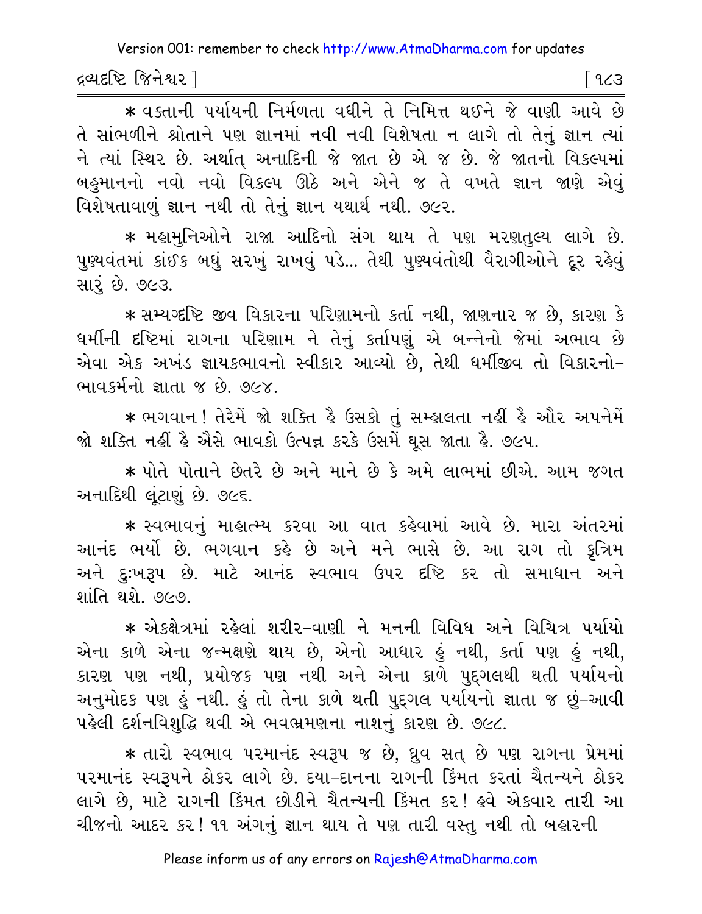* વક્તાની પર્યાયની નિર્મળતા વધીને તે નિમિત્ત થઈને જે વાણી આવે છે તે સાંભળીને શ્રોતાને પણ જ્ઞાનમાં નવી નવી વિશેષતા ન લાગે તો તેનું જ્ઞાન ત્યાં ને ત્યાં સ્થિર છે. અર્થાત્ અનાદિની જે જાત છે એ જ છે. જે જાતનો વિકલ્પમાં બહુમાનનો નવો નવો વિકલ્પ ઊઠે અને એને જ તે વખતે જ્ઞાન જાણે એવું વિશેષતાવાળું જ્ઞાન નથી તો તેનું જ્ઞાન યથાર્થ નથી. ૭૯૨.

* મહામુનિઓને રાજા આદિનો સંગ થાય તે પણ મરણતુલ્ય લાગે છે. પુણ્યવંતમાં કાંઈક બધું સરખું રાખવું પડે... તેથી પુણ્યવંતોથી વૈરાગીઓને દૂર રહેવું સારું છે. ૭૯૩.

* સમ્યગ્દષ્ટિ જીવ વિકારના પરિણામનો કર્તા નથી, જાણનાર જ છે, કારણ કે ધર્મીની દૃષ્ટિમાં રાગના પરિણામ ને તેનું કર્તાપણું એ બન્નેનો જેમાં અભાવ છે એવા એક અખંડ જ્ઞાયકભાવનો સ્વીકાર આવ્યો છે, તેથી ધર્મીજીવ તો વિકારનો-ભાવકર્મનો જ્ઞાતા જ છે. ૭૯૪.

* ભગવાન! તેરેમેં જો શક્તિ હૈ ઉસકો તું સમ્હાલતા નહીં હૈ ઔર અપનેમેં જો શક્તિ નહીં હૈ ઐસે ભાવકો ઉત્પન્ન કરકે ઉસમેં ઘૂસ જાતા હૈ. ૭૯૫.

* પોતે પોતાને છેતરે છે અને માને છે કે અમે લાભમાં છીએ. આમ જગત અનાદિથી લૂંટાણું છે. ૭૯૬.

* સ્વભાવનું માહાત્મ્ય કરવા આ વાત કહેવામાં આવે છે. મારા અંતરમાં આનંદ ભર્યો છે. ભગવાન કહે છે અને મને ભાસે છે. આ રાગ તો કૃત્રિમ અને દુઃખરૂપ છે. માટે આનંદ સ્વભાવ ઉપર દૃષ્ટિ કર તો સમાધાન અને શાંતિ થશે. ૭૯૭.

* એકક્ષેત્રમાં રહેલાં શરીર-વાણી ને મનની વિવિધ અને વિચિત્ર પર્યાયો એના કાળે એના જન્મક્ષણે થાય છે, એનો આધાર હું નથી, કર્તા પણ હું નથી, કારણ પણ નથી, પ્રયોજક પણ નથી અને એના કાળે પુદ્‌ગલથી થતી પર્યાયનો અનુમોદક પણ હું નથી. હું તો તેના કાળે થતી પુદ્‌ગલ પર્યાયનો જ્ઞાતા જ છું-આવી પહેલી દર્શનવિશુદ્ધિ થવી એ ભવભ્રમણના નાશનું કારણ છે. ૭૯૮.

* તારો સ્વભાવ પરમાનંદ સ્વરૂપ જ છે, ધ્રુવ સત્ છે પણ રાગના પ્રેમમાં પરમાનંદ સ્વરૂપને ઠોકર લાગે છે. દયા-દાનના રાગની કિંમત કરતાં ચૈતન્યને ઠોકર લાગે છે, માટે રાગની કિંમત છોડીને ચૈતન્યની કિંમત કર! હવે એકવાર તારી આ ચીજનો આદર કર! ૧૧ અંગનું જ્ઞાન થાય તે પણ તારી વસ્તુ નથી તો બહારની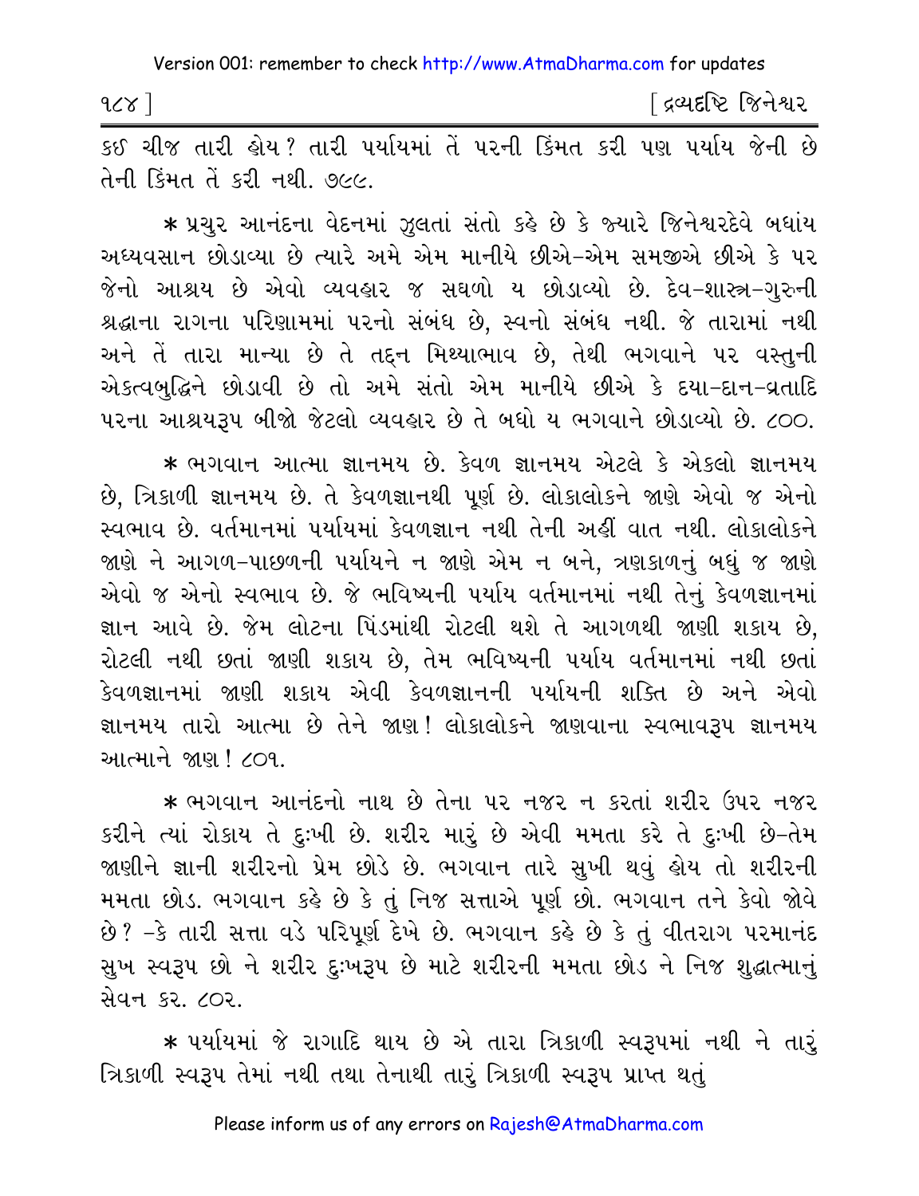કઈ ચીજ તારી હોય? તારી પર્યાયમાં તેં પરની કિંમત કરી પણ પર્યાય જેની છે તેની કિંમત તેં કરી નથી. ૭૯૯.

* પ્રચુર આનંદના વેદનમાં ઝુલતાં સંતો કહે છે કે જ્યારે જિનેશ્વરદેવે બધાંય અધ્યવસાન છોડાવ્યા છે ત્યારે અમે એમ માનીયે છીએ-એમ સમજીએ છીએ કે પર જેનો આશ્રય છે એવો વ્યવહાર જ સઘળો ય છોડાવ્યો છે. દેવ-શાસ્ત્ર-ગુરુની શ્રદ્ધાના રાગના પરિણામમાં પરનો સંબંધ છે, સ્વનો સંબંધ નથી. જે તારામાં નથી અને તેં તારા માન્યા છે તે તદ્દન મિથ્યાભાવ છે, તેથી ભગવાને પર વસ્તુની એકત્વબુદ્ધિને છોડાવી છે તો અમે સંતો એમ માનીયે છીએ કે દયા-દાન-વ્રતાદિ પરના આશ્રયરૂપ બીજો જેટલો વ્યવહાર છે તે બધો ય ભગવાને છોડાવ્યો છે. ૮૦૦.

* ભગવાન આત્મા જ્ઞાનમય છે. કેવળ જ્ઞાનમય એટલે કે એકલો જ્ઞાનમય છે, ત્રિકાળી જ્ઞાનમય છે. તે કેવળજ્ઞાનથી પૂર્ણ છે. લોકાલોકને જાણે એવો જ એનો સ્વભાવ છે. વર્તમાનમાં પર્યાયમાં કેવળજ્ઞાન નથી તેની અહીં વાત નથી. લોકાલોકને જાણે ને આગળ-પાછળની પર્યાયને ન જાણે એમ ન બને, ત્રણકાળનું બધું જ જાણે એવો જ એનો સ્વભાવ છે. જે ભવિષ્યની પર્યાય વર્તમાનમાં નથી તેનું કેવળજ્ઞાનમાં જ્ઞાન આવે છે. જેમ લોટના પિંડમાંથી રોટલી થશે તે આગળથી જાણી શકાય છે, રોટલી નથી છતાં જાણી શકાય છે, તેમ ભવિષ્યની પર્યાય વર્તમાનમાં નથી છતાં કેવળજ્ઞાનમાં જાણી શકાય એવી કેવળજ્ઞાનની પર્યાયની શક્તિ છે અને એવો જ્ઞાનમય તારો આત્મા છે તેને જાણ! લોકાલોકને જાણવાના સ્વભાવરૂપ જ્ઞાનમય આત્માને જાણ! ૮૦૧.

* ભગવાન આનંદનો નાથ છે તેના પર નજર ન કરતાં શરીર ઉપર નજર કરીને ત્યાં રોકાય તે દુઃખી છે. શરીર મારું છે એવી મમતા કરે તે દુઃખી છે-તેમ જાણીને જ્ઞાની શરીરનો પ્રેમ છોડે છે. ભગવાન તારે સુખી થવું હોય તો શરીરની મમતા છોડ. ભગવાન કહે છે કે તું નિજ સત્તાએ પૂર્ણ છો. ભગવાન તને કેવો જોવે છે? -કે તારી સત્તા વડે પરિપૂર્ણ દેખે છે. ભગવાન કહે છે કે તું વીતરાગ પરમાનંદ સુખ સ્વરૂપ છો ને શરીર દુઃખરૂપ છે માટે શરીરની મમતા છોડ ને નિજ શુદ્ધાત્માનું સેવન કર. ૮૦૨.

* પર્યાયમાં જે રાગાદિ થાય છે એ તારા ત્રિકાળી સ્વરૂપમાં નથી ને તારું ત્રિકાળી સ્વરૂપ તેમાં નથી તથા તેનાથી તારું ત્રિકાળી સ્વરૂપ પ્રાપ્ત થતું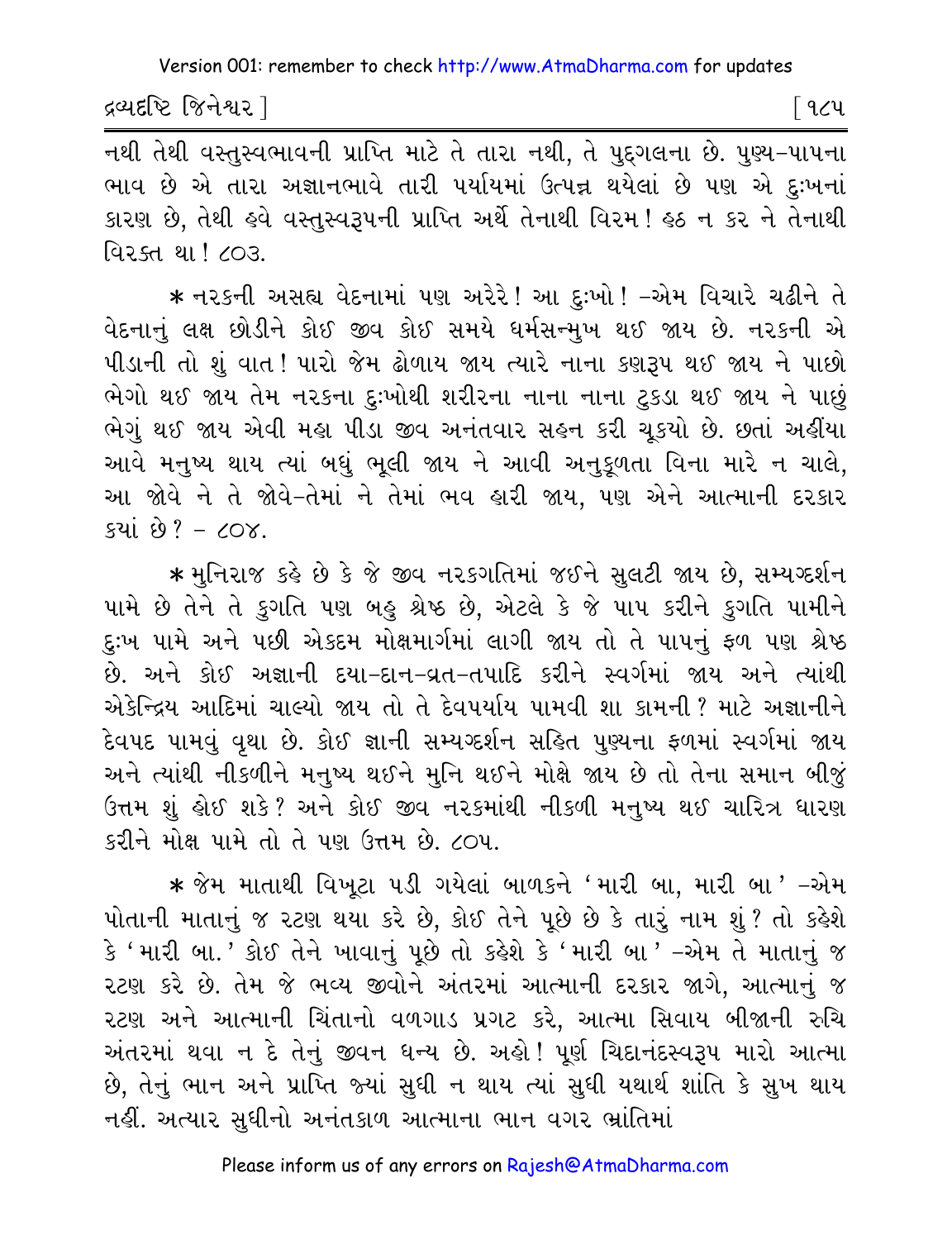નથી તેથી વસ્તુસ્વભાવની પ્રાપ્તિ માટે તે તારા નથી, તે પુદ્ગલના છે. પુણ્ય-પાપના ભાવ છે એ તારા અજ્ઞાનભાવે તારી પર્યાયમાં ઉત્પન્ન થયેલાં છે પણ એ દુઃખનાં કારણ છે, તેથી હવે વસ્તુસ્વરૂપની પ્રાપ્તિ અર્થે તેનાથી વિરમ! હઠ ન કર ને તેનાથી વિરક્ત થા! ૮૦૩.

* નરકની અસહ્ય વેદનામાં પણ અરેરે! આ દુઃખો! -એમ વિચારે ચઢીને તે વેદનાનું લક્ષ છોડીને કોઈ જીવ કોઈ સમયે ધર્મસન્મુખ થઈ જાય છે. નરકની એ પીડાની તો શું વાત! પારો જેમ ઢોળાય જાય ત્યારે નાના કણરૂપ થઈ જાય ને પાછો ભેગો થઈ જાય તેમ નરકના દુઃખોથી શરીરના નાના નાના ટુકડા થઈ જાય ને પાછું ભેગું થઈ જાય એવી મહા પીડા જીવ અનંતવાર સહન કરી ચૂકયો છે. છતાં અહીંયા આવે મનુષ્ય થાય ત્યાં બધું ભૂલી જાય ને આવી અનુકૂળતા વિના મારે ન ચાલે, આ જોવે ને તે જોવે-તેમાં ને તેમાં ભવ હારી જાય, પણ એને આત્માની દરકાર કયાં છે? - ૮૦૪.

* મુનિરાજ કહે છે કે જે જીવ નરકગતિમાં જઈને સુલટી જાય છે, સમ્યગ્દર્શન પામે છે તેને તે કુગતિ પણ બહુ શ્રેષ્ઠ છે, એટલે કે જે પાપ કરીને કુગતિ પામીને દુઃખ પામે અને પછી એકદમ મોક્ષમાર્ગમાં લાગી જાય તો તે પાપનું ફળ પણ શ્રેષ્ઠ છે. અને કોઈ અજ્ઞાની દયા-દાન-વ્રત-તપાદિ કરીને સ્વર્ગમાં જાય અને ત્યાંથી એકેન્દ્રિય આદિમાં ચાલ્યો જાય તો તે દેવપર્યાય પામવી શા કામની? માટે અજ્ઞાનીને દેવપદ પામવું વૃથા છે. કોઈ જ્ઞાની સમ્યગ્દર્શન સહિત પુણ્યના ફળમાં સ્વર્ગમાં જાય અને ત્યાંથી નીકળીને મનુષ્ય થઈને મુનિ થઈને મોક્ષે જાય છે તો તેના સમાન બીજું ઉત્તમ શું હોઈ શકે? અને કોઈ જીવ નરકમાંથી નીકળી મનુષ્ય થઈ ચારિત્ર ધારણ કરીને મોક્ષ પામે તો તે પણ ઉત્તમ છે. ૮૦૫.

* જેમ માતાથી વિખૂટા પડી ગયેલાં બાળકને 'મારી બા, મારી બા' -એમ પોતાની માતાનું જ રટણ થયા કરે છે, કોઈ તેને પૂછે છે કે તારું નામ શું? તો કહેશે કે 'મારી બા.' કોઈ તેને ખાવાનું પૂછે તો કહેશે કે 'મારી બા' -એમ તે માતાનું જ રટણ કરે છે. તેમ જે ભવ્ય જીવોને અંતરમાં આત્માની દરકાર જાગે, આત્માનું જ રટણ અને આત્માની ચિંતાનો વળગાડ પ્રગટ કરે, આત્મા સિવાય બીજાની રુચિ અંતરમાં થવા ન દે તેનું જીવન ધન્ય છે. અહો! પૂર્ણ ચિદાનંદસ્વરૂપ મારો આત્મા છે, તેનું ભાન અને પ્રાપ્તિ જ્યાં સુધી ન થાય ત્યાં સુધી યથાર્થ શાંતિ કે સુખ થાય નહીં. અત્યાર સુધીનો અનંતકાળ આત્માના ભાન વગર ભ્રાંતિમાં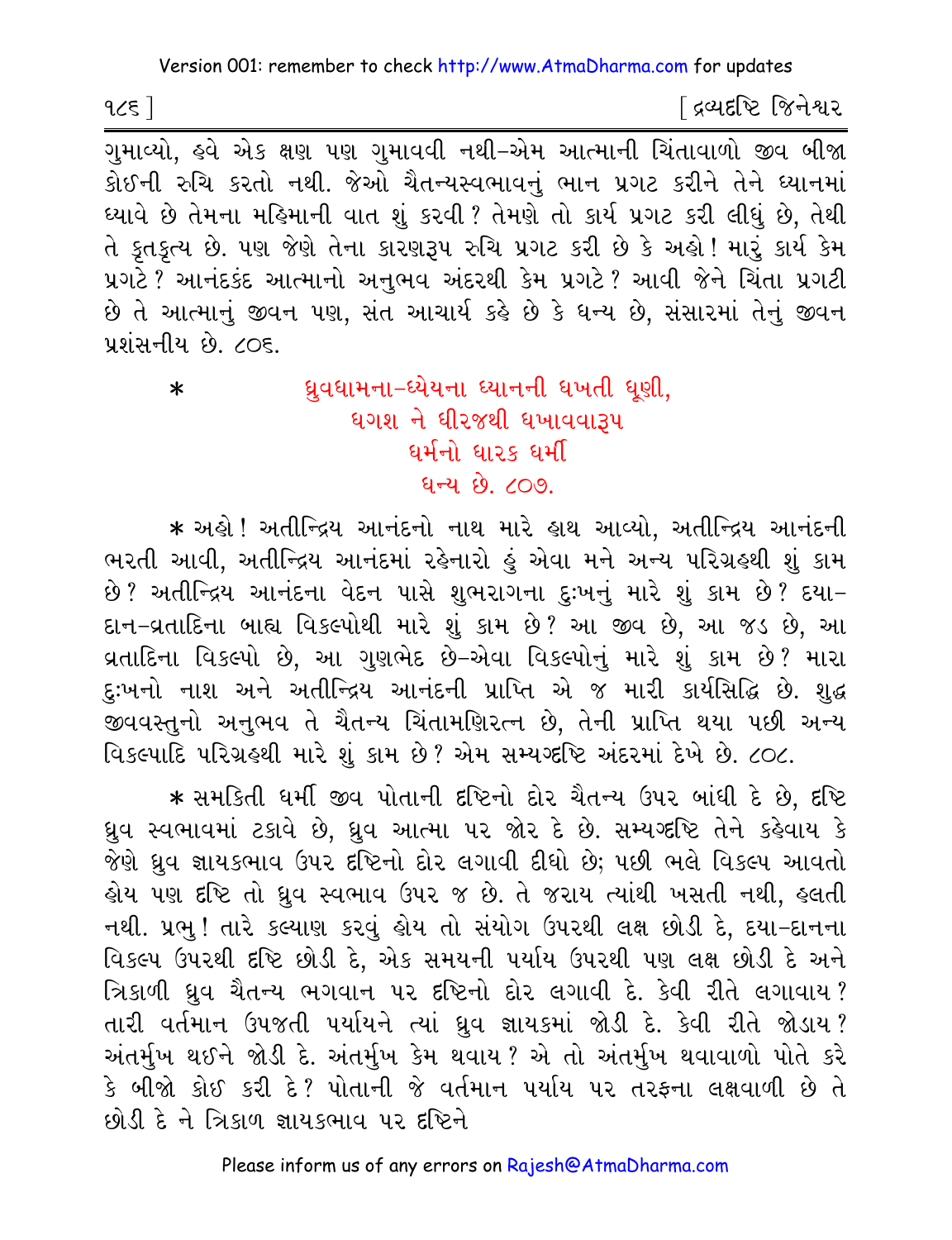ગુમાવ્યો, હવે એક ક્ષણ પણ ગુમાવવી નથી-એમ આત્માની ચિંતાવાળો જીવ બીજા કોઈની રુચિ કરતો નથી. જેઓ ચૈતન્યસ્વભાવનું ભાન પ્રગટ કરીને તેને ધ્યાનમાં ધ્યાવે છે તેમના મહિમાની વાત શું કરવી? તેમણે તો કાર્ય પ્રગટ કરી લીધું છે, તેથી તે કૃતકૃત્ય છે. પણ જેણે તેના કારણરૂપ રુચિ પ્રગટ કરી છે કે અહો! મારું કાર્ય કેમ પ્રગટે? આનંદકંદ આત્માનો અનુભવ અંદરથી કેમ પ્રગટે? આવી જેને ચિંતા પ્રગટી છે તે આત્માનું જીવન પણ, સંત આચાર્ય કહે છે કે ધન્ય છે, સંસારમાં તેનું જીવન પ્રશંસનીય છે. ૮૦૬.

\* ધ્રુવધામના-ધ્યેયના ધ્યાનની ધખતી ધૂણી,
ધગશ ને ધીરજથી ધખાવવારૂપ
ધર્મનો ધારક ધર્મી
ધન્ય છે. ૮૦૭.

\* અહો! અતીન્દ્રિય આનંદનો નાથ મારે હાથ આવ્યો, અતીન્દ્રિય આનંદની ભરતી આવી, અતીન્દ્રિય આનંદમાં રહેનારો હું એવા મને અન્ય પરિગ્રહથી શું કામ છે? અતીન્દ્રિય આનંદના વેદન પાસે શુભરાગના દુઃખનું મારે શું કામ છે? દયા-દાન-વ્રતાદિના બાહ્ય વિકલ્પોથી મારે શું કામ છે? આ જીવ છે, આ જડ છે, આ વ્રતાદિના વિકલ્પો છે, આ ગુણભેદ છે-એવા વિકલ્પોનું મારે શું કામ છે? મારા દુઃખનો નાશ અને અતીન્દ્રિય આનંદની પ્રાપ્તિ એ જ મારી કાર્યસિદ્ધિ છે. શુદ્ધ જીવવસ્તુનો અનુભવ તે ચૈતન્ય ચિંતામણિરત્ન છે, તેની પ્રાપ્તિ થયા પછી અન્ય વિકલ્પાદિ પરિગ્રહથી મારે શું કામ છે? એમ સમ્યગ્દ્રષ્ટિ અંદરમાં દેખે છે. ૮૦૮.

\* સમકિતી ધર્મી જીવ પોતાની દૃષ્ટિનો દોર ચૈતન્ય ઉપર બાંધી દે છે, દૃષ્ટિ ધ્રુવ સ્વભાવમાં ટકાવે છે, ધ્રુવ આત્મા પર જોર દે છે. સમ્યગ્દ્રષ્ટિ તેને કહેવાય કે જેણે ધ્રુવ જ્ઞાયકભાવ ઉપર દૃષ્ટિનો દોર લગાવી દીધો છે; પછી ભલે વિકલ્પ આવતો હોય પણ દૃષ્ટિ તો ધ્રુવ સ્વભાવ ઉપર જ છે. તે જરાય ત્યાંથી ખસતી નથી, હલતી નથી. પ્રભુ! તારે કલ્યાણ કરવું હોય તો સંયોગ ઉપરથી લક્ષ છોડી દે, દયા-દાનના વિકલ્પ ઉપરથી દૃષ્ટિ છોડી દે, એક સમયની પર્યાય ઉપરથી પણ લક્ષ છોડી દે અને ત્રિકાળી ધ્રુવ ચૈતન્ય ભગવાન પર દૃષ્ટિનો દોર લગાવી દે. કેવી રીતે લગાવાય? તારી વર્તમાન ઉપજતી પર્યાયને ત્યાં ધ્રુવ જ્ઞાયકમાં જોડી દે. કેવી રીતે જોડાય? અંતર્મુખ થઈને જોડી દે. અંતર્મુખ કેમ થવાય? એ તો અંતર્મુખ થવાવાળો પોતે કરે કે બીજો કોઈ કરી દે? પોતાની જે વર્તમાન પર્યાય પર તરફના લક્ષવાળી છે તે છોડી દે ને ત્રિકાળ જ્ઞાયકભાવ પર દૃષ્ટિને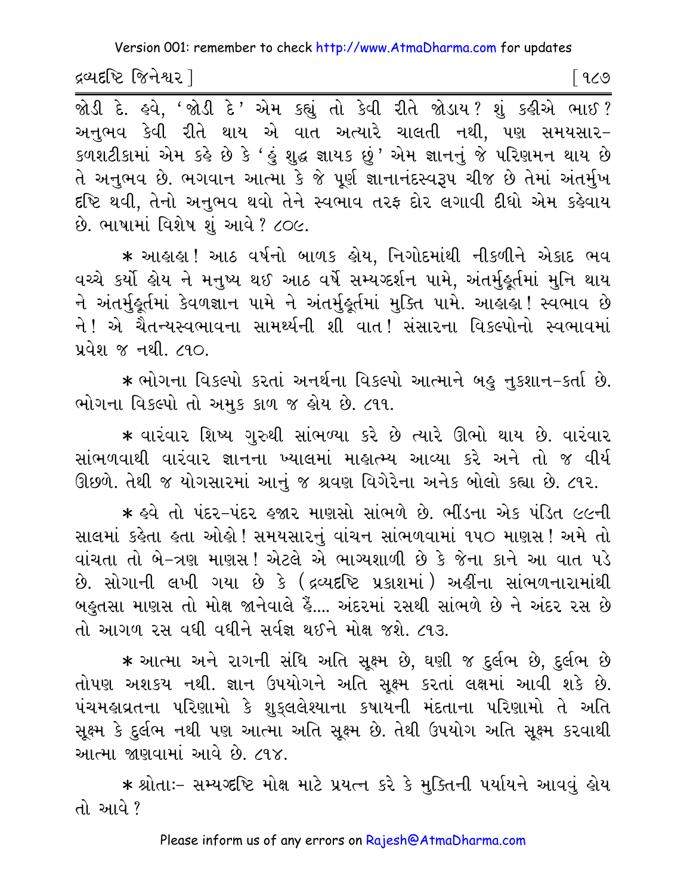જોડી દે. હવે, 'જોડી દે' એમ કહ્યું તો કેવી રીતે જોડાય? શું કહીએ ભાઈ? અનુભવ કેવી રીતે થાય એ વાત અત્યારે ચાલતી નથી, પણ સમયસાર-કળશટીકામાં એમ કહે છે કે 'હું શુદ્ધ જ્ઞાયક છું' એમ જ્ઞાનનું જે પરિણમન થાય છે તે અનુભવ છે. ભગવાન આત્મા કે જે પૂર્ણ જ્ઞાનાનંદસ્વરૂપ ચીજ છે તેમાં અંતર્મુખ દૃષ્ટિ થવી, તેનો અનુભવ થવો તેને સ્વભાવ તરફ દોર લગાવી દીધો એમ કહેવાય છે. ભાષામાં વિશેષ શું આવે? ૮૦૯.

* આહાહા! આઠ વર્ષનો બાળક હોય, નિગોદમાંથી નીકળીને એકાદ ભવ વચ્ચે કર્યો હોય ને મનુષ્ય થઈ આઠ વર્ષે સમ્યગ્દર્શન પામે, અંતર્મુહૂર્તમાં મુનિ થાય ને અંતર્મુહૂર્તમાં કેવળજ્ઞાન પામે ને અંતર્મુહૂર્તમાં મુક્તિ પામે. આહાહા! સ્વભાવ છે ને! એ ચૈતન્યસ્વભાવના સામર્થ્યની શી વાત! સંસારના વિકલ્પોનો સ્વભાવમાં પ્રવેશ જ નથી. ૮૧૦.

* ભોગના વિકલ્પો કરતાં અનર્થના વિકલ્પો આત્માને બહુ નુકશાન-કર્તા છે. ભોગના વિકલ્પો તો અમુક કાળ જ હોય છે. ૮૧૧.

* વારંવાર શિષ્ય ગુરુથી સાંભળ્યા કરે છે ત્યારે ઊભો થાય છે. વારંવાર સાંભળવાથી વારંવાર જ્ઞાનના ખ્યાલમાં માહાત્મ્ય આવ્યા કરે અને તો જ વીર્ય ઊછળે. તેથી જ યોગસારમાં આનું જ શ્રવણ વિગેરેના અનેક બોલો કહ્યા છે. ૮૧૨.

* હવે તો પંદર-પંદર હજાર માણસો સાંભળે છે. ભીંડના એક પંડિત ૯૯ની સાલમાં કહેતા હતા ઓહો! સમયસારનું વાંચન સાંભળવામાં ૧૫૦ માણસ! અમે તો વાંચતા તો બે-ત્રણ માણસ! એટલે એ ભાગ્યશાળી છે કે જેના કાને આ વાત પડે છે. સોગાની લખી ગયા છે કે (દ્રવ્યદૃષ્ટિ પ્રકાશમાં) અહીંના સાંભળનારામાંથી બહુતસા માણસ તો મોક્ષ જાનેવાલે હૈં.... અંદરમાં રસથી સાંભળે છે ને અંદર રસ છે તો આગળ રસ વધી વધીને સર્વજ્ઞ થઈને મોક્ષ જશે. ૮૧૩.

* આત્મા અને રાગની સંધિ અતિ સૂક્ષ્મ છે, ઘણી જ દુર્લભ છે, દુર્લભ છે તોપણ અશકય નથી. જ્ઞાન ઉપયોગને અતિ સૂક્ષ્મ કરતાં લક્ષમાં આવી શકે છે. પંચમહાવ્રતના પરિણામો કે શુક્લલેશ્યાના કષાયની મંદતાના પરિણામો તે અતિ સૂક્ષ્મ કે દુર્લભ નથી પણ આત્મા અતિ સૂક્ષ્મ છે. તેથી ઉપયોગ અતિ સૂક્ષ્મ કરવાથી આત્મા જાણવામાં આવે છે. ૮૧૪.

* શ્રોતાઃ- સમ્યગ્દૃષ્ટિ મોક્ષ માટે પ્રયત્ન કરે કે મુક્તિની પર્યાયને આવવું હોય તો આવે?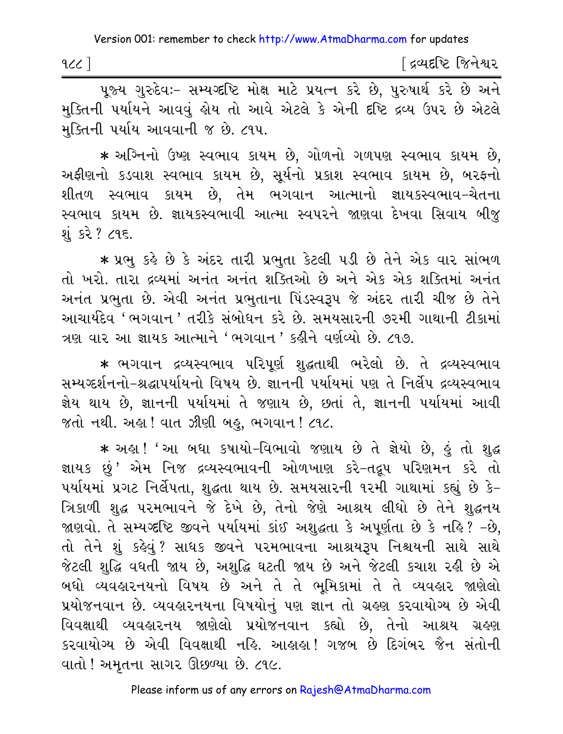પૂજ્ય ગુરુદેવઃ- સમ્યગ્દષ્ટિ મોક્ષ માટે પ્રયત્ન કરે છે, પુરુષાર્થ કરે છે અને મુક્તિની પર્યાયને આવવું હોય તો આવે એટલે કે એની દૃષ્ટિ દ્રવ્ય ઉપર છે એટલે મુક્તિની પર્યાય આવવાની જ છે. ૮૧૫.

* અગ્નિનો ઉષ્ણ સ્વભાવ કાયમ છે, ગોળનો ગળપણ સ્વભાવ કાયમ છે, અફીણનો કડવાશ સ્વભાવ કાયમ છે, સૂર્યનો પ્રકાશ સ્વભાવ કાયમ છે, બરફનો શીતળ સ્વભાવ કાયમ છે, તેમ ભગવાન આત્માનો જ્ઞાયકસ્વભાવ-ચેતના સ્વભાવ કાયમ છે. જ્ઞાયકસ્વભાવી આત્મા સ્વપરને જાણવા દેખવા સિવાય બીજુ શું કરે ? ૮૧૬.

* પ્રભુ કહે છે કે અંદર તારી પ્રભુતા કેટલી પડી છે તેને એક વાર સાંભળ તો ખરો. તારા દ્રવ્યમાં અનંત અનંત શક્તિઓ છે અને એક એક શક્તિમાં અનંત અનંત પ્રભુતા છે. એવી અનંત પ્રભુતાના પિંડસ્વરૂપ જે અંદર તારી ચીજ છે તેને આચાર્યદેવ 'ભગવાન' તરીકે સંબોધન કરે છે. સમયસારની ૭૨મી ગાથાની ટીકામાં ત્રણ વાર આ જ્ઞાયક આત્માને 'ભગવાન' કહીને વર્ણવ્યો છે. ૮૧૭.

* ભગવાન દ્રવ્યસ્વભાવ પરિપૂર્ણ શુદ્ધતાથી ભરેલો છે. તે દ્રવ્યસ્વભાવ સમ્યગ્દર્શનનો-શ્રદ્ધાપર્યાયનો વિષય છે. જ્ઞાનની પર્યાયમાં પણ તે નિર્લેપ દ્રવ્યસ્વભાવ જ્ઞેય થાય છે, જ્ઞાનની પર્યાયમાં તે જણાય છે, છતાં તે, જ્ઞાનની પર્યાયમાં આવી જતો નથી. અહા ! વાત ઝીણી બહુ, ભગવાન ! ૮૧૮.

* અહા ! 'આ બધા કષાયો-વિભાવો જણાય છે તે જ્ઞેયો છે, હું તો શુદ્ધ જ્ઞાયક છું' એમ નિજ દ્રવ્યસ્વભાવની ઓળખાણ કરે-તદ્રૂપ પરિણમન કરે તો પર્યાયમાં પ્રગટ નિર્લેપતા, શુદ્ધતા થાય છે. સમયસારની ૧૨મી ગાથામાં કહ્યું છે કે- ત્રિકાળી શુદ્ધ પરમભાવને જે દેખે છે, તેનો જેણે આશ્રય લીધો છે તેને શુદ્ધનય જાણવો. તે સમ્યગ્દષ્ટિ જીવને પર્યાયમાં કાંઈ અશુદ્ધતા કે અપૂર્ણતા છે કે નહિ? -છે, તો તેને શું કહેવું? સાધક જીવને પરમભાવના આશ્રયરૂપ નિશ્ચયની સાથે સાથે જેટલી શુદ્ધિ વધતી જાય છે, અશુદ્ધિ ઘટતી જાય છે અને જેટલી કચાશ રહી છે એ બધો વ્યવહારનયનો વિષય છે અને તે તે ભૂમિકામાં તે તે વ્યવહાર જાણેલો પ્રયોજનવાન છે. વ્યવહારનયના વિષયોનું પણ જ્ઞાન તો ગ્રહણ કરવાયોગ્ય છે એવી વિવક્ષાથી વ્યવહારનય જાણેલો પ્રયોજનવાન કહ્યો છે, તેનો આશ્રય ગ્રહણ કરવાયોગ્ય છે એવી વિવક્ષાથી નહિ. આહાહા! ગજબ છે દિગંબર જૈન સંતોની વાતો ! અમૃતના સાગર ઊછળ્યા છે. ૮૧૯.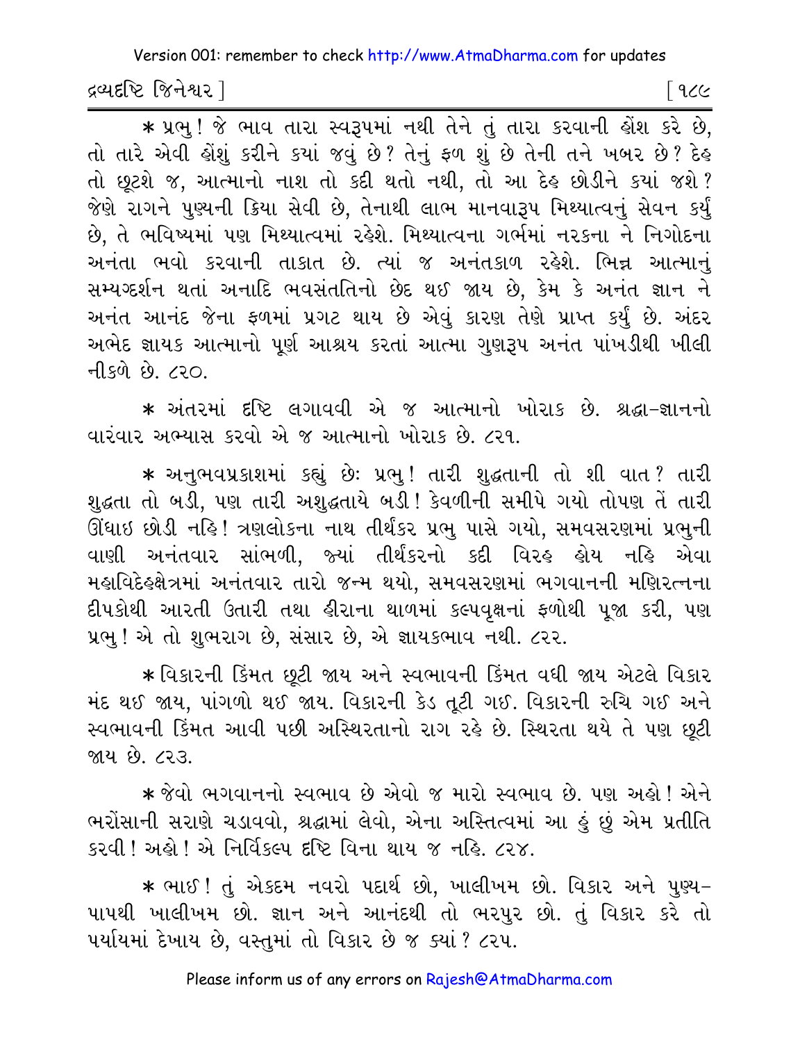* પ્રભુ! જે ભાવ તારા સ્વરૂપમાં નથી તેને તું તારા કરવાની હોંશ કરે છે, તો તારે એવી હોંશું કરીને કયાં જવું છે? તેનું ફળ શું છે તેની તને ખબર છે? દેહ તો છૂટશે જ, આત્માનો નાશ તો કદી થતો નથી, તો આ દેહ છોડીને કયાં જશે? જેણે રાગને પુણ્યની ક્રિયા સેવી છે, તેનાથી લાભ માનવારૂપ મિથ્યાત્વનું સેવન કર્યું છે, તે ભવિષ્યમાં પણ મિથ્યાત્વમાં રહેશે. મિથ્યાત્વના ગર્ભમાં નરકના ને નિગોદના અનંતા ભવો કરવાની તાકાત છે. ત્યાં જ અનંતકાળ રહેશે. ભિન્ન આત્માનું સમ્યગ્દર્શન થતાં અનાદિ ભવસંતતિનો છેદ થઈ જાય છે, કેમ કે અનંત જ્ઞાન ને અનંત આનંદ જેના ફળમાં પ્રગટ થાય છે એવું કારણ તેણે પ્રાપ્ત કર્યું છે. અંદર અભેદ જ્ઞાયક આત્માનો પૂર્ણ આશ્રય કરતાં આત્મા ગુણરૂપ અનંત પાંખડીથી ખીલી નીકળે છે. ૮૨૦.

* અંતરમાં દૃષ્ટિ લગાવવી એ જ આત્માનો ખોરાક છે. શ્રદ્ધા-જ્ઞાનનો વારંવાર અભ્યાસ કરવો એ જ આત્માનો ખોરાક છે. ૮૨૧.

* અનુભવપ્રકાશમાં કહ્યું છેઃ પ્રભુ! તારી શુદ્ધતાની તો શી વાત? તારી શુદ્ધતા તો બડી, પણ તારી અશુદ્ધતાયે બડી! કેવળીની સમીપે ગયો તોપણ તેં તારી ઊંધાઇ છોડી નહિ! ત્રણલોકના નાથ તીર્થંકર પ્રભુ પાસે ગયો, સમવસરણમાં પ્રભુની વાણી અનંતવાર સાંભળી, જ્યાં તીર્થંકરનો કદી વિરહ હોય નહિ એવા મહાવિદેહક્ષેત્રમાં અનંતવાર તારો જન્મ થયો, સમવસરણમાં ભગવાનની મણિરત્નના દીપકોથી આરતી ઉતારી તથા હીરાના થાળમાં કલ્પવૃક્ષનાં ફળોથી પૂજા કરી, પણ પ્રભુ! એ તો શુભરાગ છે, સંસાર છે, એ જ્ઞાયકભાવ નથી. ૮૨૨.

* વિકારની કિંમત છૂટી જાય અને સ્વભાવની કિંમત વધી જાય એટલે વિકાર મંદ થઈ જાય, પાંગળો થઈ જાય. વિકારની કેડ તૂટી ગઈ. વિકારની રુચિ ગઈ અને સ્વભાવની કિંમત આવી પછી અસ્થિરતાનો રાગ રહે છે. સ્થિરતા થયે તે પણ છૂટી જાય છે. ૮૨૩.

* જેવો ભગવાનનો સ્વભાવ છે એવો જ મારો સ્વભાવ છે. પણ અહો! એને ભરોંસાની સરાણે ચડાવવો, શ્રદ્ધામાં લેવો, એના અસ્તિત્વમાં આ હું છું એમ પ્રતીતિ કરવી! અહો! એ નિર્વિકલ્પ દૃષ્ટિ વિના થાય જ નહિ. ૮૨૪.

* ભાઈ! તું એકદમ નવરો પદાર્થ છો, ખાલીખમ છો. વિકાર અને પુણ્ય-પાપથી ખાલીખમ છો. જ્ઞાન અને આનંદથી તો ભરપુર છો. તું વિકાર કરે તો પર્યાયમાં દેખાય છે, વસ્તુમાં તો વિકાર છે જ ક્યાં? ૮૨૫.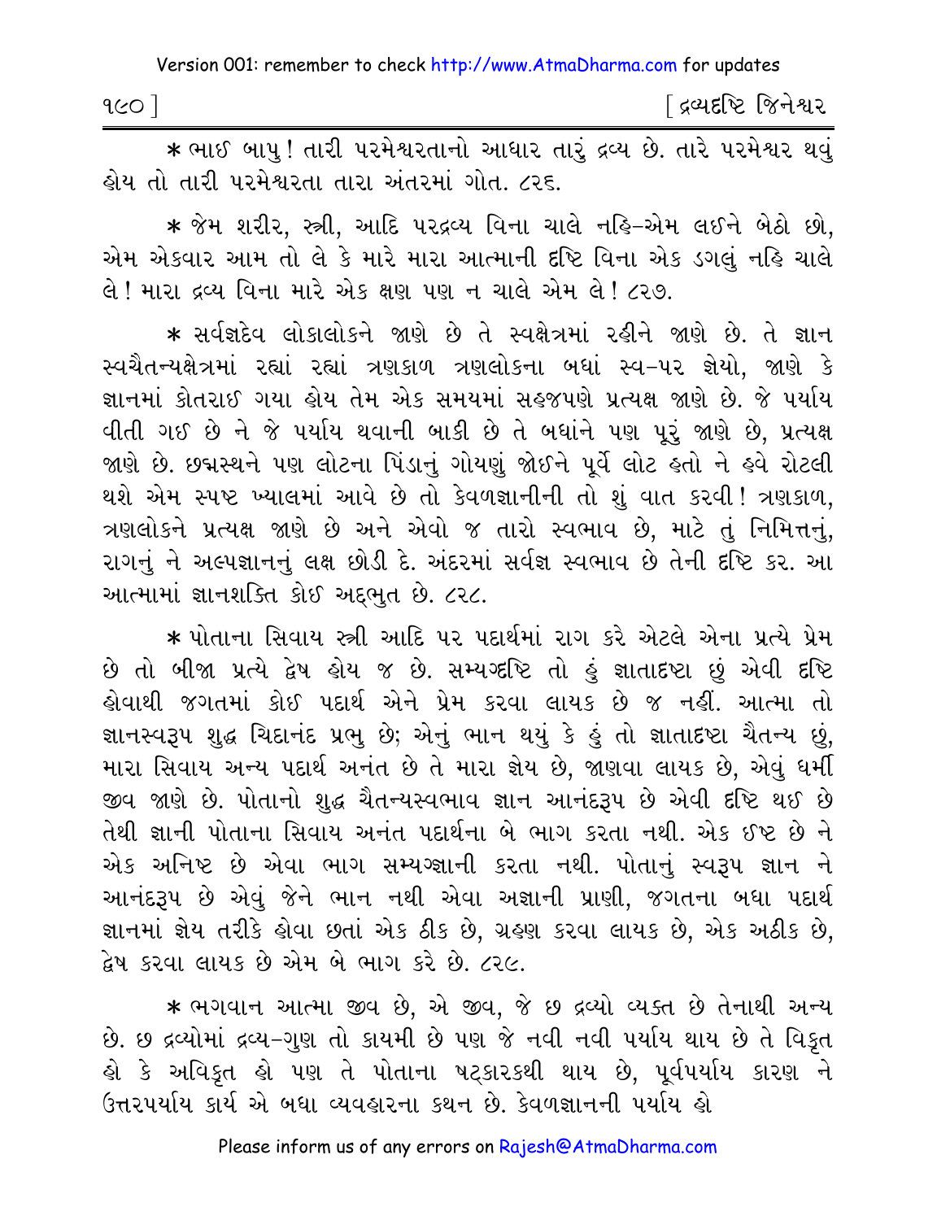* ભાઈ બાપુ! તારી પરમેશ્વરતાનો આધાર તારું દ્રવ્ય છે. તારે પરમેશ્વર થવું હોય તો તારી પરમેશ્વરતા તારા અંતરમાં ગોત. ૮૨૬.

* જેમ શરીર, સ્ત્રી, આદિ પરદ્રવ્ય વિના ચાલે નહિ–એમ લઈને બેઠો છો, એમ એકવાર આમ તો લે કે મારે મારા આત્માની દૃષ્ટિ વિના એક ડગલું નહિ ચાલે લે! મારા દ્રવ્ય વિના મારે એક ક્ષણ પણ ન ચાલે એમ લે! ૮૨૭.

* સર્વજ્ઞદેવ લોકાલોકને જાણે છે તે સ્વક્ષેત્રમાં રહીને જાણે છે. તે જ્ઞાન સ્વચૈતન્યક્ષેત્રમાં રહ્યાં રહ્યાં ત્રણકાળ ત્રણલોકના બધાં સ્વ-પર જ્ઞેયો, જાણે કે જ્ઞાનમાં કોતરાઈ ગયા હોય તેમ એક સમયમાં સહજપણે પ્રત્યક્ષ જાણે છે. જે પર્યાય વીતી ગઈ છે ને જે પર્યાય થવાની બાકી છે તે બધાંને પણ પૂરું જાણે છે, પ્રત્યક્ષ જાણે છે. છદ્મસ્થને પણ લોટના પિંડાનું ગોયણું જોઈને પૂર્વે લોટ હતો ને હવે રોટલી થશે એમ સ્પષ્ટ ખ્યાલમાં આવે છે તો કેવળજ્ઞાનીની તો શું વાત કરવી! ત્રણકાળ, ત્રણલોકને પ્રત્યક્ષ જાણે છે અને એવો જ તારો સ્વભાવ છે, માટે તું નિમિત્તનું, રાગનું ને અલ્પજ્ઞાનનું લક્ષ છોડી દે. અંદરમાં સર્વજ્ઞ સ્વભાવ છે તેની દૃષ્ટિ કર. આ આત્મામાં જ્ઞાનશક્તિ કોઈ અદ્‌ભુત છે. ૮૨૮.

* પોતાના સિવાય સ્ત્રી આદિ પર પદાર્થમાં રાગ કરે એટલે એના પ્રત્યે પ્રેમ છે તો બીજા પ્રત્યે દ્વેષ હોય જ છે. સમ્યગ્દૃષ્ટિ તો હું જ્ઞાતાદૃષ્ટા છું એવી દૃષ્ટિ હોવાથી જગતમાં કોઈ પદાર્થ એને પ્રેમ કરવા લાયક છે જ નહીં. આત્મા તો જ્ઞાનસ્વરૂપ શુદ્ધ ચિદાનંદ પ્રભુ છે; એનું ભાન થયું કે હું તો જ્ઞાતાદૃષ્ટા ચૈતન્ય છું, મારા સિવાય અન્ય પદાર્થ અનંત છે તે મારા જ્ઞેય છે, જાણવા લાયક છે, એવું ધર્મી જીવ જાણે છે. પોતાનો શુદ્ધ ચૈતન્યસ્વભાવ જ્ઞાન આનંદરૂપ છે એવી દૃષ્ટિ થઈ છે તેથી જ્ઞાની પોતાના સિવાય અનંત પદાર્થના બે ભાગ કરતા નથી. એક ઈષ્ટ છે ને એક અનિષ્ટ છે એવા ભાગ સમ્યગ્જ્ઞાની કરતા નથી. પોતાનું સ્વરૂપ જ્ઞાન ને આનંદરૂપ છે એવું જેને ભાન નથી એવા અજ્ઞાની પ્રાણી, જગતના બધા પદાર્થ જ્ઞાનમાં જ્ઞેય તરીકે હોવા છતાં એક ઠીક છે, ગ્રહણ કરવા લાયક છે, એક અઠીક છે, દ્વેષ કરવા લાયક છે એમ બે ભાગ કરે છે. ૮૨૯.

* ભગવાન આત્મા જીવ છે, એ જીવ, જે છ દ્રવ્યો વ્યક્ત છે તેનાથી અન્ય છે. છ દ્રવ્યોમાં દ્રવ્ય-ગુણ તો કાયમી છે પણ જે નવી નવી પર્યાય થાય છે તે વિકૃત હો કે અવિકૃત હો પણ તે પોતાના ષટ્‌કારકથી થાય છે, પૂર્વપર્યાય કારણ ને ઉત્તરપર્યાય કાર્ય એ બધા વ્યવહારના કથન છે. કેવળજ્ઞાનની પર્યાય હો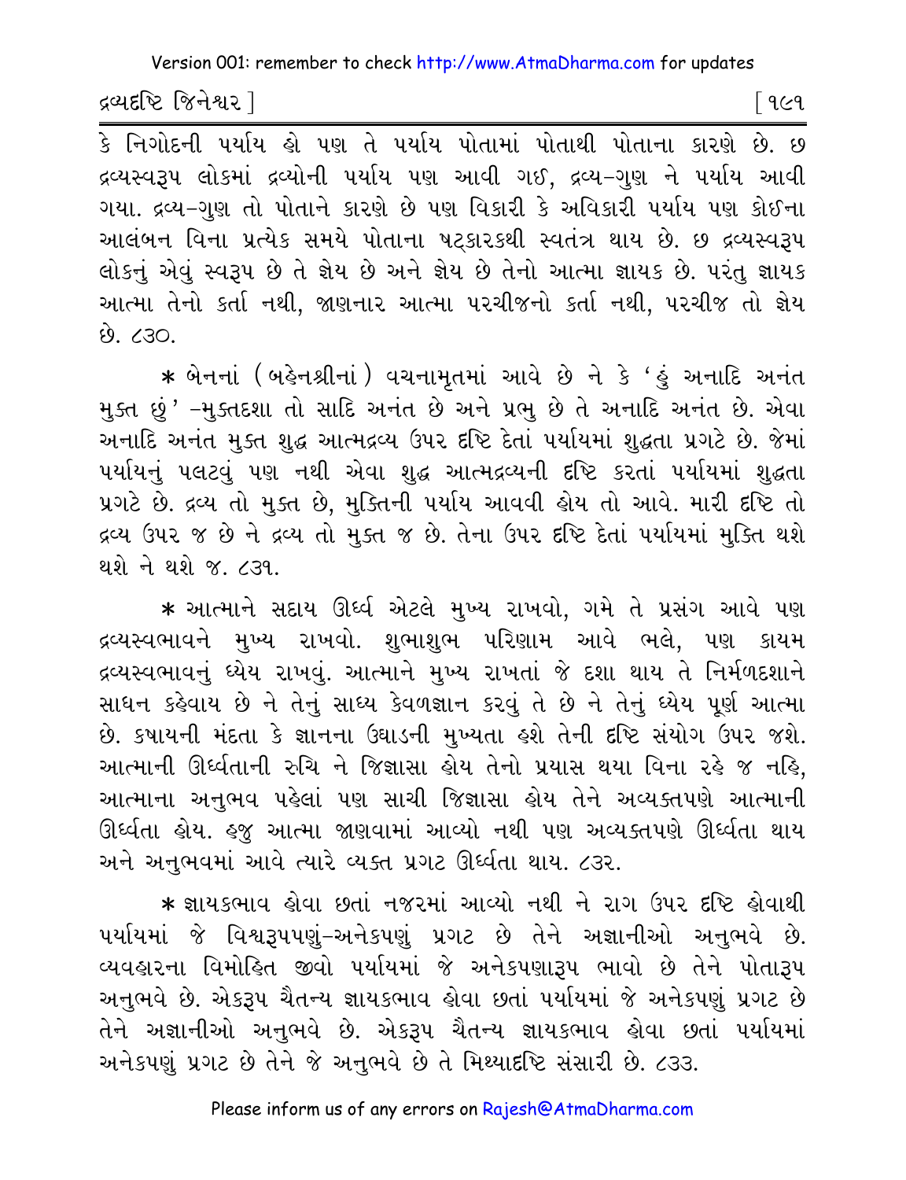કે નિગોદની પર્યાય હો પણ તે પર્યાય પોતામાં પોતાથી પોતાના કારણે છે. છ દ્રવ્યસ્વરૂપ લોકમાં દ્રવ્યોની પર્યાય પણ આવી ગઈ, દ્રવ્ય-ગુણ ને પર્યાય આવી ગયા. દ્રવ્ય-ગુણ તો પોતાને કારણે છે પણ વિકારી કે અવિકારી પર્યાય પણ કોઈના આલંબન વિના પ્રત્યેક સમયે પોતાના ષટ્કારકથી સ્વતંત્ર થાય છે. છ દ્રવ્યસ્વરૂપ લોકનું એવું સ્વરૂપ છે તે જ્ઞેય છે અને જ્ઞેય છે તેનો આત્મા જ્ઞાયક છે. પરંતુ જ્ઞાયક આત્મા તેનો કર્તા નથી, જાણનાર આત્મા પરચીજનો કર્તા નથી, પરચીજ તો જ્ઞેય છે. ૮૩૦.

* બેનનાં (બહેનશ્રીનાં) વચનામૃતમાં આવે છે ને કે 'હું અનાદિ અનંત મુક્ત છું' -મુક્તદશા તો સાદિ અનંત છે અને પ્રભુ છે તે અનાદિ અનંત છે. એવા અનાદિ અનંત મુક્ત શુદ્ધ આત્મદ્રવ્ય ઉપર દૃષ્ટિ દેતાં પર્યાયમાં શુદ્ધતા પ્રગટે છે. જેમાં પર્યાયનું પલટવું પણ નથી એવા શુદ્ધ આત્મદ્રવ્યની દૃષ્ટિ કરતાં પર્યાયમાં શુદ્ધતા પ્રગટે છે. દ્રવ્ય તો મુક્ત છે, મુક્તિની પર્યાય આવવી હોય તો આવે. મારી દૃષ્ટિ તો દ્રવ્ય ઉપર જ છે ને દ્રવ્ય તો મુક્ત જ છે. તેના ઉપર દૃષ્ટિ દેતાં પર્યાયમાં મુક્તિ થશે થશે ને થશે જ. ૮૩૧.

* આત્માને સદાય ઊર્ધ્વ એટલે મુખ્ય રાખવો, ગમે તે પ્રસંગ આવે પણ દ્રવ્યસ્વભાવને મુખ્ય રાખવો. શુભાશુભ પરિણામ આવે ભલે, પણ કાયમ દ્રવ્યસ્વભાવનું ધ્યેય રાખવું. આત્માને મુખ્ય રાખતાં જે દશા થાય તે નિર્મળદશાને સાધન કહેવાય છે ને તેનું સાધ્ય કેવળજ્ઞાન કરવું તે છે ને તેનું ધ્યેય પૂર્ણ આત્મા છે. કષાયની મંદતા કે જ્ઞાનના ઉઘાડની મુખ્યતા હશે તેની દૃષ્ટિ સંયોગ ઉપર જશે. આત્માની ઊર્ધ્વતાની રુચિ ને જિજ્ઞાસા હોય તેનો પ્રયાસ થયા વિના રહે જ નહિ, આત્માના અનુભવ પહેલાં પણ સાચી જિજ્ઞાસા હોય તેને અવ્યક્તપણે આત્માની ઊર્ધ્વતા હોય. હજુ આત્મા જાણવામાં આવ્યો નથી પણ અવ્યક્તપણે ઊર્ધ્વતા થાય અને અનુભવમાં આવે ત્યારે વ્યક્ત પ્રગટ ઊર્ધ્વતા થાય. ૮૩૨.

* જ્ઞાયકભાવ હોવા છતાં નજરમાં આવ્યો નથી ને રાગ ઉપર દૃષ્ટિ હોવાથી પર્યાયમાં જે વિશ્વરૂપપણું-અનેકપણું પ્રગટ છે તેને અજ્ઞાનીઓ અનુભવે છે. વ્યવહારના વિમોહિત જીવો પર્યાયમાં જે અનેકપણારૂપ ભાવો છે તેને પોતારૂપ અનુભવે છે. એકરૂપ ચૈતન્ય જ્ઞાયકભાવ હોવા છતાં પર્યાયમાં જે અનેકપણું પ્રગટ છે તેને અજ્ઞાનીઓ અનુભવે છે. એકરૂપ ચૈતન્ય જ્ઞાયકભાવ હોવા છતાં પર્યાયમાં અનેકપણું પ્રગટ છે તેને જે અનુભવે છે તે મિથ્યાદૃષ્ટિ સંસારી છે. ૮૩૩.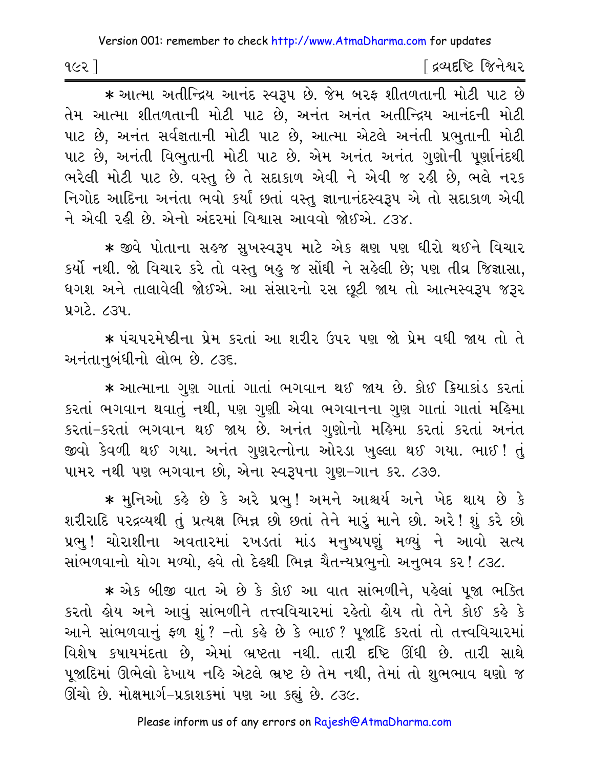* આત્મા અતીન્દ્રિય આનંદ સ્વરૂપ છે. જેમ બરફ શીતળતાની મોટી પાટ છે તેમ આત્મા શીતળતાની મોટી પાટ છે, અનંત અનંત અતીન્દ્રિય આનંદની મોટી પાટ છે, અનંત સર્વજ્ઞતાની મોટી પાટ છે, આત્મા એટલે અનંતી પ્રભુતાની મોટી પાટ છે, અનંતી વિભુતાની મોટી પાટ છે. એમ અનંત અનંત ગુણોની પૂર્ણાનંદથી ભરેલી મોટી પાટ છે. વસ્તુ છે તે સદાકાળ એવી ને એવી જ રહી છે, ભલે નરક નિગોદ આદિના અનંતા ભવો કર્યાં છતાં વસ્તુ જ્ઞાનાનંદસ્વરૂપ એ તો સદાકાળ એવી ને એવી રહી છે. એનો અંદરમાં વિશ્વાસ આવવો જોઈએ. ૮૩૪.

* જીવે પોતાના સહજ સુખસ્વરૂપ માટે એક ક્ષણ પણ ધીરો થઈને વિચાર કર્યો નથી. જો વિચાર કરે તો વસ્તુ બહુ જ સોંઘી ને સહેલી છે; પણ તીવ્ર જિજ્ઞાસા, ધગશ અને તાલાવેલી જોઈએ. આ સંસારનો રસ છૂટી જાય તો આત્મસ્વરૂપ જરૂર પ્રગટે. ૮૩૫.

* પંચપરમેષ્ઠીના પ્રેમ કરતાં આ શરીર ઉપર પણ જો પ્રેમ વધી જાય તો તે અનંતાનુબંધીનો લોભ છે. ૮૩૬.

* આત્માના ગુણ ગાતાં ગાતાં ભગવાન થઈ જાય છે. કોઈ ક્રિયાકાંડ કરતાં કરતાં ભગવાન થવાતું નથી, પણ ગુણી એવા ભગવાનના ગુણ ગાતાં ગાતાં મહિમા કરતાં-કરતાં ભગવાન થઈ જાય છે. અનંત ગુણોનો મહિમા કરતાં કરતાં અનંત જીવો કેવળી થઈ ગયા. અનંત ગુણરત્નોના ઓરડા ખુલ્લા થઈ ગયા. ભાઈ! તું પામર નથી પણ ભગવાન છો, એના સ્વરૂપના ગુણ-ગાન કર. ૮૩૭.

* મુનિઓ કહે છે કે અરે પ્રભુ! અમને આશ્ચર્ય અને ખેદ થાય છે કે શરીરાદિ પરદ્રવ્યથી તું પ્રત્યક્ષ ભિન્ન છો છતાં તેને મારું માને છો. અરે! શું કરે છો પ્રભુ! ચોરાશીના અવતારમાં રખડતાં માંડ મનુષ્યપણું મળ્યું ને આવો સત્ય સાંભળવાનો યોગ મળ્યો, હવે તો દેહથી ભિન્ન ચૈતન્યપ્રભુનો અનુભવ કર! ૮૩૮.

* એક બીજી વાત એ છે કે કોઈ આ વાત સાંભળીને, પહેલાં પૂજા ભક્તિ કરતો હોય અને આવું સાંભળીને તત્ત્વવિચારમાં રહેતો હોય તો તેને કોઈ કહે કે આને સાંભળવાનું ફળ શું? -તો કહે છે કે ભાઈ? પૂજાદિ કરતાં તો તત્ત્વવિચારમાં વિશેષ કષાયમંદતા છે, એમાં ભ્રષ્ટતા નથી. તારી દૃષ્ટિ ઊંધી છે. તારી સાથે પૂજાદિમાં ઊભેલો દેખાય નહિ એટલે ભ્રષ્ટ છે તેમ નથી, તેમાં તો શુભભાવ ઘણો જ ઊંચો છે. મોક્ષમાર્ગ-પ્રકાશકમાં પણ આ કહ્યું છે. ૮૩૯.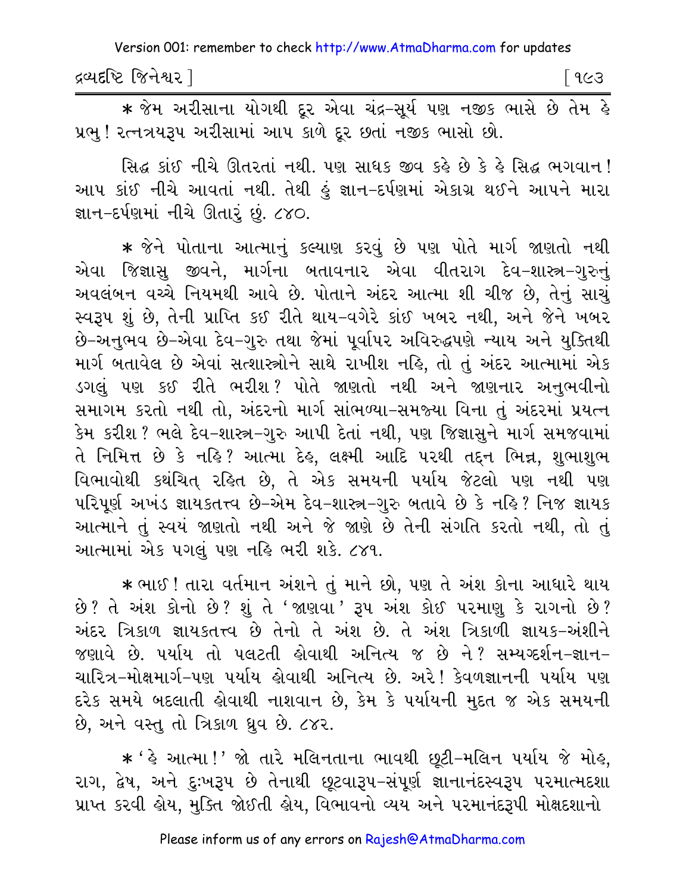* જેમ અરીસાના યોગથી દૂર એવા ચંદ્ર-સૂર્ય પણ નજીક ભાસે છે તેમ હે પ્રભુ! રત્નત્રયરૂપ અરીસામાં આપ કાળે દૂર છતાં નજીક ભાસો છો.

સિદ્ધ કાંઈ નીચે ઊતરતાં નથી. પણ સાધક જીવ કહે છે કે હે સિદ્ધ ભગવાન! આપ કાંઈ નીચે આવતાં નથી. તેથી હું જ્ઞાન-દર્પણમાં એકાગ્ર થઈને આપને મારા જ્ઞાન-દર્પણમાં નીચે ઊતારું છું. ૮૪૦.

* જેને પોતાના આત્માનું કલ્યાણ કરવું છે પણ પોતે માર્ગ જાણતો નથી એવા જિજ્ઞાસુ જીવને, માર્ગના બતાવનાર એવા વીતરાગ દેવ-શાસ્ત્ર-ગુરુનું અવલંબન વચ્ચે નિયમથી આવે છે. પોતાને અંદર આત્મા શી ચીજ છે, તેનું સાચું સ્વરૂપ શું છે, તેની પ્રાપ્તિ કઈ રીતે થાય-વગેરે કાંઈ ખબર નથી, અને જેને ખબર છે-અનુભવ છે-એવા દેવ-ગુરુ તથા જેમાં પૂર્વાપર અવિરુદ્ધપણે ન્યાય અને યુક્તિથી માર્ગ બતાવેલ છે એવાં સત્શાસ્ત્રોને સાથે રાખીશ નહિ, તો તું અંદર આત્મામાં એક ડગલું પણ કઈ રીતે ભરીશ? પોતે જાણતો નથી અને જાણનાર અનુભવીનો સમાગમ કરતો નથી તો, અંદરનો માર્ગ સાંભળ્યા-સમજ્યા વિના તું અંદરમાં પ્રયત્ન કેમ કરીશ? ભલે દેવ-શાસ્ત્ર-ગુરુ આપી દેતાં નથી, પણ જિજ્ઞાસુને માર્ગ સમજવામાં તે નિમિત્ત છે કે નહિ? આત્મા દેહ, લક્ષ્મી આદિ પરથી તદ્દન ભિન્ન, શુભાશુભ વિભાવોથી કથંચિત્ રહિત છે, તે એક સમયની પર્યાય જેટલો પણ નથી પણ પરિપૂર્ણ અખંડ જ્ઞાયકતત્ત્વ છે-એમ દેવ-શાસ્ત્ર-ગુરુ બતાવે છે કે નહિ? નિજ જ્ઞાયક આત્માને તું સ્વયં જાણતો નથી અને જે જાણે છે તેની સંગતિ કરતો નથી, તો તું આત્મામાં એક પગલું પણ નહિ ભરી શકે. ૮૪૧.

* ભાઈ! તારા વર્તમાન અંશને તું માને છો, પણ તે અંશ કોના આધારે થાય છે? તે અંશ કોનો છે? શું તે 'જાણવા' રૂપ અંશ કોઈ પરમાણુ કે રાગનો છે? અંદર ત્રિકાળ જ્ઞાયકતત્ત્વ છે તેનો તે અંશ છે. તે અંશ ત્રિકાળી જ્ઞાયક-અંશીને જણાવે છે. પર્યાય તો પલટતી હોવાથી અનિત્ય જ છે ને? સમ્યગ્દર્શન-જ્ઞાન-ચારિત્ર-મોક્ષમાર્ગ-પણ પર્યાય હોવાથી અનિત્ય છે. અરે! કેવળજ્ઞાનની પર્યાય પણ દરેક સમયે બદલાતી હોવાથી નાશવાન છે, કેમ કે પર્યાયની મુદત જ એક સમયની છે, અને વસ્તુ તો ત્રિકાળ ધ્રુવ છે. ૮૪૨.

* 'હે આત્મા!' જો તારે મલિનતાના ભાવથી છૂટી-મલિન પર્યાય જે મોહ, રાગ, દ્વેષ, અને દુઃખરૂપ છે તેનાથી છૂટવારૂપ-સંપૂર્ણ જ્ઞાનાનંદસ્વરૂપ પરમાત્મદશા પ્રાપ્ત કરવી હોય, મુક્તિ જોઈતી હોય, વિભાવનો વ્યય અને પરમાનંદરૂપી મોક્ષદશાનો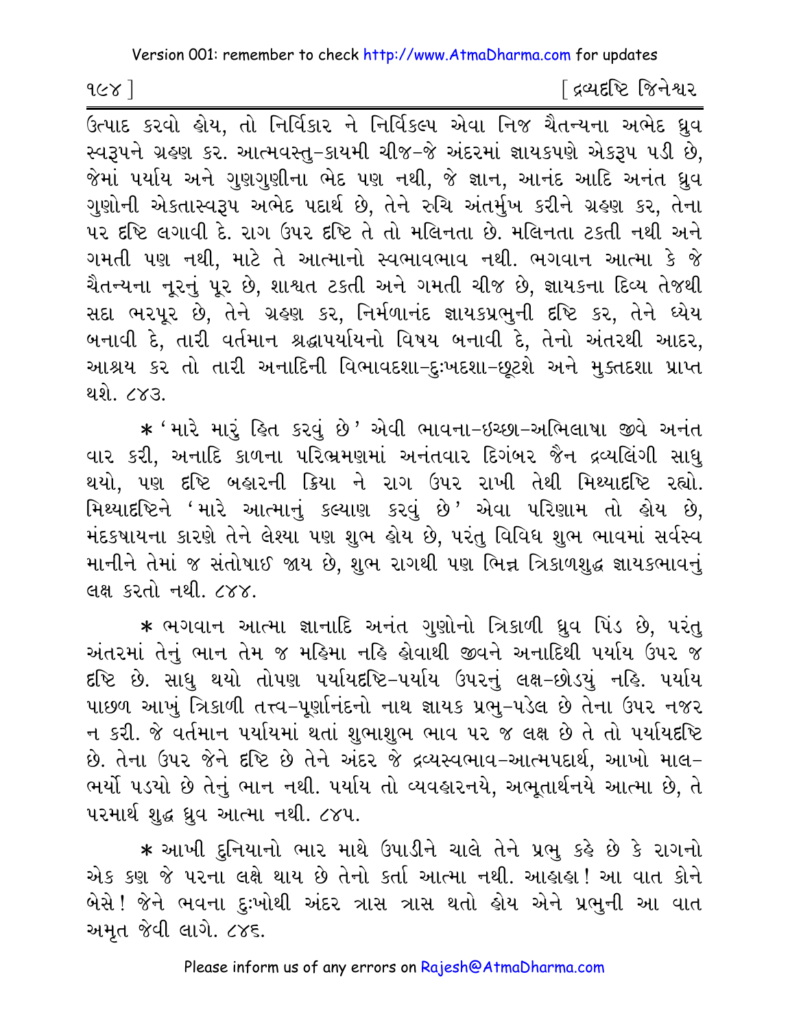ઉત્પાદ કરવો હોય, તો નિર્વિકાર ને નિર્વિકલ્પ એવા નિજ ચૈતન્યના અભેદ ધ્રુવ સ્વરૂપને ગ્રહણ કર. આત્મવસ્તુ-કાયમી ચીજ-જે અંદરમાં જ્ઞાયકપણે એકરૂપ પડી છે, જેમાં પર્યાય અને ગુણગુણીના ભેદ પણ નથી, જે જ્ઞાન, આનંદ આદિ અનંત ધ્રુવ ગુણોની એકતાસ્વરૂપ અભેદ પદાર્થ છે, તેને રુચિ અંતર્મુખ કરીને ગ્રહણ કર, તેના પર દૃષ્ટિ લગાવી દે. રાગ ઉપર દૃષ્ટિ તે તો મલિનતા છે. મલિનતા ટકતી નથી અને ગમતી પણ નથી, માટે તે આત્માનો સ્વભાવભાવ નથી. ભગવાન આત્મા કે જે ચૈતન્યના નૂરનું પૂર છે, શાશ્વત ટકતી અને ગમતી ચીજ છે, જ્ઞાયકના દિવ્ય તેજથી સદા ભરપૂર છે, તેને ગ્રહણ કર, નિર્મળાનંદ જ્ઞાયકપ્રભુની દૃષ્ટિ કર, તેને ધ્યેય બનાવી દે, તારી વર્તમાન શ્રદ્ધાપર્યાયનો વિષય બનાવી દે, તેનો અંતરથી આદર, આશ્રય કર તો તારી અનાદિની વિભાવદશા-દુઃખદશા-છૂટશે અને મુક્તદશા પ્રાપ્ત થશે. ૮૪૩.

* 'મારે મારું હિત કરવું છે' એવી ભાવના-ઇચ્છા-અભિલાષા જીવે અનંત વાર કરી, અનાદિ કાળના પરિભ્રમણમાં અનંતવાર દિગંબર જૈન દ્રવ્યલિંગી સાધુ થયો, પણ દૃષ્ટિ બહારની ક્રિયા ને રાગ ઉપર રાખી તેથી મિથ્યાદૃષ્ટિ રહ્યો. મિથ્યાદૃષ્ટિને 'મારે આત્માનું કલ્યાણ કરવું છે' એવા પરિણામ તો હોય છે, મંદકષાયના કારણે તેને લેશ્યા પણ શુભ હોય છે, પરંતુ વિવિધ શુભ ભાવમાં સર્વસ્વ માનીને તેમાં જ સંતોષાઈ જાય છે, શુભ રાગથી પણ ભિન્ન ત્રિકાળશુદ્ધ જ્ઞાયકભાવનું લક્ષ કરતો નથી. ૮૪૪.

* ભગવાન આત્મા જ્ઞાનાદિ અનંત ગુણોનો ત્રિકાળી ધ્રુવ પિંડ છે, પરંતુ અંતરમાં તેનું ભાન તેમ જ મહિમા નહિ હોવાથી જીવને અનાદિથી પર્યાય ઉપર જ દૃષ્ટિ છે. સાધુ થયો તોપણ પર્યાયદૃષ્ટિ-પર્યાય ઉપરનું લક્ષ-છોડયું નહિ. પર્યાય પાછળ આખું ત્રિકાળી તત્ત્વ-પૂર્ણાનંદનો નાથ જ્ઞાયક પ્રભુ-પડેલ છે તેના ઉપર નજર ન કરી. જે વર્તમાન પર્યાયમાં થતાં શુભાશુભ ભાવ પર જ લક્ષ છે તે તો પર્યાયદૃષ્ટિ છે. તેના ઉપર જેને દૃષ્ટિ છે તેને અંદર જે દ્રવ્યસ્વભાવ-આત્મપદાર્થ, આખો માલ-ભર્યો પડયો છે તેનું ભાન નથી. પર્યાય તો વ્યવહારનયે, અભૂતાર્થનયે આત્મા છે, તે પરમાર્થ શુદ્ધ ધ્રુવ આત્મા નથી. ૮૪૫.

* આખી દુનિયાનો ભાર માથે ઉપાડીને ચાલે તેને પ્રભુ કહે છે કે રાગનો એક કણ જે પરના લક્ષે થાય છે તેનો કર્તા આત્મા નથી. આહાહા! આ વાત કોને બેસે! જેને ભવના દુઃખોથી અંદર ત્રાસ ત્રાસ થતો હોય એને પ્રભુની આ વાત અમૃત જેવી લાગે. ૮૪૬.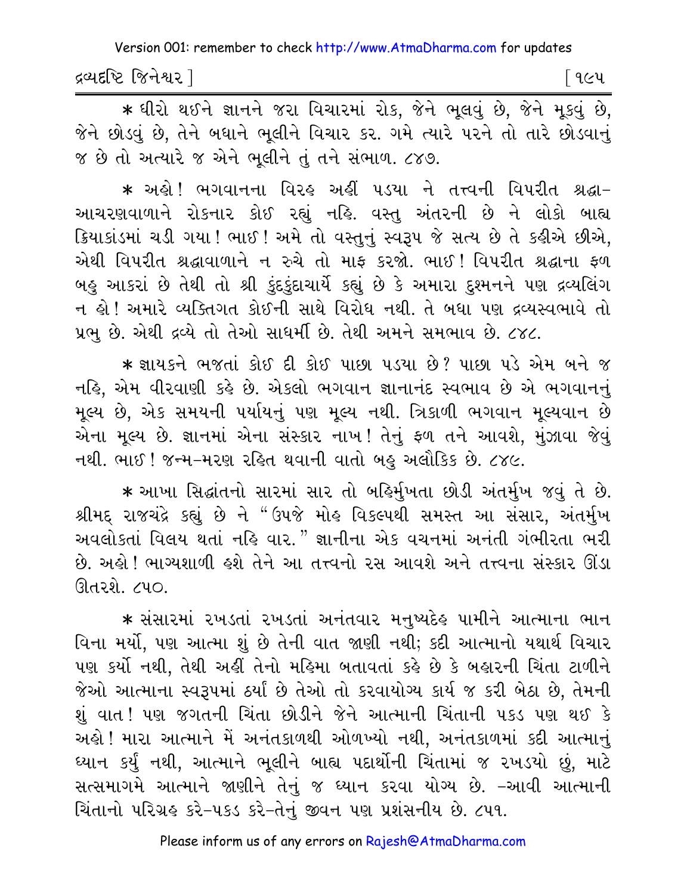* ધીરો થઈને જ્ઞાનને જરા વિચારમાં રોક, જેને ભૂલવું છે, જેને મૂકવું છે, જેને છોડવું છે, તેને બધાને ભૂલીને વિચાર કર. ગમે ત્યારે પરને તો તારે છોડવાનું જ છે તો અત્યારે જ એને ભૂલીને તું તને સંભાળ. ૮૪૭.

* અહો! ભગવાનના વિરહ અહીં પડયા ને તત્ત્વની વિપરીત શ્રદ્ધા-આચરણવાળાને રોકનાર કોઈ રહ્યું નહિ. વસ્તુ અંતરની છે ને લોકો બાહ્ય ક્રિયાકાંડમાં ચડી ગયા! ભાઈ! અમે તો વસ્તુનું સ્વરૂપ જે સત્ય છે તે કહીએ છીએ, એથી વિપરીત શ્રદ્ધાવાળાને ન રુચે તો માફ કરજો. ભાઈ! વિપરીત શ્રદ્ધાના ફળ બહુ આકરાં છે તેથી તો શ્રી કુંદકુંદાચાર્યે કહ્યું છે કે અમારા દુશ્મનને પણ દ્રવ્યલિંગ ન હો! અમારે વ્યક્તિગત કોઈની સાથે વિરોધ નથી. તે બધા પણ દ્રવ્યસ્વભાવે તો પ્રભુ છે. એથી દ્રવ્યે તો તેઓ સાધર્મી છે. તેથી અમને સમભાવ છે. ૮૪૮.

* જ્ઞાયકને ભજતાં કોઈ દી કોઈ પાછા પડયા છે? પાછા પડે એમ બને જ નહિ, એમ વીરવાણી કહે છે. એકલો ભગવાન જ્ઞાનાનંદ સ્વભાવ છે એ ભગવાનનું મૂલ્ય છે, એક સમયની પર્યાયનું પણ મૂલ્ય નથી. ત્રિકાળી ભગવાન મૂલ્યવાન છે એના મૂલ્ય છે. જ્ઞાનમાં એના સંસ્કાર નાખ! તેનું ફળ તને આવશે, મુંઝાવા જેવું નથી. ભાઈ! જન્મ-મરણ રહિત થવાની વાતો બહુ અલૌકિક છે. ૮૪૯.

* આખા સિદ્ધાંતનો સારમાં સાર તો બહિર્મુખતા છોડી અંતર્મુખ જવું તે છે. શ્રીમદ્ રાજચંદ્રે કહ્યું છે ને "ઉપજે મોહ વિકલ્પથી સમસ્ત આ સંસાર, અંતર્મુખ અવલોકતાં વિલય થતાં નહિ વાર." જ્ઞાનીના એક વચનમાં અનંતી ગંભીરતા ભરી છે. અહો! ભાગ્યશાળી હશે તેને આ તત્ત્વનો રસ આવશે અને તત્ત્વના સંસ્કાર ઊંડા ઊતરશે. ૮૫૦.

* સંસારમાં રખડતાં રખડતાં અનંતવાર મનુષ્યદેહ પામીને આત્માના ભાન વિના મર્યો, પણ આત્મા શું છે તેની વાત જાણી નથી; કદી આત્માનો યથાર્થ વિચાર પણ કર્યો નથી, તેથી અહીં તેનો મહિમા બતાવતાં કહે છે કે બહારની ચિંતા ટાળીને જેઓ આત્માના સ્વરૂપમાં ઠર્યા છે તેઓ તો કરવાયોગ્ય કાર્ય જ કરી બેઠા છે, તેમની શું વાત! પણ જગતની ચિંતા છોડીને જેને આત્માની ચિંતાની પકડ પણ થઈ કે અહો! મારા આત્માને મેં અનંતકાળથી ઓળખ્યો નથી, અનંતકાળમાં કદી આત્માનું ધ્યાન કર્યું નથી, આત્માને ભૂલીને બાહ્ય પદાર્થોની ચિંતામાં જ રખડયો છું, માટે સત્સમાગમે આત્માને જાણીને તેનું જ ધ્યાન કરવા યોગ્ય છે. -આવી આત્માની ચિંતાનો પરિગ્રહ કરે-પકડ કરે-તેનું જીવન પણ પ્રશંસનીય છે. ૮૫૧.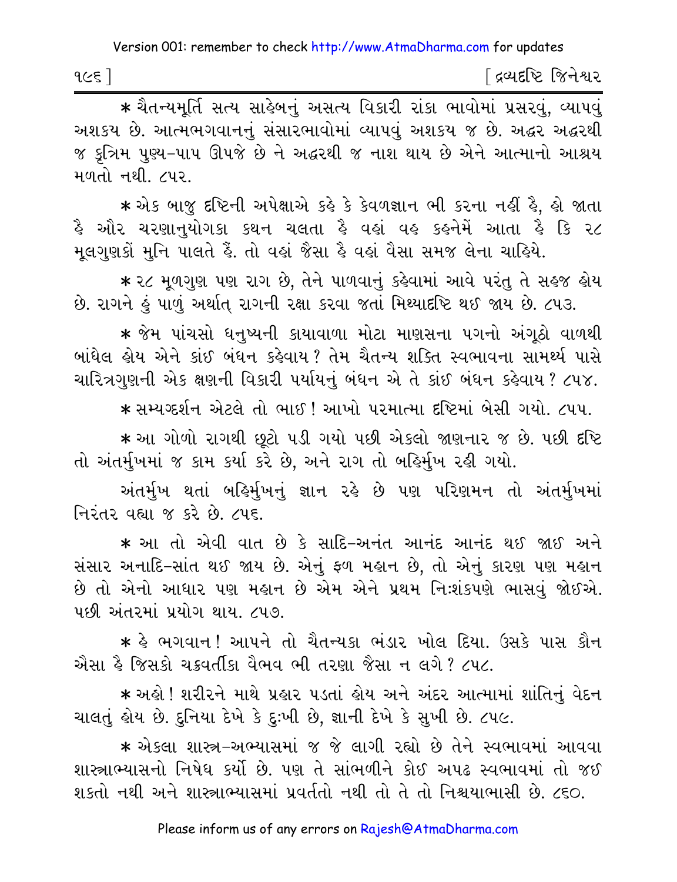* ચૈતન્યમૂર્તિ સત્ય સાહેબનું અસત્ય વિકારી રાંકા ભાવોમાં પ્રસરવું, વ્યાપવું અશક્ય છે. આત્મભગવાનનું સંસારભાવોમાં વ્યાપવું અશક્ય જ છે. અદ્ધર અદ્ધરથી જ કૃત્રિમ પુણ્ય-પાપ ઊપજે છે ને અદ્ધરથી જ નાશ થાય છે એને આત્માનો આશ્રય મળતો નથી. ૮૫૨.

* એક બાજુ દૃષ્ટિની અપેક્ષાએ કહે કે કેવળજ્ઞાન ભી કરના નહીં હૈ, હો જાતા હૈ ઔર ચરણાનુયોગકા કથન ચલતા હૈ વહાં વહ કહનેમેં આતા હૈ કિ ૨૮ મૂલગુણકોં મુનિ પાલતે હૈં. તો વહાં જૈસા હૈ વહાં વૈસા સમજ લેના ચાહિયે.

* ૨૮ મૂળગુણ પણ રાગ છે, તેને પાળવાનું કહેવામાં આવે પરંતુ તે સહજ હોય છે. રાગને હું પાળું અર્થાત્ રાગની રક્ષા કરવા જતાં મિથ્યાદૃષ્ટિ થઈ જાય છે. ૮૫૩.

* જેમ પાંચસો ધનુષ્યની કાયાવાળા મોટા માણસના પગનો અંગૂઠો વાળથી બાંધેલ હોય એને કાંઈ બંધન કહેવાય? તેમ ચૈતન્ય શક્તિ સ્વભાવના સામર્થ્ય પાસે ચારિત્રગુણની એક ક્ષણની વિકારી પર્યાયનું બંધન એ તે કાંઈ બંધન કહેવાય? ૮૫૪.

* સમ્યગ્દર્શન એટલે તો ભાઈ! આખો પરમાત્મા દૃષ્ટિમાં બેસી ગયો. ૮૫૫.

* આ ગોળો રાગથી છૂટો પડી ગયો પછી એકલો જાણનાર જ છે. પછી દૃષ્ટિ તો અંતર્મુખમાં જ કામ કર્યા કરે છે, અને રાગ તો બહિર્મુખ રહી ગયો.

અંતર્મુખ થતાં બહિર્મુખનું જ્ઞાન રહે છે પણ પરિણમન તો અંતર્મુખમાં નિરંતર વહ્યા જ કરે છે. ૮૫૬.

* આ તો એવી વાત છે કે સાદિ-અનંત આનંદ આનંદ થઈ જાઈ અને સંસાર અનાદિ-સાંત થઈ જાય છે. એનું ફળ મહાન છે, તો એનું કારણ પણ મહાન છે તો એનો આધાર પણ મહાન છે એમ એને પ્રથમ નિઃશંકપણે ભાસવું જોઈએ. પછી અંતરમાં પ્રયોગ થાય. ૮૫૭.

* હે ભગવાન! આપને તો ચૈતન્યકા ભંડાર ખોલ દિયા. ઉસકે પાસ કૌન ઐસા હૈ જિસકો ચક્રવર્તીકા વૈભવ ભી તરણા જૈસા ન લગે? ૮૫૮.

* અહો! શરીરને માથે પ્રહાર પડતાં હોય અને અંદર આત્મામાં શાંતિનું વેદન ચાલતું હોય છે. દુનિયા દેખે કે દુઃખી છે, જ્ઞાની દેખે કે સુખી છે. ૮૫૯.

* એકલા શાસ્ત્ર-અભ્યાસમાં જ જે લાગી રહ્યો છે તેને સ્વભાવમાં આવવા શાસ્ત્રાભ્યાસનો નિષેધ કર્યો છે. પણ તે સાંભળીને કોઈ અપઢ સ્વભાવમાં તો જઈ શકતો નથી અને શાસ્ત્રાભ્યાસમાં પ્રવર્તતો નથી તો તે તો નિશ્ચયાભાસી છે. ૮૬૦.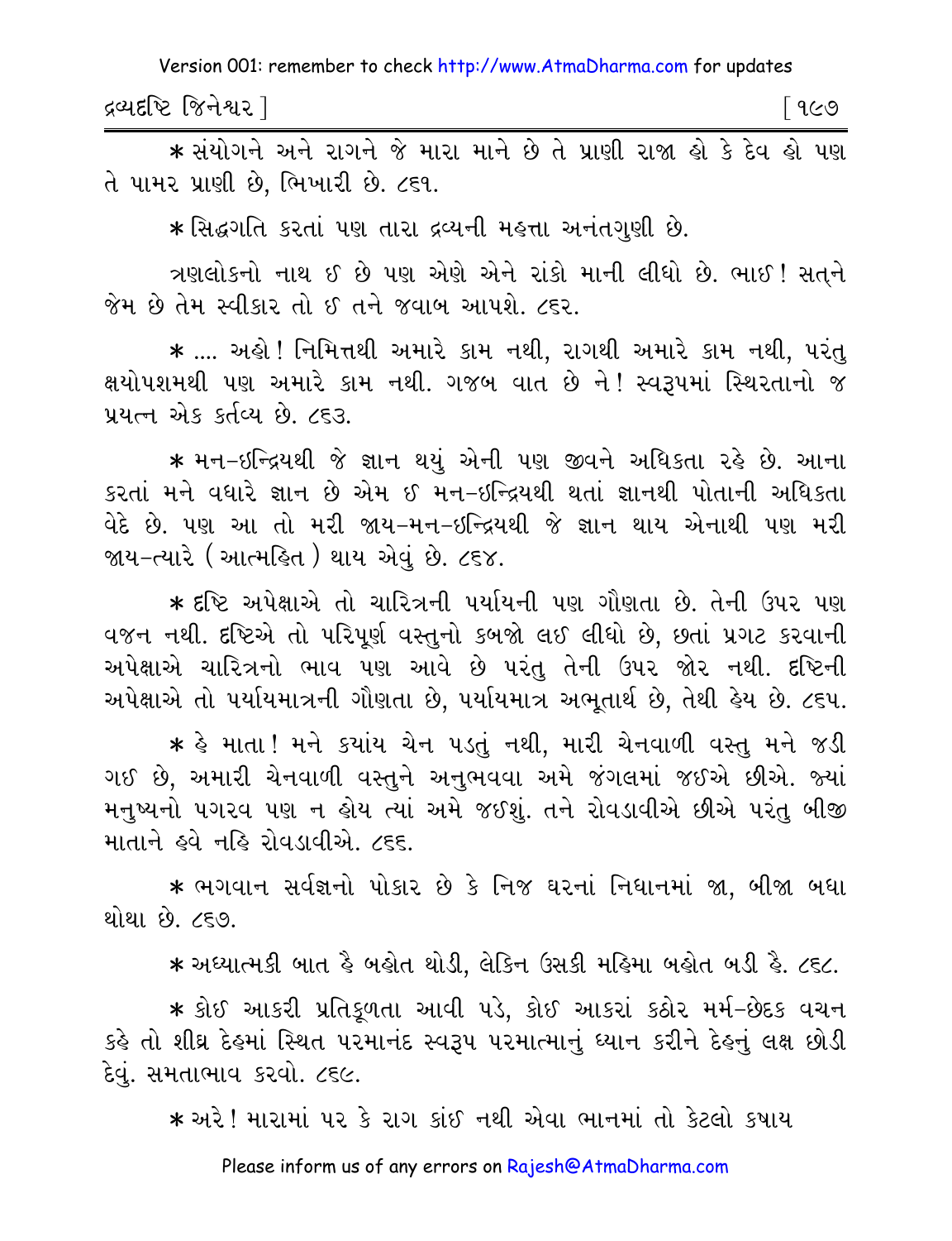* સંયોગને અને રાગને જે મારા માને છે તે પ્રાણી રાજા હો કે દેવ હો પણ તે પામર પ્રાણી છે, ભિખારી છે. ૮૬૧.

* સિદ્ધગતિ કરતાં પણ તારા દ્રવ્યની મહત્તા અનંતગુણી છે.

ત્રણલોકનો નાથ ઈ છે પણ એણે એને રાંકો માની લીધો છે. ભાઈ! સત્‌ને જેમ છે તેમ સ્વીકાર તો ઈ તને જવાબ આપશે. ૮૬૨.

* .... અહો! નિમિત્તથી અમારે કામ નથી, રાગથી અમારે કામ નથી, પરંતુ ક્ષયોપશમથી પણ અમારે કામ નથી. ગજબ વાત છે ને! સ્વરૂપમાં સ્થિરતાનો જ પ્રયત્ન એક કર્તવ્ય છે. ૮૬૩.

* મન-ઇન્દ્રિયથી જે જ્ઞાન થયું એની પણ જીવને અધિકતા રહે છે. આના કરતાં મને વધારે જ્ઞાન છે એમ ઈ મન-ઇન્દ્રિયથી થતાં જ્ઞાનથી પોતાની અધિકતા વેદે છે. પણ આ તો મરી જાય-મન-ઇન્દ્રિયથી જે જ્ઞાન થાય એનાથી પણ મરી જાય-ત્યારે (આત્મહિત) થાય એવું છે. ૮૬૪.

* દૃષ્ટિ અપેક્ષાએ તો ચારિત્રની પર્યાયની પણ ગૌણતા છે. તેની ઉપર પણ વજન નથી. દૃષ્ટિએ તો પરિપૂર્ણ વસ્તુનો કબજો લઈ લીધો છે, છતાં પ્રગટ કરવાની અપેક્ષાએ ચારિત્રનો ભાવ પણ આવે છે પરંતુ તેની ઉપર જોર નથી. દૃષ્ટિની અપેક્ષાએ તો પર્યાયમાત્રની ગૌણતા છે, પર્યાયમાત્ર અભૂતાર્થ છે, તેથી હેય છે. ૮૬૫.

* હે માતા! મને ક્યાંય ચેન પડતું નથી, મારી ચેનવાળી વસ્તુ મને જડી ગઈ છે, અમારી ચેનવાળી વસ્તુને અનુભવવા અમે જંગલમાં જઈએ છીએ. જ્યાં મનુષ્યનો પગરવ પણ ન હોય ત્યાં અમે જઈશું. તને રોવડાવીએ છીએ પરંતુ બીજી માતાને હવે નહિ રોવડાવીએ. ૮૬૬.

* ભગવાન સર્વજ્ઞનો પોકાર છે કે નિજ ઘરનાં નિધાનમાં જા, બીજા બધા થોથા છે. ૮૬૭.

* અધ્યાત્મકી બાત હૈ બહોત થોડી, લેકિન ઉસકી મહિમા બહોત બડી હૈ. ૮૬૮.

* કોઈ આકરી પ્રતિકૂળતા આવી પડે, કોઈ આકરાં કઠોર મર્મ-છેદક વચન કહે તો શીઘ્ર દેહમાં સ્થિત પરમાનંદ સ્વરૂપ પરમાત્માનું ધ્યાન કરીને દેહનું લક્ષ છોડી દેવું. સમતાભાવ કરવો. ૮૬૯.

* અરે! મારામાં પર કે રાગ કાંઈ નથી એવા ભાનમાં તો કેટલો કષાય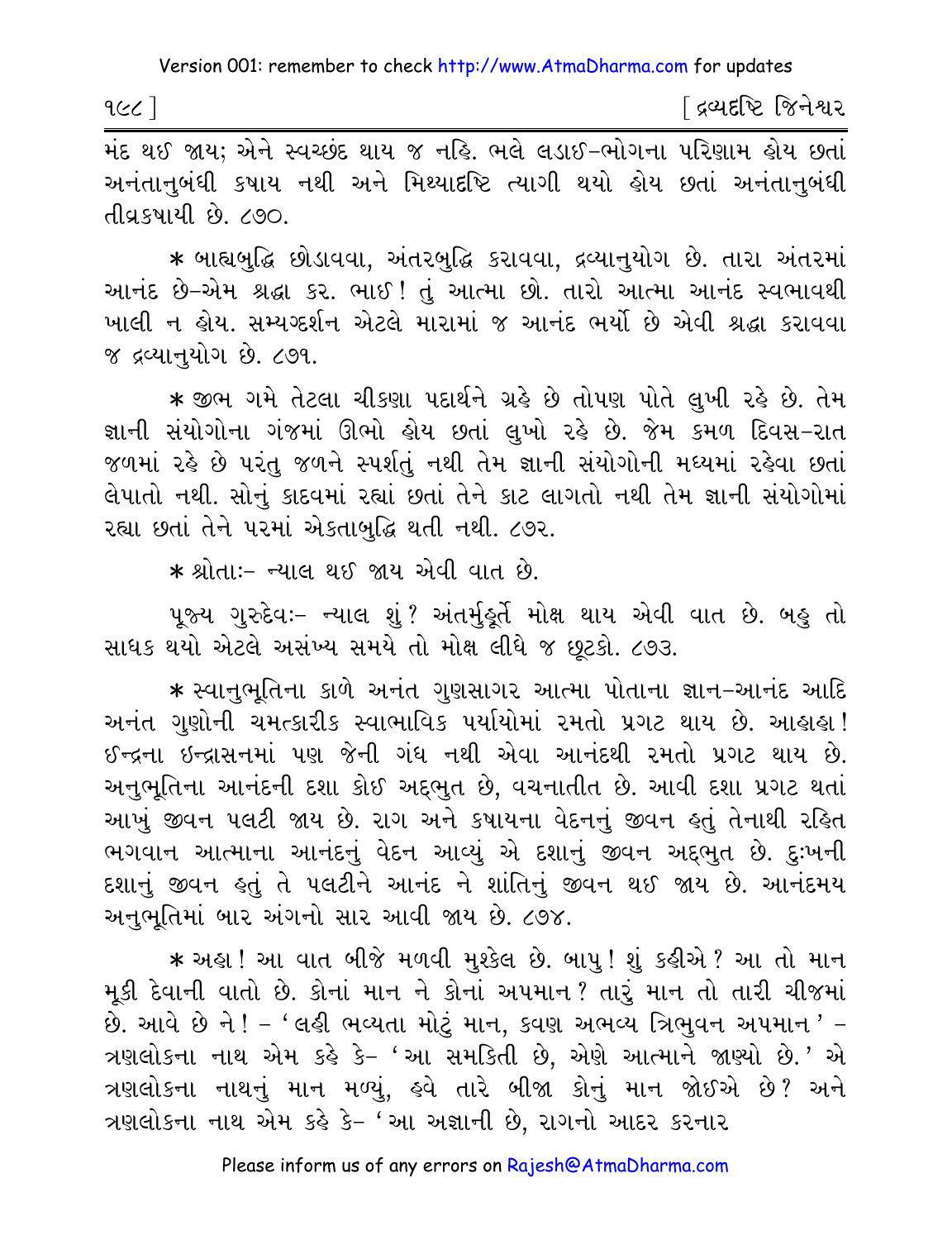મંદ થઈ જાય; એને સ્વચ્છંદ થાય જ નહિ. ભલે લડાઈ-ભોગના પરિણામ હોય છતાં અનંતાનુબંધી કષાય નથી અને મિથ્યાદૃષ્ટિ ત્યાગી થયો હોય છતાં અનંતાનુબંધી તીવ્રકષાયી છે. ૮૭૦.

* બાહ્યબુદ્ધિ છોડાવવા, અંતરબુદ્ધિ કરાવવા, દ્રવ્યાનુયોગ છે. તારા અંતરમાં આનંદ છે-એમ શ્રદ્ધા કર. ભાઈ! તું આત્મા છો. તારો આત્મા આનંદ સ્વભાવથી ખાલી ન હોય. સમ્યગ્દર્શન એટલે મારામાં જ આનંદ ભર્યો છે એવી શ્રદ્ધા કરાવવા જ દ્રવ્યાનુયોગ છે. ૮૭૧.

* જીભ ગમે તેટલા ચીકણા પદાર્થને ગ્રહે છે તોપણ પોતે લુખી રહે છે. તેમ જ્ઞાની સંયોગોના ગંજમાં ઊભો હોય છતાં લુખો રહે છે. જેમ કમળ દિવસ-રાત જળમાં રહે છે પરંતુ જળને સ્પર્શતું નથી તેમ જ્ઞાની સંયોગોની મધ્યમાં રહેવા છતાં લેપાતો નથી. સોનું કાદવમાં રહ્યાં છતાં તેને કાટ લાગતો નથી તેમ જ્ઞાની સંયોગોમાં રહ્યા છતાં તેને પરમાં એકતાબુદ્ધિ થતી નથી. ૮૭૨.

* શ્રોતાઃ- ન્યાલ થઈ જાય એવી વાત છે.

પૂજ્ય ગુરુદેવઃ- ન્યાલ શું? અંતર્મુહૂર્તે મોક્ષ થાય એવી વાત છે. બહુ તો સાધક થયો એટલે અસંખ્ય સમયે તો મોક્ષ લીધે જ છૂટકો. ૮૭૩.

* સ્વાનુભૂતિના કાળે અનંત ગુણસાગર આત્મા પોતાના જ્ઞાન-આનંદ આદિ અનંત ગુણોની ચમત્કારીક સ્વાભાવિક પર્યાયોમાં રમતો પ્રગટ થાય છે. આહાહા! ઈન્દ્રના ઇન્દ્રાસનમાં પણ જેની ગંધ નથી એવા આનંદથી રમતો પ્રગટ થાય છે. અનુભૂતિના આનંદની દશા કોઈ અદ્ભુત છે, વચનાતીત છે. આવી દશા પ્રગટ થતાં આખું જીવન પલટી જાય છે. રાગ અને કષાયના વેદનનું જીવન હતું તેનાથી રહિત ભગવાન આત્માના આનંદનું વેદન આવ્યું એ દશાનું જીવન અદ્ભુત છે. દુઃખની દશાનું જીવન હતું તે પલટીને આનંદ ને શાંતિનું જીવન થઈ જાય છે. આનંદમય અનુભૂતિમાં બાર અંગનો સાર આવી જાય છે. ૮૭૪.

* અહા! આ વાત બીજે મળવી મુશ્કેલ છે. બાપુ! શું કહીએ? આ તો માન મૂકી દેવાની વાતો છે. કોનાં માન ને કોનાં અપમાન? તારું માન તો તારી ચીજમાં છે. આવે છે ને! - 'લહી ભવ્યતા મોટું માન, કવણ અભવ્ય ત્રિભુવન અપમાન' - ત્રણલોકના નાથ એમ કહે કે- 'આ સમકિતી છે, એણે આત્માને જાણ્યો છે.' એ ત્રણલોકના નાથનું માન મળ્યું, હવે તારે બીજા કોનું માન જોઈએ છે? અને ત્રણલોકના નાથ એમ કહે કે- 'આ અજ્ઞાની છે, રાગનો આદર કરનાર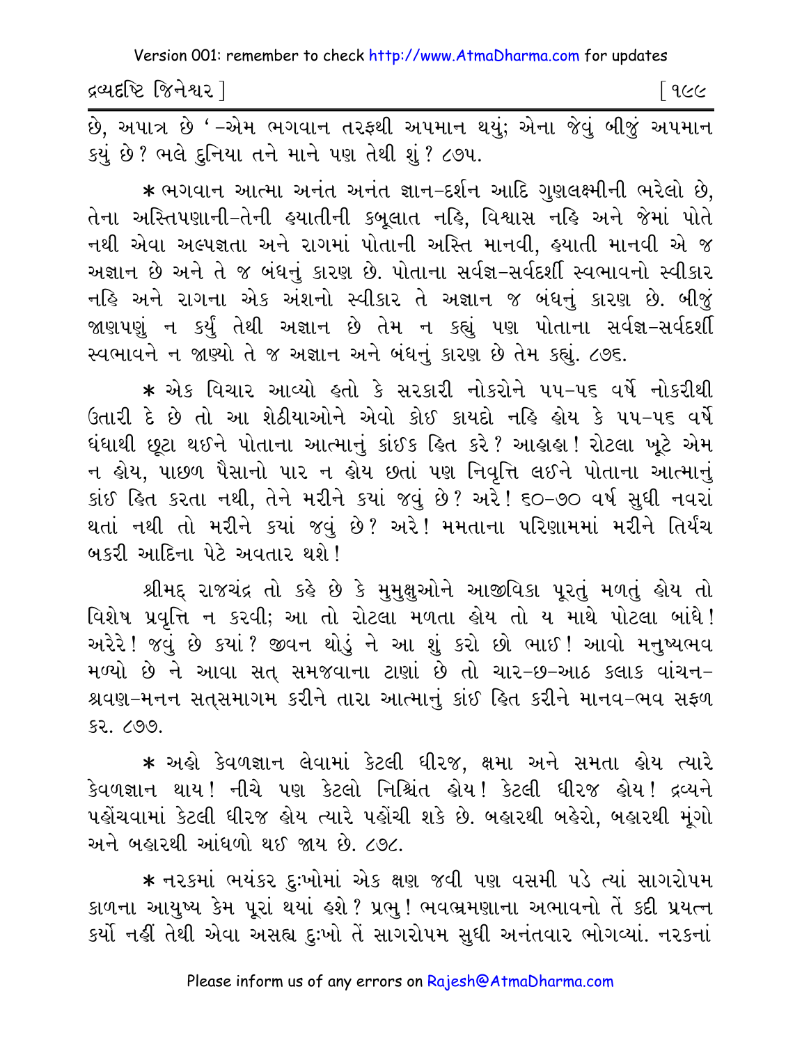છે, અપાત્ર છે '–એમ ભગવાન તરફથી અપમાન થયું; એના જેવું બીજું અપમાન કયું છે? ભલે દુનિયા તને માને પણ તેથી શું? ૮૭૫.

* ભગવાન આત્મા અનંત અનંત જ્ઞાન–દર્શન આદિ ગુણલક્ષ્મીની ભરેલો છે, તેના અસ્તિપણાની–તેની હયાતીની કબૂલાત નહિ, વિશ્વાસ નહિ અને જેમાં પોતે નથી એવા અલ્પજ્ઞતા અને રાગમાં પોતાની અસ્તિ માનવી, હયાતી માનવી એ જ અજ્ઞાન છે અને તે જ બંધનું કારણ છે. પોતાના સર્વજ્ઞ–સર્વદર્શી સ્વભાવનો સ્વીકાર નહિ અને રાગના એક અંશનો સ્વીકાર તે અજ્ઞાન જ બંધનું કારણ છે. બીજું જાણપણું ન કર્યું તેથી અજ્ઞાન છે તેમ ન કહ્યું પણ પોતાના સર્વજ્ઞ–સર્વદર્શી સ્વભાવને ન જાણ્યો તે જ અજ્ઞાન અને બંધનું કારણ છે તેમ કહ્યું. ૮૭૬.

* એક વિચાર આવ્યો હતો કે સરકારી નોકરોને ૫૫–૫૬ વર્ષે નોકરીથી ઉતારી દે છે તો આ શેઠીયાઓને એવો કોઈ કાયદો નહિ હોય કે ૫૫–૫૬ વર્ષે ધંધાથી છૂટા થઈને પોતાના આત્માનું કાંઈક હિત કરે? આહાહા! રોટલા ખૂટે એમ ન હોય, પાછળ પૈસાનો પાર ન હોય છતાં પણ નિવૃત્તિ લઈને પોતાના આત્માનું કાંઈ હિત કરતા નથી, તેને મરીને કયાં જવું છે? અરે! ૬૦–૭૦ વર્ષ સુધી નવરાં થતાં નથી તો મરીને કયાં જવું છે? અરે! મમતાના પરિણામમાં મરીને તિર્યંચ બકરી આદિના પેટે અવતાર થશે!

શ્રીમદ્ રાજચંદ્ર તો કહે છે કે મુમુક્ષુઓને આજીવિકા પૂરતું મળતું હોય તો વિશેષ પ્રવૃત્તિ ન કરવી; આ તો રોટલા મળતા હોય તો ય માથે પોટલા બાંધે! અરેરે! જવું છે કયાં? જીવન થોડું ને આ શું કરો છો ભાઈ! આવો મનુષ્યભવ મળ્યો છે ને આવા સત્ સમજવાના ટાણાં છે તો ચાર–છ–આઠ કલાક વાંચન–શ્રવણ–મનન સત્સમાગમ કરીને તારા આત્માનું કાંઈ હિત કરીને માનવ–ભવ સફળ કર. ૮૭૭.

* અહો કેવળજ્ઞાન લેવામાં કેટલી ધીરજ, ક્ષમા અને સમતા હોય ત્યારે કેવળજ્ઞાન થાય! નીચે પણ કેટલો નિશ્ચિંત હોય! કેટલી ધીરજ હોય! દ્રવ્યને પહોંચવામાં કેટલી ધીરજ હોય ત્યારે પહોંચી શકે છે. બહારથી બહેરો, બહારથી મૂંગો અને બહારથી આંધળો થઈ જાય છે. ૮૭૮.

* નરકમાં ભયંકર દુઃખોમાં એક ક્ષણ જવી પણ વસમી પડે ત્યાં સાગરોપમ કાળના આયુષ્ય કેમ પૂરાં થયાં હશે? પ્રભુ! ભવભ્રમણાના અભાવનો તેં કદી પ્રયત્ન કર્યો નહીં તેથી એવા અસહ્ય દુઃખો તેં સાગરોપમ સુધી અનંતવાર ભોગવ્યાં. નરકનાં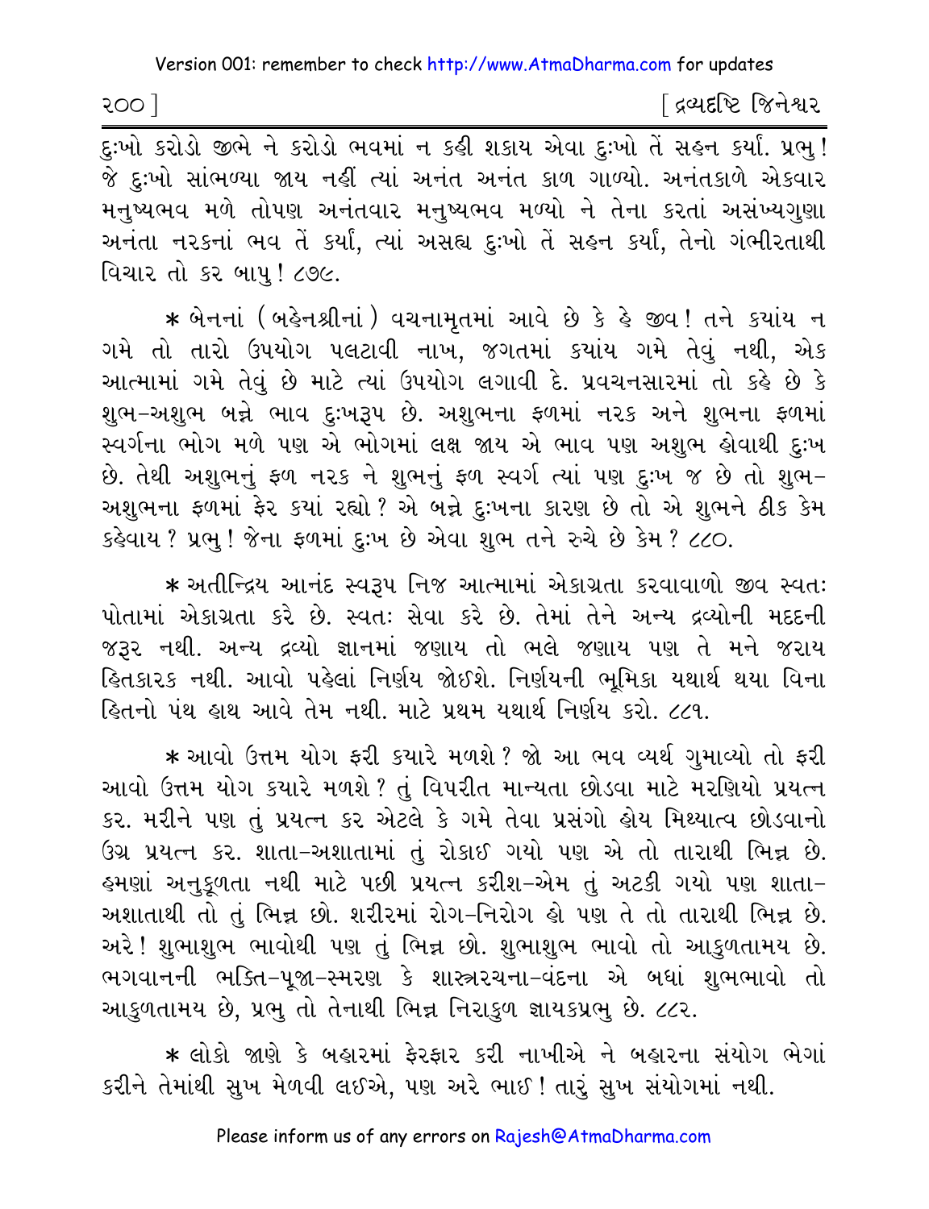દુઃખો કરોડો જીભે ને કરોડો ભવમાં ન કહી શકાય એવા દુઃખો તેં સહન કર્યાં. પ્રભુ! જે દુઃખો સાંભળ્યા જાય નહીં ત્યાં અનંત અનંત કાળ ગાળ્યો. અનંતકાળે એકવાર મનુષ્યભવ મળે તોપણ અનંતવાર મનુષ્યભવ મળ્યો ને તેના કરતાં અસંખ્યગુણા અનંતા નરકનાં ભવ તેં કર્યાં, ત્યાં અસહ્ય દુઃખો તેં સહન કર્યાં, તેનો ગંભીરતાથી વિચાર તો કર બાપુ! ૮૭૯.

* બેનનાં (બહેનશ્રીનાં) વચનામૃતમાં આવે છે કે હે જીવ! તને ક્યાંય ન ગમે તો તારો ઉપયોગ પલટાવી નાખ, જગતમાં ક્યાંય ગમે તેવું નથી, એક આત્મામાં ગમે તેવું છે માટે ત્યાં ઉપયોગ લગાવી દે. પ્રવચનસારમાં તો કહે છે કે શુભ-અશુભ બન્ને ભાવ દુઃખરૂપ છે. અશુભના ફળમાં નરક અને શુભના ફળમાં સ્વર્ગના ભોગ મળે પણ એ ભોગમાં લક્ષ જાય એ ભાવ પણ અશુભ હોવાથી દુઃખ છે. તેથી અશુભનું ફળ નરક ને શુભનું ફળ સ્વર્ગ ત્યાં પણ દુઃખ જ છે તો શુભ-અશુભના ફળમાં ફેર કયાં રહ્યો? એ બન્ને દુઃખના કારણ છે તો એ શુભને ઠીક કેમ કહેવાય? પ્રભુ! જેના ફળમાં દુઃખ છે એવા શુભ તને રુચે છે કેમ? ૮૮૦.

* અતીન્દ્રિય આનંદ સ્વરૂપ નિજ આત્મામાં એકાગ્રતા કરવાવાળો જીવ સ્વતઃ પોતામાં એકાગ્રતા કરે છે. સ્વતઃ સેવા કરે છે. તેમાં તેને અન્ય દ્રવ્યોની મદદની જરૂર નથી. અન્ય દ્રવ્યો જ્ઞાનમાં જણાય તો ભલે જણાય પણ તે મને જરાય હિતકારક નથી. આવો પહેલાં નિર્ણય જોઈશે. નિર્ણયની ભૂમિકા યથાર્થ થયા વિના હિતનો પંથ હાથ આવે તેમ નથી. માટે પ્રથમ યથાર્થ નિર્ણય કરો. ૮૮૧.

* આવો ઉત્તમ યોગ ફરી ક્યારે મળશે? જો આ ભવ વ્યર્થ ગુમાવ્યો તો ફરી આવો ઉત્તમ યોગ ક્યારે મળશે? તું વિપરીત માન્યતા છોડવા માટે મરણિયો પ્રયત્ન કર. મરીને પણ તું પ્રયત્ન કર એટલે કે ગમે તેવા પ્રસંગો હોય મિથ્યાત્વ છોડવાનો ઉગ્ર પ્રયત્ન કર. શાતા-અશાતામાં તું રોકાઈ ગયો પણ એ તો તારાથી ભિન્ન છે. હમણાં અનુકૂળતા નથી માટે પછી પ્રયત્ન કરીશ-એમ તું અટકી ગયો પણ શાતા-અશાતાથી તો તું ભિન્ન છો. શરીરમાં રોગ-નિરોગ હો પણ તે તો તારાથી ભિન્ન છે. અરે! શુભાશુભ ભાવોથી પણ તું ભિન્ન છો. શુભાશુભ ભાવો તો આકુળતામય છે. ભગવાનની ભક્તિ-પૂજા-સ્મરણ કે શાસ્ત્રરચના-વંદના એ બધાં શુભભાવો તો આકુળતામય છે, પ્રભુ તો તેનાથી ભિન્ન નિરાકુળ જ્ઞાયકપ્રભુ છે. ૮૮૨.

* લોકો જાણે કે બહારમાં ફેરફાર કરી નાખીએ ને બહારના સંયોગ ભેગાં કરીને તેમાંથી સુખ મેળવી લઈએ, પણ અરે ભાઈ! તારું સુખ સંયોગમાં નથી.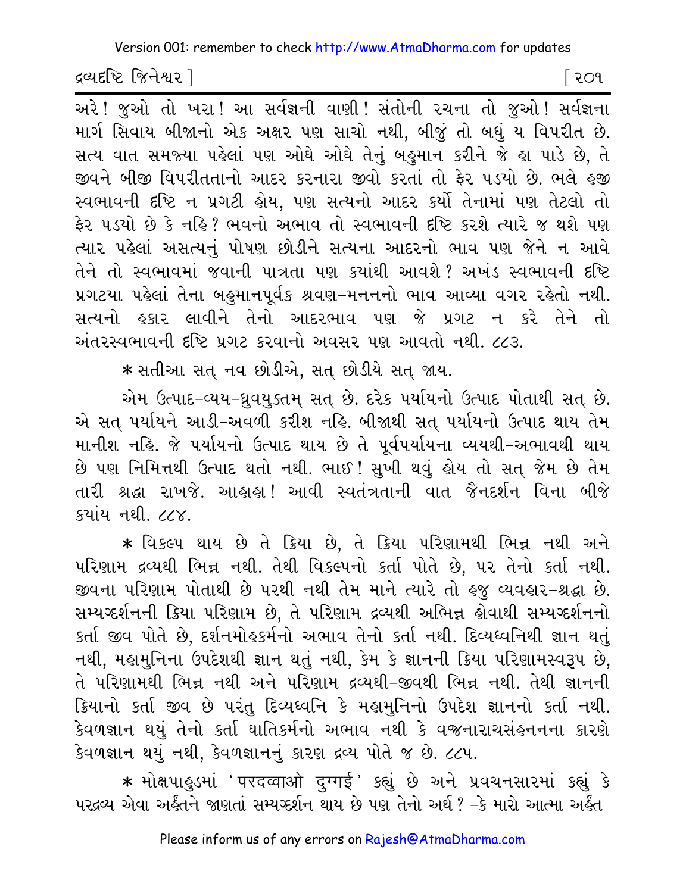અરે! જુઓ તો ખરા! આ સર્વજ્ઞની વાણી! સંતોની રચના તો જુઓ! સર્વજ્ઞના માર્ગ સિવાય બીજાનો એક અક્ષર પણ સાચો નથી, બીજું તો બધું ય વિપરીત છે. સત્ય વાત સમજ્યા પહેલાં પણ ઓઘે ઓઘે તેનું બહુમાન કરીને જે હા પાડે છે, તે જીવને બીજી વિપરીતતાનો આદર કરનારા જીવો કરતાં તો ફેર પડયો છે. ભલે હજી સ્વભાવની દૃષ્ટિ ન પ્રગટી હોય, પણ સત્યનો આદર કર્યો તેનામાં પણ તેટલો તો ફેર પડયો છે કે નહિ? ભવનો અભાવ તો સ્વભાવની દૃષ્ટિ કરશે ત્યારે જ થશે પણ ત્યાર પહેલાં અસત્યનું પોષણ છોડીને સત્યના આદરનો ભાવ પણ જેને ન આવે તેને તો સ્વભાવમાં જવાની પાત્રતા પણ ક્યાંથી આવશે? અખંડ સ્વભાવની દૃષ્ટિ પ્રગટયા પહેલાં તેના બહુમાનપૂર્વક શ્રવણ-મનનનો ભાવ આવ્યા વગર રહેતો નથી. સત્યનો હકાર લાવીને તેનો આદરભાવ પણ જે પ્રગટ ન કરે તેને તો અંતરસ્વભાવની દૃષ્ટિ પ્રગટ કરવાનો અવસર પણ આવતો નથી. ૮૮૩.

* સતીઆ સત્ નવ છોડીએ, સત્ છોડીયે સત્ જાય.

એમ ઉત્પાદ-વ્યય-ધ્રુવયુક્તમ્ સત્ છે. દરેક પર્યાયનો ઉત્પાદ પોતાથી સત્ છે. એ સત્ પર્યાયને આડી-અવળી કરીશ નહિ. બીજાથી સત્ પર્યાયનો ઉત્પાદ થાય તેમ માનીશ નહિ. જે પર્યાયનો ઉત્પાદ થાય છે તે પૂર્વપર્યાયના વ્યયથી-અભાવથી થાય છે પણ નિમિત્તથી ઉત્પાદ થતો નથી. ભાઈ! સુખી થવું હોય તો સત્ જેમ છે તેમ તારી શ્રદ્ધા રાખજે. આહાહા! આવી સ્વતંત્રતાની વાત જૈનદર્શન વિના બીજે ક્યાંય નથી. ૮૮૪.

* વિકલ્પ થાય છે તે ક્રિયા છે, તે ક્રિયા પરિણામથી ભિન્ન નથી અને પરિણામ દ્રવ્યથી ભિન્ન નથી. તેથી વિકલ્પનો કર્તા પોતે છે, પર તેનો કર્તા નથી. જીવના પરિણામ પોતાથી છે પરથી નથી તેમ માને ત્યારે તો હજુ વ્યવહાર-શ્રદ્ધા છે. સમ્યગ્દર્શનની ક્રિયા પરિણામ છે, તે પરિણામ દ્રવ્યથી અભિન્ન હોવાથી સમ્યગ્દર્શનનો કર્તા જીવ પોતે છે, દર્શનમોહકર્મનો અભાવ તેનો કર્તા નથી. દિવ્યધ્વનિથી જ્ઞાન થતું નથી, મહામુનિના ઉપદેશથી જ્ઞાન થતું નથી, કેમ કે જ્ઞાનની ક્રિયા પરિણામસ્વરૂપ છે, તે પરિણામથી ભિન્ન નથી અને પરિણામ દ્રવ્યથી-જીવથી ભિન્ન નથી. તેથી જ્ઞાનની ક્રિયાનો કર્તા જીવ છે પરંતુ દિવ્યધ્વનિ કે મહામુનિનો ઉપદેશ જ્ઞાનનો કર્તા નથી. કેવળજ્ઞાન થયું તેનો કર્તા ઘાતિકર્મનો અભાવ નથી કે વજ્રનારાચસંહનનના કારણે કેવળજ્ઞાન થયું નથી, કેવળજ્ઞાનનું કારણ દ્રવ્ય પોતે જ છે. ૮૮૫.

* મોક્ષપાહુડમાં 'परदव्वाओ दुग्गई' કહ્યું છે અને પ્રવચનસારમાં કહ્યું કે પરદ્રવ્ય એવા અર્હંતને જાણતાં સમ્યગ્દર્શન થાય છે પણ તેનો અર્થ? -કે મારો આત્મા અર્હંત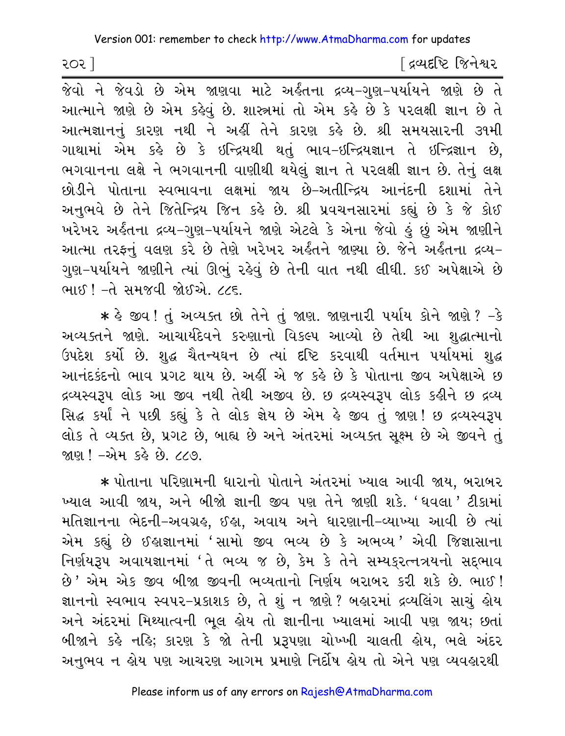જેવો ને જેવડો છે એમ જાણવા માટે અર્હંતના દ્રવ્ય-ગુણ-પર્યાયને જાણે છે તે આત્માને જાણે છે એમ કહેવું છે. શાસ્ત્રમાં તો એમ કહે છે કે પરલક્ષી જ્ઞાન છે તે આત્મજ્ઞાનનું કારણ નથી ને અહીં તેને કારણ કહે છે. શ્રી સમયસારની ૩૧મી ગાથામાં એમ કહે છે કે ઇન્દ્રિયથી થતું ભાવ-ઇન્દ્રિયજ્ઞાન તે ઇન્દ્રિજ્ઞાન છે, ભગવાનના લક્ષે ને ભગવાનની વાણીથી થયેલું જ્ઞાન તે પરલક્ષી જ્ઞાન છે. તેનું લક્ષ છોડીને પોતાના સ્વભાવના લક્ષમાં જાય છે-અતીન્દ્રિય આનંદની દશામાં તેને અનુભવે છે તેને જિતેન્દ્રિય જિન કહે છે. શ્રી પ્રવચનસારમાં કહ્યું છે કે જે કોઈ ખરેખર અર્હંતના દ્રવ્ય-ગુણ-પર્યાયને જાણે એટલે કે એના જેવો હું છું એમ જાણીને આત્મા તરફનું વલણ કરે છે તેણે ખરેખર અર્હંતને જાણ્યા છે. જેને અર્હંતના દ્રવ્ય-ગુણ-પર્યાયને જાણીને ત્યાં ઊભું રહેવું છે તેની વાત નથી લીધી. કઈ અપેક્ષાએ છે ભાઈ! -તે સમજવી જોઈએ. ૮૮૬.

* હે જીવ! તું અવ્યક્ત છો તેને તું જાણ. જાણનારી પર્યાય કોને જાણે? -કે અવ્યક્તને જાણે. આચાર્યદેવને કરુણાનો વિકલ્પ આવ્યો છે તેથી આ શુદ્ધાત્માનો ઉપદેશ કર્યો છે. શુદ્ધ ચૈતન્યઘન છે ત્યાં દૃષ્ટિ કરવાથી વર્તમાન પર્યાયમાં શુદ્ધ આનંદકંદનો ભાવ પ્રગટ થાય છે. અહીં એ જ કહે છે કે પોતાના જીવ અપેક્ષાએ છ દ્રવ્યસ્વરૂપ લોક આ જીવ નથી તેથી અજીવ છે. છ દ્રવ્યસ્વરૂપ લોક કહીને છ દ્રવ્ય સિદ્ધ કર્યાં ને પછી કહ્યું કે તે લોક જ્ઞેય છે એમ હે જીવ તું જાણ! છ દ્રવ્યસ્વરૂપ લોક તે વ્યક્ત છે, પ્રગટ છે, બાહ્ય છે અને અંતરમાં અવ્યક્ત સૂક્ષ્મ છે એ જીવને તું જાણ! -એમ કહે છે. ૮૮૭.

* પોતાના પરિણામની ધારાનો પોતાને અંતરમાં ખ્યાલ આવી જાય, બરાબર ખ્યાલ આવી જાય, અને બીજો જ્ઞાની જીવ પણ તેને જાણી શકે. 'ધવલા' ટીકામાં મતિજ્ઞાનના ભેદની-અવગ્રહ, ઈહા, અવાય અને ધારણાની-વ્યાખ્યા આવી છે ત્યાં એમ કહ્યું છે ઈહાજ્ઞાનમાં 'સામો જીવ ભવ્ય છે કે અભવ્ય' એવી જિજ્ઞાસાના નિર્ણયરૂપ અવાયજ્ઞાનમાં 'તે ભવ્ય જ છે, કેમ કે તેને સમ્યક્‌રત્નત્રયનો સદ્‌ભાવ છે' એમ એક જીવ બીજા જીવની ભવ્યતાનો નિર્ણય બરાબર કરી શકે છે. ભાઈ! જ્ઞાનનો સ્વભાવ સ્વપર-પ્રકાશક છે, તે શું ન જાણે? બહારમાં દ્રવ્યલિંગ સાચું હોય અને અંદરમાં મિથ્યાત્વની ભૂલ હોય તો જ્ઞાનીના ખ્યાલમાં આવી પણ જાય; છતાં બીજાને કહે નહિ; કારણ કે જો તેની પ્રરૂપણા ચોખ્ખી ચાલતી હોય, ભલે અંદર અનુભવ ન હોય પણ આચરણ આગમ પ્રમાણે નિર્દોષ હોય તો એને પણ વ્યવહારથી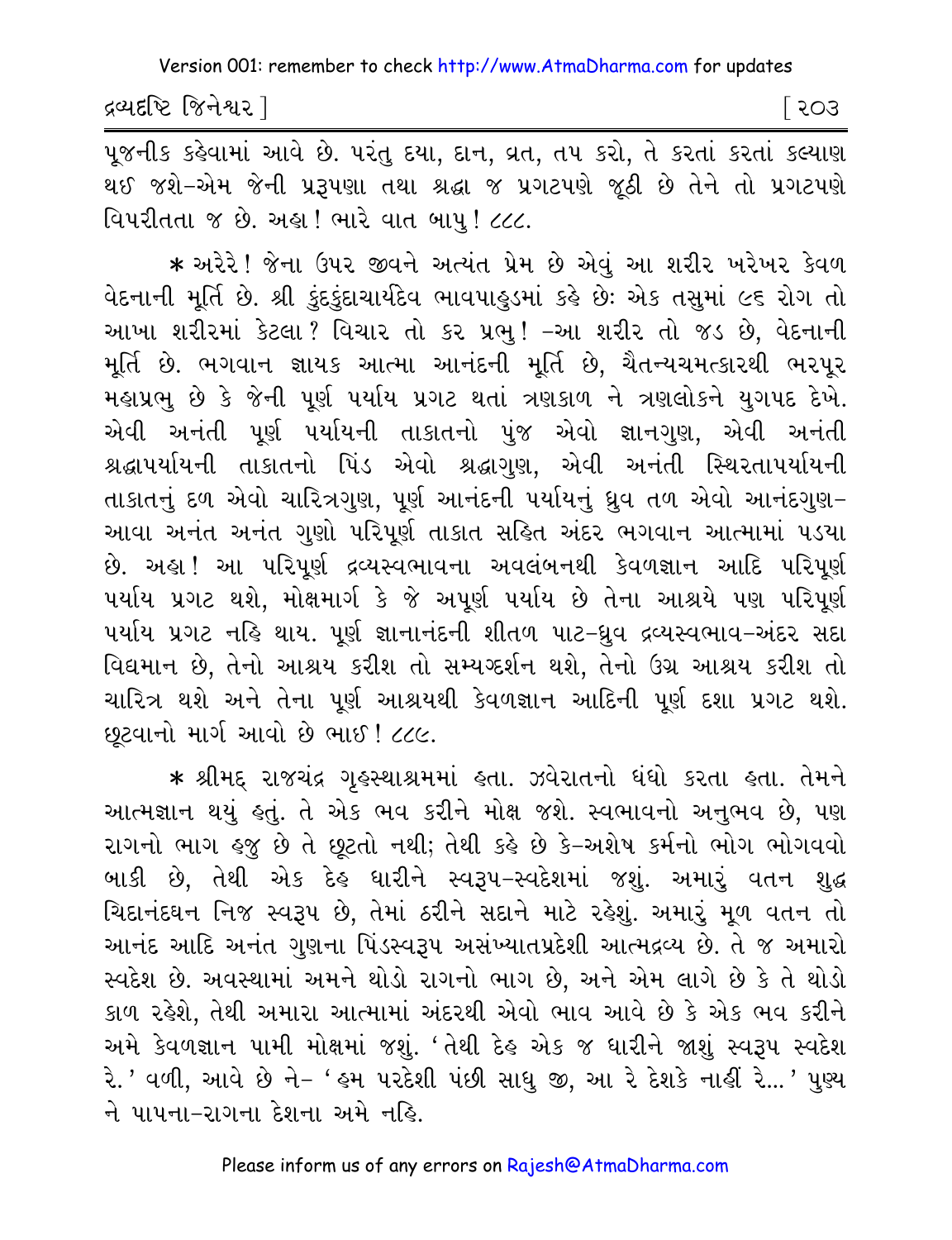પૂજનીક કહેવામાં આવે છે. પરંતુ દયા, દાન, વ્રત, તપ કરો, તે કરતાં કરતાં કલ્યાણ થઈ જશે-એમ જેની પ્રરૂપણા તથા શ્રદ્ધા જ પ્રગટપણે જૂઠી છે તેને તો પ્રગટપણે વિપરીતતા જ છે. અહા! ભારે વાત બાપુ! ૮૮૮.

* અરેરે! જેના ઉપર જીવને અત્યંત પ્રેમ છે એવું આ શરીર ખરેખર કેવળ વેદનાની મૂર્તિ છે. શ્રી કુંદકુંદાચાર્યદેવ ભાવપાહુડમાં કહે છેઃ એક તસુમાં ૯૬ રોગ તો આખા શરીરમાં કેટલા? વિચાર તો કર પ્રભુ! -આ શરીર તો જડ છે, વેદનાની મૂર્તિ છે. ભગવાન જ્ઞાયક આત્મા આનંદની મૂર્તિ છે, ચૈતન્યચમત્કારથી ભરપૂર મહાપ્રભુ છે કે જેની પૂર્ણ પર્યાય પ્રગટ થતાં ત્રણકાળ ને ત્રણલોકને યુગપદ દેખે. એવી અનંતી પૂર્ણ પર્યાયની તાકાતનો પુંજ એવો જ્ઞાનગુણ, એવી અનંતી શ્રદ્ધાપર્યાયની તાકાતનો પિંડ એવો શ્રદ્ધાગુણ, એવી અનંતી સ્થિરતાપર્યાયની તાકાતનું દળ એવો ચારિત્રગુણ, પૂર્ણ આનંદની પર્યાયનું ધ્રુવ તળ એવો આનંદગુણ- આવા અનંત અનંત ગુણો પરિપૂર્ણ તાકાત સહિત અંદર ભગવાન આત્મામાં પડયા છે. અહા! આ પરિપૂર્ણ દ્રવ્યસ્વભાવના અવલંબનથી કેવળજ્ઞાન આદિ પરિપૂર્ણ પર્યાય પ્રગટ થશે, મોક્ષમાર્ગ કે જે અપૂર્ણ પર્યાય છે તેના આશ્રયે પણ પરિપૂર્ણ પર્યાય પ્રગટ નહિ થાય. પૂર્ણ જ્ઞાનાનંદની શીતળ પાટ-ધ્રુવ દ્રવ્યસ્વભાવ-અંદર સદા વિદ્યમાન છે, તેનો આશ્રય કરીશ તો સમ્યગ્દર્શન થશે, તેનો ઉગ્ર આશ્રય કરીશ તો ચારિત્ર થશે અને તેના પૂર્ણ આશ્રયથી કેવળજ્ઞાન આદિની પૂર્ણ દશા પ્રગટ થશે. છૂટવાનો માર્ગ આવો છે ભાઈ! ૮૮૯.

* શ્રીમદ્ રાજચંદ્ર ગૃહસ્થાશ્રમમાં હતા. ઝવેરાતનો ધંધો કરતા હતા. તેમને આત્મજ્ઞાન થયું હતું. તે એક ભવ કરીને મોક્ષ જશે. સ્વભાવનો અનુભવ છે, પણ રાગનો ભાગ હજુ છે તે છૂટતો નથી; તેથી કહે છે કે-અશેષ કર્મનો ભોગ ભોગવવો બાકી છે, તેથી એક દેહ ધારીને સ્વરૂપ-સ્વદેશમાં જશું. અમારું વતન શુદ્ધ ચિદાનંદઘન નિજ સ્વરૂપ છે, તેમાં ઠરીને સદાને માટે રહેશું. અમારું મૂળ વતન તો આનંદ આદિ અનંત ગુણના પિંડસ્વરૂપ અસંખ્યાતપ્રદેશી આત્મદ્રવ્ય છે. તે જ અમારો સ્વદેશ છે. અવસ્થામાં અમને થોડો રાગનો ભાગ છે, અને એમ લાગે છે કે તે થોડો કાળ રહેશે, તેથી અમારા આત્મામાં અંદરથી એવો ભાવ આવે છે કે એક ભવ કરીને અમે કેવળજ્ઞાન પામી મોક્ષમાં જશું. 'તેથી દેહ એક જ ધારીને જાશું સ્વરૂપ સ્વદેશ રે.' વળી, આવે છે ને- 'હમ પરદેશી પંછી સાધુ જી, આ રે દેશકે નાહીં રે...' પુણ્ય ને પાપના-રાગના દેશના અમે નહિ.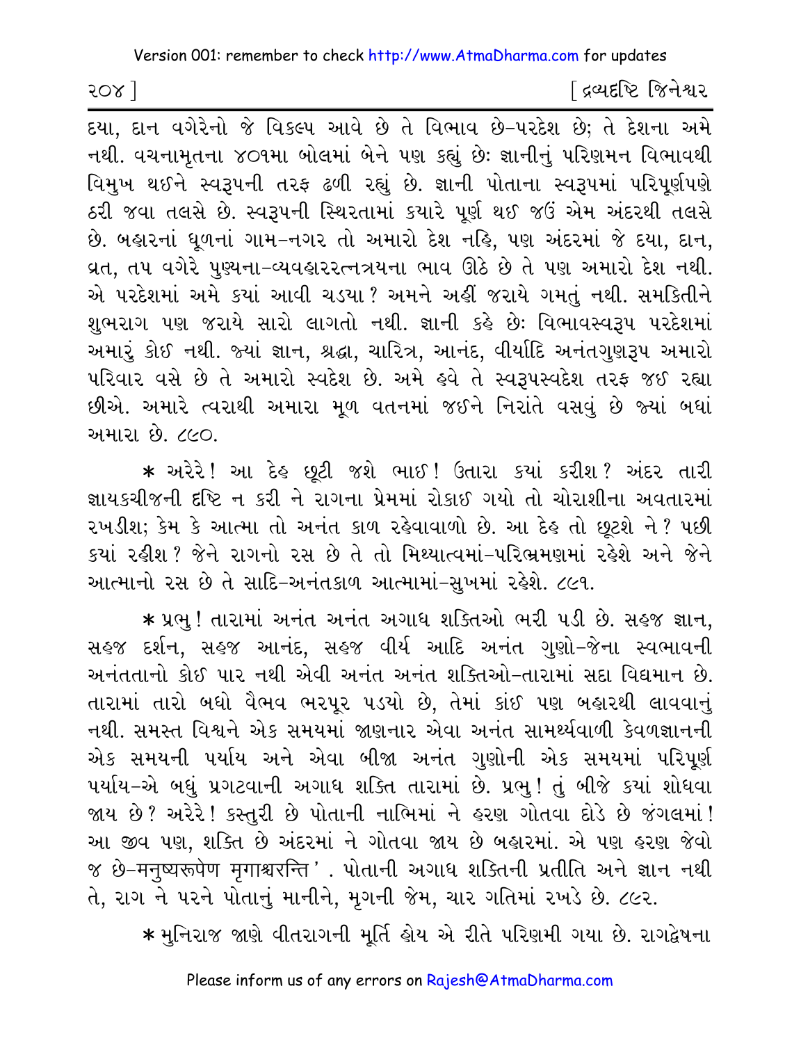દયા, દાન વગેરેનો જે વિકલ્પ આવે છે તે વિભાવ છે-પરદેશ છે; તે દેશના અમે નથી. વચનામૃતના ૪૦૧મા બોલમાં બેને પણ કહ્યું છેઃ જ્ઞાનીનું પરિણમન વિભાવથી વિમુખ થઈને સ્વરૂપની તરફ ઢળી રહ્યું છે. જ્ઞાની પોતાના સ્વરૂપમાં પરિપૂર્ણપણે ઠરી જવા તલસે છે. સ્વરૂપની સ્થિરતામાં ક્યારે પૂર્ણ થઈ જઉં એમ અંદરથી તલસે છે. બહારનાં ધૂળનાં ગામ-નગર તો અમારો દેશ નહિ, પણ અંદરમાં જે દયા, દાન, વ્રત, તપ વગેરે પુણ્યના-વ્યવહારરત્નત્રયના ભાવ ઊઠે છે તે પણ અમારો દેશ નથી. એ પરદેશમાં અમે ક્યાં આવી ચડયા? અમને અહીં જરાયે ગમતું નથી. સમકિતીને શુભરાગ પણ જરાયે સારો લાગતો નથી. જ્ઞાની કહે છેઃ વિભાવસ્વરૂપ પરદેશમાં અમારું કોઈ નથી. જ્યાં જ્ઞાન, શ્રદ્ધા, ચારિત્ર, આનંદ, વીર્યાદિ અનંતગુણરૂપ અમારો પરિવાર વસે છે તે અમારો સ્વદેશ છે. અમે હવે તે સ્વરૂપસ્વદેશ તરફ જઈ રહ્યા છીએ. અમારે ત્વરાથી અમારા મૂળ વતનમાં જઈને નિરાંતે વસવું છે જ્યાં બધાં અમારા છે. ૮૯૦.

* અરેરે! આ દેહ છૂટી જશે ભાઈ! ઉતારા ક્યાં કરીશ? અંદર તારી જ્ઞાયકચીજની દૃષ્ટિ ન કરી ને રાગના પ્રેમમાં રોકાઈ ગયો તો ચોરાશીના અવતારમાં રખડીશ; કેમ કે આત્મા તો અનંત કાળ રહેવાવાળો છે. આ દેહ તો છૂટશે ને? પછી ક્યાં રહીશ? જેને રાગનો રસ છે તે તો મિથ્યાત્વમાં-પરિભ્રમણમાં રહેશે અને જેને આત્માનો રસ છે તે સાદિ-અનંતકાળ આત્મામાં-સુખમાં રહેશે. ૮૯૧.

* પ્રભુ! તારામાં અનંત અનંત અગાધ શક્તિઓ ભરી પડી છે. સહજ જ્ઞાન, સહજ દર્શન, સહજ આનંદ, સહજ વીર્ય આદિ અનંત ગુણો-જેના સ્વભાવની અનંતતાનો કોઈ પાર નથી એવી અનંત અનંત શક્તિઓ-તારામાં સદા વિદ્યમાન છે. તારામાં તારો બધો વૈભવ ભરપૂર પડયો છે, તેમાં કાંઈ પણ બહારથી લાવવાનું નથી. સમસ્ત વિશ્વને એક સમયમાં જાણનાર એવા અનંત સામર્થ્યવાળી કેવળજ્ઞાનની એક સમયની પર્યાય અને એવા બીજા અનંત ગુણોની એક સમયમાં પરિપૂર્ણ પર્યાય-એ બધું પ્રગટવાની અગાધ શક્તિ તારામાં છે. પ્રભુ! તું બીજે ક્યાં શોધવા જાય છે? અરેરે! કસ્તુરી છે પોતાની નાભિમાં ને હરણ ગોતવા દોડે છે જંગલમાં! આ જીવ પણ, શક્તિ છે અંદરમાં ને ગોતવા જાય છે બહારમાં. એ પણ હરણ જેવો જ છે-મનુષ્યરૂપેણ મૃગાશ્ચરન્તિ'. પોતાની અગાધ શક્તિની પ્રતીતિ અને જ્ઞાન નથી તે, રાગ ને પરને પોતાનું માનીને, મૃગની જેમ, ચાર ગતિમાં રખડે છે. ૮૯૨.

* મુનિરાજ જાણે વીતરાગની મૂર્તિ હોય એ રીતે પરિણમી ગયા છે. રાગદ્વેષના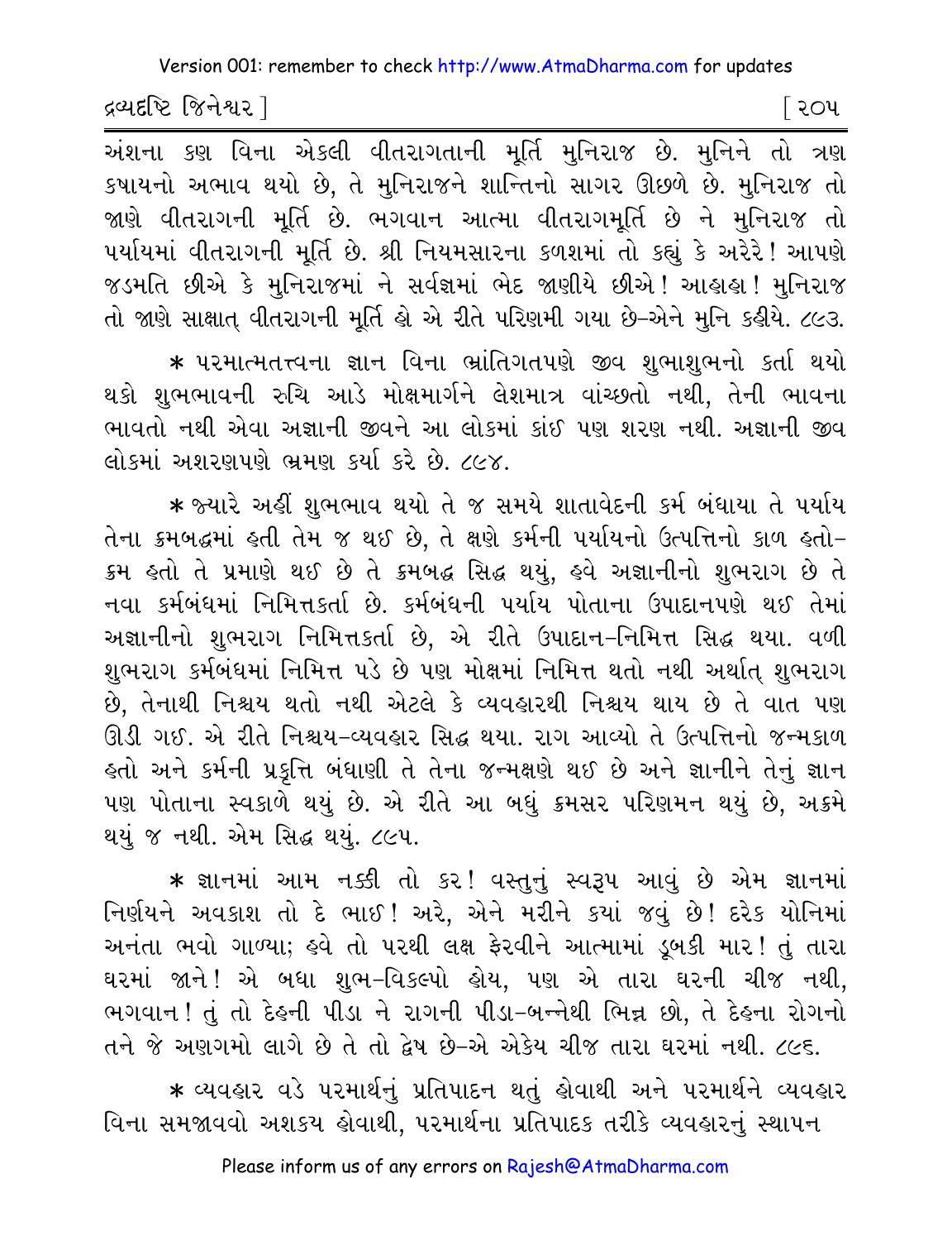અંશના કણ વિના એકલી વીતરાગતાની મૂર્તિ મુનિરાજ છે. મુનિને તો ત્રણ કષાયનો અભાવ થયો છે, તે મુનિરાજને શાન્તિનો સાગર ઊછળે છે. મુનિરાજ તો જાણે વીતરાગની મૂર્તિ છે. ભગવાન આત્મા વીતરાગમૂર્તિ છે ને મુનિરાજ તો પર્યાયમાં વીતરાગની મૂર્તિ છે. શ્રી નિયમસારના કળશમાં તો કહ્યું કે અરેરે! આપણે જડમતિ છીએ કે મુનિરાજમાં ને સર્વજ્ઞમાં ભેદ જાણીયે છીએ! આહાહા! મુનિરાજ તો જાણે સાક્ષાત્ વીતરાગની મૂર્તિ હો એ રીતે પરિણમી ગયા છે-એને મુનિ કહીયે. ૮૯૩.

* પરમાત્મતત્ત્વના જ્ઞાન વિના ભ્રાંતિગતપણે જીવ શુભાશુભનો કર્તા થયો થકો શુભભાવની રુચિ આડે મોક્ષમાર્ગને લેશમાત્ર વાંચ્છતો નથી, તેની ભાવના ભાવતો નથી એવા અજ્ઞાની જીવને આ લોકમાં કાંઈ પણ શરણ નથી. અજ્ઞાની જીવ લોકમાં અશરણપણે ભ્રમણ કર્યા કરે છે. ૮૯૪.

* જ્યારે અહીં શુભભાવ થયો તે જ સમયે શાતાવેદની કર્મ બંધાયા તે પર્યાય તેના ક્રમબદ્ધમાં હતી તેમ જ થઈ છે, તે ક્ષણે કર્મની પર્યાયનો ઉત્પત્તિનો કાળ હતો-ક્રમ હતો તે પ્રમાણે થઈ છે તે ક્રમબદ્ધ સિદ્ધ થયું, હવે અજ્ઞાનીનો શુભરાગ છે તે નવા કર્મબંધમાં નિમિત્તકર્તા છે. કર્મબંધની પર્યાય પોતાના ઉપાદાનપણે થઈ તેમાં અજ્ઞાનીનો શુભરાગ નિમિત્તકર્તા છે, એ રીતે ઉપાદાન-નિમિત્ત સિદ્ધ થયા. વળી શુભરાગ કર્મબંધમાં નિમિત્ત પડે છે પણ મોક્ષમાં નિમિત્ત થતો નથી અર્થાત્ શુભરાગ છે, તેનાથી નિશ્ચય થતો નથી એટલે કે વ્યવહારથી નિશ્ચય થાય છે તે વાત પણ ઊડી ગઈ. એ રીતે નિશ્ચય-વ્યવહાર સિદ્ધ થયા. રાગ આવ્યો તે ઉત્પત્તિનો જન્મકાળ હતો અને કર્મની પ્રકૃત્તિ બંધાણી તે તેના જન્મક્ષણે થઈ છે અને જ્ઞાનીને તેનું જ્ઞાન પણ પોતાના સ્વકાળે થયું છે. એ રીતે આ બધું ક્રમસર પરિણમન થયું છે, અક્રમે થયું જ નથી. એમ સિદ્ધ થયું. ૮૯૫.

* જ્ઞાનમાં આમ નક્કી તો કર! વસ્તુનું સ્વરૂપ આવું છે એમ જ્ઞાનમાં નિર્ણયને અવકાશ તો દે ભાઈ! અરે, એને મરીને કયાં જવું છે! દરેક યોનિમાં અનંતા ભવો ગાળ્યા; હવે તો પરથી લક્ષ ફેરવીને આત્મામાં ડૂબકી માર! તું તારા ઘરમાં જાને! એ બધા શુભ-વિકલ્પો હોય, પણ એ તારા ઘરની ચીજ નથી, ભગવાન! તું તો દેહની પીડા ને રાગની પીડા-બન્નેથી ભિન્ન છો, તે દેહના રોગનો તને જે અણગમો લાગે છે તે તો દ્વેષ છે-એ એકેય ચીજ તારા ઘરમાં નથી. ૮૯૬.

* વ્યવહાર વડે પરમાર્થનું પ્રતિપાદન થતું હોવાથી અને પરમાર્થને વ્યવહાર વિના સમજાવવો અશકય હોવાથી, પરમાર્થના પ્રતિપાદક તરીકે વ્યવહારનું સ્થાપન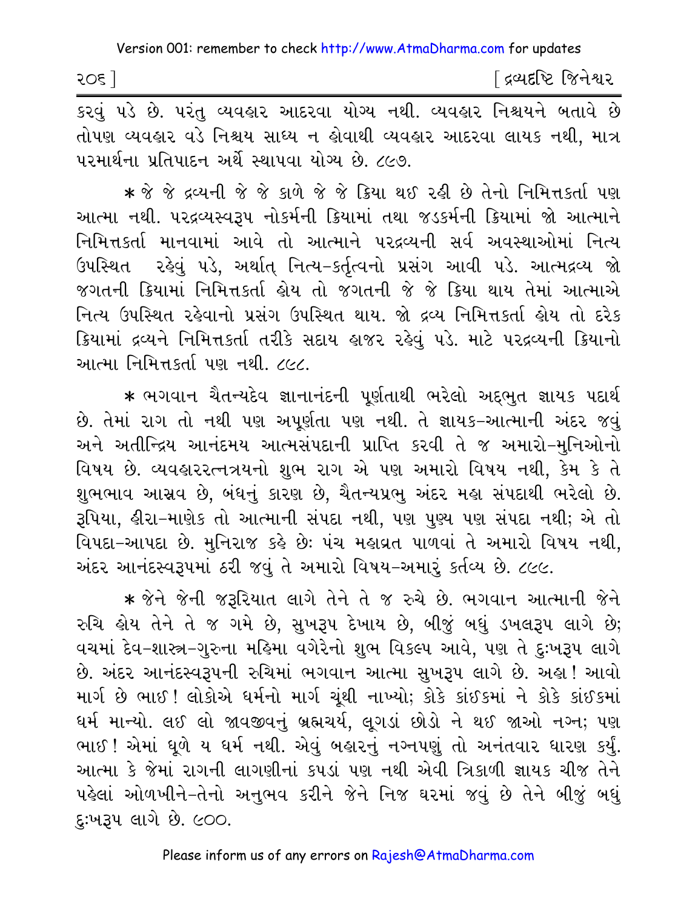કરવું પડે છે. પરંતુ વ્યવહાર આદરવા યોગ્ય નથી. વ્યવહાર નિશ્ચયને બતાવે છે તોપણ વ્યવહાર વડે નિશ્ચય સાધ્ય ન હોવાથી વ્યવહાર આદરવા લાયક નથી, માત્ર પરમાર્થના પ્રતિપાદન અર્થે સ્થાપવા યોગ્ય છે. ૮૯૭.

* જે જે દ્રવ્યની જે જે કાળે જે જે ક્રિયા થઈ રહી છે તેનો નિમિત્તકર્તા પણ આત્મા નથી. પરદ્રવ્યસ્વરૂપ નોકર્મની ક્રિયામાં તથા જડકર્મની ક્રિયામાં જો આત્માને નિમિત્તકર્તા માનવામાં આવે તો આત્માને પરદ્રવ્યની સર્વ અવસ્થાઓમાં નિત્ય ઉપસ્થિત રહેવું પડે, અર્થાત્ નિત્ય-કર્તૃત્વનો પ્રસંગ આવી પડે. આત્મદ્રવ્ય જો જગતની ક્રિયામાં નિમિત્તકર્તા હોય તો જગતની જે જે ક્રિયા થાય તેમાં આત્માએ નિત્ય ઉપસ્થિત રહેવાનો પ્રસંગ ઉપસ્થિત થાય. જો દ્રવ્ય નિમિત્તકર્તા હોય તો દરેક ક્રિયામાં દ્રવ્યને નિમિત્તકર્તા તરીકે સદાય હાજર રહેવું પડે. માટે પરદ્રવ્યની ક્રિયાનો આત્મા નિમિત્તકર્તા પણ નથી. ૮૯૮.

* ભગવાન ચૈતન્યદેવ જ્ઞાનાનંદની પૂર્ણતાથી ભરેલો અદ્ભુત જ્ઞાયક પદાર્થ છે. તેમાં રાગ તો નથી પણ અપૂર્ણતા પણ નથી. તે જ્ઞાયક-આત્માની અંદર જવું અને અતીન્દ્રિય આનંદમય આત્મસંપદાની પ્રાપ્તિ કરવી તે જ અમારો-મુનિઓનો વિષય છે. વ્યવહારરત્નત્રયનો શુભ રાગ એ પણ અમારો વિષય નથી, કેમ કે તે શુભભાવ આસ્રવ છે, બંધનું કારણ છે, ચૈતન્યપ્રભુ અંદર મહા સંપદાથી ભરેલો છે. રૂપિયા, હીરા-માણેક તો આત્માની સંપદા નથી, પણ પુણ્ય પણ સંપદા નથી; એ તો વિપદા-આપદા છે. મુનિરાજ કહે છેઃ પંચ મહાવ્રત પાળવાં તે અમારો વિષય નથી, અંદર આનંદસ્વરૂપમાં ઠરી જવું તે અમારો વિષય-અમારું કર્તવ્ય છે. ૮૯૯.

* જેને જેની જરૂરિયાત લાગે તેને તે જ રુચે છે. ભગવાન આત્માની જેને રુચિ હોય તેને તે જ ગમે છે, સુખરૂપ દેખાય છે, બીજું બધું ડખલરૂપ લાગે છે; વચમાં દેવ-શાસ્ત્ર-ગુરુના મહિમા વગેરેનો શુભ વિકલ્પ આવે, પણ તે દુઃખરૂપ લાગે છે. અંદર આનંદસ્વરૂપની રુચિમાં ભગવાન આત્મા સુખરૂપ લાગે છે. અહા! આવો માર્ગ છે ભાઈ! લોકોએ ધર્મનો માર્ગ ચૂંથી નાખ્યો; કોકે કાંઈકમાં ને કોકે કાંઈકમાં ધર્મ માન્યો. લઈ લો જાવજીવનું બ્રહ્મચર્ય, લૂગડાં છોડો ને થઈ જાઓ નગ્ન; પણ ભાઈ! એમાં ધૂળે ય ધર્મ નથી. એવું બહારનું નગ્નપણું તો અનંતવાર ધારણ કર્યું. આત્મા કે જેમાં રાગની લાગણીનાં કપડાં પણ નથી એવી ત્રિકાળી જ્ઞાયક ચીજ તેને પહેલાં ઓળખીને-તેનો અનુભવ કરીને જેને નિજ ઘરમાં જવું છે તેને બીજું બધું દુઃખરૂપ લાગે છે. ૯૦૦.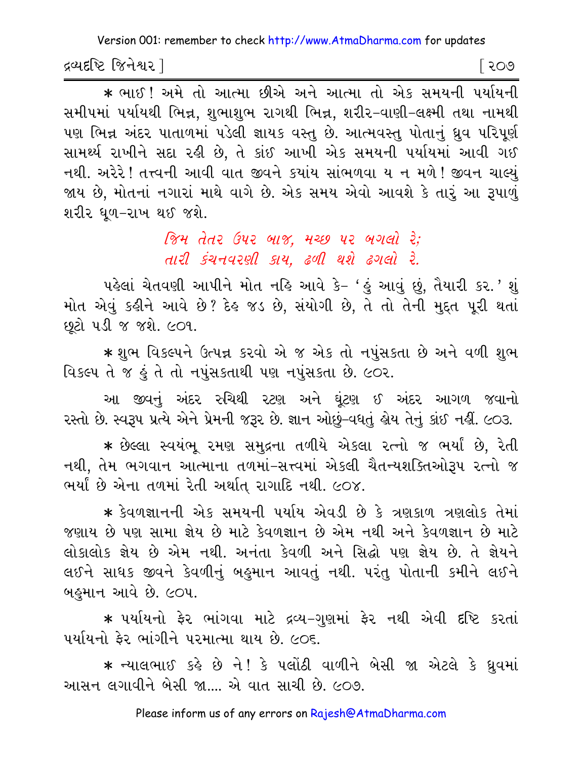* ભાઈ! અમે તો આત્મા છીએ અને આત્મા તો એક સમયની પર્યાયની સમીપમાં પર્યાયથી ભિન્ન, શુભાશુભ રાગથી ભિન્ન, શરીર-વાણી-લક્ષ્મી તથા નામથી પણ ભિન્ન અંદર પાતાળમાં પડેલી જ્ઞાયક વસ્તુ છે. આત્મવસ્તુ પોતાનું ધ્રુવ પરિપૂર્ણ સામર્થ્ય રાખીને સદા રહી છે, તે કાંઈ આખી એક સમયની પર્યાયમાં આવી ગઈ નથી. અરેરે! તત્ત્વની આવી વાત જીવને કયાંય સાંભળવા ય ન મળે! જીવન ચાલ્યું જાય છે, મોતનાં નગારાં માથે વાગે છે. એક સમય એવો આવશે કે તારું આ રૂપાળું શરીર ધૂળ-રાખ થઈ જશે.

*જિમ તેતર ઉપર બાજ, મચ્છ પર બગલો રે;*
*તારી કંચનવરણી કાય, ઢળી થશે ઢગલો રે.*

પહેલાં ચેતવણી આપીને મોત નહિ આવે કે- 'હું આવું છું, તૈયારી કર.' શું મોત એવું કહીને આવે છે? દેહ જડ છે, સંયોગી છે, તે તો તેની મુદ્દત પૂરી થતાં છૂટો પડી જ જશે. ૯૦૧.

* શુભ વિકલ્પને ઉત્પન્ન કરવો એ જ એક તો નપુંસકતા છે અને વળી શુભ વિકલ્પ તે જ હું તે તો નપુંસકતાથી પણ નપુંસકતા છે. ૯૦૨.

આ જીવનું અંદર રુચિથી રટણ અને ઘૂંટણ ઈ અંદર આગળ જવાનો રસ્તો છે. સ્વરૂપ પ્રત્યે એને પ્રેમની જરૂર છે. જ્ઞાન ઓછું-વધતું હોય તેનું કાંઈ નહીં. ૯૦૩.

* છેલ્લા સ્વયંભૂ રમણ સમુદ્રના તળીયે એકલા રત્નો જ ભર્યાં છે, રેતી નથી, તેમ ભગવાન આત્માના તળમાં-સત્ત્વમાં એકલી ચૈતન્યશક્તિઓરૂપ રત્નો જ ભર્યાં છે એના તળમાં રેતી અર્થાત્ રાગાદિ નથી. ૯૦૪.

* કેવળજ્ઞાનની એક સમયની પર્યાય એવડી છે કે ત્રણકાળ ત્રણલોક તેમાં જણાય છે પણ સામા જ્ઞેય છે માટે કેવળજ્ઞાન છે એમ નથી અને કેવળજ્ઞાન છે માટે લોકાલોક જ્ઞેય છે એમ નથી. અનંતા કેવળી અને સિદ્ધો પણ જ્ઞેય છે. તે જ્ઞેયને લઈને સાધક જીવને કેવળીનું બહુમાન આવતું નથી. પરંતુ પોતાની કમીને લઈને બહુમાન આવે છે. ૯૦૫.

* પર્યાયનો ફેર ભાંગવા માટે દ્રવ્ય-ગુણમાં ફેર નથી એવી દૃષ્ટિ કરતાં પર્યાયનો ફેર ભાંગીને પરમાત્મા થાય છે. ૯૦૬.

* ન્યાલભાઈ કહે છે ને! કે પલોંઠી વાળીને બેસી જા એટલે કે ધ્રુવમાં આસન લગાવીને બેસી જા.... એ વાત સાચી છે. ૯૦૭.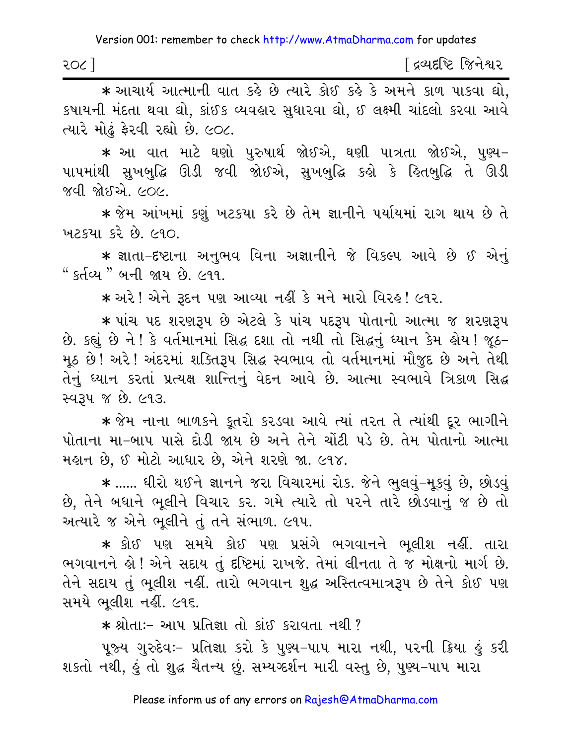* આચાર્ય આત્માની વાત કહે છે ત્યારે કોઈ કહે કે અમને કાળ પાકવા દ્યો, કષાયની મંદતા થવા દ્યો, કાંઈક વ્યવહાર સુધારવા દ્યો, ઈ લક્ષ્મી ચાંદલો કરવા આવે ત્યારે મોઢું ફેરવી રહ્યો છે. ૯૦૮.

* આ વાત માટે ઘણો પુરુષાર્થ જોઈએ, ઘણી પાત્રતા જોઈએ, પુણ્ય-પાપમાંથી સુખબુદ્ધિ ઊડી જવી જોઈએ, સુખબુદ્ધિ કહો કે હિતબુદ્ધિ તે ઊડી જવી જોઈએ. ૯૦૯.

* જેમ આંખમાં કણું ખટકયા કરે છે તેમ જ્ઞાનીને પર્યાયમાં રાગ થાય છે તે ખટકયા કરે છે. ૯૧૦.

* જ્ઞાતા-દ્રષ્ટાના અનુભવ વિના અજ્ઞાનીને જે વિકલ્પ આવે છે ઈ એનું "કર્તવ્ય" બની જાય છે. ૯૧૧.

* અરે! એને રૂદન પણ આવ્યા નહીં કે મને મારો વિરહ! ૯૧૨.

* પાંચ પદ શરણરૂપ છે એટલે કે પાંચ પદરૂપ પોતાનો આત્મા જ શરણરૂપ છે. કહ્યું છે ને! કે વર્તમાનમાં સિદ્ધ દશા તો નથી તો સિદ્ધનું ધ્યાન કેમ હોય! જૂઠ-મૂઠ છે! અરે! અંદરમાં શક્તિરૂપ સિદ્ધ સ્વભાવ તો વર્તમાનમાં મૌજુદ છે અને તેથી તેનું ધ્યાન કરતાં પ્રત્યક્ષ શાન્તિનું વેદન આવે છે. આત્મા સ્વભાવે ત્રિકાળ સિદ્ધ સ્વરૂપ જ છે. ૯૧૩.

* જેમ નાના બાળકને કૂતરો કરડવા આવે ત્યાં તરત તે ત્યાંથી દૂર ભાગીને પોતાના મા-બાપ પાસે દોડી જાય છે અને તેને ચોંટી પડે છે. તેમ પોતાનો આત્મા મહાન છે, ઈ મોટો આધાર છે, એને શરણે જા. ૯૧૪.

* ...... ધીરો થઈને જ્ઞાનને જરા વિચારમાં રોક. જેને ભુલવું-મૂકવું છે, છોડવું છે, તેને બધાને ભૂલીને વિચાર કર. ગમે ત્યારે તો પરને તારે છોડવાનું જ છે તો અત્યારે જ એને ભૂલીને તું તને સંભાળ. ૯૧૫.

* કોઈ પણ સમયે કોઈ પણ પ્રસંગે ભગવાનને ભૂલીશ નહીં. તારા ભગવાનને હો! એને સદાય તું દૃષ્ટિમાં રાખજે. તેમાં લીનતા તે જ મોક્ષનો માર્ગ છે. તેને સદાય તું ભૂલીશ નહીં. તારો ભગવાન શુદ્ધ અસ્તિત્વમાત્રરૂપ છે તેને કોઈ પણ સમયે ભૂલીશ નહીં. ૯૧૬.

* શ્રોતાઃ- આપ પ્રતિજ્ઞા તો કાંઈ કરાવતા નથી?

પૂજ્ય ગુરુદેવઃ- પ્રતિજ્ઞા કરો કે પુણ્ય-પાપ મારા નથી, પરની ક્રિયા હું કરી શકતો નથી, હું તો શુદ્ધ ચૈતન્ય છું. સમ્યગ્દર્શન મારી વસ્તુ છે, પુણ્ય-પાપ મારા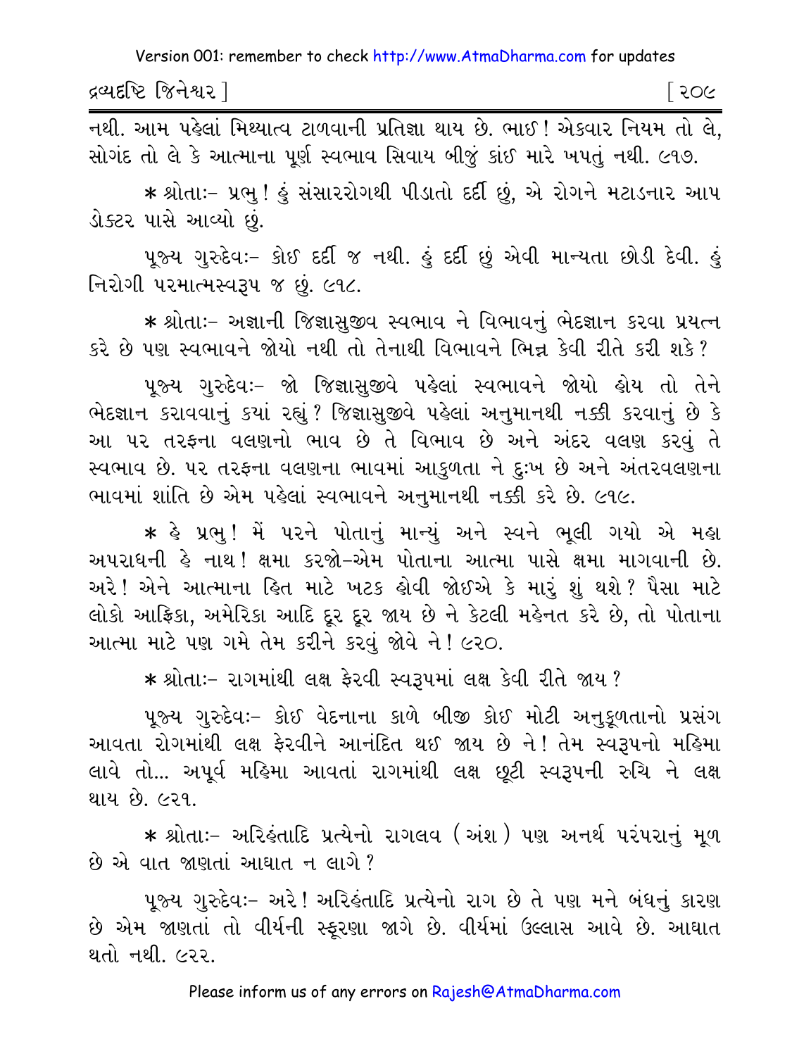નથી. આમ પહેલાં મિથ્યાત્વ ટાળવાની પ્રતિજ્ઞા થાય છે. ભાઈ! એકવાર નિયમ તો લે, સોગંદ તો લે કે આત્માના પૂર્ણ સ્વભાવ સિવાય બીજું કાંઈ મારે ખપતું નથી. ૯૧૭.

* શ્રોતાઃ- પ્રભુ! હું સંસારરોગથી પીડાતો દર્દી છું, એ રોગને મટાડનાર આપ ડોક્ટર પાસે આવ્યો છું.

પૂજ્ય ગુરુદેવઃ- કોઈ દર્દી જ નથી. હું દર્દી છું એવી માન્યતા છોડી દેવી. હું નિરોગી પરમાત્મસ્વરૂપ જ છું. ૯૧૮.

* શ્રોતાઃ- અજ્ઞાની જિજ્ઞાસુજીવ સ્વભાવ ને વિભાવનું ભેદજ્ઞાન કરવા પ્રયત્ન કરે છે પણ સ્વભાવને જોયો નથી તો તેનાથી વિભાવને ભિન્ન કેવી રીતે કરી શકે?

પૂજ્ય ગુરુદેવઃ- જો જિજ્ઞાસુજીવે પહેલાં સ્વભાવને જોયો હોય તો તેને ભેદજ્ઞાન કરાવવાનું કયાં રહ્યું? જિજ્ઞાસુજીવે પહેલાં અનુમાનથી નક્કી કરવાનું છે કે આ પર તરફના વલણનો ભાવ છે તે વિભાવ છે અને અંદર વલણ કરવું તે સ્વભાવ છે. પર તરફના વલણના ભાવમાં આકુળતા ને દુઃખ છે અને અંતરવલણના ભાવમાં શાંતિ છે એમ પહેલાં સ્વભાવને અનુમાનથી નક્કી કરે છે. ૯૧૯.

* હે પ્રભુ! મેં પરને પોતાનું માન્યું અને સ્વને ભૂલી ગયો એ મહા અપરાધની હે નાથ! ક્ષમા કરજો-એમ પોતાના આત્મા પાસે ક્ષમા માગવાની છે. અરે! એને આત્માના હિત માટે ખટક હોવી જોઈએ કે મારું શું થશે? પૈસા માટે લોકો આફ્રિકા, અમેરિકા આદિ દૂર દૂર જાય છે ને કેટલી મહેનત કરે છે, તો પોતાના આત્મા માટે પણ ગમે તેમ કરીને કરવું જોવે ને! ૯૨૦.

* શ્રોતાઃ- રાગમાંથી લક્ષ ફેરવી સ્વરૂપમાં લક્ષ કેવી રીતે જાય?

પૂજ્ય ગુરુદેવઃ- કોઈ વેદનાના કાળે બીજી કોઈ મોટી અનુકૂળતાનો પ્રસંગ આવતા રોગમાંથી લક્ષ ફેરવીને આનંદિત થઈ જાય છે ને! તેમ સ્વરૂપનો મહિમા લાવે તો... અપૂર્વ મહિમા આવતાં રાગમાંથી લક્ષ છૂટી સ્વરૂપની રુચિ ને લક્ષ થાય છે. ૯૨૧.

* શ્રોતાઃ- અરિહંતાદિ પ્રત્યેનો રાગલવ (અંશ) પણ અનર્થ પરંપરાનું મૂળ છે એ વાત જાણતાં આઘાત ન લાગે?

પૂજ્ય ગુરુદેવઃ- અરે! અરિહંતાદિ પ્રત્યેનો રાગ છે તે પણ મને બંધનું કારણ છે એમ જાણતાં તો વીર્યની સ્ફૂરણા જાગે છે. વીર્યમાં ઉલ્લાસ આવે છે. આઘાત થતો નથી. ૯૨૨.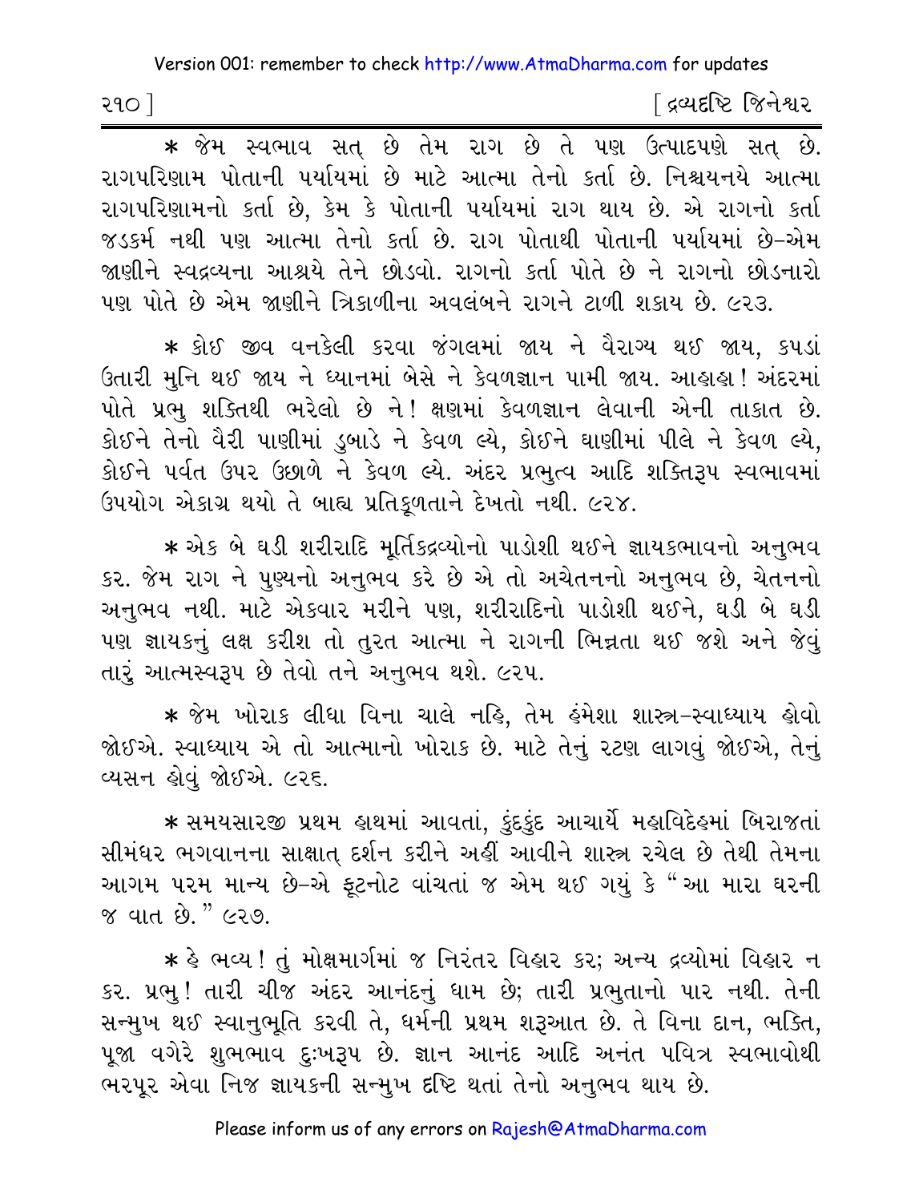* જેમ સ્વભાવ સત્ છે તેમ રાગ છે તે પણ ઉત્પાદપણે સત્ છે. રાગપરિણામ પોતાની પર્યાયમાં છે માટે આત્મા તેનો કર્તા છે. નિશ્ચયનયે આત્મા રાગપરિણામનો કર્તા છે, કેમ કે પોતાની પર્યાયમાં રાગ થાય છે. એ રાગનો કર્તા જડકર્મ નથી પણ આત્મા તેનો કર્તા છે. રાગ પોતાથી પોતાની પર્યાયમાં છે-એમ જાણીને સ્વદ્રવ્યના આશ્રયે તેને છોડવો. રાગનો કર્તા પોતે છે ને રાગનો છોડનારો પણ પોતે છે એમ જાણીને ત્રિકાળીના અવલંબને રાગને ટાળી શકાય છે. ૯૨૩.

* કોઈ જીવ વનકેલી કરવા જંગલમાં જાય ને વૈરાગ્ય થઈ જાય, કપડાં ઉતારી મુનિ થઈ જાય ને ધ્યાનમાં બેસે ને કેવળજ્ઞાન પામી જાય. આહાહા! અંદરમાં પોતે પ્રભુ શક્તિથી ભરેલો છે ને! ક્ષણમાં કેવળજ્ઞાન લેવાની એની તાકાત છે. કોઈને તેનો વૈરી પાણીમાં ડુબાડે ને કેવળ લ્યે, કોઈને ઘાણીમાં પીલે ને કેવળ લ્યે, કોઈને પર્વત ઉપર ઉછાળે ને કેવળ લ્યે. અંદર પ્રભુત્વ આદિ શક્તિરૂપ સ્વભાવમાં ઉપયોગ એકાગ્ર થયો તે બાહ્ય પ્રતિકૂળતાને દેખતો નથી. ૯૨૪.

* એક બે ઘડી શરીરાદિ મૂર્તિકદ્રવ્યોનો પાડોશી થઈને જ્ઞાયકભાવનો અનુભવ કર. જેમ રાગ ને પુણ્યનો અનુભવ કરે છે એ તો અચેતનનો અનુભવ છે, ચેતનનો અનુભવ નથી. માટે એકવાર મરીને પણ, શરીરાદિનો પાડોશી થઈને, ઘડી બે ઘડી પણ જ્ઞાયકનું લક્ષ કરીશ તો તુરત આત્મા ને રાગની ભિન્નતા થઈ જશે અને જેવું તારું આત્મસ્વરૂપ છે તેવો તને અનુભવ થશે. ૯૨૫.

* જેમ ખોરાક લીધા વિના ચાલે નહિ, તેમ હંમેશા શાસ્ત્ર-સ્વાધ્યાય હોવો જોઈએ. સ્વાધ્યાય એ તો આત્માનો ખોરાક છે. માટે તેનું રટણ લાગવું જોઈએ, તેનું વ્યસન હોવું જોઈએ. ૯૨૬.

* સમયસારજી પ્રથમ હાથમાં આવતાં, કુંદકુંદ આચાર્યે મહાવિદેહમાં બિરાજતાં સીમંધર ભગવાનના સાક્ષાત્ દર્શન કરીને અહીં આવીને શાસ્ત્ર રચેલ છે તેથી તેમના આગમ પરમ માન્ય છે-એ ફૂટનોટ વાંચતાં જ એમ થઈ ગયું કે "આ મારા ઘરની જ વાત છે." ૯૨૭.

* હે ભવ્ય! તું મોક્ષમાર્ગમાં જ નિરંતર વિહાર કર; અન્ય દ્રવ્યોમાં વિહાર ન કર. પ્રભુ! તારી ચીજ અંદર આનંદનું ધામ છે; તારી પ્રભુતાનો પાર નથી. તેની સન્મુખ થઈ સ્વાનુભૂતિ કરવી તે, ધર્મની પ્રથમ શરૂઆત છે. તે વિના દાન, ભક્તિ, પૂજા વગેરે શુભભાવ દુઃખરૂપ છે. જ્ઞાન આનંદ આદિ અનંત પવિત્ર સ્વભાવોથી ભરપૂર એવા નિજ જ્ઞાયકની સન્મુખ દૃષ્ટિ થતાં તેનો અનુભવ થાય છે.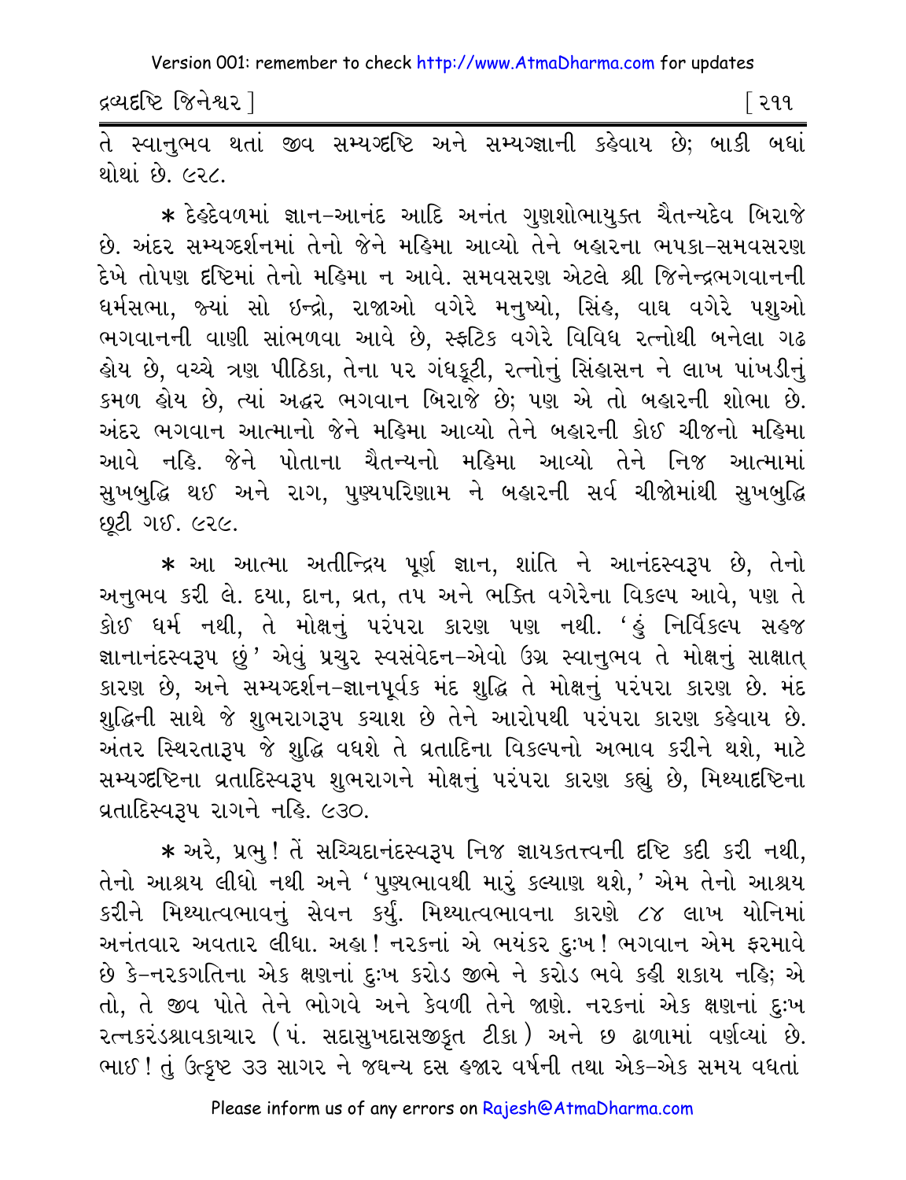તે સ્વાનુભવ થતાં જીવ સમ્યગ્દૃષ્ટિ અને સમ્યગ્જ્ઞાની કહેવાય છે; બાકી બધાં થોથાં છે. ૯૨૮.

* દેહદેવળમાં જ્ઞાન-આનંદ આદિ અનંત ગુણશોભાયુક્ત ચૈતન્યદેવ બિરાજે છે. અંદર સમ્યગ્દર્શનમાં તેનો જેને મહિમા આવ્યો તેને બહારના ભપકા-સમવસરણ દેખે તોપણ દૃષ્ટિમાં તેનો મહિમા ન આવે. સમવસરણ એટલે શ્રી જિનેન્દ્રભગવાનની ધર્મસભા, જ્યાં સો ઇન્દ્રો, રાજાઓ વગેરે મનુષ્યો, સિંહ, વાઘ વગેરે પશુઓ ભગવાનની વાણી સાંભળવા આવે છે, સ્ફટિક વગેરે વિવિધ રત્નોથી બનેલા ગઢ હોય છે, વચ્ચે ત્રણ પીઠિકા, તેના પર ગંધકૂટી, રત્નોનું સિંહાસન ને લાખ પાંખડીનું કમળ હોય છે, ત્યાં અદ્ધર ભગવાન બિરાજે છે; પણ એ તો બહારની શોભા છે. અંદર ભગવાન આત્માનો જેને મહિમા આવ્યો તેને બહારની કોઈ ચીજનો મહિમા આવે નહિ. જેને પોતાના ચૈતન્યનો મહિમા આવ્યો તેને નિજ આત્મામાં સુખબુદ્ધિ થઈ અને રાગ, પુણ્યપરિણામ ને બહારની સર્વ ચીજોમાંથી સુખબુદ્ધિ છૂટી ગઈ. ૯૨૯.

* આ આત્મા અતીન્દ્રિય પૂર્ણ જ્ઞાન, શાંતિ ને આનંદસ્વરૂપ છે, તેનો અનુભવ કરી લે. દયા, દાન, વ્રત, તપ અને ભક્તિ વગેરેના વિકલ્પ આવે, પણ તે કોઈ ધર્મ નથી, તે મોક્ષનું પરંપરા કારણ પણ નથી. 'હું નિર્વિકલ્પ સહજ જ્ઞાનાનંદસ્વરૂપ છું' એવું પ્રચુર સ્વસંવેદન-એવો ઉગ્ર સ્વાનુભવ તે મોક્ષનું સાક્ષાત્ કારણ છે, અને સમ્યગ્દર્શન-જ્ઞાનપૂર્વક મંદ શુદ્ધિ તે મોક્ષનું પરંપરા કારણ છે. મંદ શુદ્ધિની સાથે જે શુભરાગરૂપ કચાશ છે તેને આરોપથી પરંપરા કારણ કહેવાય છે. અંતર સ્થિરતારૂપ જે શુદ્ધિ વધશે તે વ્રતાદિના વિકલ્પનો અભાવ કરીને થશે, માટે સમ્યગ્દૃષ્ટિના વ્રતાદિસ્વરૂપ શુભરાગને મોક્ષનું પરંપરા કારણ કહ્યું છે, મિથ્યાદૃષ્ટિના વ્રતાદિસ્વરૂપ રાગને નહિ. ૯૩૦.

* અરે, પ્રભુ! તેં સચ્ચિદાનંદસ્વરૂપ નિજ જ્ઞાયકતત્ત્વની દૃષ્ટિ કદી કરી નથી, તેનો આશ્રય લીધો નથી અને 'પુણ્યભાવથી મારું કલ્યાણ થશે,' એમ તેનો આશ્રય કરીને મિથ્યાત્વભાવનું સેવન કર્યું. મિથ્યાત્વભાવના કારણે ૮૪ લાખ યોનિમાં અનંતવાર અવતાર લીધા. અહા! નરકનાં એ ભયંકર દુઃખ! ભગવાન એમ ફરમાવે છે કે-નરકગતિના એક ક્ષણનાં દુઃખ કરોડ જીભે ને કરોડ ભવે કહી શકાય નહિ; એ તો, તે જીવ પોતે તેને ભોગવે અને કેવળી તેને જાણે. નરકનાં એક ક્ષણનાં દુઃખ રત્નકરંડશ્રાવકાચાર (પં. સદાસુખદાસજીકૃત ટીકા) અને છ ઢાળામાં વર્ણવ્યાં છે. ભાઈ! તું ઉત્કૃષ્ટ ૩૩ સાગર ને જઘન્ય દસ હજાર વર્ષની તથા એક-એક સમય વધતાં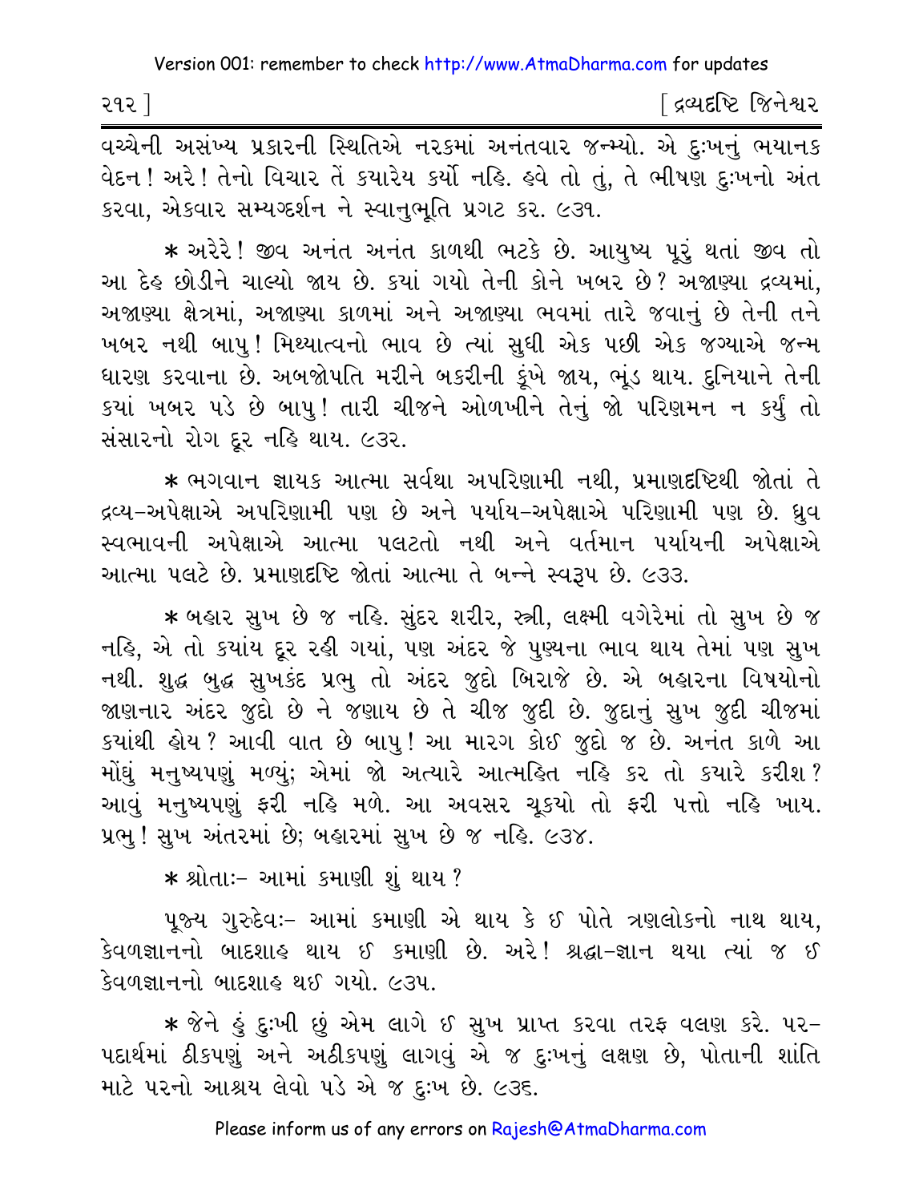વચ્ચેની અસંખ્ય પ્રકારની સ્થિતિએ નરકમાં અનંતવાર જન્મ્યો. એ દુઃખનું ભયાનક વેદન! અરે! તેનો વિચાર તેં કયારેય કર્યો નહિ. હવે તો તું, તે ભીષણ દુઃખનો અંત કરવા, એકવાર સમ્યગ્દર્શન ને સ્વાનુભૂતિ પ્રગટ કર. ૯૩૧.

* અરેરે! જીવ અનંત અનંત કાળથી ભટકે છે. આયુષ્ય પૂરું થતાં જીવ તો આ દેહ છોડીને ચાલ્યો જાય છે. કયાં ગયો તેની કોને ખબર છે? અજાણ્યા દ્રવ્યમાં, અજાણ્યા ક્ષેત્રમાં, અજાણ્યા કાળમાં અને અજાણ્યા ભવમાં તારે જવાનું છે તેની તને ખબર નથી બાપુ! મિથ્યાત્વનો ભાવ છે ત્યાં સુધી એક પછી એક જગ્યાએ જન્મ ધારણ કરવાના છે. અબજોપતિ મરીને બકરીની કૂંખે જાય, ભૂંડ થાય. દુનિયાને તેની કયાં ખબર પડે છે બાપુ! તારી ચીજને ઓળખીને તેનું જો પરિણમન ન કર્યું તો સંસારનો રોગ દૂર નહિ થાય. ૯૩૨.

* ભગવાન જ્ઞાયક આત્મા સર્વથા અપરિણામી નથી, પ્રમાણદૃષ્ટિથી જોતાં તે દ્રવ્ય-અપેક્ષાએ અપરિણામી પણ છે અને પર્યાય-અપેક્ષાએ પરિણામી પણ છે. ધ્રુવ સ્વભાવની અપેક્ષાએ આત્મા પલટતો નથી અને વર્તમાન પર્યાયની અપેક્ષાએ આત્મા પલટે છે. પ્રમાણદૃષ્ટિ જોતાં આત્મા તે બન્ને સ્વરૂપ છે. ૯૩૩.

* બહાર સુખ છે જ નહિ. સુંદર શરીર, સ્ત્રી, લક્ષ્મી વગેરેમાં તો સુખ છે જ નહિ, એ તો કયાંય દૂર રહી ગયાં, પણ અંદર જે પુણ્યના ભાવ થાય તેમાં પણ સુખ નથી. શુદ્ધ બુદ્ધ સુખકંદ પ્રભુ તો અંદર જુદો બિરાજે છે. એ બહારના વિષયોનો જાણનાર અંદર જુદો છે ને જણાય છે તે ચીજ જુદી છે. જુદાનું સુખ જુદી ચીજમાં કયાંથી હોય? આવી વાત છે બાપુ! આ મારગ કોઈ જુદો જ છે. અનંત કાળે આ મોંઘું મનુષ્યપણું મળ્યું; એમાં જો અત્યારે આત્મહિત નહિ કર તો કયારે કરીશ? આવું મનુષ્યપણું ફરી નહિ મળે. આ અવસર ચૂકયો તો ફરી પત્તો નહિ ખાય. પ્રભુ! સુખ અંતરમાં છે; બહારમાં સુખ છે જ નહિ. ૯૩૪.

* શ્રોતાઃ- આમાં કમાણી શું થાય?

પૂજ્ય ગુરુદેવઃ- આમાં કમાણી એ થાય કે ઈ પોતે ત્રણલોકનો નાથ થાય, કેવળજ્ઞાનનો બાદશાહ થાય ઈ કમાણી છે. અરે! શ્રદ્ધા-જ્ઞાન થયા ત્યાં જ ઈ કેવળજ્ઞાનનો બાદશાહ થઈ ગયો. ૯૩૫.

* જેને હું દુઃખી છું એમ લાગે ઈ સુખ પ્રાપ્ત કરવા તરફ વલણ કરે. પર-પદાર્થમાં ઠીકપણું અને અઠીકપણું લાગવું એ જ દુઃખનું લક્ષણ છે, પોતાની શાંતિ માટે પરનો આશ્રય લેવો પડે એ જ દુઃખ છે. ૯૩૬.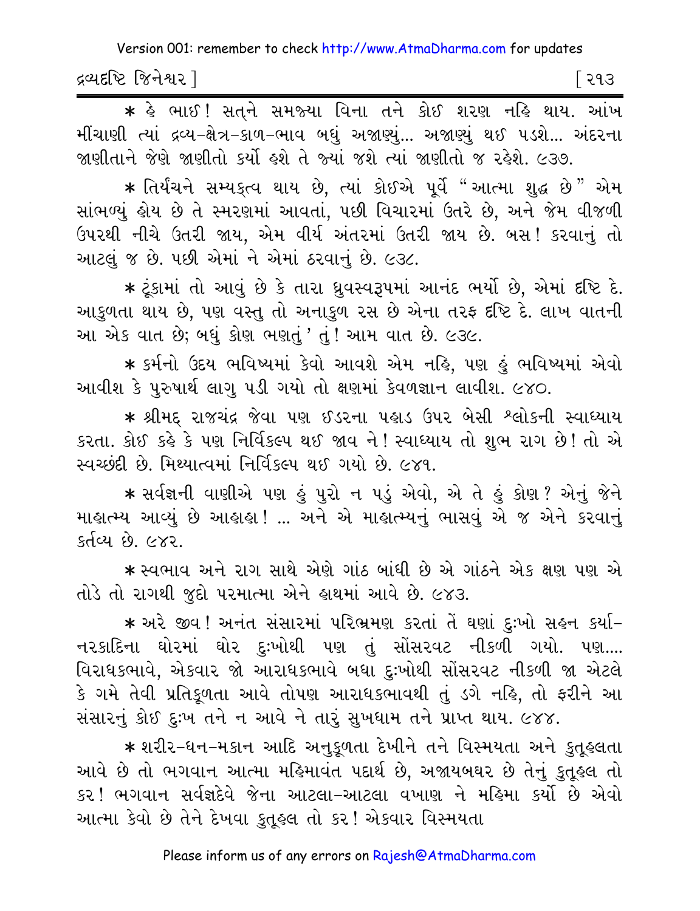* હે ભાઈ! સત્‌ને સમજ્યા વિના તને કોઈ શરણ નહિ થાય. આંખ મીંચાણી ત્યાં દ્રવ્ય-ક્ષેત્ર-કાળ-ભાવ બધું અજાણ્યું... અજાણ્યું થઈ પડશે... અંદરના જાણીતાને જેણે જાણીતો કર્યો હશે તે જ્યાં જશે ત્યાં જાણીતો જ રહેશે. ૯૩૭.

* તિર્યંચને સમ્યક્ત્વ થાય છે, ત્યાં કોઈએ પૂર્વે "આત્મા શુદ્ધ છે" એમ સાંભળ્યું હોય છે તે સ્મરણમાં આવતાં, પછી વિચારમાં ઉતરે છે, અને જેમ વીજળી ઉપરથી નીચે ઉતરી જાય, એમ વીર્ય અંતરમાં ઉતરી જાય છે. બસ! કરવાનું તો આટલું જ છે. પછી એમાં ને એમાં ઠરવાનું છે. ૯૩૮.

* ટૂંકામાં તો આવું છે કે તારા ધ્રુવસ્વરૂપમાં આનંદ ભર્યો છે, એમાં દૃષ્ટિ દે. આકુળતા થાય છે, પણ વસ્તુ તો અનાકુળ રસ છે એના તરફ દૃષ્ટિ દે. લાખ વાતની આ એક વાત છે; બધું કોણ ભણતું' તું! આમ વાત છે. ૯૩૯.

* કર્મનો ઉદય ભવિષ્યમાં કેવો આવશે એમ નહિ, પણ હું ભવિષ્યમાં એવો આવીશ કે પુરુષાર્થ લાગુ પડી ગયો તો ક્ષણમાં કેવળજ્ઞાન લાવીશ. ૯૪૦.

* શ્રીમદ્ રાજચંદ્ર જેવા પણ ઈડરના પહાડ ઉપર બેસી શ્લોકની સ્વાધ્યાય કરતા. કોઈ કહે કે પણ નિર્વિકલ્પ થઈ જાવ ને! સ્વાધ્યાય તો શુભ રાગ છે! તો એ સ્વચ્છંદી છે. મિથ્યાત્વમાં નિર્વિકલ્પ થઈ ગયો છે. ૯૪૧.

* સર્વજ્ઞની વાણીએ પણ હું પુરો ન પડું એવો, એ તે હું કોણ? એનું જેને માહાત્મ્ય આવ્યું છે આહાહા! ... અને એ માહાત્મ્યનું ભાસવું એ જ એને કરવાનું કર્તવ્ય છે. ૯૪૨.

* સ્વભાવ અને રાગ સાથે એણે ગાંઠ બાંધી છે એ ગાંઠને એક ક્ષણ પણ એ તોડે તો રાગથી જુદો પરમાત્મા એને હાથમાં આવે છે. ૯૪૩.

* અરે જીવ! અનંત સંસારમાં પરિભ્રમણ કરતાં તેં ઘણાં દુઃખો સહન કર્યા-નરકાદિના ઘોરમાં ઘોર દુઃખોથી પણ તું સોંસરવટ નીકળી ગયો. પણ.... વિરાધકભાવે, એકવાર જો આરાધકભાવે બધા દુઃખોથી સોંસરવટ નીકળી જા એટલે કે ગમે તેવી પ્રતિકૂળતા આવે તોપણ આરાધકભાવથી તું ડગે નહિ, તો ફરીને આ સંસારનું કોઈ દુઃખ તને ન આવે ને તારું સુખધામ તને પ્રાપ્ત થાય. ૯૪૪.

* શરીર-ધન-મકાન આદિ અનુકૂળતા દેખીને તને વિસ્મયતા અને કુતૂહલતા આવે છે તો ભગવાન આત્મા મહિમાવંત પદાર્થ છે, અજાયબઘર છે તેનું કુતૂહલ તો કર! ભગવાન સર્વજ્ઞદેવે જેના આટલા-આટલા વખાણ ને મહિમા કર્યો છે એવો આત્મા કેવો છે તેને દેખવા કુતૂહલ તો કર! એકવાર વિસ્મયતા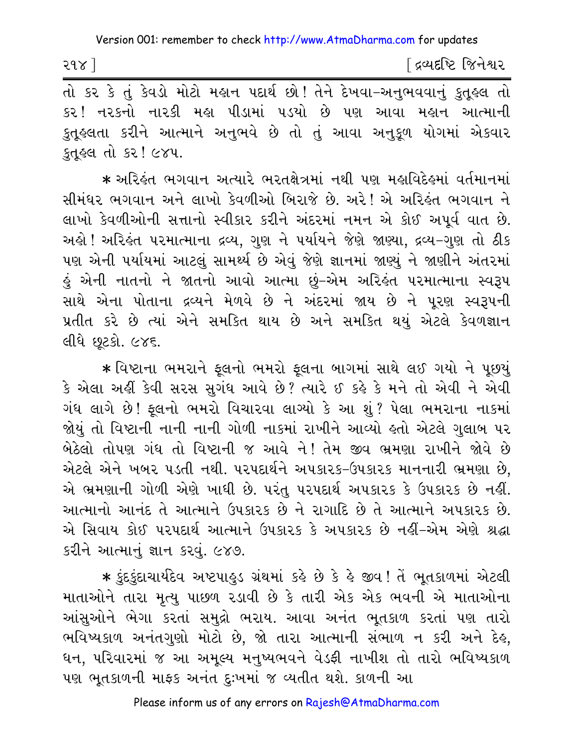તો કર કે તું કેવડો મોટો મહાન પદાર્થ છો! તેને દેખવા-અનુભવવાનું કુતૂહલ તો કર! નરકનો નારકી મહા પીડામાં પડયો છે પણ આવા મહાન આત્માની કુતૂહલતા કરીને આત્માને અનુભવે છે તો તું આવા અનુકૂળ યોગમાં એકવાર કુતૂહલ તો કર! ૯૪૫.

* અરિહંત ભગવાન અત્યારે ભરતક્ષેત્રમાં નથી પણ મહાવિદેહમાં વર્તમાનમાં સીમંધર ભગવાન અને લાખો કેવળીઓ બિરાજે છે. અરે! એ અરિહંત ભગવાન ને લાખો કેવળીઓની સત્તાનો સ્વીકાર કરીને અંદરમાં નમન એ કોઈ અપૂર્વ વાત છે. અહો! અરિહંત પરમાત્માના દ્રવ્ય, ગુણ ને પર્યાયને જેણે જાણ્યા, દ્રવ્ય-ગુણ તો ઠીક પણ એની પર્યાયમાં આટલું સામર્થ્ય છે એવું જેણે જ્ઞાનમાં જાણ્યું ને જાણીને અંતરમાં હું એની નાતનો ને જાતનો આવો આત્મા છું-એમ અરિહંત પરમાત્માના સ્વરૂપ સાથે એના પોતાના દ્રવ્યને મેળવે છે ને અંદરમાં જાય છે ને પૂરણ સ્વરૂપની પ્રતીત કરે છે ત્યાં એને સમકિત થાય છે અને સમકિત થયું એટલે કેવળજ્ઞાન લીધે છૂટકો. ૯૪૬.

* વિષ્ટાના ભમરાને ફૂલનો ભમરો ફૂલના બાગમાં સાથે લઈ ગયો ને પૂછયું કે એલા અહીં કેવી સરસ સુગંધ આવે છે? ત્યારે ઈ કહે કે મને તો એવી ને એવી ગંધ લાગે છે! ફૂલનો ભમરો વિચારવા લાગ્યો કે આ શું? પેલા ભમરાના નાકમાં જોયું તો વિષ્ટાની નાની નાની ગોળી નાકમાં રાખીને આવ્યો હતો એટલે ગુલાબ પર બેઠેલો તોપણ ગંધ તો વિષ્ટાની જ આવે ને! તેમ જીવ ભ્રમણા રાખીને જોવે છે એટલે એને ખબર પડતી નથી. પરપદાર્થને અપકારક-ઉપકારક માનનારી ભ્રમણા છે, એ ભ્રમણાની ગોળી એણે ખાધી છે. પરંતુ પરપદાર્થ અપકારક કે ઉપકારક છે નહીં. આત્માનો આનંદ તે આત્માને ઉપકારક છે ને રાગાદિ છે તે આત્માને અપકારક છે. એ સિવાય કોઈ પરપદાર્થ આત્માને ઉપકારક કે અપકારક છે નહીં-એમ એણે શ્રદ્ધા કરીને આત્માનું જ્ઞાન કરવું. ૯૪૭.

* કુંદકુંદાચાર્યદેવ અષ્ટપાહુડ ગ્રંથમાં કહે છે કે હે જીવ! તેં ભૂતકાળમાં એટલી માતાઓને તારા મૃત્યુ પાછળ રડાવી છે કે તારી એક એક ભવની એ માતાઓના આંસુઓને ભેગા કરતાં સમુદ્રો ભરાય. આવા અનંત ભૂતકાળ કરતાં પણ તારો ભવિષ્યકાળ અનંતગુણો મોટો છે, જો તારા આત્માની સંભાળ ન કરી અને દેહ, ધન, પરિવારમાં જ આ અમૂલ્ય મનુષ્યભવને વેડફી નાખીશ તો તારો ભવિષ્યકાળ પણ ભૂતકાળની માફક અનંત દુઃખમાં જ વ્યતીત થશે. કાળની આ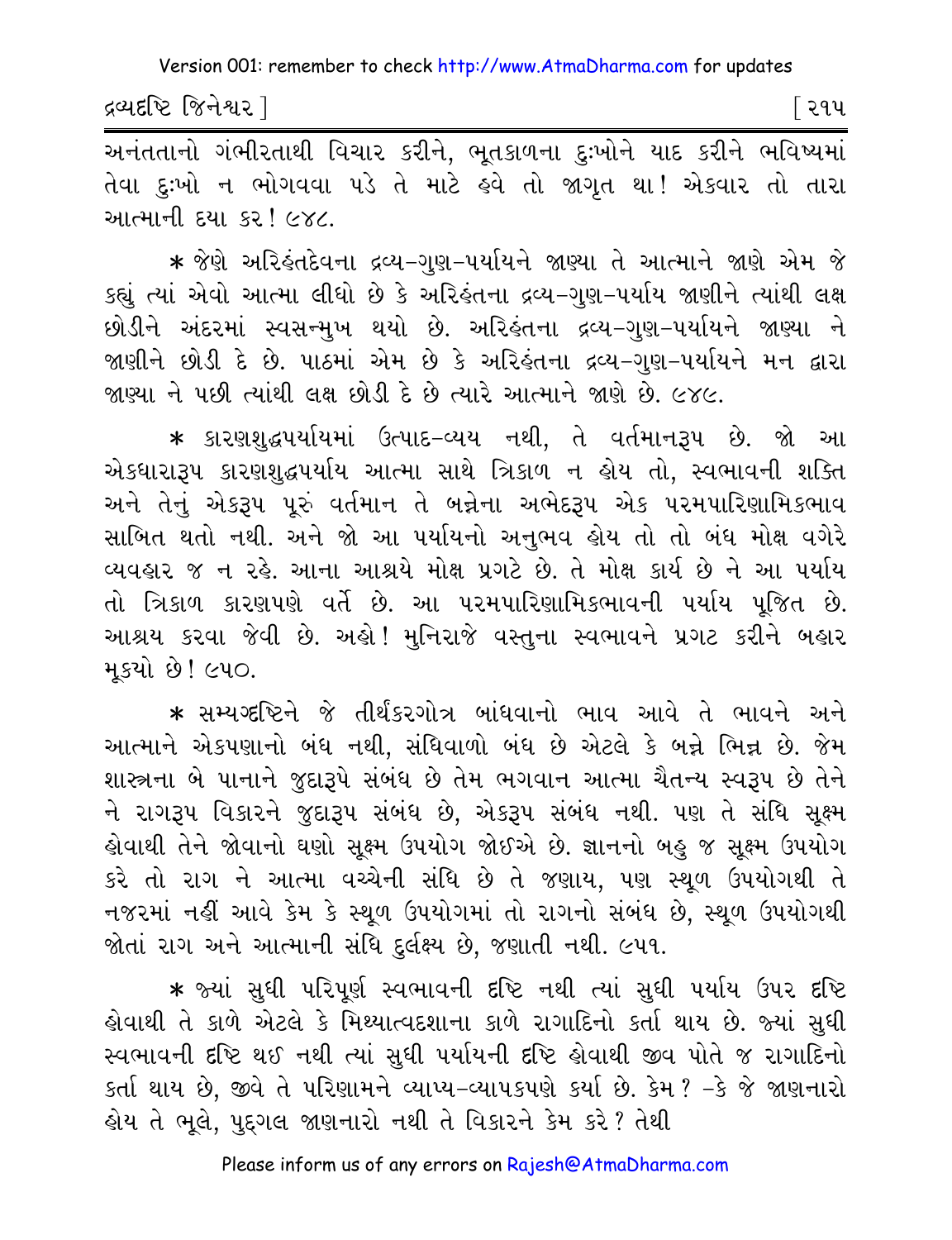અનંતતાનો ગંભીરતાથી વિચાર કરીને, ભૂતકાળના દુઃખોને યાદ કરીને ભવિષ્યમાં તેવા દુઃખો ન ભોગવવા પડે તે માટે હવે તો જાગૃત થા! એકવાર તો તારા આત્માની દયા કર! ૯૪૮.

* જેણે અરિહંતદેવના દ્રવ્ય-ગુણ-પર્યાયને જાણ્યા તે આત્માને જાણે એમ જે કહ્યું ત્યાં એવો આત્મા લીધો છે કે અરિહંતના દ્રવ્ય-ગુણ-પર્યાય જાણીને ત્યાંથી લક્ષ છોડીને અંદરમાં સ્વસન્મુખ થયો છે. અરિહંતના દ્રવ્ય-ગુણ-પર્યાયને જાણ્યા ને જાણીને છોડી દે છે. પાઠમાં એમ છે કે અરિહંતના દ્રવ્ય-ગુણ-પર્યાયને મન દ્વારા જાણ્યા ને પછી ત્યાંથી લક્ષ છોડી દે છે ત્યારે આત્માને જાણે છે. ૯૪૯.

* કારણશુદ્ધપર્યાયમાં ઉત્પાદ-વ્યય નથી, તે વર્તમાનરૂપ છે. જો આ એકધારારૂપ કારણશુદ્ધપર્યાય આત્મા સાથે ત્રિકાળ ન હોય તો, સ્વભાવની શક્તિ અને તેનું એકરૂપ પૂરું વર્તમાન તે બન્નેના અભેદરૂપ એક પરમપારિણામિકભાવ સાબિત થતો નથી. અને જો આ પર્યાયનો અનુભવ હોય તો તો બંધ મોક્ષ વગેરે વ્યવહાર જ ન રહે. આના આશ્રયે મોક્ષ પ્રગટે છે. તે મોક્ષ કાર્ય છે ને આ પર્યાય તો ત્રિકાળ કારણપણે વર્તે છે. આ પરમપારિણામિકભાવની પર્યાય પૂજિત છે. આશ્રય કરવા જેવી છે. અહો! મુનિરાજે વસ્તુના સ્વભાવને પ્રગટ કરીને બહાર મૂક્યો છે! ૯૫૦.

* સમ્યગ્દૃષ્ટિને જે તીર્થંકરગોત્ર બાંધવાનો ભાવ આવે તે ભાવને અને આત્માને એકપણાનો બંધ નથી, સંધિવાળો બંધ છે એટલે કે બન્ને ભિન્ન છે. જેમ શાસ્ત્રના બે પાનાને જુદારૂપે સંબંધ છે તેમ ભગવાન આત્મા ચૈતન્ય સ્વરૂપ છે તેને ને રાગરૂપ વિકારને જુદારૂપ સંબંધ છે, એકરૂપ સંબંધ નથી. પણ તે સંધિ સૂક્ષ્મ હોવાથી તેને જોવાનો ઘણો સૂક્ષ્મ ઉપયોગ જોઈએ છે. જ્ઞાનનો બહુ જ સૂક્ષ્મ ઉપયોગ કરે તો રાગ ને આત્મા વચ્ચેની સંધિ છે તે જણાય, પણ સ્થૂળ ઉપયોગથી તે નજરમાં નહીં આવે કેમ કે સ્થૂળ ઉપયોગમાં તો રાગનો સંબંધ છે, સ્થૂળ ઉપયોગથી જોતાં રાગ અને આત્માની સંધિ દુર્લક્ષ્ય છે, જણાતી નથી. ૯૫૧.

* જ્યાં સુધી પરિપૂર્ણ સ્વભાવની દૃષ્ટિ નથી ત્યાં સુધી પર્યાય ઉપર દૃષ્ટિ હોવાથી તે કાળે એટલે કે મિથ્યાત્વદશાના કાળે રાગાદિનો કર્તા થાય છે. જ્યાં સુધી સ્વભાવની દૃષ્ટિ થઈ નથી ત્યાં સુધી પર્યાયની દૃષ્ટિ હોવાથી જીવ પોતે જ રાગાદિનો કર્તા થાય છે, જીવે તે પરિણામને વ્યાપ્ય-વ્યાપકપણે કર્યા છે. કેમ? -કે જે જાણનારો હોય તે ભૂલે, પુદ્ગલ જાણનારો નથી તે વિકારને કેમ કરે? તેથી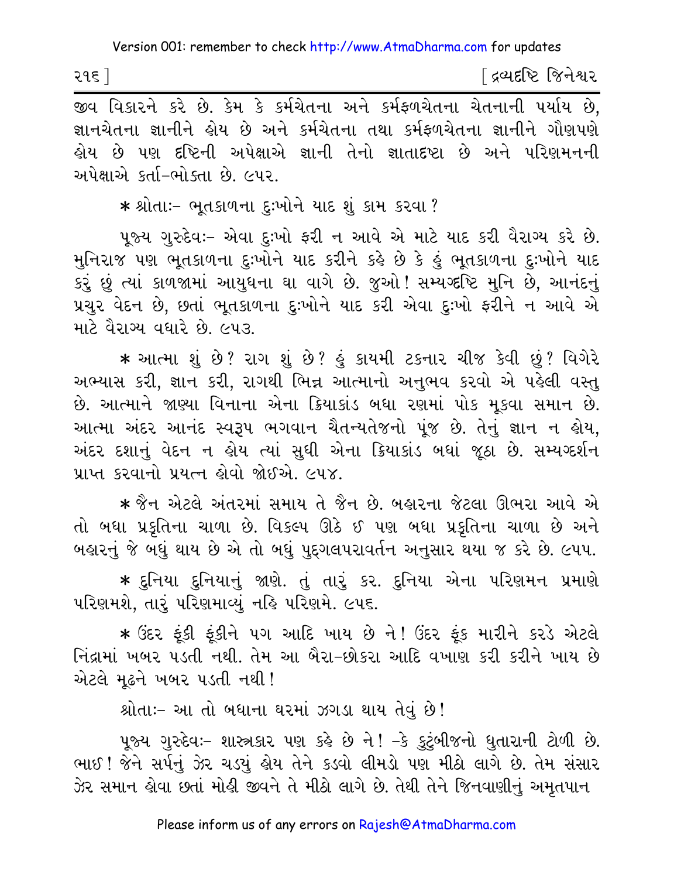જીવ વિકારને કરે છે. કેમ કે કર્મચેતના અને કર્મફળચેતના ચેતનાની પર્યાય છે, જ્ઞાનચેતના જ્ઞાનીને હોય છે અને કર્મચેતના તથા કર્મફળચેતના જ્ઞાનીને ગૌણપણે હોય છે પણ દૃષ્ટિની અપેક્ષાએ જ્ઞાની તેનો જ્ઞાતાદૃષ્ટા છે અને પરિણમનની અપેક્ષાએ કર્તા-ભોક્તા છે. ૯૫૨.

* શ્રોતાઃ- ભૂતકાળના દુઃખોને યાદ શું કામ કરવા?

પૂજ્ય ગુરુદેવઃ- એવા દુઃખો ફરી ન આવે એ માટે યાદ કરી વૈરાગ્ય કરે છે. મુનિરાજ પણ ભૂતકાળના દુઃખોને યાદ કરીને કહે છે કે હું ભૂતકાળના દુઃખોને યાદ કરું છું ત્યાં કાળજામાં આયુધના ઘા વાગે છે. જુઓ! સમ્યગ્દૃષ્ટિ મુનિ છે, આનંદનું પ્રચુર વેદન છે, છતાં ભૂતકાળના દુઃખોને યાદ કરી એવા દુઃખો ફરીને ન આવે એ માટે વૈરાગ્ય વધારે છે. ૯૫૩.

* આત્મા શું છે? રાગ શું છે? હું કાયમી ટકનાર ચીજ કેવી છું? વિગેરે અભ્યાસ કરી, જ્ઞાન કરી, રાગથી ભિન્ન આત્માનો અનુભવ કરવો એ પહેલી વસ્તુ છે. આત્માને જાણ્યા વિનાના એના ક્રિયાકાંડ બધા રણમાં પોક મૂકવા સમાન છે. આત્મા અંદર આનંદ સ્વરૂપ ભગવાન ચૈતન્યતેજનો પૂંજ છે. તેનું જ્ઞાન ન હોય, અંદર દશાનું વેદન ન હોય ત્યાં સુધી એના ક્રિયાકાંડ બધાં જૂઠા છે. સમ્યગ્દર્શન પ્રાપ્ત કરવાનો પ્રયત્ન હોવો જોઈએ. ૯૫૪.

* જૈન એટલે અંતરમાં સમાય તે જૈન છે. બહારના જેટલા ઊભરા આવે એ તો બધા પ્રકૃતિના ચાળા છે. વિકલ્પ ઊઠે ઈ પણ બધા પ્રકૃતિના ચાળા છે અને બહારનું જે બધું થાય છે એ તો બધું પુદ્ગલપરાવર્તન અનુસાર થયા જ કરે છે. ૯૫૫.

* દુનિયા દુનિયાનું જાણે. તું તારું કર. દુનિયા એના પરિણમન પ્રમાણે પરિણમશે, તારું પરિણમાવ્યું નહિ પરિણમે. ૯૫૬.

* ઉંદર ફૂંકી ફૂંકીને પગ આદિ ખાય છે ને! ઉંદર ફૂંક મારીને કરડે એટલે નિંદ્રામાં ખબર પડતી નથી. તેમ આ બૈરા-છોકરા આદિ વખાણ કરી કરીને ખાય છે એટલે મૂઢને ખબર પડતી નથી!

શ્રોતાઃ- આ તો બધાના ઘરમાં ઝગડા થાય તેવું છે!

પૂજ્ય ગુરુદેવઃ- શાસ્ત્રકાર પણ કહે છે ને! -કે કુટુંબીજનો ધુતારાની ટોળી છે. ભાઈ! જેને સર્પનું ઝેર ચડ્યું હોય તેને કડવો લીમડો પણ મીઠો લાગે છે. તેમ સંસાર ઝેર સમાન હોવા છતાં મોહી જીવને તે મીઠો લાગે છે. તેથી તેને જિનવાણીનું અમૃતપાન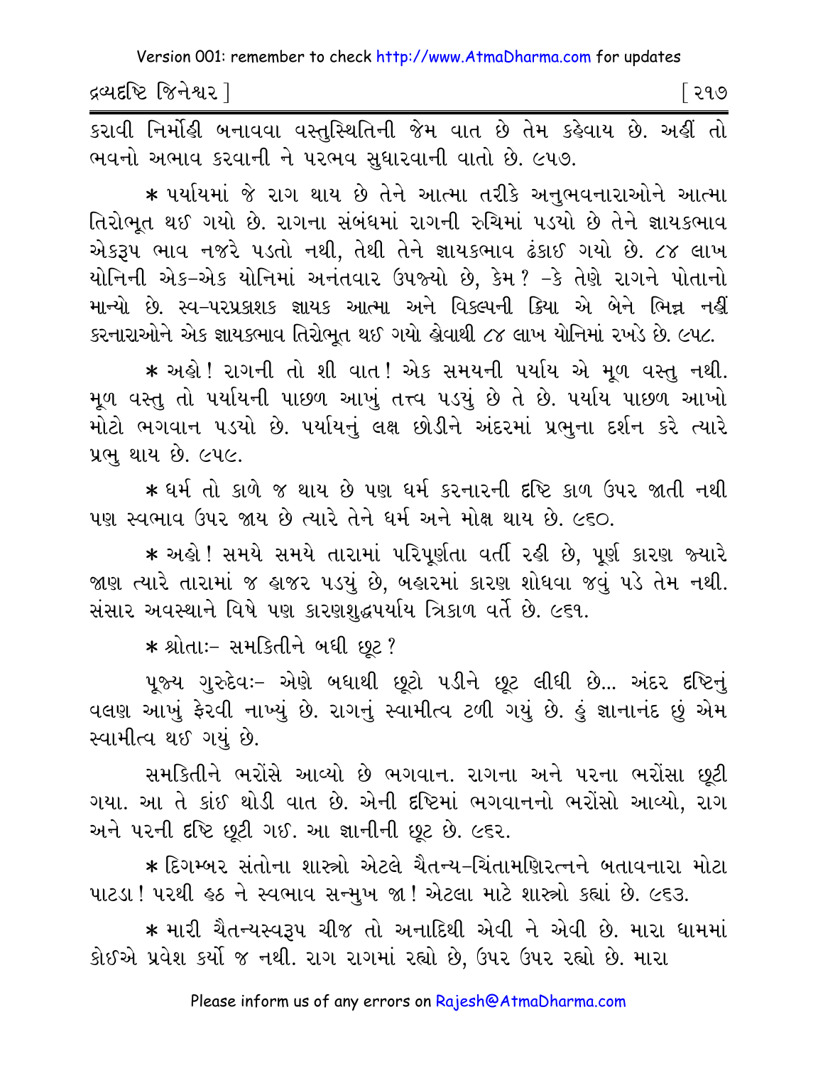કરાવી નિર્મોહી બનાવવા વસ્તુસ્થિતિની જેમ વાત છે તેમ કહેવાય છે. અહીં તો ભવનો અભાવ કરવાની ને પરભવ સુધારવાની વાતો છે. ૯૫૭.

* પર્યાયમાં જે રાગ થાય છે તેને આત્મા તરીકે અનુભવનારાઓને આત્મા તિરોભૂત થઈ ગયો છે. રાગના સંબંધમાં રાગની રુચિમાં પડયો છે તેને જ્ઞાયકભાવ એકરૂપ ભાવ નજરે પડતો નથી, તેથી તેને જ્ઞાયકભાવ ઢંકાઈ ગયો છે. ૮૪ લાખ યોનિની એક-એક યોનિમાં અનંતવાર ઉપજ્યો છે, કેમ? -કે તેણે રાગને પોતાનો માન્યો છે. સ્વ-પરપ્રકાશક જ્ઞાયક આત્મા અને વિકલ્પની ક્રિયા એ બેને ભિન્ન નહીં કરનારાઓને એક જ્ઞાયકભાવ તિરોભૂત થઈ ગયો હોવાથી ૮૪ લાખ યોનિમાં રખડે છે. ૯૫૮.

* અહો! રાગની તો શી વાત! એક સમયની પર્યાય એ મૂળ વસ્તુ નથી. મૂળ વસ્તુ તો પર્યાયની પાછળ આખું તત્ત્વ પડયું છે તે છે. પર્યાય પાછળ આખો મોટો ભગવાન પડયો છે. પર્યાયનું લક્ષ છોડીને અંદરમાં પ્રભુના દર્શન કરે ત્યારે પ્રભુ થાય છે. ૯૫૯.

* ધર્મ તો કાળે જ થાય છે પણ ધર્મ કરનારની દૃષ્ટિ કાળ ઉપર જાતી નથી પણ સ્વભાવ ઉપર જાય છે ત્યારે તેને ધર્મ અને મોક્ષ થાય છે. ૯૬૦.

* અહો! સમયે સમયે તારામાં પરિપૂર્ણતા વર્તી રહી છે, પૂર્ણ કારણ જ્યારે જાણ ત્યારે તારામાં જ હાજર પડયું છે, બહારમાં કારણ શોધવા જવું પડે તેમ નથી. સંસાર અવસ્થાને વિષે પણ કારણશુદ્ધપર્યાય ત્રિકાળ વર્તે છે. ૯૬૧.

* શ્રોતાઃ- સમકિતીને બધી છૂટ?

પૂજ્ય ગુરુદેવઃ- એણે બધાથી છૂટો પડીને છૂટ લીધી છે... અંદર દૃષ્ટિનું વલણ આખું ફેરવી નાખ્યું છે. રાગનું સ્વામીત્વ ટળી ગયું છે. હું જ્ઞાનાનંદ છું એમ સ્વામીત્વ થઈ ગયું છે.

સમકિતીને ભરોંસે આવ્યો છે ભગવાન. રાગના અને પરના ભરોંસા છૂટી ગયા. આ તે કાંઈ થોડી વાત છે. એની દૃષ્ટિમાં ભગવાનનો ભરોંસો આવ્યો, રાગ અને પરની દૃષ્ટિ છૂટી ગઈ. આ જ્ઞાનીની છૂટ છે. ૯૬૨.

* દિગમ્બર સંતોના શાસ્ત્રો એટલે ચૈતન્ય-ચિંતામણિરત્નને બતાવનારા મોટા પાટડા! પરથી હઠ ને સ્વભાવ સન્મુખ જા! એટલા માટે શાસ્ત્રો કહ્યાં છે. ૯૬૩.

* મારી ચૈતન્યસ્વરૂપ ચીજ તો અનાદિથી એવી ને એવી છે. મારા ધામમાં કોઈએ પ્રવેશ કર્યો જ નથી. રાગ રાગમાં રહ્યો છે, ઉપર ઉપર રહ્યો છે. મારા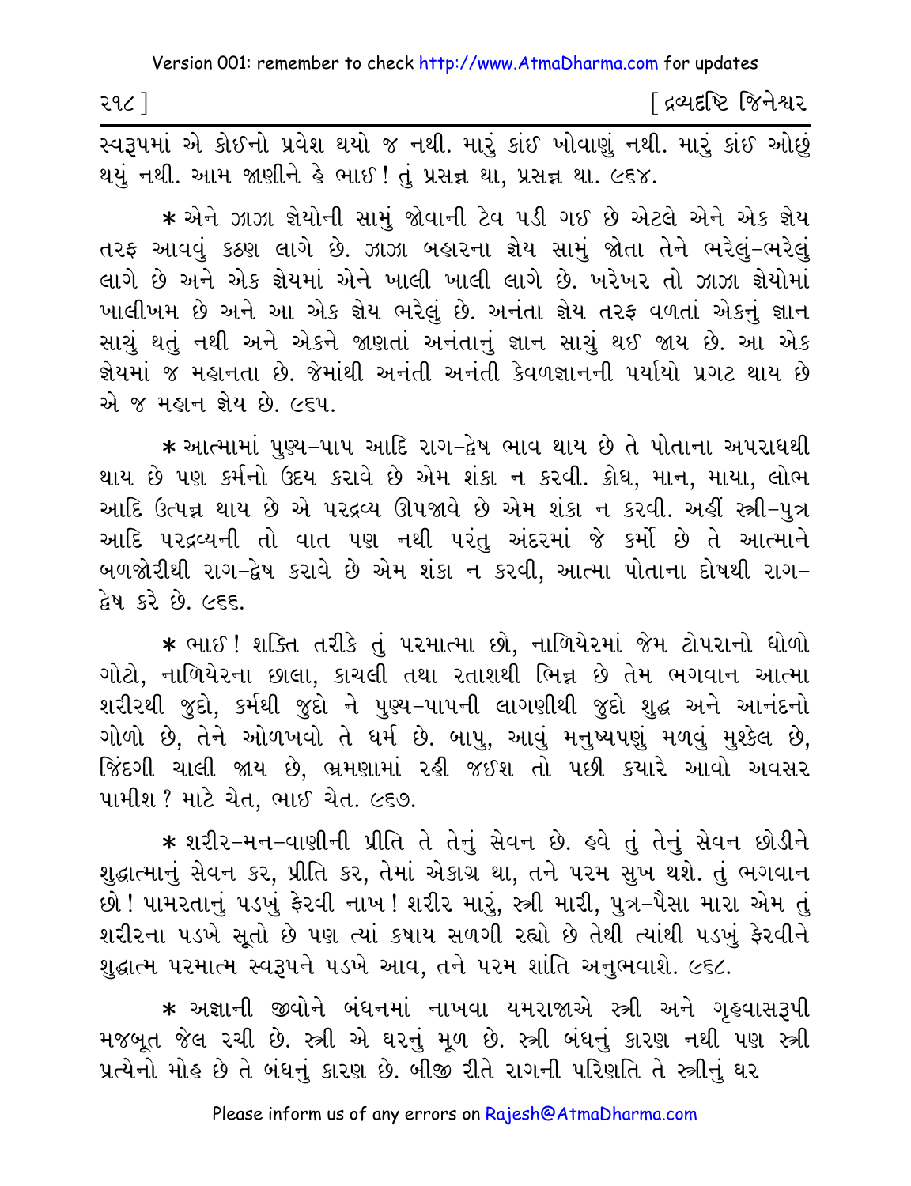સ્વરૂપમાં એ કોઈનો પ્રવેશ થયો જ નથી. મારું કાંઈ ખોવાણું નથી. મારું કાંઈ ઓછું થયું નથી. આમ જાણીને હે ભાઈ! તું પ્રસન્ન થા, પ્રસન્ન થા. ૯૬૪.

* એને ઝાઝા જ્ઞેયોની સામું જોવાની ટેવ પડી ગઈ છે એટલે એને એક જ્ઞેય તરફ આવવું કઠણ લાગે છે. ઝાઝા બહારના જ્ઞેય સામું જોતા તેને ભરેલું-ભરેલું લાગે છે અને એક જ્ઞેયમાં એને ખાલી ખાલી લાગે છે. ખરેખર તો ઝાઝા જ્ઞેયોમાં ખાલીખમ છે અને આ એક જ્ઞેય ભરેલું છે. અનંતા જ્ઞેય તરફ વળતાં એકનું જ્ઞાન સાચું થતું નથી અને એકને જાણતાં અનંતાનું જ્ઞાન સાચું થઈ જાય છે. આ એક જ્ઞેયમાં જ મહાનતા છે. જેમાંથી અનંતી અનંતી કેવળજ્ઞાનની પર્યાયો પ્રગટ થાય છે એ જ મહાન જ્ઞેય છે. ૯૬૫.

* આત્મામાં પુણ્ય-પાપ આદિ રાગ-દ્વેષ ભાવ થાય છે તે પોતાના અપરાધથી થાય છે પણ કર્મનો ઉદય કરાવે છે એમ શંકા ન કરવી. ક્રોધ, માન, માયા, લોભ આદિ ઉત્પન્ન થાય છે એ પરદ્રવ્ય ઊપજાવે છે એમ શંકા ન કરવી. અહીં સ્ત્રી-પુત્ર આદિ પરદ્રવ્યની તો વાત પણ નથી પરંતુ અંદરમાં જે કર્મો છે તે આત્માને બળજોરીથી રાગ-દ્વેષ કરાવે છે એમ શંકા ન કરવી, આત્મા પોતાના દોષથી રાગ-દ્વેષ કરે છે. ૯૬૬.

* ભાઈ! શક્તિ તરીકે તું પરમાત્મા છો, નાળિયેરમાં જેમ ટોપરાનો ધોળો ગોટો, નાળિયેરના છાલા, કાચલી તથા રતાશથી ભિન્ન છે તેમ ભગવાન આત્મા શરીરથી જુદો, કર્મથી જુદો ને પુણ્ય-પાપની લાગણીથી જુદો શુદ્ધ અને આનંદનો ગોળો છે, તેને ઓળખવો તે ધર્મ છે. બાપુ, આવું મનુષ્યપણું મળવું મુશ્કેલ છે, જિંદગી ચાલી જાય છે, ભ્રમણામાં રહી જઈશ તો પછી ક્યારે આવો અવસર પામીશ? માટે ચેત, ભાઈ ચેત. ૯૬૭.

* શરીર-મન-વાણીની પ્રીતિ તે તેનું સેવન છે. હવે તું તેનું સેવન છોડીને શુદ્ધાત્માનું સેવન કર, પ્રીતિ કર, તેમાં એકાગ્ર થા, તને પરમ સુખ થશે. તું ભગવાન છો! પામરતાનું પડખું ફેરવી નાખ! શરીર મારું, સ્ત્રી મારી, પુત્ર-પૈસા મારા એમ તું શરીરના પડખે સૂતો છે પણ ત્યાં કષાય સળગી રહ્યો છે તેથી ત્યાંથી પડખું ફેરવીને શુદ્ધાત્મ પરમાત્મ સ્વરૂપને પડખે આવ, તને પરમ શાંતિ અનુભવાશે. ૯૬૮.

* અજ્ઞાની જીવોને બંધનમાં નાખવા યમરાજાએ સ્ત્રી અને ગૃહવાસરૂપી મજબૂત જેલ રચી છે. સ્ત્રી એ ઘરનું મૂળ છે. સ્ત્રી બંધનું કારણ નથી પણ સ્ત્રી પ્રત્યેનો મોહ છે તે બંધનું કારણ છે. બીજી રીતે રાગની પરિણતિ તે સ્ત્રીનું ઘર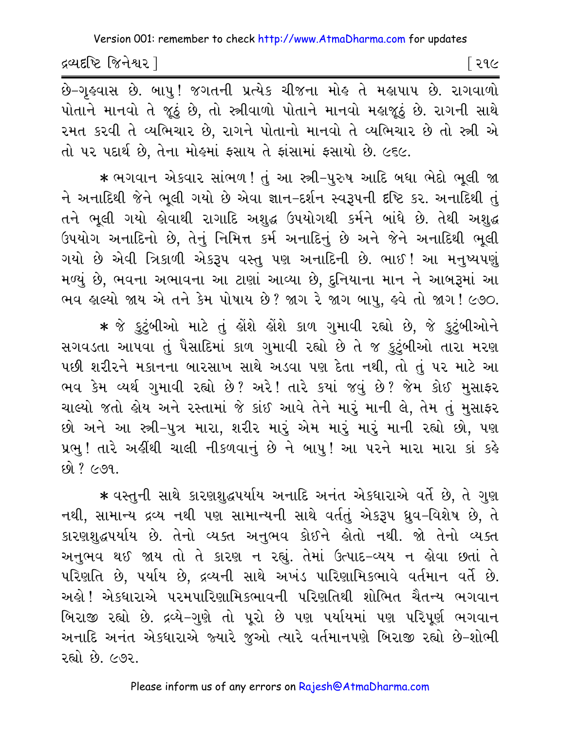છે-ગૃહવાસ છે. બાપુ! જગતની પ્રત્યેક ચીજના મોહ તે મહાપાપ છે. રાગવાળો પોતાને માનવો તે જૂઠું છે, તો સ્ત્રીવાળો પોતાને માનવો મહાજૂઠું છે. રાગની સાથે રમત કરવી તે વ્યભિચાર છે, રાગને પોતાનો માનવો તે વ્યભિચાર છે તો સ્ત્રી એ તો પર પદાર્થ છે, તેના મોહમાં ફસાય તે ફાંસામાં ફસાયો છે. ૯૬૯.

* ભગવાન એકવાર સાંભળ! તું આ સ્ત્રી-પુરુષ આદિ બધા ભેદો ભૂલી જા ને અનાદિથી જેને ભૂલી ગયો છે એવા જ્ઞાન-દર્શન સ્વરૂપની દૃષ્ટિ કર. અનાદિથી તું તને ભૂલી ગયો હોવાથી રાગાદિ અશુદ્ધ ઉપયોગથી કર્મને બાંધે છે. તેથી અશુદ્ધ ઉપયોગ અનાદિનો છે, તેનું નિમિત્ત કર્મ અનાદિનું છે અને જેને અનાદિથી ભૂલી ગયો છે એવી ત્રિકાળી એકરૂપ વસ્તુ પણ અનાદિની છે. ભાઈ! આ મનુષ્યપણું મળ્યું છે, ભવના અભાવના આ ટાણાં આવ્યા છે, દુનિયાના માન ને આબરૂમાં આ ભવ હાલ્યો જાય એ તને કેમ પોષાય છે? જાગ રે જાગ બાપુ, હવે તો જાગ! ૯૭૦.

* જે કુટુંબીઓ માટે તું હોંશે હોંશે કાળ ગુમાવી રહ્યો છે, જે કુટુંબીઓને સગવડતા આપવા તું પૈસાદિમાં કાળ ગુમાવી રહ્યો છે તે જ કુટુંબીઓ તારા મરણ પછી શરીરને મકાનના બારસાખ સાથે અડવા પણ દેતા નથી, તો તું પર માટે આ ભવ કેમ વ્યર્થ ગુમાવી રહ્યો છે? અરે! તારે ક્યાં જવું છે? જેમ કોઈ મુસાફર ચાલ્યો જતો હોય અને રસ્તામાં જે કાંઈ આવે તેને મારું માની લે, તેમ તું મુસાફર છો અને આ સ્ત્રી-પુત્ર મારા, શરીર મારું એમ મારું મારું માની રહ્યો છો, પણ પ્રભુ! તારે અહીંથી ચાલી નીકળવાનું છે ને બાપુ! આ પરને મારા મારા કાં કહે છો? ૯૭૧.

* વસ્તુની સાથે કારણશુદ્ધપર્યાય અનાદિ અનંત એકધારાએ વર્તે છે, તે ગુણ નથી, સામાન્ય દ્રવ્ય નથી પણ સામાન્યની સાથે વર્તતું એકરૂપ ધ્રુવ-વિશેષ છે, તે કારણશુદ્ધપર્યાય છે. તેનો વ્યક્ત અનુભવ કોઈને હોતો નથી. જો તેનો વ્યક્ત અનુભવ થઈ જાય તો તે કારણ ન રહ્યું. તેમાં ઉત્પાદ-વ્યય ન હોવા છતાં તે પરિણતિ છે, પર્યાય છે, દ્રવ્યની સાથે અખંડ પારિણામિકભાવે વર્તમાન વર્તે છે. અહો! એકધારાએ પરમપારિણામિકભાવની પરિણતિથી શોભિત ચૈતન્ય ભગવાન બિરાજી રહ્યો છે. દ્રવ્યે-ગુણે તો પૂરો છે પણ પર્યાયમાં પણ પરિપૂર્ણ ભગવાન અનાદિ અનંત એકધારાએ જ્યારે જુઓ ત્યારે વર્તમાનપણે બિરાજી રહ્યો છે-શોભી રહ્યો છે. ૯૭૨.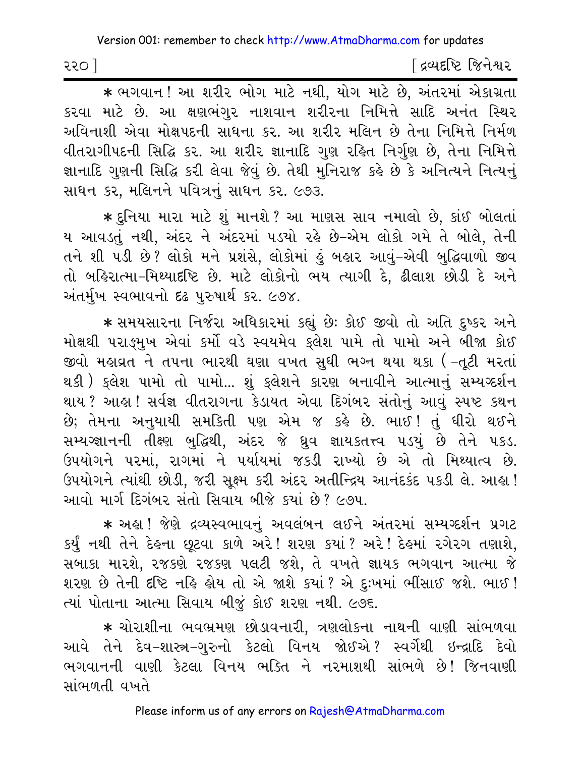* ભગવાન! આ શરીર ભોગ માટે નથી, યોગ માટે છે, અંતરમાં એકાગ્રતા કરવા માટે છે. આ ક્ષણભંગુર નાશવાન શરીરના નિમિત્તે સાદિ અનંત સ્થિર અવિનાશી એવા મોક્ષપદની સાધના કર. આ શરીર મલિન છે તેના નિમિત્તે નિર્મળ વીતરાગીપદની સિદ્ધિ કર. આ શરીર જ્ઞાનાદિ ગુણ રહિત નિર્ગુણ છે, તેના નિમિત્તે જ્ઞાનાદિ ગુણની સિદ્ધિ કરી લેવા જેવું છે. તેથી મુનિરાજ કહે છે કે અનિત્યને નિત્યનું સાધન કર, મલિનને પવિત્રનું સાધન કર. ૯૭૩.

* દુનિયા મારા માટે શું માનશે? આ માણસ સાવ નમાલો છે, કાંઈ બોલતાં ય આવડતું નથી, અંદર ને અંદરમાં પડયો રહે છે-એમ લોકો ગમે તે બોલે, તેની તને શી પડી છે? લોકો મને પ્રશંસે, લોકોમાં હું બહાર આવું-એવી બુદ્ધિવાળો જીવ તો બહિરાત્મા-મિથ્યાદૃષ્ટિ છે. માટે લોકોનો ભય ત્યાગી દે, ઢીલાશ છોડી દે અને અંતર્મુખ સ્વભાવનો દઢ પુરુષાર્થ કર. ૯૭૪.

* સમયસારના નિર્જરા અધિકારમાં કહ્યું છેઃ કોઈ જીવો તો અતિ દુષ્કર અને મોક્ષથી પરાઙ્મુખ એવાં કર્મો વડે સ્વયમેવ ક્લેશ પામે તો પામો અને બીજા કોઈ જીવો મહાવ્રત ને તપના ભારથી ઘણા વખત સુધી ભગ્ન થયા થકા (-તૂટી મરતાં થકી) ક્લેશ પામો તો પામો... શું ક્લેશને કારણ બનાવીને આત્માનું સમ્યગ્દર્શન થાય? આહા! સર્વજ્ઞ વીતરાગના કેડાયત એવા દિગંબર સંતોનું આવું સ્પષ્ટ કથન છે; તેમના અનુયાયી સમકિતી પણ એમ જ કહે છે. ભાઈ! તું ધીરો થઈને સમ્યગ્જ્ઞાનની તીક્ષ્ણ બુદ્ધિથી, અંદર જે ધ્રુવ જ્ઞાયકતત્ત્વ પડયું છે તેને પકડ. ઉપયોગને પરમાં, રાગમાં ને પર્યાયમાં જકડી રાખ્યો છે એ તો મિથ્યાત્વ છે. ઉપયોગને ત્યાંથી છોડી, જરી સૂક્ષ્મ કરી અંદર અતીન્દ્રિય આનંદકંદ પકડી લે. આહા! આવો માર્ગ દિગંબર સંતો સિવાય બીજે કયાં છે? ૯૭૫.

* અહા! જેણે દ્રવ્યસ્વભાવનું અવલંબન લઈને અંતરમાં સમ્યગ્દર્શન પ્રગટ કર્યું નથી તેને દેહના છૂટવા કાળે અરે! શરણ કયાં? અરે! દેહમાં રગેરગ તણાશે, સબાકા મારશે, રજકણે રજકણ પલટી જશે, તે વખતે જ્ઞાયક ભગવાન આત્મા જે શરણ છે તેની દૃષ્ટિ નહિ હોય તો એ જાશે કયાં? એ દુઃખમાં ભીંસાઈ જશે. ભાઈ! ત્યાં પોતાના આત્મા સિવાય બીજું કોઈ શરણ નથી. ૯૭૬.

* ચોરાશીના ભવભ્રમણ છોડાવનારી, ત્રણલોકના નાથની વાણી સાંભળવા આવે તેને દેવ-શાસ્ત્ર-ગુરુનો કેટલો વિનય જોઈએ? સ્વર્ગેથી ઇન્દ્રાદિ દેવો ભગવાનની વાણી કેટલા વિનય ભક્તિ ને નરમાશથી સાંભળે છે! જિનવાણી સાંભળતી વખતે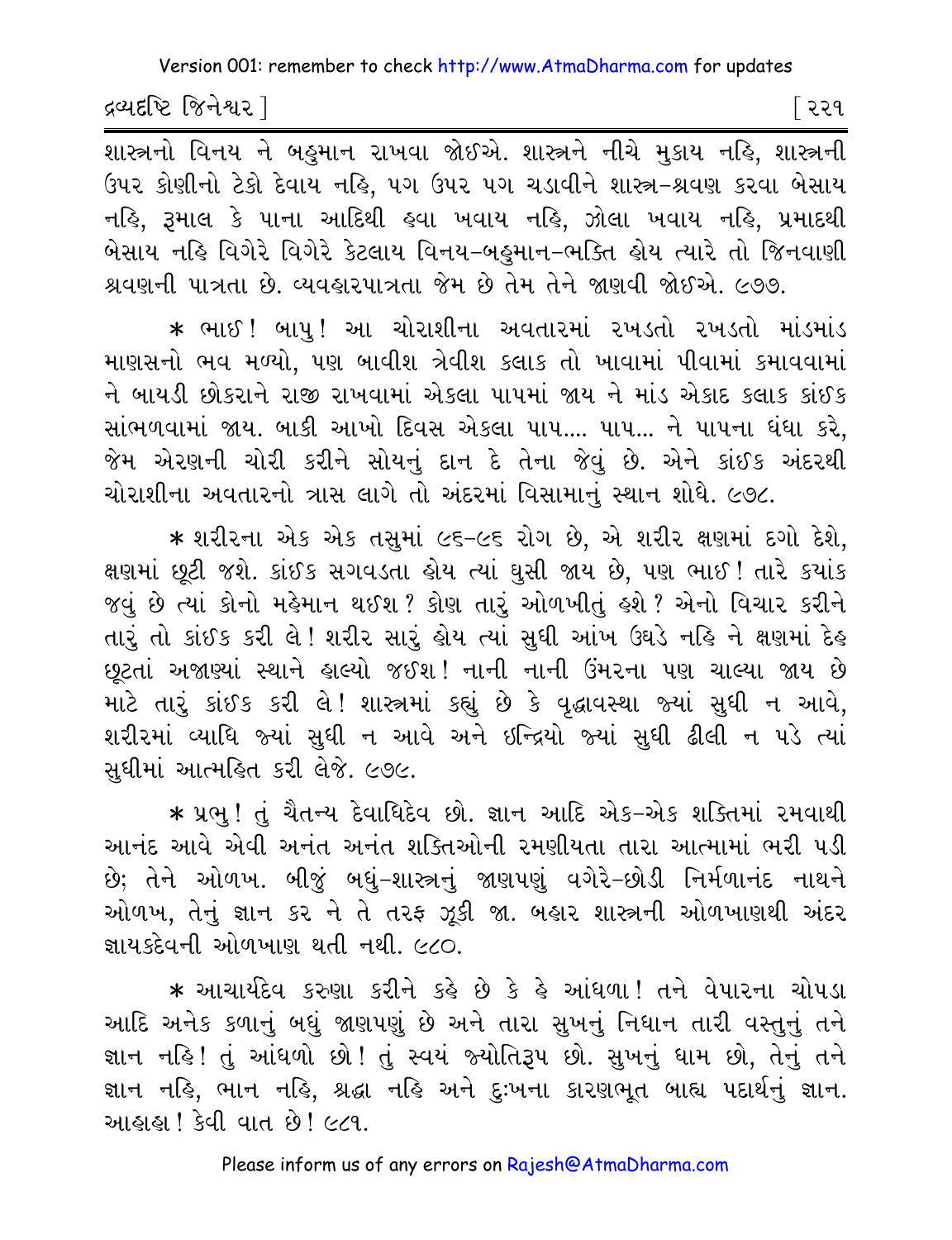શાસ્ત્રનો વિનય ને બહુમાન રાખવા જોઈએ. શાસ્ત્રને નીચે મુકાય નહિ, શાસ્ત્રની ઉપર કોણીનો ટેકો દેવાય નહિ, પગ ઉપર પગ ચડાવીને શાસ્ત્ર-શ્રવણ કરવા બેસાય નહિ, રૂમાલ કે પાના આદિથી હવા ખવાય નહિ, ઝોલા ખવાય નહિ, પ્રમાદથી બેસાય નહિ વિગેરે વિગેરે કેટલાય વિનય-બહુમાન-ભક્તિ હોય ત્યારે તો જિનવાણી શ્રવણની પાત્રતા છે. વ્યવહારપાત્રતા જેમ છે તેમ તેને જાણવી જોઈએ. ૯૭૭.

* ભાઈ! બાપુ! આ ચોરાશીના અવતારમાં રખડતો રખડતો માંડમાંડ માણસનો ભવ મળ્યો, પણ બાવીશ ત્રેવીશ કલાક તો ખાવામાં પીવામાં કમાવવામાં ને બાયડી છોકરાને રાજી રાખવામાં એકલા પાપમાં જાય ને માંડ એકાદ કલાક કાંઈક સાંભળવામાં જાય. બાકી આખો દિવસ એકલા પાપ.... પાપ... ને પાપના ધંધા કરે, જેમ એરણની ચોરી કરીને સોયનું દાન દે તેના જેવું છે. એને કાંઈક અંદરથી ચોરાશીના અવતારનો ત્રાસ લાગે તો અંદરમાં વિસામાનું સ્થાન શોધે. ૯૭૮.

* શરીરના એક એક તસુમાં ૯૬-૯૬ રોગ છે, એ શરીર ક્ષણમાં દગો દેશે, ક્ષણમાં છૂટી જશે. કાંઈક સગવડતા હોય ત્યાં ઘુસી જાય છે, પણ ભાઈ! તારે ક્યાંક જવું છે ત્યાં કોનો મહેમાન થઈશ? કોણ તારું ઓળખીતું હશે? એનો વિચાર કરીને તારું તો કાંઈક કરી લે! શરીર સારું હોય ત્યાં સુધી આંખ ઉઘડે નહિ ને ક્ષણમાં દેહ છૂટતાં અજાણ્યાં સ્થાને હાલ્યો જઈશ! નાની નાની ઉંમરના પણ ચાલ્યા જાય છે માટે તારું કાંઈક કરી લે! શાસ્ત્રમાં કહ્યું છે કે વૃદ્ધાવસ્થા જ્યાં સુધી ન આવે, શરીરમાં વ્યાધિ જ્યાં સુધી ન આવે અને ઇન્દ્રિયો જ્યાં સુધી ઢીલી ન પડે ત્યાં સુધીમાં આત્મહિત કરી લેજે. ૯૭૯.

* પ્રભુ! તું ચૈતન્ય દેવાધિદેવ છો. જ્ઞાન આદિ એક-એક શક્તિમાં રમવાથી આનંદ આવે એવી અનંત અનંત શક્તિઓની રમણીયતા તારા આત્મામાં ભરી પડી છે; તેને ઓળખ. બીજું બધું-શાસ્ત્રનું જાણપણું વગેરે-છોડી નિર્મળાનંદ નાથને ઓળખ, તેનું જ્ઞાન કર ને તે તરફ ઝૂકી જા. બહાર શાસ્ત્રની ઓળખાણથી અંદર જ્ઞાયકદેવની ઓળખાણ થતી નથી. ૯૮૦.

* આચાર્યદેવ કરુણા કરીને કહે છે કે હે આંધળા! તને વેપારના ચોપડા આદિ અનેક કળાનું બધું જાણપણું છે અને તારા સુખનું નિધાન તારી વસ્તુનું તને જ્ઞાન નહિ! તું આંધળો છો! તું સ્વયં જ્યોતિરૂપ છો. સુખનું ધામ છો, તેનું તને જ્ઞાન નહિ, ભાન નહિ, શ્રદ્ધા નહિ અને દુઃખના કારણભૂત બાહ્ય પદાર્થનું જ્ઞાન. આહાહા! કેવી વાત છે! ૯૮૧.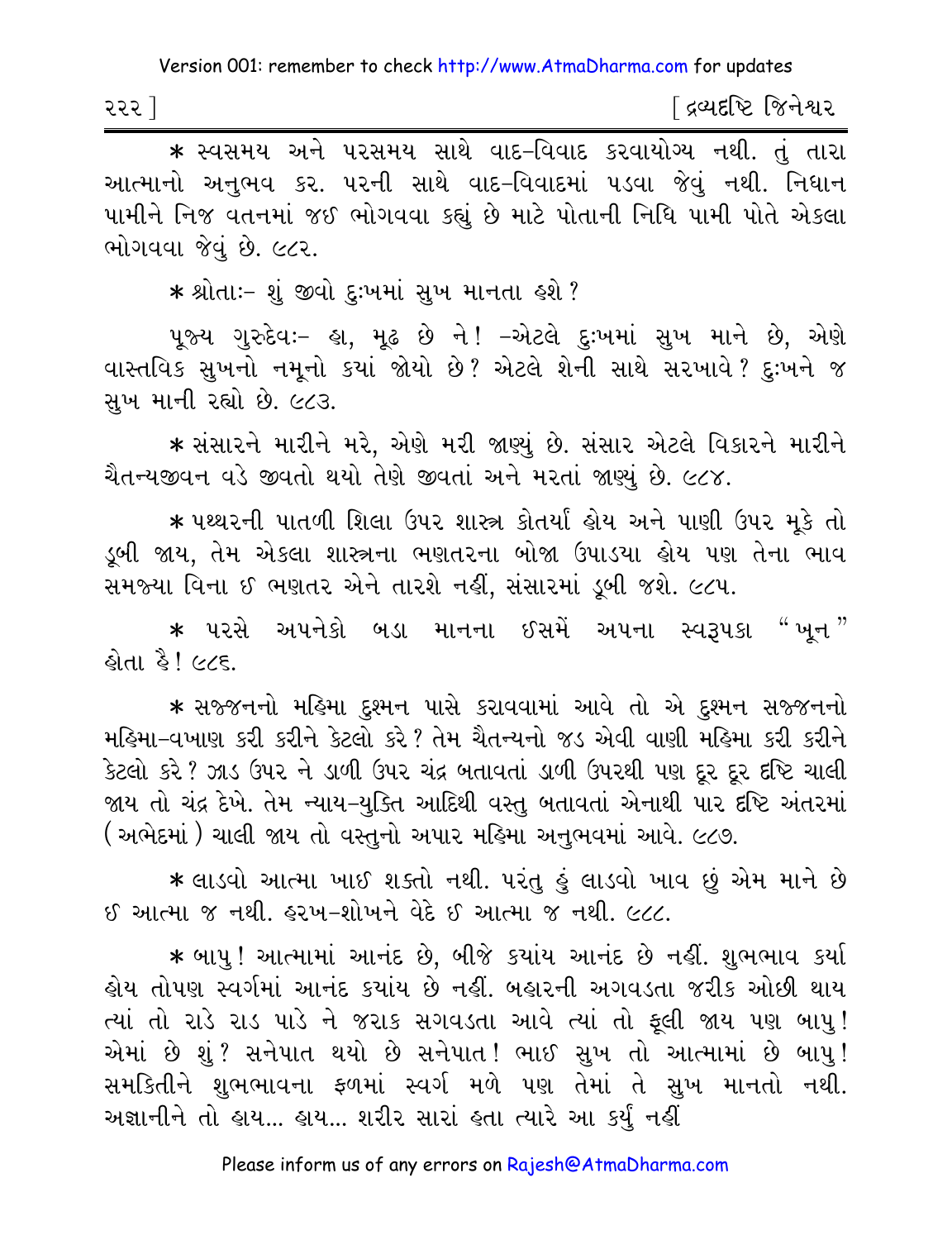* સ્વસમય અને પરસમય સાથે વાદ-વિવાદ કરવાયોગ્ય નથી. તું તારા આત્માનો અનુભવ કર. પરની સાથે વાદ-વિવાદમાં પડવા જેવું નથી. નિધાન પામીને નિજ વતનમાં જઈ ભોગવવા કહ્યું છે માટે પોતાની નિધિ પામી પોતે એકલા ભોગવવા જેવું છે. ૯૮૨.

* શ્રોતાઃ- શું જીવો દુઃખમાં સુખ માનતા હશે?

પૂજ્ય ગુરુદેવઃ- હા, મૂઢ છે ને! -એટલે દુઃખમાં સુખ માને છે, એણે વાસ્તવિક સુખનો નમૂનો કયાં જોયો છે? એટલે શેની સાથે સરખાવે? દુઃખને જ સુખ માની રહ્યો છે. ૯૮૩.

* સંસારને મારીને મરે, એણે મરી જાણ્યું છે. સંસાર એટલે વિકારને મારીને ચૈતન્યજીવન વડે જીવતો થયો તેણે જીવતાં અને મરતાં જાણ્યું છે. ૯૮૪.

* પથ્થરની પાતળી શિલા ઉપર શાસ્ત્ર કોતર્યા હોય અને પાણી ઉપર મૂકે તો ડૂબી જાય, તેમ એકલા શાસ્ત્રના ભણતરના બોજા ઉપાડયા હોય પણ તેના ભાવ સમજ્યા વિના ઈ ભણતર એને તારશે નહીં, સંસારમાં ડૂબી જશે. ૯૮૫.

* પરસે અપનેકો બડા માનના ઈસમેં અપના સ્વરૂપકા "ખૂન" હોતા હૈ! ૯૮૬.

* સજ્જનનો મહિમા દુશ્મન પાસે કરાવવામાં આવે તો એ દુશ્મન સજ્જનનો મહિમા-વખાણ કરી કરીને કેટલો કરે? તેમ ચૈતન્યનો જડ એવી વાણી મહિમા કરી કરીને કેટલો કરે? ઝાડ ઉપર ને ડાળી ઉપર ચંદ્ર બતાવતાં ડાળી ઉપરથી પણ દૂર દૂર દૃષ્ટિ ચાલી જાય તો ચંદ્ર દેખે. તેમ ન્યાય-યુક્તિ આદિથી વસ્તુ બતાવતાં એનાથી પાર દૃષ્ટિ અંતરમાં (અભેદમાં) ચાલી જાય તો વસ્તુનો અપાર મહિમા અનુભવમાં આવે. ૯૮૭.

* લાડવો આત્મા ખાઈ શક્તો નથી. પરંતુ હું લાડવો ખાવ છું એમ માને છે ઈ આત્મા જ નથી. હરખ-શોખને વેદે ઈ આત્મા જ નથી. ૯૮૮.

* બાપુ! આત્મામાં આનંદ છે, બીજે કયાંય આનંદ છે નહીં. શુભભાવ કર્યા હોય તોપણ સ્વર્ગમાં આનંદ કયાંય છે નહીં. બહારની અગવડતા જરીક ઓછી થાય ત્યાં તો રાડે રાડ પાડે ને જરાક સગવડતા આવે ત્યાં તો ફૂલી જાય પણ બાપુ! એમાં છે શું? સનેપાત થયો છે સનેપાત! ભાઈ સુખ તો આત્મામાં છે બાપુ! સમકિતીને શુભભાવના ફળમાં સ્વર્ગ મળે પણ તેમાં તે સુખ માનતો નથી. અજ્ઞાનીને તો હાય... હાય... શરીર સારાં હતા ત્યારે આ કર્યું નહીં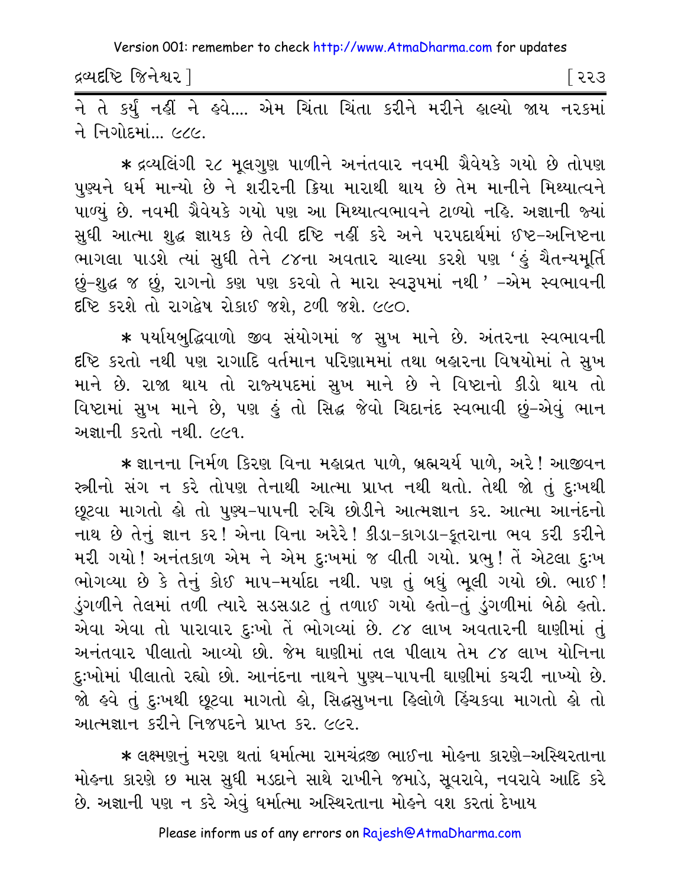ને તે કર્યું નહીં ને હવે.... એમ ચિંતા ચિંતા કરીને મરીને હાલ્યો જાય નરકમાં ને નિગોદમાં... ૯૮૯.

* દ્રવ્યલિંગી ૨૮ મૂલગુણ પાળીને અનંતવાર નવમી ગ્રૈવેયકે ગયો છે તોપણ પુણ્યને ધર્મ માન્યો છે ને શરીરની ક્રિયા મારાથી થાય છે તેમ માનીને મિથ્યાત્વને પાળ્યું છે. નવમી ગ્રૈવેયકે ગયો પણ આ મિથ્યાત્વભાવને ટાળ્યો નહિ. અજ્ઞાની જ્યાં સુધી આત્મા શુદ્ધ જ્ઞાયક છે તેવી દૃષ્ટિ નહીં કરે અને પરપદાર્થમાં ઈષ્ટ-અનિષ્ટના ભાગલા પાડશે ત્યાં સુધી તેને ૮૪ના અવતાર ચાલ્યા કરશે પણ 'હું ચૈતન્યમૂર્તિ છું-શુદ્ધ જ છું, રાગનો કણ પણ કરવો તે મારા સ્વરૂપમાં નથી' -એમ સ્વભાવની દૃષ્ટિ કરશે તો રાગદ્વેષ રોકાઈ જશે, ટળી જશે. ૯૯૦.

* પર્યાયબુદ્ધિવાળો જીવ સંયોગમાં જ સુખ માને છે. અંતરના સ્વભાવની દૃષ્ટિ કરતો નથી પણ રાગાદિ વર્તમાન પરિણામમાં તથા બહારના વિષયોમાં તે સુખ માને છે. રાજા થાય તો રાજ્યપદમાં સુખ માને છે ને વિષ્ટાનો કીડો થાય તો વિષ્ટામાં સુખ માને છે, પણ હું તો સિદ્ધ જેવો ચિદાનંદ સ્વભાવી છું-એવું ભાન અજ્ઞાની કરતો નથી. ૯૯૧.

* જ્ઞાનના નિર્મળ કિરણ વિના મહાવ્રત પાળે, બ્રહ્મચર્ય પાળે, અરે! આજીવન સ્ત્રીનો સંગ ન કરે તોપણ તેનાથી આત્મા પ્રાપ્ત નથી થતો. તેથી જો તું દુઃખથી છૂટવા માગતો હો તો પુણ્ય-પાપની રુચિ છોડીને આત્મજ્ઞાન કર. આત્મા આનંદનો નાથ છે તેનું જ્ઞાન કર! એના વિના અરેરે! કીડા-કાગડા-કૂતરાના ભવ કરી કરીને મરી ગયો! અનંતકાળ એમ ને એમ દુઃખમાં જ વીતી ગયો. પ્રભુ! તેં એટલા દુઃખ ભોગવ્યા છે કે તેનું કોઈ માપ-મર્યાદા નથી. પણ તું બધું ભૂલી ગયો છો. ભાઈ! ડુંગળીને તેલમાં તળી ત્યારે સડસડાટ તું તળાઈ ગયો હતો-તું ડુંગળીમાં બેઠો હતો. એવા એવા તો પારાવાર દુઃખો તેં ભોગવ્યાં છે. ૮૪ લાખ અવતારની ઘાણીમાં તું અનંતવાર પીલાતો આવ્યો છો. જેમ ઘાણીમાં તલ પીલાય તેમ ૮૪ લાખ યોનિના દુઃખોમાં પીલાતો રહ્યો છો. આનંદના નાથને પુણ્ય-પાપની ઘાણીમાં કચરી નાખ્યો છે. જો હવે તું દુઃખથી છૂટવા માગતો હો, સિદ્ધસુખના હિલોળે હિંચકવા માગતો હો તો આત્મજ્ઞાન કરીને નિજપદને પ્રાપ્ત કર. ૯૯૨.

* લક્ષ્મણનું મરણ થતાં ધર્માત્મા રામચંદ્રજી ભાઈના મોહના કારણે-અસ્થિરતાના મોહના કારણે છ માસ સુધી મડદાને સાથે રાખીને જમાડે, સૂવરાવે, નવરાવે આદિ કરે છે. અજ્ઞાની પણ ન કરે એવું ધર્માત્મા અસ્થિરતાના મોહને વશ કરતાં દેખાય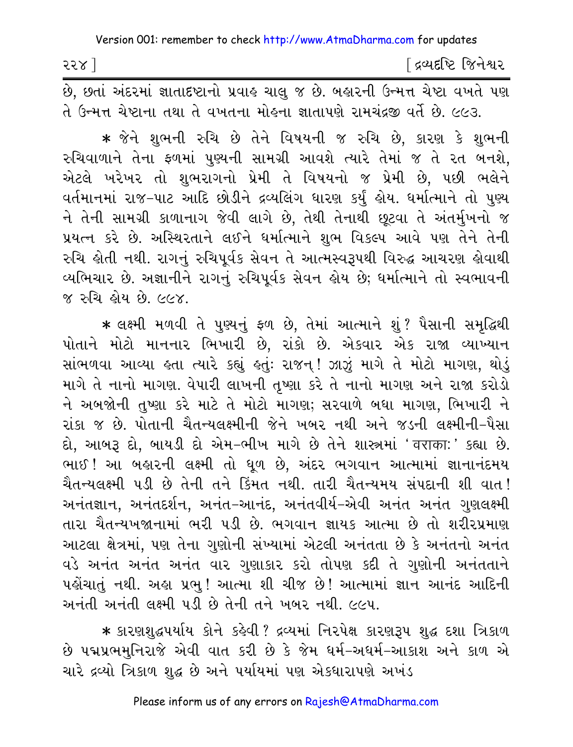છે, છતાં અંદરમાં જ્ઞાતાદષ્ટાનો પ્રવાહ ચાલુ જ છે. બહારની ઉન્મત્ત ચેષ્ટા વખતે પણ તે ઉન્મત્ત ચેષ્ટાના તથા તે વખતના મોહના જ્ઞાતાપણે રામચંદ્રજી વર્તે છે. ૯૯૩.

* જેને શુભની રુચિ છે તેને વિષયની જ રુચિ છે, કારણ કે શુભની રુચિવાળાને તેના ફળમાં પુણ્યની સામગ્રી આવશે ત્યારે તેમાં જ તે રત બનશે, એટલે ખરેખર તો શુભરાગનો પ્રેમી તે વિષયનો જ પ્રેમી છે, પછી ભલેને વર્તમાનમાં રાજ-પાટ આદિ છોડીને દ્રવ્યલિંગ ધારણ કર્યું હોય. ધર્માત્માને તો પુણ્ય ને તેની સામગ્રી કાળાનાગ જેવી લાગે છે, તેથી તેનાથી છૂટવા તે અંતર્મુખનો જ પ્રયત્ન કરે છે. અસ્થિરતાને લઈને ધર્માત્માને શુભ વિકલ્પ આવે પણ તેને તેની રુચિ હોતી નથી. રાગનું રુચિપૂર્વક સેવન તે આત્મસ્વરૂપથી વિરુદ્ધ આચરણ હોવાથી વ્યભિચાર છે. અજ્ઞાનીને રાગનું રુચિપૂર્વક સેવન હોય છે; ધર્માત્માને તો સ્વભાવની જ રુચિ હોય છે. ૯૯૪.

* લક્ષ્મી મળવી તે પુણ્યનું ફળ છે, તેમાં આત્માને શું? પૈસાની સમૃદ્ધિથી પોતાને મોટો માનનાર ભિખારી છે, રાંકો છે. એકવાર એક રાજા વ્યાખ્યાન સાંભળવા આવ્યા હતા ત્યારે કહ્યું હતુંઃ રાજન્! ઝાઝું માગે તે મોટો માગણ, થોડું માગે તે નાનો માગણ. વેપારી લાખની તૃષ્ણા કરે તે નાનો માગણ અને રાજા કરોડો ને અબજોની તૃષ્ણા કરે માટે તે મોટો માગણ; સરવાળે બધા માગણ, ભિખારી ને રાંકા જ છે. પોતાની ચૈતન્યલક્ષ્મીની જેને ખબર નથી અને જડની લક્ષ્મીની-પૈસા દો, આબરૂ દો, બાયડી દો એમ-ભીખ માગે છે તેને શાસ્ત્રમાં 'वराकाः' કહ્યા છે. ભાઈ! આ બહારની લક્ષ્મી તો ધૂળ છે, અંદર ભગવાન આત્મામાં જ્ઞાનાનંદમય ચૈતન્યલક્ષ્મી પડી છે તેની તને કિંમત નથી. તારી ચૈતન્યમય સંપદાની શી વાત! અનંતજ્ઞાન, અનંતદર્શન, અનંત-આનંદ, અનંતવીર્ય-એવી અનંત અનંત ગુણલક્ષ્મી તારા ચૈતન્યખજાનામાં ભરી પડી છે. ભગવાન જ્ઞાયક આત્મા છે તો શરીરપ્રમાણ આટલા ક્ષેત્રમાં, પણ તેના ગુણોની સંખ્યામાં એટલી અનંતતા છે કે અનંતનો અનંત વડે અનંત અનંત અનંત વાર ગુણાકાર કરો તોપણ કદી તે ગુણોની અનંતતાને પહોંચાતું નથી. અહો પ્રભુ! આત્મા શી ચીજ છે! આત્મામાં જ્ઞાન આનંદ આદિની અનંતી અનંતી લક્ષ્મી પડી છે તેની તને ખબર નથી. ૯૯૫.

* કારણશુદ્ધપર્યાય કોને કહેવી? દ્રવ્યમાં નિરપેક્ષ કારણરૂપ શુદ્ધ દશા ત્રિકાળ છે પદ્મપ્રભમુનિરાજે એવી વાત કરી છે કે જેમ ધર્મ-અધર્મ-આકાશ અને કાળ એ ચારે દ્રવ્યો ત્રિકાળ શુદ્ધ છે અને પર્યાયમાં પણ એકધારાપણે અખંડ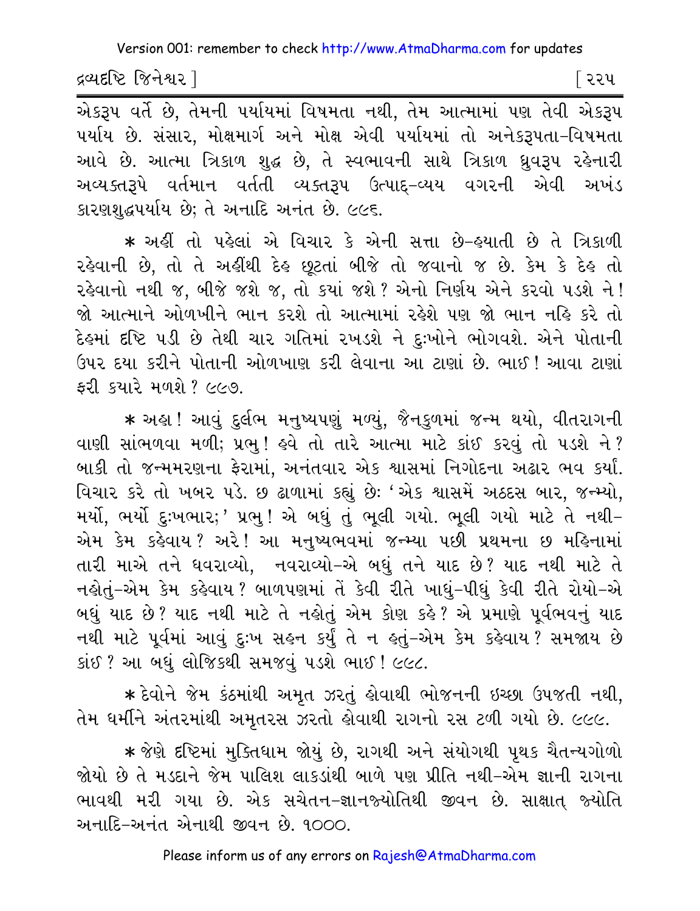એકરૂપ વર્તે છે, તેમની પર્યાયમાં વિષમતા નથી, તેમ આત્મામાં પણ તેવી એકરૂપ પર્યાય છે. સંસાર, મોક્ષમાર્ગ અને મોક્ષ એવી પર્યાયમાં તો અનેકરૂપતા-વિષમતા આવે છે. આત્મા ત્રિકાળ શુદ્ધ છે, તે સ્વભાવની સાથે ત્રિકાળ ધ્રુવરૂપ રહેનારી અવ્યક્તરૂપે વર્તમાન વર્તતી વ્યક્તરૂપ ઉત્પાદ્-વ્યય વગરની એવી અખંડ કારણશુદ્ધપર્યાય છે; તે અનાદિ અનંત છે. ૯૯૬.

* અહીં તો પહેલાં એ વિચાર કે એની સત્તા છે-હયાતી છે તે ત્રિકાળી રહેવાની છે, તો તે અહીંથી દેહ છૂટતાં બીજે તો જવાનો જ છે. કેમ કે દેહ તો રહેવાનો નથી જ, બીજે જશે જ, તો ક્યાં જશે? એનો નિર્ણય એને કરવો પડશે ને! જો આત્માને ઓળખીને ભાન કરશે તો આત્મામાં રહેશે પણ જો ભાન નહિ કરે તો દેહમાં દૃષ્ટિ પડી છે તેથી ચાર ગતિમાં રખડશે ને દુઃખોને ભોગવશે. એને પોતાની ઉપર દયા કરીને પોતાની ઓળખાણ કરી લેવાના આ ટાણાં છે. ભાઈ! આવા ટાણાં ફરી ક્યારે મળશે? ૯૯૭.

* અહા! આવું દુર્લભ મનુષ્યપણું મળ્યું, જૈનકુળમાં જન્મ થયો, વીતરાગની વાણી સાંભળવા મળી; પ્રભુ! હવે તો તારે આત્મા માટે કાંઈ કરવું તો પડશે ને? બાકી તો જન્મમરણના ફેરામાં, અનંતવાર એક શ્વાસમાં નિગોદના અઢાર ભવ કર્યાં. વિચાર કરે તો ખબર પડે. છ ઢાળામાં કહ્યું છેઃ 'એક શ્વાસમેં અઠદસ બાર, જન્મ્યો, મર્યો, ભર્યો દુઃખભાર;' પ્રભુ! એ બધું તું ભૂલી ગયો. ભૂલી ગયો માટે તે નથી-એમ કેમ કહેવાય? અરે! આ મનુષ્યભવમાં જન્મ્યા પછી પ્રથમના છ મહિનામાં તારી માએ તને ધવરાવ્યો, નવરાવ્યો-એ બધું તને યાદ છે? યાદ નથી માટે તે નહોતું-એમ કેમ કહેવાય? બાળપણમાં તેં કેવી રીતે ખાધું-પીધું કેવી રીતે રોયો-એ બધું યાદ છે? યાદ નથી માટે તે નહોતું એમ કોણ કહે? એ પ્રમાણે પૂર્વભવનું યાદ નથી માટે પૂર્વમાં આવું દુઃખ સહન કર્યું તે ન હતું-એમ કેમ કહેવાય? સમજાય છે કાંઈ? આ બધું લોજિકથી સમજવું પડશે ભાઈ! ૯૯૮.

* દેવોને જેમ કંઠમાંથી અમૃત ઝરતું હોવાથી ભોજનની ઇચ્છા ઉપજતી નથી, તેમ ધર્મીને અંતરમાંથી અમૃતરસ ઝરતો હોવાથી રાગનો રસ ટળી ગયો છે. ૯૯૯.

* જેણે દૃષ્ટિમાં મુક્તિધામ જોયું છે, રાગથી અને સંયોગથી પૃથક ચૈતન્યગોળો જોયો છે તે મડદાને જેમ પાલિશ લાકડાંથી બાળે પણ પ્રીતિ નથી-એમ જ્ઞાની રાગના ભાવથી મરી ગયા છે. એક સચેતન-જ્ઞાનજ્યોતિથી જીવન છે. સાક્ષાત્ જ્યોતિ અનાદિ-અનંત એનાથી જીવન છે. ૧૦૦૦.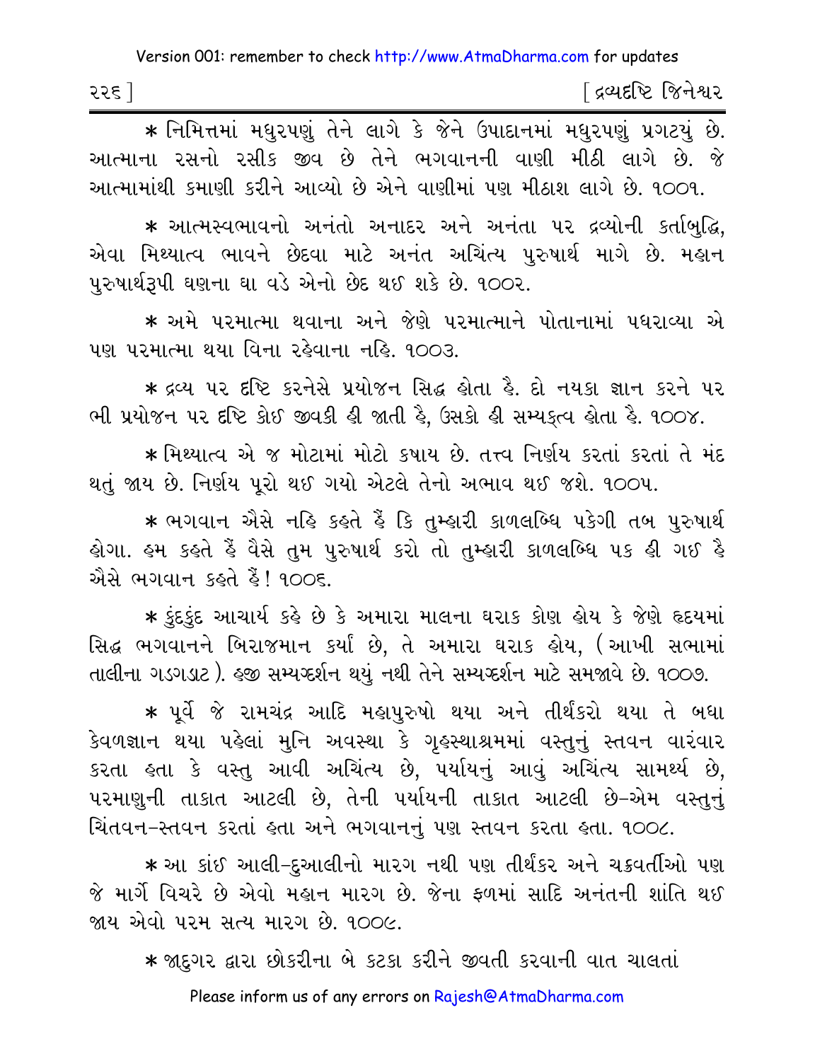* નિમિત્તમાં મધુરપણું તેને લાગે કે જેને ઉપાદાનમાં મધુરપણું પ્રગટયું છે. આત્માના રસનો રસીક જીવ છે તેને ભગવાનની વાણી મીઠી લાગે છે. જે આત્મામાંથી કમાણી કરીને આવ્યો છે એને વાણીમાં પણ મીઠાશ લાગે છે. ૧૦૦૧.

* આત્મસ્વભાવનો અનંતો અનાદર અને અનંતા પર દ્રવ્યોની કર્તાબુદ્ધિ, એવા મિથ્યાત્વ ભાવને છેદવા માટે અનંત અચિંત્ય પુરુષાર્થ માગે છે. મહાન પુરુષાર્થરૂપી ઘણના ઘા વડે એનો છેદ થઈ શકે છે. ૧૦૦૨.

* અમે પરમાત્મા થવાના અને જેણે પરમાત્માને પોતાનામાં પધરાવ્યા એ પણ પરમાત્મા થયા વિના રહેવાના નહિ. ૧૦૦૩.

* દ્રવ્ય પર દૃષ્ટિ કરનેસે પ્રયોજન સિદ્ધ હોતા હૈ. દો નયકા જ્ઞાન કરને પર ભી પ્રયોજન પર દૃષ્ટિ કોઈ જીવકી હી જાતી હૈ, ઉસકો હી સમ્યક્ત્વ હોતા હૈ. ૧૦૦૪.

* મિથ્યાત્વ એ જ મોટામાં મોટો કષાય છે. તત્ત્વ નિર્ણય કરતાં કરતાં તે મંદ થતું જાય છે. નિર્ણય પૂરો થઈ ગયો એટલે તેનો અભાવ થઈ જશે. ૧૦૦૫.

* ભગવાન ઐસે નહિ કહતે હૈં કિ તુમ્હારી કાળલબ્ધિ પકેગી તબ પુરુષાર્થ હોગા. હમ કહતે હૈં વૈસે તુમ પુરુષાર્થ કરો તો તુમ્હારી કાળલબ્ધિ પક હી ગઈ હૈ ઐસે ભગવાન કહતે હૈં! ૧૦૦૬.

* કુંદકુંદ આચાર્ય કહે છે કે અમારા માલના ઘરાક કોણ હોય કે જેણે હૃદયમાં સિદ્ધ ભગવાનને બિરાજમાન કર્યા છે, તે અમારા ઘરાક હોય, (આખી સભામાં તાલીના ગડગડાટ). હજી સમ્યગ્દર્શન થયું નથી તેને સમ્યગ્દર્શન માટે સમજાવે છે. ૧૦૦૭.

* પૂર્વે જે રામચંદ્ર આદિ મહાપુરુષો થયા અને તીર્થંકરો થયા તે બધા કેવળજ્ઞાન થયા પહેલાં મુનિ અવસ્થા કે ગૃહસ્થાશ્રમમાં વસ્તુનું સ્તવન વારંવાર કરતા હતા કે વસ્તુ આવી અચિંત્ય છે, પર્યાયનું આવું અચિંત્ય સામર્થ્ય છે, પરમાણુની તાકાત આટલી છે, તેની પર્યાયની તાકાત આટલી છે-એમ વસ્તુનું ચિંતવન-સ્તવન કરતાં હતા અને ભગવાનનું પણ સ્તવન કરતા હતા. ૧૦૦૮.

* આ કાંઈ આલી-દુઆલીનો મારગ નથી પણ તીર્થંકર અને ચક્રવર્તીઓ પણ જે માર્ગે વિચરે છે એવો મહાન મારગ છે. જેના ફળમાં સાદિ અનંતની શાંતિ થઈ જાય એવો પરમ સત્ય મારગ છે. ૧૦૦૯.

* જાદુગર દ્વારા છોકરીના બે કટકા કરીને જીવતી કરવાની વાત ચાલતાં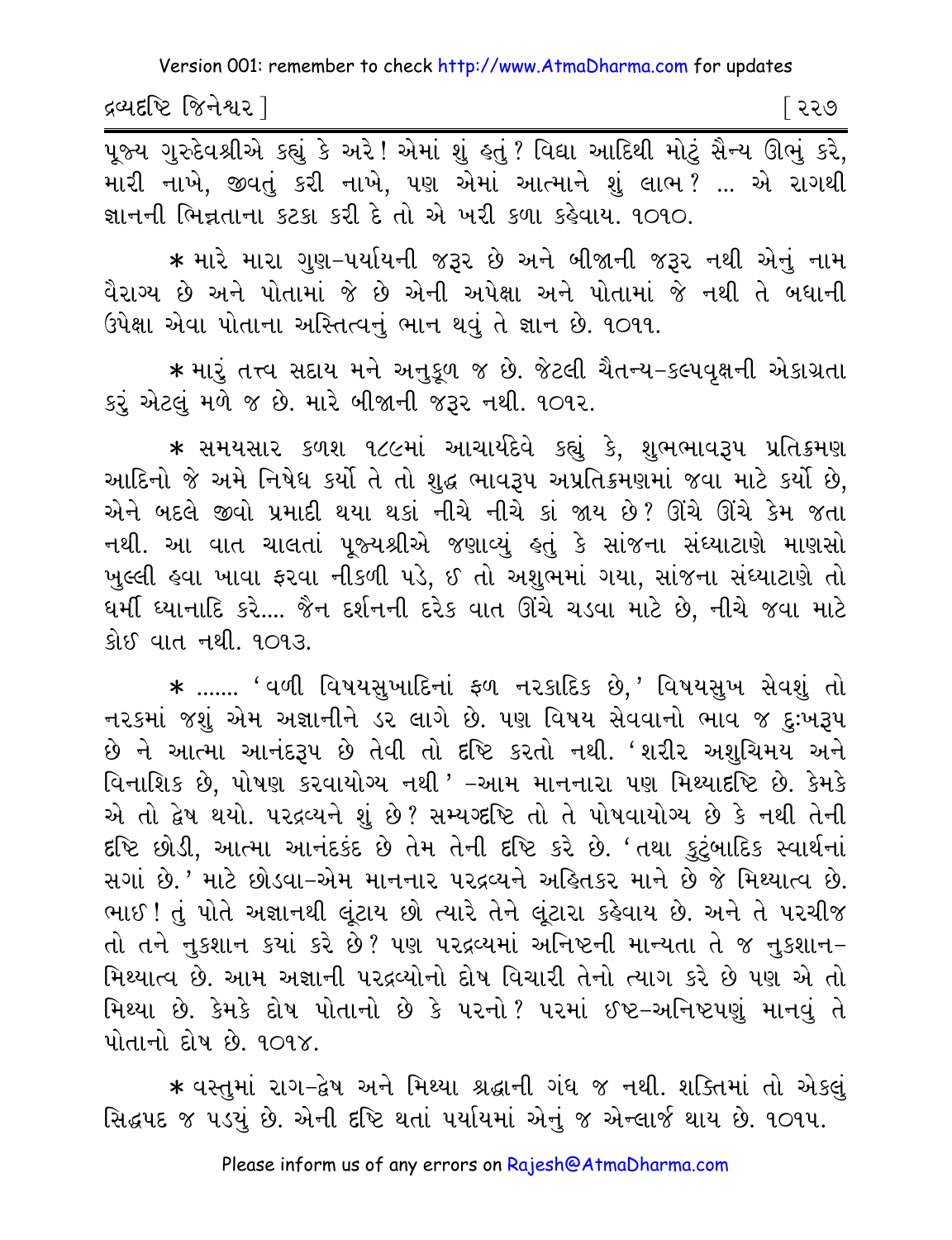પૂજ્ય ગુરુદેવશ્રીએ કહ્યું કે અરે! એમાં શું હતું? વિદ્યા આદિથી મોટું સૈન્ય ઊભું કરે, મારી નાખે, જીવતું કરી નાખે, પણ એમાં આત્માને શું લાભ? ... એ રાગથી જ્ઞાનની ભિન્નતાના કટકા કરી દે તો એ ખરી કળા કહેવાય. ૧૦૧૦.

* મારે મારા ગુણ-પર્યાયની જરૂર છે અને બીજાની જરૂર નથી એનું નામ વૈરાગ્ય છે અને પોતામાં જે છે એની અપેક્ષા અને પોતામાં જે નથી તે બધાની ઉપેક્ષા એવા પોતાના અસ્તિત્વનું ભાન થવું તે જ્ઞાન છે. ૧૦૧૧.

* મારું તત્ત્વ સદાય મને અનુકૂળ જ છે. જેટલી ચૈતન્ય-કલ્પવૃક્ષની એકાગ્રતા કરું એટલું મળે જ છે. મારે બીજાની જરૂર નથી. ૧૦૧૨.

* સમયસાર કળશ ૧૮૯માં આચાર્યદેવે કહ્યું કે, શુભભાવરૂપ પ્રતિક્રમણ આદિનો જે અમે નિષેધ કર્યો તે તો શુદ્ધ ભાવરૂપ અપ્રતિક્રમણમાં જવા માટે કર્યો છે, એને બદલે જીવો પ્રમાદી થયા થકાં નીચે નીચે કાં જાય છે? ઊંચે ઊંચે કેમ જતા નથી. આ વાત ચાલતાં પૂજ્યશ્રીએ જણાવ્યું હતું કે સાંજના સંધ્યાટાણે માણસો ખુલ્લી હવા ખાવા ફરવા નીકળી પડે, ઈ તો અશુભમાં ગયા, સાંજના સંધ્યાટાણે તો ધર્મી ધ્યાનાદિ કરે.... જૈન દર્શનની દરેક વાત ઊંચે ચડવા માટે છે, નીચે જવા માટે કોઈ વાત નથી. ૧૦૧૩.

* ....... 'વળી વિષયસુખાદિનાં ફળ નરકાદિક છે,' વિષયસુખ સેવશું તો નરકમાં જશું એમ અજ્ઞાનીને ડર લાગે છે. પણ વિષય સેવવાનો ભાવ જ દુઃખરૂપ છે ને આત્મા આનંદરૂપ છે તેવી તો દૃષ્ટિ કરતો નથી. 'શરીર અશુચિમય અને વિનાશિક છે, પોષણ કરવાયોગ્ય નથી' –આમ માનનારા પણ મિથ્યાદૃષ્ટિ છે. કેમકે એ તો દ્વેષ થયો. પરદ્રવ્યને શું છે? સમ્યગ્દૃષ્ટિ તો તે પોષવાયોગ્ય છે કે નથી તેની દૃષ્ટિ છોડી, આત્મા આનંદકંદ છે તેમ તેની દૃષ્ટિ કરે છે. 'તથા કુટુંબાદિક સ્વાર્થનાં સગાં છે.' માટે છોડવા-એમ માનનાર પરદ્રવ્યને અહિતકર માને છે જે મિથ્યાત્વ છે. ભાઈ! તું પોતે અજ્ઞાનથી લૂંટાય છો ત્યારે તેને લૂંટારા કહેવાય છે. અને તે પરચીજ તો તને નુકશાન કયાં કરે છે? પણ પરદ્રવ્યમાં અનિષ્ટની માન્યતા તે જ નુકશાન-મિથ્યાત્વ છે. આમ અજ્ઞાની પરદ્રવ્યોનો દોષ વિચારી તેનો ત્યાગ કરે છે પણ એ તો મિથ્યા છે. કેમકે દોષ પોતાનો છે કે પરનો? પરમાં ઈષ્ટ-અનિષ્ટપણું માનવું તે પોતાનો દોષ છે. ૧૦૧૪.

* વસ્તુમાં રાગ-દ્વેષ અને મિથ્યા શ્રદ્ધાની ગંધ જ નથી. શક્તિમાં તો એકલું સિદ્ધપદ જ પડ્યું છે. એની દૃષ્ટિ થતાં પર્યાયમાં એનું જ એન્લાર્જ થાય છે. ૧૦૧૫.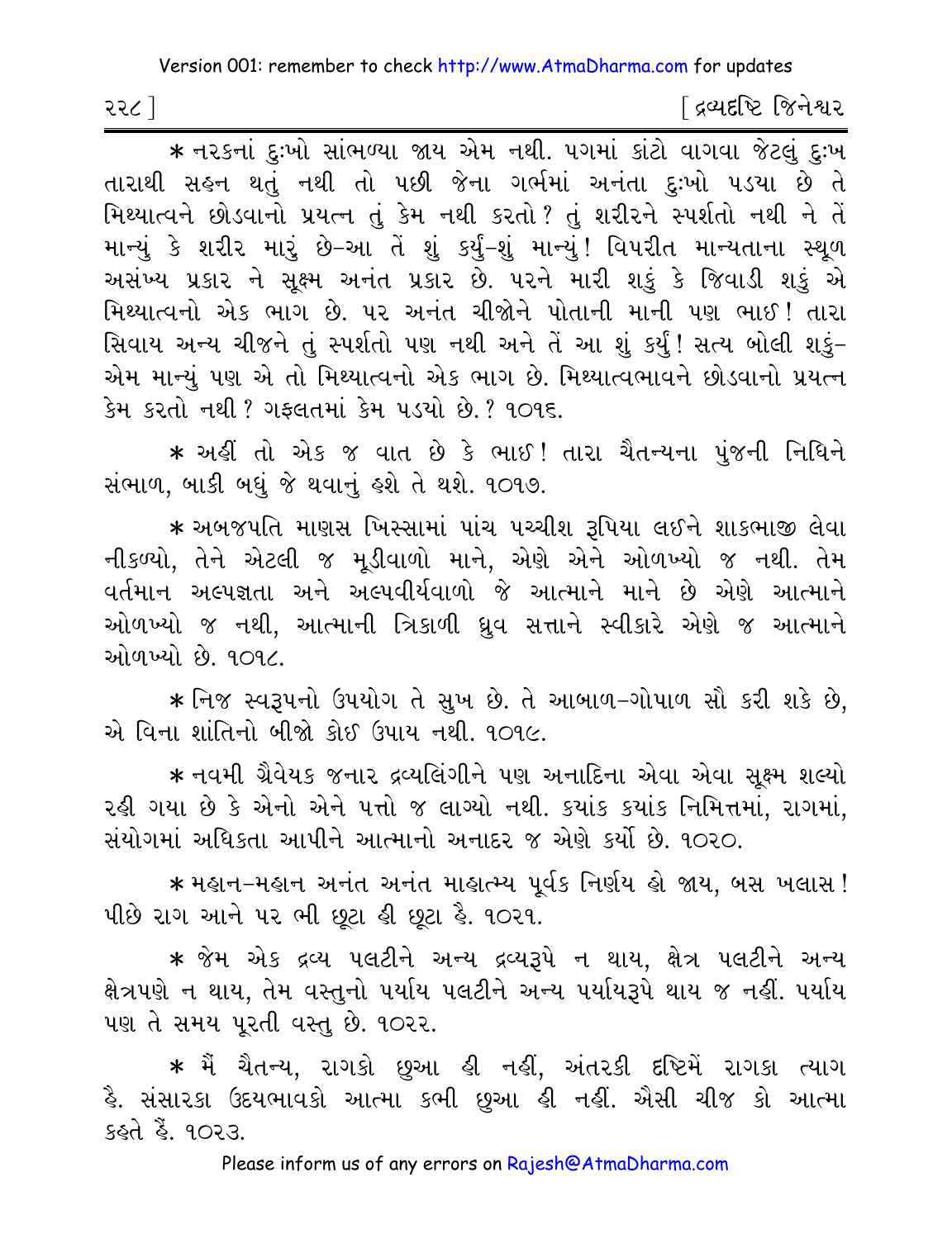* નરકનાં દુઃખો સાંભળ્યા જાય એમ નથી. પગમાં કાંટો વાગવા જેટલું દુઃખ તારાથી સહન થતું નથી તો પછી જેના ગર્ભમાં અનંતા દુઃખો પડયા છે તે મિથ્યાત્વને છોડવાનો પ્રયત્ન તું કેમ નથી કરતો? તું શરીરને સ્પર્શતો નથી ને તેં માન્યું કે શરીર મારું છે-આ તેં શું કર્યું-શું માન્યું! વિપરીત માન્યતાના સ્થૂળ અસંખ્ય પ્રકાર ને સૂક્ષ્મ અનંત પ્રકાર છે. પરને મારી શકું કે જિવાડી શકું એ મિથ્યાત્વનો એક ભાગ છે. પર અનંત ચીજોને પોતાની માની પણ ભાઈ! તારા સિવાય અન્ય ચીજને તું સ્પર્શતો પણ નથી અને તેં આ શું કર્યું! સત્ય બોલી શકું- એમ માન્યું પણ એ તો મિથ્યાત્વનો એક ભાગ છે. મિથ્યાત્વભાવને છોડવાનો પ્રયત્ન કેમ કરતો નથી? ગફલતમાં કેમ પડયો છે.? ૧૦૧૬.

* અહીં તો એક જ વાત છે કે ભાઈ! તારા ચૈતન્યના પુંજની નિધિને સંભાળ, બાકી બધું જે થવાનું હશે તે થશે. ૧૦૧૭.

* અબજપતિ માણસ ખિસ્સામાં પાંચ પચ્ચીશ રૂપિયા લઈને શાકભાજી લેવા નીકળ્યો, તેને એટલી જ મૂડીવાળો માને, એણે એને ઓળખ્યો જ નથી. તેમ વર્તમાન અલ્પજ્ઞતા અને અલ્પવીર્યવાળો જે આત્માને માને છે એણે આત્માને ઓળખ્યો જ નથી, આત્માની ત્રિકાળી ધ્રુવ સત્તાને સ્વીકારે એણે જ આત્માને ઓળખ્યો છે. ૧૦૧૮.

* નિજ સ્વરૂપનો ઉપયોગ તે સુખ છે. તે આબાળ-ગોપાળ સૌ કરી શકે છે, એ વિના શાંતિનો બીજો કોઈ ઉપાય નથી. ૧૦૧૯.

* નવમી ગ્રૈવેયક જનાર દ્રવ્યલિંગીને પણ અનાદિના એવા એવા સૂક્ષ્મ શલ્યો રહી ગયા છે કે એનો એને પત્તો જ લાગ્યો નથી. કયાંક કયાંક નિમિત્તમાં, રાગમાં, સંયોગમાં અધિકતા આપીને આત્માનો અનાદર જ એણે કર્યો છે. ૧૦૨૦.

* મહાન-મહાન અનંત અનંત માહાત્મ્ય પૂર્વક નિર્ણય હો જાય, બસ ખલાસ! પીછે રાગ આને પર ભી છૂટા હી છૂટા હૈ. ૧૦૨૧.

* જેમ એક દ્રવ્ય પલટીને અન્ય દ્રવ્યરૂપે ન થાય, ક્ષેત્ર પલટીને અન્ય ક્ષેત્રપણે ન થાય, તેમ વસ્તુનો પર્યાય પલટીને અન્ય પર્યાયરૂપે થાય જ નહીં. પર્યાય પણ તે સમય પૂરતી વસ્તુ છે. ૧૦૨૨.

* મૈં ચૈતન્ય, રાગકો છુઆ હી નહીં, અંતરકી દૃષ્ટિમેં રાગકા ત્યાગ હૈ. સંસારકા ઉદયભાવકો આત્મા કભી છુઆ હી નહીં. ઐસી ચીજ કો આત્મા કહતે હૈં. ૧૦૨૩.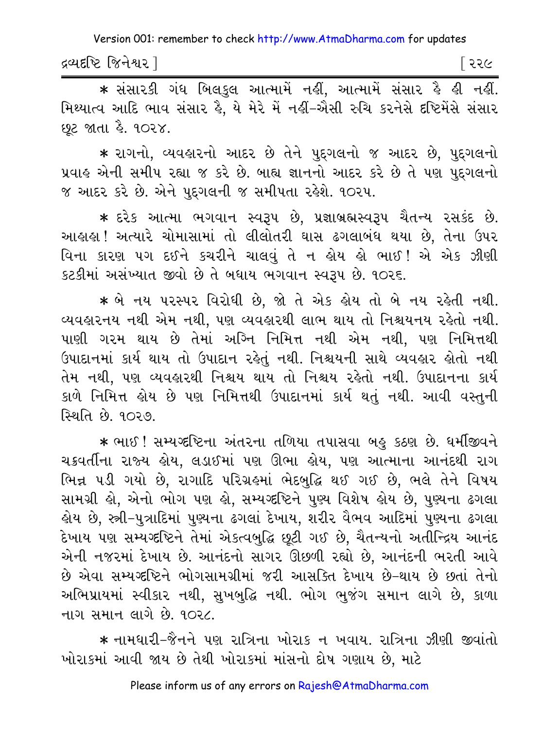* संसारकी गंध बिलकुल आत्मामें नहीं, आत्मामें संसार है ही नहीं. मिथ्यात्व आदि भाव संसार है, ये मेरे में नहीं-ऐसी रुचि करनेसे दृष्टिमेंसे संसार छूट जाता है. १०२४.

* રાગનો, વ્યવહારનો આદર છે તેને પુદ્‌ગલનો જ આદર છે, પુદ્‌ગલનો પ્રવાહ એની સમીપ રહ્યા જ કરે છે. બાહ્ય જ્ઞાનનો આદર કરે છે તે પણ પુદ્‌ગલનો જ આદર કરે છે. એને પુદ્‌ગલની જ સમીપતા રહેશે. ૧૦૨૫.

* દરેક આત્મા ભગવાન સ્વરૂપ છે, પ્રજ્ઞાબ્રહ્મસ્વરૂપ ચૈતન્ય રસકંદ છે. આહાહા! અત્યારે ચોમાસામાં તો લીલોતરી ઘાસ ઢગલાબંધ થયા છે, તેના ઉપર વિના કારણ પગ દઈને કચરીને ચાલવું તે ન હોય હો ભાઈ! એ એક ઝીણી કટકીમાં અસંખ્યાત જીવો છે તે બધાય ભગવાન સ્વરૂપ છે. ૧૦૨૬.

* બે નય પરસ્પર વિરોધી છે, જો તે એક હોય તો બે નય રહેતી નથી. વ્યવહારનય નથી એમ નથી, પણ વ્યવહારથી લાભ થાય તો નિશ્ચયનય રહેતો નથી. પાણી ગરમ થાય છે તેમાં અગ્નિ નિમિત્ત નથી એમ નથી, પણ નિમિત્તથી ઉપાદાનમાં કાર્ય થાય તો ઉપાદાન રહેતું નથી. નિશ્ચયની સાથે વ્યવહાર હોતો નથી તેમ નથી, પણ વ્યવહારથી નિશ્ચય થાય તો નિશ્ચય રહેતો નથી. ઉપાદાનના કાર્ય કાળે નિમિત્ત હોય છે પણ નિમિત્તથી ઉપાદાનમાં કાર્ય થતું નથી. આવી વસ્તુની સ્થિતિ છે. ૧૦૨૭.

* ભાઈ! સમ્યગ્દૃષ્ટિના અંતરના તળિયા તપાસવા બહુ કઠણ છે. ધર્મીજીવને ચક્રવર્તીના રાજ્ય હોય, લડાઈમાં પણ ઊભા હોય, પણ આત્માના આનંદથી રાગ ભિન્ન પડી ગયો છે, રાગાદિ પરિગ્રહમાં ભેદબુદ્ધિ થઈ ગઈ છે, ભલે તેને વિષય સામગ્રી હો, એનો ભોગ પણ હો, સમ્યગ્દૃષ્ટિને પુણ્ય વિશેષ હોય છે, પુણ્યના ઢગલા હોય છે, સ્ત્રી-પુત્રાદિમાં પુણ્યના ઢગલાં દેખાય, શરીર વૈભવ આદિમાં પુણ્યના ઢગલા દેખાય પણ સમ્યગ્દૃષ્ટિને તેમાં એકત્વબુદ્ધિ છૂટી ગઈ છે, ચૈતન્યનો અતીન્દ્રિય આનંદ એની નજરમાં દેખાય છે. આનંદનો સાગર ઊછળી રહ્યો છે, આનંદની ભરતી આવે છે એવા સમ્યગ્દૃષ્ટિને ભોગસામગ્રીમાં જરી આસક્તિ દેખાય છે-થાય છે છતાં તેનો અભિપ્રાયમાં સ્વીકાર નથી, સુખબુદ્ધિ નથી. ભોગ ભુજંગ સમાન લાગે છે, કાળા નાગ સમાન લાગે છે. ૧૦૨૮.

* નામધારી-જૈનને પણ રાત્રિના ખોરાક ન ખવાય. રાત્રિના ઝીણી જીવાંતો ખોરાકમાં આવી જાય છે તેથી ખોરાકમાં માંસનો દોષ ગણાય છે, માટે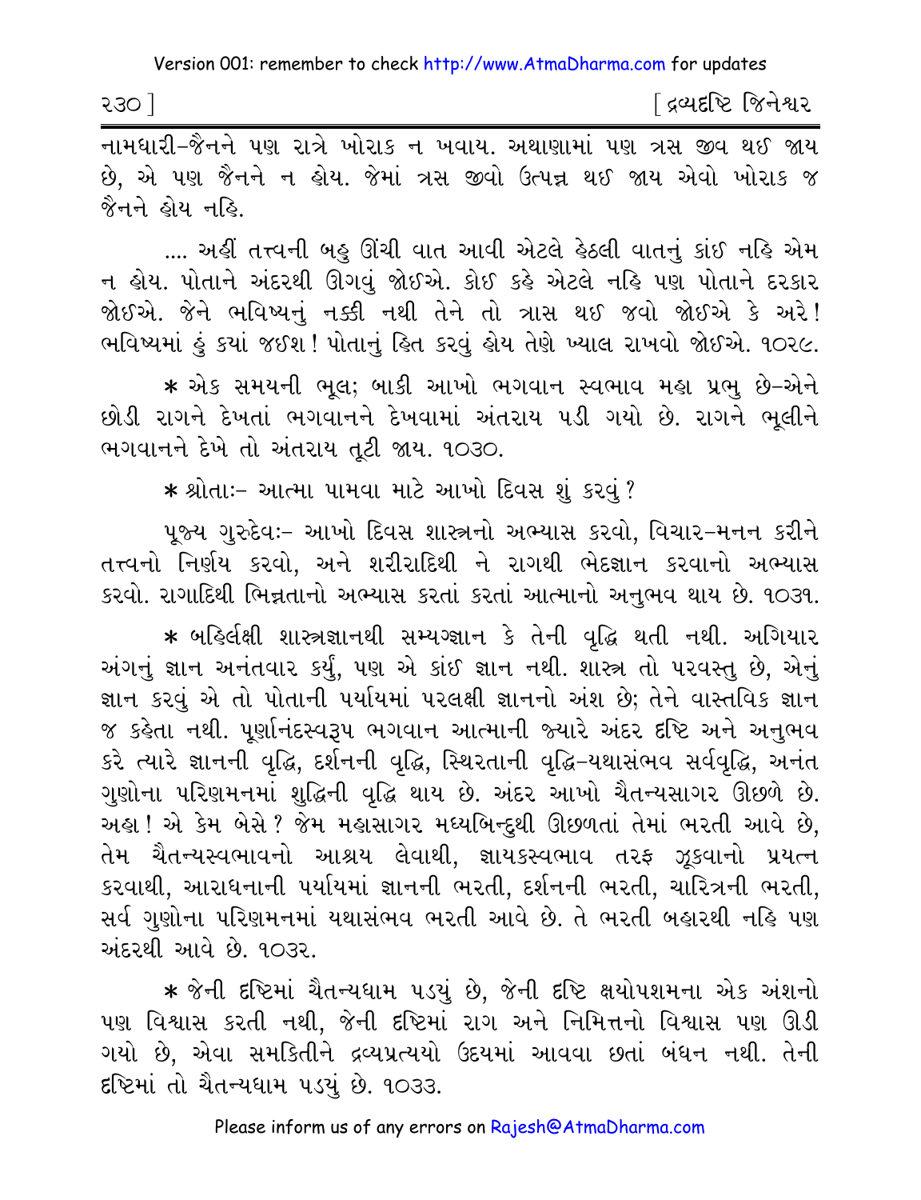નામધારી–જૈનને પણ રાત્રે ખોરાક ન ખવાય. અથાણામાં પણ ત્રસ જીવ થઈ જાય છે, એ પણ જૈનને ન હોય. જેમાં ત્રસ જીવો ઉત્પન્ન થઈ જાય એવો ખોરાક જ જૈનને હોય નહિ.

.... અહીં તત્ત્વની બહુ ઊંચી વાત આવી એટલે હેઠલી વાતનું કાંઈ નહિ એમ ન હોય. પોતાને અંદરથી ઊગવું જોઈએ. કોઈ કહે એટલે નહિ પણ પોતાને દરકાર જોઈએ. જેને ભવિષ્યનું નક્કી નથી તેને તો ત્રાસ થઈ જવો જોઈએ કે અરે! ભવિષ્યમાં હું કયાં જઈશ! પોતાનું હિત કરવું હોય તેણે ખ્યાલ રાખવો જોઈએ. ૧૦૨૯.

* એક સમયની ભૂલ; બાકી આખો ભગવાન સ્વભાવ મહા પ્રભુ છે–એને છોડી રાગને દેખતાં ભગવાનને દેખવામાં અંતરાય પડી ગયો છે. રાગને ભૂલીને ભગવાનને દેખે તો અંતરાય તૂટી જાય. ૧૦૩૦.

* શ્રોતાઃ– આત્મા પામવા માટે આખો દિવસ શું કરવું?

પૂજ્ય ગુરુદેવઃ– આખો દિવસ શાસ્ત્રનો અભ્યાસ કરવો, વિચાર–મનન કરીને તત્ત્વનો નિર્ણય કરવો, અને શરીરાદિથી ને રાગથી ભેદજ્ઞાન કરવાનો અભ્યાસ કરવો. રાગાદિથી ભિન્નતાનો અભ્યાસ કરતાં કરતાં આત્માનો અનુભવ થાય છે. ૧૦૩૧.

* બહિર્લક્ષી શાસ્ત્રજ્ઞાનથી સમ્યગ્જ્ઞાન કે તેની વૃદ્ધિ થતી નથી. અગિયાર અંગનું જ્ઞાન અનંતવાર કર્યું, પણ એ કાંઈ જ્ઞાન નથી. શાસ્ત્ર તો પરવસ્તુ છે, એનું જ્ઞાન કરવું એ તો પોતાની પર્યાયમાં પરલક્ષી જ્ઞાનનો અંશ છે; તેને વાસ્તવિક જ્ઞાન જ કહેતા નથી. પૂર્ણાનંદસ્વરૂપ ભગવાન આત્માની જ્યારે અંદર દૃષ્ટિ અને અનુભવ કરે ત્યારે જ્ઞાનની વૃદ્ધિ, દર્શનની વૃદ્ધિ, સ્થિરતાની વૃદ્ધિ–યથાસંભવ સર્વવૃદ્ધિ, અનંત ગુણોના પરિણમનમાં શુદ્ધિની વૃદ્ધિ થાય છે. અંદર આખો ચૈતન્યસાગર ઊછળે છે. અહા! એ કેમ બેસે? જેમ મહાસાગર મધ્યબિન્દુથી ઊછળતાં તેમાં ભરતી આવે છે, તેમ ચૈતન્યસ્વભાવનો આશ્રય લેવાથી, જ્ઞાયકસ્વભાવ તરફ ઝૂકવાનો પ્રયત્ન કરવાથી, આરાધનાની પર્યાયમાં જ્ઞાનની ભરતી, દર્શનની ભરતી, ચારિત્રની ભરતી, સર્વ ગુણોના પરિણમનમાં યથાસંભવ ભરતી આવે છે. તે ભરતી બહારથી નહિ પણ અંદરથી આવે છે. ૧૦૩૨.

* જેની દૃષ્ટિમાં ચૈતન્યધામ પડયું છે, જેની દૃષ્ટિ ક્ષયોપશમના એક અંશનો પણ વિશ્વાસ કરતી નથી, જેની દૃષ્ટિમાં રાગ અને નિમિત્તનો વિશ્વાસ પણ ઊડી ગયો છે, એવા સમકિતીને દ્રવ્યપ્રત્યયો ઉદયમાં આવવા છતાં બંધન નથી. તેની દૃષ્ટિમાં તો ચૈતન્યધામ પડયું છે. ૧૦૩૩.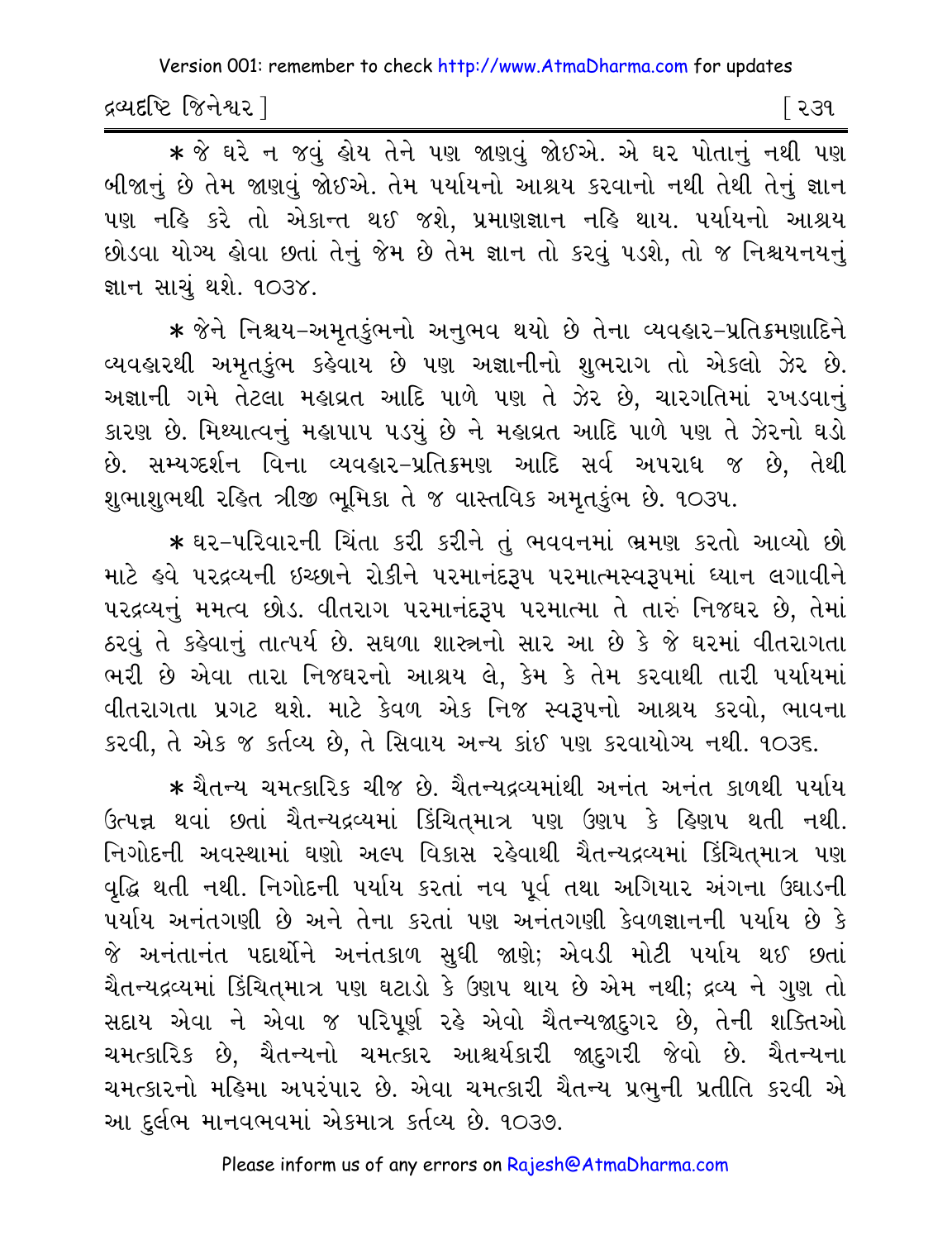* જે ઘરે ન જવું હોય તેને પણ જાણવું જોઈએ. એ ઘર પોતાનું નથી પણ બીજાનું છે તેમ જાણવું જોઈએ. તેમ પર્યાયનો આશ્રય કરવાનો નથી તેથી તેનું જ્ઞાન પણ નહિ કરે તો એકાન્ત થઈ જશે, પ્રમાણજ્ઞાન નહિ થાય. પર્યાયનો આશ્રય છોડવા યોગ્ય હોવા છતાં તેનું જેમ છે તેમ જ્ઞાન તો કરવું પડશે, તો જ નિશ્ચયનયનું જ્ઞાન સાચું થશે. ૧૦૩૪.

* જેને નિશ્ચય-અમૃતકુંભનો અનુભવ થયો છે તેના વ્યવહાર-પ્રતિક્રમણાદિને વ્યવહારથી અમૃતકુંભ કહેવાય છે પણ અજ્ઞાનીનો શુભરાગ તો એકલો ઝેર છે. અજ્ઞાની ગમે તેટલા મહાવ્રત આદિ પાળે પણ તે ઝેર છે, ચારગતિમાં રખડવાનું કારણ છે. મિથ્યાત્વનું મહાપાપ પડયું છે ને મહાવ્રત આદિ પાળે પણ તે ઝેરનો ઘડો છે. સમ્યગ્દર્શન વિના વ્યવહાર-પ્રતિક્રમણ આદિ સર્વ અપરાધ જ છે, તેથી શુભાશુભથી રહિત ત્રીજી ભૂમિકા તે જ વાસ્તવિક અમૃતકુંભ છે. ૧૦૩૫.

* ઘર-પરિવારની ચિંતા કરી કરીને તું ભવવનમાં ભ્રમણ કરતો આવ્યો છો માટે હવે પરદ્રવ્યની ઇચ્છાને રોકીને પરમાનંદરૂપ પરમાત્મસ્વરૂપમાં ધ્યાન લગાવીને પરદ્રવ્યનું મમત્વ છોડ. વીતરાગ પરમાનંદરૂપ પરમાત્મા તે તારું નિજઘર છે, તેમાં ઠરવું તે કહેવાનું તાત્પર્ય છે. સઘળા શાસ્ત્રનો સાર આ છે કે જે ઘરમાં વીતરાગતા ભરી છે એવા તારા નિજઘરનો આશ્રય લે, કેમ કે તેમ કરવાથી તારી પર્યાયમાં વીતરાગતા પ્રગટ થશે. માટે કેવળ એક નિજ સ્વરૂપનો આશ્રય કરવો, ભાવના કરવી, તે એક જ કર્તવ્ય છે, તે સિવાય અન્ય કાંઈ પણ કરવાયોગ્ય નથી. ૧૦૩૬.

* ચૈતન્ય ચમત્કારિક ચીજ છે. ચૈતન્યદ્રવ્યમાંથી અનંત અનંત કાળથી પર્યાય ઉત્પન્ન થવાં છતાં ચૈતન્યદ્રવ્યમાં કિંચિત્માત્ર પણ ઉણપ કે હિણપ થતી નથી. નિગોદની અવસ્થામાં ઘણો અલ્પ વિકાસ રહેવાથી ચૈતન્યદ્રવ્યમાં કિંચિત્માત્ર પણ વૃદ્ધિ થતી નથી. નિગોદની પર્યાય કરતાં નવ પૂર્વ તથા અગિયાર અંગના ઉઘાડની પર્યાય અનંતગણી છે અને તેના કરતાં પણ અનંતગણી કેવળજ્ઞાનની પર્યાય છે કે જે અનંતાનંત પદાર્થોને અનંતકાળ સુધી જાણે; એવડી મોટી પર્યાય થઈ છતાં ચૈતન્યદ્રવ્યમાં કિંચિત્માત્ર પણ ઘટાડો કે ઉણપ થાય છે એમ નથી; દ્રવ્ય ને ગુણ તો સદાય એવા ને એવા જ પરિપૂર્ણ રહે એવો ચૈતન્યજાદુગર છે, તેની શક્તિઓ ચમત્કારિક છે, ચૈતન્યનો ચમત્કાર આશ્ચર્યકારી જાદુગરી જેવો છે. ચૈતન્યના ચમત્કારનો મહિમા અપરંપાર છે. એવા ચમત્કારી ચૈતન્ય પ્રભુની પ્રતીતિ કરવી એ આ દુર્લભ માનવભવમાં એકમાત્ર કર્તવ્ય છે. ૧૦૩૭.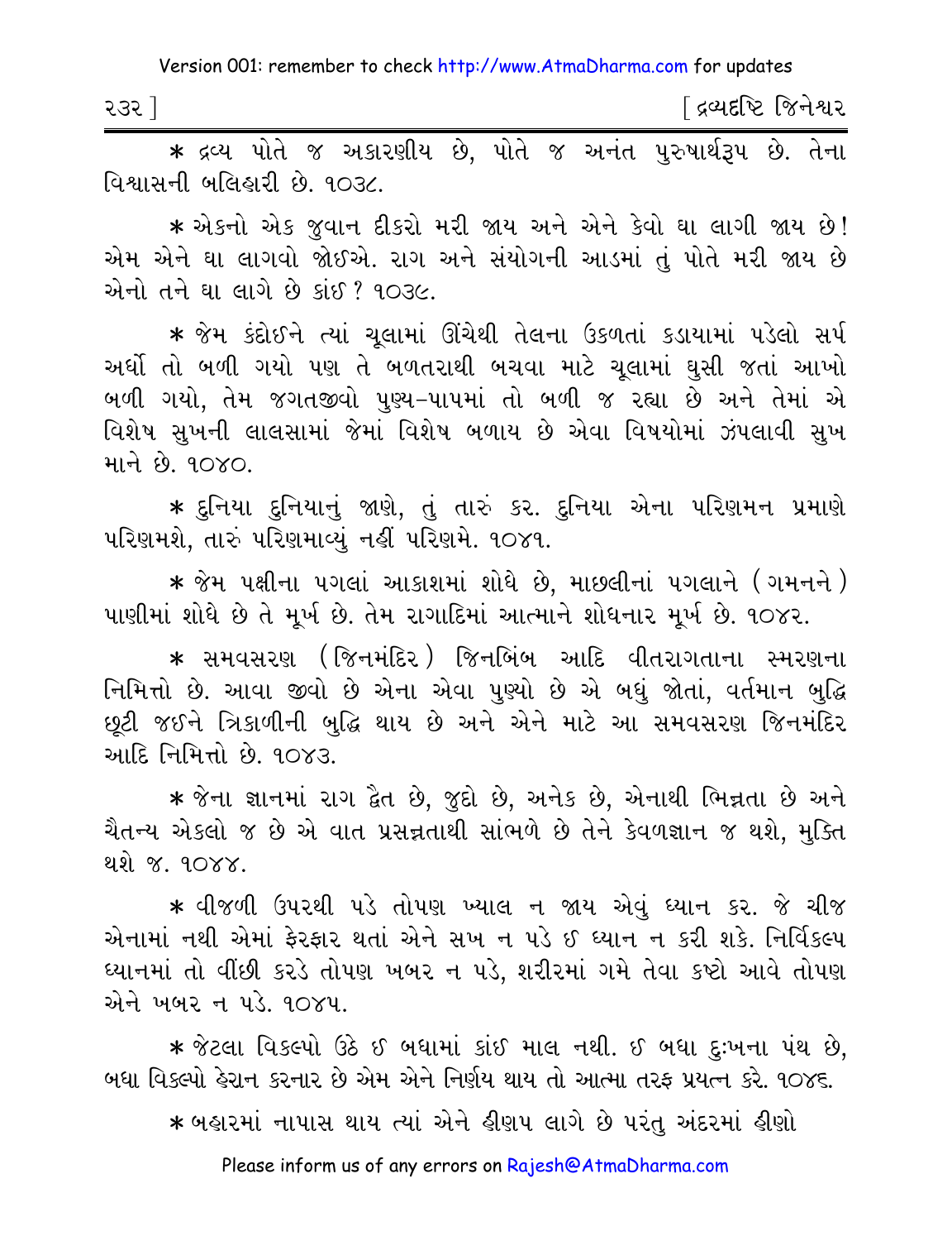* દ્રવ્ય પોતે જ અકારણીય છે, પોતે જ અનંત પુરુષાર્થરૂપ છે. તેના વિશ્વાસની બલિહારી છે. ૧૦૩૮.

* એકનો એક જુવાન દીકરો મરી જાય અને એને કેવો ઘા લાગી જાય છે! એમ એને ઘા લાગવો જોઈએ. રાગ અને સંયોગની આડમાં તું પોતે મરી જાય છે એનો તને ઘા લાગે છે કાંઈ? ૧૦૩૯.

* જેમ કંદોઈને ત્યાં ચૂલામાં ઊંચેથી તેલના ઉકળતાં કડાયામાં પડેલો સર્પ અર્ધો તો બળી ગયો પણ તે બળતરાથી બચવા માટે ચૂલામાં ઘુસી જતાં આખો બળી ગયો, તેમ જગતજીવો પુણ્ય-પાપમાં તો બળી જ રહ્યા છે અને તેમાં એ વિશેષ સુખની લાલસામાં જેમાં વિશેષ બળાય છે એવા વિષયોમાં ઝંપલાવી સુખ માને છે. ૧૦૪૦.

* દુનિયા દુનિયાનું જાણે, તું તારું કર. દુનિયા એના પરિણમન પ્રમાણે પરિણમશે, તારું પરિણમાવ્યું નહીં પરિણમે. ૧૦૪૧.

* જેમ પક્ષીના પગલાં આકાશમાં શોધે છે, માછલીનાં પગલાને (ગમનને) પાણીમાં શોધે છે તે મૂર્ખ છે. તેમ રાગાદિમાં આત્માને શોધનાર મૂર્ખ છે. ૧૦૪૨.

* સમવસરણ (જિનમંદિર) જિનબિંબ આદિ વીતરાગતાના સ્મરણના નિમિત્તો છે. આવા જીવો છે એના એવા પુણ્યો છે એ બધું જોતાં, વર્તમાન બુદ્ધિ છૂટી જઈને ત્રિકાળીની બુદ્ધિ થાય છે અને એને માટે આ સમવસરણ જિનમંદિર આદિ નિમિત્તો છે. ૧૦૪૩.

* જેના જ્ઞાનમાં રાગ દ્વૈત છે, જુદો છે, અનેક છે, એનાથી ભિન્નતા છે અને ચૈતન્ય એકલો જ છે એ વાત પ્રસન્નતાથી સાંભળે છે તેને કેવળજ્ઞાન જ થશે, મુક્તિ થશે જ. ૧૦૪૪.

* વીજળી ઉપરથી પડે તોપણ ખ્યાલ ન જાય એવું ધ્યાન કર. જે ચીજ એનામાં નથી એમાં ફેરફાર થતાં એને સખ ન પડે ઈ ધ્યાન ન કરી શકે. નિર્વિકલ્પ ધ્યાનમાં તો વીંછી કરડે તોપણ ખબર ન પડે, શરીરમાં ગમે તેવા કષ્ટો આવે તોપણ એને ખબર ન પડે. ૧૦૪૫.

* જેટલા વિકલ્પો ઉઠે ઈ બધામાં કાંઈ માલ નથી. ઈ બધા દુ:ખના પંથ છે, બધા વિકલ્પો હેરાન કરનાર છે એમ એને નિર્ણય થાય તો આત્મા તરફ પ્રયત્ન કરે. ૧૦૪૬.

* બહારમાં નાપાસ થાય ત્યાં એને હીણપ લાગે છે પરંતુ અંદરમાં હીણો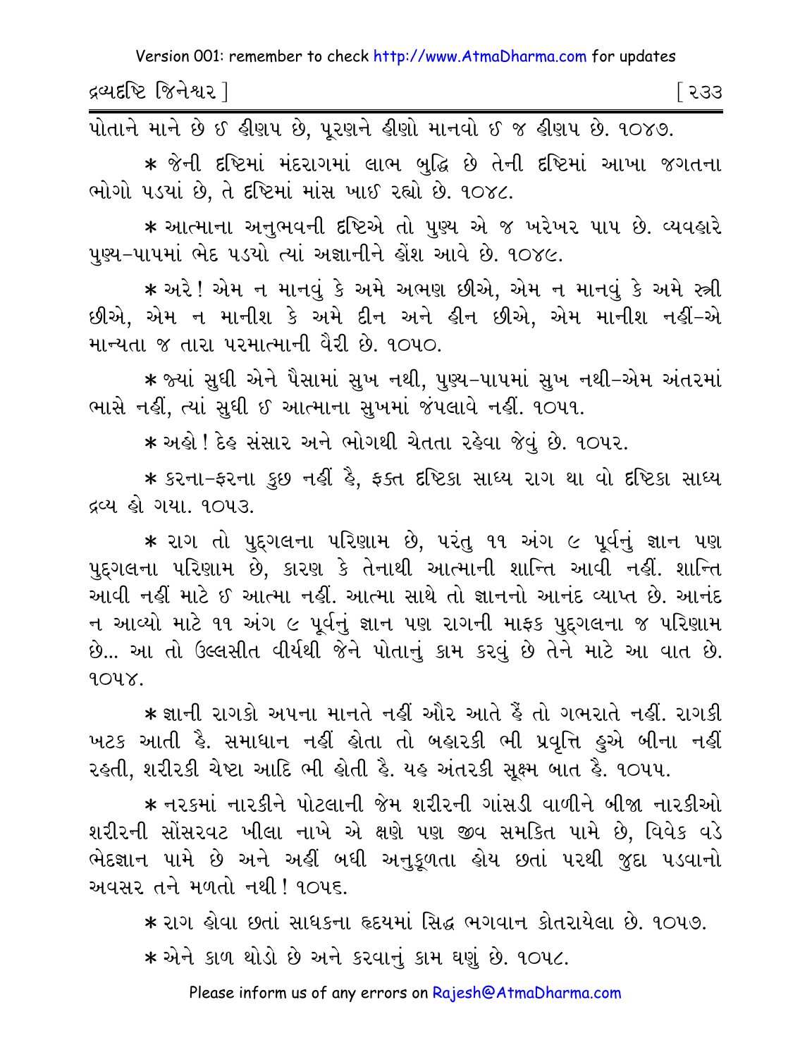પોતાને માને છે ઈ હીણપ છે, પૂરણને હીણો માનવો ઈ જ હીણપ છે. ૧૦૪૭.

* જેની દષ્ટિમાં મંદરાગમાં લાભ બુદ્ધિ છે તેની દષ્ટિમાં આખા જગતના ભોગો પડયાં છે, તે દષ્ટિમાં માંસ ખાઈ રહ્યો છે. ૧૦૪૮.

* આત્માના અનુભવની દષ્ટિએ તો પુણ્ય એ જ ખરેખર પાપ છે. વ્યવહારે પુણ્ય-પાપમાં ભેદ પડયો ત્યાં અજ્ઞાનીને હોંશ આવે છે. ૧૦૪૯.

* અરે! એમ ન માનવું કે અમે અભણ છીએ, એમ ન માનવું કે અમે સ્ત્રી છીએ, એમ ન માનીશ કે અમે દીન અને હીન છીએ, એમ માનીશ નહીં-એ માન્યતા જ તારા પરમાત્માની વૈરી છે. ૧૦૫૦.

* જ્યાં સુધી એને પૈસામાં સુખ નથી, પુણ્ય-પાપમાં સુખ નથી-એમ અંતરમાં ભાસે નહીં, ત્યાં સુધી ઈ આત્માના સુખમાં જંપલાવે નહીં. ૧૦૫૧.

* અહો! દેહ સંસાર અને ભોગથી ચેતતા રહેવા જેવું છે. ૧૦૫૨.

* કરના-ફરના કુછ નહીં હૈ, ફક્ત દષ્ટિકા સાધ્ય રાગ થા વો દષ્ટિકા સાધ્ય દ્રવ્ય હો ગયા. ૧૦૫૩.

* રાગ તો પુદ્ગલના પરિણામ છે, પરંતુ ૧૧ અંગ ૯ પૂર્વનું જ્ઞાન પણ પુદ્ગલના પરિણામ છે, કારણ કે તેનાથી આત્માની શાન્તિ આવી નહીં. શાન્તિ આવી નહીં માટે ઈ આત્મા નહીં. આત્મા સાથે તો જ્ઞાનનો આનંદ વ્યાપ્ત છે. આનંદ ન આવ્યો માટે ૧૧ અંગ ૯ પૂર્વનું જ્ઞાન પણ રાગની માફક પુદ્ગલના જ પરિણામ છે... આ તો ઉલ્લસીત વીર્યથી જેને પોતાનું કામ કરવું છે તેને માટે આ વાત છે. ૧૦૫૪.

* જ્ઞાની રાગકો અપના માનતે નહીં ઔર આતે હૈં તો ગભરાતે નહીં. રાગકી ખટક આતી હૈ. સમાધાન નહીં હોતા તો બહારકી ભી પ્રવૃત્તિ હુએ બીના નહીં રહતી, શરીરકી ચેષ્ટા આદિ ભી હોતી હૈ. યહ અંતરકી સૂક્ષ્મ બાત હૈ. ૧૦૫૫.

* નરકમાં નારકીને પોટલાની જેમ શરીરની ગાંસડી વાળીને બીજા નારકીઓ શરીરની સોંસરવટ ખીલા નાખે એ ક્ષણે પણ જીવ સમકિત પામે છે, વિવેક વડે ભેદજ્ઞાન પામે છે અને અહીં બધી અનુકૂળતા હોય છતાં પરથી જુદા પડવાનો અવસર તને મળતો નથી! ૧૦૫૬.

* રાગ હોવા છતાં સાધકના હૃદયમાં સિદ્ધ ભગવાન કોતરાયેલા છે. ૧૦૫૭.

* એને કાળ થોડો છે અને કરવાનું કામ ઘણું છે. ૧૦૫૮.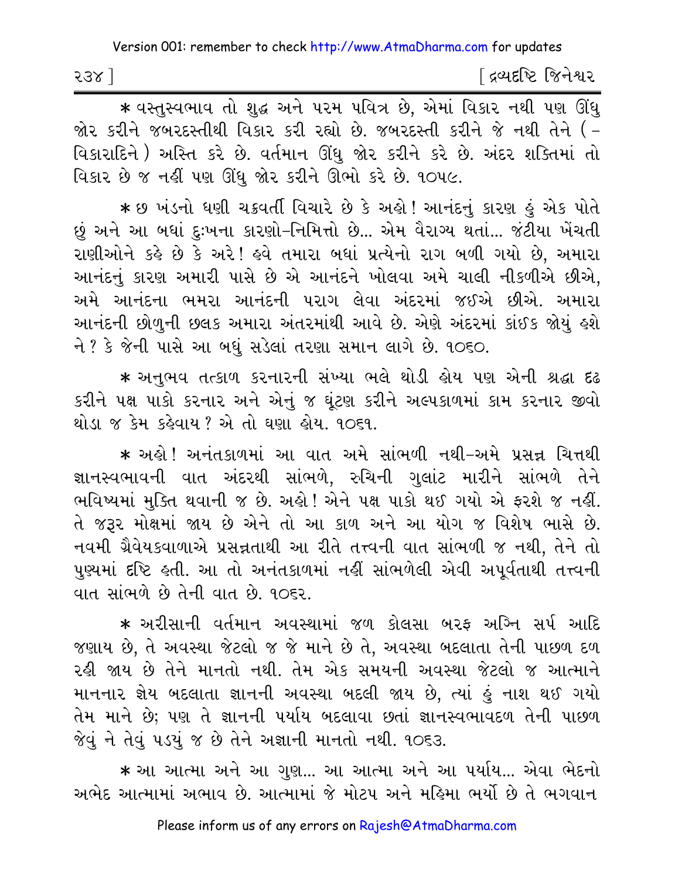* વસ્તુસ્વભાવ તો શુદ્ધ અને પરમ પવિત્ર છે, એમાં વિકાર નથી પણ ઊંધુ જોર કરીને જબરદસ્તીથી વિકાર કરી રહ્યો છે. જબરદસ્તી કરીને જે નથી તેને (-વિકારાદિને) અસ્તિ કરે છે. વર્તમાન ઊંધુ જોર કરીને કરે છે. અંદર શક્તિમાં તો વિકાર છે જ નહીં પણ ઊંધુ જોર કરીને ઊભો કરે છે. ૧૦૫૯.

* છ ખંડનો ધણી ચક્રવર્તી વિચારે છે કે અહો! આનંદનું કારણ હું એક પોતે છું અને આ બધાં દુઃખના કારણો-નિમિત્તો છે... એમ વૈરાગ્ય થતાં... જંટીયા ખેંચતી રાણીઓને કહે છે કે અરે! હવે તમારા બધાં પ્રત્યેનો રાગ બળી ગયો છે, અમારા આનંદનું કારણ અમારી પાસે છે એ આનંદને ખોલવા અમે ચાલી નીકળીએ છીએ, અમે આનંદના ભમરા આનંદની પરાગ લેવા અંદરમાં જઈએ છીએ. અમારા આનંદની છોળુની છલક અમારા અંતરમાંથી આવે છે. એણે અંદરમાં કાંઈક જોયું હશે ને? કે જેની પાસે આ બધું સડેલાં તરણા સમાન લાગે છે. ૧૦૬૦.

* અનુભવ તત્કાળ કરનારની સંખ્યા ભલે થોડી હોય પણ એની શ્રદ્ધા દૃઢ કરીને પક્ષ પાકો કરનાર અને એનું જ ઘૂંટણ કરીને અલ્પકાળમાં કામ કરનાર જીવો થોડા જ કેમ કહેવાય? એ તો ઘણા હોય. ૧૦૬૧.

* અહો! અનંતકાળમાં આ વાત અમે સાંભળી નથી-અમે પ્રસન્ન ચિત્તથી જ્ઞાનસ્વભાવની વાત અંદરથી સાંભળે, રુચિની ગુલાંટ મારીને સાંભળે તેને ભવિષ્યમાં મુક્તિ થવાની જ છે. અહો! એને પક્ષ પાકો થઈ ગયો એ ફરશે જ નહીં. તે જરૂર મોક્ષમાં જાય છે એને તો આ કાળ અને આ યોગ જ વિશેષ ભાસે છે. નવમી ગ્રૈવેયકવાળાએ પ્રસન્નતાથી આ રીતે તત્ત્વની વાત સાંભળી જ નથી, તેને તો પુણ્યમાં દૃષ્ટિ હતી. આ તો અનંતકાળમાં નહીં સાંભળેલી એવી અપૂર્વતાથી તત્ત્વની વાત સાંભળે છે તેની વાત છે. ૧૦૬૨.

* અરીસાની વર્તમાન અવસ્થામાં જળ કોલસા બરફ અગ્નિ સર્પ આદિ જણાય છે, તે અવસ્થા જેટલો જ જે માને છે તે, અવસ્થા બદલાતા તેની પાછળ દળ રહી જાય છે તેને માનતો નથી. તેમ એક સમયની અવસ્થા જેટલો જ આત્માને માનનાર જ્ઞેય બદલાતા જ્ઞાનની અવસ્થા બદલી જાય છે, ત્યાં હું નાશ થઈ ગયો તેમ માને છે; પણ તે જ્ઞાનની પર્યાય બદલાવા છતાં જ્ઞાનસ્વભાવદળ તેની પાછળ જેવું ને તેવું પડ્યું જ છે તેને અજ્ઞાની માનતો નથી. ૧૦૬૩.

* આ આત્મા અને આ ગુણ... આ આત્મા અને આ પર્યાય... એવા ભેદનો અભેદ આત્મામાં અભાવ છે. આત્મામાં જે મોટપ અને મહિમા ભર્યો છે તે ભગવાન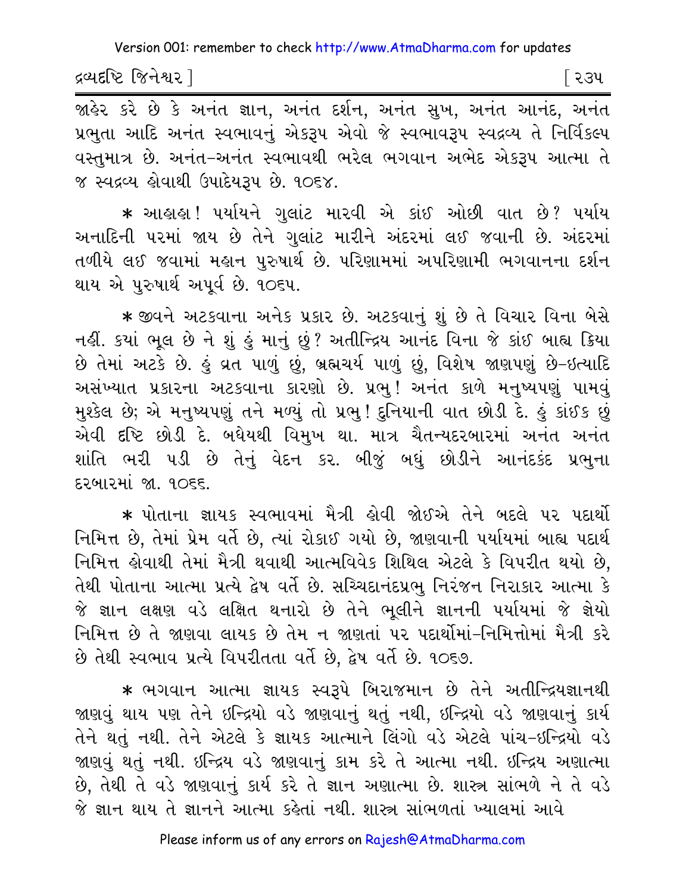જાહેર કરે છે કે અનંત જ્ઞાન, અનંત દર્શન, અનંત સુખ, અનંત આનંદ, અનંત પ્રભુતા આદિ અનંત સ્વભાવનું એકરૂપ એવો જે સ્વભાવરૂપ સ્વદ્રવ્ય તે નિર્વિકલ્પ વસ્તુમાત્ર છે. અનંત-અનંત સ્વભાવથી ભરેલ ભગવાન અભેદ એકરૂપ આત્મા તે જ સ્વદ્રવ્ય હોવાથી ઉપાદેયરૂપ છે. ૧૦૬૪.

* આહાહા! પર્યાયને ગુલાંટ મારવી એ કાંઈ ઓછી વાત છે? પર્યાય અનાદિની પરમાં જાય છે તેને ગુલાંટ મારીને અંદરમાં લઈ જવાની છે. અંદરમાં તળીયે લઈ જવામાં મહાન પુરુષાર્થ છે. પરિણામમાં અપરિણામી ભગવાનના દર્શન થાય એ પુરુષાર્થ અપૂર્વ છે. ૧૦૬૫.

* જીવને અટકવાના અનેક પ્રકાર છે. અટકવાનું શું છે તે વિચાર વિના બેસે નહીં. ક્યાં ભૂલ છે ને શું હું માનું છું? અતીન્દ્રિય આનંદ વિના જે કાંઈ બાહ્ય ક્રિયા છે તેમાં અટકે છે. હું વ્રત પાળું છું, બ્રહ્મચર્ય પાળું છું, વિશેષ જાણપણું છે-ઇત્યાદિ અસંખ્યાત પ્રકારના અટકવાના કારણો છે. પ્રભુ! અનંત કાળે મનુષ્યપણું પામવું મુશ્કેલ છે; એ મનુષ્યપણું તને મળ્યું તો પ્રભુ! દુનિયાની વાત છોડી દે. હું કાંઈક છું એવી દૃષ્ટિ છોડી દે. બધેયથી વિમુખ થા. માત્ર ચૈતન્યદરબારમાં અનંત અનંત શાંતિ ભરી પડી છે તેનું વેદન કર. બીજું બધું છોડીને આનંદકંદ પ્રભુના દરબારમાં જા. ૧૦૬૬.

* પોતાના જ્ઞાયક સ્વભાવમાં મૈત્રી હોવી જોઈએ તેને બદલે પર પદાર્થો નિમિત્ત છે, તેમાં પ્રેમ વર્તે છે, ત્યાં રોકાઈ ગયો છે, જાણવાની પર્યાયમાં બાહ્ય પદાર્થ નિમિત્ત હોવાથી તેમાં મૈત્રી થવાથી આત્મવિવેક શિથિલ એટલે કે વિપરીત થયો છે, તેથી પોતાના આત્મા પ્રત્યે દ્વેષ વર્તે છે. સચ્ચિદાનંદપ્રભુ નિરંજન નિરાકાર આત્મા કે જે જ્ઞાન લક્ષણ વડે લક્ષિત થનારો છે તેને ભૂલીને જ્ઞાનની પર્યાયમાં જે જ્ઞેયો નિમિત્ત છે તે જાણવા લાયક છે તેમ ન જાણતાં પર પદાર્થોમાં-નિમિત્તોમાં મૈત્રી કરે છે તેથી સ્વભાવ પ્રત્યે વિપરીતતા વર્તે છે, દ્વેષ વર્તે છે. ૧૦૬૭.

* ભગવાન આત્મા જ્ઞાયક સ્વરૂપે બિરાજમાન છે તેને અતીન્દ્રિયજ્ઞાનથી જાણવું થાય પણ તેને ઇન્દ્રિયો વડે જાણવાનું થતું નથી, ઇન્દ્રિયો વડે જાણવાનું કાર્ય તેને થતું નથી. તેને એટલે કે જ્ઞાયક આત્માને લિંગો વડે એટલે પાંચ-ઇન્દ્રિયો વડે જાણવું થતું નથી. ઇન્દ્રિય વડે જાણવાનું કામ કરે તે આત્મા નથી. ઇન્દ્રિય અણાત્મા છે, તેથી તે વડે જાણવાનું કાર્ય કરે તે જ્ઞાન અણાત્મા છે. શાસ્ત્ર સાંભળે ને તે વડે જે જ્ઞાન થાય તે જ્ઞાનને આત્મા કહેતાં નથી. શાસ્ત્ર સાંભળતાં ખ્યાલમાં આવે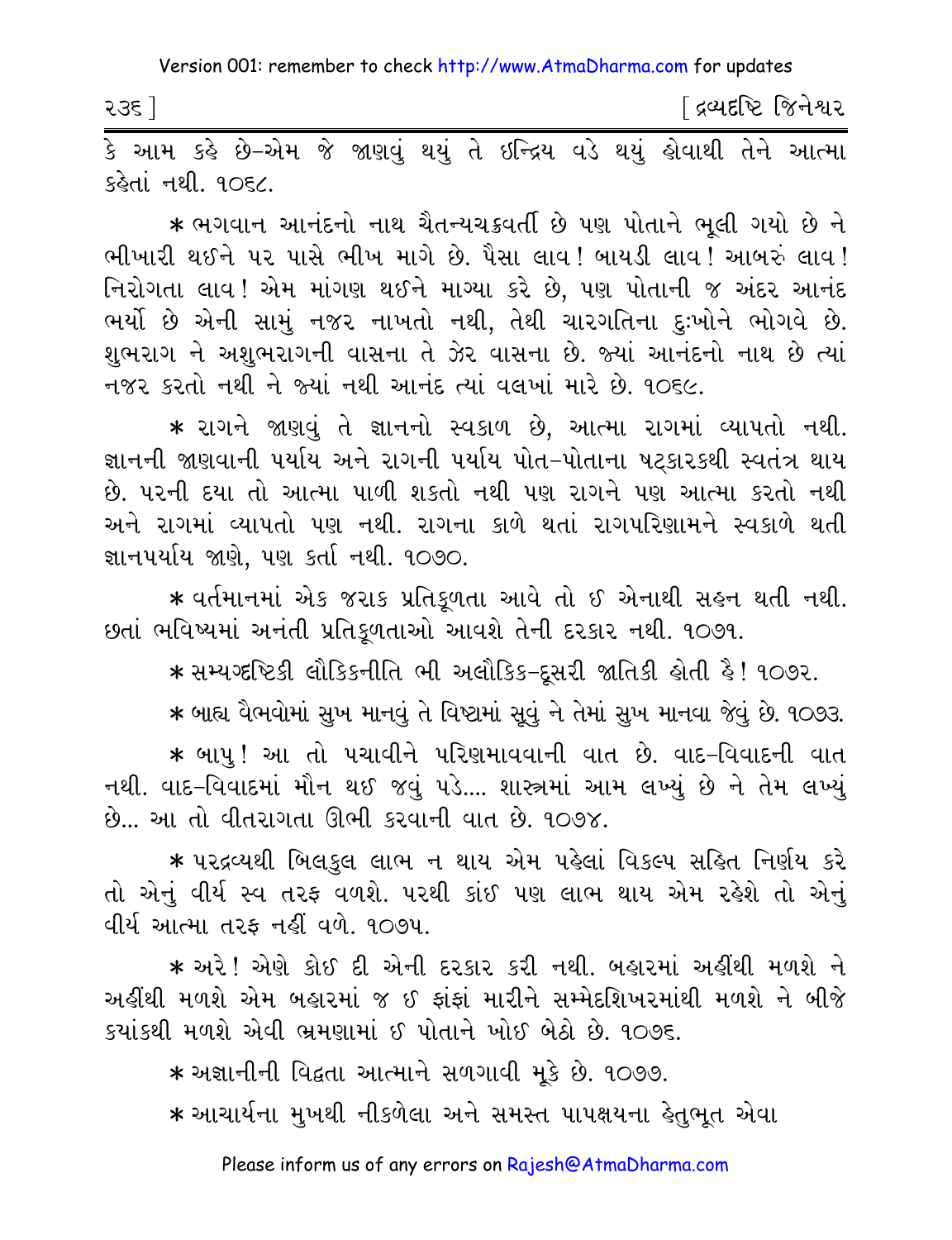કે આમ કહે છે-એમ જે જાણવું થયું તે ઇન્દ્રિય વડે થયું હોવાથી તેને આત્મા કહેતાં નથી. ૧૦૬૮.

* ભગવાન આનંદનો નાથ ચૈતન્યચક્રવર્તી છે પણ પોતાને ભૂલી ગયો છે ને ભીખારી થઈને પર પાસે ભીખ માગે છે. પૈસા લાવ! બાયડી લાવ! આબરું લાવ! નિરોગતા લાવ! એમ માંગણ થઈને માગ્યા કરે છે, પણ પોતાની જ અંદર આનંદ ભર્યો છે એની સામું નજર નાખતો નથી, તેથી ચારગતિના દુ:ખોને ભોગવે છે. શુભરાગ ને અશુભરાગની વાસના તે ઝેર વાસના છે. જ્યાં આનંદનો નાથ છે ત્યાં નજર કરતો નથી ને જ્યાં નથી આનંદ ત્યાં વલખાં મારે છે. ૧૦૬૯.

* રાગને જાણવું તે જ્ઞાનનો સ્વકાળ છે, આત્મા રાગમાં વ્યાપતો નથી. જ્ઞાનની જાણવાની પર્યાય અને રાગની પર્યાય પોત-પોતાના ષટ્કારકથી સ્વતંત્ર થાય છે. પરની દયા તો આત્મા પાળી શકતો નથી પણ રાગને પણ આત્મા કરતો નથી અને રાગમાં વ્યાપતો પણ નથી. રાગના કાળે થતાં રાગપરિણામને સ્વકાળે થતી જ્ઞાનપર્યાય જાણે, પણ કર્તા નથી. ૧૦૭૦.

* વર્તમાનમાં એક જરાક પ્રતિકૂળતા આવે તો ઈ એનાથી સહન થતી નથી. છતાં ભવિષ્યમાં અનંતી પ્રતિકૂળતાઓ આવશે તેની દરકાર નથી. ૧૦૭૧.

* સમ્યગ્દૃષ્ટિકી લૌકિકનીતિ ભી અલૌકિક-દૂસરી જાતિકી હોતી હૈ! ૧૦૭૨.

* બાહ્ય વૈભવોમાં સુખ માનવું તે વિષ્ટામાં સૂવું ને તેમાં સુખ માનવા જેવું છે. ૧૦૭૩.

* બાપુ! આ તો પચાવીને પરિણમાવવાની વાત છે. વાદ-વિવાદની વાત નથી. વાદ-વિવાદમાં મૌન થઈ જવું પડે.... શાસ્ત્રમાં આમ લખ્યું છે ને તેમ લખ્યું છે... આ તો વીતરાગતા ઊભી કરવાની વાત છે. ૧૦૭૪.

* પરદ્રવ્યથી બિલકુલ લાભ ન થાય એમ પહેલાં વિકલ્પ સહિત નિર્ણય કરે તો એનું વીર્ય સ્વ તરફ વળશે. પરથી કાંઈ પણ લાભ થાય એમ રહેશે તો એનું વીર્ય આત્મા તરફ નહીં વળે. ૧૦૭૫.

* અરે! એણે કોઈ દી એની દરકાર કરી નથી. બહારમાં અહીંથી મળશે ને અહીંથી મળશે એમ બહારમાં જ ઈ ફાંફાં મારીને સમ્મેદશિખરમાંથી મળશે ને બીજે ક્યાંકથી મળશે એવી ભ્રમણામાં ઈ પોતાને ખોઈ બેઠો છે. ૧૦૭૬.

* અજ્ઞાનીની વિદ્વતા આત્માને સળગાવી મૂકે છે. ૧૦૭૭.

* આચાર્યના મુખથી નીકળેલા અને સમસ્ત પાપક્ષયના હેતુભૂત એવા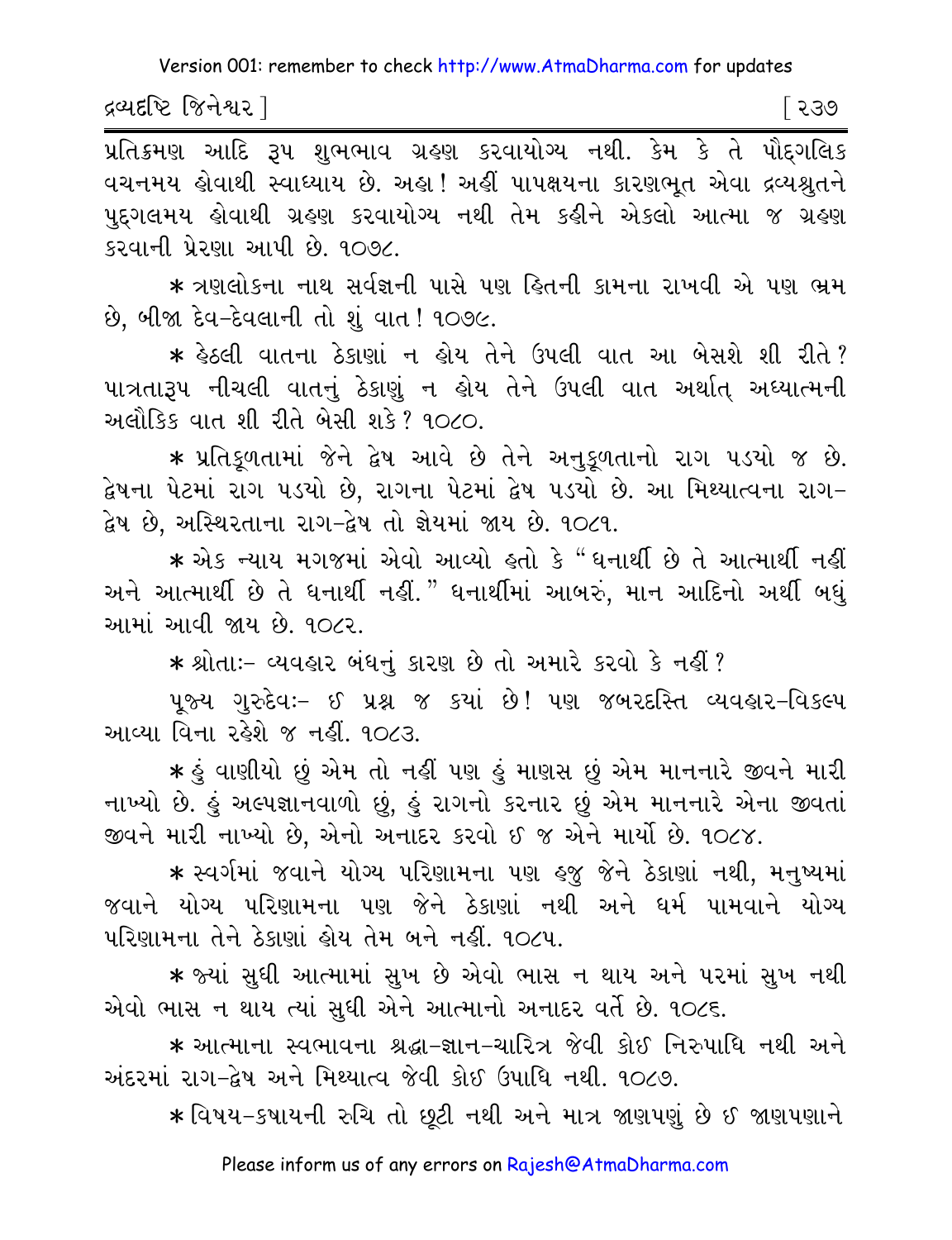પ્રતિક્રમણ આદિ રૂપ શુભભાવ ગ્રહણ કરવાયોગ્ય નથી. કેમ કે તે પૌદ્ગલિક વચનમય હોવાથી સ્વાધ્યાય છે. અહા! અહીં પાપક્ષયના કારણભૂત એવા દ્રવ્યશ્રુતને પુદ્ગલમય હોવાથી ગ્રહણ કરવાયોગ્ય નથી તેમ કહીને એકલો આત્મા જ ગ્રહણ કરવાની પ્રેરણા આપી છે. ૧૦૭૮.

* ત્રણલોકના નાથ સર્વજ્ઞની પાસે પણ હિતની કામના રાખવી એ પણ ભ્રમ છે, બીજા દેવ-દેવલાની તો શું વાત! ૧૦૭૯.

* હેઠલી વાતના ઠેકાણાં ન હોય તેને ઉપલી વાત આ બેસશે શી રીતે? પાત્રતારૂપ નીચલી વાતનું ઠેકાણું ન હોય તેને ઉપલી વાત અર્થાત્ અધ્યાત્મની અલૌકિક વાત શી રીતે બેસી શકે? ૧૦૮૦.

* પ્રતિકૂળતામાં જેને દ્વેષ આવે છે તેને અનુકૂળતાનો રાગ પડયો જ છે. દ્વેષના પેટમાં રાગ પડયો છે, રાગના પેટમાં દ્વેષ પડયો છે. આ મિથ્યાત્વના રાગ-દ્વેષ છે, અસ્થિરતાના રાગ-દ્વેષ તો જ્ઞેયમાં જાય છે. ૧૦૮૧.

* એક ન્યાય મગજમાં એવો આવ્યો હતો કે "ધનાર્થી છે તે આત્માર્થી નહીં અને આત્માર્થી છે તે ધનાર્થી નહીં." ધનાર્થીમાં આબરું, માન આદિનો અર્થી બધું આમાં આવી જાય છે. ૧૦૮૨.

* શ્રોતાઃ- વ્યવહાર બંધનું કારણ છે તો અમારે કરવો કે નહીં?

પૂજ્ય ગુરુદેવઃ- ઈ પ્રશ્ન જ કયાં છે! પણ જબરદસ્તિ વ્યવહાર-વિકલ્પ આવ્યા વિના રહેશે જ નહીં. ૧૦૮૩.

* હું વાણીયો છું એમ તો નહીં પણ હું માણસ છું એમ માનનારે જીવને મારી નાખ્યો છે. હું અલ્પજ્ઞાનવાળો છું, હું રાગનો કરનાર છું એમ માનનારે એના જીવતાં જીવને મારી નાખ્યો છે, એનો અનાદર કરવો ઈ જ એને માર્યો છે. ૧૦૮૪.

* સ્વર્ગમાં જવાને યોગ્ય પરિણામના પણ હજુ જેને ઠેકાણાં નથી, મનુષ્યમાં જવાને યોગ્ય પરિણામના પણ જેને ઠેકાણાં નથી અને ધર્મ પામવાને યોગ્ય પરિણામના તેને ઠેકાણાં હોય તેમ બને નહીં. ૧૦૮૫.

* જ્યાં સુધી આત્મામાં સુખ છે એવો ભાસ ન થાય અને પરમાં સુખ નથી એવો ભાસ ન થાય ત્યાં સુધી એને આત્માનો અનાદર વર્તે છે. ૧૦૮૬.

* આત્માના સ્વભાવના શ્રદ્ધા-જ્ઞાન-ચારિત્ર જેવી કોઈ નિરુપાધિ નથી અને અંદરમાં રાગ-દ્વેષ અને મિથ્યાત્વ જેવી કોઈ ઉપાધિ નથી. ૧૦૮૭.

* વિષય-કષાયની રુચિ તો છૂટી નથી અને માત્ર જાણપણું છે ઈ જાણપણાને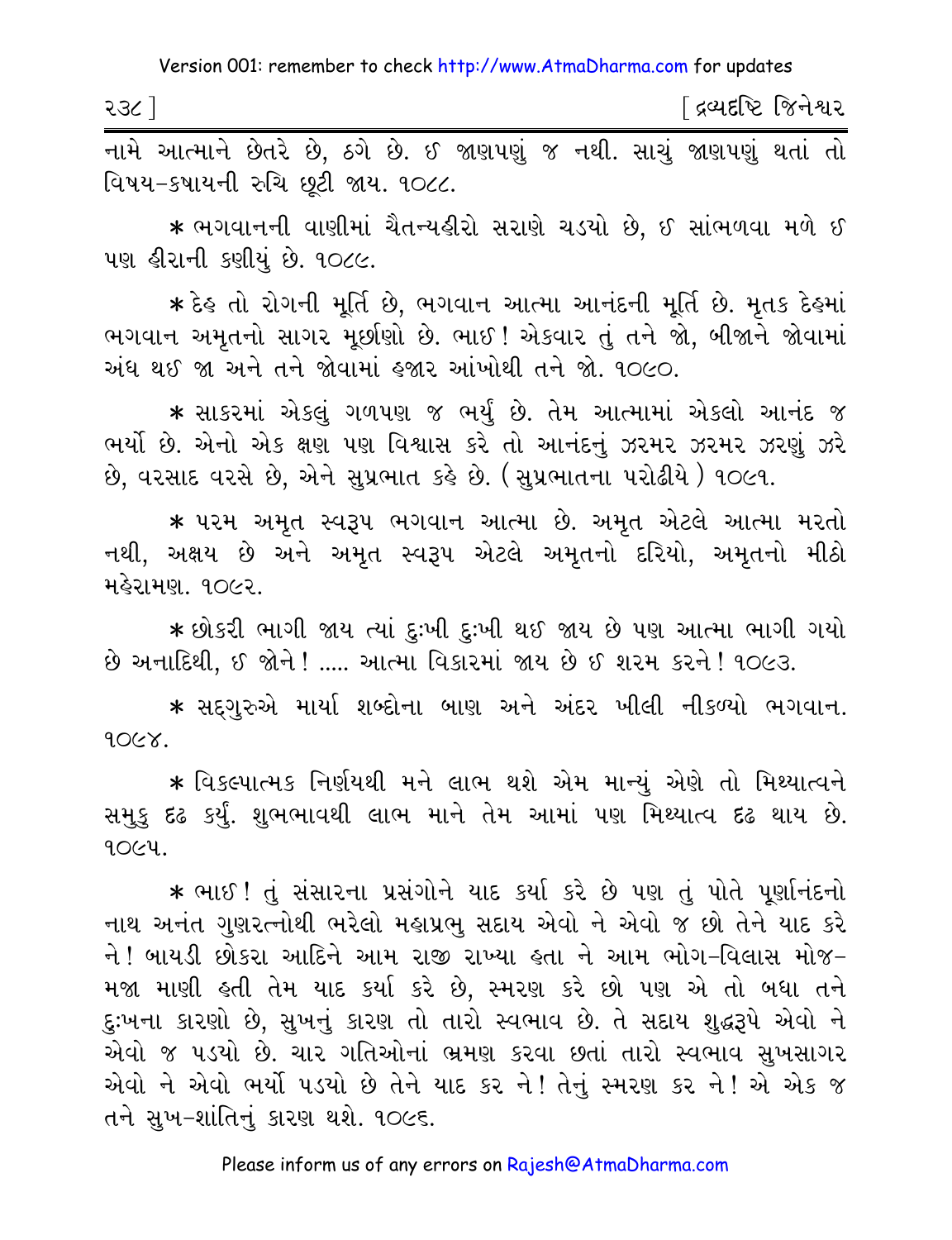નામે આત્માને છેતરે છે, ઠગે છે. ઈ જાણપણું જ નથી. સાચું જાણપણું થતાં તો વિષય-કષાયની રુચિ છૂટી જાય. ૧૦૮૮.

* ભગવાનની વાણીમાં ચૈતન્યહીરો સરાણે ચડયો છે, ઈ સાંભળવા મળે ઈ પણ હીરાની કણીયું છે. ૧૦૮૯.

* દેહ તો રોગની મૂર્તિ છે, ભગવાન આત્મા આનંદની મૂર્તિ છે. મૃતક દેહમાં ભગવાન અમૃતનો સાગર મૂર્છાણો છે. ભાઈ! એકવાર તું તને જો, બીજાને જોવામાં અંધ થઈ જા અને તને જોવામાં હજાર આંખોથી તને જો. ૧૦૯૦.

* સાકરમાં એકલું ગળપણ જ ભર્યું છે. તેમ આત્મામાં એકલો આનંદ જ ભર્યો છે. એનો એક ક્ષણ પણ વિશ્વાસ કરે તો આનંદનું ઝરમર ઝરમર ઝરણું ઝરે છે, વરસાદ વરસે છે, એને સુપ્રભાત કહે છે. (સુપ્રભાતના પરોઢીયે) ૧૦૯૧.

* પરમ અમૃત સ્વરૂપ ભગવાન આત્મા છે. અમૃત એટલે આત્મા મરતો નથી, અક્ષય છે અને અમૃત સ્વરૂપ એટલે અમૃતનો દરિયો, અમૃતનો મીઠો મહેરામણ. ૧૦૯૨.

* છોકરી ભાગી જાય ત્યાં દુઃખી દુઃખી થઈ જાય છે પણ આત્મા ભાગી ગયો છે અનાદિથી, ઈ જોને! ..... આત્મા વિકારમાં જાય છે ઈ શરમ કરને! ૧૦૯૩.

* સદ્ગુરુએ માર્યા શબ્દોના બાણ અને અંદર ખીલી નીકળ્યો ભગવાન. ૧૦૯૪.

* વિકલ્પાત્મક નિર્ણયથી મને લાભ થશે એમ માન્યું એણે તો મિથ્યાત્વને સમુકુ દૃઢ કર્યું. શુભભાવથી લાભ માને તેમ આમાં પણ મિથ્યાત્વ દૃઢ થાય છે. ૧૦૯૫.

* ભાઈ! તું સંસારના પ્રસંગોને યાદ કર્યા કરે છે પણ તું પોતે પૂર્ણાનંદનો નાથ અનંત ગુણરત્નોથી ભરેલો મહાપ્રભુ સદાય એવો ને એવો જ છો તેને યાદ કરે ને! બાયડી છોકરા આદિને આમ રાજી રાખ્યા હતા ને આમ ભોગ-વિલાસ મોજ-મજા માણી હતી તેમ યાદ કર્યા કરે છે, સ્મરણ કરે છો પણ એ તો બધા તને દુઃખના કારણો છે, સુખનું કારણ તો તારો સ્વભાવ છે. તે સદાય શુદ્ધરૂપે એવો ને એવો જ પડયો છે. ચાર ગતિઓનાં ભ્રમણ કરવા છતાં તારો સ્વભાવ સુખસાગર એવો ને એવો ભર્યો પડયો છે તેને યાદ કર ને! તેનું સ્મરણ કર ને! એ એક જ તને સુખ-શાંતિનું કારણ થશે. ૧૦૯૬.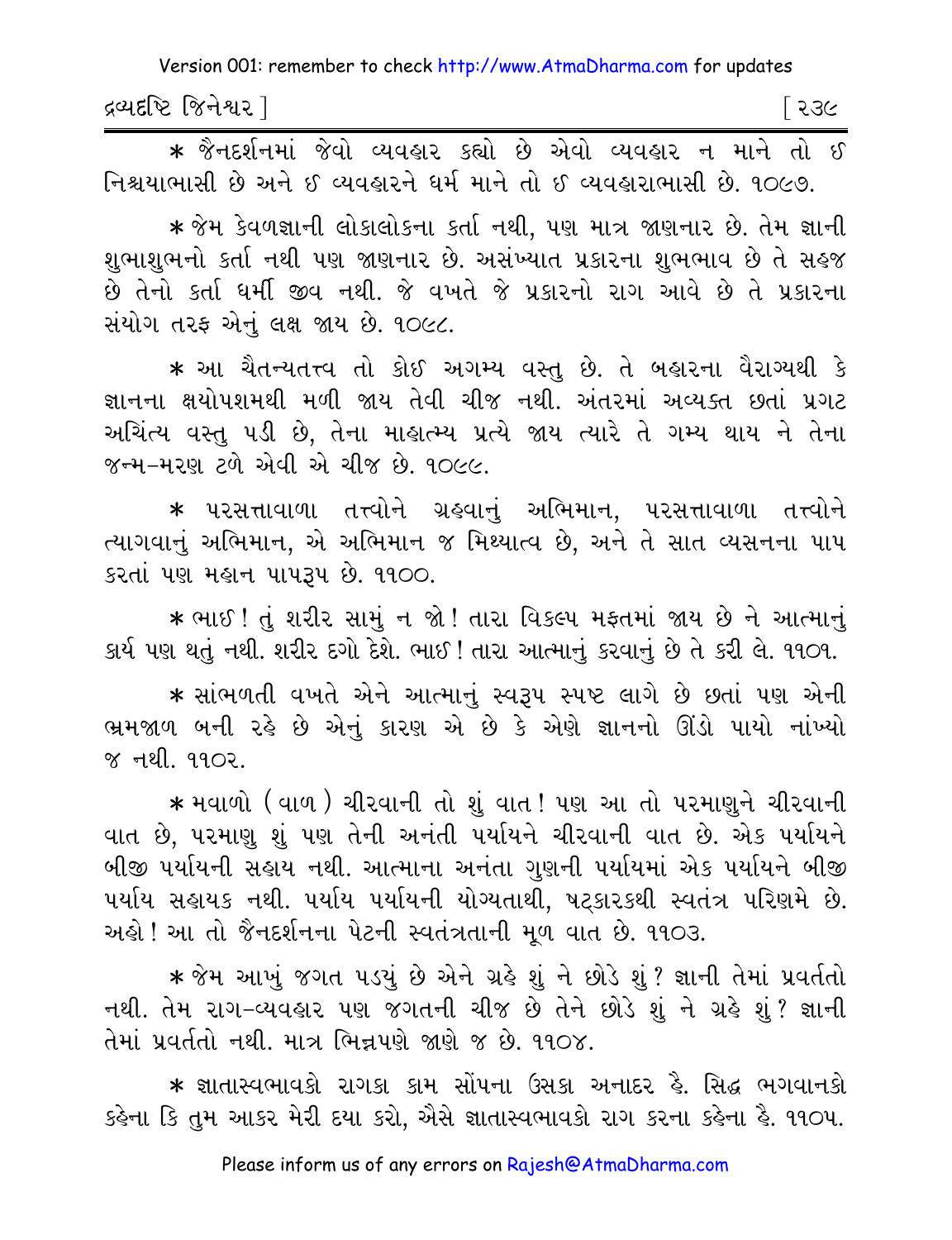* જૈનદર્શનમાં જેવો વ્યવહાર કહ્યો છે એવો વ્યવહાર ન માને તો ઈ નિશ્ચયાભાસી છે અને ઈ વ્યવહારને ધર્મ માને તો ઈ વ્યવહારાભાસી છે. ૧૦૯૭.

* જેમ કેવળજ્ઞાની લોકાલોકના કર્તા નથી, પણ માત્ર જાણનાર છે. તેમ જ્ઞાની શુભાશુભનો કર્તા નથી પણ જાણનાર છે. અસંખ્યાત પ્રકારના શુભભાવ છે તે સહજ છે તેનો કર્તા ધર્મી જીવ નથી. જે વખતે જે પ્રકારનો રાગ આવે છે તે પ્રકારના સંયોગ તરફ એનું લક્ષ જાય છે. ૧૦૯૮.

* આ ચૈતન્યતત્ત્વ તો કોઈ અગમ્ય વસ્તુ છે. તે બહારના વૈરાગ્યથી કે જ્ઞાનના ક્ષયોપશમથી મળી જાય તેવી ચીજ નથી. અંતરમાં અવ્યક્ત છતાં પ્રગટ અચિંત્ય વસ્તુ પડી છે, તેના માહાત્મ્ય પ્રત્યે જાય ત્યારે તે ગમ્ય થાય ને તેના જન્મ-મરણ ટળે એવી એ ચીજ છે. ૧૦૯૯.

* પરસત્તાવાળા તત્ત્વોને ગ્રહવાનું અભિમાન, પરસત્તાવાળા તત્ત્વોને ત્યાગવાનું અભિમાન, એ અભિમાન જ મિથ્યાત્વ છે, અને તે સાત વ્યસનના પાપ કરતાં પણ મહાન પાપરૂપ છે. ૧૧૦૦.

* ભાઈ ! તું શરીર સામું ન જો ! તારા વિકલ્પ મફતમાં જાય છે ને આત્માનું કાર્ય પણ થતું નથી. શરીર દગો દેશે. ભાઈ ! તારા આત્માનું કરવાનું છે તે કરી લે. ૧૧૦૧.

* સાંભળતી વખતે એને આત્માનું સ્વરૂપ સ્પષ્ટ લાગે છે છતાં પણ એની ભ્રમજાળ બની રહે છે એનું કારણ એ છે કે એણે જ્ઞાનનો ઊંડો પાયો નાંખ્યો જ નથી. ૧૧૦૨.

* મવાળો (વાળ) ચીરવાની તો શું વાત ! પણ આ તો પરમાણુને ચીરવાની વાત છે, પરમાણુ શું પણ તેની અનંતી પર્યાયને ચીરવાની વાત છે. એક પર્યાયને બીજી પર્યાયની સહાય નથી. આત્માના અનંતા ગુણની પર્યાયમાં એક પર્યાયને બીજી પર્યાય સહાયક નથી. પર્યાય પર્યાયની યોગ્યતાથી, ષટ્કારકથી સ્વતંત્ર પરિણમે છે. અહો ! આ તો જૈનદર્શનના પેટની સ્વતંત્રતાની મૂળ વાત છે. ૧૧૦૩.

* જેમ આખું જગત પડ્યું છે એને ગ્રહે શું ને છોડે શું ? જ્ઞાની તેમાં પ્રવર્તતો નથી. તેમ રાગ-વ્યવહાર પણ જગતની ચીજ છે તેને છોડે શું ને ગ્રહે શું ? જ્ઞાની તેમાં પ્રવર્તતો નથી. માત્ર ભિન્નપણે જાણે જ છે. ૧૧૦૪.

* જ્ઞાતાસ્વભાવકો રાગકા કામ સોંપના ઉસકા અનાદર હૈ. સિદ્ધ ભગવાનકો કહેના કિ તુમ આકર મેરી દયા કરો, ઐસે જ્ઞાતાસ્વભાવકો રાગ કરના કહેના હૈ. ૧૧૦૫.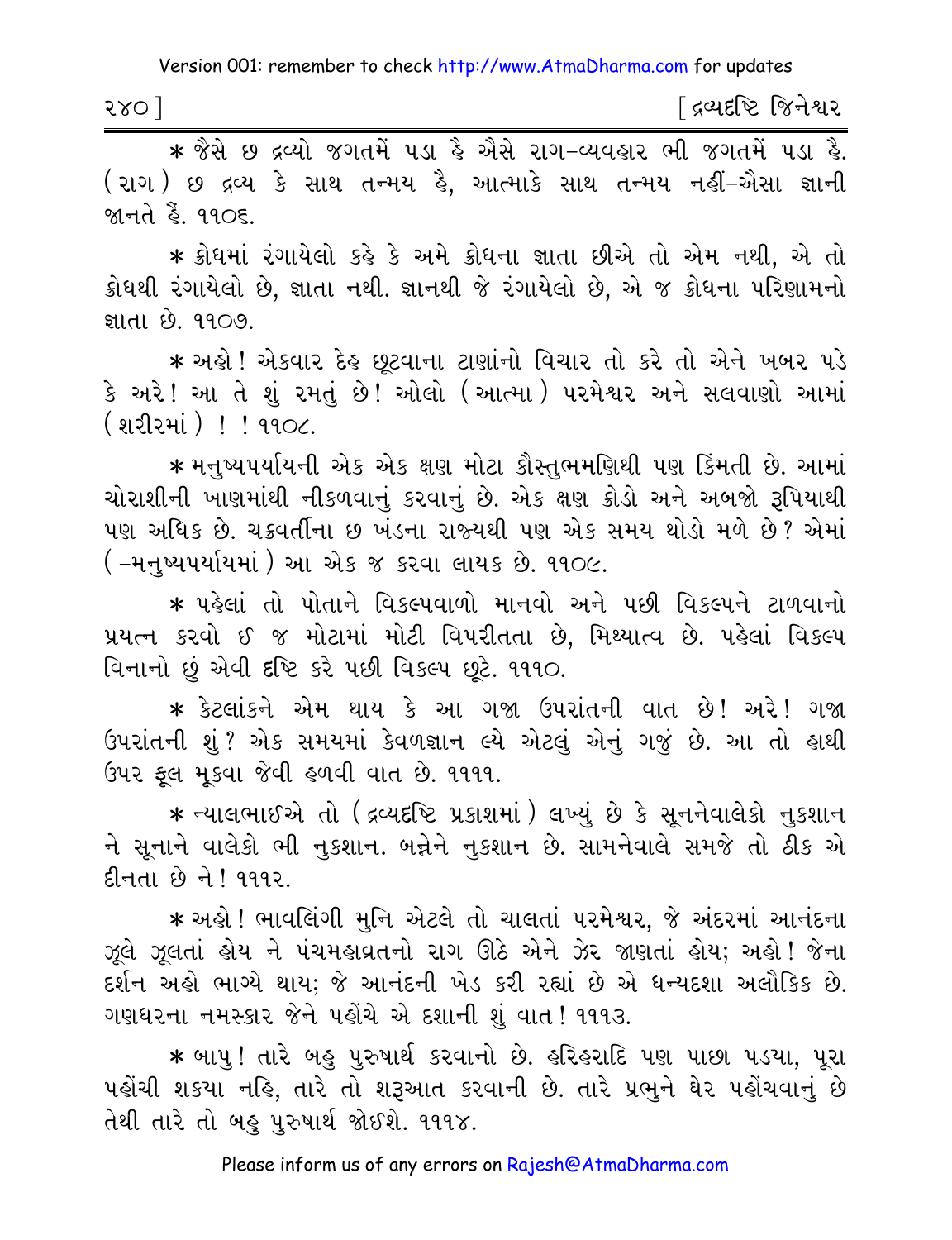* જૈસે છ દ્રવ્યો જગતમેં પડા હૈ ઐસે રાગ-વ્યવહાર ભી જગતમેં પડા હૈ. (રાગ) છ દ્રવ્ય કે સાથ તન્મય હૈ, આત્માકે સાથ તન્મય નહીં-ઐસા જ્ઞાની જાનતે હૈં. ૧૧૦૬.

* ક્રોધમાં રંગાયેલો કહે કે અમે ક્રોધના જ્ઞાતા છીએ તો એમ નથી, એ તો ક્રોધથી રંગાયેલો છે, જ્ઞાતા નથી. જ્ઞાનથી જે રંગાયેલો છે, એ જ ક્રોધના પરિણામનો જ્ઞાતા છે. ૧૧૦૭.

* અહો! એકવાર દેહ છૂટવાના ટાણાંનો વિચાર તો કરે તો એને ખબર પડે કે અરે! આ તે શું રમતું છે! ઓલો (આત્મા) પરમેશ્વર અને સલવાણો આમાં (શરીરમાં)!! ૧૧૦૮.

* મનુષ્યપર્યાયની એક એક ક્ષણ મોટા કૌસ્તુભમણિથી પણ કિંમતી છે. આમાં ચોરાશીની ખાણમાંથી નીકળવાનું કરવાનું છે. એક ક્ષણ ક્રોડો અને અબજો રૂપિયાથી પણ અધિક છે. ચક્રવર્તીના છ ખંડના રાજ્યથી પણ એક સમય થોડો મળે છે? એમાં (-મનુષ્યપર્યાયમાં) આ એક જ કરવા લાયક છે. ૧૧૦૯.

* પહેલાં તો પોતાને વિકલ્પવાળો માનવો અને પછી વિકલ્પને ટાળવાનો પ્રયત્ન કરવો ઈ જ મોટામાં મોટી વિપરીતતા છે, મિથ્યાત્વ છે. પહેલાં વિકલ્પ વિનાનો છું એવી દૃષ્ટિ કરે પછી વિકલ્પ છૂટે. ૧૧૧૦.

* કેટલાંકને એમ થાય કે આ ગજા ઉપરાંતની વાત છે! અરે! ગજા ઉપરાંતની શું? એક સમયમાં કેવળજ્ઞાન લ્યે એટલું એનું ગજું છે. આ તો હાથી ઉપર ફૂલ મૂકવા જેવી હળવી વાત છે. ૧૧૧૧.

* ન્યાલભાઈએ તો (દ્રવ્યદૃષ્ટિ પ્રકાશમાં) લખ્યું છે કે સૂનનેવાલેકો નુકશાન ને સૂનાને વાલેકો ભી નુકશાન. બન્નેને નુકશાન છે. સામનેવાલે સમજે તો ઠીક એ દીનતા છે ને! ૧૧૧૨.

* અહો! ભાવલિંગી મુનિ એટલે તો ચાલતાં પરમેશ્વર, જે અંદરમાં આનંદના ઝૂલે ઝૂલતાં હોય ને પંચમહાવ્રતનો રાગ ઊઠે એને ઝેર જાણતાં હોય; અહો! જેના દર્શન અહો ભાગ્યે થાય; જે આનંદની ખેડ કરી રહ્યાં છે એ ધન્યદશા અલૌકિક છે. ગણધરના નમસ્કાર જેને પહોંચે એ દશાની શું વાત! ૧૧૧૩.

* બાપુ! તારે બહુ પુરુષાર્થ કરવાનો છે. હરિહરાદિ પણ પાછા પડયા, પૂરા પહોંચી શકયા નહિ, તારે તો શરૂઆત કરવાની છે. તારે પ્રભુને ઘેર પહોંચવાનું છે તેથી તારે તો બહુ પુરુષાર્થ જોઈશે. ૧૧૧૪.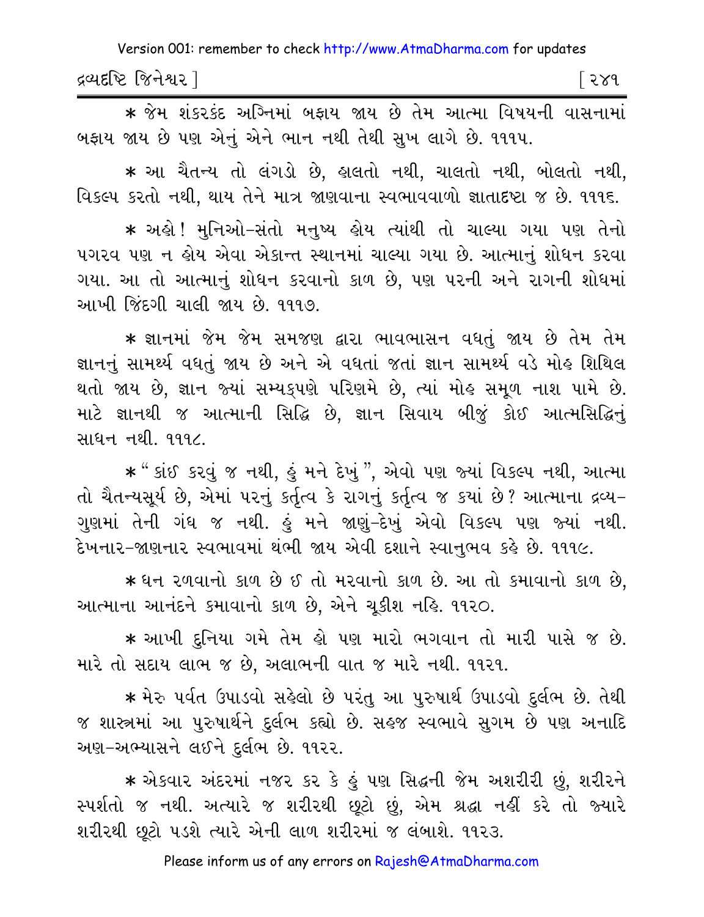* જેમ શંકરકંદ અગ્નિમાં બફાય જાય છે તેમ આત્મા વિષયની વાસનામાં બફાય જાય છે પણ એનું એને ભાન નથી તેથી સુખ લાગે છે. ૧૧૧૫.

* આ ચૈતન્ય તો લંગડો છે, હાલતો નથી, ચાલતો નથી, બોલતો નથી, વિકલ્પ કરતો નથી, થાય તેને માત્ર જાણવાના સ્વભાવવાળો જ્ઞાતાદષ્ટા જ છે. ૧૧૧૬.

* અહો! મુનિઓ-સંતો મનુષ્ય હોય ત્યાંથી તો ચાલ્યા ગયા પણ તેનો પગરવ પણ ન હોય એવા એકાન્ત સ્થાનમાં ચાલ્યા ગયા છે. આત્માનું શોધન કરવા ગયા. આ તો આત્માનું શોધન કરવાનો કાળ છે, પણ પરની અને રાગની શોધમાં આખી જિંદગી ચાલી જાય છે. ૧૧૧૭.

* જ્ઞાનમાં જેમ જેમ સમજણ દ્વારા ભાવભાસન વધતું જાય છે તેમ તેમ જ્ઞાનનું સામર્થ્ય વધતું જાય છે અને એ વધતાં જતાં જ્ઞાન સામર્થ્ય વડે મોહ શિથિલ થતો જાય છે, જ્ઞાન જ્યાં સમ્યક્પણે પરિણમે છે, ત્યાં મોહ સમૂળ નાશ પામે છે. માટે જ્ઞાનથી જ આત્માની સિદ્ધિ છે, જ્ઞાન સિવાય બીજું કોઈ આત્મસિદ્ધિનું સાધન નથી. ૧૧૧૮.

* "કાંઈ કરવું જ નથી, હું મને દેખું", એવો પણ જ્યાં વિકલ્પ નથી, આત્મા તો ચૈતન્યસૂર્ય છે, એમાં પરનું કર્તૃત્વ કે રાગનું કર્તૃત્વ જ ક્યાં છે? આત્માના દ્રવ્ય-ગુણમાં તેની ગંધ જ નથી. હું મને જાણું-દેખું એવો વિકલ્પ પણ જ્યાં નથી. દેખનાર-જાણનાર સ્વભાવમાં થંભી જાય એવી દશાને સ્વાનુભવ કહે છે. ૧૧૧૯.

* ધન રળવાનો કાળ છે ઈ તો મરવાનો કાળ છે. આ તો કમાવાનો કાળ છે, આત્માના આનંદને કમાવાનો કાળ છે, એને ચૂકીશ નહિ. ૧૧૨૦.

* આખી દુનિયા ગમે તેમ હો પણ મારો ભગવાન તો મારી પાસે જ છે. મારે તો સદાય લાભ જ છે, અલાભની વાત જ મારે નથી. ૧૧૨૧.

* મેરુ પર્વત ઉપાડવો સહેલો છે પરંતુ આ પુરુષાર્થ ઉપાડવો દુર્લભ છે. તેથી જ શાસ્ત્રમાં આ પુરુષાર્થને દુર્લભ કહ્યો છે. સહજ સ્વભાવે સુગમ છે પણ અનાદિ અણ-અભ્યાસને લઈને દુર્લભ છે. ૧૧૨૨.

* એકવાર અંદરમાં નજર કર કે હું પણ સિદ્ધની જેમ અશરીરી છું, શરીરને સ્પર્શતો જ નથી. અત્યારે જ શરીરથી છૂટો છું, એમ શ્રદ્ધા નહીં કરે તો જ્યારે શરીરથી છૂટો પડશે ત્યારે એની લાળ શરીરમાં જ લંબાશે. ૧૧૨૩.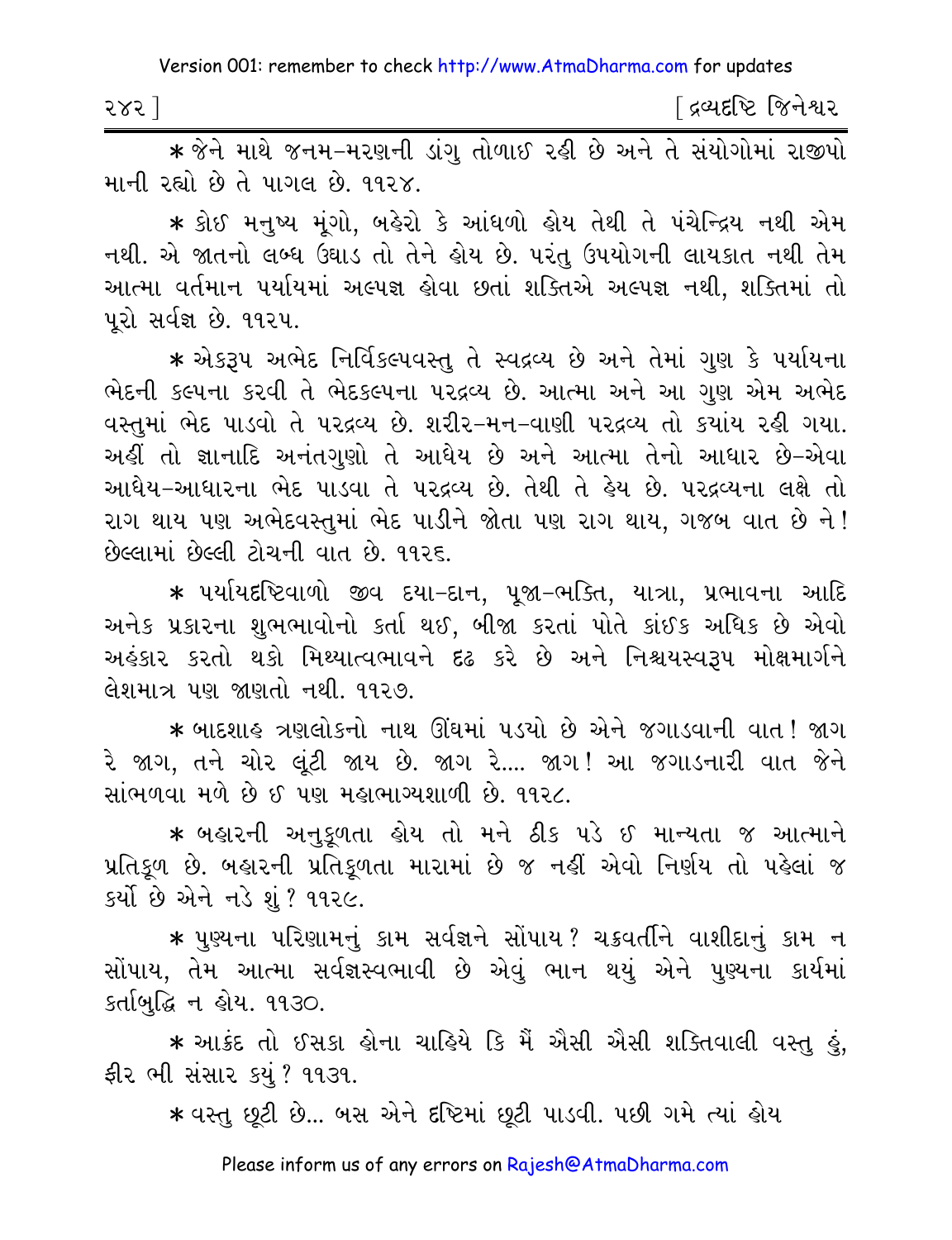* જેને માથે જનમ-મરણની ડાંગુ તોળાઈ રહી છે અને તે સંયોગોમાં રાજીપો માની રહ્યો છે તે પાગલ છે. ૧૧૨૪.

* કોઈ મનુષ્ય મૂંગો, બહેરો કે આંધળો હોય તેથી તે પંચેન્દ્રિય નથી એમ નથી. એ જાતનો લબ્ધ ઉઘાડ તો તેને હોય છે. પરંતુ ઉપયોગની લાયકાત નથી તેમ આત્મા વર્તમાન પર્યાયમાં અલ્પજ્ઞ હોવા છતાં શક્તિએ અલ્પજ્ઞ નથી, શક્તિમાં તો પૂરો સર્વજ્ઞ છે. ૧૧૨૫.

* એકરૂપ અભેદ નિર્વિકલ્પવસ્તુ તે સ્વદ્રવ્ય છે અને તેમાં ગુણ કે પર્યાયના ભેદની કલ્પના કરવી તે ભેદકલ્પના પરદ્રવ્ય છે. આત્મા અને આ ગુણ એમ અભેદ વસ્તુમાં ભેદ પાડવો તે પરદ્રવ્ય છે. શરીર-મન-વાણી પરદ્રવ્ય તો ક્યાંય રહી ગયા. અહીં તો જ્ઞાનાદિ અનંતગુણો તે આધેય છે અને આત્મા તેનો આધાર છે-એવા આધેય-આધારના ભેદ પાડવા તે પરદ્રવ્ય છે. તેથી તે હેય છે. પરદ્રવ્યના લક્ષે તો રાગ થાય પણ અભેદવસ્તુમાં ભેદ પાડીને જોતા પણ રાગ થાય, ગજબ વાત છે ને! છેલ્લામાં છેલ્લી ટોચની વાત છે. ૧૧૨૬.

* પર્યાયદૃષ્ટિવાળો જીવ દયા-દાન, પૂજા-ભક્તિ, યાત્રા, પ્રભાવના આદિ અનેક પ્રકારના શુભભાવોનો કર્તા થઈ, બીજા કરતાં પોતે કાંઈક અધિક છે એવો અહંકાર કરતો થકો મિથ્યાત્વભાવને દૃઢ કરે છે અને નિશ્ચયસ્વરૂપ મોક્ષમાર્ગને લેશમાત્ર પણ જાણતો નથી. ૧૧૨૭.

* બાદશાહ ત્રણલોકનો નાથ ઊંઘમાં પડયો છે એને જગાડવાની વાત! જાગ રે જાગ, તને ચોર લૂંટી જાય છે. જાગ રે.... જાગ! આ જગાડનારી વાત જેને સાંભળવા મળે છે ઈ પણ મહાભાગ્યશાળી છે. ૧૧૨૮.

* બહારની અનુકૂળતા હોય તો મને ઠીક પડે ઈ માન્યતા જ આત્માને પ્રતિકૂળ છે. બહારની પ્રતિકૂળતા મારામાં છે જ નહીં એવો નિર્ણય તો પહેલાં જ કર્યો છે એને નડે શું? ૧૧૨૯.

* પુણ્યના પરિણામનું કામ સર્વજ્ઞને સોંપાય? ચક્રવર્તીને વાશીદાનું કામ ન સોંપાય, તેમ આત્મા સર્વજ્ઞસ્વભાવી છે એવું ભાન થયું એને પુણ્યના કાર્યમાં કર્તાબુદ્ધિ ન હોય. ૧૧૩૦.

* આક્રંદ તો ઈસકા હોના ચાહિયે કિ મૈં ઐસી ઐસી શક્તિવાલી વસ્તુ હું, ફીર ભી સંસાર કયું? ૧૧૩૧.

* વસ્તુ છૂટી છે... બસ એને દૃષ્ટિમાં છૂટી પાડવી. પછી ગમે ત્યાં હોય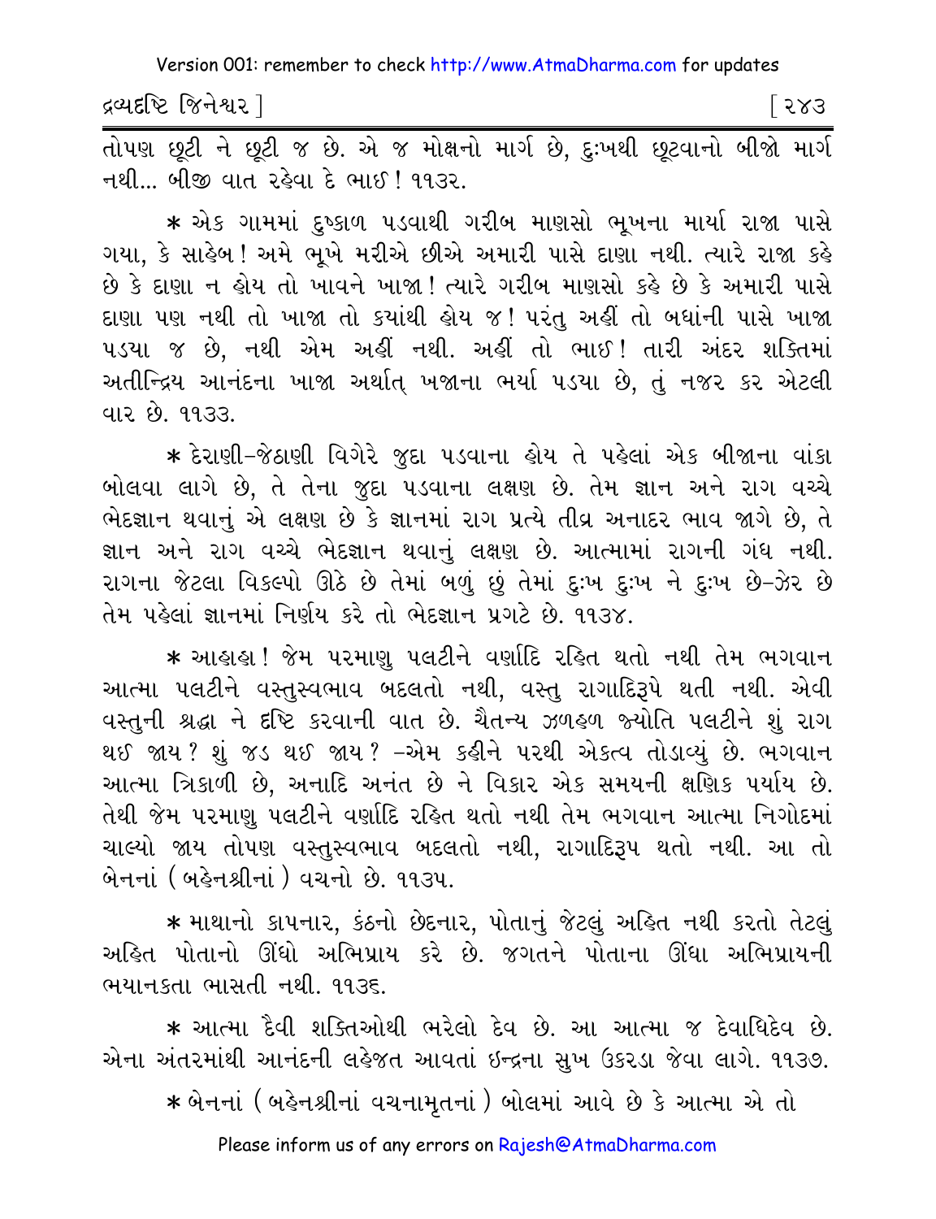તોપણ છૂટી ને છૂટી જ છે. એ જ મોક્ષનો માર્ગ છે, દુઃખથી છૂટવાનો બીજો માર્ગ નથી... બીજી વાત રહેવા દે ભાઈ! ૧૧૩૨.

* એક ગામમાં દુષ્કાળ પડવાથી ગરીબ માણસો ભૂખના માર્યા રાજા પાસે ગયા, કે સાહેબ! અમે ભૂખે મરીએ છીએ અમારી પાસે દાણા નથી. ત્યારે રાજા કહે છે કે દાણા ન હોય તો ખાવને ખાજા! ત્યારે ગરીબ માણસો કહે છે કે અમારી પાસે દાણા પણ નથી તો ખાજા તો કયાંથી હોય જ! પરંતુ અહીં તો બધાંની પાસે ખાજા પડયા જ છે, નથી એમ અહીં નથી. અહીં તો ભાઈ! તારી અંદર શક્તિમાં અતીન્દ્રિય આનંદના ખાજા અર્થાત્ ખજાના ભર્યા પડયા છે, તું નજર કર એટલી વાર છે. ૧૧૩૩.

* દેરાણી-જેઠાણી વિગેરે જુદા પડવાના હોય તે પહેલાં એક બીજાના વાંકા બોલવા લાગે છે, તે તેના જુદા પડવાના લક્ષણ છે. તેમ જ્ઞાન અને રાગ વચ્ચે ભેદજ્ઞાન થવાનું એ લક્ષણ છે કે જ્ઞાનમાં રાગ પ્રત્યે તીવ્ર અનાદર ભાવ જાગે છે, તે જ્ઞાન અને રાગ વચ્ચે ભેદજ્ઞાન થવાનું લક્ષણ છે. આત્મામાં રાગની ગંધ નથી. રાગના જેટલા વિકલ્પો ઊઠે છે તેમાં બળું છું તેમાં દુઃખ દુઃખ ને દુઃખ છે-ઝેર છે તેમ પહેલાં જ્ઞાનમાં નિર્ણય કરે તો ભેદજ્ઞાન પ્રગટે છે. ૧૧૩૪.

* આહાહા! જેમ પરમાણુ પલટીને વર્ણાદિ રહિત થતો નથી તેમ ભગવાન આત્મા પલટીને વસ્તુસ્વભાવ બદલતો નથી, વસ્તુ રાગાદિરૂપે થતી નથી. એવી વસ્તુની શ્રદ્ધા ને દૃષ્ટિ કરવાની વાત છે. ચૈતન્ય ઝળહળ જ્યોતિ પલટીને શું રાગ થઈ જાય? શું જડ થઈ જાય? -એમ કહીને પરથી એકત્વ તોડાવ્યું છે. ભગવાન આત્મા ત્રિકાળી છે, અનાદિ અનંત છે ને વિકાર એક સમયની ક્ષણિક પર્યાય છે. તેથી જેમ પરમાણુ પલટીને વર્ણાદિ રહિત થતો નથી તેમ ભગવાન આત્મા નિગોદમાં ચાલ્યો જાય તોપણ વસ્તુસ્વભાવ બદલતો નથી, રાગાદિરૂપ થતો નથી. આ તો બેનનાં (બહેનશ્રીનાં) વચનો છે. ૧૧૩૫.

* માથાનો કાપનાર, કંઠનો છેદનાર, પોતાનું જેટલું અહિત નથી કરતો તેટલું અહિત પોતાનો ઊંધો અભિપ્રાય કરે છે. જગતને પોતાના ઊંધા અભિપ્રાયની ભયાનકતા ભાસતી નથી. ૧૧૩૬.

* આત્મા દૈવી શક્તિઓથી ભરેલો દેવ છે. આ આત્મા જ દેવાધિદેવ છે. એના અંતરમાંથી આનંદની લહેજત આવતાં ઇન્દ્રના સુખ ઉકરડા જેવા લાગે. ૧૧૩૭.

* બેનનાં (બહેનશ્રીનાં વચનામૃતનાં) બોલમાં આવે છે કે આત્મા એ તો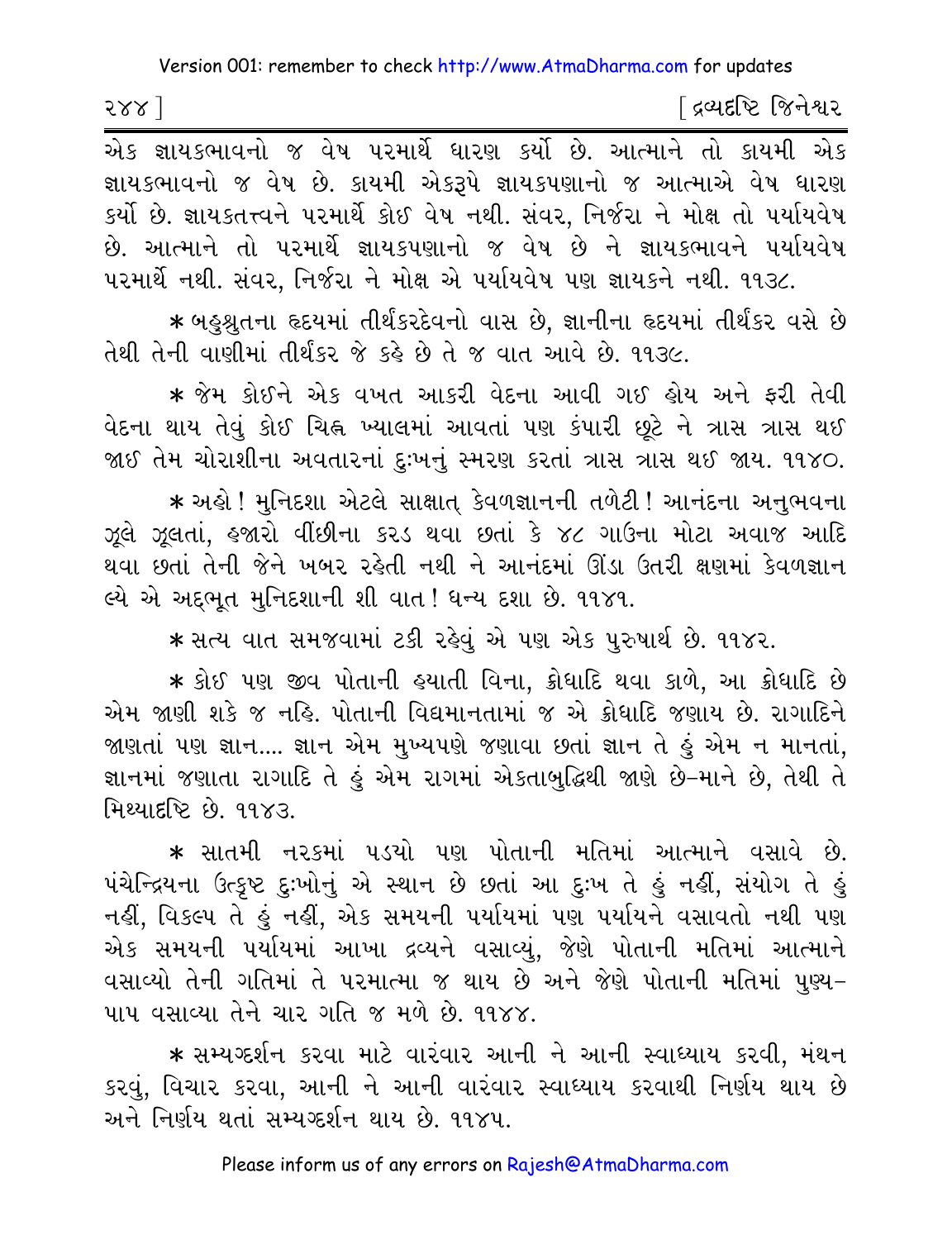એક જ્ઞાયકભાવનો જ વેષ પરમાર્થે ધારણ કર્યો છે. આત્માને તો કાયમી એક જ્ઞાયકભાવનો જ વેષ છે. કાયમી એકરૂપે જ્ઞાયકપણાનો જ આત્માએ વેષ ધારણ કર્યો છે. જ્ઞાયકતત્ત્વને પરમાર્થે કોઈ વેષ નથી. સંવર, નિર્જરા ને મોક્ષ તો પર્યાયવેષ છે. આત્માને તો પરમાર્થે જ્ઞાયકપણાનો જ વેષ છે ને જ્ઞાયકભાવને પર્યાયવેષ પરમાર્થે નથી. સંવર, નિર્જરા ને મોક્ષ એ પર્યાયવેષ પણ જ્ઞાયકને નથી. ૧૧૩૮.

* બહુશ્રુતના હૃદયમાં તીર્થંકરદેવનો વાસ છે, જ્ઞાનીના હૃદયમાં તીર્થંકર વસે છે તેથી તેની વાણીમાં તીર્થંકર જે કહે છે તે જ વાત આવે છે. ૧૧૩૯.

* જેમ કોઈને એક વખત આકરી વેદના આવી ગઈ હોય અને ફરી તેવી વેદના થાય તેવું કોઈ ચિહ્ન ખ્યાલમાં આવતાં પણ કંપારી છૂટે ને ત્રાસ ત્રાસ થઈ જાઈ તેમ ચોરાશીના અવતારનાં દુઃખનું સ્મરણ કરતાં ત્રાસ ત્રાસ થઈ જાય. ૧૧૪૦.

* અહો ! મુનિદશા એટલે સાક્ષાત્ કેવળજ્ઞાનની તળેટી ! આનંદના અનુભવના ઝૂલે ઝૂલતાં, હજારો વીંછીના કરડ થવા છતાં કે ૪૮ ગાઉના મોટા અવાજ આદિ થવા છતાં તેની જેને ખબર રહેતી નથી ને આનંદમાં ઊંડા ઉતરી ક્ષણમાં કેવળજ્ઞાન લ્યે એ અદ્દભૂત મુનિદશાની શી વાત ! ધન્ય દશા છે. ૧૧૪૧.

* સત્ય વાત સમજવામાં ટકી રહેવું એ પણ એક પુરુષાર્થ છે. ૧૧૪૨.

* કોઈ પણ જીવ પોતાની હયાતી વિના, ક્રોધાદિ થવા કાળે, આ ક્રોધાદિ છે એમ જાણી શકે જ નહિ. પોતાની વિદ્યમાનતામાં જ એ ક્રોધાદિ જણાય છે. રાગાદિને જાણતાં પણ જ્ઞાન.... જ્ઞાન એમ મુખ્યપણે જણાવા છતાં જ્ઞાન તે હું એમ ન માનતાં, જ્ઞાનમાં જણાતા રાગાદિ તે હું એમ રાગમાં એકતાબુદ્ધિથી જાણે છે-માને છે, તેથી તે મિથ્યાદૃષ્ટિ છે. ૧૧૪૩.

* સાતમી નરકમાં પડયો પણ પોતાની મતિમાં આત્માને વસાવે છે. પંચેન્દ્રિયના ઉત્કૃષ્ટ દુઃખોનું એ સ્થાન છે છતાં આ દુઃખ તે હું નહીં, સંયોગ તે હું નહીં, વિકલ્પ તે હું નહીં, એક સમયની પર્યાયમાં પણ પર્યાયને વસાવતો નથી પણ એક સમયની પર્યાયમાં આખા દ્રવ્યને વસાવ્યું, જેણે પોતાની મતિમાં આત્માને વસાવ્યો તેની ગતિમાં તે પરમાત્મા જ થાય છે અને જેણે પોતાની મતિમાં પુણ્ય-પાપ વસાવ્યા તેને ચાર ગતિ જ મળે છે. ૧૧૪૪.

* સમ્યગ્દર્શન કરવા માટે વારંવાર આની ને આની સ્વાધ્યાય કરવી, મંથન કરવું, વિચાર કરવા, આની ને આની વારંવાર સ્વાધ્યાય કરવાથી નિર્ણય થાય છે અને નિર્ણય થતાં સમ્યગ્દર્શન થાય છે. ૧૧૪૫.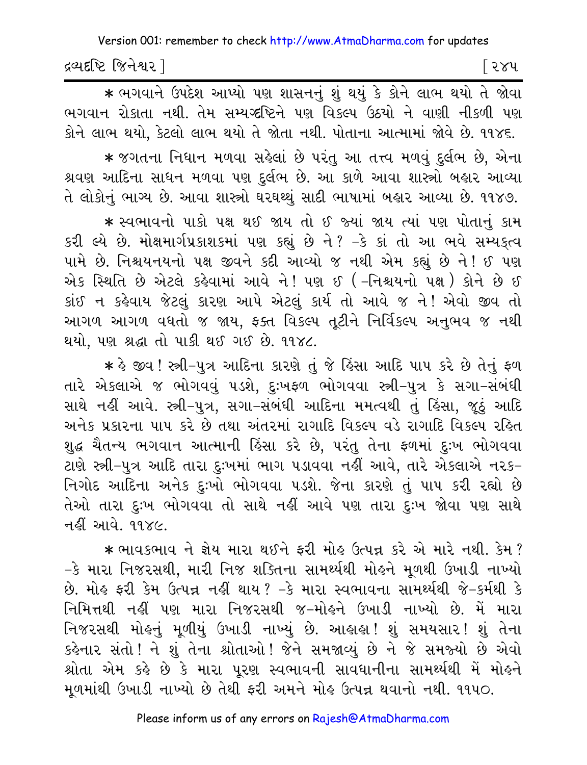* ભગવાને ઉપદેશ આપ્યો પણ શાસનનું શું થયું કે કોને લાભ થયો તે જોવા ભગવાન રોકાતા નથી. તેમ સમ્યગ્દષ્ટિને પણ વિકલ્પ ઉઠયો ને વાણી નીકળી પણ કોને લાભ થયો, કેટલો લાભ થયો તે જોતા નથી. પોતાના આત્મામાં જોવે છે. ૧૧૪૬.

* જગતના નિધાન મળવા સહેલાં છે પરંતુ આ તત્ત્વ મળવું દુર્લભ છે, એના શ્રવણ આદિના સાધન મળવા પણ દુર્લભ છે. આ કાળે આવા શાસ્ત્રો બહાર આવ્યા તે લોકોનું ભાગ્ય છે. આવા શાસ્ત્રો ઘરઘથ્થું સાદી ભાષામાં બહાર આવ્યા છે. ૧૧૪૭.

* સ્વભાવનો પાકો પક્ષ થઈ જાય તો ઈ જ્યાં જાય ત્યાં પણ પોતાનું કામ કરી લ્યે છે. મોક્ષમાર્ગપ્રકાશકમાં પણ કહ્યું છે ને? -કે કાં તો આ ભવે સમ્યક્ત્વ પામે છે. નિશ્ચયનયનો પક્ષ જીવને કદી આવ્યો જ નથી એમ કહ્યું છે ને! ઈ પણ એક સ્થિતિ છે એટલે કહેવામાં આવે ને! પણ ઈ (-નિશ્ચયનો પક્ષ) કોને છે ઈ કાંઈ ન કહેવાય જેટલું કારણ આપે એટલું કાર્ય તો આવે જ ને! એવો જીવ તો આગળ આગળ વધતો જ જાય, ફક્ત વિકલ્પ તૂટીને નિર્વિકલ્પ અનુભવ જ નથી થયો, પણ શ્રદ્ધા તો પાકી થઈ ગઈ છે. ૧૧૪૮.

* હે જીવ! સ્ત્રી-પુત્ર આદિના કારણે તું જે હિંસા આદિ પાપ કરે છે તેનું ફળ તારે એકલાએ જ ભોગવવું પડશે, દુઃખફળ ભોગવવા સ્ત્રી-પુત્ર કે સગા-સંબંધી સાથે નહીં આવે. સ્ત્રી-પુત્ર, સગા-સંબંધી આદિના મમત્વથી તું હિંસા, જૂઠું આદિ અનેક પ્રકારના પાપ કરે છે તથા અંતરમાં રાગાદિ વિકલ્પ વડે રાગાદિ વિકલ્પ રહિત શુદ્ધ ચૈતન્ય ભગવાન આત્માની હિંસા કરે છે, પરંતુ તેના ફળમાં દુઃખ ભોગવવા ટાણે સ્ત્રી-પુત્ર આદિ તારા દુઃખમાં ભાગ પડાવવા નહીં આવે, તારે એકલાએ નરક-નિગોદ આદિના અનેક દુઃખો ભોગવવા પડશે. જેના કારણે તું પાપ કરી રહ્યો છે તેઓ તારા દુઃખ ભોગવવા તો સાથે નહીં આવે પણ તારા દુઃખ જોવા પણ સાથે નહીં આવે. ૧૧૪૯.

* ભાવકભાવ ને જ્ઞેય મારા થઈને ફરી મોહ ઉત્પન્ન કરે એ મારે નથી. કેમ? -કે મારા નિજરસથી, મારી નિજ શક્તિના સામર્થ્યથી મોહને મૂળથી ઉખાડી નાખ્યો છે. મોહ ફરી કેમ ઉત્પન્ન નહીં થાય? -કે મારા સ્વભાવના સામર્થ્યથી જે-કર્મથી કે નિમિત્તથી નહીં પણ મારા નિજરસથી જ-મોહને ઉખાડી નાખ્યો છે. મેં મારા નિજરસથી મોહનું મૂળીયું ઉખાડી નાખ્યું છે. આહાહા! શું સમયસાર! શું તેના કહેનાર સંતો! ને શું તેના શ્રોતાઓ! જેને સમજાવ્યું છે ને જે સમજ્યો છે એવો શ્રોતા એમ કહે છે કે મારા પૂરણ સ્વભાવની સાવધાનીના સામર્થ્યથી મેં મોહને મૂળમાંથી ઉખાડી નાખ્યો છે તેથી ફરી અમને મોહ ઉત્પન્ન થવાનો નથી. ૧૧૫૦.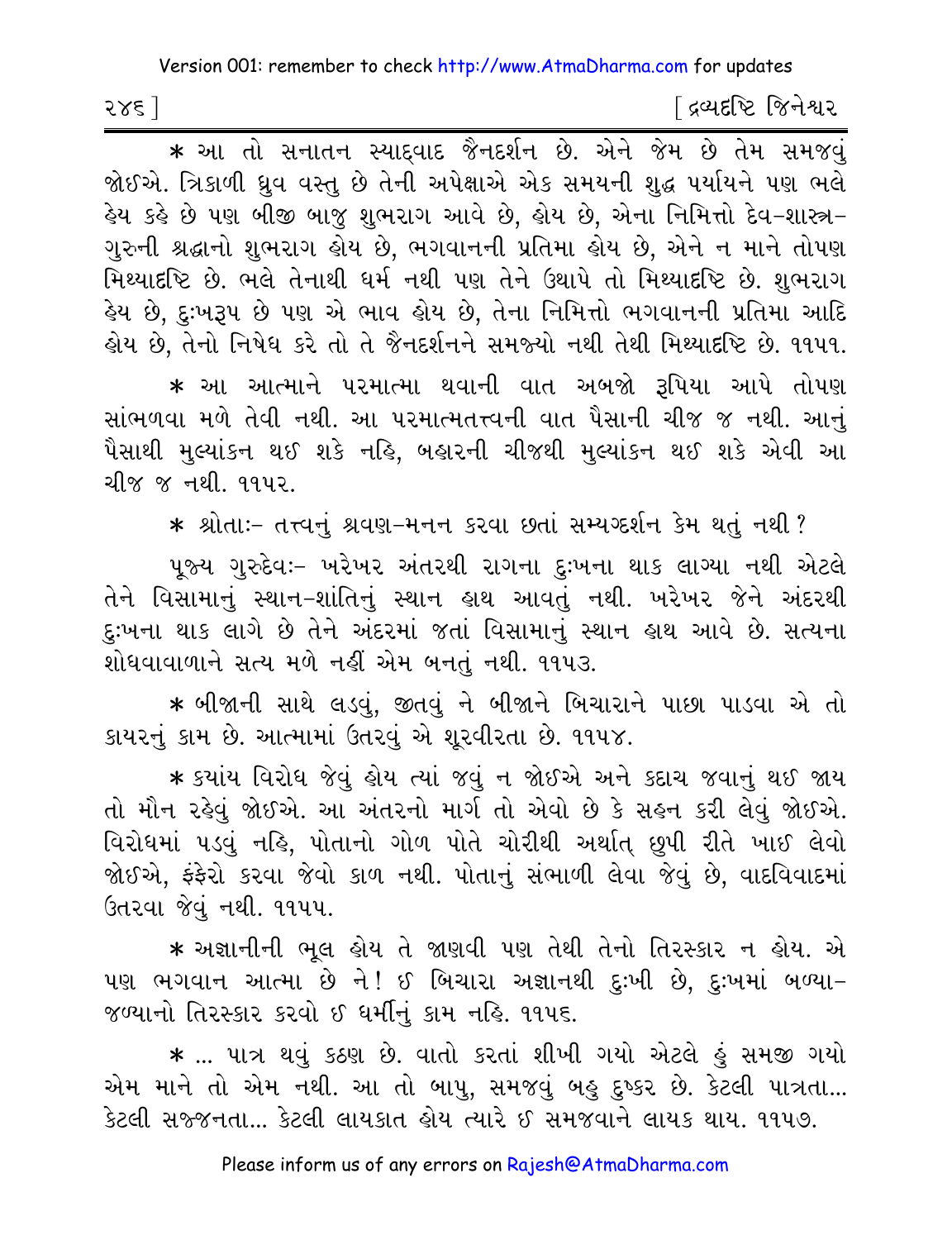* આ તો સનાતન સ્યાદ્વાદ જૈનદર્શન છે. એને જેમ છે તેમ સમજવું જોઈએ. ત્રિકાળી ધ્રુવ વસ્તુ છે તેની અપેક્ષાએ એક સમયની શુદ્ધ પર્યાયને પણ ભલે હેય કહે છે પણ બીજી બાજુ શુભરાગ આવે છે, હોય છે, એના નિમિત્તો દેવ-શાસ્ત્ર-ગુરુની શ્રદ્ધાનો શુભરાગ હોય છે, ભગવાનની પ્રતિમા હોય છે, એને ન માને તોપણ મિથ્યાદષ્ટિ છે. ભલે તેનાથી ધર્મ નથી પણ તેને ઉથાપે તો મિથ્યાદષ્ટિ છે. શુભરાગ હેય છે, દુઃખરૂપ છે પણ એ ભાવ હોય છે, તેના નિમિત્તો ભગવાનની પ્રતિમા આદિ હોય છે, તેનો નિષેધ કરે તો તે જૈનદર્શનને સમજ્યો નથી તેથી મિથ્યાદષ્ટિ છે. ૧૧૫૧.

* આ આત્માને પરમાત્મા થવાની વાત અબજો રૂપિયા આપે તોપણ સાંભળવા મળે તેવી નથી. આ પરમાત્મતત્ત્વની વાત પૈસાની ચીજ જ નથી. આનું પૈસાથી મુલ્યાંકન થઈ શકે નહિ, બહારની ચીજથી મુલ્યાંકન થઈ શકે એવી આ ચીજ જ નથી. ૧૧૫૨.

* શ્રોતાઃ- તત્ત્વનું શ્રવણ-મનન કરવા છતાં સમ્યગ્દર્શન કેમ થતું નથી?

પૂજ્ય ગુરુદેવઃ- ખરેખર અંતરથી રાગના દુઃખના થાક લાગ્યા નથી એટલે તેને વિસામાનું સ્થાન-શાંતિનું સ્થાન હાથ આવતું નથી. ખરેખર જેને અંદરથી દુઃખના થાક લાગે છે તેને અંદરમાં જતાં વિસામાનું સ્થાન હાથ આવે છે. સત્યના શોધવાવાળાને સત્ય મળે નહીં એમ બનતું નથી. ૧૧૫૩.

* બીજાની સાથે લડવું, જીતવું ને બીજાને બિચારાને પાછા પાડવા એ તો કાયરનું કામ છે. આત્મામાં ઉતરવું એ શૂરવીરતા છે. ૧૧૫૪.

* ક્યાંય વિરોધ જેવું હોય ત્યાં જવું ન જોઈએ અને કદાચ જવાનું થઈ જાય તો મૌન રહેવું જોઈએ. આ અંતરનો માર્ગ તો એવો છે કે સહન કરી લેવું જોઈએ. વિરોધમાં પડવું નહિ, પોતાનો ગોળ પોતે ચોરીથી અર્થાત્ છુપી રીતે ખાઈ લેવો જોઈએ, ફંફેરો કરવા જેવો કાળ નથી. પોતાનું સંભાળી લેવા જેવું છે, વાદવિવાદમાં ઉતરવા જેવું નથી. ૧૧૫૫.

* અજ્ઞાનીની ભૂલ હોય તે જાણવી પણ તેથી તેનો તિરસ્કાર ન હોય. એ પણ ભગવાન આત્મા છે ને! ઈ બિચારા અજ્ઞાનથી દુઃખી છે, દુઃખમાં બળ્યા-જળ્યાનો તિરસ્કાર કરવો ઈ ધર્મીનું કામ નહિ. ૧૧૫૬.

* ... પાત્ર થવું કઠણ છે. વાતો કરતાં શીખી ગયો એટલે હું સમજી ગયો એમ માને તો એમ નથી. આ તો બાપુ, સમજવું બહુ દુષ્કર છે. કેટલી પાત્રતા... કેટલી સજ્જનતા... કેટલી લાયકાત હોય ત્યારે ઈ સમજવાને લાયક થાય. ૧૧૫૭.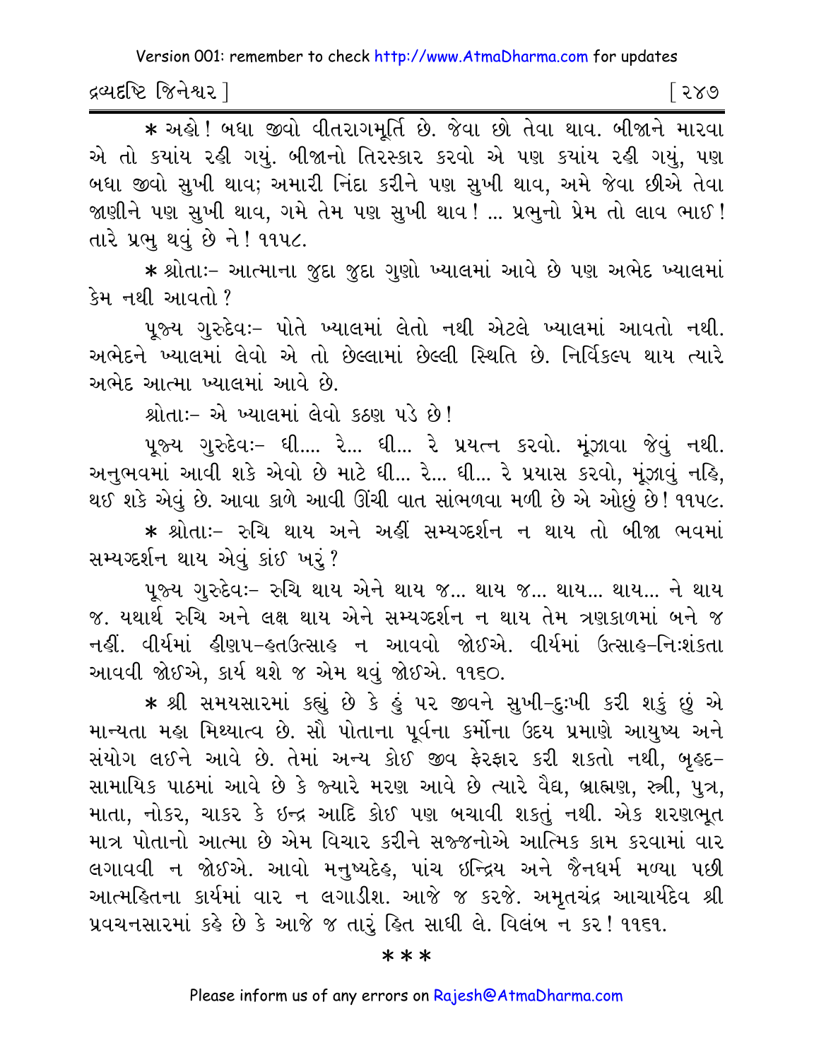* અહો ! બધા જીવો વીતરાગમૂર્તિ છે. જેવા છો તેવા થાવ. બીજાને મારવા એ તો કયાંય રહી ગયું. બીજાનો તિરસ્કાર કરવો એ પણ કયાંય રહી ગયું, પણ બધા જીવો સુખી થાવ; અમારી નિંદા કરીને પણ સુખી થાવ, અમે જેવા છીએ તેવા જાણીને પણ સુખી થાવ, ગમે તેમ પણ સુખી થાવ ! ... પ્રભુનો પ્રેમ તો લાવ ભાઈ ! તારે પ્રભુ થવું છે ને ! ૧૧૫૮.

* શ્રોતાઃ- આત્માના જુદા જુદા ગુણો ખ્યાલમાં આવે છે પણ અભેદ ખ્યાલમાં કેમ નથી આવતો ?

પૂજ્ય ગુરુદેવઃ- પોતે ખ્યાલમાં લેતો નથી એટલે ખ્યાલમાં આવતો નથી. અભેદને ખ્યાલમાં લેવો એ તો છેલ્લામાં છેલ્લી સ્થિતિ છે. નિર્વિકલ્પ થાય ત્યારે અભેદ આત્મા ખ્યાલમાં આવે છે.

શ્રોતાઃ- એ ખ્યાલમાં લેવો કઠણ પડે છે !

પૂજ્ય ગુરુદેવઃ- ધી.... રે... ધી... રે પ્રયત્ન કરવો. મૂંઝાવા જેવું નથી. અનુભવમાં આવી શકે એવો છે માટે ધી... રે... ધી... રે પ્રયાસ કરવો, મૂંઝાવું નહિ, થઈ શકે એવું છે. આવા કાળે આવી ઊંચી વાત સાંભળવા મળી છે એ ઓછું છે ! ૧૧૫૯.

* શ્રોતાઃ- રુચિ થાય અને અહીં સમ્યગ્દર્શન ન થાય તો બીજા ભવમાં સમ્યગ્દર્શન થાય એવું કાંઈ ખરું ?

પૂજ્ય ગુરુદેવઃ- રુચિ થાય એને થાય જ... થાય જ... થાય... થાય... ને થાય જ. યથાર્થ રુચિ અને લક્ષ થાય એને સમ્યગ્દર્શન ન થાય તેમ ત્રણકાળમાં બને જ નહીં. વીર્યમાં હીણપ-હતઉત્સાહ ન આવવો જોઈએ. વીર્યમાં ઉત્સાહ-નિઃશંકતા આવવી જોઈએ, કાર્ય થશે જ એમ થવું જોઈએ. ૧૧૬૦.

* શ્રી સમયસારમાં કહ્યું છે કે હું પર જીવને સુખી-દુઃખી કરી શકું છું એ માન્યતા મહા મિથ્યાત્વ છે. સૌ પોતાના પૂર્વના કર્મોના ઉદય પ્રમાણે આયુષ્ય અને સંયોગ લઈને આવે છે. તેમાં અન્ય કોઈ જીવ ફેરફાર કરી શકતો નથી, બૃહદ્-સામાયિક પાઠમાં આવે છે કે જ્યારે મરણ આવે છે ત્યારે વૈદ્ય, બ્રાહ્મણ, સ્ત્રી, પુત્ર, માતા, નોકર, ચાકર કે ઇન્દ્ર આદિ કોઈ પણ બચાવી શકતું નથી. એક શરણભૂત માત્ર પોતાનો આત્મા છે એમ વિચાર કરીને સજ્જનોએ આત્મિક કામ કરવામાં વાર લગાવવી ન જોઈએ. આવો મનુષ્યદેહ, પાંચ ઇન્દ્રિય અને જૈનધર્મ મળ્યા પછી આત્મહિતના કાર્યમાં વાર ન લગાડીશ. આજે જ કરજે. અમૃતચંદ્ર આચાર્યદેવ શ્રી પ્રવચનસારમાં કહે છે કે આજે જ તારું હિત સાધી લે. વિલંબ ન કર ! ૧૧૬૧.

* * *